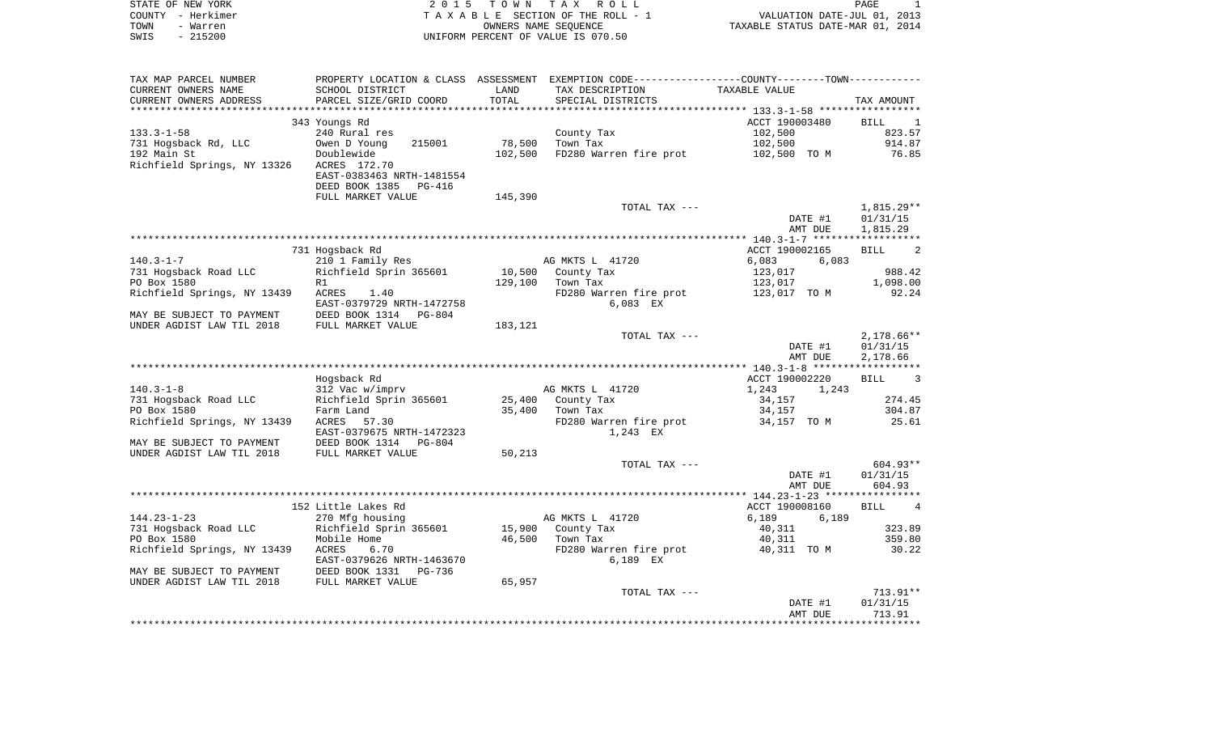STATE OF NEW YORK
COUNTY - Herkimer
TOWN - Warren
SWIS - 215200

2 0 1 5 T O W N T A X R O L L
T A X A B L E SECTION OF THE ROLL - 1
OWNERS NAME SEQUENCE
UNIFORM PERCENT OF VALUE IS 070.50

VALUATION DATE-JUL 01, 2013
TAXABLE STATUS DATE-MAR 01, 2014

| TAX MAP PARCEL NUMBER / CURRENT OWNERS NAME / CURRENT OWNERS ADDRESS | PROPERTY LOCATION & CLASS / SCHOOL DISTRICT / PARCEL SIZE/GRID COORD | ASSESSMENT LAND / TOTAL | EXEMPTION CODE / TAX DESCRIPTION / SPECIAL DISTRICTS | TAXABLE VALUE | TAX AMOUNT |
|---|---|---|---|---|---|
| | 343 Youngs Rd | | | ACCT 190003480 | BILL 1 |
| 133.3-1-58 | 240 Rural res | | County Tax | 102,500 | 823.57 |
| 731 Hogsback Rd, LLC | Owen D Young 215001 | 78,500 | Town Tax | 102,500 | 914.87 |
| 192 Main St | Doublewide | 102,500 | FD280 Warren fire prot | 102,500 TO M | 76.85 |
| Richfield Springs, NY 13326 | ACRES 172.70 | | | | |
| | EAST-0383463 NRTH-1481554 | | | | |
| | DEED BOOK 1385 PG-416 | | | | |
| | FULL MARKET VALUE | 145,390 | | | |
| | | | TOTAL TAX --- | | 1,815.29** |
| | | | | DATE #1 | 01/31/15 |
| | | | | AMT DUE | 1,815.29 |
| | 731 Hogsback Rd | | | ACCT 190002165 | BILL 2 |
| 140.3-1-7 | 210 1 Family Res | | AG MKTS L 41720 | 6,083 6,083 | |
| 731 Hogsback Road LLC | Richfield Sprin 365601 | 10,500 | County Tax | 123,017 | 988.42 |
| PO Box 1580 | R1 | 129,100 | Town Tax | 123,017 | 1,098.00 |
| Richfield Springs, NY 13439 | ACRES 1.40 | | FD280 Warren fire prot | 123,017 TO M | 92.24 |
| | EAST-0379729 NRTH-1472758 | | 6,083 EX | | |
| MAY BE SUBJECT TO PAYMENT | DEED BOOK 1314 PG-804 | | | | |
| UNDER AGDIST LAW TIL 2018 | FULL MARKET VALUE | 183,121 | | | |
| | | | TOTAL TAX --- | | 2,178.66** |
| | | | | DATE #1 | 01/31/15 |
| | | | | AMT DUE | 2,178.66 |
| | Hogsback Rd | | | ACCT 190002220 | BILL 3 |
| 140.3-1-8 | 312 Vac w/imprv | | AG MKTS L 41720 | 1,243 1,243 | |
| 731 Hogsback Road LLC | Richfield Sprin 365601 | 25,400 | County Tax | 34,157 | 274.45 |
| PO Box 1580 | Farm Land | 35,400 | Town Tax | 34,157 | 304.87 |
| Richfield Springs, NY 13439 | ACRES 57.30 | | FD280 Warren fire prot | 34,157 TO M | 25.61 |
| | EAST-0379675 NRTH-1472323 | | 1,243 EX | | |
| MAY BE SUBJECT TO PAYMENT | DEED BOOK 1314 PG-804 | | | | |
| UNDER AGDIST LAW TIL 2018 | FULL MARKET VALUE | 50,213 | | | |
| | | | TOTAL TAX --- | | 604.93** |
| | | | | DATE #1 | 01/31/15 |
| | | | | AMT DUE | 604.93 |
| | 152 Little Lakes Rd | | | ACCT 190008160 | BILL 4 |
| 144.23-1-23 | 270 Mfg housing | | AG MKTS L 41720 | 6,189 6,189 | |
| 731 Hogsback Road LLC | Richfield Sprin 365601 | 15,900 | County Tax | 40,311 | 323.89 |
| PO Box 1580 | Mobile Home | 46,500 | Town Tax | 40,311 | 359.80 |
| Richfield Springs, NY 13439 | ACRES 6.70 | | FD280 Warren fire prot | 40,311 TO M | 30.22 |
| | EAST-0379626 NRTH-1463670 | | 6,189 EX | | |
| MAY BE SUBJECT TO PAYMENT | DEED BOOK 1331 PG-736 | | | | |
| UNDER AGDIST LAW TIL 2018 | FULL MARKET VALUE | 65,957 | | | |
| | | | TOTAL TAX --- | | 713.91** |
| | | | | DATE #1 | 01/31/15 |
| | | | | AMT DUE | 713.91 |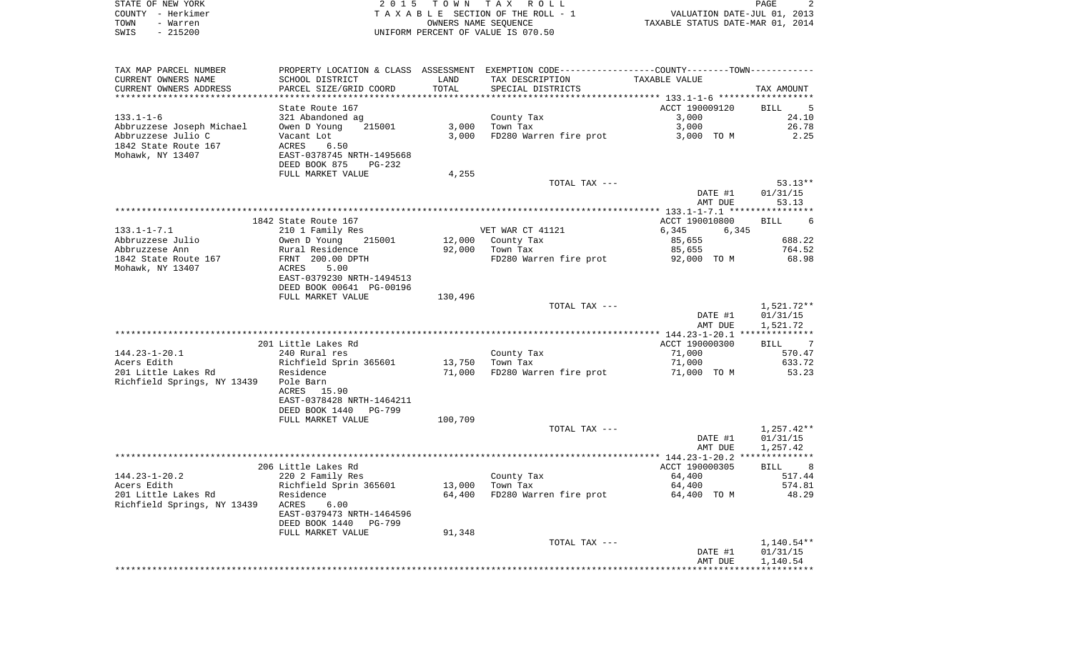STATE OF NEW YORK — 2015 TOWN TAX ROLL
COUNTY - Herkimer — TAXABLE SECTION OF THE ROLL - 1 — VALUATION DATE-JUL 01, 2013
TOWN - Warren — OWNERS NAME SEQUENCE — TAXABLE STATUS DATE-MAR 01, 2014
SWIS - 215200 — UNIFORM PERCENT OF VALUE IS 070.50

| TAX MAP PARCEL NUMBER / CURRENT OWNERS NAME / CURRENT OWNERS ADDRESS | PROPERTY LOCATION & CLASS / SCHOOL DISTRICT / PARCEL SIZE/GRID COORD | ASSESSMENT LAND / TOTAL | EXEMPTION CODE / TAX DESCRIPTION / SPECIAL DISTRICTS | COUNTY / TOWN TAXABLE VALUE | TAX AMOUNT |
|---|---|---|---|---|---|
| **133.1-1-6** | State Route 167 | | | ACCT 190009120 | BILL 5 |
| Abbruzzese Joseph Michael | 321 Abandoned ag | | County Tax | 3,000 | 24.10 |
| Abbruzzese Julio C | Owen D Young 215001 | 3,000 | Town Tax | 3,000 | 26.78 |
| 1842 State Route 167 | Vacant Lot | 3,000 | FD280 Warren fire prot | 3,000 TO M | 2.25 |
| Mohawk, NY 13407 | ACRES 6.50 | | | | |
| | EAST-0378745 NRTH-1495668 | | | | |
| | DEED BOOK 875 PG-232 | | | | |
| | FULL MARKET VALUE | 4,255 | | | |
| | | | TOTAL TAX --- | | 53.13** |
| | | | | DATE #1 | 01/31/15 |
| | | | | AMT DUE | 53.13 |
| **133.1-1-7.1** | 1842 State Route 167 | | | ACCT 190010800 | BILL 6 |
| Abbruzzese Julio | 210 1 Family Res | | VET WAR CT 41121 | 6,345 6,345 | |
| Abbruzzese Ann | Owen D Young 215001 | 12,000 | County Tax | 85,655 | 688.22 |
| 1842 State Route 167 | Rural Residence | 92,000 | Town Tax | 85,655 | 764.52 |
| Mohawk, NY 13407 | FRNT 200.00 DPTH | | FD280 Warren fire prot | 92,000 TO M | 68.98 |
| | ACRES 5.00 | | | | |
| | EAST-0379230 NRTH-1494513 | | | | |
| | DEED BOOK 00641 PG-00196 | | | | |
| | FULL MARKET VALUE | 130,496 | | | |
| | | | TOTAL TAX --- | | 1,521.72** |
| | | | | DATE #1 | 01/31/15 |
| | | | | AMT DUE | 1,521.72 |
| **144.23-1-20.1** | 201 Little Lakes Rd | | | ACCT 190000300 | BILL 7 |
| Acers Edith | 240 Rural res | | County Tax | 71,000 | 570.47 |
| 201 Little Lakes Rd | Richfield Sprin 365601 | 13,750 | Town Tax | 71,000 | 633.72 |
| Richfield Springs, NY 13439 | Residence | 71,000 | FD280 Warren fire prot | 71,000 TO M | 53.23 |
| | Pole Barn | | | | |
| | ACRES 15.90 | | | | |
| | EAST-0378428 NRTH-1464211 | | | | |
| | DEED BOOK 1440 PG-799 | | | | |
| | FULL MARKET VALUE | 100,709 | | | |
| | | | TOTAL TAX --- | | 1,257.42** |
| | | | | DATE #1 | 01/31/15 |
| | | | | AMT DUE | 1,257.42 |
| **144.23-1-20.2** | 206 Little Lakes Rd | | | ACCT 190000305 | BILL 8 |
| Acers Edith | 220 2 Family Res | | County Tax | 64,400 | 517.44 |
| 201 Little Lakes Rd | Richfield Sprin 365601 | 13,000 | Town Tax | 64,400 | 574.81 |
| Richfield Springs, NY 13439 | Residence | 64,400 | FD280 Warren fire prot | 64,400 TO M | 48.29 |
| | ACRES 6.00 | | | | |
| | EAST-0379473 NRTH-1464596 | | | | |
| | DEED BOOK 1440 PG-799 | | | | |
| | FULL MARKET VALUE | 91,348 | | | |
| | | | TOTAL TAX --- | | 1,140.54** |
| | | | | DATE #1 | 01/31/15 |
| | | | | AMT DUE | 1,140.54 |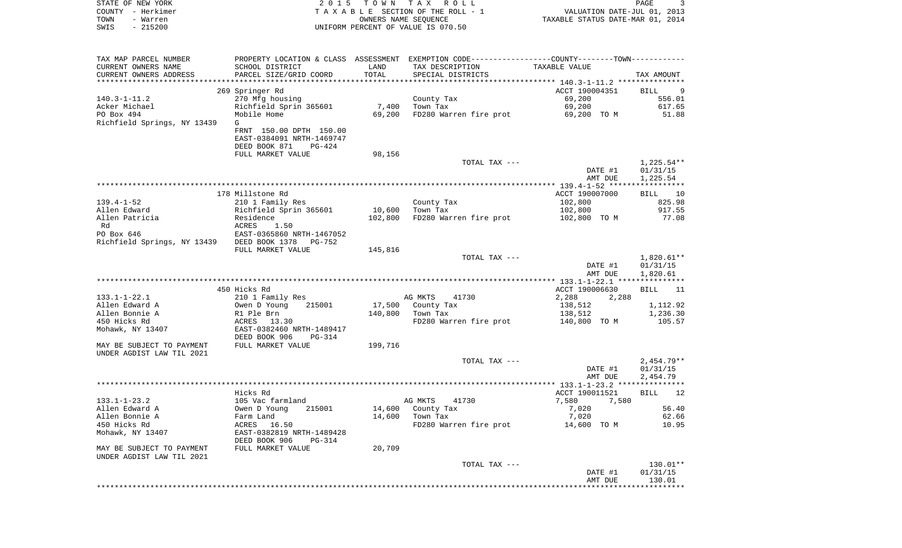STATE OF NEW YORK
COUNTY - Herkimer
TOWN - Warren
SWIS - 215200

2015 TOWN TAX ROLL
TAXABLE SECTION OF THE ROLL - 1
OWNERS NAME SEQUENCE
UNIFORM PERCENT OF VALUE IS 070.50

VALUATION DATE-JUL 01, 2013
TAXABLE STATUS DATE-MAR 01, 2014

| TAX MAP PARCEL NUMBER / CURRENT OWNERS NAME / CURRENT OWNERS ADDRESS | PROPERTY LOCATION & CLASS / SCHOOL DISTRICT / PARCEL SIZE/GRID COORD | ASSESSMENT LAND / TOTAL | EXEMPTION CODE / TAX DESCRIPTION / SPECIAL DISTRICTS | TAXABLE VALUE | TAX AMOUNT |
|---|---|---|---|---|---|
| **140.3-1-11.2** | 269 Springer Rd | | | ACCT 190004351 | BILL 9 |
| 140.3-1-11.2 | 270 Mfg housing | | County Tax | 69,200 | 556.01 |
| Acker Michael | Richfield Sprin 365601 | 7,400 | Town Tax | 69,200 | 617.65 |
| PO Box 494 | Mobile Home | 69,200 | FD280 Warren fire prot | 69,200 TO M | 51.88 |
| Richfield Springs, NY 13439 | G | | | | |
| | FRNT 150.00 DPTH 150.00 | | | | |
| | EAST-0384091 NRTH-1469747 | | | | |
| | DEED BOOK 871 PG-424 | | | | |
| | FULL MARKET VALUE | 98,156 | | | |
| | | | TOTAL TAX --- | | 1,225.54** |
| | | | | DATE #1 | 01/31/15 |
| | | | | AMT DUE | 1,225.54 |
| **139.4-1-52** | 178 Millstone Rd | | | ACCT 190007000 | BILL 10 |
| 139.4-1-52 | 210 1 Family Res | | County Tax | 102,800 | 825.98 |
| Allen Edward | Richfield Sprin 365601 | 10,600 | Town Tax | 102,800 | 917.55 |
| Allen Patricia | Residence | 102,800 | FD280 Warren fire prot | 102,800 TO M | 77.08 |
| Rd | ACRES 1.50 | | | | |
| PO Box 646 | EAST-0365860 NRTH-1467052 | | | | |
| Richfield Springs, NY 13439 | DEED BOOK 1378 PG-752 | | | | |
| | FULL MARKET VALUE | 145,816 | | | |
| | | | TOTAL TAX --- | | 1,820.61** |
| | | | | DATE #1 | 01/31/15 |
| | | | | AMT DUE | 1,820.61 |
| **133.1-1-22.1** | 450 Hicks Rd | | | ACCT 190006630 | BILL 11 |
| 133.1-1-22.1 | 210 1 Family Res | | AG MKTS 41730 | 2,288 2,288 | |
| Allen Edward A | Owen D Young 215001 | 17,500 | County Tax | 138,512 | 1,112.92 |
| Allen Bonnie A | R1 Ple Brn | 140,800 | Town Tax | 138,512 | 1,236.30 |
| 450 Hicks Rd | ACRES 13.30 | | FD280 Warren fire prot | 140,800 TO M | 105.57 |
| Mohawk, NY 13407 | EAST-0382460 NRTH-1489417 | | | | |
| | DEED BOOK 906 PG-314 | | | | |
| MAY BE SUBJECT TO PAYMENT UNDER AGDIST LAW TIL 2021 | FULL MARKET VALUE | 199,716 | | | |
| | | | TOTAL TAX --- | | 2,454.79** |
| | | | | DATE #1 | 01/31/15 |
| | | | | AMT DUE | 2,454.79 |
| **133.1-1-23.2** | Hicks Rd | | | ACCT 190011521 | BILL 12 |
| 133.1-1-23.2 | 105 Vac farmland | | AG MKTS 41730 | 7,580 7,580 | |
| Allen Edward A | Owen D Young 215001 | 14,600 | County Tax | 7,020 | 56.40 |
| Allen Bonnie A | Farm Land | 14,600 | Town Tax | 7,020 | 62.66 |
| 450 Hicks Rd | ACRES 16.50 | | FD280 Warren fire prot | 14,600 TO M | 10.95 |
| Mohawk, NY 13407 | EAST-0382819 NRTH-1489428 | | | | |
| | DEED BOOK 906 PG-314 | | | | |
| MAY BE SUBJECT TO PAYMENT UNDER AGDIST LAW TIL 2021 | FULL MARKET VALUE | 20,709 | | | |
| | | | TOTAL TAX --- | | 130.01** |
| | | | | DATE #1 | 01/31/15 |
| | | | | AMT DUE | 130.01 |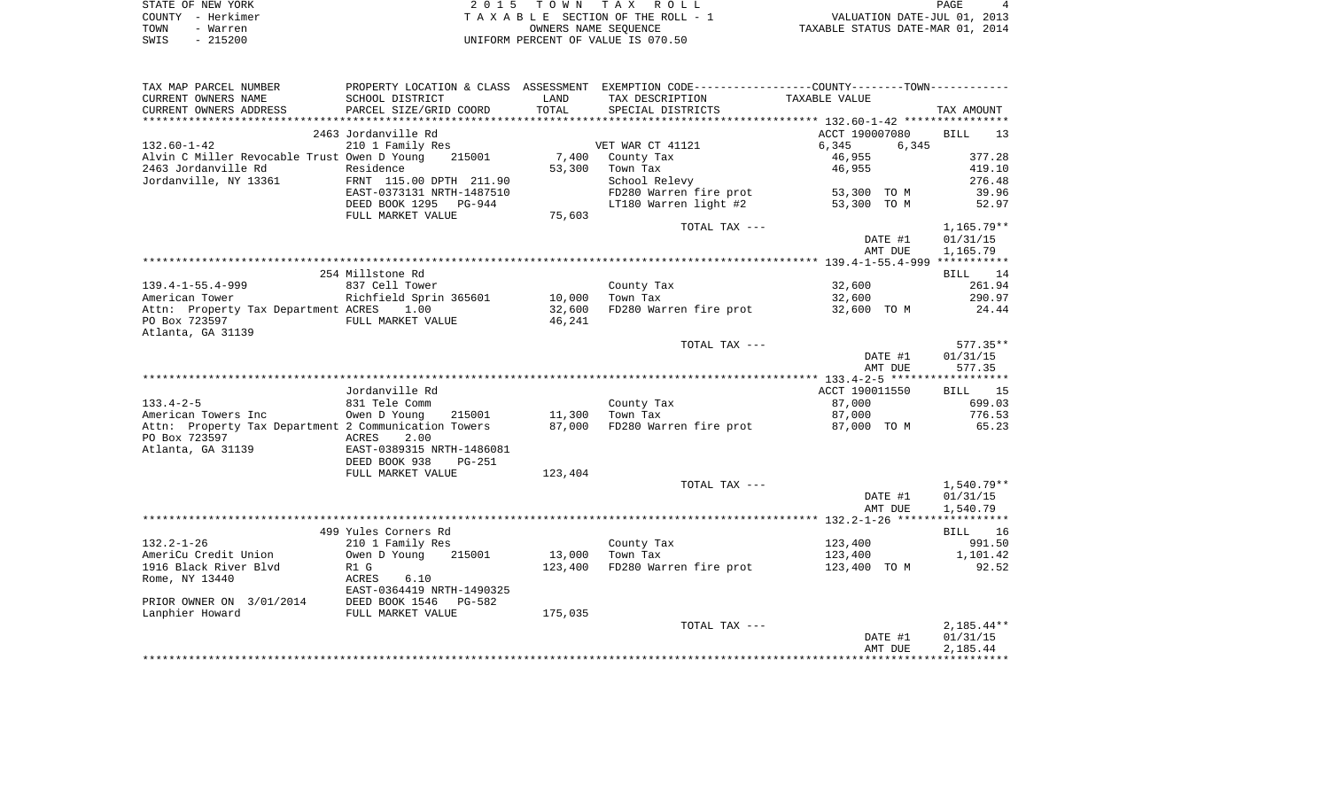STATE OF NEW YORK
COUNTY - Herkimer
TOWN - Warren
SWIS - 215200

2 0 1 5 T O W N T A X R O L L
T A X A B L E SECTION OF THE ROLL - 1
OWNERS NAME SEQUENCE
UNIFORM PERCENT OF VALUE IS 070.50

VALUATION DATE-JUL 01, 2013
TAXABLE STATUS DATE-MAR 01, 2014

| TAX MAP PARCEL NUMBER / CURRENT OWNERS NAME / CURRENT OWNERS ADDRESS | PROPERTY LOCATION & CLASS / SCHOOL DISTRICT / PARCEL SIZE/GRID COORD | ASSESSMENT LAND / TOTAL | EXEMPTION CODE / TAX DESCRIPTION / SPECIAL DISTRICTS | COUNTY / TOWN TAXABLE VALUE | TAX AMOUNT |
|---|---|---|---|---|---|
| **132.60-1-42** | 2463 Jordanville Rd | | | ACCT 190007080 | BILL 13 |
| 132.60-1-42 | 210 1 Family Res | | VET WAR CT 41121 | 6,345 6,345 | |
| Alvin C Miller Revocable Trust | Owen D Young 215001 | 7,400 | County Tax | 46,955 | 377.28 |
| 2463 Jordanville Rd | Residence | 53,300 | Town Tax | 46,955 | 419.10 |
| Jordanville, NY 13361 | FRNT 115.00 DPTH 211.90 | | School Relevy | | 276.48 |
| | EAST-0373131 NRTH-1487510 | | FD280 Warren fire prot | 53,300 TO M | 39.96 |
| | DEED BOOK 1295 PG-944 | | LT180 Warren light #2 | 53,300 TO M | 52.97 |
| | FULL MARKET VALUE | 75,603 | | | |
| | | | TOTAL TAX --- | | 1,165.79** |
| | | | | DATE #1 | 01/31/15 |
| | | | | AMT DUE | 1,165.79 |
| **139.4-1-55.4-999** | 254 Millstone Rd | | | | BILL 14 |
| 139.4-1-55.4-999 | 837 Cell Tower | | County Tax | 32,600 | 261.94 |
| American Tower | Richfield Sprin 365601 | 10,000 | Town Tax | 32,600 | 290.97 |
| Attn: Property Tax Department | ACRES 1.00 | 32,600 | FD280 Warren fire prot | 32,600 TO M | 24.44 |
| PO Box 723597 | FULL MARKET VALUE | 46,241 | | | |
| Atlanta, GA 31139 | | | | | |
| | | | TOTAL TAX --- | | 577.35** |
| | | | | DATE #1 | 01/31/15 |
| | | | | AMT DUE | 577.35 |
| **133.4-2-5** | Jordanville Rd | | | ACCT 190011550 | BILL 15 |
| 133.4-2-5 | 831 Tele Comm | | County Tax | 87,000 | 699.03 |
| American Towers Inc | Owen D Young 215001 | 11,300 | Town Tax | 87,000 | 776.53 |
| Attn: Property Tax Department | 2 Communication Towers | 87,000 | FD280 Warren fire prot | 87,000 TO M | 65.23 |
| PO Box 723597 | ACRES 2.00 | | | | |
| Atlanta, GA 31139 | EAST-0389315 NRTH-1486081 | | | | |
| | DEED BOOK 938 PG-251 | | | | |
| | FULL MARKET VALUE | 123,404 | | | |
| | | | TOTAL TAX --- | | 1,540.79** |
| | | | | DATE #1 | 01/31/15 |
| | | | | AMT DUE | 1,540.79 |
| **132.2-1-26** | 499 Yules Corners Rd | | | | BILL 16 |
| 132.2-1-26 | 210 1 Family Res | | County Tax | 123,400 | 991.50 |
| AmeriCu Credit Union | Owen D Young 215001 | 13,000 | Town Tax | 123,400 | 1,101.42 |
| 1916 Black River Blvd | R1 G | 123,400 | FD280 Warren fire prot | 123,400 TO M | 92.52 |
| Rome, NY 13440 | ACRES 6.10 | | | | |
| | EAST-0364419 NRTH-1490325 | | | | |
| PRIOR OWNER ON 3/01/2014 | DEED BOOK 1546 PG-582 | | | | |
| Lanphier Howard | FULL MARKET VALUE | 175,035 | | | |
| | | | TOTAL TAX --- | | 2,185.44** |
| | | | | DATE #1 | 01/31/15 |
| | | | | AMT DUE | 2,185.44 |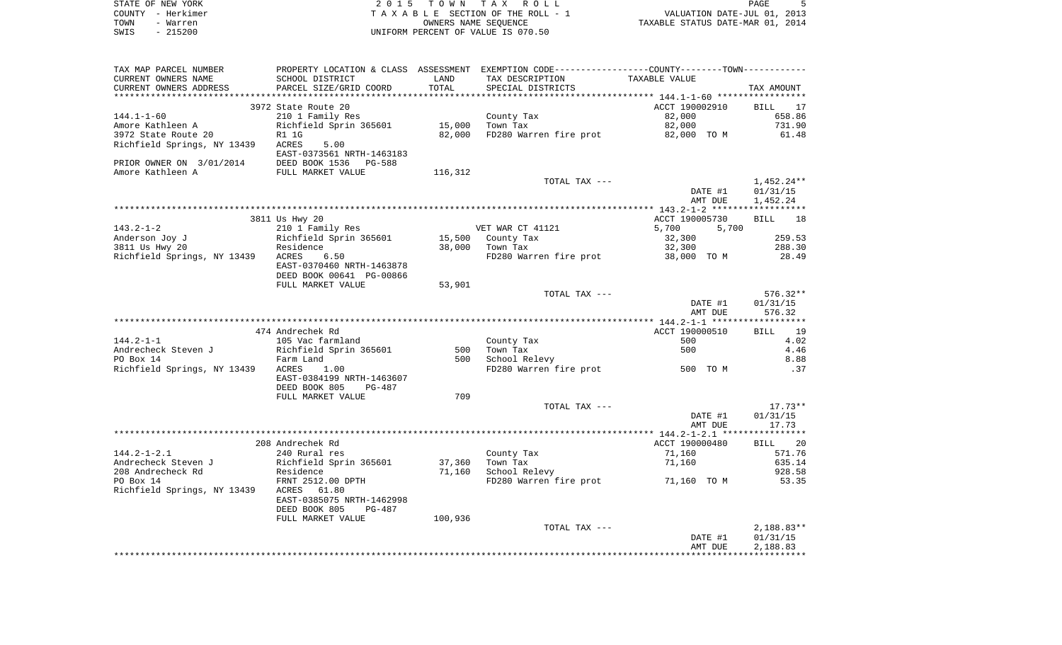STATE OF NEW YORK — COUNTY - Herkimer — TOWN - Warren — SWIS - 215200

2 0 1 5 T O W N T A X R O L L
T A X A B L E SECTION OF THE ROLL - 1
OWNERS NAME SEQUENCE
UNIFORM PERCENT OF VALUE IS 070.50

VALUATION DATE-JUL 01, 2013
TAXABLE STATUS DATE-MAR 01, 2014

| TAX MAP PARCEL NUMBER / CURRENT OWNERS NAME / CURRENT OWNERS ADDRESS | PROPERTY LOCATION & CLASS / SCHOOL DISTRICT / PARCEL SIZE/GRID COORD | ASSESSMENT LAND | TOTAL | EXEMPTION CODE / TAX DESCRIPTION / SPECIAL DISTRICTS | COUNTY / TOWN TAXABLE VALUE | TAX AMOUNT |
|---|---|---|---|---|---|---|
| **144.1-1-60** | 3972 State Route 20 | | | | ACCT 190002910 | BILL 17 |
| 144.1-1-60 | 210 1 Family Res | | | County Tax | 82,000 | 658.86 |
| Amore Kathleen A | Richfield Sprin 365601 | 15,000 | | Town Tax | 82,000 | 731.90 |
| 3972 State Route 20 | R1 1G | | 82,000 | FD280 Warren fire prot | 82,000 TO M | 61.48 |
| Richfield Springs, NY 13439 | ACRES 5.00 | | | | | |
| | EAST-0373561 NRTH-1463183 | | | | | |
| PRIOR OWNER ON 3/01/2014 | DEED BOOK 1536 PG-588 | | | | | |
| Amore Kathleen A | FULL MARKET VALUE | 116,312 | | | | |
| | | | | TOTAL TAX --- | | 1,452.24** |
| | | | | | DATE #1 | 01/31/15 |
| | | | | | AMT DUE | 1,452.24 |
| **143.2-1-2** | 3811 Us Hwy 20 | | | | ACCT 190005730 | BILL 18 |
| 143.2-1-2 | 210 1 Family Res | | | VET WAR CT 41121 | 5,700 5,700 | |
| Anderson Joy J | Richfield Sprin 365601 | 15,500 | | County Tax | 32,300 | 259.53 |
| 3811 Us Hwy 20 | Residence | | 38,000 | Town Tax | 32,300 | 288.30 |
| Richfield Springs, NY 13439 | ACRES 6.50 | | | FD280 Warren fire prot | 38,000 TO M | 28.49 |
| | EAST-0370460 NRTH-1463878 | | | | | |
| | DEED BOOK 00641 PG-00866 | | | | | |
| | FULL MARKET VALUE | 53,901 | | | | |
| | | | | TOTAL TAX --- | | 576.32** |
| | | | | | DATE #1 | 01/31/15 |
| | | | | | AMT DUE | 576.32 |
| **144.2-1-1** | 474 Andrechek Rd | | | | ACCT 190000510 | BILL 19 |
| 144.2-1-1 | 105 Vac farmland | | | County Tax | 500 | 4.02 |
| Andrecheck Steven J | Richfield Sprin 365601 | 500 | | Town Tax | 500 | 4.46 |
| PO Box 14 | Farm Land | | 500 | School Relevy | | 8.88 |
| Richfield Springs, NY 13439 | ACRES 1.00 | | | FD280 Warren fire prot | 500 TO M | .37 |
| | EAST-0384199 NRTH-1463607 | | | | | |
| | DEED BOOK 805 PG-487 | | | | | |
| | FULL MARKET VALUE | 709 | | | | |
| | | | | TOTAL TAX --- | | 17.73** |
| | | | | | DATE #1 | 01/31/15 |
| | | | | | AMT DUE | 17.73 |
| **144.2-1-2.1** | 208 Andrechek Rd | | | | ACCT 190000480 | BILL 20 |
| 144.2-1-2.1 | 240 Rural res | | | County Tax | 71,160 | 571.76 |
| Andrecheck Steven J | Richfield Sprin 365601 | 37,360 | | Town Tax | 71,160 | 635.14 |
| 208 Andrecheck Rd | Residence | | 71,160 | School Relevy | | 928.58 |
| PO Box 14 | FRNT 2512.00 DPTH | | | FD280 Warren fire prot | 71,160 TO M | 53.35 |
| Richfield Springs, NY 13439 | ACRES 61.80 | | | | | |
| | EAST-0385075 NRTH-1462998 | | | | | |
| | DEED BOOK 805 PG-487 | | | | | |
| | FULL MARKET VALUE | 100,936 | | | | |
| | | | | TOTAL TAX --- | | 2,188.83** |
| | | | | | DATE #1 | 01/31/15 |
| | | | | | AMT DUE | 2,188.83 |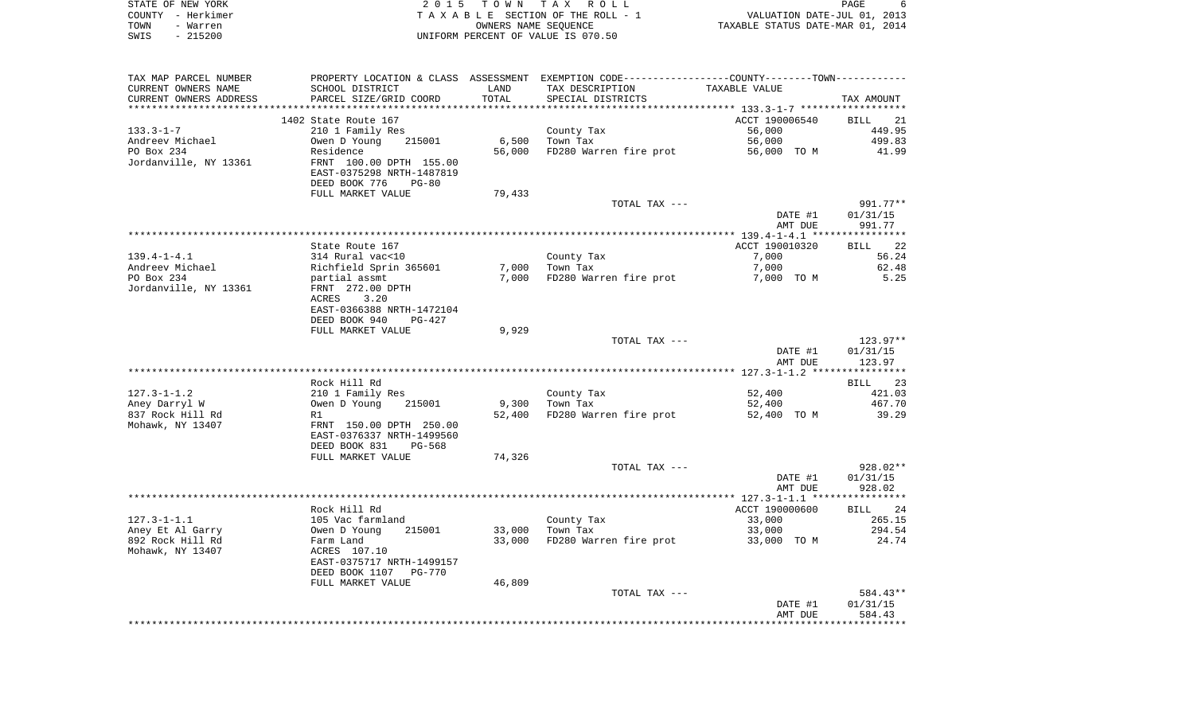STATE OF NEW YORK — 2015 TOWN TAX ROLL — PAGE 6
COUNTY - Herkimer — TAXABLE SECTION OF THE ROLL - 1 — VALUATION DATE-JUL 01, 2013
TOWN - Warren — OWNERS NAME SEQUENCE — TAXABLE STATUS DATE-MAR 01, 2014
SWIS - 215200 — UNIFORM PERCENT OF VALUE IS 070.50

| TAX MAP PARCEL NUMBER / CURRENT OWNERS NAME / CURRENT OWNERS ADDRESS | PROPERTY LOCATION & CLASS / SCHOOL DISTRICT / PARCEL SIZE/GRID COORD | ASSESSMENT LAND / TOTAL | EXEMPTION CODE / TAX DESCRIPTION / SPECIAL DISTRICTS | COUNTY / TOWN TAXABLE VALUE | TAX AMOUNT |
|---|---|---|---|---|---|
| 133.3-1-7 | 1402 State Route 167 | | | ACCT 190006540 | BILL 21 |
| 133.3-1-7 | 210 1 Family Res | | County Tax | 56,000 | 449.95 |
| Andreev Michael | Owen D Young 215001 | 6,500 | Town Tax | 56,000 | 499.83 |
| PO Box 234 | Residence | 56,000 | FD280 Warren fire prot | 56,000 TO M | 41.99 |
| Jordanville, NY 13361 | FRNT 100.00 DPTH 155.00 | | | | |
| | EAST-0375298 NRTH-1487819 | | | | |
| | DEED BOOK 776 PG-80 | | | | |
| | FULL MARKET VALUE | 79,433 | | | |
| | | | TOTAL TAX --- | | 991.77** |
| | | | | DATE #1 | 01/31/15 |
| | | | | AMT DUE | 991.77 |
| 139.4-1-4.1 | State Route 167 | | | ACCT 190010320 | BILL 22 |
| 139.4-1-4.1 | 314 Rural vac<10 | | County Tax | 7,000 | 56.24 |
| Andreev Michael | Richfield Sprin 365601 | 7,000 | Town Tax | 7,000 | 62.48 |
| PO Box 234 | partial assmt | 7,000 | FD280 Warren fire prot | 7,000 TO M | 5.25 |
| Jordanville, NY 13361 | FRNT 272.00 DPTH | | | | |
| | ACRES 3.20 | | | | |
| | EAST-0366388 NRTH-1472104 | | | | |
| | DEED BOOK 940 PG-427 | | | | |
| | FULL MARKET VALUE | 9,929 | | | |
| | | | TOTAL TAX --- | | 123.97** |
| | | | | DATE #1 | 01/31/15 |
| | | | | AMT DUE | 123.97 |
| 127.3-1-1.2 | Rock Hill Rd | | | | BILL 23 |
| 127.3-1-1.2 | 210 1 Family Res | | County Tax | 52,400 | 421.03 |
| Aney Darryl W | Owen D Young 215001 | 9,300 | Town Tax | 52,400 | 467.70 |
| 837 Rock Hill Rd | R1 | 52,400 | FD280 Warren fire prot | 52,400 TO M | 39.29 |
| Mohawk, NY 13407 | FRNT 150.00 DPTH 250.00 | | | | |
| | EAST-0376337 NRTH-1499560 | | | | |
| | DEED BOOK 831 PG-568 | | | | |
| | FULL MARKET VALUE | 74,326 | | | |
| | | | TOTAL TAX --- | | 928.02** |
| | | | | DATE #1 | 01/31/15 |
| | | | | AMT DUE | 928.02 |
| 127.3-1-1.1 | Rock Hill Rd | | | ACCT 190000600 | BILL 24 |
| 127.3-1-1.1 | 105 Vac farmland | | County Tax | 33,000 | 265.15 |
| Aney Et Al Garry | Owen D Young 215001 | 33,000 | Town Tax | 33,000 | 294.54 |
| 892 Rock Hill Rd | Farm Land | 33,000 | FD280 Warren fire prot | 33,000 TO M | 24.74 |
| Mohawk, NY 13407 | ACRES 107.10 | | | | |
| | EAST-0375717 NRTH-1499157 | | | | |
| | DEED BOOK 1107 PG-770 | | | | |
| | FULL MARKET VALUE | 46,809 | | | |
| | | | TOTAL TAX --- | | 584.43** |
| | | | | DATE #1 | 01/31/15 |
| | | | | AMT DUE | 584.43 |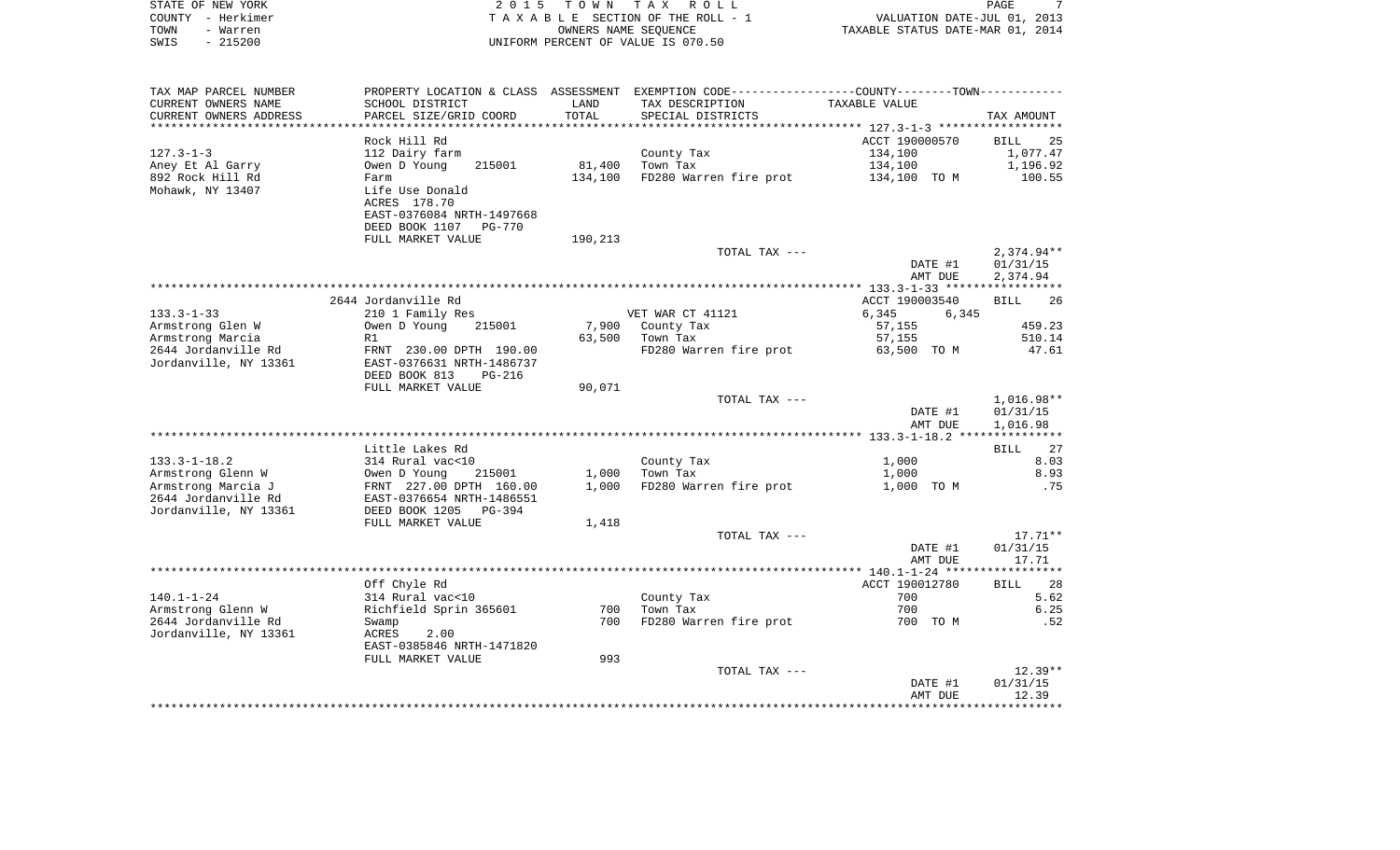STATE OF NEW YORK — 2015 TOWN TAX ROLL
COUNTY - Herkimer — TAXABLE SECTION OF THE ROLL - 1 — VALUATION DATE-JUL 01, 2013
TOWN - Warren — OWNERS NAME SEQUENCE — TAXABLE STATUS DATE-MAR 01, 2014
SWIS - 215200 — UNIFORM PERCENT OF VALUE IS 070.50

| TAX MAP PARCEL NUMBER / CURRENT OWNERS NAME / CURRENT OWNERS ADDRESS | PROPERTY LOCATION & CLASS / SCHOOL DISTRICT / PARCEL SIZE/GRID COORD | ASSESSMENT LAND / TOTAL | EXEMPTION CODE / TAX DESCRIPTION / SPECIAL DISTRICTS | COUNTY / TOWN TAXABLE VALUE | TAX AMOUNT |
|---|---|---|---|---|---|
| **127.3-1-3** | Rock Hill Rd | | | ACCT 190000570 | BILL 25 |
| Aney Et Al Garry | 112 Dairy farm | | County Tax | 134,100 | 1,077.47 |
| 892 Rock Hill Rd | Owen D Young 215001 | 81,400 | Town Tax | 134,100 | 1,196.92 |
| Mohawk, NY 13407 | Farm | 134,100 | FD280 Warren fire prot | 134,100 TO M | 100.55 |
| | Life Use Donald | | | | |
| | ACRES 178.70 | | | | |
| | EAST-0376084 NRTH-1497668 | | | | |
| | DEED BOOK 1107 PG-770 | | | | |
| | FULL MARKET VALUE | 190,213 | | | |
| | | | TOTAL TAX --- | | 2,374.94** |
| | | | | DATE #1 | 01/31/15 |
| | | | | AMT DUE | 2,374.94 |
| **133.3-1-33** | 2644 Jordanville Rd | | | ACCT 190003540 | BILL 26 |
| Armstrong Glen W | 210 1 Family Res | | VET WAR CT 41121 | 6,345 6,345 | |
| Armstrong Marcia | Owen D Young 215001 | 7,900 | County Tax | 57,155 | 459.23 |
| 2644 Jordanville Rd | R1 | 63,500 | Town Tax | 57,155 | 510.14 |
| Jordanville, NY 13361 | FRNT 230.00 DPTH 190.00 | | FD280 Warren fire prot | 63,500 TO M | 47.61 |
| | EAST-0376631 NRTH-1486737 | | | | |
| | DEED BOOK 813 PG-216 | | | | |
| | FULL MARKET VALUE | 90,071 | | | |
| | | | TOTAL TAX --- | | 1,016.98** |
| | | | | DATE #1 | 01/31/15 |
| | | | | AMT DUE | 1,016.98 |
| **133.3-1-18.2** | Little Lakes Rd | | | | BILL 27 |
| Armstrong Glenn W | 314 Rural vac<10 | | County Tax | 1,000 | 8.03 |
| Armstrong Marcia J | Owen D Young 215001 | 1,000 | Town Tax | 1,000 | 8.93 |
| 2644 Jordanville Rd | FRNT 227.00 DPTH 160.00 | 1,000 | FD280 Warren fire prot | 1,000 TO M | .75 |
| Jordanville, NY 13361 | EAST-0376654 NRTH-1486551 | | | | |
| | DEED BOOK 1205 PG-394 | | | | |
| | FULL MARKET VALUE | 1,418 | | | |
| | | | TOTAL TAX --- | | 17.71** |
| | | | | DATE #1 | 01/31/15 |
| | | | | AMT DUE | 17.71 |
| **140.1-1-24** | Off Chyle Rd | | | ACCT 190012780 | BILL 28 |
| Armstrong Glenn W | 314 Rural vac<10 | | County Tax | 700 | 5.62 |
| 2644 Jordanville Rd | Richfield Sprin 365601 | 700 | Town Tax | 700 | 6.25 |
| Jordanville, NY 13361 | Swamp | 700 | FD280 Warren fire prot | 700 TO M | .52 |
| | ACRES 2.00 | | | | |
| | EAST-0385846 NRTH-1471820 | | | | |
| | FULL MARKET VALUE | 993 | | | |
| | | | TOTAL TAX --- | | 12.39** |
| | | | | DATE #1 | 01/31/15 |
| | | | | AMT DUE | 12.39 |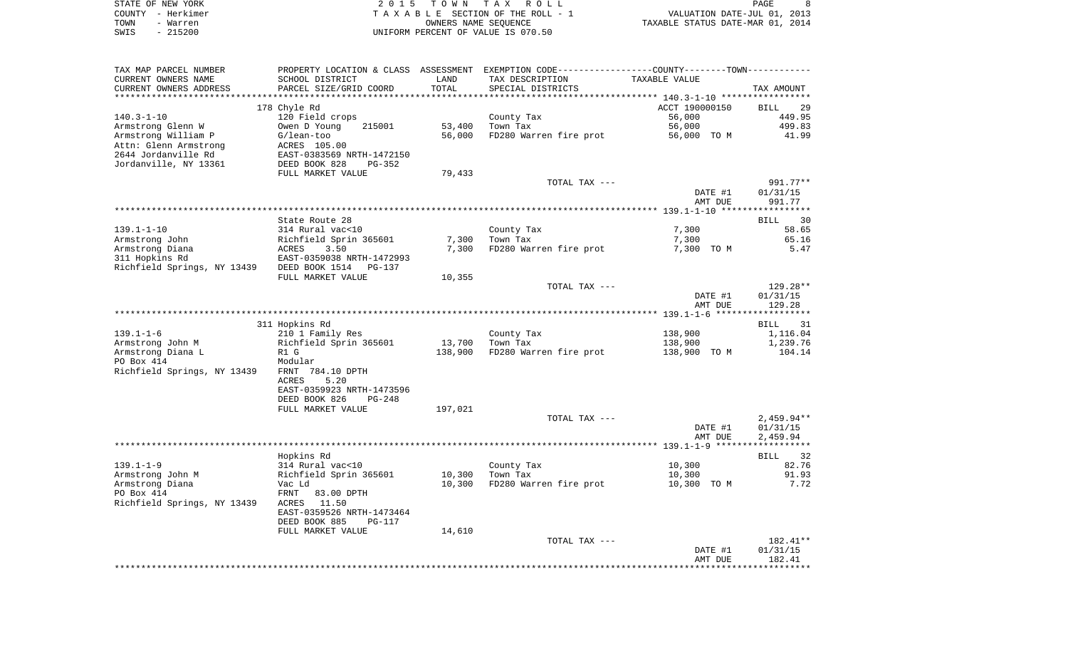STATE OF NEW YORK
COUNTY - Herkimer
TOWN - Warren
SWIS - 215200

2015 TOWN TAX ROLL
TAXABLE SECTION OF THE ROLL - 1
OWNERS NAME SEQUENCE
UNIFORM PERCENT OF VALUE IS 070.50

VALUATION DATE-JUL 01, 2013
TAXABLE STATUS DATE-MAR 01, 2014

| TAX MAP PARCEL NUMBER / CURRENT OWNERS NAME / CURRENT OWNERS ADDRESS | PROPERTY LOCATION & CLASS / SCHOOL DISTRICT / PARCEL SIZE/GRID COORD | ASSESSMENT LAND / TOTAL | EXEMPTION CODE / TAX DESCRIPTION / SPECIAL DISTRICTS | TAXABLE VALUE | TAX AMOUNT |
|---|---|---|---|---|---|
| **140.3-1-10** | 178 Chyle Rd | | | ACCT 190000150 | BILL 29 |
| 140.3-1-10 | 120 Field crops | | County Tax | 56,000 | 449.95 |
| Armstrong Glenn W | Owen D Young 215001 | 53,400 | Town Tax | 56,000 | 499.83 |
| Armstrong William P | G/lean-too | 56,000 | FD280 Warren fire prot | 56,000 TO M | 41.99 |
| Attn: Glenn Armstrong | ACRES 105.00 | | | | |
| 2644 Jordanville Rd | EAST-0383569 NRTH-1472150 | | | | |
| Jordanville, NY 13361 | DEED BOOK 828 PG-352 | | | | |
| | FULL MARKET VALUE | 79,433 | | | |
| | | | TOTAL TAX --- | | 991.77** |
| | | | | DATE #1 | 01/31/15 |
| | | | | AMT DUE | 991.77 |
| **139.1-1-10** | State Route 28 | | | | BILL 30 |
| 139.1-1-10 | 314 Rural vac<10 | | County Tax | 7,300 | 58.65 |
| Armstrong John | Richfield Sprin 365601 | 7,300 | Town Tax | 7,300 | 65.16 |
| Armstrong Diana | ACRES 3.50 | 7,300 | FD280 Warren fire prot | 7,300 TO M | 5.47 |
| 311 Hopkins Rd | EAST-0359038 NRTH-1472993 | | | | |
| Richfield Springs, NY 13439 | DEED BOOK 1514 PG-137 | | | | |
| | FULL MARKET VALUE | 10,355 | | | |
| | | | TOTAL TAX --- | | 129.28** |
| | | | | DATE #1 | 01/31/15 |
| | | | | AMT DUE | 129.28 |
| **139.1-1-6** | 311 Hopkins Rd | | | | BILL 31 |
| 139.1-1-6 | 210 1 Family Res | | County Tax | 138,900 | 1,116.04 |
| Armstrong John M | Richfield Sprin 365601 | 13,700 | Town Tax | 138,900 | 1,239.76 |
| Armstrong Diana L | R1 G | 138,900 | FD280 Warren fire prot | 138,900 TO M | 104.14 |
| PO Box 414 | Modular | | | | |
| Richfield Springs, NY 13439 | FRNT 784.10 DPTH | | | | |
| | ACRES 5.20 | | | | |
| | EAST-0359923 NRTH-1473596 | | | | |
| | DEED BOOK 826 PG-248 | | | | |
| | FULL MARKET VALUE | 197,021 | | | |
| | | | TOTAL TAX --- | | 2,459.94** |
| | | | | DATE #1 | 01/31/15 |
| | | | | AMT DUE | 2,459.94 |
| **139.1-1-9** | Hopkins Rd | | | | BILL 32 |
| 139.1-1-9 | 314 Rural vac<10 | | County Tax | 10,300 | 82.76 |
| Armstrong John M | Richfield Sprin 365601 | 10,300 | Town Tax | 10,300 | 91.93 |
| Armstrong Diana | Vac Ld | 10,300 | FD280 Warren fire prot | 10,300 TO M | 7.72 |
| PO Box 414 | FRNT 83.00 DPTH | | | | |
| Richfield Springs, NY 13439 | ACRES 11.50 | | | | |
| | EAST-0359526 NRTH-1473464 | | | | |
| | DEED BOOK 885 PG-117 | | | | |
| | FULL MARKET VALUE | 14,610 | | | |
| | | | TOTAL TAX --- | | 182.41** |
| | | | | DATE #1 | 01/31/15 |
| | | | | AMT DUE | 182.41 |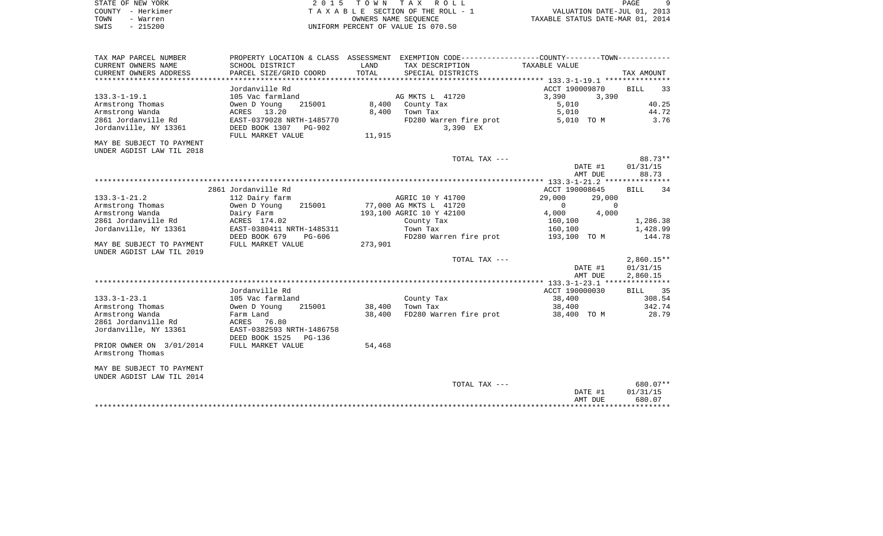STATE OF NEW YORK
COUNTY - Herkimer
TOWN - Warren
SWIS - 215200

2 0 1 5 T O W N T A X R O L L
T A X A B L E SECTION OF THE ROLL - 1
OWNERS NAME SEQUENCE
UNIFORM PERCENT OF VALUE IS 070.50

VALUATION DATE-JUL 01, 2013
TAXABLE STATUS DATE-MAR 01, 2014

| TAX MAP PARCEL NUMBER / CURRENT OWNERS NAME / CURRENT OWNERS ADDRESS | PROPERTY LOCATION & CLASS / SCHOOL DISTRICT / PARCEL SIZE/GRID COORD | ASSESSMENT LAND / TOTAL | EXEMPTION CODE / TAX DESCRIPTION / SPECIAL DISTRICTS | COUNTY | TOWN | TAX AMOUNT |
|---|---|---|---|---|---|---|
| **133.3-1-19.1** | Jordanville Rd | | | ACCT 190009870 | | BILL 33 |
| | 105 Vac farmland | | AG MKTS L 41720 | 3,390 | 3,390 | |
| Armstrong Thomas | Owen D Young 215001 | 8,400 | County Tax | 5,010 | | 40.25 |
| Armstrong Wanda | ACRES 13.20 | 8,400 | Town Tax | 5,010 | | 44.72 |
| 2861 Jordanville Rd | EAST-0379028 NRTH-1485770 | | FD280 Warren fire prot | 5,010 TO M | | 3.76 |
| Jordanville, NY 13361 | DEED BOOK 1307 PG-902 | | 3,390 EX | | | |
| | FULL MARKET VALUE | 11,915 | | | | |
| MAY BE SUBJECT TO PAYMENT UNDER AGDIST LAW TIL 2018 | | | | | | |
| | | | TOTAL TAX --- | | | 88.73** |
| | | | | | DATE #1 | 01/31/15 |
| | | | | | AMT DUE | 88.73 |
| **133.3-1-21.2** | 2861 Jordanville Rd | | | ACCT 190008645 | | BILL 34 |
| | 112 Dairy farm | | AGRIC 10 Y 41700 | 29,000 | 29,000 | |
| Armstrong Thomas | Owen D Young 215001 | 77,000 | AG MKTS L 41720 | 0 | 0 | |
| Armstrong Wanda | Dairy Farm | 193,100 | AGRIC 10 Y 42100 | 4,000 | 4,000 | |
| 2861 Jordanville Rd | ACRES 174.02 | | County Tax | 160,100 | | 1,286.38 |
| Jordanville, NY 13361 | EAST-0380411 NRTH-1485311 | | Town Tax | 160,100 | | 1,428.99 |
| | DEED BOOK 679 PG-606 | | FD280 Warren fire prot | 193,100 TO M | | 144.78 |
| MAY BE SUBJECT TO PAYMENT UNDER AGDIST LAW TIL 2019 | FULL MARKET VALUE | 273,901 | | | | |
| | | | TOTAL TAX --- | | | 2,860.15** |
| | | | | | DATE #1 | 01/31/15 |
| | | | | | AMT DUE | 2,860.15 |
| **133.3-1-23.1** | Jordanville Rd | | | ACCT 190000030 | | BILL 35 |
| | 105 Vac farmland | | County Tax | 38,400 | | 308.54 |
| Armstrong Thomas | Owen D Young 215001 | 38,400 | Town Tax | 38,400 | | 342.74 |
| Armstrong Wanda | Farm Land | 38,400 | FD280 Warren fire prot | 38,400 TO M | | 28.79 |
| 2861 Jordanville Rd | ACRES 76.80 | | | | | |
| Jordanville, NY 13361 | EAST-0382593 NRTH-1486758 | | | | | |
| | DEED BOOK 1525 PG-136 | | | | | |
| PRIOR OWNER ON 3/01/2014 Armstrong Thomas | FULL MARKET VALUE | 54,468 | | | | |
| MAY BE SUBJECT TO PAYMENT UNDER AGDIST LAW TIL 2014 | | | | | | |
| | | | TOTAL TAX --- | | | 680.07** |
| | | | | | DATE #1 | 01/31/15 |
| | | | | | AMT DUE | 680.07 |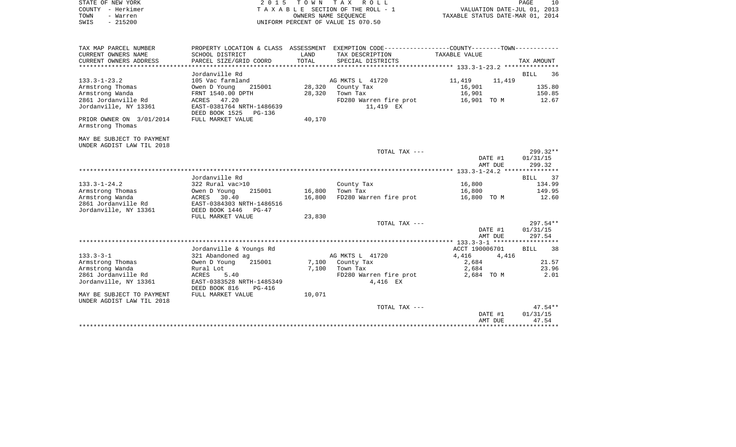STATE OF NEW YORK
COUNTY - Herkimer
TOWN - Warren
SWIS - 215200

2 0 1 5 T O W N T A X R O L L
T A X A B L E SECTION OF THE ROLL - 1
OWNERS NAME SEQUENCE
UNIFORM PERCENT OF VALUE IS 070.50

VALUATION DATE-JUL 01, 2013
TAXABLE STATUS DATE-MAR 01, 2014

| TAX MAP PARCEL NUMBER / CURRENT OWNERS NAME / CURRENT OWNERS ADDRESS | PROPERTY LOCATION & CLASS / SCHOOL DISTRICT / PARCEL SIZE/GRID COORD | ASSESSMENT LAND / TOTAL | EXEMPTION CODE / TAX DESCRIPTION / SPECIAL DISTRICTS | COUNTY / TAXABLE VALUE | TOWN | TAX AMOUNT |
|---|---|---|---|---|---|---|
| 133.3-1-23.2 | Jordanville Rd | | | | | BILL 36 |
| | 105 Vac farmland | | AG MKTS L 41720 | 11,419 | 11,419 | |
| Armstrong Thomas | Owen D Young 215001 | 28,320 | County Tax | 16,901 | | 135.80 |
| Armstrong Wanda | FRNT 1540.00 DPTH | 28,320 | Town Tax | 16,901 | | 150.85 |
| 2861 Jordanville Rd | ACRES 47.20 | | FD280 Warren fire prot | 16,901 | TO M | 12.67 |
| Jordanville, NY 13361 | EAST-0381764 NRTH-1486639 | | 11,419 EX | | | |
| | DEED BOOK 1525 PG-136 | | | | | |
| PRIOR OWNER ON 3/01/2014 | FULL MARKET VALUE | 40,170 | | | | |
| Armstrong Thomas | | | | | | |
| MAY BE SUBJECT TO PAYMENT | | | | | | |
| UNDER AGDIST LAW TIL 2018 | | | | | | |
| | | | TOTAL TAX --- | | | 299.32** |
| | | | | | DATE #1 | 01/31/15 |
| | | | | | AMT DUE | 299.32 |
| 133.3-1-24.2 | Jordanville Rd | | | | | BILL 37 |
| | 322 Rural vac>10 | | County Tax | 16,800 | | 134.99 |
| Armstrong Thomas | Owen D Young 215001 | 16,800 | Town Tax | 16,800 | | 149.95 |
| Armstrong Wanda | ACRES 30.40 | 16,800 | FD280 Warren fire prot | 16,800 | TO M | 12.60 |
| 2861 Jordanville Rd | EAST-0384303 NRTH-1486516 | | | | | |
| Jordanville, NY 13361 | DEED BOOK 1446 PG-47 | | | | | |
| | FULL MARKET VALUE | 23,830 | | | | |
| | | | TOTAL TAX --- | | | 297.54** |
| | | | | | DATE #1 | 01/31/15 |
| | | | | | AMT DUE | 297.54 |
| 133.3-3-1 | Jordanville & Youngs Rd | | | ACCT 190006701 | | BILL 38 |
| | 321 Abandoned ag | | AG MKTS L 41720 | 4,416 | 4,416 | |
| Armstrong Thomas | Owen D Young 215001 | 7,100 | County Tax | 2,684 | | 21.57 |
| Armstrong Wanda | Rural Lot | 7,100 | Town Tax | 2,684 | | 23.96 |
| 2861 Jordanville Rd | ACRES 5.40 | | FD280 Warren fire prot | 2,684 | TO M | 2.01 |
| Jordanville, NY 13361 | EAST-0383528 NRTH-1485349 | | 4,416 EX | | | |
| | DEED BOOK 816 PG-416 | | | | | |
| MAY BE SUBJECT TO PAYMENT | FULL MARKET VALUE | 10,071 | | | | |
| UNDER AGDIST LAW TIL 2018 | | | | | | |
| | | | TOTAL TAX --- | | | 47.54** |
| | | | | | DATE #1 | 01/31/15 |
| | | | | | AMT DUE | 47.54 |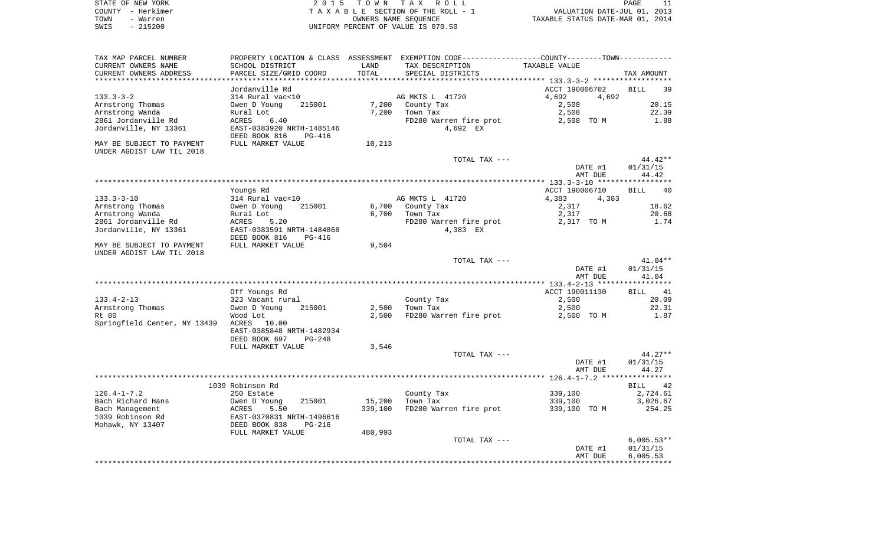STATE OF NEW YORK
COUNTY - Herkimer
TOWN - Warren
SWIS - 215200

2 0 1 5 T O W N T A X R O L L
T A X A B L E SECTION OF THE ROLL - 1
OWNERS NAME SEQUENCE
UNIFORM PERCENT OF VALUE IS 070.50

VALUATION DATE-JUL 01, 2013
TAXABLE STATUS DATE-MAR 01, 2014

| TAX MAP PARCEL NUMBER / CURRENT OWNERS NAME / CURRENT OWNERS ADDRESS | PROPERTY LOCATION & CLASS / SCHOOL DISTRICT / PARCEL SIZE/GRID COORD | ASSESSMENT LAND / TOTAL | EXEMPTION CODE / TAX DESCRIPTION / SPECIAL DISTRICTS | COUNTY / TOWN TAXABLE VALUE | TAX AMOUNT |
|---|---|---|---|---|---|
| **133.3-3-2** | Jordanville Rd | | | ACCT 190006702 | BILL 39 |
| 133.3-3-2 | 314 Rural vac<10 | | AG MKTS L 41720 | 4,692 4,692 | |
| Armstrong Thomas | Owen D Young 215001 | 7,200 | County Tax | 2,508 | 20.15 |
| Armstrong Wanda | Rural Lot | 7,200 | Town Tax | 2,508 | 22.39 |
| 2861 Jordanville Rd | ACRES 6.40 | | FD280 Warren fire prot | 2,508 TO M | 1.88 |
| Jordanville, NY 13361 | EAST-0383920 NRTH-1485146 | | 4,692 EX | | |
| | DEED BOOK 816 PG-416 | | | | |
| MAY BE SUBJECT TO PAYMENT UNDER AGDIST LAW TIL 2018 | FULL MARKET VALUE | 10,213 | | | |
| | | | TOTAL TAX --- | | 44.42** |
| | | | | DATE #1 | 01/31/15 |
| | | | | AMT DUE | 44.42 |
| **133.3-3-10** | Youngs Rd | | | ACCT 190006710 | BILL 40 |
| 133.3-3-10 | 314 Rural vac<10 | | AG MKTS L 41720 | 4,383 4,383 | |
| Armstrong Thomas | Owen D Young 215001 | 6,700 | County Tax | 2,317 | 18.62 |
| Armstrong Wanda | Rural Lot | 6,700 | Town Tax | 2,317 | 20.68 |
| 2861 Jordanville Rd | ACRES 5.20 | | FD280 Warren fire prot | 2,317 TO M | 1.74 |
| Jordanville, NY 13361 | EAST-0383591 NRTH-1484868 | | 4,383 EX | | |
| | DEED BOOK 816 PG-416 | | | | |
| MAY BE SUBJECT TO PAYMENT UNDER AGDIST LAW TIL 2018 | FULL MARKET VALUE | 9,504 | | | |
| | | | TOTAL TAX --- | | 41.04** |
| | | | | DATE #1 | 01/31/15 |
| | | | | AMT DUE | 41.04 |
| **133.4-2-13** | Off Youngs Rd | | | ACCT 190011130 | BILL 41 |
| 133.4-2-13 | 323 Vacant rural | | County Tax | 2,500 | 20.09 |
| Armstrong Thomas | Owen D Young 215001 | 2,500 | Town Tax | 2,500 | 22.31 |
| Rt 80 | Wood Lot | 2,500 | FD280 Warren fire prot | 2,500 TO M | 1.87 |
| Springfield Center, NY 13439 | ACRES 10.00 | | | | |
| | EAST-0385848 NRTH-1482934 | | | | |
| | DEED BOOK 697 PG-248 | | | | |
| | FULL MARKET VALUE | 3,546 | | | |
| | | | TOTAL TAX --- | | 44.27** |
| | | | | DATE #1 | 01/31/15 |
| | | | | AMT DUE | 44.27 |
| **126.4-1-7.2** | 1039 Robinson Rd | | | | BILL 42 |
| 126.4-1-7.2 | 250 Estate | | County Tax | 339,100 | 2,724.61 |
| Bach Richard Hans | Owen D Young 215001 | 15,200 | Town Tax | 339,100 | 3,026.67 |
| Bach Management | ACRES 5.50 | 339,100 | FD280 Warren fire prot | 339,100 TO M | 254.25 |
| 1039 Robinson Rd | EAST-0370831 NRTH-1496616 | | | | |
| Mohawk, NY 13407 | DEED BOOK 838 PG-216 | | | | |
| | FULL MARKET VALUE | 480,993 | | | |
| | | | TOTAL TAX --- | | 6,005.53** |
| | | | | DATE #1 | 01/31/15 |
| | | | | AMT DUE | 6,005.53 |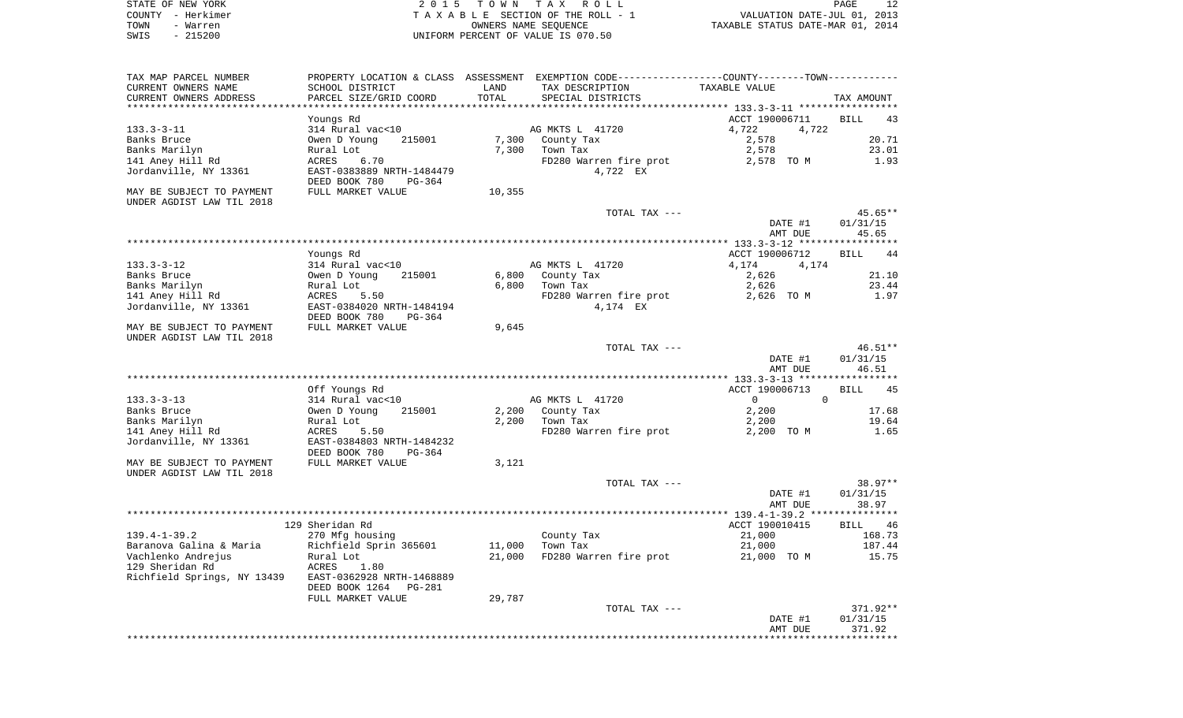STATE OF NEW YORK
COUNTY - Herkimer
TOWN - Warren
SWIS - 215200

2 0 1 5 T O W N T A X R O L L
T A X A B L E SECTION OF THE ROLL - 1
OWNERS NAME SEQUENCE
UNIFORM PERCENT OF VALUE IS 070.50

VALUATION DATE-JUL 01, 2013
TAXABLE STATUS DATE-MAR 01, 2014

| TAX MAP PARCEL NUMBER / CURRENT OWNERS NAME / CURRENT OWNERS ADDRESS | PROPERTY LOCATION & CLASS / SCHOOL DISTRICT / PARCEL SIZE/GRID COORD | ASSESSMENT LAND | TOTAL | EXEMPTION CODE / TAX DESCRIPTION / SPECIAL DISTRICTS | COUNTY TAXABLE VALUE | TOWN TAXABLE VALUE | TAX AMOUNT |
|---|---|---|---|---|---|---|---|
| | Youngs Rd | | | | ACCT 190006711 | | BILL 43 |
| 133.3-3-11 | 314 Rural vac<10 | | | AG MKTS L 41720 | 4,722 | 4,722 | |
| Banks Bruce | Owen D Young 215001 | 7,300 | | County Tax | 2,578 | | 20.71 |
| Banks Marilyn | Rural Lot | | 7,300 | Town Tax | 2,578 | | 23.01 |
| 141 Aney Hill Rd | ACRES 6.70 | | | FD280 Warren fire prot | 2,578 TO M | | 1.93 |
| Jordanville, NY 13361 | EAST-0383889 NRTH-1484479 | | | 4,722 EX | | | |
| | DEED BOOK 780 PG-364 | | | | | | |
| MAY BE SUBJECT TO PAYMENT UNDER AGDIST LAW TIL 2018 | FULL MARKET VALUE | 10,355 | | | | | |
| | | | | TOTAL TAX --- | | | 45.65** |
| | | | | | DATE #1 | | 01/31/15 |
| | | | | | AMT DUE | | 45.65 |
| | Youngs Rd | | | | ACCT 190006712 | | BILL 44 |
| 133.3-3-12 | 314 Rural vac<10 | | | AG MKTS L 41720 | 4,174 | 4,174 | |
| Banks Bruce | Owen D Young 215001 | 6,800 | | County Tax | 2,626 | | 21.10 |
| Banks Marilyn | Rural Lot | | 6,800 | Town Tax | 2,626 | | 23.44 |
| 141 Aney Hill Rd | ACRES 5.50 | | | FD280 Warren fire prot | 2,626 TO M | | 1.97 |
| Jordanville, NY 13361 | EAST-0384020 NRTH-1484194 | | | 4,174 EX | | | |
| | DEED BOOK 780 PG-364 | | | | | | |
| MAY BE SUBJECT TO PAYMENT UNDER AGDIST LAW TIL 2018 | FULL MARKET VALUE | 9,645 | | | | | |
| | | | | TOTAL TAX --- | | | 46.51** |
| | | | | | DATE #1 | | 01/31/15 |
| | | | | | AMT DUE | | 46.51 |
| | Off Youngs Rd | | | | ACCT 190006713 | | BILL 45 |
| 133.3-3-13 | 314 Rural vac<10 | | | AG MKTS L 41720 | 0 | 0 | |
| Banks Bruce | Owen D Young 215001 | 2,200 | | County Tax | 2,200 | | 17.68 |
| Banks Marilyn | Rural Lot | | 2,200 | Town Tax | 2,200 | | 19.64 |
| 141 Aney Hill Rd | ACRES 5.50 | | | FD280 Warren fire prot | 2,200 TO M | | 1.65 |
| Jordanville, NY 13361 | EAST-0384803 NRTH-1484232 | | | | | | |
| | DEED BOOK 780 PG-364 | | | | | | |
| MAY BE SUBJECT TO PAYMENT UNDER AGDIST LAW TIL 2018 | FULL MARKET VALUE | 3,121 | | | | | |
| | | | | TOTAL TAX --- | | | 38.97** |
| | | | | | DATE #1 | | 01/31/15 |
| | | | | | AMT DUE | | 38.97 |
| | 129 Sheridan Rd | | | | ACCT 190010415 | | BILL 46 |
| 139.4-1-39.2 | 270 Mfg housing | | | County Tax | 21,000 | | 168.73 |
| Baranova Galina & Maria | Richfield Sprin 365601 | 11,000 | | Town Tax | 21,000 | | 187.44 |
| Vachlenko Andrejus | Rural Lot | | 21,000 | FD280 Warren fire prot | 21,000 TO M | | 15.75 |
| 129 Sheridan Rd | ACRES 1.80 | | | | | | |
| Richfield Springs, NY 13439 | EAST-0362928 NRTH-1468889 | | | | | | |
| | DEED BOOK 1264 PG-281 | | | | | | |
| | FULL MARKET VALUE | 29,787 | | | | | |
| | | | | TOTAL TAX --- | | | 371.92** |
| | | | | | DATE #1 | | 01/31/15 |
| | | | | | AMT DUE | | 371.92 |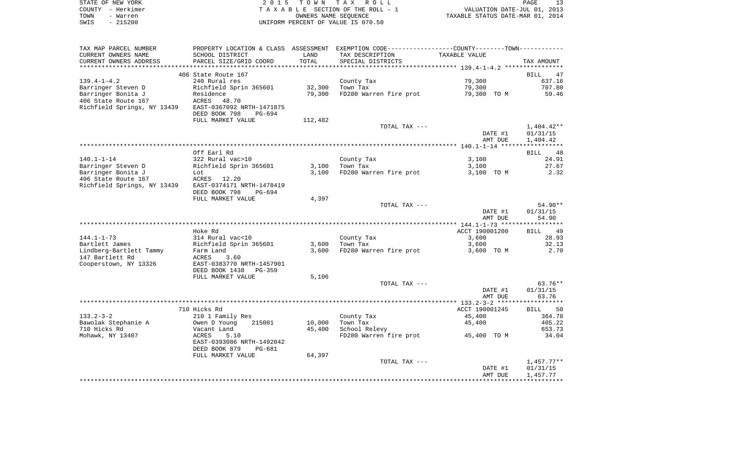STATE OF NEW YORK
COUNTY - Herkimer
TOWN - Warren
SWIS - 215200

2 0 1 5 T O W N T A X R O L L
T A X A B L E SECTION OF THE ROLL - 1
OWNERS NAME SEQUENCE
UNIFORM PERCENT OF VALUE IS 070.50

VALUATION DATE-JUL 01, 2013
TAXABLE STATUS DATE-MAR 01, 2014

| TAX MAP PARCEL NUMBER<br>CURRENT OWNERS NAME<br>CURRENT OWNERS ADDRESS | PROPERTY LOCATION & CLASS<br>SCHOOL DISTRICT<br>PARCEL SIZE/GRID COORD | ASSESSMENT<br>LAND<br>TOTAL | EXEMPTION CODE<br>TAX DESCRIPTION<br>SPECIAL DISTRICTS | COUNTY--------TOWN<br>TAXABLE VALUE | TAX AMOUNT |
|---|---|---|---|---|---|
| 139.4-1-4.2 | 406 State Route 167 | | | | BILL 47 |
| | 240 Rural res | | County Tax | 79,300 | 637.16 |
| Barringer Steven D | Richfield Sprin 365601 | 32,300 | Town Tax | 79,300 | 707.80 |
| Barringer Bonita J | Residence | 79,300 | FD280 Warren fire prot | 79,300 TO M | 59.46 |
| 406 State Route 167 | ACRES 48.70 | | | | |
| Richfield Springs, NY 13439 | EAST-0367092 NRTH-1471875 | | | | |
| | DEED BOOK 798 PG-694 | | | | |
| | FULL MARKET VALUE | 112,482 | | | |
| | | | TOTAL TAX --- | | 1,404.42** |
| | | | | DATE #1 | 01/31/15 |
| | | | | AMT DUE | 1,404.42 |
| 140.1-1-14 | Off Earl Rd | | | | BILL 48 |
| | 322 Rural vac>10 | | County Tax | 3,100 | 24.91 |
| Barringer Steven D | Richfield Sprin 365601 | 3,100 | Town Tax | 3,100 | 27.67 |
| Barringer Bonita J | Lot | 3,100 | FD280 Warren fire prot | 3,100 TO M | 2.32 |
| 406 State Route 167 | ACRES 12.20 | | | | |
| Richfield Springs, NY 13439 | EAST-0374171 NRTH-1478419 | | | | |
| | DEED BOOK 798 PG-694 | | | | |
| | FULL MARKET VALUE | 4,397 | | | |
| | | | TOTAL TAX --- | | 54.90** |
| | | | | DATE #1 | 01/31/15 |
| | | | | AMT DUE | 54.90 |
| 144.1-1-73 | Hoke Rd | | | ACCT 190001200 | BILL 49 |
| | 314 Rural vac<10 | | County Tax | 3,600 | 28.93 |
| Bartlett James | Richfield Sprin 365601 | 3,600 | Town Tax | 3,600 | 32.13 |
| Lindberg-Bartlett Tammy | Farm Land | 3,600 | FD280 Warren fire prot | 3,600 TO M | 2.70 |
| 147 Bartlett Rd | ACRES 3.60 | | | | |
| Cooperstown, NY 13326 | EAST-0383770 NRTH-1457901 | | | | |
| | DEED BOOK 1438 PG-359 | | | | |
| | FULL MARKET VALUE | 5,106 | | | |
| | | | TOTAL TAX --- | | 63.76** |
| | | | | DATE #1 | 01/31/15 |
| | | | | AMT DUE | 63.76 |
| 133.2-3-2 | 710 Hicks Rd | | | ACCT 190001245 | BILL 50 |
| | 210 1 Family Res | | County Tax | 45,400 | 364.78 |
| Bawolak Stephanie A | Owen D Young 215001 | 10,000 | Town Tax | 45,400 | 405.22 |
| 710 Hicks Rd | Vacant Land | 45,400 | School Relevy | | 653.73 |
| Mohawk, NY 13407 | ACRES 5.10 | | FD280 Warren fire prot | 45,400 TO M | 34.04 |
| | EAST-0393086 NRTH-1492042 | | | | |
| | DEED BOOK 879 PG-681 | | | | |
| | FULL MARKET VALUE | 64,397 | | | |
| | | | TOTAL TAX --- | | 1,457.77** |
| | | | | DATE #1 | 01/31/15 |
| | | | | AMT DUE | 1,457.77 |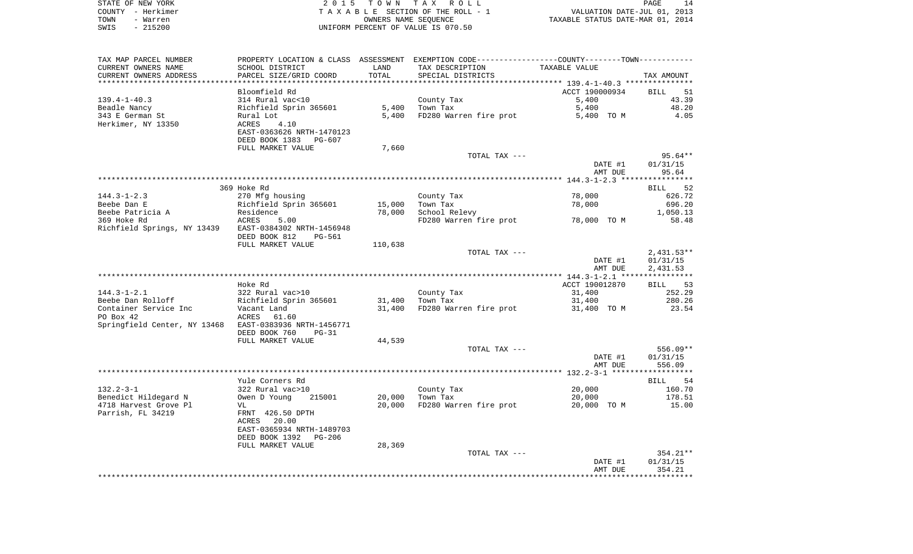STATE OF NEW YORK
COUNTY - Herkimer
TOWN - Warren
SWIS - 215200

2 0 1 5 T O W N T A X R O L L
T A X A B L E SECTION OF THE ROLL - 1
OWNERS NAME SEQUENCE
UNIFORM PERCENT OF VALUE IS 070.50

VALUATION DATE-JUL 01, 2013
TAXABLE STATUS DATE-MAR 01, 2014

| TAX MAP PARCEL NUMBER / CURRENT OWNERS NAME / CURRENT OWNERS ADDRESS | PROPERTY LOCATION & CLASS / SCHOOL DISTRICT / PARCEL SIZE/GRID COORD | ASSESSMENT LAND / TOTAL | EXEMPTION CODE / TAX DESCRIPTION / SPECIAL DISTRICTS | TAXABLE VALUE | TAX AMOUNT |
|---|---|---|---|---|---|
| | Bloomfield Rd | | | ACCT 190000934 | BILL 51 |
| 139.4-1-40.3 | 314 Rural vac<10 | | County Tax | 5,400 | 43.39 |
| Beadle Nancy | Richfield Sprin 365601 | 5,400 | Town Tax | 5,400 | 48.20 |
| 343 E German St | Rural Lot | 5,400 | FD280 Warren fire prot | 5,400 TO M | 4.05 |
| Herkimer, NY 13350 | ACRES 4.10 | | | | |
| | EAST-0363626 NRTH-1470123 | | | | |
| | DEED BOOK 1383 PG-607 | | | | |
| | FULL MARKET VALUE | 7,660 | | | |
| | | | TOTAL TAX --- | | 95.64** |
| | | | | DATE #1 | 01/31/15 |
| | | | | AMT DUE | 95.64 |
| | 369 Hoke Rd | | | | BILL 52 |
| 144.3-1-2.3 | 270 Mfg housing | | County Tax | 78,000 | 626.72 |
| Beebe Dan E | Richfield Sprin 365601 | 15,000 | Town Tax | 78,000 | 696.20 |
| Beebe Patricia A | Residence | 78,000 | School Relevy | | 1,050.13 |
| 369 Hoke Rd | ACRES 5.00 | | FD280 Warren fire prot | 78,000 TO M | 58.48 |
| Richfield Springs, NY 13439 | EAST-0384302 NRTH-1456948 | | | | |
| | DEED BOOK 812 PG-561 | | | | |
| | FULL MARKET VALUE | 110,638 | | | |
| | | | TOTAL TAX --- | | 2,431.53** |
| | | | | DATE #1 | 01/31/15 |
| | | | | AMT DUE | 2,431.53 |
| | Hoke Rd | | | ACCT 190012870 | BILL 53 |
| 144.3-1-2.1 | 322 Rural vac>10 | | County Tax | 31,400 | 252.29 |
| Beebe Dan Rolloff | Richfield Sprin 365601 | 31,400 | Town Tax | 31,400 | 280.26 |
| Container Service Inc | Vacant Land | 31,400 | FD280 Warren fire prot | 31,400 TO M | 23.54 |
| PO Box 42 | ACRES 61.60 | | | | |
| Springfield Center, NY 13468 | EAST-0383936 NRTH-1456771 | | | | |
| | DEED BOOK 760 PG-31 | | | | |
| | FULL MARKET VALUE | 44,539 | | | |
| | | | TOTAL TAX --- | | 556.09** |
| | | | | DATE #1 | 01/31/15 |
| | | | | AMT DUE | 556.09 |
| | Yule Corners Rd | | | | BILL 54 |
| 132.2-3-1 | 322 Rural vac>10 | | County Tax | 20,000 | 160.70 |
| Benedict Hildegard N | Owen D Young 215001 | 20,000 | Town Tax | 20,000 | 178.51 |
| 4718 Harvest Grove Pl | VL | 20,000 | FD280 Warren fire prot | 20,000 TO M | 15.00 |
| Parrish, FL 34219 | FRNT 426.50 DPTH | | | | |
| | ACRES 20.00 | | | | |
| | EAST-0365934 NRTH-1489703 | | | | |
| | DEED BOOK 1392 PG-206 | | | | |
| | FULL MARKET VALUE | 28,369 | | | |
| | | | TOTAL TAX --- | | 354.21** |
| | | | | DATE #1 | 01/31/15 |
| | | | | AMT DUE | 354.21 |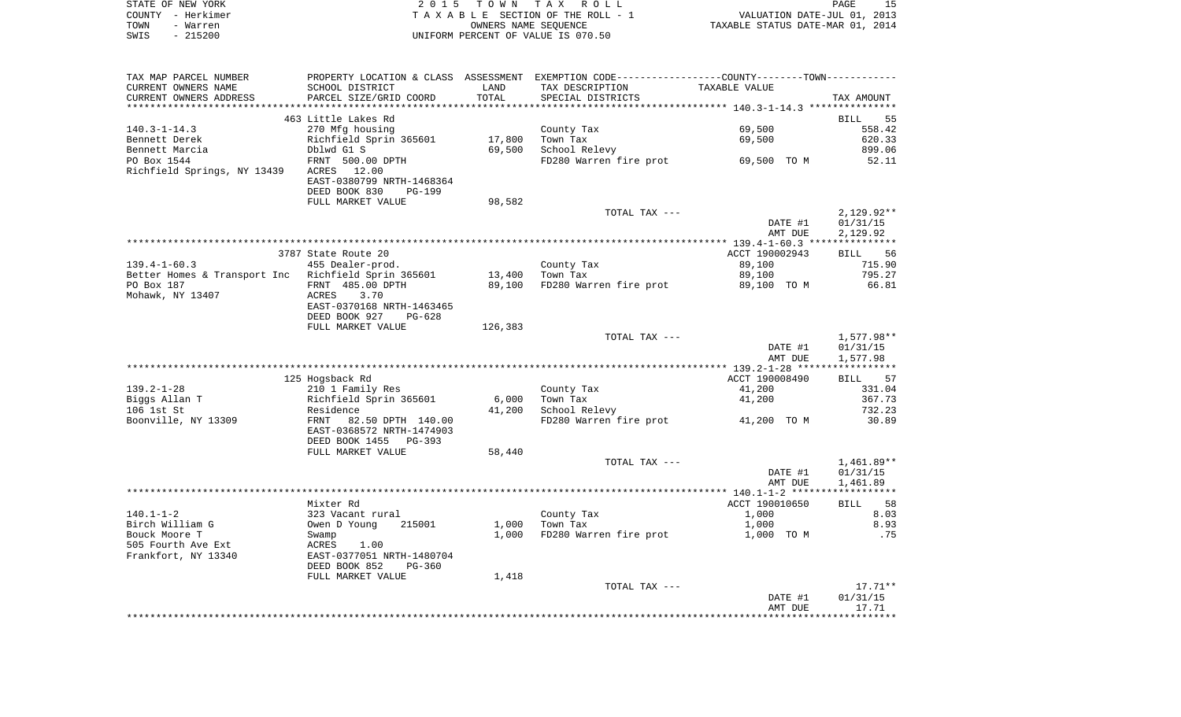STATE OF NEW YORK
COUNTY - Herkimer
TOWN - Warren
SWIS - 215200

2 0 1 5 T O W N T A X R O L L
T A X A B L E SECTION OF THE ROLL - 1
OWNERS NAME SEQUENCE
UNIFORM PERCENT OF VALUE IS 070.50

VALUATION DATE-JUL 01, 2013
TAXABLE STATUS DATE-MAR 01, 2014

| TAX MAP PARCEL NUMBER / CURRENT OWNERS NAME / CURRENT OWNERS ADDRESS | PROPERTY LOCATION & CLASS / SCHOOL DISTRICT / PARCEL SIZE/GRID COORD | ASSESSMENT LAND | TOTAL | EXEMPTION CODE / TAX DESCRIPTION / SPECIAL DISTRICTS | TAXABLE VALUE | TAX AMOUNT |
|---|---|---|---|---|---|---|
| **140.3-1-14.3** | 463 Little Lakes Rd | | | | | BILL 55 |
| 140.3-1-14.3 | 270 Mfg housing | | | County Tax | 69,500 | 558.42 |
| Bennett Derek | Richfield Sprin 365601 | 17,800 | | Town Tax | 69,500 | 620.33 |
| Bennett Marcia | Dblwd G1 S | | 69,500 | School Relevy | | 899.06 |
| PO Box 1544 | FRNT 500.00 DPTH | | | FD280 Warren fire prot | 69,500 TO M | 52.11 |
| Richfield Springs, NY 13439 | ACRES 12.00 | | | | | |
| | EAST-0380799 NRTH-1468364 | | | | | |
| | DEED BOOK 830 PG-199 | | | | | |
| | FULL MARKET VALUE | 98,582 | | | | |
| | | | | TOTAL TAX --- | | 2,129.92** |
| | | | | | DATE #1 | 01/31/15 |
| | | | | | AMT DUE | 2,129.92 |
| **139.4-1-60.3** | 3787 State Route 20 | | | | ACCT 190002943 | BILL 56 |
| 139.4-1-60.3 | 455 Dealer-prod. | | | County Tax | 89,100 | 715.90 |
| Better Homes & Transport Inc | Richfield Sprin 365601 | 13,400 | | Town Tax | 89,100 | 795.27 |
| PO Box 187 | FRNT 485.00 DPTH | | 89,100 | FD280 Warren fire prot | 89,100 TO M | 66.81 |
| Mohawk, NY 13407 | ACRES 3.70 | | | | | |
| | EAST-0370168 NRTH-1463465 | | | | | |
| | DEED BOOK 927 PG-628 | | | | | |
| | FULL MARKET VALUE | 126,383 | | | | |
| | | | | TOTAL TAX --- | | 1,577.98** |
| | | | | | DATE #1 | 01/31/15 |
| | | | | | AMT DUE | 1,577.98 |
| **139.2-1-28** | 125 Hogsback Rd | | | | ACCT 190008490 | BILL 57 |
| 139.2-1-28 | 210 1 Family Res | | | County Tax | 41,200 | 331.04 |
| Biggs Allan T | Richfield Sprin 365601 | 6,000 | | Town Tax | 41,200 | 367.73 |
| 106 1st St | Residence | | 41,200 | School Relevy | | 732.23 |
| Boonville, NY 13309 | FRNT 82.50 DPTH 140.00 | | | FD280 Warren fire prot | 41,200 TO M | 30.89 |
| | EAST-0368572 NRTH-1474903 | | | | | |
| | DEED BOOK 1455 PG-393 | | | | | |
| | FULL MARKET VALUE | 58,440 | | | | |
| | | | | TOTAL TAX --- | | 1,461.89** |
| | | | | | DATE #1 | 01/31/15 |
| | | | | | AMT DUE | 1,461.89 |
| **140.1-1-2** | Mixter Rd | | | | ACCT 190010650 | BILL 58 |
| 140.1-1-2 | 323 Vacant rural | | | County Tax | 1,000 | 8.03 |
| Birch William G | Owen D Young 215001 | 1,000 | | Town Tax | 1,000 | 8.93 |
| Bouck Moore T | Swamp | | 1,000 | FD280 Warren fire prot | 1,000 TO M | .75 |
| 505 Fourth Ave Ext | ACRES 1.00 | | | | | |
| Frankfort, NY 13340 | EAST-0377051 NRTH-1480704 | | | | | |
| | DEED BOOK 852 PG-360 | | | | | |
| | FULL MARKET VALUE | 1,418 | | | | |
| | | | | TOTAL TAX --- | | 17.71** |
| | | | | | DATE #1 | 01/31/15 |
| | | | | | AMT DUE | 17.71 |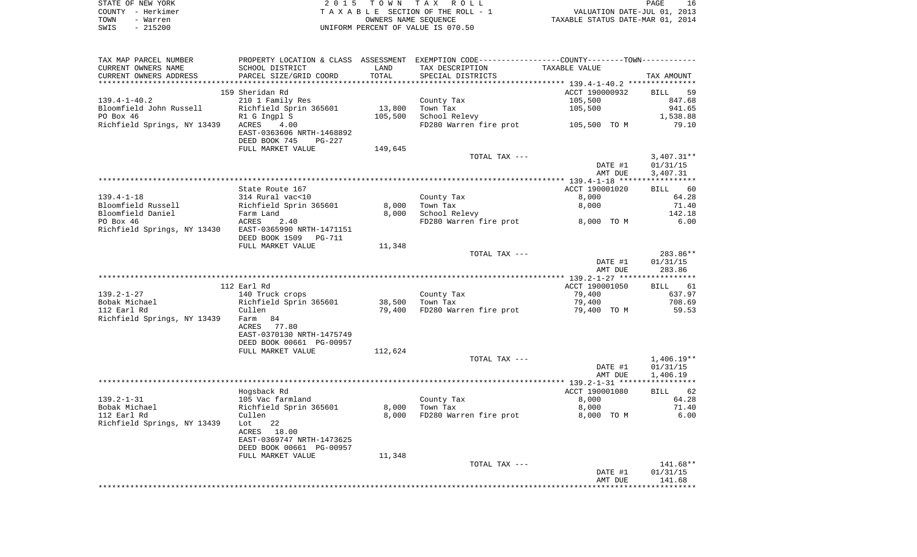STATE OF NEW YORK　　　　　2 0 1 5　T O W N　T A X　R O L L
COUNTY - Herkimer　　　　　T A X A B L E SECTION OF THE ROLL - 1　　　　VALUATION DATE-JUL 01, 2013
TOWN - Warren　　　　　　　OWNERS NAME SEQUENCE　　　　　　　　TAXABLE STATUS DATE-MAR 01, 2014
SWIS - 215200　　　　　　　UNIFORM PERCENT OF VALUE IS 070.50

| TAX MAP PARCEL NUMBER / CURRENT OWNERS NAME / CURRENT OWNERS ADDRESS | PROPERTY LOCATION & CLASS / SCHOOL DISTRICT / PARCEL SIZE/GRID COORD | ASSESSMENT LAND | TOTAL | EXEMPTION CODE / TAX DESCRIPTION / SPECIAL DISTRICTS | TAXABLE VALUE | TAX AMOUNT |
|---|---|---|---|---|---|---|
| | 159 Sheridan Rd | | | | ACCT 190000932 | BILL 59 |
| 139.4-1-40.2 | 210 1 Family Res | | | County Tax | 105,500 | 847.68 |
| Bloomfield John Russell | Richfield Sprin 365601 | 13,800 | | Town Tax | 105,500 | 941.65 |
| PO Box 46 | R1 G Ingpl S | | 105,500 | School Relevy | | 1,538.88 |
| Richfield Springs, NY 13439 | ACRES 4.00 | | | FD280 Warren fire prot | 105,500 TO M | 79.10 |
| | EAST-0363606 NRTH-1468892 | | | | | |
| | DEED BOOK 745 PG-227 | | | | | |
| | FULL MARKET VALUE | 149,645 | | | | |
| | | | | TOTAL TAX --- | | 3,407.31** |
| | | | | | DATE #1 | 01/31/15 |
| | | | | | AMT DUE | 3,407.31 |
| | State Route 167 | | | | ACCT 190001020 | BILL 60 |
| 139.4-1-18 | 314 Rural vac<10 | | | County Tax | 8,000 | 64.28 |
| Bloomfield Russell | Richfield Sprin 365601 | 8,000 | | Town Tax | 8,000 | 71.40 |
| Bloomfield Daniel | Farm Land | | 8,000 | School Relevy | | 142.18 |
| PO Box 46 | ACRES 2.40 | | | FD280 Warren fire prot | 8,000 TO M | 6.00 |
| Richfield Springs, NY 13430 | EAST-0365990 NRTH-1471151 | | | | | |
| | DEED BOOK 1509 PG-711 | | | | | |
| | FULL MARKET VALUE | 11,348 | | | | |
| | | | | TOTAL TAX --- | | 283.86** |
| | | | | | DATE #1 | 01/31/15 |
| | | | | | AMT DUE | 283.86 |
| | 112 Earl Rd | | | | ACCT 190001050 | BILL 61 |
| 139.2-1-27 | 140 Truck crops | | | County Tax | 79,400 | 637.97 |
| Bobak Michael | Richfield Sprin 365601 | 38,500 | | Town Tax | 79,400 | 708.69 |
| 112 Earl Rd | Cullen | | 79,400 | FD280 Warren fire prot | 79,400 TO M | 59.53 |
| Richfield Springs, NY 13439 | Farm 84 | | | | | |
| | ACRES 77.80 | | | | | |
| | EAST-0370130 NRTH-1475749 | | | | | |
| | DEED BOOK 00661 PG-00957 | | | | | |
| | FULL MARKET VALUE | 112,624 | | | | |
| | | | | TOTAL TAX --- | | 1,406.19** |
| | | | | | DATE #1 | 01/31/15 |
| | | | | | AMT DUE | 1,406.19 |
| | Hogsback Rd | | | | ACCT 190001080 | BILL 62 |
| 139.2-1-31 | 105 Vac farmland | | | County Tax | 8,000 | 64.28 |
| Bobak Michael | Richfield Sprin 365601 | 8,000 | | Town Tax | 8,000 | 71.40 |
| 112 Earl Rd | Cullen | | 8,000 | FD280 Warren fire prot | 8,000 TO M | 6.00 |
| Richfield Springs, NY 13439 | Lot 22 | | | | | |
| | ACRES 18.00 | | | | | |
| | EAST-0369747 NRTH-1473625 | | | | | |
| | DEED BOOK 00661 PG-00957 | | | | | |
| | FULL MARKET VALUE | 11,348 | | | | |
| | | | | TOTAL TAX --- | | 141.68** |
| | | | | | DATE #1 | 01/31/15 |
| | | | | | AMT DUE | 141.68 |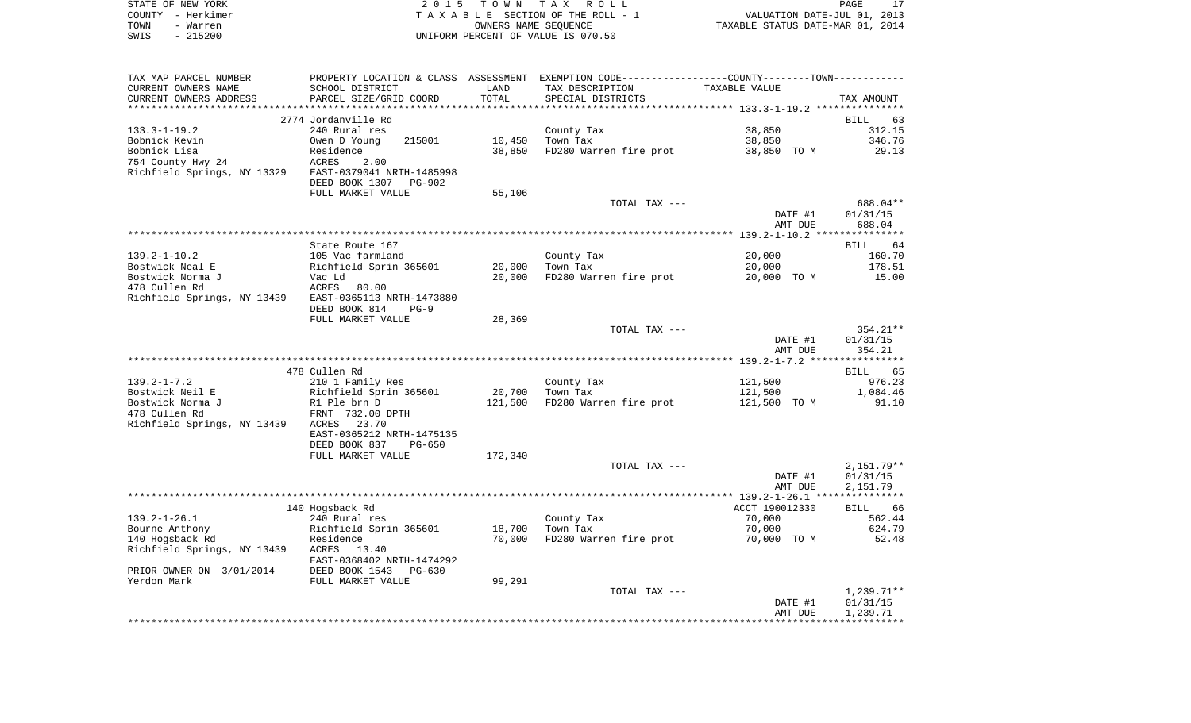STATE OF NEW YORK
COUNTY - Herkimer
TOWN - Warren
SWIS - 215200

2015 TOWN TAX ROLL
TAXABLE SECTION OF THE ROLL - 1
OWNERS NAME SEQUENCE
UNIFORM PERCENT OF VALUE IS 070.50

VALUATION DATE-JUL 01, 2013
TAXABLE STATUS DATE-MAR 01, 2014

| TAX MAP PARCEL NUMBER / CURRENT OWNERS NAME / CURRENT OWNERS ADDRESS | PROPERTY LOCATION & CLASS / SCHOOL DISTRICT / PARCEL SIZE/GRID COORD | ASSESSMENT LAND / TOTAL | EXEMPTION CODE / TAX DESCRIPTION / SPECIAL DISTRICTS | TAXABLE VALUE | TAX AMOUNT |
|---|---|---|---|---|---|
| | 2774 Jordanville Rd | | | | BILL 63 |
| 133.3-1-19.2 | 240 Rural res | | County Tax | 38,850 | 312.15 |
| Bobnick Kevin | Owen D Young 215001 | 10,450 | Town Tax | 38,850 | 346.76 |
| Bobnick Lisa | Residence | 38,850 | FD280 Warren fire prot | 38,850 TO M | 29.13 |
| 754 County Hwy 24 | ACRES 2.00 | | | | |
| Richfield Springs, NY 13329 | EAST-0379041 NRTH-1485998 | | | | |
| | DEED BOOK 1307 PG-902 | | | | |
| | FULL MARKET VALUE | 55,106 | | | |
| | | | TOTAL TAX --- | | 688.04** |
| | | | | DATE #1 | 01/31/15 |
| | | | | AMT DUE | 688.04 |
| | State Route 167 | | | | BILL 64 |
| 139.2-1-10.2 | 105 Vac farmland | | County Tax | 20,000 | 160.70 |
| Bostwick Neal E | Richfield Sprin 365601 | 20,000 | Town Tax | 20,000 | 178.51 |
| Bostwick Norma J | Vac Ld | 20,000 | FD280 Warren fire prot | 20,000 TO M | 15.00 |
| 478 Cullen Rd | ACRES 80.00 | | | | |
| Richfield Springs, NY 13439 | EAST-0365113 NRTH-1473880 | | | | |
| | DEED BOOK 814 PG-9 | | | | |
| | FULL MARKET VALUE | 28,369 | | | |
| | | | TOTAL TAX --- | | 354.21** |
| | | | | DATE #1 | 01/31/15 |
| | | | | AMT DUE | 354.21 |
| | 478 Cullen Rd | | | | BILL 65 |
| 139.2-1-7.2 | 210 1 Family Res | | County Tax | 121,500 | 976.23 |
| Bostwick Neil E | Richfield Sprin 365601 | 20,700 | Town Tax | 121,500 | 1,084.46 |
| Bostwick Norma J | R1 Ple brn D | 121,500 | FD280 Warren fire prot | 121,500 TO M | 91.10 |
| 478 Cullen Rd | FRNT 732.00 DPTH | | | | |
| Richfield Springs, NY 13439 | ACRES 23.70 | | | | |
| | EAST-0365212 NRTH-1475135 | | | | |
| | DEED BOOK 837 PG-650 | | | | |
| | FULL MARKET VALUE | 172,340 | | | |
| | | | TOTAL TAX --- | | 2,151.79** |
| | | | | DATE #1 | 01/31/15 |
| | | | | AMT DUE | 2,151.79 |
| | 140 Hogsback Rd | | | ACCT 190012330 | BILL 66 |
| 139.2-1-26.1 | 240 Rural res | | County Tax | 70,000 | 562.44 |
| Bourne Anthony | Richfield Sprin 365601 | 18,700 | Town Tax | 70,000 | 624.79 |
| 140 Hogsback Rd | Residence | 70,000 | FD280 Warren fire prot | 70,000 TO M | 52.48 |
| Richfield Springs, NY 13439 | ACRES 13.40 | | | | |
| | EAST-0368402 NRTH-1474292 | | | | |
| PRIOR OWNER ON 3/01/2014 | DEED BOOK 1543 PG-630 | | | | |
| Yerdon Mark | FULL MARKET VALUE | 99,291 | | | |
| | | | TOTAL TAX --- | | 1,239.71** |
| | | | | DATE #1 | 01/31/15 |
| | | | | AMT DUE | 1,239.71 |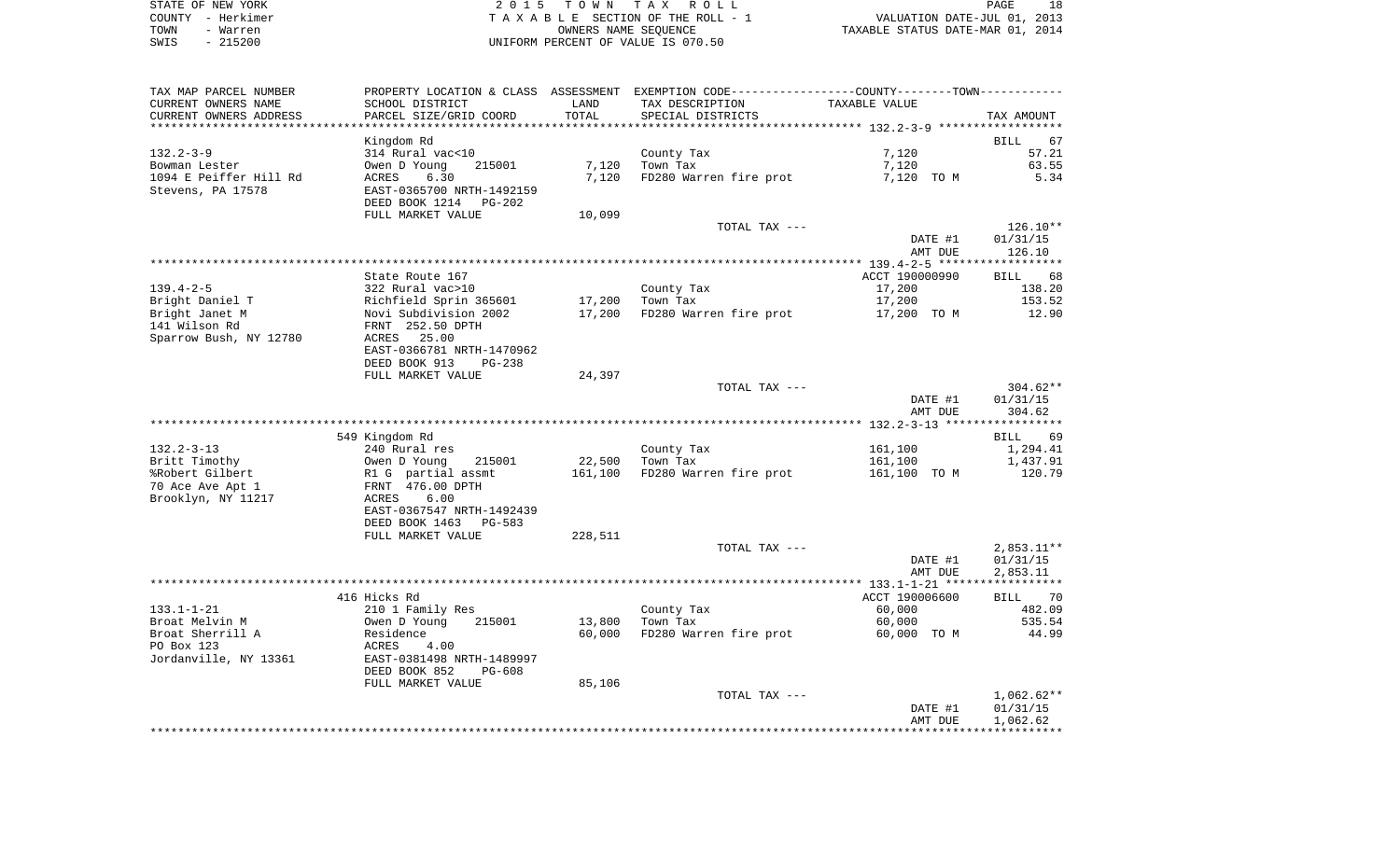STATE OF NEW YORK
COUNTY - Herkimer
TOWN - Warren
SWIS - 215200

2 0 1 5 T O W N T A X R O L L
T A X A B L E SECTION OF THE ROLL - 1
OWNERS NAME SEQUENCE
UNIFORM PERCENT OF VALUE IS 070.50

VALUATION DATE-JUL 01, 2013
TAXABLE STATUS DATE-MAR 01, 2014

| TAX MAP PARCEL NUMBER / CURRENT OWNERS NAME / CURRENT OWNERS ADDRESS | PROPERTY LOCATION & CLASS / SCHOOL DISTRICT / PARCEL SIZE/GRID COORD | ASSESSMENT LAND | TOTAL | EXEMPTION CODE / TAX DESCRIPTION / SPECIAL DISTRICTS | COUNTY--------TOWN TAXABLE VALUE | TAX AMOUNT |
|---|---|---|---|---|---|---|
| **132.2-3-9** | Kingdom Rd | | | | | BILL 67 |
| 132.2-3-9 | 314 Rural vac<10 | | | County Tax | 7,120 | 57.21 |
| Bowman Lester | Owen D Young 215001 | 7,120 | | Town Tax | 7,120 | 63.55 |
| 1094 E Peiffer Hill Rd | ACRES 6.30 | | 7,120 | FD280 Warren fire prot | 7,120 TO M | 5.34 |
| Stevens, PA 17578 | EAST-0365700 NRTH-1492159 | | | | | |
| | DEED BOOK 1214 PG-202 | | | | | |
| | FULL MARKET VALUE | 10,099 | | | | |
| | | | | TOTAL TAX --- | | 126.10** |
| | | | | | DATE #1 | 01/31/15 |
| | | | | | AMT DUE | 126.10 |
| **139.4-2-5** | State Route 167 | | | | ACCT 190000990 | BILL 68 |
| 139.4-2-5 | 322 Rural vac>10 | | | County Tax | 17,200 | 138.20 |
| Bright Daniel T | Richfield Sprin 365601 | 17,200 | | Town Tax | 17,200 | 153.52 |
| Bright Janet M | Novi Subdivision 2002 | | 17,200 | FD280 Warren fire prot | 17,200 TO M | 12.90 |
| 141 Wilson Rd | FRNT 252.50 DPTH | | | | | |
| Sparrow Bush, NY 12780 | ACRES 25.00 | | | | | |
| | EAST-0366781 NRTH-1470962 | | | | | |
| | DEED BOOK 913 PG-238 | | | | | |
| | FULL MARKET VALUE | 24,397 | | | | |
| | | | | TOTAL TAX --- | | 304.62** |
| | | | | | DATE #1 | 01/31/15 |
| | | | | | AMT DUE | 304.62 |
| **132.2-3-13** | 549 Kingdom Rd | | | | | BILL 69 |
| 132.2-3-13 | 240 Rural res | | | County Tax | 161,100 | 1,294.41 |
| Britt Timothy | Owen D Young 215001 | 22,500 | | Town Tax | 161,100 | 1,437.91 |
| %Robert Gilbert | R1 G partial assmt | | 161,100 | FD280 Warren fire prot | 161,100 TO M | 120.79 |
| 70 Ace Ave Apt 1 | FRNT 476.00 DPTH | | | | | |
| Brooklyn, NY 11217 | ACRES 6.00 | | | | | |
| | EAST-0367547 NRTH-1492439 | | | | | |
| | DEED BOOK 1463 PG-583 | | | | | |
| | FULL MARKET VALUE | 228,511 | | | | |
| | | | | TOTAL TAX --- | | 2,853.11** |
| | | | | | DATE #1 | 01/31/15 |
| | | | | | AMT DUE | 2,853.11 |
| **133.1-1-21** | 416 Hicks Rd | | | | ACCT 190006600 | BILL 70 |
| 133.1-1-21 | 210 1 Family Res | | | County Tax | 60,000 | 482.09 |
| Broat Melvin M | Owen D Young 215001 | 13,800 | | Town Tax | 60,000 | 535.54 |
| Broat Sherrill A | Residence | | 60,000 | FD280 Warren fire prot | 60,000 TO M | 44.99 |
| PO Box 123 | ACRES 4.00 | | | | | |
| Jordanville, NY 13361 | EAST-0381498 NRTH-1489997 | | | | | |
| | DEED BOOK 852 PG-608 | | | | | |
| | FULL MARKET VALUE | 85,106 | | | | |
| | | | | TOTAL TAX --- | | 1,062.62** |
| | | | | | DATE #1 | 01/31/15 |
| | | | | | AMT DUE | 1,062.62 |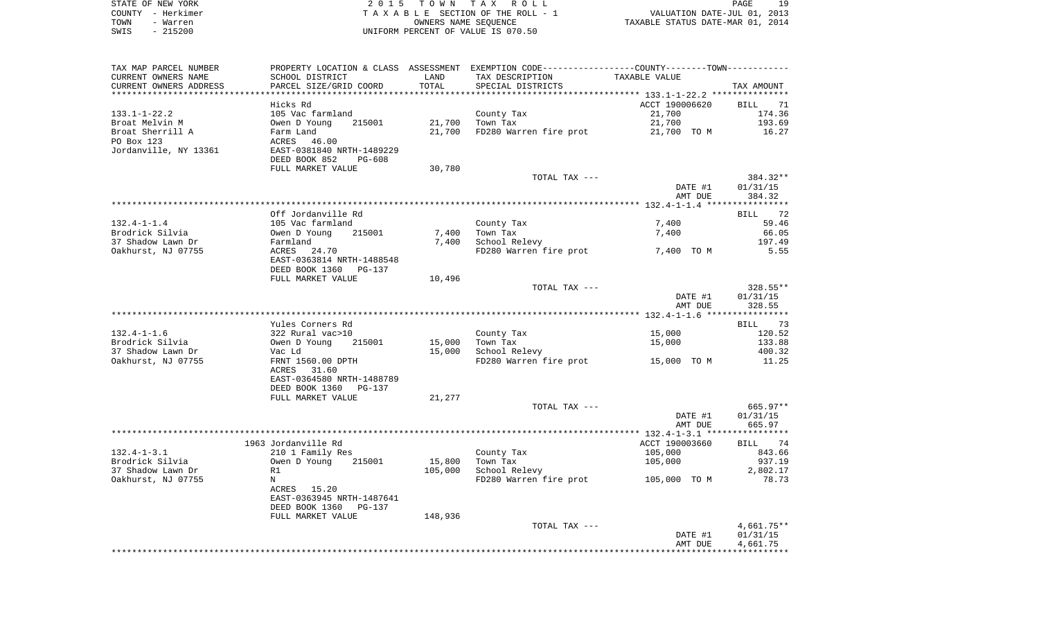STATE OF NEW YORK
COUNTY - Herkimer
TOWN - Warren
SWIS - 215200

2 0 1 5 T O W N T A X R O L L
T A X A B L E SECTION OF THE ROLL - 1
OWNERS NAME SEQUENCE
UNIFORM PERCENT OF VALUE IS 070.50

VALUATION DATE-JUL 01, 2013
TAXABLE STATUS DATE-MAR 01, 2014

| TAX MAP PARCEL NUMBER / CURRENT OWNERS NAME / CURRENT OWNERS ADDRESS | PROPERTY LOCATION & CLASS / SCHOOL DISTRICT / PARCEL SIZE/GRID COORD | ASSESSMENT LAND / TOTAL | EXEMPTION CODE / TAX DESCRIPTION / SPECIAL DISTRICTS | COUNTY--------TOWN / TAXABLE VALUE | TAX AMOUNT |
|---|---|---|---|---|---|
| **133.1-1-22.2** | Hicks Rd | | | ACCT 190006620 | BILL 71 |
| 133.1-1-22.2 | 105 Vac farmland | | County Tax | 21,700 | 174.36 |
| Broat Melvin M | Owen D Young 215001 | 21,700 | Town Tax | 21,700 | 193.69 |
| Broat Sherrill A | Farm Land | 21,700 | FD280 Warren fire prot | 21,700 TO M | 16.27 |
| PO Box 123 | ACRES 46.00 | | | | |
| Jordanville, NY 13361 | EAST-0381840 NRTH-1489229 | | | | |
| | DEED BOOK 852 PG-608 | | | | |
| | FULL MARKET VALUE | 30,780 | | | |
| | | | TOTAL TAX --- | | 384.32** |
| | | | | DATE #1 | 01/31/15 |
| | | | | AMT DUE | 384.32 |
| **132.4-1-1.4** | Off Jordanville Rd | | | | BILL 72 |
| 132.4-1-1.4 | 105 Vac farmland | | County Tax | 7,400 | 59.46 |
| Brodrick Silvia | Owen D Young 215001 | 7,400 | Town Tax | 7,400 | 66.05 |
| 37 Shadow Lawn Dr | Farmland | 7,400 | School Relevy | | 197.49 |
| Oakhurst, NJ 07755 | ACRES 24.70 | | FD280 Warren fire prot | 7,400 TO M | 5.55 |
| | EAST-0363814 NRTH-1488548 | | | | |
| | DEED BOOK 1360 PG-137 | | | | |
| | FULL MARKET VALUE | 10,496 | | | |
| | | | TOTAL TAX --- | | 328.55** |
| | | | | DATE #1 | 01/31/15 |
| | | | | AMT DUE | 328.55 |
| **132.4-1-1.6** | Yules Corners Rd | | | | BILL 73 |
| 132.4-1-1.6 | 322 Rural vac>10 | | County Tax | 15,000 | 120.52 |
| Brodrick Silvia | Owen D Young 215001 | 15,000 | Town Tax | 15,000 | 133.88 |
| 37 Shadow Lawn Dr | Vac Ld | 15,000 | School Relevy | | 400.32 |
| Oakhurst, NJ 07755 | FRNT 1560.00 DPTH | | FD280 Warren fire prot | 15,000 TO M | 11.25 |
| | ACRES 31.60 | | | | |
| | EAST-0364580 NRTH-1488789 | | | | |
| | DEED BOOK 1360 PG-137 | | | | |
| | FULL MARKET VALUE | 21,277 | | | |
| | | | TOTAL TAX --- | | 665.97** |
| | | | | DATE #1 | 01/31/15 |
| | | | | AMT DUE | 665.97 |
| **132.4-1-3.1** | 1963 Jordanville Rd | | | ACCT 190003660 | BILL 74 |
| 132.4-1-3.1 | 210 1 Family Res | | County Tax | 105,000 | 843.66 |
| Brodrick Silvia | Owen D Young 215001 | 15,800 | Town Tax | 105,000 | 937.19 |
| 37 Shadow Lawn Dr | R1 | 105,000 | School Relevy | | 2,802.17 |
| Oakhurst, NJ 07755 | N | | FD280 Warren fire prot | 105,000 TO M | 78.73 |
| | ACRES 15.20 | | | | |
| | EAST-0363945 NRTH-1487641 | | | | |
| | DEED BOOK 1360 PG-137 | | | | |
| | FULL MARKET VALUE | 148,936 | | | |
| | | | TOTAL TAX --- | | 4,661.75** |
| | | | | DATE #1 | 01/31/15 |
| | | | | AMT DUE | 4,661.75 |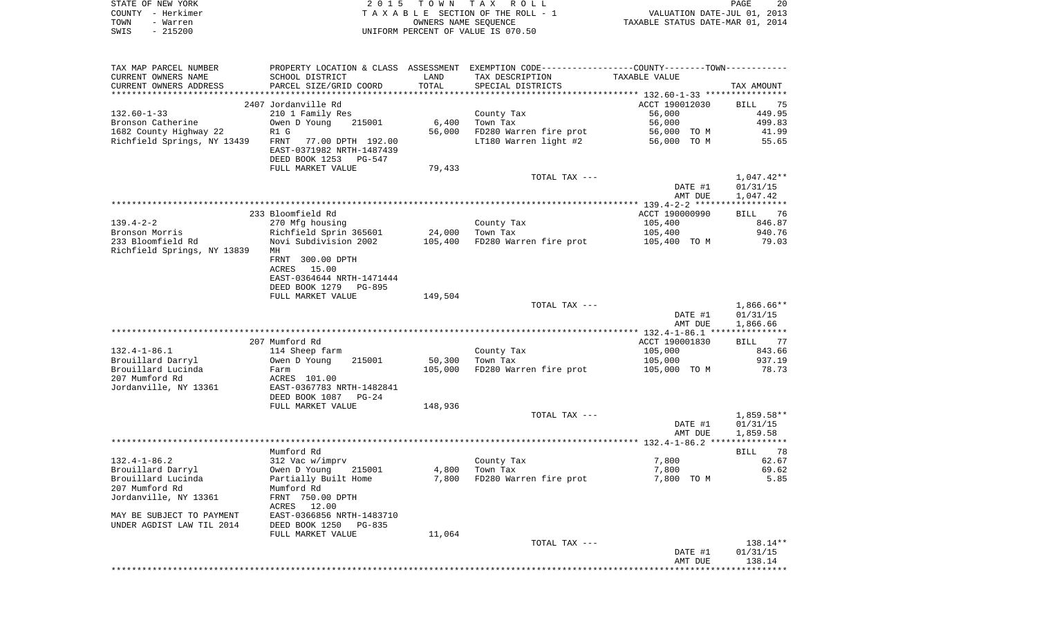STATE OF NEW YORK 2 0 1 5 T O W N T A X R O L L
COUNTY - Herkimer T A X A B L E SECTION OF THE ROLL - 1 VALUATION DATE-JUL 01, 2013
TOWN - Warren OWNERS NAME SEQUENCE TAXABLE STATUS DATE-MAR 01, 2014
SWIS - 215200 UNIFORM PERCENT OF VALUE IS 070.50

| TAX MAP PARCEL NUMBER / CURRENT OWNERS NAME / CURRENT OWNERS ADDRESS | PROPERTY LOCATION & CLASS / SCHOOL DISTRICT / PARCEL SIZE/GRID COORD | ASSESSMENT LAND / TOTAL | EXEMPTION CODE / TAX DESCRIPTION / SPECIAL DISTRICTS | TAXABLE VALUE | TAX AMOUNT |
|---|---|---|---|---|---|
| | 2407 Jordanville Rd | | | ACCT 190012030 | BILL 75 |
| 132.60-1-33 | 210 1 Family Res | | County Tax | 56,000 | 449.95 |
| Bronson Catherine | Owen D Young 215001 | 6,400 | Town Tax | 56,000 | 499.83 |
| 1682 County Highway 22 | R1 G | 56,000 | FD280 Warren fire prot | 56,000 TO M | 41.99 |
| Richfield Springs, NY 13439 | FRNT 77.00 DPTH 192.00 | | LT180 Warren light #2 | 56,000 TO M | 55.65 |
| | EAST-0371982 NRTH-1487439 | | | | |
| | DEED BOOK 1253 PG-547 | | | | |
| | FULL MARKET VALUE | 79,433 | | | |
| | | | TOTAL TAX --- | | 1,047.42** |
| | | | | DATE #1 | 01/31/15 |
| | | | | AMT DUE | 1,047.42 |
| | 233 Bloomfield Rd | | | ACCT 190000990 | BILL 76 |
| 139.4-2-2 | 270 Mfg housing | | County Tax | 105,400 | 846.87 |
| Bronson Morris | Richfield Sprin 365601 | 24,000 | Town Tax | 105,400 | 940.76 |
| 233 Bloomfield Rd | Novi Subdivision 2002 | 105,400 | FD280 Warren fire prot | 105,400 TO M | 79.03 |
| Richfield Springs, NY 13839 | MH | | | | |
| | FRNT 300.00 DPTH | | | | |
| | ACRES 15.00 | | | | |
| | EAST-0364644 NRTH-1471444 | | | | |
| | DEED BOOK 1279 PG-895 | | | | |
| | FULL MARKET VALUE | 149,504 | | | |
| | | | TOTAL TAX --- | | 1,866.66** |
| | | | | DATE #1 | 01/31/15 |
| | | | | AMT DUE | 1,866.66 |
| | 207 Mumford Rd | | | ACCT 190001830 | BILL 77 |
| 132.4-1-86.1 | 114 Sheep farm | | County Tax | 105,000 | 843.66 |
| Brouillard Darryl | Owen D Young 215001 | 50,300 | Town Tax | 105,000 | 937.19 |
| Brouillard Lucinda | Farm | 105,000 | FD280 Warren fire prot | 105,000 TO M | 78.73 |
| 207 Mumford Rd | ACRES 101.00 | | | | |
| Jordanville, NY 13361 | EAST-0367783 NRTH-1482841 | | | | |
| | DEED BOOK 1087 PG-24 | | | | |
| | FULL MARKET VALUE | 148,936 | | | |
| | | | TOTAL TAX --- | | 1,859.58** |
| | | | | DATE #1 | 01/31/15 |
| | | | | AMT DUE | 1,859.58 |
| | Mumford Rd | | | | BILL 78 |
| 132.4-1-86.2 | 312 Vac w/imprv | | County Tax | 7,800 | 62.67 |
| Brouillard Darryl | Owen D Young 215001 | 4,800 | Town Tax | 7,800 | 69.62 |
| Brouillard Lucinda | Partially Built Home | 7,800 | FD280 Warren fire prot | 7,800 TO M | 5.85 |
| 207 Mumford Rd | Mumford Rd | | | | |
| Jordanville, NY 13361 | FRNT 750.00 DPTH | | | | |
| | ACRES 12.00 | | | | |
| MAY BE SUBJECT TO PAYMENT | EAST-0366856 NRTH-1483710 | | | | |
| UNDER AGDIST LAW TIL 2014 | DEED BOOK 1250 PG-835 | | | | |
| | FULL MARKET VALUE | 11,064 | | | |
| | | | TOTAL TAX --- | | 138.14** |
| | | | | DATE #1 | 01/31/15 |
| | | | | AMT DUE | 138.14 |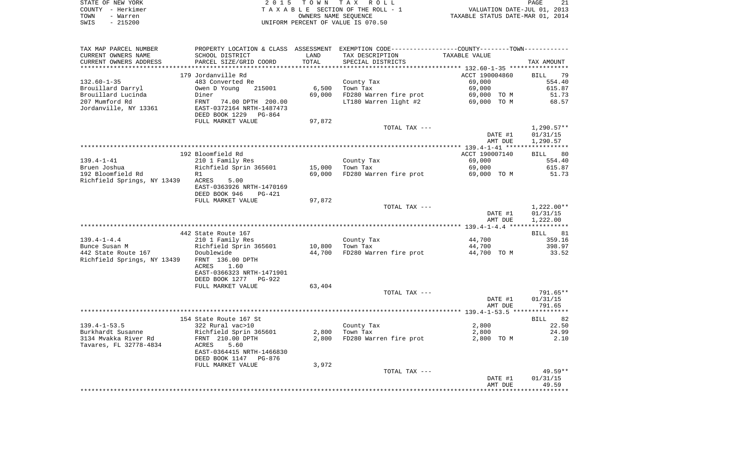STATE OF NEW YORK | COUNTY - Herkimer | TOWN - Warren | SWIS - 215200

2015 TOWN TAX ROLL
TAXABLE SECTION OF THE ROLL - 1
OWNERS NAME SEQUENCE
UNIFORM PERCENT OF VALUE IS 070.50

VALUATION DATE-JUL 01, 2013
TAXABLE STATUS DATE-MAR 01, 2014

| TAX MAP PARCEL NUMBER / CURRENT OWNERS NAME / CURRENT OWNERS ADDRESS | PROPERTY LOCATION & CLASS / SCHOOL DISTRICT / PARCEL SIZE/GRID COORD | ASSESSMENT LAND / TOTAL | EXEMPTION CODE / TAX DESCRIPTION / SPECIAL DISTRICTS | TAXABLE VALUE | TAX AMOUNT |
|---|---|---|---|---|---|
| 132.60-1-35 | 179 Jordanville Rd | | | ACCT 190004860 | BILL 79 |
| | 483 Converted Re | | County Tax | 69,000 | 554.40 |
| Brouillard Darryl | Owen D Young 215001 | 6,500 | Town Tax | 69,000 | 615.87 |
| Brouillard Lucinda | Diner | 69,000 | FD280 Warren fire prot | 69,000 TO M | 51.73 |
| 207 Mumford Rd | FRNT 74.00 DPTH 200.00 | | LT180 Warren light #2 | 69,000 TO M | 68.57 |
| Jordanville, NY 13361 | EAST-0372164 NRTH-1487473 | | | | |
| | DEED BOOK 1229 PG-864 | | | | |
| | FULL MARKET VALUE | 97,872 | | | |
| | | | TOTAL TAX --- | | 1,290.57** |
| | | | | DATE #1 | 01/31/15 |
| | | | | AMT DUE | 1,290.57 |
| 139.4-1-41 | 192 Bloomfield Rd | | | ACCT 190007140 | BILL 80 |
| | 210 1 Family Res | | County Tax | 69,000 | 554.40 |
| Bruen Joshua | Richfield Sprin 365601 | 15,000 | Town Tax | 69,000 | 615.87 |
| 192 Bloomfield Rd | R1 | 69,000 | FD280 Warren fire prot | 69,000 TO M | 51.73 |
| Richfield Springs, NY 13439 | ACRES 5.00 | | | | |
| | EAST-0363926 NRTH-1470169 | | | | |
| | DEED BOOK 946 PG-421 | | | | |
| | FULL MARKET VALUE | 97,872 | | | |
| | | | TOTAL TAX --- | | 1,222.00** |
| | | | | DATE #1 | 01/31/15 |
| | | | | AMT DUE | 1,222.00 |
| 139.4-1-4.4 | 442 State Route 167 | | | | BILL 81 |
| | 210 1 Family Res | | County Tax | 44,700 | 359.16 |
| Bunce Susan M | Richfield Sprin 365601 | 10,800 | Town Tax | 44,700 | 398.97 |
| 442 State Route 167 | Doublewide | 44,700 | FD280 Warren fire prot | 44,700 TO M | 33.52 |
| Richfield Springs, NY 13439 | FRNT 136.00 DPTH | | | | |
| | ACRES 1.60 | | | | |
| | EAST-0366323 NRTH-1471901 | | | | |
| | DEED BOOK 1277 PG-922 | | | | |
| | FULL MARKET VALUE | 63,404 | | | |
| | | | TOTAL TAX --- | | 791.65** |
| | | | | DATE #1 | 01/31/15 |
| | | | | AMT DUE | 791.65 |
| 139.4-1-53.5 | 154 State Route 167 St | | | | BILL 82 |
| | 322 Rural vac>10 | | County Tax | 2,800 | 22.50 |
| Burkhardt Susanne | Richfield Sprin 365601 | 2,800 | Town Tax | 2,800 | 24.99 |
| 3134 Mvakka River Rd | FRNT 210.00 DPTH | 2,800 | FD280 Warren fire prot | 2,800 TO M | 2.10 |
| Tavares, FL 32778-4834 | ACRES 5.60 | | | | |
| | EAST-0364415 NRTH-1466830 | | | | |
| | DEED BOOK 1147 PG-876 | | | | |
| | FULL MARKET VALUE | 3,972 | | | |
| | | | TOTAL TAX --- | | 49.59** |
| | | | | DATE #1 | 01/31/15 |
| | | | | AMT DUE | 49.59 |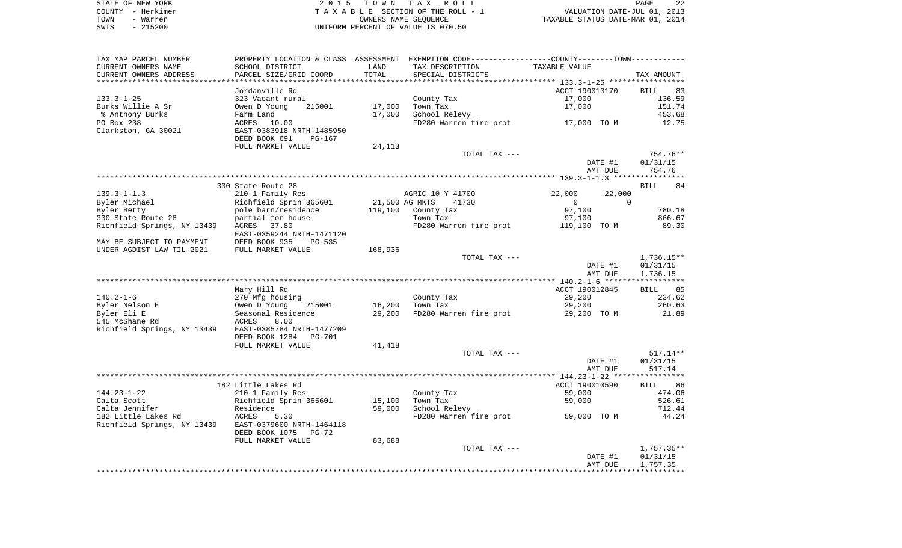STATE OF NEW YORK  
COUNTY - Herkimer  
TOWN - Warren  
SWIS - 215200

2015 TOWN TAX ROLL  
TAXABLE SECTION OF THE ROLL - 1  
OWNERS NAME SEQUENCE  
UNIFORM PERCENT OF VALUE IS 070.50

VALUATION DATE-JUL 01, 2013  
TAXABLE STATUS DATE-MAR 01, 2014

| TAX MAP PARCEL NUMBER / CURRENT OWNERS NAME / CURRENT OWNERS ADDRESS | PROPERTY LOCATION & CLASS / SCHOOL DISTRICT / PARCEL SIZE/GRID COORD | ASSESSMENT LAND / TOTAL | EXEMPTION CODE / TAX DESCRIPTION / SPECIAL DISTRICTS | COUNTY / TOWN TAXABLE VALUE | TAX AMOUNT |
|---|---|---|---|---|---|
| **133.3-1-25** | Jordanville Rd | | | ACCT 190013170 | BILL 83 |
| 133.3-1-25 | 323 Vacant rural | | County Tax | 17,000 | 136.59 |
| Burks Willie A Sr | Owen D Young 215001 | 17,000 | Town Tax | 17,000 | 151.74 |
| % Anthony Burks | Farm Land | 17,000 | School Relevy | | 453.68 |
| PO Box 238 | ACRES 10.00 | | FD280 Warren fire prot | 17,000 TO M | 12.75 |
| Clarkston, GA 30021 | EAST-0383918 NRTH-1485950 | | | | |
| | DEED BOOK 691 PG-167 | | | | |
| | FULL MARKET VALUE | 24,113 | | | |
| | | | TOTAL TAX --- | | 754.76** |
| | | | | DATE #1 | 01/31/15 |
| | | | | AMT DUE | 754.76 |
| **139.3-1-1.3** | 330 State Route 28 | | | | BILL 84 |
| 139.3-1-1.3 | 210 1 Family Res | | AGRIC 10 Y 41700 | 22,000 22,000 | |
| Byler Michael | Richfield Sprin 365601 | 21,500 | AG MKTS 41730 | 0 0 | |
| Byler Betty | pole barn/residence | 119,100 | County Tax | 97,100 | 780.18 |
| 330 State Route 28 | partial for house | | Town Tax | 97,100 | 866.67 |
| Richfield Springs, NY 13439 | ACRES 37.80 | | FD280 Warren fire prot | 119,100 TO M | 89.30 |
| | EAST-0359244 NRTH-1471120 | | | | |
| MAY BE SUBJECT TO PAYMENT | DEED BOOK 935 PG-535 | | | | |
| UNDER AGDIST LAW TIL 2021 | FULL MARKET VALUE | 168,936 | | | |
| | | | TOTAL TAX --- | | 1,736.15** |
| | | | | DATE #1 | 01/31/15 |
| | | | | AMT DUE | 1,736.15 |
| **140.2-1-6** | Mary Hill Rd | | | ACCT 190012845 | BILL 85 |
| 140.2-1-6 | 270 Mfg housing | | County Tax | 29,200 | 234.62 |
| Byler Nelson E | Owen D Young 215001 | 16,200 | Town Tax | 29,200 | 260.63 |
| Byler Eli E | Seasonal Residence | 29,200 | FD280 Warren fire prot | 29,200 TO M | 21.89 |
| 545 McShane Rd | ACRES 8.00 | | | | |
| Richfield Springs, NY 13439 | EAST-0385784 NRTH-1477209 | | | | |
| | DEED BOOK 1284 PG-701 | | | | |
| | FULL MARKET VALUE | 41,418 | | | |
| | | | TOTAL TAX --- | | 517.14** |
| | | | | DATE #1 | 01/31/15 |
| | | | | AMT DUE | 517.14 |
| **144.23-1-22** | 182 Little Lakes Rd | | | ACCT 190010590 | BILL 86 |
| 144.23-1-22 | 210 1 Family Res | | County Tax | 59,000 | 474.06 |
| Calta Scott | Richfield Sprin 365601 | 15,100 | Town Tax | 59,000 | 526.61 |
| Calta Jennifer | Residence | 59,000 | School Relevy | | 712.44 |
| 182 Little Lakes Rd | ACRES 5.30 | | FD280 Warren fire prot | 59,000 TO M | 44.24 |
| Richfield Springs, NY 13439 | EAST-0379600 NRTH-1464118 | | | | |
| | DEED BOOK 1075 PG-72 | | | | |
| | FULL MARKET VALUE | 83,688 | | | |
| | | | TOTAL TAX --- | | 1,757.35** |
| | | | | DATE #1 | 01/31/15 |
| | | | | AMT DUE | 1,757.35 |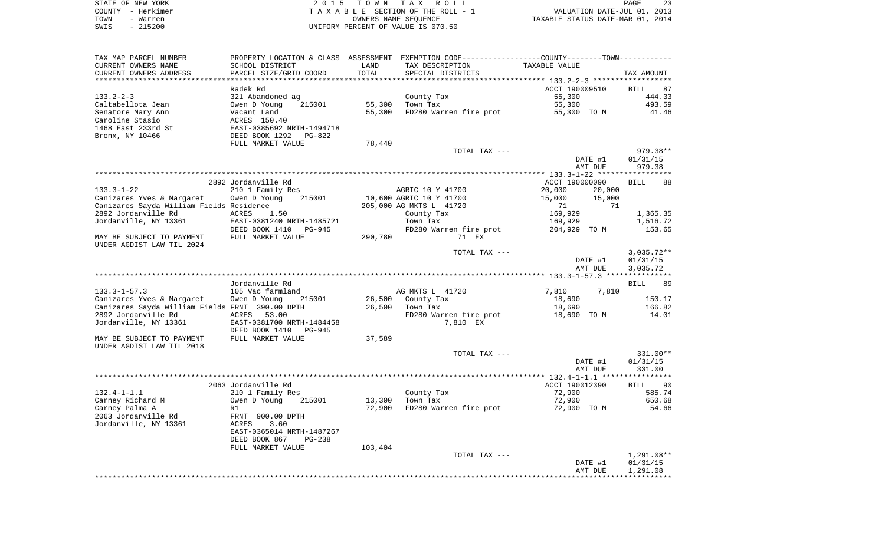STATE OF NEW YORK
COUNTY - Herkimer
TOWN - Warren
SWIS - 215200

2 0 1 5 T O W N T A X R O L L
T A X A B L E SECTION OF THE ROLL - 1
OWNERS NAME SEQUENCE
UNIFORM PERCENT OF VALUE IS 070.50

VALUATION DATE-JUL 01, 2013
TAXABLE STATUS DATE-MAR 01, 2014

| TAX MAP PARCEL NUMBER / CURRENT OWNERS NAME / CURRENT OWNERS ADDRESS | PROPERTY LOCATION & CLASS / SCHOOL DISTRICT / PARCEL SIZE/GRID COORD | ASSESSMENT LAND / TOTAL | EXEMPTION CODE / TAX DESCRIPTION / SPECIAL DISTRICTS | COUNTY / TOWN TAXABLE VALUE | TAX AMOUNT |
|---|---|---|---|---|---|
| **133.2-2-3** | Radek Rd | | | ACCT 190009510 | BILL 87 |
| 133.2-2-3 | 321 Abandoned ag | | County Tax | 55,300 | 444.33 |
| Caltabellota Jean | Owen D Young 215001 | 55,300 | Town Tax | 55,300 | 493.59 |
| Senatore Mary Ann | Vacant Land | 55,300 | FD280 Warren fire prot | 55,300 TO M | 41.46 |
| Caroline Stasio | ACRES 150.40 | | | | |
| 1468 East 233rd St | EAST-0385692 NRTH-1494718 | | | | |
| Bronx, NY 10466 | DEED BOOK 1292 PG-822 | | | | |
| | FULL MARKET VALUE | 78,440 | | | |
| | | | TOTAL TAX --- | | 979.38** |
| | | | | DATE #1 | 01/31/15 |
| | | | | AMT DUE | 979.38 |
| **133.3-1-22** | 2892 Jordanville Rd | | | ACCT 190000090 | BILL 88 |
| 133.3-1-22 | 210 1 Family Res | | AGRIC 10 Y 41700 | 20,000 20,000 | |
| Canizares Yves & Margaret | Owen D Young 215001 | 10,600 | AGRIC 10 Y 41700 | 15,000 15,000 | |
| Canizares Sayda William Fields | Residence | 205,000 | AG MKTS L 41720 | 71 71 | |
| 2892 Jordanville Rd | ACRES 1.50 | | County Tax | 169,929 | 1,365.35 |
| Jordanville, NY 13361 | EAST-0381240 NRTH-1485721 | | Town Tax | 169,929 | 1,516.72 |
| | DEED BOOK 1410 PG-945 | | FD280 Warren fire prot | 204,929 TO M | 153.65 |
| MAY BE SUBJECT TO PAYMENT UNDER AGDIST LAW TIL 2024 | FULL MARKET VALUE | 290,780 | 71 EX | | |
| | | | TOTAL TAX --- | | 3,035.72** |
| | | | | DATE #1 | 01/31/15 |
| | | | | AMT DUE | 3,035.72 |
| **133.3-1-57.3** | Jordanville Rd | | | | BILL 89 |
| 133.3-1-57.3 | 105 Vac farmland | | AG MKTS L 41720 | 7,810 7,810 | |
| Canizares Yves & Margaret | Owen D Young 215001 | 26,500 | County Tax | 18,690 | 150.17 |
| Canizares Sayda William Fields | FRNT 390.00 DPTH | 26,500 | Town Tax | 18,690 | 166.82 |
| 2892 Jordanville Rd | ACRES 53.00 | | FD280 Warren fire prot | 18,690 TO M | 14.01 |
| Jordanville, NY 13361 | EAST-0381700 NRTH-1484458 | | 7,810 EX | | |
| | DEED BOOK 1410 PG-945 | | | | |
| MAY BE SUBJECT TO PAYMENT UNDER AGDIST LAW TIL 2018 | FULL MARKET VALUE | 37,589 | | | |
| | | | TOTAL TAX --- | | 331.00** |
| | | | | DATE #1 | 01/31/15 |
| | | | | AMT DUE | 331.00 |
| **132.4-1-1.1** | 2063 Jordanville Rd | | | ACCT 190012390 | BILL 90 |
| 132.4-1-1.1 | 210 1 Family Res | | County Tax | 72,900 | 585.74 |
| Carney Richard M | Owen D Young 215001 | 13,300 | Town Tax | 72,900 | 650.68 |
| Carney Palma A | R1 | 72,900 | FD280 Warren fire prot | 72,900 TO M | 54.66 |
| 2063 Jordanville Rd | FRNT 900.00 DPTH | | | | |
| Jordanville, NY 13361 | ACRES 3.60 | | | | |
| | EAST-0365014 NRTH-1487267 | | | | |
| | DEED BOOK 867 PG-238 | | | | |
| | FULL MARKET VALUE | 103,404 | | | |
| | | | TOTAL TAX --- | | 1,291.08** |
| | | | | DATE #1 | 01/31/15 |
| | | | | AMT DUE | 1,291.08 |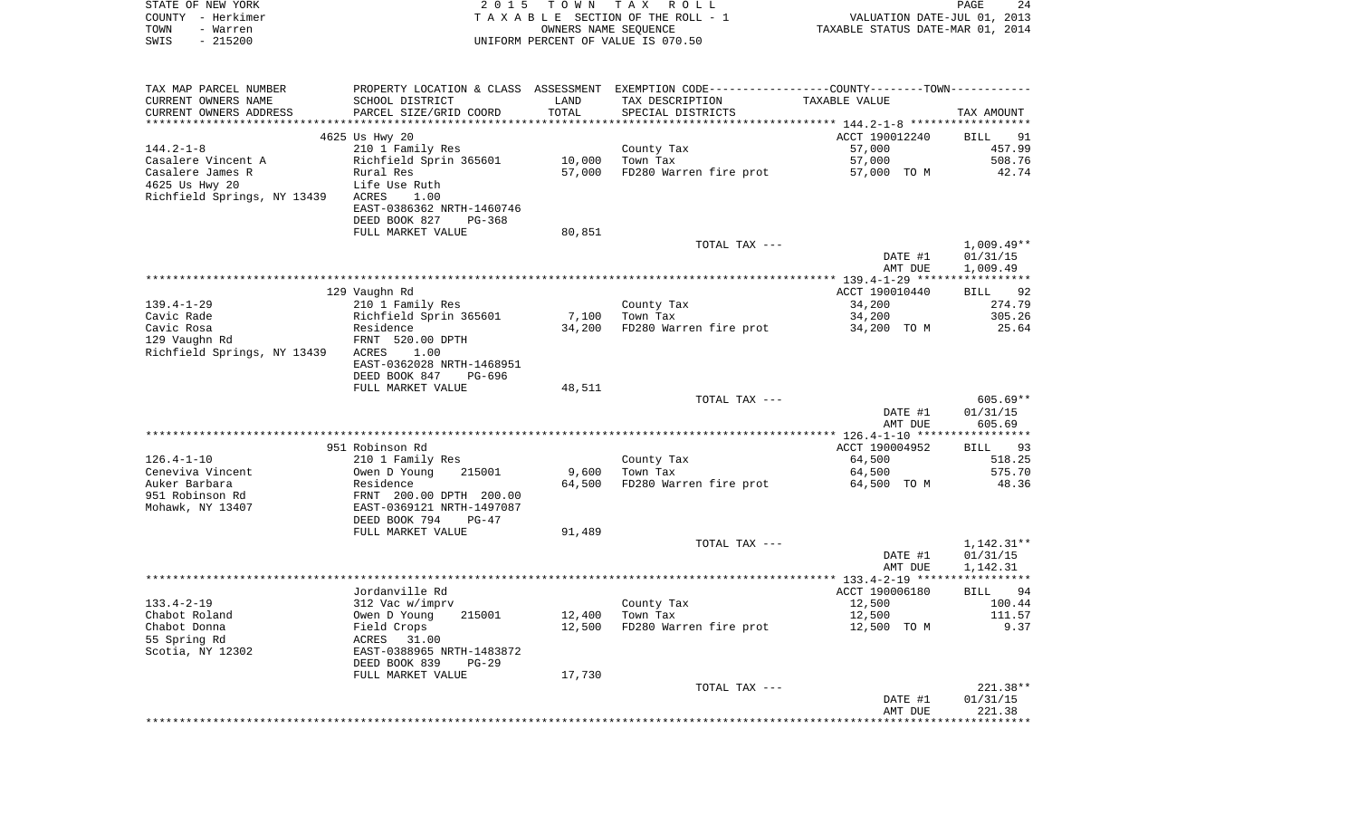STATE OF NEW YORK
COUNTY - Herkimer
TOWN - Warren
SWIS - 215200

2015 TOWN TAX ROLL
TAXABLE SECTION OF THE ROLL - 1
OWNERS NAME SEQUENCE
UNIFORM PERCENT OF VALUE IS 070.50

VALUATION DATE-JUL 01, 2013
TAXABLE STATUS DATE-MAR 01, 2014

| TAX MAP PARCEL NUMBER / CURRENT OWNERS NAME / CURRENT OWNERS ADDRESS | PROPERTY LOCATION & CLASS / SCHOOL DISTRICT / PARCEL SIZE/GRID COORD | ASSESSMENT LAND / TOTAL | EXEMPTION CODE / TAX DESCRIPTION / SPECIAL DISTRICTS | TAXABLE VALUE | TAX AMOUNT |
|---|---|---|---|---|---|
| | 4625 Us Hwy 20 | | | ACCT 190012240 | BILL 91 |
| 144.2-1-8 | 210 1 Family Res | | County Tax | 57,000 | 457.99 |
| Casalere Vincent A | Richfield Sprin 365601 | 10,000 | Town Tax | 57,000 | 508.76 |
| Casalere James R | Rural Res | 57,000 | FD280 Warren fire prot | 57,000 TO M | 42.74 |
| 4625 Us Hwy 20 | Life Use Ruth | | | | |
| Richfield Springs, NY 13439 | ACRES 1.00 | | | | |
| | EAST-0386362 NRTH-1460746 | | | | |
| | DEED BOOK 827 PG-368 | | | | |
| | FULL MARKET VALUE | 80,851 | | | |
| | | | TOTAL TAX --- | | 1,009.49** |
| | | | | DATE #1 | 01/31/15 |
| | | | | AMT DUE | 1,009.49 |
| | 129 Vaughn Rd | | | ACCT 190010440 | BILL 92 |
| 139.4-1-29 | 210 1 Family Res | | County Tax | 34,200 | 274.79 |
| Cavic Rade | Richfield Sprin 365601 | 7,100 | Town Tax | 34,200 | 305.26 |
| Cavic Rosa | Residence | 34,200 | FD280 Warren fire prot | 34,200 TO M | 25.64 |
| 129 Vaughn Rd | FRNT 520.00 DPTH | | | | |
| Richfield Springs, NY 13439 | ACRES 1.00 | | | | |
| | EAST-0362028 NRTH-1468951 | | | | |
| | DEED BOOK 847 PG-696 | | | | |
| | FULL MARKET VALUE | 48,511 | | | |
| | | | TOTAL TAX --- | | 605.69** |
| | | | | DATE #1 | 01/31/15 |
| | | | | AMT DUE | 605.69 |
| | 951 Robinson Rd | | | ACCT 190004952 | BILL 93 |
| 126.4-1-10 | 210 1 Family Res | | County Tax | 64,500 | 518.25 |
| Ceneviva Vincent | Owen D Young 215001 | 9,600 | Town Tax | 64,500 | 575.70 |
| Auker Barbara | Residence | 64,500 | FD280 Warren fire prot | 64,500 TO M | 48.36 |
| 951 Robinson Rd | FRNT 200.00 DPTH 200.00 | | | | |
| Mohawk, NY 13407 | EAST-0369121 NRTH-1497087 | | | | |
| | DEED BOOK 794 PG-47 | | | | |
| | FULL MARKET VALUE | 91,489 | | | |
| | | | TOTAL TAX --- | | 1,142.31** |
| | | | | DATE #1 | 01/31/15 |
| | | | | AMT DUE | 1,142.31 |
| | Jordanville Rd | | | ACCT 190006180 | BILL 94 |
| 133.4-2-19 | 312 Vac w/imprv | | County Tax | 12,500 | 100.44 |
| Chabot Roland | Owen D Young 215001 | 12,400 | Town Tax | 12,500 | 111.57 |
| Chabot Donna | Field Crops | 12,500 | FD280 Warren fire prot | 12,500 TO M | 9.37 |
| 55 Spring Rd | ACRES 31.00 | | | | |
| Scotia, NY 12302 | EAST-0388965 NRTH-1483872 | | | | |
| | DEED BOOK 839 PG-29 | | | | |
| | FULL MARKET VALUE | 17,730 | | | |
| | | | TOTAL TAX --- | | 221.38** |
| | | | | DATE #1 | 01/31/15 |
| | | | | AMT DUE | 221.38 |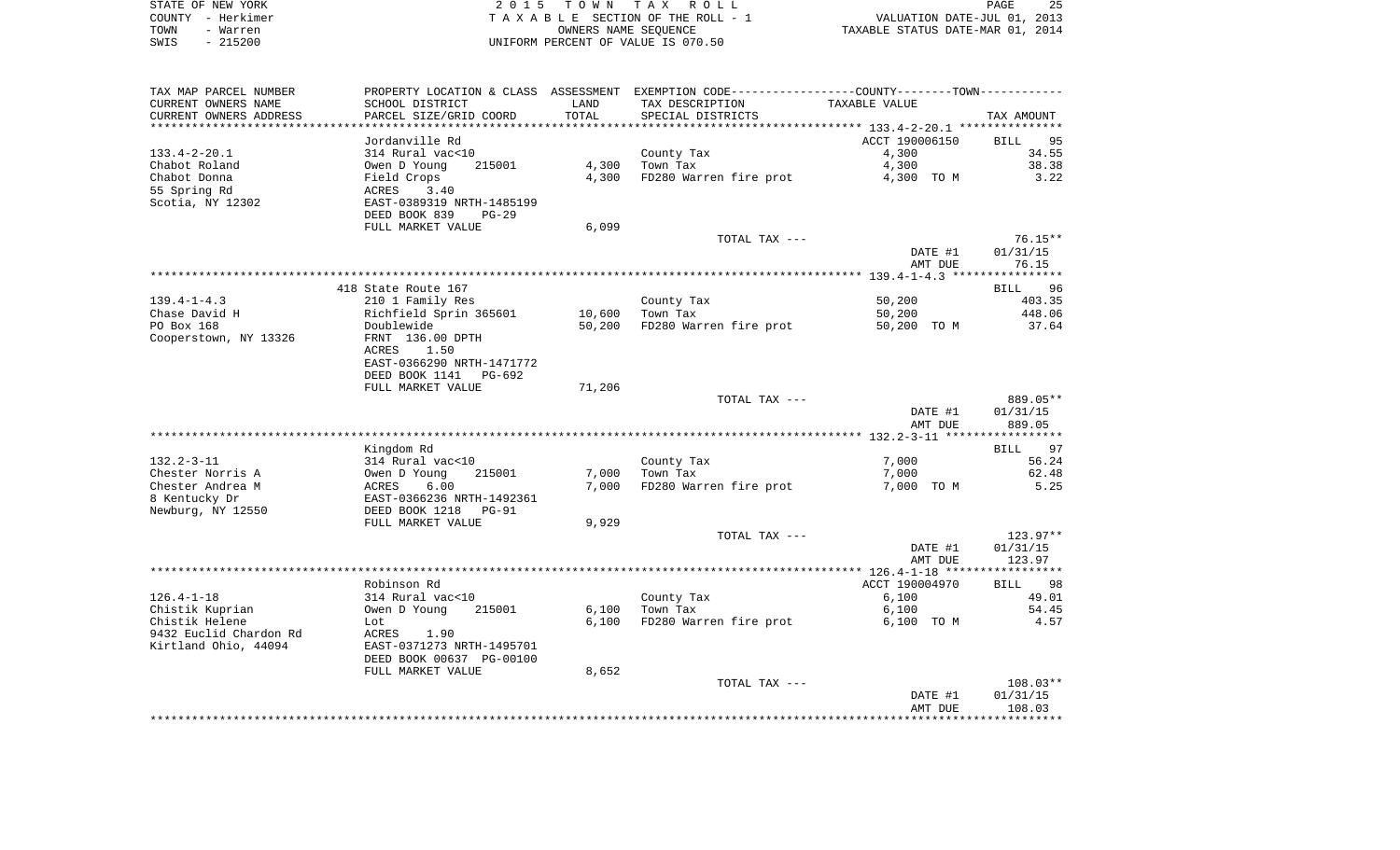STATE OF NEW YORK
COUNTY - Herkimer
TOWN - Warren
SWIS - 215200

2 0 1 5 T O W N T A X R O L L
T A X A B L E SECTION OF THE ROLL - 1
OWNERS NAME SEQUENCE
UNIFORM PERCENT OF VALUE IS 070.50

VALUATION DATE-JUL 01, 2013
TAXABLE STATUS DATE-MAR 01, 2014

| TAX MAP PARCEL NUMBER<br>CURRENT OWNERS NAME<br>CURRENT OWNERS ADDRESS | PROPERTY LOCATION & CLASS<br>SCHOOL DISTRICT<br>PARCEL SIZE/GRID COORD | ASSESSMENT LAND<br>TOTAL | EXEMPTION CODE-----COUNTY-----TOWN------<br>TAX DESCRIPTION<br>SPECIAL DISTRICTS | TAXABLE VALUE | TAX AMOUNT |
|---|---|---|---|---|---|
| | Jordanville Rd | | | ACCT 190006150 | BILL 95 |
| 133.4-2-20.1 | 314 Rural vac<10 | | County Tax | 4,300 | 34.55 |
| Chabot Roland | Owen D Young 215001 | 4,300 | Town Tax | 4,300 | 38.38 |
| Chabot Donna | Field Crops | 4,300 | FD280 Warren fire prot | 4,300 TO M | 3.22 |
| 55 Spring Rd | ACRES 3.40 | | | | |
| Scotia, NY 12302 | EAST-0389319 NRTH-1485199 | | | | |
| | DEED BOOK 839 PG-29 | | | | |
| | FULL MARKET VALUE | 6,099 | | | |
| | | | TOTAL TAX --- | | 76.15** |
| | | | | DATE #1 | 01/31/15 |
| | | | | AMT DUE | 76.15 |
| | 418 State Route 167 | | | | BILL 96 |
| 139.4-1-4.3 | 210 1 Family Res | | County Tax | 50,200 | 403.35 |
| Chase David H | Richfield Sprin 365601 | 10,600 | Town Tax | 50,200 | 448.06 |
| PO Box 168 | Doublewide | 50,200 | FD280 Warren fire prot | 50,200 TO M | 37.64 |
| Cooperstown, NY 13326 | FRNT 136.00 DPTH | | | | |
| | ACRES 1.50 | | | | |
| | EAST-0366290 NRTH-1471772 | | | | |
| | DEED BOOK 1141 PG-692 | | | | |
| | FULL MARKET VALUE | 71,206 | | | |
| | | | TOTAL TAX --- | | 889.05** |
| | | | | DATE #1 | 01/31/15 |
| | | | | AMT DUE | 889.05 |
| | Kingdom Rd | | | | BILL 97 |
| 132.2-3-11 | 314 Rural vac<10 | | County Tax | 7,000 | 56.24 |
| Chester Norris A | Owen D Young 215001 | 7,000 | Town Tax | 7,000 | 62.48 |
| Chester Andrea M | ACRES 6.00 | 7,000 | FD280 Warren fire prot | 7,000 TO M | 5.25 |
| 8 Kentucky Dr | EAST-0366236 NRTH-1492361 | | | | |
| Newburg, NY 12550 | DEED BOOK 1218 PG-91 | | | | |
| | FULL MARKET VALUE | 9,929 | | | |
| | | | TOTAL TAX --- | | 123.97** |
| | | | | DATE #1 | 01/31/15 |
| | | | | AMT DUE | 123.97 |
| | Robinson Rd | | | ACCT 190004970 | BILL 98 |
| 126.4-1-18 | 314 Rural vac<10 | | County Tax | 6,100 | 49.01 |
| Chistik Kuprian | Owen D Young 215001 | 6,100 | Town Tax | 6,100 | 54.45 |
| Chistik Helene | Lot | 6,100 | FD280 Warren fire prot | 6,100 TO M | 4.57 |
| 9432 Euclid Chardon Rd | ACRES 1.90 | | | | |
| Kirtland Ohio, 44094 | EAST-0371273 NRTH-1495701 | | | | |
| | DEED BOOK 00637 PG-00100 | | | | |
| | FULL MARKET VALUE | 8,652 | | | |
| | | | TOTAL TAX --- | | 108.03** |
| | | | | DATE #1 | 01/31/15 |
| | | | | AMT DUE | 108.03 |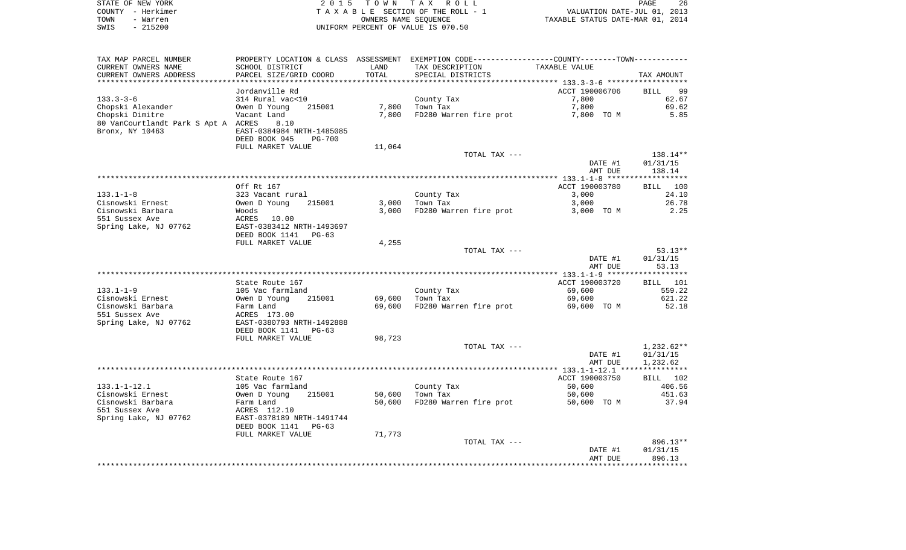STATE OF NEW YORK | 2 0 1 5 T O W N T A X R O L L
COUNTY - Herkimer | T A X A B L E SECTION OF THE ROLL - 1 | VALUATION DATE-JUL 01, 2013
TOWN - Warren | OWNERS NAME SEQUENCE | TAXABLE STATUS DATE-MAR 01, 2014
SWIS - 215200 | UNIFORM PERCENT OF VALUE IS 070.50

| TAX MAP PARCEL NUMBER / CURRENT OWNERS NAME / CURRENT OWNERS ADDRESS | PROPERTY LOCATION & CLASS / SCHOOL DISTRICT / PARCEL SIZE/GRID COORD | ASSESSMENT LAND / TOTAL | EXEMPTION CODE / TAX DESCRIPTION / SPECIAL DISTRICTS | TAXABLE VALUE | TAX AMOUNT |
|---|---|---|---|---|---|
| **133.3-3-6** | Jordanville Rd | | | ACCT 190006706 | BILL 99 |
| | 314 Rural vac<10 | | County Tax | 7,800 | 62.67 |
| Chopski Alexander | Owen D Young 215001 | 7,800 | Town Tax | 7,800 | 69.62 |
| Chopski Dimitre | Vacant Land | 7,800 | FD280 Warren fire prot | 7,800 TO M | 5.85 |
| 80 VanCourtlandt Park S Apt A | ACRES 8.10 | | | | |
| Bronx, NY 10463 | EAST-0384984 NRTH-1485085 | | | | |
| | DEED BOOK 945 PG-700 | | | | |
| | FULL MARKET VALUE | 11,064 | | | |
| | | | TOTAL TAX --- | | 138.14** |
| | | | | DATE #1 | 01/31/15 |
| | | | | AMT DUE | 138.14 |
| **133.1-1-8** | Off Rt 167 | | | ACCT 190003780 | BILL 100 |
| | 323 Vacant rural | | County Tax | 3,000 | 24.10 |
| Cisnowski Ernest | Owen D Young 215001 | 3,000 | Town Tax | 3,000 | 26.78 |
| Cisnowski Barbara | Woods | 3,000 | FD280 Warren fire prot | 3,000 TO M | 2.25 |
| 551 Sussex Ave | ACRES 10.00 | | | | |
| Spring Lake, NJ 07762 | EAST-0383412 NRTH-1493697 | | | | |
| | DEED BOOK 1141 PG-63 | | | | |
| | FULL MARKET VALUE | 4,255 | | | |
| | | | TOTAL TAX --- | | 53.13** |
| | | | | DATE #1 | 01/31/15 |
| | | | | AMT DUE | 53.13 |
| **133.1-1-9** | State Route 167 | | | ACCT 190003720 | BILL 101 |
| | 105 Vac farmland | | County Tax | 69,600 | 559.22 |
| Cisnowski Ernest | Owen D Young 215001 | 69,600 | Town Tax | 69,600 | 621.22 |
| Cisnowski Barbara | Farm Land | 69,600 | FD280 Warren fire prot | 69,600 TO M | 52.18 |
| 551 Sussex Ave | ACRES 173.00 | | | | |
| Spring Lake, NJ 07762 | EAST-0380793 NRTH-1492888 | | | | |
| | DEED BOOK 1141 PG-63 | | | | |
| | FULL MARKET VALUE | 98,723 | | | |
| | | | TOTAL TAX --- | | 1,232.62** |
| | | | | DATE #1 | 01/31/15 |
| | | | | AMT DUE | 1,232.62 |
| **133.1-1-12.1** | State Route 167 | | | ACCT 190003750 | BILL 102 |
| | 105 Vac farmland | | County Tax | 50,600 | 406.56 |
| Cisnowski Ernest | Owen D Young 215001 | 50,600 | Town Tax | 50,600 | 451.63 |
| Cisnowski Barbara | Farm Land | 50,600 | FD280 Warren fire prot | 50,600 TO M | 37.94 |
| 551 Sussex Ave | ACRES 112.10 | | | | |
| Spring Lake, NJ 07762 | EAST-0378189 NRTH-1491744 | | | | |
| | DEED BOOK 1141 PG-63 | | | | |
| | FULL MARKET VALUE | 71,773 | | | |
| | | | TOTAL TAX --- | | 896.13** |
| | | | | DATE #1 | 01/31/15 |
| | | | | AMT DUE | 896.13 |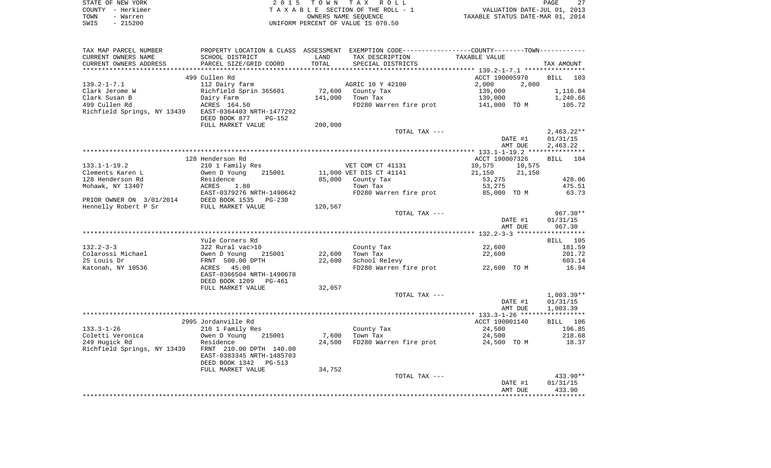STATE OF NEW YORK — COUNTY - Herkimer — TOWN - Warren — SWIS - 215200

2015 TOWN TAX ROLL
TAXABLE SECTION OF THE ROLL - 1
OWNERS NAME SEQUENCE
UNIFORM PERCENT OF VALUE IS 070.50

VALUATION DATE-JUL 01, 2013
TAXABLE STATUS DATE-MAR 01, 2014

| TAX MAP PARCEL NUMBER / CURRENT OWNERS NAME / CURRENT OWNERS ADDRESS | PROPERTY LOCATION & CLASS / SCHOOL DISTRICT / PARCEL SIZE/GRID COORD | ASSESSMENT LAND / TOTAL | EXEMPTION CODE / TAX DESCRIPTION / SPECIAL DISTRICTS | COUNTY / TOWN TAXABLE VALUE | TAX AMOUNT |
|---|---|---|---|---|---|
| **139.2-1-7.1** | 499 Cullen Rd | | | ACCT 190005970 | BILL 103 |
| 139.2-1-7.1 | 112 Dairy farm | | AGRIC 10 Y 42100 | 2,000 2,000 | |
| Clark Jerome W | Richfield Sprin 365601 | 72,600 | County Tax | 139,000 | 1,116.84 |
| Clark Susan B | Dairy Farm | 141,000 | Town Tax | 139,000 | 1,240.66 |
| 499 Cullen Rd | ACRES 164.50 | | FD280 Warren fire prot | 141,000 TO M | 105.72 |
| Richfield Springs, NY 13439 | EAST-0364403 NRTH-1477292 | | | | |
| | DEED BOOK 877 PG-152 | | | | |
| | FULL MARKET VALUE | 200,000 | | | |
| | | | TOTAL TAX --- | | 2,463.22** |
| | | | | DATE #1 | 01/31/15 |
| | | | | AMT DUE | 2,463.22 |
| **133.1-1-19.2** | 128 Henderson Rd | | | ACCT 190007326 | BILL 104 |
| 133.1-1-19.2 | 210 1 Family Res | | VET COM CT 41131 | 10,575 10,575 | |
| Clements Karen L | Owen D Young 215001 | 11,000 | VET DIS CT 41141 | 21,150 21,150 | |
| 128 Henderson Rd | Residence | 85,000 | County Tax | 53,275 | 428.06 |
| Mohawk, NY 13407 | ACRES 1.80 | | Town Tax | 53,275 | 475.51 |
| | EAST-0379276 NRTH-1490642 | | FD280 Warren fire prot | 85,000 TO M | 63.73 |
| PRIOR OWNER ON 3/01/2014 | DEED BOOK 1535 PG-230 | | | | |
| Hennelly Robert P Sr | FULL MARKET VALUE | 120,567 | | | |
| | | | TOTAL TAX --- | | 967.30** |
| | | | | DATE #1 | 01/31/15 |
| | | | | AMT DUE | 967.30 |
| **132.2-3-3** | Yule Corners Rd | | | | BILL 105 |
| 132.2-3-3 | 322 Rural vac>10 | | County Tax | 22,600 | 181.59 |
| Colarossi Michael | Owen D Young 215001 | 22,600 | Town Tax | 22,600 | 201.72 |
| 25 Louis Dr | FRNT 500.00 DPTH | 22,600 | School Relevy | | 603.14 |
| Katonah, NY 10536 | ACRES 45.00 | | FD280 Warren fire prot | 22,600 TO M | 16.94 |
| | EAST-0366504 NRTH-1490678 | | | | |
| | DEED BOOK 1209 PG-461 | | | | |
| | FULL MARKET VALUE | 32,057 | | | |
| | | | TOTAL TAX --- | | 1,003.39** |
| | | | | DATE #1 | 01/31/15 |
| | | | | AMT DUE | 1,003.39 |
| **133.3-1-26** | 2995 Jordanville Rd | | | ACCT 190001140 | BILL 106 |
| 133.3-1-26 | 210 1 Family Res | | County Tax | 24,500 | 196.85 |
| Coletti Veronica | Owen D Young 215001 | 7,600 | Town Tax | 24,500 | 218.68 |
| 249 Hugick Rd | Residence | 24,500 | FD280 Warren fire prot | 24,500 TO M | 18.37 |
| Richfield Springs, NY 13439 | FRNT 210.00 DPTH 140.00 | | | | |
| | EAST-0383345 NRTH-1485703 | | | | |
| | DEED BOOK 1342 PG-513 | | | | |
| | FULL MARKET VALUE | 34,752 | | | |
| | | | TOTAL TAX --- | | 433.90** |
| | | | | DATE #1 | 01/31/15 |
| | | | | AMT DUE | 433.90 |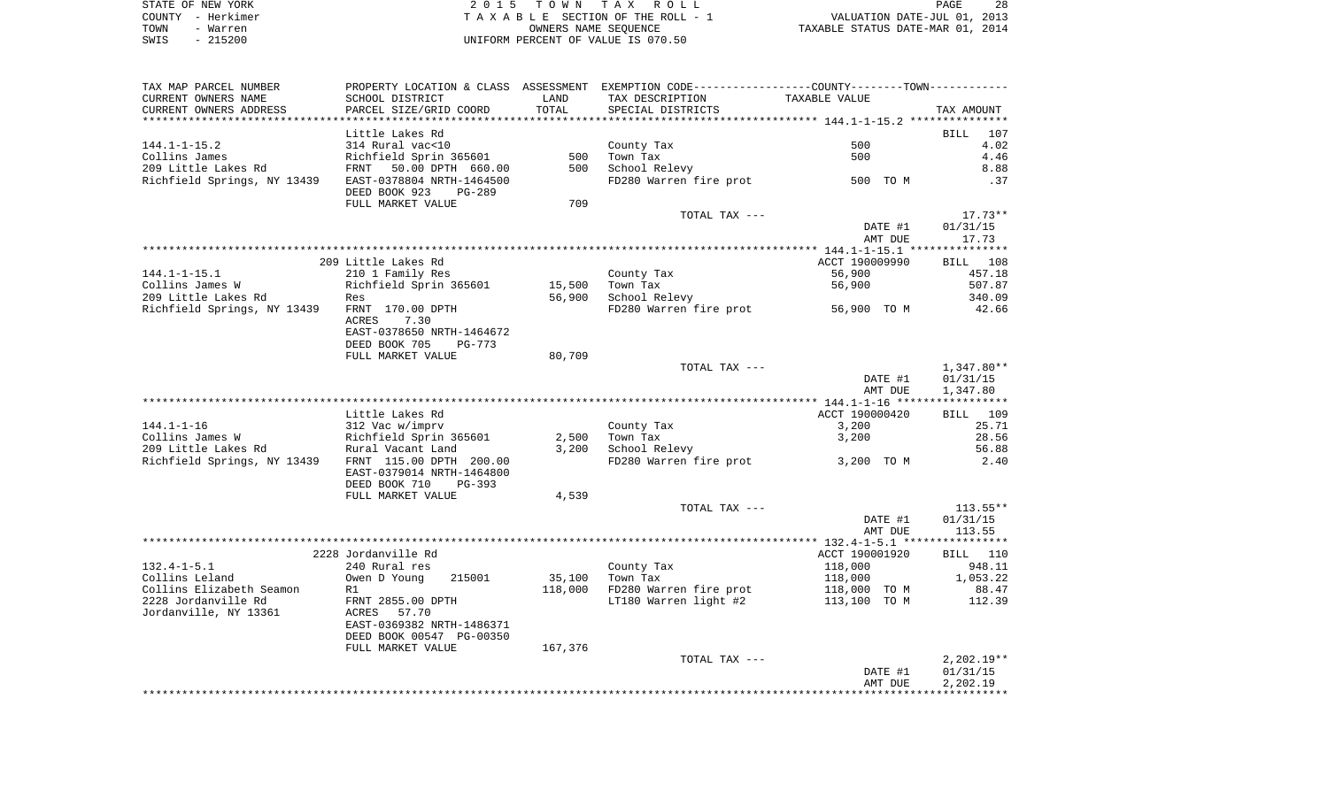STATE OF NEW YORK
COUNTY - Herkimer
TOWN - Warren
SWIS - 215200

2 0 1 5 T O W N T A X R O L L
T A X A B L E SECTION OF THE ROLL - 1
OWNERS NAME SEQUENCE
UNIFORM PERCENT OF VALUE IS 070.50

VALUATION DATE-JUL 01, 2013
TAXABLE STATUS DATE-MAR 01, 2014

| TAX MAP PARCEL NUMBER<br>CURRENT OWNERS NAME<br>CURRENT OWNERS ADDRESS | PROPERTY LOCATION & CLASS<br>SCHOOL DISTRICT<br>PARCEL SIZE/GRID COORD | ASSESSMENT<br>LAND<br>TOTAL | EXEMPTION CODE----COUNTY----TOWN----<br>TAX DESCRIPTION<br>SPECIAL DISTRICTS | TAXABLE VALUE | TAX AMOUNT |
|---|---|---|---|---|---|
| **144.1-1-15.2** | Little Lakes Rd | | | | BILL 107 |
| 144.1-1-15.2 | 314 Rural vac<10 | | County Tax | 500 | 4.02 |
| Collins James | Richfield Sprin 365601 | 500 | Town Tax | 500 | 4.46 |
| 209 Little Lakes Rd | FRNT 50.00 DPTH 660.00 | 500 | School Relevy | | 8.88 |
| Richfield Springs, NY 13439 | EAST-0378804 NRTH-1464500 | | FD280 Warren fire prot | 500 TO M | .37 |
| | DEED BOOK 923 PG-289 | | | | |
| | FULL MARKET VALUE | 709 | | | |
| | | | TOTAL TAX --- | | 17.73** |
| | | | | DATE #1 | 01/31/15 |
| | | | | AMT DUE | 17.73 |
| **144.1-1-15.1** | 209 Little Lakes Rd | | | ACCT 190009990 | BILL 108 |
| 144.1-1-15.1 | 210 1 Family Res | | County Tax | 56,900 | 457.18 |
| Collins James W | Richfield Sprin 365601 | 15,500 | Town Tax | 56,900 | 507.87 |
| 209 Little Lakes Rd | Res | 56,900 | School Relevy | | 340.09 |
| Richfield Springs, NY 13439 | FRNT 170.00 DPTH | | FD280 Warren fire prot | 56,900 TO M | 42.66 |
| | ACRES 7.30 | | | | |
| | EAST-0378650 NRTH-1464672 | | | | |
| | DEED BOOK 705 PG-773 | | | | |
| | FULL MARKET VALUE | 80,709 | | | |
| | | | TOTAL TAX --- | | 1,347.80** |
| | | | | DATE #1 | 01/31/15 |
| | | | | AMT DUE | 1,347.80 |
| **144.1-1-16** | Little Lakes Rd | | | ACCT 190000420 | BILL 109 |
| 144.1-1-16 | 312 Vac w/imprv | | County Tax | 3,200 | 25.71 |
| Collins James W | Richfield Sprin 365601 | 2,500 | Town Tax | 3,200 | 28.56 |
| 209 Little Lakes Rd | Rural Vacant Land | 3,200 | School Relevy | | 56.88 |
| Richfield Springs, NY 13439 | FRNT 115.00 DPTH 200.00 | | FD280 Warren fire prot | 3,200 TO M | 2.40 |
| | EAST-0379014 NRTH-1464800 | | | | |
| | DEED BOOK 710 PG-393 | | | | |
| | FULL MARKET VALUE | 4,539 | | | |
| | | | TOTAL TAX --- | | 113.55** |
| | | | | DATE #1 | 01/31/15 |
| | | | | AMT DUE | 113.55 |
| **132.4-1-5.1** | 2228 Jordanville Rd | | | ACCT 190001920 | BILL 110 |
| 132.4-1-5.1 | 240 Rural res | | County Tax | 118,000 | 948.11 |
| Collins Leland | Owen D Young 215001 | 35,100 | Town Tax | 118,000 | 1,053.22 |
| Collins Elizabeth Seamon | R1 | 118,000 | FD280 Warren fire prot | 118,000 TO M | 88.47 |
| 2228 Jordanville Rd | FRNT 2855.00 DPTH | | LT180 Warren light #2 | 113,100 TO M | 112.39 |
| Jordanville, NY 13361 | ACRES 57.70 | | | | |
| | EAST-0369382 NRTH-1486371 | | | | |
| | DEED BOOK 00547 PG-00350 | | | | |
| | FULL MARKET VALUE | 167,376 | | | |
| | | | TOTAL TAX --- | | 2,202.19** |
| | | | | DATE #1 | 01/31/15 |
| | | | | AMT DUE | 2,202.19 |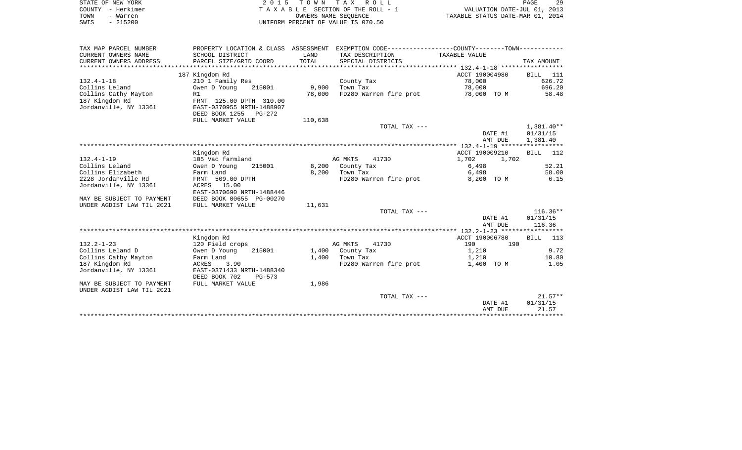STATE OF NEW YORK
COUNTY - Herkimer
TOWN - Warren
SWIS - 215200

2 0 1 5 T O W N T A X R O L L
T A X A B L E SECTION OF THE ROLL - 1
OWNERS NAME SEQUENCE
UNIFORM PERCENT OF VALUE IS 070.50

VALUATION DATE-JUL 01, 2013
TAXABLE STATUS DATE-MAR 01, 2014

| TAX MAP PARCEL NUMBER / CURRENT OWNERS NAME / CURRENT OWNERS ADDRESS | PROPERTY LOCATION & CLASS / SCHOOL DISTRICT / PARCEL SIZE/GRID COORD | ASSESSMENT LAND | TOTAL | EXEMPTION CODE / TAX DESCRIPTION / SPECIAL DISTRICTS | COUNTY / TOWN TAXABLE VALUE | TAX AMOUNT |
|---|---|---|---|---|---|---|
| **132.4-1-18** | 187 Kingdom Rd | | | | ACCT 190004980 | BILL 111 |
| 132.4-1-18 | 210 1 Family Res | | | County Tax | 78,000 | 626.72 |
| Collins Leland | Owen D Young 215001 | 9,900 | | Town Tax | 78,000 | 696.20 |
| Collins Cathy Mayton | R1 | | 78,000 | FD280 Warren fire prot | 78,000 TO M | 58.48 |
| 187 Kingdom Rd | FRNT 125.00 DPTH 310.00 | | | | | |
| Jordanville, NY 13361 | EAST-0370955 NRTH-1488907 | | | | | |
| | DEED BOOK 1255 PG-272 | | | | | |
| | FULL MARKET VALUE | | 110,638 | | | |
| | | | | TOTAL TAX --- | | 1,381.40** |
| | | | | | DATE #1 | 01/31/15 |
| | | | | | AMT DUE | 1,381.40 |
| **132.4-1-19** | Kingdom Rd | | | | ACCT 190009210 | BILL 112 |
| 132.4-1-19 | 105 Vac farmland | | | AG MKTS 41730 | 1,702 1,702 | |
| Collins Leland | Owen D Young 215001 | 8,200 | | County Tax | 6,498 | 52.21 |
| Collins Elizabeth | Farm Land | | 8,200 | Town Tax | 6,498 | 58.00 |
| 2228 Jordanville Rd | FRNT 509.00 DPTH | | | FD280 Warren fire prot | 8,200 TO M | 6.15 |
| Jordanville, NY 13361 | ACRES 15.00 | | | | | |
| | EAST-0370690 NRTH-1488446 | | | | | |
| MAY BE SUBJECT TO PAYMENT | DEED BOOK 00655 PG-00270 | | | | | |
| UNDER AGDIST LAW TIL 2021 | FULL MARKET VALUE | | 11,631 | | | |
| | | | | TOTAL TAX --- | | 116.36** |
| | | | | | DATE #1 | 01/31/15 |
| | | | | | AMT DUE | 116.36 |
| **132.2-1-23** | Kingdom Rd | | | | ACCT 190006780 | BILL 113 |
| 132.2-1-23 | 120 Field crops | | | AG MKTS 41730 | 190 190 | |
| Collins Leland D | Owen D Young 215001 | 1,400 | | County Tax | 1,210 | 9.72 |
| Collins Cathy Mayton | Farm Land | | 1,400 | Town Tax | 1,210 | 10.80 |
| 187 Kingdom Rd | ACRES 3.90 | | | FD280 Warren fire prot | 1,400 TO M | 1.05 |
| Jordanville, NY 13361 | EAST-0371433 NRTH-1488340 | | | | | |
| | DEED BOOK 702 PG-573 | | | | | |
| MAY BE SUBJECT TO PAYMENT | FULL MARKET VALUE | | 1,986 | | | |
| UNDER AGDIST LAW TIL 2021 | | | | | | |
| | | | | TOTAL TAX --- | | 21.57** |
| | | | | | DATE #1 | 01/31/15 |
| | | | | | AMT DUE | 21.57 |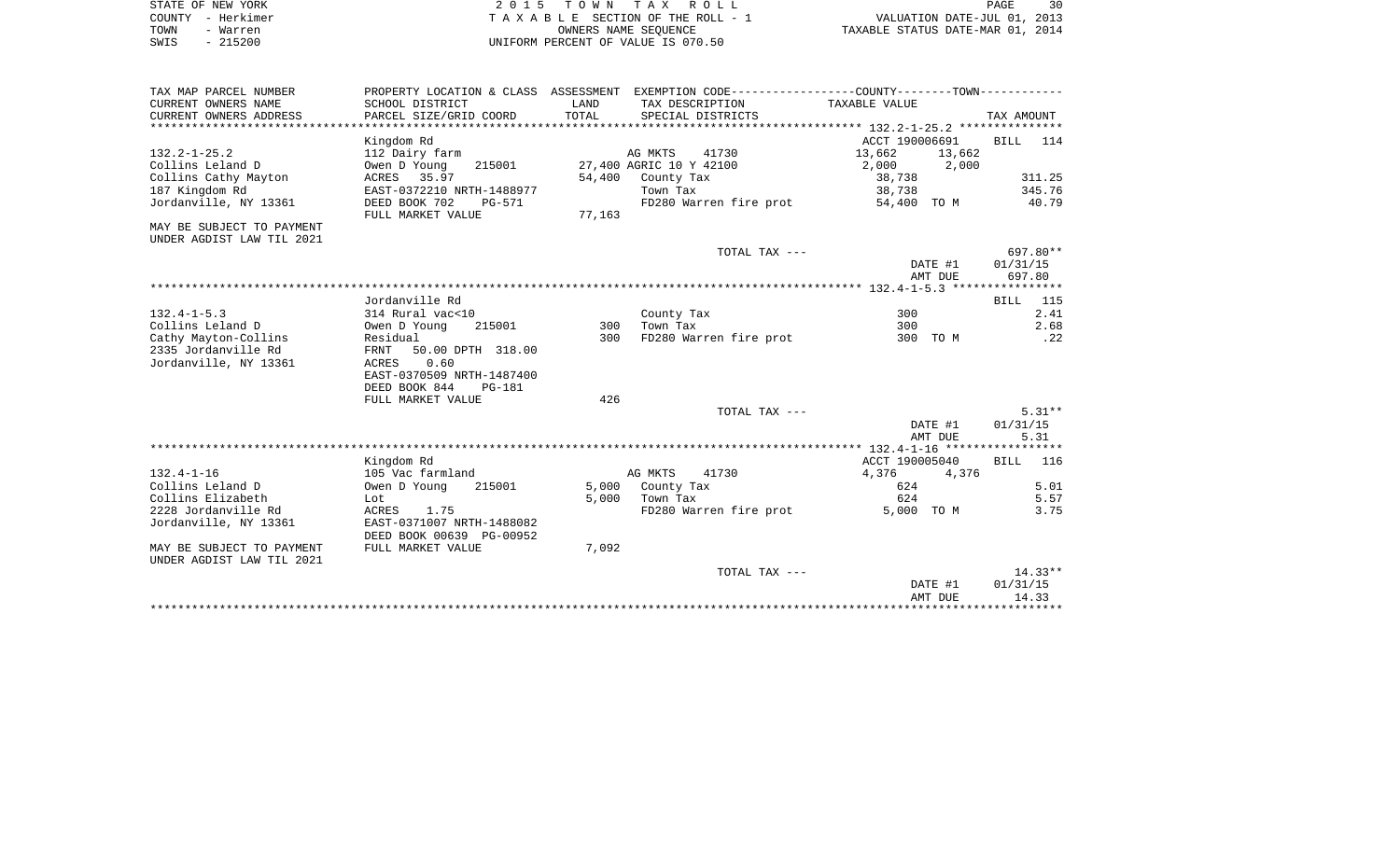STATE OF NEW YORK
COUNTY - Herkimer
TOWN - Warren
SWIS - 215200

2015 TOWN TAX ROLL
TAXABLE SECTION OF THE ROLL - 1
OWNERS NAME SEQUENCE
UNIFORM PERCENT OF VALUE IS 070.50

VALUATION DATE-JUL 01, 2013
TAXABLE STATUS DATE-MAR 01, 2014

| TAX MAP PARCEL NUMBER / CURRENT OWNERS NAME / CURRENT OWNERS ADDRESS | PROPERTY LOCATION & CLASS / SCHOOL DISTRICT / PARCEL SIZE/GRID COORD | ASSESSMENT LAND / TOTAL | EXEMPTION CODE / TAX DESCRIPTION / SPECIAL DISTRICTS | COUNTY TAXABLE VALUE | TOWN | TAX AMOUNT |
|---|---|---|---|---|---|---|
| | Kingdom Rd | | | ACCT 190006691 | | BILL 114 |
| 132.2-1-25.2 | 112 Dairy farm | | AG MKTS 41730 | 13,662 | 13,662 | |
| Collins Leland D | Owen D Young 215001 | 27,400 | AGRIC 10 Y 42100 | 2,000 | 2,000 | |
| Collins Cathy Mayton | ACRES 35.97 | 54,400 | County Tax | 38,738 | | 311.25 |
| 187 Kingdom Rd | EAST-0372210 NRTH-1488977 | | Town Tax | 38,738 | | 345.76 |
| Jordanville, NY 13361 | DEED BOOK 702 PG-571 | | FD280 Warren fire prot | 54,400 TO M | | 40.79 |
| | FULL MARKET VALUE | 77,163 | | | | |
| MAY BE SUBJECT TO PAYMENT UNDER AGDIST LAW TIL 2021 | | | | | | |
| | | | TOTAL TAX --- | | | 697.80** |
| | | | | | DATE #1 | 01/31/15 |
| | | | | | AMT DUE | 697.80 |
| | Jordanville Rd | | | | | BILL 115 |
| 132.4-1-5.3 | 314 Rural vac<10 | | County Tax | 300 | | 2.41 |
| Collins Leland D | Owen D Young 215001 | 300 | Town Tax | 300 | | 2.68 |
| Cathy Mayton-Collins | Residual | 300 | FD280 Warren fire prot | 300 TO M | | .22 |
| 2335 Jordanville Rd | FRNT 50.00 DPTH 318.00 | | | | | |
| Jordanville, NY 13361 | ACRES 0.60 | | | | | |
| | EAST-0370509 NRTH-1487400 | | | | | |
| | DEED BOOK 844 PG-181 | | | | | |
| | FULL MARKET VALUE | 426 | | | | |
| | | | TOTAL TAX --- | | | 5.31** |
| | | | | | DATE #1 | 01/31/15 |
| | | | | | AMT DUE | 5.31 |
| | Kingdom Rd | | | ACCT 190005040 | | BILL 116 |
| 132.4-1-16 | 105 Vac farmland | | AG MKTS 41730 | 4,376 | 4,376 | |
| Collins Leland D | Owen D Young 215001 | 5,000 | County Tax | 624 | | 5.01 |
| Collins Elizabeth | Lot | 5,000 | Town Tax | 624 | | 5.57 |
| 2228 Jordanville Rd | ACRES 1.75 | | FD280 Warren fire prot | 5,000 TO M | | 3.75 |
| Jordanville, NY 13361 | EAST-0371007 NRTH-1488082 | | | | | |
| | DEED BOOK 00639 PG-00952 | | | | | |
| MAY BE SUBJECT TO PAYMENT UNDER AGDIST LAW TIL 2021 | FULL MARKET VALUE | 7,092 | | | | |
| | | | TOTAL TAX --- | | | 14.33** |
| | | | | | DATE #1 | 01/31/15 |
| | | | | | AMT DUE | 14.33 |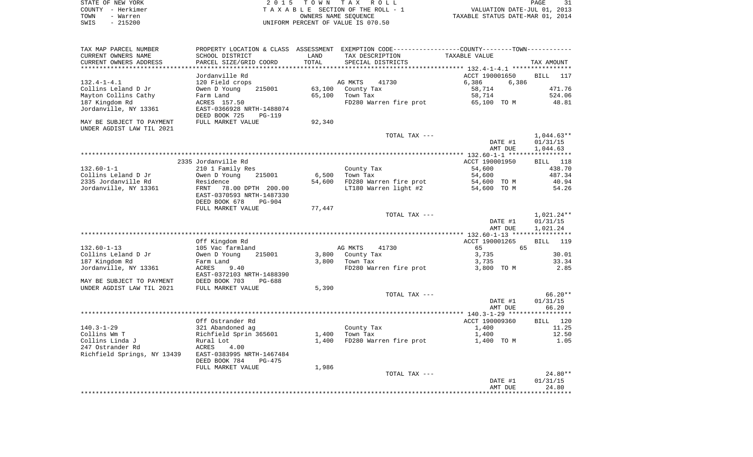STATE OF NEW YORK
COUNTY - Herkimer
TOWN - Warren
SWIS - 215200

2 0 1 5 T O W N T A X R O L L
T A X A B L E SECTION OF THE ROLL - 1
OWNERS NAME SEQUENCE
UNIFORM PERCENT OF VALUE IS 070.50

VALUATION DATE-JUL 01, 2013
TAXABLE STATUS DATE-MAR 01, 2014

| TAX MAP PARCEL NUMBER<br>CURRENT OWNERS NAME<br>CURRENT OWNERS ADDRESS | PROPERTY LOCATION & CLASS<br>SCHOOL DISTRICT<br>PARCEL SIZE/GRID COORD | ASSESSMENT<br>LAND<br>TOTAL | EXEMPTION CODE-----COUNTY-----TOWN<br>TAX DESCRIPTION<br>SPECIAL DISTRICTS | TAXABLE VALUE | TAX AMOUNT |
|---|---|---|---|---|---|
| | Jordanville Rd | | | ACCT 190001650 | BILL 117 |
| 132.4-1-4.1 | 120 Field crops | | AG MKTS 41730 | 6,386 6,386 | |
| Collins Leland D Jr | Owen D Young 215001 | 63,100 | County Tax | 58,714 | 471.76 |
| Mayton Collins Cathy | Farm Land | 65,100 | Town Tax | 58,714 | 524.06 |
| 187 Kingdom Rd | ACRES 157.50 | | FD280 Warren fire prot | 65,100 TO M | 48.81 |
| Jordanville, NY 13361 | EAST-0366928 NRTH-1488074 | | | | |
| | DEED BOOK 725 PG-119 | | | | |
| MAY BE SUBJECT TO PAYMENT | FULL MARKET VALUE | 92,340 | | | |
| UNDER AGDIST LAW TIL 2021 | | | | | |
| | | | TOTAL TAX --- | | 1,044.63** |
| | | | | DATE #1 | 01/31/15 |
| | | | | AMT DUE | 1,044.63 |
| | 2335 Jordanville Rd | | | ACCT 190001950 | BILL 118 |
| 132.60-1-1 | 210 1 Family Res | | County Tax | 54,600 | 438.70 |
| Collins Leland D Jr | Owen D Young 215001 | 6,500 | Town Tax | 54,600 | 487.34 |
| 2335 Jordanville Rd | Residence | 54,600 | FD280 Warren fire prot | 54,600 TO M | 40.94 |
| Jordanville, NY 13361 | FRNT 78.00 DPTH 200.00 | | LT180 Warren light #2 | 54,600 TO M | 54.26 |
| | EAST-0370593 NRTH-1487330 | | | | |
| | DEED BOOK 678 PG-904 | | | | |
| | FULL MARKET VALUE | 77,447 | | | |
| | | | TOTAL TAX --- | | 1,021.24** |
| | | | | DATE #1 | 01/31/15 |
| | | | | AMT DUE | 1,021.24 |
| | Off Kingdom Rd | | | ACCT 190001265 | BILL 119 |
| 132.60-1-13 | 105 Vac farmland | | AG MKTS 41730 | 65 65 | |
| Collins Leland D Jr | Owen D Young 215001 | 3,800 | County Tax | 3,735 | 30.01 |
| 187 Kingdom Rd | Farm Land | 3,800 | Town Tax | 3,735 | 33.34 |
| Jordanville, NY 13361 | ACRES 9.40 | | FD280 Warren fire prot | 3,800 TO M | 2.85 |
| | EAST-0372103 NRTH-1488390 | | | | |
| MAY BE SUBJECT TO PAYMENT | DEED BOOK 703 PG-688 | | | | |
| UNDER AGDIST LAW TIL 2021 | FULL MARKET VALUE | 5,390 | | | |
| | | | TOTAL TAX --- | | 66.20** |
| | | | | DATE #1 | 01/31/15 |
| | | | | AMT DUE | 66.20 |
| | Off Ostrander Rd | | | ACCT 190009360 | BILL 120 |
| 140.3-1-29 | 321 Abandoned ag | | County Tax | 1,400 | 11.25 |
| Collins Wm T | Richfield Sprin 365601 | 1,400 | Town Tax | 1,400 | 12.50 |
| Collins Linda J | Rural Lot | 1,400 | FD280 Warren fire prot | 1,400 TO M | 1.05 |
| 247 Ostrander Rd | ACRES 4.00 | | | | |
| Richfield Springs, NY 13439 | EAST-0383995 NRTH-1467484 | | | | |
| | DEED BOOK 784 PG-475 | | | | |
| | FULL MARKET VALUE | 1,986 | | | |
| | | | TOTAL TAX --- | | 24.80** |
| | | | | DATE #1 | 01/31/15 |
| | | | | AMT DUE | 24.80 |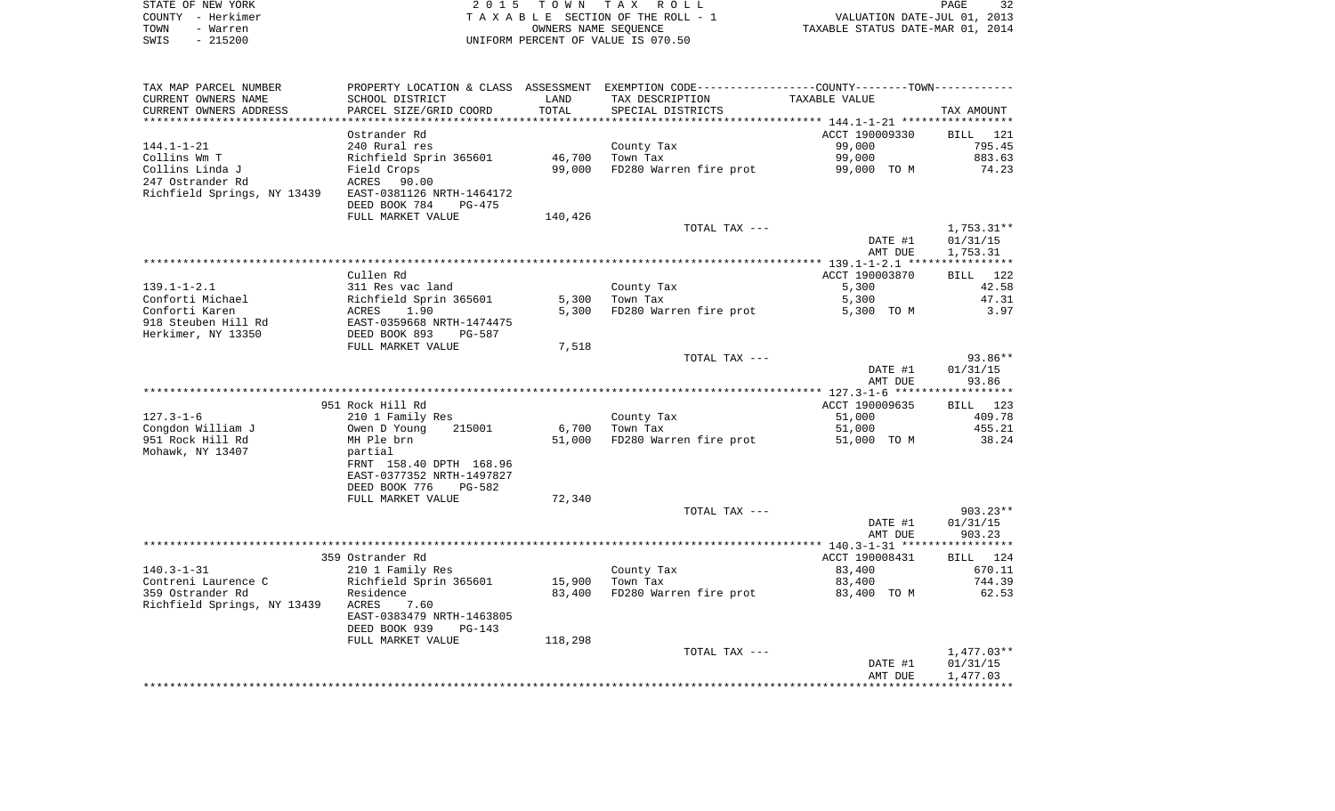STATE OF NEW YORK — 2 0 1 5 T O W N T A X R O L L
COUNTY - Herkimer — T A X A B L E SECTION OF THE ROLL - 1 — VALUATION DATE-JUL 01, 2013
TOWN - Warren — OWNERS NAME SEQUENCE — TAXABLE STATUS DATE-MAR 01, 2014
SWIS - 215200 — UNIFORM PERCENT OF VALUE IS 070.50

| TAX MAP PARCEL NUMBER / CURRENT OWNERS NAME / CURRENT OWNERS ADDRESS | PROPERTY LOCATION & CLASS / SCHOOL DISTRICT / PARCEL SIZE/GRID COORD | ASSESSMENT LAND / TOTAL | EXEMPTION CODE / TAX DESCRIPTION / SPECIAL DISTRICTS | COUNTY--------TOWN TAXABLE VALUE | TAX AMOUNT |
|---|---|---|---|---|---|
| | Ostrander Rd | | | ACCT 190009330 | BILL 121 |
| 144.1-1-21 | 240 Rural res | | County Tax | 99,000 | 795.45 |
| Collins Wm T | Richfield Sprin 365601 | 46,700 | Town Tax | 99,000 | 883.63 |
| Collins Linda J | Field Crops | 99,000 | FD280 Warren fire prot | 99,000 TO M | 74.23 |
| 247 Ostrander Rd | ACRES 90.00 | | | | |
| Richfield Springs, NY 13439 | EAST-0381126 NRTH-1464172 | | | | |
| | DEED BOOK 784 PG-475 | | | | |
| | FULL MARKET VALUE | 140,426 | | | |
| | | | TOTAL TAX --- | | 1,753.31** |
| | | | | DATE #1 | 01/31/15 |
| | | | | AMT DUE | 1,753.31 |
| | Cullen Rd | | | ACCT 190003870 | BILL 122 |
| 139.1-1-2.1 | 311 Res vac land | | County Tax | 5,300 | 42.58 |
| Conforti Michael | Richfield Sprin 365601 | 5,300 | Town Tax | 5,300 | 47.31 |
| Conforti Karen | ACRES 1.90 | 5,300 | FD280 Warren fire prot | 5,300 TO M | 3.97 |
| 918 Steuben Hill Rd | EAST-0359668 NRTH-1474475 | | | | |
| Herkimer, NY 13350 | DEED BOOK 893 PG-587 | | | | |
| | FULL MARKET VALUE | 7,518 | | | |
| | | | TOTAL TAX --- | | 93.86** |
| | | | | DATE #1 | 01/31/15 |
| | | | | AMT DUE | 93.86 |
| | 951 Rock Hill Rd | | | ACCT 190009635 | BILL 123 |
| 127.3-1-6 | 210 1 Family Res | | County Tax | 51,000 | 409.78 |
| Congdon William J | Owen D Young 215001 | 6,700 | Town Tax | 51,000 | 455.21 |
| 951 Rock Hill Rd | MH Ple brn | 51,000 | FD280 Warren fire prot | 51,000 TO M | 38.24 |
| Mohawk, NY 13407 | partial | | | | |
| | FRNT 158.40 DPTH 168.96 | | | | |
| | EAST-0377352 NRTH-1497827 | | | | |
| | DEED BOOK 776 PG-582 | | | | |
| | FULL MARKET VALUE | 72,340 | | | |
| | | | TOTAL TAX --- | | 903.23** |
| | | | | DATE #1 | 01/31/15 |
| | | | | AMT DUE | 903.23 |
| | 359 Ostrander Rd | | | ACCT 190008431 | BILL 124 |
| 140.3-1-31 | 210 1 Family Res | | County Tax | 83,400 | 670.11 |
| Contreni Laurence C | Richfield Sprin 365601 | 15,900 | Town Tax | 83,400 | 744.39 |
| 359 Ostrander Rd | Residence | 83,400 | FD280 Warren fire prot | 83,400 TO M | 62.53 |
| Richfield Springs, NY 13439 | ACRES 7.60 | | | | |
| | EAST-0383479 NRTH-1463805 | | | | |
| | DEED BOOK 939 PG-143 | | | | |
| | FULL MARKET VALUE | 118,298 | | | |
| | | | TOTAL TAX --- | | 1,477.03** |
| | | | | DATE #1 | 01/31/15 |
| | | | | AMT DUE | 1,477.03 |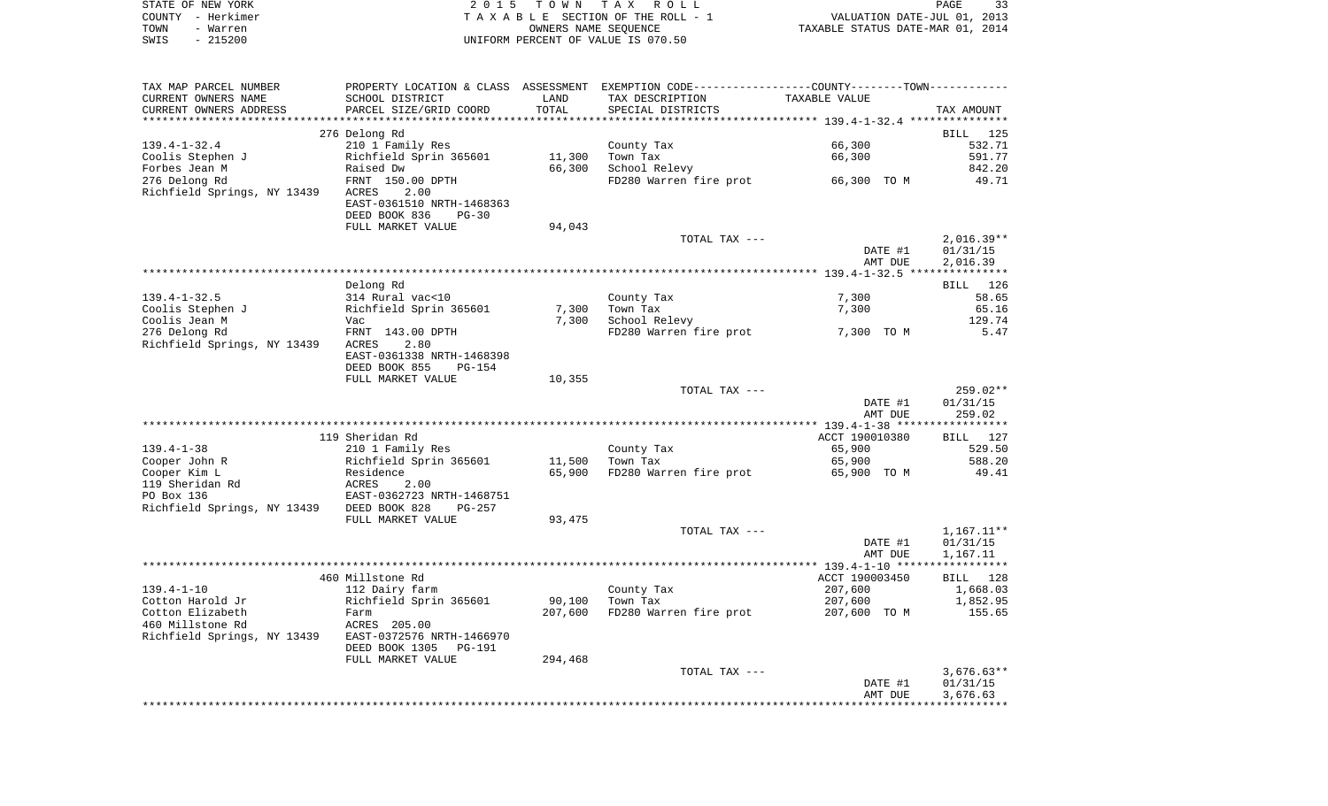STATE OF NEW YORK | COUNTY - Herkimer | TOWN - Warren | SWIS - 215200

2015 TOWN TAX ROLL
TAXABLE SECTION OF THE ROLL - 1
OWNERS NAME SEQUENCE
UNIFORM PERCENT OF VALUE IS 070.50

VALUATION DATE-JUL 01, 2013
TAXABLE STATUS DATE-MAR 01, 2014

| TAX MAP PARCEL NUMBER / CURRENT OWNERS NAME / CURRENT OWNERS ADDRESS | PROPERTY LOCATION & CLASS / SCHOOL DISTRICT / PARCEL SIZE/GRID COORD | ASSESSMENT LAND / TOTAL | EXEMPTION CODE / TAX DESCRIPTION / SPECIAL DISTRICTS | COUNTY--------TOWN TAXABLE VALUE | TAX AMOUNT |
|---|---|---|---|---|---|
| | 276 Delong Rd | | | | BILL 125 |
| 139.4-1-32.4 | 210 1 Family Res | | County Tax | 66,300 | 532.71 |
| Coolis Stephen J | Richfield Sprin 365601 | 11,300 | Town Tax | 66,300 | 591.77 |
| Forbes Jean M | Raised Dw | 66,300 | School Relevy | | 842.20 |
| 276 Delong Rd | FRNT 150.00 DPTH | | FD280 Warren fire prot | 66,300 TO M | 49.71 |
| Richfield Springs, NY 13439 | ACRES 2.00 | | | | |
| | EAST-0361510 NRTH-1468363 | | | | |
| | DEED BOOK 836 PG-30 | | | | |
| | FULL MARKET VALUE | 94,043 | | | |
| | | | TOTAL TAX --- | | 2,016.39** |
| | | | | DATE #1 | 01/31/15 |
| | | | | AMT DUE | 2,016.39 |
| | Delong Rd | | | | BILL 126 |
| 139.4-1-32.5 | 314 Rural vac<10 | | County Tax | 7,300 | 58.65 |
| Coolis Stephen J | Richfield Sprin 365601 | 7,300 | Town Tax | 7,300 | 65.16 |
| Coolis Jean M | Vac | 7,300 | School Relevy | | 129.74 |
| 276 Delong Rd | FRNT 143.00 DPTH | | FD280 Warren fire prot | 7,300 TO M | 5.47 |
| Richfield Springs, NY 13439 | ACRES 2.80 | | | | |
| | EAST-0361338 NRTH-1468398 | | | | |
| | DEED BOOK 855 PG-154 | | | | |
| | FULL MARKET VALUE | 10,355 | | | |
| | | | TOTAL TAX --- | | 259.02** |
| | | | | DATE #1 | 01/31/15 |
| | | | | AMT DUE | 259.02 |
| | 119 Sheridan Rd | | | ACCT 190010380 | BILL 127 |
| 139.4-1-38 | 210 1 Family Res | | County Tax | 65,900 | 529.50 |
| Cooper John R | Richfield Sprin 365601 | 11,500 | Town Tax | 65,900 | 588.20 |
| Cooper Kim L | Residence | 65,900 | FD280 Warren fire prot | 65,900 TO M | 49.41 |
| 119 Sheridan Rd | ACRES 2.00 | | | | |
| PO Box 136 | EAST-0362723 NRTH-1468751 | | | | |
| Richfield Springs, NY 13439 | DEED BOOK 828 PG-257 | | | | |
| | FULL MARKET VALUE | 93,475 | | | |
| | | | TOTAL TAX --- | | 1,167.11** |
| | | | | DATE #1 | 01/31/15 |
| | | | | AMT DUE | 1,167.11 |
| | 460 Millstone Rd | | | ACCT 190003450 | BILL 128 |
| 139.4-1-10 | 112 Dairy farm | | County Tax | 207,600 | 1,668.03 |
| Cotton Harold Jr | Richfield Sprin 365601 | 90,100 | Town Tax | 207,600 | 1,852.95 |
| Cotton Elizabeth | Farm | 207,600 | FD280 Warren fire prot | 207,600 TO M | 155.65 |
| 460 Millstone Rd | ACRES 205.00 | | | | |
| Richfield Springs, NY 13439 | EAST-0372576 NRTH-1466970 | | | | |
| | DEED BOOK 1305 PG-191 | | | | |
| | FULL MARKET VALUE | 294,468 | | | |
| | | | TOTAL TAX --- | | 3,676.63** |
| | | | | DATE #1 | 01/31/15 |
| | | | | AMT DUE | 3,676.63 |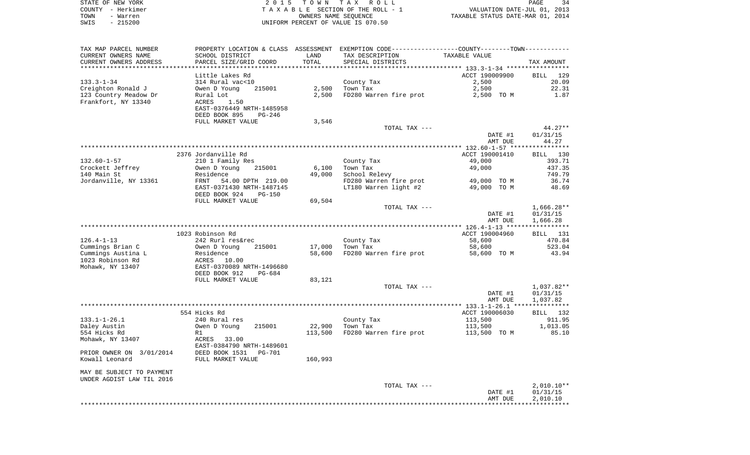STATE OF NEW YORK
COUNTY - Herkimer
TOWN - Warren
SWIS - 215200

2 0 1 5 T O W N T A X R O L L
T A X A B L E SECTION OF THE ROLL - 1
OWNERS NAME SEQUENCE
UNIFORM PERCENT OF VALUE IS 070.50

VALUATION DATE-JUL 01, 2013
TAXABLE STATUS DATE-MAR 01, 2014

| TAX MAP PARCEL NUMBER<br>CURRENT OWNERS NAME<br>CURRENT OWNERS ADDRESS | PROPERTY LOCATION & CLASS<br>SCHOOL DISTRICT<br>PARCEL SIZE/GRID COORD | ASSESSMENT<br>LAND<br>TOTAL | EXEMPTION CODE-----COUNTY-----TOWN-----<br>TAX DESCRIPTION<br>SPECIAL DISTRICTS | TAXABLE VALUE | TAX AMOUNT |
|---|---|---|---|---|---|
| **133.3-1-34** | Little Lakes Rd | | | ACCT 190009900 | BILL 129 |
| 133.3-1-34 | 314 Rural vac<10 | | County Tax | 2,500 | 20.09 |
| Creighton Ronald J | Owen D Young 215001 | 2,500 | Town Tax | 2,500 | 22.31 |
| 123 Country Meadow Dr | Rural Lot | 2,500 | FD280 Warren fire prot | 2,500 TO M | 1.87 |
| Frankfort, NY 13340 | ACRES 1.50 | | | | |
| | EAST-0376449 NRTH-1485958 | | | | |
| | DEED BOOK 895 PG-246 | | | | |
| | FULL MARKET VALUE | 3,546 | | | |
| | | | TOTAL TAX --- | | 44.27** |
| | | | | DATE #1 | 01/31/15 |
| | | | | AMT DUE | 44.27 |
| **132.60-1-57** | 2376 Jordanville Rd | | | ACCT 190001410 | BILL 130 |
| 132.60-1-57 | 210 1 Family Res | | County Tax | 49,000 | 393.71 |
| Crockett Jeffrey | Owen D Young 215001 | 6,100 | Town Tax | 49,000 | 437.35 |
| 140 Main St | Residence | 49,000 | School Relevy | | 749.79 |
| Jordanville, NY 13361 | FRNT 54.00 DPTH 219.00 | | FD280 Warren fire prot | 49,000 TO M | 36.74 |
| | EAST-0371430 NRTH-1487145 | | LT180 Warren light #2 | 49,000 TO M | 48.69 |
| | DEED BOOK 924 PG-150 | | | | |
| | FULL MARKET VALUE | 69,504 | | | |
| | | | TOTAL TAX --- | | 1,666.28** |
| | | | | DATE #1 | 01/31/15 |
| | | | | AMT DUE | 1,666.28 |
| **126.4-1-13** | 1023 Robinson Rd | | | ACCT 190004960 | BILL 131 |
| 126.4-1-13 | 242 Rurl res&rec | | County Tax | 58,600 | 470.84 |
| Cummings Brian C | Owen D Young 215001 | 17,000 | Town Tax | 58,600 | 523.04 |
| Cummings Austina L | Residence | 58,600 | FD280 Warren fire prot | 58,600 TO M | 43.94 |
| 1023 Robinson Rd | ACRES 10.00 | | | | |
| Mohawk, NY 13407 | EAST-0370089 NRTH-1496680 | | | | |
| | DEED BOOK 912 PG-684 | | | | |
| | FULL MARKET VALUE | 83,121 | | | |
| | | | TOTAL TAX --- | | 1,037.82** |
| | | | | DATE #1 | 01/31/15 |
| | | | | AMT DUE | 1,037.82 |
| **133.1-1-26.1** | 554 Hicks Rd | | | ACCT 190006030 | BILL 132 |
| 133.1-1-26.1 | 240 Rural res | | County Tax | 113,500 | 911.95 |
| Daley Austin | Owen D Young 215001 | 22,900 | Town Tax | 113,500 | 1,013.05 |
| 554 Hicks Rd | R1 | 113,500 | FD280 Warren fire prot | 113,500 TO M | 85.10 |
| Mohawk, NY 13407 | ACRES 33.00 | | | | |
| | EAST-0384790 NRTH-1489601 | | | | |
| PRIOR OWNER ON 3/01/2014 | DEED BOOK 1531 PG-701 | | | | |
| Kowall Leonard | FULL MARKET VALUE | 160,993 | | | |
| MAY BE SUBJECT TO PAYMENT | | | | | |
| UNDER AGDIST LAW TIL 2016 | | | | | |
| | | | TOTAL TAX --- | | 2,010.10** |
| | | | | DATE #1 | 01/31/15 |
| | | | | AMT DUE | 2,010.10 |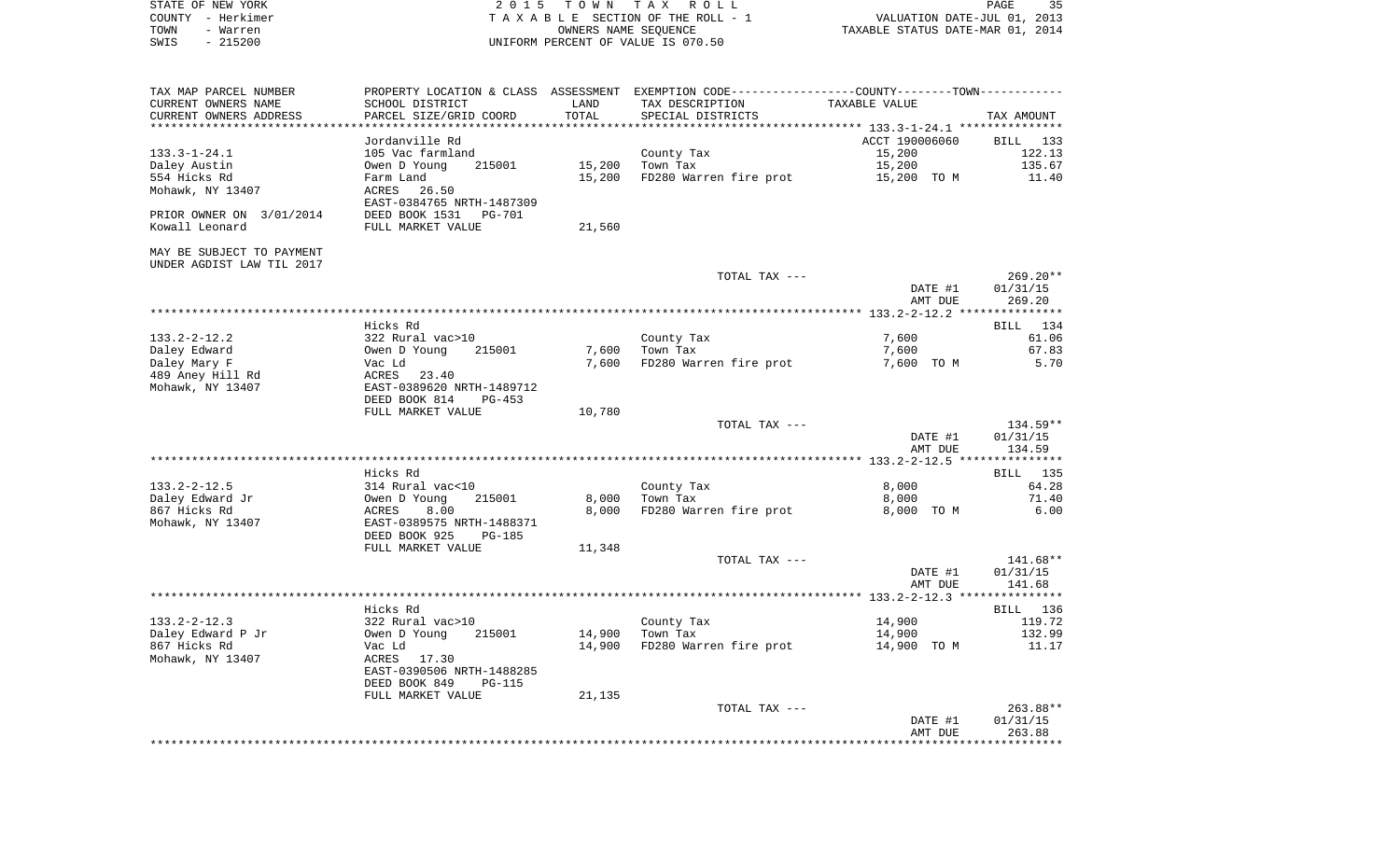STATE OF NEW YORK
COUNTY - Herkimer
TOWN - Warren
SWIS - 215200

2015 TOWN TAX ROLL
TAXABLE SECTION OF THE ROLL - 1
OWNERS NAME SEQUENCE
UNIFORM PERCENT OF VALUE IS 070.50

VALUATION DATE-JUL 01, 2013
TAXABLE STATUS DATE-MAR 01, 2014

| TAX MAP PARCEL NUMBER / CURRENT OWNERS NAME / CURRENT OWNERS ADDRESS | PROPERTY LOCATION & CLASS / SCHOOL DISTRICT / PARCEL SIZE/GRID COORD | ASSESSMENT LAND / TOTAL | EXEMPTION CODE / TAX DESCRIPTION / SPECIAL DISTRICTS | COUNTY/TOWN TAXABLE VALUE | TAX AMOUNT |
|---|---|---|---|---|---|
| 133.3-1-24.1 | Jordanville Rd | | | ACCT 190006060 | BILL 133 |
| | 105 Vac farmland | | County Tax | 15,200 | 122.13 |
| Daley Austin | Owen D Young 215001 | 15,200 | Town Tax | 15,200 | 135.67 |
| 554 Hicks Rd | Farm Land | 15,200 | FD280 Warren fire prot | 15,200 TO M | 11.40 |
| Mohawk, NY 13407 | ACRES 26.50 | | | | |
| | EAST-0384765 NRTH-1487309 | | | | |
| PRIOR OWNER ON 3/01/2014 | DEED BOOK 1531 PG-701 | | | | |
| Kowall Leonard | FULL MARKET VALUE | 21,560 | | | |
| MAY BE SUBJECT TO PAYMENT UNDER AGDIST LAW TIL 2017 | | | | | |
| | | | TOTAL TAX --- | | 269.20** |
| | | | | DATE #1 | 01/31/15 |
| | | | | AMT DUE | 269.20 |
| 133.2-2-12.2 | Hicks Rd | | | | BILL 134 |
| | 322 Rural vac>10 | | County Tax | 7,600 | 61.06 |
| Daley Edward | Owen D Young 215001 | 7,600 | Town Tax | 7,600 | 67.83 |
| Daley Mary F | Vac Ld | 7,600 | FD280 Warren fire prot | 7,600 TO M | 5.70 |
| 489 Aney Hill Rd | ACRES 23.40 | | | | |
| Mohawk, NY 13407 | EAST-0389620 NRTH-1489712 | | | | |
| | DEED BOOK 814 PG-453 | | | | |
| | FULL MARKET VALUE | 10,780 | | | |
| | | | TOTAL TAX --- | | 134.59** |
| | | | | DATE #1 | 01/31/15 |
| | | | | AMT DUE | 134.59 |
| 133.2-2-12.5 | Hicks Rd | | | | BILL 135 |
| | 314 Rural vac<10 | | County Tax | 8,000 | 64.28 |
| Daley Edward Jr | Owen D Young 215001 | 8,000 | Town Tax | 8,000 | 71.40 |
| 867 Hicks Rd | ACRES 8.00 | 8,000 | FD280 Warren fire prot | 8,000 TO M | 6.00 |
| Mohawk, NY 13407 | EAST-0389575 NRTH-1488371 | | | | |
| | DEED BOOK 925 PG-185 | | | | |
| | FULL MARKET VALUE | 11,348 | | | |
| | | | TOTAL TAX --- | | 141.68** |
| | | | | DATE #1 | 01/31/15 |
| | | | | AMT DUE | 141.68 |
| 133.2-2-12.3 | Hicks Rd | | | | BILL 136 |
| | 322 Rural vac>10 | | County Tax | 14,900 | 119.72 |
| Daley Edward P Jr | Owen D Young 215001 | 14,900 | Town Tax | 14,900 | 132.99 |
| 867 Hicks Rd | Vac Ld | 14,900 | FD280 Warren fire prot | 14,900 TO M | 11.17 |
| Mohawk, NY 13407 | ACRES 17.30 | | | | |
| | EAST-0390506 NRTH-1488285 | | | | |
| | DEED BOOK 849 PG-115 | | | | |
| | FULL MARKET VALUE | 21,135 | | | |
| | | | TOTAL TAX --- | | 263.88** |
| | | | | DATE #1 | 01/31/15 |
| | | | | AMT DUE | 263.88 |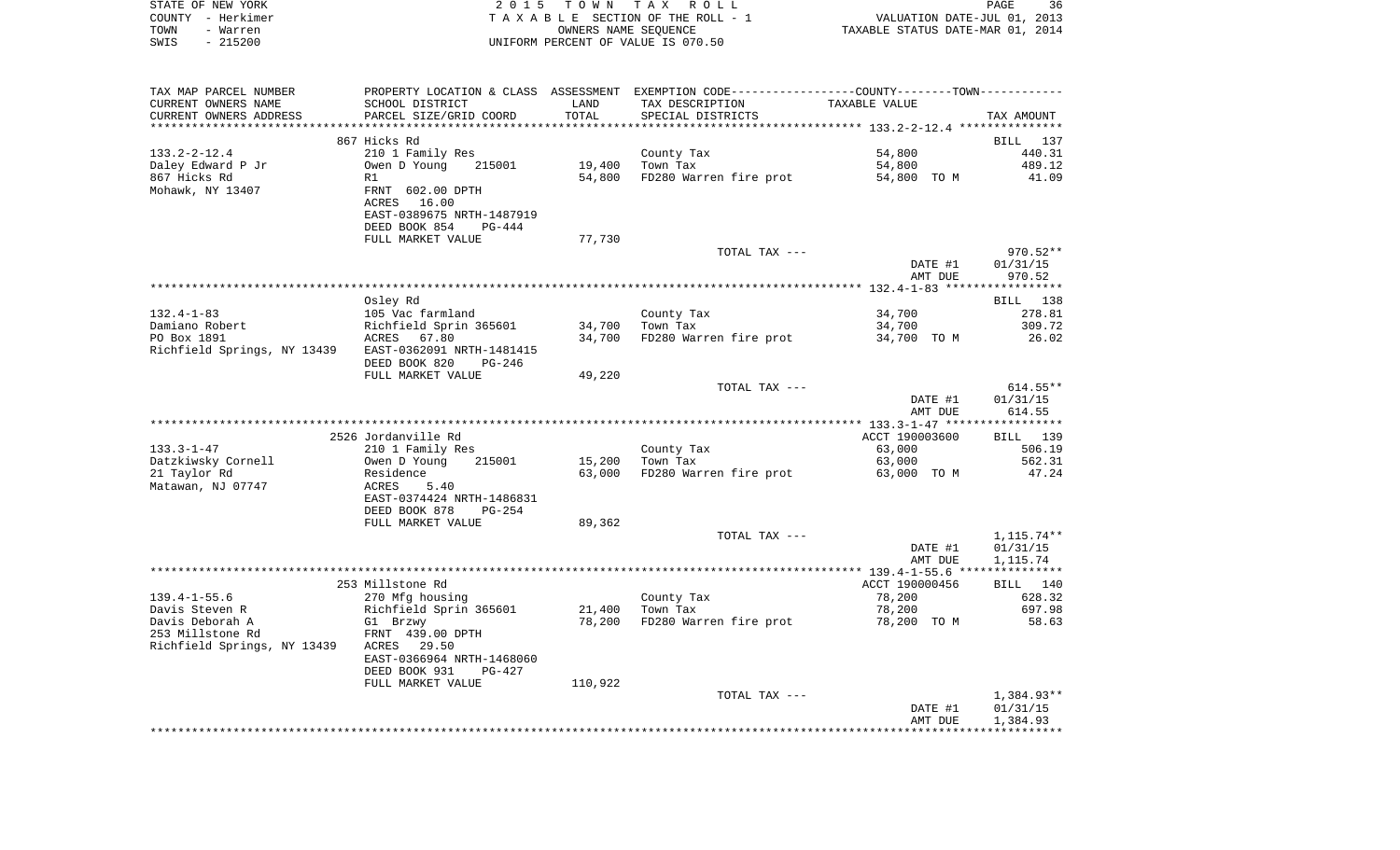STATE OF NEW YORK
COUNTY - Herkimer
TOWN - Warren
SWIS - 215200

2015 TOWN TAX ROLL
TAXABLE SECTION OF THE ROLL - 1
OWNERS NAME SEQUENCE
UNIFORM PERCENT OF VALUE IS 070.50

VALUATION DATE-JUL 01, 2013
TAXABLE STATUS DATE-MAR 01, 2014

| TAX MAP PARCEL NUMBER / CURRENT OWNERS NAME / CURRENT OWNERS ADDRESS | PROPERTY LOCATION & CLASS / SCHOOL DISTRICT / PARCEL SIZE/GRID COORD | ASSESSMENT LAND | TOTAL | EXEMPTION CODE / TAX DESCRIPTION / SPECIAL DISTRICTS | TAXABLE VALUE | TAX AMOUNT |
|---|---|---|---|---|---|---|
| **133.2-2-12.4** | 867 Hicks Rd | | | | | BILL 137 |
| 133.2-2-12.4 | 210 1 Family Res | | | County Tax | 54,800 | 440.31 |
| Daley Edward P Jr | Owen D Young 215001 | 19,400 | | Town Tax | 54,800 | 489.12 |
| 867 Hicks Rd | R1 | | 54,800 | FD280 Warren fire prot | 54,800 TO M | 41.09 |
| Mohawk, NY 13407 | FRNT 602.00 DPTH | | | | | |
| | ACRES 16.00 | | | | | |
| | EAST-0389675 NRTH-1487919 | | | | | |
| | DEED BOOK 854 PG-444 | | | | | |
| | FULL MARKET VALUE | 77,730 | | | | |
| | | | | TOTAL TAX --- | | 970.52** |
| | | | | | DATE #1 | 01/31/15 |
| | | | | | AMT DUE | 970.52 |
| **132.4-1-83** | Osley Rd | | | | | BILL 138 |
| 132.4-1-83 | 105 Vac farmland | | | County Tax | 34,700 | 278.81 |
| Damiano Robert | Richfield Sprin 365601 | 34,700 | | Town Tax | 34,700 | 309.72 |
| PO Box 1891 | ACRES 67.80 | | 34,700 | FD280 Warren fire prot | 34,700 TO M | 26.02 |
| Richfield Springs, NY 13439 | EAST-0362091 NRTH-1481415 | | | | | |
| | DEED BOOK 820 PG-246 | | | | | |
| | FULL MARKET VALUE | 49,220 | | | | |
| | | | | TOTAL TAX --- | | 614.55** |
| | | | | | DATE #1 | 01/31/15 |
| | | | | | AMT DUE | 614.55 |
| **133.3-1-47** | 2526 Jordanville Rd | | | | ACCT 190003600 | BILL 139 |
| 133.3-1-47 | 210 1 Family Res | | | County Tax | 63,000 | 506.19 |
| Datzkiwsky Cornell | Owen D Young 215001 | 15,200 | | Town Tax | 63,000 | 562.31 |
| 21 Taylor Rd | Residence | | 63,000 | FD280 Warren fire prot | 63,000 TO M | 47.24 |
| Matawan, NJ 07747 | ACRES 5.40 | | | | | |
| | EAST-0374424 NRTH-1486831 | | | | | |
| | DEED BOOK 878 PG-254 | | | | | |
| | FULL MARKET VALUE | 89,362 | | | | |
| | | | | TOTAL TAX --- | | 1,115.74** |
| | | | | | DATE #1 | 01/31/15 |
| | | | | | AMT DUE | 1,115.74 |
| **139.4-1-55.6** | 253 Millstone Rd | | | | ACCT 190000456 | BILL 140 |
| 139.4-1-55.6 | 270 Mfg housing | | | County Tax | 78,200 | 628.32 |
| Davis Steven R | Richfield Sprin 365601 | 21,400 | | Town Tax | 78,200 | 697.98 |
| Davis Deborah A | G1 Brzwy | | 78,200 | FD280 Warren fire prot | 78,200 TO M | 58.63 |
| 253 Millstone Rd | FRNT 439.00 DPTH | | | | | |
| Richfield Springs, NY 13439 | ACRES 29.50 | | | | | |
| | EAST-0366964 NRTH-1468060 | | | | | |
| | DEED BOOK 931 PG-427 | | | | | |
| | FULL MARKET VALUE | 110,922 | | | | |
| | | | | TOTAL TAX --- | | 1,384.93** |
| | | | | | DATE #1 | 01/31/15 |
| | | | | | AMT DUE | 1,384.93 |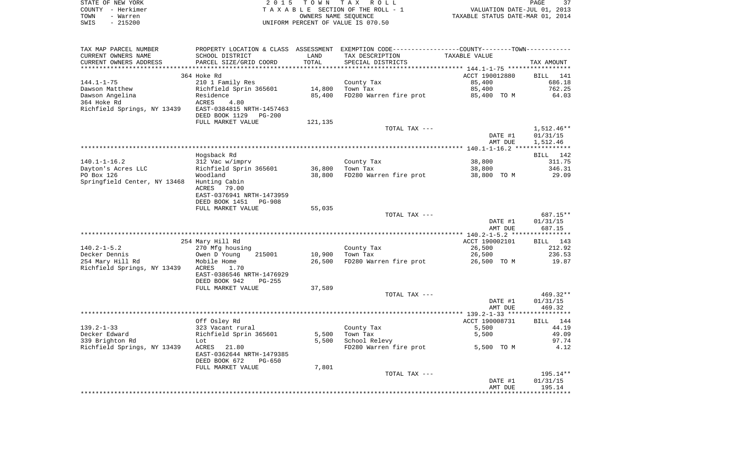STATE OF NEW YORK
COUNTY - Herkimer
TOWN - Warren
SWIS - 215200

2 0 1 5 T O W N T A X R O L L
T A X A B L E SECTION OF THE ROLL - 1
OWNERS NAME SEQUENCE
UNIFORM PERCENT OF VALUE IS 070.50

VALUATION DATE-JUL 01, 2013
TAXABLE STATUS DATE-MAR 01, 2014

| TAX MAP PARCEL NUMBER / CURRENT OWNERS NAME / CURRENT OWNERS ADDRESS | PROPERTY LOCATION & CLASS / SCHOOL DISTRICT / PARCEL SIZE/GRID COORD | ASSESSMENT LAND / TOTAL | EXEMPTION CODE / TAX DESCRIPTION / SPECIAL DISTRICTS | TAXABLE VALUE | TAX AMOUNT |
|---|---|---|---|---|---|
| | 364 Hoke Rd | | | ACCT 190012880 | BILL 141 |
| 144.1-1-75 | 210 1 Family Res | | County Tax | 85,400 | 686.18 |
| Dawson Matthew | Richfield Sprin 365601 | 14,800 | Town Tax | 85,400 | 762.25 |
| Dawson Angelina | Residence | 85,400 | FD280 Warren fire prot | 85,400 TO M | 64.03 |
| 364 Hoke Rd | ACRES 4.80 | | | | |
| Richfield Springs, NY 13439 | EAST-0384815 NRTH-1457463 | | | | |
| | DEED BOOK 1129 PG-200 | | | | |
| | FULL MARKET VALUE | 121,135 | | | |
| | | | TOTAL TAX --- | | 1,512.46** |
| | | | | DATE #1 | 01/31/15 |
| | | | | AMT DUE | 1,512.46 |
| | Hogsback Rd | | | | BILL 142 |
| 140.1-1-16.2 | 312 Vac w/imprv | | County Tax | 38,800 | 311.75 |
| Dayton's Acres LLC | Richfield Sprin 365601 | 36,800 | Town Tax | 38,800 | 346.31 |
| PO Box 126 | Woodland | 38,800 | FD280 Warren fire prot | 38,800 TO M | 29.09 |
| Springfield Center, NY 13468 | Hunting Cabin | | | | |
| | ACRES 79.00 | | | | |
| | EAST-0376941 NRTH-1473959 | | | | |
| | DEED BOOK 1451 PG-908 | | | | |
| | FULL MARKET VALUE | 55,035 | | | |
| | | | TOTAL TAX --- | | 687.15** |
| | | | | DATE #1 | 01/31/15 |
| | | | | AMT DUE | 687.15 |
| | 254 Mary Hill Rd | | | ACCT 190002101 | BILL 143 |
| 140.2-1-5.2 | 270 Mfg housing | | County Tax | 26,500 | 212.92 |
| Decker Dennis | Owen D Young 215001 | 10,900 | Town Tax | 26,500 | 236.53 |
| 254 Mary Hill Rd | Mobile Home | 26,500 | FD280 Warren fire prot | 26,500 TO M | 19.87 |
| Richfield Springs, NY 13439 | ACRES 1.70 | | | | |
| | EAST-0386546 NRTH-1476929 | | | | |
| | DEED BOOK 942 PG-255 | | | | |
| | FULL MARKET VALUE | 37,589 | | | |
| | | | TOTAL TAX --- | | 469.32** |
| | | | | DATE #1 | 01/31/15 |
| | | | | AMT DUE | 469.32 |
| | Off Osley Rd | | | ACCT 190008731 | BILL 144 |
| 139.2-1-33 | 323 Vacant rural | | County Tax | 5,500 | 44.19 |
| Decker Edward | Richfield Sprin 365601 | 5,500 | Town Tax | 5,500 | 49.09 |
| 339 Brighton Rd | Lot | 5,500 | School Relevy | | 97.74 |
| Richfield Springs, NY 13439 | ACRES 21.80 | | FD280 Warren fire prot | 5,500 TO M | 4.12 |
| | EAST-0362644 NRTH-1479385 | | | | |
| | DEED BOOK 672 PG-650 | | | | |
| | FULL MARKET VALUE | 7,801 | | | |
| | | | TOTAL TAX --- | | 195.14** |
| | | | | DATE #1 | 01/31/15 |
| | | | | AMT DUE | 195.14 |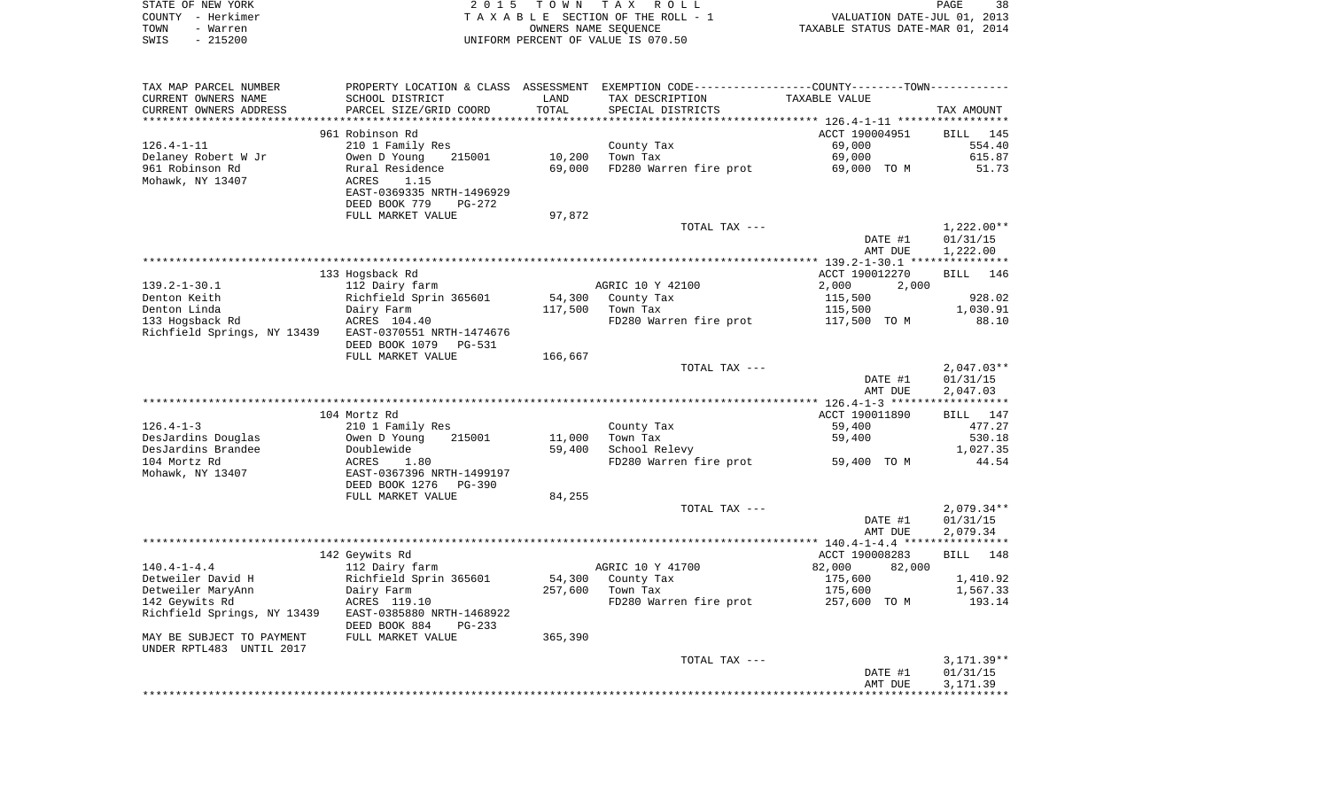STATE OF NEW YORK | COUNTY - Herkimer | TOWN - Warren | SWIS - 215200

# 2015 TOWN TAX ROLL

TAXABLE SECTION OF THE ROLL - 1
OWNERS NAME SEQUENCE
UNIFORM PERCENT OF VALUE IS 070.50

VALUATION DATE-JUL 01, 2013
TAXABLE STATUS DATE-MAR 01, 2014

| TAX MAP PARCEL NUMBER / CURRENT OWNERS NAME / CURRENT OWNERS ADDRESS | PROPERTY LOCATION & CLASS / SCHOOL DISTRICT / PARCEL SIZE/GRID COORD | ASSESSMENT LAND / TOTAL | EXEMPTION CODE / TAX DESCRIPTION / SPECIAL DISTRICTS | COUNTY--------TOWN TAXABLE VALUE | TAX AMOUNT |
|---|---|---|---|---|---|
| | 961 Robinson Rd | | | ACCT 190004951 | BILL 145 |
| 126.4-1-11 | 210 1 Family Res | | County Tax | 69,000 | 554.40 |
| Delaney Robert W Jr | Owen D Young 215001 | 10,200 | Town Tax | 69,000 | 615.87 |
| 961 Robinson Rd | Rural Residence | 69,000 | FD280 Warren fire prot | 69,000 TO M | 51.73 |
| Mohawk, NY 13407 | ACRES 1.15 | | | | |
| | EAST-0369335 NRTH-1496929 | | | | |
| | DEED BOOK 779 PG-272 | | | | |
| | FULL MARKET VALUE | 97,872 | | | |
| | | | TOTAL TAX --- | | 1,222.00** |
| | | | | DATE #1 | 01/31/15 |
| | | | | AMT DUE | 1,222.00 |
| | 133 Hogsback Rd | | | ACCT 190012270 | BILL 146 |
| 139.2-1-30.1 | 112 Dairy farm | | AGRIC 10 Y 42100 | 2,000 2,000 | |
| Denton Keith | Richfield Sprin 365601 | 54,300 | County Tax | 115,500 | 928.02 |
| Denton Linda | Dairy Farm | 117,500 | Town Tax | 115,500 | 1,030.91 |
| 133 Hogsback Rd | ACRES 104.40 | | FD280 Warren fire prot | 117,500 TO M | 88.10 |
| Richfield Springs, NY 13439 | EAST-0370551 NRTH-1474676 | | | | |
| | DEED BOOK 1079 PG-531 | | | | |
| | FULL MARKET VALUE | 166,667 | | | |
| | | | TOTAL TAX --- | | 2,047.03** |
| | | | | DATE #1 | 01/31/15 |
| | | | | AMT DUE | 2,047.03 |
| | 104 Mortz Rd | | | ACCT 190011890 | BILL 147 |
| 126.4-1-3 | 210 1 Family Res | | County Tax | 59,400 | 477.27 |
| DesJardins Douglas | Owen D Young 215001 | 11,000 | Town Tax | 59,400 | 530.18 |
| DesJardins Brandee | Doublewide | 59,400 | School Relevy | | 1,027.35 |
| 104 Mortz Rd | ACRES 1.80 | | FD280 Warren fire prot | 59,400 TO M | 44.54 |
| Mohawk, NY 13407 | EAST-0367396 NRTH-1499197 | | | | |
| | DEED BOOK 1276 PG-390 | | | | |
| | FULL MARKET VALUE | 84,255 | | | |
| | | | TOTAL TAX --- | | 2,079.34** |
| | | | | DATE #1 | 01/31/15 |
| | | | | AMT DUE | 2,079.34 |
| | 142 Geywits Rd | | | ACCT 190008283 | BILL 148 |
| 140.4-1-4.4 | 112 Dairy farm | | AGRIC 10 Y 41700 | 82,000 82,000 | |
| Detweiler David H | Richfield Sprin 365601 | 54,300 | County Tax | 175,600 | 1,410.92 |
| Detweiler MaryAnn | Dairy Farm | 257,600 | Town Tax | 175,600 | 1,567.33 |
| 142 Geywits Rd | ACRES 119.10 | | FD280 Warren fire prot | 257,600 TO M | 193.14 |
| Richfield Springs, NY 13439 | EAST-0385880 NRTH-1468922 | | | | |
| | DEED BOOK 884 PG-233 | | | | |
| MAY BE SUBJECT TO PAYMENT | FULL MARKET VALUE | 365,390 | | | |
| UNDER RPTL483 UNTIL 2017 | | | | | |
| | | | TOTAL TAX --- | | 3,171.39** |
| | | | | DATE #1 | 01/31/15 |
| | | | | AMT DUE | 3,171.39 |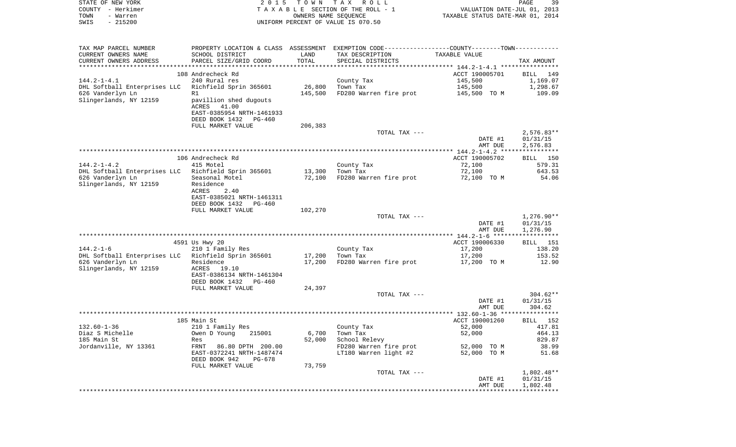STATE OF NEW YORK
COUNTY - Herkimer
TOWN - Warren
SWIS - 215200

2 0 1 5 T O W N T A X R O L L
T A X A B L E SECTION OF THE ROLL - 1
OWNERS NAME SEQUENCE
UNIFORM PERCENT OF VALUE IS 070.50

VALUATION DATE-JUL 01, 2013
TAXABLE STATUS DATE-MAR 01, 2014

| TAX MAP PARCEL NUMBER / CURRENT OWNERS NAME / CURRENT OWNERS ADDRESS | PROPERTY LOCATION & CLASS / SCHOOL DISTRICT / PARCEL SIZE/GRID COORD | ASSESSMENT LAND / TOTAL | EXEMPTION CODE / TAX DESCRIPTION / SPECIAL DISTRICTS | COUNTY--------TOWN TAXABLE VALUE | TAX AMOUNT |
|---|---|---|---|---|---|
| | 108 Andrecheck Rd | | | ACCT 190005701 | BILL 149 |
| 144.2-1-4.1 | 240 Rural res | | County Tax | 145,500 | 1,169.07 |
| DHL Softball Enterprises LLC | Richfield Sprin 365601 | 26,800 | Town Tax | 145,500 | 1,298.67 |
| 626 Vanderlyn Ln | R1 | 145,500 | FD280 Warren fire prot | 145,500 TO M | 109.09 |
| Slingerlands, NY 12159 | pavillion shed dugouts | | | | |
| | ACRES 41.00 | | | | |
| | EAST-0385954 NRTH-1461933 | | | | |
| | DEED BOOK 1432 PG-460 | | | | |
| | FULL MARKET VALUE | 206,383 | | | |
| | | | TOTAL TAX --- | | 2,576.83** |
| | | | | DATE #1 | 01/31/15 |
| | | | | AMT DUE | 2,576.83 |
| | 106 Andrecheck Rd | | | ACCT 190005702 | BILL 150 |
| 144.2-1-4.2 | 415 Motel | | County Tax | 72,100 | 579.31 |
| DHL Softball Enterprises LLC | Richfield Sprin 365601 | 13,300 | Town Tax | 72,100 | 643.53 |
| 626 Vanderlyn Ln | Seasonal Motel | 72,100 | FD280 Warren fire prot | 72,100 TO M | 54.06 |
| Slingerlands, NY 12159 | Residence | | | | |
| | ACRES 2.40 | | | | |
| | EAST-0385021 NRTH-1461311 | | | | |
| | DEED BOOK 1432 PG-460 | | | | |
| | FULL MARKET VALUE | 102,270 | | | |
| | | | TOTAL TAX --- | | 1,276.90** |
| | | | | DATE #1 | 01/31/15 |
| | | | | AMT DUE | 1,276.90 |
| | 4591 Us Hwy 20 | | | ACCT 190006330 | BILL 151 |
| 144.2-1-6 | 210 1 Family Res | | County Tax | 17,200 | 138.20 |
| DHL Softball Enterprises LLC | Richfield Sprin 365601 | 17,200 | Town Tax | 17,200 | 153.52 |
| 626 Vanderlyn Ln | Residence | 17,200 | FD280 Warren fire prot | 17,200 TO M | 12.90 |
| Slingerlands, NY 12159 | ACRES 19.10 | | | | |
| | EAST-0386134 NRTH-1461304 | | | | |
| | DEED BOOK 1432 PG-460 | | | | |
| | FULL MARKET VALUE | 24,397 | | | |
| | | | TOTAL TAX --- | | 304.62** |
| | | | | DATE #1 | 01/31/15 |
| | | | | AMT DUE | 304.62 |
| | 185 Main St | | | ACCT 190001260 | BILL 152 |
| 132.60-1-36 | 210 1 Family Res | | County Tax | 52,000 | 417.81 |
| Diaz S Michelle | Owen D Young 215001 | 6,700 | Town Tax | 52,000 | 464.13 |
| 185 Main St | Res | 52,000 | School Relevy | | 829.87 |
| Jordanville, NY 13361 | FRNT 86.80 DPTH 200.00 | | FD280 Warren fire prot | 52,000 TO M | 38.99 |
| | EAST-0372241 NRTH-1487474 | | LT180 Warren light #2 | 52,000 TO M | 51.68 |
| | DEED BOOK 942 PG-678 | | | | |
| | FULL MARKET VALUE | 73,759 | | | |
| | | | TOTAL TAX --- | | 1,802.48** |
| | | | | DATE #1 | 01/31/15 |
| | | | | AMT DUE | 1,802.48 |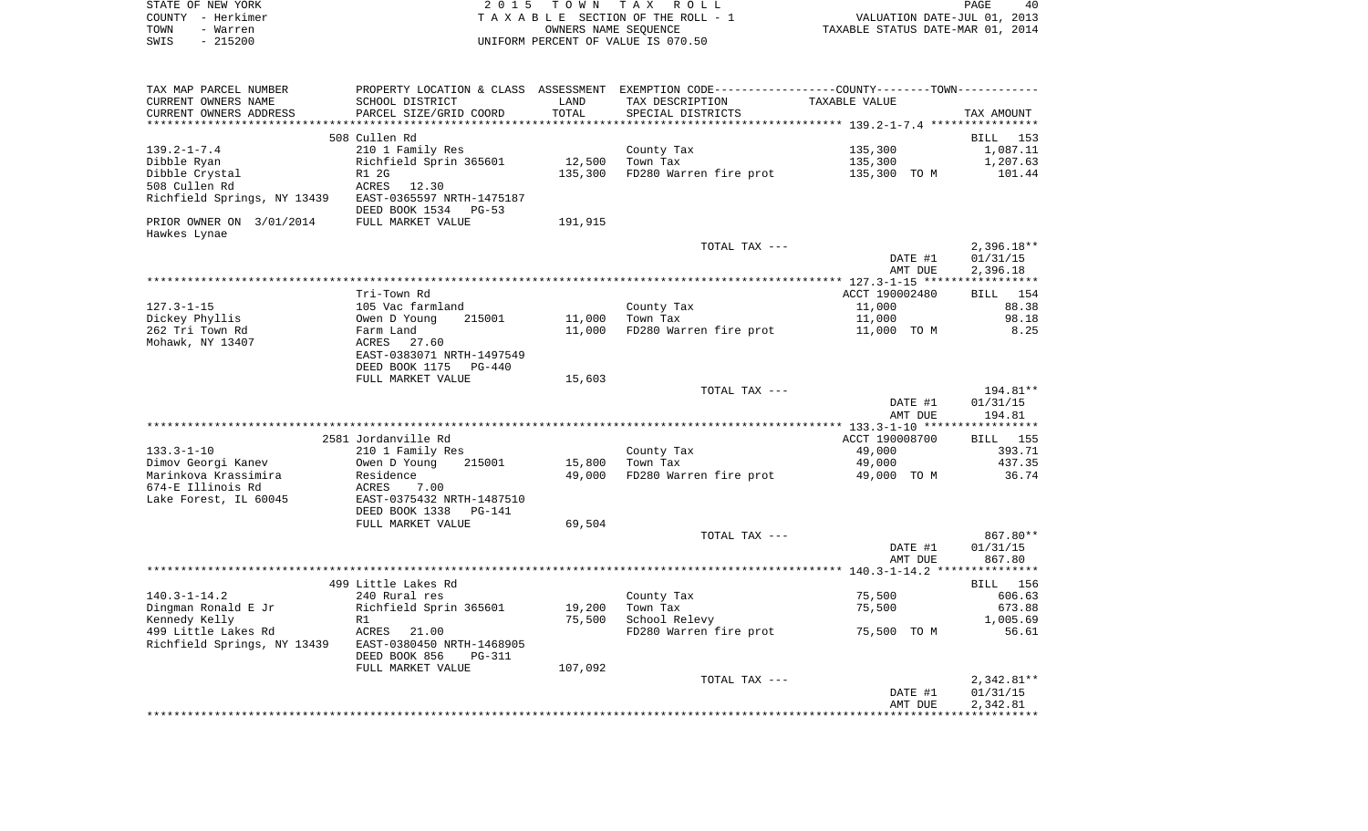STATE OF NEW YORK 2015 TOWN TAX ROLL
COUNTY - Herkimer T A X A B L E SECTION OF THE ROLL - 1 VALUATION DATE-JUL 01, 2013
TOWN - Warren OWNERS NAME SEQUENCE TAXABLE STATUS DATE-MAR 01, 2014
SWIS - 215200 UNIFORM PERCENT OF VALUE IS 070.50

| TAX MAP PARCEL NUMBER / CURRENT OWNERS NAME / CURRENT OWNERS ADDRESS | PROPERTY LOCATION & CLASS / SCHOOL DISTRICT / PARCEL SIZE/GRID COORD | ASSESSMENT LAND / TOTAL | EXEMPTION CODE / TAX DESCRIPTION / SPECIAL DISTRICTS | COUNTY--------TOWN TAXABLE VALUE | TAX AMOUNT |
|---|---|---|---|---|---|
| **139.2-1-7.4** | 508 Cullen Rd | | | | BILL 153 |
| 139.2-1-7.4 | 210 1 Family Res | | County Tax | 135,300 | 1,087.11 |
| Dibble Ryan | Richfield Sprin 365601 | 12,500 | Town Tax | 135,300 | 1,207.63 |
| Dibble Crystal | R1 2G | 135,300 | FD280 Warren fire prot | 135,300 TO M | 101.44 |
| 508 Cullen Rd | ACRES 12.30 | | | | |
| Richfield Springs, NY 13439 | EAST-0365597 NRTH-1475187 | | | | |
| | DEED BOOK 1534 PG-53 | | | | |
| PRIOR OWNER ON 3/01/2014 | FULL MARKET VALUE | 191,915 | | | |
| Hawkes Lynae | | | | | |
| | | | TOTAL TAX --- | | 2,396.18** |
| | | | | DATE #1 | 01/31/15 |
| | | | | AMT DUE | 2,396.18 |
| **127.3-1-15** | Tri-Town Rd | | | ACCT 190002480 | BILL 154 |
| 127.3-1-15 | 105 Vac farmland | | County Tax | 11,000 | 88.38 |
| Dickey Phyllis | Owen D Young 215001 | 11,000 | Town Tax | 11,000 | 98.18 |
| 262 Tri Town Rd | Farm Land | 11,000 | FD280 Warren fire prot | 11,000 TO M | 8.25 |
| Mohawk, NY 13407 | ACRES 27.60 | | | | |
| | EAST-0383071 NRTH-1497549 | | | | |
| | DEED BOOK 1175 PG-440 | | | | |
| | FULL MARKET VALUE | 15,603 | | | |
| | | | TOTAL TAX --- | | 194.81** |
| | | | | DATE #1 | 01/31/15 |
| | | | | AMT DUE | 194.81 |
| **133.3-1-10** | 2581 Jordanville Rd | | | ACCT 190008700 | BILL 155 |
| 133.3-1-10 | 210 1 Family Res | | County Tax | 49,000 | 393.71 |
| Dimov Georgi Kanev | Owen D Young 215001 | 15,800 | Town Tax | 49,000 | 437.35 |
| Marinkova Krassimira | Residence | 49,000 | FD280 Warren fire prot | 49,000 TO M | 36.74 |
| 674-E Illinois Rd | ACRES 7.00 | | | | |
| Lake Forest, IL 60045 | EAST-0375432 NRTH-1487510 | | | | |
| | DEED BOOK 1338 PG-141 | | | | |
| | FULL MARKET VALUE | 69,504 | | | |
| | | | TOTAL TAX --- | | 867.80** |
| | | | | DATE #1 | 01/31/15 |
| | | | | AMT DUE | 867.80 |
| **140.3-1-14.2** | 499 Little Lakes Rd | | | | BILL 156 |
| 140.3-1-14.2 | 240 Rural res | | County Tax | 75,500 | 606.63 |
| Dingman Ronald E Jr | Richfield Sprin 365601 | 19,200 | Town Tax | 75,500 | 673.88 |
| Kennedy Kelly | R1 | 75,500 | School Relevy | | 1,005.69 |
| 499 Little Lakes Rd | ACRES 21.00 | | FD280 Warren fire prot | 75,500 TO M | 56.61 |
| Richfield Springs, NY 13439 | EAST-0380450 NRTH-1468905 | | | | |
| | DEED BOOK 856 PG-311 | | | | |
| | FULL MARKET VALUE | 107,092 | | | |
| | | | TOTAL TAX --- | | 2,342.81** |
| | | | | DATE #1 | 01/31/15 |
| | | | | AMT DUE | 2,342.81 |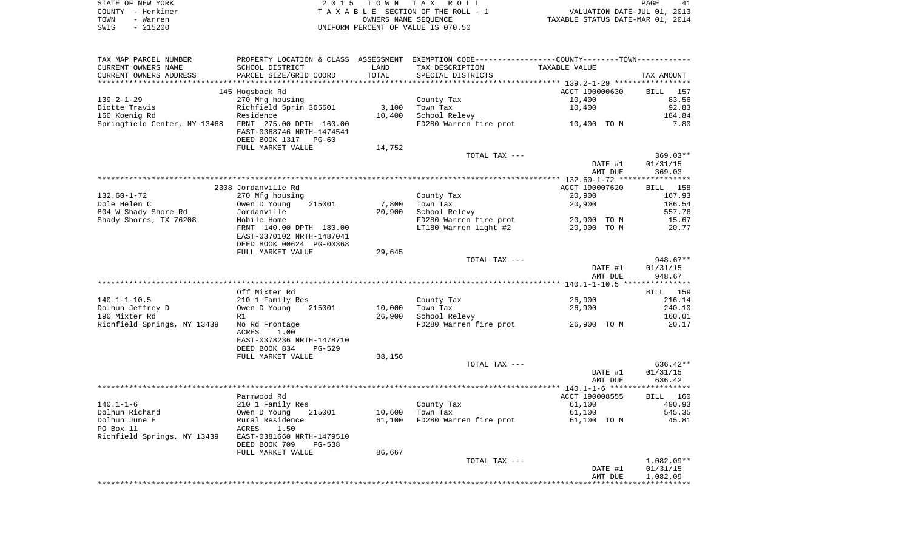STATE OF NEW YORK
COUNTY - Herkimer
TOWN - Warren
SWIS - 215200

2 0 1 5 T O W N T A X R O L L
T A X A B L E SECTION OF THE ROLL - 1
OWNERS NAME SEQUENCE
UNIFORM PERCENT OF VALUE IS 070.50

VALUATION DATE-JUL 01, 2013
TAXABLE STATUS DATE-MAR 01, 2014

| TAX MAP PARCEL NUMBER / CURRENT OWNERS NAME / CURRENT OWNERS ADDRESS | PROPERTY LOCATION & CLASS / SCHOOL DISTRICT / PARCEL SIZE/GRID COORD | ASSESSMENT LAND | TOTAL | EXEMPTION CODE / TAX DESCRIPTION / SPECIAL DISTRICTS | TAXABLE VALUE | TAX AMOUNT |
|---|---|---|---|---|---|---|
| | 145 Hogsback Rd | | | | ACCT 190000630 | BILL 157 |
| 139.2-1-29 | 270 Mfg housing | | | County Tax | 10,400 | 83.56 |
| Diotte Travis | Richfield Sprin 365601 | 3,100 | | Town Tax | 10,400 | 92.83 |
| 160 Koenig Rd | Residence | | 10,400 | School Relevy | | 184.84 |
| Springfield Center, NY 13468 | FRNT 275.00 DPTH 160.00 | | | FD280 Warren fire prot | 10,400 TO M | 7.80 |
| | EAST-0368746 NRTH-1474541 | | | | | |
| | DEED BOOK 1317 PG-60 | | | | | |
| | FULL MARKET VALUE | 14,752 | | | | |
| | | | | TOTAL TAX --- | | 369.03** |
| | | | | | DATE #1 | 01/31/15 |
| | | | | | AMT DUE | 369.03 |
| | 2308 Jordanville Rd | | | | ACCT 190007620 | BILL 158 |
| 132.60-1-72 | 270 Mfg housing | | | County Tax | 20,900 | 167.93 |
| Dole Helen C | Owen D Young 215001 | 7,800 | | Town Tax | 20,900 | 186.54 |
| 804 W Shady Shore Rd | Jordanville | | 20,900 | School Relevy | | 557.76 |
| Shady Shores, TX 76208 | Mobile Home | | | FD280 Warren fire prot | 20,900 TO M | 15.67 |
| | FRNT 140.00 DPTH 180.00 | | | LT180 Warren light #2 | 20,900 TO M | 20.77 |
| | EAST-0370102 NRTH-1487041 | | | | | |
| | DEED BOOK 00624 PG-00368 | | | | | |
| | FULL MARKET VALUE | 29,645 | | | | |
| | | | | TOTAL TAX --- | | 948.67** |
| | | | | | DATE #1 | 01/31/15 |
| | | | | | AMT DUE | 948.67 |
| | Off Mixter Rd | | | | | BILL 159 |
| 140.1-1-10.5 | 210 1 Family Res | | | County Tax | 26,900 | 216.14 |
| Dolhun Jeffrey D | Owen D Young 215001 | 10,000 | | Town Tax | 26,900 | 240.10 |
| 190 Mixter Rd | R1 | | 26,900 | School Relevy | | 160.01 |
| Richfield Springs, NY 13439 | No Rd Frontage | | | FD280 Warren fire prot | 26,900 TO M | 20.17 |
| | ACRES 1.00 | | | | | |
| | EAST-0378236 NRTH-1478710 | | | | | |
| | DEED BOOK 834 PG-529 | | | | | |
| | FULL MARKET VALUE | 38,156 | | | | |
| | | | | TOTAL TAX --- | | 636.42** |
| | | | | | DATE #1 | 01/31/15 |
| | | | | | AMT DUE | 636.42 |
| | Parmwood Rd | | | | ACCT 190008555 | BILL 160 |
| 140.1-1-6 | 210 1 Family Res | | | County Tax | 61,100 | 490.93 |
| Dolhun Richard | Owen D Young 215001 | 10,600 | | Town Tax | 61,100 | 545.35 |
| Dolhun June E | Rural Residence | | 61,100 | FD280 Warren fire prot | 61,100 TO M | 45.81 |
| PO Box 11 | ACRES 1.50 | | | | | |
| Richfield Springs, NY 13439 | EAST-0381660 NRTH-1479510 | | | | | |
| | DEED BOOK 709 PG-538 | | | | | |
| | FULL MARKET VALUE | 86,667 | | | | |
| | | | | TOTAL TAX --- | | 1,082.09** |
| | | | | | DATE #1 | 01/31/15 |
| | | | | | AMT DUE | 1,082.09 |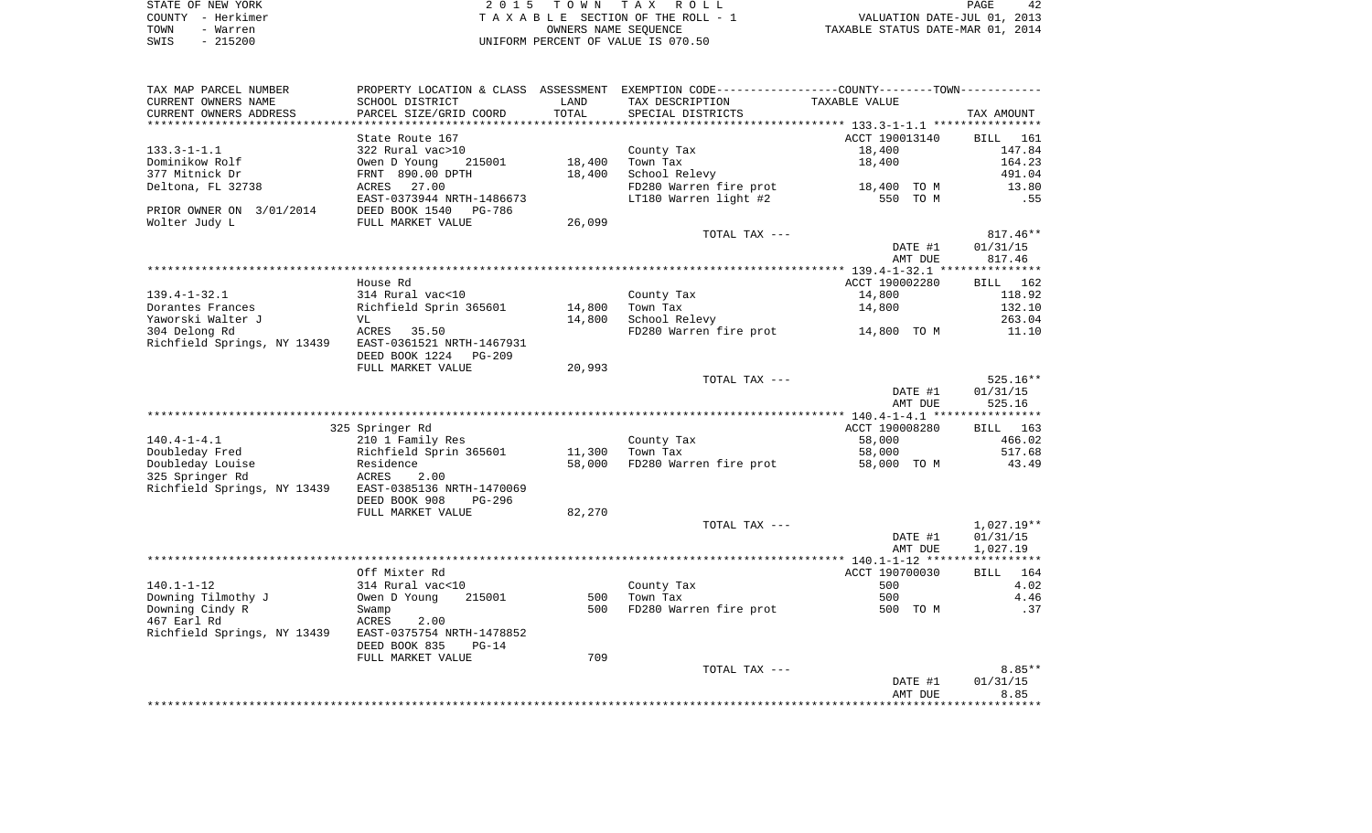STATE OF NEW YORK | COUNTY - Herkimer | TOWN - Warren | SWIS - 215200

2015 TOWN TAX ROLL
TAXABLE SECTION OF THE ROLL - 1
OWNERS NAME SEQUENCE
UNIFORM PERCENT OF VALUE IS 070.50

VALUATION DATE-JUL 01, 2013
TAXABLE STATUS DATE-MAR 01, 2014

| TAX MAP PARCEL NUMBER / CURRENT OWNERS NAME / CURRENT OWNERS ADDRESS | PROPERTY LOCATION & CLASS / SCHOOL DISTRICT / PARCEL SIZE/GRID COORD | ASSESSMENT LAND / TOTAL | EXEMPTION CODE / TAX DESCRIPTION / SPECIAL DISTRICTS | TAXABLE VALUE | TAX AMOUNT |
|---|---|---|---|---|---|
| | State Route 167 | | | ACCT 190013140 | BILL 161 |
| 133.3-1-1.1 | 322 Rural vac>10 | | County Tax | 18,400 | 147.84 |
| Dominikow Rolf | Owen D Young 215001 | 18,400 | Town Tax | 18,400 | 164.23 |
| 377 Mitnick Dr | FRNT 890.00 DPTH | 18,400 | School Relevy | | 491.04 |
| Deltona, FL 32738 | ACRES 27.00 | | FD280 Warren fire prot | 18,400 TO M | 13.80 |
| | EAST-0373944 NRTH-1486673 | | LT180 Warren light #2 | 550 TO M | .55 |
| PRIOR OWNER ON 3/01/2014 | DEED BOOK 1540 PG-786 | | | | |
| Wolter Judy L | FULL MARKET VALUE | 26,099 | | | |
| | | | TOTAL TAX --- | | 817.46** |
| | | | | DATE #1 | 01/31/15 |
| | | | | AMT DUE | 817.46 |
| | House Rd | | | ACCT 190002280 | BILL 162 |
| 139.4-1-32.1 | 314 Rural vac<10 | | County Tax | 14,800 | 118.92 |
| Dorantes Frances | Richfield Sprin 365601 | 14,800 | Town Tax | 14,800 | 132.10 |
| Yaworski Walter J | VL | 14,800 | School Relevy | | 263.04 |
| 304 Delong Rd | ACRES 35.50 | | FD280 Warren fire prot | 14,800 TO M | 11.10 |
| Richfield Springs, NY 13439 | EAST-0361521 NRTH-1467931 | | | | |
| | DEED BOOK 1224 PG-209 | | | | |
| | FULL MARKET VALUE | 20,993 | | | |
| | | | TOTAL TAX --- | | 525.16** |
| | | | | DATE #1 | 01/31/15 |
| | | | | AMT DUE | 525.16 |
| | 325 Springer Rd | | | ACCT 190008280 | BILL 163 |
| 140.4-1-4.1 | 210 1 Family Res | | County Tax | 58,000 | 466.02 |
| Doubleday Fred | Richfield Sprin 365601 | 11,300 | Town Tax | 58,000 | 517.68 |
| Doubleday Louise | Residence | 58,000 | FD280 Warren fire prot | 58,000 TO M | 43.49 |
| 325 Springer Rd | ACRES 2.00 | | | | |
| Richfield Springs, NY 13439 | EAST-0385136 NRTH-1470069 | | | | |
| | DEED BOOK 908 PG-296 | | | | |
| | FULL MARKET VALUE | 82,270 | | | |
| | | | TOTAL TAX --- | | 1,027.19** |
| | | | | DATE #1 | 01/31/15 |
| | | | | AMT DUE | 1,027.19 |
| | Off Mixter Rd | | | ACCT 190700030 | BILL 164 |
| 140.1-1-12 | 314 Rural vac<10 | | County Tax | 500 | 4.02 |
| Downing Tilmothy J | Owen D Young 215001 | 500 | Town Tax | 500 | 4.46 |
| Downing Cindy R | Swamp | 500 | FD280 Warren fire prot | 500 TO M | .37 |
| 467 Earl Rd | ACRES 2.00 | | | | |
| Richfield Springs, NY 13439 | EAST-0375754 NRTH-1478852 | | | | |
| | DEED BOOK 835 PG-14 | | | | |
| | FULL MARKET VALUE | 709 | | | |
| | | | TOTAL TAX --- | | 8.85** |
| | | | | DATE #1 | 01/31/15 |
| | | | | AMT DUE | 8.85 |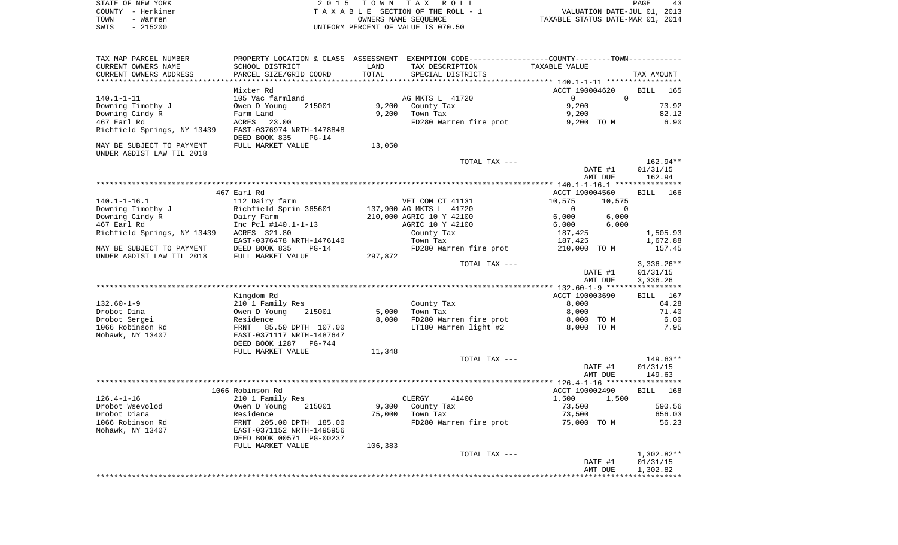STATE OF NEW YORK — 2015 TOWN TAX ROLL — PAGE 43
COUNTY - Herkimer — TAXABLE SECTION OF THE ROLL - 1 — VALUATION DATE-JUL 01, 2013
TOWN - Warren — OWNERS NAME SEQUENCE — TAXABLE STATUS DATE-MAR 01, 2014
SWIS - 215200 — UNIFORM PERCENT OF VALUE IS 070.50

| TAX MAP PARCEL NUMBER / CURRENT OWNERS NAME / CURRENT OWNERS ADDRESS | PROPERTY LOCATION & CLASS / SCHOOL DISTRICT / PARCEL SIZE/GRID COORD | ASSESSMENT LAND | TOTAL | EXEMPTION CODE / TAX DESCRIPTION / SPECIAL DISTRICTS | COUNTY TAXABLE VALUE | TOWN TAXABLE VALUE | TAX AMOUNT |
|---|---|---|---|---|---|---|---|
| | Mixter Rd | | | | ACCT 190004620 | | BILL 165 |
| 140.1-1-11 | 105 Vac farmland | | | AG MKTS L 41720 | 0 | 0 | |
| Downing Timothy J | Owen D Young 215001 | 9,200 | | County Tax | 9,200 | | 73.92 |
| Downing Cindy R | Farm Land | | 9,200 | Town Tax | 9,200 | | 82.12 |
| 467 Earl Rd | ACRES 23.00 | | | FD280 Warren fire prot | 9,200 TO M | | 6.90 |
| Richfield Springs, NY 13439 | EAST-0376974 NRTH-1478848 | | | | | | |
| | DEED BOOK 835 PG-14 | | | | | | |
| MAY BE SUBJECT TO PAYMENT | FULL MARKET VALUE | | 13,050 | | | | |
| UNDER AGDIST LAW TIL 2018 | | | | | | | |
| | | | | TOTAL TAX --- | | | 162.94** |
| | | | | | DATE #1 | | 01/31/15 |
| | | | | | AMT DUE | | 162.94 |
| | 467 Earl Rd | | | | ACCT 190004560 | | BILL 166 |
| 140.1-1-16.1 | 112 Dairy farm | | | VET COM CT 41131 | 10,575 | 10,575 | |
| Downing Timothy J | Richfield Sprin 365601 | 137,900 | | AG MKTS L 41720 | 0 | 0 | |
| Downing Cindy R | Dairy Farm | | 210,000 | AGRIC 10 Y 42100 | 6,000 | 6,000 | |
| 467 Earl Rd | Inc Pcl #140.1-1-13 | | | AGRIC 10 Y 42100 | 6,000 | 6,000 | |
| Richfield Springs, NY 13439 | ACRES 321.80 | | | County Tax | 187,425 | | 1,505.93 |
| | EAST-0376478 NRTH-1476140 | | | Town Tax | 187,425 | | 1,672.88 |
| MAY BE SUBJECT TO PAYMENT | DEED BOOK 835 PG-14 | | | FD280 Warren fire prot | 210,000 TO M | | 157.45 |
| UNDER AGDIST LAW TIL 2018 | FULL MARKET VALUE | | 297,872 | | | | |
| | | | | TOTAL TAX --- | | | 3,336.26** |
| | | | | | DATE #1 | | 01/31/15 |
| | | | | | AMT DUE | | 3,336.26 |
| | Kingdom Rd | | | | ACCT 190003690 | | BILL 167 |
| 132.60-1-9 | 210 1 Family Res | | | County Tax | 8,000 | | 64.28 |
| Drobot Dina | Owen D Young 215001 | 5,000 | | Town Tax | 8,000 | | 71.40 |
| Drobot Sergei | Residence | | 8,000 | FD280 Warren fire prot | 8,000 TO M | | 6.00 |
| 1066 Robinson Rd | FRNT 85.50 DPTH 107.00 | | | LT180 Warren light #2 | 8,000 TO M | | 7.95 |
| Mohawk, NY 13407 | EAST-0371117 NRTH-1487647 | | | | | | |
| | DEED BOOK 1287 PG-744 | | | | | | |
| | FULL MARKET VALUE | | 11,348 | | | | |
| | | | | TOTAL TAX --- | | | 149.63** |
| | | | | | DATE #1 | | 01/31/15 |
| | | | | | AMT DUE | | 149.63 |
| | 1066 Robinson Rd | | | | ACCT 190002490 | | BILL 168 |
| 126.4-1-16 | 210 1 Family Res | | | CLERGY 41400 | 1,500 | 1,500 | |
| Drobot Wsevolod | Owen D Young 215001 | 9,300 | | County Tax | 73,500 | | 590.56 |
| Drobot Diana | Residence | | 75,000 | Town Tax | 73,500 | | 656.03 |
| 1066 Robinson Rd | FRNT 205.00 DPTH 185.00 | | | FD280 Warren fire prot | 75,000 TO M | | 56.23 |
| Mohawk, NY 13407 | EAST-0371152 NRTH-1495956 | | | | | | |
| | DEED BOOK 00571 PG-00237 | | | | | | |
| | FULL MARKET VALUE | | 106,383 | | | | |
| | | | | TOTAL TAX --- | | | 1,302.82** |
| | | | | | DATE #1 | | 01/31/15 |
| | | | | | AMT DUE | | 1,302.82 |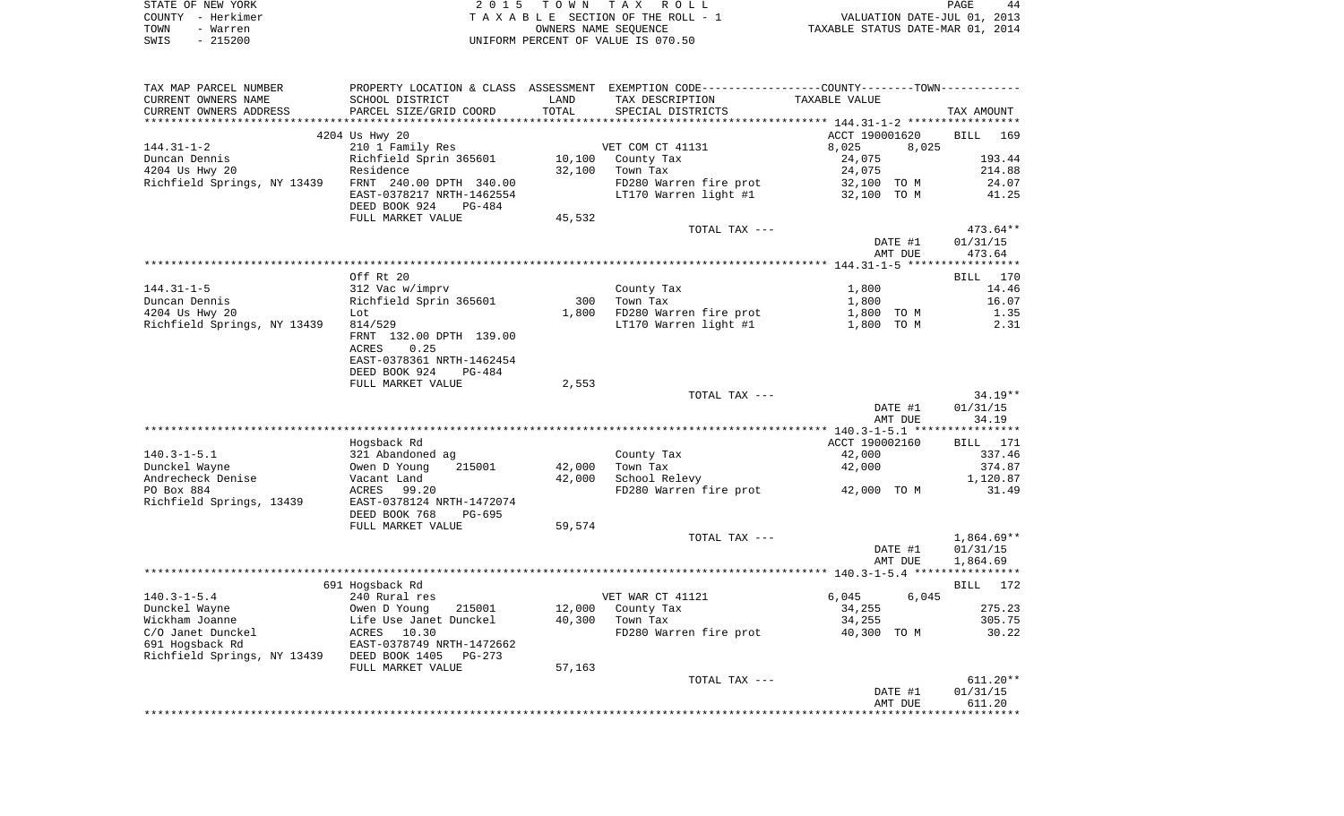STATE OF NEW YORK — 2015 TOWN TAX ROLL
COUNTY - Herkimer — TAXABLE SECTION OF THE ROLL - 1 — VALUATION DATE-JUL 01, 2013
TOWN - Warren — OWNERS NAME SEQUENCE — TAXABLE STATUS DATE-MAR 01, 2014
SWIS - 215200 — UNIFORM PERCENT OF VALUE IS 070.50

| TAX MAP PARCEL NUMBER / CURRENT OWNERS NAME / CURRENT OWNERS ADDRESS | PROPERTY LOCATION & CLASS / SCHOOL DISTRICT / PARCEL SIZE/GRID COORD | ASSESSMENT LAND / TOTAL | EXEMPTION CODE / TAX DESCRIPTION / SPECIAL DISTRICTS | COUNTY / TOWN TAXABLE VALUE | | TAX AMOUNT |
|---|---|---|---|---|---|---|
| | 4204 Us Hwy 20 | | | ACCT 190001620 | | BILL 169 |
| 144.31-1-2 | 210 1 Family Res | | VET COM CT 41131 | 8,025 | 8,025 | |
| Duncan Dennis | Richfield Sprin 365601 | 10,100 | County Tax | 24,075 | | 193.44 |
| 4204 Us Hwy 20 | Residence | 32,100 | Town Tax | 24,075 | | 214.88 |
| Richfield Springs, NY 13439 | FRNT 240.00 DPTH 340.00 | | FD280 Warren fire prot | 32,100 | TO M | 24.07 |
| | EAST-0378217 NRTH-1462554 | | LT170 Warren light #1 | 32,100 | TO M | 41.25 |
| | DEED BOOK 924 PG-484 | | | | | |
| | FULL MARKET VALUE | 45,532 | | | | |
| | | | TOTAL TAX --- | | | 473.64** |
| | | | | | DATE #1 | 01/31/15 |
| | | | | | AMT DUE | 473.64 |
| | Off Rt 20 | | | | | BILL 170 |
| 144.31-1-5 | 312 Vac w/imprv | | County Tax | 1,800 | | 14.46 |
| Duncan Dennis | Richfield Sprin 365601 | 300 | Town Tax | 1,800 | | 16.07 |
| 4204 Us Hwy 20 | Lot | 1,800 | FD280 Warren fire prot | 1,800 | TO M | 1.35 |
| Richfield Springs, NY 13439 | 814/529 | | LT170 Warren light #1 | 1,800 | TO M | 2.31 |
| | FRNT 132.00 DPTH 139.00 | | | | | |
| | ACRES 0.25 | | | | | |
| | EAST-0378361 NRTH-1462454 | | | | | |
| | DEED BOOK 924 PG-484 | | | | | |
| | FULL MARKET VALUE | 2,553 | | | | |
| | | | TOTAL TAX --- | | | 34.19** |
| | | | | | DATE #1 | 01/31/15 |
| | | | | | AMT DUE | 34.19 |
| | Hogsback Rd | | | ACCT 190002160 | | BILL 171 |
| 140.3-1-5.1 | 321 Abandoned ag | | County Tax | 42,000 | | 337.46 |
| Dunckel Wayne | Owen D Young 215001 | 42,000 | Town Tax | 42,000 | | 374.87 |
| Andrecheck Denise | Vacant Land | 42,000 | School Relevy | | | 1,120.87 |
| PO Box 884 | ACRES 99.20 | | FD280 Warren fire prot | 42,000 | TO M | 31.49 |
| Richfield Springs, 13439 | EAST-0378124 NRTH-1472074 | | | | | |
| | DEED BOOK 768 PG-695 | | | | | |
| | FULL MARKET VALUE | 59,574 | | | | |
| | | | TOTAL TAX --- | | | 1,864.69** |
| | | | | | DATE #1 | 01/31/15 |
| | | | | | AMT DUE | 1,864.69 |
| | 691 Hogsback Rd | | | | | BILL 172 |
| 140.3-1-5.4 | 240 Rural res | | VET WAR CT 41121 | 6,045 | 6,045 | |
| Dunckel Wayne | Owen D Young 215001 | 12,000 | County Tax | 34,255 | | 275.23 |
| Wickham Joanne | Life Use Janet Dunckel | 40,300 | Town Tax | 34,255 | | 305.75 |
| C/O Janet Dunckel | ACRES 10.30 | | FD280 Warren fire prot | 40,300 | TO M | 30.22 |
| 691 Hogsback Rd | EAST-0378749 NRTH-1472662 | | | | | |
| Richfield Springs, NY 13439 | DEED BOOK 1405 PG-273 | | | | | |
| | FULL MARKET VALUE | 57,163 | | | | |
| | | | TOTAL TAX --- | | | 611.20** |
| | | | | | DATE #1 | 01/31/15 |
| | | | | | AMT DUE | 611.20 |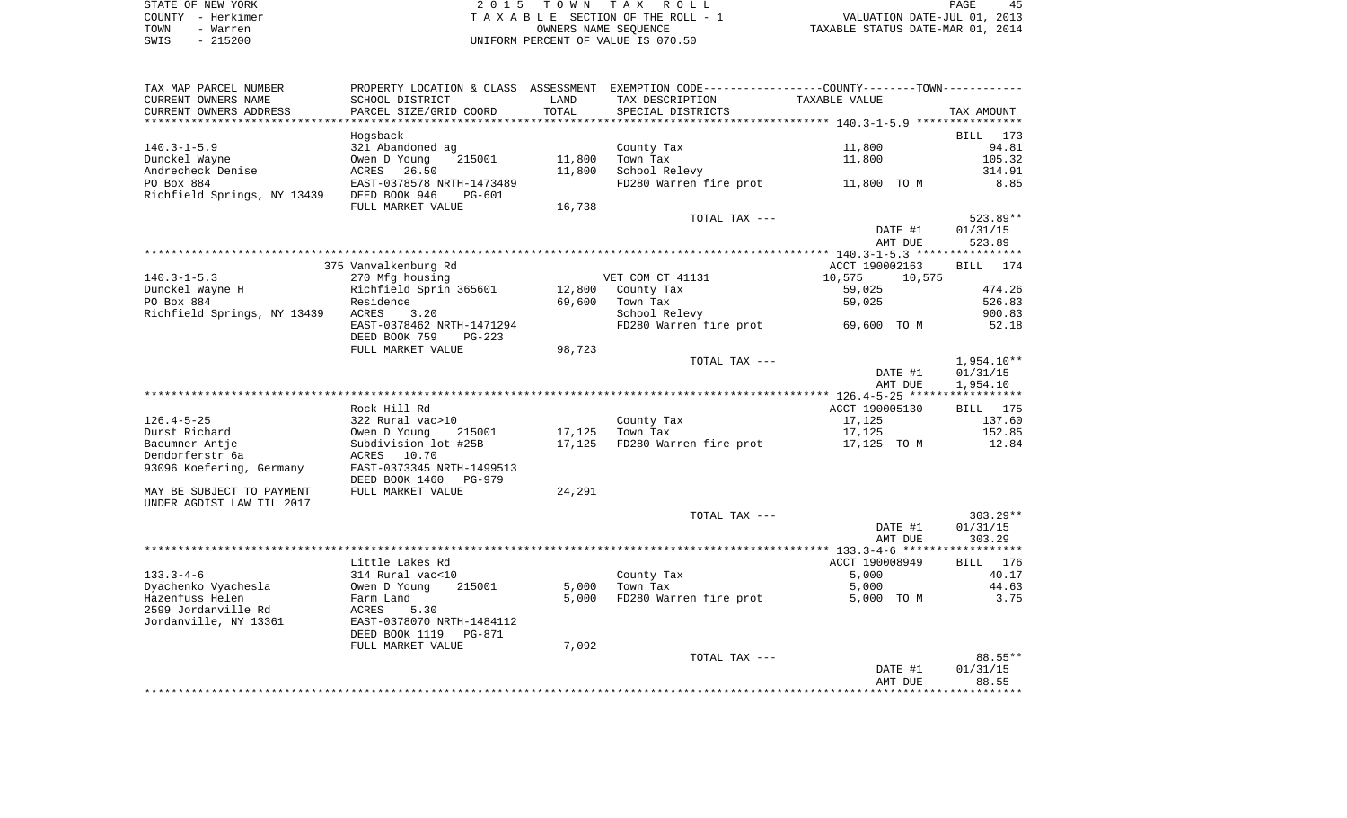STATE OF NEW YORK | COUNTY - Herkimer | TOWN - Warren | SWIS - 215200

**2 0 1 5 T O W N T A X R O L L**
T A X A B L E SECTION OF THE ROLL - 1
OWNERS NAME SEQUENCE
UNIFORM PERCENT OF VALUE IS 070.50

VALUATION DATE-JUL 01, 2013
TAXABLE STATUS DATE-MAR 01, 2014

| TAX MAP PARCEL NUMBER / CURRENT OWNERS NAME / CURRENT OWNERS ADDRESS | PROPERTY LOCATION & CLASS / SCHOOL DISTRICT / PARCEL SIZE/GRID COORD | ASSESSMENT LAND | TOTAL | EXEMPTION CODE / TAX DESCRIPTION / SPECIAL DISTRICTS | TAXABLE VALUE (COUNTY / TOWN) | TAX AMOUNT |
|---|---|---|---|---|---|---|
| **140.3-1-5.9** | Hogsback | | | | | BILL 173 |
| 140.3-1-5.9 | 321 Abandoned ag | | | County Tax | 11,800 | 94.81 |
| Dunckel Wayne | Owen D Young 215001 | 11,800 | | Town Tax | 11,800 | 105.32 |
| Andrecheck Denise | ACRES 26.50 | | 11,800 | School Relevy | | 314.91 |
| PO Box 884 | EAST-0378578 NRTH-1473489 | | | FD280 Warren fire prot | 11,800 TO M | 8.85 |
| Richfield Springs, NY 13439 | DEED BOOK 946 PG-601 | | | | | |
| | FULL MARKET VALUE | | 16,738 | | | |
| | | | | TOTAL TAX --- | | 523.89** |
| | | | | | DATE #1 | 01/31/15 |
| | | | | | AMT DUE | 523.89 |
| **140.3-1-5.3** | 375 Vanvalkenburg Rd | | | | ACCT 190002163 | BILL 174 |
| 140.3-1-5.3 | 270 Mfg housing | | | VET COM CT 41131 | 10,575 10,575 | |
| Dunckel Wayne H | Richfield Sprin 365601 | 12,800 | | County Tax | 59,025 | 474.26 |
| PO Box 884 | Residence | | 69,600 | Town Tax | 59,025 | 526.83 |
| Richfield Springs, NY 13439 | ACRES 3.20 | | | School Relevy | | 900.83 |
| | EAST-0378462 NRTH-1471294 | | | FD280 Warren fire prot | 69,600 TO M | 52.18 |
| | DEED BOOK 759 PG-223 | | | | | |
| | FULL MARKET VALUE | | 98,723 | | | |
| | | | | TOTAL TAX --- | | 1,954.10** |
| | | | | | DATE #1 | 01/31/15 |
| | | | | | AMT DUE | 1,954.10 |
| **126.4-5-25** | Rock Hill Rd | | | | ACCT 190005130 | BILL 175 |
| 126.4-5-25 | 322 Rural vac>10 | | | County Tax | 17,125 | 137.60 |
| Durst Richard | Owen D Young 215001 | 17,125 | | Town Tax | 17,125 | 152.85 |
| Baeumner Antje | Subdivision lot #25B | | 17,125 | FD280 Warren fire prot | 17,125 TO M | 12.84 |
| Dendorferstr 6a | ACRES 10.70 | | | | | |
| 93096 Koefering, Germany | EAST-0373345 NRTH-1499513 | | | | | |
| | DEED BOOK 1460 PG-979 | | | | | |
| MAY BE SUBJECT TO PAYMENT UNDER AGDIST LAW TIL 2017 | FULL MARKET VALUE | | 24,291 | | | |
| | | | | TOTAL TAX --- | | 303.29** |
| | | | | | DATE #1 | 01/31/15 |
| | | | | | AMT DUE | 303.29 |
| **133.3-4-6** | Little Lakes Rd | | | | ACCT 190008949 | BILL 176 |
| 133.3-4-6 | 314 Rural vac<10 | | | County Tax | 5,000 | 40.17 |
| Dyachenko Vyachesla | Owen D Young 215001 | 5,000 | | Town Tax | 5,000 | 44.63 |
| Hazenfuss Helen | Farm Land | | 5,000 | FD280 Warren fire prot | 5,000 TO M | 3.75 |
| 2599 Jordanville Rd | ACRES 5.30 | | | | | |
| Jordanville, NY 13361 | EAST-0378070 NRTH-1484112 | | | | | |
| | DEED BOOK 1119 PG-871 | | | | | |
| | FULL MARKET VALUE | | 7,092 | | | |
| | | | | TOTAL TAX --- | | 88.55** |
| | | | | | DATE #1 | 01/31/15 |
| | | | | | AMT DUE | 88.55 |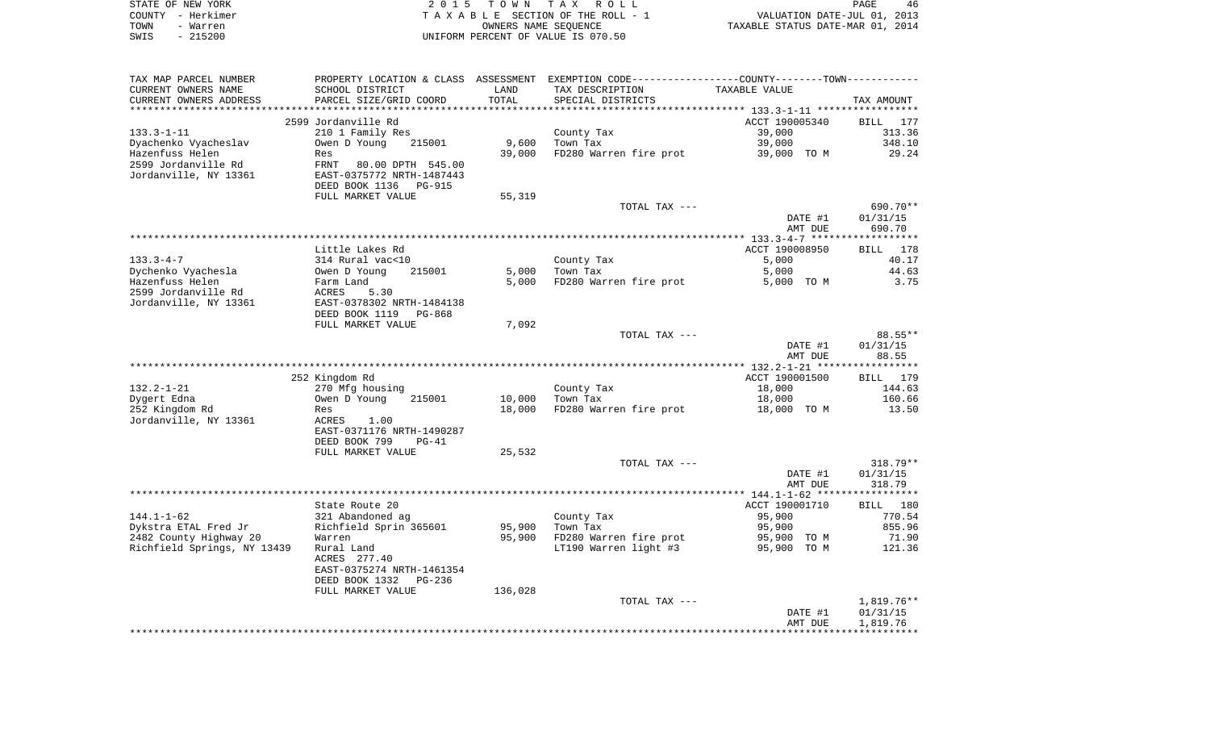STATE OF NEW YORK
COUNTY - Herkimer
TOWN - Warren
SWIS - 215200

2 0 1 5 T O W N T A X R O L L
T A X A B L E SECTION OF THE ROLL - 1
OWNERS NAME SEQUENCE
UNIFORM PERCENT OF VALUE IS 070.50

VALUATION DATE-JUL 01, 2013
TAXABLE STATUS DATE-MAR 01, 2014

| TAX MAP PARCEL NUMBER / CURRENT OWNERS NAME / CURRENT OWNERS ADDRESS | PROPERTY LOCATION & CLASS / SCHOOL DISTRICT / PARCEL SIZE/GRID COORD | ASSESSMENT LAND / TOTAL | EXEMPTION CODE / TAX DESCRIPTION / SPECIAL DISTRICTS | TAXABLE VALUE | TAX AMOUNT |
|---|---|---|---|---|---|
| | 2599 Jordanville Rd | | | ACCT 190005340 | BILL 177 |
| 133.3-1-11 | 210 1 Family Res | | County Tax | 39,000 | 313.36 |
| Dyachenko Vyacheslav | Owen D Young 215001 | 9,600 | Town Tax | 39,000 | 348.10 |
| Hazenfuss Helen | Res | 39,000 | FD280 Warren fire prot | 39,000 TO M | 29.24 |
| 2599 Jordanville Rd | FRNT 80.00 DPTH 545.00 | | | | |
| Jordanville, NY 13361 | EAST-0375772 NRTH-1487443 | | | | |
| | DEED BOOK 1136 PG-915 | | | | |
| | FULL MARKET VALUE | 55,319 | | | |
| | | | TOTAL TAX --- | | 690.70** |
| | | | | DATE #1 | 01/31/15 |
| | | | | AMT DUE | 690.70 |
| | Little Lakes Rd | | | ACCT 190008950 | BILL 178 |
| 133.3-4-7 | 314 Rural vac<10 | | County Tax | 5,000 | 40.17 |
| Dychenko Vyachesla | Owen D Young 215001 | 5,000 | Town Tax | 5,000 | 44.63 |
| Hazenfuss Helen | Farm Land | 5,000 | FD280 Warren fire prot | 5,000 TO M | 3.75 |
| 2599 Jordanville Rd | ACRES 5.30 | | | | |
| Jordanville, NY 13361 | EAST-0378302 NRTH-1484138 | | | | |
| | DEED BOOK 1119 PG-868 | | | | |
| | FULL MARKET VALUE | 7,092 | | | |
| | | | TOTAL TAX --- | | 88.55** |
| | | | | DATE #1 | 01/31/15 |
| | | | | AMT DUE | 88.55 |
| | 252 Kingdom Rd | | | ACCT 190001500 | BILL 179 |
| 132.2-1-21 | 270 Mfg housing | | County Tax | 18,000 | 144.63 |
| Dygert Edna | Owen D Young 215001 | 10,000 | Town Tax | 18,000 | 160.66 |
| 252 Kingdom Rd | Res | 18,000 | FD280 Warren fire prot | 18,000 TO M | 13.50 |
| Jordanville, NY 13361 | ACRES 1.00 | | | | |
| | EAST-0371176 NRTH-1490287 | | | | |
| | DEED BOOK 799 PG-41 | | | | |
| | FULL MARKET VALUE | 25,532 | | | |
| | | | TOTAL TAX --- | | 318.79** |
| | | | | DATE #1 | 01/31/15 |
| | | | | AMT DUE | 318.79 |
| | State Route 20 | | | ACCT 190001710 | BILL 180 |
| 144.1-1-62 | 321 Abandoned ag | | County Tax | 95,900 | 770.54 |
| Dykstra ETAL Fred Jr | Richfield Sprin 365601 | 95,900 | Town Tax | 95,900 | 855.96 |
| 2482 County Highway 20 | Warren | 95,900 | FD280 Warren fire prot | 95,900 TO M | 71.90 |
| Richfield Springs, NY 13439 | Rural Land | | LT190 Warren light #3 | 95,900 TO M | 121.36 |
| | ACRES 277.40 | | | | |
| | EAST-0375274 NRTH-1461354 | | | | |
| | DEED BOOK 1332 PG-236 | | | | |
| | FULL MARKET VALUE | 136,028 | | | |
| | | | TOTAL TAX --- | | 1,819.76** |
| | | | | DATE #1 | 01/31/15 |
| | | | | AMT DUE | 1,819.76 |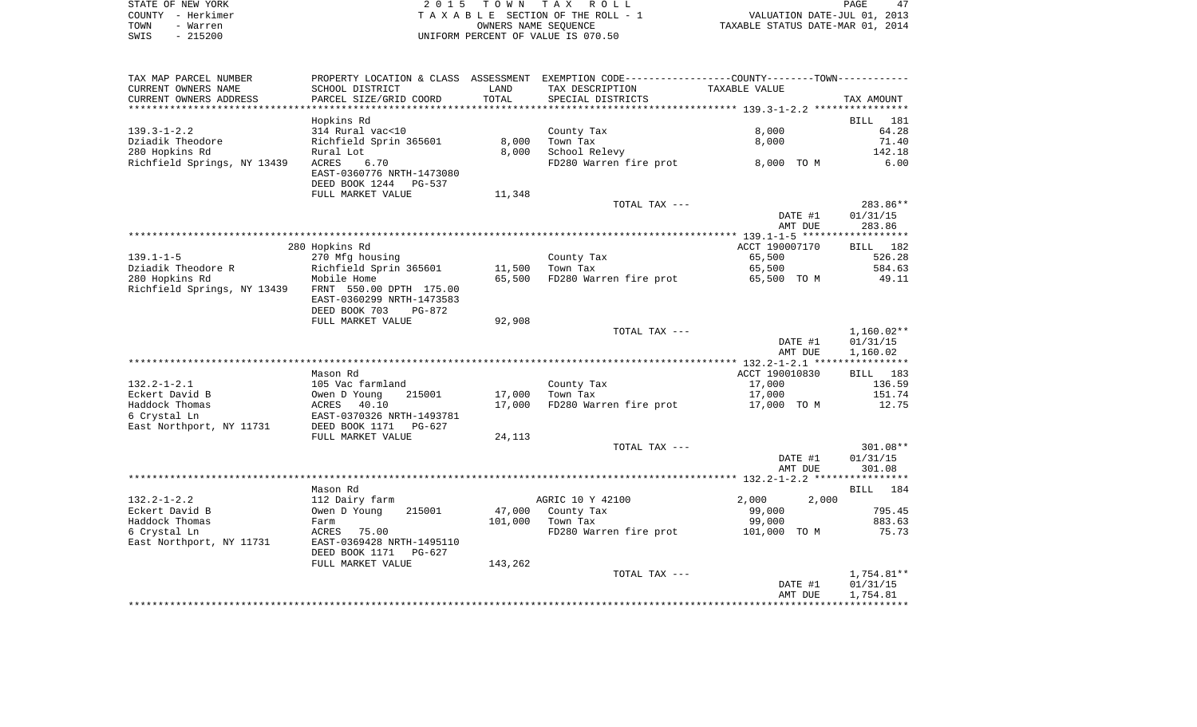STATE OF NEW YORK
COUNTY - Herkimer
TOWN - Warren
SWIS - 215200

2 0 1 5 T O W N T A X R O L L
T A X A B L E SECTION OF THE ROLL - 1
OWNERS NAME SEQUENCE
UNIFORM PERCENT OF VALUE IS 070.50

VALUATION DATE-JUL 01, 2013
TAXABLE STATUS DATE-MAR 01, 2014

| TAX MAP PARCEL NUMBER / CURRENT OWNERS NAME / CURRENT OWNERS ADDRESS | PROPERTY LOCATION & CLASS / SCHOOL DISTRICT / PARCEL SIZE/GRID COORD | ASSESSMENT LAND / TOTAL | EXEMPTION CODE / TAX DESCRIPTION / SPECIAL DISTRICTS | COUNTY--------TOWN / TAXABLE VALUE | TAX AMOUNT |
|---|---|---|---|---|---|
| 139.3-1-2.2 | Hopkins Rd | | | | BILL 181 |
| | 314 Rural vac<10 | | County Tax | 8,000 | 64.28 |
| Dziadik Theodore | Richfield Sprin 365601 | 8,000 | Town Tax | 8,000 | 71.40 |
| 280 Hopkins Rd | Rural Lot | 8,000 | School Relevy | | 142.18 |
| Richfield Springs, NY 13439 | ACRES 6.70 | | FD280 Warren fire prot | 8,000 TO M | 6.00 |
| | EAST-0360776 NRTH-1473080 | | | | |
| | DEED BOOK 1244 PG-537 | | | | |
| | FULL MARKET VALUE | 11,348 | | | |
| | | | TOTAL TAX --- | | 283.86** |
| | | | | DATE #1 | 01/31/15 |
| | | | | AMT DUE | 283.86 |
| 139.1-1-5 | 280 Hopkins Rd | | | ACCT 190007170 | BILL 182 |
| | 270 Mfg housing | | County Tax | 65,500 | 526.28 |
| Dziadik Theodore R | Richfield Sprin 365601 | 11,500 | Town Tax | 65,500 | 584.63 |
| 280 Hopkins Rd | Mobile Home | 65,500 | FD280 Warren fire prot | 65,500 TO M | 49.11 |
| Richfield Springs, NY 13439 | FRNT 550.00 DPTH 175.00 | | | | |
| | EAST-0360299 NRTH-1473583 | | | | |
| | DEED BOOK 703 PG-872 | | | | |
| | FULL MARKET VALUE | 92,908 | | | |
| | | | TOTAL TAX --- | | 1,160.02** |
| | | | | DATE #1 | 01/31/15 |
| | | | | AMT DUE | 1,160.02 |
| 132.2-1-2.1 | Mason Rd | | | ACCT 190010830 | BILL 183 |
| | 105 Vac farmland | | County Tax | 17,000 | 136.59 |
| Eckert David B | Owen D Young 215001 | 17,000 | Town Tax | 17,000 | 151.74 |
| Haddock Thomas | ACRES 40.10 | 17,000 | FD280 Warren fire prot | 17,000 TO M | 12.75 |
| 6 Crystal Ln | EAST-0370326 NRTH-1493781 | | | | |
| East Northport, NY 11731 | DEED BOOK 1171 PG-627 | | | | |
| | FULL MARKET VALUE | 24,113 | | | |
| | | | TOTAL TAX --- | | 301.08** |
| | | | | DATE #1 | 01/31/15 |
| | | | | AMT DUE | 301.08 |
| 132.2-1-2.2 | Mason Rd | | | | BILL 184 |
| | 112 Dairy farm | | AGRIC 10 Y 42100 | 2,000 2,000 | |
| Eckert David B | Owen D Young 215001 | 47,000 | County Tax | 99,000 | 795.45 |
| Haddock Thomas | Farm | 101,000 | Town Tax | 99,000 | 883.63 |
| 6 Crystal Ln | ACRES 75.00 | | FD280 Warren fire prot | 101,000 TO M | 75.73 |
| East Northport, NY 11731 | EAST-0369428 NRTH-1495110 | | | | |
| | DEED BOOK 1171 PG-627 | | | | |
| | FULL MARKET VALUE | 143,262 | | | |
| | | | TOTAL TAX --- | | 1,754.81** |
| | | | | DATE #1 | 01/31/15 |
| | | | | AMT DUE | 1,754.81 |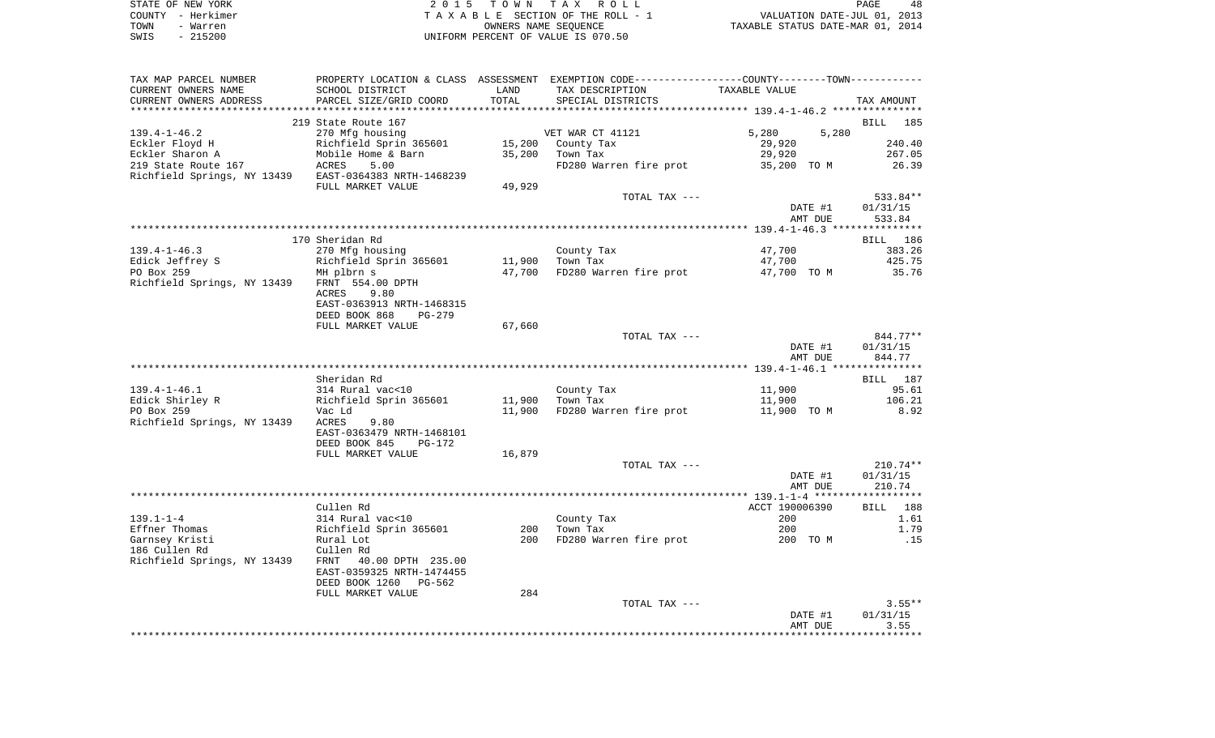STATE OF NEW YORK
COUNTY - Herkimer
TOWN - Warren
SWIS - 215200

2015 TOWN TAX ROLL
TAXABLE SECTION OF THE ROLL - 1
OWNERS NAME SEQUENCE
UNIFORM PERCENT OF VALUE IS 070.50

VALUATION DATE-JUL 01, 2013
TAXABLE STATUS DATE-MAR 01, 2014

| TAX MAP PARCEL NUMBER / CURRENT OWNERS NAME / CURRENT OWNERS ADDRESS | PROPERTY LOCATION & CLASS / SCHOOL DISTRICT / PARCEL SIZE/GRID COORD | ASSESSMENT LAND / TOTAL | EXEMPTION CODE / TAX DESCRIPTION / SPECIAL DISTRICTS | TAXABLE VALUE (COUNTY / TOWN) | TAX AMOUNT |
|---|---|---|---|---|---|
| | 219 State Route 167 | | | | BILL 185 |
| 139.4-1-46.2 | 270 Mfg housing | | VET WAR CT 41121 | 5,280 5,280 | |
| Eckler Floyd H | Richfield Sprin 365601 | 15,200 | County Tax | 29,920 | 240.40 |
| Eckler Sharon A | Mobile Home & Barn | 35,200 | Town Tax | 29,920 | 267.05 |
| 219 State Route 167 | ACRES 5.00 | | FD280 Warren fire prot | 35,200 TO M | 26.39 |
| Richfield Springs, NY 13439 | EAST-0364383 NRTH-1468239 | | | | |
| | FULL MARKET VALUE | 49,929 | | | |
| | | | TOTAL TAX --- | | 533.84** |
| | | | | DATE #1 | 01/31/15 |
| | | | | AMT DUE | 533.84 |
| | 170 Sheridan Rd | | | | BILL 186 |
| 139.4-1-46.3 | 270 Mfg housing | | County Tax | 47,700 | 383.26 |
| Edick Jeffrey S | Richfield Sprin 365601 | 11,900 | Town Tax | 47,700 | 425.75 |
| PO Box 259 | MH plbrn s | 47,700 | FD280 Warren fire prot | 47,700 TO M | 35.76 |
| Richfield Springs, NY 13439 | FRNT 554.00 DPTH | | | | |
| | ACRES 9.80 | | | | |
| | EAST-0363913 NRTH-1468315 | | | | |
| | DEED BOOK 868 PG-279 | | | | |
| | FULL MARKET VALUE | 67,660 | | | |
| | | | TOTAL TAX --- | | 844.77** |
| | | | | DATE #1 | 01/31/15 |
| | | | | AMT DUE | 844.77 |
| | Sheridan Rd | | | | BILL 187 |
| 139.4-1-46.1 | 314 Rural vac<10 | | County Tax | 11,900 | 95.61 |
| Edick Shirley R | Richfield Sprin 365601 | 11,900 | Town Tax | 11,900 | 106.21 |
| PO Box 259 | Vac Ld | 11,900 | FD280 Warren fire prot | 11,900 TO M | 8.92 |
| Richfield Springs, NY 13439 | ACRES 9.80 | | | | |
| | EAST-0363479 NRTH-1468101 | | | | |
| | DEED BOOK 845 PG-172 | | | | |
| | FULL MARKET VALUE | 16,879 | | | |
| | | | TOTAL TAX --- | | 210.74** |
| | | | | DATE #1 | 01/31/15 |
| | | | | AMT DUE | 210.74 |
| | Cullen Rd | | | ACCT 190006390 | BILL 188 |
| 139.1-1-4 | 314 Rural vac<10 | | County Tax | 200 | 1.61 |
| Effner Thomas | Richfield Sprin 365601 | 200 | Town Tax | 200 | 1.79 |
| Garnsey Kristi | Rural Lot | 200 | FD280 Warren fire prot | 200 TO M | .15 |
| 186 Cullen Rd | Cullen Rd | | | | |
| Richfield Springs, NY 13439 | FRNT 40.00 DPTH 235.00 | | | | |
| | EAST-0359325 NRTH-1474455 | | | | |
| | DEED BOOK 1260 PG-562 | | | | |
| | FULL MARKET VALUE | 284 | | | |
| | | | TOTAL TAX --- | | 3.55** |
| | | | | DATE #1 | 01/31/15 |
| | | | | AMT DUE | 3.55 |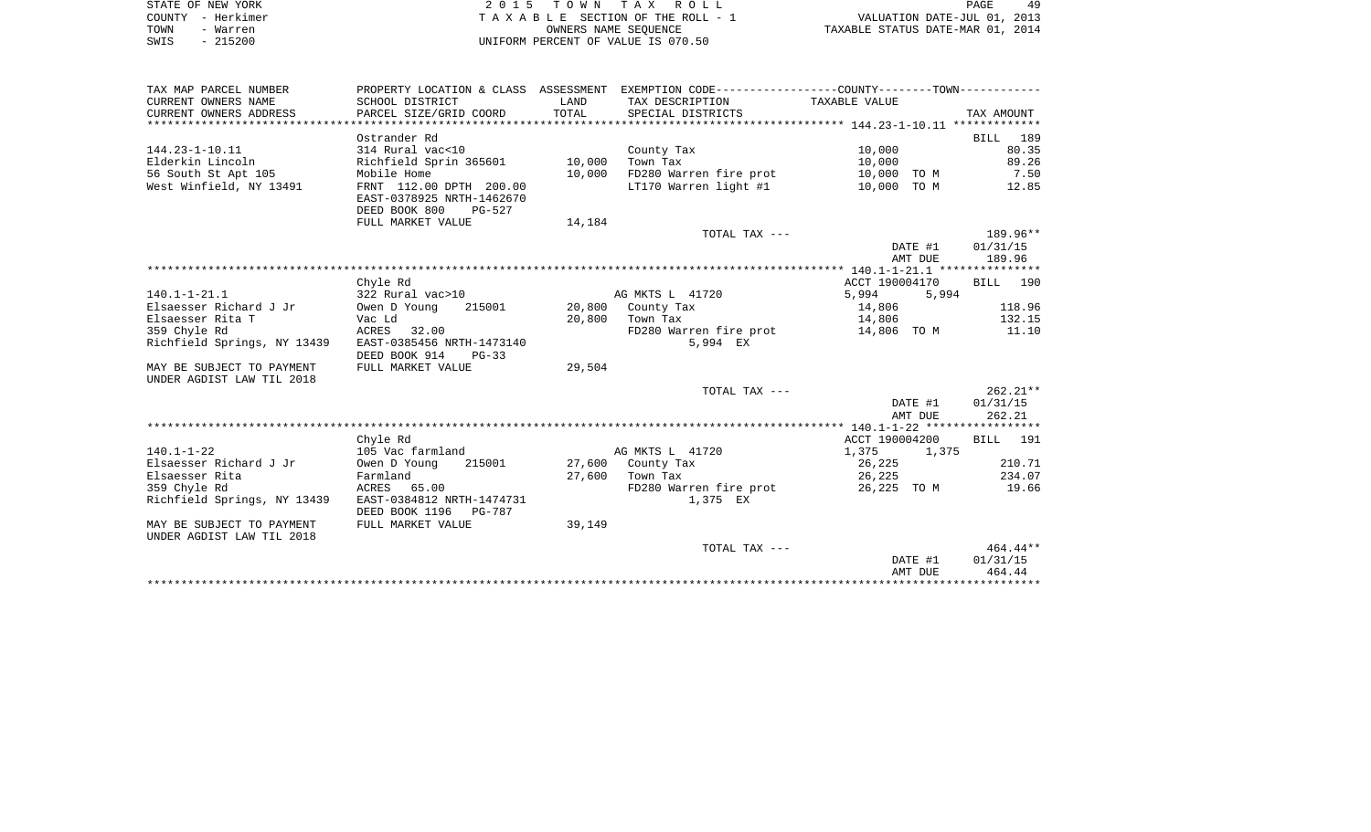STATE OF NEW YORK — 2015 TOWN TAX ROLL
COUNTY - Herkimer — TAXABLE SECTION OF THE ROLL - 1 — VALUATION DATE-JUL 01, 2013
TOWN - Warren — OWNERS NAME SEQUENCE — TAXABLE STATUS DATE-MAR 01, 2014
SWIS - 215200 — UNIFORM PERCENT OF VALUE IS 070.50

| TAX MAP PARCEL NUMBER / CURRENT OWNERS NAME / CURRENT OWNERS ADDRESS | PROPERTY LOCATION & CLASS / SCHOOL DISTRICT / PARCEL SIZE/GRID COORD | ASSESSMENT LAND / TOTAL | EXEMPTION CODE / TAX DESCRIPTION / SPECIAL DISTRICTS | COUNTY / TOWN TAXABLE VALUE | TAX AMOUNT |
|---|---|---|---|---|---|
| **144.23-1-10.11** | Ostrander Rd | | | | BILL 189 |
| 144.23-1-10.11 | 314 Rural vac<10 | | County Tax | 10,000 | 80.35 |
| Elderkin Lincoln | Richfield Sprin 365601 | 10,000 | Town Tax | 10,000 | 89.26 |
| 56 South St Apt 105 | Mobile Home | 10,000 | FD280 Warren fire prot | 10,000 TO M | 7.50 |
| West Winfield, NY 13491 | FRNT 112.00 DPTH 200.00 | | LT170 Warren light #1 | 10,000 TO M | 12.85 |
| | EAST-0378925 NRTH-1462670 | | | | |
| | DEED BOOK 800 PG-527 | | | | |
| | FULL MARKET VALUE | 14,184 | | | |
| | | | TOTAL TAX --- | | 189.96** |
| | | | | DATE #1 | 01/31/15 |
| | | | | AMT DUE | 189.96 |
| **140.1-1-21.1** | Chyle Rd | | | ACCT 190004170 | BILL 190 |
| 140.1-1-21.1 | 322 Rural vac>10 | | AG MKTS L 41720 | 5,994 5,994 | |
| Elsaesser Richard J Jr | Owen D Young 215001 | 20,800 | County Tax | 14,806 | 118.96 |
| Elsaesser Rita T | Vac Ld | 20,800 | Town Tax | 14,806 | 132.15 |
| 359 Chyle Rd | ACRES 32.00 | | FD280 Warren fire prot | 14,806 TO M | 11.10 |
| Richfield Springs, NY 13439 | EAST-0385456 NRTH-1473140 | | 5,994 EX | | |
| | DEED BOOK 914 PG-33 | | | | |
| MAY BE SUBJECT TO PAYMENT | FULL MARKET VALUE | 29,504 | | | |
| UNDER AGDIST LAW TIL 2018 | | | | | |
| | | | TOTAL TAX --- | | 262.21** |
| | | | | DATE #1 | 01/31/15 |
| | | | | AMT DUE | 262.21 |
| **140.1-1-22** | Chyle Rd | | | ACCT 190004200 | BILL 191 |
| 140.1-1-22 | 105 Vac farmland | | AG MKTS L 41720 | 1,375 1,375 | |
| Elsaesser Richard J Jr | Owen D Young 215001 | 27,600 | County Tax | 26,225 | 210.71 |
| Elsaesser Rita | Farmland | 27,600 | Town Tax | 26,225 | 234.07 |
| 359 Chyle Rd | ACRES 65.00 | | FD280 Warren fire prot | 26,225 TO M | 19.66 |
| Richfield Springs, NY 13439 | EAST-0384812 NRTH-1474731 | | 1,375 EX | | |
| | DEED BOOK 1196 PG-787 | | | | |
| MAY BE SUBJECT TO PAYMENT | FULL MARKET VALUE | 39,149 | | | |
| UNDER AGDIST LAW TIL 2018 | | | | | |
| | | | TOTAL TAX --- | | 464.44** |
| | | | | DATE #1 | 01/31/15 |
| | | | | AMT DUE | 464.44 |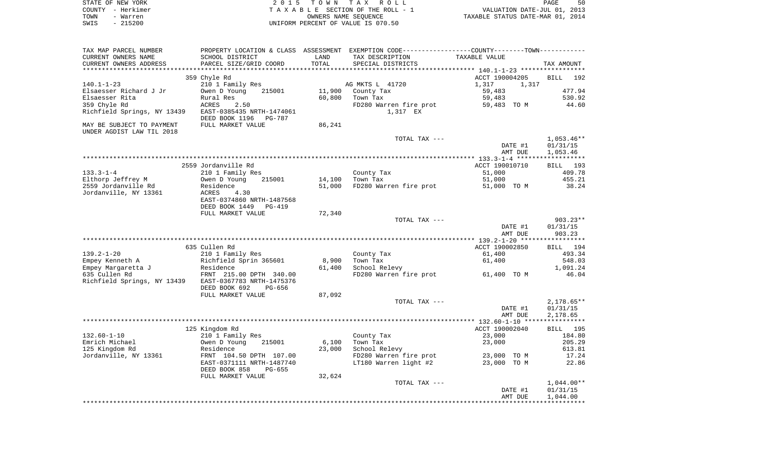STATE OF NEW YORK
COUNTY - Herkimer
TOWN - Warren
SWIS - 215200

2 0 1 5 T O W N T A X R O L L
T A X A B L E SECTION OF THE ROLL - 1
OWNERS NAME SEQUENCE
UNIFORM PERCENT OF VALUE IS 070.50

VALUATION DATE-JUL 01, 2013
TAXABLE STATUS DATE-MAR 01, 2014

| TAX MAP PARCEL NUMBER / CURRENT OWNERS NAME / CURRENT OWNERS ADDRESS | PROPERTY LOCATION & CLASS / SCHOOL DISTRICT / PARCEL SIZE/GRID COORD | ASSESSMENT LAND / TOTAL | EXEMPTION CODE / TAX DESCRIPTION / SPECIAL DISTRICTS | COUNTY--------TOWN / TAXABLE VALUE | TAX AMOUNT |
|---|---|---|---|---|---|
| **140.1-1-23** | 359 Chyle Rd | | | ACCT 190004205 | BILL 192 |
| | 210 1 Family Res | | AG MKTS L 41720 | 1,317 1,317 | |
| Elsaesser Richard J Jr | Owen D Young 215001 | 11,900 | County Tax | 59,483 | 477.94 |
| Elsaesser Rita | Rural Res | 60,800 | Town Tax | 59,483 | 530.92 |
| 359 Chyle Rd | ACRES 2.50 | | FD280 Warren fire prot | 59,483 TO M | 44.60 |
| Richfield Springs, NY 13439 | EAST-0385435 NRTH-1474061 | | 1,317 EX | | |
| | DEED BOOK 1196 PG-787 | | | | |
| MAY BE SUBJECT TO PAYMENT | FULL MARKET VALUE | 86,241 | | | |
| UNDER AGDIST LAW TIL 2018 | | | | | |
| | | | TOTAL TAX --- | | 1,053.46** |
| | | | | DATE #1 | 01/31/15 |
| | | | | AMT DUE | 1,053.46 |
| **133.3-1-4** | 2559 Jordanville Rd | | | ACCT 190010710 | BILL 193 |
| | 210 1 Family Res | | County Tax | 51,000 | 409.78 |
| Elthorp Jeffrey M | Owen D Young 215001 | 14,100 | Town Tax | 51,000 | 455.21 |
| 2559 Jordanville Rd | Residence | 51,000 | FD280 Warren fire prot | 51,000 TO M | 38.24 |
| Jordanville, NY 13361 | ACRES 4.30 | | | | |
| | EAST-0374860 NRTH-1487568 | | | | |
| | DEED BOOK 1449 PG-419 | | | | |
| | FULL MARKET VALUE | 72,340 | | | |
| | | | TOTAL TAX --- | | 903.23** |
| | | | | DATE #1 | 01/31/15 |
| | | | | AMT DUE | 903.23 |
| **139.2-1-20** | 635 Cullen Rd | | | ACCT 190002850 | BILL 194 |
| | 210 1 Family Res | | County Tax | 61,400 | 493.34 |
| Empey Kenneth A | Richfield Sprin 365601 | 8,900 | Town Tax | 61,400 | 548.03 |
| Empey Margaretta J | Residence | 61,400 | School Relevy | | 1,091.24 |
| 635 Cullen Rd | FRNT 215.00 DPTH 340.00 | | FD280 Warren fire prot | 61,400 TO M | 46.04 |
| Richfield Springs, NY 13439 | EAST-0367783 NRTH-1475376 | | | | |
| | DEED BOOK 692 PG-656 | | | | |
| | FULL MARKET VALUE | 87,092 | | | |
| | | | TOTAL TAX --- | | 2,178.65** |
| | | | | DATE #1 | 01/31/15 |
| | | | | AMT DUE | 2,178.65 |
| **132.60-1-10** | 125 Kingdom Rd | | | ACCT 190002040 | BILL 195 |
| | 210 1 Family Res | | County Tax | 23,000 | 184.80 |
| Emrich Michael | Owen D Young 215001 | 6,100 | Town Tax | 23,000 | 205.29 |
| 125 Kingdom Rd | Residence | 23,000 | School Relevy | | 613.81 |
| Jordanville, NY 13361 | FRNT 104.50 DPTH 107.00 | | FD280 Warren fire prot | 23,000 TO M | 17.24 |
| | EAST-0371111 NRTH-1487740 | | LT180 Warren light #2 | 23,000 TO M | 22.86 |
| | DEED BOOK 858 PG-655 | | | | |
| | FULL MARKET VALUE | 32,624 | | | |
| | | | TOTAL TAX --- | | 1,044.00** |
| | | | | DATE #1 | 01/31/15 |
| | | | | AMT DUE | 1,044.00 |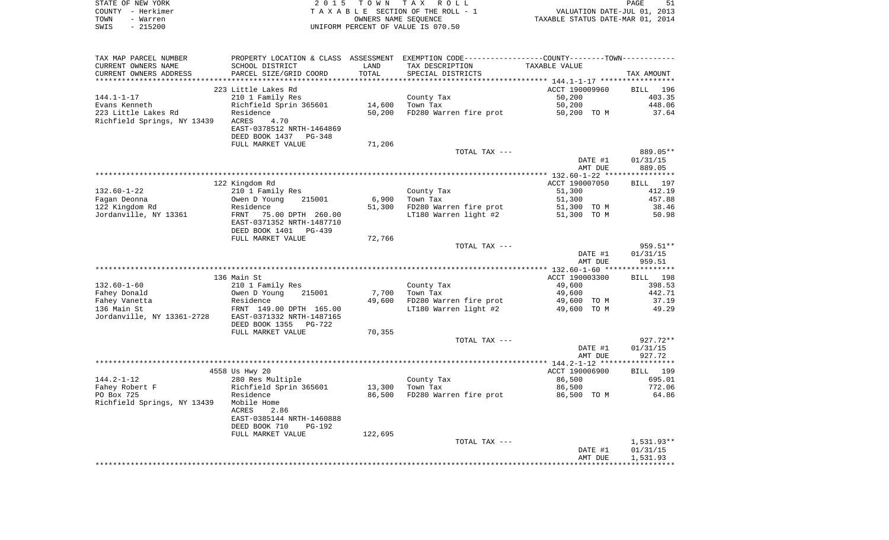STATE OF NEW YORK
COUNTY - Herkimer
TOWN - Warren
SWIS - 215200

2 0 1 5 T O W N T A X R O L L
T A X A B L E SECTION OF THE ROLL - 1
OWNERS NAME SEQUENCE
UNIFORM PERCENT OF VALUE IS 070.50

VALUATION DATE-JUL 01, 2013
TAXABLE STATUS DATE-MAR 01, 2014

| TAX MAP PARCEL NUMBER / CURRENT OWNERS NAME / CURRENT OWNERS ADDRESS | PROPERTY LOCATION & CLASS / SCHOOL DISTRICT / PARCEL SIZE/GRID COORD | ASSESSMENT LAND | TOTAL | EXEMPTION CODE / TAX DESCRIPTION / SPECIAL DISTRICTS | TAXABLE VALUE | TAX AMOUNT |
|---|---|---|---|---|---|---|
| 144.1-1-17 | 223 Little Lakes Rd | | | | ACCT 190009960 | BILL 196 |
| 144.1-1-17 | 210 1 Family Res | | | County Tax | 50,200 | 403.35 |
| Evans Kenneth | Richfield Sprin 365601 | 14,600 | | Town Tax | 50,200 | 448.06 |
| 223 Little Lakes Rd | Residence | | 50,200 | FD280 Warren fire prot | 50,200 TO M | 37.64 |
| Richfield Springs, NY 13439 | ACRES 4.70 | | | | | |
| | EAST-0378512 NRTH-1464869 | | | | | |
| | DEED BOOK 1437 PG-348 | | | | | |
| | FULL MARKET VALUE | 71,206 | | | | |
| | | | | TOTAL TAX --- | | 889.05** |
| | | | | | DATE #1 | 01/31/15 |
| | | | | | AMT DUE | 889.05 |
| 132.60-1-22 | 122 Kingdom Rd | | | | ACCT 190007050 | BILL 197 |
| 132.60-1-22 | 210 1 Family Res | | | County Tax | 51,300 | 412.19 |
| Fagan Deonna | Owen D Young 215001 | 6,900 | | Town Tax | 51,300 | 457.88 |
| 122 Kingdom Rd | Residence | | 51,300 | FD280 Warren fire prot | 51,300 TO M | 38.46 |
| Jordanville, NY 13361 | FRNT 75.00 DPTH 260.00 | | | LT180 Warren light #2 | 51,300 TO M | 50.98 |
| | EAST-0371352 NRTH-1487710 | | | | | |
| | DEED BOOK 1401 PG-439 | | | | | |
| | FULL MARKET VALUE | 72,766 | | | | |
| | | | | TOTAL TAX --- | | 959.51** |
| | | | | | DATE #1 | 01/31/15 |
| | | | | | AMT DUE | 959.51 |
| 132.60-1-60 | 136 Main St | | | | ACCT 190003300 | BILL 198 |
| 132.60-1-60 | 210 1 Family Res | | | County Tax | 49,600 | 398.53 |
| Fahey Donald | Owen D Young 215001 | 7,700 | | Town Tax | 49,600 | 442.71 |
| Fahey Vanetta | Residence | | 49,600 | FD280 Warren fire prot | 49,600 TO M | 37.19 |
| 136 Main St | FRNT 149.00 DPTH 165.00 | | | LT180 Warren light #2 | 49,600 TO M | 49.29 |
| Jordanville, NY 13361-2728 | EAST-0371332 NRTH-1487165 | | | | | |
| | DEED BOOK 1355 PG-722 | | | | | |
| | FULL MARKET VALUE | 70,355 | | | | |
| | | | | TOTAL TAX --- | | 927.72** |
| | | | | | DATE #1 | 01/31/15 |
| | | | | | AMT DUE | 927.72 |
| 144.2-1-12 | 4558 Us Hwy 20 | | | | ACCT 190006900 | BILL 199 |
| 144.2-1-12 | 280 Res Multiple | | | County Tax | 86,500 | 695.01 |
| Fahey Robert F | Richfield Sprin 365601 | 13,300 | | Town Tax | 86,500 | 772.06 |
| PO Box 725 | Residence | | 86,500 | FD280 Warren fire prot | 86,500 TO M | 64.86 |
| Richfield Springs, NY 13439 | Mobile Home | | | | | |
| | ACRES 2.86 | | | | | |
| | EAST-0385144 NRTH-1460888 | | | | | |
| | DEED BOOK 710 PG-192 | | | | | |
| | FULL MARKET VALUE | 122,695 | | | | |
| | | | | TOTAL TAX --- | | 1,531.93** |
| | | | | | DATE #1 | 01/31/15 |
| | | | | | AMT DUE | 1,531.93 |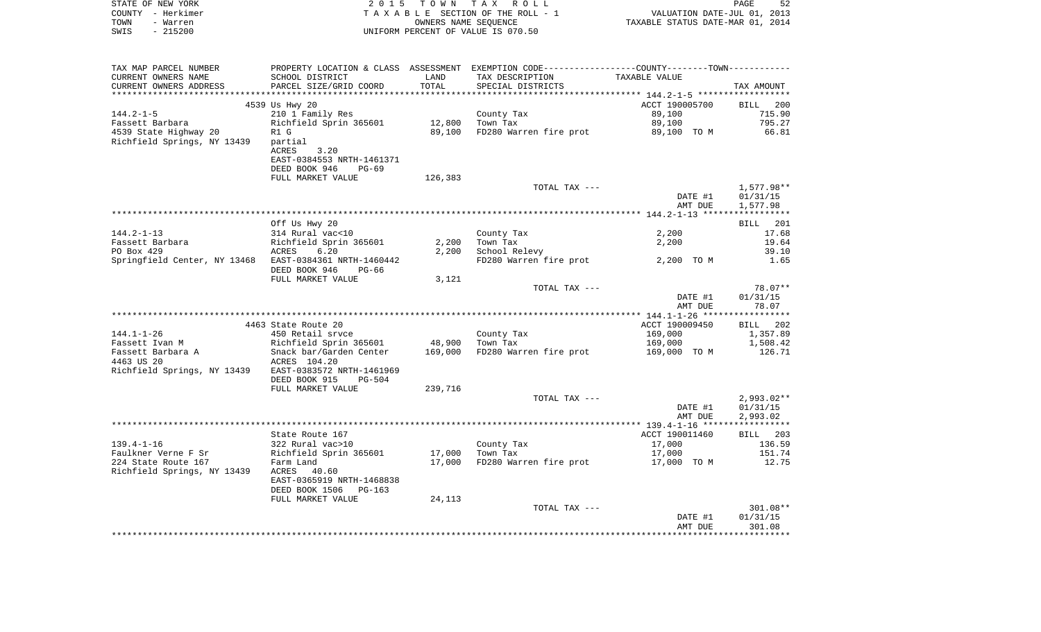STATE OF NEW YORK
COUNTY - Herkimer
TOWN - Warren
SWIS - 215200

**2 0 1 5 T O W N T A X R O L L**
T A X A B L E SECTION OF THE ROLL - 1
OWNERS NAME SEQUENCE
UNIFORM PERCENT OF VALUE IS 070.50

VALUATION DATE-JUL 01, 2013
TAXABLE STATUS DATE-MAR 01, 2014

| TAX MAP PARCEL NUMBER / CURRENT OWNERS NAME / CURRENT OWNERS ADDRESS | PROPERTY LOCATION & CLASS / SCHOOL DISTRICT / PARCEL SIZE/GRID COORD | ASSESSMENT LAND / TOTAL | EXEMPTION CODE / TAX DESCRIPTION / SPECIAL DISTRICTS | COUNTY--------TOWN TAXABLE VALUE | TAX AMOUNT |
|---|---|---|---|---|---|
| | 4539 Us Hwy 20 | | | ACCT 190005700 | BILL 200 |
| 144.2-1-5 | 210 1 Family Res | | County Tax | 89,100 | 715.90 |
| Fassett Barbara | Richfield Sprin 365601 | 12,800 | Town Tax | 89,100 | 795.27 |
| 4539 State Highway 20 | R1 G | 89,100 | FD280 Warren fire prot | 89,100 TO M | 66.81 |
| Richfield Springs, NY 13439 | partial | | | | |
| | ACRES 3.20 | | | | |
| | EAST-0384553 NRTH-1461371 | | | | |
| | DEED BOOK 946 PG-69 | | | | |
| | FULL MARKET VALUE | 126,383 | | | |
| | | | TOTAL TAX --- | | 1,577.98** |
| | | | | DATE #1 | 01/31/15 |
| | | | | AMT DUE | 1,577.98 |
| | Off Us Hwy 20 | | | | BILL 201 |
| 144.2-1-13 | 314 Rural vac<10 | | County Tax | 2,200 | 17.68 |
| Fassett Barbara | Richfield Sprin 365601 | 2,200 | Town Tax | 2,200 | 19.64 |
| PO Box 429 | ACRES 6.20 | 2,200 | School Relevy | | 39.10 |
| Springfield Center, NY 13468 | EAST-0384361 NRTH-1460442 | | FD280 Warren fire prot | 2,200 TO M | 1.65 |
| | DEED BOOK 946 PG-66 | | | | |
| | FULL MARKET VALUE | 3,121 | | | |
| | | | TOTAL TAX --- | | 78.07** |
| | | | | DATE #1 | 01/31/15 |
| | | | | AMT DUE | 78.07 |
| | 4463 State Route 20 | | | ACCT 190009450 | BILL 202 |
| 144.1-1-26 | 450 Retail srvce | | County Tax | 169,000 | 1,357.89 |
| Fassett Ivan M | Richfield Sprin 365601 | 48,900 | Town Tax | 169,000 | 1,508.42 |
| Fassett Barbara A | Snack bar/Garden Center | 169,000 | FD280 Warren fire prot | 169,000 TO M | 126.71 |
| 4463 US 20 | ACRES 104.20 | | | | |
| Richfield Springs, NY 13439 | EAST-0383572 NRTH-1461969 | | | | |
| | DEED BOOK 915 PG-504 | | | | |
| | FULL MARKET VALUE | 239,716 | | | |
| | | | TOTAL TAX --- | | 2,993.02** |
| | | | | DATE #1 | 01/31/15 |
| | | | | AMT DUE | 2,993.02 |
| | State Route 167 | | | ACCT 190011460 | BILL 203 |
| 139.4-1-16 | 322 Rural vac>10 | | County Tax | 17,000 | 136.59 |
| Faulkner Verne F Sr | Richfield Sprin 365601 | 17,000 | Town Tax | 17,000 | 151.74 |
| 224 State Route 167 | Farm Land | 17,000 | FD280 Warren fire prot | 17,000 TO M | 12.75 |
| Richfield Springs, NY 13439 | ACRES 40.60 | | | | |
| | EAST-0365919 NRTH-1468838 | | | | |
| | DEED BOOK 1506 PG-163 | | | | |
| | FULL MARKET VALUE | 24,113 | | | |
| | | | TOTAL TAX --- | | 301.08** |
| | | | | DATE #1 | 01/31/15 |
| | | | | AMT DUE | 301.08 |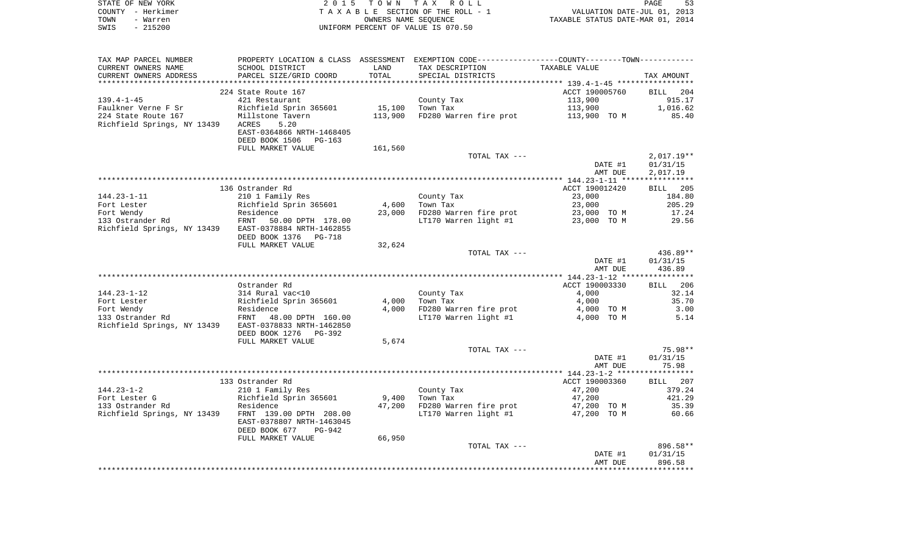STATE OF NEW YORK — 2015 TOWN TAX ROLL — PAGE 53
COUNTY - Herkimer — TAXABLE SECTION OF THE ROLL - 1 — VALUATION DATE-JUL 01, 2013
TOWN - Warren — OWNERS NAME SEQUENCE — TAXABLE STATUS DATE-MAR 01, 2014
SWIS - 215200 — UNIFORM PERCENT OF VALUE IS 070.50

| TAX MAP PARCEL NUMBER / CURRENT OWNERS NAME / CURRENT OWNERS ADDRESS | PROPERTY LOCATION & CLASS / SCHOOL DISTRICT / PARCEL SIZE/GRID COORD | ASSESSMENT LAND / TOTAL | EXEMPTION CODE / TAX DESCRIPTION / SPECIAL DISTRICTS | TAXABLE VALUE | TAX AMOUNT |
|---|---|---|---|---|---|
| | 224 State Route 167 | | | ACCT 190005760 | BILL 204 |
| 139.4-1-45 | 421 Restaurant | | County Tax | 113,900 | 915.17 |
| Faulkner Verne F Sr | Richfield Sprin 365601 | 15,100 | Town Tax | 113,900 | 1,016.62 |
| 224 State Route 167 | Millstone Tavern | 113,900 | FD280 Warren fire prot | 113,900 TO M | 85.40 |
| Richfield Springs, NY 13439 | ACRES 5.20 | | | | |
| | EAST-0364866 NRTH-1468405 | | | | |
| | DEED BOOK 1506 PG-163 | | | | |
| | FULL MARKET VALUE | 161,560 | | | |
| | | | TOTAL TAX --- | | 2,017.19** |
| | | | | DATE #1 | 01/31/15 |
| | | | | AMT DUE | 2,017.19 |
| | 136 Ostrander Rd | | | ACCT 190012420 | BILL 205 |
| 144.23-1-11 | 210 1 Family Res | | County Tax | 23,000 | 184.80 |
| Fort Lester | Richfield Sprin 365601 | 4,600 | Town Tax | 23,000 | 205.29 |
| Fort Wendy | Residence | 23,000 | FD280 Warren fire prot | 23,000 TO M | 17.24 |
| 133 Ostrander Rd | FRNT 50.00 DPTH 178.00 | | LT170 Warren light #1 | 23,000 TO M | 29.56 |
| Richfield Springs, NY 13439 | EAST-0378884 NRTH-1462855 | | | | |
| | DEED BOOK 1376 PG-718 | | | | |
| | FULL MARKET VALUE | 32,624 | | | |
| | | | TOTAL TAX --- | | 436.89** |
| | | | | DATE #1 | 01/31/15 |
| | | | | AMT DUE | 436.89 |
| | Ostrander Rd | | | ACCT 190003330 | BILL 206 |
| 144.23-1-12 | 314 Rural vac<10 | | County Tax | 4,000 | 32.14 |
| Fort Lester | Richfield Sprin 365601 | 4,000 | Town Tax | 4,000 | 35.70 |
| Fort Wendy | Residence | 4,000 | FD280 Warren fire prot | 4,000 TO M | 3.00 |
| 133 Ostrander Rd | FRNT 48.00 DPTH 160.00 | | LT170 Warren light #1 | 4,000 TO M | 5.14 |
| Richfield Springs, NY 13439 | EAST-0378833 NRTH-1462850 | | | | |
| | DEED BOOK 1276 PG-392 | | | | |
| | FULL MARKET VALUE | 5,674 | | | |
| | | | TOTAL TAX --- | | 75.98** |
| | | | | DATE #1 | 01/31/15 |
| | | | | AMT DUE | 75.98 |
| | 133 Ostrander Rd | | | ACCT 190003360 | BILL 207 |
| 144.23-1-2 | 210 1 Family Res | | County Tax | 47,200 | 379.24 |
| Fort Lester G | Richfield Sprin 365601 | 9,400 | Town Tax | 47,200 | 421.29 |
| 133 Ostrander Rd | Residence | 47,200 | FD280 Warren fire prot | 47,200 TO M | 35.39 |
| Richfield Springs, NY 13439 | FRNT 139.00 DPTH 208.00 | | LT170 Warren light #1 | 47,200 TO M | 60.66 |
| | EAST-0378807 NRTH-1463045 | | | | |
| | DEED BOOK 677 PG-942 | | | | |
| | FULL MARKET VALUE | 66,950 | | | |
| | | | TOTAL TAX --- | | 896.58** |
| | | | | DATE #1 | 01/31/15 |
| | | | | AMT DUE | 896.58 |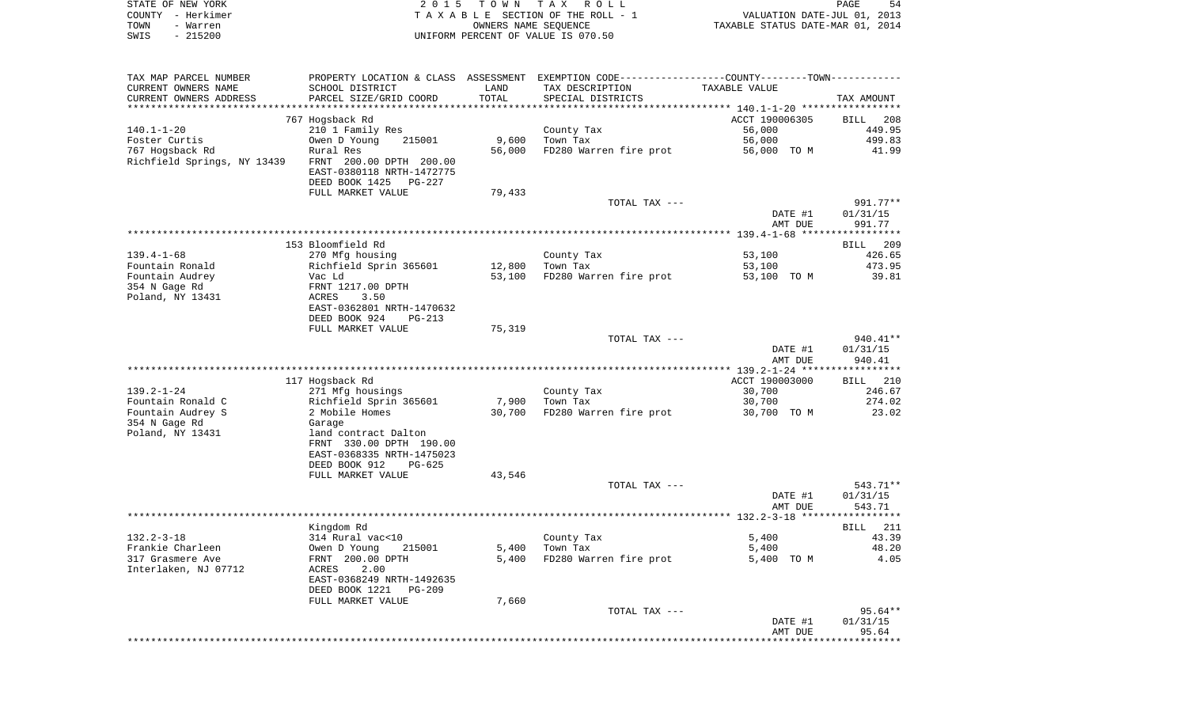STATE OF NEW YORK — 2015 TOWN TAX ROLL — PAGE 54
COUNTY - Herkimer — TAXABLE SECTION OF THE ROLL - 1 — VALUATION DATE-JUL 01, 2013
TOWN - Warren — OWNERS NAME SEQUENCE — TAXABLE STATUS DATE-MAR 01, 2014
SWIS - 215200 — UNIFORM PERCENT OF VALUE IS 070.50

| TAX MAP PARCEL NUMBER / CURRENT OWNERS NAME / CURRENT OWNERS ADDRESS | PROPERTY LOCATION & CLASS / SCHOOL DISTRICT / PARCEL SIZE/GRID COORD | ASSESSMENT LAND / TOTAL | EXEMPTION CODE / TAX DESCRIPTION / SPECIAL DISTRICTS | COUNTY--------TOWN TAXABLE VALUE | TAX AMOUNT |
|---|---|---|---|---|---|
| | 767 Hogsback Rd | | | ACCT 190006305 | BILL 208 |
| 140.1-1-20 | 210 1 Family Res | | County Tax | 56,000 | 449.95 |
| Foster Curtis | Owen D Young 215001 | 9,600 | Town Tax | 56,000 | 499.83 |
| 767 Hogsback Rd | Rural Res | 56,000 | FD280 Warren fire prot | 56,000 TO M | 41.99 |
| Richfield Springs, NY 13439 | FRNT 200.00 DPTH 200.00 | | | | |
| | EAST-0380118 NRTH-1472775 | | | | |
| | DEED BOOK 1425 PG-227 | | | | |
| | FULL MARKET VALUE | 79,433 | | | |
| | | | TOTAL TAX --- | | 991.77** |
| | | | | DATE #1 | 01/31/15 |
| | | | | AMT DUE | 991.77 |
| | 153 Bloomfield Rd | | | | BILL 209 |
| 139.4-1-68 | 270 Mfg housing | | County Tax | 53,100 | 426.65 |
| Fountain Ronald | Richfield Sprin 365601 | 12,800 | Town Tax | 53,100 | 473.95 |
| Fountain Audrey | Vac Ld | 53,100 | FD280 Warren fire prot | 53,100 TO M | 39.81 |
| 354 N Gage Rd | FRNT 1217.00 DPTH | | | | |
| Poland, NY 13431 | ACRES 3.50 | | | | |
| | EAST-0362801 NRTH-1470632 | | | | |
| | DEED BOOK 924 PG-213 | | | | |
| | FULL MARKET VALUE | 75,319 | | | |
| | | | TOTAL TAX --- | | 940.41** |
| | | | | DATE #1 | 01/31/15 |
| | | | | AMT DUE | 940.41 |
| | 117 Hogsback Rd | | | ACCT 190003000 | BILL 210 |
| 139.2-1-24 | 271 Mfg housings | | County Tax | 30,700 | 246.67 |
| Fountain Ronald C | Richfield Sprin 365601 | 7,900 | Town Tax | 30,700 | 274.02 |
| Fountain Audrey S | 2 Mobile Homes | 30,700 | FD280 Warren fire prot | 30,700 TO M | 23.02 |
| 354 N Gage Rd | Garage | | | | |
| Poland, NY 13431 | land contract Dalton | | | | |
| | FRNT 330.00 DPTH 190.00 | | | | |
| | EAST-0368335 NRTH-1475023 | | | | |
| | DEED BOOK 912 PG-625 | | | | |
| | FULL MARKET VALUE | 43,546 | | | |
| | | | TOTAL TAX --- | | 543.71** |
| | | | | DATE #1 | 01/31/15 |
| | | | | AMT DUE | 543.71 |
| | Kingdom Rd | | | | BILL 211 |
| 132.2-3-18 | 314 Rural vac<10 | | County Tax | 5,400 | 43.39 |
| Frankie Charleen | Owen D Young 215001 | 5,400 | Town Tax | 5,400 | 48.20 |
| 317 Grasmere Ave | FRNT 200.00 DPTH | 5,400 | FD280 Warren fire prot | 5,400 TO M | 4.05 |
| Interlaken, NJ 07712 | ACRES 2.00 | | | | |
| | EAST-0368249 NRTH-1492635 | | | | |
| | DEED BOOK 1221 PG-209 | | | | |
| | FULL MARKET VALUE | 7,660 | | | |
| | | | TOTAL TAX --- | | 95.64** |
| | | | | DATE #1 | 01/31/15 |
| | | | | AMT DUE | 95.64 |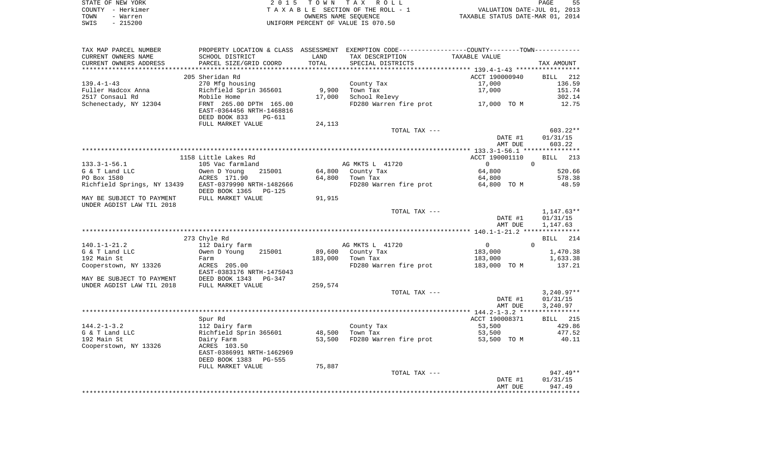STATE OF NEW YORK
COUNTY - Herkimer
TOWN - Warren
SWIS - 215200

2 0 1 5 T O W N T A X R O L L
T A X A B L E SECTION OF THE ROLL - 1
OWNERS NAME SEQUENCE
UNIFORM PERCENT OF VALUE IS 070.50

VALUATION DATE-JUL 01, 2013
TAXABLE STATUS DATE-MAR 01, 2014

| TAX MAP PARCEL NUMBER / CURRENT OWNERS NAME / CURRENT OWNERS ADDRESS | PROPERTY LOCATION & CLASS / SCHOOL DISTRICT / PARCEL SIZE/GRID COORD | ASSESSMENT LAND | TOTAL | EXEMPTION CODE / TAX DESCRIPTION / SPECIAL DISTRICTS | TAXABLE VALUE (COUNTY--------TOWN) | TAX AMOUNT |
|---|---|---|---|---|---|---|
| 139.4-1-43 | 205 Sheridan Rd | | | | ACCT 190000940 | BILL 212 |
| | 270 Mfg housing | | | County Tax | 17,000 | 136.59 |
| Fuller Hadcox Anna | Richfield Sprin 365601 | 9,900 | | Town Tax | 17,000 | 151.74 |
| 2517 Consaul Rd | Mobile Home | | 17,000 | School Relevy | | 302.14 |
| Schenectady, NY 12304 | FRNT 265.00 DPTH 165.00 | | | FD280 Warren fire prot | 17,000 TO M | 12.75 |
| | EAST-0364456 NRTH-1468816 | | | | | |
| | DEED BOOK 833 PG-611 | | | | | |
| | FULL MARKET VALUE | | 24,113 | | | |
| | | | | TOTAL TAX --- | | 603.22** |
| | | | | | DATE #1 | 01/31/15 |
| | | | | | AMT DUE | 603.22 |
| 133.3-1-56.1 | 1158 Little Lakes Rd | | | | ACCT 190001110 | BILL 213 |
| | 105 Vac farmland | | | AG MKTS L 41720 | 0 0 | |
| G & T Land LLC | Owen D Young 215001 | 64,800 | | County Tax | 64,800 | 520.66 |
| PO Box 1580 | ACRES 171.90 | | 64,800 | Town Tax | 64,800 | 578.38 |
| Richfield Springs, NY 13439 | EAST-0379990 NRTH-1482666 | | | FD280 Warren fire prot | 64,800 TO M | 48.59 |
| | DEED BOOK 1365 PG-125 | | | | | |
| MAY BE SUBJECT TO PAYMENT UNDER AGDIST LAW TIL 2018 | FULL MARKET VALUE | | 91,915 | | | |
| | | | | TOTAL TAX --- | | 1,147.63** |
| | | | | | DATE #1 | 01/31/15 |
| | | | | | AMT DUE | 1,147.63 |
| 140.1-1-21.2 | 273 Chyle Rd | | | | | BILL 214 |
| | 112 Dairy farm | | | AG MKTS L 41720 | 0 0 | |
| G & T Land LLC | Owen D Young 215001 | 89,600 | | County Tax | 183,000 | 1,470.38 |
| 192 Main St | Farm | | 183,000 | Town Tax | 183,000 | 1,633.38 |
| Cooperstown, NY 13326 | ACRES 205.00 | | | FD280 Warren fire prot | 183,000 TO M | 137.21 |
| | EAST-0383176 NRTH-1475043 | | | | | |
| MAY BE SUBJECT TO PAYMENT | DEED BOOK 1343 PG-347 | | | | | |
| UNDER AGDIST LAW TIL 2018 | FULL MARKET VALUE | | 259,574 | | | |
| | | | | TOTAL TAX --- | | 3,240.97** |
| | | | | | DATE #1 | 01/31/15 |
| | | | | | AMT DUE | 3,240.97 |
| 144.2-1-3.2 | Spur Rd | | | | ACCT 190008371 | BILL 215 |
| | 112 Dairy farm | | | County Tax | 53,500 | 429.86 |
| G & T Land LLC | Richfield Sprin 365601 | 48,500 | | Town Tax | 53,500 | 477.52 |
| 192 Main St | Dairy Farm | | 53,500 | FD280 Warren fire prot | 53,500 TO M | 40.11 |
| Cooperstown, NY 13326 | ACRES 103.50 | | | | | |
| | EAST-0386991 NRTH-1462969 | | | | | |
| | DEED BOOK 1383 PG-555 | | | | | |
| | FULL MARKET VALUE | | 75,887 | | | |
| | | | | TOTAL TAX --- | | 947.49** |
| | | | | | DATE #1 | 01/31/15 |
| | | | | | AMT DUE | 947.49 |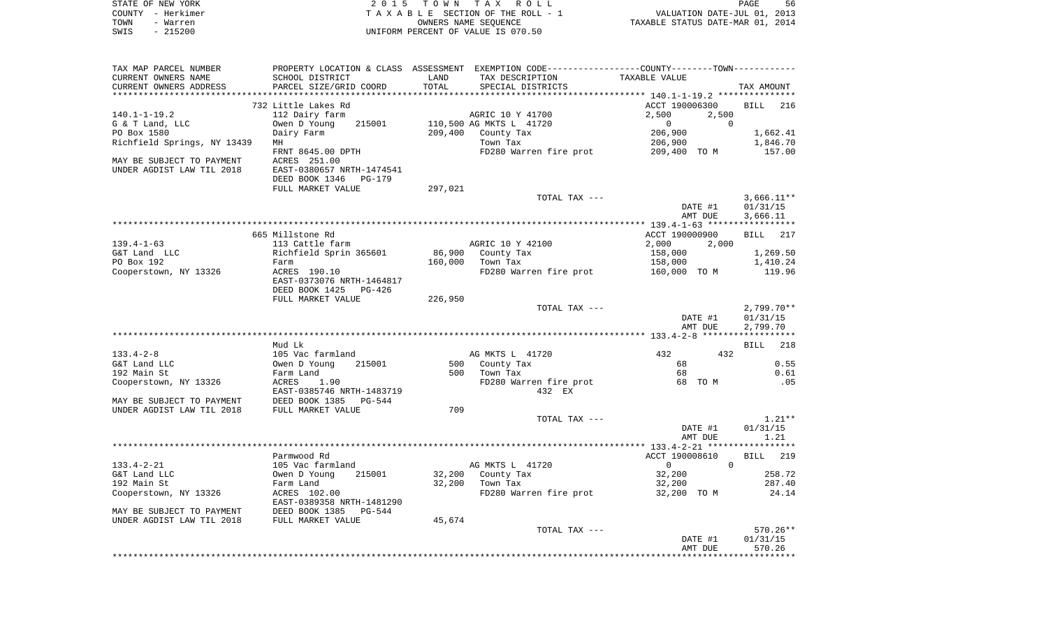STATE OF NEW YORK
COUNTY - Herkimer
TOWN - Warren
SWIS - 215200

2 0 1 5 T O W N T A X R O L L
T A X A B L E SECTION OF THE ROLL - 1
OWNERS NAME SEQUENCE
UNIFORM PERCENT OF VALUE IS 070.50

VALUATION DATE-JUL 01, 2013
TAXABLE STATUS DATE-MAR 01, 2014

| TAX MAP PARCEL NUMBER<br>CURRENT OWNERS NAME<br>CURRENT OWNERS ADDRESS | PROPERTY LOCATION & CLASS<br>SCHOOL DISTRICT<br>PARCEL SIZE/GRID COORD | ASSESSMENT<br>LAND<br>TOTAL | EXEMPTION CODE<br>TAX DESCRIPTION<br>SPECIAL DISTRICTS | COUNTY / TOWN<br>TAXABLE VALUE | TAX AMOUNT |
|---|---|---|---|---|---|
| | 732 Little Lakes Rd | | | ACCT 190006300 | BILL 216 |
| 140.1-1-19.2 | 112 Dairy farm | | AGRIC 10 Y 41700 | 2,500 2,500 | |
| G & T Land, LLC | Owen D Young 215001 | 110,500 | AG MKTS L 41720 | 0 0 | |
| PO Box 1580 | Dairy Farm | 209,400 | County Tax | 206,900 | 1,662.41 |
| Richfield Springs, NY 13439 | MH | | Town Tax | 206,900 | 1,846.70 |
| | FRNT 8645.00 DPTH | | FD280 Warren fire prot | 209,400 TO M | 157.00 |
| MAY BE SUBJECT TO PAYMENT | ACRES 251.00 | | | | |
| UNDER AGDIST LAW TIL 2018 | EAST-0380657 NRTH-1474541 | | | | |
| | DEED BOOK 1346 PG-179 | | | | |
| | FULL MARKET VALUE | 297,021 | | | |
| | | | TOTAL TAX --- | | 3,666.11** |
| | | | | DATE #1 | 01/31/15 |
| | | | | AMT DUE | 3,666.11 |
| | 665 Millstone Rd | | | ACCT 190000900 | BILL 217 |
| 139.4-1-63 | 113 Cattle farm | | AGRIC 10 Y 42100 | 2,000 2,000 | |
| G&T Land LLC | Richfield Sprin 365601 | 86,900 | County Tax | 158,000 | 1,269.50 |
| PO Box 192 | Farm | 160,000 | Town Tax | 158,000 | 1,410.24 |
| Cooperstown, NY 13326 | ACRES 190.10 | | FD280 Warren fire prot | 160,000 TO M | 119.96 |
| | EAST-0373076 NRTH-1464817 | | | | |
| | DEED BOOK 1425 PG-426 | | | | |
| | FULL MARKET VALUE | 226,950 | | | |
| | | | TOTAL TAX --- | | 2,799.70** |
| | | | | DATE #1 | 01/31/15 |
| | | | | AMT DUE | 2,799.70 |
| | Mud Lk | | | | BILL 218 |
| 133.4-2-8 | 105 Vac farmland | | AG MKTS L 41720 | 432 432 | |
| G&T Land LLC | Owen D Young 215001 | 500 | County Tax | 68 | 0.55 |
| 192 Main St | Farm Land | 500 | Town Tax | 68 | 0.61 |
| Cooperstown, NY 13326 | ACRES 1.90 | | FD280 Warren fire prot | 68 TO M | .05 |
| | EAST-0385746 NRTH-1483719 | | 432 EX | | |
| MAY BE SUBJECT TO PAYMENT | DEED BOOK 1385 PG-544 | | | | |
| UNDER AGDIST LAW TIL 2018 | FULL MARKET VALUE | 709 | | | |
| | | | TOTAL TAX --- | | 1.21** |
| | | | | DATE #1 | 01/31/15 |
| | | | | AMT DUE | 1.21 |
| | Parmwood Rd | | | ACCT 190008610 | BILL 219 |
| 133.4-2-21 | 105 Vac farmland | | AG MKTS L 41720 | 0 0 | |
| G&T Land LLC | Owen D Young 215001 | 32,200 | County Tax | 32,200 | 258.72 |
| 192 Main St | Farm Land | 32,200 | Town Tax | 32,200 | 287.40 |
| Cooperstown, NY 13326 | ACRES 102.00 | | FD280 Warren fire prot | 32,200 TO M | 24.14 |
| | EAST-0389358 NRTH-1481290 | | | | |
| MAY BE SUBJECT TO PAYMENT | DEED BOOK 1385 PG-544 | | | | |
| UNDER AGDIST LAW TIL 2018 | FULL MARKET VALUE | 45,674 | | | |
| | | | TOTAL TAX --- | | 570.26** |
| | | | | DATE #1 | 01/31/15 |
| | | | | AMT DUE | 570.26 |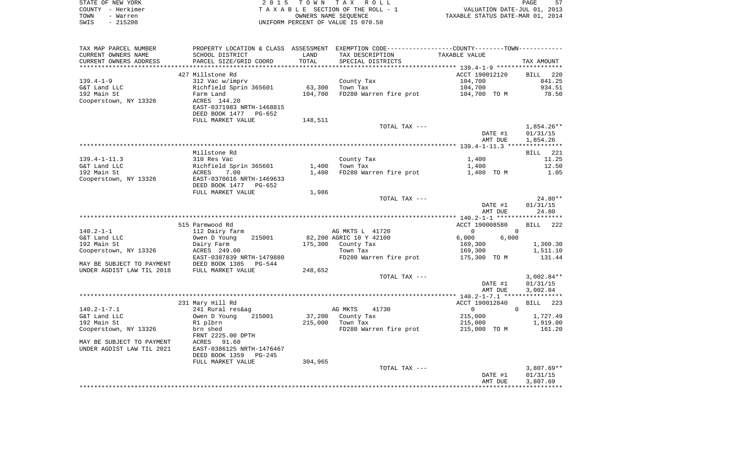STATE OF NEW YORK — 2015 TOWN TAX ROLL — TAXABLE SECTION OF THE ROLL - 1 — VALUATION DATE-JUL 01, 2013
COUNTY - Herkimer — OWNERS NAME SEQUENCE — TAXABLE STATUS DATE-MAR 01, 2014
TOWN - Warren — UNIFORM PERCENT OF VALUE IS 070.50
SWIS - 215200

| TAX MAP PARCEL NUMBER / CURRENT OWNERS NAME / CURRENT OWNERS ADDRESS | PROPERTY LOCATION & CLASS / SCHOOL DISTRICT / PARCEL SIZE/GRID COORD | ASSESSMENT LAND / TOTAL | EXEMPTION CODE / TAX DESCRIPTION / SPECIAL DISTRICTS | COUNTY--------TOWN / TAXABLE VALUE | TAX AMOUNT |
|---|---|---|---|---|---|
| **139.4-1-9** | 427 Millstone Rd | | | ACCT 190012120 | BILL 220 |
| | 312 Vac w/imprv | | County Tax | 104,700 | 841.25 |
| G&T Land LLC | Richfield Sprin 365601 | 63,300 | Town Tax | 104,700 | 934.51 |
| 192 Main St | Farm Land | 104,700 | FD280 Warren fire prot | 104,700 TO M | 78.50 |
| Cooperstown, NY 13326 | ACRES 144.20 | | | | |
| | EAST-0371983 NRTH-1468815 | | | | |
| | DEED BOOK 1477 PG-652 | | | | |
| | FULL MARKET VALUE | 148,511 | | | |
| | | | TOTAL TAX --- | | 1,854.26** |
| | | | | DATE #1 | 01/31/15 |
| | | | | AMT DUE | 1,854.26 |
| **139.4-1-11.3** | Millstone Rd | | | | BILL 221 |
| | 310 Res Vac | | County Tax | 1,400 | 11.25 |
| G&T Land LLC | Richfield Sprin 365601 | 1,400 | Town Tax | 1,400 | 12.50 |
| 192 Main St | ACRES 7.00 | 1,400 | FD280 Warren fire prot | 1,400 TO M | 1.05 |
| Cooperstown, NY 13326 | EAST-0370616 NRTH-1469633 | | | | |
| | DEED BOOK 1477 PG-652 | | | | |
| | FULL MARKET VALUE | 1,986 | | | |
| | | | TOTAL TAX --- | | 24.80** |
| | | | | DATE #1 | 01/31/15 |
| | | | | AMT DUE | 24.80 |
| **140.2-1-1** | 515 Parmwood Rd | | | ACCT 190008580 | BILL 222 |
| | 112 Dairy farm | | AG MKTS L 41720 | 0 0 | |
| G&T Land LLC | Owen D Young 215001 | 82,200 | AGRIC 10 Y 42100 | 6,000 6,000 | |
| 192 Main St | Dairy Farm | 175,300 | County Tax | 169,300 | 1,360.30 |
| Cooperstown, NY 13326 | ACRES 249.00 | | Town Tax | 169,300 | 1,511.10 |
| | EAST-0387839 NRTH-1479880 | | FD280 Warren fire prot | 175,300 TO M | 131.44 |
| MAY BE SUBJECT TO PAYMENT | DEED BOOK 1385 PG-544 | | | | |
| UNDER AGDIST LAW TIL 2018 | FULL MARKET VALUE | 248,652 | | | |
| | | | TOTAL TAX --- | | 3,002.84** |
| | | | | DATE #1 | 01/31/15 |
| | | | | AMT DUE | 3,002.84 |
| **140.2-1-7.1** | 231 Mary Hill Rd | | | ACCT 190012840 | BILL 223 |
| | 241 Rural res&ag | | AG MKTS 41730 | 0 0 | |
| G&T Land LLC | Owen D Young 215001 | 37,200 | County Tax | 215,000 | 1,727.49 |
| 192 Main St | R1 plbrn | 215,000 | Town Tax | 215,000 | 1,919.00 |
| Cooperstown, NY 13326 | brn shed | | FD280 Warren fire prot | 215,000 TO M | 161.20 |
| | FRNT 2225.00 DPTH | | | | |
| MAY BE SUBJECT TO PAYMENT | ACRES 91.60 | | | | |
| UNDER AGDIST LAW TIL 2021 | EAST-0386125 NRTH-1476467 | | | | |
| | DEED BOOK 1359 PG-245 | | | | |
| | FULL MARKET VALUE | 304,965 | | | |
| | | | TOTAL TAX --- | | 3,807.69** |
| | | | | DATE #1 | 01/31/15 |
| | | | | AMT DUE | 3,807.69 |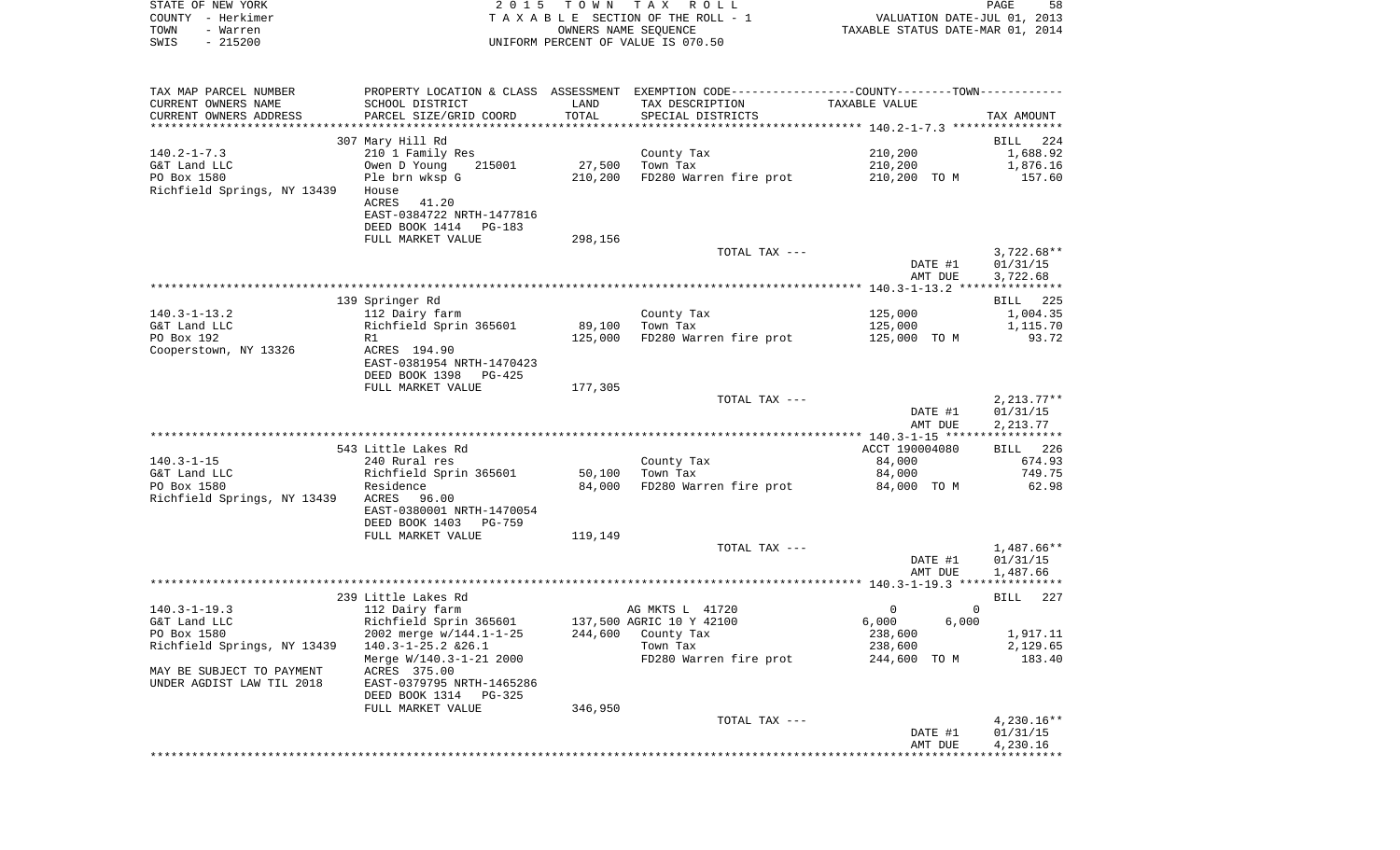STATE OF NEW YORK | 2 0 1 5 T O W N T A X R O L L | PAGE 58
COUNTY - Herkimer | T A X A B L E SECTION OF THE ROLL - 1 | VALUATION DATE-JUL 01, 2013
TOWN - Warren | OWNERS NAME SEQUENCE | TAXABLE STATUS DATE-MAR 01, 2014
SWIS - 215200 | UNIFORM PERCENT OF VALUE IS 070.50

| TAX MAP PARCEL NUMBER / CURRENT OWNERS NAME / CURRENT OWNERS ADDRESS | PROPERTY LOCATION & CLASS / SCHOOL DISTRICT / PARCEL SIZE/GRID COORD | ASSESSMENT LAND / TOTAL | EXEMPTION CODE / TAX DESCRIPTION / SPECIAL DISTRICTS | COUNTY / TOWN TAXABLE VALUE | TAX AMOUNT |
|---|---|---|---|---|---|
| **140.2-1-7.3** | 307 Mary Hill Rd | | | | BILL 224 |
| | 210 1 Family Res | | County Tax | 210,200 | 1,688.92 |
| G&T Land LLC | Owen D Young 215001 | 27,500 | Town Tax | 210,200 | 1,876.16 |
| PO Box 1580 | Ple brn wksp G | 210,200 | FD280 Warren fire prot | 210,200 TO M | 157.60 |
| Richfield Springs, NY 13439 | House | | | | |
| | ACRES 41.20 | | | | |
| | EAST-0384722 NRTH-1477816 | | | | |
| | DEED BOOK 1414 PG-183 | | | | |
| | FULL MARKET VALUE | 298,156 | | | |
| | | | TOTAL TAX --- | | 3,722.68** |
| | | | | DATE #1 | 01/31/15 |
| | | | | AMT DUE | 3,722.68 |
| **140.3-1-13.2** | 139 Springer Rd | | | | BILL 225 |
| | 112 Dairy farm | | County Tax | 125,000 | 1,004.35 |
| G&T Land LLC | Richfield Sprin 365601 | 89,100 | Town Tax | 125,000 | 1,115.70 |
| PO Box 192 | R1 | 125,000 | FD280 Warren fire prot | 125,000 TO M | 93.72 |
| Cooperstown, NY 13326 | ACRES 194.90 | | | | |
| | EAST-0381954 NRTH-1470423 | | | | |
| | DEED BOOK 1398 PG-425 | | | | |
| | FULL MARKET VALUE | 177,305 | | | |
| | | | TOTAL TAX --- | | 2,213.77** |
| | | | | DATE #1 | 01/31/15 |
| | | | | AMT DUE | 2,213.77 |
| **140.3-1-15** | 543 Little Lakes Rd | | | ACCT 190004080 | BILL 226 |
| | 240 Rural res | | County Tax | 84,000 | 674.93 |
| G&T Land LLC | Richfield Sprin 365601 | 50,100 | Town Tax | 84,000 | 749.75 |
| PO Box 1580 | Residence | 84,000 | FD280 Warren fire prot | 84,000 TO M | 62.98 |
| Richfield Springs, NY 13439 | ACRES 96.00 | | | | |
| | EAST-0380001 NRTH-1470054 | | | | |
| | DEED BOOK 1403 PG-759 | | | | |
| | FULL MARKET VALUE | 119,149 | | | |
| | | | TOTAL TAX --- | | 1,487.66** |
| | | | | DATE #1 | 01/31/15 |
| | | | | AMT DUE | 1,487.66 |
| **140.3-1-19.3** | 239 Little Lakes Rd | | | | BILL 227 |
| | 112 Dairy farm | | AG MKTS L 41720 | 0 0 | |
| G&T Land LLC | Richfield Sprin 365601 | 137,500 | AGRIC 10 Y 42100 | 6,000 6,000 | |
| PO Box 1580 | 2002 merge w/144.1-1-25 | 244,600 | County Tax | 238,600 | 1,917.11 |
| Richfield Springs, NY 13439 | 140.3-1-25.2 &26.1 | | Town Tax | 238,600 | 2,129.65 |
| | Merge W/140.3-1-21 2000 | | FD280 Warren fire prot | 244,600 TO M | 183.40 |
| MAY BE SUBJECT TO PAYMENT | ACRES 375.00 | | | | |
| UNDER AGDIST LAW TIL 2018 | EAST-0379795 NRTH-1465286 | | | | |
| | DEED BOOK 1314 PG-325 | | | | |
| | FULL MARKET VALUE | 346,950 | | | |
| | | | TOTAL TAX --- | | 4,230.16** |
| | | | | DATE #1 | 01/31/15 |
| | | | | AMT DUE | 4,230.16 |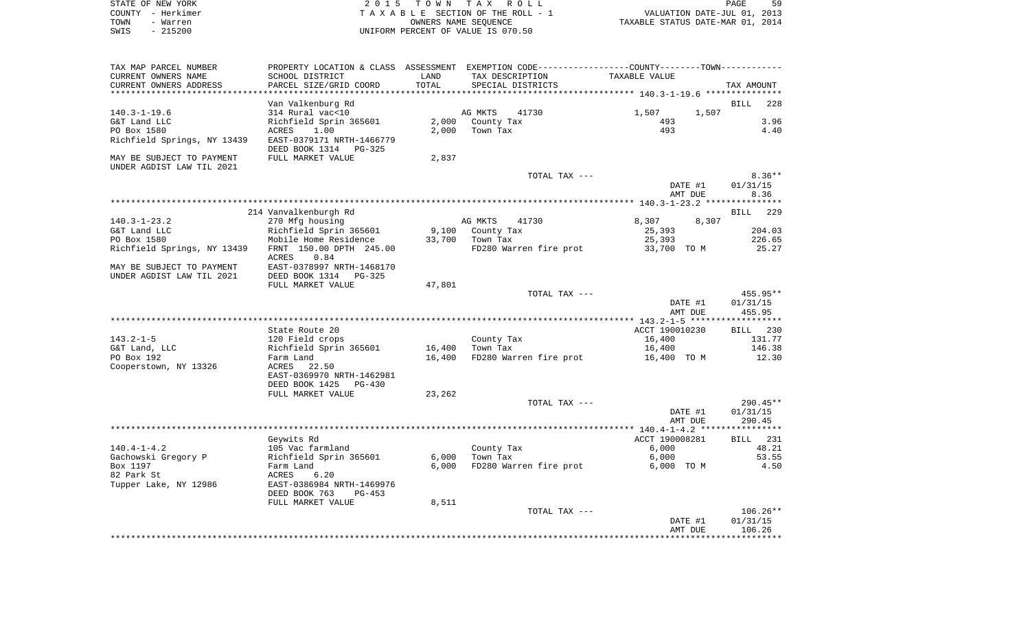STATE OF NEW YORK | 2015 TOWN TAX ROLL | PAGE 59
COUNTY - Herkimer | TAXABLE SECTION OF THE ROLL - 1 | VALUATION DATE-JUL 01, 2013
TOWN - Warren | OWNERS NAME SEQUENCE | TAXABLE STATUS DATE-MAR 01, 2014
SWIS - 215200 | UNIFORM PERCENT OF VALUE IS 070.50

| TAX MAP PARCEL NUMBER / CURRENT OWNERS NAME / CURRENT OWNERS ADDRESS | PROPERTY LOCATION & CLASS / SCHOOL DISTRICT / PARCEL SIZE/GRID COORD | ASSESSMENT LAND / TOTAL | EXEMPTION CODE / TAX DESCRIPTION / SPECIAL DISTRICTS | COUNTY / TOWN TAXABLE VALUE | TAX AMOUNT |
|---|---|---|---|---|---|
| **140.3-1-19.6** | Van Valkenburg Rd | | | | BILL 228 |
| 140.3-1-19.6 | 314 Rural vac<10 | | AG MKTS 41730 | 1,507 1,507 | |
| G&T Land LLC | Richfield Sprin 365601 | 2,000 | County Tax | 493 | 3.96 |
| PO Box 1580 | ACRES 1.00 | 2,000 | Town Tax | 493 | 4.40 |
| Richfield Springs, NY 13439 | EAST-0379171 NRTH-1466779 | | | | |
| | DEED BOOK 1314 PG-325 | | | | |
| MAY BE SUBJECT TO PAYMENT | FULL MARKET VALUE | 2,837 | | | |
| UNDER AGDIST LAW TIL 2021 | | | | | |
| | | | TOTAL TAX --- | | 8.36** |
| | | | | DATE #1 | 01/31/15 |
| | | | | AMT DUE | 8.36 |
| **140.3-1-23.2** | 214 Vanvalkenburgh Rd | | | | BILL 229 |
| 140.3-1-23.2 | 270 Mfg housing | | AG MKTS 41730 | 8,307 8,307 | |
| G&T Land LLC | Richfield Sprin 365601 | 9,100 | County Tax | 25,393 | 204.03 |
| PO Box 1580 | Mobile Home Residence | 33,700 | Town Tax | 25,393 | 226.65 |
| Richfield Springs, NY 13439 | FRNT 150.00 DPTH 245.00 | | FD280 Warren fire prot | 33,700 TO M | 25.27 |
| | ACRES 0.84 | | | | |
| MAY BE SUBJECT TO PAYMENT | EAST-0378997 NRTH-1468170 | | | | |
| UNDER AGDIST LAW TIL 2021 | DEED BOOK 1314 PG-325 | | | | |
| | FULL MARKET VALUE | 47,801 | | | |
| | | | TOTAL TAX --- | | 455.95** |
| | | | | DATE #1 | 01/31/15 |
| | | | | AMT DUE | 455.95 |
| **143.2-1-5** | State Route 20 | | | ACCT 190010230 | BILL 230 |
| 143.2-1-5 | 120 Field crops | | County Tax | 16,400 | 131.77 |
| G&T Land, LLC | Richfield Sprin 365601 | 16,400 | Town Tax | 16,400 | 146.38 |
| PO Box 192 | Farm Land | 16,400 | FD280 Warren fire prot | 16,400 TO M | 12.30 |
| Cooperstown, NY 13326 | ACRES 22.50 | | | | |
| | EAST-0369970 NRTH-1462981 | | | | |
| | DEED BOOK 1425 PG-430 | | | | |
| | FULL MARKET VALUE | 23,262 | | | |
| | | | TOTAL TAX --- | | 290.45** |
| | | | | DATE #1 | 01/31/15 |
| | | | | AMT DUE | 290.45 |
| **140.4-1-4.2** | Geywits Rd | | | ACCT 190008281 | BILL 231 |
| 140.4-1-4.2 | 105 Vac farmland | | County Tax | 6,000 | 48.21 |
| Gachowski Gregory P | Richfield Sprin 365601 | 6,000 | Town Tax | 6,000 | 53.55 |
| Box 1197 | Farm Land | 6,000 | FD280 Warren fire prot | 6,000 TO M | 4.50 |
| 82 Park St | ACRES 6.20 | | | | |
| Tupper Lake, NY 12986 | EAST-0386984 NRTH-1469976 | | | | |
| | DEED BOOK 763 PG-453 | | | | |
| | FULL MARKET VALUE | 8,511 | | | |
| | | | TOTAL TAX --- | | 106.26** |
| | | | | DATE #1 | 01/31/15 |
| | | | | AMT DUE | 106.26 |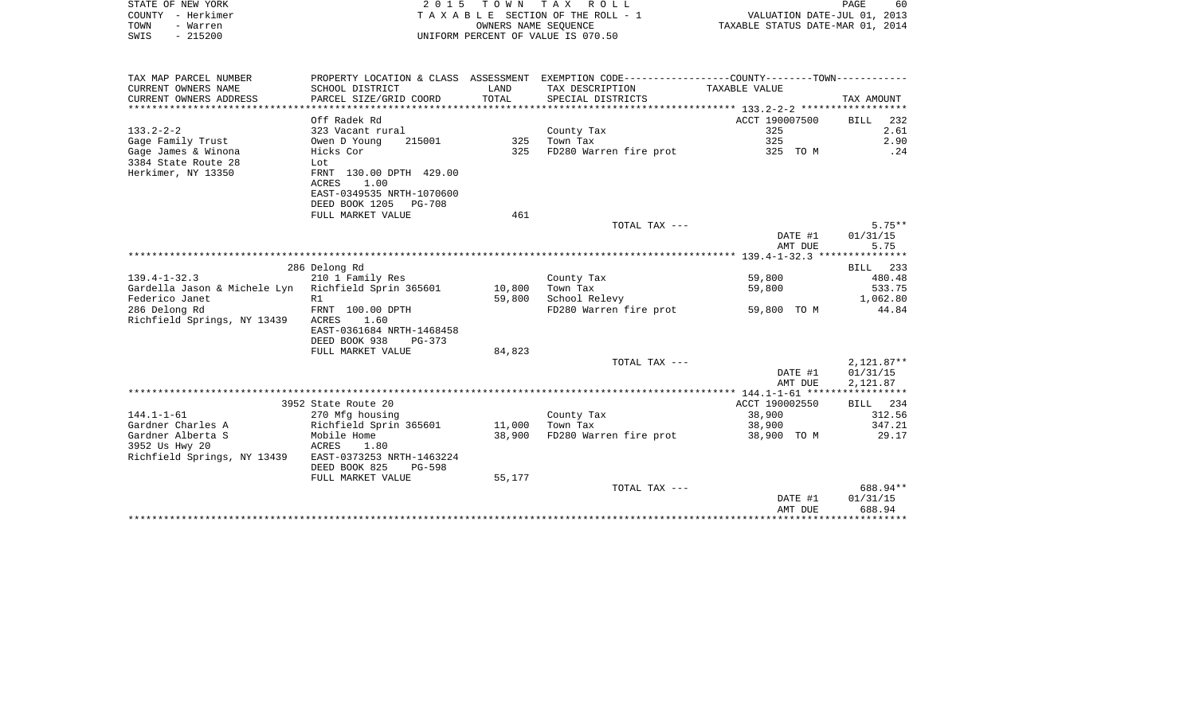STATE OF NEW YORK
COUNTY - Herkimer
TOWN - Warren
SWIS - 215200

2 0 1 5 T O W N T A X R O L L
T A X A B L E SECTION OF THE ROLL - 1
OWNERS NAME SEQUENCE
UNIFORM PERCENT OF VALUE IS 070.50

VALUATION DATE-JUL 01, 2013
TAXABLE STATUS DATE-MAR 01, 2014

| TAX MAP PARCEL NUMBER / CURRENT OWNERS NAME / CURRENT OWNERS ADDRESS | PROPERTY LOCATION & CLASS / SCHOOL DISTRICT / PARCEL SIZE/GRID COORD | ASSESSMENT LAND / TOTAL | EXEMPTION CODE / TAX DESCRIPTION / SPECIAL DISTRICTS | COUNTY / TOWN TAXABLE VALUE | TAX AMOUNT |
|---|---|---|---|---|---|
| **133.2-2-2** | Off Radek Rd | | | ACCT 190007500 | BILL 232 |
| 133.2-2-2 | 323 Vacant rural | | County Tax | 325 | 2.61 |
| Gage Family Trust | Owen D Young 215001 | 325 | Town Tax | 325 | 2.90 |
| Gage James & Winona | Hicks Cor | 325 | FD280 Warren fire prot | 325 TO M | .24 |
| 3384 State Route 28 | Lot | | | | |
| Herkimer, NY 13350 | FRNT 130.00 DPTH 429.00 | | | | |
| | ACRES 1.00 | | | | |
| | EAST-0349535 NRTH-1070600 | | | | |
| | DEED BOOK 1205 PG-708 | | | | |
| | FULL MARKET VALUE | 461 | | | |
| | | | TOTAL TAX --- | | 5.75** |
| | | | | DATE #1 | 01/31/15 |
| | | | | AMT DUE | 5.75 |
| **139.4-1-32.3** | 286 Delong Rd | | | | BILL 233 |
| 139.4-1-32.3 | 210 1 Family Res | | County Tax | 59,800 | 480.48 |
| Gardella Jason & Michele Lyn | Richfield Sprin 365601 | 10,800 | Town Tax | 59,800 | 533.75 |
| Federico Janet | R1 | 59,800 | School Relevy | | 1,062.80 |
| 286 Delong Rd | FRNT 100.00 DPTH | | FD280 Warren fire prot | 59,800 TO M | 44.84 |
| Richfield Springs, NY 13439 | ACRES 1.60 | | | | |
| | EAST-0361684 NRTH-1468458 | | | | |
| | DEED BOOK 938 PG-373 | | | | |
| | FULL MARKET VALUE | 84,823 | | | |
| | | | TOTAL TAX --- | | 2,121.87** |
| | | | | DATE #1 | 01/31/15 |
| | | | | AMT DUE | 2,121.87 |
| **144.1-1-61** | 3952 State Route 20 | | | ACCT 190002550 | BILL 234 |
| 144.1-1-61 | 270 Mfg housing | | County Tax | 38,900 | 312.56 |
| Gardner Charles A | Richfield Sprin 365601 | 11,000 | Town Tax | 38,900 | 347.21 |
| Gardner Alberta S | Mobile Home | 38,900 | FD280 Warren fire prot | 38,900 TO M | 29.17 |
| 3952 Us Hwy 20 | ACRES 1.80 | | | | |
| Richfield Springs, NY 13439 | EAST-0373253 NRTH-1463224 | | | | |
| | DEED BOOK 825 PG-598 | | | | |
| | FULL MARKET VALUE | 55,177 | | | |
| | | | TOTAL TAX --- | | 688.94** |
| | | | | DATE #1 | 01/31/15 |
| | | | | AMT DUE | 688.94 |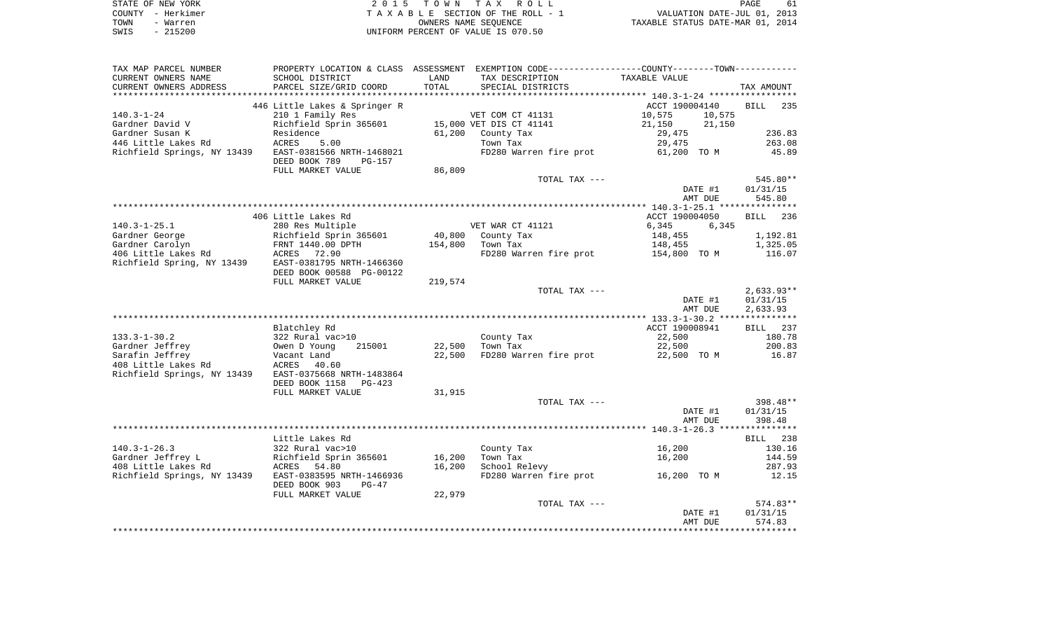STATE OF NEW YORK | 2 0 1 5 T O W N T A X R O L L
COUNTY - Herkimer | T A X A B L E SECTION OF THE ROLL - 1 | VALUATION DATE-JUL 01, 2013
TOWN - Warren | OWNERS NAME SEQUENCE | TAXABLE STATUS DATE-MAR 01, 2014
SWIS - 215200 | UNIFORM PERCENT OF VALUE IS 070.50

| TAX MAP PARCEL NUMBER<br>CURRENT OWNERS NAME<br>CURRENT OWNERS ADDRESS | PROPERTY LOCATION & CLASS<br>SCHOOL DISTRICT<br>PARCEL SIZE/GRID COORD | ASSESSMENT<br>LAND<br>TOTAL | EXEMPTION CODE-----COUNTY--------TOWN------<br>TAX DESCRIPTION<br>SPECIAL DISTRICTS | TAXABLE VALUE | | TAX AMOUNT |
|---|---|---|---|---|---|---|
| **140.3-1-24** | 446 Little Lakes & Springer R | | | ACCT 190004140 | | BILL 235 |
| 140.3-1-24 | 210 1 Family Res | | VET COM CT 41131 | 10,575 | 10,575 | |
| Gardner David V | Richfield Sprin 365601 | 15,000 | VET DIS CT 41141 | 21,150 | 21,150 | |
| Gardner Susan K | Residence | 61,200 | County Tax | 29,475 | | 236.83 |
| 446 Little Lakes Rd | ACRES 5.00 | | Town Tax | 29,475 | | 263.08 |
| Richfield Springs, NY 13439 | EAST-0381566 NRTH-1468021 | | FD280 Warren fire prot | 61,200 TO M | | 45.89 |
| | DEED BOOK 789 PG-157 | | | | | |
| | FULL MARKET VALUE | 86,809 | | | | |
| | | | TOTAL TAX --- | | | 545.80** |
| | | | | DATE #1 | | 01/31/15 |
| | | | | AMT DUE | | 545.80 |
| **140.3-1-25.1** | 406 Little Lakes Rd | | | ACCT 190004050 | | BILL 236 |
| 140.3-1-25.1 | 280 Res Multiple | | VET WAR CT 41121 | 6,345 | 6,345 | |
| Gardner George | Richfield Sprin 365601 | 40,800 | County Tax | 148,455 | | 1,192.81 |
| Gardner Carolyn | FRNT 1440.00 DPTH | 154,800 | Town Tax | 148,455 | | 1,325.05 |
| 406 Little Lakes Rd | ACRES 72.90 | | FD280 Warren fire prot | 154,800 TO M | | 116.07 |
| Richfield Spring, NY 13439 | EAST-0381795 NRTH-1466360 | | | | | |
| | DEED BOOK 00588 PG-00122 | | | | | |
| | FULL MARKET VALUE | 219,574 | | | | |
| | | | TOTAL TAX --- | | | 2,633.93** |
| | | | | DATE #1 | | 01/31/15 |
| | | | | AMT DUE | | 2,633.93 |
| **133.3-1-30.2** | Blatchley Rd | | | ACCT 190008941 | | BILL 237 |
| 133.3-1-30.2 | 322 Rural vac>10 | | County Tax | 22,500 | | 180.78 |
| Gardner Jeffrey | Owen D Young 215001 | 22,500 | Town Tax | 22,500 | | 200.83 |
| Sarafin Jeffrey | Vacant Land | 22,500 | FD280 Warren fire prot | 22,500 TO M | | 16.87 |
| 408 Little Lakes Rd | ACRES 40.60 | | | | | |
| Richfield Springs, NY 13439 | EAST-0375668 NRTH-1483864 | | | | | |
| | DEED BOOK 1158 PG-423 | | | | | |
| | FULL MARKET VALUE | 31,915 | | | | |
| | | | TOTAL TAX --- | | | 398.48** |
| | | | | DATE #1 | | 01/31/15 |
| | | | | AMT DUE | | 398.48 |
| **140.3-1-26.3** | Little Lakes Rd | | | | | BILL 238 |
| 140.3-1-26.3 | 322 Rural vac>10 | | County Tax | 16,200 | | 130.16 |
| Gardner Jeffrey L | Richfield Sprin 365601 | 16,200 | Town Tax | 16,200 | | 144.59 |
| 408 Little Lakes Rd | ACRES 54.80 | 16,200 | School Relevy | | | 287.93 |
| Richfield Springs, NY 13439 | EAST-0383595 NRTH-1466936 | | FD280 Warren fire prot | 16,200 TO M | | 12.15 |
| | DEED BOOK 903 PG-47 | | | | | |
| | FULL MARKET VALUE | 22,979 | | | | |
| | | | TOTAL TAX --- | | | 574.83** |
| | | | | DATE #1 | | 01/31/15 |
| | | | | AMT DUE | | 574.83 |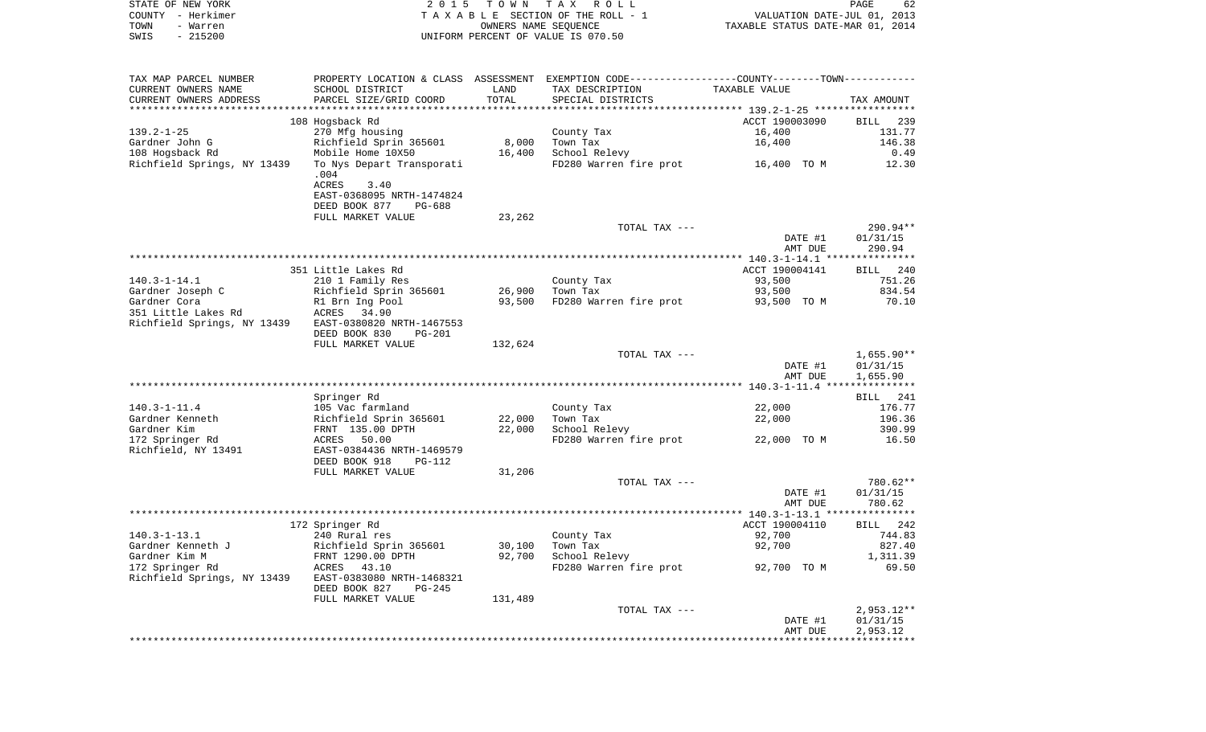STATE OF NEW YORK — 2015 TOWN TAX ROLL
COUNTY - Herkimer — TAXABLE SECTION OF THE ROLL - 1 — VALUATION DATE-JUL 01, 2013
TOWN - Warren — OWNERS NAME SEQUENCE — TAXABLE STATUS DATE-MAR 01, 2014
SWIS - 215200 — UNIFORM PERCENT OF VALUE IS 070.50

| TAX MAP PARCEL NUMBER / CURRENT OWNERS NAME / CURRENT OWNERS ADDRESS | PROPERTY LOCATION & CLASS / SCHOOL DISTRICT / PARCEL SIZE/GRID COORD | ASSESSMENT LAND / TOTAL | EXEMPTION CODE / TAX DESCRIPTION / SPECIAL DISTRICTS | COUNTY--------TOWN / TAXABLE VALUE | TAX AMOUNT |
|---|---|---|---|---|---|
| | 108 Hogsback Rd | | | ACCT 190003090 | BILL 239 |
| 139.2-1-25 | 270 Mfg housing | | County Tax | 16,400 | 131.77 |
| Gardner John G | Richfield Sprin 365601 | 8,000 | Town Tax | 16,400 | 146.38 |
| 108 Hogsback Rd | Mobile Home 10X50 | 16,400 | School Relevy | | 0.49 |
| Richfield Springs, NY 13439 | To Nys Depart Transporati .004 | | FD280 Warren fire prot | 16,400 TO M | 12.30 |
| | ACRES 3.40 | | | | |
| | EAST-0368095 NRTH-1474824 | | | | |
| | DEED BOOK 877 PG-688 | | | | |
| | FULL MARKET VALUE | 23,262 | | | |
| | | | TOTAL TAX --- | | 290.94** |
| | | | | DATE #1 | 01/31/15 |
| | | | | AMT DUE | 290.94 |
| | 351 Little Lakes Rd | | | ACCT 190004141 | BILL 240 |
| 140.3-1-14.1 | 210 1 Family Res | | County Tax | 93,500 | 751.26 |
| Gardner Joseph C | Richfield Sprin 365601 | 26,900 | Town Tax | 93,500 | 834.54 |
| Gardner Cora | R1 Brn Ing Pool | 93,500 | FD280 Warren fire prot | 93,500 TO M | 70.10 |
| 351 Little Lakes Rd | ACRES 34.90 | | | | |
| Richfield Springs, NY 13439 | EAST-0380820 NRTH-1467553 | | | | |
| | DEED BOOK 830 PG-201 | | | | |
| | FULL MARKET VALUE | 132,624 | | | |
| | | | TOTAL TAX --- | | 1,655.90** |
| | | | | DATE #1 | 01/31/15 |
| | | | | AMT DUE | 1,655.90 |
| | Springer Rd | | | | BILL 241 |
| 140.3-1-11.4 | 105 Vac farmland | | County Tax | 22,000 | 176.77 |
| Gardner Kenneth | Richfield Sprin 365601 | 22,000 | Town Tax | 22,000 | 196.36 |
| Gardner Kim | FRNT 135.00 DPTH | 22,000 | School Relevy | | 390.99 |
| 172 Springer Rd | ACRES 50.00 | | FD280 Warren fire prot | 22,000 TO M | 16.50 |
| Richfield, NY 13491 | EAST-0384436 NRTH-1469579 | | | | |
| | DEED BOOK 918 PG-112 | | | | |
| | FULL MARKET VALUE | 31,206 | | | |
| | | | TOTAL TAX --- | | 780.62** |
| | | | | DATE #1 | 01/31/15 |
| | | | | AMT DUE | 780.62 |
| | 172 Springer Rd | | | ACCT 190004110 | BILL 242 |
| 140.3-1-13.1 | 240 Rural res | | County Tax | 92,700 | 744.83 |
| Gardner Kenneth J | Richfield Sprin 365601 | 30,100 | Town Tax | 92,700 | 827.40 |
| Gardner Kim M | FRNT 1290.00 DPTH | 92,700 | School Relevy | | 1,311.39 |
| 172 Springer Rd | ACRES 43.10 | | FD280 Warren fire prot | 92,700 TO M | 69.50 |
| Richfield Springs, NY 13439 | EAST-0383080 NRTH-1468321 | | | | |
| | DEED BOOK 827 PG-245 | | | | |
| | FULL MARKET VALUE | 131,489 | | | |
| | | | TOTAL TAX --- | | 2,953.12** |
| | | | | DATE #1 | 01/31/15 |
| | | | | AMT DUE | 2,953.12 |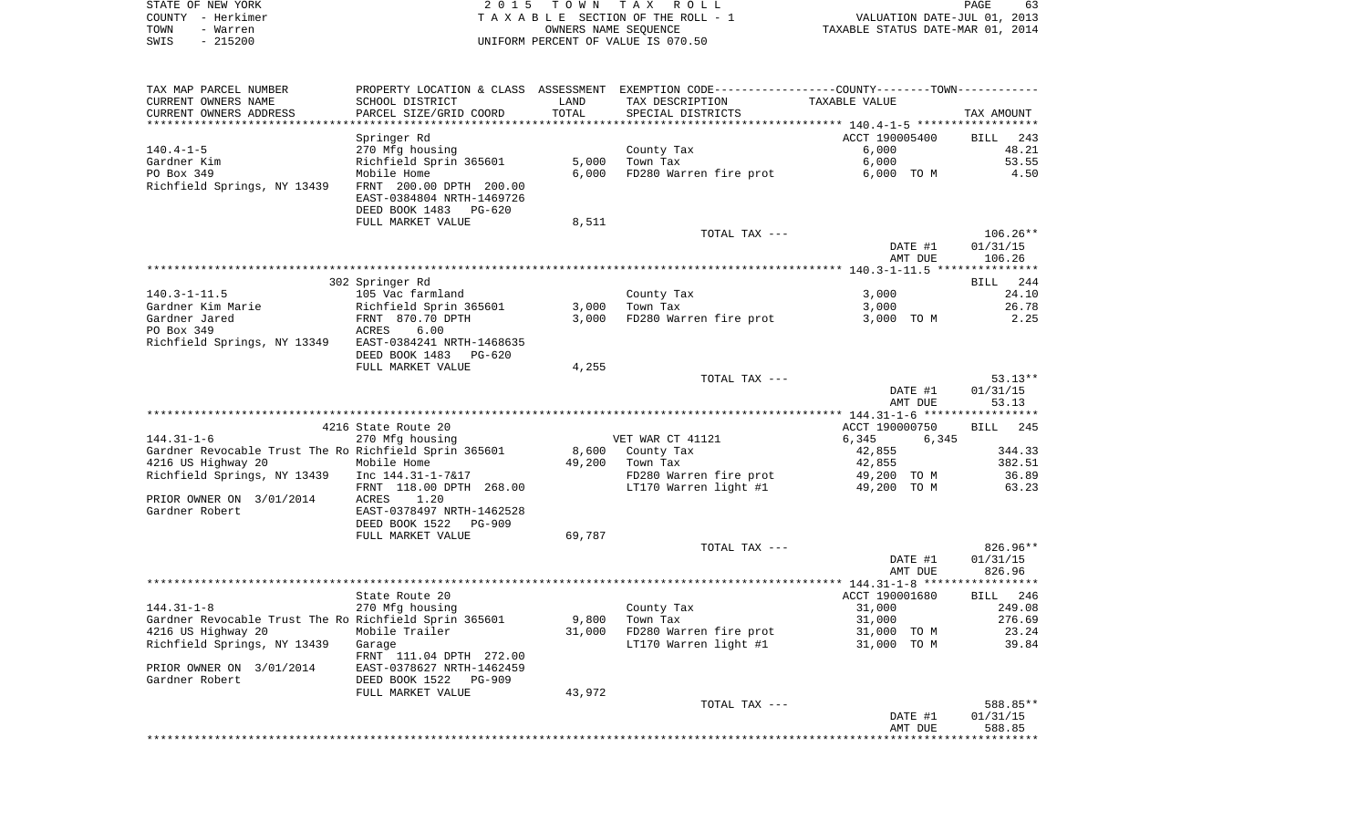STATE OF NEW YORK — 2015 TOWN TAX ROLL
COUNTY - Herkimer — TAXABLE SECTION OF THE ROLL - 1 — VALUATION DATE-JUL 01, 2013
TOWN - Warren — OWNERS NAME SEQUENCE — TAXABLE STATUS DATE-MAR 01, 2014
SWIS - 215200 — UNIFORM PERCENT OF VALUE IS 070.50

| TAX MAP PARCEL NUMBER / CURRENT OWNERS NAME / CURRENT OWNERS ADDRESS | PROPERTY LOCATION & CLASS / SCHOOL DISTRICT / PARCEL SIZE/GRID COORD | ASSESSMENT LAND | TOTAL | EXEMPTION CODE / TAX DESCRIPTION / SPECIAL DISTRICTS | TAXABLE VALUE (COUNTY / TOWN) | TAX AMOUNT |
|---|---|---|---|---|---|---|
| **140.4-1-5** | Springer Rd | | | | ACCT 190005400 | BILL 243 |
| | 270 Mfg housing | | | County Tax | 6,000 | 48.21 |
| Gardner Kim | Richfield Sprin 365601 | 5,000 | | Town Tax | 6,000 | 53.55 |
| PO Box 349 | Mobile Home | | 6,000 | FD280 Warren fire prot | 6,000 TO M | 4.50 |
| Richfield Springs, NY 13439 | FRNT 200.00 DPTH 200.00 | | | | | |
| | EAST-0384804 NRTH-1469726 | | | | | |
| | DEED BOOK 1483 PG-620 | | | | | |
| | FULL MARKET VALUE | | 8,511 | | | |
| | | | | TOTAL TAX --- | | 106.26** |
| | | | | | DATE #1 | 01/31/15 |
| | | | | | AMT DUE | 106.26 |
| **140.3-1-11.5** | 302 Springer Rd | | | | | BILL 244 |
| | 105 Vac farmland | | | County Tax | 3,000 | 24.10 |
| Gardner Kim Marie | Richfield Sprin 365601 | 3,000 | | Town Tax | 3,000 | 26.78 |
| Gardner Jared | FRNT 870.70 DPTH | | 3,000 | FD280 Warren fire prot | 3,000 TO M | 2.25 |
| PO Box 349 | ACRES 6.00 | | | | | |
| Richfield Springs, NY 13349 | EAST-0384241 NRTH-1468635 | | | | | |
| | DEED BOOK 1483 PG-620 | | | | | |
| | FULL MARKET VALUE | | 4,255 | | | |
| | | | | TOTAL TAX --- | | 53.13** |
| | | | | | DATE #1 | 01/31/15 |
| | | | | | AMT DUE | 53.13 |
| **144.31-1-6** | 4216 State Route 20 | | | | ACCT 190000750 | BILL 245 |
| | 270 Mfg housing | | | VET WAR CT 41121 | 6,345 6,345 | |
| Gardner Revocable Trust The Ro | Richfield Sprin 365601 | 8,600 | | County Tax | 42,855 | 344.33 |
| 4216 US Highway 20 | Mobile Home | | 49,200 | Town Tax | 42,855 | 382.51 |
| Richfield Springs, NY 13439 | Inc 144.31-1-7&17 | | | FD280 Warren fire prot | 49,200 TO M | 36.89 |
| | FRNT 118.00 DPTH 268.00 | | | LT170 Warren light #1 | 49,200 TO M | 63.23 |
| PRIOR OWNER ON 3/01/2014 | ACRES 1.20 | | | | | |
| Gardner Robert | EAST-0378497 NRTH-1462528 | | | | | |
| | DEED BOOK 1522 PG-909 | | | | | |
| | FULL MARKET VALUE | | 69,787 | | | |
| | | | | TOTAL TAX --- | | 826.96** |
| | | | | | DATE #1 | 01/31/15 |
| | | | | | AMT DUE | 826.96 |
| **144.31-1-8** | State Route 20 | | | | ACCT 190001680 | BILL 246 |
| | 270 Mfg housing | | | County Tax | 31,000 | 249.08 |
| Gardner Revocable Trust The Ro | Richfield Sprin 365601 | 9,800 | | Town Tax | 31,000 | 276.69 |
| 4216 US Highway 20 | Mobile Trailer | | 31,000 | FD280 Warren fire prot | 31,000 TO M | 23.24 |
| Richfield Springs, NY 13439 | Garage | | | LT170 Warren light #1 | 31,000 TO M | 39.84 |
| | FRNT 111.04 DPTH 272.00 | | | | | |
| PRIOR OWNER ON 3/01/2014 | EAST-0378627 NRTH-1462459 | | | | | |
| Gardner Robert | DEED BOOK 1522 PG-909 | | | | | |
| | FULL MARKET VALUE | | 43,972 | | | |
| | | | | TOTAL TAX --- | | 588.85** |
| | | | | | DATE #1 | 01/31/15 |
| | | | | | AMT DUE | 588.85 |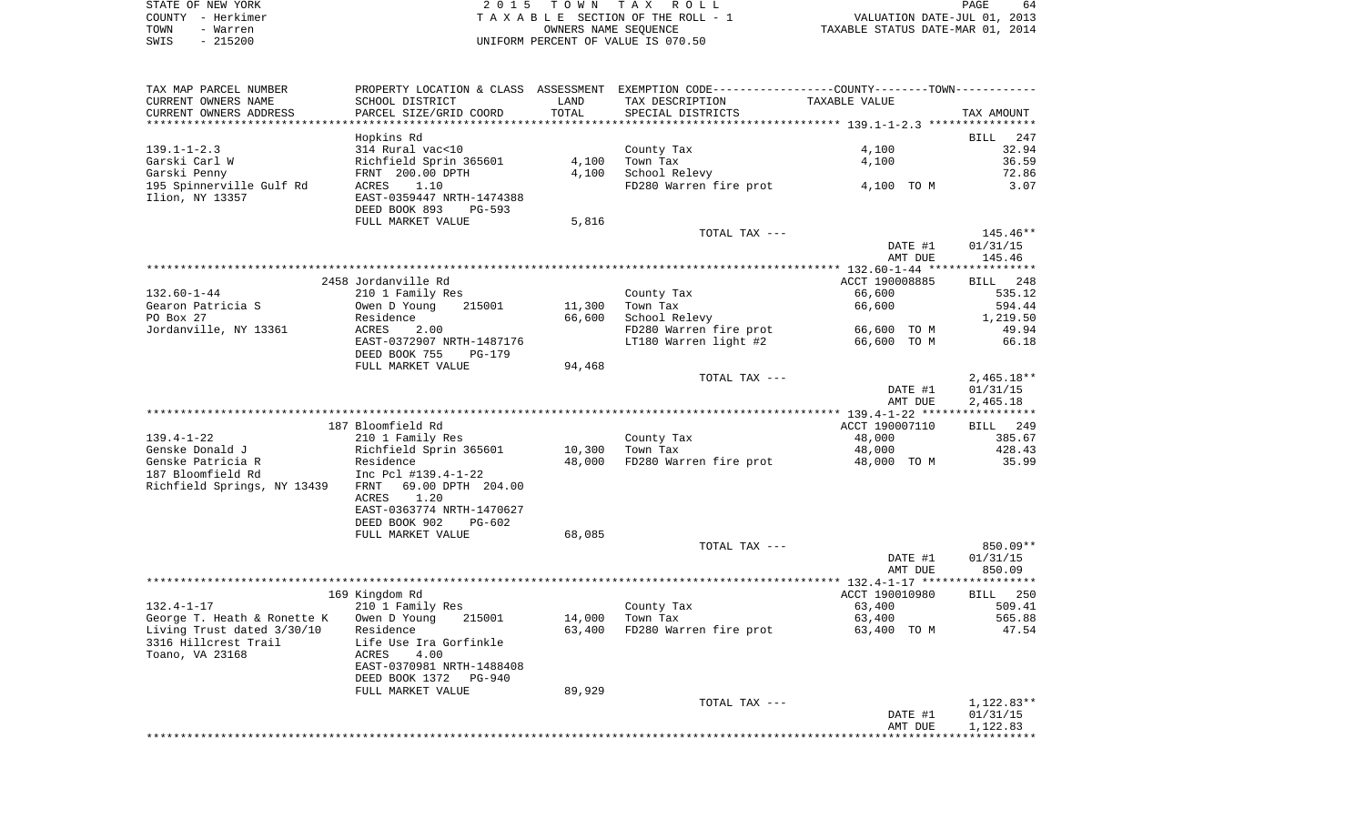STATE OF NEW YORK — COUNTY - Herkimer — TOWN - Warren — SWIS - 215200

2 0 1 5 T O W N T A X R O L L
T A X A B L E SECTION OF THE ROLL - 1
OWNERS NAME SEQUENCE
UNIFORM PERCENT OF VALUE IS 070.50

VALUATION DATE-JUL 01, 2013
TAXABLE STATUS DATE-MAR 01, 2014

| TAX MAP PARCEL NUMBER / CURRENT OWNERS NAME / CURRENT OWNERS ADDRESS | PROPERTY LOCATION & CLASS / SCHOOL DISTRICT / PARCEL SIZE/GRID COORD | ASSESSMENT LAND | TOTAL | EXEMPTION CODE / TAX DESCRIPTION / SPECIAL DISTRICTS | TAXABLE VALUE | TAX AMOUNT |
|---|---|---|---|---|---|---|
| **139.1-1-2.3** | Hopkins Rd | | | | | BILL 247 |
| 139.1-1-2.3 | 314 Rural vac<10 | | | County Tax | 4,100 | 32.94 |
| Garski Carl W | Richfield Sprin 365601 | 4,100 | | Town Tax | 4,100 | 36.59 |
| Garski Penny | FRNT 200.00 DPTH | | 4,100 | School Relevy | | 72.86 |
| 195 Spinnerville Gulf Rd | ACRES 1.10 | | | FD280 Warren fire prot | 4,100 TO M | 3.07 |
| Ilion, NY 13357 | EAST-0359447 NRTH-1474388 | | | | | |
| | DEED BOOK 893 PG-593 | | | | | |
| | FULL MARKET VALUE | 5,816 | | | | |
| | | | | TOTAL TAX --- | | 145.46** |
| | | | | | DATE #1 | 01/31/15 |
| | | | | | AMT DUE | 145.46 |
| **132.60-1-44** | 2458 Jordanville Rd | | | | ACCT 190008885 | BILL 248 |
| 132.60-1-44 | 210 1 Family Res | | | County Tax | 66,600 | 535.12 |
| Gearon Patricia S | Owen D Young 215001 | 11,300 | | Town Tax | 66,600 | 594.44 |
| PO Box 27 | Residence | | 66,600 | School Relevy | | 1,219.50 |
| Jordanville, NY 13361 | ACRES 2.00 | | | FD280 Warren fire prot | 66,600 TO M | 49.94 |
| | EAST-0372907 NRTH-1487176 | | | LT180 Warren light #2 | 66,600 TO M | 66.18 |
| | DEED BOOK 755 PG-179 | | | | | |
| | FULL MARKET VALUE | 94,468 | | | | |
| | | | | TOTAL TAX --- | | 2,465.18** |
| | | | | | DATE #1 | 01/31/15 |
| | | | | | AMT DUE | 2,465.18 |
| **139.4-1-22** | 187 Bloomfield Rd | | | | ACCT 190007110 | BILL 249 |
| 139.4-1-22 | 210 1 Family Res | | | County Tax | 48,000 | 385.67 |
| Genske Donald J | Richfield Sprin 365601 | 10,300 | | Town Tax | 48,000 | 428.43 |
| Genske Patricia R | Residence | | 48,000 | FD280 Warren fire prot | 48,000 TO M | 35.99 |
| 187 Bloomfield Rd | Inc Pcl #139.4-1-22 | | | | | |
| Richfield Springs, NY 13439 | FRNT 69.00 DPTH 204.00 | | | | | |
| | ACRES 1.20 | | | | | |
| | EAST-0363774 NRTH-1470627 | | | | | |
| | DEED BOOK 902 PG-602 | | | | | |
| | FULL MARKET VALUE | 68,085 | | | | |
| | | | | TOTAL TAX --- | | 850.09** |
| | | | | | DATE #1 | 01/31/15 |
| | | | | | AMT DUE | 850.09 |
| **132.4-1-17** | 169 Kingdom Rd | | | | ACCT 190010980 | BILL 250 |
| 132.4-1-17 | 210 1 Family Res | | | County Tax | 63,400 | 509.41 |
| George T. Heath & Ronette K | Owen D Young 215001 | 14,000 | | Town Tax | 63,400 | 565.88 |
| Living Trust dated 3/30/10 | Residence | | 63,400 | FD280 Warren fire prot | 63,400 TO M | 47.54 |
| 3316 Hillcrest Trail | Life Use Ira Gorfinkle | | | | | |
| Toano, VA 23168 | ACRES 4.00 | | | | | |
| | EAST-0370981 NRTH-1488408 | | | | | |
| | DEED BOOK 1372 PG-940 | | | | | |
| | FULL MARKET VALUE | 89,929 | | | | |
| | | | | TOTAL TAX --- | | 1,122.83** |
| | | | | | DATE #1 | 01/31/15 |
| | | | | | AMT DUE | 1,122.83 |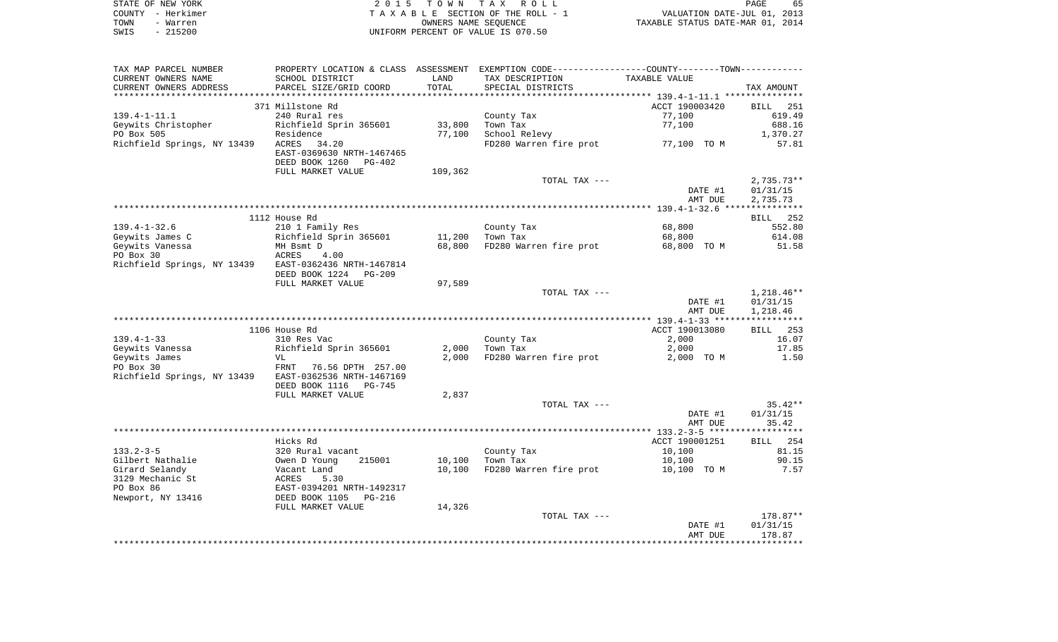STATE OF NEW YORK
COUNTY - Herkimer
TOWN - Warren
SWIS - 215200

2 0 1 5 T O W N T A X R O L L
T A X A B L E SECTION OF THE ROLL - 1
OWNERS NAME SEQUENCE
UNIFORM PERCENT OF VALUE IS 070.50

VALUATION DATE-JUL 01, 2013
TAXABLE STATUS DATE-MAR 01, 2014

| TAX MAP PARCEL NUMBER / CURRENT OWNERS NAME / CURRENT OWNERS ADDRESS | PROPERTY LOCATION & CLASS / SCHOOL DISTRICT / PARCEL SIZE/GRID COORD | ASSESSMENT LAND / TOTAL | EXEMPTION CODE / TAX DESCRIPTION / SPECIAL DISTRICTS | COUNTY--------TOWN / TAXABLE VALUE | TAX AMOUNT |
|---|---|---|---|---|---|
| | 371 Millstone Rd | | | ACCT 190003420 | BILL 251 |
| 139.4-1-11.1 | 240 Rural res | | County Tax | 77,100 | 619.49 |
| Geywits Christopher | Richfield Sprin 365601 | 33,800 | Town Tax | 77,100 | 688.16 |
| PO Box 505 | Residence | 77,100 | School Relevy | | 1,370.27 |
| Richfield Springs, NY 13439 | ACRES 34.20 | | FD280 Warren fire prot | 77,100 TO M | 57.81 |
| | EAST-0369630 NRTH-1467465 | | | | |
| | DEED BOOK 1260 PG-402 | | | | |
| | FULL MARKET VALUE | 109,362 | | | |
| | | | TOTAL TAX --- | | 2,735.73** |
| | | | | DATE #1 | 01/31/15 |
| | | | | AMT DUE | 2,735.73 |
| | 1112 House Rd | | | | BILL 252 |
| 139.4-1-32.6 | 210 1 Family Res | | County Tax | 68,800 | 552.80 |
| Geywits James C | Richfield Sprin 365601 | 11,200 | Town Tax | 68,800 | 614.08 |
| Geywits Vanessa | MH Bsmt D | 68,800 | FD280 Warren fire prot | 68,800 TO M | 51.58 |
| PO Box 30 | ACRES 4.00 | | | | |
| Richfield Springs, NY 13439 | EAST-0362436 NRTH-1467814 | | | | |
| | DEED BOOK 1224 PG-209 | | | | |
| | FULL MARKET VALUE | 97,589 | | | |
| | | | TOTAL TAX --- | | 1,218.46** |
| | | | | DATE #1 | 01/31/15 |
| | | | | AMT DUE | 1,218.46 |
| | 1106 House Rd | | | ACCT 190013080 | BILL 253 |
| 139.4-1-33 | 310 Res Vac | | County Tax | 2,000 | 16.07 |
| Geywits Vanessa | Richfield Sprin 365601 | 2,000 | Town Tax | 2,000 | 17.85 |
| Geywits James | VL | 2,000 | FD280 Warren fire prot | 2,000 TO M | 1.50 |
| PO Box 30 | FRNT 76.56 DPTH 257.00 | | | | |
| Richfield Springs, NY 13439 | EAST-0362536 NRTH-1467169 | | | | |
| | DEED BOOK 1116 PG-745 | | | | |
| | FULL MARKET VALUE | 2,837 | | | |
| | | | TOTAL TAX --- | | 35.42** |
| | | | | DATE #1 | 01/31/15 |
| | | | | AMT DUE | 35.42 |
| | Hicks Rd | | | ACCT 190001251 | BILL 254 |
| 133.2-3-5 | 320 Rural vacant | | County Tax | 10,100 | 81.15 |
| Gilbert Nathalie | Owen D Young 215001 | 10,100 | Town Tax | 10,100 | 90.15 |
| Girard Selandy | Vacant Land | 10,100 | FD280 Warren fire prot | 10,100 TO M | 7.57 |
| 3129 Mechanic St | ACRES 5.30 | | | | |
| PO Box 86 | EAST-0394201 NRTH-1492317 | | | | |
| Newport, NY 13416 | DEED BOOK 1105 PG-216 | | | | |
| | FULL MARKET VALUE | 14,326 | | | |
| | | | TOTAL TAX --- | | 178.87** |
| | | | | DATE #1 | 01/31/15 |
| | | | | AMT DUE | 178.87 |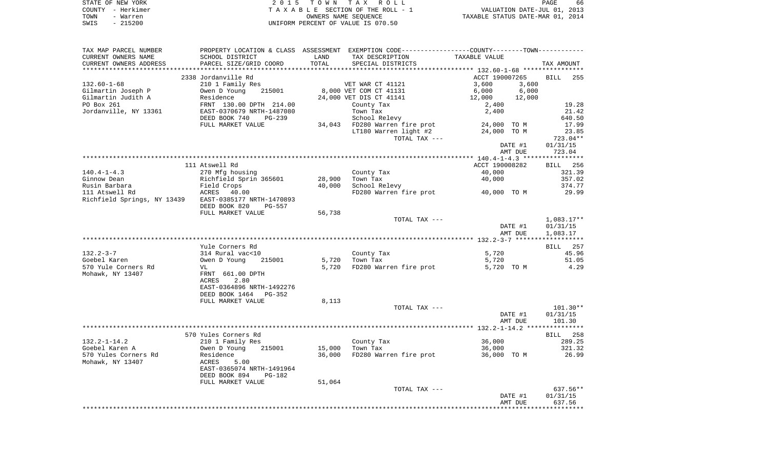STATE OF NEW YORK — 2 0 1 5 T O W N T A X R O L L
COUNTY - Herkimer — T A X A B L E SECTION OF THE ROLL - 1 — VALUATION DATE-JUL 01, 2013
TOWN - Warren — OWNERS NAME SEQUENCE — TAXABLE STATUS DATE-MAR 01, 2014
SWIS - 215200 — UNIFORM PERCENT OF VALUE IS 070.50

| TAX MAP PARCEL NUMBER / CURRENT OWNERS NAME / CURRENT OWNERS ADDRESS | PROPERTY LOCATION & CLASS / SCHOOL DISTRICT / PARCEL SIZE/GRID COORD | ASSESSMENT LAND | TOTAL | EXEMPTION CODE / TAX DESCRIPTION / SPECIAL DISTRICTS | COUNTY TAXABLE VALUE | TOWN | TAX AMOUNT |
|---|---|---|---|---|---|---|---|
| | 2338 Jordanville Rd | | | | ACCT 190007265 | | BILL 255 |
| 132.60-1-68 | 210 1 Family Res | | | VET WAR CT 41121 | 3,600 | 3,600 | |
| Gilmartin Joseph P | Owen D Young 215001 | 8,000 | | VET COM CT 41131 | 6,000 | 6,000 | |
| Gilmartin Judith A | Residence | | 24,000 | VET DIS CT 41141 | 12,000 | 12,000 | |
| PO Box 261 | FRNT 130.00 DPTH 214.00 | | | County Tax | 2,400 | | 19.28 |
| Jordanville, NY 13361 | EAST-0370679 NRTH-1487080 | | | Town Tax | 2,400 | | 21.42 |
| | DEED BOOK 740 PG-239 | | | School Relevy | | | 640.50 |
| | FULL MARKET VALUE | | 34,043 | FD280 Warren fire prot | 24,000 TO M | | 17.99 |
| | | | | LT180 Warren light #2 | 24,000 TO M | | 23.85 |
| | | | | TOTAL TAX --- | | | 723.04** |
| | | | | | DATE #1 | | 01/31/15 |
| | | | | | AMT DUE | | 723.04 |
| | 111 Atswell Rd | | | | ACCT 190008282 | | BILL 256 |
| 140.4-1-4.3 | 270 Mfg housing | | | County Tax | 40,000 | | 321.39 |
| Ginnow Dean | Richfield Sprin 365601 | 28,900 | | Town Tax | 40,000 | | 357.02 |
| Rusin Barbara | Field Crops | | 40,000 | School Relevy | | | 374.77 |
| 111 Atswell Rd | ACRES 40.00 | | | FD280 Warren fire prot | 40,000 TO M | | 29.99 |
| Richfield Springs, NY 13439 | EAST-0385177 NRTH-1470893 | | | | | | |
| | DEED BOOK 820 PG-557 | | | | | | |
| | FULL MARKET VALUE | | 56,738 | | | | |
| | | | | TOTAL TAX --- | | | 1,083.17** |
| | | | | | DATE #1 | | 01/31/15 |
| | | | | | AMT DUE | | 1,083.17 |
| | Yule Corners Rd | | | | | | BILL 257 |
| 132.2-3-7 | 314 Rural vac<10 | | | County Tax | 5,720 | | 45.96 |
| Goebel Karen | Owen D Young 215001 | 5,720 | | Town Tax | 5,720 | | 51.05 |
| 570 Yule Corners Rd | VL | | 5,720 | FD280 Warren fire prot | 5,720 TO M | | 4.29 |
| Mohawk, NY 13407 | FRNT 661.00 DPTH | | | | | | |
| | ACRES 2.80 | | | | | | |
| | EAST-0364896 NRTH-1492276 | | | | | | |
| | DEED BOOK 1464 PG-352 | | | | | | |
| | FULL MARKET VALUE | | 8,113 | | | | |
| | | | | TOTAL TAX --- | | | 101.30** |
| | | | | | DATE #1 | | 01/31/15 |
| | | | | | AMT DUE | | 101.30 |
| | 570 Yules Corners Rd | | | | | | BILL 258 |
| 132.2-1-14.2 | 210 1 Family Res | | | County Tax | 36,000 | | 289.25 |
| Goebel Karen A | Owen D Young 215001 | 15,000 | | Town Tax | 36,000 | | 321.32 |
| 570 Yules Corners Rd | Residence | | 36,000 | FD280 Warren fire prot | 36,000 TO M | | 26.99 |
| Mohawk, NY 13407 | ACRES 5.00 | | | | | | |
| | EAST-0365074 NRTH-1491964 | | | | | | |
| | DEED BOOK 894 PG-182 | | | | | | |
| | FULL MARKET VALUE | | 51,064 | | | | |
| | | | | TOTAL TAX --- | | | 637.56** |
| | | | | | DATE #1 | | 01/31/15 |
| | | | | | AMT DUE | | 637.56 |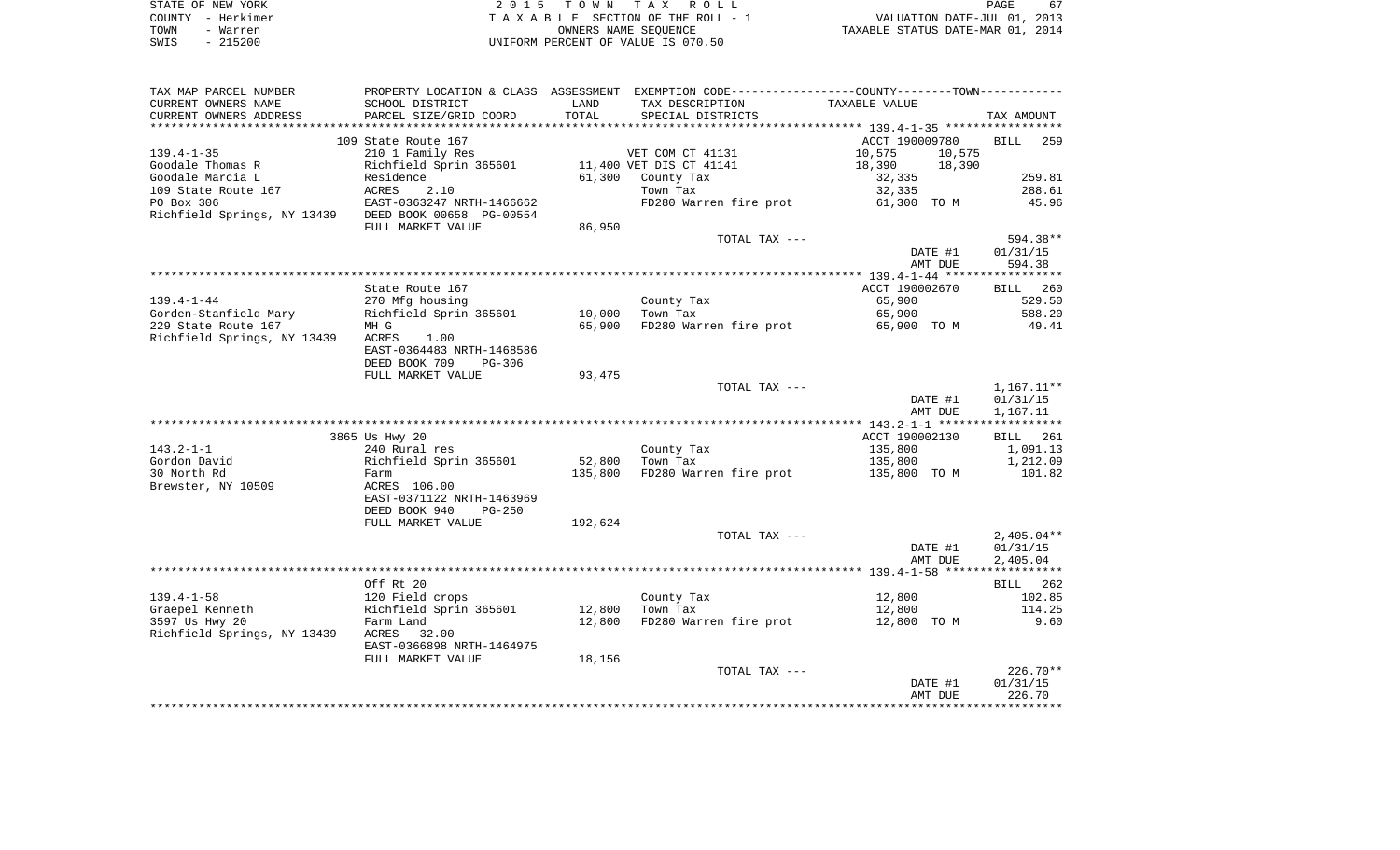STATE OF NEW YORK | 2015 TOWN TAX ROLL
COUNTY - Herkimer | TAXABLE SECTION OF THE ROLL - 1 | VALUATION DATE-JUL 01, 2013
TOWN - Warren | OWNERS NAME SEQUENCE | TAXABLE STATUS DATE-MAR 01, 2014
SWIS - 215200 | UNIFORM PERCENT OF VALUE IS 070.50

| TAX MAP PARCEL NUMBER / CURRENT OWNERS NAME / CURRENT OWNERS ADDRESS | PROPERTY LOCATION & CLASS / SCHOOL DISTRICT / PARCEL SIZE/GRID COORD | ASSESSMENT LAND / TOTAL | EXEMPTION CODE / TAX DESCRIPTION / SPECIAL DISTRICTS | COUNTY TAXABLE VALUE | TOWN TAXABLE VALUE | TAX AMOUNT |
|---|---|---|---|---|---|---|
| | 109 State Route 167 | | | ACCT 190009780 | | BILL 259 |
| 139.4-1-35 | 210 1 Family Res | | VET COM CT 41131 | 10,575 | 10,575 | |
| Goodale Thomas R | Richfield Sprin 365601 | 11,400 | VET DIS CT 41141 | 18,390 | 18,390 | |
| Goodale Marcia L | Residence | 61,300 | County Tax | 32,335 | | 259.81 |
| 109 State Route 167 | ACRES 2.10 | | Town Tax | 32,335 | | 288.61 |
| PO Box 306 | EAST-0363247 NRTH-1466662 | | FD280 Warren fire prot | 61,300 TO M | | 45.96 |
| Richfield Springs, NY 13439 | DEED BOOK 00658 PG-00554 | | | | | |
| | FULL MARKET VALUE | 86,950 | | | | |
| | | | TOTAL TAX --- | | | 594.38** |
| | | | | DATE #1 | | 01/31/15 |
| | | | | AMT DUE | | 594.38 |
| | State Route 167 | | | ACCT 190002670 | | BILL 260 |
| 139.4-1-44 | 270 Mfg housing | | County Tax | 65,900 | | 529.50 |
| Gorden-Stanfield Mary | Richfield Sprin 365601 | 10,000 | Town Tax | 65,900 | | 588.20 |
| 229 State Route 167 | MH G | 65,900 | FD280 Warren fire prot | 65,900 TO M | | 49.41 |
| Richfield Springs, NY 13439 | ACRES 1.00 | | | | | |
| | EAST-0364483 NRTH-1468586 | | | | | |
| | DEED BOOK 709 PG-306 | | | | | |
| | FULL MARKET VALUE | 93,475 | | | | |
| | | | TOTAL TAX --- | | | 1,167.11** |
| | | | | DATE #1 | | 01/31/15 |
| | | | | AMT DUE | | 1,167.11 |
| | 3865 Us Hwy 20 | | | ACCT 190002130 | | BILL 261 |
| 143.2-1-1 | 240 Rural res | | County Tax | 135,800 | | 1,091.13 |
| Gordon David | Richfield Sprin 365601 | 52,800 | Town Tax | 135,800 | | 1,212.09 |
| 30 North Rd | Farm | 135,800 | FD280 Warren fire prot | 135,800 TO M | | 101.82 |
| Brewster, NY 10509 | ACRES 106.00 | | | | | |
| | EAST-0371122 NRTH-1463969 | | | | | |
| | DEED BOOK 940 PG-250 | | | | | |
| | FULL MARKET VALUE | 192,624 | | | | |
| | | | TOTAL TAX --- | | | 2,405.04** |
| | | | | DATE #1 | | 01/31/15 |
| | | | | AMT DUE | | 2,405.04 |
| | Off Rt 20 | | | | | BILL 262 |
| 139.4-1-58 | 120 Field crops | | County Tax | 12,800 | | 102.85 |
| Graepel Kenneth | Richfield Sprin 365601 | 12,800 | Town Tax | 12,800 | | 114.25 |
| 3597 Us Hwy 20 | Farm Land | 12,800 | FD280 Warren fire prot | 12,800 TO M | | 9.60 |
| Richfield Springs, NY 13439 | ACRES 32.00 | | | | | |
| | EAST-0366898 NRTH-1464975 | | | | | |
| | FULL MARKET VALUE | 18,156 | | | | |
| | | | TOTAL TAX --- | | | 226.70** |
| | | | | DATE #1 | | 01/31/15 |
| | | | | AMT DUE | | 226.70 |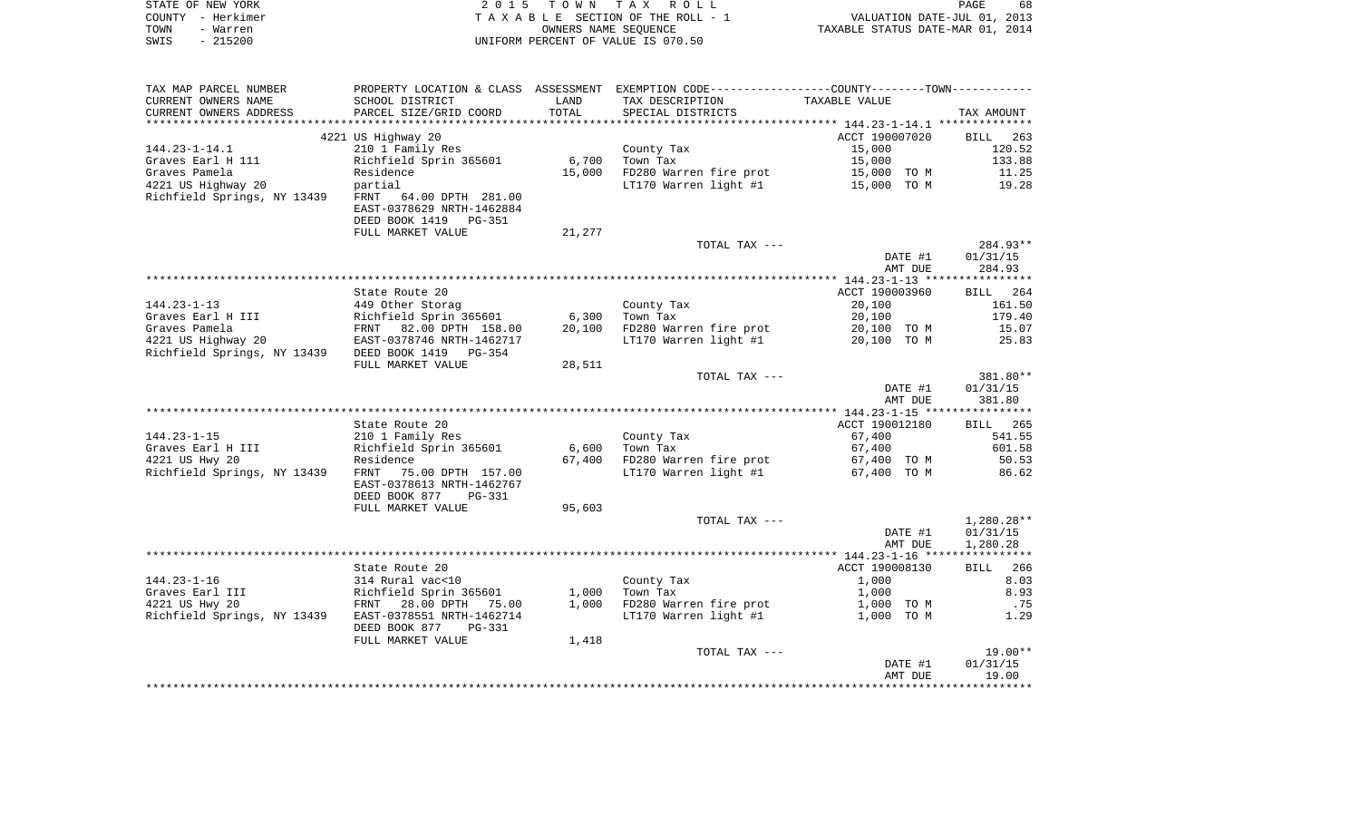STATE OF NEW YORK 2 0 1 5 T O W N T A X R O L L
COUNTY - Herkimer T A X A B L E SECTION OF THE ROLL - 1 VALUATION DATE-JUL 01, 2013
TOWN - Warren OWNERS NAME SEQUENCE TAXABLE STATUS DATE-MAR 01, 2014
SWIS - 215200 UNIFORM PERCENT OF VALUE IS 070.50

| TAX MAP PARCEL NUMBER / CURRENT OWNERS NAME / CURRENT OWNERS ADDRESS | PROPERTY LOCATION & CLASS / SCHOOL DISTRICT / PARCEL SIZE/GRID COORD | ASSESSMENT LAND / TOTAL | EXEMPTION CODE / TAX DESCRIPTION / SPECIAL DISTRICTS | COUNTY--------TOWN / TAXABLE VALUE | | TAX AMOUNT |
|---|---|---|---|---|---|---|
| | 4221 US Highway 20 | | | ACCT 190007020 | | BILL 263 |
| 144.23-1-14.1 | 210 1 Family Res | | County Tax | 15,000 | | 120.52 |
| Graves Earl H 111 | Richfield Sprin 365601 | 6,700 | Town Tax | 15,000 | | 133.88 |
| Graves Pamela | Residence | 15,000 | FD280 Warren fire prot | 15,000 | TO M | 11.25 |
| 4221 US Highway 20 | partial | | LT170 Warren light #1 | 15,000 | TO M | 19.28 |
| Richfield Springs, NY 13439 | FRNT 64.00 DPTH 281.00 | | | | | |
| | EAST-0378629 NRTH-1462884 | | | | | |
| | DEED BOOK 1419 PG-351 | | | | | |
| | FULL MARKET VALUE | 21,277 | | | | |
| | | | TOTAL TAX --- | | | 284.93** |
| | | | | | DATE #1 | 01/31/15 |
| | | | | | AMT DUE | 284.93 |
| | State Route 20 | | | ACCT 190003960 | | BILL 264 |
| 144.23-1-13 | 449 Other Storag | | County Tax | 20,100 | | 161.50 |
| Graves Earl H III | Richfield Sprin 365601 | 6,300 | Town Tax | 20,100 | | 179.40 |
| Graves Pamela | FRNT 82.00 DPTH 158.00 | 20,100 | FD280 Warren fire prot | 20,100 | TO M | 15.07 |
| 4221 US Highway 20 | EAST-0378746 NRTH-1462717 | | LT170 Warren light #1 | 20,100 | TO M | 25.83 |
| Richfield Springs, NY 13439 | DEED BOOK 1419 PG-354 | | | | | |
| | FULL MARKET VALUE | 28,511 | | | | |
| | | | TOTAL TAX --- | | | 381.80** |
| | | | | | DATE #1 | 01/31/15 |
| | | | | | AMT DUE | 381.80 |
| | State Route 20 | | | ACCT 190012180 | | BILL 265 |
| 144.23-1-15 | 210 1 Family Res | | County Tax | 67,400 | | 541.55 |
| Graves Earl H III | Richfield Sprin 365601 | 6,600 | Town Tax | 67,400 | | 601.58 |
| 4221 US Hwy 20 | Residence | 67,400 | FD280 Warren fire prot | 67,400 | TO M | 50.53 |
| Richfield Springs, NY 13439 | FRNT 75.00 DPTH 157.00 | | LT170 Warren light #1 | 67,400 | TO M | 86.62 |
| | EAST-0378613 NRTH-1462767 | | | | | |
| | DEED BOOK 877 PG-331 | | | | | |
| | FULL MARKET VALUE | 95,603 | | | | |
| | | | TOTAL TAX --- | | | 1,280.28** |
| | | | | | DATE #1 | 01/31/15 |
| | | | | | AMT DUE | 1,280.28 |
| | State Route 20 | | | ACCT 190008130 | | BILL 266 |
| 144.23-1-16 | 314 Rural vac<10 | | County Tax | 1,000 | | 8.03 |
| Graves Earl III | Richfield Sprin 365601 | 1,000 | Town Tax | 1,000 | | 8.93 |
| 4221 US Hwy 20 | FRNT 28.00 DPTH 75.00 | 1,000 | FD280 Warren fire prot | 1,000 | TO M | .75 |
| Richfield Springs, NY 13439 | EAST-0378551 NRTH-1462714 | | LT170 Warren light #1 | 1,000 | TO M | 1.29 |
| | DEED BOOK 877 PG-331 | | | | | |
| | FULL MARKET VALUE | 1,418 | | | | |
| | | | TOTAL TAX --- | | | 19.00** |
| | | | | | DATE #1 | 01/31/15 |
| | | | | | AMT DUE | 19.00 |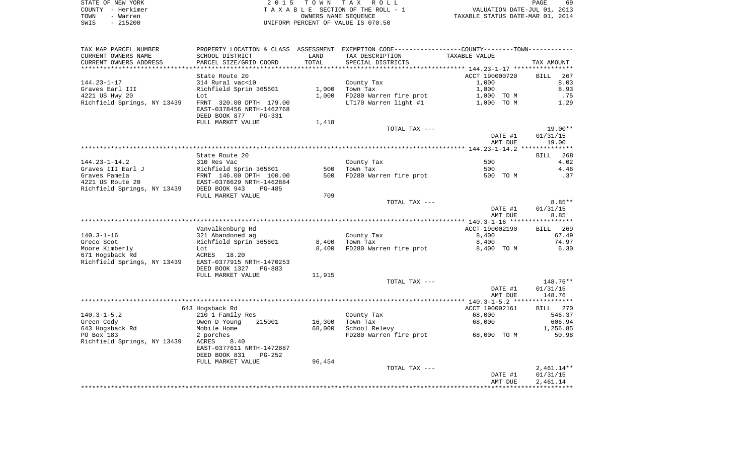STATE OF NEW YORK 2 0 1 5 T O W N T A X R O L L
COUNTY - Herkimer T A X A B L E SECTION OF THE ROLL - 1 VALUATION DATE-JUL 01, 2013
TOWN - Warren OWNERS NAME SEQUENCE TAXABLE STATUS DATE-MAR 01, 2014
SWIS - 215200 UNIFORM PERCENT OF VALUE IS 070.50

| TAX MAP PARCEL NUMBER<br>CURRENT OWNERS NAME<br>CURRENT OWNERS ADDRESS | PROPERTY LOCATION & CLASS<br>SCHOOL DISTRICT<br>PARCEL SIZE/GRID COORD | ASSESSMENT<br>LAND<br>TOTAL | EXEMPTION CODE<br>TAX DESCRIPTION<br>SPECIAL DISTRICTS | COUNTY--------TOWN<br>TAXABLE VALUE | TAX AMOUNT |
|---|---|---|---|---|---|
| 144.23-1-17 | State Route 20 | | | ACCT 190000720 | BILL 267 |
| 144.23-1-17 | 314 Rural vac<10 | | County Tax | 1,000 | 8.03 |
| Graves Earl III | Richfield Sprin 365601 | 1,000 | Town Tax | 1,000 | 8.93 |
| 4221 US Hwy 20 | Lot | 1,000 | FD280 Warren fire prot | 1,000 TO M | .75 |
| Richfield Springs, NY 13439 | FRNT 320.00 DPTH 179.00 | | LT170 Warren light #1 | 1,000 TO M | 1.29 |
| | EAST-0378456 NRTH-1462768 | | | | |
| | DEED BOOK 877 PG-331 | | | | |
| | FULL MARKET VALUE | 1,418 | | | |
| | | | TOTAL TAX --- | | 19.00** |
| | | | | DATE #1 | 01/31/15 |
| | | | | AMT DUE | 19.00 |
| 144.23-1-14.2 | State Route 20 | | | | BILL 268 |
| 144.23-1-14.2 | 310 Res Vac | | County Tax | 500 | 4.02 |
| Graves III Earl J | Richfield Sprin 365601 | 500 | Town Tax | 500 | 4.46 |
| Graves Pamela | FRNT 146.00 DPTH 100.00 | 500 | FD280 Warren fire prot | 500 TO M | .37 |
| 4221 US Route 20 | EAST-0378629 NRTH-1462884 | | | | |
| Richfield Springs, NY 13439 | DEED BOOK 943 PG-485 | | | | |
| | FULL MARKET VALUE | 709 | | | |
| | | | TOTAL TAX --- | | 8.85** |
| | | | | DATE #1 | 01/31/15 |
| | | | | AMT DUE | 8.85 |
| 140.3-1-16 | Vanvalkenburg Rd | | | ACCT 190002190 | BILL 269 |
| 140.3-1-16 | 321 Abandoned ag | | County Tax | 8,400 | 67.49 |
| Greco Scot | Richfield Sprin 365601 | 8,400 | Town Tax | 8,400 | 74.97 |
| Moore Kimberly | Lot | 8,400 | FD280 Warren fire prot | 8,400 TO M | 6.30 |
| 671 Hogsback Rd | ACRES 18.20 | | | | |
| Richfield Springs, NY 13439 | EAST-0377915 NRTH-1470253 | | | | |
| | DEED BOOK 1327 PG-883 | | | | |
| | FULL MARKET VALUE | 11,915 | | | |
| | | | TOTAL TAX --- | | 148.76** |
| | | | | DATE #1 | 01/31/15 |
| | | | | AMT DUE | 148.76 |
| 140.3-1-5.2 | 643 Hogsback Rd | | | ACCT 190002161 | BILL 270 |
| 140.3-1-5.2 | 210 1 Family Res | | County Tax | 68,000 | 546.37 |
| Green Cody | Owen D Young 215001 | 16,300 | Town Tax | 68,000 | 606.94 |
| 643 Hogsback Rd | Mobile Home | 68,000 | School Relevy | | 1,256.85 |
| PO Box 183 | 2 porches | | FD280 Warren fire prot | 68,000 TO M | 50.98 |
| Richfield Springs, NY 13439 | ACRES 8.40 | | | | |
| | EAST-0377611 NRTH-1472887 | | | | |
| | DEED BOOK 831 PG-252 | | | | |
| | FULL MARKET VALUE | 96,454 | | | |
| | | | TOTAL TAX --- | | 2,461.14** |
| | | | | DATE #1 | 01/31/15 |
| | | | | AMT DUE | 2,461.14 |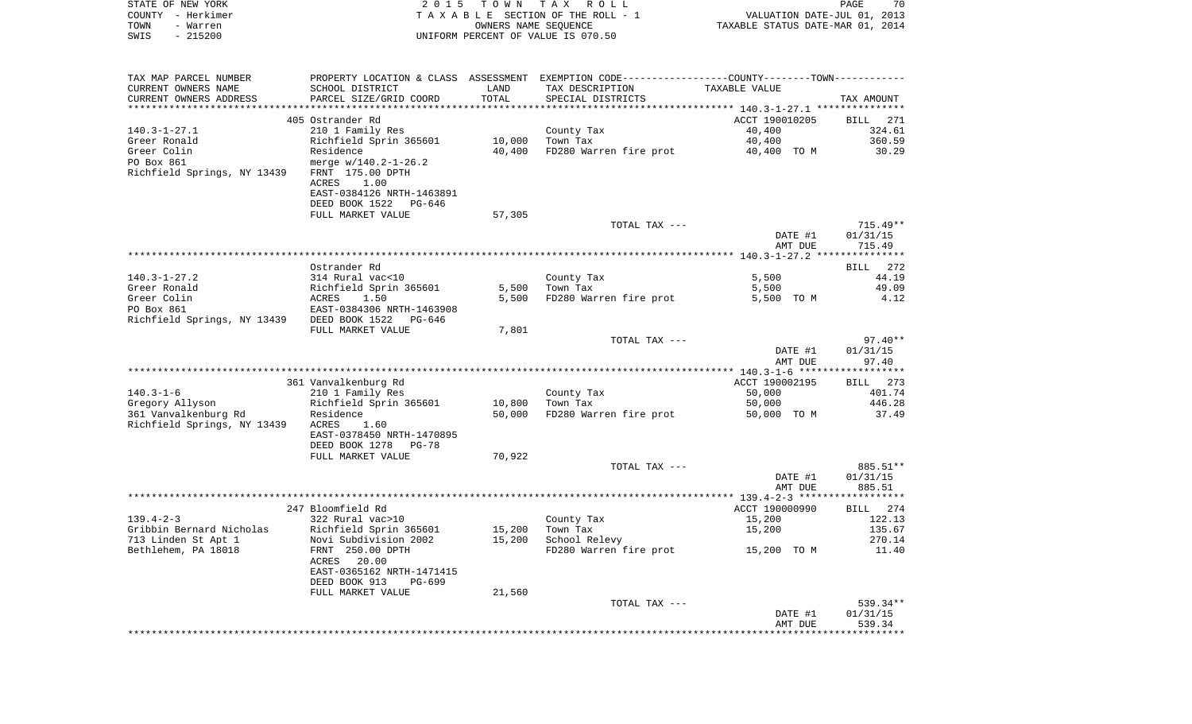STATE OF NEW YORK — COUNTY - Herkimer — TOWN - Warren — SWIS - 215200

2 0 1 5 T O W N T A X R O L L
T A X A B L E SECTION OF THE ROLL - 1
OWNERS NAME SEQUENCE
UNIFORM PERCENT OF VALUE IS 070.50

VALUATION DATE-JUL 01, 2013
TAXABLE STATUS DATE-MAR 01, 2014

| TAX MAP PARCEL NUMBER / CURRENT OWNERS NAME / CURRENT OWNERS ADDRESS | PROPERTY LOCATION & CLASS / SCHOOL DISTRICT / PARCEL SIZE/GRID COORD | ASSESSMENT LAND / TOTAL | EXEMPTION CODE / TAX DESCRIPTION / SPECIAL DISTRICTS | COUNTY--------TOWN / TAXABLE VALUE | TAX AMOUNT |
|---|---|---|---|---|---|
| 140.3-1-27.1 | 405 Ostrander Rd | | | ACCT 190010205 | BILL 271 |
| 140.3-1-27.1 | 210 1 Family Res | | County Tax | 40,400 | 324.61 |
| Greer Ronald | Richfield Sprin 365601 | 10,000 | Town Tax | 40,400 | 360.59 |
| Greer Colin | Residence | 40,400 | FD280 Warren fire prot | 40,400 TO M | 30.29 |
| PO Box 861 | merge w/140.2-1-26.2 | | | | |
| Richfield Springs, NY 13439 | FRNT 175.00 DPTH | | | | |
| | ACRES 1.00 | | | | |
| | EAST-0384126 NRTH-1463891 | | | | |
| | DEED BOOK 1522 PG-646 | | | | |
| | FULL MARKET VALUE | 57,305 | | | |
| | | | TOTAL TAX --- | | 715.49** |
| | | | | DATE #1 | 01/31/15 |
| | | | | AMT DUE | 715.49 |
| 140.3-1-27.2 | Ostrander Rd | | | | BILL 272 |
| 140.3-1-27.2 | 314 Rural vac<10 | | County Tax | 5,500 | 44.19 |
| Greer Ronald | Richfield Sprin 365601 | 5,500 | Town Tax | 5,500 | 49.09 |
| Greer Colin | ACRES 1.50 | 5,500 | FD280 Warren fire prot | 5,500 TO M | 4.12 |
| PO Box 861 | EAST-0384306 NRTH-1463908 | | | | |
| Richfield Springs, NY 13439 | DEED BOOK 1522 PG-646 | | | | |
| | FULL MARKET VALUE | 7,801 | | | |
| | | | TOTAL TAX --- | | 97.40** |
| | | | | DATE #1 | 01/31/15 |
| | | | | AMT DUE | 97.40 |
| 140.3-1-6 | 361 Vanvalkenburg Rd | | | ACCT 190002195 | BILL 273 |
| 140.3-1-6 | 210 1 Family Res | | County Tax | 50,000 | 401.74 |
| Gregory Allyson | Richfield Sprin 365601 | 10,800 | Town Tax | 50,000 | 446.28 |
| 361 Vanvalkenburg Rd | Residence | 50,000 | FD280 Warren fire prot | 50,000 TO M | 37.49 |
| Richfield Springs, NY 13439 | ACRES 1.60 | | | | |
| | EAST-0378450 NRTH-1470895 | | | | |
| | DEED BOOK 1278 PG-78 | | | | |
| | FULL MARKET VALUE | 70,922 | | | |
| | | | TOTAL TAX --- | | 885.51** |
| | | | | DATE #1 | 01/31/15 |
| | | | | AMT DUE | 885.51 |
| 139.4-2-3 | 247 Bloomfield Rd | | | ACCT 190000990 | BILL 274 |
| 139.4-2-3 | 322 Rural vac>10 | | County Tax | 15,200 | 122.13 |
| Gribbin Bernard Nicholas | Richfield Sprin 365601 | 15,200 | Town Tax | 15,200 | 135.67 |
| 713 Linden St Apt 1 | Novi Subdivision 2002 | 15,200 | School Relevy | | 270.14 |
| Bethlehem, PA 18018 | FRNT 250.00 DPTH | | FD280 Warren fire prot | 15,200 TO M | 11.40 |
| | ACRES 20.00 | | | | |
| | EAST-0365162 NRTH-1471415 | | | | |
| | DEED BOOK 913 PG-699 | | | | |
| | FULL MARKET VALUE | 21,560 | | | |
| | | | TOTAL TAX --- | | 539.34** |
| | | | | DATE #1 | 01/31/15 |
| | | | | AMT DUE | 539.34 |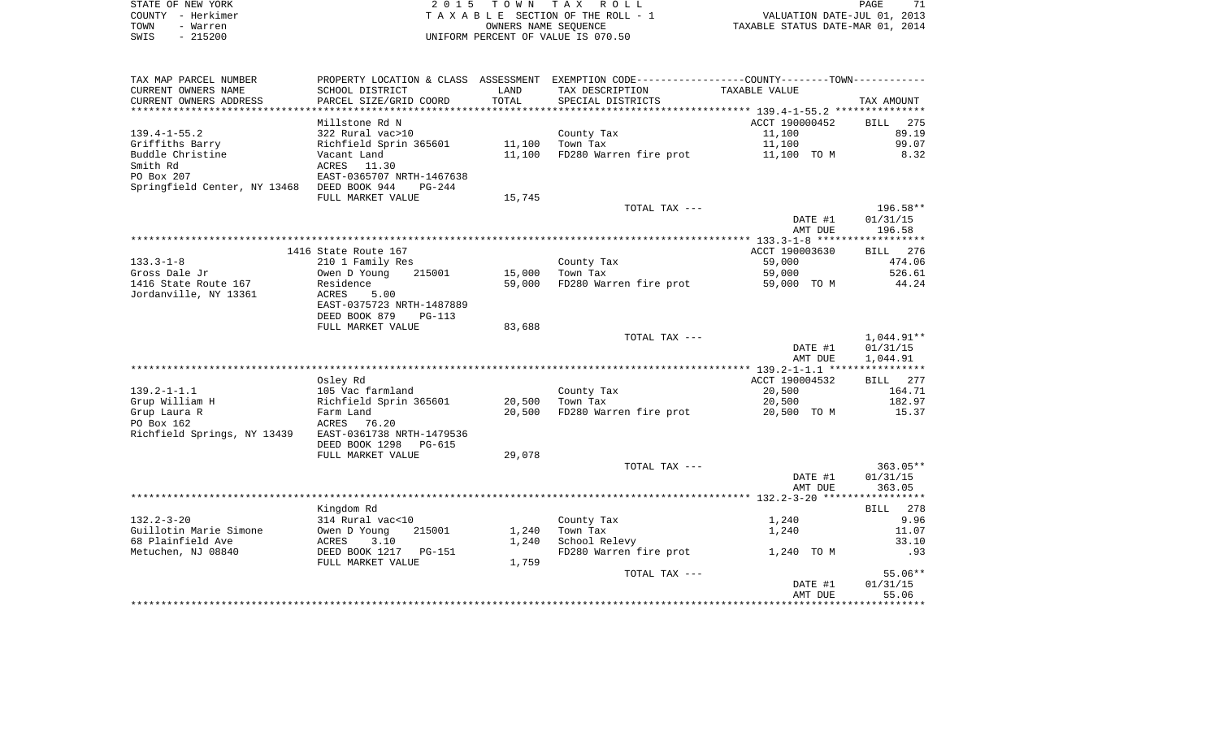STATE OF NEW YORK — COUNTY - Herkimer — TOWN - Warren — SWIS - 215200

2 0 1 5 T O W N T A X R O L L
T A X A B L E SECTION OF THE ROLL - 1
OWNERS NAME SEQUENCE
UNIFORM PERCENT OF VALUE IS 070.50

VALUATION DATE-JUL 01, 2013
TAXABLE STATUS DATE-MAR 01, 2014

| TAX MAP PARCEL NUMBER / CURRENT OWNERS NAME / CURRENT OWNERS ADDRESS | PROPERTY LOCATION & CLASS / SCHOOL DISTRICT / PARCEL SIZE/GRID COORD | ASSESSMENT LAND / TOTAL | EXEMPTION CODE / TAX DESCRIPTION / SPECIAL DISTRICTS | COUNTY--------TOWN / TAXABLE VALUE | TAX AMOUNT |
|---|---|---|---|---|---|
| **139.4-1-55.2** | Millstone Rd N | | | ACCT 190000452 | BILL 275 |
| 139.4-1-55.2 | 322 Rural vac>10 | | County Tax | 11,100 | 89.19 |
| Griffiths Barry | Richfield Sprin 365601 | 11,100 | Town Tax | 11,100 | 99.07 |
| Buddle Christine | Vacant Land | 11,100 | FD280 Warren fire prot | 11,100 TO M | 8.32 |
| Smith Rd | ACRES 11.30 | | | | |
| PO Box 207 | EAST-0365707 NRTH-1467638 | | | | |
| Springfield Center, NY 13468 | DEED BOOK 944 PG-244 | | | | |
| | FULL MARKET VALUE | 15,745 | | | |
| | | | TOTAL TAX --- | | 196.58** |
| | | | | DATE #1 | 01/31/15 |
| | | | | AMT DUE | 196.58 |
| **133.3-1-8** | 1416 State Route 167 | | | ACCT 190003630 | BILL 276 |
| 133.3-1-8 | 210 1 Family Res | | County Tax | 59,000 | 474.06 |
| Gross Dale Jr | Owen D Young 215001 | 15,000 | Town Tax | 59,000 | 526.61 |
| 1416 State Route 167 | Residence | 59,000 | FD280 Warren fire prot | 59,000 TO M | 44.24 |
| Jordanville, NY 13361 | ACRES 5.00 | | | | |
| | EAST-0375723 NRTH-1487889 | | | | |
| | DEED BOOK 879 PG-113 | | | | |
| | FULL MARKET VALUE | 83,688 | | | |
| | | | TOTAL TAX --- | | 1,044.91** |
| | | | | DATE #1 | 01/31/15 |
| | | | | AMT DUE | 1,044.91 |
| **139.2-1-1.1** | Osley Rd | | | ACCT 190004532 | BILL 277 |
| 139.2-1-1.1 | 105 Vac farmland | | County Tax | 20,500 | 164.71 |
| Grup William H | Richfield Sprin 365601 | 20,500 | Town Tax | 20,500 | 182.97 |
| Grup Laura R | Farm Land | 20,500 | FD280 Warren fire prot | 20,500 TO M | 15.37 |
| PO Box 162 | ACRES 76.20 | | | | |
| Richfield Springs, NY 13439 | EAST-0361738 NRTH-1479536 | | | | |
| | DEED BOOK 1298 PG-615 | | | | |
| | FULL MARKET VALUE | 29,078 | | | |
| | | | TOTAL TAX --- | | 363.05** |
| | | | | DATE #1 | 01/31/15 |
| | | | | AMT DUE | 363.05 |
| **132.2-3-20** | Kingdom Rd | | | | BILL 278 |
| 132.2-3-20 | 314 Rural vac<10 | | County Tax | 1,240 | 9.96 |
| Guillotin Marie Simone | Owen D Young 215001 | 1,240 | Town Tax | 1,240 | 11.07 |
| 68 Plainfield Ave | ACRES 3.10 | 1,240 | School Relevy | | 33.10 |
| Metuchen, NJ 08840 | DEED BOOK 1217 PG-151 | | FD280 Warren fire prot | 1,240 TO M | .93 |
| | FULL MARKET VALUE | 1,759 | | | |
| | | | TOTAL TAX --- | | 55.06** |
| | | | | DATE #1 | 01/31/15 |
| | | | | AMT DUE | 55.06 |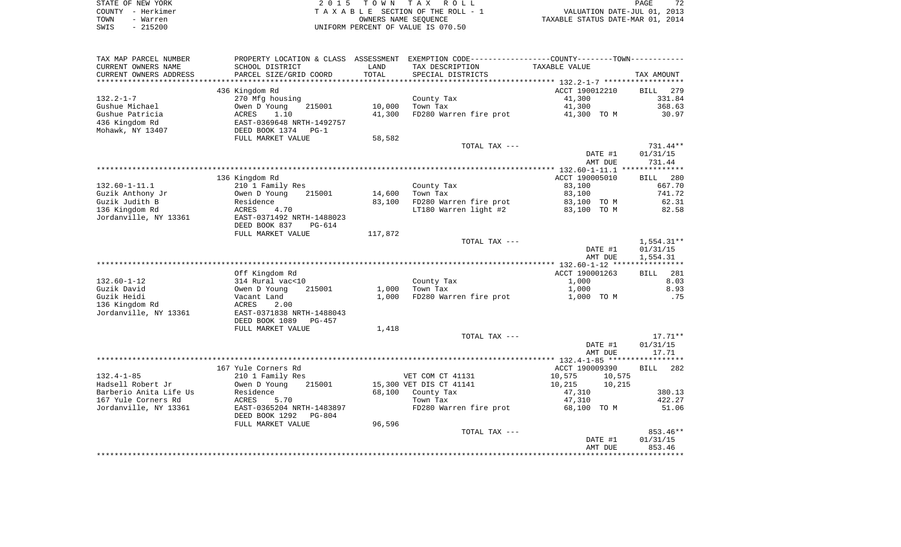STATE OF NEW YORK
COUNTY - Herkimer
TOWN - Warren
SWIS - 215200

2 0 1 5 T O W N T A X R O L L
T A X A B L E SECTION OF THE ROLL - 1
OWNERS NAME SEQUENCE
UNIFORM PERCENT OF VALUE IS 070.50

VALUATION DATE-JUL 01, 2013
TAXABLE STATUS DATE-MAR 01, 2014

| TAX MAP PARCEL NUMBER / CURRENT OWNERS NAME / CURRENT OWNERS ADDRESS | PROPERTY LOCATION & CLASS / SCHOOL DISTRICT / PARCEL SIZE/GRID COORD | ASSESSMENT LAND / TOTAL | EXEMPTION CODE / TAX DESCRIPTION / SPECIAL DISTRICTS | COUNTY / TOWN TAXABLE VALUE | TAX AMOUNT |
|---|---|---|---|---|---|
| **132.2-1-7** | 436 Kingdom Rd | | | ACCT 190012210 | BILL 279 |
| 132.2-1-7 | 270 Mfg housing | | County Tax | 41,300 | 331.84 |
| Gushue Michael | Owen D Young 215001 | 10,000 | Town Tax | 41,300 | 368.63 |
| Gushue Patricia | ACRES 1.10 | 41,300 | FD280 Warren fire prot | 41,300 TO M | 30.97 |
| 436 Kingdom Rd | EAST-0369648 NRTH-1492757 | | | | |
| Mohawk, NY 13407 | DEED BOOK 1374 PG-1 | | | | |
| | FULL MARKET VALUE | 58,582 | | | |
| | | | TOTAL TAX --- | | 731.44** |
| | | | | DATE #1 | 01/31/15 |
| | | | | AMT DUE | 731.44 |
| **132.60-1-11.1** | 136 Kingdom Rd | | | ACCT 190005010 | BILL 280 |
| 132.60-1-11.1 | 210 1 Family Res | | County Tax | 83,100 | 667.70 |
| Guzik Anthony Jr | Owen D Young 215001 | 14,600 | Town Tax | 83,100 | 741.72 |
| Guzik Judith B | Residence | 83,100 | FD280 Warren fire prot | 83,100 TO M | 62.31 |
| 136 Kingdom Rd | ACRES 4.70 | | LT180 Warren light #2 | 83,100 TO M | 82.58 |
| Jordanville, NY 13361 | EAST-0371492 NRTH-1488023 | | | | |
| | DEED BOOK 837 PG-614 | | | | |
| | FULL MARKET VALUE | 117,872 | | | |
| | | | TOTAL TAX --- | | 1,554.31** |
| | | | | DATE #1 | 01/31/15 |
| | | | | AMT DUE | 1,554.31 |
| **132.60-1-12** | Off Kingdom Rd | | | ACCT 190001263 | BILL 281 |
| 132.60-1-12 | 314 Rural vac<10 | | County Tax | 1,000 | 8.03 |
| Guzik David | Owen D Young 215001 | 1,000 | Town Tax | 1,000 | 8.93 |
| Guzik Heidi | Vacant Land | 1,000 | FD280 Warren fire prot | 1,000 TO M | .75 |
| 136 Kingdom Rd | ACRES 2.00 | | | | |
| Jordanville, NY 13361 | EAST-0371838 NRTH-1488043 | | | | |
| | DEED BOOK 1089 PG-457 | | | | |
| | FULL MARKET VALUE | 1,418 | | | |
| | | | TOTAL TAX --- | | 17.71** |
| | | | | DATE #1 | 01/31/15 |
| | | | | AMT DUE | 17.71 |
| **132.4-1-85** | 167 Yule Corners Rd | | | ACCT 190009390 | BILL 282 |
| 132.4-1-85 | 210 1 Family Res | | VET COM CT 41131 | 10,575 10,575 | |
| Hadsell Robert Jr | Owen D Young 215001 | 15,300 | VET DIS CT 41141 | 10,215 10,215 | |
| Barberio Anita Life Us | Residence | 68,100 | County Tax | 47,310 | 380.13 |
| 167 Yule Corners Rd | ACRES 5.70 | | Town Tax | 47,310 | 422.27 |
| Jordanville, NY 13361 | EAST-0365204 NRTH-1483897 | | FD280 Warren fire prot | 68,100 TO M | 51.06 |
| | DEED BOOK 1292 PG-804 | | | | |
| | FULL MARKET VALUE | 96,596 | | | |
| | | | TOTAL TAX --- | | 853.46** |
| | | | | DATE #1 | 01/31/15 |
| | | | | AMT DUE | 853.46 |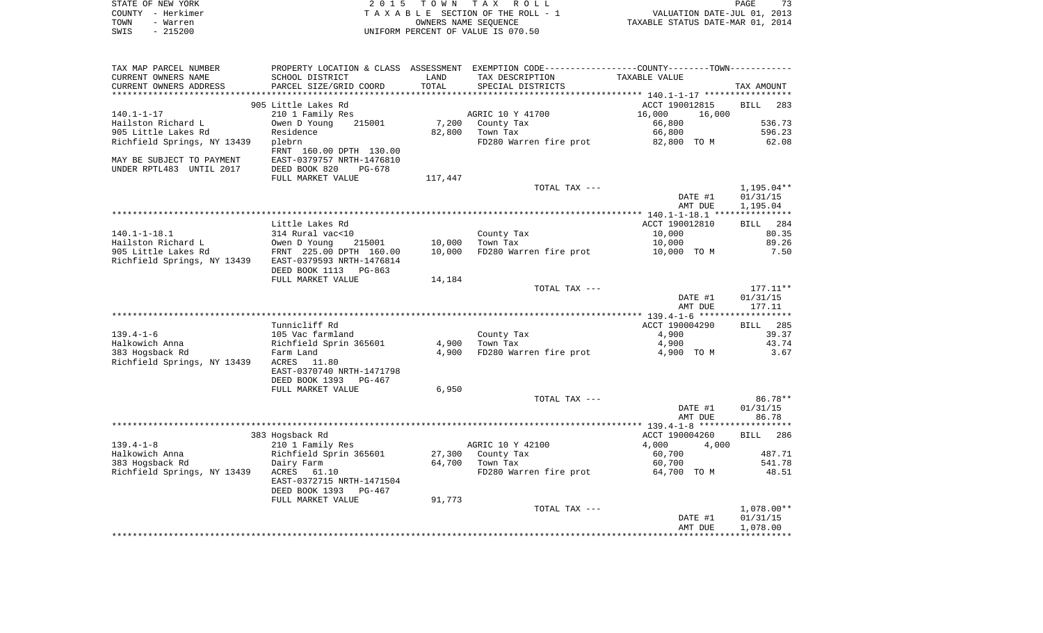STATE OF NEW YORK
COUNTY - Herkimer
TOWN - Warren
SWIS - 215200

2 0 1 5 T O W N T A X R O L L
T A X A B L E SECTION OF THE ROLL - 1
OWNERS NAME SEQUENCE
UNIFORM PERCENT OF VALUE IS 070.50

VALUATION DATE-JUL 01, 2013
TAXABLE STATUS DATE-MAR 01, 2014

| TAX MAP PARCEL NUMBER / CURRENT OWNERS NAME / CURRENT OWNERS ADDRESS | PROPERTY LOCATION & CLASS / SCHOOL DISTRICT / PARCEL SIZE/GRID COORD | ASSESSMENT LAND | TOTAL | EXEMPTION CODE / TAX DESCRIPTION / SPECIAL DISTRICTS | COUNTY TAXABLE VALUE | TOWN | TAX AMOUNT |
|---|---|---|---|---|---|---|---|
| 140.1-1-17 | 905 Little Lakes Rd | | | | ACCT 190012815 | | BILL 283 |
| Hailston Richard L | 210 1 Family Res | | | AGRIC 10 Y 41700 | 16,000 | 16,000 | |
| 905 Little Lakes Rd | Owen D Young 215001 | 7,200 | | County Tax | 66,800 | | 536.73 |
| Richfield Springs, NY 13439 | Residence | | 82,800 | Town Tax | 66,800 | | 596.23 |
| | plebrn | | | FD280 Warren fire prot | 82,800 TO M | | 62.08 |
| MAY BE SUBJECT TO PAYMENT | FRNT 160.00 DPTH 130.00 | | | | | | |
| UNDER RPTL483 UNTIL 2017 | EAST-0379757 NRTH-1476810 | | | | | | |
| | DEED BOOK 820 PG-678 | | | | | | |
| | FULL MARKET VALUE | 117,447 | | | | | |
| | | | | TOTAL TAX --- | | | 1,195.04** |
| | | | | | DATE #1 | | 01/31/15 |
| | | | | | AMT DUE | | 1,195.04 |
| 140.1-1-18.1 | Little Lakes Rd | | | | ACCT 190012810 | | BILL 284 |
| Hailston Richard L | 314 Rural vac<10 | | | County Tax | 10,000 | | 80.35 |
| 905 Little Lakes Rd | Owen D Young 215001 | 10,000 | | Town Tax | 10,000 | | 89.26 |
| Richfield Springs, NY 13439 | FRNT 225.00 DPTH 160.00 | | 10,000 | FD280 Warren fire prot | 10,000 TO M | | 7.50 |
| | EAST-0379593 NRTH-1476814 | | | | | | |
| | DEED BOOK 1113 PG-863 | | | | | | |
| | FULL MARKET VALUE | 14,184 | | | | | |
| | | | | TOTAL TAX --- | | | 177.11** |
| | | | | | DATE #1 | | 01/31/15 |
| | | | | | AMT DUE | | 177.11 |
| 139.4-1-6 | Tunnicliff Rd | | | | ACCT 190004290 | | BILL 285 |
| Halkowich Anna | 105 Vac farmland | | | County Tax | 4,900 | | 39.37 |
| 383 Hogsback Rd | Richfield Sprin 365601 | 4,900 | | Town Tax | 4,900 | | 43.74 |
| Richfield Springs, NY 13439 | Farm Land | | 4,900 | FD280 Warren fire prot | 4,900 TO M | | 3.67 |
| | ACRES 11.80 | | | | | | |
| | EAST-0370740 NRTH-1471798 | | | | | | |
| | DEED BOOK 1393 PG-467 | | | | | | |
| | FULL MARKET VALUE | 6,950 | | | | | |
| | | | | TOTAL TAX --- | | | 86.78** |
| | | | | | DATE #1 | | 01/31/15 |
| | | | | | AMT DUE | | 86.78 |
| 139.4-1-8 | 383 Hogsback Rd | | | | ACCT 190004260 | | BILL 286 |
| Halkowich Anna | 210 1 Family Res | | | AGRIC 10 Y 42100 | 4,000 | 4,000 | |
| 383 Hogsback Rd | Richfield Sprin 365601 | 27,300 | | County Tax | 60,700 | | 487.71 |
| Richfield Springs, NY 13439 | Dairy Farm | | 64,700 | Town Tax | 60,700 | | 541.78 |
| | ACRES 61.10 | | | FD280 Warren fire prot | 64,700 TO M | | 48.51 |
| | EAST-0372715 NRTH-1471504 | | | | | | |
| | DEED BOOK 1393 PG-467 | | | | | | |
| | FULL MARKET VALUE | 91,773 | | | | | |
| | | | | TOTAL TAX --- | | | 1,078.00** |
| | | | | | DATE #1 | | 01/31/15 |
| | | | | | AMT DUE | | 1,078.00 |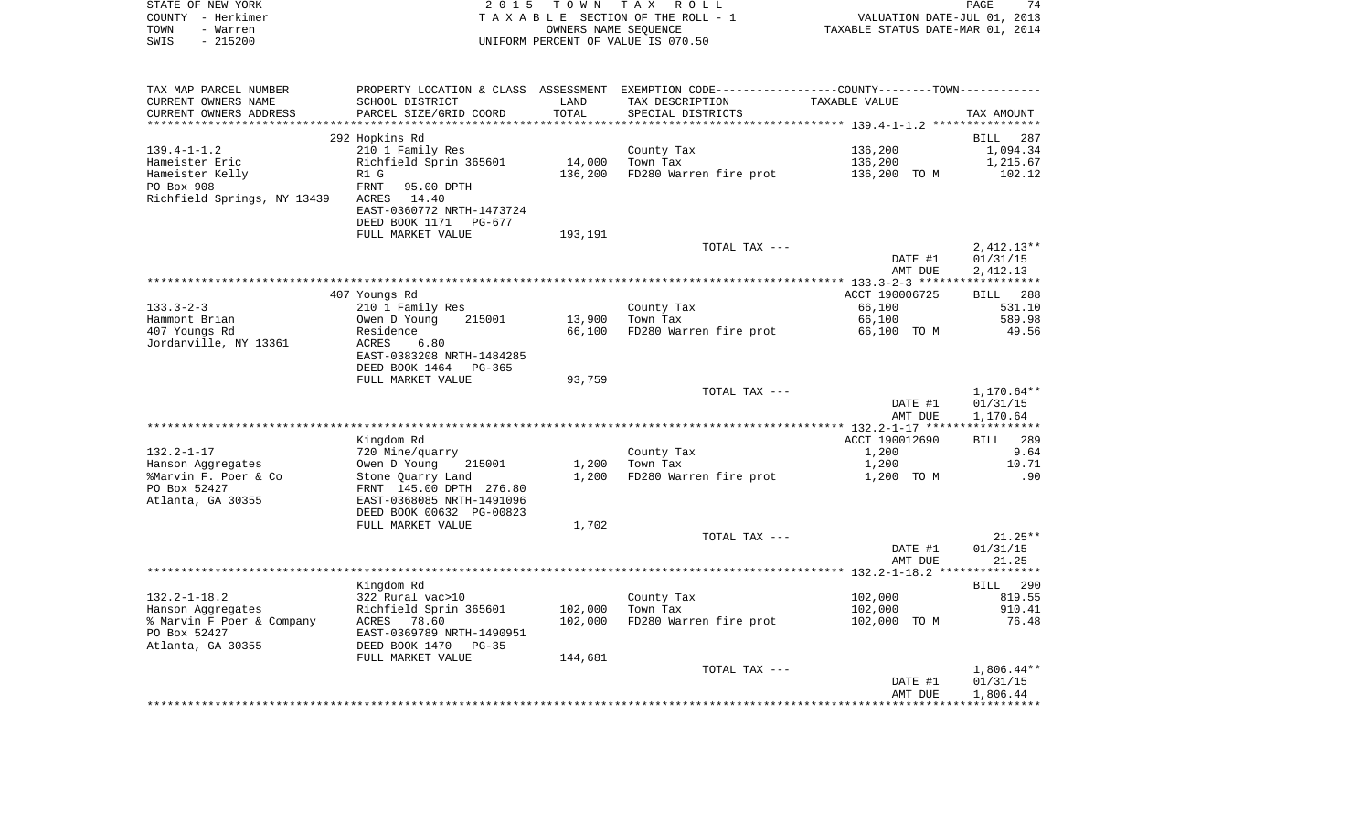STATE OF NEW YORK
COUNTY - Herkimer
TOWN - Warren
SWIS - 215200

2 0 1 5 T O W N T A X R O L L
T A X A B L E SECTION OF THE ROLL - 1
OWNERS NAME SEQUENCE
UNIFORM PERCENT OF VALUE IS 070.50

VALUATION DATE-JUL 01, 2013
TAXABLE STATUS DATE-MAR 01, 2014

| TAX MAP PARCEL NUMBER / CURRENT OWNERS NAME / CURRENT OWNERS ADDRESS | PROPERTY LOCATION & CLASS / SCHOOL DISTRICT / PARCEL SIZE/GRID COORD | ASSESSMENT LAND / TOTAL | EXEMPTION CODE / TAX DESCRIPTION / SPECIAL DISTRICTS | COUNTY--------TOWN / TAXABLE VALUE | TAX AMOUNT |
|---|---|---|---|---|---|
| ************** 139.4-1-1.2 ************** | | | | | |
| | 292 Hopkins Rd | | | | BILL 287 |
| 139.4-1-1.2 | 210 1 Family Res | | County Tax | 136,200 | 1,094.34 |
| Hameister Eric | Richfield Sprin 365601 | 14,000 | Town Tax | 136,200 | 1,215.67 |
| Hameister Kelly | R1 G | 136,200 | FD280 Warren fire prot | 136,200 TO M | 102.12 |
| PO Box 908 | FRNT 95.00 DPTH | | | | |
| Richfield Springs, NY 13439 | ACRES 14.40 | | | | |
| | EAST-0360772 NRTH-1473724 | | | | |
| | DEED BOOK 1171 PG-677 | | | | |
| | FULL MARKET VALUE | 193,191 | | | |
| | | | TOTAL TAX --- | | 2,412.13** |
| | | | | DATE #1 | 01/31/15 |
| | | | | AMT DUE | 2,412.13 |
| ************** 133.3-2-3 ************** | | | | | |
| | 407 Youngs Rd | | | ACCT 190006725 | BILL 288 |
| 133.3-2-3 | 210 1 Family Res | | County Tax | 66,100 | 531.10 |
| Hammont Brian | Owen D Young 215001 | 13,900 | Town Tax | 66,100 | 589.98 |
| 407 Youngs Rd | Residence | 66,100 | FD280 Warren fire prot | 66,100 TO M | 49.56 |
| Jordanville, NY 13361 | ACRES 6.80 | | | | |
| | EAST-0383208 NRTH-1484285 | | | | |
| | DEED BOOK 1464 PG-365 | | | | |
| | FULL MARKET VALUE | 93,759 | | | |
| | | | TOTAL TAX --- | | 1,170.64** |
| | | | | DATE #1 | 01/31/15 |
| | | | | AMT DUE | 1,170.64 |
| ************** 132.2-1-17 ************** | | | | | |
| | Kingdom Rd | | | ACCT 190012690 | BILL 289 |
| 132.2-1-17 | 720 Mine/quarry | | County Tax | 1,200 | 9.64 |
| Hanson Aggregates | Owen D Young 215001 | 1,200 | Town Tax | 1,200 | 10.71 |
| %Marvin F. Poer & Co | Stone Quarry Land | 1,200 | FD280 Warren fire prot | 1,200 TO M | .90 |
| PO Box 52427 | FRNT 145.00 DPTH 276.80 | | | | |
| Atlanta, GA 30355 | EAST-0368085 NRTH-1491096 | | | | |
| | DEED BOOK 00632 PG-00823 | | | | |
| | FULL MARKET VALUE | 1,702 | | | |
| | | | TOTAL TAX --- | | 21.25** |
| | | | | DATE #1 | 01/31/15 |
| | | | | AMT DUE | 21.25 |
| ************** 132.2-1-18.2 ************** | | | | | |
| | Kingdom Rd | | | | BILL 290 |
| 132.2-1-18.2 | 322 Rural vac>10 | | County Tax | 102,000 | 819.55 |
| Hanson Aggregates | Richfield Sprin 365601 | 102,000 | Town Tax | 102,000 | 910.41 |
| % Marvin F Poer & Company | ACRES 78.60 | 102,000 | FD280 Warren fire prot | 102,000 TO M | 76.48 |
| PO Box 52427 | EAST-0369789 NRTH-1490951 | | | | |
| Atlanta, GA 30355 | DEED BOOK 1470 PG-35 | | | | |
| | FULL MARKET VALUE | 144,681 | | | |
| | | | TOTAL TAX --- | | 1,806.44** |
| | | | | DATE #1 | 01/31/15 |
| | | | | AMT DUE | 1,806.44 |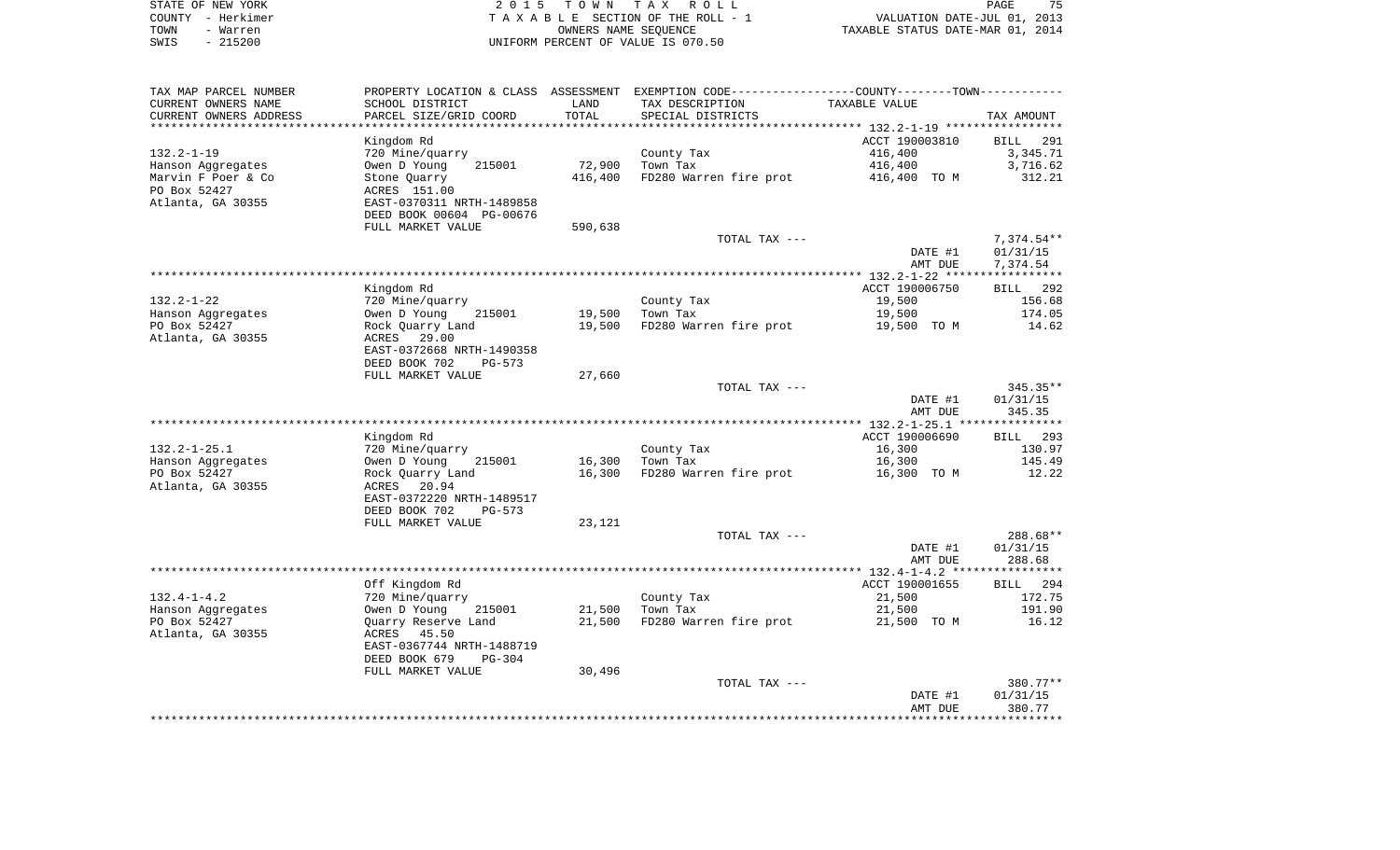STATE OF NEW YORK
COUNTY - Herkimer
TOWN - Warren
SWIS - 215200

2 0 1 5 T O W N T A X R O L L
T A X A B L E SECTION OF THE ROLL - 1
OWNERS NAME SEQUENCE
UNIFORM PERCENT OF VALUE IS 070.50

VALUATION DATE-JUL 01, 2013
TAXABLE STATUS DATE-MAR 01, 2014

| TAX MAP PARCEL NUMBER<br>CURRENT OWNERS NAME<br>CURRENT OWNERS ADDRESS | PROPERTY LOCATION & CLASS<br>SCHOOL DISTRICT<br>PARCEL SIZE/GRID COORD | ASSESSMENT<br>LAND<br>TOTAL | EXEMPTION CODE<br>TAX DESCRIPTION<br>SPECIAL DISTRICTS | COUNTY--------TOWN<br>TAXABLE VALUE | TAX AMOUNT |
|---|---|---|---|---|---|
| 132.2-1-19 | Kingdom Rd | | | ACCT 190003810 | BILL 291 |
| 132.2-1-19 | 720 Mine/quarry | | County Tax | 416,400 | 3,345.71 |
| Hanson Aggregates | Owen D Young 215001 | 72,900 | Town Tax | 416,400 | 3,716.62 |
| Marvin F Poer & Co | Stone Quarry | 416,400 | FD280 Warren fire prot | 416,400 TO M | 312.21 |
| PO Box 52427 | ACRES 151.00 | | | | |
| Atlanta, GA 30355 | EAST-0370311 NRTH-1489858 | | | | |
| | DEED BOOK 00604 PG-00676 | | | | |
| | FULL MARKET VALUE | 590,638 | | | |
| | | | TOTAL TAX --- | | 7,374.54** |
| | | | | DATE #1 | 01/31/15 |
| | | | | AMT DUE | 7,374.54 |
| 132.2-1-22 | Kingdom Rd | | | ACCT 190006750 | BILL 292 |
| 132.2-1-22 | 720 Mine/quarry | | County Tax | 19,500 | 156.68 |
| Hanson Aggregates | Owen D Young 215001 | 19,500 | Town Tax | 19,500 | 174.05 |
| PO Box 52427 | Rock Quarry Land | 19,500 | FD280 Warren fire prot | 19,500 TO M | 14.62 |
| Atlanta, GA 30355 | ACRES 29.00 | | | | |
| | EAST-0372668 NRTH-1490358 | | | | |
| | DEED BOOK 702 PG-573 | | | | |
| | FULL MARKET VALUE | 27,660 | | | |
| | | | TOTAL TAX --- | | 345.35** |
| | | | | DATE #1 | 01/31/15 |
| | | | | AMT DUE | 345.35 |
| 132.2-1-25.1 | Kingdom Rd | | | ACCT 190006690 | BILL 293 |
| 132.2-1-25.1 | 720 Mine/quarry | | County Tax | 16,300 | 130.97 |
| Hanson Aggregates | Owen D Young 215001 | 16,300 | Town Tax | 16,300 | 145.49 |
| PO Box 52427 | Rock Quarry Land | 16,300 | FD280 Warren fire prot | 16,300 TO M | 12.22 |
| Atlanta, GA 30355 | ACRES 20.94 | | | | |
| | EAST-0372220 NRTH-1489517 | | | | |
| | DEED BOOK 702 PG-573 | | | | |
| | FULL MARKET VALUE | 23,121 | | | |
| | | | TOTAL TAX --- | | 288.68** |
| | | | | DATE #1 | 01/31/15 |
| | | | | AMT DUE | 288.68 |
| 132.4-1-4.2 | Off Kingdom Rd | | | ACCT 190001655 | BILL 294 |
| 132.4-1-4.2 | 720 Mine/quarry | | County Tax | 21,500 | 172.75 |
| Hanson Aggregates | Owen D Young 215001 | 21,500 | Town Tax | 21,500 | 191.90 |
| PO Box 52427 | Quarry Reserve Land | 21,500 | FD280 Warren fire prot | 21,500 TO M | 16.12 |
| Atlanta, GA 30355 | ACRES 45.50 | | | | |
| | EAST-0367744 NRTH-1488719 | | | | |
| | DEED BOOK 679 PG-304 | | | | |
| | FULL MARKET VALUE | 30,496 | | | |
| | | | TOTAL TAX --- | | 380.77** |
| | | | | DATE #1 | 01/31/15 |
| | | | | AMT DUE | 380.77 |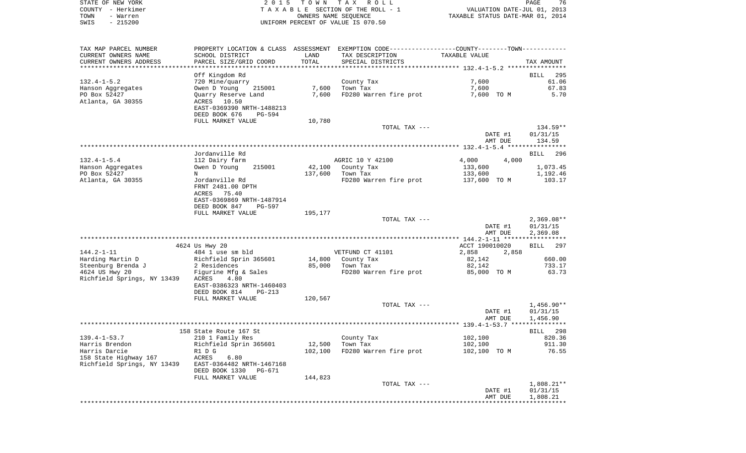STATE OF NEW YORK
COUNTY - Herkimer
TOWN - Warren
SWIS - 215200

2 0 1 5 T O W N T A X R O L L
T A X A B L E SECTION OF THE ROLL - 1
OWNERS NAME SEQUENCE
UNIFORM PERCENT OF VALUE IS 070.50

VALUATION DATE-JUL 01, 2013
TAXABLE STATUS DATE-MAR 01, 2014

| TAX MAP PARCEL NUMBER<br>CURRENT OWNERS NAME<br>CURRENT OWNERS ADDRESS | PROPERTY LOCATION & CLASS<br>SCHOOL DISTRICT<br>PARCEL SIZE/GRID COORD | ASSESSMENT<br>LAND<br>TOTAL | EXEMPTION CODE<br>TAX DESCRIPTION<br>SPECIAL DISTRICTS | COUNTY TAXABLE VALUE | TOWN | TAX AMOUNT |
|---|---|---|---|---|---|---|
| **132.4-1-5.2** | Off Kingdom Rd | | | | | BILL 295 |
| 132.4-1-5.2 | 720 Mine/quarry | | County Tax | 7,600 | | 61.06 |
| Hanson Aggregates | Owen D Young 215001 | 7,600 | Town Tax | 7,600 | | 67.83 |
| PO Box 52427 | Quarry Reserve Land | 7,600 | FD280 Warren fire prot | 7,600 TO M | | 5.70 |
| Atlanta, GA 30355 | ACRES 10.50 | | | | | |
| | EAST-0369390 NRTH-1488213 | | | | | |
| | DEED BOOK 676 PG-594 | | | | | |
| | FULL MARKET VALUE | 10,780 | | | | |
| | | | TOTAL TAX --- | | | 134.59** |
| | | | | DATE #1 | | 01/31/15 |
| | | | | AMT DUE | | 134.59 |
| **132.4-1-5.4** | Jordanville Rd | | | | | BILL 296 |
| 132.4-1-5.4 | 112 Dairy farm | | AGRIC 10 Y 42100 | 4,000 | 4,000 | |
| Hanson Aggregates | Owen D Young 215001 | 42,100 | County Tax | 133,600 | | 1,073.45 |
| PO Box 52427 | N | 137,600 | Town Tax | 133,600 | | 1,192.46 |
| Atlanta, GA 30355 | Jordanville Rd | | FD280 Warren fire prot | 137,600 TO M | | 103.17 |
| | FRNT 2481.00 DPTH | | | | | |
| | ACRES 75.40 | | | | | |
| | EAST-0369869 NRTH-1487914 | | | | | |
| | DEED BOOK 847 PG-597 | | | | | |
| | FULL MARKET VALUE | 195,177 | | | | |
| | | | TOTAL TAX --- | | | 2,369.08** |
| | | | | DATE #1 | | 01/31/15 |
| | | | | AMT DUE | | 2,369.08 |
| **144.2-1-11** | 4624 Us Hwy 20 | | | ACCT 190010020 | | BILL 297 |
| 144.2-1-11 | 484 1 use sm bld | | VETFUND CT 41101 | 2,858 | 2,858 | |
| Harding Martin D | Richfield Sprin 365601 | 14,800 | County Tax | 82,142 | | 660.00 |
| Steenburg Brenda J | 2 Residences | 85,000 | Town Tax | 82,142 | | 733.17 |
| 4624 US Hwy 20 | Figurine Mfg & Sales | | FD280 Warren fire prot | 85,000 TO M | | 63.73 |
| Richfield Springs, NY 13439 | ACRES 4.80 | | | | | |
| | EAST-0386323 NRTH-1460403 | | | | | |
| | DEED BOOK 814 PG-213 | | | | | |
| | FULL MARKET VALUE | 120,567 | | | | |
| | | | TOTAL TAX --- | | | 1,456.90** |
| | | | | DATE #1 | | 01/31/15 |
| | | | | AMT DUE | | 1,456.90 |
| **139.4-1-53.7** | 158 State Route 167 St | | | | | BILL 298 |
| 139.4-1-53.7 | 210 1 Family Res | | County Tax | 102,100 | | 820.36 |
| Harris Brendon | Richfield Sprin 365601 | 12,500 | Town Tax | 102,100 | | 911.30 |
| Harris Darcie | R1 D G | 102,100 | FD280 Warren fire prot | 102,100 TO M | | 76.55 |
| 158 State Highway 167 | ACRES 6.80 | | | | | |
| Richfield Springs, NY 13439 | EAST-0364482 NRTH-1467168 | | | | | |
| | DEED BOOK 1330 PG-671 | | | | | |
| | FULL MARKET VALUE | 144,823 | | | | |
| | | | TOTAL TAX --- | | | 1,808.21** |
| | | | | DATE #1 | | 01/31/15 |
| | | | | AMT DUE | | 1,808.21 |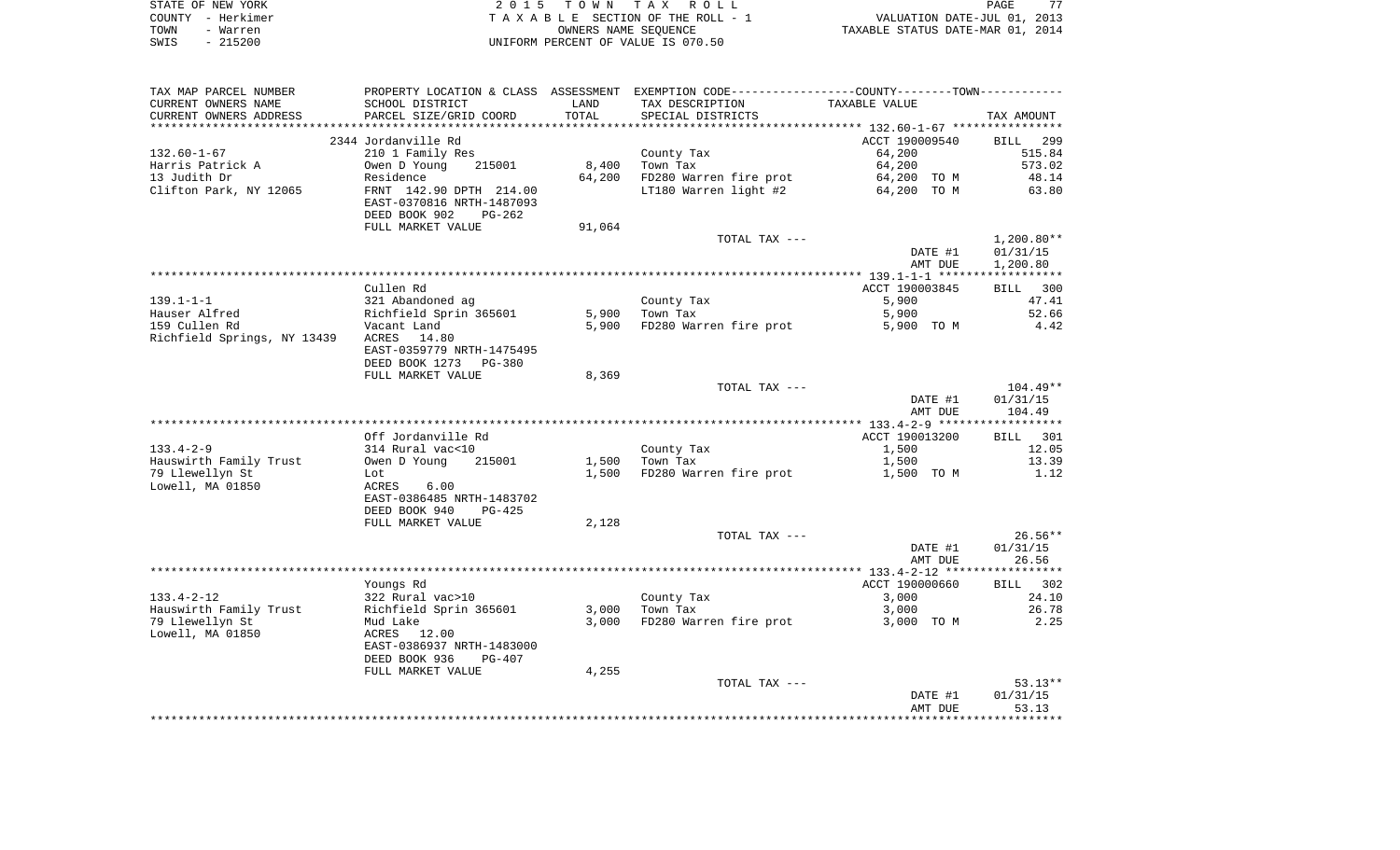STATE OF NEW YORK
COUNTY - Herkimer
TOWN - Warren
SWIS - 215200

2 0 1 5 T O W N T A X R O L L
T A X A B L E SECTION OF THE ROLL - 1
OWNERS NAME SEQUENCE
UNIFORM PERCENT OF VALUE IS 070.50

VALUATION DATE-JUL 01, 2013
TAXABLE STATUS DATE-MAR 01, 2014

| TAX MAP PARCEL NUMBER / CURRENT OWNERS NAME / CURRENT OWNERS ADDRESS | PROPERTY LOCATION & CLASS / SCHOOL DISTRICT / PARCEL SIZE/GRID COORD | ASSESSMENT LAND / TOTAL | EXEMPTION CODE / TAX DESCRIPTION / SPECIAL DISTRICTS | COUNTY--------TOWN TAXABLE VALUE | TAX AMOUNT |
|---|---|---|---|---|---|
| 132.60-1-67 | 2344 Jordanville Rd | | | ACCT 190009540 | BILL 299 |
| 132.60-1-67 | 210 1 Family Res | | County Tax | 64,200 | 515.84 |
| Harris Patrick A | Owen D Young 215001 | 8,400 | Town Tax | 64,200 | 573.02 |
| 13 Judith Dr | Residence | 64,200 | FD280 Warren fire prot | 64,200 TO M | 48.14 |
| Clifton Park, NY 12065 | FRNT 142.90 DPTH 214.00 | | LT180 Warren light #2 | 64,200 TO M | 63.80 |
| | EAST-0370816 NRTH-1487093 | | | | |
| | DEED BOOK 902 PG-262 | | | | |
| | FULL MARKET VALUE | 91,064 | | | |
| | | | TOTAL TAX --- | | 1,200.80** |
| | | | | DATE #1 | 01/31/15 |
| | | | | AMT DUE | 1,200.80 |
| 139.1-1-1 | Cullen Rd | | | ACCT 190003845 | BILL 300 |
| 139.1-1-1 | 321 Abandoned ag | | County Tax | 5,900 | 47.41 |
| Hauser Alfred | Richfield Sprin 365601 | 5,900 | Town Tax | 5,900 | 52.66 |
| 159 Cullen Rd | Vacant Land | 5,900 | FD280 Warren fire prot | 5,900 TO M | 4.42 |
| Richfield Springs, NY 13439 | ACRES 14.80 | | | | |
| | EAST-0359779 NRTH-1475495 | | | | |
| | DEED BOOK 1273 PG-380 | | | | |
| | FULL MARKET VALUE | 8,369 | | | |
| | | | TOTAL TAX --- | | 104.49** |
| | | | | DATE #1 | 01/31/15 |
| | | | | AMT DUE | 104.49 |
| 133.4-2-9 | Off Jordanville Rd | | | ACCT 190013200 | BILL 301 |
| 133.4-2-9 | 314 Rural vac<10 | | County Tax | 1,500 | 12.05 |
| Hauswirth Family Trust | Owen D Young 215001 | 1,500 | Town Tax | 1,500 | 13.39 |
| 79 Llewellyn St | Lot | 1,500 | FD280 Warren fire prot | 1,500 TO M | 1.12 |
| Lowell, MA 01850 | ACRES 6.00 | | | | |
| | EAST-0386485 NRTH-1483702 | | | | |
| | DEED BOOK 940 PG-425 | | | | |
| | FULL MARKET VALUE | 2,128 | | | |
| | | | TOTAL TAX --- | | 26.56** |
| | | | | DATE #1 | 01/31/15 |
| | | | | AMT DUE | 26.56 |
| 133.4-2-12 | Youngs Rd | | | ACCT 190000660 | BILL 302 |
| 133.4-2-12 | 322 Rural vac>10 | | County Tax | 3,000 | 24.10 |
| Hauswirth Family Trust | Richfield Sprin 365601 | 3,000 | Town Tax | 3,000 | 26.78 |
| 79 Llewellyn St | Mud Lake | 3,000 | FD280 Warren fire prot | 3,000 TO M | 2.25 |
| Lowell, MA 01850 | ACRES 12.00 | | | | |
| | EAST-0386937 NRTH-1483000 | | | | |
| | DEED BOOK 936 PG-407 | | | | |
| | FULL MARKET VALUE | 4,255 | | | |
| | | | TOTAL TAX --- | | 53.13** |
| | | | | DATE #1 | 01/31/15 |
| | | | | AMT DUE | 53.13 |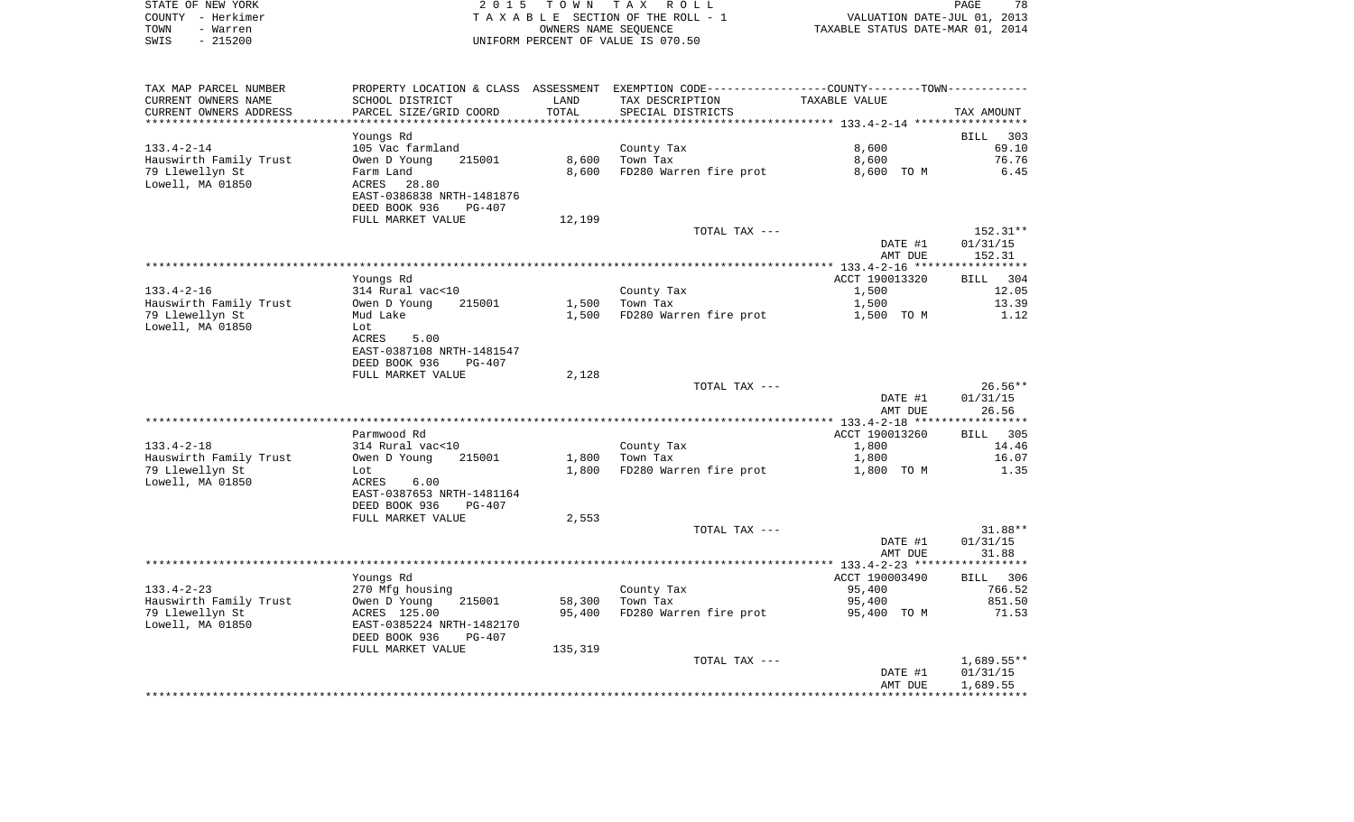STATE OF NEW YORK | COUNTY - Herkimer | TOWN - Warren | SWIS - 215200

2015 TOWN TAX ROLL
TAXABLE SECTION OF THE ROLL - 1
OWNERS NAME SEQUENCE
UNIFORM PERCENT OF VALUE IS 070.50

VALUATION DATE-JUL 01, 2013
TAXABLE STATUS DATE-MAR 01, 2014

| TAX MAP PARCEL NUMBER / CURRENT OWNERS NAME / CURRENT OWNERS ADDRESS | PROPERTY LOCATION & CLASS / SCHOOL DISTRICT / PARCEL SIZE/GRID COORD | ASSESSMENT LAND / TOTAL | EXEMPTION CODE / TAX DESCRIPTION / SPECIAL DISTRICTS | COUNTY--------TOWN / TAXABLE VALUE | TAX AMOUNT |
|---|---|---|---|---|---|
| **133.4-2-14** | Youngs Rd | | | | BILL 303 |
| 133.4-2-14 | 105 Vac farmland | | County Tax | 8,600 | 69.10 |
| Hauswirth Family Trust | Owen D Young 215001 | 8,600 | Town Tax | 8,600 | 76.76 |
| 79 Llewellyn St | Farm Land | 8,600 | FD280 Warren fire prot | 8,600 TO M | 6.45 |
| Lowell, MA 01850 | ACRES 28.80 | | | | |
| | EAST-0386838 NRTH-1481876 | | | | |
| | DEED BOOK 936 PG-407 | | | | |
| | FULL MARKET VALUE | 12,199 | | | |
| | | | TOTAL TAX --- | | 152.31** |
| | | | | DATE #1 | 01/31/15 |
| | | | | AMT DUE | 152.31 |
| **133.4-2-16** | Youngs Rd | | | ACCT 190013320 | BILL 304 |
| 133.4-2-16 | 314 Rural vac<10 | | County Tax | 1,500 | 12.05 |
| Hauswirth Family Trust | Owen D Young 215001 | 1,500 | Town Tax | 1,500 | 13.39 |
| 79 Llewellyn St | Mud Lake | 1,500 | FD280 Warren fire prot | 1,500 TO M | 1.12 |
| Lowell, MA 01850 | Lot | | | | |
| | ACRES 5.00 | | | | |
| | EAST-0387108 NRTH-1481547 | | | | |
| | DEED BOOK 936 PG-407 | | | | |
| | FULL MARKET VALUE | 2,128 | | | |
| | | | TOTAL TAX --- | | 26.56** |
| | | | | DATE #1 | 01/31/15 |
| | | | | AMT DUE | 26.56 |
| **133.4-2-18** | Parmwood Rd | | | ACCT 190013260 | BILL 305 |
| 133.4-2-18 | 314 Rural vac<10 | | County Tax | 1,800 | 14.46 |
| Hauswirth Family Trust | Owen D Young 215001 | 1,800 | Town Tax | 1,800 | 16.07 |
| 79 Llewellyn St | Lot | 1,800 | FD280 Warren fire prot | 1,800 TO M | 1.35 |
| Lowell, MA 01850 | ACRES 6.00 | | | | |
| | EAST-0387653 NRTH-1481164 | | | | |
| | DEED BOOK 936 PG-407 | | | | |
| | FULL MARKET VALUE | 2,553 | | | |
| | | | TOTAL TAX --- | | 31.88** |
| | | | | DATE #1 | 01/31/15 |
| | | | | AMT DUE | 31.88 |
| **133.4-2-23** | Youngs Rd | | | ACCT 190003490 | BILL 306 |
| 133.4-2-23 | 270 Mfg housing | | County Tax | 95,400 | 766.52 |
| Hauswirth Family Trust | Owen D Young 215001 | 58,300 | Town Tax | 95,400 | 851.50 |
| 79 Llewellyn St | ACRES 125.00 | 95,400 | FD280 Warren fire prot | 95,400 TO M | 71.53 |
| Lowell, MA 01850 | EAST-0385224 NRTH-1482170 | | | | |
| | DEED BOOK 936 PG-407 | | | | |
| | FULL MARKET VALUE | 135,319 | | | |
| | | | TOTAL TAX --- | | 1,689.55** |
| | | | | DATE #1 | 01/31/15 |
| | | | | AMT DUE | 1,689.55 |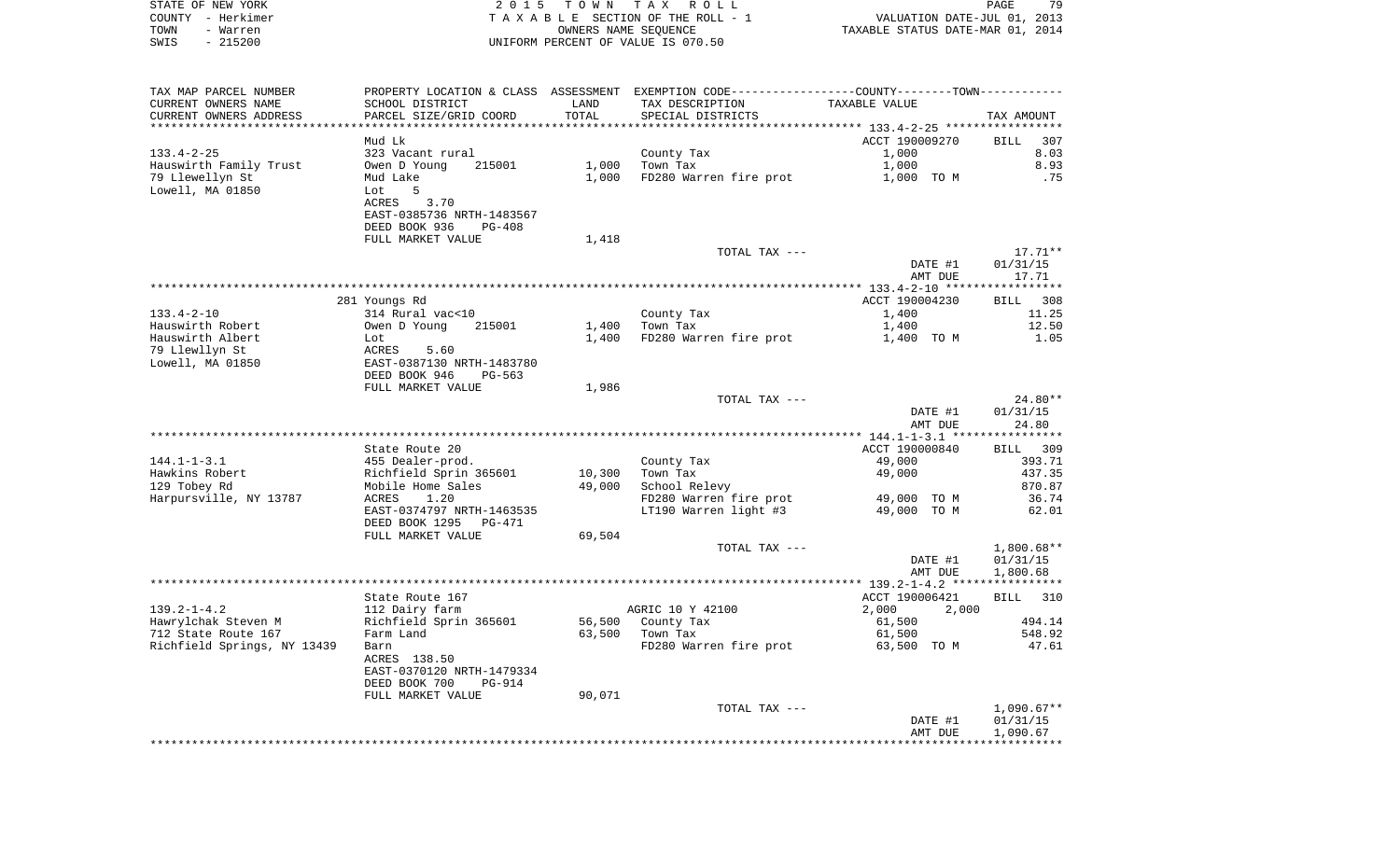STATE OF NEW YORK
COUNTY - Herkimer
TOWN - Warren
SWIS - 215200

2015 TOWN TAX ROLL
TAXABLE SECTION OF THE ROLL - 1
OWNERS NAME SEQUENCE
UNIFORM PERCENT OF VALUE IS 070.50

VALUATION DATE-JUL 01, 2013
TAXABLE STATUS DATE-MAR 01, 2014

| TAX MAP PARCEL NUMBER / CURRENT OWNERS NAME / CURRENT OWNERS ADDRESS | PROPERTY LOCATION & CLASS / SCHOOL DISTRICT / PARCEL SIZE/GRID COORD | ASSESSMENT LAND / TOTAL | EXEMPTION CODE / TAX DESCRIPTION / SPECIAL DISTRICTS | COUNTY--------TOWN / TAXABLE VALUE | TAX AMOUNT |
|---|---|---|---|---|---|
| **133.4-2-25** | Mud Lk | | | ACCT 190009270 | BILL 307 |
| 133.4-2-25 | 323 Vacant rural | | County Tax | 1,000 | 8.03 |
| Hauswirth Family Trust | Owen D Young 215001 | 1,000 | Town Tax | 1,000 | 8.93 |
| 79 Llewellyn St | Mud Lake | 1,000 | FD280 Warren fire prot | 1,000 TO M | .75 |
| Lowell, MA 01850 | Lot 5 | | | | |
| | ACRES 3.70 | | | | |
| | EAST-0385736 NRTH-1483567 | | | | |
| | DEED BOOK 936 PG-408 | | | | |
| | FULL MARKET VALUE | 1,418 | | | |
| | | | TOTAL TAX --- | | 17.71** |
| | | | | DATE #1 | 01/31/15 |
| | | | | AMT DUE | 17.71 |
| **133.4-2-10** | 281 Youngs Rd | | | ACCT 190004230 | BILL 308 |
| 133.4-2-10 | 314 Rural vac<10 | | County Tax | 1,400 | 11.25 |
| Hauswirth Robert | Owen D Young 215001 | 1,400 | Town Tax | 1,400 | 12.50 |
| Hauswirth Albert | Lot | 1,400 | FD280 Warren fire prot | 1,400 TO M | 1.05 |
| 79 Llewllyn St | ACRES 5.60 | | | | |
| Lowell, MA 01850 | EAST-0387130 NRTH-1483780 | | | | |
| | DEED BOOK 946 PG-563 | | | | |
| | FULL MARKET VALUE | 1,986 | | | |
| | | | TOTAL TAX --- | | 24.80** |
| | | | | DATE #1 | 01/31/15 |
| | | | | AMT DUE | 24.80 |
| **144.1-1-3.1** | State Route 20 | | | ACCT 190000840 | BILL 309 |
| 144.1-1-3.1 | 455 Dealer-prod. | | County Tax | 49,000 | 393.71 |
| Hawkins Robert | Richfield Sprin 365601 | 10,300 | Town Tax | 49,000 | 437.35 |
| 129 Tobey Rd | Mobile Home Sales | 49,000 | School Relevy | | 870.87 |
| Harpursville, NY 13787 | ACRES 1.20 | | FD280 Warren fire prot | 49,000 TO M | 36.74 |
| | EAST-0374797 NRTH-1463535 | | LT190 Warren light #3 | 49,000 TO M | 62.01 |
| | DEED BOOK 1295 PG-471 | | | | |
| | FULL MARKET VALUE | 69,504 | | | |
| | | | TOTAL TAX --- | | 1,800.68** |
| | | | | DATE #1 | 01/31/15 |
| | | | | AMT DUE | 1,800.68 |
| **139.2-1-4.2** | State Route 167 | | | ACCT 190006421 | BILL 310 |
| 139.2-1-4.2 | 112 Dairy farm | | AGRIC 10 Y 42100 | 2,000 2,000 | |
| Hawrylchak Steven M | Richfield Sprin 365601 | 56,500 | County Tax | 61,500 | 494.14 |
| 712 State Route 167 | Farm Land | 63,500 | Town Tax | 61,500 | 548.92 |
| Richfield Springs, NY 13439 | Barn | | FD280 Warren fire prot | 63,500 TO M | 47.61 |
| | ACRES 138.50 | | | | |
| | EAST-0370120 NRTH-1479334 | | | | |
| | DEED BOOK 700 PG-914 | | | | |
| | FULL MARKET VALUE | 90,071 | | | |
| | | | TOTAL TAX --- | | 1,090.67** |
| | | | | DATE #1 | 01/31/15 |
| | | | | AMT DUE | 1,090.67 |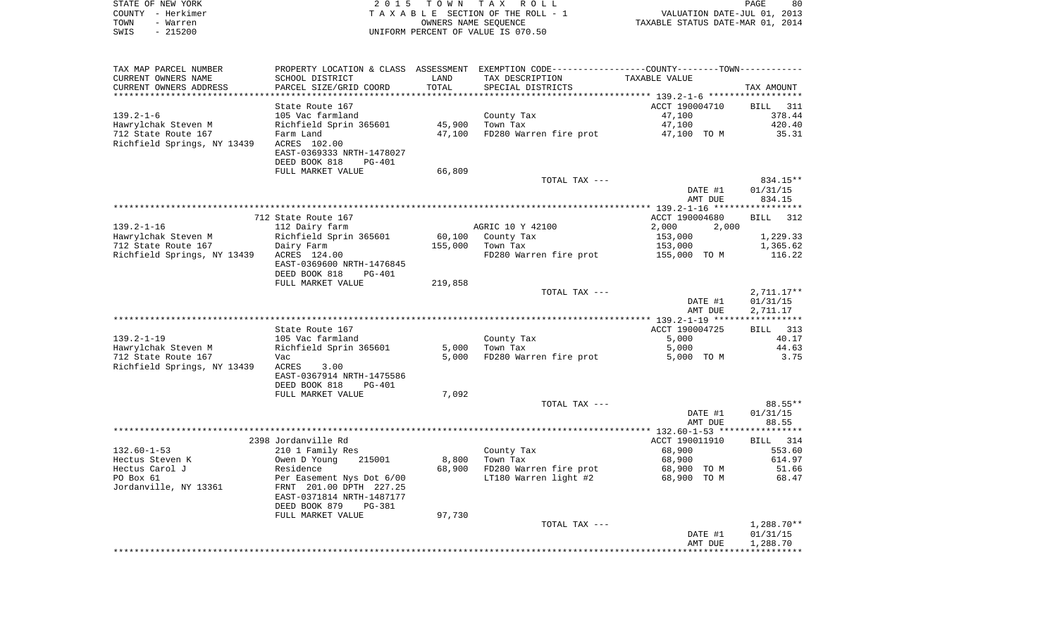STATE OF NEW YORK　　　　　　　　2 0 1 5　T O W N　T A X　R O L L　　　　　　　　　　PAGE 80
COUNTY - Herkimer　　　　　　　　T A X A B L E SECTION OF THE ROLL - 1　　　　VALUATION DATE-JUL 01, 2013
TOWN - Warren　　　　　　　　　　　　OWNERS NAME SEQUENCE　　　　　　　TAXABLE STATUS DATE-MAR 01, 2014
SWIS - 215200　　　　　　　　　UNIFORM PERCENT OF VALUE IS 070.50

| TAX MAP PARCEL NUMBER / CURRENT OWNERS NAME / CURRENT OWNERS ADDRESS | PROPERTY LOCATION & CLASS / SCHOOL DISTRICT / PARCEL SIZE/GRID COORD | ASSESSMENT LAND / TOTAL | EXEMPTION CODE / TAX DESCRIPTION / SPECIAL DISTRICTS | COUNTY--------TOWN / TAXABLE VALUE | TAX AMOUNT |
|---|---|---|---|---|---|
| **139.2-1-6** | | | | | |
| | State Route 167 | | | ACCT 190004710 | BILL 311 |
| 139.2-1-6 | 105 Vac farmland | | County Tax | 47,100 | 378.44 |
| Hawrylchak Steven M | Richfield Sprin 365601 | 45,900 | Town Tax | 47,100 | 420.40 |
| 712 State Route 167 | Farm Land | 47,100 | FD280 Warren fire prot | 47,100 TO M | 35.31 |
| Richfield Springs, NY 13439 | ACRES 102.00 | | | | |
| | EAST-0369333 NRTH-1478027 | | | | |
| | DEED BOOK 818 PG-401 | | | | |
| | FULL MARKET VALUE | 66,809 | | | |
| | | | TOTAL TAX --- | | 834.15** |
| | | | | DATE #1 | 01/31/15 |
| | | | | AMT DUE | 834.15 |
| **139.2-1-16** | | | | | |
| | 712 State Route 167 | | | ACCT 190004680 | BILL 312 |
| 139.2-1-16 | 112 Dairy farm | | AGRIC 10 Y 42100 | 2,000 2,000 | |
| Hawrylchak Steven M | Richfield Sprin 365601 | 60,100 | County Tax | 153,000 | 1,229.33 |
| 712 State Route 167 | Dairy Farm | 155,000 | Town Tax | 153,000 | 1,365.62 |
| Richfield Springs, NY 13439 | ACRES 124.00 | | FD280 Warren fire prot | 155,000 TO M | 116.22 |
| | EAST-0369600 NRTH-1476845 | | | | |
| | DEED BOOK 818 PG-401 | | | | |
| | FULL MARKET VALUE | 219,858 | | | |
| | | | TOTAL TAX --- | | 2,711.17** |
| | | | | DATE #1 | 01/31/15 |
| | | | | AMT DUE | 2,711.17 |
| **139.2-1-19** | | | | | |
| | State Route 167 | | | ACCT 190004725 | BILL 313 |
| 139.2-1-19 | 105 Vac farmland | | County Tax | 5,000 | 40.17 |
| Hawrylchak Steven M | Richfield Sprin 365601 | 5,000 | Town Tax | 5,000 | 44.63 |
| 712 State Route 167 | Vac | 5,000 | FD280 Warren fire prot | 5,000 TO M | 3.75 |
| Richfield Springs, NY 13439 | ACRES 3.00 | | | | |
| | EAST-0367914 NRTH-1475586 | | | | |
| | DEED BOOK 818 PG-401 | | | | |
| | FULL MARKET VALUE | 7,092 | | | |
| | | | TOTAL TAX --- | | 88.55** |
| | | | | DATE #1 | 01/31/15 |
| | | | | AMT DUE | 88.55 |
| **132.60-1-53** | | | | | |
| | 2398 Jordanville Rd | | | ACCT 190011910 | BILL 314 |
| 132.60-1-53 | 210 1 Family Res | | County Tax | 68,900 | 553.60 |
| Hectus Steven K | Owen D Young 215001 | 8,800 | Town Tax | 68,900 | 614.97 |
| Hectus Carol J | Residence | 68,900 | FD280 Warren fire prot | 68,900 TO M | 51.66 |
| PO Box 61 | Per Easement Nys Dot 6/00 | | LT180 Warren light #2 | 68,900 TO M | 68.47 |
| Jordanville, NY 13361 | FRNT 201.00 DPTH 227.25 | | | | |
| | EAST-0371814 NRTH-1487177 | | | | |
| | DEED BOOK 879 PG-381 | | | | |
| | FULL MARKET VALUE | 97,730 | | | |
| | | | TOTAL TAX --- | | 1,288.70** |
| | | | | DATE #1 | 01/31/15 |
| | | | | AMT DUE | 1,288.70 |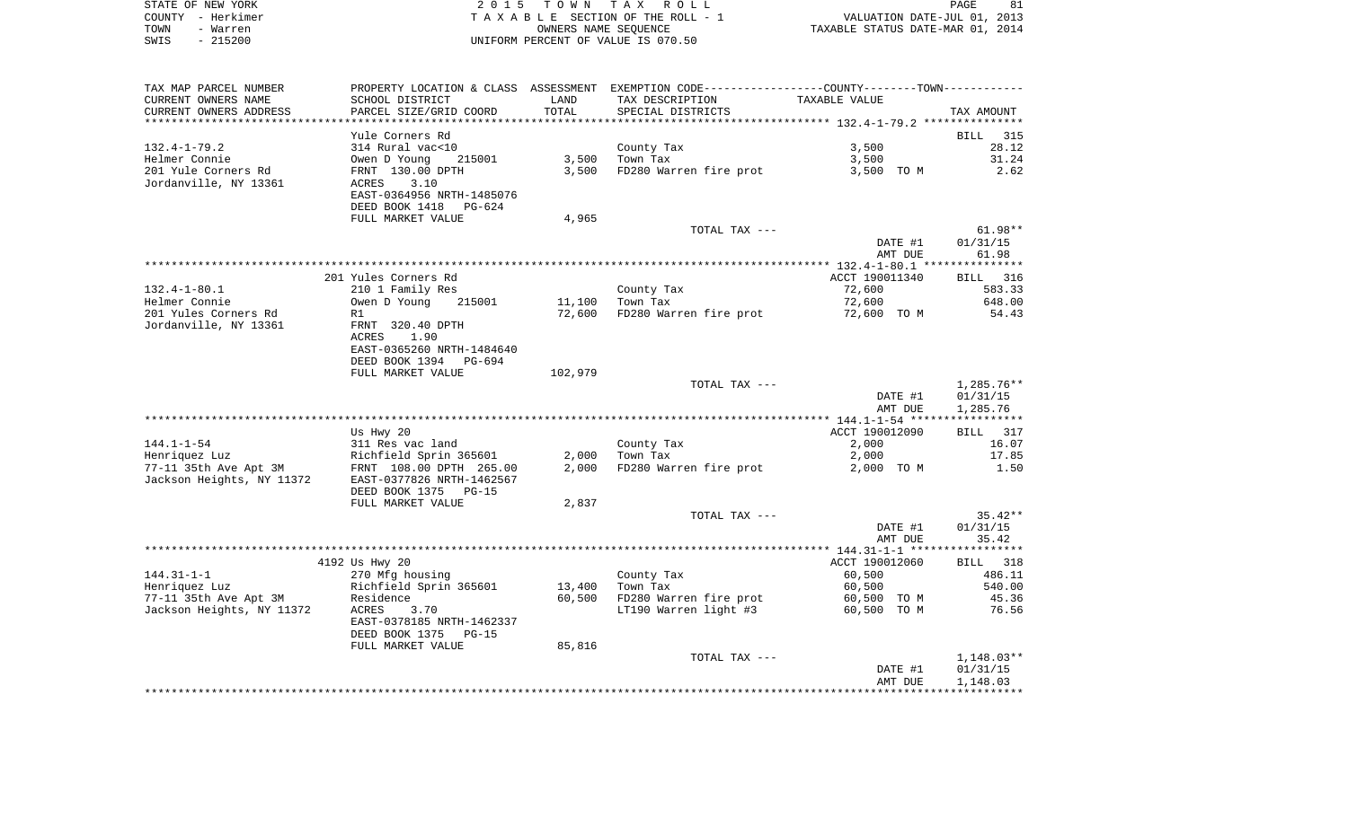STATE OF NEW YORK 2 0 1 5 T O W N T A X R O L L
COUNTY - Herkimer T A X A B L E SECTION OF THE ROLL - 1 VALUATION DATE-JUL 01, 2013
TOWN - Warren OWNERS NAME SEQUENCE TAXABLE STATUS DATE-MAR 01, 2014
SWIS - 215200 UNIFORM PERCENT OF VALUE IS 070.50

| TAX MAP PARCEL NUMBER / CURRENT OWNERS NAME / CURRENT OWNERS ADDRESS | PROPERTY LOCATION & CLASS / SCHOOL DISTRICT / PARCEL SIZE/GRID COORD | ASSESSMENT LAND / TOTAL | EXEMPTION CODE / TAX DESCRIPTION / SPECIAL DISTRICTS | COUNTY--------TOWN / TAXABLE VALUE | TAX AMOUNT |
|---|---|---|---|---|---|
| **132.4-1-79.2** | Yule Corners Rd | | | | BILL 315 |
| 132.4-1-79.2 | 314 Rural vac<10 | | County Tax | 3,500 | 28.12 |
| Helmer Connie | Owen D Young 215001 | 3,500 | Town Tax | 3,500 | 31.24 |
| 201 Yule Corners Rd | FRNT 130.00 DPTH | 3,500 | FD280 Warren fire prot | 3,500 TO M | 2.62 |
| Jordanville, NY 13361 | ACRES 3.10 | | | | |
| | EAST-0364956 NRTH-1485076 | | | | |
| | DEED BOOK 1418 PG-624 | | | | |
| | FULL MARKET VALUE | 4,965 | | | |
| | | | TOTAL TAX --- | | 61.98** |
| | | | | DATE #1 | 01/31/15 |
| | | | | AMT DUE | 61.98 |
| **132.4-1-80.1** | 201 Yules Corners Rd | | | ACCT 190011340 | BILL 316 |
| 132.4-1-80.1 | 210 1 Family Res | | County Tax | 72,600 | 583.33 |
| Helmer Connie | Owen D Young 215001 | 11,100 | Town Tax | 72,600 | 648.00 |
| 201 Yules Corners Rd | R1 | 72,600 | FD280 Warren fire prot | 72,600 TO M | 54.43 |
| Jordanville, NY 13361 | FRNT 320.40 DPTH | | | | |
| | ACRES 1.90 | | | | |
| | EAST-0365260 NRTH-1484640 | | | | |
| | DEED BOOK 1394 PG-694 | | | | |
| | FULL MARKET VALUE | 102,979 | | | |
| | | | TOTAL TAX --- | | 1,285.76** |
| | | | | DATE #1 | 01/31/15 |
| | | | | AMT DUE | 1,285.76 |
| **144.1-1-54** | Us Hwy 20 | | | ACCT 190012090 | BILL 317 |
| 144.1-1-54 | 311 Res vac land | | County Tax | 2,000 | 16.07 |
| Henriquez Luz | Richfield Sprin 365601 | 2,000 | Town Tax | 2,000 | 17.85 |
| 77-11 35th Ave Apt 3M | FRNT 108.00 DPTH 265.00 | 2,000 | FD280 Warren fire prot | 2,000 TO M | 1.50 |
| Jackson Heights, NY 11372 | EAST-0377826 NRTH-1462567 | | | | |
| | DEED BOOK 1375 PG-15 | | | | |
| | FULL MARKET VALUE | 2,837 | | | |
| | | | TOTAL TAX --- | | 35.42** |
| | | | | DATE #1 | 01/31/15 |
| | | | | AMT DUE | 35.42 |
| **144.31-1-1** | 4192 Us Hwy 20 | | | ACCT 190012060 | BILL 318 |
| 144.31-1-1 | 270 Mfg housing | | County Tax | 60,500 | 486.11 |
| Henriquez Luz | Richfield Sprin 365601 | 13,400 | Town Tax | 60,500 | 540.00 |
| 77-11 35th Ave Apt 3M | Residence | 60,500 | FD280 Warren fire prot | 60,500 TO M | 45.36 |
| Jackson Heights, NY 11372 | ACRES 3.70 | | LT190 Warren light #3 | 60,500 TO M | 76.56 |
| | EAST-0378185 NRTH-1462337 | | | | |
| | DEED BOOK 1375 PG-15 | | | | |
| | FULL MARKET VALUE | 85,816 | | | |
| | | | TOTAL TAX --- | | 1,148.03** |
| | | | | DATE #1 | 01/31/15 |
| | | | | AMT DUE | 1,148.03 |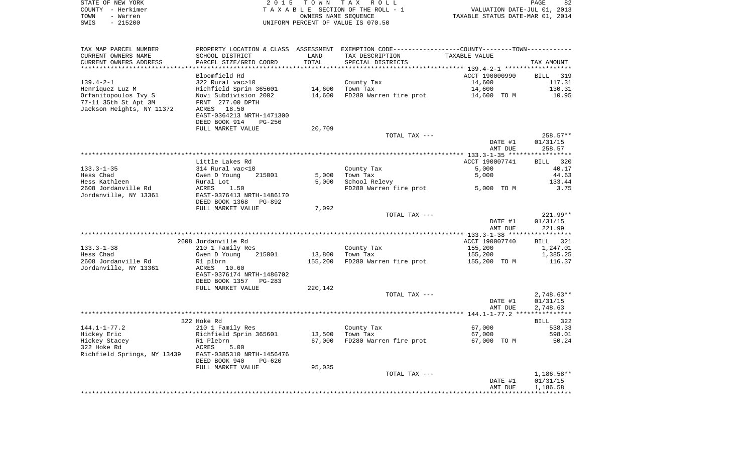STATE OF NEW YORK
COUNTY - Herkimer
TOWN - Warren
SWIS - 215200

2 0 1 5 T O W N T A X R O L L
T A X A B L E SECTION OF THE ROLL - 1
OWNERS NAME SEQUENCE
UNIFORM PERCENT OF VALUE IS 070.50

VALUATION DATE-JUL 01, 2013
TAXABLE STATUS DATE-MAR 01, 2014

| TAX MAP PARCEL NUMBER / CURRENT OWNERS NAME / CURRENT OWNERS ADDRESS | PROPERTY LOCATION & CLASS / SCHOOL DISTRICT / PARCEL SIZE/GRID COORD | ASSESSMENT LAND / TOTAL | EXEMPTION CODE / TAX DESCRIPTION / SPECIAL DISTRICTS | COUNTY--------TOWN / TAXABLE VALUE | TAX AMOUNT |
|---|---|---|---|---|---|
| | Bloomfield Rd | | | ACCT 190000990 | BILL 319 |
| 139.4-2-1 | 322 Rural vac>10 | | County Tax | 14,600 | 117.31 |
| Henriquez Luz M | Richfield Sprin 365601 | 14,600 | Town Tax | 14,600 | 130.31 |
| Orfanitopoulos Ivy S | Novi Subdivision 2002 | 14,600 | FD280 Warren fire prot | 14,600 TO M | 10.95 |
| 77-11 35th St Apt 3M | FRNT 277.00 DPTH | | | | |
| Jackson Heights, NY 11372 | ACRES 18.50 | | | | |
| | EAST-0364213 NRTH-1471300 | | | | |
| | DEED BOOK 914 PG-256 | | | | |
| | FULL MARKET VALUE | 20,709 | | | |
| | | | TOTAL TAX --- | | 258.57** |
| | | | | DATE #1 | 01/31/15 |
| | | | | AMT DUE | 258.57 |
| | Little Lakes Rd | | | ACCT 190007741 | BILL 320 |
| 133.3-1-35 | 314 Rural vac<10 | | County Tax | 5,000 | 40.17 |
| Hess Chad | Owen D Young 215001 | 5,000 | Town Tax | 5,000 | 44.63 |
| Hess Kathleen | Rural Lot | 5,000 | School Relevy | | 133.44 |
| 2608 Jordanville Rd | ACRES 1.50 | | FD280 Warren fire prot | 5,000 TO M | 3.75 |
| Jordanville, NY 13361 | EAST-0376413 NRTH-1486170 | | | | |
| | DEED BOOK 1368 PG-892 | | | | |
| | FULL MARKET VALUE | 7,092 | | | |
| | | | TOTAL TAX --- | | 221.99** |
| | | | | DATE #1 | 01/31/15 |
| | | | | AMT DUE | 221.99 |
| | 2608 Jordanville Rd | | | ACCT 190007740 | BILL 321 |
| 133.3-1-38 | 210 1 Family Res | | County Tax | 155,200 | 1,247.01 |
| Hess Chad | Owen D Young 215001 | 13,800 | Town Tax | 155,200 | 1,385.25 |
| 2608 Jordanville Rd | R1 plbrn | 155,200 | FD280 Warren fire prot | 155,200 TO M | 116.37 |
| Jordanville, NY 13361 | ACRES 10.60 | | | | |
| | EAST-0376174 NRTH-1486702 | | | | |
| | DEED BOOK 1357 PG-283 | | | | |
| | FULL MARKET VALUE | 220,142 | | | |
| | | | TOTAL TAX --- | | 2,748.63** |
| | | | | DATE #1 | 01/31/15 |
| | | | | AMT DUE | 2,748.63 |
| | 322 Hoke Rd | | | | BILL 322 |
| 144.1-1-77.2 | 210 1 Family Res | | County Tax | 67,000 | 538.33 |
| Hickey Eric | Richfield Sprin 365601 | 13,500 | Town Tax | 67,000 | 598.01 |
| Hickey Stacey | R1 Plebrn | 67,000 | FD280 Warren fire prot | 67,000 TO M | 50.24 |
| 322 Hoke Rd | ACRES 5.00 | | | | |
| Richfield Springs, NY 13439 | EAST-0385310 NRTH-1456476 | | | | |
| | DEED BOOK 940 PG-620 | | | | |
| | FULL MARKET VALUE | 95,035 | | | |
| | | | TOTAL TAX --- | | 1,186.58** |
| | | | | DATE #1 | 01/31/15 |
| | | | | AMT DUE | 1,186.58 |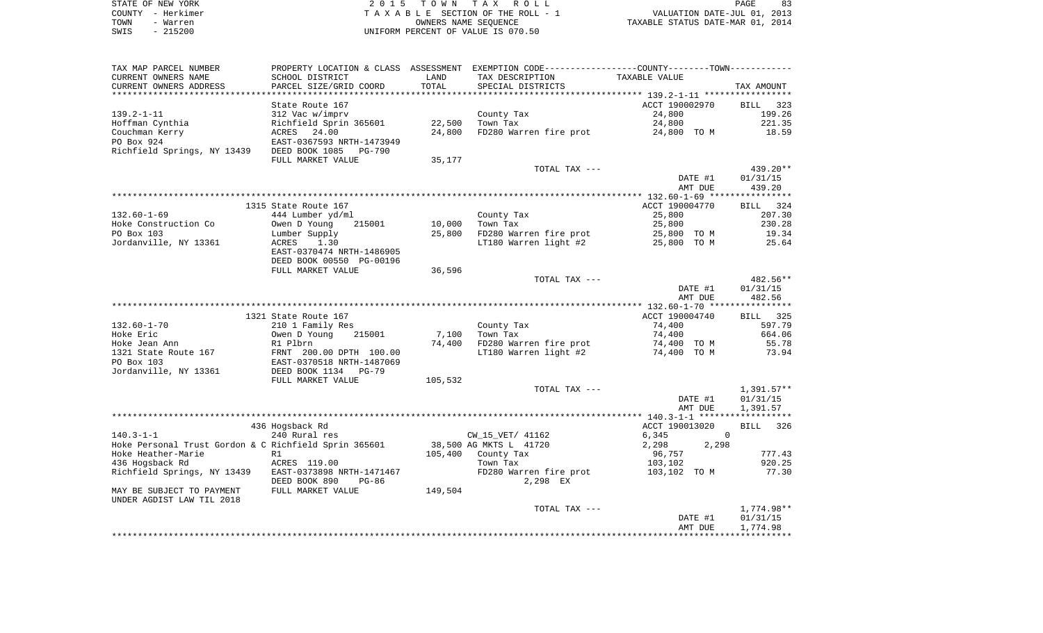STATE OF NEW YORK | 2 0 1 5 T O W N T A X R O L L | PAGE 83
COUNTY - Herkimer | T A X A B L E SECTION OF THE ROLL - 1 | VALUATION DATE-JUL 01, 2013
TOWN - Warren | OWNERS NAME SEQUENCE | TAXABLE STATUS DATE-MAR 01, 2014
SWIS - 215200 | UNIFORM PERCENT OF VALUE IS 070.50

| TAX MAP PARCEL NUMBER / CURRENT OWNERS NAME / CURRENT OWNERS ADDRESS | PROPERTY LOCATION & CLASS / SCHOOL DISTRICT / PARCEL SIZE/GRID COORD | ASSESSMENT LAND / TOTAL | EXEMPTION CODE / TAX DESCRIPTION / SPECIAL DISTRICTS | TAXABLE VALUE | TAX AMOUNT |
|---|---|---|---|---|---|
| **139.2-1-11** | State Route 167 | | | ACCT 190002970 | BILL 323 |
| 139.2-1-11 | 312 Vac w/imprv | | County Tax | 24,800 | 199.26 |
| Hoffman Cynthia | Richfield Sprin 365601 | 22,500 | Town Tax | 24,800 | 221.35 |
| Couchman Kerry | ACRES 24.00 | 24,800 | FD280 Warren fire prot | 24,800 TO M | 18.59 |
| PO Box 924 | EAST-0367593 NRTH-1473949 | | | | |
| Richfield Springs, NY 13439 | DEED BOOK 1085 PG-790 | | | | |
| | FULL MARKET VALUE | 35,177 | | | |
| | | | TOTAL TAX --- | | 439.20** |
| | | | | DATE #1 | 01/31/15 |
| | | | | AMT DUE | 439.20 |
| **132.60-1-69** | 1315 State Route 167 | | | ACCT 190004770 | BILL 324 |
| 132.60-1-69 | 444 Lumber yd/ml | | County Tax | 25,800 | 207.30 |
| Hoke Construction Co | Owen D Young 215001 | 10,000 | Town Tax | 25,800 | 230.28 |
| PO Box 103 | Lumber Supply | 25,800 | FD280 Warren fire prot | 25,800 TO M | 19.34 |
| Jordanville, NY 13361 | ACRES 1.30 | | LT180 Warren light #2 | 25,800 TO M | 25.64 |
| | EAST-0370474 NRTH-1486905 | | | | |
| | DEED BOOK 00550 PG-00196 | | | | |
| | FULL MARKET VALUE | 36,596 | | | |
| | | | TOTAL TAX --- | | 482.56** |
| | | | | DATE #1 | 01/31/15 |
| | | | | AMT DUE | 482.56 |
| **132.60-1-70** | 1321 State Route 167 | | | ACCT 190004740 | BILL 325 |
| 132.60-1-70 | 210 1 Family Res | | County Tax | 74,400 | 597.79 |
| Hoke Eric | Owen D Young 215001 | 7,100 | Town Tax | 74,400 | 664.06 |
| Hoke Jean Ann | R1 Plbrn | 74,400 | FD280 Warren fire prot | 74,400 TO M | 55.78 |
| 1321 State Route 167 | FRNT 200.00 DPTH 100.00 | | LT180 Warren light #2 | 74,400 TO M | 73.94 |
| PO Box 103 | EAST-0370518 NRTH-1487069 | | | | |
| Jordanville, NY 13361 | DEED BOOK 1134 PG-79 | | | | |
| | FULL MARKET VALUE | 105,532 | | | |
| | | | TOTAL TAX --- | | 1,391.57** |
| | | | | DATE #1 | 01/31/15 |
| | | | | AMT DUE | 1,391.57 |
| **140.3-1-1** | 436 Hogsback Rd | | | ACCT 190013020 | BILL 326 |
| 140.3-1-1 | 240 Rural res | | CW_15_VET/ 41162 | 6,345 0 | |
| Hoke Personal Trust Gordon & C | Richfield Sprin 365601 | 38,500 | AG MKTS L 41720 | 2,298 2,298 | |
| Hoke Heather-Marie | R1 | 105,400 | County Tax | 96,757 | 777.43 |
| 436 Hogsback Rd | ACRES 119.00 | | Town Tax | 103,102 | 920.25 |
| Richfield Springs, NY 13439 | EAST-0373898 NRTH-1471467 | | FD280 Warren fire prot | 103,102 TO M | 77.30 |
| | DEED BOOK 890 PG-86 | | 2,298 EX | | |
| MAY BE SUBJECT TO PAYMENT | FULL MARKET VALUE | 149,504 | | | |
| UNDER AGDIST LAW TIL 2018 | | | | | |
| | | | TOTAL TAX --- | | 1,774.98** |
| | | | | DATE #1 | 01/31/15 |
| | | | | AMT DUE | 1,774.98 |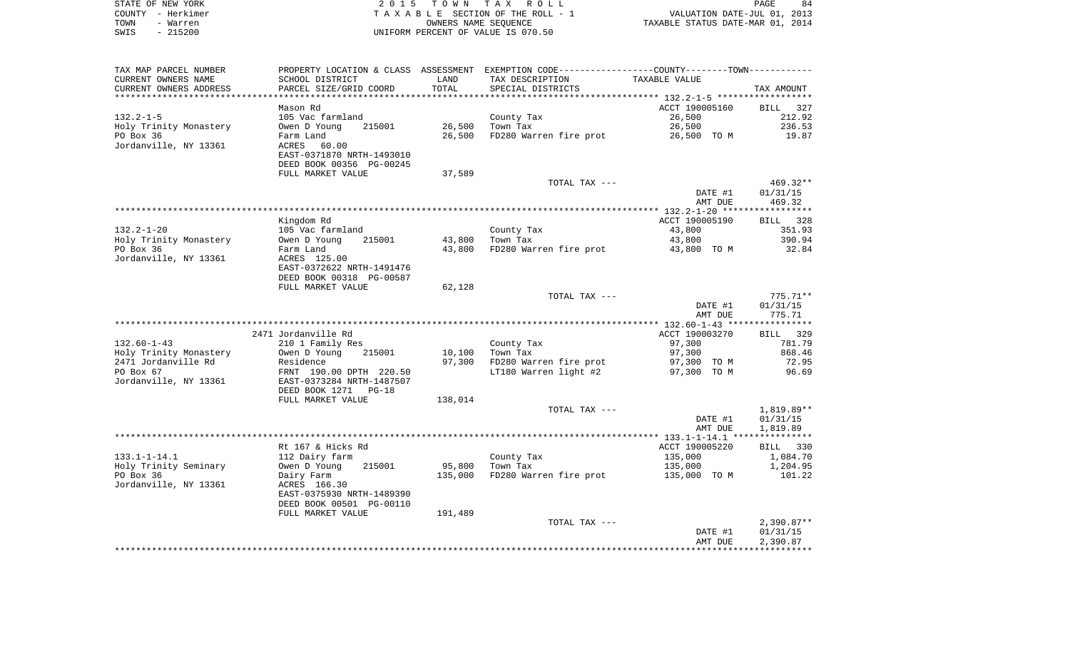STATE OF NEW YORK
COUNTY - Herkimer
TOWN - Warren
SWIS - 215200

2 0 1 5 T O W N T A X R O L L
T A X A B L E SECTION OF THE ROLL - 1
OWNERS NAME SEQUENCE
UNIFORM PERCENT OF VALUE IS 070.50

VALUATION DATE-JUL 01, 2013
TAXABLE STATUS DATE-MAR 01, 2014

| TAX MAP PARCEL NUMBER / CURRENT OWNERS NAME / CURRENT OWNERS ADDRESS | PROPERTY LOCATION & CLASS / SCHOOL DISTRICT / PARCEL SIZE/GRID COORD | ASSESSMENT LAND / TOTAL | EXEMPTION CODE / TAX DESCRIPTION / SPECIAL DISTRICTS | COUNTY--------TOWN / TAXABLE VALUE | TAX AMOUNT |
|---|---|---|---|---|---|
| 132.2-1-5 | Mason Rd | | | ACCT 190005160 | BILL 327 |
| 132.2-1-5 | 105 Vac farmland | | County Tax | 26,500 | 212.92 |
| Holy Trinity Monastery | Owen D Young 215001 | 26,500 | Town Tax | 26,500 | 236.53 |
| PO Box 36 | Farm Land | 26,500 | FD280 Warren fire prot | 26,500 TO M | 19.87 |
| Jordanville, NY 13361 | ACRES 60.00 | | | | |
| | EAST-0371870 NRTH-1493010 | | | | |
| | DEED BOOK 00356 PG-00245 | | | | |
| | FULL MARKET VALUE | 37,589 | | | |
| | | | TOTAL TAX --- | | 469.32** |
| | | | | DATE #1 | 01/31/15 |
| | | | | AMT DUE | 469.32 |
| 132.2-1-20 | Kingdom Rd | | | ACCT 190005190 | BILL 328 |
| 132.2-1-20 | 105 Vac farmland | | County Tax | 43,800 | 351.93 |
| Holy Trinity Monastery | Owen D Young 215001 | 43,800 | Town Tax | 43,800 | 390.94 |
| PO Box 36 | Farm Land | 43,800 | FD280 Warren fire prot | 43,800 TO M | 32.84 |
| Jordanville, NY 13361 | ACRES 125.00 | | | | |
| | EAST-0372622 NRTH-1491476 | | | | |
| | DEED BOOK 00318 PG-00587 | | | | |
| | FULL MARKET VALUE | 62,128 | | | |
| | | | TOTAL TAX --- | | 775.71** |
| | | | | DATE #1 | 01/31/15 |
| | | | | AMT DUE | 775.71 |
| 132.60-1-43 | 2471 Jordanville Rd | | | ACCT 190003270 | BILL 329 |
| 132.60-1-43 | 210 1 Family Res | | County Tax | 97,300 | 781.79 |
| Holy Trinity Monastery | Owen D Young 215001 | 10,100 | Town Tax | 97,300 | 868.46 |
| 2471 Jordanville Rd | Residence | 97,300 | FD280 Warren fire prot | 97,300 TO M | 72.95 |
| PO Box 67 | FRNT 190.00 DPTH 220.50 | | LT180 Warren light #2 | 97,300 TO M | 96.69 |
| Jordanville, NY 13361 | EAST-0373284 NRTH-1487507 | | | | |
| | DEED BOOK 1271 PG-18 | | | | |
| | FULL MARKET VALUE | 138,014 | | | |
| | | | TOTAL TAX --- | | 1,819.89** |
| | | | | DATE #1 | 01/31/15 |
| | | | | AMT DUE | 1,819.89 |
| 133.1-1-14.1 | Rt 167 & Hicks Rd | | | ACCT 190005220 | BILL 330 |
| 133.1-1-14.1 | 112 Dairy farm | | County Tax | 135,000 | 1,084.70 |
| Holy Trinity Seminary | Owen D Young 215001 | 95,800 | Town Tax | 135,000 | 1,204.95 |
| PO Box 36 | Dairy Farm | 135,000 | FD280 Warren fire prot | 135,000 TO M | 101.22 |
| Jordanville, NY 13361 | ACRES 166.30 | | | | |
| | EAST-0375930 NRTH-1489390 | | | | |
| | DEED BOOK 00501 PG-00110 | | | | |
| | FULL MARKET VALUE | 191,489 | | | |
| | | | TOTAL TAX --- | | 2,390.87** |
| | | | | DATE #1 | 01/31/15 |
| | | | | AMT DUE | 2,390.87 |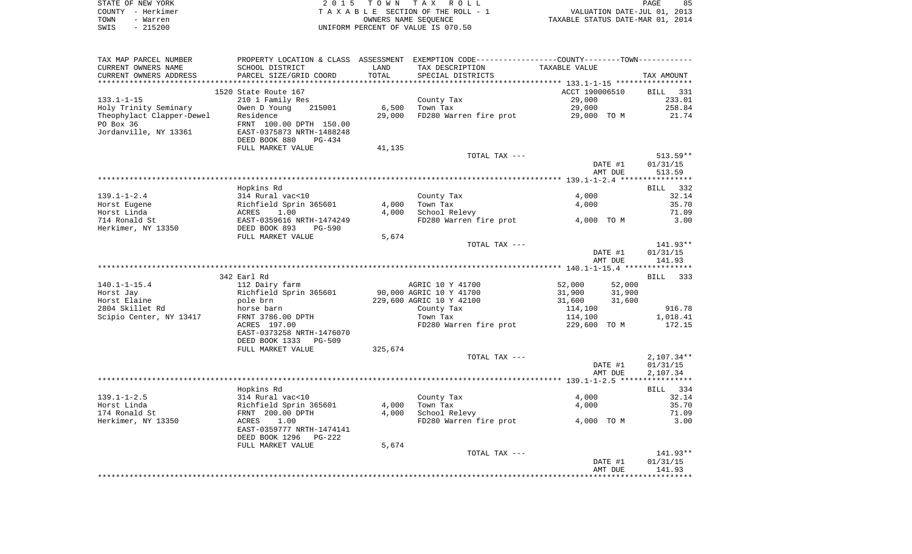STATE OF NEW YORK
COUNTY - Herkimer
TOWN - Warren
SWIS - 215200

2 0 1 5 T O W N T A X R O L L
T A X A B L E SECTION OF THE ROLL - 1
OWNERS NAME SEQUENCE
UNIFORM PERCENT OF VALUE IS 070.50

VALUATION DATE-JUL 01, 2013
TAXABLE STATUS DATE-MAR 01, 2014

| TAX MAP PARCEL NUMBER / CURRENT OWNERS NAME / CURRENT OWNERS ADDRESS | PROPERTY LOCATION & CLASS / SCHOOL DISTRICT / PARCEL SIZE/GRID COORD | ASSESSMENT LAND / TOTAL | EXEMPTION CODE / TAX DESCRIPTION / SPECIAL DISTRICTS | COUNTY--------TOWN TAXABLE VALUE | | TAX AMOUNT |
|---|---|---|---|---|---|---|
| **133.1-1-15** | 1520 State Route 167 | | | ACCT 190006510 | | BILL 331 |
| 133.1-1-15 | 210 1 Family Res | | County Tax | 29,000 | | 233.01 |
| Holy Trinity Seminary | Owen D Young 215001 | 6,500 | Town Tax | 29,000 | | 258.84 |
| Theophylact Clapper-Dewel | Residence | 29,000 | FD280 Warren fire prot | 29,000 TO M | | 21.74 |
| PO Box 36 | FRNT 100.00 DPTH 150.00 | | | | | |
| Jordanville, NY 13361 | EAST-0375873 NRTH-1488248 | | | | | |
| | DEED BOOK 880 PG-434 | | | | | |
| | FULL MARKET VALUE | 41,135 | | | | |
| | | | TOTAL TAX --- | | | 513.59** |
| | | | | DATE #1 | | 01/31/15 |
| | | | | AMT DUE | | 513.59 |
| **139.1-1-2.4** | Hopkins Rd | | | | | BILL 332 |
| 139.1-1-2.4 | 314 Rural vac<10 | | County Tax | 4,000 | | 32.14 |
| Horst Eugene | Richfield Sprin 365601 | 4,000 | Town Tax | 4,000 | | 35.70 |
| Horst Linda | ACRES 1.00 | 4,000 | School Relevy | | | 71.09 |
| 714 Ronald St | EAST-0359616 NRTH-1474249 | | FD280 Warren fire prot | 4,000 TO M | | 3.00 |
| Herkimer, NY 13350 | DEED BOOK 893 PG-590 | | | | | |
| | FULL MARKET VALUE | 5,674 | | | | |
| | | | TOTAL TAX --- | | | 141.93** |
| | | | | DATE #1 | | 01/31/15 |
| | | | | AMT DUE | | 141.93 |
| **140.1-1-15.4** | 342 Earl Rd | | | | | BILL 333 |
| 140.1-1-15.4 | 112 Dairy farm | | AGRIC 10 Y 41700 | 52,000 | 52,000 | |
| Horst Jay | Richfield Sprin 365601 | 90,000 | AGRIC 10 Y 41700 | 31,900 | 31,900 | |
| Horst Elaine | pole brn | 229,600 | AGRIC 10 Y 42100 | 31,600 | 31,600 | |
| 2804 Skillet Rd | horse barn | | County Tax | 114,100 | | 916.78 |
| Scipio Center, NY 13417 | FRNT 3786.00 DPTH | | Town Tax | 114,100 | | 1,018.41 |
| | ACRES 197.00 | | FD280 Warren fire prot | 229,600 TO M | | 172.15 |
| | EAST-0373258 NRTH-1476070 | | | | | |
| | DEED BOOK 1333 PG-509 | | | | | |
| | FULL MARKET VALUE | 325,674 | | | | |
| | | | TOTAL TAX --- | | | 2,107.34** |
| | | | | DATE #1 | | 01/31/15 |
| | | | | AMT DUE | | 2,107.34 |
| **139.1-1-2.5** | Hopkins Rd | | | | | BILL 334 |
| 139.1-1-2.5 | 314 Rural vac<10 | | County Tax | 4,000 | | 32.14 |
| Horst Linda | Richfield Sprin 365601 | 4,000 | Town Tax | 4,000 | | 35.70 |
| 174 Ronald St | FRNT 200.00 DPTH | 4,000 | School Relevy | | | 71.09 |
| Herkimer, NY 13350 | ACRES 1.00 | | FD280 Warren fire prot | 4,000 TO M | | 3.00 |
| | EAST-0359777 NRTH-1474141 | | | | | |
| | DEED BOOK 1296 PG-222 | | | | | |
| | FULL MARKET VALUE | 5,674 | | | | |
| | | | TOTAL TAX --- | | | 141.93** |
| | | | | DATE #1 | | 01/31/15 |
| | | | | AMT DUE | | 141.93 |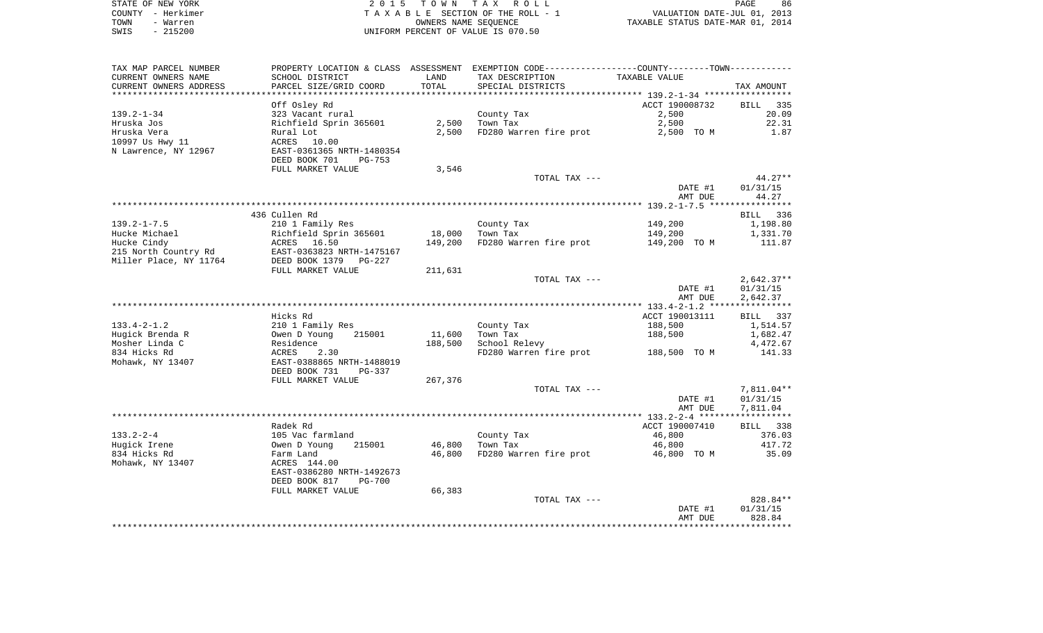STATE OF NEW YORK — 2015 TOWN TAX ROLL
COUNTY - Herkimer — TAXABLE SECTION OF THE ROLL - 1 — VALUATION DATE-JUL 01, 2013
TOWN - Warren — OWNERS NAME SEQUENCE — TAXABLE STATUS DATE-MAR 01, 2014
SWIS - 215200 — UNIFORM PERCENT OF VALUE IS 070.50

| TAX MAP PARCEL NUMBER / CURRENT OWNERS NAME / CURRENT OWNERS ADDRESS | PROPERTY LOCATION & CLASS / SCHOOL DISTRICT / PARCEL SIZE/GRID COORD | ASSESSMENT LAND / TOTAL | EXEMPTION CODE / TAX DESCRIPTION / SPECIAL DISTRICTS | COUNTY--TOWN TAXABLE VALUE | TAX AMOUNT |
|---|---|---|---|---|---|
| **139.2-1-34** | Off Osley Rd | | | ACCT 190008732 | BILL 335 |
| 139.2-1-34 | 323 Vacant rural | | County Tax | 2,500 | 20.09 |
| Hruska Jos | Richfield Sprin 365601 | 2,500 | Town Tax | 2,500 | 22.31 |
| Hruska Vera | Rural Lot | 2,500 | FD280 Warren fire prot | 2,500 TO M | 1.87 |
| 10997 Us Hwy 11 | ACRES 10.00 | | | | |
| N Lawrence, NY 12967 | EAST-0361365 NRTH-1480354 | | | | |
| | DEED BOOK 701 PG-753 | | | | |
| | FULL MARKET VALUE | 3,546 | | | |
| | | | TOTAL TAX --- | | 44.27** |
| | | | | DATE #1 | 01/31/15 |
| | | | | AMT DUE | 44.27 |
| **139.2-1-7.5** | 436 Cullen Rd | | | | BILL 336 |
| 139.2-1-7.5 | 210 1 Family Res | | County Tax | 149,200 | 1,198.80 |
| Hucke Michael | Richfield Sprin 365601 | 18,000 | Town Tax | 149,200 | 1,331.70 |
| Hucke Cindy | ACRES 16.50 | 149,200 | FD280 Warren fire prot | 149,200 TO M | 111.87 |
| 215 North Country Rd | EAST-0363823 NRTH-1475167 | | | | |
| Miller Place, NY 11764 | DEED BOOK 1379 PG-227 | | | | |
| | FULL MARKET VALUE | 211,631 | | | |
| | | | TOTAL TAX --- | | 2,642.37** |
| | | | | DATE #1 | 01/31/15 |
| | | | | AMT DUE | 2,642.37 |
| **133.4-2-1.2** | Hicks Rd | | | ACCT 190013111 | BILL 337 |
| 133.4-2-1.2 | 210 1 Family Res | | County Tax | 188,500 | 1,514.57 |
| Hugick Brenda R | Owen D Young 215001 | 11,600 | Town Tax | 188,500 | 1,682.47 |
| Mosher Linda C | Residence | 188,500 | School Relevy | | 4,472.67 |
| 834 Hicks Rd | ACRES 2.30 | | FD280 Warren fire prot | 188,500 TO M | 141.33 |
| Mohawk, NY 13407 | EAST-0388865 NRTH-1488019 | | | | |
| | DEED BOOK 731 PG-337 | | | | |
| | FULL MARKET VALUE | 267,376 | | | |
| | | | TOTAL TAX --- | | 7,811.04** |
| | | | | DATE #1 | 01/31/15 |
| | | | | AMT DUE | 7,811.04 |
| **133.2-2-4** | Radek Rd | | | ACCT 190007410 | BILL 338 |
| 133.2-2-4 | 105 Vac farmland | | County Tax | 46,800 | 376.03 |
| Hugick Irene | Owen D Young 215001 | 46,800 | Town Tax | 46,800 | 417.72 |
| 834 Hicks Rd | Farm Land | 46,800 | FD280 Warren fire prot | 46,800 TO M | 35.09 |
| Mohawk, NY 13407 | ACRES 144.00 | | | | |
| | EAST-0386280 NRTH-1492673 | | | | |
| | DEED BOOK 817 PG-700 | | | | |
| | FULL MARKET VALUE | 66,383 | | | |
| | | | TOTAL TAX --- | | 828.84** |
| | | | | DATE #1 | 01/31/15 |
| | | | | AMT DUE | 828.84 |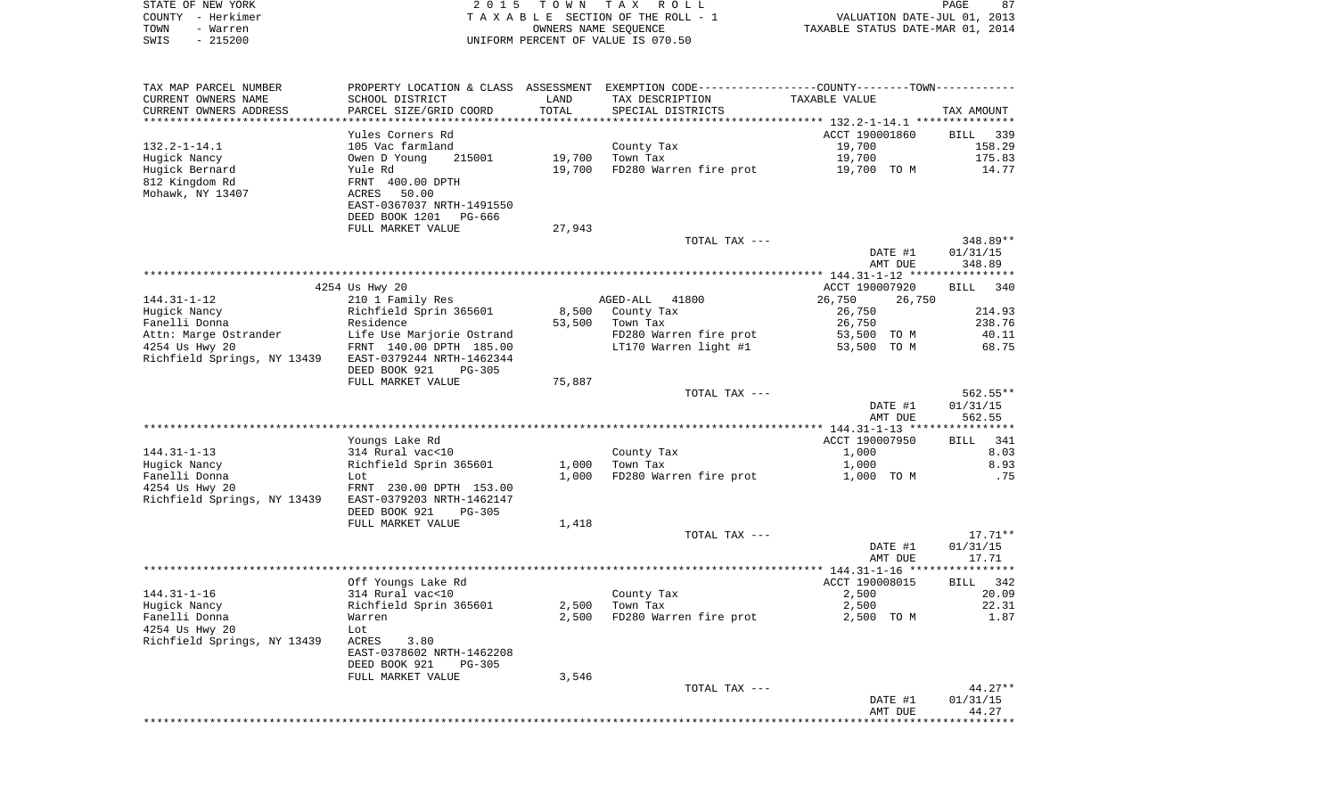STATE OF NEW YORK | 2015 TOWN TAX ROLL | PAGE 87
COUNTY - Herkimer | TAXABLE SECTION OF THE ROLL - 1 | VALUATION DATE-JUL 01, 2013
TOWN - Warren | OWNERS NAME SEQUENCE | TAXABLE STATUS DATE-MAR 01, 2014
SWIS - 215200 | UNIFORM PERCENT OF VALUE IS 070.50

| TAX MAP PARCEL NUMBER / CURRENT OWNERS NAME / CURRENT OWNERS ADDRESS | PROPERTY LOCATION & CLASS / SCHOOL DISTRICT / PARCEL SIZE/GRID COORD | ASSESSMENT LAND / TOTAL | EXEMPTION CODE / TAX DESCRIPTION / SPECIAL DISTRICTS | COUNTY / TOWN TAXABLE VALUE | TAX AMOUNT |
|---|---|---|---|---|---|
| **132.2-1-14.1** | Yules Corners Rd | | | ACCT 190001860 | BILL 339 |
| Hugick Nancy | 105 Vac farmland | | County Tax | 19,700 | 158.29 |
| Hugick Bernard | Owen D Young 215001 | 19,700 | Town Tax | 19,700 | 175.83 |
| 812 Kingdom Rd | Yule Rd | 19,700 | FD280 Warren fire prot | 19,700 TO M | 14.77 |
| Mohawk, NY 13407 | FRNT 400.00 DPTH | | | | |
| | ACRES 50.00 | | | | |
| | EAST-0367037 NRTH-1491550 | | | | |
| | DEED BOOK 1201 PG-666 | | | | |
| | FULL MARKET VALUE | 27,943 | | | |
| | | | TOTAL TAX --- | | 348.89** |
| | | | | DATE #1 | 01/31/15 |
| | | | | AMT DUE | 348.89 |
| **144.31-1-12** | 4254 Us Hwy 20 | | | ACCT 190007920 | BILL 340 |
| Hugick Nancy | 210 1 Family Res | | AGED-ALL 41800 | 26,750 26,750 | |
| Fanelli Donna | Richfield Sprin 365601 | 8,500 | County Tax | 26,750 | 214.93 |
| Attn: Marge Ostrander | Residence | 53,500 | Town Tax | 26,750 | 238.76 |
| 4254 Us Hwy 20 | Life Use Marjorie Ostrand | | FD280 Warren fire prot | 53,500 TO M | 40.11 |
| Richfield Springs, NY 13439 | FRNT 140.00 DPTH 185.00 | | LT170 Warren light #1 | 53,500 TO M | 68.75 |
| | EAST-0379244 NRTH-1462344 | | | | |
| | DEED BOOK 921 PG-305 | | | | |
| | FULL MARKET VALUE | 75,887 | | | |
| | | | TOTAL TAX --- | | 562.55** |
| | | | | DATE #1 | 01/31/15 |
| | | | | AMT DUE | 562.55 |
| **144.31-1-13** | Youngs Lake Rd | | | ACCT 190007950 | BILL 341 |
| Hugick Nancy | 314 Rural vac<10 | | County Tax | 1,000 | 8.03 |
| Fanelli Donna | Richfield Sprin 365601 | 1,000 | Town Tax | 1,000 | 8.93 |
| 4254 Us Hwy 20 | Lot | 1,000 | FD280 Warren fire prot | 1,000 TO M | .75 |
| Richfield Springs, NY 13439 | FRNT 230.00 DPTH 153.00 | | | | |
| | EAST-0379203 NRTH-1462147 | | | | |
| | DEED BOOK 921 PG-305 | | | | |
| | FULL MARKET VALUE | 1,418 | | | |
| | | | TOTAL TAX --- | | 17.71** |
| | | | | DATE #1 | 01/31/15 |
| | | | | AMT DUE | 17.71 |
| **144.31-1-16** | Off Youngs Lake Rd | | | ACCT 190008015 | BILL 342 |
| Hugick Nancy | 314 Rural vac<10 | | County Tax | 2,500 | 20.09 |
| Fanelli Donna | Richfield Sprin 365601 | 2,500 | Town Tax | 2,500 | 22.31 |
| 4254 Us Hwy 20 | Warren | 2,500 | FD280 Warren fire prot | 2,500 TO M | 1.87 |
| Richfield Springs, NY 13439 | Lot | | | | |
| | ACRES 3.80 | | | | |
| | EAST-0378602 NRTH-1462208 | | | | |
| | DEED BOOK 921 PG-305 | | | | |
| | FULL MARKET VALUE | 3,546 | | | |
| | | | TOTAL TAX --- | | 44.27** |
| | | | | DATE #1 | 01/31/15 |
| | | | | AMT DUE | 44.27 |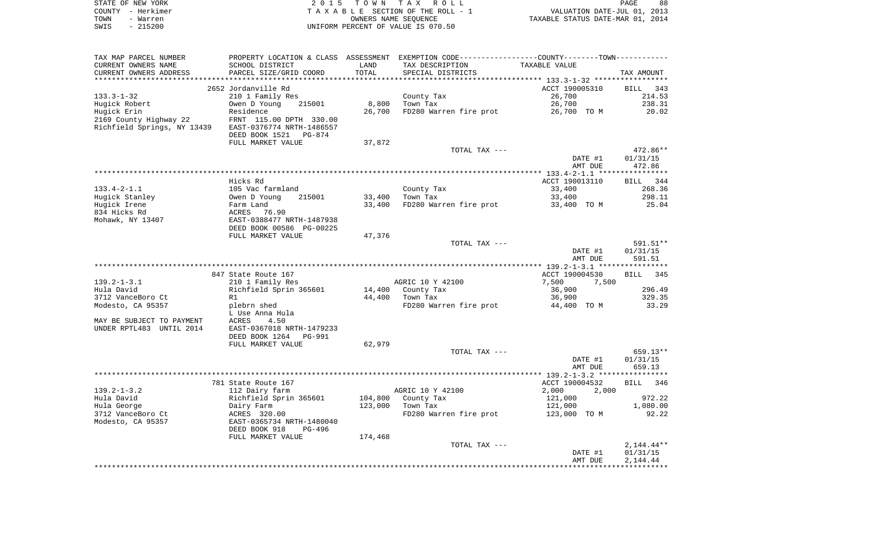STATE OF NEW YORK
COUNTY - Herkimer
TOWN - Warren
SWIS - 215200

2015 TOWN TAX ROLL
TAXABLE SECTION OF THE ROLL - 1
OWNERS NAME SEQUENCE
UNIFORM PERCENT OF VALUE IS 070.50

VALUATION DATE-JUL 01, 2013
TAXABLE STATUS DATE-MAR 01, 2014

| TAX MAP PARCEL NUMBER / CURRENT OWNERS NAME / CURRENT OWNERS ADDRESS | PROPERTY LOCATION & CLASS / SCHOOL DISTRICT / PARCEL SIZE/GRID COORD | ASSESSMENT LAND / TOTAL | EXEMPTION CODE / TAX DESCRIPTION / SPECIAL DISTRICTS | TAXABLE VALUE (COUNTY / TOWN) | TAX AMOUNT |
|---|---|---|---|---|---|
| | 2652 Jordanville Rd | | | ACCT 190005310 | BILL 343 |
| 133.3-1-32 | 210 1 Family Res | | County Tax | 26,700 | 214.53 |
| Hugick Robert | Owen D Young 215001 | 8,800 | Town Tax | 26,700 | 238.31 |
| Hugick Erin | Residence | 26,700 | FD280 Warren fire prot | 26,700 TO M | 20.02 |
| 2169 County Highway 22 | FRNT 115.00 DPTH 330.00 | | | | |
| Richfield Springs, NY 13439 | EAST-0376774 NRTH-1486557 | | | | |
| | DEED BOOK 1521 PG-874 | | | | |
| | FULL MARKET VALUE | 37,872 | | | |
| | | | TOTAL TAX --- | | 472.86** |
| | | | | DATE #1 | 01/31/15 |
| | | | | AMT DUE | 472.86 |
| | Hicks Rd | | | ACCT 190013110 | BILL 344 |
| 133.4-2-1.1 | 105 Vac farmland | | County Tax | 33,400 | 268.36 |
| Hugick Stanley | Owen D Young 215001 | 33,400 | Town Tax | 33,400 | 298.11 |
| Hugick Irene | Farm Land | 33,400 | FD280 Warren fire prot | 33,400 TO M | 25.04 |
| 834 Hicks Rd | ACRES 76.90 | | | | |
| Mohawk, NY 13407 | EAST-0388477 NRTH-1487938 | | | | |
| | DEED BOOK 00586 PG-00225 | | | | |
| | FULL MARKET VALUE | 47,376 | | | |
| | | | TOTAL TAX --- | | 591.51** |
| | | | | DATE #1 | 01/31/15 |
| | | | | AMT DUE | 591.51 |
| | 847 State Route 167 | | | ACCT 190004530 | BILL 345 |
| 139.2-1-3.1 | 210 1 Family Res | | AGRIC 10 Y 42100 | 7,500 7,500 | |
| Hula David | Richfield Sprin 365601 | 14,400 | County Tax | 36,900 | 296.49 |
| 3712 VanceBoro Ct | R1 | 44,400 | Town Tax | 36,900 | 329.35 |
| Modesto, CA 95357 | plebrn shed | | FD280 Warren fire prot | 44,400 TO M | 33.29 |
| | L Use Anna Hula | | | | |
| MAY BE SUBJECT TO PAYMENT | ACRES 4.50 | | | | |
| UNDER RPTL483 UNTIL 2014 | EAST-0367018 NRTH-1479233 | | | | |
| | DEED BOOK 1264 PG-991 | | | | |
| | FULL MARKET VALUE | 62,979 | | | |
| | | | TOTAL TAX --- | | 659.13** |
| | | | | DATE #1 | 01/31/15 |
| | | | | AMT DUE | 659.13 |
| | 781 State Route 167 | | | ACCT 190004532 | BILL 346 |
| 139.2-1-3.2 | 112 Dairy farm | | AGRIC 10 Y 42100 | 2,000 2,000 | |
| Hula David | Richfield Sprin 365601 | 104,800 | County Tax | 121,000 | 972.22 |
| Hula George | Dairy Farm | 123,000 | Town Tax | 121,000 | 1,080.00 |
| 3712 VanceBoro Ct | ACRES 320.00 | | FD280 Warren fire prot | 123,000 TO M | 92.22 |
| Modesto, CA 95357 | EAST-0365734 NRTH-1480040 | | | | |
| | DEED BOOK 918 PG-496 | | | | |
| | FULL MARKET VALUE | 174,468 | | | |
| | | | TOTAL TAX --- | | 2,144.44** |
| | | | | DATE #1 | 01/31/15 |
| | | | | AMT DUE | 2,144.44 |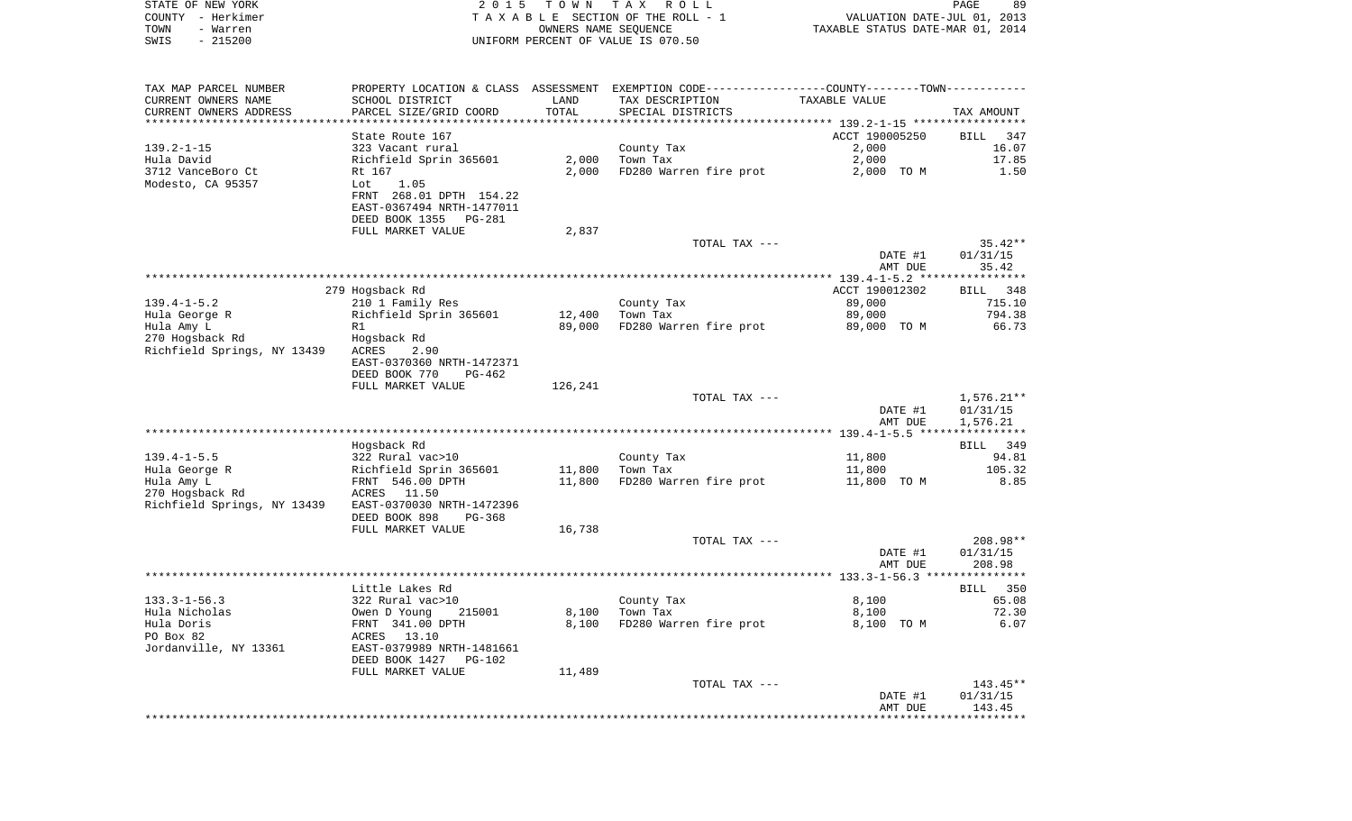STATE OF NEW YORK | 2 0 1 5 T O W N T A X R O L L | PAGE 89
COUNTY - Herkimer | T A X A B L E SECTION OF THE ROLL - 1 | VALUATION DATE-JUL 01, 2013
TOWN - Warren | OWNERS NAME SEQUENCE | TAXABLE STATUS DATE-MAR 01, 2014
SWIS - 215200 | UNIFORM PERCENT OF VALUE IS 070.50

| TAX MAP PARCEL NUMBER<br>CURRENT OWNERS NAME<br>CURRENT OWNERS ADDRESS | PROPERTY LOCATION & CLASS<br>SCHOOL DISTRICT<br>PARCEL SIZE/GRID COORD | ASSESSMENT<br>LAND<br>TOTAL | EXEMPTION CODE-----COUNTY-----TOWN-----<br>TAX DESCRIPTION<br>SPECIAL DISTRICTS | TAXABLE VALUE | TAX AMOUNT |
|---|---|---|---|---|---|
| | State Route 167 | | | ACCT 190005250 | BILL 347 |
| 139.2-1-15 | 323 Vacant rural | | County Tax | 2,000 | 16.07 |
| Hula David | Richfield Sprin 365601 | 2,000 | Town Tax | 2,000 | 17.85 |
| 3712 VanceBoro Ct | Rt 167 | 2,000 | FD280 Warren fire prot | 2,000 TO M | 1.50 |
| Modesto, CA 95357 | Lot 1.05 | | | | |
| | FRNT 268.01 DPTH 154.22 | | | | |
| | EAST-0367494 NRTH-1477011 | | | | |
| | DEED BOOK 1355 PG-281 | | | | |
| | FULL MARKET VALUE | 2,837 | | | |
| | | | TOTAL TAX --- | | 35.42** |
| | | | | DATE #1 | 01/31/15 |
| | | | | AMT DUE | 35.42 |
| | 279 Hogsback Rd | | | ACCT 190012302 | BILL 348 |
| 139.4-1-5.2 | 210 1 Family Res | | County Tax | 89,000 | 715.10 |
| Hula George R | Richfield Sprin 365601 | 12,400 | Town Tax | 89,000 | 794.38 |
| Hula Amy L | R1 | 89,000 | FD280 Warren fire prot | 89,000 TO M | 66.73 |
| 270 Hogsback Rd | Hogsback Rd | | | | |
| Richfield Springs, NY 13439 | ACRES 2.90 | | | | |
| | EAST-0370360 NRTH-1472371 | | | | |
| | DEED BOOK 770 PG-462 | | | | |
| | FULL MARKET VALUE | 126,241 | | | |
| | | | TOTAL TAX --- | | 1,576.21** |
| | | | | DATE #1 | 01/31/15 |
| | | | | AMT DUE | 1,576.21 |
| | Hogsback Rd | | | | BILL 349 |
| 139.4-1-5.5 | 322 Rural vac>10 | | County Tax | 11,800 | 94.81 |
| Hula George R | Richfield Sprin 365601 | 11,800 | Town Tax | 11,800 | 105.32 |
| Hula Amy L | FRNT 546.00 DPTH | 11,800 | FD280 Warren fire prot | 11,800 TO M | 8.85 |
| 270 Hogsback Rd | ACRES 11.50 | | | | |
| Richfield Springs, NY 13439 | EAST-0370030 NRTH-1472396 | | | | |
| | DEED BOOK 898 PG-368 | | | | |
| | FULL MARKET VALUE | 16,738 | | | |
| | | | TOTAL TAX --- | | 208.98** |
| | | | | DATE #1 | 01/31/15 |
| | | | | AMT DUE | 208.98 |
| | Little Lakes Rd | | | | BILL 350 |
| 133.3-1-56.3 | 322 Rural vac>10 | | County Tax | 8,100 | 65.08 |
| Hula Nicholas | Owen D Young 215001 | 8,100 | Town Tax | 8,100 | 72.30 |
| Hula Doris | FRNT 341.00 DPTH | 8,100 | FD280 Warren fire prot | 8,100 TO M | 6.07 |
| PO Box 82 | ACRES 13.10 | | | | |
| Jordanville, NY 13361 | EAST-0379989 NRTH-1481661 | | | | |
| | DEED BOOK 1427 PG-102 | | | | |
| | FULL MARKET VALUE | 11,489 | | | |
| | | | TOTAL TAX --- | | 143.45** |
| | | | | DATE #1 | 01/31/15 |
| | | | | AMT DUE | 143.45 |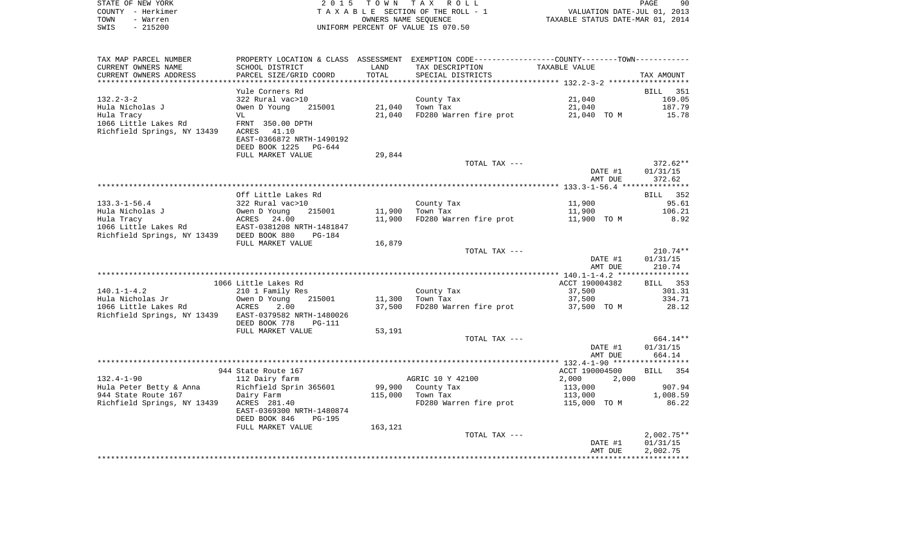STATE OF NEW YORK | 2015 TOWN TAX ROLL | VALUATION DATE-JUL 01, 2013
COUNTY - Herkimer | TAXABLE SECTION OF THE ROLL - 1 | TAXABLE STATUS DATE-MAR 01, 2014
TOWN - Warren | OWNERS NAME SEQUENCE
SWIS - 215200 | UNIFORM PERCENT OF VALUE IS 070.50

| TAX MAP PARCEL NUMBER / CURRENT OWNERS NAME / CURRENT OWNERS ADDRESS | PROPERTY LOCATION & CLASS / SCHOOL DISTRICT / PARCEL SIZE/GRID COORD | ASSESSMENT LAND / TOTAL | EXEMPTION CODE / TAX DESCRIPTION / SPECIAL DISTRICTS | TAXABLE VALUE | TAX AMOUNT |
|---|---|---|---|---|---|
| **132.2-3-2** | Yule Corners Rd | | | | BILL 351 |
| 132.2-3-2 | 322 Rural vac>10 | | County Tax | 21,040 | 169.05 |
| Hula Nicholas J | Owen D Young 215001 | 21,040 | Town Tax | 21,040 | 187.79 |
| Hula Tracy | VL | 21,040 | FD280 Warren fire prot | 21,040 TO M | 15.78 |
| 1066 Little Lakes Rd | FRNT 350.00 DPTH | | | | |
| Richfield Springs, NY 13439 | ACRES 41.10 | | | | |
| | EAST-0366872 NRTH-1490192 | | | | |
| | DEED BOOK 1225 PG-644 | | | | |
| | FULL MARKET VALUE | 29,844 | | | |
| | | | TOTAL TAX --- | | 372.62** |
| | | | | DATE #1 | 01/31/15 |
| | | | | AMT DUE | 372.62 |
| **133.3-1-56.4** | Off Little Lakes Rd | | | | BILL 352 |
| 133.3-1-56.4 | 322 Rural vac>10 | | County Tax | 11,900 | 95.61 |
| Hula Nicholas J | Owen D Young 215001 | 11,900 | Town Tax | 11,900 | 106.21 |
| Hula Tracy | ACRES 24.00 | 11,900 | FD280 Warren fire prot | 11,900 TO M | 8.92 |
| 1066 Little Lakes Rd | EAST-0381208 NRTH-1481847 | | | | |
| Richfield Springs, NY 13439 | DEED BOOK 880 PG-184 | | | | |
| | FULL MARKET VALUE | 16,879 | | | |
| | | | TOTAL TAX --- | | 210.74** |
| | | | | DATE #1 | 01/31/15 |
| | | | | AMT DUE | 210.74 |
| **140.1-1-4.2** | 1066 Little Lakes Rd | | | ACCT 190004382 | BILL 353 |
| 140.1-1-4.2 | 210 1 Family Res | | County Tax | 37,500 | 301.31 |
| Hula Nicholas Jr | Owen D Young 215001 | 11,300 | Town Tax | 37,500 | 334.71 |
| 1066 Little Lakes Rd | ACRES 2.00 | 37,500 | FD280 Warren fire prot | 37,500 TO M | 28.12 |
| Richfield Springs, NY 13439 | EAST-0379582 NRTH-1480026 | | | | |
| | DEED BOOK 778 PG-111 | | | | |
| | FULL MARKET VALUE | 53,191 | | | |
| | | | TOTAL TAX --- | | 664.14** |
| | | | | DATE #1 | 01/31/15 |
| | | | | AMT DUE | 664.14 |
| **132.4-1-90** | 944 State Route 167 | | | ACCT 190004500 | BILL 354 |
| 132.4-1-90 | 112 Dairy farm | | AGRIC 10 Y 42100 | 2,000 2,000 | |
| Hula Peter Betty & Anna | Richfield Sprin 365601 | 99,900 | County Tax | 113,000 | 907.94 |
| 944 State Route 167 | Dairy Farm | 115,000 | Town Tax | 113,000 | 1,008.59 |
| Richfield Springs, NY 13439 | ACRES 281.40 | | FD280 Warren fire prot | 115,000 TO M | 86.22 |
| | EAST-0369300 NRTH-1480874 | | | | |
| | DEED BOOK 846 PG-195 | | | | |
| | FULL MARKET VALUE | 163,121 | | | |
| | | | TOTAL TAX --- | | 2,002.75** |
| | | | | DATE #1 | 01/31/15 |
| | | | | AMT DUE | 2,002.75 |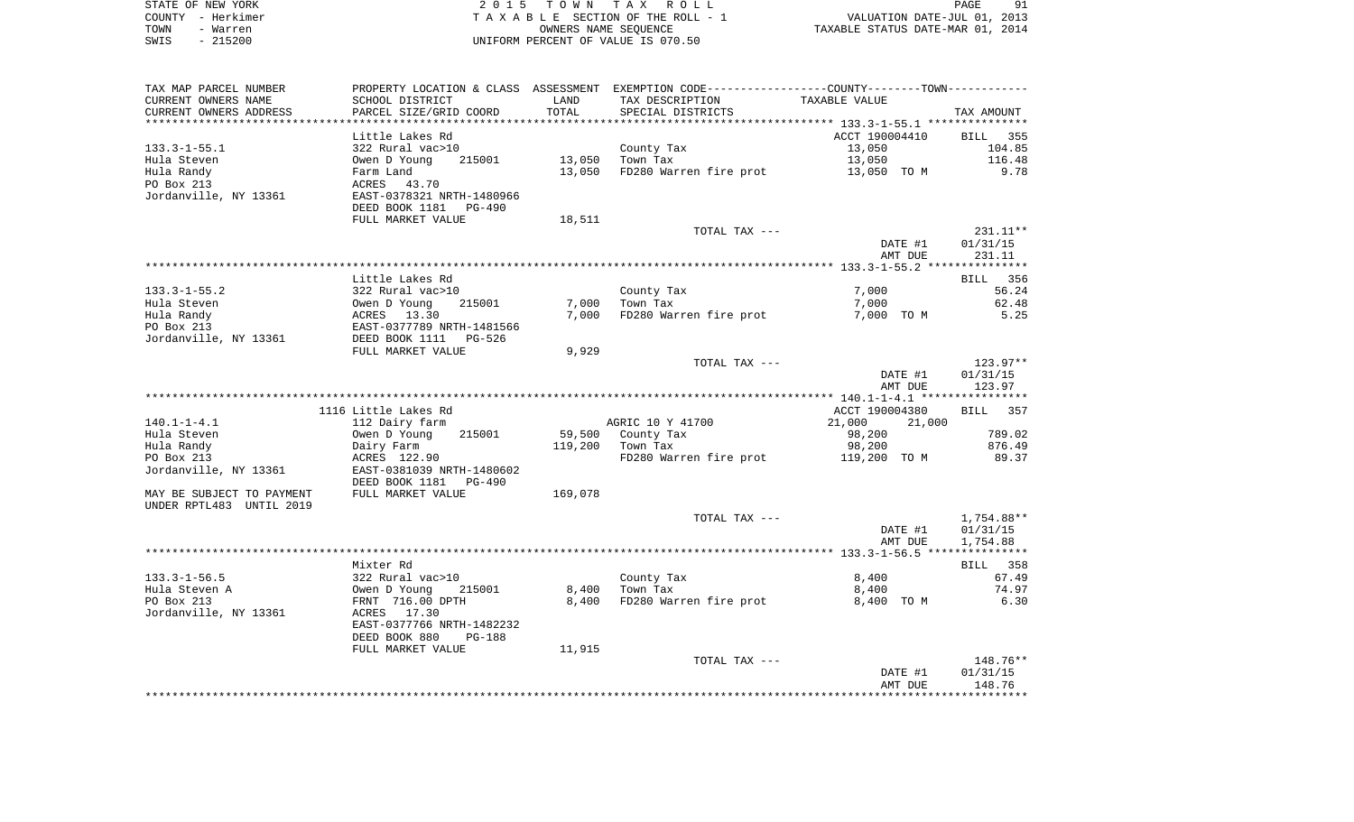STATE OF NEW YORK
COUNTY - Herkimer
TOWN - Warren
SWIS - 215200

2015 TOWN TAX ROLL
TAXABLE SECTION OF THE ROLL - 1
OWNERS NAME SEQUENCE
UNIFORM PERCENT OF VALUE IS 070.50

VALUATION DATE-JUL 01, 2013
TAXABLE STATUS DATE-MAR 01, 2014

| TAX MAP PARCEL NUMBER / CURRENT OWNERS NAME / CURRENT OWNERS ADDRESS | PROPERTY LOCATION & CLASS / SCHOOL DISTRICT / PARCEL SIZE/GRID COORD | ASSESSMENT LAND / TOTAL | EXEMPTION CODE / TAX DESCRIPTION / SPECIAL DISTRICTS | COUNTY / TOWN TAXABLE VALUE | TAX AMOUNT |
|---|---|---|---|---|---|
| | Little Lakes Rd | | | ACCT 190004410 | BILL 355 |
| 133.3-1-55.1 | 322 Rural vac>10 | | County Tax | 13,050 | 104.85 |
| Hula Steven | Owen D Young 215001 | 13,050 | Town Tax | 13,050 | 116.48 |
| Hula Randy | Farm Land | 13,050 | FD280 Warren fire prot | 13,050 TO M | 9.78 |
| PO Box 213 | ACRES 43.70 | | | | |
| Jordanville, NY 13361 | EAST-0378321 NRTH-1480966 | | | | |
| | DEED BOOK 1181 PG-490 | | | | |
| | FULL MARKET VALUE | 18,511 | | | |
| | | | TOTAL TAX --- | | 231.11** |
| | | | | DATE #1 | 01/31/15 |
| | | | | AMT DUE | 231.11 |
| | Little Lakes Rd | | | | BILL 356 |
| 133.3-1-55.2 | 322 Rural vac>10 | | County Tax | 7,000 | 56.24 |
| Hula Steven | Owen D Young 215001 | 7,000 | Town Tax | 7,000 | 62.48 |
| Hula Randy | ACRES 13.30 | 7,000 | FD280 Warren fire prot | 7,000 TO M | 5.25 |
| PO Box 213 | EAST-0377789 NRTH-1481566 | | | | |
| Jordanville, NY 13361 | DEED BOOK 1111 PG-526 | | | | |
| | FULL MARKET VALUE | 9,929 | | | |
| | | | TOTAL TAX --- | | 123.97** |
| | | | | DATE #1 | 01/31/15 |
| | | | | AMT DUE | 123.97 |
| | 1116 Little Lakes Rd | | | ACCT 190004380 | BILL 357 |
| 140.1-1-4.1 | 112 Dairy farm | | AGRIC 10 Y 41700 | 21,000 21,000 | |
| Hula Steven | Owen D Young 215001 | 59,500 | County Tax | 98,200 | 789.02 |
| Hula Randy | Dairy Farm | 119,200 | Town Tax | 98,200 | 876.49 |
| PO Box 213 | ACRES 122.90 | | FD280 Warren fire prot | 119,200 TO M | 89.37 |
| Jordanville, NY 13361 | EAST-0381039 NRTH-1480602 | | | | |
| | DEED BOOK 1181 PG-490 | | | | |
| MAY BE SUBJECT TO PAYMENT | FULL MARKET VALUE | 169,078 | | | |
| UNDER RPTL483 UNTIL 2019 | | | | | |
| | | | TOTAL TAX --- | | 1,754.88** |
| | | | | DATE #1 | 01/31/15 |
| | | | | AMT DUE | 1,754.88 |
| | Mixter Rd | | | | BILL 358 |
| 133.3-1-56.5 | 322 Rural vac>10 | | County Tax | 8,400 | 67.49 |
| Hula Steven A | Owen D Young 215001 | 8,400 | Town Tax | 8,400 | 74.97 |
| PO Box 213 | FRNT 716.00 DPTH | 8,400 | FD280 Warren fire prot | 8,400 TO M | 6.30 |
| Jordanville, NY 13361 | ACRES 17.30 | | | | |
| | EAST-0377766 NRTH-1482232 | | | | |
| | DEED BOOK 880 PG-188 | | | | |
| | FULL MARKET VALUE | 11,915 | | | |
| | | | TOTAL TAX --- | | 148.76** |
| | | | | DATE #1 | 01/31/15 |
| | | | | AMT DUE | 148.76 |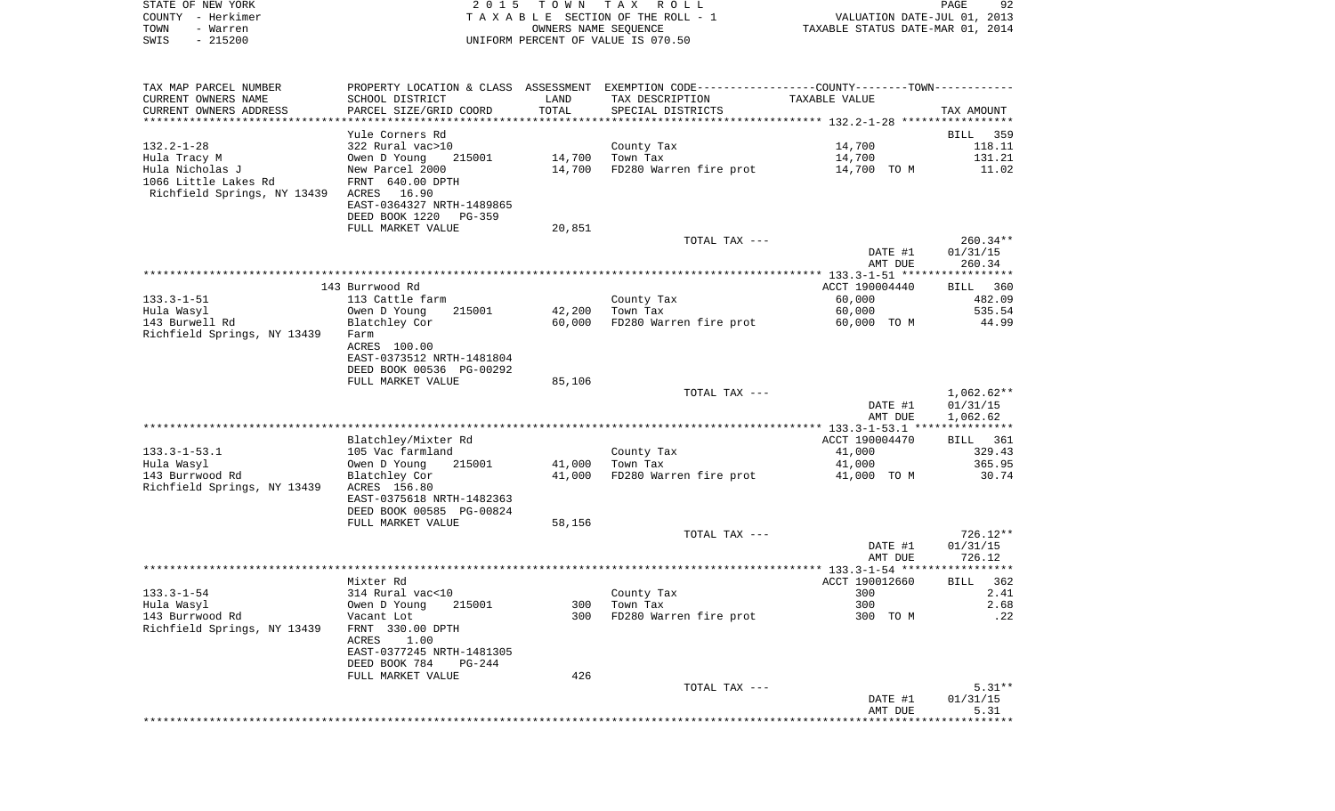STATE OF NEW YORK 2015 TOWN TAX ROLL
COUNTY - Herkimer TAXABLE SECTION OF THE ROLL - 1 VALUATION DATE-JUL 01, 2013
TOWN - Warren OWNERS NAME SEQUENCE TAXABLE STATUS DATE-MAR 01, 2014
SWIS - 215200 UNIFORM PERCENT OF VALUE IS 070.50

| TAX MAP PARCEL NUMBER<br>CURRENT OWNERS NAME<br>CURRENT OWNERS ADDRESS | PROPERTY LOCATION & CLASS<br>SCHOOL DISTRICT<br>PARCEL SIZE/GRID COORD | ASSESSMENT<br>LAND<br>TOTAL | EXEMPTION CODE-----COUNTY-----TOWN-----<br>TAX DESCRIPTION<br>SPECIAL DISTRICTS | TAXABLE VALUE | TAX AMOUNT |
|---|---|---|---|---|---|
| | Yule Corners Rd | | | | BILL 359 |
| 132.2-1-28 | 322 Rural vac>10 | | County Tax | 14,700 | 118.11 |
| Hula Tracy M | Owen D Young 215001 | 14,700 | Town Tax | 14,700 | 131.21 |
| Hula Nicholas J | New Parcel 2000 | 14,700 | FD280 Warren fire prot | 14,700 TO M | 11.02 |
| 1066 Little Lakes Rd | FRNT 640.00 DPTH | | | | |
| Richfield Springs, NY 13439 | ACRES 16.90 | | | | |
| | EAST-0364327 NRTH-1489865 | | | | |
| | DEED BOOK 1220 PG-359 | | | | |
| | FULL MARKET VALUE | 20,851 | | | |
| | | | TOTAL TAX --- | | 260.34** |
| | | | | DATE #1 | 01/31/15 |
| | | | | AMT DUE | 260.34 |
| | 143 Burwood Rd | | | ACCT 190004440 | BILL 360 |
| 133.3-1-51 | 113 Cattle farm | | County Tax | 60,000 | 482.09 |
| Hula Wasyl | Owen D Young 215001 | 42,200 | Town Tax | 60,000 | 535.54 |
| 143 Burwell Rd | Blatchley Cor | 60,000 | FD280 Warren fire prot | 60,000 TO M | 44.99 |
| Richfield Springs, NY 13439 | Farm | | | | |
| | ACRES 100.00 | | | | |
| | EAST-0373512 NRTH-1481804 | | | | |
| | DEED BOOK 00536 PG-00292 | | | | |
| | FULL MARKET VALUE | 85,106 | | | |
| | | | TOTAL TAX --- | | 1,062.62** |
| | | | | DATE #1 | 01/31/15 |
| | | | | AMT DUE | 1,062.62 |
| | Blatchley/Mixter Rd | | | ACCT 190004470 | BILL 361 |
| 133.3-1-53.1 | 105 Vac farmland | | County Tax | 41,000 | 329.43 |
| Hula Wasyl | Owen D Young 215001 | 41,000 | Town Tax | 41,000 | 365.95 |
| 143 Burrwood Rd | Blatchley Cor | 41,000 | FD280 Warren fire prot | 41,000 TO M | 30.74 |
| Richfield Springs, NY 13439 | ACRES 156.80 | | | | |
| | EAST-0375618 NRTH-1482363 | | | | |
| | DEED BOOK 00585 PG-00824 | | | | |
| | FULL MARKET VALUE | 58,156 | | | |
| | | | TOTAL TAX --- | | 726.12** |
| | | | | DATE #1 | 01/31/15 |
| | | | | AMT DUE | 726.12 |
| | Mixter Rd | | | ACCT 190012660 | BILL 362 |
| 133.3-1-54 | 314 Rural vac<10 | | County Tax | 300 | 2.41 |
| Hula Wasyl | Owen D Young 215001 | 300 | Town Tax | 300 | 2.68 |
| 143 Burrwood Rd | Vacant Lot | 300 | FD280 Warren fire prot | 300 TO M | .22 |
| Richfield Springs, NY 13439 | FRNT 330.00 DPTH | | | | |
| | ACRES 1.00 | | | | |
| | EAST-0377245 NRTH-1481305 | | | | |
| | DEED BOOK 784 PG-244 | | | | |
| | FULL MARKET VALUE | 426 | | | |
| | | | TOTAL TAX --- | | 5.31** |
| | | | | DATE #1 | 01/31/15 |
| | | | | AMT DUE | 5.31 |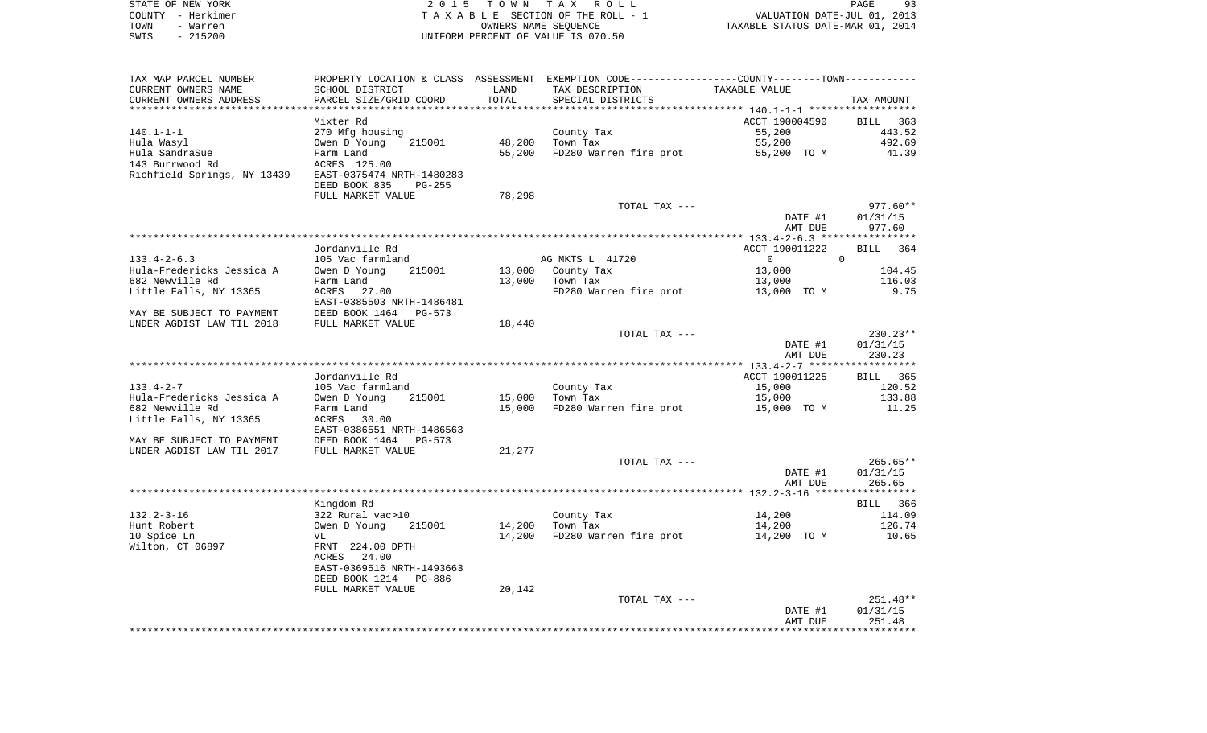STATE OF NEW YORK
COUNTY - Herkimer
TOWN - Warren
SWIS - 215200

2 0 1 5 T O W N T A X R O L L
T A X A B L E SECTION OF THE ROLL - 1
OWNERS NAME SEQUENCE
UNIFORM PERCENT OF VALUE IS 070.50

VALUATION DATE-JUL 01, 2013
TAXABLE STATUS DATE-MAR 01, 2014

| TAX MAP PARCEL NUMBER / CURRENT OWNERS NAME / CURRENT OWNERS ADDRESS | PROPERTY LOCATION & CLASS / SCHOOL DISTRICT / PARCEL SIZE/GRID COORD | ASSESSMENT LAND / TOTAL | EXEMPTION CODE / TAX DESCRIPTION / SPECIAL DISTRICTS | COUNTY--------TOWN TAXABLE VALUE | TAX AMOUNT |
|---|---|---|---|---|---|
| **140.1-1-1** | Mixter Rd | | | ACCT 190004590 | BILL 363 |
| 140.1-1-1 | 270 Mfg housing | | County Tax | 55,200 | 443.52 |
| Hula Wasyl | Owen D Young 215001 | 48,200 | Town Tax | 55,200 | 492.69 |
| Hula SandraSue | Farm Land | 55,200 | FD280 Warren fire prot | 55,200 TO M | 41.39 |
| 143 Burrwood Rd | ACRES 125.00 | | | | |
| Richfield Springs, NY 13439 | EAST-0375474 NRTH-1480283 | | | | |
| | DEED BOOK 835 PG-255 | | | | |
| | FULL MARKET VALUE | 78,298 | | | |
| | | | TOTAL TAX --- | | 977.60** |
| | | | | DATE #1 | 01/31/15 |
| | | | | AMT DUE | 977.60 |
| **133.4-2-6.3** | Jordanville Rd | | | ACCT 190011222 | BILL 364 |
| 133.4-2-6.3 | 105 Vac farmland | | AG MKTS L 41720 | 0 0 | |
| Hula-Fredericks Jessica A | Owen D Young 215001 | 13,000 | County Tax | 13,000 | 104.45 |
| 682 Newville Rd | Farm Land | 13,000 | Town Tax | 13,000 | 116.03 |
| Little Falls, NY 13365 | ACRES 27.00 | | FD280 Warren fire prot | 13,000 TO M | 9.75 |
| | EAST-0385503 NRTH-1486481 | | | | |
| MAY BE SUBJECT TO PAYMENT | DEED BOOK 1464 PG-573 | | | | |
| UNDER AGDIST LAW TIL 2018 | FULL MARKET VALUE | 18,440 | | | |
| | | | TOTAL TAX --- | | 230.23** |
| | | | | DATE #1 | 01/31/15 |
| | | | | AMT DUE | 230.23 |
| **133.4-2-7** | Jordanville Rd | | | ACCT 190011225 | BILL 365 |
| 133.4-2-7 | 105 Vac farmland | | County Tax | 15,000 | 120.52 |
| Hula-Fredericks Jessica A | Owen D Young 215001 | 15,000 | Town Tax | 15,000 | 133.88 |
| 682 Newville Rd | Farm Land | 15,000 | FD280 Warren fire prot | 15,000 TO M | 11.25 |
| Little Falls, NY 13365 | ACRES 30.00 | | | | |
| | EAST-0386551 NRTH-1486563 | | | | |
| MAY BE SUBJECT TO PAYMENT | DEED BOOK 1464 PG-573 | | | | |
| UNDER AGDIST LAW TIL 2017 | FULL MARKET VALUE | 21,277 | | | |
| | | | TOTAL TAX --- | | 265.65** |
| | | | | DATE #1 | 01/31/15 |
| | | | | AMT DUE | 265.65 |
| **132.2-3-16** | Kingdom Rd | | | | BILL 366 |
| 132.2-3-16 | 322 Rural vac>10 | | County Tax | 14,200 | 114.09 |
| Hunt Robert | Owen D Young 215001 | 14,200 | Town Tax | 14,200 | 126.74 |
| 10 Spice Ln | VL | 14,200 | FD280 Warren fire prot | 14,200 TO M | 10.65 |
| Wilton, CT 06897 | FRNT 224.00 DPTH | | | | |
| | ACRES 24.00 | | | | |
| | EAST-0369516 NRTH-1493663 | | | | |
| | DEED BOOK 1214 PG-886 | | | | |
| | FULL MARKET VALUE | 20,142 | | | |
| | | | TOTAL TAX --- | | 251.48** |
| | | | | DATE #1 | 01/31/15 |
| | | | | AMT DUE | 251.48 |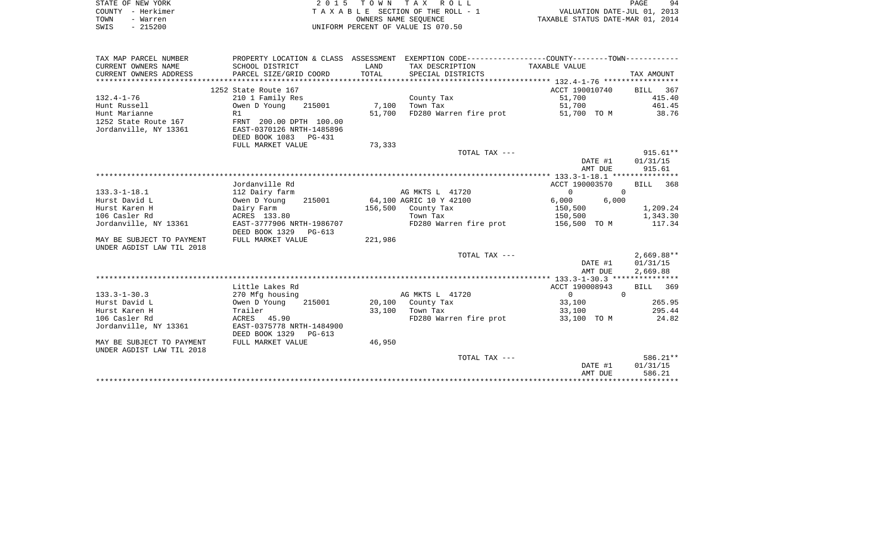STATE OF NEW YORK
COUNTY - Herkimer
TOWN - Warren
SWIS - 215200

2 0 1 5 T O W N T A X R O L L
T A X A B L E SECTION OF THE ROLL - 1
OWNERS NAME SEQUENCE
UNIFORM PERCENT OF VALUE IS 070.50

VALUATION DATE-JUL 01, 2013
TAXABLE STATUS DATE-MAR 01, 2014

| TAX MAP PARCEL NUMBER / CURRENT OWNERS NAME / CURRENT OWNERS ADDRESS | PROPERTY LOCATION & CLASS / SCHOOL DISTRICT / PARCEL SIZE/GRID COORD | ASSESSMENT LAND / TOTAL | EXEMPTION CODE / TAX DESCRIPTION / SPECIAL DISTRICTS | COUNTY / TOWN TAXABLE VALUE | TAX AMOUNT |
|---|---|---|---|---|---|
| | 1252 State Route 167 | | | ACCT 190010740 | BILL 367 |
| 132.4-1-76 | 210 1 Family Res | | County Tax | 51,700 | 415.40 |
| Hunt Russell | Owen D Young 215001 | 7,100 | Town Tax | 51,700 | 461.45 |
| Hunt Marianne | R1 | 51,700 | FD280 Warren fire prot | 51,700 TO M | 38.76 |
| 1252 State Route 167 | FRNT 200.00 DPTH 100.00 | | | | |
| Jordanville, NY 13361 | EAST-0370126 NRTH-1485896 | | | | |
| | DEED BOOK 1083 PG-431 | | | | |
| | FULL MARKET VALUE | 73,333 | | | |
| | | | TOTAL TAX --- | | 915.61** |
| | | | | DATE #1 | 01/31/15 |
| | | | | AMT DUE | 915.61 |
| | Jordanville Rd | | | ACCT 190003570 | BILL 368 |
| 133.3-1-18.1 | 112 Dairy farm | | AG MKTS L 41720 | 0 0 | |
| Hurst David L | Owen D Young 215001 | 64,100 | AGRIC 10 Y 42100 | 6,000 6,000 | |
| Hurst Karen H | Dairy Farm | 156,500 | County Tax | 150,500 | 1,209.24 |
| 106 Casler Rd | ACRES 133.80 | | Town Tax | 150,500 | 1,343.30 |
| Jordanville, NY 13361 | EAST-3777906 NRTH-1986707 | | FD280 Warren fire prot | 156,500 TO M | 117.34 |
| | DEED BOOK 1329 PG-613 | | | | |
| MAY BE SUBJECT TO PAYMENT | FULL MARKET VALUE | 221,986 | | | |
| UNDER AGDIST LAW TIL 2018 | | | | | |
| | | | TOTAL TAX --- | | 2,669.88** |
| | | | | DATE #1 | 01/31/15 |
| | | | | AMT DUE | 2,669.88 |
| | Little Lakes Rd | | | ACCT 190008943 | BILL 369 |
| 133.3-1-30.3 | 270 Mfg housing | | AG MKTS L 41720 | 0 0 | |
| Hurst David L | Owen D Young 215001 | 20,100 | County Tax | 33,100 | 265.95 |
| Hurst Karen H | Trailer | 33,100 | Town Tax | 33,100 | 295.44 |
| 106 Casler Rd | ACRES 45.90 | | FD280 Warren fire prot | 33,100 TO M | 24.82 |
| Jordanville, NY 13361 | EAST-0375778 NRTH-1484900 | | | | |
| | DEED BOOK 1329 PG-613 | | | | |
| MAY BE SUBJECT TO PAYMENT | FULL MARKET VALUE | 46,950 | | | |
| UNDER AGDIST LAW TIL 2018 | | | | | |
| | | | TOTAL TAX --- | | 586.21** |
| | | | | DATE #1 | 01/31/15 |
| | | | | AMT DUE | 586.21 |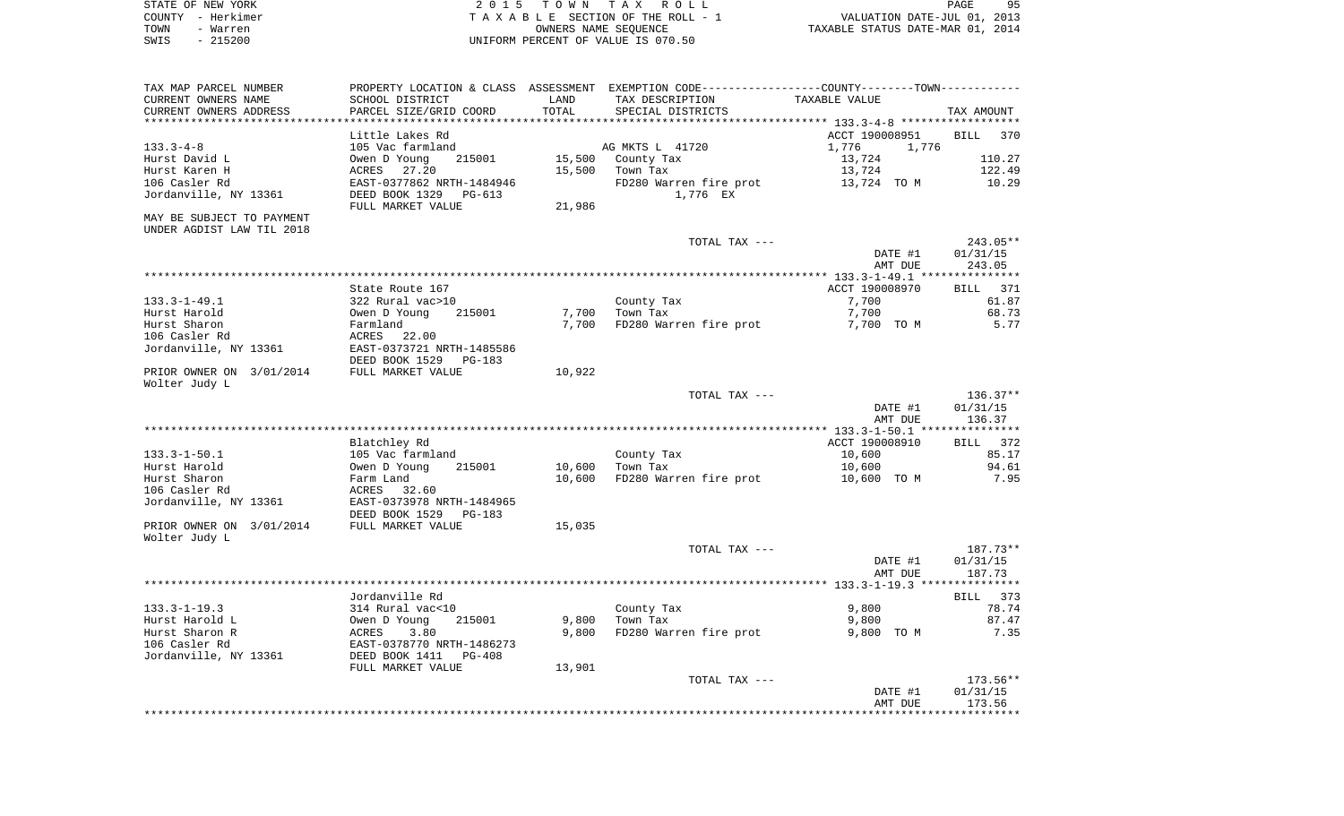STATE OF NEW YORK  
COUNTY - Herkimer  
TOWN - Warren  
SWIS - 215200

2 0 1 5 T O W N T A X R O L L  
T A X A B L E SECTION OF THE ROLL - 1  
OWNERS NAME SEQUENCE  
UNIFORM PERCENT OF VALUE IS 070.50

VALUATION DATE-JUL 01, 2013  
TAXABLE STATUS DATE-MAR 01, 2014

| TAX MAP PARCEL NUMBER / CURRENT OWNERS NAME / CURRENT OWNERS ADDRESS | PROPERTY LOCATION & CLASS / SCHOOL DISTRICT / PARCEL SIZE/GRID COORD | ASSESSMENT LAND / TOTAL | EXEMPTION CODE / TAX DESCRIPTION / SPECIAL DISTRICTS | COUNTY--------TOWN / TAXABLE VALUE | TAX AMOUNT |
|---|---|---|---|---|---|
| **133.3-4-8** | Little Lakes Rd | | | ACCT 190008951 | BILL 370 |
| 133.3-4-8 | 105 Vac farmland | | AG MKTS L 41720 | 1,776 1,776 | |
| Hurst David L | Owen D Young 215001 | 15,500 | County Tax | 13,724 | 110.27 |
| Hurst Karen H | ACRES 27.20 | 15,500 | Town Tax | 13,724 | 122.49 |
| 106 Casler Rd | EAST-0377862 NRTH-1484946 | | FD280 Warren fire prot | 13,724 TO M | 10.29 |
| Jordanville, NY 13361 | DEED BOOK 1329 PG-613 | | 1,776 EX | | |
| | FULL MARKET VALUE | 21,986 | | | |
| MAY BE SUBJECT TO PAYMENT UNDER AGDIST LAW TIL 2018 | | | | | |
| | | | TOTAL TAX --- | | 243.05** |
| | | | | DATE #1 | 01/31/15 |
| | | | | AMT DUE | 243.05 |
| **133.3-1-49.1** | State Route 167 | | | ACCT 190008970 | BILL 371 |
| 133.3-1-49.1 | 322 Rural vac>10 | | County Tax | 7,700 | 61.87 |
| Hurst Harold | Owen D Young 215001 | 7,700 | Town Tax | 7,700 | 68.73 |
| Hurst Sharon | Farmland | 7,700 | FD280 Warren fire prot | 7,700 TO M | 5.77 |
| 106 Casler Rd | ACRES 22.00 | | | | |
| Jordanville, NY 13361 | EAST-0373721 NRTH-1485586 | | | | |
| | DEED BOOK 1529 PG-183 | | | | |
| PRIOR OWNER ON 3/01/2014 | FULL MARKET VALUE | 10,922 | | | |
| Wolter Judy L | | | | | |
| | | | TOTAL TAX --- | | 136.37** |
| | | | | DATE #1 | 01/31/15 |
| | | | | AMT DUE | 136.37 |
| **133.3-1-50.1** | Blatchley Rd | | | ACCT 190008910 | BILL 372 |
| 133.3-1-50.1 | 105 Vac farmland | | County Tax | 10,600 | 85.17 |
| Hurst Harold | Owen D Young 215001 | 10,600 | Town Tax | 10,600 | 94.61 |
| Hurst Sharon | Farm Land | 10,600 | FD280 Warren fire prot | 10,600 TO M | 7.95 |
| 106 Casler Rd | ACRES 32.60 | | | | |
| Jordanville, NY 13361 | EAST-0373978 NRTH-1484965 | | | | |
| | DEED BOOK 1529 PG-183 | | | | |
| PRIOR OWNER ON 3/01/2014 | FULL MARKET VALUE | 15,035 | | | |
| Wolter Judy L | | | | | |
| | | | TOTAL TAX --- | | 187.73** |
| | | | | DATE #1 | 01/31/15 |
| | | | | AMT DUE | 187.73 |
| **133.3-1-19.3** | Jordanville Rd | | | | BILL 373 |
| 133.3-1-19.3 | 314 Rural vac<10 | | County Tax | 9,800 | 78.74 |
| Hurst Harold L | Owen D Young 215001 | 9,800 | Town Tax | 9,800 | 87.47 |
| Hurst Sharon R | ACRES 3.80 | 9,800 | FD280 Warren fire prot | 9,800 TO M | 7.35 |
| 106 Casler Rd | EAST-0378770 NRTH-1486273 | | | | |
| Jordanville, NY 13361 | DEED BOOK 1411 PG-408 | | | | |
| | FULL MARKET VALUE | 13,901 | | | |
| | | | TOTAL TAX --- | | 173.56** |
| | | | | DATE #1 | 01/31/15 |
| | | | | AMT DUE | 173.56 |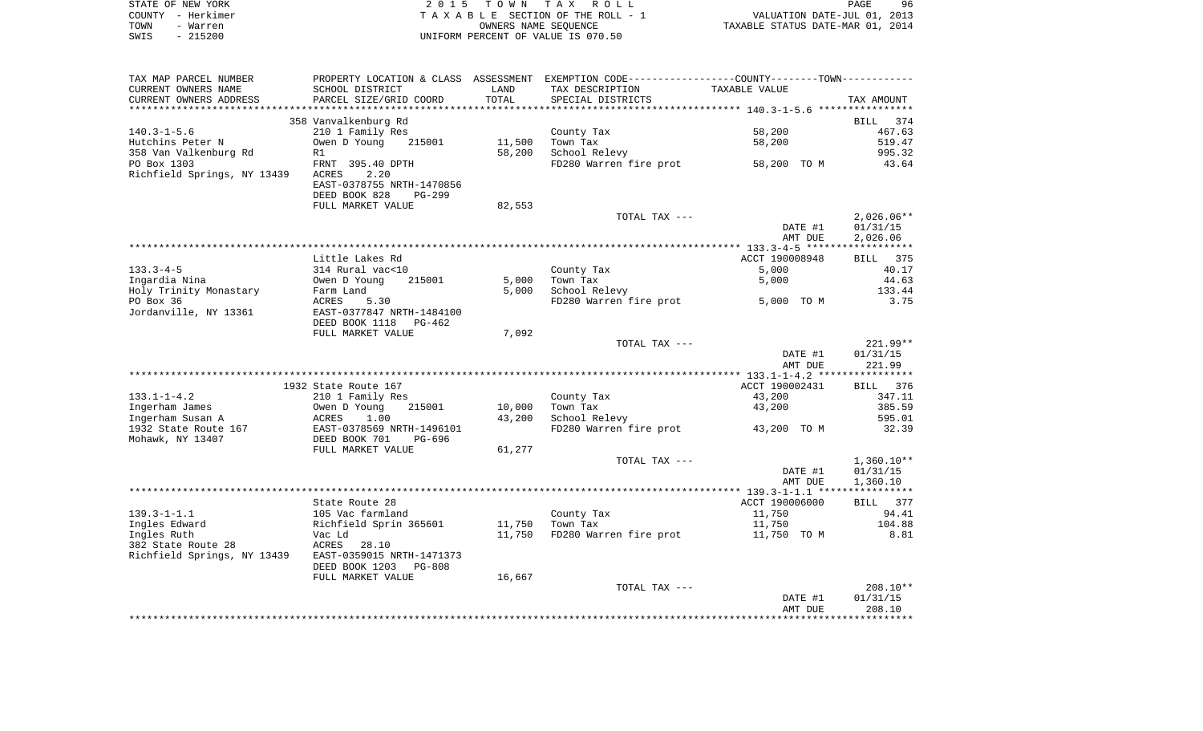STATE OF NEW YORK | 2 0 1 5 T O W N T A X R O L L
COUNTY - Herkimer | T A X A B L E SECTION OF THE ROLL - 1 | VALUATION DATE-JUL 01, 2013
TOWN - Warren | OWNERS NAME SEQUENCE | TAXABLE STATUS DATE-MAR 01, 2014
SWIS - 215200 | UNIFORM PERCENT OF VALUE IS 070.50

| TAX MAP PARCEL NUMBER<br>CURRENT OWNERS NAME<br>CURRENT OWNERS ADDRESS | PROPERTY LOCATION & CLASS<br>SCHOOL DISTRICT<br>PARCEL SIZE/GRID COORD | ASSESSMENT<br>LAND<br>TOTAL | EXEMPTION CODE<br>TAX DESCRIPTION<br>SPECIAL DISTRICTS | COUNTY--------TOWN<br>TAXABLE VALUE | TAX AMOUNT |
|---|---|---|---|---|---|
| | 358 Vanvalkenburg Rd | | | | BILL 374 |
| 140.3-1-5.6 | 210 1 Family Res | | County Tax | 58,200 | 467.63 |
| Hutchins Peter N | Owen D Young 215001 | 11,500 | Town Tax | 58,200 | 519.47 |
| 358 Van Valkenburg Rd | R1 | 58,200 | School Relevy | | 995.32 |
| PO Box 1303 | FRNT 395.40 DPTH | | FD280 Warren fire prot | 58,200 TO M | 43.64 |
| Richfield Springs, NY 13439 | ACRES 2.20 | | | | |
| | EAST-0378755 NRTH-1470856 | | | | |
| | DEED BOOK 828 PG-299 | | | | |
| | FULL MARKET VALUE | 82,553 | | | |
| | | | TOTAL TAX --- | | 2,026.06** |
| | | | | DATE #1 | 01/31/15 |
| | | | | AMT DUE | 2,026.06 |
| | Little Lakes Rd | | | ACCT 190008948 | BILL 375 |
| 133.3-4-5 | 314 Rural vac<10 | | County Tax | 5,000 | 40.17 |
| Ingardia Nina | Owen D Young 215001 | 5,000 | Town Tax | 5,000 | 44.63 |
| Holy Trinity Monastary | Farm Land | 5,000 | School Relevy | | 133.44 |
| PO Box 36 | ACRES 5.30 | | FD280 Warren fire prot | 5,000 TO M | 3.75 |
| Jordanville, NY 13361 | EAST-0377847 NRTH-1484100 | | | | |
| | DEED BOOK 1118 PG-462 | | | | |
| | FULL MARKET VALUE | 7,092 | | | |
| | | | TOTAL TAX --- | | 221.99** |
| | | | | DATE #1 | 01/31/15 |
| | | | | AMT DUE | 221.99 |
| | 1932 State Route 167 | | | ACCT 190002431 | BILL 376 |
| 133.1-1-4.2 | 210 1 Family Res | | County Tax | 43,200 | 347.11 |
| Ingerham James | Owen D Young 215001 | 10,000 | Town Tax | 43,200 | 385.59 |
| Ingerham Susan A | ACRES 1.00 | 43,200 | School Relevy | | 595.01 |
| 1932 State Route 167 | EAST-0378569 NRTH-1496101 | | FD280 Warren fire prot | 43,200 TO M | 32.39 |
| Mohawk, NY 13407 | DEED BOOK 701 PG-696 | | | | |
| | FULL MARKET VALUE | 61,277 | | | |
| | | | TOTAL TAX --- | | 1,360.10** |
| | | | | DATE #1 | 01/31/15 |
| | | | | AMT DUE | 1,360.10 |
| | State Route 28 | | | ACCT 190006000 | BILL 377 |
| 139.3-1-1.1 | 105 Vac farmland | | County Tax | 11,750 | 94.41 |
| Ingles Edward | Richfield Sprin 365601 | 11,750 | Town Tax | 11,750 | 104.88 |
| Ingles Ruth | Vac Ld | 11,750 | FD280 Warren fire prot | 11,750 TO M | 8.81 |
| 382 State Route 28 | ACRES 28.10 | | | | |
| Richfield Springs, NY 13439 | EAST-0359015 NRTH-1471373 | | | | |
| | DEED BOOK 1203 PG-808 | | | | |
| | FULL MARKET VALUE | 16,667 | | | |
| | | | TOTAL TAX --- | | 208.10** |
| | | | | DATE #1 | 01/31/15 |
| | | | | AMT DUE | 208.10 |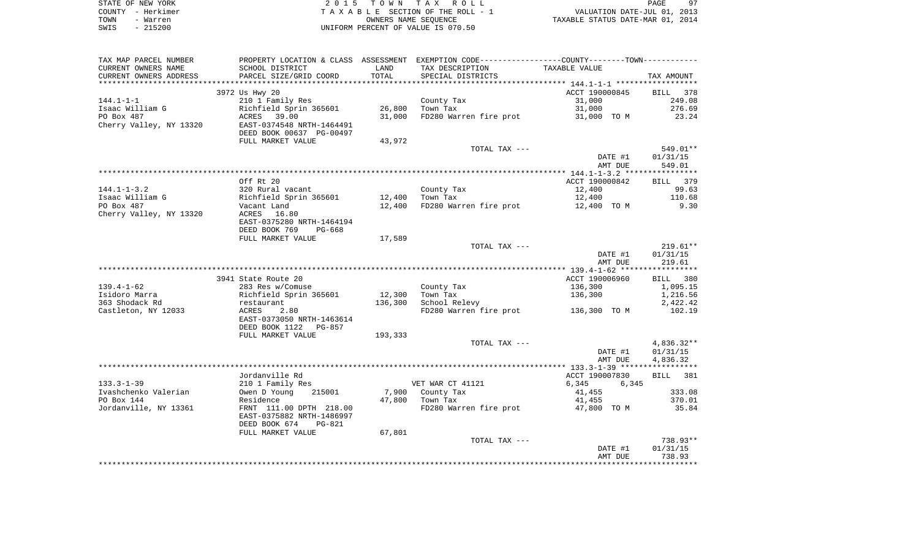STATE OF NEW YORK
COUNTY - Herkimer
TOWN - Warren
SWIS - 215200

2 0 1 5 T O W N T A X R O L L
T A X A B L E SECTION OF THE ROLL - 1
OWNERS NAME SEQUENCE
UNIFORM PERCENT OF VALUE IS 070.50

VALUATION DATE-JUL 01, 2013
TAXABLE STATUS DATE-MAR 01, 2014

| TAX MAP PARCEL NUMBER / CURRENT OWNERS NAME / CURRENT OWNERS ADDRESS | PROPERTY LOCATION & CLASS / SCHOOL DISTRICT / PARCEL SIZE/GRID COORD | ASSESSMENT LAND / TOTAL | EXEMPTION CODE / TAX DESCRIPTION / SPECIAL DISTRICTS | COUNTY--------TOWN / TAXABLE VALUE | TAX AMOUNT |
|---|---|---|---|---|---|
| **144.1-1-1** | 3972 Us Hwy 20 | | | ACCT 190000845 | BILL 378 |
| 144.1-1-1 | 210 1 Family Res | | County Tax | 31,000 | 249.08 |
| Isaac William G | Richfield Sprin 365601 | 26,800 | Town Tax | 31,000 | 276.69 |
| PO Box 487 | ACRES 39.00 | 31,000 | FD280 Warren fire prot | 31,000 TO M | 23.24 |
| Cherry Valley, NY 13320 | EAST-0374548 NRTH-1464491 | | | | |
| | DEED BOOK 00637 PG-00497 | | | | |
| | FULL MARKET VALUE | 43,972 | | | |
| | | | TOTAL TAX --- | | 549.01** |
| | | | | DATE #1 | 01/31/15 |
| | | | | AMT DUE | 549.01 |
| **144.1-1-3.2** | Off Rt 20 | | | ACCT 190000842 | BILL 379 |
| 144.1-1-3.2 | 320 Rural vacant | | County Tax | 12,400 | 99.63 |
| Isaac William G | Richfield Sprin 365601 | 12,400 | Town Tax | 12,400 | 110.68 |
| PO Box 487 | Vacant Land | 12,400 | FD280 Warren fire prot | 12,400 TO M | 9.30 |
| Cherry Valley, NY 13320 | ACRES 16.80 | | | | |
| | EAST-0375280 NRTH-1464194 | | | | |
| | DEED BOOK 769 PG-668 | | | | |
| | FULL MARKET VALUE | 17,589 | | | |
| | | | TOTAL TAX --- | | 219.61** |
| | | | | DATE #1 | 01/31/15 |
| | | | | AMT DUE | 219.61 |
| **139.4-1-62** | 3941 State Route 20 | | | ACCT 190006960 | BILL 380 |
| 139.4-1-62 | 283 Res w/Comuse | | County Tax | 136,300 | 1,095.15 |
| Isidoro Marra | Richfield Sprin 365601 | 12,300 | Town Tax | 136,300 | 1,216.56 |
| 363 Shodack Rd | restaurant | 136,300 | School Relevy | | 2,422.42 |
| Castleton, NY 12033 | ACRES 2.80 | | FD280 Warren fire prot | 136,300 TO M | 102.19 |
| | EAST-0373050 NRTH-1463614 | | | | |
| | DEED BOOK 1122 PG-857 | | | | |
| | FULL MARKET VALUE | 193,333 | | | |
| | | | TOTAL TAX --- | | 4,836.32** |
| | | | | DATE #1 | 01/31/15 |
| | | | | AMT DUE | 4,836.32 |
| **133.3-1-39** | Jordanville Rd | | | ACCT 190007830 | BILL 381 |
| 133.3-1-39 | 210 1 Family Res | | VET WAR CT 41121 | 6,345 6,345 | |
| Ivashchenko Valerian | Owen D Young 215001 | 7,900 | County Tax | 41,455 | 333.08 |
| PO Box 144 | Residence | 47,800 | Town Tax | 41,455 | 370.01 |
| Jordanville, NY 13361 | FRNT 111.00 DPTH 218.00 | | FD280 Warren fire prot | 47,800 TO M | 35.84 |
| | EAST-0375882 NRTH-1486997 | | | | |
| | DEED BOOK 674 PG-821 | | | | |
| | FULL MARKET VALUE | 67,801 | | | |
| | | | TOTAL TAX --- | | 738.93** |
| | | | | DATE #1 | 01/31/15 |
| | | | | AMT DUE | 738.93 |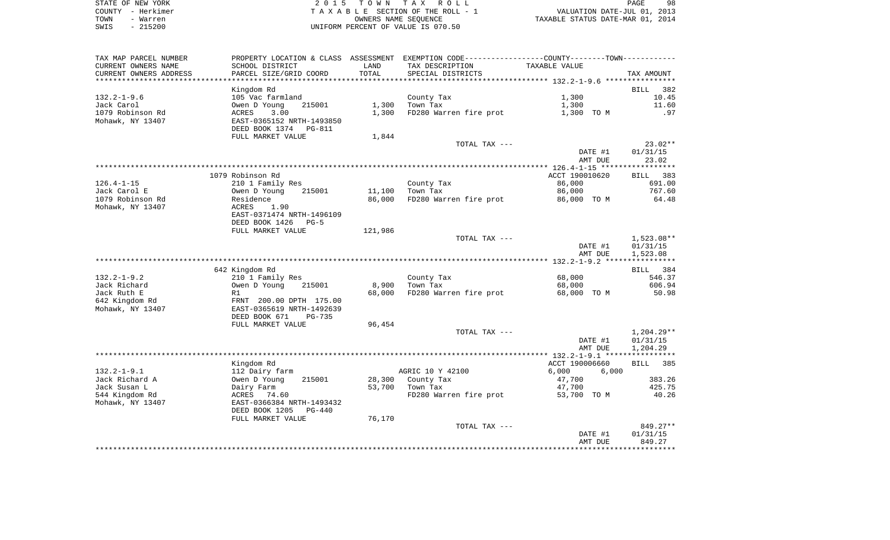STATE OF NEW YORK
COUNTY - Herkimer
TOWN - Warren
SWIS - 215200

# 2015 TOWN TAX ROLL

TAXABLE SECTION OF THE ROLL - 1
OWNERS NAME SEQUENCE
UNIFORM PERCENT OF VALUE IS 070.50

VALUATION DATE-JUL 01, 2013
TAXABLE STATUS DATE-MAR 01, 2014

| TAX MAP PARCEL NUMBER / CURRENT OWNERS NAME / CURRENT OWNERS ADDRESS | PROPERTY LOCATION & CLASS / SCHOOL DISTRICT / PARCEL SIZE/GRID COORD | ASSESSMENT LAND / TOTAL | EXEMPTION CODE / TAX DESCRIPTION / SPECIAL DISTRICTS | TAXABLE VALUE (COUNTY--------TOWN) | TAX AMOUNT |
|---|---|---|---|---|---|
| **132.2-1-9.6** | Kingdom Rd | | | | BILL 382 |
| 132.2-1-9.6 | 105 Vac farmland | | County Tax | 1,300 | 10.45 |
| Jack Carol | Owen D Young 215001 | 1,300 | Town Tax | 1,300 | 11.60 |
| 1079 Robinson Rd | ACRES 3.00 | 1,300 | FD280 Warren fire prot | 1,300 TO M | .97 |
| Mohawk, NY 13407 | EAST-0365152 NRTH-1493850 | | | | |
| | DEED BOOK 1374 PG-811 | | | | |
| | FULL MARKET VALUE | 1,844 | | | |
| | | | TOTAL TAX --- | | 23.02** |
| | | | | DATE #1 | 01/31/15 |
| | | | | AMT DUE | 23.02 |
| **126.4-1-15** | 1079 Robinson Rd | | | ACCT 190010620 | BILL 383 |
| 126.4-1-15 | 210 1 Family Res | | County Tax | 86,000 | 691.00 |
| Jack Carol E | Owen D Young 215001 | 11,100 | Town Tax | 86,000 | 767.60 |
| 1079 Robinson Rd | Residence | 86,000 | FD280 Warren fire prot | 86,000 TO M | 64.48 |
| Mohawk, NY 13407 | ACRES 1.90 | | | | |
| | EAST-0371474 NRTH-1496109 | | | | |
| | DEED BOOK 1426 PG-5 | | | | |
| | FULL MARKET VALUE | 121,986 | | | |
| | | | TOTAL TAX --- | | 1,523.08** |
| | | | | DATE #1 | 01/31/15 |
| | | | | AMT DUE | 1,523.08 |
| **132.2-1-9.2** | 642 Kingdom Rd | | | | BILL 384 |
| 132.2-1-9.2 | 210 1 Family Res | | County Tax | 68,000 | 546.37 |
| Jack Richard | Owen D Young 215001 | 8,900 | Town Tax | 68,000 | 606.94 |
| Jack Ruth E | R1 | 68,000 | FD280 Warren fire prot | 68,000 TO M | 50.98 |
| 642 Kingdom Rd | FRNT 200.00 DPTH 175.00 | | | | |
| Mohawk, NY 13407 | EAST-0365619 NRTH-1492639 | | | | |
| | DEED BOOK 671 PG-735 | | | | |
| | FULL MARKET VALUE | 96,454 | | | |
| | | | TOTAL TAX --- | | 1,204.29** |
| | | | | DATE #1 | 01/31/15 |
| | | | | AMT DUE | 1,204.29 |
| **132.2-1-9.1** | Kingdom Rd | | | ACCT 190006660 | BILL 385 |
| 132.2-1-9.1 | 112 Dairy farm | | AGRIC 10 Y 42100 | 6,000 6,000 | |
| Jack Richard A | Owen D Young 215001 | 28,300 | County Tax | 47,700 | 383.26 |
| Jack Susan L | Dairy Farm | 53,700 | Town Tax | 47,700 | 425.75 |
| 544 Kingdom Rd | ACRES 74.60 | | FD280 Warren fire prot | 53,700 TO M | 40.26 |
| Mohawk, NY 13407 | EAST-0366384 NRTH-1493432 | | | | |
| | DEED BOOK 1205 PG-440 | | | | |
| | FULL MARKET VALUE | 76,170 | | | |
| | | | TOTAL TAX --- | | 849.27** |
| | | | | DATE #1 | 01/31/15 |
| | | | | AMT DUE | 849.27 |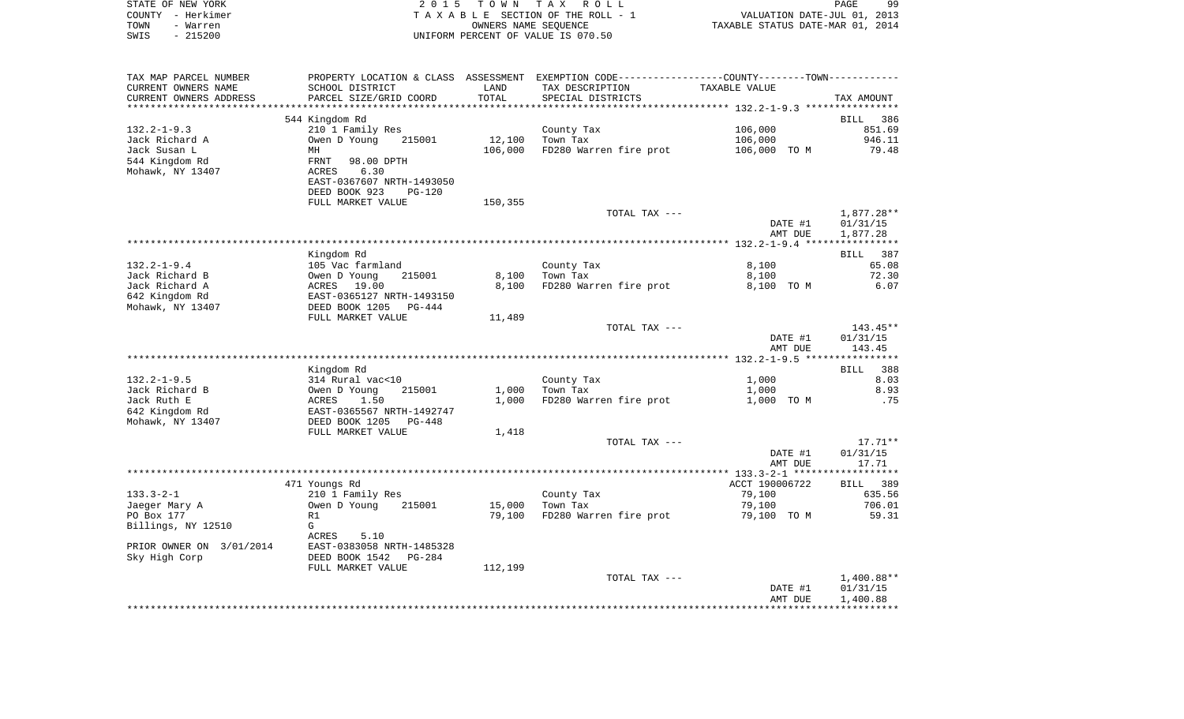STATE OF NEW YORK — COUNTY - Herkimer — TOWN - Warren — SWIS - 215200

2 0 1 5 T O W N T A X R O L L
T A X A B L E SECTION OF THE ROLL - 1
OWNERS NAME SEQUENCE
UNIFORM PERCENT OF VALUE IS 070.50

VALUATION DATE-JUL 01, 2013
TAXABLE STATUS DATE-MAR 01, 2014

| TAX MAP PARCEL NUMBER / CURRENT OWNERS NAME / CURRENT OWNERS ADDRESS | PROPERTY LOCATION & CLASS / SCHOOL DISTRICT / PARCEL SIZE/GRID COORD | ASSESSMENT LAND / TOTAL | EXEMPTION CODE / TAX DESCRIPTION / SPECIAL DISTRICTS | COUNTY--------TOWN TAXABLE VALUE | TAX AMOUNT |
|---|---|---|---|---|---|
| **132.2-1-9.3** | 544 Kingdom Rd | | | | BILL 386 |
| 132.2-1-9.3 | 210 1 Family Res | | County Tax | 106,000 | 851.69 |
| Jack Richard A | Owen D Young 215001 | 12,100 | Town Tax | 106,000 | 946.11 |
| Jack Susan L | MH | 106,000 | FD280 Warren fire prot | 106,000 TO M | 79.48 |
| 544 Kingdom Rd | FRNT 98.00 DPTH | | | | |
| Mohawk, NY 13407 | ACRES 6.30 | | | | |
| | EAST-0367607 NRTH-1493050 | | | | |
| | DEED BOOK 923 PG-120 | | | | |
| | FULL MARKET VALUE | 150,355 | | | |
| | | | TOTAL TAX --- | | 1,877.28** |
| | | | | DATE #1 | 01/31/15 |
| | | | | AMT DUE | 1,877.28 |
| **132.2-1-9.4** | Kingdom Rd | | | | BILL 387 |
| 132.2-1-9.4 | 105 Vac farmland | | County Tax | 8,100 | 65.08 |
| Jack Richard B | Owen D Young 215001 | 8,100 | Town Tax | 8,100 | 72.30 |
| Jack Richard A | ACRES 19.00 | 8,100 | FD280 Warren fire prot | 8,100 TO M | 6.07 |
| 642 Kingdom Rd | EAST-0365127 NRTH-1493150 | | | | |
| Mohawk, NY 13407 | DEED BOOK 1205 PG-444 | | | | |
| | FULL MARKET VALUE | 11,489 | | | |
| | | | TOTAL TAX --- | | 143.45** |
| | | | | DATE #1 | 01/31/15 |
| | | | | AMT DUE | 143.45 |
| **132.2-1-9.5** | Kingdom Rd | | | | BILL 388 |
| 132.2-1-9.5 | 314 Rural vac<10 | | County Tax | 1,000 | 8.03 |
| Jack Richard B | Owen D Young 215001 | 1,000 | Town Tax | 1,000 | 8.93 |
| Jack Ruth E | ACRES 1.50 | 1,000 | FD280 Warren fire prot | 1,000 TO M | .75 |
| 642 Kingdom Rd | EAST-0365567 NRTH-1492747 | | | | |
| Mohawk, NY 13407 | DEED BOOK 1205 PG-448 | | | | |
| | FULL MARKET VALUE | 1,418 | | | |
| | | | TOTAL TAX --- | | 17.71** |
| | | | | DATE #1 | 01/31/15 |
| | | | | AMT DUE | 17.71 |
| **133.3-2-1** | 471 Youngs Rd | | | ACCT 190006722 | BILL 389 |
| 133.3-2-1 | 210 1 Family Res | | County Tax | 79,100 | 635.56 |
| Jaeger Mary A | Owen D Young 215001 | 15,000 | Town Tax | 79,100 | 706.01 |
| PO Box 177 | R1 | 79,100 | FD280 Warren fire prot | 79,100 TO M | 59.31 |
| Billings, NY 12510 | G | | | | |
| | ACRES 5.10 | | | | |
| PRIOR OWNER ON 3/01/2014 | EAST-0383058 NRTH-1485328 | | | | |
| Sky High Corp | DEED BOOK 1542 PG-284 | | | | |
| | FULL MARKET VALUE | 112,199 | | | |
| | | | TOTAL TAX --- | | 1,400.88** |
| | | | | DATE #1 | 01/31/15 |
| | | | | AMT DUE | 1,400.88 |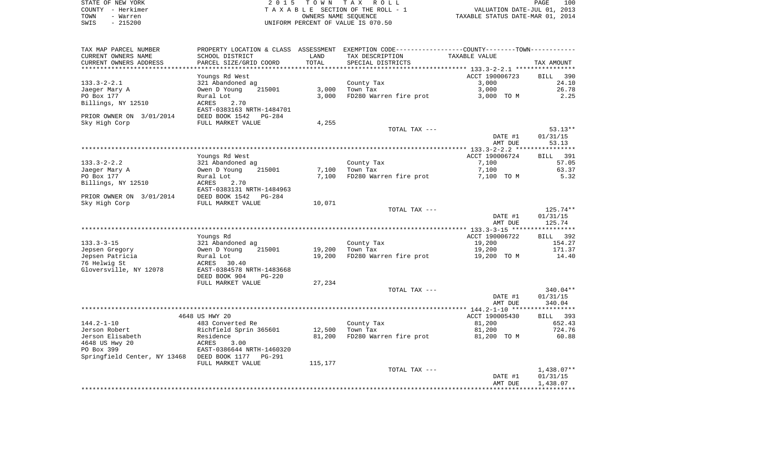STATE OF NEW YORK — 2015 TOWN TAX ROLL
COUNTY - Herkimer — TAXABLE SECTION OF THE ROLL - 1 — VALUATION DATE-JUL 01, 2013
TOWN - Warren — OWNERS NAME SEQUENCE — TAXABLE STATUS DATE-MAR 01, 2014
SWIS - 215200 — UNIFORM PERCENT OF VALUE IS 070.50

| TAX MAP PARCEL NUMBER / CURRENT OWNERS NAME / CURRENT OWNERS ADDRESS | PROPERTY LOCATION & CLASS / SCHOOL DISTRICT / PARCEL SIZE/GRID COORD | ASSESSMENT LAND / TOTAL | EXEMPTION CODE / TAX DESCRIPTION / SPECIAL DISTRICTS | COUNTY--TOWN TAXABLE VALUE | TAX AMOUNT |
|---|---|---|---|---|---|
| | Youngs Rd West | | | ACCT 190006723 | BILL 390 |
| 133.3-2-2.1 | 321 Abandoned ag | | County Tax | 3,000 | 24.10 |
| Jaeger Mary A | Owen D Young 215001 | 3,000 | Town Tax | 3,000 | 26.78 |
| PO Box 177 | Rural Lot | 3,000 | FD280 Warren fire prot | 3,000 TO M | 2.25 |
| Billings, NY 12510 | ACRES 2.70 | | | | |
| | EAST-0383163 NRTH-1484701 | | | | |
| PRIOR OWNER ON 3/01/2014 | DEED BOOK 1542 PG-284 | | | | |
| Sky High Corp | FULL MARKET VALUE | 4,255 | | | |
| | | | TOTAL TAX --- | | 53.13** |
| | | | | DATE #1 | 01/31/15 |
| | | | | AMT DUE | 53.13 |
| | Youngs Rd West | | | ACCT 190006724 | BILL 391 |
| 133.3-2-2.2 | 321 Abandoned ag | | County Tax | 7,100 | 57.05 |
| Jaeger Mary A | Owen D Young 215001 | 7,100 | Town Tax | 7,100 | 63.37 |
| PO Box 177 | Rural Lot | 7,100 | FD280 Warren fire prot | 7,100 TO M | 5.32 |
| Billings, NY 12510 | ACRES 2.70 | | | | |
| | EAST-0383131 NRTH-1484963 | | | | |
| PRIOR OWNER ON 3/01/2014 | DEED BOOK 1542 PG-284 | | | | |
| Sky High Corp | FULL MARKET VALUE | 10,071 | | | |
| | | | TOTAL TAX --- | | 125.74** |
| | | | | DATE #1 | 01/31/15 |
| | | | | AMT DUE | 125.74 |
| | Youngs Rd | | | ACCT 190006722 | BILL 392 |
| 133.3-3-15 | 321 Abandoned ag | | County Tax | 19,200 | 154.27 |
| Jepsen Gregory | Owen D Young 215001 | 19,200 | Town Tax | 19,200 | 171.37 |
| Jepsen Patricia | Rural Lot | 19,200 | FD280 Warren fire prot | 19,200 TO M | 14.40 |
| 76 Helwig St | ACRES 30.40 | | | | |
| Gloversville, NY 12078 | EAST-0384578 NRTH-1483668 | | | | |
| | DEED BOOK 904 PG-220 | | | | |
| | FULL MARKET VALUE | 27,234 | | | |
| | | | TOTAL TAX --- | | 340.04** |
| | | | | DATE #1 | 01/31/15 |
| | | | | AMT DUE | 340.04 |
| | 4648 US HWY 20 | | | ACCT 190005430 | BILL 393 |
| 144.2-1-10 | 483 Converted Re | | County Tax | 81,200 | 652.43 |
| Jerson Robert | Richfield Sprin 365601 | 12,500 | Town Tax | 81,200 | 724.76 |
| Jerson Elisabeth | Residence | 81,200 | FD280 Warren fire prot | 81,200 TO M | 60.88 |
| 4648 US Hwy 20 | ACRES 3.00 | | | | |
| PO Box 399 | EAST-0386644 NRTH-1460320 | | | | |
| Springfield Center, NY 13468 | DEED BOOK 1177 PG-291 | | | | |
| | FULL MARKET VALUE | 115,177 | | | |
| | | | TOTAL TAX --- | | 1,438.07** |
| | | | | DATE #1 | 01/31/15 |
| | | | | AMT DUE | 1,438.07 |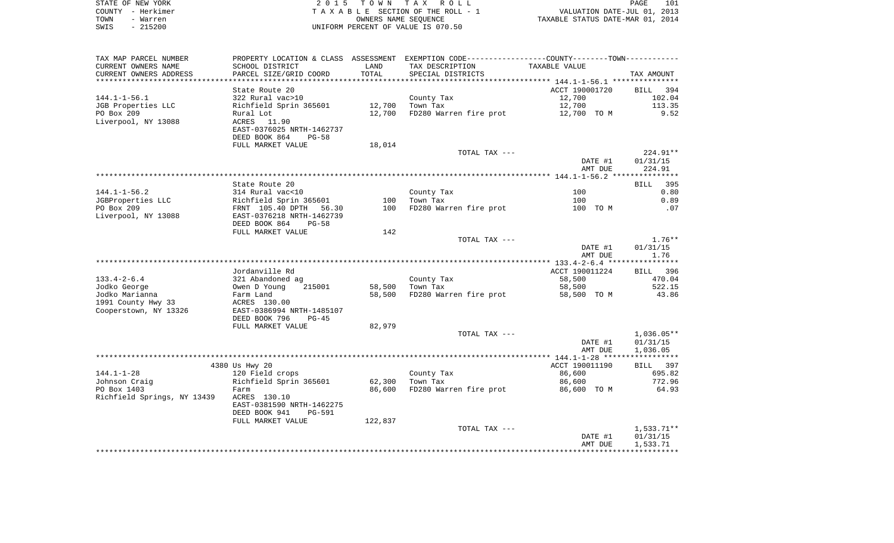STATE OF NEW YORK | COUNTY - Herkimer | TOWN - Warren | SWIS - 215200

2 0 1 5 T O W N T A X R O L L
T A X A B L E SECTION OF THE ROLL - 1
OWNERS NAME SEQUENCE
UNIFORM PERCENT OF VALUE IS 070.50

VALUATION DATE-JUL 01, 2013
TAXABLE STATUS DATE-MAR 01, 2014

| TAX MAP PARCEL NUMBER / CURRENT OWNERS NAME / CURRENT OWNERS ADDRESS | PROPERTY LOCATION & CLASS / SCHOOL DISTRICT / PARCEL SIZE/GRID COORD | ASSESSMENT LAND / TOTAL | EXEMPTION CODE / TAX DESCRIPTION / SPECIAL DISTRICTS | COUNTY--------TOWN / TAXABLE VALUE | TAX AMOUNT |
|---|---|---|---|---|---|
| 144.1-1-56.1 | State Route 20 | | | ACCT 190001720 | BILL 394 |
| | 322 Rural vac>10 | | County Tax | 12,700 | 102.04 |
| JGB Properties LLC | Richfield Sprin 365601 | 12,700 | Town Tax | 12,700 | 113.35 |
| PO Box 209 | Rural Lot | 12,700 | FD280 Warren fire prot | 12,700 TO M | 9.52 |
| Liverpool, NY 13088 | ACRES 11.90 | | | | |
| | EAST-0376025 NRTH-1462737 | | | | |
| | DEED BOOK 864 PG-58 | | | | |
| | FULL MARKET VALUE | 18,014 | | | |
| | | | TOTAL TAX --- | | 224.91** |
| | | | | DATE #1 | 01/31/15 |
| | | | | AMT DUE | 224.91 |
| 144.1-1-56.2 | State Route 20 | | | | BILL 395 |
| | 314 Rural vac<10 | | County Tax | 100 | 0.80 |
| JGBProperties LLC | Richfield Sprin 365601 | 100 | Town Tax | 100 | 0.89 |
| PO Box 209 | FRNT 105.40 DPTH 56.30 | 100 | FD280 Warren fire prot | 100 TO M | .07 |
| Liverpool, NY 13088 | EAST-0376218 NRTH-1462739 | | | | |
| | DEED BOOK 864 PG-58 | | | | |
| | FULL MARKET VALUE | 142 | | | |
| | | | TOTAL TAX --- | | 1.76** |
| | | | | DATE #1 | 01/31/15 |
| | | | | AMT DUE | 1.76 |
| 133.4-2-6.4 | Jordanville Rd | | | ACCT 190011224 | BILL 396 |
| | 321 Abandoned ag | | County Tax | 58,500 | 470.04 |
| Jodko George | Owen D Young 215001 | 58,500 | Town Tax | 58,500 | 522.15 |
| Jodko Marianna | Farm Land | 58,500 | FD280 Warren fire prot | 58,500 TO M | 43.86 |
| 1991 County Hwy 33 | ACRES 130.00 | | | | |
| Cooperstown, NY 13326 | EAST-0386994 NRTH-1485107 | | | | |
| | DEED BOOK 796 PG-45 | | | | |
| | FULL MARKET VALUE | 82,979 | | | |
| | | | TOTAL TAX --- | | 1,036.05** |
| | | | | DATE #1 | 01/31/15 |
| | | | | AMT DUE | 1,036.05 |
| 144.1-1-28 | 4380 Us Hwy 20 | | | ACCT 190011190 | BILL 397 |
| | 120 Field crops | | County Tax | 86,600 | 695.82 |
| Johnson Craig | Richfield Sprin 365601 | 62,300 | Town Tax | 86,600 | 772.96 |
| PO Box 1403 | Farm | 86,600 | FD280 Warren fire prot | 86,600 TO M | 64.93 |
| Richfield Springs, NY 13439 | ACRES 130.10 | | | | |
| | EAST-0381590 NRTH-1462275 | | | | |
| | DEED BOOK 941 PG-591 | | | | |
| | FULL MARKET VALUE | 122,837 | | | |
| | | | TOTAL TAX --- | | 1,533.71** |
| | | | | DATE #1 | 01/31/15 |
| | | | | AMT DUE | 1,533.71 |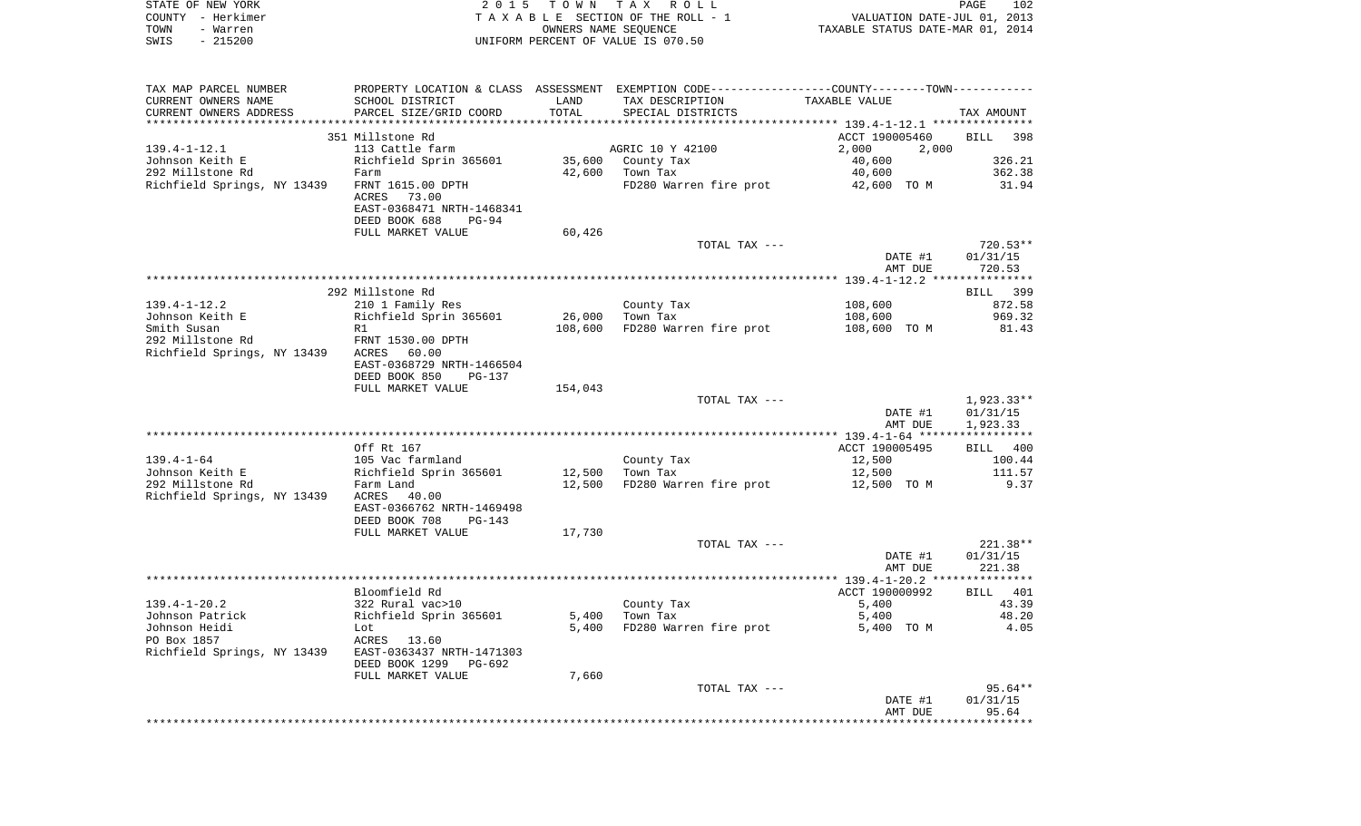STATE OF NEW YORK                    2 0 1 5   T O W N   T A X   R O L L
COUNTY - Herkimer                    T A X A B L E  SECTION OF THE ROLL - 1                VALUATION DATE-JUL 01, 2013
TOWN   - Warren                              OWNERS NAME SEQUENCE                      TAXABLE STATUS DATE-MAR 01, 2014
SWIS   - 215200                         UNIFORM PERCENT OF VALUE IS 070.50

| TAX MAP PARCEL NUMBER / CURRENT OWNERS NAME / CURRENT OWNERS ADDRESS | PROPERTY LOCATION & CLASS / SCHOOL DISTRICT / PARCEL SIZE/GRID COORD | ASSESSMENT LAND | TOTAL | EXEMPTION CODE / TAX DESCRIPTION / SPECIAL DISTRICTS | TAXABLE VALUE (COUNTY / TOWN) | TAX AMOUNT |
|---|---|---|---|---|---|---|
| | 351 Millstone Rd | | | | ACCT 190005460 | BILL 398 |
| 139.4-1-12.1 | 113 Cattle farm | | | AGRIC 10 Y 42100 | 2,000 2,000 | |
| Johnson Keith E | Richfield Sprin 365601 | 35,600 | | County Tax | 40,600 | 326.21 |
| 292 Millstone Rd | Farm | | 42,600 | Town Tax | 40,600 | 362.38 |
| Richfield Springs, NY 13439 | FRNT 1615.00 DPTH | | | FD280 Warren fire prot | 42,600 TO M | 31.94 |
| | ACRES 73.00 | | | | | |
| | EAST-0368471 NRTH-1468341 | | | | | |
| | DEED BOOK 688 PG-94 | | | | | |
| | FULL MARKET VALUE | 60,426 | | | | |
| | | | | TOTAL TAX --- | | 720.53** |
| | | | | | DATE #1 | 01/31/15 |
| | | | | | AMT DUE | 720.53 |
| | 292 Millstone Rd | | | | | BILL 399 |
| 139.4-1-12.2 | 210 1 Family Res | | | County Tax | 108,600 | 872.58 |
| Johnson Keith E | Richfield Sprin 365601 | 26,000 | | Town Tax | 108,600 | 969.32 |
| Smith Susan | R1 | | 108,600 | FD280 Warren fire prot | 108,600 TO M | 81.43 |
| 292 Millstone Rd | FRNT 1530.00 DPTH | | | | | |
| Richfield Springs, NY 13439 | ACRES 60.00 | | | | | |
| | EAST-0368729 NRTH-1466504 | | | | | |
| | DEED BOOK 850 PG-137 | | | | | |
| | FULL MARKET VALUE | 154,043 | | | | |
| | | | | TOTAL TAX --- | | 1,923.33** |
| | | | | | DATE #1 | 01/31/15 |
| | | | | | AMT DUE | 1,923.33 |
| | Off Rt 167 | | | | ACCT 190005495 | BILL 400 |
| 139.4-1-64 | 105 Vac farmland | | | County Tax | 12,500 | 100.44 |
| Johnson Keith E | Richfield Sprin 365601 | 12,500 | | Town Tax | 12,500 | 111.57 |
| 292 Millstone Rd | Farm Land | | 12,500 | FD280 Warren fire prot | 12,500 TO M | 9.37 |
| Richfield Springs, NY 13439 | ACRES 40.00 | | | | | |
| | EAST-0366762 NRTH-1469498 | | | | | |
| | DEED BOOK 708 PG-143 | | | | | |
| | FULL MARKET VALUE | 17,730 | | | | |
| | | | | TOTAL TAX --- | | 221.38** |
| | | | | | DATE #1 | 01/31/15 |
| | | | | | AMT DUE | 221.38 |
| | Bloomfield Rd | | | | ACCT 190000992 | BILL 401 |
| 139.4-1-20.2 | 322 Rural vac>10 | | | County Tax | 5,400 | 43.39 |
| Johnson Patrick | Richfield Sprin 365601 | 5,400 | | Town Tax | 5,400 | 48.20 |
| Johnson Heidi | Lot | | 5,400 | FD280 Warren fire prot | 5,400 TO M | 4.05 |
| PO Box 1857 | ACRES 13.60 | | | | | |
| Richfield Springs, NY 13439 | EAST-0363437 NRTH-1471303 | | | | | |
| | DEED BOOK 1299 PG-692 | | | | | |
| | FULL MARKET VALUE | 7,660 | | | | |
| | | | | TOTAL TAX --- | | 95.64** |
| | | | | | DATE #1 | 01/31/15 |
| | | | | | AMT DUE | 95.64 |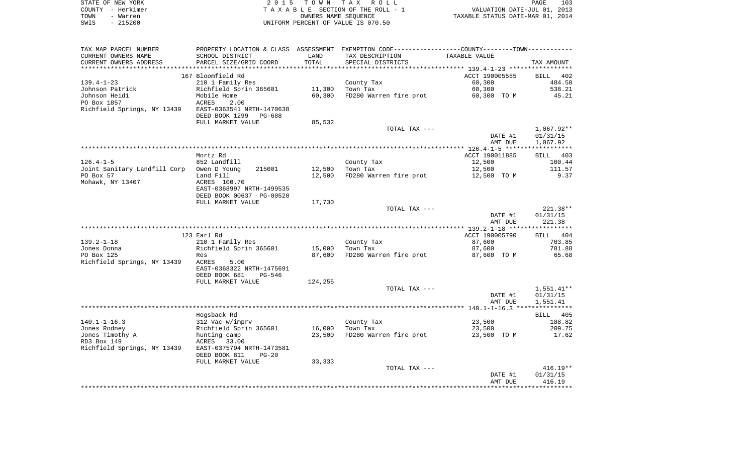STATE OF NEW YORK                    2015 TOWN TAX ROLL
COUNTY - Herkimer                    TAXABLE SECTION OF THE ROLL - 1                    VALUATION DATE-JUL 01, 2013
TOWN - Warren                        OWNERS NAME SEQUENCE                               TAXABLE STATUS DATE-MAR 01, 2014
SWIS - 215200                        UNIFORM PERCENT OF VALUE IS 070.50

| TAX MAP PARCEL NUMBER / CURRENT OWNERS NAME / CURRENT OWNERS ADDRESS | PROPERTY LOCATION & CLASS / SCHOOL DISTRICT / PARCEL SIZE/GRID COORD | ASSESSMENT LAND / TOTAL | EXEMPTION CODE / TAX DESCRIPTION / SPECIAL DISTRICTS | TAXABLE VALUE | TAX AMOUNT |
|---|---|---|---|---|---|
| | 167 Bloomfield Rd | | | ACCT 190005555 | BILL 402 |
| 139.4-1-23 | 210 1 Family Res | | County Tax | 60,300 | 484.50 |
| Johnson Patrick | Richfield Sprin 365601 | 11,300 | Town Tax | 60,300 | 538.21 |
| Johnson Heidi | Mobile Home | 60,300 | FD280 Warren fire prot | 60,300 TO M | 45.21 |
| PO Box 1857 | ACRES 2.00 | | | | |
| Richfield Springs, NY 13439 | EAST-0363541 NRTH-1470638 | | | | |
| | DEED BOOK 1299 PG-688 | | | | |
| | FULL MARKET VALUE | 85,532 | | | |
| | | | TOTAL TAX --- | | 1,067.92** |
| | | | | DATE #1 | 01/31/15 |
| | | | | AMT DUE | 1,067.92 |
| | Mortz Rd | | | ACCT 190011885 | BILL 403 |
| 126.4-1-5 | 852 Landfill | | County Tax | 12,500 | 100.44 |
| Joint Sanitary Landfill Corp | Owen D Young 215001 | 12,500 | Town Tax | 12,500 | 111.57 |
| PO Box 57 | Land Fill | 12,500 | FD280 Warren fire prot | 12,500 TO M | 9.37 |
| Mohawk, NY 13407 | ACRES 100.70 | | | | |
| | EAST-0368997 NRTH-1499535 | | | | |
| | DEED BOOK 00637 PG-00520 | | | | |
| | FULL MARKET VALUE | 17,730 | | | |
| | | | TOTAL TAX --- | | 221.38** |
| | | | | DATE #1 | 01/31/15 |
| | | | | AMT DUE | 221.38 |
| | 123 Earl Rd | | | ACCT 190005790 | BILL 404 |
| 139.2-1-18 | 210 1 Family Res | | County Tax | 87,600 | 703.85 |
| Jones Donna | Richfield Sprin 365601 | 15,000 | Town Tax | 87,600 | 781.88 |
| PO Box 125 | Res | 87,600 | FD280 Warren fire prot | 87,600 TO M | 65.68 |
| Richfield Springs, NY 13439 | ACRES 5.00 | | | | |
| | EAST-0368322 NRTH-1475691 | | | | |
| | DEED BOOK 681 PG-546 | | | | |
| | FULL MARKET VALUE | 124,255 | | | |
| | | | TOTAL TAX --- | | 1,551.41** |
| | | | | DATE #1 | 01/31/15 |
| | | | | AMT DUE | 1,551.41 |
| | Hogsback Rd | | | | BILL 405 |
| 140.1-1-16.3 | 312 Vac w/imprv | | County Tax | 23,500 | 188.82 |
| Jones Rodney | Richfield Sprin 365601 | 16,000 | Town Tax | 23,500 | 209.75 |
| Jones Timothy A | hunting camp | 23,500 | FD280 Warren fire prot | 23,500 TO M | 17.62 |
| RD3 Box 149 | ACRES 33.00 | | | | |
| Richfield Springs, NY 13439 | EAST-0375794 NRTH-1473581 | | | | |
| | DEED BOOK 811 PG-20 | | | | |
| | FULL MARKET VALUE | 33,333 | | | |
| | | | TOTAL TAX --- | | 416.19** |
| | | | | DATE #1 | 01/31/15 |
| | | | | AMT DUE | 416.19 |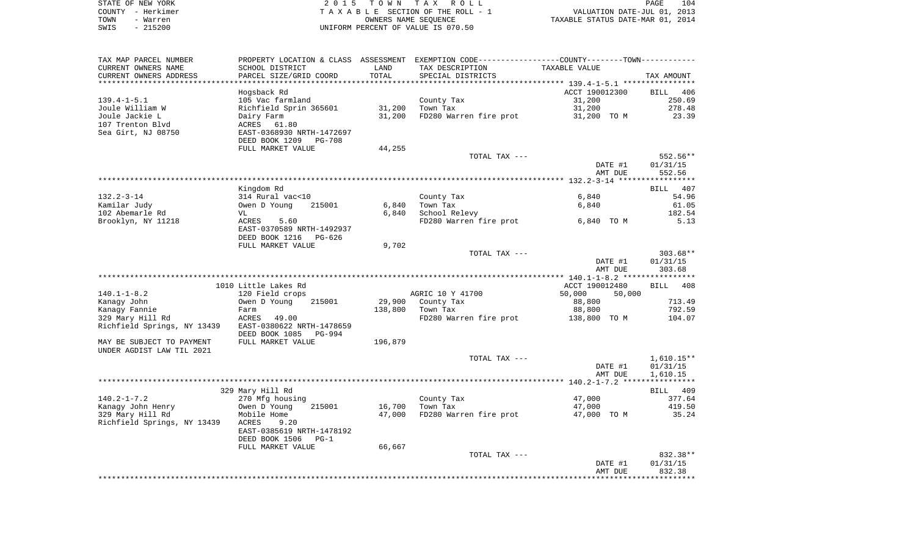STATE OF NEW YORK | 2 0 1 5 T O W N T A X R O L L | PAGE 104
COUNTY - Herkimer | T A X A B L E SECTION OF THE ROLL - 1 | VALUATION DATE-JUL 01, 2013
TOWN - Warren | OWNERS NAME SEQUENCE | TAXABLE STATUS DATE-MAR 01, 2014
SWIS - 215200 | UNIFORM PERCENT OF VALUE IS 070.50

| TAX MAP PARCEL NUMBER / CURRENT OWNERS NAME / CURRENT OWNERS ADDRESS | PROPERTY LOCATION & CLASS / SCHOOL DISTRICT / PARCEL SIZE/GRID COORD | ASSESSMENT LAND / TOTAL | EXEMPTION CODE / TAX DESCRIPTION / SPECIAL DISTRICTS | COUNTY--------TOWN TAXABLE VALUE | TAX AMOUNT |
|---|---|---|---|---|---|
| **139.4-1-5.1** | Hogsback Rd | | | ACCT 190012300 | BILL 406 |
| 139.4-1-5.1 | 105 Vac farmland | | County Tax | 31,200 | 250.69 |
| Joule William W | Richfield Sprin 365601 | 31,200 | Town Tax | 31,200 | 278.48 |
| Joule Jackie L | Dairy Farm | 31,200 | FD280 Warren fire prot | 31,200 TO M | 23.39 |
| 107 Trenton Blvd | ACRES 61.80 | | | | |
| Sea Girt, NJ 08750 | EAST-0368930 NRTH-1472697 | | | | |
| | DEED BOOK 1209 PG-708 | | | | |
| | FULL MARKET VALUE | 44,255 | | | |
| | | | TOTAL TAX --- | | 552.56** |
| | | | | DATE #1 | 01/31/15 |
| | | | | AMT DUE | 552.56 |
| **132.2-3-14** | Kingdom Rd | | | | BILL 407 |
| 132.2-3-14 | 314 Rural vac<10 | | County Tax | 6,840 | 54.96 |
| Kamilar Judy | Owen D Young 215001 | 6,840 | Town Tax | 6,840 | 61.05 |
| 102 Abemarle Rd | VL | 6,840 | School Relevy | | 182.54 |
| Brooklyn, NY 11218 | ACRES 5.60 | | FD280 Warren fire prot | 6,840 TO M | 5.13 |
| | EAST-0370589 NRTH-1492937 | | | | |
| | DEED BOOK 1216 PG-626 | | | | |
| | FULL MARKET VALUE | 9,702 | | | |
| | | | TOTAL TAX --- | | 303.68** |
| | | | | DATE #1 | 01/31/15 |
| | | | | AMT DUE | 303.68 |
| **140.1-1-8.2** | 1010 Little Lakes Rd | | | ACCT 190012480 | BILL 408 |
| 140.1-1-8.2 | 120 Field crops | | AGRIC 10 Y 41700 | 50,000 50,000 | |
| Kanagy John | Owen D Young 215001 | 29,900 | County Tax | 88,800 | 713.49 |
| Kanagy Fannie | Farm | 138,800 | Town Tax | 88,800 | 792.59 |
| 329 Mary Hill Rd | ACRES 49.00 | | FD280 Warren fire prot | 138,800 TO M | 104.07 |
| Richfield Springs, NY 13439 | EAST-0380622 NRTH-1478659 | | | | |
| | DEED BOOK 1085 PG-994 | | | | |
| MAY BE SUBJECT TO PAYMENT | FULL MARKET VALUE | 196,879 | | | |
| UNDER AGDIST LAW TIL 2021 | | | | | |
| | | | TOTAL TAX --- | | 1,610.15** |
| | | | | DATE #1 | 01/31/15 |
| | | | | AMT DUE | 1,610.15 |
| **140.2-1-7.2** | 329 Mary Hill Rd | | | | BILL 409 |
| 140.2-1-7.2 | 270 Mfg housing | | County Tax | 47,000 | 377.64 |
| Kanagy John Henry | Owen D Young 215001 | 16,700 | Town Tax | 47,000 | 419.50 |
| 329 Mary Hill Rd | Mobile Home | 47,000 | FD280 Warren fire prot | 47,000 TO M | 35.24 |
| Richfield Springs, NY 13439 | ACRES 9.20 | | | | |
| | EAST-0385619 NRTH-1478192 | | | | |
| | DEED BOOK 1506 PG-1 | | | | |
| | FULL MARKET VALUE | 66,667 | | | |
| | | | TOTAL TAX --- | | 832.38** |
| | | | | DATE #1 | 01/31/15 |
| | | | | AMT DUE | 832.38 |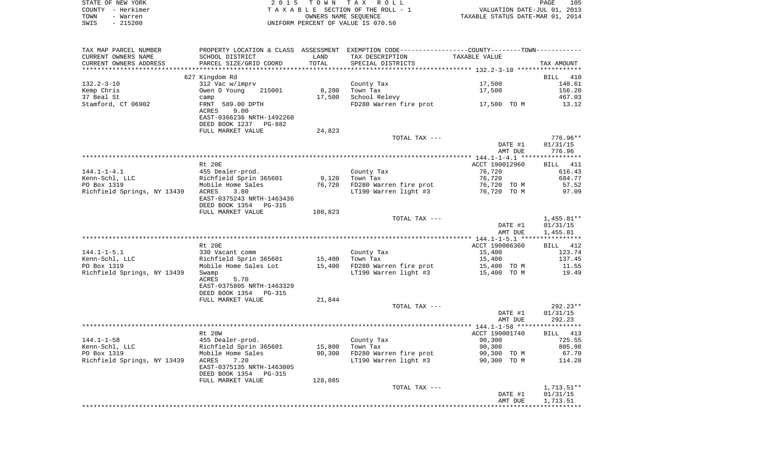STATE OF NEW YORK | COUNTY - Herkimer | TOWN - Warren | SWIS - 215200

**2015 TOWN TAX ROLL**
TAXABLE SECTION OF THE ROLL - 1
OWNERS NAME SEQUENCE
UNIFORM PERCENT OF VALUE IS 070.50

VALUATION DATE-JUL 01, 2013
TAXABLE STATUS DATE-MAR 01, 2014

| TAX MAP PARCEL NUMBER / CURRENT OWNERS NAME / CURRENT OWNERS ADDRESS | PROPERTY LOCATION & CLASS / SCHOOL DISTRICT / PARCEL SIZE/GRID COORD | ASSESSMENT LAND | ASSESSMENT TOTAL | EXEMPTION CODE / TAX DESCRIPTION / SPECIAL DISTRICTS | TAXABLE VALUE | TAX AMOUNT |
|---|---|---|---|---|---|---|
| | 627 Kingdom Rd | | | | | BILL 410 |
| 132.2-3-10 | 312 Vac w/imprv | | | County Tax | 17,500 | 140.61 |
| Kemp Chris | Owen D Young 215001 | 8,200 | | Town Tax | 17,500 | 156.20 |
| 37 Beal St | camp | | 17,500 | School Relevy | | 467.03 |
| Stamford, CT 06902 | FRNT 589.00 DPTH | | | FD280 Warren fire prot | 17,500 TO M | 13.12 |
| | ACRES 9.00 | | | | | |
| | EAST-0366236 NRTH-1492260 | | | | | |
| | DEED BOOK 1237 PG-882 | | | | | |
| | FULL MARKET VALUE | 24,823 | | | | |
| | | | | TOTAL TAX --- | | 776.96** |
| | | | | | DATE #1 | 01/31/15 |
| | | | | | AMT DUE | 776.96 |
| | Rt 20E | | | | ACCT 190012960 | BILL 411 |
| 144.1-1-4.1 | 455 Dealer-prod. | | | County Tax | 76,720 | 616.43 |
| Kenn-Schl, LLC | Richfield Sprin 365601 | 9,120 | | Town Tax | 76,720 | 684.77 |
| PO Box 1319 | Mobile Home Sales | | 76,720 | FD280 Warren fire prot | 76,720 TO M | 57.52 |
| Richfield Springs, NY 13439 | ACRES 3.80 | | | LT190 Warren light #3 | 76,720 TO M | 97.09 |
| | EAST-0375243 NRTH-1463436 | | | | | |
| | DEED BOOK 1354 PG-315 | | | | | |
| | FULL MARKET VALUE | 108,823 | | | | |
| | | | | TOTAL TAX --- | | 1,455.81** |
| | | | | | DATE #1 | 01/31/15 |
| | | | | | AMT DUE | 1,455.81 |
| | Rt 20E | | | | ACCT 190006360 | BILL 412 |
| 144.1-1-5.1 | 330 Vacant comm | | | County Tax | 15,400 | 123.74 |
| Kenn-Schl, LLC | Richfield Sprin 365601 | 15,400 | | Town Tax | 15,400 | 137.45 |
| PO Box 1319 | Mobile Home Sales Lot | | 15,400 | FD280 Warren fire prot | 15,400 TO M | 11.55 |
| Richfield Springs, NY 13439 | Swamp | | | LT190 Warren light #3 | 15,400 TO M | 19.49 |
| | ACRES 5.70 | | | | | |
| | EAST-0375805 NRTH-1463329 | | | | | |
| | DEED BOOK 1354 PG-315 | | | | | |
| | FULL MARKET VALUE | 21,844 | | | | |
| | | | | TOTAL TAX --- | | 292.23** |
| | | | | | DATE #1 | 01/31/15 |
| | | | | | AMT DUE | 292.23 |
| | Rt 20W | | | | ACCT 190001740 | BILL 413 |
| 144.1-1-58 | 455 Dealer-prod. | | | County Tax | 90,300 | 725.55 |
| Kenn-Schl, LLC | Richfield Sprin 365601 | 15,800 | | Town Tax | 90,300 | 805.98 |
| PO Box 1319 | Mobile Home Sales | | 90,300 | FD280 Warren fire prot | 90,300 TO M | 67.70 |
| Richfield Springs, NY 13439 | ACRES 7.20 | | | LT190 Warren light #3 | 90,300 TO M | 114.28 |
| | EAST-0375135 NRTH-1463005 | | | | | |
| | DEED BOOK 1354 PG-315 | | | | | |
| | FULL MARKET VALUE | 128,085 | | | | |
| | | | | TOTAL TAX --- | | 1,713.51** |
| | | | | | DATE #1 | 01/31/15 |
| | | | | | AMT DUE | 1,713.51 |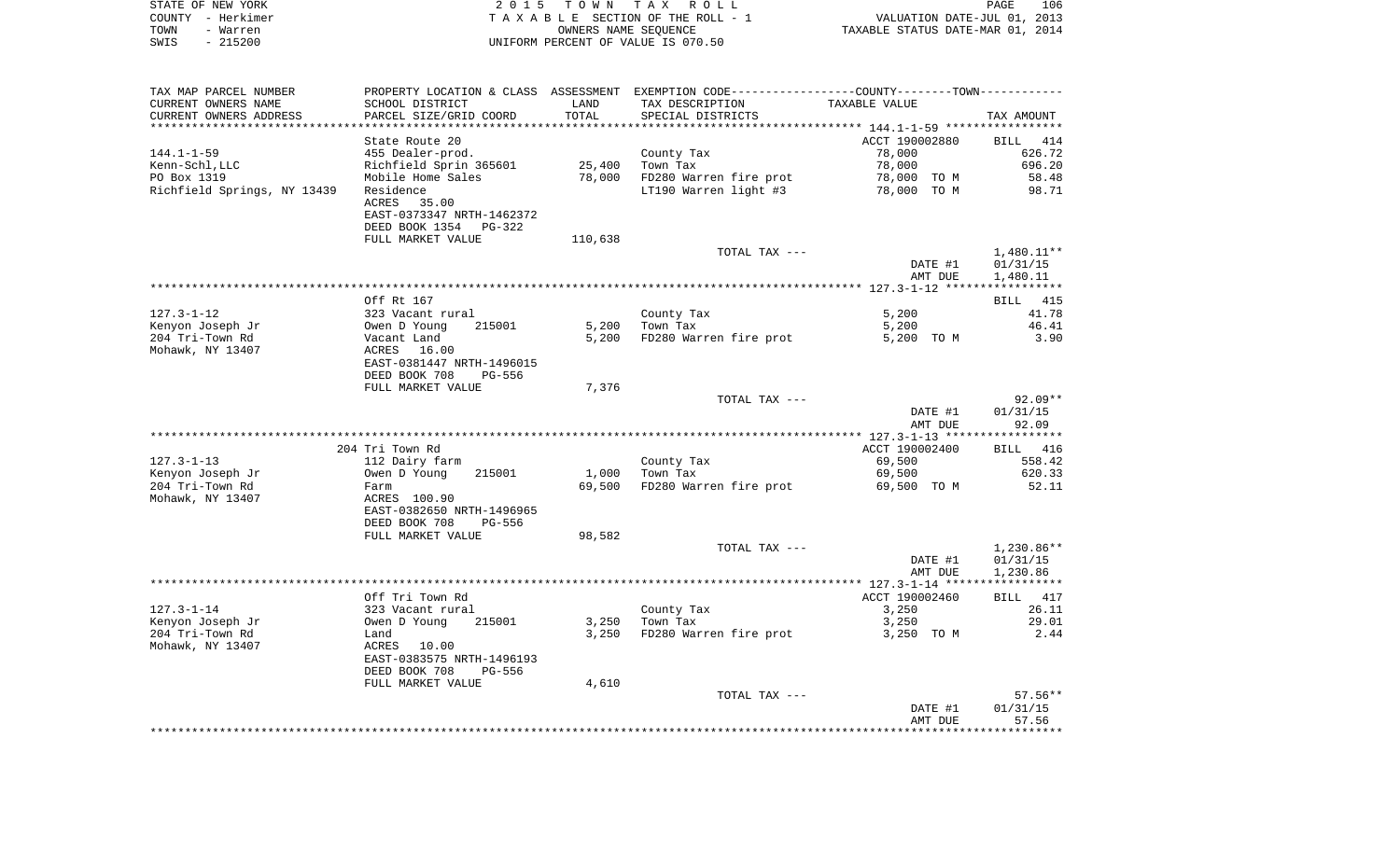STATE OF NEW YORK — COUNTY - Herkimer — TOWN - Warren — SWIS - 215200

2015 TOWN TAX ROLL
TAXABLE SECTION OF THE ROLL - 1
OWNERS NAME SEQUENCE
UNIFORM PERCENT OF VALUE IS 070.50

VALUATION DATE-JUL 01, 2013
TAXABLE STATUS DATE-MAR 01, 2014

| TAX MAP PARCEL NUMBER / CURRENT OWNERS NAME / CURRENT OWNERS ADDRESS | PROPERTY LOCATION & CLASS / SCHOOL DISTRICT / PARCEL SIZE/GRID COORD | ASSESSMENT LAND / TOTAL | EXEMPTION CODE / TAX DESCRIPTION / SPECIAL DISTRICTS | TAXABLE VALUE | TAX AMOUNT |
|---|---|---|---|---|---|
| 144.1-1-59 | State Route 20 | | | ACCT 190002880 | BILL 414 |
| | 455 Dealer-prod. | | County Tax | 78,000 | 626.72 |
| Kenn-Schl,LLC | Richfield Sprin 365601 | 25,400 | Town Tax | 78,000 | 696.20 |
| PO Box 1319 | Mobile Home Sales | 78,000 | FD280 Warren fire prot | 78,000 TO M | 58.48 |
| Richfield Springs, NY 13439 | Residence | | LT190 Warren light #3 | 78,000 TO M | 98.71 |
| | ACRES 35.00 | | | | |
| | EAST-0373347 NRTH-1462372 | | | | |
| | DEED BOOK 1354 PG-322 | | | | |
| | FULL MARKET VALUE | 110,638 | | | |
| | | | TOTAL TAX --- | | 1,480.11** |
| | | | | DATE #1 | 01/31/15 |
| | | | | AMT DUE | 1,480.11 |
| 127.3-1-12 | Off Rt 167 | | | | BILL 415 |
| | 323 Vacant rural | | County Tax | 5,200 | 41.78 |
| Kenyon Joseph Jr | Owen D Young 215001 | 5,200 | Town Tax | 5,200 | 46.41 |
| 204 Tri-Town Rd | Vacant Land | 5,200 | FD280 Warren fire prot | 5,200 TO M | 3.90 |
| Mohawk, NY 13407 | ACRES 16.00 | | | | |
| | EAST-0381447 NRTH-1496015 | | | | |
| | DEED BOOK 708 PG-556 | | | | |
| | FULL MARKET VALUE | 7,376 | | | |
| | | | TOTAL TAX --- | | 92.09** |
| | | | | DATE #1 | 01/31/15 |
| | | | | AMT DUE | 92.09 |
| 127.3-1-13 | 204 Tri Town Rd | | | ACCT 190002400 | BILL 416 |
| | 112 Dairy farm | | County Tax | 69,500 | 558.42 |
| Kenyon Joseph Jr | Owen D Young 215001 | 1,000 | Town Tax | 69,500 | 620.33 |
| 204 Tri-Town Rd | Farm | 69,500 | FD280 Warren fire prot | 69,500 TO M | 52.11 |
| Mohawk, NY 13407 | ACRES 100.90 | | | | |
| | EAST-0382650 NRTH-1496965 | | | | |
| | DEED BOOK 708 PG-556 | | | | |
| | FULL MARKET VALUE | 98,582 | | | |
| | | | TOTAL TAX --- | | 1,230.86** |
| | | | | DATE #1 | 01/31/15 |
| | | | | AMT DUE | 1,230.86 |
| 127.3-1-14 | Off Tri Town Rd | | | ACCT 190002460 | BILL 417 |
| | 323 Vacant rural | | County Tax | 3,250 | 26.11 |
| Kenyon Joseph Jr | Owen D Young 215001 | 3,250 | Town Tax | 3,250 | 29.01 |
| 204 Tri-Town Rd | Land | 3,250 | FD280 Warren fire prot | 3,250 TO M | 2.44 |
| Mohawk, NY 13407 | ACRES 10.00 | | | | |
| | EAST-0383575 NRTH-1496193 | | | | |
| | DEED BOOK 708 PG-556 | | | | |
| | FULL MARKET VALUE | 4,610 | | | |
| | | | TOTAL TAX --- | | 57.56** |
| | | | | DATE #1 | 01/31/15 |
| | | | | AMT DUE | 57.56 |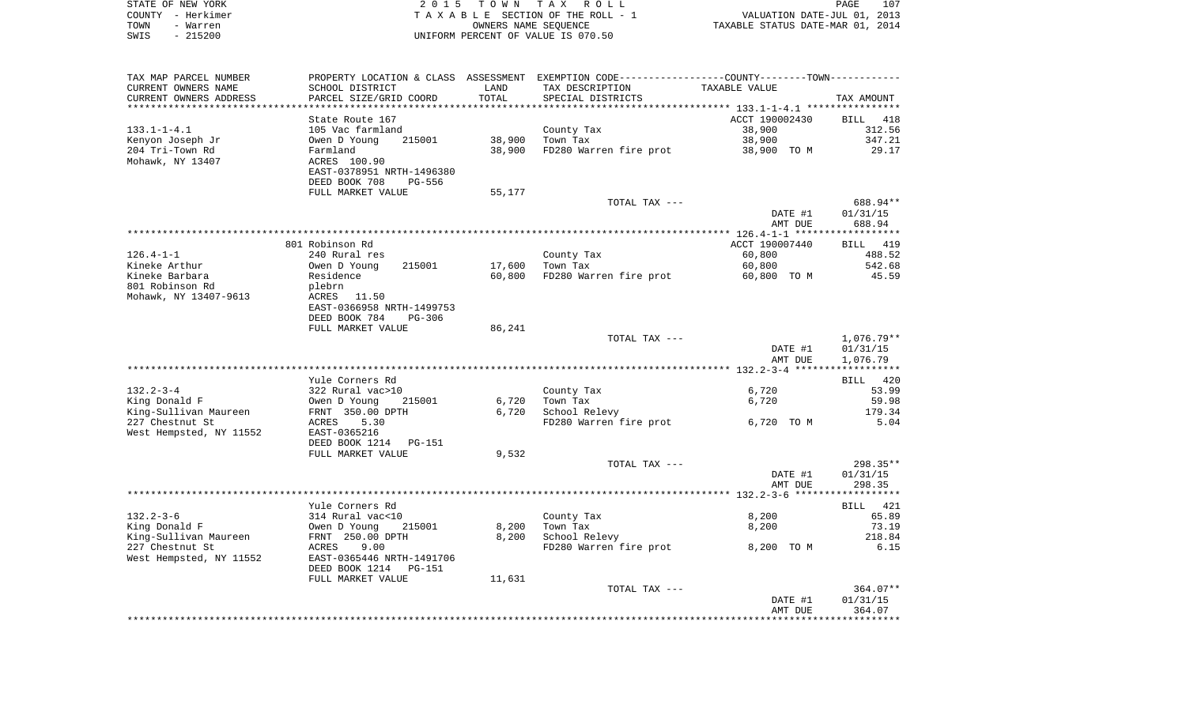STATE OF NEW YORK
COUNTY - Herkimer
TOWN - Warren
SWIS - 215200

2 0 1 5 T O W N T A X R O L L
T A X A B L E SECTION OF THE ROLL - 1
OWNERS NAME SEQUENCE
UNIFORM PERCENT OF VALUE IS 070.50

VALUATION DATE-JUL 01, 2013
TAXABLE STATUS DATE-MAR 01, 2014

| TAX MAP PARCEL NUMBER / CURRENT OWNERS NAME / CURRENT OWNERS ADDRESS | PROPERTY LOCATION & CLASS / SCHOOL DISTRICT / PARCEL SIZE/GRID COORD | ASSESSMENT LAND / TOTAL | EXEMPTION CODE / TAX DESCRIPTION / SPECIAL DISTRICTS | TAXABLE VALUE | TAX AMOUNT |
|---|---|---|---|---|---|
| 133.1-1-4.1 | State Route 167 | | | ACCT 190002430 | BILL 418 |
| Kenyon Joseph Jr | 105 Vac farmland | | County Tax | 38,900 | 312.56 |
| 204 Tri-Town Rd | Owen D Young 215001 | 38,900 | Town Tax | 38,900 | 347.21 |
| Mohawk, NY 13407 | Farmland | 38,900 | FD280 Warren fire prot | 38,900 TO M | 29.17 |
| | ACRES 100.90 | | | | |
| | EAST-0378951 NRTH-1496380 | | | | |
| | DEED BOOK 708 PG-556 | | | | |
| | FULL MARKET VALUE | 55,177 | | | |
| | | | TOTAL TAX --- | | 688.94** |
| | | | | DATE #1 | 01/31/15 |
| | | | | AMT DUE | 688.94 |
| 126.4-1-1 | 801 Robinson Rd | | | ACCT 190007440 | BILL 419 |
| Kineke Arthur | 240 Rural res | | County Tax | 60,800 | 488.52 |
| Kineke Barbara | Owen D Young 215001 | 17,600 | Town Tax | 60,800 | 542.68 |
| 801 Robinson Rd | Residence | 60,800 | FD280 Warren fire prot | 60,800 TO M | 45.59 |
| Mohawk, NY 13407-9613 | plebrn | | | | |
| | ACRES 11.50 | | | | |
| | EAST-0366958 NRTH-1499753 | | | | |
| | DEED BOOK 784 PG-306 | | | | |
| | FULL MARKET VALUE | 86,241 | | | |
| | | | TOTAL TAX --- | | 1,076.79** |
| | | | | DATE #1 | 01/31/15 |
| | | | | AMT DUE | 1,076.79 |
| 132.2-3-4 | Yule Corners Rd | | | | BILL 420 |
| King Donald F | 322 Rural vac>10 | | County Tax | 6,720 | 53.99 |
| King-Sullivan Maureen | Owen D Young 215001 | 6,720 | Town Tax | 6,720 | 59.98 |
| 227 Chestnut St | FRNT 350.00 DPTH | 6,720 | School Relevy | | 179.34 |
| West Hempsted, NY 11552 | ACRES 5.30 | | FD280 Warren fire prot | 6,720 TO M | 5.04 |
| | EAST-0365216 | | | | |
| | DEED BOOK 1214 PG-151 | | | | |
| | FULL MARKET VALUE | 9,532 | | | |
| | | | TOTAL TAX --- | | 298.35** |
| | | | | DATE #1 | 01/31/15 |
| | | | | AMT DUE | 298.35 |
| 132.2-3-6 | Yule Corners Rd | | | | BILL 421 |
| King Donald F | 314 Rural vac<10 | | County Tax | 8,200 | 65.89 |
| King-Sullivan Maureen | Owen D Young 215001 | 8,200 | Town Tax | 8,200 | 73.19 |
| 227 Chestnut St | FRNT 250.00 DPTH | 8,200 | School Relevy | | 218.84 |
| West Hempsted, NY 11552 | ACRES 9.00 | | FD280 Warren fire prot | 8,200 TO M | 6.15 |
| | EAST-0365446 NRTH-1491706 | | | | |
| | DEED BOOK 1214 PG-151 | | | | |
| | FULL MARKET VALUE | 11,631 | | | |
| | | | TOTAL TAX --- | | 364.07** |
| | | | | DATE #1 | 01/31/15 |
| | | | | AMT DUE | 364.07 |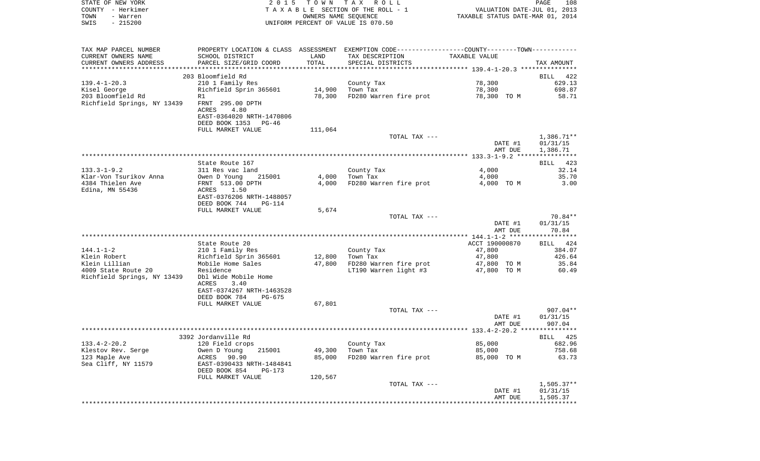STATE OF NEW YORK
COUNTY - Herkimer
TOWN - Warren
SWIS - 215200

2015 TOWN TAX ROLL
TAXABLE SECTION OF THE ROLL - 1
OWNERS NAME SEQUENCE
UNIFORM PERCENT OF VALUE IS 070.50

VALUATION DATE-JUL 01, 2013
TAXABLE STATUS DATE-MAR 01, 2014

| TAX MAP PARCEL NUMBER / CURRENT OWNERS NAME / CURRENT OWNERS ADDRESS | PROPERTY LOCATION & CLASS / SCHOOL DISTRICT / PARCEL SIZE/GRID COORD | ASSESSMENT LAND / TOTAL | EXEMPTION CODE / TAX DESCRIPTION / SPECIAL DISTRICTS | TAXABLE VALUE | TAX AMOUNT |
|---|---|---|---|---|---|
| **139.4-1-20.3** | 203 Bloomfield Rd | | | | BILL 422 |
| 139.4-1-20.3 | 210 1 Family Res | | County Tax | 78,300 | 629.13 |
| Kisel George | Richfield Sprin 365601 | 14,900 | Town Tax | 78,300 | 698.87 |
| 203 Bloomfield Rd | R1 | 78,300 | FD280 Warren fire prot | 78,300 TO M | 58.71 |
| Richfield Springs, NY 13439 | FRNT 295.00 DPTH | | | | |
| | ACRES 4.80 | | | | |
| | EAST-0364020 NRTH-1470806 | | | | |
| | DEED BOOK 1353 PG-46 | | | | |
| | FULL MARKET VALUE | 111,064 | | | |
| | | | TOTAL TAX --- | | 1,386.71** |
| | | | | DATE #1 | 01/31/15 |
| | | | | AMT DUE | 1,386.71 |
| **133.3-1-9.2** | State Route 167 | | | | BILL 423 |
| 133.3-1-9.2 | 311 Res vac land | | County Tax | 4,000 | 32.14 |
| Klar-Von Tsurikov Anna | Owen D Young 215001 | 4,000 | Town Tax | 4,000 | 35.70 |
| 4384 Thielen Ave | FRNT 513.00 DPTH | 4,000 | FD280 Warren fire prot | 4,000 TO M | 3.00 |
| Edina, MN 55436 | ACRES 1.50 | | | | |
| | EAST-0376206 NRTH-1488057 | | | | |
| | DEED BOOK 744 PG-114 | | | | |
| | FULL MARKET VALUE | 5,674 | | | |
| | | | TOTAL TAX --- | | 70.84** |
| | | | | DATE #1 | 01/31/15 |
| | | | | AMT DUE | 70.84 |
| **144.1-1-2** | State Route 20 | | | ACCT 190000870 | BILL 424 |
| 144.1-1-2 | 210 1 Family Res | | County Tax | 47,800 | 384.07 |
| Klein Robert | Richfield Sprin 365601 | 12,800 | Town Tax | 47,800 | 426.64 |
| Klein Lillian | Mobile Home Sales | 47,800 | FD280 Warren fire prot | 47,800 TO M | 35.84 |
| 4009 State Route 20 | Residence | | LT190 Warren light #3 | 47,800 TO M | 60.49 |
| Richfield Springs, NY 13439 | Dbl Wide Mobile Home | | | | |
| | ACRES 3.40 | | | | |
| | EAST-0374267 NRTH-1463528 | | | | |
| | DEED BOOK 784 PG-675 | | | | |
| | FULL MARKET VALUE | 67,801 | | | |
| | | | TOTAL TAX --- | | 907.04** |
| | | | | DATE #1 | 01/31/15 |
| | | | | AMT DUE | 907.04 |
| **133.4-2-20.2** | 3392 Jordanville Rd | | | | BILL 425 |
| 133.4-2-20.2 | 120 Field crops | | County Tax | 85,000 | 682.96 |
| Klestov Rev. Serge | Owen D Young 215001 | 49,300 | Town Tax | 85,000 | 758.68 |
| 123 Maple Ave | ACRES 90.90 | 85,000 | FD280 Warren fire prot | 85,000 TO M | 63.73 |
| Sea Cliff, NY 11579 | EAST-0390433 NRTH-1484841 | | | | |
| | DEED BOOK 854 PG-173 | | | | |
| | FULL MARKET VALUE | 120,567 | | | |
| | | | TOTAL TAX --- | | 1,505.37** |
| | | | | DATE #1 | 01/31/15 |
| | | | | AMT DUE | 1,505.37 |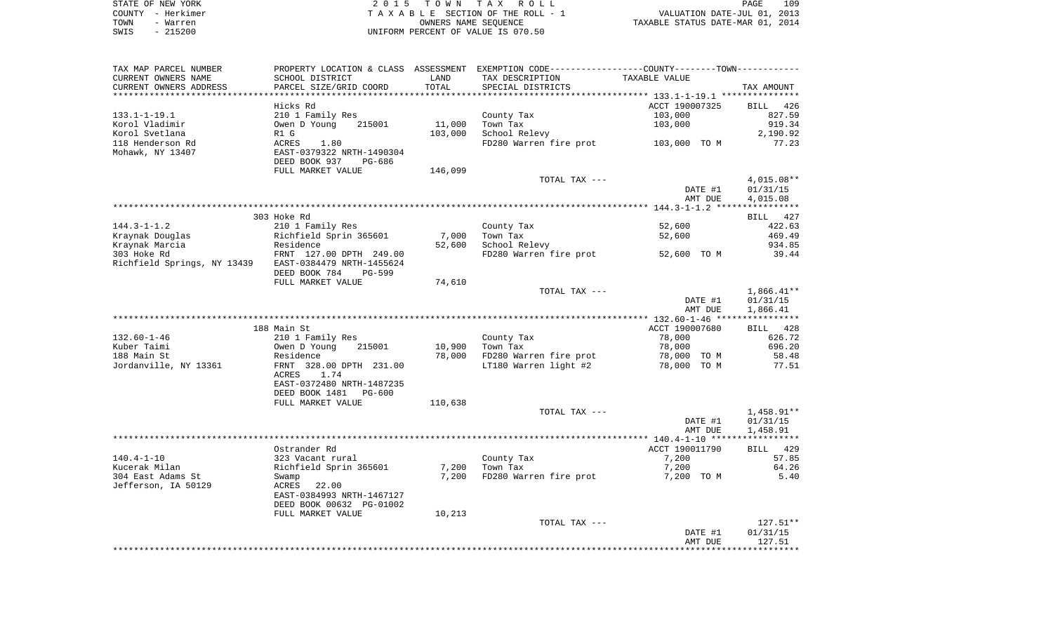STATE OF NEW YORK
COUNTY - Herkimer
TOWN - Warren
SWIS - 215200

2 0 1 5 T O W N T A X R O L L
T A X A B L E SECTION OF THE ROLL - 1
OWNERS NAME SEQUENCE
UNIFORM PERCENT OF VALUE IS 070.50

VALUATION DATE-JUL 01, 2013
TAXABLE STATUS DATE-MAR 01, 2014

| TAX MAP PARCEL NUMBER / CURRENT OWNERS NAME / CURRENT OWNERS ADDRESS | PROPERTY LOCATION & CLASS / SCHOOL DISTRICT / PARCEL SIZE/GRID COORD | ASSESSMENT LAND / TOTAL | EXEMPTION CODE / TAX DESCRIPTION / SPECIAL DISTRICTS | TAXABLE VALUE | TAX AMOUNT |
|---|---|---|---|---|---|
| 133.1-1-19.1 | Hicks Rd | | | ACCT 190007325 | BILL 426 |
| 133.1-1-19.1 | 210 1 Family Res | | County Tax | 103,000 | 827.59 |
| Korol Vladimir | Owen D Young 215001 | 11,000 | Town Tax | 103,000 | 919.34 |
| Korol Svetlana | R1 G | 103,000 | School Relevy | | 2,190.92 |
| 118 Henderson Rd | ACRES 1.80 | | FD280 Warren fire prot | 103,000 TO M | 77.23 |
| Mohawk, NY 13407 | EAST-0379322 NRTH-1490304 | | | | |
| | DEED BOOK 937 PG-686 | | | | |
| | FULL MARKET VALUE | 146,099 | | | |
| | | | TOTAL TAX --- | | 4,015.08** |
| | | | | DATE #1 | 01/31/15 |
| | | | | AMT DUE | 4,015.08 |
| 144.3-1-1.2 | 303 Hoke Rd | | | | BILL 427 |
| 144.3-1-1.2 | 210 1 Family Res | | County Tax | 52,600 | 422.63 |
| Kraynak Douglas | Richfield Sprin 365601 | 7,000 | Town Tax | 52,600 | 469.49 |
| Kraynak Marcia | Residence | 52,600 | School Relevy | | 934.85 |
| 303 Hoke Rd | FRNT 127.00 DPTH 249.00 | | FD280 Warren fire prot | 52,600 TO M | 39.44 |
| Richfield Springs, NY 13439 | EAST-0384479 NRTH-1455624 | | | | |
| | DEED BOOK 784 PG-599 | | | | |
| | FULL MARKET VALUE | 74,610 | | | |
| | | | TOTAL TAX --- | | 1,866.41** |
| | | | | DATE #1 | 01/31/15 |
| | | | | AMT DUE | 1,866.41 |
| 132.60-1-46 | 188 Main St | | | ACCT 190007680 | BILL 428 |
| 132.60-1-46 | 210 1 Family Res | | County Tax | 78,000 | 626.72 |
| Kuber Taimi | Owen D Young 215001 | 10,900 | Town Tax | 78,000 | 696.20 |
| 188 Main St | Residence | 78,000 | FD280 Warren fire prot | 78,000 TO M | 58.48 |
| Jordanville, NY 13361 | FRNT 328.00 DPTH 231.00 | | LT180 Warren light #2 | 78,000 TO M | 77.51 |
| | ACRES 1.74 | | | | |
| | EAST-0372480 NRTH-1487235 | | | | |
| | DEED BOOK 1481 PG-600 | | | | |
| | FULL MARKET VALUE | 110,638 | | | |
| | | | TOTAL TAX --- | | 1,458.91** |
| | | | | DATE #1 | 01/31/15 |
| | | | | AMT DUE | 1,458.91 |
| 140.4-1-10 | Ostrander Rd | | | ACCT 190011790 | BILL 429 |
| 140.4-1-10 | 323 Vacant rural | | County Tax | 7,200 | 57.85 |
| Kucerak Milan | Richfield Sprin 365601 | 7,200 | Town Tax | 7,200 | 64.26 |
| 304 East Adams St | Swamp | 7,200 | FD280 Warren fire prot | 7,200 TO M | 5.40 |
| Jefferson, IA 50129 | ACRES 22.00 | | | | |
| | EAST-0384993 NRTH-1467127 | | | | |
| | DEED BOOK 00632 PG-01002 | | | | |
| | FULL MARKET VALUE | 10,213 | | | |
| | | | TOTAL TAX --- | | 127.51** |
| | | | | DATE #1 | 01/31/15 |
| | | | | AMT DUE | 127.51 |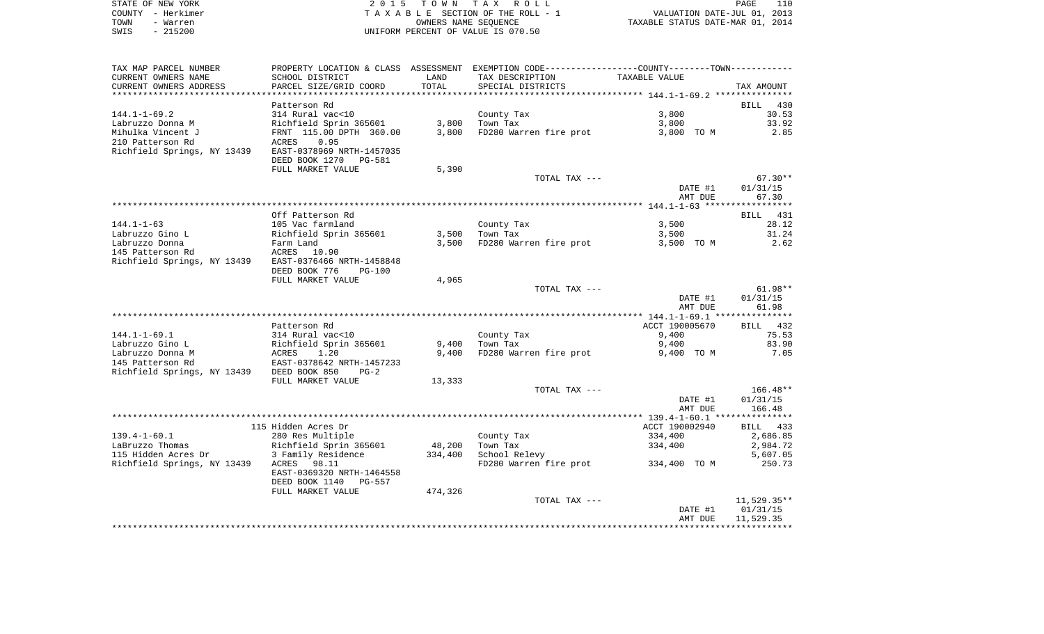STATE OF NEW YORK — 2015 TOWN TAX ROLL
COUNTY - Herkimer — TAXABLE SECTION OF THE ROLL - 1 — VALUATION DATE-JUL 01, 2013
TOWN - Warren — OWNERS NAME SEQUENCE — TAXABLE STATUS DATE-MAR 01, 2014
SWIS - 215200 — UNIFORM PERCENT OF VALUE IS 070.50

| TAX MAP PARCEL NUMBER / CURRENT OWNERS NAME / CURRENT OWNERS ADDRESS | PROPERTY LOCATION & CLASS / SCHOOL DISTRICT / PARCEL SIZE/GRID COORD | ASSESSMENT LAND | TOTAL | EXEMPTION CODE / TAX DESCRIPTION / SPECIAL DISTRICTS | COUNTY--------TOWN TAXABLE VALUE | TAX AMOUNT |
|---|---|---|---|---|---|---|
| ******** 144.1-1-69.2 ******** | | | | | | |
| | Patterson Rd | | | | | BILL 430 |
| 144.1-1-69.2 | 314 Rural vac<10 | | | County Tax | 3,800 | 30.53 |
| Labruzzo Donna M | Richfield Sprin 365601 | 3,800 | | Town Tax | 3,800 | 33.92 |
| Mihulka Vincent J | FRNT 115.00 DPTH 360.00 | | 3,800 | FD280 Warren fire prot | 3,800 TO M | 2.85 |
| 210 Patterson Rd | ACRES 0.95 | | | | | |
| Richfield Springs, NY 13439 | EAST-0378969 NRTH-1457035 | | | | | |
| | DEED BOOK 1270 PG-581 | | | | | |
| | FULL MARKET VALUE | | 5,390 | | | |
| | | | | TOTAL TAX --- | | 67.30** |
| | | | | | DATE #1 | 01/31/15 |
| | | | | | AMT DUE | 67.30 |
| ******** 144.1-1-63 ******** | | | | | | |
| | Off Patterson Rd | | | | | BILL 431 |
| 144.1-1-63 | 105 Vac farmland | | | County Tax | 3,500 | 28.12 |
| Labruzzo Gino L | Richfield Sprin 365601 | 3,500 | | Town Tax | 3,500 | 31.24 |
| Labruzzo Donna | Farm Land | | 3,500 | FD280 Warren fire prot | 3,500 TO M | 2.62 |
| 145 Patterson Rd | ACRES 10.90 | | | | | |
| Richfield Springs, NY 13439 | EAST-0376466 NRTH-1458848 | | | | | |
| | DEED BOOK 776 PG-100 | | | | | |
| | FULL MARKET VALUE | | 4,965 | | | |
| | | | | TOTAL TAX --- | | 61.98** |
| | | | | | DATE #1 | 01/31/15 |
| | | | | | AMT DUE | 61.98 |
| ******** 144.1-1-69.1 ******** | | | | | | |
| | Patterson Rd | | | | ACCT 190005670 | BILL 432 |
| 144.1-1-69.1 | 314 Rural vac<10 | | | County Tax | 9,400 | 75.53 |
| Labruzzo Gino L | Richfield Sprin 365601 | 9,400 | | Town Tax | 9,400 | 83.90 |
| Labruzzo Donna M | ACRES 1.20 | | 9,400 | FD280 Warren fire prot | 9,400 TO M | 7.05 |
| 145 Patterson Rd | EAST-0378642 NRTH-1457233 | | | | | |
| Richfield Springs, NY 13439 | DEED BOOK 850 PG-2 | | | | | |
| | FULL MARKET VALUE | | 13,333 | | | |
| | | | | TOTAL TAX --- | | 166.48** |
| | | | | | DATE #1 | 01/31/15 |
| | | | | | AMT DUE | 166.48 |
| ******** 139.4-1-60.1 ******** | | | | | | |
| | 115 Hidden Acres Dr | | | | ACCT 190002940 | BILL 433 |
| 139.4-1-60.1 | 280 Res Multiple | | | County Tax | 334,400 | 2,686.85 |
| LaBruzzo Thomas | Richfield Sprin 365601 | 48,200 | | Town Tax | 334,400 | 2,984.72 |
| 115 Hidden Acres Dr | 3 Family Residence | | 334,400 | School Relevy | | 5,607.05 |
| Richfield Springs, NY 13439 | ACRES 98.11 | | | FD280 Warren fire prot | 334,400 TO M | 250.73 |
| | EAST-0369320 NRTH-1464558 | | | | | |
| | DEED BOOK 1140 PG-557 | | | | | |
| | FULL MARKET VALUE | | 474,326 | | | |
| | | | | TOTAL TAX --- | | 11,529.35** |
| | | | | | DATE #1 | 01/31/15 |
| | | | | | AMT DUE | 11,529.35 |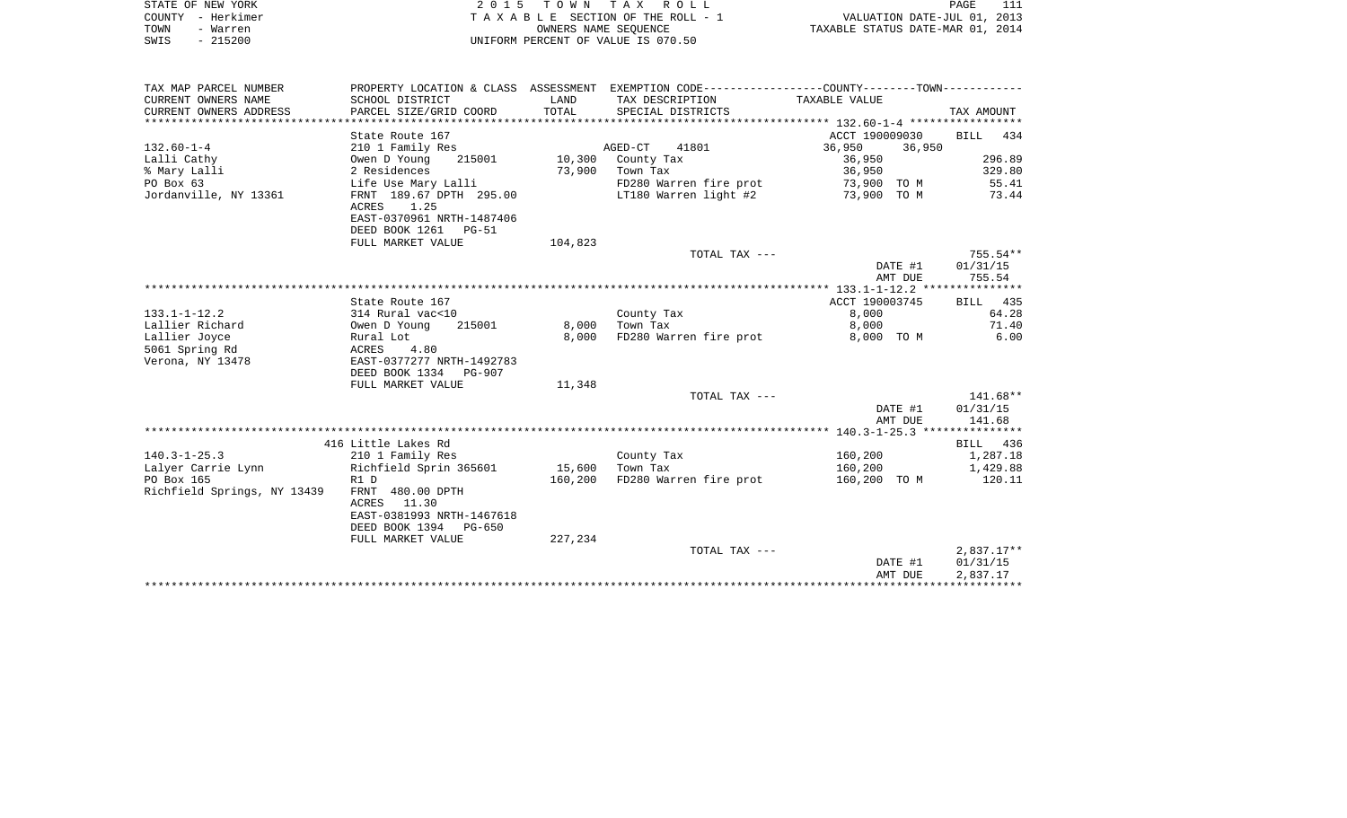STATE OF NEW YORK
COUNTY - Herkimer
TOWN - Warren
SWIS - 215200

2 0 1 5 T O W N T A X R O L L
T A X A B L E SECTION OF THE ROLL - 1
OWNERS NAME SEQUENCE
UNIFORM PERCENT OF VALUE IS 070.50

VALUATION DATE-JUL 01, 2013
TAXABLE STATUS DATE-MAR 01, 2014

| TAX MAP PARCEL NUMBER / CURRENT OWNERS NAME / CURRENT OWNERS ADDRESS | PROPERTY LOCATION & CLASS / SCHOOL DISTRICT / PARCEL SIZE/GRID COORD | ASSESSMENT LAND / TOTAL | EXEMPTION CODE / TAX DESCRIPTION / SPECIAL DISTRICTS | COUNTY / TOWN TAXABLE VALUE | TAX AMOUNT |
|---|---|---|---|---|---|
| **132.60-1-4** | State Route 167 | | | ACCT 190009030 | BILL 434 |
| 132.60-1-4 | 210 1 Family Res | | AGED-CT 41801 | 36,950 36,950 | |
| Lalli Cathy | Owen D Young 215001 | 10,300 | County Tax | 36,950 | 296.89 |
| % Mary Lalli | 2 Residences | 73,900 | Town Tax | 36,950 | 329.80 |
| PO Box 63 | Life Use Mary Lalli | | FD280 Warren fire prot | 73,900 TO M | 55.41 |
| Jordanville, NY 13361 | FRNT 189.67 DPTH 295.00 | | LT180 Warren light #2 | 73,900 TO M | 73.44 |
| | ACRES 1.25 | | | | |
| | EAST-0370961 NRTH-1487406 | | | | |
| | DEED BOOK 1261 PG-51 | | | | |
| | FULL MARKET VALUE | 104,823 | | | |
| | | | TOTAL TAX --- | | 755.54** |
| | | | | DATE #1 | 01/31/15 |
| | | | | AMT DUE | 755.54 |
| **133.1-1-12.2** | State Route 167 | | | ACCT 190003745 | BILL 435 |
| 133.1-1-12.2 | 314 Rural vac<10 | | County Tax | 8,000 | 64.28 |
| Lallier Richard | Owen D Young 215001 | 8,000 | Town Tax | 8,000 | 71.40 |
| Lallier Joyce | Rural Lot | 8,000 | FD280 Warren fire prot | 8,000 TO M | 6.00 |
| 5061 Spring Rd | ACRES 4.80 | | | | |
| Verona, NY 13478 | EAST-0377277 NRTH-1492783 | | | | |
| | DEED BOOK 1334 PG-907 | | | | |
| | FULL MARKET VALUE | 11,348 | | | |
| | | | TOTAL TAX --- | | 141.68** |
| | | | | DATE #1 | 01/31/15 |
| | | | | AMT DUE | 141.68 |
| **140.3-1-25.3** | 416 Little Lakes Rd | | | | BILL 436 |
| 140.3-1-25.3 | 210 1 Family Res | | County Tax | 160,200 | 1,287.18 |
| Lalyer Carrie Lynn | Richfield Sprin 365601 | 15,600 | Town Tax | 160,200 | 1,429.88 |
| PO Box 165 | R1 D | 160,200 | FD280 Warren fire prot | 160,200 TO M | 120.11 |
| Richfield Springs, NY 13439 | FRNT 480.00 DPTH | | | | |
| | ACRES 11.30 | | | | |
| | EAST-0381993 NRTH-1467618 | | | | |
| | DEED BOOK 1394 PG-650 | | | | |
| | FULL MARKET VALUE | 227,234 | | | |
| | | | TOTAL TAX --- | | 2,837.17** |
| | | | | DATE #1 | 01/31/15 |
| | | | | AMT DUE | 2,837.17 |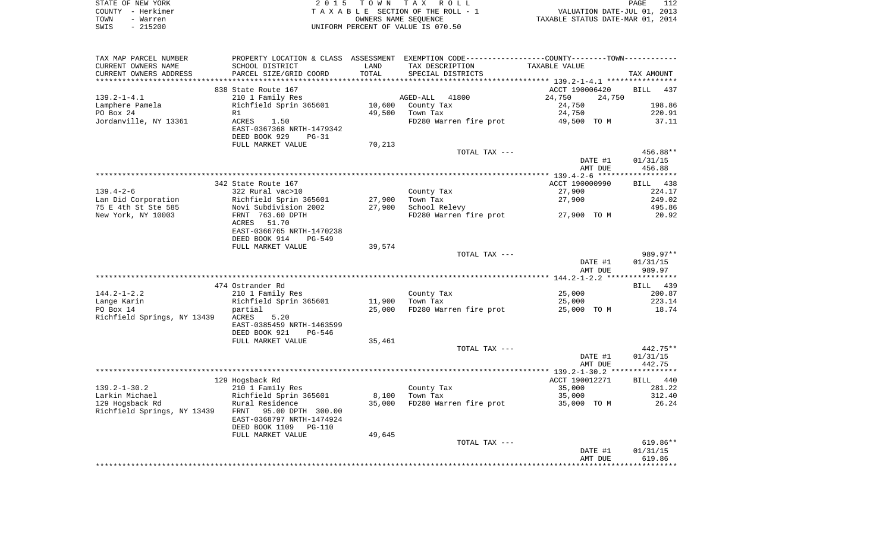STATE OF NEW YORK
COUNTY - Herkimer
TOWN - Warren
SWIS - 215200

2 0 1 5 T O W N T A X R O L L
T A X A B L E SECTION OF THE ROLL - 1
OWNERS NAME SEQUENCE
UNIFORM PERCENT OF VALUE IS 070.50

VALUATION DATE-JUL 01, 2013
TAXABLE STATUS DATE-MAR 01, 2014

| TAX MAP PARCEL NUMBER<br>CURRENT OWNERS NAME<br>CURRENT OWNERS ADDRESS | PROPERTY LOCATION & CLASS<br>SCHOOL DISTRICT<br>PARCEL SIZE/GRID COORD | ASSESSMENT<br>LAND<br>TOTAL | EXEMPTION CODE-----COUNTY-----TOWN-----<br>TAX DESCRIPTION<br>SPECIAL DISTRICTS | TAXABLE VALUE | TAX AMOUNT |
|---|---|---|---|---|---|
| **139.2-1-4.1** | 838 State Route 167 | | | ACCT 190006420 | BILL 437 |
| 139.2-1-4.1 | 210 1 Family Res | | AGED-ALL 41800 | 24,750 24,750 | |
| Lamphere Pamela | Richfield Sprin 365601 | 10,600 | County Tax | 24,750 | 198.86 |
| PO Box 24 | R1 | 49,500 | Town Tax | 24,750 | 220.91 |
| Jordanville, NY 13361 | ACRES 1.50 | | FD280 Warren fire prot | 49,500 TO M | 37.11 |
| | EAST-0367368 NRTH-1479342 | | | | |
| | DEED BOOK 929 PG-31 | | | | |
| | FULL MARKET VALUE | 70,213 | | | |
| | | | TOTAL TAX --- | | 456.88** |
| | | | | DATE #1 | 01/31/15 |
| | | | | AMT DUE | 456.88 |
| **139.4-2-6** | 342 State Route 167 | | | ACCT 190000990 | BILL 438 |
| 139.4-2-6 | 322 Rural vac>10 | | County Tax | 27,900 | 224.17 |
| Lan Did Corporation | Richfield Sprin 365601 | 27,900 | Town Tax | 27,900 | 249.02 |
| 75 E 4th St Ste 585 | Novi Subdivision 2002 | 27,900 | School Relevy | | 495.86 |
| New York, NY 10003 | FRNT 763.60 DPTH | | FD280 Warren fire prot | 27,900 TO M | 20.92 |
| | ACRES 51.70 | | | | |
| | EAST-0366765 NRTH-1470238 | | | | |
| | DEED BOOK 914 PG-549 | | | | |
| | FULL MARKET VALUE | 39,574 | | | |
| | | | TOTAL TAX --- | | 989.97** |
| | | | | DATE #1 | 01/31/15 |
| | | | | AMT DUE | 989.97 |
| **144.2-1-2.2** | 474 Ostrander Rd | | | | BILL 439 |
| 144.2-1-2.2 | 210 1 Family Res | | County Tax | 25,000 | 200.87 |
| Lange Karin | Richfield Sprin 365601 | 11,900 | Town Tax | 25,000 | 223.14 |
| PO Box 14 | partial | 25,000 | FD280 Warren fire prot | 25,000 TO M | 18.74 |
| Richfield Springs, NY 13439 | ACRES 5.20 | | | | |
| | EAST-0385459 NRTH-1463599 | | | | |
| | DEED BOOK 921 PG-546 | | | | |
| | FULL MARKET VALUE | 35,461 | | | |
| | | | TOTAL TAX --- | | 442.75** |
| | | | | DATE #1 | 01/31/15 |
| | | | | AMT DUE | 442.75 |
| **139.2-1-30.2** | 129 Hogsback Rd | | | ACCT 190012271 | BILL 440 |
| 139.2-1-30.2 | 210 1 Family Res | | County Tax | 35,000 | 281.22 |
| Larkin Michael | Richfield Sprin 365601 | 8,100 | Town Tax | 35,000 | 312.40 |
| 129 Hogsback Rd | Rural Residence | 35,000 | FD280 Warren fire prot | 35,000 TO M | 26.24 |
| Richfield Springs, NY 13439 | FRNT 95.00 DPTH 300.00 | | | | |
| | EAST-0368797 NRTH-1474924 | | | | |
| | DEED BOOK 1109 PG-110 | | | | |
| | FULL MARKET VALUE | 49,645 | | | |
| | | | TOTAL TAX --- | | 619.86** |
| | | | | DATE #1 | 01/31/15 |
| | | | | AMT DUE | 619.86 |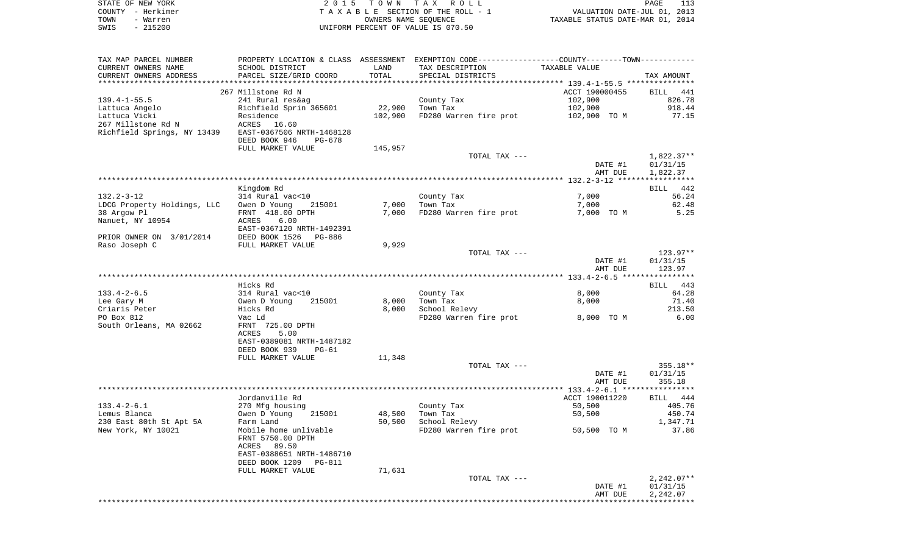STATE OF NEW YORK
COUNTY - Herkimer
TOWN - Warren
SWIS - 215200

2 0 1 5 T O W N T A X R O L L
T A X A B L E SECTION OF THE ROLL - 1
OWNERS NAME SEQUENCE
UNIFORM PERCENT OF VALUE IS 070.50

VALUATION DATE-JUL 01, 2013
TAXABLE STATUS DATE-MAR 01, 2014

| TAX MAP PARCEL NUMBER / CURRENT OWNERS NAME / CURRENT OWNERS ADDRESS | PROPERTY LOCATION & CLASS / SCHOOL DISTRICT / PARCEL SIZE/GRID COORD | ASSESSMENT LAND / TOTAL | EXEMPTION CODE / TAX DESCRIPTION / SPECIAL DISTRICTS | COUNTY / TOWN TAXABLE VALUE | TAX AMOUNT |
|---|---|---|---|---|---|
| 139.4-1-55.5 | 267 Millstone Rd N | | | ACCT 190000455 | BILL 441 |
| 139.4-1-55.5 | 241 Rural res&ag | | County Tax | 102,900 | 826.78 |
| Lattuca Angelo | Richfield Sprin 365601 | 22,900 | Town Tax | 102,900 | 918.44 |
| Lattuca Vicki | Residence | 102,900 | FD280 Warren fire prot | 102,900 TO M | 77.15 |
| 267 Millstone Rd N | ACRES 16.60 | | | | |
| Richfield Springs, NY 13439 | EAST-0367506 NRTH-1468128 | | | | |
| | DEED BOOK 946 PG-678 | | | | |
| | FULL MARKET VALUE | 145,957 | | | |
| | | | TOTAL TAX --- | | 1,822.37** |
| | | | | DATE #1 | 01/31/15 |
| | | | | AMT DUE | 1,822.37 |
| 132.2-3-12 | Kingdom Rd | | | | BILL 442 |
| 132.2-3-12 | 314 Rural vac<10 | | County Tax | 7,000 | 56.24 |
| LDCG Property Holdings, LLC | Owen D Young 215001 | 7,000 | Town Tax | 7,000 | 62.48 |
| 38 Argow Pl | FRNT 418.00 DPTH | 7,000 | FD280 Warren fire prot | 7,000 TO M | 5.25 |
| Nanuet, NY 10954 | ACRES 6.00 | | | | |
| | EAST-0367120 NRTH-1492391 | | | | |
| PRIOR OWNER ON 3/01/2014 | DEED BOOK 1526 PG-886 | | | | |
| Raso Joseph C | FULL MARKET VALUE | 9,929 | | | |
| | | | TOTAL TAX --- | | 123.97** |
| | | | | DATE #1 | 01/31/15 |
| | | | | AMT DUE | 123.97 |
| 133.4-2-6.5 | Hicks Rd | | | | BILL 443 |
| 133.4-2-6.5 | 314 Rural vac<10 | | County Tax | 8,000 | 64.28 |
| Lee Gary M | Owen D Young 215001 | 8,000 | Town Tax | 8,000 | 71.40 |
| Criaris Peter | Hicks Rd | 8,000 | School Relevy | | 213.50 |
| PO Box 812 | Vac Ld | | FD280 Warren fire prot | 8,000 TO M | 6.00 |
| South Orleans, MA 02662 | FRNT 725.00 DPTH | | | | |
| | ACRES 5.00 | | | | |
| | EAST-0389081 NRTH-1487182 | | | | |
| | DEED BOOK 939 PG-61 | | | | |
| | FULL MARKET VALUE | 11,348 | | | |
| | | | TOTAL TAX --- | | 355.18** |
| | | | | DATE #1 | 01/31/15 |
| | | | | AMT DUE | 355.18 |
| 133.4-2-6.1 | Jordanville Rd | | | ACCT 190011220 | BILL 444 |
| 133.4-2-6.1 | 270 Mfg housing | | County Tax | 50,500 | 405.76 |
| Lemus Blanca | Owen D Young 215001 | 48,500 | Town Tax | 50,500 | 450.74 |
| 230 East 80th St Apt 5A | Farm Land | 50,500 | School Relevy | | 1,347.71 |
| New York, NY 10021 | Mobile home unlivable | | FD280 Warren fire prot | 50,500 TO M | 37.86 |
| | FRNT 5750.00 DPTH | | | | |
| | ACRES 89.50 | | | | |
| | EAST-0388651 NRTH-1486710 | | | | |
| | DEED BOOK 1209 PG-811 | | | | |
| | FULL MARKET VALUE | 71,631 | | | |
| | | | TOTAL TAX --- | | 2,242.07** |
| | | | | DATE #1 | 01/31/15 |
| | | | | AMT DUE | 2,242.07 |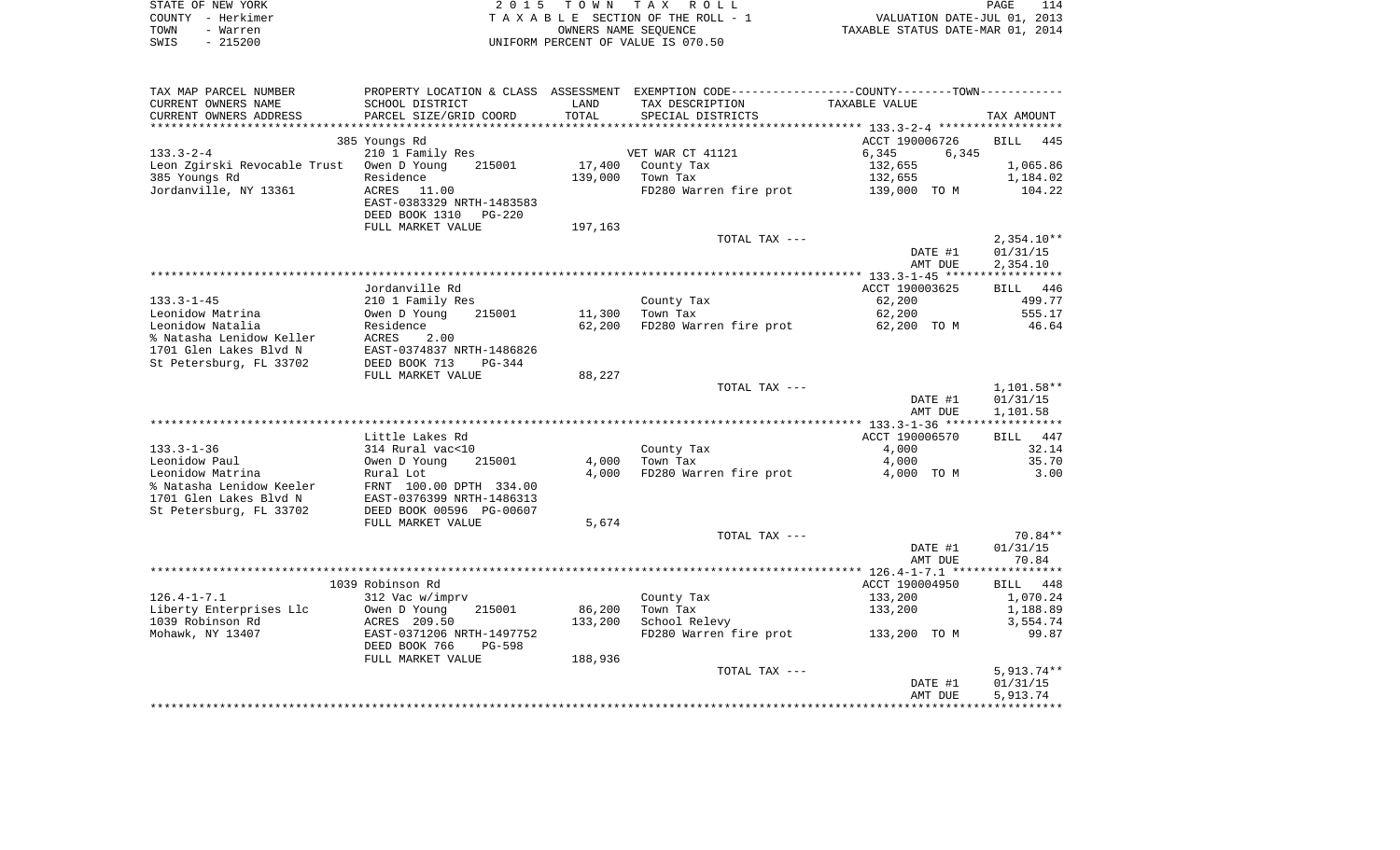STATE OF NEW YORK
COUNTY - Herkimer
TOWN - Warren
SWIS - 215200

2015 TOWN TAX ROLL
TAXABLE SECTION OF THE ROLL - 1
OWNERS NAME SEQUENCE
UNIFORM PERCENT OF VALUE IS 070.50

VALUATION DATE-JUL 01, 2013
TAXABLE STATUS DATE-MAR 01, 2014

| TAX MAP PARCEL NUMBER / CURRENT OWNERS NAME / CURRENT OWNERS ADDRESS | PROPERTY LOCATION & CLASS / SCHOOL DISTRICT / PARCEL SIZE/GRID COORD | ASSESSMENT LAND / TOTAL | EXEMPTION CODE / TAX DESCRIPTION / SPECIAL DISTRICTS | COUNTY--------TOWN / TAXABLE VALUE | TAX AMOUNT |
|---|---|---|---|---|---|
| | 385 Youngs Rd | | | ACCT 190006726 | BILL 445 |
| 133.3-2-4 | 210 1 Family Res | | VET WAR CT 41121 | 6,345 6,345 | |
| Leon Zgirski Revocable Trust | Owen D Young 215001 | 17,400 | County Tax | 132,655 | 1,065.86 |
| 385 Youngs Rd | Residence | 139,000 | Town Tax | 132,655 | 1,184.02 |
| Jordanville, NY 13361 | ACRES 11.00 | | FD280 Warren fire prot | 139,000 TO M | 104.22 |
| | EAST-0383329 NRTH-1483583 | | | | |
| | DEED BOOK 1310 PG-220 | | | | |
| | FULL MARKET VALUE | 197,163 | | | |
| | | | TOTAL TAX --- | | 2,354.10** |
| | | | | DATE #1 | 01/31/15 |
| | | | | AMT DUE | 2,354.10 |
| | Jordanville Rd | | | ACCT 190003625 | BILL 446 |
| 133.3-1-45 | 210 1 Family Res | | County Tax | 62,200 | 499.77 |
| Leonidow Matrina | Owen D Young 215001 | 11,300 | Town Tax | 62,200 | 555.17 |
| Leonidow Natalia | Residence | 62,200 | FD280 Warren fire prot | 62,200 TO M | 46.64 |
| % Natasha Lenidow Keller | ACRES 2.00 | | | | |
| 1701 Glen Lakes Blvd N | EAST-0374837 NRTH-1486826 | | | | |
| St Petersburg, FL 33702 | DEED BOOK 713 PG-344 | | | | |
| | FULL MARKET VALUE | 88,227 | | | |
| | | | TOTAL TAX --- | | 1,101.58** |
| | | | | DATE #1 | 01/31/15 |
| | | | | AMT DUE | 1,101.58 |
| | Little Lakes Rd | | | ACCT 190006570 | BILL 447 |
| 133.3-1-36 | 314 Rural vac<10 | | County Tax | 4,000 | 32.14 |
| Leonidow Paul | Owen D Young 215001 | 4,000 | Town Tax | 4,000 | 35.70 |
| Leonidow Matrina | Rural Lot | 4,000 | FD280 Warren fire prot | 4,000 TO M | 3.00 |
| % Natasha Lenidow Keeler | FRNT 100.00 DPTH 334.00 | | | | |
| 1701 Glen Lakes Blvd N | EAST-0376399 NRTH-1486313 | | | | |
| St Petersburg, FL 33702 | DEED BOOK 00596 PG-00607 | | | | |
| | FULL MARKET VALUE | 5,674 | | | |
| | | | TOTAL TAX --- | | 70.84** |
| | | | | DATE #1 | 01/31/15 |
| | | | | AMT DUE | 70.84 |
| | 1039 Robinson Rd | | | ACCT 190004950 | BILL 448 |
| 126.4-1-7.1 | 312 Vac w/imprv | | County Tax | 133,200 | 1,070.24 |
| Liberty Enterprises Llc | Owen D Young 215001 | 86,200 | Town Tax | 133,200 | 1,188.89 |
| 1039 Robinson Rd | ACRES 209.50 | 133,200 | School Relevy | | 3,554.74 |
| Mohawk, NY 13407 | EAST-0371206 NRTH-1497752 | | FD280 Warren fire prot | 133,200 TO M | 99.87 |
| | DEED BOOK 766 PG-598 | | | | |
| | FULL MARKET VALUE | 188,936 | | | |
| | | | TOTAL TAX --- | | 5,913.74** |
| | | | | DATE #1 | 01/31/15 |
| | | | | AMT DUE | 5,913.74 |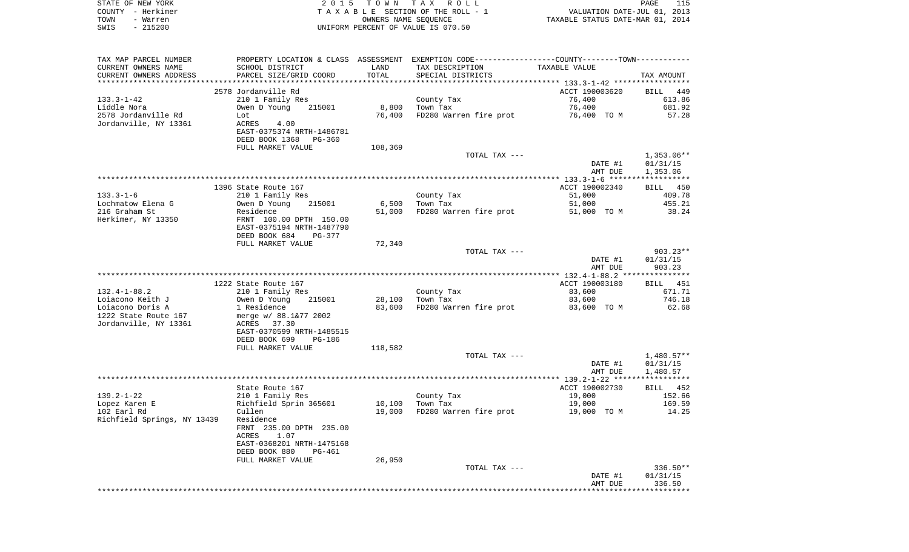STATE OF NEW YORK　　　2 0 1 5　T O W N　T A X　R O L L
COUNTY - Herkimer　　　T A X A B L E SECTION OF THE ROLL - 1　　　VALUATION DATE-JUL 01, 2013
TOWN - Warren　　　OWNERS NAME SEQUENCE　　　TAXABLE STATUS DATE-MAR 01, 2014
SWIS - 215200　　　UNIFORM PERCENT OF VALUE IS 070.50

| TAX MAP PARCEL NUMBER<br>CURRENT OWNERS NAME<br>CURRENT OWNERS ADDRESS | PROPERTY LOCATION & CLASS<br>SCHOOL DISTRICT<br>PARCEL SIZE/GRID COORD | ASSESSMENT<br>LAND<br>TOTAL | EXEMPTION CODE<br>TAX DESCRIPTION<br>SPECIAL DISTRICTS | COUNTY--------TOWN<br>TAXABLE VALUE | TAX AMOUNT |
|---|---|---|---|---|---|
| | 2578 Jordanville Rd | | | ACCT 190003620 | BILL 449 |
| 133.3-1-42 | 210 1 Family Res | | County Tax | 76,400 | 613.86 |
| Liddle Nora | Owen D Young 215001 | 8,800 | Town Tax | 76,400 | 681.92 |
| 2578 Jordanville Rd | Lot | 76,400 | FD280 Warren fire prot | 76,400 TO M | 57.28 |
| Jordanville, NY 13361 | ACRES 4.00 | | | | |
| | EAST-0375374 NRTH-1486781 | | | | |
| | DEED BOOK 1368 PG-360 | | | | |
| | FULL MARKET VALUE | 108,369 | | | |
| | | | TOTAL TAX --- | | 1,353.06** |
| | | | | DATE #1 | 01/31/15 |
| | | | | AMT DUE | 1,353.06 |
| | 1396 State Route 167 | | | ACCT 190002340 | BILL 450 |
| 133.3-1-6 | 210 1 Family Res | | County Tax | 51,000 | 409.78 |
| Lochmatow Elena G | Owen D Young 215001 | 6,500 | Town Tax | 51,000 | 455.21 |
| 216 Graham St | Residence | 51,000 | FD280 Warren fire prot | 51,000 TO M | 38.24 |
| Herkimer, NY 13350 | FRNT 100.00 DPTH 150.00 | | | | |
| | EAST-0375194 NRTH-1487790 | | | | |
| | DEED BOOK 684 PG-377 | | | | |
| | FULL MARKET VALUE | 72,340 | | | |
| | | | TOTAL TAX --- | | 903.23** |
| | | | | DATE #1 | 01/31/15 |
| | | | | AMT DUE | 903.23 |
| | 1222 State Route 167 | | | ACCT 190003180 | BILL 451 |
| 132.4-1-88.2 | 210 1 Family Res | | County Tax | 83,600 | 671.71 |
| Loiacono Keith J | Owen D Young 215001 | 28,100 | Town Tax | 83,600 | 746.18 |
| Loiacono Doris A | 1 Residence | 83,600 | FD280 Warren fire prot | 83,600 TO M | 62.68 |
| 1222 State Route 167 | merge w/ 88.1&77 2002 | | | | |
| Jordanville, NY 13361 | ACRES 37.30 | | | | |
| | EAST-0370599 NRTH-1485515 | | | | |
| | DEED BOOK 699 PG-186 | | | | |
| | FULL MARKET VALUE | 118,582 | | | |
| | | | TOTAL TAX --- | | 1,480.57** |
| | | | | DATE #1 | 01/31/15 |
| | | | | AMT DUE | 1,480.57 |
| | State Route 167 | | | ACCT 190002730 | BILL 452 |
| 139.2-1-22 | 210 1 Family Res | | County Tax | 19,000 | 152.66 |
| Lopez Karen E | Richfield Sprin 365601 | 10,100 | Town Tax | 19,000 | 169.59 |
| 102 Earl Rd | Cullen | 19,000 | FD280 Warren fire prot | 19,000 TO M | 14.25 |
| Richfield Springs, NY 13439 | Residence | | | | |
| | FRNT 235.00 DPTH 235.00 | | | | |
| | ACRES 1.07 | | | | |
| | EAST-0368201 NRTH-1475168 | | | | |
| | DEED BOOK 880 PG-461 | | | | |
| | FULL MARKET VALUE | 26,950 | | | |
| | | | TOTAL TAX --- | | 336.50** |
| | | | | DATE #1 | 01/31/15 |
| | | | | AMT DUE | 336.50 |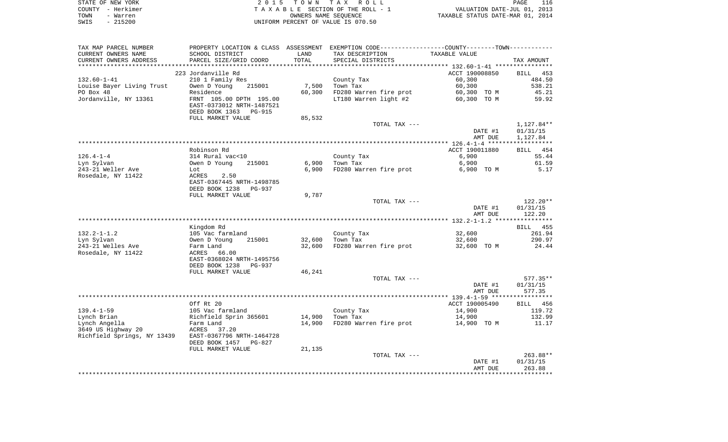STATE OF NEW YORK — 2015 TOWN TAX ROLL
COUNTY - Herkimer — TAXABLE SECTION OF THE ROLL - 1 — VALUATION DATE-JUL 01, 2013
TOWN - Warren — OWNERS NAME SEQUENCE — TAXABLE STATUS DATE-MAR 01, 2014
SWIS - 215200 — UNIFORM PERCENT OF VALUE IS 070.50

| TAX MAP PARCEL NUMBER / CURRENT OWNERS NAME / CURRENT OWNERS ADDRESS | PROPERTY LOCATION & CLASS / SCHOOL DISTRICT / PARCEL SIZE/GRID COORD | ASSESSMENT LAND / TOTAL | EXEMPTION CODE / TAX DESCRIPTION / SPECIAL DISTRICTS | COUNTY--------TOWN / TAXABLE VALUE | TAX AMOUNT |
|---|---|---|---|---|---|
| **132.60-1-41** | 223 Jordanville Rd | | | ACCT 190008850 | BILL 453 |
| 132.60-1-41 | 210 1 Family Res | | County Tax | 60,300 | 484.50 |
| Louise Bayer Living Trust | Owen D Young 215001 | 7,500 | Town Tax | 60,300 | 538.21 |
| PO Box 48 | Residence | 60,300 | FD280 Warren fire prot | 60,300 TO M | 45.21 |
| Jordanville, NY 13361 | FRNT 105.00 DPTH 195.00 | | LT180 Warren light #2 | 60,300 TO M | 59.92 |
| | EAST-0373012 NRTH-1487521 | | | | |
| | DEED BOOK 1363 PG-915 | | | | |
| | FULL MARKET VALUE | 85,532 | | | |
| | | | TOTAL TAX --- | | 1,127.84** |
| | | | | DATE #1 | 01/31/15 |
| | | | | AMT DUE | 1,127.84 |
| **126.4-1-4** | Robinson Rd | | | ACCT 190011880 | BILL 454 |
| 126.4-1-4 | 314 Rural vac<10 | | County Tax | 6,900 | 55.44 |
| Lyn Sylvan | Owen D Young 215001 | 6,900 | Town Tax | 6,900 | 61.59 |
| 243-21 Weller Ave | Lot | 6,900 | FD280 Warren fire prot | 6,900 TO M | 5.17 |
| Rosedale, NY 11422 | ACRES 2.50 | | | | |
| | EAST-0367445 NRTH-1498785 | | | | |
| | DEED BOOK 1238 PG-937 | | | | |
| | FULL MARKET VALUE | 9,787 | | | |
| | | | TOTAL TAX --- | | 122.20** |
| | | | | DATE #1 | 01/31/15 |
| | | | | AMT DUE | 122.20 |
| **132.2-1-1.2** | Kingdom Rd | | | | BILL 455 |
| 132.2-1-1.2 | 105 Vac farmland | | County Tax | 32,600 | 261.94 |
| Lyn Sylvan | Owen D Young 215001 | 32,600 | Town Tax | 32,600 | 290.97 |
| 243-21 Welles Ave | Farm Land | 32,600 | FD280 Warren fire prot | 32,600 TO M | 24.44 |
| Rosedale, NY 11422 | ACRES 66.00 | | | | |
| | EAST-0368024 NRTH-1495756 | | | | |
| | DEED BOOK 1238 PG-937 | | | | |
| | FULL MARKET VALUE | 46,241 | | | |
| | | | TOTAL TAX --- | | 577.35** |
| | | | | DATE #1 | 01/31/15 |
| | | | | AMT DUE | 577.35 |
| **139.4-1-59** | Off Rt 20 | | | ACCT 190005490 | BILL 456 |
| 139.4-1-59 | 105 Vac farmland | | County Tax | 14,900 | 119.72 |
| Lynch Brian | Richfield Sprin 365601 | 14,900 | Town Tax | 14,900 | 132.99 |
| Lynch Angella | Farm Land | 14,900 | FD280 Warren fire prot | 14,900 TO M | 11.17 |
| 3649 US Highway 20 | ACRES 37.20 | | | | |
| Richfield Springs, NY 13439 | EAST-0367796 NRTH-1464728 | | | | |
| | DEED BOOK 1457 PG-827 | | | | |
| | FULL MARKET VALUE | 21,135 | | | |
| | | | TOTAL TAX --- | | 263.88** |
| | | | | DATE #1 | 01/31/15 |
| | | | | AMT DUE | 263.88 |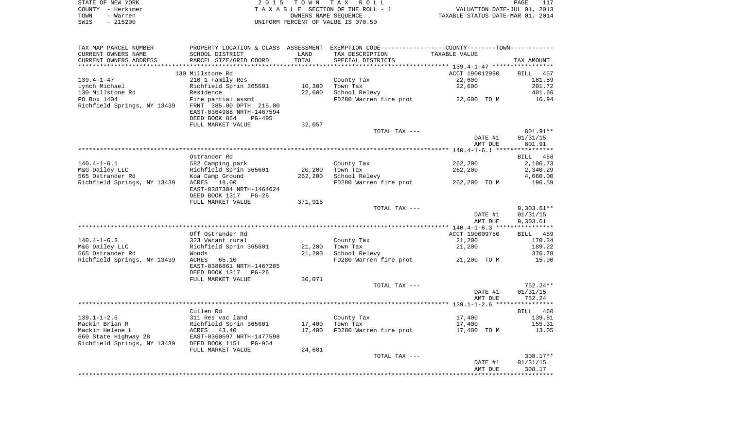STATE OF NEW YORK — COUNTY - Herkimer — TOWN - Warren — SWIS - 215200

2015 TOWN TAX ROLL
TAXABLE SECTION OF THE ROLL - 1
OWNERS NAME SEQUENCE
UNIFORM PERCENT OF VALUE IS 070.50

VALUATION DATE-JUL 01, 2013
TAXABLE STATUS DATE-MAR 01, 2014

| TAX MAP PARCEL NUMBER / CURRENT OWNERS NAME / CURRENT OWNERS ADDRESS | PROPERTY LOCATION & CLASS / SCHOOL DISTRICT / PARCEL SIZE/GRID COORD | ASSESSMENT LAND / TOTAL | EXEMPTION CODE / TAX DESCRIPTION / SPECIAL DISTRICTS | COUNTY--TOWN TAXABLE VALUE | TAX AMOUNT |
|---|---|---|---|---|---|
| **139.4-1-47** | 130 Millstone Rd | | | ACCT 190012990 | BILL 457 |
| 139.4-1-47 | 210 1 Family Res | | County Tax | 22,600 | 181.59 |
| Lynch Michael | Richfield Sprin 365601 | 10,300 | Town Tax | 22,600 | 201.72 |
| 130 Millstone Rd | Residence | 22,600 | School Relevy | | 401.66 |
| PO Box 1404 | Fire partial assmt | | FD280 Warren fire prot | 22,600 TO M | 16.94 |
| Richfield Springs, NY 13439 | FRNT 385.00 DPTH 215.00 | | | | |
| | EAST-0364988 NRTH-1467594 | | | | |
| | DEED BOOK 864 PG-495 | | | | |
| | FULL MARKET VALUE | 32,057 | | | |
| | | | TOTAL TAX --- | | 801.91** |
| | | | | DATE #1 | 01/31/15 |
| | | | | AMT DUE | 801.91 |
| **140.4-1-6.1** | Ostrander Rd | | | | BILL 458 |
| 140.4-1-6.1 | 582 Camping park | | County Tax | 262,200 | 2,106.73 |
| M&G Dailey LLC | Richfield Sprin 365601 | 20,200 | Town Tax | 262,200 | 2,340.29 |
| 565 Ostrander Rd | Koa Camp Ground | 262,200 | School Relevy | | 4,660.00 |
| Richfield Springs, NY 13439 | ACRES 18.00 | | FD280 Warren fire prot | 262,200 TO M | 196.59 |
| | EAST-0387304 NRTH-1464624 | | | | |
| | DEED BOOK 1317 PG-26 | | | | |
| | FULL MARKET VALUE | 371,915 | | | |
| | | | TOTAL TAX --- | | 9,303.61** |
| | | | | DATE #1 | 01/31/15 |
| | | | | AMT DUE | 9,303.61 |
| **140.4-1-6.3** | Off Ostrander Rd | | | ACCT 190009750 | BILL 459 |
| 140.4-1-6.3 | 323 Vacant rural | | County Tax | 21,200 | 170.34 |
| M&G Dailey LLC | Richfield Sprin 365601 | 21,200 | Town Tax | 21,200 | 189.22 |
| 565 Ostrander Rd | Woods | 21,200 | School Relevy | | 376.78 |
| Richfield Springs, NY 13439 | ACRES 65.10 | | FD280 Warren fire prot | 21,200 TO M | 15.90 |
| | EAST-0386861 NRTH-1467285 | | | | |
| | DEED BOOK 1317 PG-26 | | | | |
| | FULL MARKET VALUE | 30,071 | | | |
| | | | TOTAL TAX --- | | 752.24** |
| | | | | DATE #1 | 01/31/15 |
| | | | | AMT DUE | 752.24 |
| **139.1-1-2.6** | Cullen Rd | | | | BILL 460 |
| 139.1-1-2.6 | 311 Res vac land | | County Tax | 17,400 | 139.81 |
| Mackin Brian R | Richfield Sprin 365601 | 17,400 | Town Tax | 17,400 | 155.31 |
| Mackin Helene L | ACRES 43.40 | 17,400 | FD280 Warren fire prot | 17,400 TO M | 13.05 |
| 660 State Highway 28 | EAST-0360597 NRTH-1477598 | | | | |
| Richfield Springs, NY 13439 | DEED BOOK 1151 PG-954 | | | | |
| | FULL MARKET VALUE | 24,681 | | | |
| | | | TOTAL TAX --- | | 308.17** |
| | | | | DATE #1 | 01/31/15 |
| | | | | AMT DUE | 308.17 |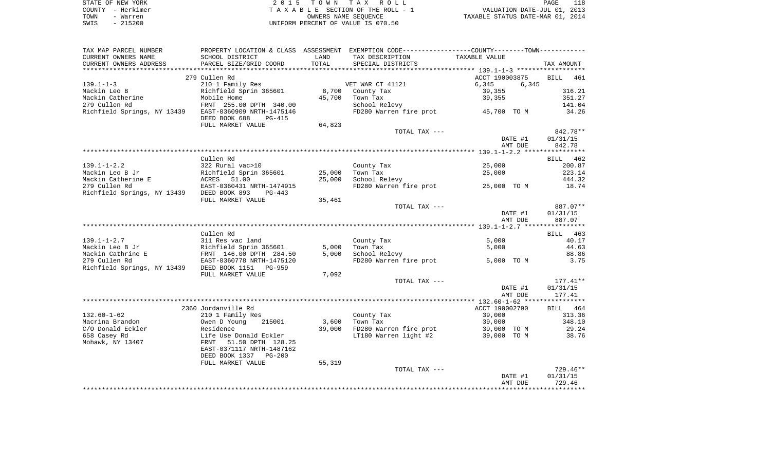STATE OF NEW YORK
COUNTY - Herkimer
TOWN - Warren
SWIS - 215200

2 0 1 5 T O W N T A X R O L L
T A X A B L E SECTION OF THE ROLL - 1
OWNERS NAME SEQUENCE
UNIFORM PERCENT OF VALUE IS 070.50

VALUATION DATE-JUL 01, 2013
TAXABLE STATUS DATE-MAR 01, 2014

| TAX MAP PARCEL NUMBER / CURRENT OWNERS NAME / CURRENT OWNERS ADDRESS | PROPERTY LOCATION & CLASS / SCHOOL DISTRICT / PARCEL SIZE/GRID COORD | ASSESSMENT LAND / TOTAL | EXEMPTION CODE / TAX DESCRIPTION / SPECIAL DISTRICTS | COUNTY / TOWN TAXABLE VALUE | TAX AMOUNT |
|---|---|---|---|---|---|
| 139.1-1-3 | 279 Cullen Rd | | | ACCT 190003875 | BILL 461 |
| | 210 1 Family Res | | VET WAR CT 41121 | 6,345 6,345 | |
| Mackin Leo B | Richfield Sprin 365601 | 8,700 | County Tax | 39,355 | 316.21 |
| Mackin Catherine | Mobile Home | 45,700 | Town Tax | 39,355 | 351.27 |
| 279 Cullen Rd | FRNT 255.00 DPTH 340.00 | | School Relevy | | 141.04 |
| Richfield Springs, NY 13439 | EAST-0360909 NRTH-1475146 | | FD280 Warren fire prot | 45,700 TO M | 34.26 |
| | DEED BOOK 688 PG-415 | | | | |
| | FULL MARKET VALUE | 64,823 | | | |
| | | | TOTAL TAX --- | | 842.78** |
| | | | | DATE #1 | 01/31/15 |
| | | | | AMT DUE | 842.78 |
| 139.1-1-2.2 | Cullen Rd | | | | BILL 462 |
| | 322 Rural vac>10 | | County Tax | 25,000 | 200.87 |
| Mackin Leo B Jr | Richfield Sprin 365601 | 25,000 | Town Tax | 25,000 | 223.14 |
| Mackin Catherine E | ACRES 51.00 | 25,000 | School Relevy | | 444.32 |
| 279 Cullen Rd | EAST-0360431 NRTH-1474915 | | FD280 Warren fire prot | 25,000 TO M | 18.74 |
| Richfield Springs, NY 13439 | DEED BOOK 893 PG-443 | | | | |
| | FULL MARKET VALUE | 35,461 | | | |
| | | | TOTAL TAX --- | | 887.07** |
| | | | | DATE #1 | 01/31/15 |
| | | | | AMT DUE | 887.07 |
| 139.1-1-2.7 | Cullen Rd | | | | BILL 463 |
| | 311 Res vac land | | County Tax | 5,000 | 40.17 |
| Mackin Leo B Jr | Richfield Sprin 365601 | 5,000 | Town Tax | 5,000 | 44.63 |
| Mackin Cathrine E | FRNT 146.00 DPTH 284.50 | 5,000 | School Relevy | | 88.86 |
| 279 Cullen Rd | EAST-0360778 NRTH-1475120 | | FD280 Warren fire prot | 5,000 TO M | 3.75 |
| Richfield Springs, NY 13439 | DEED BOOK 1151 PG-959 | | | | |
| | FULL MARKET VALUE | 7,092 | | | |
| | | | TOTAL TAX --- | | 177.41** |
| | | | | DATE #1 | 01/31/15 |
| | | | | AMT DUE | 177.41 |
| 132.60-1-62 | 2360 Jordanville Rd | | | ACCT 190002790 | BILL 464 |
| | 210 1 Family Res | | County Tax | 39,000 | 313.36 |
| Macrina Brandon | Owen D Young 215001 | 3,600 | Town Tax | 39,000 | 348.10 |
| C/O Donald Eckler | Residence | 39,000 | FD280 Warren fire prot | 39,000 TO M | 29.24 |
| 658 Casey Rd | Life Use Donald Eckler | | LT180 Warren light #2 | 39,000 TO M | 38.76 |
| Mohawk, NY 13407 | FRNT 51.50 DPTH 128.25 | | | | |
| | EAST-0371117 NRTH-1487162 | | | | |
| | DEED BOOK 1337 PG-200 | | | | |
| | FULL MARKET VALUE | 55,319 | | | |
| | | | TOTAL TAX --- | | 729.46** |
| | | | | DATE #1 | 01/31/15 |
| | | | | AMT DUE | 729.46 |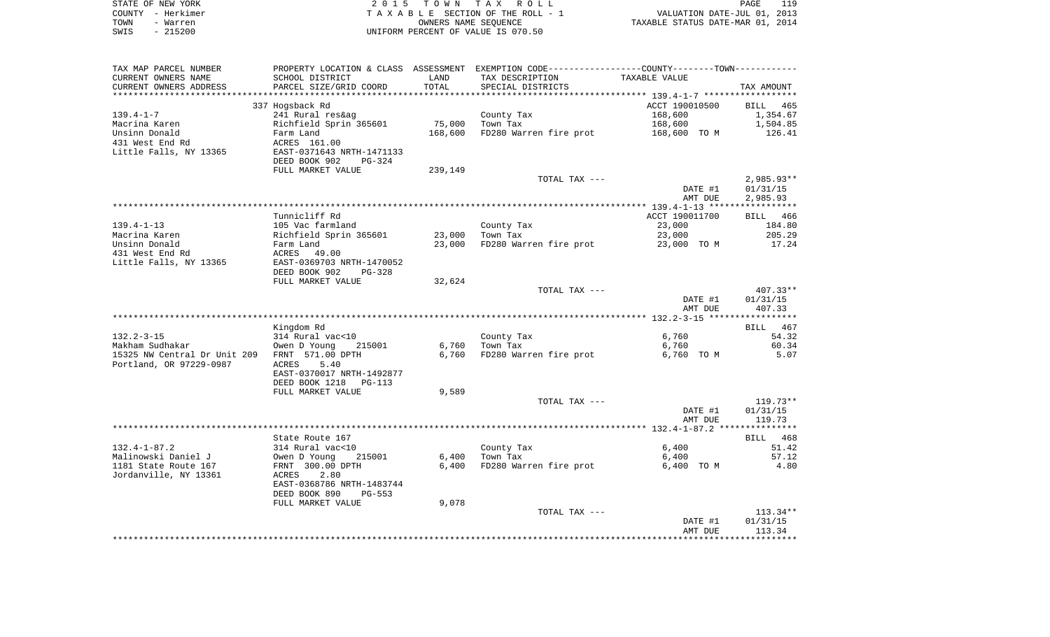STATE OF NEW YORK — COUNTY - Herkimer — TOWN - Warren — SWIS - 215200

2015 TOWN TAX ROLL
TAXABLE SECTION OF THE ROLL - 1
OWNERS NAME SEQUENCE
UNIFORM PERCENT OF VALUE IS 070.50

VALUATION DATE-JUL 01, 2013
TAXABLE STATUS DATE-MAR 01, 2014

| TAX MAP PARCEL NUMBER / CURRENT OWNERS NAME / CURRENT OWNERS ADDRESS | PROPERTY LOCATION & CLASS / SCHOOL DISTRICT / PARCEL SIZE/GRID COORD | ASSESSMENT LAND / TOTAL | EXEMPTION CODE / TAX DESCRIPTION / SPECIAL DISTRICTS | TAXABLE VALUE | TAX AMOUNT |
|---|---|---|---|---|---|
| | 337 Hogsback Rd | | | ACCT 190010500 | BILL 465 |
| 139.4-1-7 | 241 Rural res&ag | | County Tax | 168,600 | 1,354.67 |
| Macrina Karen | Richfield Sprin 365601 | 75,000 | Town Tax | 168,600 | 1,504.85 |
| Unsinn Donald | Farm Land | 168,600 | FD280 Warren fire prot | 168,600 TO M | 126.41 |
| 431 West End Rd | ACRES 161.00 | | | | |
| Little Falls, NY 13365 | EAST-0371643 NRTH-1471133 | | | | |
| | DEED BOOK 902 PG-324 | | | | |
| | FULL MARKET VALUE | 239,149 | | | |
| | | | TOTAL TAX --- | | 2,985.93** |
| | | | | DATE #1 | 01/31/15 |
| | | | | AMT DUE | 2,985.93 |
| | Tunnicliff Rd | | | ACCT 190011700 | BILL 466 |
| 139.4-1-13 | 105 Vac farmland | | County Tax | 23,000 | 184.80 |
| Macrina Karen | Richfield Sprin 365601 | 23,000 | Town Tax | 23,000 | 205.29 |
| Unsinn Donald | Farm Land | 23,000 | FD280 Warren fire prot | 23,000 TO M | 17.24 |
| 431 West End Rd | ACRES 49.00 | | | | |
| Little Falls, NY 13365 | EAST-0369703 NRTH-1470052 | | | | |
| | DEED BOOK 902 PG-328 | | | | |
| | FULL MARKET VALUE | 32,624 | | | |
| | | | TOTAL TAX --- | | 407.33** |
| | | | | DATE #1 | 01/31/15 |
| | | | | AMT DUE | 407.33 |
| | Kingdom Rd | | | | BILL 467 |
| 132.2-3-15 | 314 Rural vac<10 | | County Tax | 6,760 | 54.32 |
| Makham Sudhakar | Owen D Young 215001 | 6,760 | Town Tax | 6,760 | 60.34 |
| 15325 NW Central Dr Unit 209 | FRNT 571.00 DPTH | 6,760 | FD280 Warren fire prot | 6,760 TO M | 5.07 |
| Portland, OR 97229-0987 | ACRES 5.40 | | | | |
| | EAST-0370017 NRTH-1492877 | | | | |
| | DEED BOOK 1218 PG-113 | | | | |
| | FULL MARKET VALUE | 9,589 | | | |
| | | | TOTAL TAX --- | | 119.73** |
| | | | | DATE #1 | 01/31/15 |
| | | | | AMT DUE | 119.73 |
| | State Route 167 | | | | BILL 468 |
| 132.4-1-87.2 | 314 Rural vac<10 | | County Tax | 6,400 | 51.42 |
| Malinowski Daniel J | Owen D Young 215001 | 6,400 | Town Tax | 6,400 | 57.12 |
| 1181 State Route 167 | FRNT 300.00 DPTH | 6,400 | FD280 Warren fire prot | 6,400 TO M | 4.80 |
| Jordanville, NY 13361 | ACRES 2.80 | | | | |
| | EAST-0368786 NRTH-1483744 | | | | |
| | DEED BOOK 890 PG-553 | | | | |
| | FULL MARKET VALUE | 9,078 | | | |
| | | | TOTAL TAX --- | | 113.34** |
| | | | | DATE #1 | 01/31/15 |
| | | | | AMT DUE | 113.34 |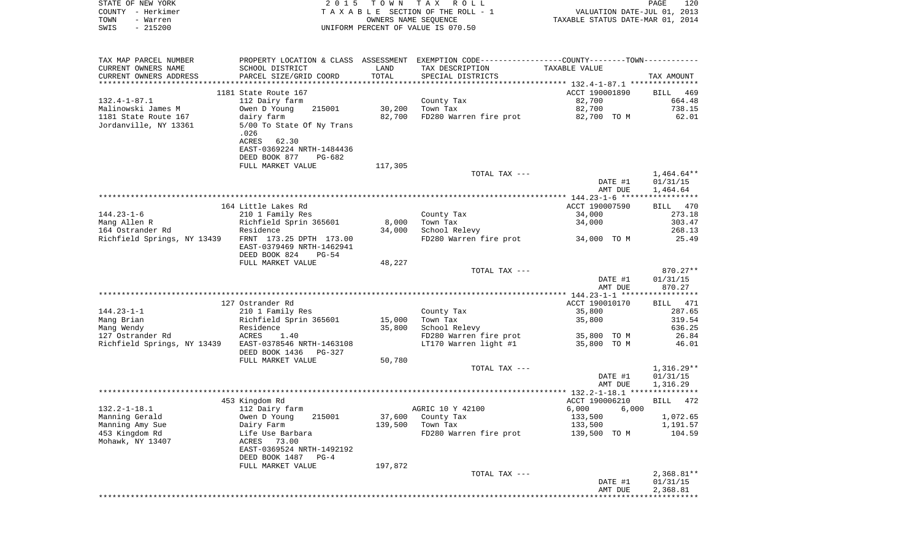STATE OF NEW YORK — 2015 TOWN TAX ROLL — PAGE 120
COUNTY - Herkimer — TAXABLE SECTION OF THE ROLL - 1 — VALUATION DATE-JUL 01, 2013
TOWN - Warren — OWNERS NAME SEQUENCE — TAXABLE STATUS DATE-MAR 01, 2014
SWIS - 215200 — UNIFORM PERCENT OF VALUE IS 070.50

| TAX MAP PARCEL NUMBER / CURRENT OWNERS NAME / CURRENT OWNERS ADDRESS | PROPERTY LOCATION & CLASS / SCHOOL DISTRICT / PARCEL SIZE/GRID COORD | ASSESSMENT LAND / TOTAL | EXEMPTION CODE / TAX DESCRIPTION / SPECIAL DISTRICTS | COUNTY--------TOWN TAXABLE VALUE | TAX AMOUNT |
|---|---|---|---|---|---|
| | 1181 State Route 167 | | | ACCT 190001890 | BILL 469 |
| 132.4-1-87.1 | 112 Dairy farm | | County Tax | 82,700 | 664.48 |
| Malinowski James M | Owen D Young 215001 | 30,200 | Town Tax | 82,700 | 738.15 |
| 1181 State Route 167 | dairy farm | 82,700 | FD280 Warren fire prot | 82,700 TO M | 62.01 |
| Jordanville, NY 13361 | 5/00 To State Of Ny Trans | | | | |
| | .026 | | | | |
| | ACRES 62.30 | | | | |
| | EAST-0369224 NRTH-1484436 | | | | |
| | DEED BOOK 877 PG-682 | | | | |
| | FULL MARKET VALUE | 117,305 | | | |
| | | | TOTAL TAX --- | | 1,464.64** |
| | | | | DATE #1 | 01/31/15 |
| | | | | AMT DUE | 1,464.64 |
| | 164 Little Lakes Rd | | | ACCT 190007590 | BILL 470 |
| 144.23-1-6 | 210 1 Family Res | | County Tax | 34,000 | 273.18 |
| Mang Allen R | Richfield Sprin 365601 | 8,000 | Town Tax | 34,000 | 303.47 |
| 164 Ostrander Rd | Residence | 34,000 | School Relevy | | 268.13 |
| Richfield Springs, NY 13439 | FRNT 173.25 DPTH 173.00 | | FD280 Warren fire prot | 34,000 TO M | 25.49 |
| | EAST-0379469 NRTH-1462941 | | | | |
| | DEED BOOK 824 PG-54 | | | | |
| | FULL MARKET VALUE | 48,227 | | | |
| | | | TOTAL TAX --- | | 870.27** |
| | | | | DATE #1 | 01/31/15 |
| | | | | AMT DUE | 870.27 |
| | 127 Ostrander Rd | | | ACCT 190010170 | BILL 471 |
| 144.23-1-1 | 210 1 Family Res | | County Tax | 35,800 | 287.65 |
| Mang Brian | Richfield Sprin 365601 | 15,000 | Town Tax | 35,800 | 319.54 |
| Mang Wendy | Residence | 35,800 | School Relevy | | 636.25 |
| 127 Ostrander Rd | ACRES 1.40 | | FD280 Warren fire prot | 35,800 TO M | 26.84 |
| Richfield Springs, NY 13439 | EAST-0378546 NRTH-1463108 | | LT170 Warren light #1 | 35,800 TO M | 46.01 |
| | DEED BOOK 1436 PG-327 | | | | |
| | FULL MARKET VALUE | 50,780 | | | |
| | | | TOTAL TAX --- | | 1,316.29** |
| | | | | DATE #1 | 01/31/15 |
| | | | | AMT DUE | 1,316.29 |
| | 453 Kingdom Rd | | | ACCT 190006210 | BILL 472 |
| 132.2-1-18.1 | 112 Dairy farm | | AGRIC 10 Y 42100 | 6,000 6,000 | |
| Manning Gerald | Owen D Young 215001 | 37,600 | County Tax | 133,500 | 1,072.65 |
| Manning Amy Sue | Dairy Farm | 139,500 | Town Tax | 133,500 | 1,191.57 |
| 453 Kingdom Rd | Life Use Barbara | | FD280 Warren fire prot | 139,500 TO M | 104.59 |
| Mohawk, NY 13407 | ACRES 73.00 | | | | |
| | EAST-0369524 NRTH-1492192 | | | | |
| | DEED BOOK 1487 PG-4 | | | | |
| | FULL MARKET VALUE | 197,872 | | | |
| | | | TOTAL TAX --- | | 2,368.81** |
| | | | | DATE #1 | 01/31/15 |
| | | | | AMT DUE | 2,368.81 |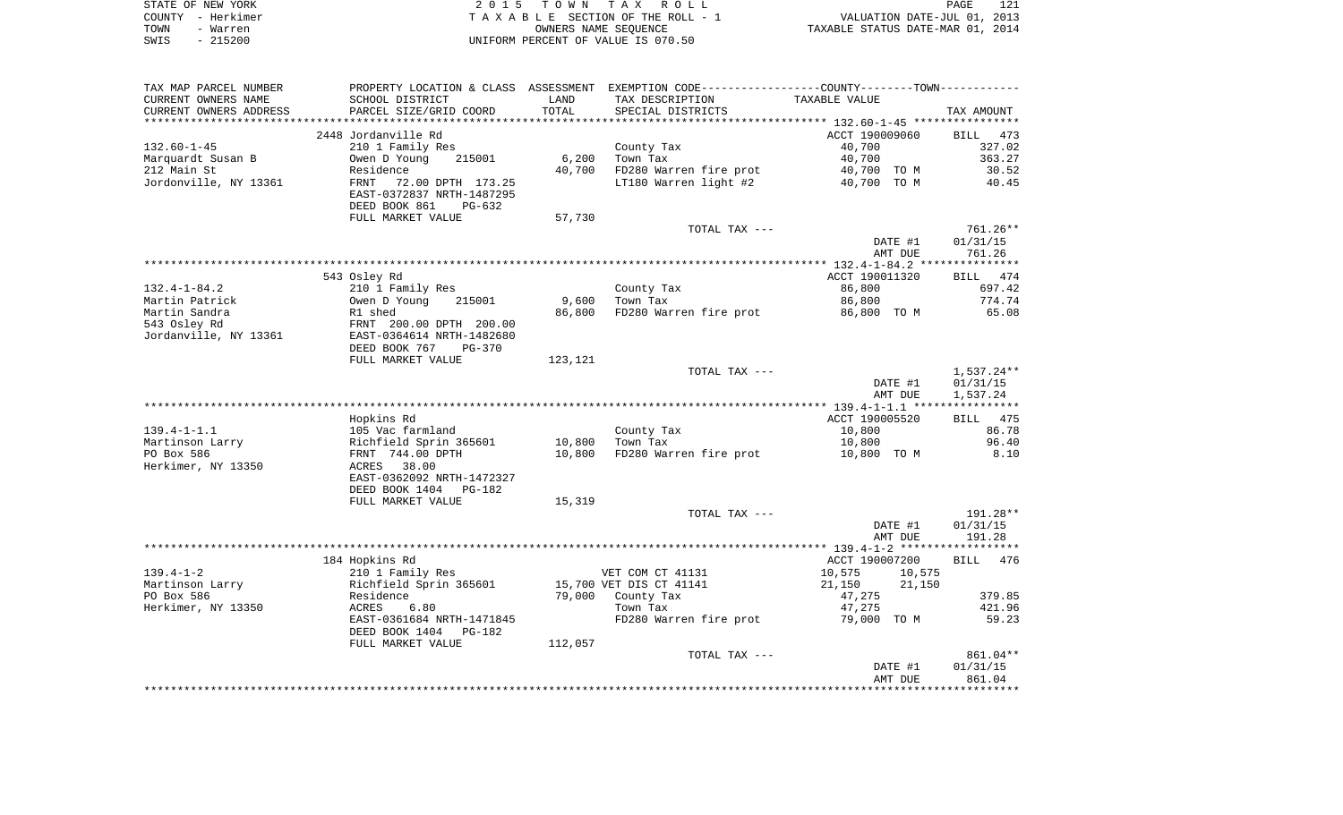STATE OF NEW YORK
COUNTY - Herkimer
TOWN - Warren
SWIS - 215200

2 0 1 5 T O W N T A X R O L L
T A X A B L E SECTION OF THE ROLL - 1
OWNERS NAME SEQUENCE
UNIFORM PERCENT OF VALUE IS 070.50

VALUATION DATE-JUL 01, 2013
TAXABLE STATUS DATE-MAR 01, 2014

| TAX MAP PARCEL NUMBER / CURRENT OWNERS NAME / CURRENT OWNERS ADDRESS | PROPERTY LOCATION & CLASS / SCHOOL DISTRICT / PARCEL SIZE/GRID COORD | ASSESSMENT LAND / TOTAL | EXEMPTION CODE / TAX DESCRIPTION / SPECIAL DISTRICTS | COUNTY / TOWN TAXABLE VALUE | TAX AMOUNT |
|---|---|---|---|---|---|
| | 2448 Jordanville Rd | | | ACCT 190009060 | BILL 473 |
| 132.60-1-45 | 210 1 Family Res | | County Tax | 40,700 | 327.02 |
| Marquardt Susan B | Owen D Young 215001 | 6,200 | Town Tax | 40,700 | 363.27 |
| 212 Main St | Residence | 40,700 | FD280 Warren fire prot | 40,700 TO M | 30.52 |
| Jordonville, NY 13361 | FRNT 72.00 DPTH 173.25 | | LT180 Warren light #2 | 40,700 TO M | 40.45 |
| | EAST-0372837 NRTH-1487295 | | | | |
| | DEED BOOK 861 PG-632 | | | | |
| | FULL MARKET VALUE | 57,730 | | | |
| | | | TOTAL TAX --- | | 761.26** |
| | | | | DATE #1 | 01/31/15 |
| | | | | AMT DUE | 761.26 |
| | 543 Osley Rd | | | ACCT 190011320 | BILL 474 |
| 132.4-1-84.2 | 210 1 Family Res | | County Tax | 86,800 | 697.42 |
| Martin Patrick | Owen D Young 215001 | 9,600 | Town Tax | 86,800 | 774.74 |
| Martin Sandra | R1 shed | 86,800 | FD280 Warren fire prot | 86,800 TO M | 65.08 |
| 543 Osley Rd | FRNT 200.00 DPTH 200.00 | | | | |
| Jordanville, NY 13361 | EAST-0364614 NRTH-1482680 | | | | |
| | DEED BOOK 767 PG-370 | | | | |
| | FULL MARKET VALUE | 123,121 | | | |
| | | | TOTAL TAX --- | | 1,537.24** |
| | | | | DATE #1 | 01/31/15 |
| | | | | AMT DUE | 1,537.24 |
| | Hopkins Rd | | | ACCT 190005520 | BILL 475 |
| 139.4-1-1.1 | 105 Vac farmland | | County Tax | 10,800 | 86.78 |
| Martinson Larry | Richfield Sprin 365601 | 10,800 | Town Tax | 10,800 | 96.40 |
| PO Box 586 | FRNT 744.00 DPTH | 10,800 | FD280 Warren fire prot | 10,800 TO M | 8.10 |
| Herkimer, NY 13350 | ACRES 38.00 | | | | |
| | EAST-0362092 NRTH-1472327 | | | | |
| | DEED BOOK 1404 PG-182 | | | | |
| | FULL MARKET VALUE | 15,319 | | | |
| | | | TOTAL TAX --- | | 191.28** |
| | | | | DATE #1 | 01/31/15 |
| | | | | AMT DUE | 191.28 |
| | 184 Hopkins Rd | | | ACCT 190007200 | BILL 476 |
| 139.4-1-2 | 210 1 Family Res | | VET COM CT 41131 | 10,575 10,575 | |
| Martinson Larry | Richfield Sprin 365601 | 15,700 | VET DIS CT 41141 | 21,150 21,150 | |
| PO Box 586 | Residence | 79,000 | County Tax | 47,275 | 379.85 |
| Herkimer, NY 13350 | ACRES 6.80 | | Town Tax | 47,275 | 421.96 |
| | EAST-0361684 NRTH-1471845 | | FD280 Warren fire prot | 79,000 TO M | 59.23 |
| | DEED BOOK 1404 PG-182 | | | | |
| | FULL MARKET VALUE | 112,057 | | | |
| | | | TOTAL TAX --- | | 861.04** |
| | | | | DATE #1 | 01/31/15 |
| | | | | AMT DUE | 861.04 |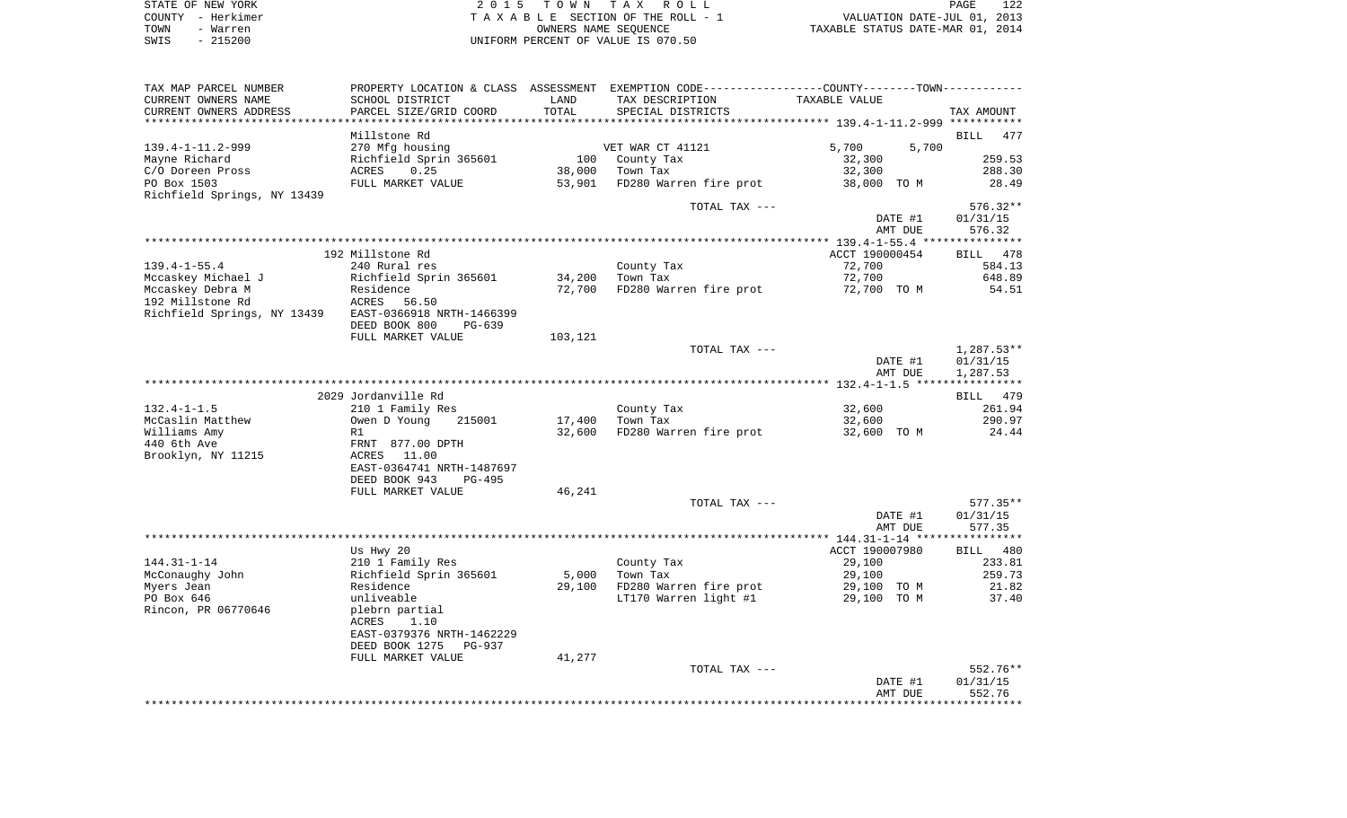STATE OF NEW YORK | COUNTY - Herkimer | TOWN - Warren | SWIS - 215200

2 0 1 5 T O W N T A X R O L L
T A X A B L E SECTION OF THE ROLL - 1
OWNERS NAME SEQUENCE
UNIFORM PERCENT OF VALUE IS 070.50

VALUATION DATE-JUL 01, 2013
TAXABLE STATUS DATE-MAR 01, 2014

| TAX MAP PARCEL NUMBER / CURRENT OWNERS NAME / CURRENT OWNERS ADDRESS | PROPERTY LOCATION & CLASS / SCHOOL DISTRICT / PARCEL SIZE/GRID COORD | ASSESSMENT LAND | TOTAL | EXEMPTION CODE / TAX DESCRIPTION / SPECIAL DISTRICTS | COUNTY TAXABLE VALUE | TOWN | TAX AMOUNT |
|---|---|---|---|---|---|---|---|
| 139.4-1-11.2-999 | Millstone Rd | | | | | | BILL 477 |
| 139.4-1-11.2-999 | 270 Mfg housing | | | VET WAR CT 41121 | 5,700 | 5,700 | |
| Mayne Richard | Richfield Sprin 365601 | 100 | | County Tax | 32,300 | | 259.53 |
| C/O Doreen Pross | ACRES 0.25 | | 38,000 | Town Tax | 32,300 | | 288.30 |
| PO Box 1503 | FULL MARKET VALUE | | 53,901 | FD280 Warren fire prot | 38,000 TO M | | 28.49 |
| Richfield Springs, NY 13439 | | | | | | | |
| | | | | TOTAL TAX --- | | | 576.32** |
| | | | | | DATE #1 | | 01/31/15 |
| | | | | | AMT DUE | | 576.32 |
| 139.4-1-55.4 | 192 Millstone Rd | | | | ACCT 190000454 | | BILL 478 |
| 139.4-1-55.4 | 240 Rural res | | | County Tax | 72,700 | | 584.13 |
| Mccaskey Michael J | Richfield Sprin 365601 | 34,200 | | Town Tax | 72,700 | | 648.89 |
| Mccaskey Debra M | Residence | | 72,700 | FD280 Warren fire prot | 72,700 TO M | | 54.51 |
| 192 Millstone Rd | ACRES 56.50 | | | | | | |
| Richfield Springs, NY 13439 | EAST-0366918 NRTH-1466399 | | | | | | |
| | DEED BOOK 800 PG-639 | | | | | | |
| | FULL MARKET VALUE | 103,121 | | | | | |
| | | | | TOTAL TAX --- | | | 1,287.53** |
| | | | | | DATE #1 | | 01/31/15 |
| | | | | | AMT DUE | | 1,287.53 |
| 132.4-1-1.5 | 2029 Jordanville Rd | | | | | | BILL 479 |
| 132.4-1-1.5 | 210 1 Family Res | | | County Tax | 32,600 | | 261.94 |
| McCaslin Matthew | Owen D Young 215001 | 17,400 | | Town Tax | 32,600 | | 290.97 |
| Williams Amy | R1 | | 32,600 | FD280 Warren fire prot | 32,600 TO M | | 24.44 |
| 440 6th Ave | FRNT 877.00 DPTH | | | | | | |
| Brooklyn, NY 11215 | ACRES 11.00 | | | | | | |
| | EAST-0364741 NRTH-1487697 | | | | | | |
| | DEED BOOK 943 PG-495 | | | | | | |
| | FULL MARKET VALUE | 46,241 | | | | | |
| | | | | TOTAL TAX --- | | | 577.35** |
| | | | | | DATE #1 | | 01/31/15 |
| | | | | | AMT DUE | | 577.35 |
| 144.31-1-14 | Us Hwy 20 | | | | ACCT 190007980 | | BILL 480 |
| 144.31-1-14 | 210 1 Family Res | | | County Tax | 29,100 | | 233.81 |
| McConaughy John | Richfield Sprin 365601 | 5,000 | | Town Tax | 29,100 | | 259.73 |
| Myers Jean | Residence | | 29,100 | FD280 Warren fire prot | 29,100 TO M | | 21.82 |
| PO Box 646 | unliveable | | | LT170 Warren light #1 | 29,100 TO M | | 37.40 |
| Rincon, PR 06770646 | plebrn partial | | | | | | |
| | ACRES 1.10 | | | | | | |
| | EAST-0379376 NRTH-1462229 | | | | | | |
| | DEED BOOK 1275 PG-937 | | | | | | |
| | FULL MARKET VALUE | 41,277 | | | | | |
| | | | | TOTAL TAX --- | | | 552.76** |
| | | | | | DATE #1 | | 01/31/15 |
| | | | | | AMT DUE | | 552.76 |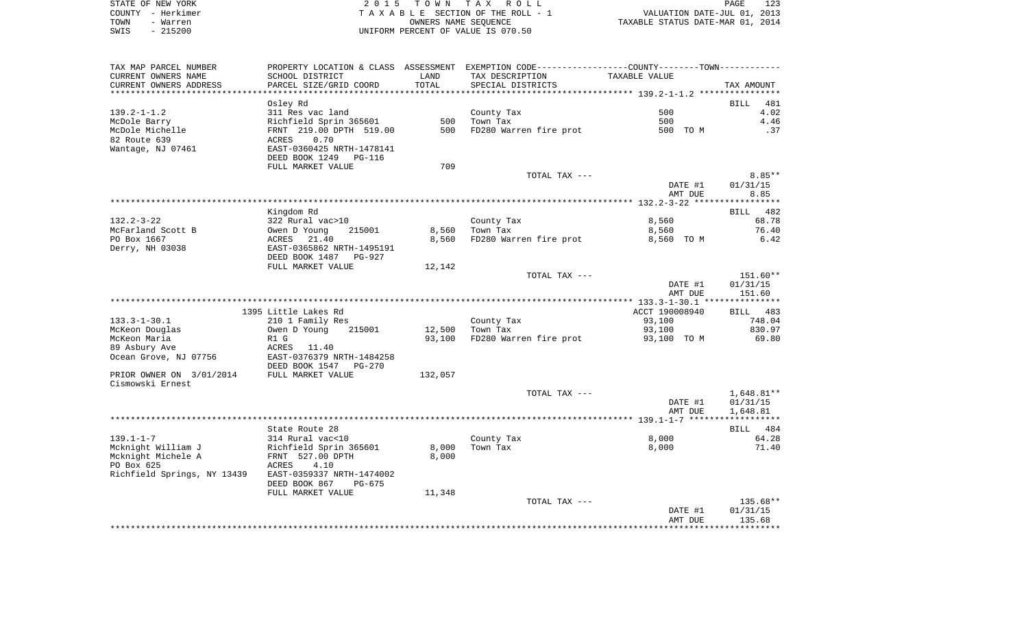STATE OF NEW YORK — 2 0 1 5 T O W N T A X R O L L
COUNTY - Herkimer — T A X A B L E SECTION OF THE ROLL - 1 — VALUATION DATE-JUL 01, 2013
TOWN - Warren — OWNERS NAME SEQUENCE — TAXABLE STATUS DATE-MAR 01, 2014
SWIS - 215200 — UNIFORM PERCENT OF VALUE IS 070.50

| TAX MAP PARCEL NUMBER / CURRENT OWNERS NAME / CURRENT OWNERS ADDRESS | PROPERTY LOCATION & CLASS / SCHOOL DISTRICT / PARCEL SIZE/GRID COORD | ASSESSMENT LAND / TOTAL | EXEMPTION CODE / TAX DESCRIPTION / SPECIAL DISTRICTS | COUNTY--------TOWN TAXABLE VALUE | TAX AMOUNT |
|---|---|---|---|---|---|
| **139.2-1-1.2** | Osley Rd | | | | BILL 481 |
| 139.2-1-1.2 | 311 Res vac land | | County Tax | 500 | 4.02 |
| McDole Barry | Richfield Sprin 365601 | 500 | Town Tax | 500 | 4.46 |
| McDole Michelle | FRNT 219.00 DPTH 519.00 | 500 | FD280 Warren fire prot | 500 TO M | .37 |
| 82 Route 639 | ACRES 0.70 | | | | |
| Wantage, NJ 07461 | EAST-0360425 NRTH-1478141 | | | | |
| | DEED BOOK 1249 PG-116 | | | | |
| | FULL MARKET VALUE | 709 | | | |
| | | | TOTAL TAX --- | | 8.85** |
| | | | | DATE #1 | 01/31/15 |
| | | | | AMT DUE | 8.85 |
| **132.2-3-22** | Kingdom Rd | | | | BILL 482 |
| 132.2-3-22 | 322 Rural vac>10 | | County Tax | 8,560 | 68.78 |
| McFarland Scott B | Owen D Young 215001 | 8,560 | Town Tax | 8,560 | 76.40 |
| PO Box 1667 | ACRES 21.40 | 8,560 | FD280 Warren fire prot | 8,560 TO M | 6.42 |
| Derry, NH 03038 | EAST-0365862 NRTH-1495191 | | | | |
| | DEED BOOK 1487 PG-927 | | | | |
| | FULL MARKET VALUE | 12,142 | | | |
| | | | TOTAL TAX --- | | 151.60** |
| | | | | DATE #1 | 01/31/15 |
| | | | | AMT DUE | 151.60 |
| **133.3-1-30.1** | 1395 Little Lakes Rd | | | ACCT 190008940 | BILL 483 |
| 133.3-1-30.1 | 210 1 Family Res | | County Tax | 93,100 | 748.04 |
| McKeon Douglas | Owen D Young 215001 | 12,500 | Town Tax | 93,100 | 830.97 |
| McKeon Maria | R1 G | 93,100 | FD280 Warren fire prot | 93,100 TO M | 69.80 |
| 89 Asbury Ave | ACRES 11.40 | | | | |
| Ocean Grove, NJ 07756 | EAST-0376379 NRTH-1484258 | | | | |
| | DEED BOOK 1547 PG-270 | | | | |
| PRIOR OWNER ON 3/01/2014 | FULL MARKET VALUE | 132,057 | | | |
| Cismowski Ernest | | | | | |
| | | | TOTAL TAX --- | | 1,648.81** |
| | | | | DATE #1 | 01/31/15 |
| | | | | AMT DUE | 1,648.81 |
| **139.1-1-7** | State Route 28 | | | | BILL 484 |
| 139.1-1-7 | 314 Rural vac<10 | | County Tax | 8,000 | 64.28 |
| Mcknight William J | Richfield Sprin 365601 | 8,000 | Town Tax | 8,000 | 71.40 |
| Mcknight Michele A | FRNT 527.00 DPTH | 8,000 | | | |
| PO Box 625 | ACRES 4.10 | | | | |
| Richfield Springs, NY 13439 | EAST-0359337 NRTH-1474002 | | | | |
| | DEED BOOK 867 PG-675 | | | | |
| | FULL MARKET VALUE | 11,348 | | | |
| | | | TOTAL TAX --- | | 135.68** |
| | | | | DATE #1 | 01/31/15 |
| | | | | AMT DUE | 135.68 |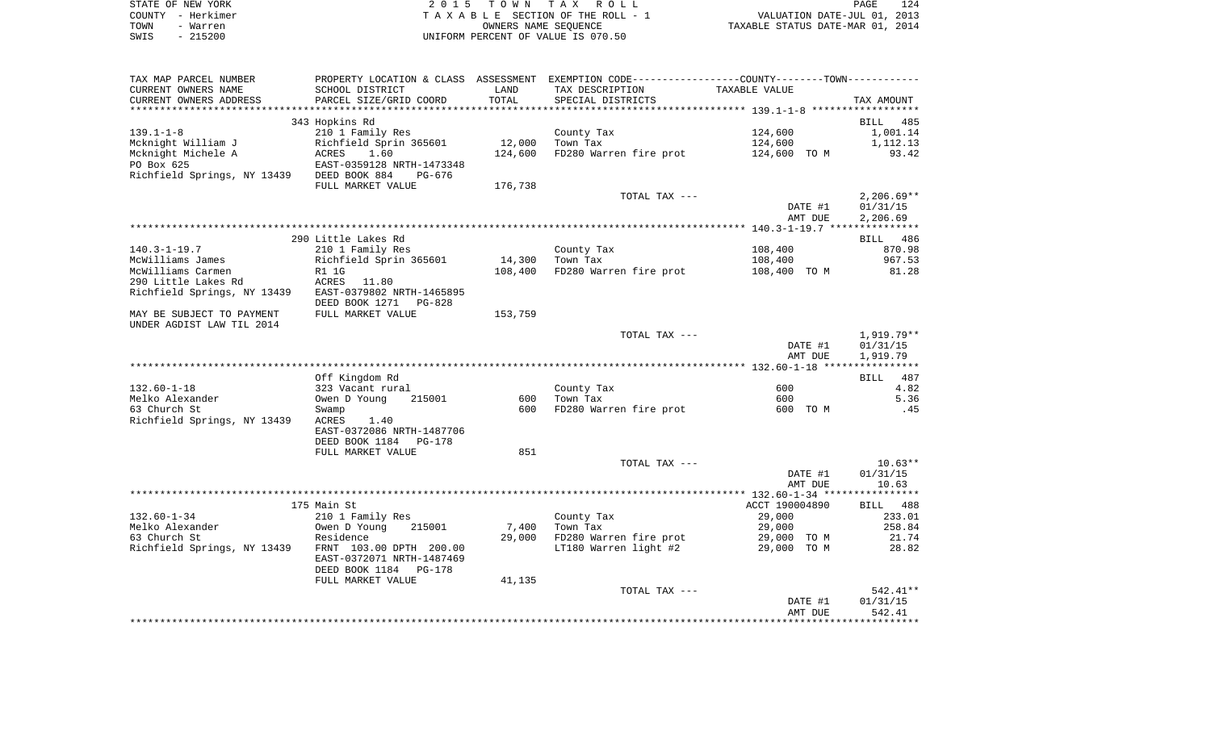STATE OF NEW YORK — COUNTY - Herkimer — TOWN - Warren — SWIS - 215200

2015 TOWN TAX ROLL
TAXABLE SECTION OF THE ROLL - 1
OWNERS NAME SEQUENCE
UNIFORM PERCENT OF VALUE IS 070.50

VALUATION DATE-JUL 01, 2013
TAXABLE STATUS DATE-MAR 01, 2014

| TAX MAP PARCEL NUMBER / CURRENT OWNERS NAME / CURRENT OWNERS ADDRESS | PROPERTY LOCATION & CLASS / SCHOOL DISTRICT / PARCEL SIZE/GRID COORD | ASSESSMENT LAND / TOTAL | EXEMPTION CODE / TAX DESCRIPTION / SPECIAL DISTRICTS | COUNTY/TOWN TAXABLE VALUE | TAX AMOUNT |
|---|---|---|---|---|---|
| **139.1-1-8** | 343 Hopkins Rd | | | | BILL 485 |
| 139.1-1-8 | 210 1 Family Res | | County Tax | 124,600 | 1,001.14 |
| Mcknight William J | Richfield Sprin 365601 | 12,000 | Town Tax | 124,600 | 1,112.13 |
| Mcknight Michele A | ACRES 1.60 | 124,600 | FD280 Warren fire prot | 124,600 TO M | 93.42 |
| PO Box 625 | EAST-0359128 NRTH-1473348 | | | | |
| Richfield Springs, NY 13439 | DEED BOOK 884 PG-676 | | | | |
| | FULL MARKET VALUE | 176,738 | | | |
| | | | TOTAL TAX --- | | 2,206.69** |
| | | | | DATE #1 | 01/31/15 |
| | | | | AMT DUE | 2,206.69 |
| **140.3-1-19.7** | 290 Little Lakes Rd | | | | BILL 486 |
| 140.3-1-19.7 | 210 1 Family Res | | County Tax | 108,400 | 870.98 |
| McWilliams James | Richfield Sprin 365601 | 14,300 | Town Tax | 108,400 | 967.53 |
| McWilliams Carmen | R1 1G | 108,400 | FD280 Warren fire prot | 108,400 TO M | 81.28 |
| 290 Little Lakes Rd | ACRES 11.80 | | | | |
| Richfield Springs, NY 13439 | EAST-0379802 NRTH-1465895 | | | | |
| | DEED BOOK 1271 PG-828 | | | | |
| MAY BE SUBJECT TO PAYMENT | FULL MARKET VALUE | 153,759 | | | |
| UNDER AGDIST LAW TIL 2014 | | | | | |
| | | | TOTAL TAX --- | | 1,919.79** |
| | | | | DATE #1 | 01/31/15 |
| | | | | AMT DUE | 1,919.79 |
| **132.60-1-18** | Off Kingdom Rd | | | | BILL 487 |
| 132.60-1-18 | 323 Vacant rural | | County Tax | 600 | 4.82 |
| Melko Alexander | Owen D Young 215001 | 600 | Town Tax | 600 | 5.36 |
| 63 Church St | Swamp | 600 | FD280 Warren fire prot | 600 TO M | .45 |
| Richfield Springs, NY 13439 | ACRES 1.40 | | | | |
| | EAST-0372086 NRTH-1487706 | | | | |
| | DEED BOOK 1184 PG-178 | | | | |
| | FULL MARKET VALUE | 851 | | | |
| | | | TOTAL TAX --- | | 10.63** |
| | | | | DATE #1 | 01/31/15 |
| | | | | AMT DUE | 10.63 |
| **132.60-1-34** | 175 Main St | | | ACCT 190004890 | BILL 488 |
| 132.60-1-34 | 210 1 Family Res | | County Tax | 29,000 | 233.01 |
| Melko Alexander | Owen D Young 215001 | 7,400 | Town Tax | 29,000 | 258.84 |
| 63 Church St | Residence | 29,000 | FD280 Warren fire prot | 29,000 TO M | 21.74 |
| Richfield Springs, NY 13439 | FRNT 103.00 DPTH 200.00 | | LT180 Warren light #2 | 29,000 TO M | 28.82 |
| | EAST-0372071 NRTH-1487469 | | | | |
| | DEED BOOK 1184 PG-178 | | | | |
| | FULL MARKET VALUE | 41,135 | | | |
| | | | TOTAL TAX --- | | 542.41** |
| | | | | DATE #1 | 01/31/15 |
| | | | | AMT DUE | 542.41 |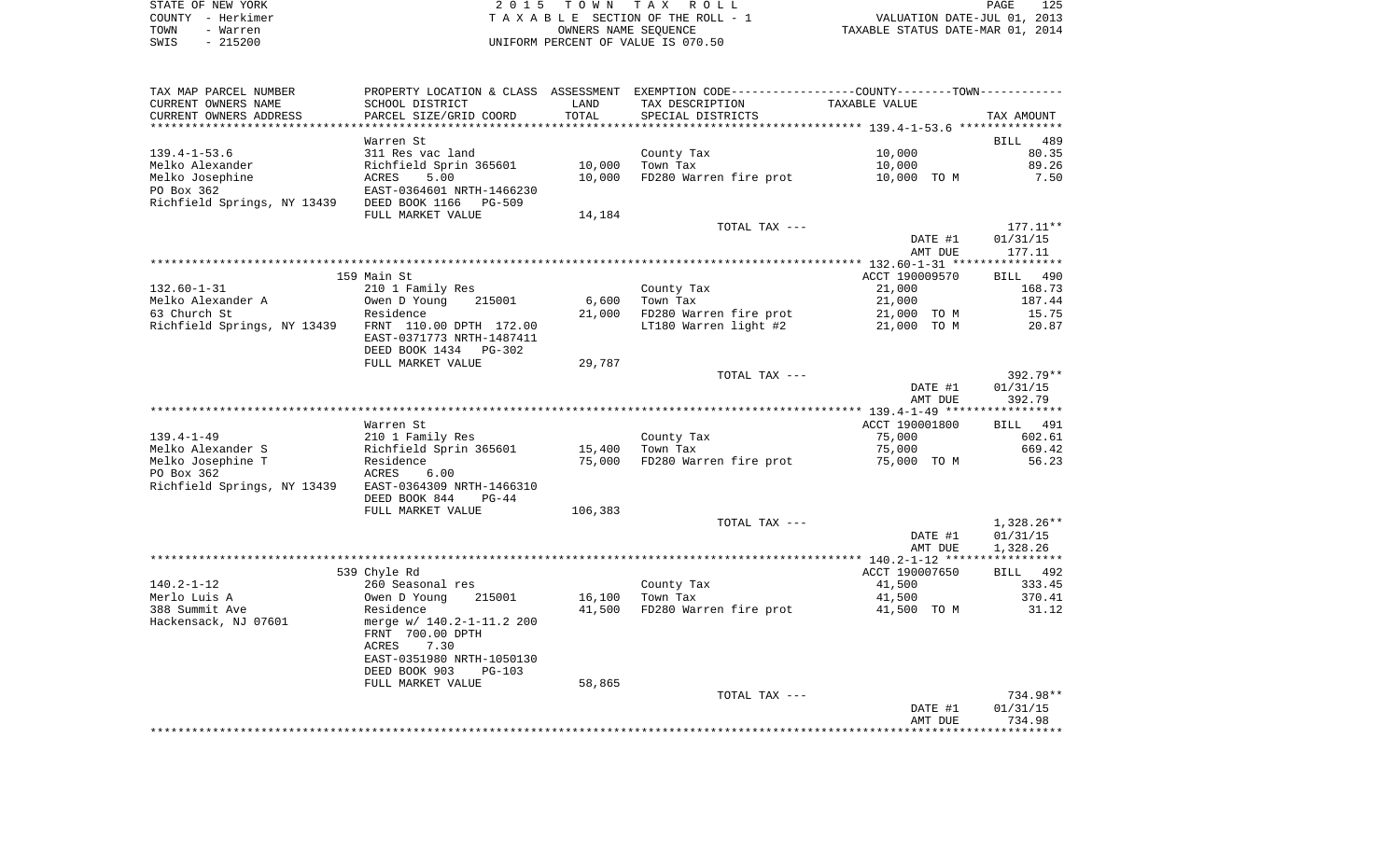STATE OF NEW YORK
COUNTY - Herkimer
TOWN - Warren
SWIS - 215200

2 0 1 5 T O W N T A X R O L L
T A X A B L E SECTION OF THE ROLL - 1
OWNERS NAME SEQUENCE
UNIFORM PERCENT OF VALUE IS 070.50

VALUATION DATE-JUL 01, 2013
TAXABLE STATUS DATE-MAR 01, 2014

| TAX MAP PARCEL NUMBER / CURRENT OWNERS NAME / CURRENT OWNERS ADDRESS | PROPERTY LOCATION & CLASS / SCHOOL DISTRICT / PARCEL SIZE/GRID COORD | ASSESSMENT LAND / TOTAL | EXEMPTION CODE / TAX DESCRIPTION / SPECIAL DISTRICTS | TAXABLE VALUE | TAX AMOUNT |
|---|---|---|---|---|---|
| 139.4-1-53.6 | Warren St | | | | BILL 489 |
| 139.4-1-53.6 | 311 Res vac land | | County Tax | 10,000 | 80.35 |
| Melko Alexander | Richfield Sprin 365601 | 10,000 | Town Tax | 10,000 | 89.26 |
| Melko Josephine | ACRES 5.00 | 10,000 | FD280 Warren fire prot | 10,000 TO M | 7.50 |
| PO Box 362 | EAST-0364601 NRTH-1466230 | | | | |
| Richfield Springs, NY 13439 | DEED BOOK 1166 PG-509 | | | | |
| | FULL MARKET VALUE | 14,184 | | | |
| | | | TOTAL TAX --- | | 177.11** |
| | | | | DATE #1 | 01/31/15 |
| | | | | AMT DUE | 177.11 |
| 132.60-1-31 | 159 Main St | | | ACCT 190009570 | BILL 490 |
| 132.60-1-31 | 210 1 Family Res | | County Tax | 21,000 | 168.73 |
| Melko Alexander A | Owen D Young 215001 | 6,600 | Town Tax | 21,000 | 187.44 |
| 63 Church St | Residence | 21,000 | FD280 Warren fire prot | 21,000 TO M | 15.75 |
| Richfield Springs, NY 13439 | FRNT 110.00 DPTH 172.00 | | LT180 Warren light #2 | 21,000 TO M | 20.87 |
| | EAST-0371773 NRTH-1487411 | | | | |
| | DEED BOOK 1434 PG-302 | | | | |
| | FULL MARKET VALUE | 29,787 | | | |
| | | | TOTAL TAX --- | | 392.79** |
| | | | | DATE #1 | 01/31/15 |
| | | | | AMT DUE | 392.79 |
| 139.4-1-49 | Warren St | | | ACCT 190001800 | BILL 491 |
| 139.4-1-49 | 210 1 Family Res | | County Tax | 75,000 | 602.61 |
| Melko Alexander S | Richfield Sprin 365601 | 15,400 | Town Tax | 75,000 | 669.42 |
| Melko Josephine T | Residence | 75,000 | FD280 Warren fire prot | 75,000 TO M | 56.23 |
| PO Box 362 | ACRES 6.00 | | | | |
| Richfield Springs, NY 13439 | EAST-0364309 NRTH-1466310 | | | | |
| | DEED BOOK 844 PG-44 | | | | |
| | FULL MARKET VALUE | 106,383 | | | |
| | | | TOTAL TAX --- | | 1,328.26** |
| | | | | DATE #1 | 01/31/15 |
| | | | | AMT DUE | 1,328.26 |
| 140.2-1-12 | 539 Chyle Rd | | | ACCT 190007650 | BILL 492 |
| 140.2-1-12 | 260 Seasonal res | | County Tax | 41,500 | 333.45 |
| Merlo Luis A | Owen D Young 215001 | 16,100 | Town Tax | 41,500 | 370.41 |
| 388 Summit Ave | Residence | 41,500 | FD280 Warren fire prot | 41,500 TO M | 31.12 |
| Hackensack, NJ 07601 | merge w/ 140.2-1-11.2 200 | | | | |
| | FRNT 700.00 DPTH | | | | |
| | ACRES 7.30 | | | | |
| | EAST-0351980 NRTH-1050130 | | | | |
| | DEED BOOK 903 PG-103 | | | | |
| | FULL MARKET VALUE | 58,865 | | | |
| | | | TOTAL TAX --- | | 734.98** |
| | | | | DATE #1 | 01/31/15 |
| | | | | AMT DUE | 734.98 |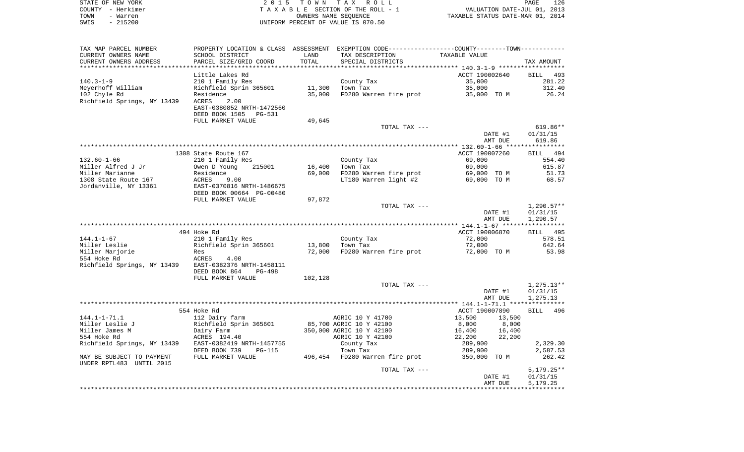STATE OF NEW YORK — 2015 TOWN TAX ROLL
COUNTY - Herkimer — TAXABLE SECTION OF THE ROLL - 1 — VALUATION DATE-JUL 01, 2013
TOWN - Warren — OWNERS NAME SEQUENCE — TAXABLE STATUS DATE-MAR 01, 2014
SWIS - 215200 — UNIFORM PERCENT OF VALUE IS 070.50

| TAX MAP PARCEL NUMBER / CURRENT OWNERS NAME / CURRENT OWNERS ADDRESS | PROPERTY LOCATION & CLASS / SCHOOL DISTRICT / PARCEL SIZE/GRID COORD | ASSESSMENT LAND | TOTAL | EXEMPTION CODE / TAX DESCRIPTION / SPECIAL DISTRICTS | COUNTY / TOWN TAXABLE VALUE | TAX AMOUNT |
|---|---|---|---|---|---|---|
| | Little Lakes Rd | | | | ACCT 190002640 | BILL 493 |
| 140.3-1-9 | 210 1 Family Res | | | County Tax | 35,000 | 281.22 |
| Meyerhoff William | Richfield Sprin 365601 | 11,300 | | Town Tax | 35,000 | 312.40 |
| 102 Chyle Rd | Residence | | 35,000 | FD280 Warren fire prot | 35,000 TO M | 26.24 |
| Richfield Springs, NY 13439 | ACRES 2.00 | | | | | |
| | EAST-0380852 NRTH-1472560 | | | | | |
| | DEED BOOK 1505 PG-531 | | | | | |
| | FULL MARKET VALUE | | 49,645 | | | |
| | | | | TOTAL TAX --- | | 619.86** |
| | | | | | DATE #1 | 01/31/15 |
| | | | | | AMT DUE | 619.86 |
| | 1308 State Route 167 | | | | ACCT 190007260 | BILL 494 |
| 132.60-1-66 | 210 1 Family Res | | | County Tax | 69,000 | 554.40 |
| Miller Alfred J Jr | Owen D Young 215001 | 16,400 | | Town Tax | 69,000 | 615.87 |
| Miller Marianne | Residence | | 69,000 | FD280 Warren fire prot | 69,000 TO M | 51.73 |
| 1308 State Route 167 | ACRES 9.00 | | | LT180 Warren light #2 | 69,000 TO M | 68.57 |
| Jordanville, NY 13361 | EAST-0370816 NRTH-1486675 | | | | | |
| | DEED BOOK 00664 PG-00480 | | | | | |
| | FULL MARKET VALUE | | 97,872 | | | |
| | | | | TOTAL TAX --- | | 1,290.57** |
| | | | | | DATE #1 | 01/31/15 |
| | | | | | AMT DUE | 1,290.57 |
| | 494 Hoke Rd | | | | ACCT 190006870 | BILL 495 |
| 144.1-1-67 | 210 1 Family Res | | | County Tax | 72,000 | 578.51 |
| Miller Leslie | Richfield Sprin 365601 | 13,800 | | Town Tax | 72,000 | 642.64 |
| Miller Marjorie | Res | | 72,000 | FD280 Warren fire prot | 72,000 TO M | 53.98 |
| 554 Hoke Rd | ACRES 4.00 | | | | | |
| Richfield Springs, NY 13439 | EAST-0382376 NRTH-1458111 | | | | | |
| | DEED BOOK 864 PG-498 | | | | | |
| | FULL MARKET VALUE | | 102,128 | | | |
| | | | | TOTAL TAX --- | | 1,275.13** |
| | | | | | DATE #1 | 01/31/15 |
| | | | | | AMT DUE | 1,275.13 |
| | 554 Hoke Rd | | | | ACCT 190007890 | BILL 496 |
| 144.1-1-71.1 | 112 Dairy farm | | | AGRIC 10 Y 41700 | 13,500 13,500 | |
| Miller Leslie J | Richfield Sprin 365601 | 85,700 | | AGRIC 10 Y 42100 | 8,000 8,000 | |
| Miller James M | Dairy Farm | | 350,000 | AGRIC 10 Y 42100 | 16,400 16,400 | |
| 554 Hoke Rd | ACRES 194.40 | | | AGRIC 10 Y 42100 | 22,200 22,200 | |
| Richfield Springs, NY 13439 | EAST-0382419 NRTH-1457755 | | | County Tax | 289,900 | 2,329.30 |
| | DEED BOOK 739 PG-115 | | | Town Tax | 289,900 | 2,587.53 |
| MAY BE SUBJECT TO PAYMENT | FULL MARKET VALUE | | 496,454 | FD280 Warren fire prot | 350,000 TO M | 262.42 |
| UNDER RPTL483 UNTIL 2015 | | | | | | |
| | | | | TOTAL TAX --- | | 5,179.25** |
| | | | | | DATE #1 | 01/31/15 |
| | | | | | AMT DUE | 5,179.25 |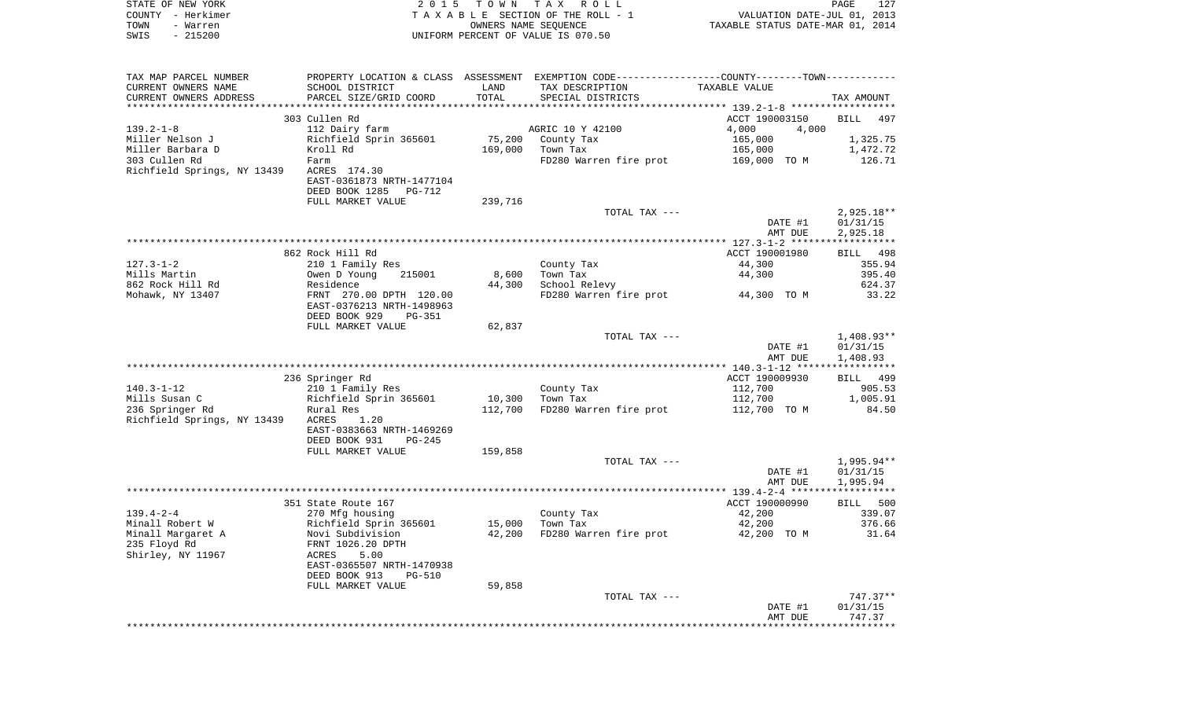STATE OF NEW YORK
COUNTY - Herkimer
TOWN - Warren
SWIS - 215200

2 0 1 5 T O W N T A X R O L L
T A X A B L E SECTION OF THE ROLL - 1
OWNERS NAME SEQUENCE
UNIFORM PERCENT OF VALUE IS 070.50

VALUATION DATE-JUL 01, 2013
TAXABLE STATUS DATE-MAR 01, 2014

| TAX MAP PARCEL NUMBER / CURRENT OWNERS NAME / CURRENT OWNERS ADDRESS | PROPERTY LOCATION & CLASS / SCHOOL DISTRICT / PARCEL SIZE/GRID COORD | ASSESSMENT LAND | TOTAL | EXEMPTION CODE / TAX DESCRIPTION / SPECIAL DISTRICTS | COUNTY / TAXABLE VALUE | TOWN | TAX AMOUNT |
|---|---|---|---|---|---|---|---|
| 139.2-1-8 | 303 Cullen Rd | | | | ACCT 190003150 | | BILL 497 |
| Miller Nelson J | 112 Dairy farm | | | AGRIC 10 Y 42100 | 4,000 | 4,000 | |
| Miller Barbara D | Richfield Sprin 365601 | 75,200 | | County Tax | 165,000 | | 1,325.75 |
| 303 Cullen Rd | Kroll Rd | | 169,000 | Town Tax | 165,000 | | 1,472.72 |
| Richfield Springs, NY 13439 | Farm | | | FD280 Warren fire prot | 169,000 TO M | | 126.71 |
| | ACRES 174.30 | | | | | | |
| | EAST-0361873 NRTH-1477104 | | | | | | |
| | DEED BOOK 1285 PG-712 | | | | | | |
| | FULL MARKET VALUE | | 239,716 | | | | |
| | | | | TOTAL TAX --- | | | 2,925.18** |
| | | | | | DATE #1 | | 01/31/15 |
| | | | | | AMT DUE | | 2,925.18 |
| 127.3-1-2 | 862 Rock Hill Rd | | | | ACCT 190001980 | | BILL 498 |
| Mills Martin | 210 1 Family Res | | | County Tax | 44,300 | | 355.94 |
| 862 Rock Hill Rd | Owen D Young 215001 | 8,600 | | Town Tax | 44,300 | | 395.40 |
| Mohawk, NY 13407 | Residence | | 44,300 | School Relevy | | | 624.37 |
| | FRNT 270.00 DPTH 120.00 | | | FD280 Warren fire prot | 44,300 TO M | | 33.22 |
| | EAST-0376213 NRTH-1498963 | | | | | | |
| | DEED BOOK 929 PG-351 | | | | | | |
| | FULL MARKET VALUE | | 62,837 | | | | |
| | | | | TOTAL TAX --- | | | 1,408.93** |
| | | | | | DATE #1 | | 01/31/15 |
| | | | | | AMT DUE | | 1,408.93 |
| 140.3-1-12 | 236 Springer Rd | | | | ACCT 190009930 | | BILL 499 |
| Mills Susan C | 210 1 Family Res | | | County Tax | 112,700 | | 905.53 |
| 236 Springer Rd | Richfield Sprin 365601 | 10,300 | | Town Tax | 112,700 | | 1,005.91 |
| Richfield Springs, NY 13439 | Rural Res | | 112,700 | FD280 Warren fire prot | 112,700 TO M | | 84.50 |
| | ACRES 1.20 | | | | | | |
| | EAST-0383663 NRTH-1469269 | | | | | | |
| | DEED BOOK 931 PG-245 | | | | | | |
| | FULL MARKET VALUE | | 159,858 | | | | |
| | | | | TOTAL TAX --- | | | 1,995.94** |
| | | | | | DATE #1 | | 01/31/15 |
| | | | | | AMT DUE | | 1,995.94 |
| 139.4-2-4 | 351 State Route 167 | | | | ACCT 190000990 | | BILL 500 |
| Minall Robert W | 270 Mfg housing | | | County Tax | 42,200 | | 339.07 |
| Minall Margaret A | Richfield Sprin 365601 | 15,000 | | Town Tax | 42,200 | | 376.66 |
| 235 Floyd Rd | Novi Subdivision | | 42,200 | FD280 Warren fire prot | 42,200 TO M | | 31.64 |
| Shirley, NY 11967 | FRNT 1026.20 DPTH | | | | | | |
| | ACRES 5.00 | | | | | | |
| | EAST-0365507 NRTH-1470938 | | | | | | |
| | DEED BOOK 913 PG-510 | | | | | | |
| | FULL MARKET VALUE | | 59,858 | | | | |
| | | | | TOTAL TAX --- | | | 747.37** |
| | | | | | DATE #1 | | 01/31/15 |
| | | | | | AMT DUE | | 747.37 |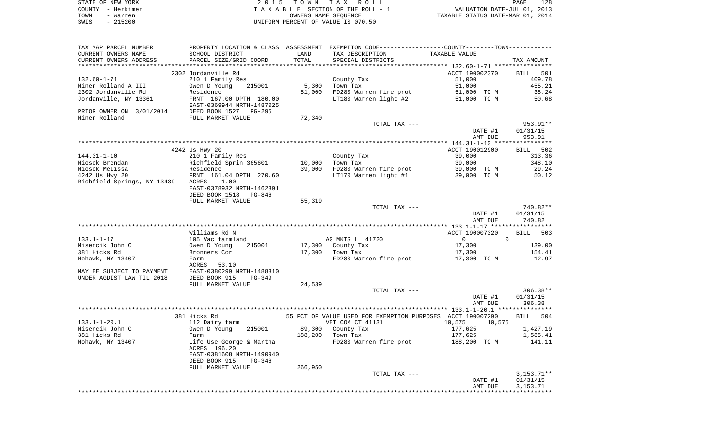STATE OF NEW YORK — COUNTY - Herkimer — TOWN - Warren — SWIS - 215200

2015 TOWN TAX ROLL
TAXABLE SECTION OF THE ROLL - 1
OWNERS NAME SEQUENCE
UNIFORM PERCENT OF VALUE IS 070.50

VALUATION DATE-JUL 01, 2013
TAXABLE STATUS DATE-MAR 01, 2014

| TAX MAP PARCEL NUMBER / CURRENT OWNERS NAME / CURRENT OWNERS ADDRESS | PROPERTY LOCATION & CLASS / SCHOOL DISTRICT / PARCEL SIZE/GRID COORD | ASSESSMENT LAND / TOTAL | EXEMPTION CODE / TAX DESCRIPTION / SPECIAL DISTRICTS | COUNTY / TOWN TAXABLE VALUE | TAX AMOUNT |
|---|---|---|---|---|---|
| | 2302 Jordanville Rd | | | ACCT 190002370 | BILL 501 |
| 132.60-1-71 | 210 1 Family Res | | County Tax | 51,000 | 409.78 |
| Miner Rolland A III | Owen D Young 215001 | 5,300 | Town Tax | 51,000 | 455.21 |
| 2302 Jordanville Rd | Residence | 51,000 | FD280 Warren fire prot | 51,000 TO M | 38.24 |
| Jordanville, NY 13361 | FRNT 167.00 DPTH 180.00 | | LT180 Warren light #2 | 51,000 TO M | 50.68 |
| | EAST-0369944 NRTH-1487025 | | | | |
| PRIOR OWNER ON 3/01/2014 | DEED BOOK 1527 PG-295 | | | | |
| Miner Rolland | FULL MARKET VALUE | 72,340 | | | |
| | | | TOTAL TAX --- | | 953.91** |
| | | | | DATE #1 | 01/31/15 |
| | | | | AMT DUE | 953.91 |
| | 4242 Us Hwy 20 | | | ACCT 190012900 | BILL 502 |
| 144.31-1-10 | 210 1 Family Res | | County Tax | 39,000 | 313.36 |
| Miosek Brendan | Richfield Sprin 365601 | 10,000 | Town Tax | 39,000 | 348.10 |
| Miosek Melissa | Residence | 39,000 | FD280 Warren fire prot | 39,000 TO M | 29.24 |
| 4242 Us Hwy 20 | FRNT 161.04 DPTH 270.60 | | LT170 Warren light #1 | 39,000 TO M | 50.12 |
| Richfield Springs, NY 13439 | ACRES 1.00 | | | | |
| | EAST-0378932 NRTH-1462391 | | | | |
| | DEED BOOK 1518 PG-846 | | | | |
| | FULL MARKET VALUE | 55,319 | | | |
| | | | TOTAL TAX --- | | 740.82** |
| | | | | DATE #1 | 01/31/15 |
| | | | | AMT DUE | 740.82 |
| | Williams Rd N | | | ACCT 190007320 | BILL 503 |
| 133.1-1-17 | 105 Vac farmland | | AG MKTS L 41720 | 0 0 | |
| Misencik John C | Owen D Young 215001 | 17,300 | County Tax | 17,300 | 139.00 |
| 381 Hicks Rd | Bronners Cor | 17,300 | Town Tax | 17,300 | 154.41 |
| Mohawk, NY 13407 | Farm | | FD280 Warren fire prot | 17,300 TO M | 12.97 |
| | ACRES 53.10 | | | | |
| MAY BE SUBJECT TO PAYMENT | EAST-0380299 NRTH-1488310 | | | | |
| UNDER AGDIST LAW TIL 2018 | DEED BOOK 915 PG-349 | | | | |
| | FULL MARKET VALUE | 24,539 | | | |
| | | | TOTAL TAX --- | | 306.38** |
| | | | | DATE #1 | 01/31/15 |
| | | | | AMT DUE | 306.38 |
| | 381 Hicks Rd | | 55 PCT OF VALUE USED FOR EXEMPTION PURPOSES | ACCT 190007290 | BILL 504 |
| 133.1-1-20.1 | 112 Dairy farm | | VET COM CT 41131 | 10,575 10,575 | |
| Misencik John C | Owen D Young 215001 | 89,300 | County Tax | 177,625 | 1,427.19 |
| 381 Hicks Rd | Farm | 188,200 | Town Tax | 177,625 | 1,585.41 |
| Mohawk, NY 13407 | Life Use George & Martha | | FD280 Warren fire prot | 188,200 TO M | 141.11 |
| | ACRES 196.20 | | | | |
| | EAST-0381608 NRTH-1490940 | | | | |
| | DEED BOOK 915 PG-346 | | | | |
| | FULL MARKET VALUE | 266,950 | | | |
| | | | TOTAL TAX --- | | 3,153.71** |
| | | | | DATE #1 | 01/31/15 |
| | | | | AMT DUE | 3,153.71 |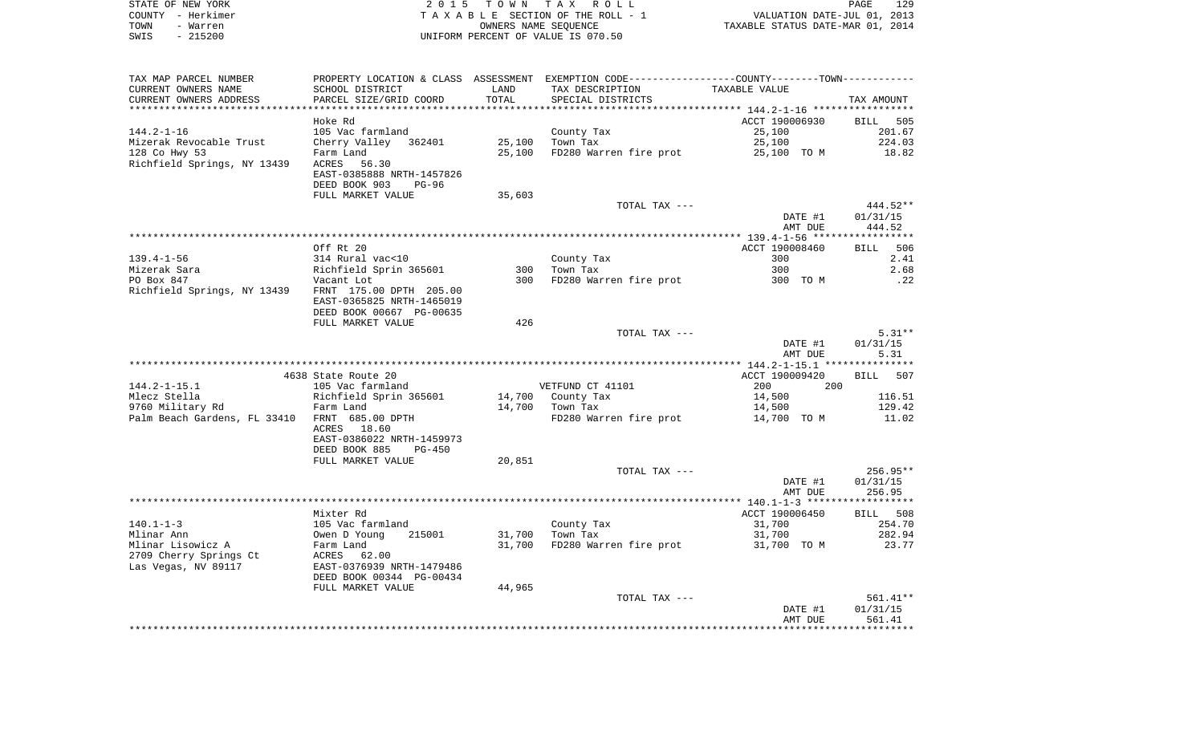STATE OF NEW YORK
COUNTY - Herkimer
TOWN - Warren
SWIS - 215200

2 0 1 5 T O W N T A X R O L L
T A X A B L E SECTION OF THE ROLL - 1
OWNERS NAME SEQUENCE
UNIFORM PERCENT OF VALUE IS 070.50

VALUATION DATE-JUL 01, 2013
TAXABLE STATUS DATE-MAR 01, 2014

| TAX MAP PARCEL NUMBER / CURRENT OWNERS NAME / CURRENT OWNERS ADDRESS | PROPERTY LOCATION & CLASS / SCHOOL DISTRICT / PARCEL SIZE/GRID COORD | ASSESSMENT LAND / TOTAL | EXEMPTION CODE / TAX DESCRIPTION / SPECIAL DISTRICTS | TAXABLE VALUE | TAX AMOUNT |
|---|---|---|---|---|---|
| **144.2-1-16** | Hoke Rd | | | ACCT 190006930 | BILL 505 |
| 144.2-1-16 | 105 Vac farmland | | County Tax | 25,100 | 201.67 |
| Mizerak Revocable Trust | Cherry Valley 362401 | 25,100 | Town Tax | 25,100 | 224.03 |
| 128 Co Hwy 53 | Farm Land | 25,100 | FD280 Warren fire prot | 25,100 TO M | 18.82 |
| Richfield Springs, NY 13439 | ACRES 56.30 | | | | |
| | EAST-0385888 NRTH-1457826 | | | | |
| | DEED BOOK 903 PG-96 | | | | |
| | FULL MARKET VALUE | 35,603 | | | |
| | | | TOTAL TAX --- | | 444.52** |
| | | | | DATE #1 | 01/31/15 |
| | | | | AMT DUE | 444.52 |
| **139.4-1-56** | Off Rt 20 | | | ACCT 190008460 | BILL 506 |
| 139.4-1-56 | 314 Rural vac<10 | | County Tax | 300 | 2.41 |
| Mizerak Sara | Richfield Sprin 365601 | 300 | Town Tax | 300 | 2.68 |
| PO Box 847 | Vacant Lot | 300 | FD280 Warren fire prot | 300 TO M | .22 |
| Richfield Springs, NY 13439 | FRNT 175.00 DPTH 205.00 | | | | |
| | EAST-0365825 NRTH-1465019 | | | | |
| | DEED BOOK 00667 PG-00635 | | | | |
| | FULL MARKET VALUE | 426 | | | |
| | | | TOTAL TAX --- | | 5.31** |
| | | | | DATE #1 | 01/31/15 |
| | | | | AMT DUE | 5.31 |
| **144.2-1-15.1** | 4638 State Route 20 | | | ACCT 190009420 | BILL 507 |
| 144.2-1-15.1 | 105 Vac farmland | | VETFUND CT 41101 | 200 200 | |
| Mlecz Stella | Richfield Sprin 365601 | 14,700 | County Tax | 14,500 | 116.51 |
| 9760 Military Rd | Farm Land | 14,700 | Town Tax | 14,500 | 129.42 |
| Palm Beach Gardens, FL 33410 | FRNT 685.00 DPTH | | FD280 Warren fire prot | 14,700 TO M | 11.02 |
| | ACRES 18.60 | | | | |
| | EAST-0386022 NRTH-1459973 | | | | |
| | DEED BOOK 885 PG-450 | | | | |
| | FULL MARKET VALUE | 20,851 | | | |
| | | | TOTAL TAX --- | | 256.95** |
| | | | | DATE #1 | 01/31/15 |
| | | | | AMT DUE | 256.95 |
| **140.1-1-3** | Mixter Rd | | | ACCT 190006450 | BILL 508 |
| 140.1-1-3 | 105 Vac farmland | | County Tax | 31,700 | 254.70 |
| Mlinar Ann | Owen D Young 215001 | 31,700 | Town Tax | 31,700 | 282.94 |
| Mlinar Lisowicz A | Farm Land | 31,700 | FD280 Warren fire prot | 31,700 TO M | 23.77 |
| 2709 Cherry Springs Ct | ACRES 62.00 | | | | |
| Las Vegas, NV 89117 | EAST-0376939 NRTH-1479486 | | | | |
| | DEED BOOK 00344 PG-00434 | | | | |
| | FULL MARKET VALUE | 44,965 | | | |
| | | | TOTAL TAX --- | | 561.41** |
| | | | | DATE #1 | 01/31/15 |
| | | | | AMT DUE | 561.41 |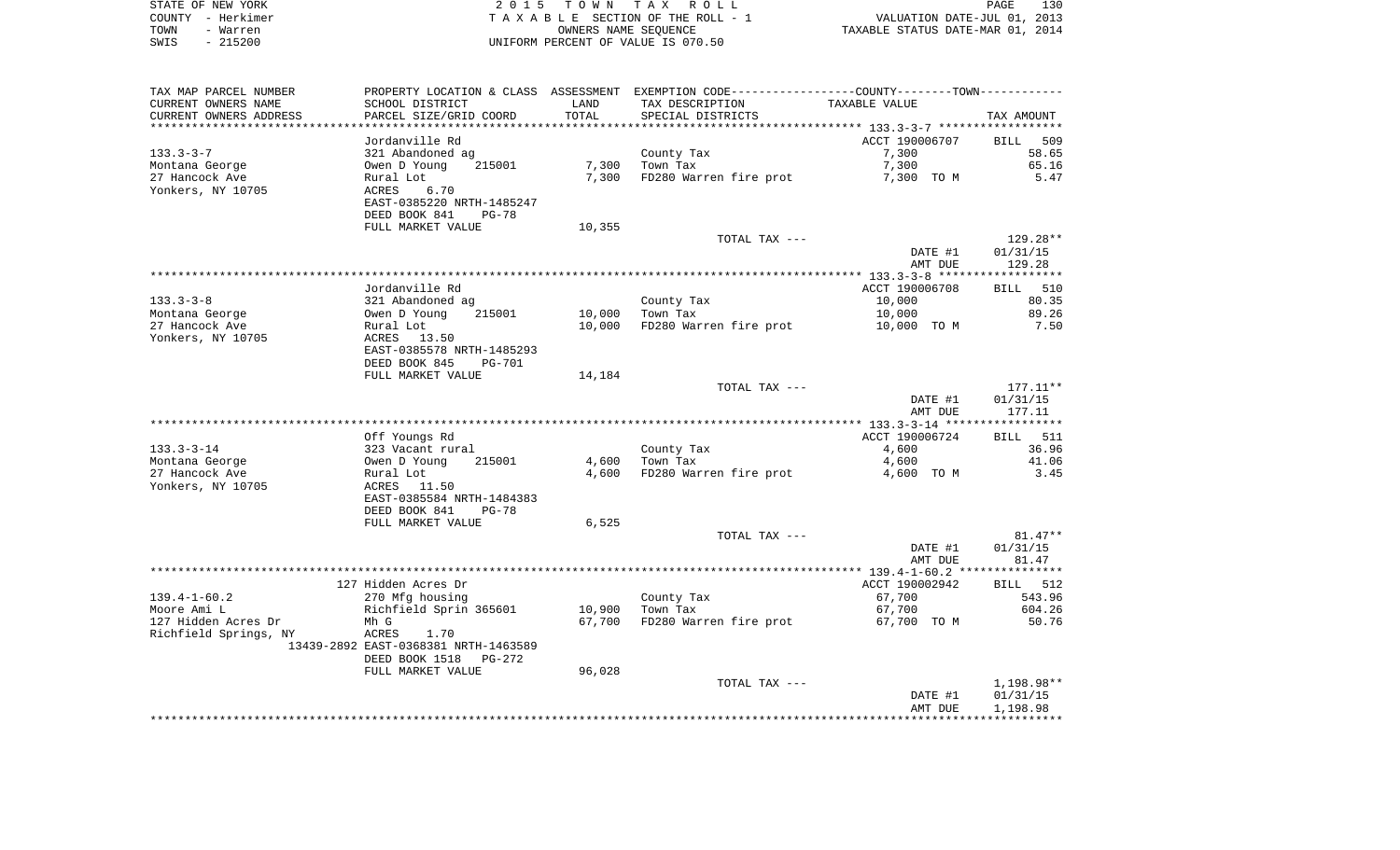STATE OF NEW YORK
COUNTY - Herkimer
TOWN - Warren
SWIS - 215200

2 0 1 5 T O W N T A X R O L L
T A X A B L E SECTION OF THE ROLL - 1
OWNERS NAME SEQUENCE
UNIFORM PERCENT OF VALUE IS 070.50

VALUATION DATE-JUL 01, 2013
TAXABLE STATUS DATE-MAR 01, 2014

| TAX MAP PARCEL NUMBER / CURRENT OWNERS NAME / CURRENT OWNERS ADDRESS | PROPERTY LOCATION & CLASS / SCHOOL DISTRICT / PARCEL SIZE/GRID COORD | ASSESSMENT LAND / TOTAL | EXEMPTION CODE / TAX DESCRIPTION / SPECIAL DISTRICTS | TAXABLE VALUE (COUNTY/TOWN) | TAX AMOUNT |
|---|---|---|---|---|---|
| 133.3-3-7 | Jordanville Rd | | | ACCT 190006707 | BILL 509 |
| | 321 Abandoned ag | | County Tax | 7,300 | 58.65 |
| Montana George | Owen D Young 215001 | 7,300 | Town Tax | 7,300 | 65.16 |
| 27 Hancock Ave | Rural Lot | 7,300 | FD280 Warren fire prot | 7,300 TO M | 5.47 |
| Yonkers, NY 10705 | ACRES 6.70 | | | | |
| | EAST-0385220 NRTH-1485247 | | | | |
| | DEED BOOK 841 PG-78 | | | | |
| | FULL MARKET VALUE | 10,355 | | | |
| | | | TOTAL TAX --- | | 129.28** |
| | | | | DATE #1 | 01/31/15 |
| | | | | AMT DUE | 129.28 |
| 133.3-3-8 | Jordanville Rd | | | ACCT 190006708 | BILL 510 |
| | 321 Abandoned ag | | County Tax | 10,000 | 80.35 |
| Montana George | Owen D Young 215001 | 10,000 | Town Tax | 10,000 | 89.26 |
| 27 Hancock Ave | Rural Lot | 10,000 | FD280 Warren fire prot | 10,000 TO M | 7.50 |
| Yonkers, NY 10705 | ACRES 13.50 | | | | |
| | EAST-0385578 NRTH-1485293 | | | | |
| | DEED BOOK 845 PG-701 | | | | |
| | FULL MARKET VALUE | 14,184 | | | |
| | | | TOTAL TAX --- | | 177.11** |
| | | | | DATE #1 | 01/31/15 |
| | | | | AMT DUE | 177.11 |
| 133.3-3-14 | Off Youngs Rd | | | ACCT 190006724 | BILL 511 |
| | 323 Vacant rural | | County Tax | 4,600 | 36.96 |
| Montana George | Owen D Young 215001 | 4,600 | Town Tax | 4,600 | 41.06 |
| 27 Hancock Ave | Rural Lot | 4,600 | FD280 Warren fire prot | 4,600 TO M | 3.45 |
| Yonkers, NY 10705 | ACRES 11.50 | | | | |
| | EAST-0385584 NRTH-1484383 | | | | |
| | DEED BOOK 841 PG-78 | | | | |
| | FULL MARKET VALUE | 6,525 | | | |
| | | | TOTAL TAX --- | | 81.47** |
| | | | | DATE #1 | 01/31/15 |
| | | | | AMT DUE | 81.47 |
| 139.4-1-60.2 | 127 Hidden Acres Dr | | | ACCT 190002942 | BILL 512 |
| | 270 Mfg housing | | County Tax | 67,700 | 543.96 |
| Moore Ami L | Richfield Sprin 365601 | 10,900 | Town Tax | 67,700 | 604.26 |
| 127 Hidden Acres Dr | Mh G | 67,700 | FD280 Warren fire prot | 67,700 TO M | 50.76 |
| Richfield Springs, NY 13439-2892 | ACRES 1.70 | | | | |
| | EAST-0368381 NRTH-1463589 | | | | |
| | DEED BOOK 1518 PG-272 | | | | |
| | FULL MARKET VALUE | 96,028 | | | |
| | | | TOTAL TAX --- | | 1,198.98** |
| | | | | DATE #1 | 01/31/15 |
| | | | | AMT DUE | 1,198.98 |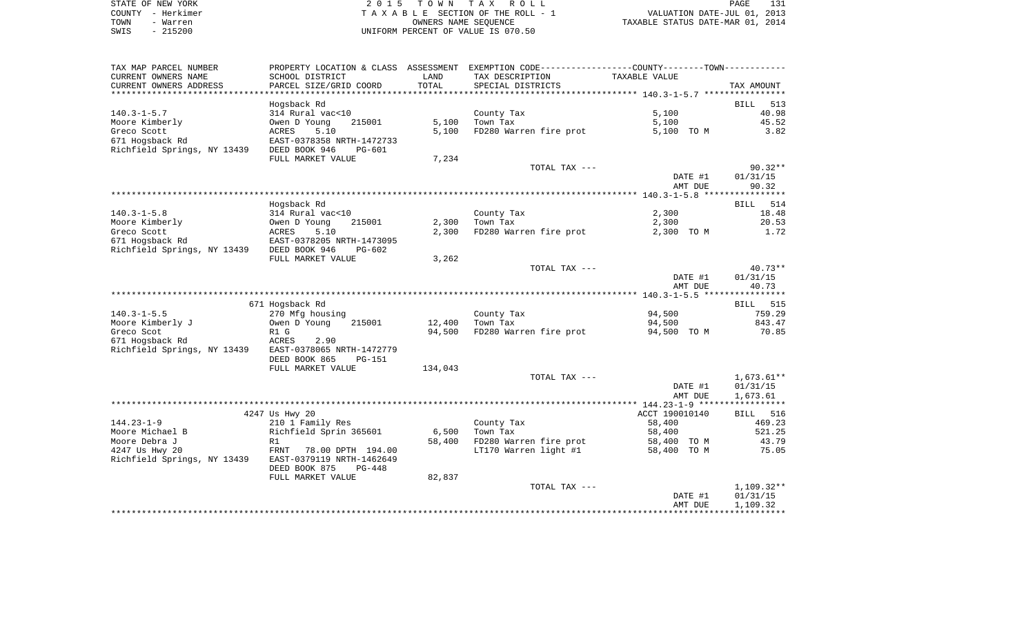STATE OF NEW YORK | 2 0 1 5 T O W N T A X R O L L
COUNTY - Herkimer | T A X A B L E SECTION OF THE ROLL - 1 | VALUATION DATE-JUL 01, 2013
TOWN - Warren | OWNERS NAME SEQUENCE | TAXABLE STATUS DATE-MAR 01, 2014
SWIS - 215200 | UNIFORM PERCENT OF VALUE IS 070.50

| TAX MAP PARCEL NUMBER<br>CURRENT OWNERS NAME<br>CURRENT OWNERS ADDRESS | PROPERTY LOCATION & CLASS<br>SCHOOL DISTRICT<br>PARCEL SIZE/GRID COORD | ASSESSMENT<br>LAND<br>TOTAL | EXEMPTION CODE-----COUNTY-----TOWN-----<br>TAX DESCRIPTION<br>SPECIAL DISTRICTS | TAXABLE VALUE | TAX AMOUNT |
|---|---|---|---|---|---|
| **140.3-1-5.7** | Hogsback Rd | | | | BILL 513 |
| 140.3-1-5.7 | 314 Rural vac<10 | | County Tax | 5,100 | 40.98 |
| Moore Kimberly | Owen D Young 215001 | 5,100 | Town Tax | 5,100 | 45.52 |
| Greco Scott | ACRES 5.10 | 5,100 | FD280 Warren fire prot | 5,100 TO M | 3.82 |
| 671 Hogsback Rd | EAST-0378358 NRTH-1472733 | | | | |
| Richfield Springs, NY 13439 | DEED BOOK 946 PG-601 | | | | |
| | FULL MARKET VALUE | 7,234 | | | |
| | | | TOTAL TAX --- | | 90.32** |
| | | | | DATE #1 | 01/31/15 |
| | | | | AMT DUE | 90.32 |
| **140.3-1-5.8** | Hogsback Rd | | | | BILL 514 |
| 140.3-1-5.8 | 314 Rural vac<10 | | County Tax | 2,300 | 18.48 |
| Moore Kimberly | Owen D Young 215001 | 2,300 | Town Tax | 2,300 | 20.53 |
| Greco Scott | ACRES 5.10 | 2,300 | FD280 Warren fire prot | 2,300 TO M | 1.72 |
| 671 Hogsback Rd | EAST-0378205 NRTH-1473095 | | | | |
| Richfield Springs, NY 13439 | DEED BOOK 946 PG-602 | | | | |
| | FULL MARKET VALUE | 3,262 | | | |
| | | | TOTAL TAX --- | | 40.73** |
| | | | | DATE #1 | 01/31/15 |
| | | | | AMT DUE | 40.73 |
| **140.3-1-5.5** | 671 Hogsback Rd | | | | BILL 515 |
| 140.3-1-5.5 | 270 Mfg housing | | County Tax | 94,500 | 759.29 |
| Moore Kimberly J | Owen D Young 215001 | 12,400 | Town Tax | 94,500 | 843.47 |
| Greco Scot | R1 G | 94,500 | FD280 Warren fire prot | 94,500 TO M | 70.85 |
| 671 Hogsback Rd | ACRES 2.90 | | | | |
| Richfield Springs, NY 13439 | EAST-0378065 NRTH-1472779 | | | | |
| | DEED BOOK 865 PG-151 | | | | |
| | FULL MARKET VALUE | 134,043 | | | |
| | | | TOTAL TAX --- | | 1,673.61** |
| | | | | DATE #1 | 01/31/15 |
| | | | | AMT DUE | 1,673.61 |
| **144.23-1-9** | 4247 Us Hwy 20 | | | ACCT 190010140 | BILL 516 |
| 144.23-1-9 | 210 1 Family Res | | County Tax | 58,400 | 469.23 |
| Moore Michael B | Richfield Sprin 365601 | 6,500 | Town Tax | 58,400 | 521.25 |
| Moore Debra J | R1 | 58,400 | FD280 Warren fire prot | 58,400 TO M | 43.79 |
| 4247 Us Hwy 20 | FRNT 78.00 DPTH 194.00 | | LT170 Warren light #1 | 58,400 TO M | 75.05 |
| Richfield Springs, NY 13439 | EAST-0379119 NRTH-1462649 | | | | |
| | DEED BOOK 875 PG-448 | | | | |
| | FULL MARKET VALUE | 82,837 | | | |
| | | | TOTAL TAX --- | | 1,109.32** |
| | | | | DATE #1 | 01/31/15 |
| | | | | AMT DUE | 1,109.32 |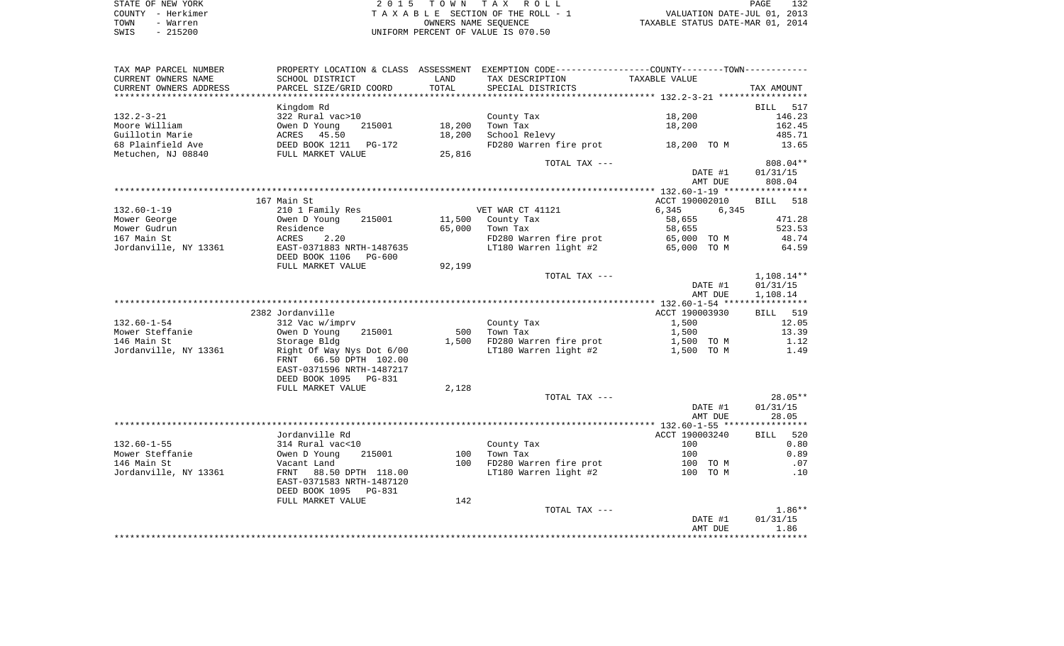STATE OF NEW YORK — 2015 TOWN TAX ROLL — PAGE 132
COUNTY - Herkimer — TAXABLE SECTION OF THE ROLL - 1 — VALUATION DATE-JUL 01, 2013
TOWN - Warren — OWNERS NAME SEQUENCE — TAXABLE STATUS DATE-MAR 01, 2014
SWIS - 215200 — UNIFORM PERCENT OF VALUE IS 070.50

| TAX MAP PARCEL NUMBER / CURRENT OWNERS NAME / CURRENT OWNERS ADDRESS | PROPERTY LOCATION & CLASS / SCHOOL DISTRICT / PARCEL SIZE/GRID COORD | ASSESSMENT LAND / TOTAL | EXEMPTION CODE / TAX DESCRIPTION / SPECIAL DISTRICTS | TAXABLE VALUE | TAX AMOUNT |
|---|---|---|---|---|---|
| **132.2-3-21** | Kingdom Rd | | | | BILL 517 |
| 132.2-3-21 | 322 Rural vac>10 | | County Tax | 18,200 | 146.23 |
| Moore William | Owen D Young 215001 | 18,200 | Town Tax | 18,200 | 162.45 |
| Guillotin Marie | ACRES 45.50 | 18,200 | School Relevy | | 485.71 |
| 68 Plainfield Ave | DEED BOOK 1211 PG-172 | | FD280 Warren fire prot | 18,200 TO M | 13.65 |
| Metuchen, NJ 08840 | FULL MARKET VALUE | 25,816 | | | |
| | | | TOTAL TAX --- | | 808.04** |
| | | | | DATE #1 | 01/31/15 |
| | | | | AMT DUE | 808.04 |
| **132.60-1-19** | 167 Main St | | | ACCT 190002010 | BILL 518 |
| 132.60-1-19 | 210 1 Family Res | | VET WAR CT 41121 | 6,345 6,345 | |
| Mower George | Owen D Young 215001 | 11,500 | County Tax | 58,655 | 471.28 |
| Mower Gudrun | Residence | 65,000 | Town Tax | 58,655 | 523.53 |
| 167 Main St | ACRES 2.20 | | FD280 Warren fire prot | 65,000 TO M | 48.74 |
| Jordanville, NY 13361 | EAST-0371883 NRTH-1487635 | | LT180 Warren light #2 | 65,000 TO M | 64.59 |
| | DEED BOOK 1106 PG-600 | | | | |
| | FULL MARKET VALUE | 92,199 | | | |
| | | | TOTAL TAX --- | | 1,108.14** |
| | | | | DATE #1 | 01/31/15 |
| | | | | AMT DUE | 1,108.14 |
| **132.60-1-54** | 2382 Jordanville | | | ACCT 190003930 | BILL 519 |
| 132.60-1-54 | 312 Vac w/imprv | | County Tax | 1,500 | 12.05 |
| Mower Steffanie | Owen D Young 215001 | 500 | Town Tax | 1,500 | 13.39 |
| 146 Main St | Storage Bldg | 1,500 | FD280 Warren fire prot | 1,500 TO M | 1.12 |
| Jordanville, NY 13361 | Right Of Way Nys Dot 6/00 | | LT180 Warren light #2 | 1,500 TO M | 1.49 |
| | FRNT 66.50 DPTH 102.00 | | | | |
| | EAST-0371596 NRTH-1487217 | | | | |
| | DEED BOOK 1095 PG-831 | | | | |
| | FULL MARKET VALUE | 2,128 | | | |
| | | | TOTAL TAX --- | | 28.05** |
| | | | | DATE #1 | 01/31/15 |
| | | | | AMT DUE | 28.05 |
| **132.60-1-55** | Jordanville Rd | | | ACCT 190003240 | BILL 520 |
| 132.60-1-55 | 314 Rural vac<10 | | County Tax | 100 | 0.80 |
| Mower Steffanie | Owen D Young 215001 | 100 | Town Tax | 100 | 0.89 |
| 146 Main St | Vacant Land | 100 | FD280 Warren fire prot | 100 TO M | .07 |
| Jordanville, NY 13361 | FRNT 88.50 DPTH 118.00 | | LT180 Warren light #2 | 100 TO M | .10 |
| | EAST-0371583 NRTH-1487120 | | | | |
| | DEED BOOK 1095 PG-831 | | | | |
| | FULL MARKET VALUE | 142 | | | |
| | | | TOTAL TAX --- | | 1.86** |
| | | | | DATE #1 | 01/31/15 |
| | | | | AMT DUE | 1.86 |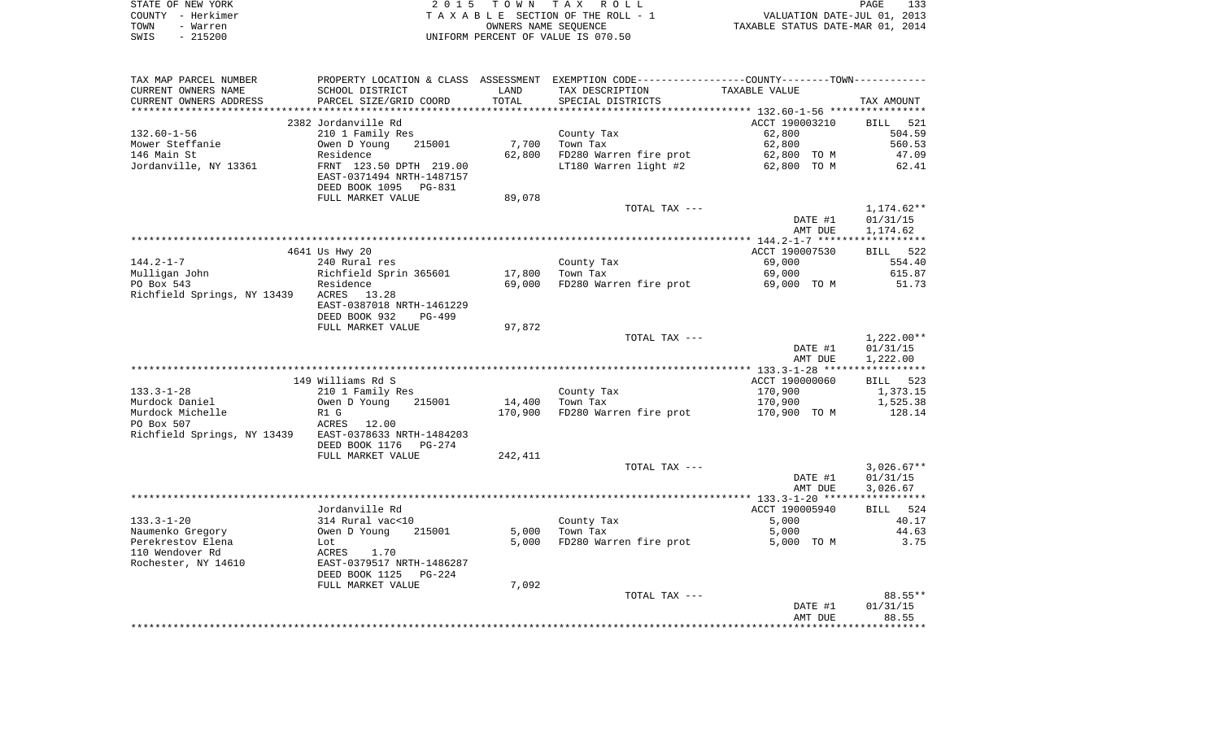STATE OF NEW YORK
COUNTY - Herkimer
TOWN - Warren
SWIS - 215200

2 0 1 5 T O W N T A X R O L L
T A X A B L E SECTION OF THE ROLL - 1
OWNERS NAME SEQUENCE
UNIFORM PERCENT OF VALUE IS 070.50

VALUATION DATE-JUL 01, 2013
TAXABLE STATUS DATE-MAR 01, 2014

| TAX MAP PARCEL NUMBER / CURRENT OWNERS NAME / CURRENT OWNERS ADDRESS | PROPERTY LOCATION & CLASS / SCHOOL DISTRICT / PARCEL SIZE/GRID COORD | ASSESSMENT LAND / TOTAL | EXEMPTION CODE / TAX DESCRIPTION / SPECIAL DISTRICTS | COUNTY--------TOWN / TAXABLE VALUE | TAX AMOUNT |
|---|---|---|---|---|---|
| | 2382 Jordanville Rd | | | ACCT 190003210 | BILL 521 |
| 132.60-1-56 | 210 1 Family Res | | County Tax | 62,800 | 504.59 |
| Mower Steffanie | Owen D Young 215001 | 7,700 | Town Tax | 62,800 | 560.53 |
| 146 Main St | Residence | 62,800 | FD280 Warren fire prot | 62,800 TO M | 47.09 |
| Jordanville, NY 13361 | FRNT 123.50 DPTH 219.00 | | LT180 Warren light #2 | 62,800 TO M | 62.41 |
| | EAST-0371494 NRTH-1487157 | | | | |
| | DEED BOOK 1095 PG-831 | | | | |
| | FULL MARKET VALUE | 89,078 | | | |
| | | | TOTAL TAX --- | | 1,174.62** |
| | | | | DATE #1 | 01/31/15 |
| | | | | AMT DUE | 1,174.62 |
| | 4641 Us Hwy 20 | | | ACCT 190007530 | BILL 522 |
| 144.2-1-7 | 240 Rural res | | County Tax | 69,000 | 554.40 |
| Mulligan John | Richfield Sprin 365601 | 17,800 | Town Tax | 69,000 | 615.87 |
| PO Box 543 | Residence | 69,000 | FD280 Warren fire prot | 69,000 TO M | 51.73 |
| Richfield Springs, NY 13439 | ACRES 13.28 | | | | |
| | EAST-0387018 NRTH-1461229 | | | | |
| | DEED BOOK 932 PG-499 | | | | |
| | FULL MARKET VALUE | 97,872 | | | |
| | | | TOTAL TAX --- | | 1,222.00** |
| | | | | DATE #1 | 01/31/15 |
| | | | | AMT DUE | 1,222.00 |
| | 149 Williams Rd S | | | ACCT 190000060 | BILL 523 |
| 133.3-1-28 | 210 1 Family Res | | County Tax | 170,900 | 1,373.15 |
| Murdock Daniel | Owen D Young 215001 | 14,400 | Town Tax | 170,900 | 1,525.38 |
| Murdock Michelle | R1 G | 170,900 | FD280 Warren fire prot | 170,900 TO M | 128.14 |
| PO Box 507 | ACRES 12.00 | | | | |
| Richfield Springs, NY 13439 | EAST-0378633 NRTH-1484203 | | | | |
| | DEED BOOK 1176 PG-274 | | | | |
| | FULL MARKET VALUE | 242,411 | | | |
| | | | TOTAL TAX --- | | 3,026.67** |
| | | | | DATE #1 | 01/31/15 |
| | | | | AMT DUE | 3,026.67 |
| | Jordanville Rd | | | ACCT 190005940 | BILL 524 |
| 133.3-1-20 | 314 Rural vac<10 | | County Tax | 5,000 | 40.17 |
| Naumenko Gregory | Owen D Young 215001 | 5,000 | Town Tax | 5,000 | 44.63 |
| Perekrestov Elena | Lot | 5,000 | FD280 Warren fire prot | 5,000 TO M | 3.75 |
| 110 Wendover Rd | ACRES 1.70 | | | | |
| Rochester, NY 14610 | EAST-0379517 NRTH-1486287 | | | | |
| | DEED BOOK 1125 PG-224 | | | | |
| | FULL MARKET VALUE | 7,092 | | | |
| | | | TOTAL TAX --- | | 88.55** |
| | | | | DATE #1 | 01/31/15 |
| | | | | AMT DUE | 88.55 |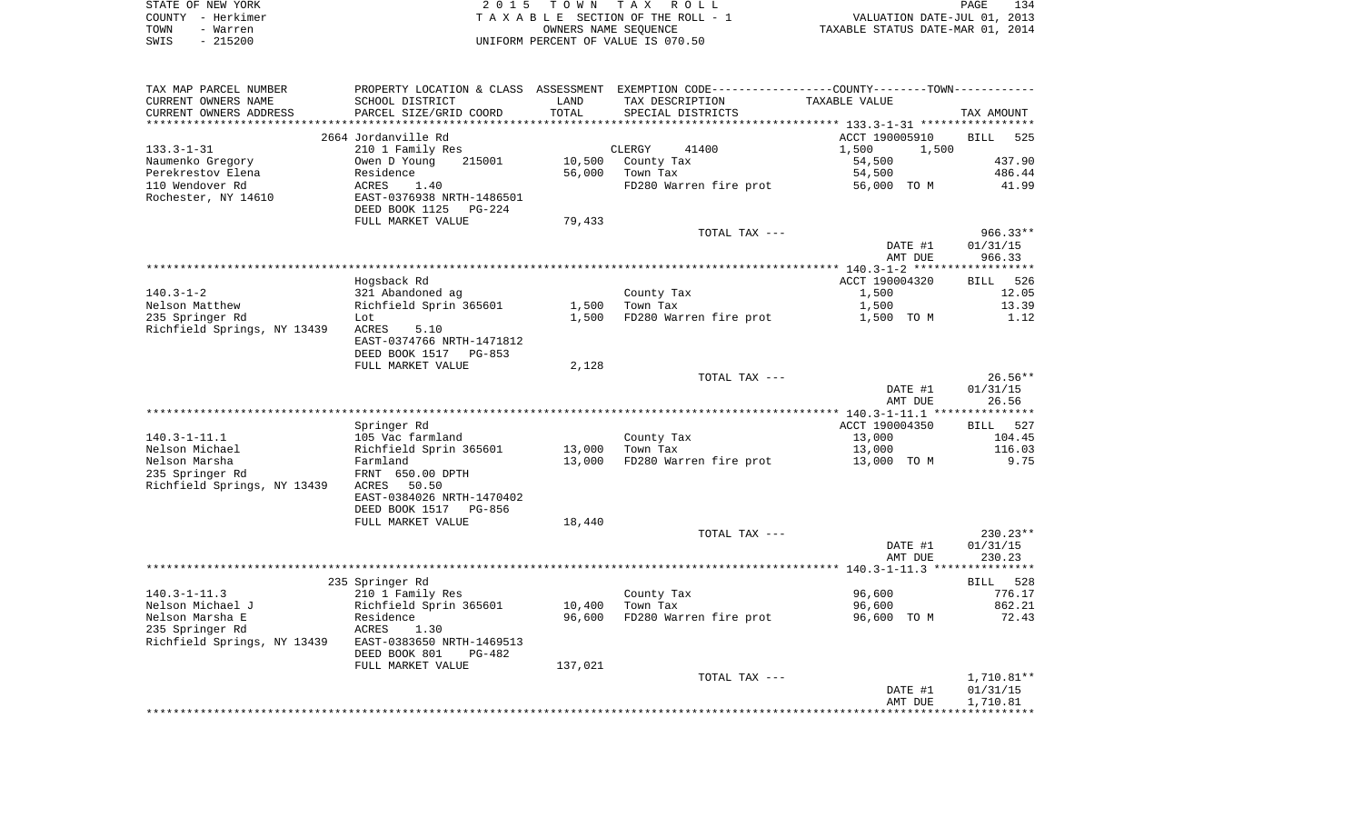STATE OF NEW YORK
COUNTY - Herkimer
TOWN - Warren
SWIS - 215200

2 0 1 5 T O W N T A X R O L L
T A X A B L E SECTION OF THE ROLL - 1
OWNERS NAME SEQUENCE
UNIFORM PERCENT OF VALUE IS 070.50

VALUATION DATE-JUL 01, 2013
TAXABLE STATUS DATE-MAR 01, 2014

| TAX MAP PARCEL NUMBER<br>CURRENT OWNERS NAME<br>CURRENT OWNERS ADDRESS | PROPERTY LOCATION & CLASS<br>SCHOOL DISTRICT<br>PARCEL SIZE/GRID COORD | ASSESSMENT<br>LAND<br>TOTAL | EXEMPTION CODE-----COUNTY-----TOWN-----<br>TAX DESCRIPTION<br>SPECIAL DISTRICTS | TAXABLE VALUE | TAX AMOUNT |
|---|---|---|---|---|---|
| **133.3-1-31** | 2664 Jordanville Rd | | | ACCT 190005910 | BILL 525 |
| 133.3-1-31 | 210 1 Family Res | | CLERGY 41400 | 1,500 1,500 | |
| Naumenko Gregory | Owen D Young 215001 | 10,500 | County Tax | 54,500 | 437.90 |
| Perekrestov Elena | Residence | 56,000 | Town Tax | 54,500 | 486.44 |
| 110 Wendover Rd | ACRES 1.40 | | FD280 Warren fire prot | 56,000 TO M | 41.99 |
| Rochester, NY 14610 | EAST-0376938 NRTH-1486501 | | | | |
| | DEED BOOK 1125 PG-224 | | | | |
| | FULL MARKET VALUE | 79,433 | | | |
| | | | TOTAL TAX --- | | 966.33** |
| | | | | DATE #1 | 01/31/15 |
| | | | | AMT DUE | 966.33 |
| **140.3-1-2** | Hogsback Rd | | | ACCT 190004320 | BILL 526 |
| 140.3-1-2 | 321 Abandoned ag | | County Tax | 1,500 | 12.05 |
| Nelson Matthew | Richfield Sprin 365601 | 1,500 | Town Tax | 1,500 | 13.39 |
| 235 Springer Rd | Lot | 1,500 | FD280 Warren fire prot | 1,500 TO M | 1.12 |
| Richfield Springs, NY 13439 | ACRES 5.10 | | | | |
| | EAST-0374766 NRTH-1471812 | | | | |
| | DEED BOOK 1517 PG-853 | | | | |
| | FULL MARKET VALUE | 2,128 | | | |
| | | | TOTAL TAX --- | | 26.56** |
| | | | | DATE #1 | 01/31/15 |
| | | | | AMT DUE | 26.56 |
| **140.3-1-11.1** | Springer Rd | | | ACCT 190004350 | BILL 527 |
| 140.3-1-11.1 | 105 Vac farmland | | County Tax | 13,000 | 104.45 |
| Nelson Michael | Richfield Sprin 365601 | 13,000 | Town Tax | 13,000 | 116.03 |
| Nelson Marsha | Farmland | 13,000 | FD280 Warren fire prot | 13,000 TO M | 9.75 |
| 235 Springer Rd | FRNT 650.00 DPTH | | | | |
| Richfield Springs, NY 13439 | ACRES 50.50 | | | | |
| | EAST-0384026 NRTH-1470402 | | | | |
| | DEED BOOK 1517 PG-856 | | | | |
| | FULL MARKET VALUE | 18,440 | | | |
| | | | TOTAL TAX --- | | 230.23** |
| | | | | DATE #1 | 01/31/15 |
| | | | | AMT DUE | 230.23 |
| **140.3-1-11.3** | 235 Springer Rd | | | | BILL 528 |
| 140.3-1-11.3 | 210 1 Family Res | | County Tax | 96,600 | 776.17 |
| Nelson Michael J | Richfield Sprin 365601 | 10,400 | Town Tax | 96,600 | 862.21 |
| Nelson Marsha E | Residence | 96,600 | FD280 Warren fire prot | 96,600 TO M | 72.43 |
| 235 Springer Rd | ACRES 1.30 | | | | |
| Richfield Springs, NY 13439 | EAST-0383650 NRTH-1469513 | | | | |
| | DEED BOOK 801 PG-482 | | | | |
| | FULL MARKET VALUE | 137,021 | | | |
| | | | TOTAL TAX --- | | 1,710.81** |
| | | | | DATE #1 | 01/31/15 |
| | | | | AMT DUE | 1,710.81 |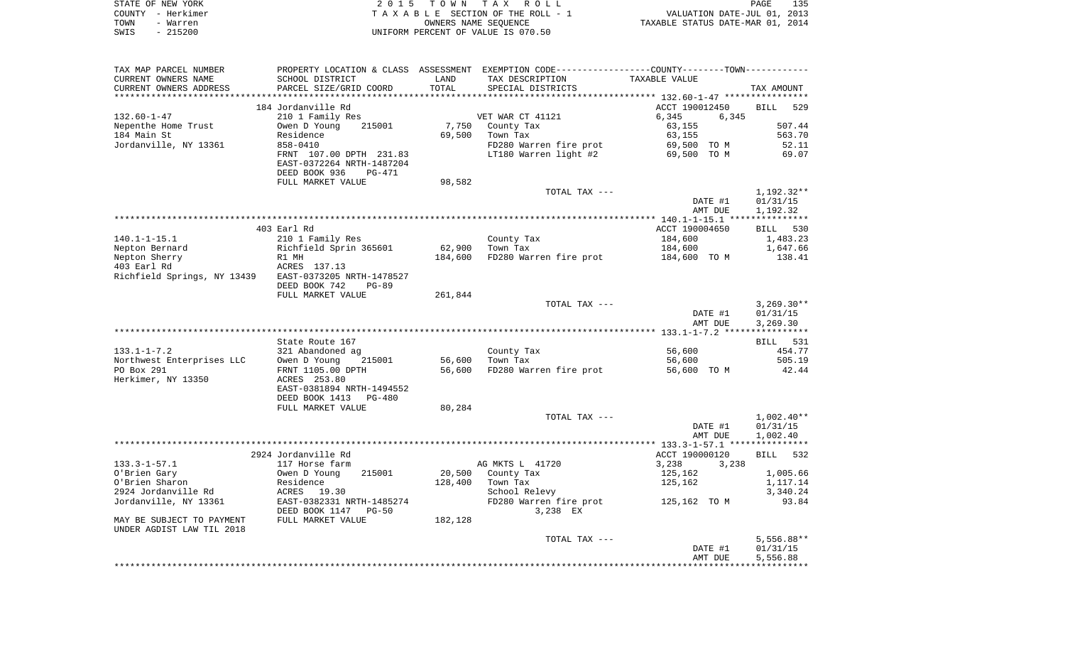STATE OF NEW YORK    2 0 1 5   T O W N   T A X   R O L L
COUNTY - Herkimer    T A X A B L E  SECTION OF THE ROLL - 1    VALUATION DATE-JUL 01, 2013
TOWN - Warren    OWNERS NAME SEQUENCE    TAXABLE STATUS DATE-MAR 01, 2014
SWIS - 215200    UNIFORM PERCENT OF VALUE IS 070.50

| TAX MAP PARCEL NUMBER / CURRENT OWNERS NAME / CURRENT OWNERS ADDRESS | PROPERTY LOCATION & CLASS / SCHOOL DISTRICT / PARCEL SIZE/GRID COORD | ASSESSMENT LAND / TOTAL | EXEMPTION CODE / TAX DESCRIPTION / SPECIAL DISTRICTS | TAXABLE VALUE | TAX AMOUNT |
|---|---|---|---|---|---|
| | 184 Jordanville Rd | | | ACCT 190012450 | BILL 529 |
| 132.60-1-47 | 210 1 Family Res | | VET WAR CT 41121 | 6,345 6,345 | |
| Nepenthe Home Trust | Owen D Young 215001 | 7,750 | County Tax | 63,155 | 507.44 |
| 184 Main St | Residence | 69,500 | Town Tax | 63,155 | 563.70 |
| Jordanville, NY 13361 | 858-0410 | | FD280 Warren fire prot | 69,500 TO M | 52.11 |
| | FRNT 107.00 DPTH 231.83 | | LT180 Warren light #2 | 69,500 TO M | 69.07 |
| | EAST-0372264 NRTH-1487204 | | | | |
| | DEED BOOK 936 PG-471 | | | | |
| | FULL MARKET VALUE | 98,582 | | | |
| | | | TOTAL TAX --- | | 1,192.32** |
| | | | | DATE #1 | 01/31/15 |
| | | | | AMT DUE | 1,192.32 |
| | 403 Earl Rd | | | ACCT 190004650 | BILL 530 |
| 140.1-1-15.1 | 210 1 Family Res | | County Tax | 184,600 | 1,483.23 |
| Nepton Bernard | Richfield Sprin 365601 | 62,900 | Town Tax | 184,600 | 1,647.66 |
| Nepton Sherry | R1 MH | 184,600 | FD280 Warren fire prot | 184,600 TO M | 138.41 |
| 403 Earl Rd | ACRES 137.13 | | | | |
| Richfield Springs, NY 13439 | EAST-0373205 NRTH-1478527 | | | | |
| | DEED BOOK 742 PG-89 | | | | |
| | FULL MARKET VALUE | 261,844 | | | |
| | | | TOTAL TAX --- | | 3,269.30** |
| | | | | DATE #1 | 01/31/15 |
| | | | | AMT DUE | 3,269.30 |
| | State Route 167 | | | | BILL 531 |
| 133.1-1-7.2 | 321 Abandoned ag | | County Tax | 56,600 | 454.77 |
| Northwest Enterprises LLC | Owen D Young 215001 | 56,600 | Town Tax | 56,600 | 505.19 |
| PO Box 291 | FRNT 1105.00 DPTH | 56,600 | FD280 Warren fire prot | 56,600 TO M | 42.44 |
| Herkimer, NY 13350 | ACRES 253.80 | | | | |
| | EAST-0381894 NRTH-1494552 | | | | |
| | DEED BOOK 1413 PG-480 | | | | |
| | FULL MARKET VALUE | 80,284 | | | |
| | | | TOTAL TAX --- | | 1,002.40** |
| | | | | DATE #1 | 01/31/15 |
| | | | | AMT DUE | 1,002.40 |
| | 2924 Jordanville Rd | | | ACCT 190000120 | BILL 532 |
| 133.3-1-57.1 | 117 Horse farm | | AG MKTS L 41720 | 3,238 3,238 | |
| O'Brien Gary | Owen D Young 215001 | 20,500 | County Tax | 125,162 | 1,005.66 |
| O'Brien Sharon | Residence | 128,400 | Town Tax | 125,162 | 1,117.14 |
| 2924 Jordanville Rd | ACRES 19.30 | | School Relevy | | 3,340.24 |
| Jordanville, NY 13361 | EAST-0382331 NRTH-1485274 | | FD280 Warren fire prot | 125,162 TO M | 93.84 |
| | DEED BOOK 1147 PG-50 | | 3,238 EX | | |
| MAY BE SUBJECT TO PAYMENT UNDER AGDIST LAW TIL 2018 | FULL MARKET VALUE | 182,128 | | | |
| | | | TOTAL TAX --- | | 5,556.88** |
| | | | | DATE #1 | 01/31/15 |
| | | | | AMT DUE | 5,556.88 |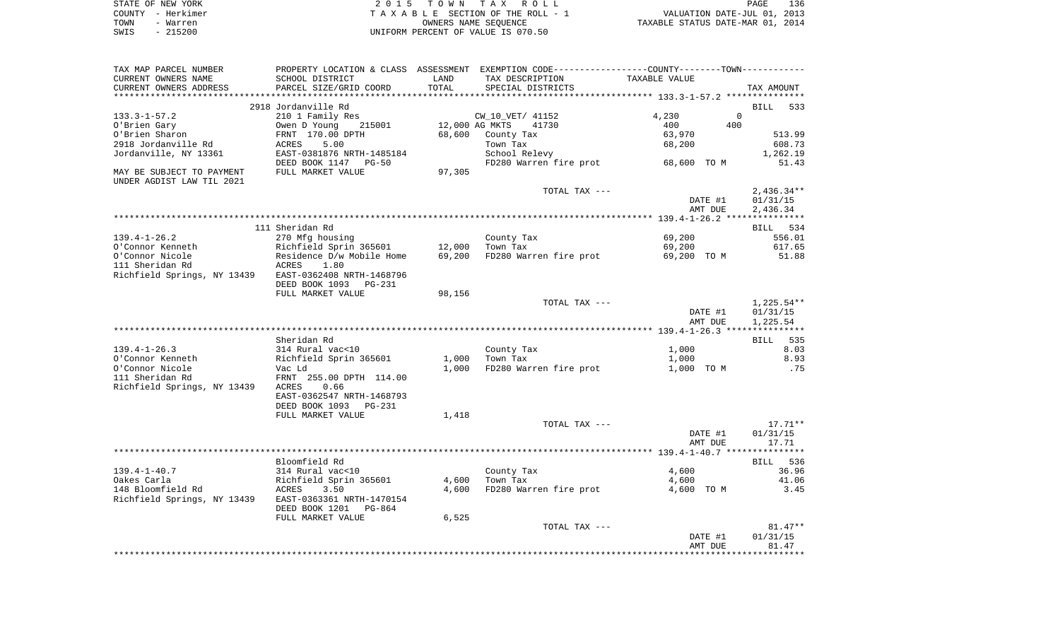STATE OF NEW YORK · COUNTY - Herkimer · TOWN - Warren · SWIS - 215200

2015 TOWN TAX ROLL
TAXABLE SECTION OF THE ROLL - 1
OWNERS NAME SEQUENCE
UNIFORM PERCENT OF VALUE IS 070.50

VALUATION DATE-JUL 01, 2013
TAXABLE STATUS DATE-MAR 01, 2014

| TAX MAP PARCEL NUMBER / CURRENT OWNERS NAME / CURRENT OWNERS ADDRESS | PROPERTY LOCATION & CLASS / SCHOOL DISTRICT / PARCEL SIZE/GRID COORD | ASSESSMENT LAND / TOTAL | EXEMPTION CODE / TAX DESCRIPTION / SPECIAL DISTRICTS | COUNTY--------TOWN / TAXABLE VALUE | TAX AMOUNT |
|---|---|---|---|---|---|
| 133.3-1-57.2 | 2918 Jordanville Rd | | | | BILL 533 |
| | 210 1 Family Res | | CW_10_VET/ 41152 | 4,230 0 | |
| O'Brien Gary | Owen D Young 215001 | 12,000 | AG MKTS 41730 | 400 400 | |
| O'Brien Sharon | FRNT 170.00 DPTH | 68,600 | County Tax | 63,970 | 513.99 |
| 2918 Jordanville Rd | ACRES 5.00 | | Town Tax | 68,200 | 608.73 |
| Jordanville, NY 13361 | EAST-0381876 NRTH-1485184 | | School Relevy | | 1,262.19 |
| | DEED BOOK 1147 PG-50 | | FD280 Warren fire prot | 68,600 TO M | 51.43 |
| MAY BE SUBJECT TO PAYMENT UNDER AGDIST LAW TIL 2021 | FULL MARKET VALUE | 97,305 | | | |
| | | | TOTAL TAX --- | | 2,436.34** |
| | | | | DATE #1 | 01/31/15 |
| | | | | AMT DUE | 2,436.34 |
| 139.4-1-26.2 | 111 Sheridan Rd | | | | BILL 534 |
| | 270 Mfg housing | | County Tax | 69,200 | 556.01 |
| O'Connor Kenneth | Richfield Sprin 365601 | 12,000 | Town Tax | 69,200 | 617.65 |
| O'Connor Nicole | Residence D/w Mobile Home | 69,200 | FD280 Warren fire prot | 69,200 TO M | 51.88 |
| 111 Sheridan Rd | ACRES 1.80 | | | | |
| Richfield Springs, NY 13439 | EAST-0362408 NRTH-1468796 | | | | |
| | DEED BOOK 1093 PG-231 | | | | |
| | FULL MARKET VALUE | 98,156 | | | |
| | | | TOTAL TAX --- | | 1,225.54** |
| | | | | DATE #1 | 01/31/15 |
| | | | | AMT DUE | 1,225.54 |
| 139.4-1-26.3 | Sheridan Rd | | | | BILL 535 |
| | 314 Rural vac<10 | | County Tax | 1,000 | 8.03 |
| O'Connor Kenneth | Richfield Sprin 365601 | 1,000 | Town Tax | 1,000 | 8.93 |
| O'Connor Nicole | Vac Ld | 1,000 | FD280 Warren fire prot | 1,000 TO M | .75 |
| 111 Sheridan Rd | FRNT 255.00 DPTH 114.00 | | | | |
| Richfield Springs, NY 13439 | ACRES 0.66 | | | | |
| | EAST-0362547 NRTH-1468793 | | | | |
| | DEED BOOK 1093 PG-231 | | | | |
| | FULL MARKET VALUE | 1,418 | | | |
| | | | TOTAL TAX --- | | 17.71** |
| | | | | DATE #1 | 01/31/15 |
| | | | | AMT DUE | 17.71 |
| 139.4-1-40.7 | Bloomfield Rd | | | | BILL 536 |
| | 314 Rural vac<10 | | County Tax | 4,600 | 36.96 |
| Oakes Carla | Richfield Sprin 365601 | 4,600 | Town Tax | 4,600 | 41.06 |
| 148 Bloomfield Rd | ACRES 3.50 | 4,600 | FD280 Warren fire prot | 4,600 TO M | 3.45 |
| Richfield Springs, NY 13439 | EAST-0363361 NRTH-1470154 | | | | |
| | DEED BOOK 1201 PG-864 | | | | |
| | FULL MARKET VALUE | 6,525 | | | |
| | | | TOTAL TAX --- | | 81.47** |
| | | | | DATE #1 | 01/31/15 |
| | | | | AMT DUE | 81.47 |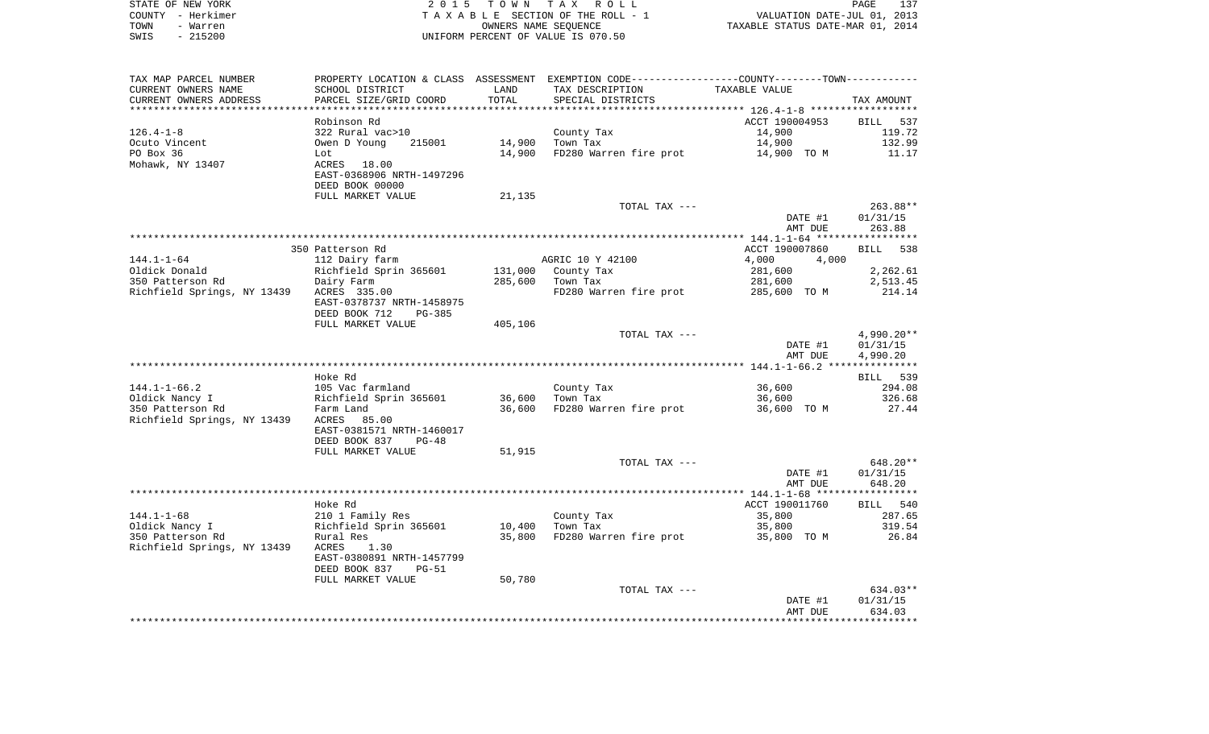STATE OF NEW YORK
COUNTY - Herkimer
TOWN - Warren
SWIS - 215200

2 0 1 5 T O W N T A X R O L L
T A X A B L E SECTION OF THE ROLL - 1
OWNERS NAME SEQUENCE
UNIFORM PERCENT OF VALUE IS 070.50

VALUATION DATE-JUL 01, 2013
TAXABLE STATUS DATE-MAR 01, 2014

| TAX MAP PARCEL NUMBER<br>CURRENT OWNERS NAME<br>CURRENT OWNERS ADDRESS | PROPERTY LOCATION & CLASS<br>SCHOOL DISTRICT<br>PARCEL SIZE/GRID COORD | ASSESSMENT<br>LAND<br>TOTAL | EXEMPTION CODE<br>TAX DESCRIPTION<br>SPECIAL DISTRICTS | COUNTY--------TOWN<br>TAXABLE VALUE | TAX AMOUNT |
|---|---|---|---|---|---|
| | Robinson Rd | | | ACCT 190004953 | BILL 537 |
| 126.4-1-8 | 322 Rural vac>10 | | County Tax | 14,900 | 119.72 |
| Ocuto Vincent | Owen D Young 215001 | 14,900 | Town Tax | 14,900 | 132.99 |
| PO Box 36 | Lot | 14,900 | FD280 Warren fire prot | 14,900 TO M | 11.17 |
| Mohawk, NY 13407 | ACRES 18.00 | | | | |
| | EAST-0368906 NRTH-1497296 | | | | |
| | DEED BOOK 00000 | | | | |
| | FULL MARKET VALUE | 21,135 | | | |
| | | | TOTAL TAX --- | | 263.88** |
| | | | | DATE #1 | 01/31/15 |
| | | | | AMT DUE | 263.88 |
| | 350 Patterson Rd | | | ACCT 190007860 | BILL 538 |
| 144.1-1-64 | 112 Dairy farm | | AGRIC 10 Y 42100 | 4,000 4,000 | |
| Oldick Donald | Richfield Sprin 365601 | 131,000 | County Tax | 281,600 | 2,262.61 |
| 350 Patterson Rd | Dairy Farm | 285,600 | Town Tax | 281,600 | 2,513.45 |
| Richfield Springs, NY 13439 | ACRES 335.00 | | FD280 Warren fire prot | 285,600 TO M | 214.14 |
| | EAST-0378737 NRTH-1458975 | | | | |
| | DEED BOOK 712 PG-385 | | | | |
| | FULL MARKET VALUE | 405,106 | | | |
| | | | TOTAL TAX --- | | 4,990.20** |
| | | | | DATE #1 | 01/31/15 |
| | | | | AMT DUE | 4,990.20 |
| | Hoke Rd | | | | BILL 539 |
| 144.1-1-66.2 | 105 Vac farmland | | County Tax | 36,600 | 294.08 |
| Oldick Nancy I | Richfield Sprin 365601 | 36,600 | Town Tax | 36,600 | 326.68 |
| 350 Patterson Rd | Farm Land | 36,600 | FD280 Warren fire prot | 36,600 TO M | 27.44 |
| Richfield Springs, NY 13439 | ACRES 85.00 | | | | |
| | EAST-0381571 NRTH-1460017 | | | | |
| | DEED BOOK 837 PG-48 | | | | |
| | FULL MARKET VALUE | 51,915 | | | |
| | | | TOTAL TAX --- | | 648.20** |
| | | | | DATE #1 | 01/31/15 |
| | | | | AMT DUE | 648.20 |
| | Hoke Rd | | | ACCT 190011760 | BILL 540 |
| 144.1-1-68 | 210 1 Family Res | | County Tax | 35,800 | 287.65 |
| Oldick Nancy I | Richfield Sprin 365601 | 10,400 | Town Tax | 35,800 | 319.54 |
| 350 Patterson Rd | Rural Res | 35,800 | FD280 Warren fire prot | 35,800 TO M | 26.84 |
| Richfield Springs, NY 13439 | ACRES 1.30 | | | | |
| | EAST-0380891 NRTH-1457799 | | | | |
| | DEED BOOK 837 PG-51 | | | | |
| | FULL MARKET VALUE | 50,780 | | | |
| | | | TOTAL TAX --- | | 634.03** |
| | | | | DATE #1 | 01/31/15 |
| | | | | AMT DUE | 634.03 |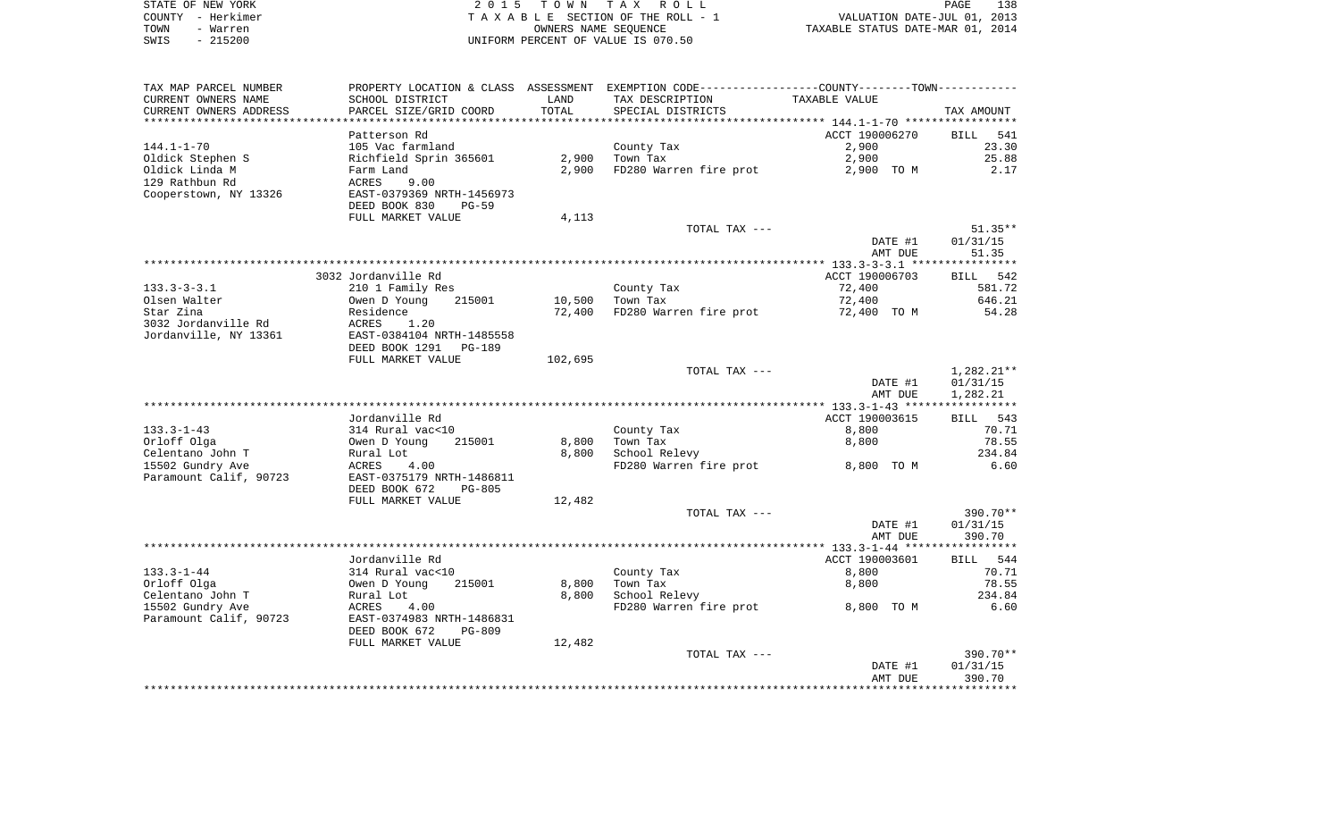STATE OF NEW YORK
COUNTY - Herkimer
TOWN - Warren
SWIS - 215200

2 0 1 5 T O W N T A X R O L L
T A X A B L E SECTION OF THE ROLL - 1
OWNERS NAME SEQUENCE
UNIFORM PERCENT OF VALUE IS 070.50

VALUATION DATE-JUL 01, 2013
TAXABLE STATUS DATE-MAR 01, 2014

| TAX MAP PARCEL NUMBER<br>CURRENT OWNERS NAME<br>CURRENT OWNERS ADDRESS | PROPERTY LOCATION & CLASS<br>SCHOOL DISTRICT<br>PARCEL SIZE/GRID COORD | ASSESSMENT<br>LAND<br>TOTAL | EXEMPTION CODE<br>TAX DESCRIPTION<br>SPECIAL DISTRICTS | COUNTY--------TOWN<br>TAXABLE VALUE | TAX AMOUNT |
|---|---|---|---|---|---|
| **144.1-1-70** | Patterson Rd | | | ACCT 190006270 | BILL 541 |
| 144.1-1-70 | 105 Vac farmland | | County Tax | 2,900 | 23.30 |
| Oldick Stephen S | Richfield Sprin 365601 | 2,900 | Town Tax | 2,900 | 25.88 |
| Oldick Linda M | Farm Land | 2,900 | FD280 Warren fire prot | 2,900 TO M | 2.17 |
| 129 Rathbun Rd | ACRES 9.00 | | | | |
| Cooperstown, NY 13326 | EAST-0379369 NRTH-1456973 | | | | |
| | DEED BOOK 830 PG-59 | | | | |
| | FULL MARKET VALUE | 4,113 | | | |
| | | | TOTAL TAX --- | | 51.35** |
| | | | | DATE #1 | 01/31/15 |
| | | | | AMT DUE | 51.35 |
| **133.3-3-3.1** | 3032 Jordanville Rd | | | ACCT 190006703 | BILL 542 |
| 133.3-3-3.1 | 210 1 Family Res | | County Tax | 72,400 | 581.72 |
| Olsen Walter | Owen D Young 215001 | 10,500 | Town Tax | 72,400 | 646.21 |
| Star Zina | Residence | 72,400 | FD280 Warren fire prot | 72,400 TO M | 54.28 |
| 3032 Jordanville Rd | ACRES 1.20 | | | | |
| Jordanville, NY 13361 | EAST-0384104 NRTH-1485558 | | | | |
| | DEED BOOK 1291 PG-189 | | | | |
| | FULL MARKET VALUE | 102,695 | | | |
| | | | TOTAL TAX --- | | 1,282.21** |
| | | | | DATE #1 | 01/31/15 |
| | | | | AMT DUE | 1,282.21 |
| **133.3-1-43** | Jordanville Rd | | | ACCT 190003615 | BILL 543 |
| 133.3-1-43 | 314 Rural vac<10 | | County Tax | 8,800 | 70.71 |
| Orloff Olga | Owen D Young 215001 | 8,800 | Town Tax | 8,800 | 78.55 |
| Celentano John T | Rural Lot | 8,800 | School Relevy | | 234.84 |
| 15502 Gundry Ave | ACRES 4.00 | | FD280 Warren fire prot | 8,800 TO M | 6.60 |
| Paramount Calif, 90723 | EAST-0375179 NRTH-1486811 | | | | |
| | DEED BOOK 672 PG-805 | | | | |
| | FULL MARKET VALUE | 12,482 | | | |
| | | | TOTAL TAX --- | | 390.70** |
| | | | | DATE #1 | 01/31/15 |
| | | | | AMT DUE | 390.70 |
| **133.3-1-44** | Jordanville Rd | | | ACCT 190003601 | BILL 544 |
| 133.3-1-44 | 314 Rural vac<10 | | County Tax | 8,800 | 70.71 |
| Orloff Olga | Owen D Young 215001 | 8,800 | Town Tax | 8,800 | 78.55 |
| Celentano John T | Rural Lot | 8,800 | School Relevy | | 234.84 |
| 15502 Gundry Ave | ACRES 4.00 | | FD280 Warren fire prot | 8,800 TO M | 6.60 |
| Paramount Calif, 90723 | EAST-0374983 NRTH-1486831 | | | | |
| | DEED BOOK 672 PG-809 | | | | |
| | FULL MARKET VALUE | 12,482 | | | |
| | | | TOTAL TAX --- | | 390.70** |
| | | | | DATE #1 | 01/31/15 |
| | | | | AMT DUE | 390.70 |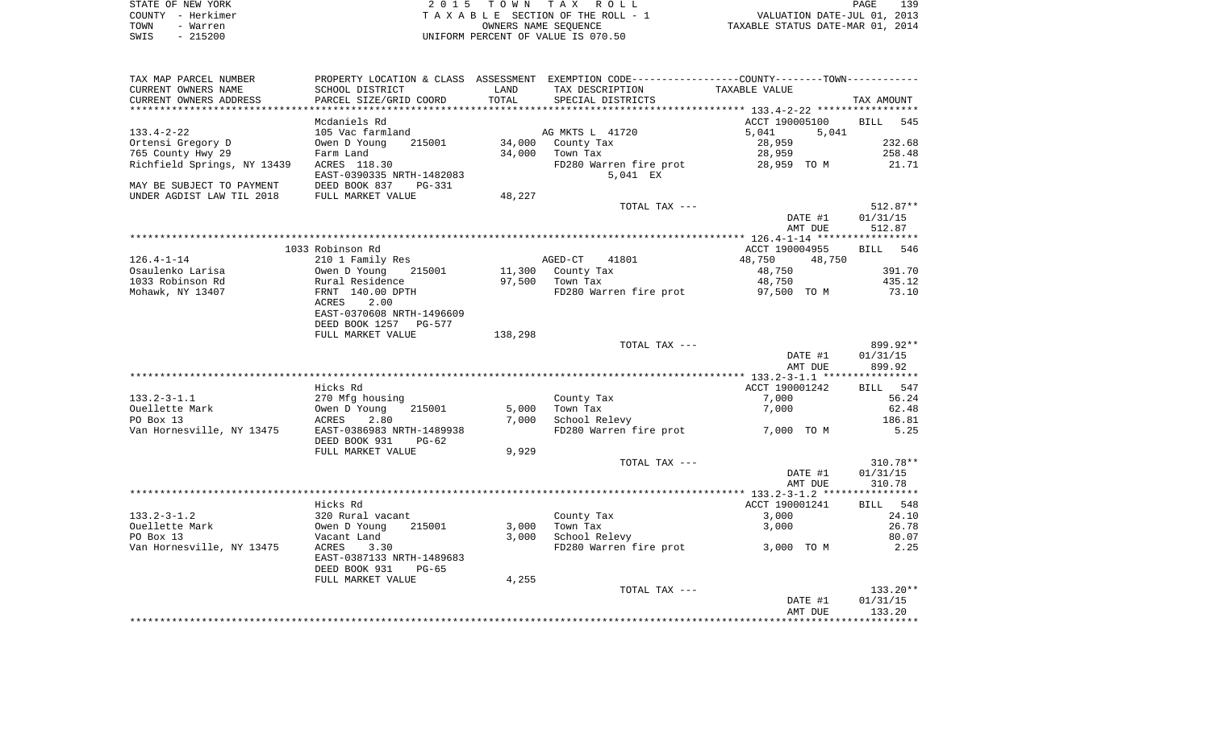STATE OF NEW YORK  
COUNTY - Herkimer  
TOWN - Warren  
SWIS - 215200

2 0 1 5 T O W N T A X R O L L  
T A X A B L E SECTION OF THE ROLL - 1  
OWNERS NAME SEQUENCE  
UNIFORM PERCENT OF VALUE IS 070.50

VALUATION DATE-JUL 01, 2013  
TAXABLE STATUS DATE-MAR 01, 2014

| TAX MAP PARCEL NUMBER<br>CURRENT OWNERS NAME<br>CURRENT OWNERS ADDRESS | PROPERTY LOCATION & CLASS<br>SCHOOL DISTRICT<br>PARCEL SIZE/GRID COORD | ASSESSMENT<br>LAND<br>TOTAL | EXEMPTION CODE<br>TAX DESCRIPTION<br>SPECIAL DISTRICTS | COUNTY<br>TAXABLE VALUE | TOWN | TAX AMOUNT |
|---|---|---|---|---|---|---|
| | **Mcdaniels Rd** | | | ACCT 190005100 | | BILL 545 |
| 133.4-2-22 | 105 Vac farmland | | AG MKTS L 41720 | 5,041 | 5,041 | |
| Ortensi Gregory D | Owen D Young 215001 | 34,000 | County Tax | 28,959 | | 232.68 |
| 765 County Hwy 29 | Farm Land | 34,000 | Town Tax | 28,959 | | 258.48 |
| Richfield Springs, NY 13439 | ACRES 118.30 | | FD280 Warren fire prot | 28,959 TO M | | 21.71 |
| | EAST-0390335 NRTH-1482083 | | 5,041 EX | | | |
| MAY BE SUBJECT TO PAYMENT | DEED BOOK 837 PG-331 | | | | | |
| UNDER AGDIST LAW TIL 2018 | FULL MARKET VALUE | 48,227 | | | | |
| | | | TOTAL TAX --- | | | 512.87** |
| | | | | | DATE #1 | 01/31/15 |
| | | | | | AMT DUE | 512.87 |
| | **1033 Robinson Rd** | | | ACCT 190004955 | | BILL 546 |
| 126.4-1-14 | 210 1 Family Res | | AGED-CT 41801 | 48,750 | 48,750 | |
| Osaulenko Larisa | Owen D Young 215001 | 11,300 | County Tax | 48,750 | | 391.70 |
| 1033 Robinson Rd | Rural Residence | 97,500 | Town Tax | 48,750 | | 435.12 |
| Mohawk, NY 13407 | FRNT 140.00 DPTH | | FD280 Warren fire prot | 97,500 TO M | | 73.10 |
| | ACRES 2.00 | | | | | |
| | EAST-0370608 NRTH-1496609 | | | | | |
| | DEED BOOK 1257 PG-577 | | | | | |
| | FULL MARKET VALUE | 138,298 | | | | |
| | | | TOTAL TAX --- | | | 899.92** |
| | | | | | DATE #1 | 01/31/15 |
| | | | | | AMT DUE | 899.92 |
| | **Hicks Rd** | | | ACCT 190001242 | | BILL 547 |
| 133.2-3-1.1 | 270 Mfg housing | | County Tax | 7,000 | | 56.24 |
| Ouellette Mark | Owen D Young 215001 | 5,000 | Town Tax | 7,000 | | 62.48 |
| PO Box 13 | ACRES 2.80 | 7,000 | School Relevy | | | 186.81 |
| Van Hornesville, NY 13475 | EAST-0386983 NRTH-1489938 | | FD280 Warren fire prot | 7,000 TO M | | 5.25 |
| | DEED BOOK 931 PG-62 | | | | | |
| | FULL MARKET VALUE | 9,929 | | | | |
| | | | TOTAL TAX --- | | | 310.78** |
| | | | | | DATE #1 | 01/31/15 |
| | | | | | AMT DUE | 310.78 |
| | **Hicks Rd** | | | ACCT 190001241 | | BILL 548 |
| 133.2-3-1.2 | 320 Rural vacant | | County Tax | 3,000 | | 24.10 |
| Ouellette Mark | Owen D Young 215001 | 3,000 | Town Tax | 3,000 | | 26.78 |
| PO Box 13 | Vacant Land | 3,000 | School Relevy | | | 80.07 |
| Van Hornesville, NY 13475 | ACRES 3.30 | | FD280 Warren fire prot | 3,000 TO M | | 2.25 |
| | EAST-0387133 NRTH-1489683 | | | | | |
| | DEED BOOK 931 PG-65 | | | | | |
| | FULL MARKET VALUE | 4,255 | | | | |
| | | | TOTAL TAX --- | | | 133.20** |
| | | | | | DATE #1 | 01/31/15 |
| | | | | | AMT DUE | 133.20 |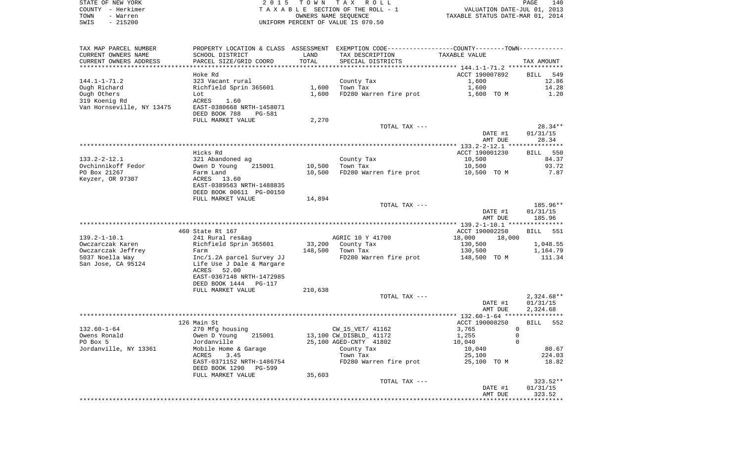STATE OF NEW YORK
COUNTY - Herkimer
TOWN - Warren
SWIS - 215200

2 0 1 5 T O W N T A X R O L L
T A X A B L E SECTION OF THE ROLL - 1
OWNERS NAME SEQUENCE
UNIFORM PERCENT OF VALUE IS 070.50

VALUATION DATE-JUL 01, 2013
TAXABLE STATUS DATE-MAR 01, 2014

| TAX MAP PARCEL NUMBER<br>CURRENT OWNERS NAME<br>CURRENT OWNERS ADDRESS | PROPERTY LOCATION & CLASS<br>SCHOOL DISTRICT<br>PARCEL SIZE/GRID COORD | ASSESSMENT<br>LAND<br>TOTAL | EXEMPTION CODE<br>TAX DESCRIPTION<br>SPECIAL DISTRICTS | COUNTY / TOWN<br>TAXABLE VALUE | TAX AMOUNT |
|---|---|---|---|---|---|
| 144.1-1-71.2 | Hoke Rd | | | ACCT 190007892 | BILL 549 |
| 144.1-1-71.2 | 323 Vacant rural | | County Tax | 1,600 | 12.86 |
| Ough Richard | Richfield Sprin 365601 | 1,600 | Town Tax | 1,600 | 14.28 |
| Ough Others | Lot | 1,600 | FD280 Warren fire prot | 1,600 TO M | 1.20 |
| 319 Koenig Rd | ACRES 1.60 | | | | |
| Van Hornseville, NY 13475 | EAST-0380668 NRTH-1458071 | | | | |
| | DEED BOOK 788 PG-581 | | | | |
| | FULL MARKET VALUE | 2,270 | | | |
| | | | TOTAL TAX --- | | 28.34** |
| | | | | DATE #1 | 01/31/15 |
| | | | | AMT DUE | 28.34 |
| 133.2-2-12.1 | Hicks Rd | | | ACCT 190001230 | BILL 550 |
| 133.2-2-12.1 | 321 Abandoned ag | | County Tax | 10,500 | 84.37 |
| Ovchinnikoff Fedor | Owen D Young 215001 | 10,500 | Town Tax | 10,500 | 93.72 |
| PO Box 21267 | Farm Land | 10,500 | FD280 Warren fire prot | 10,500 TO M | 7.87 |
| Keyzer, OR 97307 | ACRES 13.60 | | | | |
| | EAST-0389563 NRTH-1488835 | | | | |
| | DEED BOOK 00611 PG-00150 | | | | |
| | FULL MARKET VALUE | 14,894 | | | |
| | | | TOTAL TAX --- | | 185.96** |
| | | | | DATE #1 | 01/31/15 |
| | | | | AMT DUE | 185.96 |
| 139.2-1-10.1 | 460 State Rt 167 | | | ACCT 190002250 | BILL 551 |
| 139.2-1-10.1 | 241 Rural res&ag | | AGRIC 10 Y 41700 | 18,000 18,000 | |
| Owczarczak Karen | Richfield Sprin 365601 | 33,200 | County Tax | 130,500 | 1,048.55 |
| Owczarczak Jeffrey | Farm | 148,500 | Town Tax | 130,500 | 1,164.79 |
| 5037 Noella Way | Inc/1.2A parcel Survey JJ | | FD280 Warren fire prot | 148,500 TO M | 111.34 |
| San Jose, CA 95124 | Life Use J Dale & Margare | | | | |
| | ACRES 52.00 | | | | |
| | EAST-0367148 NRTH-1472985 | | | | |
| | DEED BOOK 1444 PG-117 | | | | |
| | FULL MARKET VALUE | 210,638 | | | |
| | | | TOTAL TAX --- | | 2,324.68** |
| | | | | DATE #1 | 01/31/15 |
| | | | | AMT DUE | 2,324.68 |
| 132.60-1-64 | 126 Main St | | | ACCT 190008250 | BILL 552 |
| 132.60-1-64 | 270 Mfg housing | | CW_15_VET/ 41162 | 3,765 0 | |
| Owens Ronald | Owen D Young 215001 | 13,100 | CW_DISBLD_ 41172 | 1,255 0 | |
| PO Box 5 | Jordanville | 25,100 | AGED-CNTY 41802 | 10,040 0 | |
| Jordanville, NY 13361 | Mobile Home & Garage | | County Tax | 10,040 | 80.67 |
| | ACRES 3.45 | | Town Tax | 25,100 | 224.03 |
| | EAST-0371152 NRTH-1486754 | | FD280 Warren fire prot | 25,100 TO M | 18.82 |
| | DEED BOOK 1290 PG-599 | | | | |
| | FULL MARKET VALUE | 35,603 | | | |
| | | | TOTAL TAX --- | | 323.52** |
| | | | | DATE #1 | 01/31/15 |
| | | | | AMT DUE | 323.52 |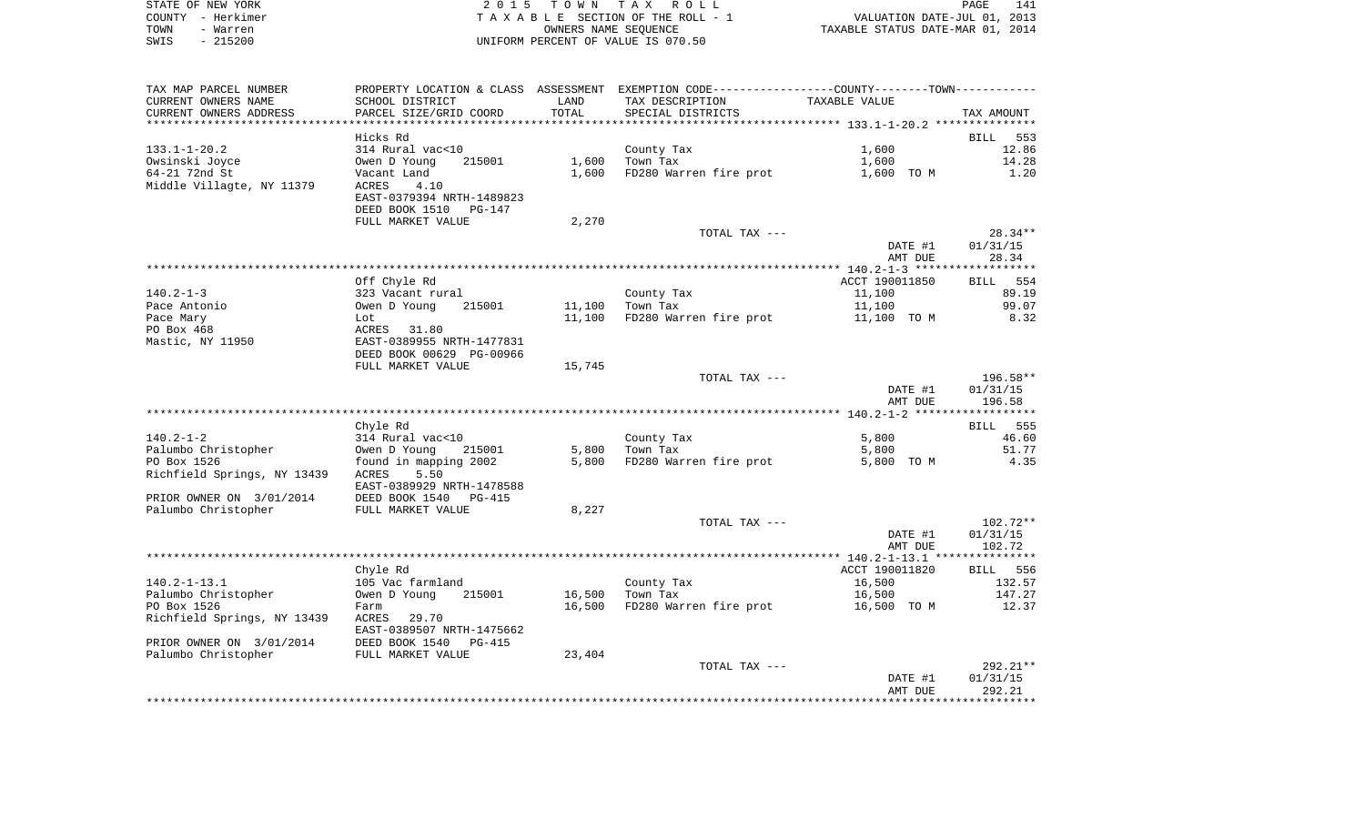STATE OF NEW YORK
COUNTY - Herkimer
TOWN - Warren
SWIS - 215200

2 0 1 5 T O W N T A X R O L L
T A X A B L E SECTION OF THE ROLL - 1
OWNERS NAME SEQUENCE
UNIFORM PERCENT OF VALUE IS 070.50

VALUATION DATE-JUL 01, 2013
TAXABLE STATUS DATE-MAR 01, 2014

| TAX MAP PARCEL NUMBER / CURRENT OWNERS NAME / CURRENT OWNERS ADDRESS | PROPERTY LOCATION & CLASS / SCHOOL DISTRICT / PARCEL SIZE/GRID COORD | ASSESSMENT LAND | ASSESSMENT TOTAL | EXEMPTION CODE / TAX DESCRIPTION / SPECIAL DISTRICTS | COUNTY--------TOWN TAXABLE VALUE | TAX AMOUNT |
|---|---|---|---|---|---|---|
| 133.1-1-20.2 | Hicks Rd | | | | | BILL 553 |
| | 314 Rural vac<10 | | | County Tax | 1,600 | 12.86 |
| Owsinski Joyce | Owen D Young 215001 | 1,600 | | Town Tax | 1,600 | 14.28 |
| 64-21 72nd St | Vacant Land | | 1,600 | FD280 Warren fire prot | 1,600 TO M | 1.20 |
| Middle Villagte, NY 11379 | ACRES 4.10 | | | | | |
| | EAST-0379394 NRTH-1489823 | | | | | |
| | DEED BOOK 1510 PG-147 | | | | | |
| | FULL MARKET VALUE | 2,270 | | | | |
| | | | | TOTAL TAX --- | | 28.34** |
| | | | | | DATE #1 | 01/31/15 |
| | | | | | AMT DUE | 28.34 |
| 140.2-1-3 | Off Chyle Rd | | | | ACCT 190011850 | BILL 554 |
| | 323 Vacant rural | | | County Tax | 11,100 | 89.19 |
| Pace Antonio | Owen D Young 215001 | 11,100 | | Town Tax | 11,100 | 99.07 |
| Pace Mary | Lot | | 11,100 | FD280 Warren fire prot | 11,100 TO M | 8.32 |
| PO Box 468 | ACRES 31.80 | | | | | |
| Mastic, NY 11950 | EAST-0389955 NRTH-1477831 | | | | | |
| | DEED BOOK 00629 PG-00966 | | | | | |
| | FULL MARKET VALUE | 15,745 | | | | |
| | | | | TOTAL TAX --- | | 196.58** |
| | | | | | DATE #1 | 01/31/15 |
| | | | | | AMT DUE | 196.58 |
| 140.2-1-2 | Chyle Rd | | | | | BILL 555 |
| | 314 Rural vac<10 | | | County Tax | 5,800 | 46.60 |
| Palumbo Christopher | Owen D Young 215001 | 5,800 | | Town Tax | 5,800 | 51.77 |
| PO Box 1526 | found in mapping 2002 | | 5,800 | FD280 Warren fire prot | 5,800 TO M | 4.35 |
| Richfield Springs, NY 13439 | ACRES 5.50 | | | | | |
| | EAST-0389929 NRTH-1478588 | | | | | |
| PRIOR OWNER ON 3/01/2014 | DEED BOOK 1540 PG-415 | | | | | |
| Palumbo Christopher | FULL MARKET VALUE | 8,227 | | | | |
| | | | | TOTAL TAX --- | | 102.72** |
| | | | | | DATE #1 | 01/31/15 |
| | | | | | AMT DUE | 102.72 |
| 140.2-1-13.1 | Chyle Rd | | | | ACCT 190011820 | BILL 556 |
| | 105 Vac farmland | | | County Tax | 16,500 | 132.57 |
| Palumbo Christopher | Owen D Young 215001 | 16,500 | | Town Tax | 16,500 | 147.27 |
| PO Box 1526 | Farm | | 16,500 | FD280 Warren fire prot | 16,500 TO M | 12.37 |
| Richfield Springs, NY 13439 | ACRES 29.70 | | | | | |
| | EAST-0389507 NRTH-1475662 | | | | | |
| PRIOR OWNER ON 3/01/2014 | DEED BOOK 1540 PG-415 | | | | | |
| Palumbo Christopher | FULL MARKET VALUE | 23,404 | | | | |
| | | | | TOTAL TAX --- | | 292.21** |
| | | | | | DATE #1 | 01/31/15 |
| | | | | | AMT DUE | 292.21 |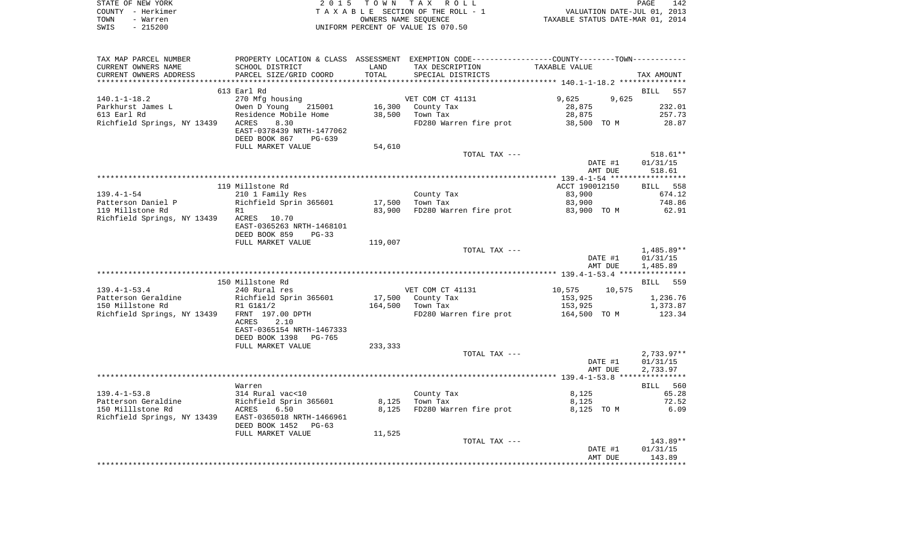STATE OF NEW YORK
COUNTY - Herkimer
TOWN - Warren
SWIS - 215200

2015 TOWN TAX ROLL
TAXABLE SECTION OF THE ROLL - 1
OWNERS NAME SEQUENCE
UNIFORM PERCENT OF VALUE IS 070.50

VALUATION DATE-JUL 01, 2013
TAXABLE STATUS DATE-MAR 01, 2014

| TAX MAP PARCEL NUMBER / CURRENT OWNERS NAME / CURRENT OWNERS ADDRESS | PROPERTY LOCATION & CLASS / SCHOOL DISTRICT / PARCEL SIZE/GRID COORD | ASSESSMENT LAND / TOTAL | EXEMPTION CODE / TAX DESCRIPTION / SPECIAL DISTRICTS | COUNTY | TOWN / TAXABLE VALUE | TAX AMOUNT |
|---|---|---|---|---|---|---|
| 140.1-1-18.2 | 613 Earl Rd | | | | | BILL 557 |
| | 270 Mfg housing | | VET COM CT 41131 | 9,625 | 9,625 | |
| Parkhurst James L | Owen D Young 215001 | 16,300 | County Tax | 28,875 | | 232.01 |
| 613 Earl Rd | Residence Mobile Home | 38,500 | Town Tax | 28,875 | | 257.73 |
| Richfield Springs, NY 13439 | ACRES 8.30 | | FD280 Warren fire prot | 38,500 TO M | | 28.87 |
| | EAST-0378439 NRTH-1477062 | | | | | |
| | DEED BOOK 867 PG-639 | | | | | |
| | FULL MARKET VALUE | 54,610 | | | | |
| | | | TOTAL TAX --- | | | 518.61** |
| | | | | | DATE #1 | 01/31/15 |
| | | | | | AMT DUE | 518.61 |
| 139.4-1-54 | 119 Millstone Rd | | | ACCT 190012150 | | BILL 558 |
| | 210 1 Family Res | | County Tax | 83,900 | | 674.12 |
| Patterson Daniel P | Richfield Sprin 365601 | 17,500 | Town Tax | 83,900 | | 748.86 |
| 119 Millstone Rd | R1 | 83,900 | FD280 Warren fire prot | 83,900 TO M | | 62.91 |
| Richfield Springs, NY 13439 | ACRES 10.70 | | | | | |
| | EAST-0365263 NRTH-1468101 | | | | | |
| | DEED BOOK 859 PG-33 | | | | | |
| | FULL MARKET VALUE | 119,007 | | | | |
| | | | TOTAL TAX --- | | | 1,485.89** |
| | | | | | DATE #1 | 01/31/15 |
| | | | | | AMT DUE | 1,485.89 |
| 139.4-1-53.4 | 150 Millstone Rd | | | | | BILL 559 |
| | 240 Rural res | | VET COM CT 41131 | 10,575 | 10,575 | |
| Patterson Geraldine | Richfield Sprin 365601 | 17,500 | County Tax | 153,925 | | 1,236.76 |
| 150 Millstone Rd | R1 G1&1/2 | 164,500 | Town Tax | 153,925 | | 1,373.87 |
| Richfield Springs, NY 13439 | FRNT 197.00 DPTH | | FD280 Warren fire prot | 164,500 TO M | | 123.34 |
| | ACRES 2.10 | | | | | |
| | EAST-0365154 NRTH-1467333 | | | | | |
| | DEED BOOK 1398 PG-765 | | | | | |
| | FULL MARKET VALUE | 233,333 | | | | |
| | | | TOTAL TAX --- | | | 2,733.97** |
| | | | | | DATE #1 | 01/31/15 |
| | | | | | AMT DUE | 2,733.97 |
| 139.4-1-53.8 | Warren | | | | | BILL 560 |
| | 314 Rural vac<10 | | County Tax | 8,125 | | 65.28 |
| Patterson Geraldine | Richfield Sprin 365601 | 8,125 | Town Tax | 8,125 | | 72.52 |
| 150 Milllstone Rd | ACRES 6.50 | 8,125 | FD280 Warren fire prot | 8,125 TO M | | 6.09 |
| Richfield Springs, NY 13439 | EAST-0365018 NRTH-1466961 | | | | | |
| | DEED BOOK 1452 PG-63 | | | | | |
| | FULL MARKET VALUE | 11,525 | | | | |
| | | | TOTAL TAX --- | | | 143.89** |
| | | | | | DATE #1 | 01/31/15 |
| | | | | | AMT DUE | 143.89 |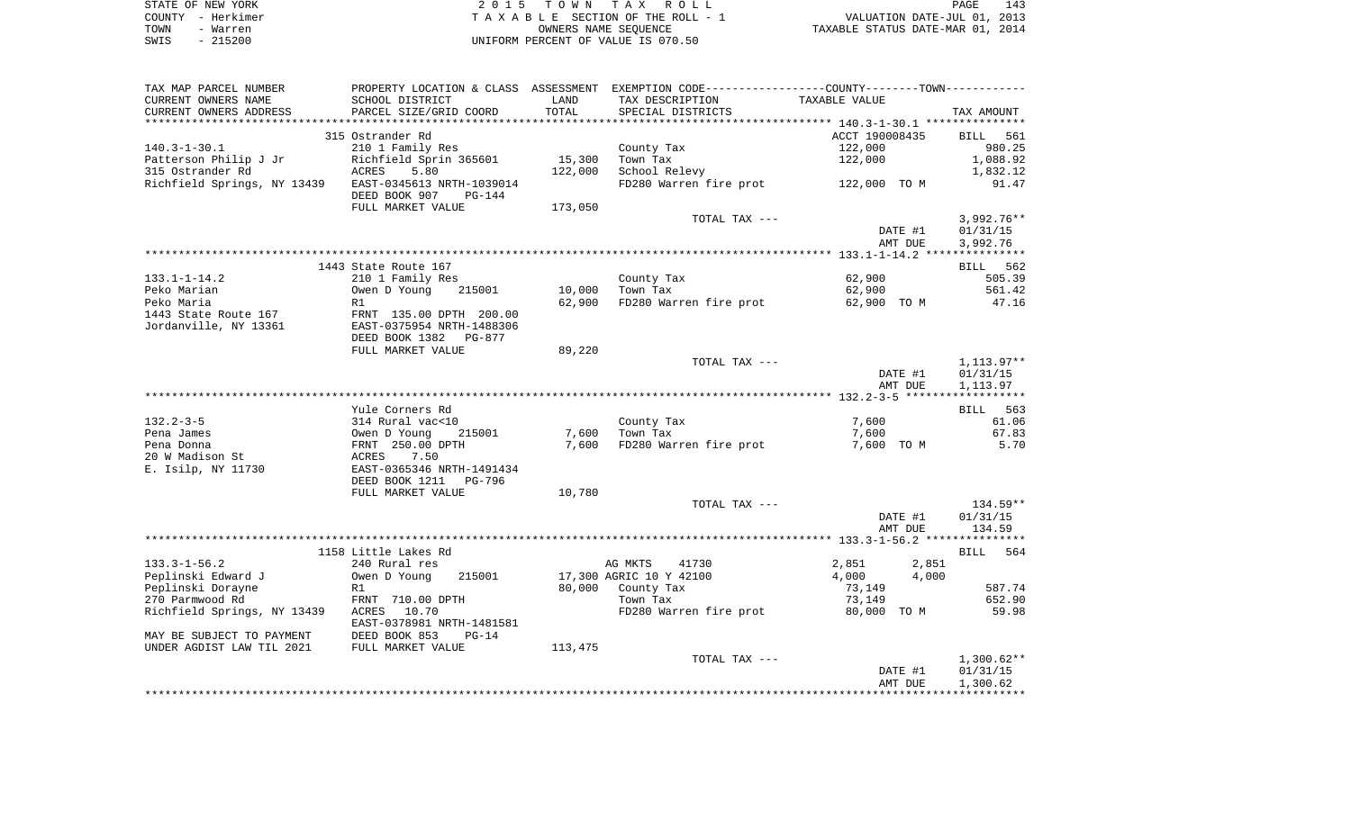STATE OF NEW YORK
COUNTY - Herkimer
TOWN - Warren
SWIS - 215200

2 0 1 5 T O W N T A X R O L L
T A X A B L E SECTION OF THE ROLL - 1
OWNERS NAME SEQUENCE
UNIFORM PERCENT OF VALUE IS 070.50

VALUATION DATE-JUL 01, 2013
TAXABLE STATUS DATE-MAR 01, 2014

```
TAX MAP PARCEL NUMBER       PROPERTY LOCATION & CLASS  ASSESSMENT  EXEMPTION CODE------------------COUNTY--------TOWN-----------
CURRENT OWNERS NAME         SCHOOL DISTRICT               LAND     TAX DESCRIPTION              TAXABLE VALUE
CURRENT OWNERS ADDRESS      PARCEL SIZE/GRID COORD        TOTAL    SPECIAL DISTRICTS                                      TAX AMOUNT
*********************************************************************************************** 140.3-1-30.1 ***************
                            315 Ostrander Rd                                                    ACCT 190008435       BILL   561
140.3-1-30.1                210 1 Family Res                       County Tax                   122,000                  980.25
Patterson Philip J Jr       Richfield Sprin 365601       15,300    Town Tax                     122,000                1,088.92
315 Ostrander Rd            ACRES     5.80              122,000    School Relevy                                       1,832.12
Richfield Springs, NY 13439 EAST-0345613 NRTH-1039014              FD280 Warren fire prot       122,000 TO M              91.47
                            DEED BOOK 907     PG-144
                            FULL MARKET VALUE           173,050
                                                                   TOTAL TAX ---                                      3,992.76**
                                                                                                   DATE #1           01/31/15
                                                                                                   AMT DUE            3,992.76
*********************************************************************************************** 133.1-1-14.2 ***************
                            1443 State Route 167                                                                     BILL   562
133.1-1-14.2                210 1 Family Res                       County Tax                    62,900                  505.39
Peko Marian                 Owen D Young    215001       10,000    Town Tax                      62,900                  561.42
Peko Maria                  R1                           62,900    FD280 Warren fire prot        62,900 TO M              47.16
1443 State Route 167        FRNT 135.00 DPTH 200.00
Jordanville, NY 13361       EAST-0375954 NRTH-1488306
                            DEED BOOK 1382    PG-877
                            FULL MARKET VALUE            89,220
                                                                   TOTAL TAX ---                                      1,113.97**
                                                                                                   DATE #1           01/31/15
                                                                                                   AMT DUE            1,113.97
*********************************************************************************************** 132.2-3-5 ******************
                            Yule Corners Rd                                                                          BILL   563
132.2-3-5                   314 Rural vac<10                       County Tax                     7,600                   61.06
Pena James                  Owen D Young    215001        7,600    Town Tax                       7,600                   67.83
Pena Donna                  FRNT 250.00 DPTH              7,600    FD280 Warren fire prot         7,600 TO M               5.70
20 W Madison St             ACRES     7.50
E. Isilp, NY 11730          EAST-0365346 NRTH-1491434
                            DEED BOOK 1211    PG-796
                            FULL MARKET VALUE            10,780
                                                                   TOTAL TAX ---                                        134.59**
                                                                                                   DATE #1           01/31/15
                                                                                                   AMT DUE              134.59
*********************************************************************************************** 133.3-1-56.2 ***************
                            1158 Little Lakes Rd                                                                     BILL   564
133.3-1-56.2                240 Rural res                          AG MKTS     41730               2,851        2,851
Peplinski Edward J          Owen D Young    215001       17,300 AGRIC 10 Y 42100                   4,000        4,000
Peplinski Dorayne           R1                           80,000    County Tax                    73,149                  587.74
270 Parmwood Rd             FRNT 710.00 DPTH                       Town Tax                      73,149                  652.90
Richfield Springs, NY 13439 ACRES    10.70                         FD280 Warren fire prot        80,000 TO M              59.98
                            EAST-0378981 NRTH-1481581
MAY BE SUBJECT TO PAYMENT   DEED BOOK 853     PG-14
UNDER AGDIST LAW TIL 2021   FULL MARKET VALUE           113,475
                                                                   TOTAL TAX ---                                      1,300.62**
                                                                                                   DATE #1           01/31/15
                                                                                                   AMT DUE            1,300.62
*****************************************************************************************************************************
```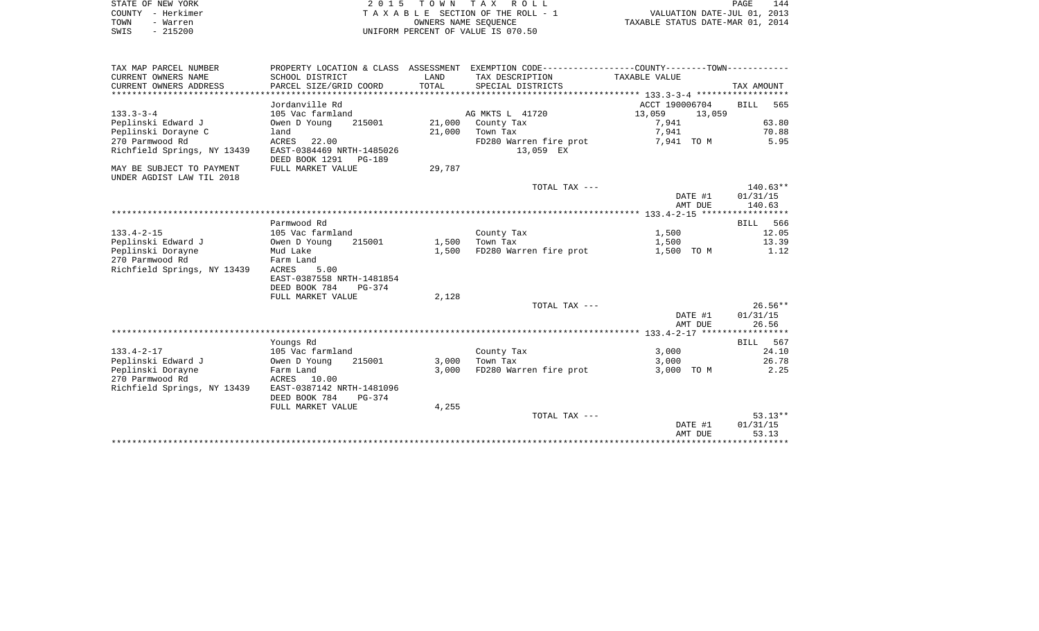STATE OF NEW YORK
COUNTY - Herkimer
TOWN - Warren
SWIS - 215200

2015 TOWN TAX ROLL
TAXABLE SECTION OF THE ROLL - 1
OWNERS NAME SEQUENCE
UNIFORM PERCENT OF VALUE IS 070.50

VALUATION DATE-JUL 01, 2013
TAXABLE STATUS DATE-MAR 01, 2014

| TAX MAP PARCEL NUMBER / CURRENT OWNERS NAME / CURRENT OWNERS ADDRESS | PROPERTY LOCATION & CLASS / SCHOOL DISTRICT / PARCEL SIZE/GRID COORD | ASSESSMENT LAND / TOTAL | EXEMPTION CODE / TAX DESCRIPTION / SPECIAL DISTRICTS | COUNTY / TOWN TAXABLE VALUE | TAX AMOUNT |
|---|---|---|---|---|---|
| 133.3-3-4 | Jordanville Rd | | | ACCT 190006704 | BILL 565 |
| | 105 Vac farmland | | AG MKTS L 41720 | 13,059 13,059 | |
| Peplinski Edward J | Owen D Young 215001 | 21,000 | County Tax | 7,941 | 63.80 |
| Peplinski Dorayne C | land | 21,000 | Town Tax | 7,941 | 70.88 |
| 270 Parmwood Rd | ACRES 22.00 | | FD280 Warren fire prot | 7,941 TO M | 5.95 |
| Richfield Springs, NY 13439 | EAST-0384469 NRTH-1485026 | | 13,059 EX | | |
| | DEED BOOK 1291 PG-189 | | | | |
| MAY BE SUBJECT TO PAYMENT UNDER AGDIST LAW TIL 2018 | FULL MARKET VALUE | 29,787 | | | |
| | | | TOTAL TAX --- | | 140.63** |
| | | | | DATE #1 | 01/31/15 |
| | | | | AMT DUE | 140.63 |
| 133.4-2-15 | Parmwood Rd | | | | BILL 566 |
| | 105 Vac farmland | | County Tax | 1,500 | 12.05 |
| Peplinski Edward J | Owen D Young 215001 | 1,500 | Town Tax | 1,500 | 13.39 |
| Peplinski Dorayne | Mud Lake | 1,500 | FD280 Warren fire prot | 1,500 TO M | 1.12 |
| 270 Parmwood Rd | Farm Land | | | | |
| Richfield Springs, NY 13439 | ACRES 5.00 | | | | |
| | EAST-0387558 NRTH-1481854 | | | | |
| | DEED BOOK 784 PG-374 | | | | |
| | FULL MARKET VALUE | 2,128 | | | |
| | | | TOTAL TAX --- | | 26.56** |
| | | | | DATE #1 | 01/31/15 |
| | | | | AMT DUE | 26.56 |
| 133.4-2-17 | Youngs Rd | | | | BILL 567 |
| | 105 Vac farmland | | County Tax | 3,000 | 24.10 |
| Peplinski Edward J | Owen D Young 215001 | 3,000 | Town Tax | 3,000 | 26.78 |
| Peplinski Dorayne | Farm Land | 3,000 | FD280 Warren fire prot | 3,000 TO M | 2.25 |
| 270 Parmwood Rd | ACRES 10.00 | | | | |
| Richfield Springs, NY 13439 | EAST-0387142 NRTH-1481096 | | | | |
| | DEED BOOK 784 PG-374 | | | | |
| | FULL MARKET VALUE | 4,255 | | | |
| | | | TOTAL TAX --- | | 53.13** |
| | | | | DATE #1 | 01/31/15 |
| | | | | AMT DUE | 53.13 |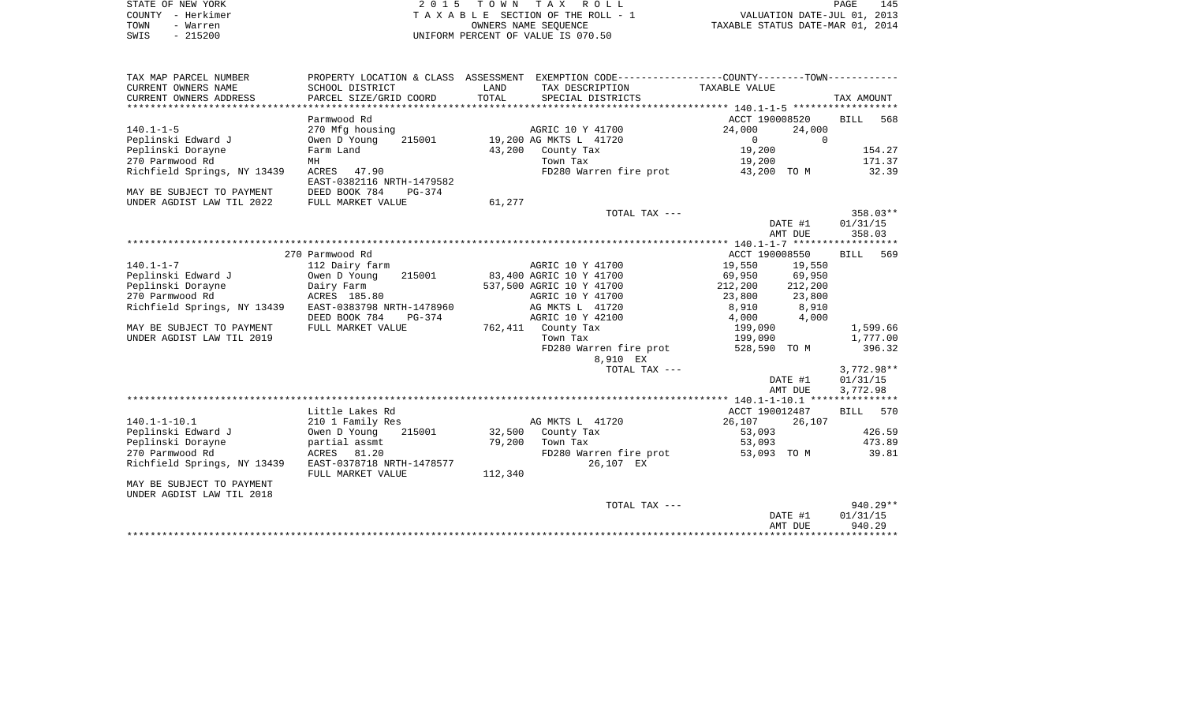STATE OF NEW YORK | 2 0 1 5 T O W N T A X R O L L
COUNTY - Herkimer | T A X A B L E SECTION OF THE ROLL - 1 | VALUATION DATE-JUL 01, 2013
TOWN - Warren | OWNERS NAME SEQUENCE | TAXABLE STATUS DATE-MAR 01, 2014
SWIS - 215200 | UNIFORM PERCENT OF VALUE IS 070.50

| TAX MAP PARCEL NUMBER<br>CURRENT OWNERS NAME<br>CURRENT OWNERS ADDRESS | PROPERTY LOCATION & CLASS<br>SCHOOL DISTRICT<br>PARCEL SIZE/GRID COORD | ASSESSMENT<br>LAND<br>TOTAL | EXEMPTION CODE<br>TAX DESCRIPTION<br>SPECIAL DISTRICTS | COUNTY<br>TAXABLE VALUE | TOWN | TAX AMOUNT |
|---|---|---|---|---|---|---|
| | Parmwood Rd | | | ACCT 190008520 | | BILL 568 |
| 140.1-1-5 | 270 Mfg housing | | AGRIC 10 Y 41700 | 24,000 | 24,000 | |
| Peplinski Edward J | Owen D Young 215001 | 19,200 | AG MKTS L 41720 | 0 | 0 | |
| Peplinski Dorayne | Farm Land | 43,200 | County Tax | 19,200 | | 154.27 |
| 270 Parmwood Rd | MH | | Town Tax | 19,200 | | 171.37 |
| Richfield Springs, NY 13439 | ACRES 47.90 | | FD280 Warren fire prot | 43,200 TO M | | 32.39 |
| | EAST-0382116 NRTH-1479582 | | | | | |
| MAY BE SUBJECT TO PAYMENT | DEED BOOK 784 PG-374 | | | | | |
| UNDER AGDIST LAW TIL 2022 | FULL MARKET VALUE | 61,277 | | | | |
| | | | TOTAL TAX --- | | | 358.03** |
| | | | | | DATE #1 | 01/31/15 |
| | | | | | AMT DUE | 358.03 |
| | 270 Parmwood Rd | | | ACCT 190008550 | | BILL 569 |
| 140.1-1-7 | 112 Dairy farm | | AGRIC 10 Y 41700 | 19,550 | 19,550 | |
| Peplinski Edward J | Owen D Young 215001 | 83,400 | AGRIC 10 Y 41700 | 69,950 | 69,950 | |
| Peplinski Dorayne | Dairy Farm | 537,500 | AGRIC 10 Y 41700 | 212,200 | 212,200 | |
| 270 Parmwood Rd | ACRES 185.80 | | AGRIC 10 Y 41700 | 23,800 | 23,800 | |
| Richfield Springs, NY 13439 | EAST-0383798 NRTH-1478960 | | AG MKTS L 41720 | 8,910 | 8,910 | |
| | DEED BOOK 784 PG-374 | | AGRIC 10 Y 42100 | 4,000 | 4,000 | |
| MAY BE SUBJECT TO PAYMENT | FULL MARKET VALUE | 762,411 | County Tax | 199,090 | | 1,599.66 |
| UNDER AGDIST LAW TIL 2019 | | | Town Tax | 199,090 | | 1,777.00 |
| | | | FD280 Warren fire prot | 528,590 TO M | | 396.32 |
| | | | 8,910 EX | | | |
| | | | TOTAL TAX --- | | | 3,772.98** |
| | | | | | DATE #1 | 01/31/15 |
| | | | | | AMT DUE | 3,772.98 |
| | Little Lakes Rd | | | ACCT 190012487 | | BILL 570 |
| 140.1-1-10.1 | 210 1 Family Res | | AG MKTS L 41720 | 26,107 | 26,107 | |
| Peplinski Edward J | Owen D Young 215001 | 32,500 | County Tax | 53,093 | | 426.59 |
| Peplinski Dorayne | partial assmt | 79,200 | Town Tax | 53,093 | | 473.89 |
| 270 Parmwood Rd | ACRES 81.20 | | FD280 Warren fire prot | 53,093 TO M | | 39.81 |
| Richfield Springs, NY 13439 | EAST-0378718 NRTH-1478577 | | 26,107 EX | | | |
| | FULL MARKET VALUE | 112,340 | | | | |
| MAY BE SUBJECT TO PAYMENT | | | | | | |
| UNDER AGDIST LAW TIL 2018 | | | | | | |
| | | | TOTAL TAX --- | | | 940.29** |
| | | | | | DATE #1 | 01/31/15 |
| | | | | | AMT DUE | 940.29 |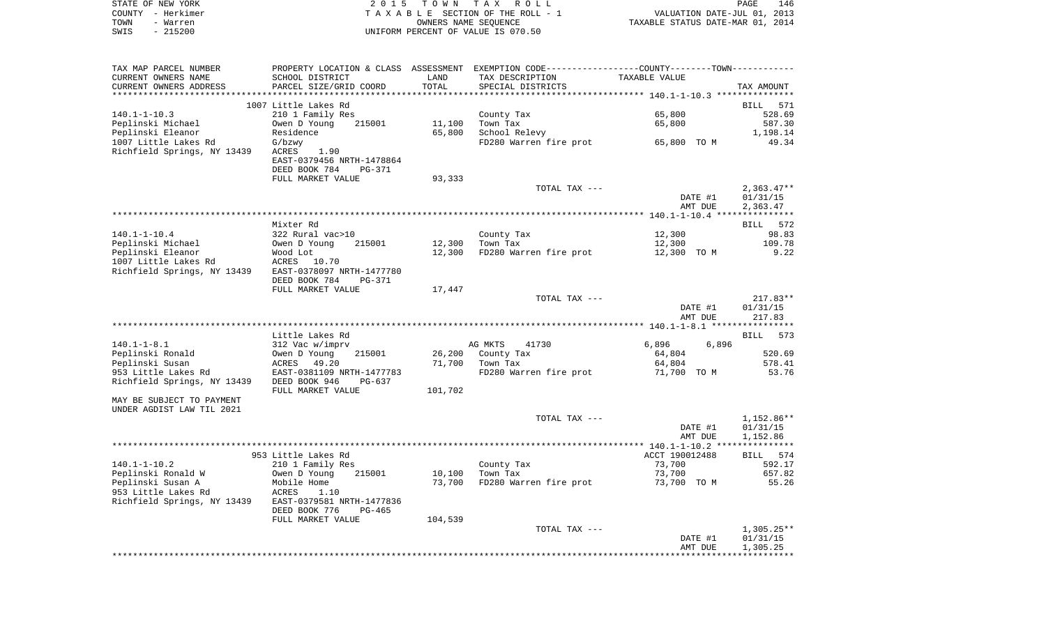STATE OF NEW YORK | 2 0 1 5 T O W N T A X R O L L | PAGE 146
COUNTY - Herkimer | T A X A B L E SECTION OF THE ROLL - 1 | VALUATION DATE-JUL 01, 2013
TOWN - Warren | OWNERS NAME SEQUENCE | TAXABLE STATUS DATE-MAR 01, 2014
SWIS - 215200 | UNIFORM PERCENT OF VALUE IS 070.50

| TAX MAP PARCEL NUMBER<br>CURRENT OWNERS NAME<br>CURRENT OWNERS ADDRESS | PROPERTY LOCATION & CLASS<br>SCHOOL DISTRICT<br>PARCEL SIZE/GRID COORD | ASSESSMENT<br>LAND<br>TOTAL | EXEMPTION CODE<br>TAX DESCRIPTION<br>SPECIAL DISTRICTS | COUNTY--------TOWN<br>TAXABLE VALUE | TAX AMOUNT |
|---|---|---|---|---|---|
| **140.1-1-10.3** | 1007 Little Lakes Rd | | | | BILL 571 |
| 140.1-1-10.3 | 210 1 Family Res | | County Tax | 65,800 | 528.69 |
| Peplinski Michael | Owen D Young 215001 | 11,100 | Town Tax | 65,800 | 587.30 |
| Peplinski Eleanor | Residence | 65,800 | School Relevy | | 1,198.14 |
| 1007 Little Lakes Rd | G/bzwy | | FD280 Warren fire prot | 65,800 TO M | 49.34 |
| Richfield Springs, NY 13439 | ACRES 1.90 | | | | |
| | EAST-0379456 NRTH-1478864 | | | | |
| | DEED BOOK 784 PG-371 | | | | |
| | FULL MARKET VALUE | 93,333 | | | |
| | | | TOTAL TAX --- | | 2,363.47** |
| | | | | DATE #1 | 01/31/15 |
| | | | | AMT DUE | 2,363.47 |
| **140.1-1-10.4** | Mixter Rd | | | | BILL 572 |
| 140.1-1-10.4 | 322 Rural vac>10 | | County Tax | 12,300 | 98.83 |
| Peplinski Michael | Owen D Young 215001 | 12,300 | Town Tax | 12,300 | 109.78 |
| Peplinski Eleanor | Wood Lot | 12,300 | FD280 Warren fire prot | 12,300 TO M | 9.22 |
| 1007 Little Lakes Rd | ACRES 10.70 | | | | |
| Richfield Springs, NY 13439 | EAST-0378097 NRTH-1477780 | | | | |
| | DEED BOOK 784 PG-371 | | | | |
| | FULL MARKET VALUE | 17,447 | | | |
| | | | TOTAL TAX --- | | 217.83** |
| | | | | DATE #1 | 01/31/15 |
| | | | | AMT DUE | 217.83 |
| **140.1-1-8.1** | Little Lakes Rd | | | | BILL 573 |
| 140.1-1-8.1 | 312 Vac w/imprv | | AG MKTS 41730 | 6,896 6,896 | |
| Peplinski Ronald | Owen D Young 215001 | 26,200 | County Tax | 64,804 | 520.69 |
| Peplinski Susan | ACRES 49.20 | 71,700 | Town Tax | 64,804 | 578.41 |
| 953 Little Lakes Rd | EAST-0381109 NRTH-1477783 | | FD280 Warren fire prot | 71,700 TO M | 53.76 |
| Richfield Springs, NY 13439 | DEED BOOK 946 PG-637 | | | | |
| | FULL MARKET VALUE | 101,702 | | | |
| MAY BE SUBJECT TO PAYMENT | | | | | |
| UNDER AGDIST LAW TIL 2021 | | | | | |
| | | | TOTAL TAX --- | | 1,152.86** |
| | | | | DATE #1 | 01/31/15 |
| | | | | AMT DUE | 1,152.86 |
| **140.1-1-10.2** | 953 Little Lakes Rd | | | ACCT 190012488 | BILL 574 |
| 140.1-1-10.2 | 210 1 Family Res | | County Tax | 73,700 | 592.17 |
| Peplinski Ronald W | Owen D Young 215001 | 10,100 | Town Tax | 73,700 | 657.82 |
| Peplinski Susan A | Mobile Home | 73,700 | FD280 Warren fire prot | 73,700 TO M | 55.26 |
| 953 Little Lakes Rd | ACRES 1.10 | | | | |
| Richfield Springs, NY 13439 | EAST-0379581 NRTH-1477836 | | | | |
| | DEED BOOK 776 PG-465 | | | | |
| | FULL MARKET VALUE | 104,539 | | | |
| | | | TOTAL TAX --- | | 1,305.25** |
| | | | | DATE #1 | 01/31/15 |
| | | | | AMT DUE | 1,305.25 |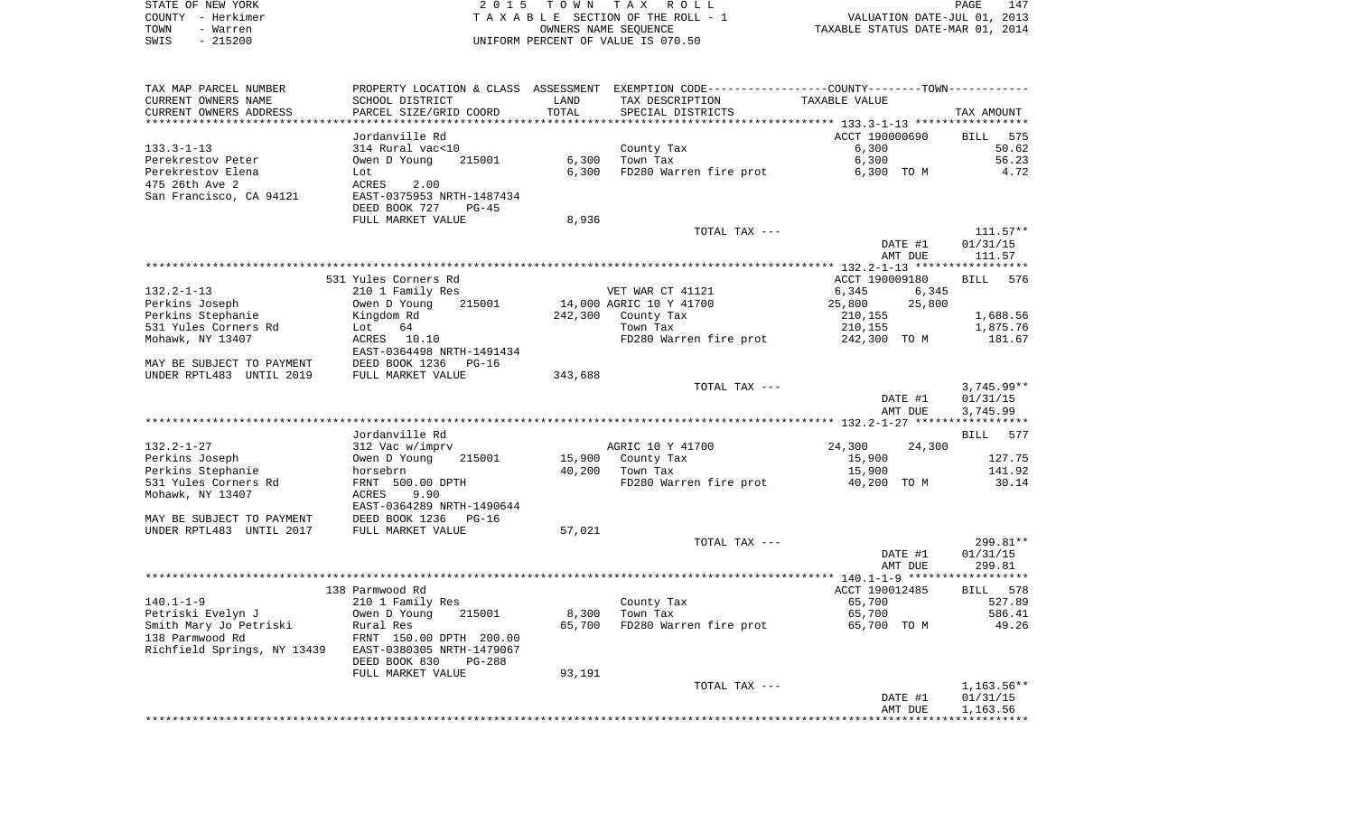STATE OF NEW YORK | 2015 TOWN TAX ROLL | PAGE 147
COUNTY - Herkimer | TAXABLE SECTION OF THE ROLL - 1 | VALUATION DATE-JUL 01, 2013
TOWN - Warren | OWNERS NAME SEQUENCE | TAXABLE STATUS DATE-MAR 01, 2014
SWIS - 215200 | UNIFORM PERCENT OF VALUE IS 070.50

```
TAX MAP PARCEL NUMBER          PROPERTY LOCATION & CLASS  ASSESSMENT  EXEMPTION CODE-----------------COUNTY--------TOWN-----------
CURRENT OWNERS NAME            SCHOOL DISTRICT            LAND        TAX DESCRIPTION                  TAXABLE VALUE
CURRENT OWNERS ADDRESS         PARCEL SIZE/GRID COORD     TOTAL       SPECIAL DISTRICTS                                    TAX AMOUNT
*********************************************************************************************** 133.3-1-13 *****************
                               Jordanville Rd                                                      ACCT 190000690     BILL  575
133.3-1-13                     314 Rural vac<10                       County Tax                   6,300                  50.62
Perekrestov Peter              Owen D Young    215001       6,300     Town Tax                     6,300                  56.23
Perekrestov Elena              Lot                          6,300     FD280 Warren fire prot       6,300 TO M              4.72
475 26th Ave 2                 ACRES     2.00
San Francisco, CA 94121        EAST-0375953 NRTH-1487434
                               DEED BOOK 727     PG-45
                               FULL MARKET VALUE            8,936
                                                                      TOTAL TAX ---                                      111.57**
                                                                                                   DATE #1            01/31/15
                                                                                                   AMT DUE              111.57
*********************************************************************************************** 132.2-1-13 *****************
                               531 Yules Corners Rd                                                ACCT 190009180     BILL  576
132.2-1-13                     210 1 Family Res                       VET WAR CT 41121             6,345       6,345
Perkins Joseph                 Owen D Young    215001      14,000 AGRIC 10 Y 41700             25,800      25,800
Perkins Stephanie              Kingdom Rd                 242,300     County Tax                   210,155              1,688.56
531 Yules Corners Rd           Lot    64                              Town Tax                     210,155              1,875.76
Mohawk, NY 13407               ACRES    10.10                         FD280 Warren fire prot       242,300 TO M           181.67
                               EAST-0364498 NRTH-1491434
MAY BE SUBJECT TO PAYMENT      DEED BOOK 1236    PG-16
UNDER RPTL483  UNTIL 2019      FULL MARKET VALUE          343,688
                                                                      TOTAL TAX ---                                    3,745.99**
                                                                                                   DATE #1            01/31/15
                                                                                                   AMT DUE            3,745.99
*********************************************************************************************** 132.2-1-27 *****************
                               Jordanville Rd                                                                         BILL  577
132.2-1-27                     312 Vac w/imprv                        AGRIC 10 Y 41700             24,300      24,300
Perkins Joseph                 Owen D Young    215001      15,900     County Tax                   15,900                127.75
Perkins Stephanie              horsebrn                    40,200     Town Tax                     15,900                141.92
531 Yules Corners Rd           FRNT   500.00 DPTH                     FD280 Warren fire prot       40,200 TO M            30.14
Mohawk, NY 13407               ACRES     9.90
                               EAST-0364289 NRTH-1490644
MAY BE SUBJECT TO PAYMENT      DEED BOOK 1236    PG-16
UNDER RPTL483  UNTIL 2017      FULL MARKET VALUE           57,021
                                                                      TOTAL TAX ---                                      299.81**
                                                                                                   DATE #1            01/31/15
                                                                                                   AMT DUE              299.81
*********************************************************************************************** 140.1-1-9 ******************
                               138 Parmwood Rd                                                     ACCT 190012485     BILL  578
140.1-1-9                      210 1 Family Res                       County Tax                   65,700                527.89
Petriski Evelyn J              Owen D Young    215001       8,300     Town Tax                     65,700                586.41
Smith Mary Jo Petriski         Rural Res                   65,700     FD280 Warren fire prot       65,700 TO M            49.26
138 Parmwood Rd                FRNT   150.00 DPTH   200.00
Richfield Springs, NY 13439    EAST-0380305 NRTH-1479067
                               DEED BOOK 830     PG-288
                               FULL MARKET VALUE           93,191
                                                                      TOTAL TAX ---                                    1,163.56**
                                                                                                   DATE #1            01/31/15
                                                                                                   AMT DUE            1,163.56
************************************************************************************************************************************
```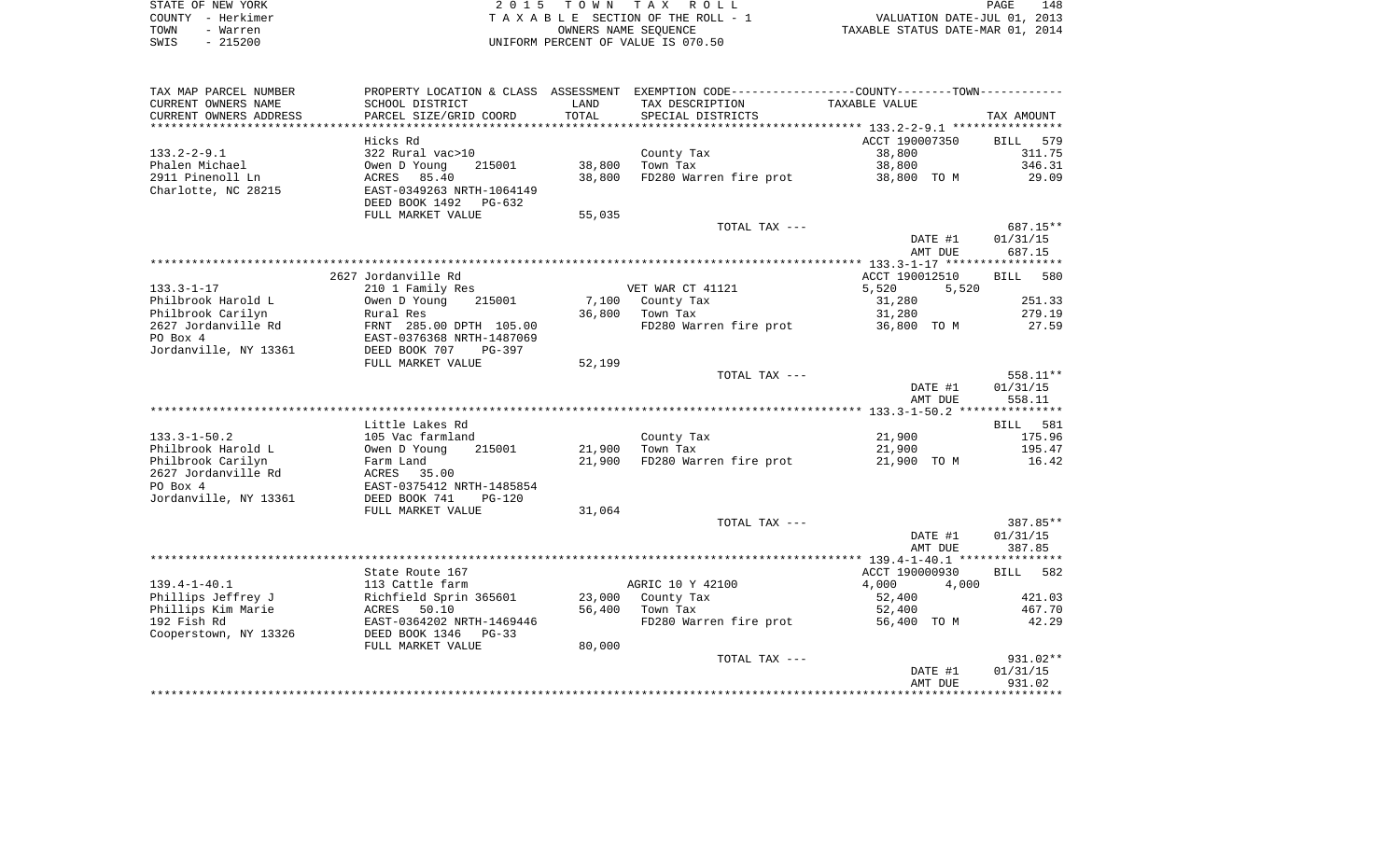STATE OF NEW YORK — COUNTY - Herkimer — TOWN - Warren — SWIS - 215200

2 0 1 5 T O W N T A X R O L L
T A X A B L E SECTION OF THE ROLL - 1
OWNERS NAME SEQUENCE
UNIFORM PERCENT OF VALUE IS 070.50

VALUATION DATE-JUL 01, 2013
TAXABLE STATUS DATE-MAR 01, 2014

| TAX MAP PARCEL NUMBER / CURRENT OWNERS NAME / CURRENT OWNERS ADDRESS | PROPERTY LOCATION & CLASS / SCHOOL DISTRICT / PARCEL SIZE/GRID COORD | ASSESSMENT LAND / TOTAL | EXEMPTION CODE / TAX DESCRIPTION / SPECIAL DISTRICTS | COUNTY--------TOWN / TAXABLE VALUE | TAX AMOUNT |
|---|---|---|---|---|---|
| **133.2-2-9.1** | Hicks Rd | | | ACCT 190007350 | BILL 579 |
| 133.2-2-9.1 | 322 Rural vac>10 | | County Tax | 38,800 | 311.75 |
| Phalen Michael | Owen D Young 215001 | 38,800 | Town Tax | 38,800 | 346.31 |
| 2911 Pinenoll Ln | ACRES 85.40 | 38,800 | FD280 Warren fire prot | 38,800 TO M | 29.09 |
| Charlotte, NC 28215 | EAST-0349263 NRTH-1064149 | | | | |
| | DEED BOOK 1492 PG-632 | | | | |
| | FULL MARKET VALUE | 55,035 | | | |
| | | | TOTAL TAX --- | | 687.15** |
| | | | | DATE #1 | 01/31/15 |
| | | | | AMT DUE | 687.15 |
| **133.3-1-17** | 2627 Jordanville Rd | | | ACCT 190012510 | BILL 580 |
| 133.3-1-17 | 210 1 Family Res | | VET WAR CT 41121 | 5,520 5,520 | |
| Philbrook Harold L | Owen D Young 215001 | 7,100 | County Tax | 31,280 | 251.33 |
| Philbrook Carilyn | Rural Res | 36,800 | Town Tax | 31,280 | 279.19 |
| 2627 Jordanville Rd | FRNT 285.00 DPTH 105.00 | | FD280 Warren fire prot | 36,800 TO M | 27.59 |
| PO Box 4 | EAST-0376368 NRTH-1487069 | | | | |
| Jordanville, NY 13361 | DEED BOOK 707 PG-397 | | | | |
| | FULL MARKET VALUE | 52,199 | | | |
| | | | TOTAL TAX --- | | 558.11** |
| | | | | DATE #1 | 01/31/15 |
| | | | | AMT DUE | 558.11 |
| **133.3-1-50.2** | Little Lakes Rd | | | | BILL 581 |
| 133.3-1-50.2 | 105 Vac farmland | | County Tax | 21,900 | 175.96 |
| Philbrook Harold L | Owen D Young 215001 | 21,900 | Town Tax | 21,900 | 195.47 |
| Philbrook Carilyn | Farm Land | 21,900 | FD280 Warren fire prot | 21,900 TO M | 16.42 |
| 2627 Jordanville Rd | ACRES 35.00 | | | | |
| PO Box 4 | EAST-0375412 NRTH-1485854 | | | | |
| Jordanville, NY 13361 | DEED BOOK 741 PG-120 | | | | |
| | FULL MARKET VALUE | 31,064 | | | |
| | | | TOTAL TAX --- | | 387.85** |
| | | | | DATE #1 | 01/31/15 |
| | | | | AMT DUE | 387.85 |
| **139.4-1-40.1** | State Route 167 | | | ACCT 190000930 | BILL 582 |
| 139.4-1-40.1 | 113 Cattle farm | | AGRIC 10 Y 42100 | 4,000 4,000 | |
| Phillips Jeffrey J | Richfield Sprin 365601 | 23,000 | County Tax | 52,400 | 421.03 |
| Phillips Kim Marie | ACRES 50.10 | 56,400 | Town Tax | 52,400 | 467.70 |
| 192 Fish Rd | EAST-0364202 NRTH-1469446 | | FD280 Warren fire prot | 56,400 TO M | 42.29 |
| Cooperstown, NY 13326 | DEED BOOK 1346 PG-33 | | | | |
| | FULL MARKET VALUE | 80,000 | | | |
| | | | TOTAL TAX --- | | 931.02** |
| | | | | DATE #1 | 01/31/15 |
| | | | | AMT DUE | 931.02 |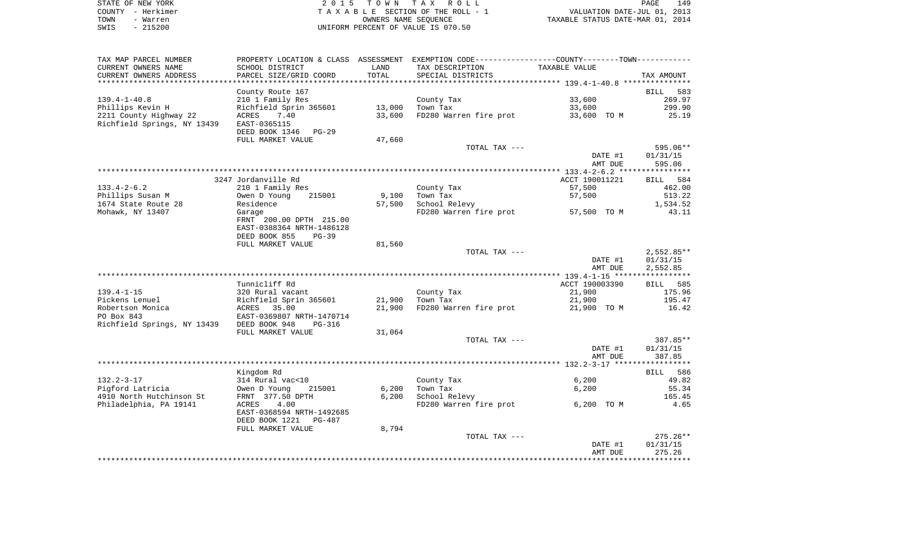STATE OF NEW YORK | COUNTY - Herkimer | TOWN - Warren | SWIS - 215200

2015 TOWN TAX ROLL
TAXABLE SECTION OF THE ROLL - 1
OWNERS NAME SEQUENCE
UNIFORM PERCENT OF VALUE IS 070.50

VALUATION DATE-JUL 01, 2013
TAXABLE STATUS DATE-MAR 01, 2014

| TAX MAP PARCEL NUMBER / CURRENT OWNERS NAME / CURRENT OWNERS ADDRESS | PROPERTY LOCATION & CLASS / SCHOOL DISTRICT / PARCEL SIZE/GRID COORD | ASSESSMENT LAND / TOTAL | EXEMPTION CODE / TAX DESCRIPTION / SPECIAL DISTRICTS | COUNTY--------TOWN TAXABLE VALUE | TAX AMOUNT |
|---|---|---|---|---|---|
| **139.4-1-40.8** | County Route 167 | | | | BILL 583 |
| | 210 1 Family Res | | County Tax | 33,600 | 269.97 |
| Phillips Kevin H | Richfield Sprin 365601 | 13,000 | Town Tax | 33,600 | 299.90 |
| 2211 County Highway 22 | ACRES 7.40 | 33,600 | FD280 Warren fire prot | 33,600 TO M | 25.19 |
| Richfield Springs, NY 13439 | EAST-0365115 | | | | |
| | DEED BOOK 1346 PG-29 | | | | |
| | FULL MARKET VALUE | 47,660 | | | |
| | | | TOTAL TAX --- | | 595.06** |
| | | | | DATE #1 | 01/31/15 |
| | | | | AMT DUE | 595.06 |
| **133.4-2-6.2** | 3247 Jordanville Rd | | | ACCT 190011221 | BILL 584 |
| | 210 1 Family Res | | County Tax | 57,500 | 462.00 |
| Phillips Susan M | Owen D Young 215001 | 9,100 | Town Tax | 57,500 | 513.22 |
| 1674 State Route 28 | Residence | 57,500 | School Relevy | | 1,534.52 |
| Mohawk, NY 13407 | Garage | | FD280 Warren fire prot | 57,500 TO M | 43.11 |
| | FRNT 200.00 DPTH 215.00 | | | | |
| | EAST-0388364 NRTH-1486128 | | | | |
| | DEED BOOK 855 PG-39 | | | | |
| | FULL MARKET VALUE | 81,560 | | | |
| | | | TOTAL TAX --- | | 2,552.85** |
| | | | | DATE #1 | 01/31/15 |
| | | | | AMT DUE | 2,552.85 |
| **139.4-1-15** | Tunnicliff Rd | | | ACCT 190003390 | BILL 585 |
| | 320 Rural vacant | | County Tax | 21,900 | 175.96 |
| Pickens Lenuel | Richfield Sprin 365601 | 21,900 | Town Tax | 21,900 | 195.47 |
| Robertson Monica | ACRES 35.00 | 21,900 | FD280 Warren fire prot | 21,900 TO M | 16.42 |
| PO Box 843 | EAST-0369807 NRTH-1470714 | | | | |
| Richfield Springs, NY 13439 | DEED BOOK 948 PG-316 | | | | |
| | FULL MARKET VALUE | 31,064 | | | |
| | | | TOTAL TAX --- | | 387.85** |
| | | | | DATE #1 | 01/31/15 |
| | | | | AMT DUE | 387.85 |
| **132.2-3-17** | Kingdom Rd | | | | BILL 586 |
| | 314 Rural vac<10 | | County Tax | 6,200 | 49.82 |
| Pigford Latricia | Owen D Young 215001 | 6,200 | Town Tax | 6,200 | 55.34 |
| 4910 North Hutchinson St | FRNT 377.50 DPTH | 6,200 | School Relevy | | 165.45 |
| Philadelphia, PA 19141 | ACRES 4.00 | | FD280 Warren fire prot | 6,200 TO M | 4.65 |
| | EAST-0368594 NRTH-1492685 | | | | |
| | DEED BOOK 1221 PG-487 | | | | |
| | FULL MARKET VALUE | 8,794 | | | |
| | | | TOTAL TAX --- | | 275.26** |
| | | | | DATE #1 | 01/31/15 |
| | | | | AMT DUE | 275.26 |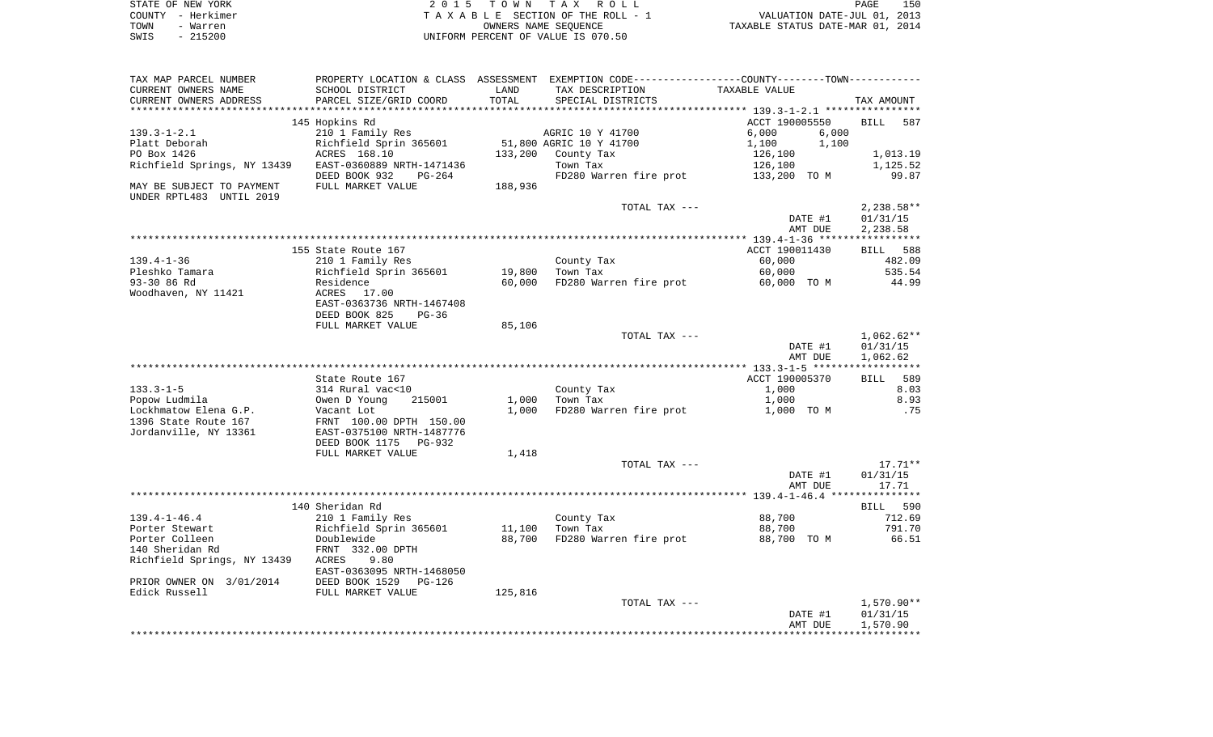STATE OF NEW YORK — 2015 TOWN TAX ROLL
COUNTY - Herkimer — TAXABLE SECTION OF THE ROLL - 1 — VALUATION DATE-JUL 01, 2013
TOWN - Warren — OWNERS NAME SEQUENCE — TAXABLE STATUS DATE-MAR 01, 2014
SWIS - 215200 — UNIFORM PERCENT OF VALUE IS 070.50

| TAX MAP PARCEL NUMBER / CURRENT OWNERS NAME / CURRENT OWNERS ADDRESS | PROPERTY LOCATION & CLASS / SCHOOL DISTRICT / PARCEL SIZE/GRID COORD | ASSESSMENT LAND / TOTAL | EXEMPTION CODE / TAX DESCRIPTION / SPECIAL DISTRICTS | COUNTY / TOWN TAXABLE VALUE | TAX AMOUNT |
|---|---|---|---|---|---|
| | 145 Hopkins Rd | | | ACCT 190005550 | BILL 587 |
| 139.3-1-2.1 | 210 1 Family Res | | AGRIC 10 Y 41700 | 6,000 6,000 | |
| Platt Deborah | Richfield Sprin 365601 | 51,800 | AGRIC 10 Y 41700 | 1,100 1,100 | |
| PO Box 1426 | ACRES 168.10 | 133,200 | County Tax | 126,100 | 1,013.19 |
| Richfield Springs, NY 13439 | EAST-0360889 NRTH-1471436 | | Town Tax | 126,100 | 1,125.52 |
| | DEED BOOK 932 PG-264 | | FD280 Warren fire prot | 133,200 TO M | 99.87 |
| MAY BE SUBJECT TO PAYMENT | FULL MARKET VALUE | 188,936 | | | |
| UNDER RPTL483 UNTIL 2019 | | | | | |
| | | | TOTAL TAX --- | | 2,238.58** |
| | | | | DATE #1 | 01/31/15 |
| | | | | AMT DUE | 2,238.58 |
| | 155 State Route 167 | | | ACCT 190011430 | BILL 588 |
| 139.4-1-36 | 210 1 Family Res | | County Tax | 60,000 | 482.09 |
| Pleshko Tamara | Richfield Sprin 365601 | 19,800 | Town Tax | 60,000 | 535.54 |
| 93-30 86 Rd | Residence | 60,000 | FD280 Warren fire prot | 60,000 TO M | 44.99 |
| Woodhaven, NY 11421 | ACRES 17.00 | | | | |
| | EAST-0363736 NRTH-1467408 | | | | |
| | DEED BOOK 825 PG-36 | | | | |
| | FULL MARKET VALUE | 85,106 | | | |
| | | | TOTAL TAX --- | | 1,062.62** |
| | | | | DATE #1 | 01/31/15 |
| | | | | AMT DUE | 1,062.62 |
| | State Route 167 | | | ACCT 190005370 | BILL 589 |
| 133.3-1-5 | 314 Rural vac<10 | | County Tax | 1,000 | 8.03 |
| Popow Ludmila | Owen D Young 215001 | 1,000 | Town Tax | 1,000 | 8.93 |
| Lockhmatow Elena G.P. | Vacant Lot | 1,000 | FD280 Warren fire prot | 1,000 TO M | .75 |
| 1396 State Route 167 | FRNT 100.00 DPTH 150.00 | | | | |
| Jordanville, NY 13361 | EAST-0375100 NRTH-1487776 | | | | |
| | DEED BOOK 1175 PG-932 | | | | |
| | FULL MARKET VALUE | 1,418 | | | |
| | | | TOTAL TAX --- | | 17.71** |
| | | | | DATE #1 | 01/31/15 |
| | | | | AMT DUE | 17.71 |
| | 140 Sheridan Rd | | | | BILL 590 |
| 139.4-1-46.4 | 210 1 Family Res | | County Tax | 88,700 | 712.69 |
| Porter Stewart | Richfield Sprin 365601 | 11,100 | Town Tax | 88,700 | 791.70 |
| Porter Colleen | Doublewide | 88,700 | FD280 Warren fire prot | 88,700 TO M | 66.51 |
| 140 Sheridan Rd | FRNT 332.00 DPTH | | | | |
| Richfield Springs, NY 13439 | ACRES 9.80 | | | | |
| | EAST-0363095 NRTH-1468050 | | | | |
| PRIOR OWNER ON 3/01/2014 | DEED BOOK 1529 PG-126 | | | | |
| Edick Russell | FULL MARKET VALUE | 125,816 | | | |
| | | | TOTAL TAX --- | | 1,570.90** |
| | | | | DATE #1 | 01/31/15 |
| | | | | AMT DUE | 1,570.90 |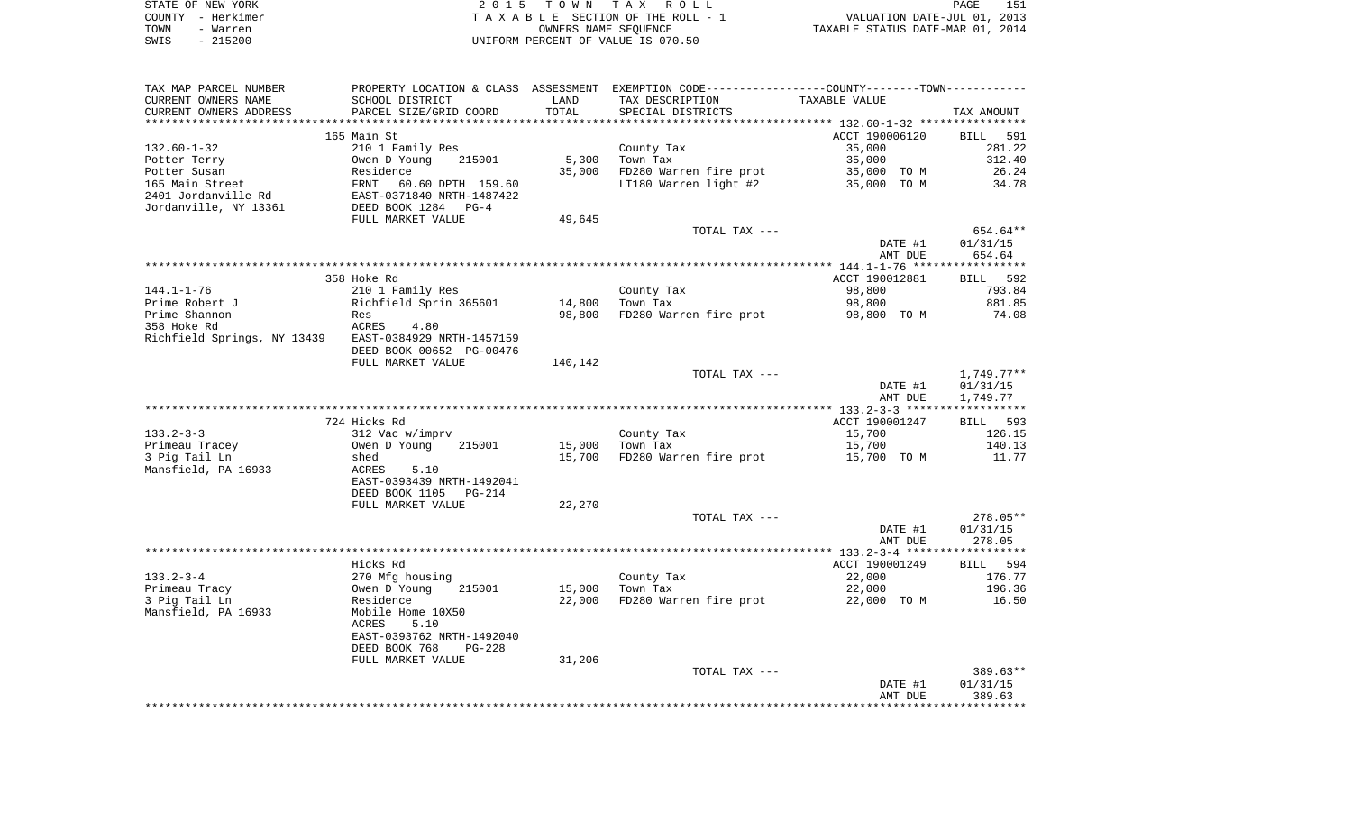STATE OF NEW YORK — COUNTY - Herkimer — TOWN - Warren — SWIS - 215200

2015 TOWN TAX ROLL
TAXABLE SECTION OF THE ROLL - 1
OWNERS NAME SEQUENCE
UNIFORM PERCENT OF VALUE IS 070.50

VALUATION DATE-JUL 01, 2013
TAXABLE STATUS DATE-MAR 01, 2014

| TAX MAP PARCEL NUMBER / CURRENT OWNERS NAME / CURRENT OWNERS ADDRESS | PROPERTY LOCATION & CLASS / SCHOOL DISTRICT / PARCEL SIZE/GRID COORD | ASSESSMENT LAND / TOTAL | EXEMPTION CODE / TAX DESCRIPTION / SPECIAL DISTRICTS | TAXABLE VALUE | TAX AMOUNT |
|---|---|---|---|---|---|
| **132.60-1-32** | 165 Main St | | | ACCT 190006120 | BILL 591 |
| 132.60-1-32 | 210 1 Family Res | | County Tax | 35,000 | 281.22 |
| Potter Terry | Owen D Young 215001 | 5,300 | Town Tax | 35,000 | 312.40 |
| Potter Susan | Residence | 35,000 | FD280 Warren fire prot | 35,000 TO M | 26.24 |
| 165 Main Street | FRNT 60.60 DPTH 159.60 | | LT180 Warren light #2 | 35,000 TO M | 34.78 |
| 2401 Jordanville Rd | EAST-0371840 NRTH-1487422 | | | | |
| Jordanville, NY 13361 | DEED BOOK 1284 PG-4 | | | | |
| | FULL MARKET VALUE | 49,645 | | | |
| | | | TOTAL TAX --- | | 654.64** |
| | | | | DATE #1 | 01/31/15 |
| | | | | AMT DUE | 654.64 |
| **144.1-1-76** | 358 Hoke Rd | | | ACCT 190012881 | BILL 592 |
| 144.1-1-76 | 210 1 Family Res | | County Tax | 98,800 | 793.84 |
| Prime Robert J | Richfield Sprin 365601 | 14,800 | Town Tax | 98,800 | 881.85 |
| Prime Shannon | Res | 98,800 | FD280 Warren fire prot | 98,800 TO M | 74.08 |
| 358 Hoke Rd | ACRES 4.80 | | | | |
| Richfield Springs, NY 13439 | EAST-0384929 NRTH-1457159 | | | | |
| | DEED BOOK 00652 PG-00476 | | | | |
| | FULL MARKET VALUE | 140,142 | | | |
| | | | TOTAL TAX --- | | 1,749.77** |
| | | | | DATE #1 | 01/31/15 |
| | | | | AMT DUE | 1,749.77 |
| **133.2-3-3** | 724 Hicks Rd | | | ACCT 190001247 | BILL 593 |
| 133.2-3-3 | 312 Vac w/imprv | | County Tax | 15,700 | 126.15 |
| Primeau Tracey | Owen D Young 215001 | 15,000 | Town Tax | 15,700 | 140.13 |
| 3 Pig Tail Ln | shed | 15,700 | FD280 Warren fire prot | 15,700 TO M | 11.77 |
| Mansfield, PA 16933 | ACRES 5.10 | | | | |
| | EAST-0393439 NRTH-1492041 | | | | |
| | DEED BOOK 1105 PG-214 | | | | |
| | FULL MARKET VALUE | 22,270 | | | |
| | | | TOTAL TAX --- | | 278.05** |
| | | | | DATE #1 | 01/31/15 |
| | | | | AMT DUE | 278.05 |
| **133.2-3-4** | Hicks Rd | | | ACCT 190001249 | BILL 594 |
| 133.2-3-4 | 270 Mfg housing | | County Tax | 22,000 | 176.77 |
| Primeau Tracy | Owen D Young 215001 | 15,000 | Town Tax | 22,000 | 196.36 |
| 3 Pig Tail Ln | Residence | 22,000 | FD280 Warren fire prot | 22,000 TO M | 16.50 |
| Mansfield, PA 16933 | Mobile Home 10X50 | | | | |
| | ACRES 5.10 | | | | |
| | EAST-0393762 NRTH-1492040 | | | | |
| | DEED BOOK 768 PG-228 | | | | |
| | FULL MARKET VALUE | 31,206 | | | |
| | | | TOTAL TAX --- | | 389.63** |
| | | | | DATE #1 | 01/31/15 |
| | | | | AMT DUE | 389.63 |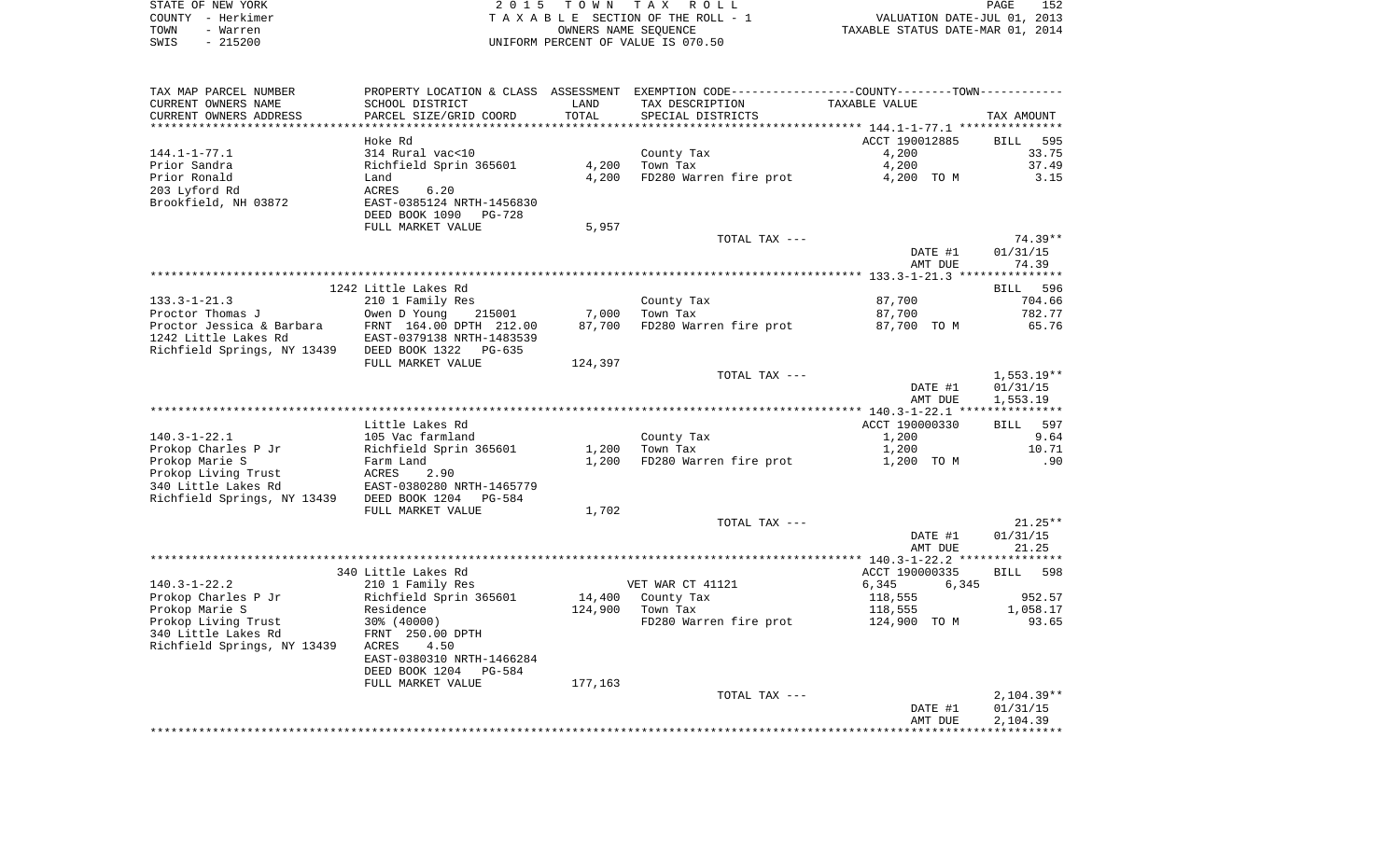STATE OF NEW YORK
COUNTY - Herkimer
TOWN - Warren
SWIS - 215200

2 0 1 5 T O W N T A X R O L L
T A X A B L E SECTION OF THE ROLL - 1
OWNERS NAME SEQUENCE
UNIFORM PERCENT OF VALUE IS 070.50

VALUATION DATE-JUL 01, 2013
TAXABLE STATUS DATE-MAR 01, 2014

| TAX MAP PARCEL NUMBER / CURRENT OWNERS NAME / CURRENT OWNERS ADDRESS | PROPERTY LOCATION & CLASS / SCHOOL DISTRICT / PARCEL SIZE/GRID COORD | ASSESSMENT LAND | TOTAL | EXEMPTION CODE / TAX DESCRIPTION / SPECIAL DISTRICTS | COUNTY--------TOWN TAXABLE VALUE | TAX AMOUNT |
|---|---|---|---|---|---|---|
| 144.1-1-77.1 | Hoke Rd | | | | ACCT 190012885 | BILL 595 |
| 144.1-1-77.1 | 314 Rural vac<10 | | | County Tax | 4,200 | 33.75 |
| Prior Sandra | Richfield Sprin 365601 | 4,200 | | Town Tax | 4,200 | 37.49 |
| Prior Ronald | Land | | 4,200 | FD280 Warren fire prot | 4,200 TO M | 3.15 |
| 203 Lyford Rd | ACRES 6.20 | | | | | |
| Brookfield, NH 03872 | EAST-0385124 NRTH-1456830 | | | | | |
| | DEED BOOK 1090 PG-728 | | | | | |
| | FULL MARKET VALUE | | 5,957 | | | |
| | | | | TOTAL TAX --- | | 74.39** |
| | | | | | DATE #1 | 01/31/15 |
| | | | | | AMT DUE | 74.39 |
| 133.3-1-21.3 | 1242 Little Lakes Rd | | | | | BILL 596 |
| 133.3-1-21.3 | 210 1 Family Res | | | County Tax | 87,700 | 704.66 |
| Proctor Thomas J | Owen D Young 215001 | 7,000 | | Town Tax | 87,700 | 782.77 |
| Proctor Jessica & Barbara | FRNT 164.00 DPTH 212.00 | | 87,700 | FD280 Warren fire prot | 87,700 TO M | 65.76 |
| 1242 Little Lakes Rd | EAST-0379138 NRTH-1483539 | | | | | |
| Richfield Springs, NY 13439 | DEED BOOK 1322 PG-635 | | | | | |
| | FULL MARKET VALUE | | 124,397 | | | |
| | | | | TOTAL TAX --- | | 1,553.19** |
| | | | | | DATE #1 | 01/31/15 |
| | | | | | AMT DUE | 1,553.19 |
| 140.3-1-22.1 | Little Lakes Rd | | | | ACCT 190000330 | BILL 597 |
| 140.3-1-22.1 | 105 Vac farmland | | | County Tax | 1,200 | 9.64 |
| Prokop Charles P Jr | Richfield Sprin 365601 | 1,200 | | Town Tax | 1,200 | 10.71 |
| Prokop Marie S | Farm Land | | 1,200 | FD280 Warren fire prot | 1,200 TO M | .90 |
| Prokop Living Trust | ACRES 2.90 | | | | | |
| 340 Little Lakes Rd | EAST-0380280 NRTH-1465779 | | | | | |
| Richfield Springs, NY 13439 | DEED BOOK 1204 PG-584 | | | | | |
| | FULL MARKET VALUE | | 1,702 | | | |
| | | | | TOTAL TAX --- | | 21.25** |
| | | | | | DATE #1 | 01/31/15 |
| | | | | | AMT DUE | 21.25 |
| 140.3-1-22.2 | 340 Little Lakes Rd | | | | ACCT 190000335 | BILL 598 |
| 140.3-1-22.2 | 210 1 Family Res | | | VET WAR CT 41121 | 6,345 6,345 | |
| Prokop Charles P Jr | Richfield Sprin 365601 | 14,400 | | County Tax | 118,555 | 952.57 |
| Prokop Marie S | Residence | | 124,900 | Town Tax | 118,555 | 1,058.17 |
| Prokop Living Trust | 30% (40000) | | | FD280 Warren fire prot | 124,900 TO M | 93.65 |
| 340 Little Lakes Rd | FRNT 250.00 DPTH | | | | | |
| Richfield Springs, NY 13439 | ACRES 4.50 | | | | | |
| | EAST-0380310 NRTH-1466284 | | | | | |
| | DEED BOOK 1204 PG-584 | | | | | |
| | FULL MARKET VALUE | | 177,163 | | | |
| | | | | TOTAL TAX --- | | 2,104.39** |
| | | | | | DATE #1 | 01/31/15 |
| | | | | | AMT DUE | 2,104.39 |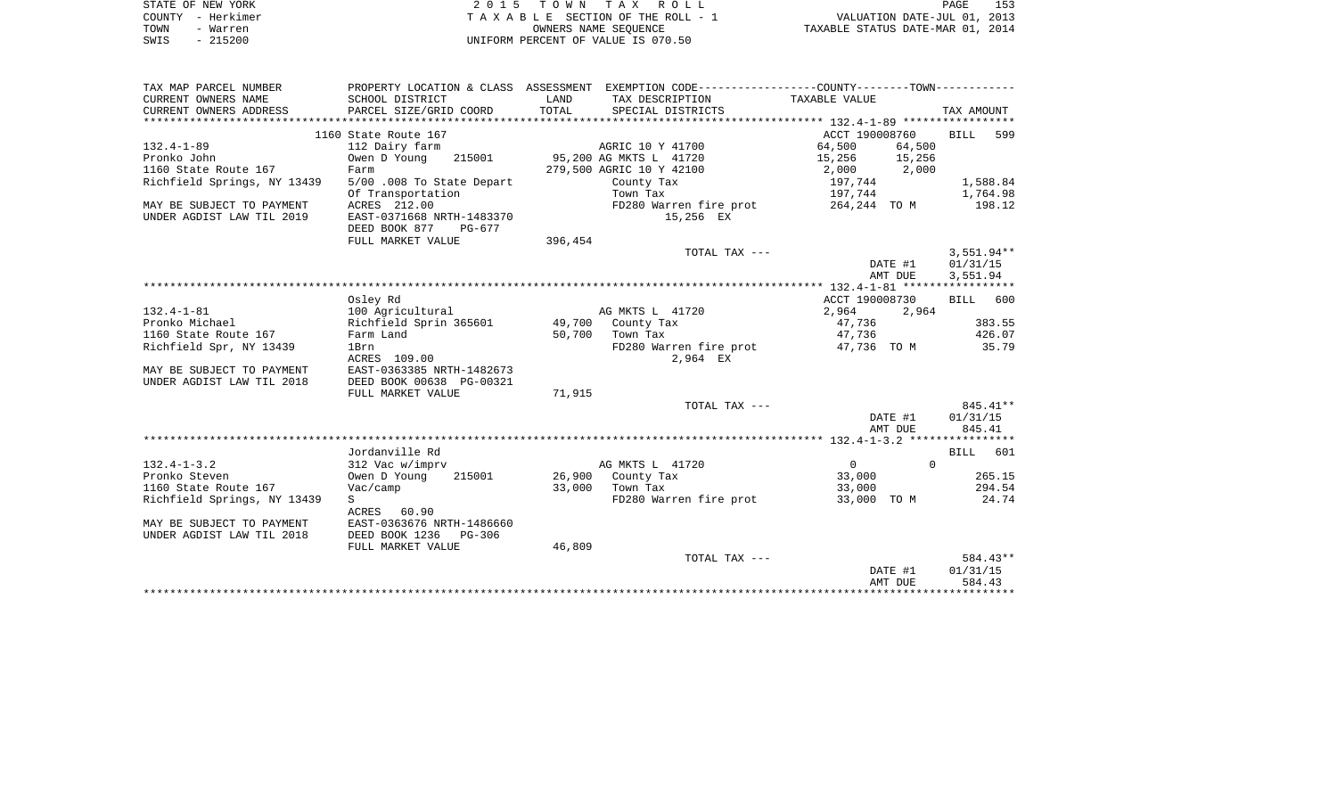STATE OF NEW YORK | 2015 TOWN TAX ROLL | VALUATION DATE-JUL 01, 2013
COUNTY - Herkimer | TAXABLE SECTION OF THE ROLL - 1 | TAXABLE STATUS DATE-MAR 01, 2014
TOWN - Warren | OWNERS NAME SEQUENCE
SWIS - 215200 | UNIFORM PERCENT OF VALUE IS 070.50

| TAX MAP PARCEL NUMBER / CURRENT OWNERS NAME / CURRENT OWNERS ADDRESS | PROPERTY LOCATION & CLASS / SCHOOL DISTRICT / PARCEL SIZE/GRID COORD | ASSESSMENT LAND / TOTAL | EXEMPTION CODE / TAX DESCRIPTION / SPECIAL DISTRICTS | COUNTY TAXABLE VALUE | TOWN TAXABLE VALUE | TAX AMOUNT |
|---|---|---|---|---|---|---|
| | 1160 State Route 167 | | | ACCT 190008760 | | BILL 599 |
| 132.4-1-89 | 112 Dairy farm | | AGRIC 10 Y 41700 | 64,500 | 64,500 | |
| Pronko John | Owen D Young 215001 | 95,200 | AG MKTS L 41720 | 15,256 | 15,256 | |
| 1160 State Route 167 | Farm | 279,500 | AGRIC 10 Y 42100 | 2,000 | 2,000 | |
| Richfield Springs, NY 13439 | 5/00 .008 To State Depart | | County Tax | 197,744 | | 1,588.84 |
| | Of Transportation | | Town Tax | 197,744 | | 1,764.98 |
| MAY BE SUBJECT TO PAYMENT | ACRES 212.00 | | FD280 Warren fire prot | 264,244 TO M | | 198.12 |
| UNDER AGDIST LAW TIL 2019 | EAST-0371668 NRTH-1483370 | | 15,256 EX | | | |
| | DEED BOOK 877 PG-677 | | | | | |
| | FULL MARKET VALUE | 396,454 | | | | |
| | | | TOTAL TAX --- | | | 3,551.94** |
| | | | | | DATE #1 | 01/31/15 |
| | | | | | AMT DUE | 3,551.94 |
| | Osley Rd | | | ACCT 190008730 | | BILL 600 |
| 132.4-1-81 | 100 Agricultural | | AG MKTS L 41720 | 2,964 | 2,964 | |
| Pronko Michael | Richfield Sprin 365601 | 49,700 | County Tax | 47,736 | | 383.55 |
| 1160 State Route 167 | Farm Land | 50,700 | Town Tax | 47,736 | | 426.07 |
| Richfield Spr, NY 13439 | 1Brn | | FD280 Warren fire prot | 47,736 TO M | | 35.79 |
| | ACRES 109.00 | | 2,964 EX | | | |
| MAY BE SUBJECT TO PAYMENT | EAST-0363385 NRTH-1482673 | | | | | |
| UNDER AGDIST LAW TIL 2018 | DEED BOOK 00638 PG-00321 | | | | | |
| | FULL MARKET VALUE | 71,915 | | | | |
| | | | TOTAL TAX --- | | | 845.41** |
| | | | | | DATE #1 | 01/31/15 |
| | | | | | AMT DUE | 845.41 |
| | Jordanville Rd | | | | | BILL 601 |
| 132.4-1-3.2 | 312 Vac w/imprv | | AG MKTS L 41720 | 0 | 0 | |
| Pronko Steven | Owen D Young 215001 | 26,900 | County Tax | 33,000 | | 265.15 |
| 1160 State Route 167 | Vac/camp | 33,000 | Town Tax | 33,000 | | 294.54 |
| Richfield Springs, NY 13439 | S | | FD280 Warren fire prot | 33,000 TO M | | 24.74 |
| | ACRES 60.90 | | | | | |
| MAY BE SUBJECT TO PAYMENT | EAST-0363676 NRTH-1486660 | | | | | |
| UNDER AGDIST LAW TIL 2018 | DEED BOOK 1236 PG-306 | | | | | |
| | FULL MARKET VALUE | 46,809 | | | | |
| | | | TOTAL TAX --- | | | 584.43** |
| | | | | | DATE #1 | 01/31/15 |
| | | | | | AMT DUE | 584.43 |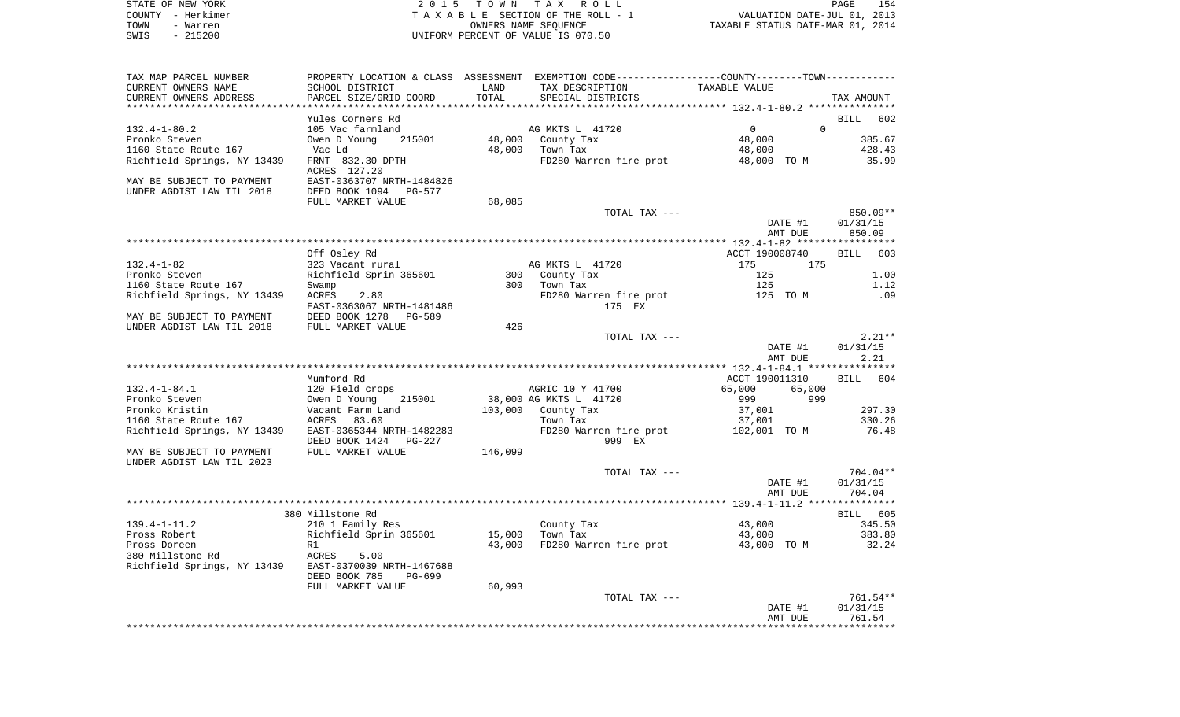STATE OF NEW YORK
COUNTY - Herkimer
TOWN - Warren
SWIS - 215200

2015 TOWN TAX ROLL
TAXABLE SECTION OF THE ROLL - 1
OWNERS NAME SEQUENCE
UNIFORM PERCENT OF VALUE IS 070.50

VALUATION DATE-JUL 01, 2013
TAXABLE STATUS DATE-MAR 01, 2014

| TAX MAP PARCEL NUMBER / CURRENT OWNERS NAME / CURRENT OWNERS ADDRESS | PROPERTY LOCATION & CLASS / SCHOOL DISTRICT / PARCEL SIZE/GRID COORD | ASSESSMENT LAND / TOTAL | EXEMPTION CODE / TAX DESCRIPTION / SPECIAL DISTRICTS | COUNTY / TOWN TAXABLE VALUE | TAX AMOUNT |
|---|---|---|---|---|---|
| **132.4-1-80.2** | Yules Corners Rd | | | | BILL 602 |
| | 105 Vac farmland | | AG MKTS L 41720 | 0 / 0 | |
| Pronko Steven | Owen D Young 215001 | 48,000 | County Tax | 48,000 | 385.67 |
| 1160 State Route 167 | Vac Ld | 48,000 | Town Tax | 48,000 | 428.43 |
| Richfield Springs, NY 13439 | FRNT 832.30 DPTH | | FD280 Warren fire prot | 48,000 TO M | 35.99 |
| | ACRES 127.20 | | | | |
| MAY BE SUBJECT TO PAYMENT | EAST-0363707 NRTH-1484826 | | | | |
| UNDER AGDIST LAW TIL 2018 | DEED BOOK 1094 PG-577 | | | | |
| | FULL MARKET VALUE | 68,085 | | | |
| | | | TOTAL TAX --- | | 850.09** |
| | | | | DATE #1 | 01/31/15 |
| | | | | AMT DUE | 850.09 |
| **132.4-1-82** | Off Osley Rd | | | ACCT 190008740 | BILL 603 |
| | 323 Vacant rural | | AG MKTS L 41720 | 175 / 175 | |
| Pronko Steven | Richfield Sprin 365601 | 300 | County Tax | 125 | 1.00 |
| 1160 State Route 167 | Swamp | 300 | Town Tax | 125 | 1.12 |
| Richfield Springs, NY 13439 | ACRES 2.80 | | FD280 Warren fire prot | 125 TO M | .09 |
| | EAST-0363067 NRTH-1481486 | | 175 EX | | |
| MAY BE SUBJECT TO PAYMENT | DEED BOOK 1278 PG-589 | | | | |
| UNDER AGDIST LAW TIL 2018 | FULL MARKET VALUE | 426 | | | |
| | | | TOTAL TAX --- | | 2.21** |
| | | | | DATE #1 | 01/31/15 |
| | | | | AMT DUE | 2.21 |
| **132.4-1-84.1** | Mumford Rd | | | ACCT 190011310 | BILL 604 |
| | 120 Field crops | | AGRIC 10 Y 41700 | 65,000 / 65,000 | |
| Pronko Steven | Owen D Young 215001 | 38,000 | AG MKTS L 41720 | 999 / 999 | |
| Pronko Kristin | Vacant Farm Land | 103,000 | County Tax | 37,001 | 297.30 |
| 1160 State Route 167 | ACRES 83.60 | | Town Tax | 37,001 | 330.26 |
| Richfield Springs, NY 13439 | EAST-0365344 NRTH-1482283 | | FD280 Warren fire prot | 102,001 TO M | 76.48 |
| | DEED BOOK 1424 PG-227 | | 999 EX | | |
| MAY BE SUBJECT TO PAYMENT | FULL MARKET VALUE | 146,099 | | | |
| UNDER AGDIST LAW TIL 2023 | | | | | |
| | | | TOTAL TAX --- | | 704.04** |
| | | | | DATE #1 | 01/31/15 |
| | | | | AMT DUE | 704.04 |
| **139.4-1-11.2** | 380 Millstone Rd | | | | BILL 605 |
| | 210 1 Family Res | | County Tax | 43,000 | 345.50 |
| Pross Robert | Richfield Sprin 365601 | 15,000 | Town Tax | 43,000 | 383.80 |
| Pross Doreen | R1 | 43,000 | FD280 Warren fire prot | 43,000 TO M | 32.24 |
| 380 Millstone Rd | ACRES 5.00 | | | | |
| Richfield Springs, NY 13439 | EAST-0370039 NRTH-1467688 | | | | |
| | DEED BOOK 785 PG-699 | | | | |
| | FULL MARKET VALUE | 60,993 | | | |
| | | | TOTAL TAX --- | | 761.54** |
| | | | | DATE #1 | 01/31/15 |
| | | | | AMT DUE | 761.54 |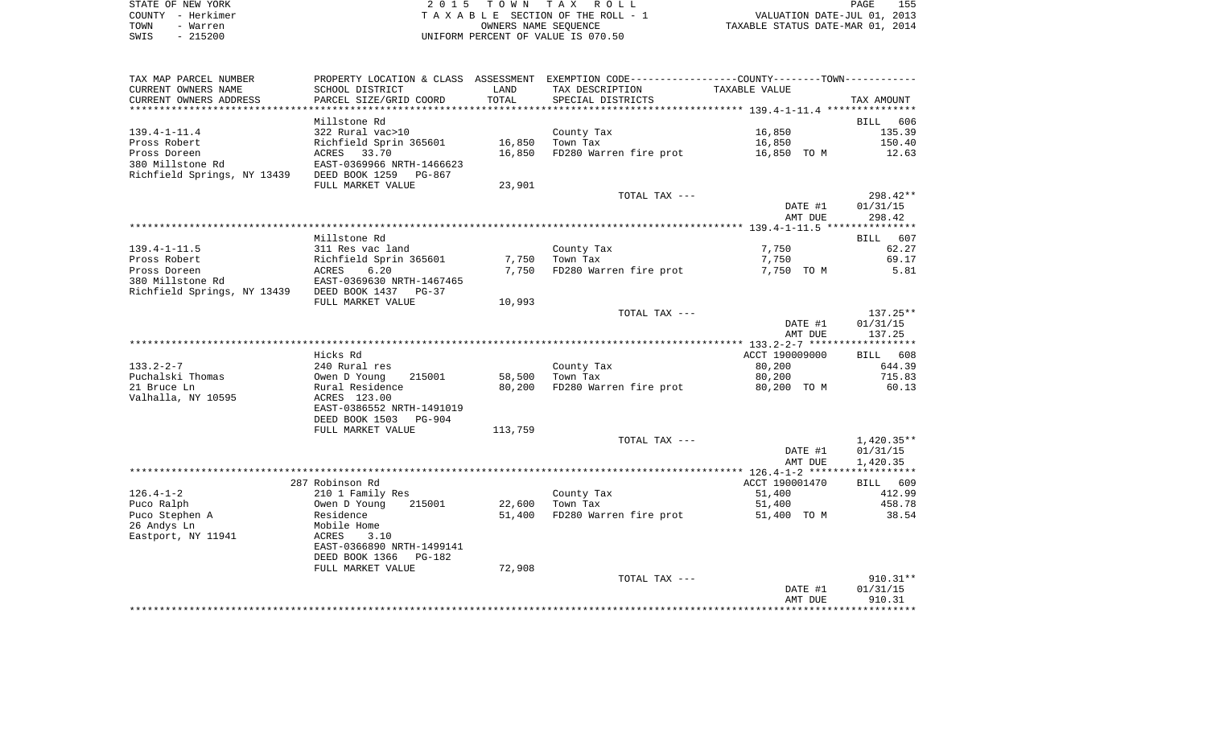STATE OF NEW YORK  
COUNTY - Herkimer  
TOWN - Warren  
SWIS - 215200

2 0 1 5 T O W N T A X R O L L  
T A X A B L E SECTION OF THE ROLL - 1  
OWNERS NAME SEQUENCE  
UNIFORM PERCENT OF VALUE IS 070.50

VALUATION DATE-JUL 01, 2013  
TAXABLE STATUS DATE-MAR 01, 2014

| TAX MAP PARCEL NUMBER / CURRENT OWNERS NAME / CURRENT OWNERS ADDRESS | PROPERTY LOCATION & CLASS / SCHOOL DISTRICT / PARCEL SIZE/GRID COORD | ASSESSMENT LAND / TOTAL | EXEMPTION CODE / TAX DESCRIPTION / SPECIAL DISTRICTS | COUNTY--------TOWN TAXABLE VALUE | TAX AMOUNT |
|---|---|---|---|---|---|
| **139.4-1-11.4** | Millstone Rd | | | | BILL 606 |
| 139.4-1-11.4 | 322 Rural vac>10 | | County Tax | 16,850 | 135.39 |
| Pross Robert | Richfield Sprin 365601 | 16,850 | Town Tax | 16,850 | 150.40 |
| Pross Doreen | ACRES 33.70 | 16,850 | FD280 Warren fire prot | 16,850 TO M | 12.63 |
| 380 Millstone Rd | EAST-0369966 NRTH-1466623 | | | | |
| Richfield Springs, NY 13439 | DEED BOOK 1259 PG-867 | | | | |
| | FULL MARKET VALUE | 23,901 | | | |
| | | | TOTAL TAX --- | | 298.42** |
| | | | | DATE #1 | 01/31/15 |
| | | | | AMT DUE | 298.42 |
| **139.4-1-11.5** | Millstone Rd | | | | BILL 607 |
| 139.4-1-11.5 | 311 Res vac land | | County Tax | 7,750 | 62.27 |
| Pross Robert | Richfield Sprin 365601 | 7,750 | Town Tax | 7,750 | 69.17 |
| Pross Doreen | ACRES 6.20 | 7,750 | FD280 Warren fire prot | 7,750 TO M | 5.81 |
| 380 Millstone Rd | EAST-0369630 NRTH-1467465 | | | | |
| Richfield Springs, NY 13439 | DEED BOOK 1437 PG-37 | | | | |
| | FULL MARKET VALUE | 10,993 | | | |
| | | | TOTAL TAX --- | | 137.25** |
| | | | | DATE #1 | 01/31/15 |
| | | | | AMT DUE | 137.25 |
| **133.2-2-7** | Hicks Rd | | | ACCT 190009000 | BILL 608 |
| 133.2-2-7 | 240 Rural res | | County Tax | 80,200 | 644.39 |
| Puchalski Thomas | Owen D Young 215001 | 58,500 | Town Tax | 80,200 | 715.83 |
| 21 Bruce Ln | Rural Residence | 80,200 | FD280 Warren fire prot | 80,200 TO M | 60.13 |
| Valhalla, NY 10595 | ACRES 123.00 | | | | |
| | EAST-0386552 NRTH-1491019 | | | | |
| | DEED BOOK 1503 PG-904 | | | | |
| | FULL MARKET VALUE | 113,759 | | | |
| | | | TOTAL TAX --- | | 1,420.35** |
| | | | | DATE #1 | 01/31/15 |
| | | | | AMT DUE | 1,420.35 |
| **126.4-1-2** | 287 Robinson Rd | | | ACCT 190001470 | BILL 609 |
| 126.4-1-2 | 210 1 Family Res | | County Tax | 51,400 | 412.99 |
| Puco Ralph | Owen D Young 215001 | 22,600 | Town Tax | 51,400 | 458.78 |
| Puco Stephen A | Residence | 51,400 | FD280 Warren fire prot | 51,400 TO M | 38.54 |
| 26 Andys Ln | Mobile Home | | | | |
| Eastport, NY 11941 | ACRES 3.10 | | | | |
| | EAST-0366890 NRTH-1499141 | | | | |
| | DEED BOOK 1366 PG-182 | | | | |
| | FULL MARKET VALUE | 72,908 | | | |
| | | | TOTAL TAX --- | | 910.31** |
| | | | | DATE #1 | 01/31/15 |
| | | | | AMT DUE | 910.31 |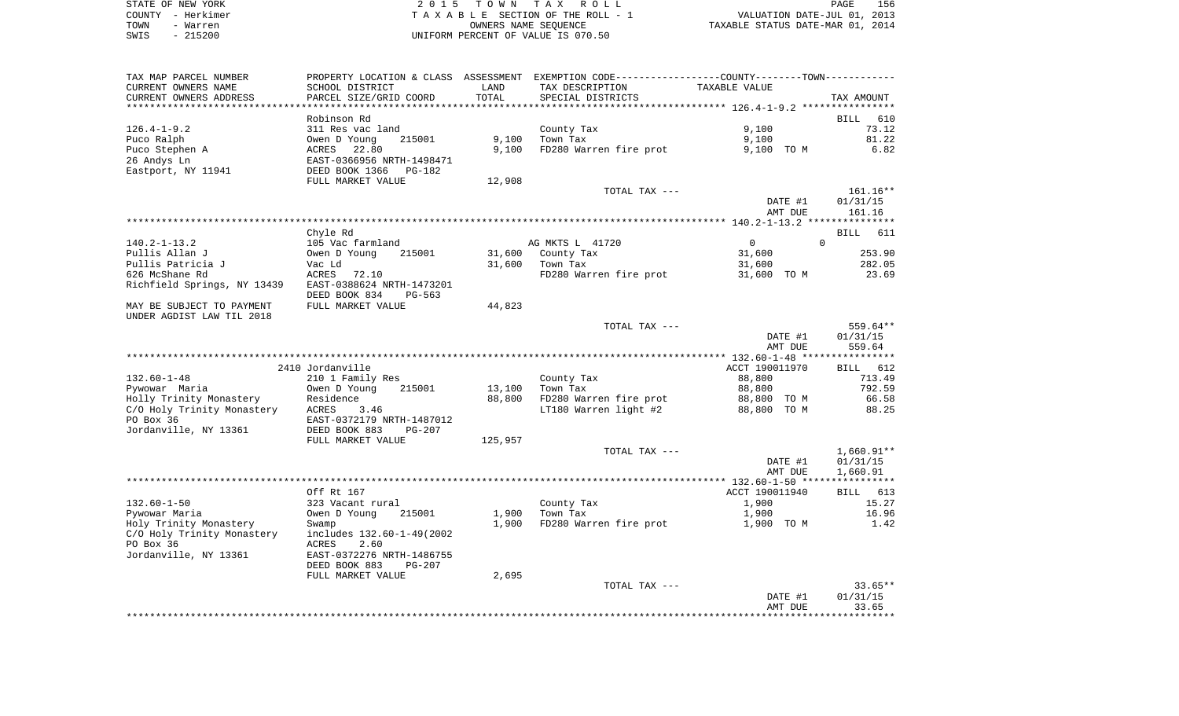STATE OF NEW YORK | COUNTY - Herkimer | TOWN - Warren | SWIS - 215200

2015 TOWN TAX ROLL
TAXABLE SECTION OF THE ROLL - 1
OWNERS NAME SEQUENCE
UNIFORM PERCENT OF VALUE IS 070.50

VALUATION DATE-JUL 01, 2013
TAXABLE STATUS DATE-MAR 01, 2014

| TAX MAP PARCEL NUMBER / CURRENT OWNERS NAME / CURRENT OWNERS ADDRESS | PROPERTY LOCATION & CLASS / SCHOOL DISTRICT / PARCEL SIZE/GRID COORD | ASSESSMENT LAND / TOTAL | EXEMPTION CODE / TAX DESCRIPTION / SPECIAL DISTRICTS | COUNTY--------TOWN TAXABLE VALUE | TAX AMOUNT |
|---|---|---|---|---|---|
| **126.4-1-9.2** | Robinson Rd | | | | BILL 610 |
| 126.4-1-9.2 | 311 Res vac land | | County Tax | 9,100 | 73.12 |
| Puco Ralph | Owen D Young 215001 | 9,100 | Town Tax | 9,100 | 81.22 |
| Puco Stephen A | ACRES 22.80 | 9,100 | FD280 Warren fire prot | 9,100 TO M | 6.82 |
| 26 Andys Ln | EAST-0366956 NRTH-1498471 | | | | |
| Eastport, NY 11941 | DEED BOOK 1366 PG-182 | | | | |
| | FULL MARKET VALUE | 12,908 | | | |
| | | | TOTAL TAX --- | | 161.16** |
| | | | | DATE #1 | 01/31/15 |
| | | | | AMT DUE | 161.16 |
| **140.2-1-13.2** | Chyle Rd | | | | BILL 611 |
| 140.2-1-13.2 | 105 Vac farmland | | AG MKTS L 41720 | 0 0 | |
| Pullis Allan J | Owen D Young 215001 | 31,600 | County Tax | 31,600 | 253.90 |
| Pullis Patricia J | Vac Ld | 31,600 | Town Tax | 31,600 | 282.05 |
| 626 McShane Rd | ACRES 72.10 | | FD280 Warren fire prot | 31,600 TO M | 23.69 |
| Richfield Springs, NY 13439 | EAST-0388624 NRTH-1473201 | | | | |
| | DEED BOOK 834 PG-563 | | | | |
| MAY BE SUBJECT TO PAYMENT UNDER AGDIST LAW TIL 2018 | FULL MARKET VALUE | 44,823 | | | |
| | | | TOTAL TAX --- | | 559.64** |
| | | | | DATE #1 | 01/31/15 |
| | | | | AMT DUE | 559.64 |
| **132.60-1-48** | 2410 Jordanville | | | ACCT 190011970 | BILL 612 |
| 132.60-1-48 | 210 1 Family Res | | County Tax | 88,800 | 713.49 |
| Pywowar Maria | Owen D Young 215001 | 13,100 | Town Tax | 88,800 | 792.59 |
| Holly Trinity Monastery | Residence | 88,800 | FD280 Warren fire prot | 88,800 TO M | 66.58 |
| C/O Holy Trinity Monastery | ACRES 3.46 | | LT180 Warren light #2 | 88,800 TO M | 88.25 |
| PO Box 36 | EAST-0372179 NRTH-1487012 | | | | |
| Jordanville, NY 13361 | DEED BOOK 883 PG-207 | | | | |
| | FULL MARKET VALUE | 125,957 | | | |
| | | | TOTAL TAX --- | | 1,660.91** |
| | | | | DATE #1 | 01/31/15 |
| | | | | AMT DUE | 1,660.91 |
| **132.60-1-50** | Off Rt 167 | | | ACCT 190011940 | BILL 613 |
| 132.60-1-50 | 323 Vacant rural | | County Tax | 1,900 | 15.27 |
| Pywowar Maria | Owen D Young 215001 | 1,900 | Town Tax | 1,900 | 16.96 |
| Holy Trinity Monastery | Swamp | 1,900 | FD280 Warren fire prot | 1,900 TO M | 1.42 |
| C/O Holy Trinity Monastery | includes 132.60-1-49(2002 | | | | |
| PO Box 36 | ACRES 2.60 | | | | |
| Jordanville, NY 13361 | EAST-0372276 NRTH-1486755 | | | | |
| | DEED BOOK 883 PG-207 | | | | |
| | FULL MARKET VALUE | 2,695 | | | |
| | | | TOTAL TAX --- | | 33.65** |
| | | | | DATE #1 | 01/31/15 |
| | | | | AMT DUE | 33.65 |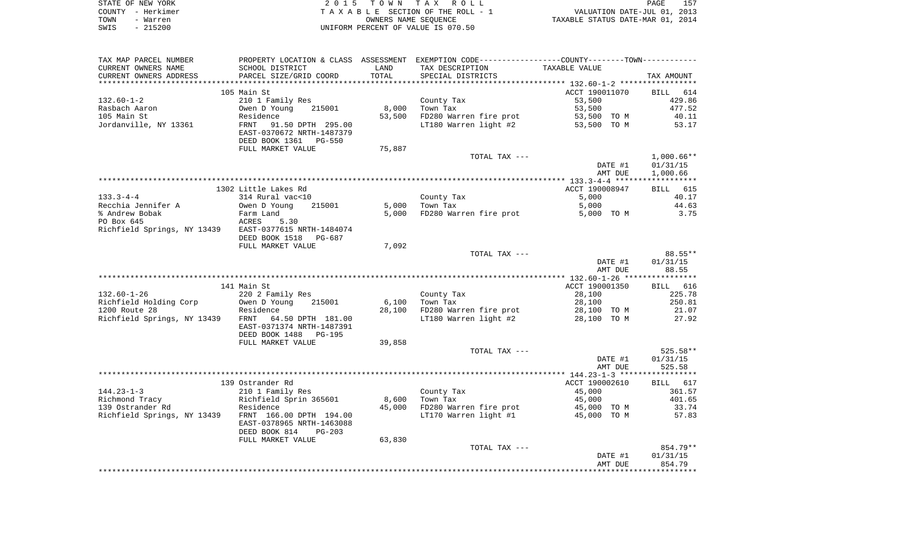STATE OF NEW YORK
COUNTY - Herkimer
TOWN - Warren
SWIS - 215200

2 0 1 5 T O W N T A X R O L L
T A X A B L E SECTION OF THE ROLL - 1
OWNERS NAME SEQUENCE
UNIFORM PERCENT OF VALUE IS 070.50

VALUATION DATE-JUL 01, 2013
TAXABLE STATUS DATE-MAR 01, 2014

| TAX MAP PARCEL NUMBER<br>CURRENT OWNERS NAME<br>CURRENT OWNERS ADDRESS | PROPERTY LOCATION & CLASS<br>SCHOOL DISTRICT<br>PARCEL SIZE/GRID COORD | ASSESSMENT<br>LAND<br>TOTAL | EXEMPTION CODE<br>TAX DESCRIPTION<br>SPECIAL DISTRICTS | COUNTY--------TOWN<br>TAXABLE VALUE | TAX AMOUNT |
|---|---|---|---|---|---|
| 132.60-1-2 | 105 Main St | | | ACCT 190011070 | BILL 614 |
| 132.60-1-2 | 210 1 Family Res | | County Tax | 53,500 | 429.86 |
| Rasbach Aaron | Owen D Young 215001 | 8,000 | Town Tax | 53,500 | 477.52 |
| 105 Main St | Residence | 53,500 | FD280 Warren fire prot | 53,500 TO M | 40.11 |
| Jordanville, NY 13361 | FRNT 91.50 DPTH 295.00 | | LT180 Warren light #2 | 53,500 TO M | 53.17 |
| | EAST-0370672 NRTH-1487379 | | | | |
| | DEED BOOK 1361 PG-550 | | | | |
| | FULL MARKET VALUE | 75,887 | | | |
| | | | TOTAL TAX --- | | 1,000.66** |
| | | | | DATE #1 | 01/31/15 |
| | | | | AMT DUE | 1,000.66 |
| 133.3-4-4 | 1302 Little Lakes Rd | | | ACCT 190008947 | BILL 615 |
| 133.3-4-4 | 314 Rural vac<10 | | County Tax | 5,000 | 40.17 |
| Recchia Jennifer A | Owen D Young 215001 | 5,000 | Town Tax | 5,000 | 44.63 |
| % Andrew Bobak | Farm Land | 5,000 | FD280 Warren fire prot | 5,000 TO M | 3.75 |
| PO Box 645 | ACRES 5.30 | | | | |
| Richfield Springs, NY 13439 | EAST-0377615 NRTH-1484074 | | | | |
| | DEED BOOK 1518 PG-687 | | | | |
| | FULL MARKET VALUE | 7,092 | | | |
| | | | TOTAL TAX --- | | 88.55** |
| | | | | DATE #1 | 01/31/15 |
| | | | | AMT DUE | 88.55 |
| 132.60-1-26 | 141 Main St | | | ACCT 190001350 | BILL 616 |
| 132.60-1-26 | 220 2 Family Res | | County Tax | 28,100 | 225.78 |
| Richfield Holding Corp | Owen D Young 215001 | 6,100 | Town Tax | 28,100 | 250.81 |
| 1200 Route 28 | Residence | 28,100 | FD280 Warren fire prot | 28,100 TO M | 21.07 |
| Richfield Springs, NY 13439 | FRNT 64.50 DPTH 181.00 | | LT180 Warren light #2 | 28,100 TO M | 27.92 |
| | EAST-0371374 NRTH-1487391 | | | | |
| | DEED BOOK 1488 PG-195 | | | | |
| | FULL MARKET VALUE | 39,858 | | | |
| | | | TOTAL TAX --- | | 525.58** |
| | | | | DATE #1 | 01/31/15 |
| | | | | AMT DUE | 525.58 |
| 144.23-1-3 | 139 Ostrander Rd | | | ACCT 190002610 | BILL 617 |
| 144.23-1-3 | 210 1 Family Res | | County Tax | 45,000 | 361.57 |
| Richmond Tracy | Richfield Sprin 365601 | 8,600 | Town Tax | 45,000 | 401.65 |
| 139 Ostrander Rd | Residence | 45,000 | FD280 Warren fire prot | 45,000 TO M | 33.74 |
| Richfield Springs, NY 13439 | FRNT 166.00 DPTH 194.00 | | LT170 Warren light #1 | 45,000 TO M | 57.83 |
| | EAST-0378965 NRTH-1463088 | | | | |
| | DEED BOOK 814 PG-203 | | | | |
| | FULL MARKET VALUE | 63,830 | | | |
| | | | TOTAL TAX --- | | 854.79** |
| | | | | DATE #1 | 01/31/15 |
| | | | | AMT DUE | 854.79 |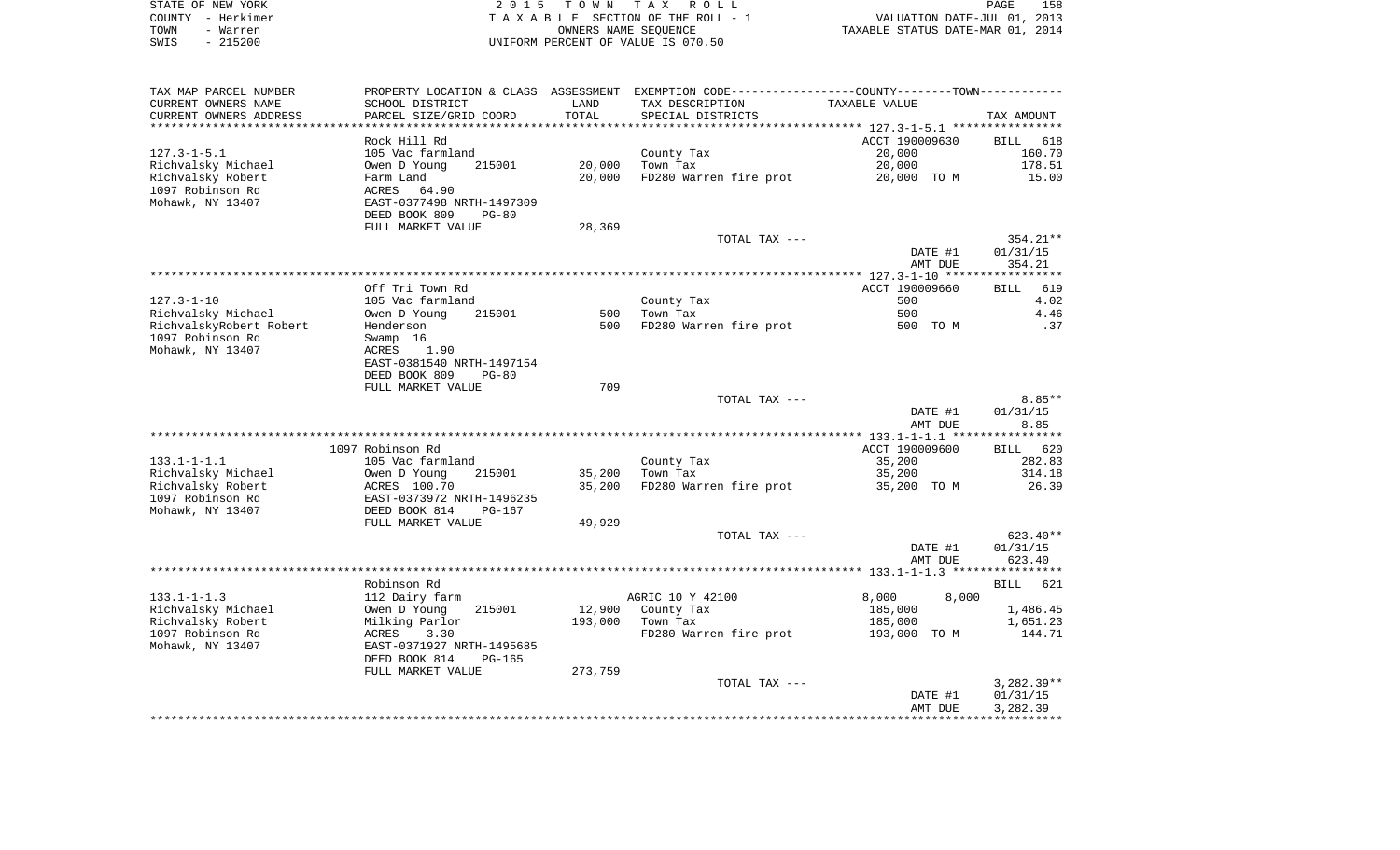STATE OF NEW YORK — 2 0 1 5   T O W N   T A X   R O L L
COUNTY - Herkimer — T A X A B L E SECTION OF THE ROLL - 1 — VALUATION DATE-JUL 01, 2013
TOWN - Warren — OWNERS NAME SEQUENCE — TAXABLE STATUS DATE-MAR 01, 2014
SWIS - 215200 — UNIFORM PERCENT OF VALUE IS 070.50

| TAX MAP PARCEL NUMBER / CURRENT OWNERS NAME / CURRENT OWNERS ADDRESS | PROPERTY LOCATION & CLASS / SCHOOL DISTRICT / PARCEL SIZE/GRID COORD | ASSESSMENT LAND / TOTAL | EXEMPTION CODE / TAX DESCRIPTION / SPECIAL DISTRICTS | COUNTY--------TOWN TAXABLE VALUE | TAX AMOUNT |
|---|---|---|---|---|---|
| 127.3-1-5.1 | Rock Hill Rd | | | ACCT 190009630 | BILL 618 |
| 127.3-1-5.1 | 105 Vac farmland | | County Tax | 20,000 | 160.70 |
| Richvalsky Michael | Owen D Young 215001 | 20,000 | Town Tax | 20,000 | 178.51 |
| Richvalsky Robert | Farm Land | 20,000 | FD280 Warren fire prot | 20,000 TO M | 15.00 |
| 1097 Robinson Rd | ACRES 64.90 | | | | |
| Mohawk, NY 13407 | EAST-0377498 NRTH-1497309 | | | | |
| | DEED BOOK 809 PG-80 | | | | |
| | FULL MARKET VALUE | 28,369 | | | |
| | | | TOTAL TAX --- | | 354.21** |
| | | | | DATE #1 | 01/31/15 |
| | | | | AMT DUE | 354.21 |
| 127.3-1-10 | Off Tri Town Rd | | | ACCT 190009660 | BILL 619 |
| 127.3-1-10 | 105 Vac farmland | | County Tax | 500 | 4.02 |
| Richvalsky Michael | Owen D Young 215001 | 500 | Town Tax | 500 | 4.46 |
| RichvalskyRobert Robert | Henderson | 500 | FD280 Warren fire prot | 500 TO M | .37 |
| 1097 Robinson Rd | Swamp 16 | | | | |
| Mohawk, NY 13407 | ACRES 1.90 | | | | |
| | EAST-0381540 NRTH-1497154 | | | | |
| | DEED BOOK 809 PG-80 | | | | |
| | FULL MARKET VALUE | 709 | | | |
| | | | TOTAL TAX --- | | 8.85** |
| | | | | DATE #1 | 01/31/15 |
| | | | | AMT DUE | 8.85 |
| 133.1-1-1.1 | 1097 Robinson Rd | | | ACCT 190009600 | BILL 620 |
| 133.1-1-1.1 | 105 Vac farmland | | County Tax | 35,200 | 282.83 |
| Richvalsky Michael | Owen D Young 215001 | 35,200 | Town Tax | 35,200 | 314.18 |
| Richvalsky Robert | ACRES 100.70 | 35,200 | FD280 Warren fire prot | 35,200 TO M | 26.39 |
| 1097 Robinson Rd | EAST-0373972 NRTH-1496235 | | | | |
| Mohawk, NY 13407 | DEED BOOK 814 PG-167 | | | | |
| | FULL MARKET VALUE | 49,929 | | | |
| | | | TOTAL TAX --- | | 623.40** |
| | | | | DATE #1 | 01/31/15 |
| | | | | AMT DUE | 623.40 |
| 133.1-1-1.3 | Robinson Rd | | | | BILL 621 |
| 133.1-1-1.3 | 112 Dairy farm | | AGRIC 10 Y 42100 | 8,000 8,000 | |
| Richvalsky Michael | Owen D Young 215001 | 12,900 | County Tax | 185,000 | 1,486.45 |
| Richvalsky Robert | Milking Parlor | 193,000 | Town Tax | 185,000 | 1,651.23 |
| 1097 Robinson Rd | ACRES 3.30 | | FD280 Warren fire prot | 193,000 TO M | 144.71 |
| Mohawk, NY 13407 | EAST-0371927 NRTH-1495685 | | | | |
| | DEED BOOK 814 PG-165 | | | | |
| | FULL MARKET VALUE | 273,759 | | | |
| | | | TOTAL TAX --- | | 3,282.39** |
| | | | | DATE #1 | 01/31/15 |
| | | | | AMT DUE | 3,282.39 |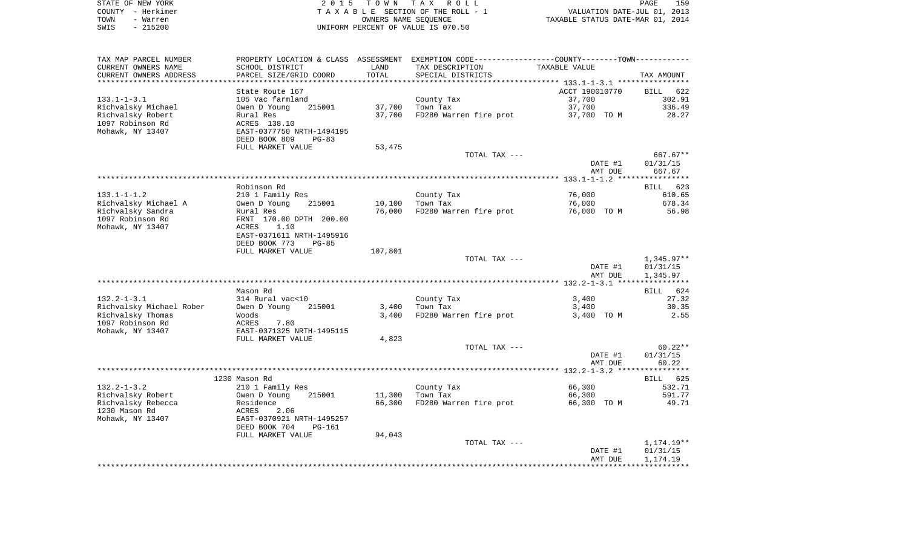STATE OF NEW YORK
COUNTY - Herkimer
TOWN - Warren
SWIS - 215200

2 0 1 5  T O W N  T A X  R O L L
T A X A B L E  SECTION OF THE ROLL - 1
OWNERS NAME SEQUENCE
UNIFORM PERCENT OF VALUE IS 070.50

VALUATION DATE-JUL 01, 2013
TAXABLE STATUS DATE-MAR 01, 2014

| TAX MAP PARCEL NUMBER / CURRENT OWNERS NAME / CURRENT OWNERS ADDRESS | PROPERTY LOCATION & CLASS / SCHOOL DISTRICT / PARCEL SIZE/GRID COORD | ASSESSMENT LAND / TOTAL | EXEMPTION CODE / TAX DESCRIPTION / SPECIAL DISTRICTS | COUNTY/TOWN TAXABLE VALUE | TAX AMOUNT |
|---|---|---|---|---|---|
| | State Route 167 | | | ACCT 190010770 | BILL 622 |
| 133.1-1-3.1 | 105 Vac farmland | | County Tax | 37,700 | 302.91 |
| Richvalsky Michael | Owen D Young 215001 | 37,700 | Town Tax | 37,700 | 336.49 |
| Richvalsky Robert | Rural Res | 37,700 | FD280 Warren fire prot | 37,700 TO M | 28.27 |
| 1097 Robinson Rd | ACRES 138.10 | | | | |
| Mohawk, NY 13407 | EAST-0377750 NRTH-1494195 | | | | |
| | DEED BOOK 809 PG-83 | | | | |
| | FULL MARKET VALUE | 53,475 | | | |
| | | | TOTAL TAX --- | | 667.67** |
| | | | | DATE #1 | 01/31/15 |
| | | | | AMT DUE | 667.67 |
| | Robinson Rd | | | | BILL 623 |
| 133.1-1-1.2 | 210 1 Family Res | | County Tax | 76,000 | 610.65 |
| Richvalsky Michael A | Owen D Young 215001 | 10,100 | Town Tax | 76,000 | 678.34 |
| Richvalsky Sandra | Rural Res | 76,000 | FD280 Warren fire prot | 76,000 TO M | 56.98 |
| 1097 Robinson Rd | FRNT 170.00 DPTH 200.00 | | | | |
| Mohawk, NY 13407 | ACRES 1.10 | | | | |
| | EAST-0371611 NRTH-1495916 | | | | |
| | DEED BOOK 773 PG-85 | | | | |
| | FULL MARKET VALUE | 107,801 | | | |
| | | | TOTAL TAX --- | | 1,345.97** |
| | | | | DATE #1 | 01/31/15 |
| | | | | AMT DUE | 1,345.97 |
| | Mason Rd | | | | BILL 624 |
| 132.2-1-3.1 | 314 Rural vac<10 | | County Tax | 3,400 | 27.32 |
| Richvalsky Michael Rober | Owen D Young 215001 | 3,400 | Town Tax | 3,400 | 30.35 |
| Richvalsky Thomas | Woods | 3,400 | FD280 Warren fire prot | 3,400 TO M | 2.55 |
| 1097 Robinson Rd | ACRES 7.80 | | | | |
| Mohawk, NY 13407 | EAST-0371325 NRTH-1495115 | | | | |
| | FULL MARKET VALUE | 4,823 | | | |
| | | | TOTAL TAX --- | | 60.22** |
| | | | | DATE #1 | 01/31/15 |
| | | | | AMT DUE | 60.22 |
| | 1230 Mason Rd | | | | BILL 625 |
| 132.2-1-3.2 | 210 1 Family Res | | County Tax | 66,300 | 532.71 |
| Richvalsky Robert | Owen D Young 215001 | 11,300 | Town Tax | 66,300 | 591.77 |
| Richvalsky Rebecca | Residence | 66,300 | FD280 Warren fire prot | 66,300 TO M | 49.71 |
| 1230 Mason Rd | ACRES 2.06 | | | | |
| Mohawk, NY 13407 | EAST-0370921 NRTH-1495257 | | | | |
| | DEED BOOK 704 PG-161 | | | | |
| | FULL MARKET VALUE | 94,043 | | | |
| | | | TOTAL TAX --- | | 1,174.19** |
| | | | | DATE #1 | 01/31/15 |
| | | | | AMT DUE | 1,174.19 |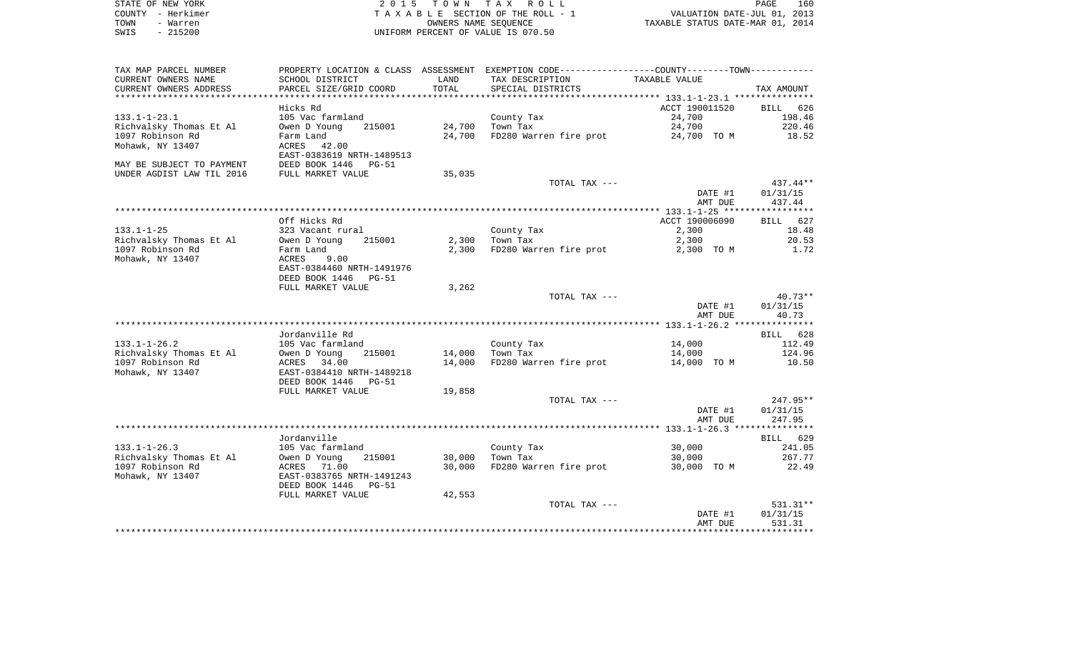STATE OF NEW YORK
COUNTY - Herkimer
TOWN - Warren
SWIS - 215200

2 0 1 5 T O W N T A X R O L L
T A X A B L E SECTION OF THE ROLL - 1
OWNERS NAME SEQUENCE
UNIFORM PERCENT OF VALUE IS 070.50

VALUATION DATE-JUL 01, 2013
TAXABLE STATUS DATE-MAR 01, 2014

| TAX MAP PARCEL NUMBER / CURRENT OWNERS NAME / CURRENT OWNERS ADDRESS | PROPERTY LOCATION & CLASS / SCHOOL DISTRICT / PARCEL SIZE/GRID COORD | ASSESSMENT LAND / TOTAL | EXEMPTION CODE / TAX DESCRIPTION / SPECIAL DISTRICTS | COUNTY--------TOWN TAXABLE VALUE | TAX AMOUNT |
|---|---|---|---|---|---|
| | Hicks Rd | | | ACCT 190011520 | BILL 626 |
| 133.1-1-23.1 | 105 Vac farmland | | County Tax | 24,700 | 198.46 |
| Richvalsky Thomas Et Al | Owen D Young 215001 | 24,700 | Town Tax | 24,700 | 220.46 |
| 1097 Robinson Rd | Farm Land | 24,700 | FD280 Warren fire prot | 24,700 TO M | 18.52 |
| Mohawk, NY 13407 | ACRES 42.00 | | | | |
| | EAST-0383619 NRTH-1489513 | | | | |
| MAY BE SUBJECT TO PAYMENT | DEED BOOK 1446 PG-51 | | | | |
| UNDER AGDIST LAW TIL 2016 | FULL MARKET VALUE | 35,035 | | | |
| | | | TOTAL TAX --- | | 437.44** |
| | | | | DATE #1 | 01/31/15 |
| | | | | AMT DUE | 437.44 |
| | Off Hicks Rd | | | ACCT 190006090 | BILL 627 |
| 133.1-1-25 | 323 Vacant rural | | County Tax | 2,300 | 18.48 |
| Richvalsky Thomas Et Al | Owen D Young 215001 | 2,300 | Town Tax | 2,300 | 20.53 |
| 1097 Robinson Rd | Farm Land | 2,300 | FD280 Warren fire prot | 2,300 TO M | 1.72 |
| Mohawk, NY 13407 | ACRES 9.00 | | | | |
| | EAST-0384460 NRTH-1491976 | | | | |
| | DEED BOOK 1446 PG-51 | | | | |
| | FULL MARKET VALUE | 3,262 | | | |
| | | | TOTAL TAX --- | | 40.73** |
| | | | | DATE #1 | 01/31/15 |
| | | | | AMT DUE | 40.73 |
| | Jordanville Rd | | | | BILL 628 |
| 133.1-1-26.2 | 105 Vac farmland | | County Tax | 14,000 | 112.49 |
| Richvalsky Thomas Et Al | Owen D Young 215001 | 14,000 | Town Tax | 14,000 | 124.96 |
| 1097 Robinson Rd | ACRES 34.00 | 14,000 | FD280 Warren fire prot | 14,000 TO M | 10.50 |
| Mohawk, NY 13407 | EAST-0384410 NRTH-1489218 | | | | |
| | DEED BOOK 1446 PG-51 | | | | |
| | FULL MARKET VALUE | 19,858 | | | |
| | | | TOTAL TAX --- | | 247.95** |
| | | | | DATE #1 | 01/31/15 |
| | | | | AMT DUE | 247.95 |
| | Jordanville | | | | BILL 629 |
| 133.1-1-26.3 | 105 Vac farmland | | County Tax | 30,000 | 241.05 |
| Richvalsky Thomas Et Al | Owen D Young 215001 | 30,000 | Town Tax | 30,000 | 267.77 |
| 1097 Robinson Rd | ACRES 71.00 | 30,000 | FD280 Warren fire prot | 30,000 TO M | 22.49 |
| Mohawk, NY 13407 | EAST-0383765 NRTH-1491243 | | | | |
| | DEED BOOK 1446 PG-51 | | | | |
| | FULL MARKET VALUE | 42,553 | | | |
| | | | TOTAL TAX --- | | 531.31** |
| | | | | DATE #1 | 01/31/15 |
| | | | | AMT DUE | 531.31 |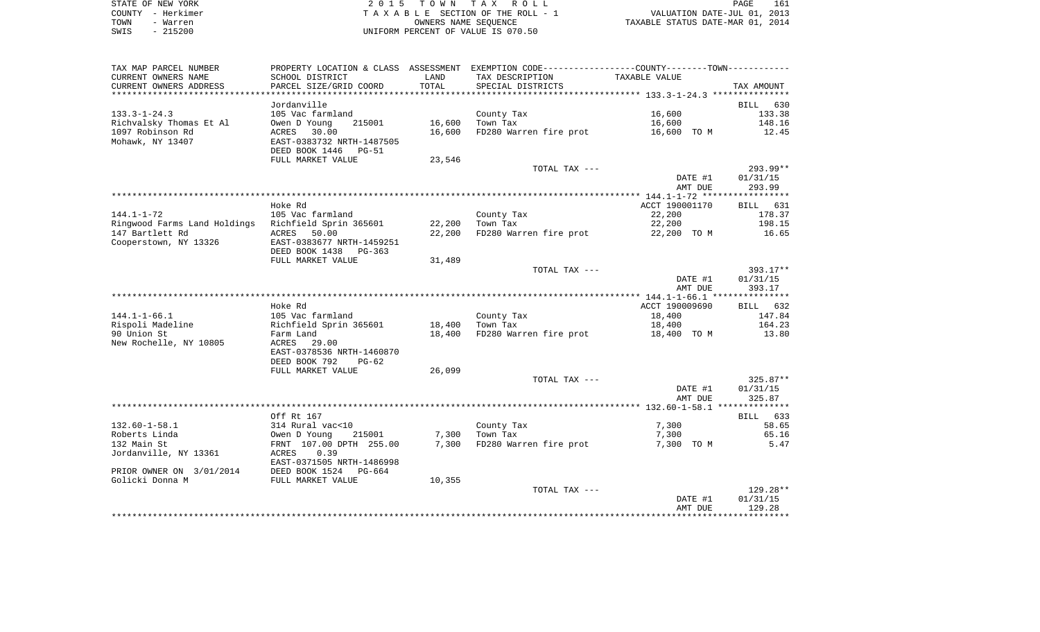STATE OF NEW YORK
COUNTY - Herkimer
TOWN - Warren
SWIS - 215200

2 0 1 5 T O W N T A X R O L L
T A X A B L E SECTION OF THE ROLL - 1
OWNERS NAME SEQUENCE
UNIFORM PERCENT OF VALUE IS 070.50

VALUATION DATE-JUL 01, 2013
TAXABLE STATUS DATE-MAR 01, 2014

| TAX MAP PARCEL NUMBER / CURRENT OWNERS NAME / CURRENT OWNERS ADDRESS | PROPERTY LOCATION & CLASS / SCHOOL DISTRICT / PARCEL SIZE/GRID COORD | ASSESSMENT LAND / TOTAL | EXEMPTION CODE / TAX DESCRIPTION / SPECIAL DISTRICTS | COUNTY--------TOWN TAXABLE VALUE | TAX AMOUNT |
|---|---|---|---|---|---|
| **133.3-1-24.3** | Jordanville | | | | BILL 630 |
| 133.3-1-24.3 | 105 Vac farmland | | County Tax | 16,600 | 133.38 |
| Richvalsky Thomas Et Al | Owen D Young 215001 | 16,600 | Town Tax | 16,600 | 148.16 |
| 1097 Robinson Rd | ACRES 30.00 | 16,600 | FD280 Warren fire prot | 16,600 TO M | 12.45 |
| Mohawk, NY 13407 | EAST-0383732 NRTH-1487505 | | | | |
| | DEED BOOK 1446 PG-51 | | | | |
| | FULL MARKET VALUE | 23,546 | | | |
| | | | TOTAL TAX --- | | 293.99** |
| | | | | DATE #1 | 01/31/15 |
| | | | | AMT DUE | 293.99 |
| **144.1-1-72** | Hoke Rd | | | ACCT 190001170 | BILL 631 |
| 144.1-1-72 | 105 Vac farmland | | County Tax | 22,200 | 178.37 |
| Ringwood Farms Land Holdings | Richfield Sprin 365601 | 22,200 | Town Tax | 22,200 | 198.15 |
| 147 Bartlett Rd | ACRES 50.00 | 22,200 | FD280 Warren fire prot | 22,200 TO M | 16.65 |
| Cooperstown, NY 13326 | EAST-0383677 NRTH-1459251 | | | | |
| | DEED BOOK 1438 PG-363 | | | | |
| | FULL MARKET VALUE | 31,489 | | | |
| | | | TOTAL TAX --- | | 393.17** |
| | | | | DATE #1 | 01/31/15 |
| | | | | AMT DUE | 393.17 |
| **144.1-1-66.1** | Hoke Rd | | | ACCT 190009690 | BILL 632 |
| 144.1-1-66.1 | 105 Vac farmland | | County Tax | 18,400 | 147.84 |
| Rispoli Madeline | Richfield Sprin 365601 | 18,400 | Town Tax | 18,400 | 164.23 |
| 90 Union St | Farm Land | 18,400 | FD280 Warren fire prot | 18,400 TO M | 13.80 |
| New Rochelle, NY 10805 | ACRES 29.00 | | | | |
| | EAST-0378536 NRTH-1460870 | | | | |
| | DEED BOOK 792 PG-62 | | | | |
| | FULL MARKET VALUE | 26,099 | | | |
| | | | TOTAL TAX --- | | 325.87** |
| | | | | DATE #1 | 01/31/15 |
| | | | | AMT DUE | 325.87 |
| **132.60-1-58.1** | Off Rt 167 | | | | BILL 633 |
| 132.60-1-58.1 | 314 Rural vac<10 | | County Tax | 7,300 | 58.65 |
| Roberts Linda | Owen D Young 215001 | 7,300 | Town Tax | 7,300 | 65.16 |
| 132 Main St | FRNT 107.00 DPTH 255.00 | 7,300 | FD280 Warren fire prot | 7,300 TO M | 5.47 |
| Jordanville, NY 13361 | ACRES 0.39 | | | | |
| | EAST-0371505 NRTH-1486998 | | | | |
| PRIOR OWNER ON 3/01/2014 | DEED BOOK 1524 PG-664 | | | | |
| Golicki Donna M | FULL MARKET VALUE | 10,355 | | | |
| | | | TOTAL TAX --- | | 129.28** |
| | | | | DATE #1 | 01/31/15 |
| | | | | AMT DUE | 129.28 |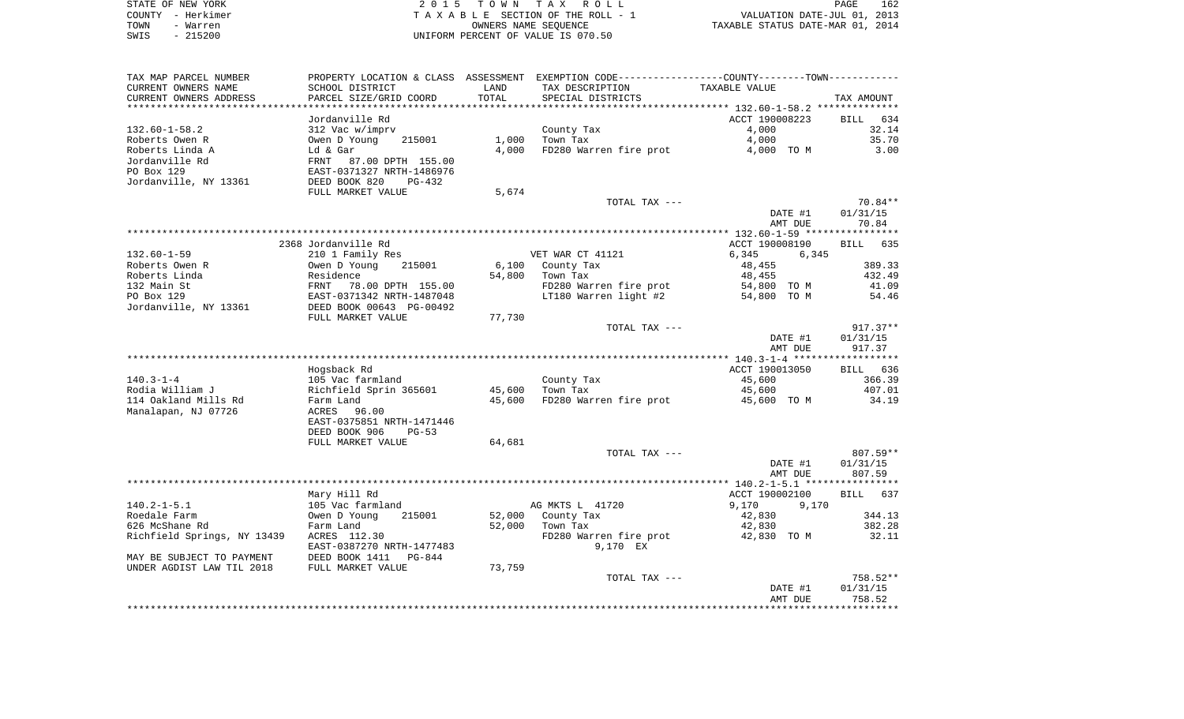STATE OF NEW YORK
COUNTY - Herkimer
TOWN - Warren
SWIS - 215200

2 0 1 5 T O W N T A X R O L L
T A X A B L E SECTION OF THE ROLL - 1
OWNERS NAME SEQUENCE
UNIFORM PERCENT OF VALUE IS 070.50

VALUATION DATE-JUL 01, 2013
TAXABLE STATUS DATE-MAR 01, 2014

| TAX MAP PARCEL NUMBER / CURRENT OWNERS NAME / CURRENT OWNERS ADDRESS | PROPERTY LOCATION & CLASS / SCHOOL DISTRICT / PARCEL SIZE/GRID COORD | ASSESSMENT LAND / TOTAL | EXEMPTION CODE / TAX DESCRIPTION / SPECIAL DISTRICTS | COUNTY / TOWN TAXABLE VALUE | TAX AMOUNT |
|---|---|---|---|---|---|
| 132.60-1-58.2 | Jordanville Rd | | | ACCT 190008223 | BILL 634 |
| | 312 Vac w/imprv | | County Tax | 4,000 | 32.14 |
| Roberts Owen R | Owen D Young 215001 | 1,000 | Town Tax | 4,000 | 35.70 |
| Roberts Linda A | Ld & Gar | 4,000 | FD280 Warren fire prot | 4,000 TO M | 3.00 |
| Jordanville Rd | FRNT 87.00 DPTH 155.00 | | | | |
| PO Box 129 | EAST-0371327 NRTH-1486976 | | | | |
| Jordanville, NY 13361 | DEED BOOK 820 PG-432 | | | | |
| | FULL MARKET VALUE | 5,674 | | | |
| | | | TOTAL TAX --- | | 70.84** |
| | | | | DATE #1 | 01/31/15 |
| | | | | AMT DUE | 70.84 |
| 132.60-1-59 | 2368 Jordanville Rd | | | ACCT 190008190 | BILL 635 |
| | 210 1 Family Res | | VET WAR CT 41121 | 6,345 6,345 | |
| Roberts Owen R | Owen D Young 215001 | 6,100 | County Tax | 48,455 | 389.33 |
| Roberts Linda | Residence | 54,800 | Town Tax | 48,455 | 432.49 |
| 132 Main St | FRNT 78.00 DPTH 155.00 | | FD280 Warren fire prot | 54,800 TO M | 41.09 |
| PO Box 129 | EAST-0371342 NRTH-1487048 | | LT180 Warren light #2 | 54,800 TO M | 54.46 |
| Jordanville, NY 13361 | DEED BOOK 00643 PG-00492 | | | | |
| | FULL MARKET VALUE | 77,730 | | | |
| | | | TOTAL TAX --- | | 917.37** |
| | | | | DATE #1 | 01/31/15 |
| | | | | AMT DUE | 917.37 |
| 140.3-1-4 | Hogsback Rd | | | ACCT 190013050 | BILL 636 |
| | 105 Vac farmland | | County Tax | 45,600 | 366.39 |
| Rodia William J | Richfield Sprin 365601 | 45,600 | Town Tax | 45,600 | 407.01 |
| 114 Oakland Mills Rd | Farm Land | 45,600 | FD280 Warren fire prot | 45,600 TO M | 34.19 |
| Manalapan, NJ 07726 | ACRES 96.00 | | | | |
| | EAST-0375851 NRTH-1471446 | | | | |
| | DEED BOOK 906 PG-53 | | | | |
| | FULL MARKET VALUE | 64,681 | | | |
| | | | TOTAL TAX --- | | 807.59** |
| | | | | DATE #1 | 01/31/15 |
| | | | | AMT DUE | 807.59 |
| 140.2-1-5.1 | Mary Hill Rd | | | ACCT 190002100 | BILL 637 |
| | 105 Vac farmland | | AG MKTS L 41720 | 9,170 9,170 | |
| Roedale Farm | Owen D Young 215001 | 52,000 | County Tax | 42,830 | 344.13 |
| 626 McShane Rd | Farm Land | 52,000 | Town Tax | 42,830 | 382.28 |
| Richfield Springs, NY 13439 | ACRES 112.30 | | FD280 Warren fire prot | 42,830 TO M | 32.11 |
| | EAST-0387270 NRTH-1477483 | | 9,170 EX | | |
| MAY BE SUBJECT TO PAYMENT | DEED BOOK 1411 PG-844 | | | | |
| UNDER AGDIST LAW TIL 2018 | FULL MARKET VALUE | 73,759 | | | |
| | | | TOTAL TAX --- | | 758.52** |
| | | | | DATE #1 | 01/31/15 |
| | | | | AMT DUE | 758.52 |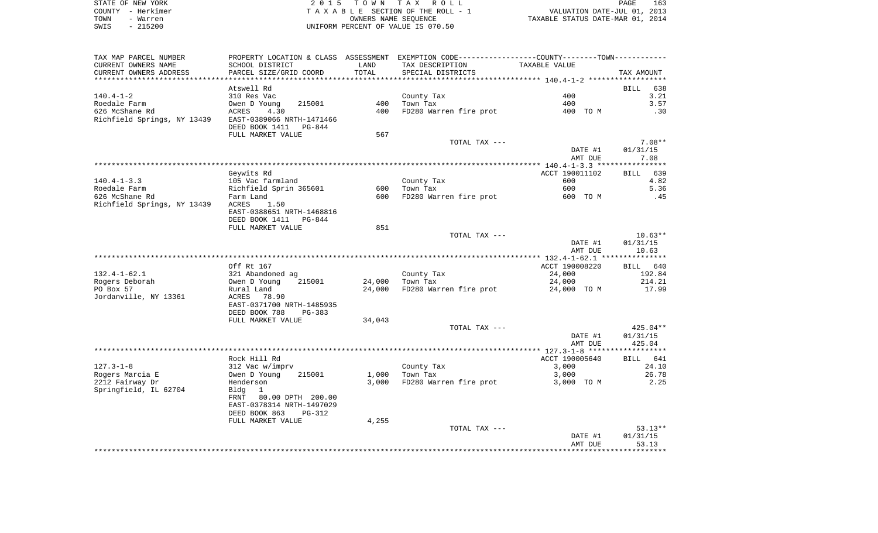STATE OF NEW YORK | 2 0 1 5 T O W N T A X R O L L
COUNTY - Herkimer | T A X A B L E SECTION OF THE ROLL - 1 | VALUATION DATE-JUL 01, 2013
TOWN - Warren | OWNERS NAME SEQUENCE | TAXABLE STATUS DATE-MAR 01, 2014
SWIS - 215200 | UNIFORM PERCENT OF VALUE IS 070.50

| TAX MAP PARCEL NUMBER / CURRENT OWNERS NAME / CURRENT OWNERS ADDRESS | PROPERTY LOCATION & CLASS / SCHOOL DISTRICT / PARCEL SIZE/GRID COORD | ASSESSMENT LAND / TOTAL | EXEMPTION CODE / TAX DESCRIPTION / SPECIAL DISTRICTS | COUNTY--------TOWN / TAXABLE VALUE | TAX AMOUNT |
|---|---|---|---|---|---|
| | Atswell Rd | | | | BILL 638 |
| 140.4-1-2 | 310 Res Vac | | County Tax | 400 | 3.21 |
| Roedale Farm | Owen D Young 215001 | 400 | Town Tax | 400 | 3.57 |
| 626 McShane Rd | ACRES 4.30 | 400 | FD280 Warren fire prot | 400 TO M | .30 |
| Richfield Springs, NY 13439 | EAST-0389066 NRTH-1471466 | | | | |
| | DEED BOOK 1411 PG-844 | | | | |
| | FULL MARKET VALUE | 567 | | | |
| | | | TOTAL TAX --- | | 7.08** |
| | | | | DATE #1 | 01/31/15 |
| | | | | AMT DUE | 7.08 |
| | Geywits Rd | | | ACCT 190011102 | BILL 639 |
| 140.4-1-3.3 | 105 Vac farmland | | County Tax | 600 | 4.82 |
| Roedale Farm | Richfield Sprin 365601 | 600 | Town Tax | 600 | 5.36 |
| 626 McShane Rd | Farm Land | 600 | FD280 Warren fire prot | 600 TO M | .45 |
| Richfield Springs, NY 13439 | ACRES 1.50 | | | | |
| | EAST-0388651 NRTH-1468816 | | | | |
| | DEED BOOK 1411 PG-844 | | | | |
| | FULL MARKET VALUE | 851 | | | |
| | | | TOTAL TAX --- | | 10.63** |
| | | | | DATE #1 | 01/31/15 |
| | | | | AMT DUE | 10.63 |
| | Off Rt 167 | | | ACCT 190008220 | BILL 640 |
| 132.4-1-62.1 | 321 Abandoned ag | | County Tax | 24,000 | 192.84 |
| Rogers Deborah | Owen D Young 215001 | 24,000 | Town Tax | 24,000 | 214.21 |
| PO Box 57 | Rural Land | 24,000 | FD280 Warren fire prot | 24,000 TO M | 17.99 |
| Jordanville, NY 13361 | ACRES 78.90 | | | | |
| | EAST-0371700 NRTH-1485935 | | | | |
| | DEED BOOK 788 PG-383 | | | | |
| | FULL MARKET VALUE | 34,043 | | | |
| | | | TOTAL TAX --- | | 425.04** |
| | | | | DATE #1 | 01/31/15 |
| | | | | AMT DUE | 425.04 |
| | Rock Hill Rd | | | ACCT 190005640 | BILL 641 |
| 127.3-1-8 | 312 Vac w/imprv | | County Tax | 3,000 | 24.10 |
| Rogers Marcia E | Owen D Young 215001 | 1,000 | Town Tax | 3,000 | 26.78 |
| 2212 Fairway Dr | Henderson | 3,000 | FD280 Warren fire prot | 3,000 TO M | 2.25 |
| Springfield, IL 62704 | Bldg 1 | | | | |
| | FRNT 80.00 DPTH 200.00 | | | | |
| | EAST-0378314 NRTH-1497029 | | | | |
| | DEED BOOK 863 PG-312 | | | | |
| | FULL MARKET VALUE | 4,255 | | | |
| | | | TOTAL TAX --- | | 53.13** |
| | | | | DATE #1 | 01/31/15 |
| | | | | AMT DUE | 53.13 |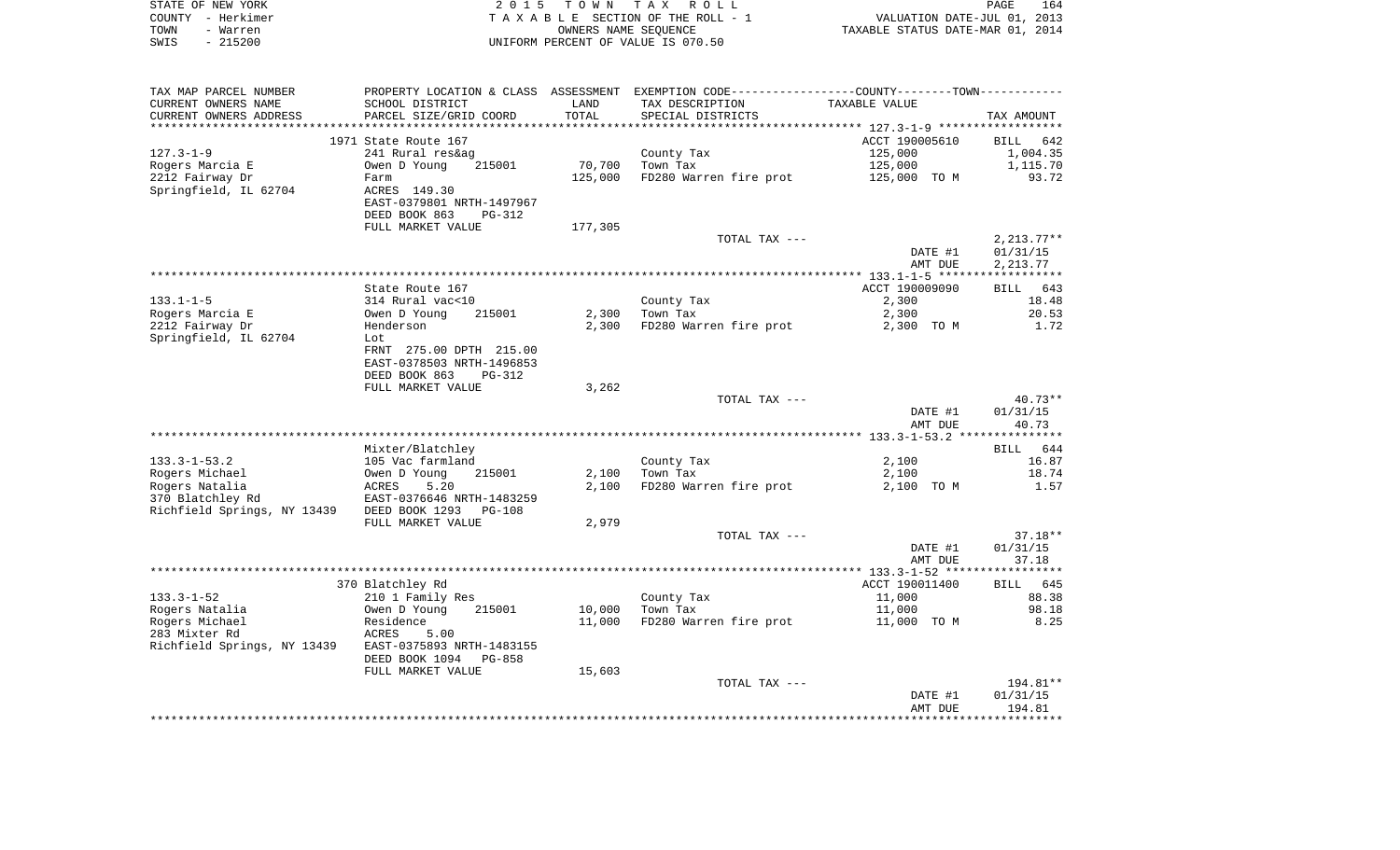STATE OF NEW YORK
COUNTY - Herkimer
TOWN - Warren
SWIS - 215200

2 0 1 5 T O W N T A X R O L L
T A X A B L E SECTION OF THE ROLL - 1
OWNERS NAME SEQUENCE
UNIFORM PERCENT OF VALUE IS 070.50

VALUATION DATE-JUL 01, 2013
TAXABLE STATUS DATE-MAR 01, 2014

| TAX MAP PARCEL NUMBER / CURRENT OWNERS NAME / CURRENT OWNERS ADDRESS | PROPERTY LOCATION & CLASS / SCHOOL DISTRICT / PARCEL SIZE/GRID COORD | ASSESSMENT LAND / TOTAL | EXEMPTION CODE / TAX DESCRIPTION / SPECIAL DISTRICTS | COUNTY--------TOWN TAXABLE VALUE | TAX AMOUNT |
|---|---|---|---|---|---|
| **127.3-1-9** | 1971 State Route 167 | | | ACCT 190005610 | BILL 642 |
| 127.3-1-9 | 241 Rural res&ag | | County Tax | 125,000 | 1,004.35 |
| Rogers Marcia E | Owen D Young 215001 | 70,700 | Town Tax | 125,000 | 1,115.70 |
| 2212 Fairway Dr | Farm | 125,000 | FD280 Warren fire prot | 125,000 TO M | 93.72 |
| Springfield, IL 62704 | ACRES 149.30 | | | | |
| | EAST-0379801 NRTH-1497967 | | | | |
| | DEED BOOK 863 PG-312 | | | | |
| | FULL MARKET VALUE | 177,305 | | | |
| | | | TOTAL TAX --- | | 2,213.77** |
| | | | | DATE #1 | 01/31/15 |
| | | | | AMT DUE | 2,213.77 |
| **133.1-1-5** | State Route 167 | | | ACCT 190009090 | BILL 643 |
| 133.1-1-5 | 314 Rural vac<10 | | County Tax | 2,300 | 18.48 |
| Rogers Marcia E | Owen D Young 215001 | 2,300 | Town Tax | 2,300 | 20.53 |
| 2212 Fairway Dr | Henderson | 2,300 | FD280 Warren fire prot | 2,300 TO M | 1.72 |
| Springfield, IL 62704 | Lot | | | | |
| | FRNT 275.00 DPTH 215.00 | | | | |
| | EAST-0378503 NRTH-1496853 | | | | |
| | DEED BOOK 863 PG-312 | | | | |
| | FULL MARKET VALUE | 3,262 | | | |
| | | | TOTAL TAX --- | | 40.73** |
| | | | | DATE #1 | 01/31/15 |
| | | | | AMT DUE | 40.73 |
| **133.3-1-53.2** | Mixter/Blatchley | | | | BILL 644 |
| 133.3-1-53.2 | 105 Vac farmland | | County Tax | 2,100 | 16.87 |
| Rogers Michael | Owen D Young 215001 | 2,100 | Town Tax | 2,100 | 18.74 |
| Rogers Natalia | ACRES 5.20 | 2,100 | FD280 Warren fire prot | 2,100 TO M | 1.57 |
| 370 Blatchley Rd | EAST-0376646 NRTH-1483259 | | | | |
| Richfield Springs, NY 13439 | DEED BOOK 1293 PG-108 | | | | |
| | FULL MARKET VALUE | 2,979 | | | |
| | | | TOTAL TAX --- | | 37.18** |
| | | | | DATE #1 | 01/31/15 |
| | | | | AMT DUE | 37.18 |
| **133.3-1-52** | 370 Blatchley Rd | | | ACCT 190011400 | BILL 645 |
| 133.3-1-52 | 210 1 Family Res | | County Tax | 11,000 | 88.38 |
| Rogers Natalia | Owen D Young 215001 | 10,000 | Town Tax | 11,000 | 98.18 |
| Rogers Michael | Residence | 11,000 | FD280 Warren fire prot | 11,000 TO M | 8.25 |
| 283 Mixter Rd | ACRES 5.00 | | | | |
| Richfield Springs, NY 13439 | EAST-0375893 NRTH-1483155 | | | | |
| | DEED BOOK 1094 PG-858 | | | | |
| | FULL MARKET VALUE | 15,603 | | | |
| | | | TOTAL TAX --- | | 194.81** |
| | | | | DATE #1 | 01/31/15 |
| | | | | AMT DUE | 194.81 |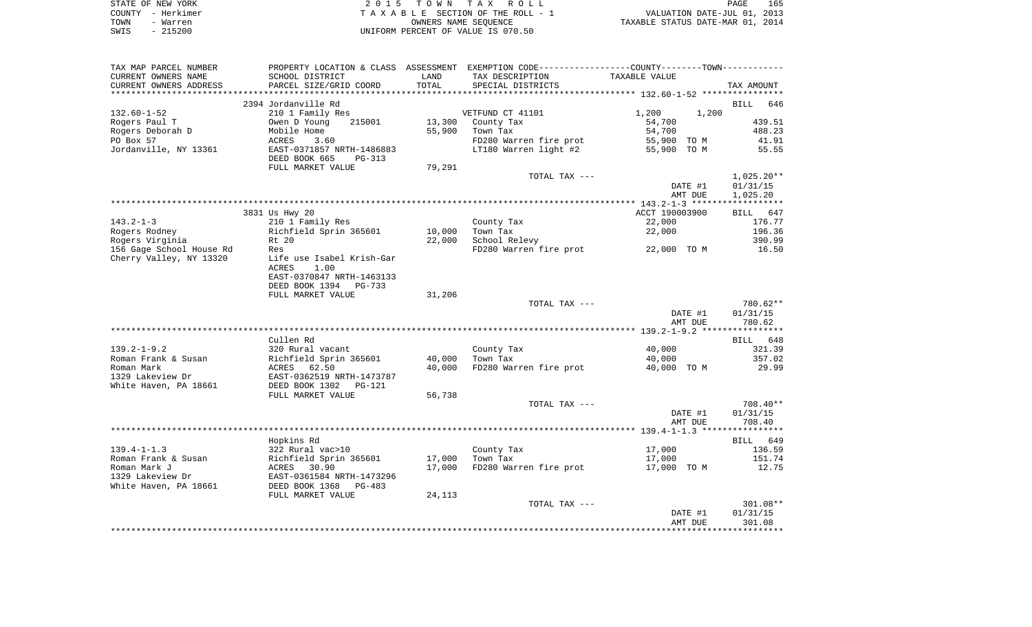STATE OF NEW YORK
COUNTY - Herkimer
TOWN - Warren
SWIS - 215200

2 0 1 5 T O W N T A X R O L L
T A X A B L E SECTION OF THE ROLL - 1
OWNERS NAME SEQUENCE
UNIFORM PERCENT OF VALUE IS 070.50

VALUATION DATE-JUL 01, 2013
TAXABLE STATUS DATE-MAR 01, 2014

| TAX MAP PARCEL NUMBER / CURRENT OWNERS NAME / CURRENT OWNERS ADDRESS | PROPERTY LOCATION & CLASS / SCHOOL DISTRICT / PARCEL SIZE/GRID COORD | ASSESSMENT LAND / TOTAL | EXEMPTION CODE / TAX DESCRIPTION / SPECIAL DISTRICTS | COUNTY / TOWN TAXABLE VALUE | TAX AMOUNT |
|---|---|---|---|---|---|
| | 2394 Jordanville Rd | | | | BILL 646 |
| 132.60-1-52 | 210 1 Family Res | | VETFUND CT 41101 | 1,200 1,200 | |
| Rogers Paul T | Owen D Young 215001 | 13,300 | County Tax | 54,700 | 439.51 |
| Rogers Deborah D | Mobile Home | 55,900 | Town Tax | 54,700 | 488.23 |
| PO Box 57 | ACRES 3.60 | | FD280 Warren fire prot | 55,900 TO M | 41.91 |
| Jordanville, NY 13361 | EAST-0371857 NRTH-1486883 | | LT180 Warren light #2 | 55,900 TO M | 55.55 |
| | DEED BOOK 665 PG-313 | | | | |
| | FULL MARKET VALUE | 79,291 | | | |
| | | | TOTAL TAX --- | | 1,025.20** |
| | | | | DATE #1 | 01/31/15 |
| | | | | AMT DUE | 1,025.20 |
| | 3831 Us Hwy 20 | | | ACCT 190003900 | BILL 647 |
| 143.2-1-3 | 210 1 Family Res | | County Tax | 22,000 | 176.77 |
| Rogers Rodney | Richfield Sprin 365601 | 10,000 | Town Tax | 22,000 | 196.36 |
| Rogers Virginia | Rt 20 | 22,000 | School Relevy | | 390.99 |
| 156 Gage School House Rd | Res | | FD280 Warren fire prot | 22,000 TO M | 16.50 |
| Cherry Valley, NY 13320 | Life use Isabel Krish-Gar | | | | |
| | ACRES 1.00 | | | | |
| | EAST-0370847 NRTH-1463133 | | | | |
| | DEED BOOK 1394 PG-733 | | | | |
| | FULL MARKET VALUE | 31,206 | | | |
| | | | TOTAL TAX --- | | 780.62** |
| | | | | DATE #1 | 01/31/15 |
| | | | | AMT DUE | 780.62 |
| | Cullen Rd | | | | BILL 648 |
| 139.2-1-9.2 | 320 Rural vacant | | County Tax | 40,000 | 321.39 |
| Roman Frank & Susan | Richfield Sprin 365601 | 40,000 | Town Tax | 40,000 | 357.02 |
| Roman Mark | ACRES 62.50 | 40,000 | FD280 Warren fire prot | 40,000 TO M | 29.99 |
| 1329 Lakeview Dr | EAST-0362519 NRTH-1473787 | | | | |
| White Haven, PA 18661 | DEED BOOK 1302 PG-121 | | | | |
| | FULL MARKET VALUE | 56,738 | | | |
| | | | TOTAL TAX --- | | 708.40** |
| | | | | DATE #1 | 01/31/15 |
| | | | | AMT DUE | 708.40 |
| | Hopkins Rd | | | | BILL 649 |
| 139.4-1-1.3 | 322 Rural vac>10 | | County Tax | 17,000 | 136.59 |
| Roman Frank & Susan | Richfield Sprin 365601 | 17,000 | Town Tax | 17,000 | 151.74 |
| Roman Mark J | ACRES 30.90 | 17,000 | FD280 Warren fire prot | 17,000 TO M | 12.75 |
| 1329 Lakeview Dr | EAST-0361584 NRTH-1473296 | | | | |
| White Haven, PA 18661 | DEED BOOK 1368 PG-483 | | | | |
| | FULL MARKET VALUE | 24,113 | | | |
| | | | TOTAL TAX --- | | 301.08** |
| | | | | DATE #1 | 01/31/15 |
| | | | | AMT DUE | 301.08 |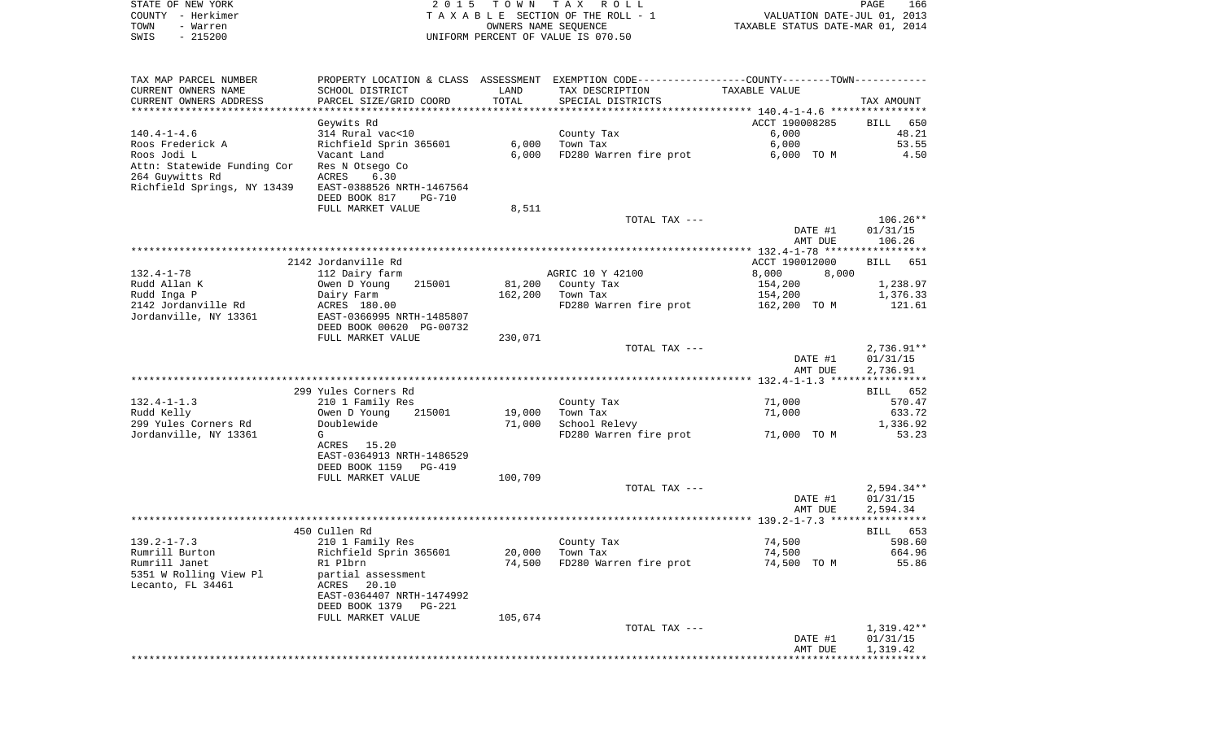STATE OF NEW YORK
COUNTY - Herkimer
TOWN - Warren
SWIS - 215200

2 0 1 5 T O W N T A X R O L L
T A X A B L E SECTION OF THE ROLL - 1
OWNERS NAME SEQUENCE
UNIFORM PERCENT OF VALUE IS 070.50

VALUATION DATE-JUL 01, 2013
TAXABLE STATUS DATE-MAR 01, 2014

| TAX MAP PARCEL NUMBER / CURRENT OWNERS NAME / CURRENT OWNERS ADDRESS | PROPERTY LOCATION & CLASS / SCHOOL DISTRICT / PARCEL SIZE/GRID COORD | ASSESSMENT LAND | TOTAL | EXEMPTION CODE / TAX DESCRIPTION / SPECIAL DISTRICTS | TAXABLE VALUE (COUNTY--------TOWN) | TAX AMOUNT |
|---|---|---|---|---|---|---|
| **140.4-1-4.6** | Geywits Rd | | | | ACCT 190008285 | BILL 650 |
| 140.4-1-4.6 | 314 Rural vac<10 | | | County Tax | 6,000 | 48.21 |
| Roos Frederick A | Richfield Sprin 365601 | 6,000 | | Town Tax | 6,000 | 53.55 |
| Roos Jodi L | Vacant Land | | 6,000 | FD280 Warren fire prot | 6,000 TO M | 4.50 |
| Attn: Statewide Funding Cor | Res N Otsego Co | | | | | |
| 264 Guywitts Rd | ACRES 6.30 | | | | | |
| Richfield Springs, NY 13439 | EAST-0388526 NRTH-1467564 | | | | | |
| | DEED BOOK 817 PG-710 | | | | | |
| | FULL MARKET VALUE | 8,511 | | | | |
| | | | | TOTAL TAX --- | | 106.26** |
| | | | | | DATE #1 | 01/31/15 |
| | | | | | AMT DUE | 106.26 |
| **132.4-1-78** | 2142 Jordanville Rd | | | | ACCT 190012000 | BILL 651 |
| 132.4-1-78 | 112 Dairy farm | | | AGRIC 10 Y 42100 | 8,000 8,000 | |
| Rudd Allan K | Owen D Young 215001 | 81,200 | | County Tax | 154,200 | 1,238.97 |
| Rudd Inga P | Dairy Farm | | 162,200 | Town Tax | 154,200 | 1,376.33 |
| 2142 Jordanville Rd | ACRES 180.00 | | | FD280 Warren fire prot | 162,200 TO M | 121.61 |
| Jordanville, NY 13361 | EAST-0366995 NRTH-1485807 | | | | | |
| | DEED BOOK 00620 PG-00732 | | | | | |
| | FULL MARKET VALUE | 230,071 | | | | |
| | | | | TOTAL TAX --- | | 2,736.91** |
| | | | | | DATE #1 | 01/31/15 |
| | | | | | AMT DUE | 2,736.91 |
| **132.4-1-1.3** | 299 Yules Corners Rd | | | | | BILL 652 |
| 132.4-1-1.3 | 210 1 Family Res | | | County Tax | 71,000 | 570.47 |
| Rudd Kelly | Owen D Young 215001 | 19,000 | | Town Tax | 71,000 | 633.72 |
| 299 Yules Corners Rd | Doublewide | | 71,000 | School Relevy | | 1,336.92 |
| Jordanville, NY 13361 | G | | | FD280 Warren fire prot | 71,000 TO M | 53.23 |
| | ACRES 15.20 | | | | | |
| | EAST-0364913 NRTH-1486529 | | | | | |
| | DEED BOOK 1159 PG-419 | | | | | |
| | FULL MARKET VALUE | 100,709 | | | | |
| | | | | TOTAL TAX --- | | 2,594.34** |
| | | | | | DATE #1 | 01/31/15 |
| | | | | | AMT DUE | 2,594.34 |
| **139.2-1-7.3** | 450 Cullen Rd | | | | | BILL 653 |
| 139.2-1-7.3 | 210 1 Family Res | | | County Tax | 74,500 | 598.60 |
| Rumrill Burton | Richfield Sprin 365601 | 20,000 | | Town Tax | 74,500 | 664.96 |
| Rumrill Janet | R1 Plbrn | | 74,500 | FD280 Warren fire prot | 74,500 TO M | 55.86 |
| 5351 W Rolling View Pl | partial assessment | | | | | |
| Lecanto, FL 34461 | ACRES 20.10 | | | | | |
| | EAST-0364407 NRTH-1474992 | | | | | |
| | DEED BOOK 1379 PG-221 | | | | | |
| | FULL MARKET VALUE | 105,674 | | | | |
| | | | | TOTAL TAX --- | | 1,319.42** |
| | | | | | DATE #1 | 01/31/15 |
| | | | | | AMT DUE | 1,319.42 |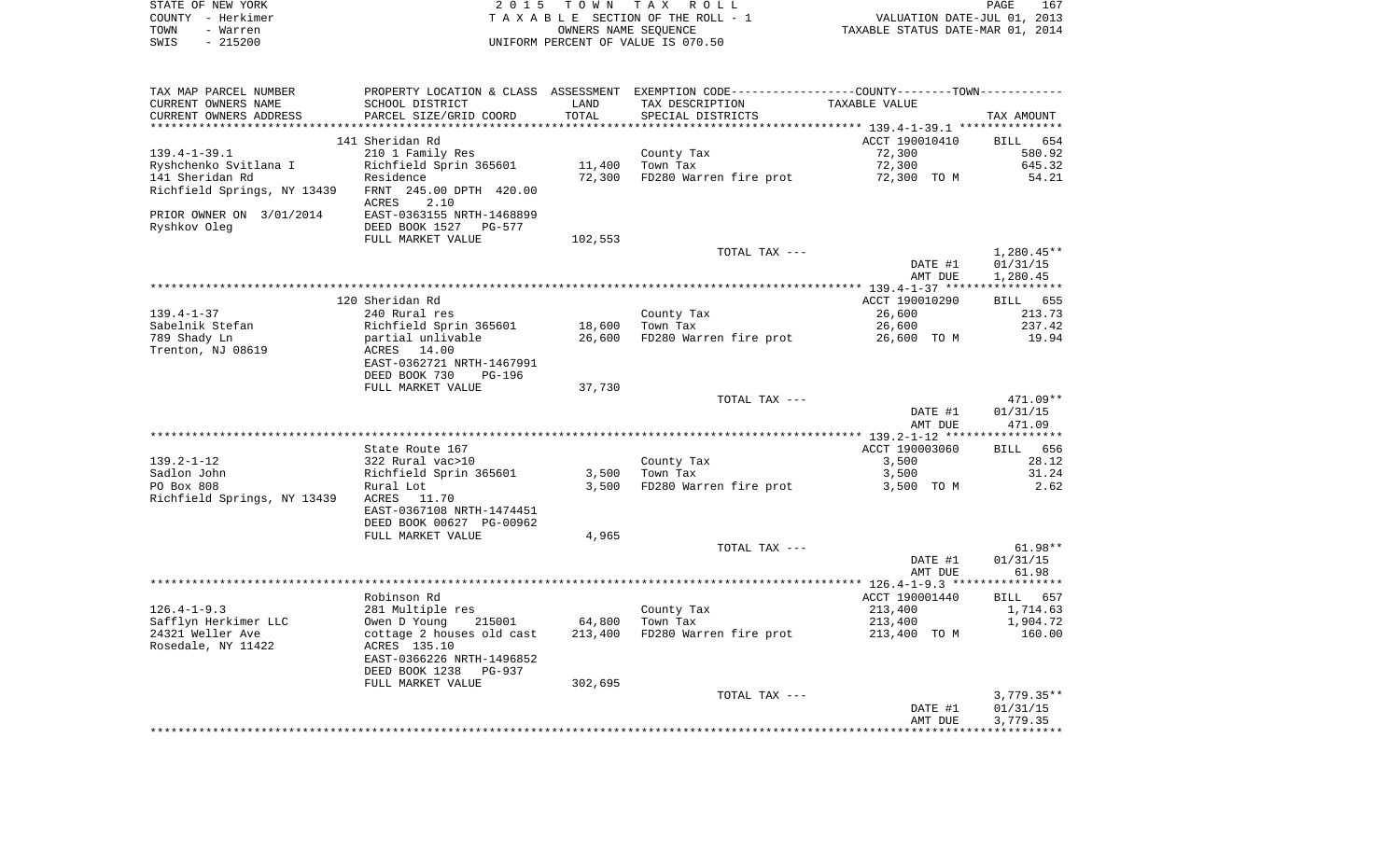STATE OF NEW YORK — COUNTY - Herkimer — TOWN - Warren — SWIS - 215200

2015 TOWN TAX ROLL
TAXABLE SECTION OF THE ROLL - 1
OWNERS NAME SEQUENCE
UNIFORM PERCENT OF VALUE IS 070.50

VALUATION DATE-JUL 01, 2013
TAXABLE STATUS DATE-MAR 01, 2014

| TAX MAP PARCEL NUMBER / CURRENT OWNERS NAME / CURRENT OWNERS ADDRESS | PROPERTY LOCATION & CLASS / SCHOOL DISTRICT / PARCEL SIZE/GRID COORD | ASSESSMENT LAND | ASSESSMENT TOTAL | EXEMPTION CODE / TAX DESCRIPTION / SPECIAL DISTRICTS | TAXABLE VALUE | TAX AMOUNT |
|---|---|---|---|---|---|---|
| | 141 Sheridan Rd | | | | ACCT 190010410 | BILL 654 |
| 139.4-1-39.1 | 210 1 Family Res | | | County Tax | 72,300 | 580.92 |
| Ryshchenko Svitlana I | Richfield Sprin 365601 | 11,400 | | Town Tax | 72,300 | 645.32 |
| 141 Sheridan Rd | Residence | | 72,300 | FD280 Warren fire prot | 72,300 TO M | 54.21 |
| Richfield Springs, NY 13439 | FRNT 245.00 DPTH 420.00 | | | | | |
| | ACRES 2.10 | | | | | |
| PRIOR OWNER ON 3/01/2014 | EAST-0363155 NRTH-1468899 | | | | | |
| Ryshkov Oleg | DEED BOOK 1527 PG-577 | | | | | |
| | FULL MARKET VALUE | 102,553 | | | | |
| | | | | TOTAL TAX --- | | 1,280.45** |
| | | | | | DATE #1 | 01/31/15 |
| | | | | | AMT DUE | 1,280.45 |
| | 120 Sheridan Rd | | | | ACCT 190010290 | BILL 655 |
| 139.4-1-37 | 240 Rural res | | | County Tax | 26,600 | 213.73 |
| Sabelnik Stefan | Richfield Sprin 365601 | 18,600 | | Town Tax | 26,600 | 237.42 |
| 789 Shady Ln | partial unlivable | | 26,600 | FD280 Warren fire prot | 26,600 TO M | 19.94 |
| Trenton, NJ 08619 | ACRES 14.00 | | | | | |
| | EAST-0362721 NRTH-1467991 | | | | | |
| | DEED BOOK 730 PG-196 | | | | | |
| | FULL MARKET VALUE | 37,730 | | | | |
| | | | | TOTAL TAX --- | | 471.09** |
| | | | | | DATE #1 | 01/31/15 |
| | | | | | AMT DUE | 471.09 |
| | State Route 167 | | | | ACCT 190003060 | BILL 656 |
| 139.2-1-12 | 322 Rural vac>10 | | | County Tax | 3,500 | 28.12 |
| Sadlon John | Richfield Sprin 365601 | 3,500 | | Town Tax | 3,500 | 31.24 |
| PO Box 808 | Rural Lot | | 3,500 | FD280 Warren fire prot | 3,500 TO M | 2.62 |
| Richfield Springs, NY 13439 | ACRES 11.70 | | | | | |
| | EAST-0367108 NRTH-1474451 | | | | | |
| | DEED BOOK 00627 PG-00962 | | | | | |
| | FULL MARKET VALUE | 4,965 | | | | |
| | | | | TOTAL TAX --- | | 61.98** |
| | | | | | DATE #1 | 01/31/15 |
| | | | | | AMT DUE | 61.98 |
| | Robinson Rd | | | | ACCT 190001440 | BILL 657 |
| 126.4-1-9.3 | 281 Multiple res | | | County Tax | 213,400 | 1,714.63 |
| Safflyn Herkimer LLC | Owen D Young 215001 | 64,800 | | Town Tax | 213,400 | 1,904.72 |
| 24321 Weller Ave | cottage 2 houses old cast | | 213,400 | FD280 Warren fire prot | 213,400 TO M | 160.00 |
| Rosedale, NY 11422 | ACRES 135.10 | | | | | |
| | EAST-0366226 NRTH-1496852 | | | | | |
| | DEED BOOK 1238 PG-937 | | | | | |
| | FULL MARKET VALUE | 302,695 | | | | |
| | | | | TOTAL TAX --- | | 3,779.35** |
| | | | | | DATE #1 | 01/31/15 |
| | | | | | AMT DUE | 3,779.35 |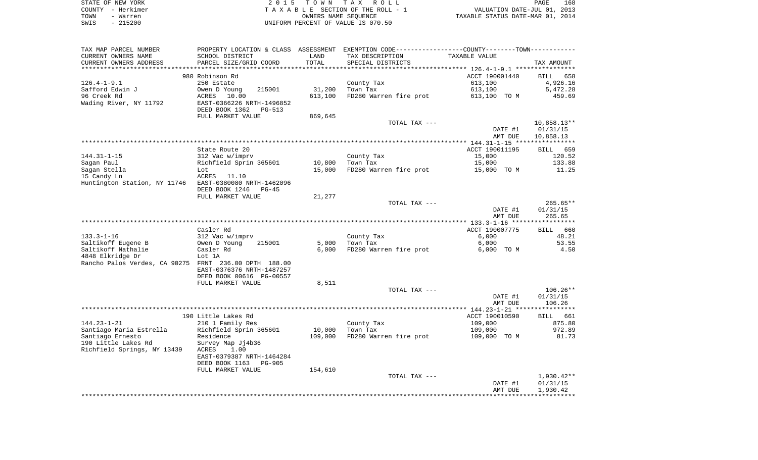STATE OF NEW YORK
COUNTY - Herkimer
TOWN - Warren
SWIS - 215200

2 0 1 5 T O W N T A X R O L L
T A X A B L E SECTION OF THE ROLL - 1
OWNERS NAME SEQUENCE
UNIFORM PERCENT OF VALUE IS 070.50

VALUATION DATE-JUL 01, 2013
TAXABLE STATUS DATE-MAR 01, 2014

| TAX MAP PARCEL NUMBER<br>CURRENT OWNERS NAME<br>CURRENT OWNERS ADDRESS | PROPERTY LOCATION & CLASS<br>SCHOOL DISTRICT<br>PARCEL SIZE/GRID COORD | ASSESSMENT<br>LAND<br>TOTAL | EXEMPTION CODE-----COUNTY-----TOWN-----<br>TAX DESCRIPTION<br>SPECIAL DISTRICTS | TAXABLE VALUE | TAX AMOUNT |
|---|---|---|---|---|---|
| | 980 Robinson Rd | | | ACCT 190001440 | BILL 658 |
| 126.4-1-9.1 | 250 Estate | | County Tax | 613,100 | 4,926.16 |
| Safford Edwin J | Owen D Young 215001 | 31,200 | Town Tax | 613,100 | 5,472.28 |
| 96 Creek Rd | ACRES 10.00 | 613,100 | FD280 Warren fire prot | 613,100 TO M | 459.69 |
| Wading River, NY 11792 | EAST-0366226 NRTH-1496852 | | | | |
| | DEED BOOK 1362 PG-513 | | | | |
| | FULL MARKET VALUE | 869,645 | | | |
| | | | TOTAL TAX --- | | 10,858.13** |
| | | | | DATE #1 | 01/31/15 |
| | | | | AMT DUE | 10,858.13 |
| | State Route 20 | | | ACCT 190011195 | BILL 659 |
| 144.31-1-15 | 312 Vac w/imprv | | County Tax | 15,000 | 120.52 |
| Sagan Paul | Richfield Sprin 365601 | 10,800 | Town Tax | 15,000 | 133.88 |
| Sagan Stella | Lot | 15,000 | FD280 Warren fire prot | 15,000 TO M | 11.25 |
| 15 Candy Ln | ACRES 11.10 | | | | |
| Huntington Station, NY 11746 | EAST-0380080 NRTH-1462096 | | | | |
| | DEED BOOK 1246 PG-45 | | | | |
| | FULL MARKET VALUE | 21,277 | | | |
| | | | TOTAL TAX --- | | 265.65** |
| | | | | DATE #1 | 01/31/15 |
| | | | | AMT DUE | 265.65 |
| | Casler Rd | | | ACCT 190007775 | BILL 660 |
| 133.3-1-16 | 312 Vac w/imprv | | County Tax | 6,000 | 48.21 |
| Saltikoff Eugene B | Owen D Young 215001 | 5,000 | Town Tax | 6,000 | 53.55 |
| Saltikoff Nathalie | Casler Rd | 6,000 | FD280 Warren fire prot | 6,000 TO M | 4.50 |
| 4848 Elkridge Dr | Lot 1A | | | | |
| Rancho Palos Verdes, CA 90275 | FRNT 236.00 DPTH 188.00 | | | | |
| | EAST-0376376 NRTH-1487257 | | | | |
| | DEED BOOK 00616 PG-00557 | | | | |
| | FULL MARKET VALUE | 8,511 | | | |
| | | | TOTAL TAX --- | | 106.26** |
| | | | | DATE #1 | 01/31/15 |
| | | | | AMT DUE | 106.26 |
| | 190 Little Lakes Rd | | | ACCT 190010590 | BILL 661 |
| 144.23-1-21 | 210 1 Family Res | | County Tax | 109,000 | 875.80 |
| Santiago Maria Estrella | Richfield Sprin 365601 | 10,000 | Town Tax | 109,000 | 972.89 |
| Santiago Ernesto | Residence | 109,000 | FD280 Warren fire prot | 109,000 TO M | 81.73 |
| 190 Little Lakes Rd | Survey Map Jj4b36 | | | | |
| Richfield Springs, NY 13439 | ACRES 1.00 | | | | |
| | EAST-0379387 NRTH-1464284 | | | | |
| | DEED BOOK 1163 PG-905 | | | | |
| | FULL MARKET VALUE | 154,610 | | | |
| | | | TOTAL TAX --- | | 1,930.42** |
| | | | | DATE #1 | 01/31/15 |
| | | | | AMT DUE | 1,930.42 |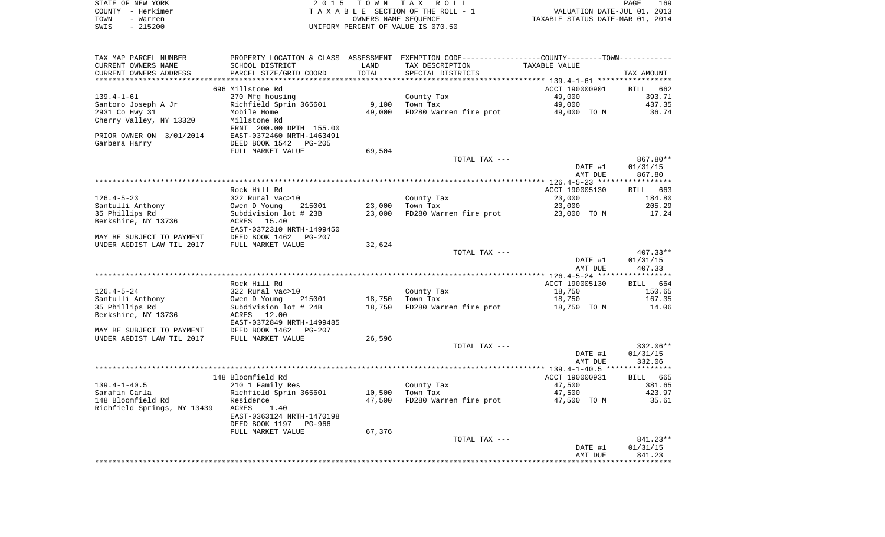STATE OF NEW YORK
COUNTY - Herkimer
TOWN - Warren
SWIS - 215200

2015 TOWN TAX ROLL
TAXABLE SECTION OF THE ROLL - 1
OWNERS NAME SEQUENCE
UNIFORM PERCENT OF VALUE IS 070.50

VALUATION DATE-JUL 01, 2013
TAXABLE STATUS DATE-MAR 01, 2014

| TAX MAP PARCEL NUMBER<br>CURRENT OWNERS NAME<br>CURRENT OWNERS ADDRESS | PROPERTY LOCATION & CLASS<br>SCHOOL DISTRICT<br>PARCEL SIZE/GRID COORD | ASSESSMENT<br>LAND<br>TOTAL | EXEMPTION CODE<br>TAX DESCRIPTION<br>SPECIAL DISTRICTS | COUNTY--------TOWN<br>TAXABLE VALUE | TAX AMOUNT |
|---|---|---|---|---|---|
| **139.4-1-61** | 696 Millstone Rd | | | ACCT 190000901 | BILL 662 |
| 139.4-1-61 | 270 Mfg housing | | County Tax | 49,000 | 393.71 |
| Santoro Joseph A Jr | Richfield Sprin 365601 | 9,100 | Town Tax | 49,000 | 437.35 |
| 2931 Co Hwy 31 | Mobile Home | 49,000 | FD280 Warren fire prot | 49,000 TO M | 36.74 |
| Cherry Valley, NY 13320 | Millstone Rd | | | | |
| | FRNT 200.00 DPTH 155.00 | | | | |
| PRIOR OWNER ON 3/01/2014 | EAST-0372460 NRTH-1463491 | | | | |
| Garbera Harry | DEED BOOK 1542 PG-205 | | | | |
| | FULL MARKET VALUE | 69,504 | | | |
| | | | TOTAL TAX --- | | 867.80** |
| | | | | DATE #1 | 01/31/15 |
| | | | | AMT DUE | 867.80 |
| **126.4-5-23** | Rock Hill Rd | | | ACCT 190005130 | BILL 663 |
| 126.4-5-23 | 322 Rural vac>10 | | County Tax | 23,000 | 184.80 |
| Santulli Anthony | Owen D Young 215001 | 23,000 | Town Tax | 23,000 | 205.29 |
| 35 Phillips Rd | Subdivision lot # 23B | 23,000 | FD280 Warren fire prot | 23,000 TO M | 17.24 |
| Berkshire, NY 13736 | ACRES 15.40 | | | | |
| | EAST-0372310 NRTH-1499450 | | | | |
| MAY BE SUBJECT TO PAYMENT | DEED BOOK 1462 PG-207 | | | | |
| UNDER AGDIST LAW TIL 2017 | FULL MARKET VALUE | 32,624 | | | |
| | | | TOTAL TAX --- | | 407.33** |
| | | | | DATE #1 | 01/31/15 |
| | | | | AMT DUE | 407.33 |
| **126.4-5-24** | Rock Hill Rd | | | ACCT 190005130 | BILL 664 |
| 126.4-5-24 | 322 Rural vac>10 | | County Tax | 18,750 | 150.65 |
| Santulli Anthony | Owen D Young 215001 | 18,750 | Town Tax | 18,750 | 167.35 |
| 35 Phillips Rd | Subdivision lot # 24B | 18,750 | FD280 Warren fire prot | 18,750 TO M | 14.06 |
| Berkshire, NY 13736 | ACRES 12.00 | | | | |
| | EAST-0372849 NRTH-1499485 | | | | |
| MAY BE SUBJECT TO PAYMENT | DEED BOOK 1462 PG-207 | | | | |
| UNDER AGDIST LAW TIL 2017 | FULL MARKET VALUE | 26,596 | | | |
| | | | TOTAL TAX --- | | 332.06** |
| | | | | DATE #1 | 01/31/15 |
| | | | | AMT DUE | 332.06 |
| **139.4-1-40.5** | 148 Bloomfield Rd | | | ACCT 190000931 | BILL 665 |
| 139.4-1-40.5 | 210 1 Family Res | | County Tax | 47,500 | 381.65 |
| Sarafin Carla | Richfield Sprin 365601 | 10,500 | Town Tax | 47,500 | 423.97 |
| 148 Bloomfield Rd | Residence | 47,500 | FD280 Warren fire prot | 47,500 TO M | 35.61 |
| Richfield Springs, NY 13439 | ACRES 1.40 | | | | |
| | EAST-0363124 NRTH-1470198 | | | | |
| | DEED BOOK 1197 PG-966 | | | | |
| | FULL MARKET VALUE | 67,376 | | | |
| | | | TOTAL TAX --- | | 841.23** |
| | | | | DATE #1 | 01/31/15 |
| | | | | AMT DUE | 841.23 |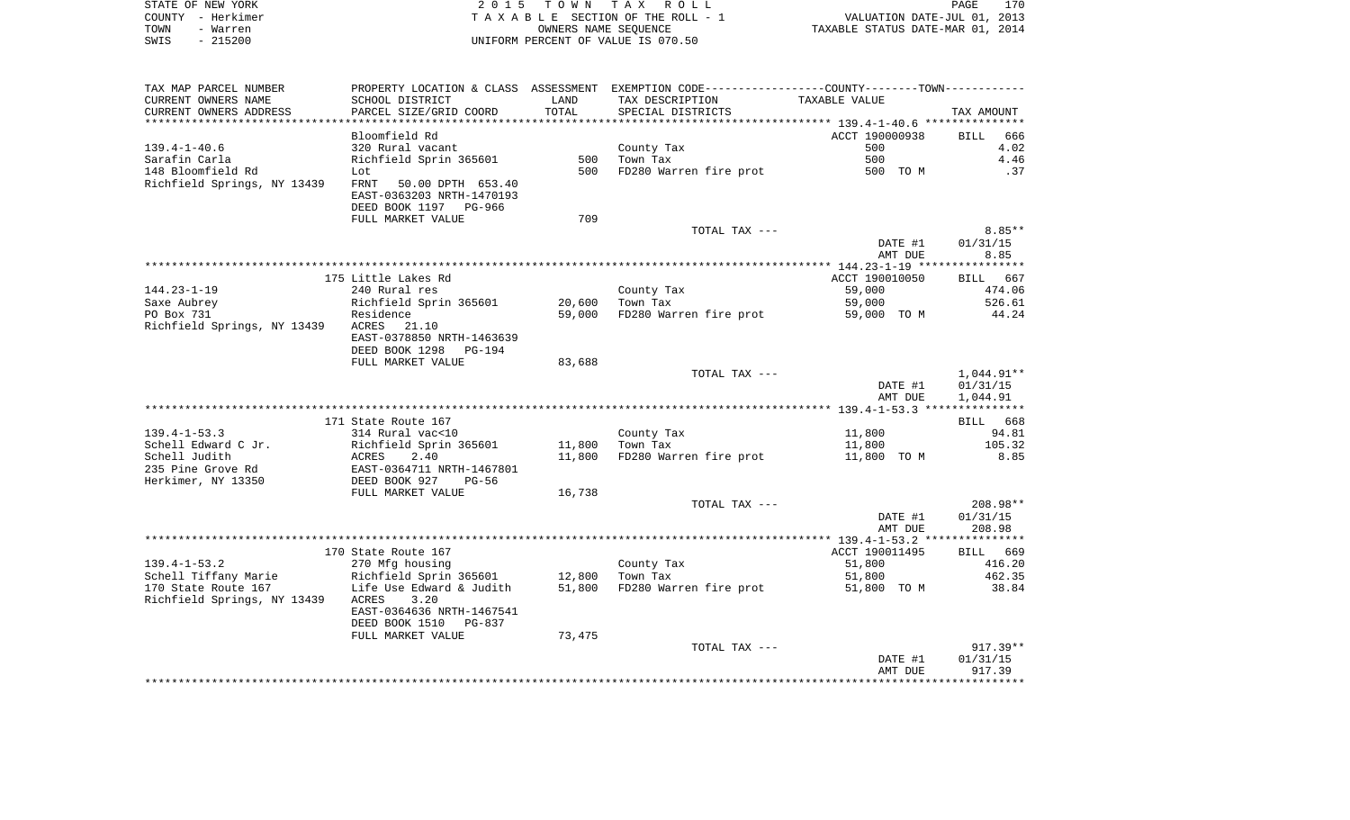STATE OF NEW YORK | COUNTY - Herkimer | TOWN - Warren | SWIS - 215200

2015 TOWN TAX ROLL
TAXABLE SECTION OF THE ROLL - 1
OWNERS NAME SEQUENCE
UNIFORM PERCENT OF VALUE IS 070.50

VALUATION DATE-JUL 01, 2013
TAXABLE STATUS DATE-MAR 01, 2014

| TAX MAP PARCEL NUMBER / CURRENT OWNERS NAME / CURRENT OWNERS ADDRESS | PROPERTY LOCATION & CLASS / SCHOOL DISTRICT / PARCEL SIZE/GRID COORD | ASSESSMENT LAND / TOTAL | EXEMPTION CODE / TAX DESCRIPTION / SPECIAL DISTRICTS | COUNTY--TOWN TAXABLE VALUE | TAX AMOUNT |
|---|---|---|---|---|---|
| 139.4-1-40.6 | Bloomfield Rd | | | ACCT 190000938 | BILL 666 |
| | 320 Rural vacant | | County Tax | 500 | 4.02 |
| Sarafin Carla | Richfield Sprin 365601 | 500 | Town Tax | 500 | 4.46 |
| 148 Bloomfield Rd | Lot | 500 | FD280 Warren fire prot | 500 TO M | .37 |
| Richfield Springs, NY 13439 | FRNT 50.00 DPTH 653.40 | | | | |
| | EAST-0363203 NRTH-1470193 | | | | |
| | DEED BOOK 1197 PG-966 | | | | |
| | FULL MARKET VALUE | 709 | | | |
| | | | TOTAL TAX --- | | 8.85** |
| | | | | DATE #1 | 01/31/15 |
| | | | | AMT DUE | 8.85 |
| 144.23-1-19 | 175 Little Lakes Rd | | | ACCT 190010050 | BILL 667 |
| | 240 Rural res | | County Tax | 59,000 | 474.06 |
| Saxe Aubrey | Richfield Sprin 365601 | 20,600 | Town Tax | 59,000 | 526.61 |
| PO Box 731 | Residence | 59,000 | FD280 Warren fire prot | 59,000 TO M | 44.24 |
| Richfield Springs, NY 13439 | ACRES 21.10 | | | | |
| | EAST-0378850 NRTH-1463639 | | | | |
| | DEED BOOK 1298 PG-194 | | | | |
| | FULL MARKET VALUE | 83,688 | | | |
| | | | TOTAL TAX --- | | 1,044.91** |
| | | | | DATE #1 | 01/31/15 |
| | | | | AMT DUE | 1,044.91 |
| 139.4-1-53.3 | 171 State Route 167 | | | | BILL 668 |
| | 314 Rural vac<10 | | County Tax | 11,800 | 94.81 |
| Schell Edward C Jr. | Richfield Sprin 365601 | 11,800 | Town Tax | 11,800 | 105.32 |
| Schell Judith | ACRES 2.40 | 11,800 | FD280 Warren fire prot | 11,800 TO M | 8.85 |
| 235 Pine Grove Rd | EAST-0364711 NRTH-1467801 | | | | |
| Herkimer, NY 13350 | DEED BOOK 927 PG-56 | | | | |
| | FULL MARKET VALUE | 16,738 | | | |
| | | | TOTAL TAX --- | | 208.98** |
| | | | | DATE #1 | 01/31/15 |
| | | | | AMT DUE | 208.98 |
| 139.4-1-53.2 | 170 State Route 167 | | | ACCT 190011495 | BILL 669 |
| | 270 Mfg housing | | County Tax | 51,800 | 416.20 |
| Schell Tiffany Marie | Richfield Sprin 365601 | 12,800 | Town Tax | 51,800 | 462.35 |
| 170 State Route 167 | Life Use Edward & Judith | 51,800 | FD280 Warren fire prot | 51,800 TO M | 38.84 |
| Richfield Springs, NY 13439 | ACRES 3.20 | | | | |
| | EAST-0364636 NRTH-1467541 | | | | |
| | DEED BOOK 1510 PG-837 | | | | |
| | FULL MARKET VALUE | 73,475 | | | |
| | | | TOTAL TAX --- | | 917.39** |
| | | | | DATE #1 | 01/31/15 |
| | | | | AMT DUE | 917.39 |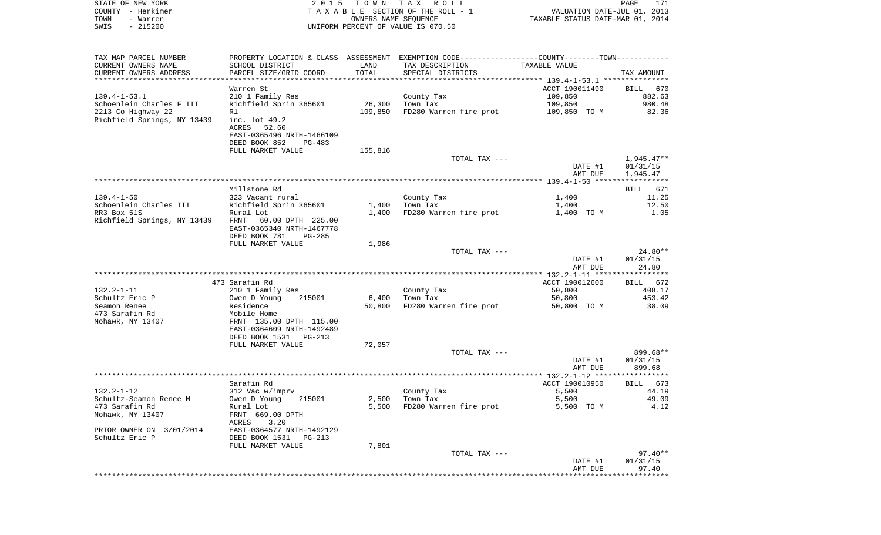STATE OF NEW YORK
COUNTY - Herkimer
TOWN - Warren
SWIS - 215200

2 0 1 5 T O W N T A X R O L L
T A X A B L E SECTION OF THE ROLL - 1
OWNERS NAME SEQUENCE
UNIFORM PERCENT OF VALUE IS 070.50

VALUATION DATE-JUL 01, 2013
TAXABLE STATUS DATE-MAR 01, 2014

| TAX MAP PARCEL NUMBER / CURRENT OWNERS NAME / CURRENT OWNERS ADDRESS | PROPERTY LOCATION & CLASS / SCHOOL DISTRICT / PARCEL SIZE/GRID COORD | ASSESSMENT LAND | TOTAL | EXEMPTION CODE / TAX DESCRIPTION / SPECIAL DISTRICTS | TAXABLE VALUE | TAX AMOUNT |
|---|---|---|---|---|---|---|
| **139.4-1-53.1** | Warren St | | | | ACCT 190011490 | BILL 670 |
| 139.4-1-53.1 | 210 1 Family Res | | | County Tax | 109,850 | 882.63 |
| Schoenlein Charles F III | Richfield Sprin 365601 | 26,300 | | Town Tax | 109,850 | 980.48 |
| 2213 Co Highway 22 | R1 | | 109,850 | FD280 Warren fire prot | 109,850 TO M | 82.36 |
| Richfield Springs, NY 13439 | inc. lot 49.2 | | | | | |
| | ACRES 52.60 | | | | | |
| | EAST-0365496 NRTH-1466109 | | | | | |
| | DEED BOOK 852 PG-483 | | | | | |
| | FULL MARKET VALUE | 155,816 | | | | |
| | | | | TOTAL TAX --- | | 1,945.47** |
| | | | | | DATE #1 | 01/31/15 |
| | | | | | AMT DUE | 1,945.47 |
| **139.4-1-50** | Millstone Rd | | | | | BILL 671 |
| 139.4-1-50 | 323 Vacant rural | | | County Tax | 1,400 | 11.25 |
| Schoenlein Charles III | Richfield Sprin 365601 | 1,400 | | Town Tax | 1,400 | 12.50 |
| RR3 Box 51S | Rural Lot | | 1,400 | FD280 Warren fire prot | 1,400 TO M | 1.05 |
| Richfield Springs, NY 13439 | FRNT 60.00 DPTH 225.00 | | | | | |
| | EAST-0365340 NRTH-1467778 | | | | | |
| | DEED BOOK 781 PG-285 | | | | | |
| | FULL MARKET VALUE | 1,986 | | | | |
| | | | | TOTAL TAX --- | | 24.80** |
| | | | | | DATE #1 | 01/31/15 |
| | | | | | AMT DUE | 24.80 |
| **132.2-1-11** | 473 Sarafin Rd | | | | ACCT 190012600 | BILL 672 |
| 132.2-1-11 | 210 1 Family Res | | | County Tax | 50,800 | 408.17 |
| Schultz Eric P | Owen D Young 215001 | 6,400 | | Town Tax | 50,800 | 453.42 |
| Seamon Renee | Residence | | 50,800 | FD280 Warren fire prot | 50,800 TO M | 38.09 |
| 473 Sarafin Rd | Mobile Home | | | | | |
| Mohawk, NY 13407 | FRNT 135.00 DPTH 115.00 | | | | | |
| | EAST-0364609 NRTH-1492489 | | | | | |
| | DEED BOOK 1531 PG-213 | | | | | |
| | FULL MARKET VALUE | 72,057 | | | | |
| | | | | TOTAL TAX --- | | 899.68** |
| | | | | | DATE #1 | 01/31/15 |
| | | | | | AMT DUE | 899.68 |
| **132.2-1-12** | Sarafin Rd | | | | ACCT 190010950 | BILL 673 |
| 132.2-1-12 | 312 Vac w/imprv | | | County Tax | 5,500 | 44.19 |
| Schultz-Seamon Renee M | Owen D Young 215001 | 2,500 | | Town Tax | 5,500 | 49.09 |
| 473 Sarafin Rd | Rural Lot | | 5,500 | FD280 Warren fire prot | 5,500 TO M | 4.12 |
| Mohawk, NY 13407 | FRNT 669.00 DPTH | | | | | |
| | ACRES 3.20 | | | | | |
| PRIOR OWNER ON 3/01/2014 | EAST-0364577 NRTH-1492129 | | | | | |
| Schultz Eric P | DEED BOOK 1531 PG-213 | | | | | |
| | FULL MARKET VALUE | 7,801 | | | | |
| | | | | TOTAL TAX --- | | 97.40** |
| | | | | | DATE #1 | 01/31/15 |
| | | | | | AMT DUE | 97.40 |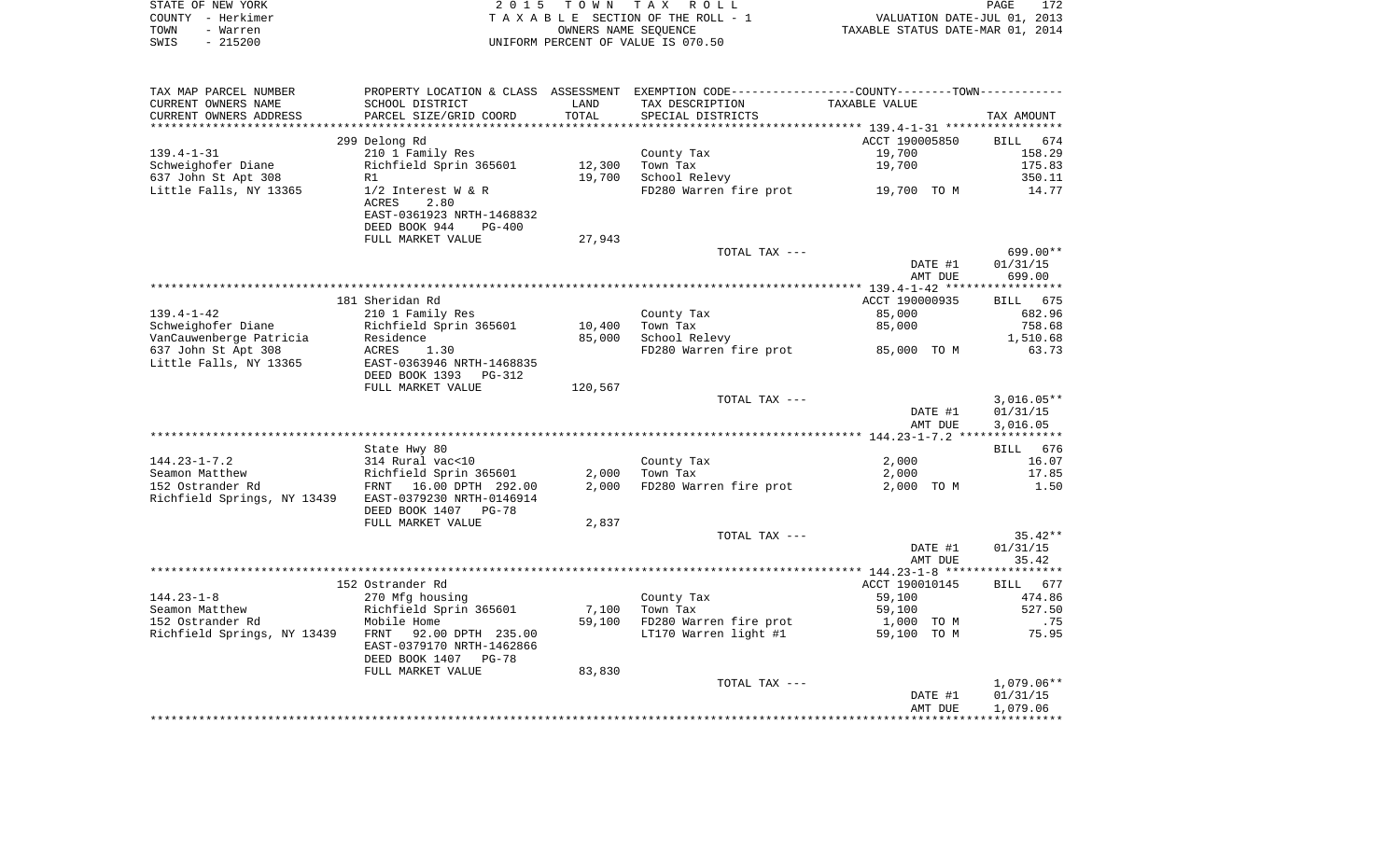STATE OF NEW YORK — COUNTY - Herkimer — TOWN - Warren — SWIS - 215200

2 0 1 5 T O W N T A X R O L L
T A X A B L E SECTION OF THE ROLL - 1
OWNERS NAME SEQUENCE
UNIFORM PERCENT OF VALUE IS 070.50

VALUATION DATE-JUL 01, 2013
TAXABLE STATUS DATE-MAR 01, 2014

| TAX MAP PARCEL NUMBER / CURRENT OWNERS NAME / CURRENT OWNERS ADDRESS | PROPERTY LOCATION & CLASS / SCHOOL DISTRICT / PARCEL SIZE/GRID COORD | ASSESSMENT LAND / TOTAL | EXEMPTION CODE / TAX DESCRIPTION / SPECIAL DISTRICTS | COUNTY--------TOWN / TAXABLE VALUE | TAX AMOUNT |
|---|---|---|---|---|---|
| | 299 Delong Rd | | | ACCT 190005850 | BILL 674 |
| 139.4-1-31 | 210 1 Family Res | | County Tax | 19,700 | 158.29 |
| Schweighofer Diane | Richfield Sprin 365601 | 12,300 | Town Tax | 19,700 | 175.83 |
| 637 John St Apt 308 | R1 | 19,700 | School Relevy | | 350.11 |
| Little Falls, NY 13365 | 1/2 Interest W & R | | FD280 Warren fire prot | 19,700 TO M | 14.77 |
| | ACRES 2.80 | | | | |
| | EAST-0361923 NRTH-1468832 | | | | |
| | DEED BOOK 944 PG-400 | | | | |
| | FULL MARKET VALUE | 27,943 | | | |
| | | | TOTAL TAX --- | | 699.00** |
| | | | | DATE #1 | 01/31/15 |
| | | | | AMT DUE | 699.00 |
| | 181 Sheridan Rd | | | ACCT 190000935 | BILL 675 |
| 139.4-1-42 | 210 1 Family Res | | County Tax | 85,000 | 682.96 |
| Schweighofer Diane | Richfield Sprin 365601 | 10,400 | Town Tax | 85,000 | 758.68 |
| VanCauwenberge Patricia | Residence | 85,000 | School Relevy | | 1,510.68 |
| 637 John St Apt 308 | ACRES 1.30 | | FD280 Warren fire prot | 85,000 TO M | 63.73 |
| Little Falls, NY 13365 | EAST-0363946 NRTH-1468835 | | | | |
| | DEED BOOK 1393 PG-312 | | | | |
| | FULL MARKET VALUE | 120,567 | | | |
| | | | TOTAL TAX --- | | 3,016.05** |
| | | | | DATE #1 | 01/31/15 |
| | | | | AMT DUE | 3,016.05 |
| | State Hwy 80 | | | | BILL 676 |
| 144.23-1-7.2 | 314 Rural vac<10 | | County Tax | 2,000 | 16.07 |
| Seamon Matthew | Richfield Sprin 365601 | 2,000 | Town Tax | 2,000 | 17.85 |
| 152 Ostrander Rd | FRNT 16.00 DPTH 292.00 | 2,000 | FD280 Warren fire prot | 2,000 TO M | 1.50 |
| Richfield Springs, NY 13439 | EAST-0379230 NRTH-0146914 | | | | |
| | DEED BOOK 1407 PG-78 | | | | |
| | FULL MARKET VALUE | 2,837 | | | |
| | | | TOTAL TAX --- | | 35.42** |
| | | | | DATE #1 | 01/31/15 |
| | | | | AMT DUE | 35.42 |
| | 152 Ostrander Rd | | | ACCT 190010145 | BILL 677 |
| 144.23-1-8 | 270 Mfg housing | | County Tax | 59,100 | 474.86 |
| Seamon Matthew | Richfield Sprin 365601 | 7,100 | Town Tax | 59,100 | 527.50 |
| 152 Ostrander Rd | Mobile Home | 59,100 | FD280 Warren fire prot | 1,000 TO M | .75 |
| Richfield Springs, NY 13439 | FRNT 92.00 DPTH 235.00 | | LT170 Warren light #1 | 59,100 TO M | 75.95 |
| | EAST-0379170 NRTH-1462866 | | | | |
| | DEED BOOK 1407 PG-78 | | | | |
| | FULL MARKET VALUE | 83,830 | | | |
| | | | TOTAL TAX --- | | 1,079.06** |
| | | | | DATE #1 | 01/31/15 |
| | | | | AMT DUE | 1,079.06 |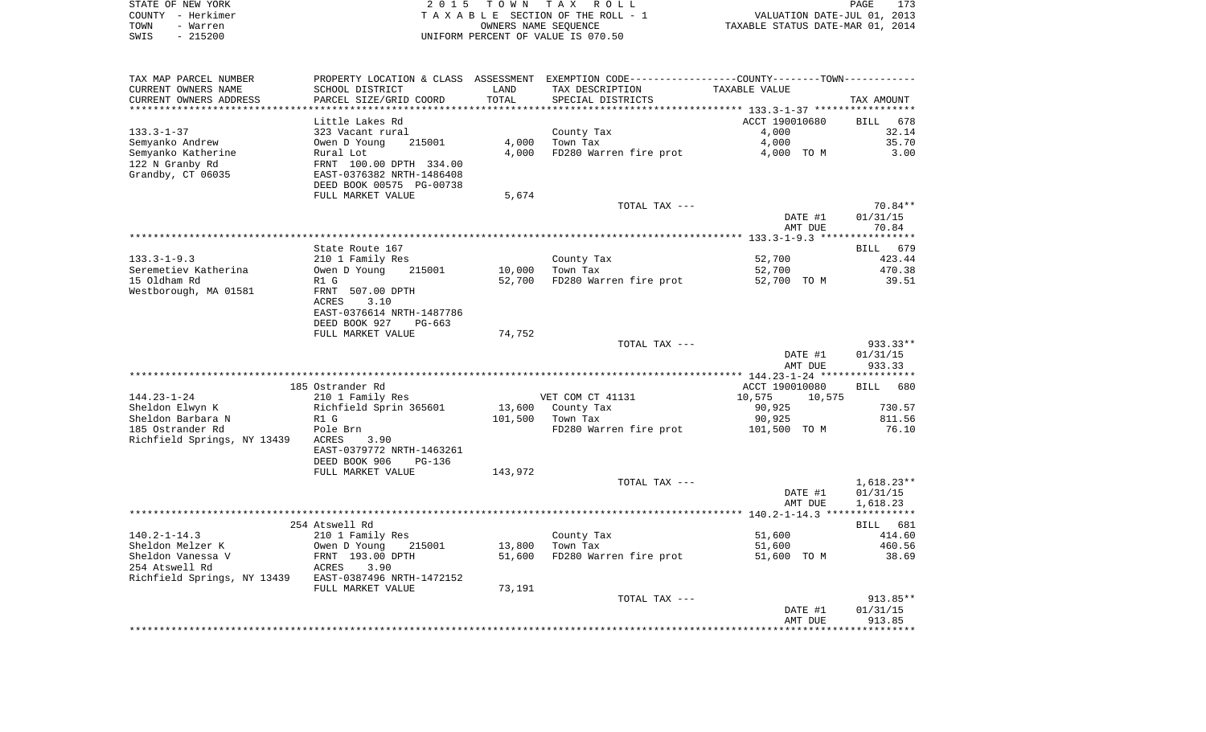STATE OF NEW YORK | 2 0 1 5 T O W N T A X R O L L | PAGE 173
COUNTY - Herkimer | T A X A B L E SECTION OF THE ROLL - 1 | VALUATION DATE-JUL 01, 2013
TOWN - Warren | OWNERS NAME SEQUENCE | TAXABLE STATUS DATE-MAR 01, 2014
SWIS - 215200 | UNIFORM PERCENT OF VALUE IS 070.50

| TAX MAP PARCEL NUMBER / CURRENT OWNERS NAME / CURRENT OWNERS ADDRESS | PROPERTY LOCATION & CLASS / SCHOOL DISTRICT / PARCEL SIZE/GRID COORD | ASSESSMENT LAND / TOTAL | EXEMPTION CODE / TAX DESCRIPTION / SPECIAL DISTRICTS | COUNTY / TOWN TAXABLE VALUE | TAX AMOUNT |
|---|---|---|---|---|---|
| **133.3-1-37** | Little Lakes Rd | | | ACCT 190010680 | BILL 678 |
| 133.3-1-37 | 323 Vacant rural | | County Tax | 4,000 | 32.14 |
| Semyanko Andrew | Owen D Young 215001 | 4,000 | Town Tax | 4,000 | 35.70 |
| Semyanko Katherine | Rural Lot | 4,000 | FD280 Warren fire prot | 4,000 TO M | 3.00 |
| 122 N Granby Rd | FRNT 100.00 DPTH 334.00 | | | | |
| Grandby, CT 06035 | EAST-0376382 NRTH-1486408 | | | | |
| | DEED BOOK 00575 PG-00738 | | | | |
| | FULL MARKET VALUE | 5,674 | | | |
| | | | TOTAL TAX --- | | 70.84** |
| | | | | DATE #1 | 01/31/15 |
| | | | | AMT DUE | 70.84 |
| **133.3-1-9.3** | State Route 167 | | | | BILL 679 |
| 133.3-1-9.3 | 210 1 Family Res | | County Tax | 52,700 | 423.44 |
| Seremetiev Katherina | Owen D Young 215001 | 10,000 | Town Tax | 52,700 | 470.38 |
| 15 Oldham Rd | R1 G | 52,700 | FD280 Warren fire prot | 52,700 TO M | 39.51 |
| Westborough, MA 01581 | FRNT 507.00 DPTH | | | | |
| | ACRES 3.10 | | | | |
| | EAST-0376614 NRTH-1487786 | | | | |
| | DEED BOOK 927 PG-663 | | | | |
| | FULL MARKET VALUE | 74,752 | | | |
| | | | TOTAL TAX --- | | 933.33** |
| | | | | DATE #1 | 01/31/15 |
| | | | | AMT DUE | 933.33 |
| **144.23-1-24** | 185 Ostrander Rd | | | ACCT 190010080 | BILL 680 |
| 144.23-1-24 | 210 1 Family Res | | VET COM CT 41131 | 10,575 10,575 | |
| Sheldon Elwyn K | Richfield Sprin 365601 | 13,600 | County Tax | 90,925 | 730.57 |
| Sheldon Barbara N | R1 G | 101,500 | Town Tax | 90,925 | 811.56 |
| 185 Ostrander Rd | Pole Brn | | FD280 Warren fire prot | 101,500 TO M | 76.10 |
| Richfield Springs, NY 13439 | ACRES 3.90 | | | | |
| | EAST-0379772 NRTH-1463261 | | | | |
| | DEED BOOK 906 PG-136 | | | | |
| | FULL MARKET VALUE | 143,972 | | | |
| | | | TOTAL TAX --- | | 1,618.23** |
| | | | | DATE #1 | 01/31/15 |
| | | | | AMT DUE | 1,618.23 |
| **140.2-1-14.3** | 254 Atswell Rd | | | | BILL 681 |
| 140.2-1-14.3 | 210 1 Family Res | | County Tax | 51,600 | 414.60 |
| Sheldon Melzer K | Owen D Young 215001 | 13,800 | Town Tax | 51,600 | 460.56 |
| Sheldon Vanessa V | FRNT 193.00 DPTH | 51,600 | FD280 Warren fire prot | 51,600 TO M | 38.69 |
| 254 Atswell Rd | ACRES 3.90 | | | | |
| Richfield Springs, NY 13439 | EAST-0387496 NRTH-1472152 | | | | |
| | FULL MARKET VALUE | 73,191 | | | |
| | | | TOTAL TAX --- | | 913.85** |
| | | | | DATE #1 | 01/31/15 |
| | | | | AMT DUE | 913.85 |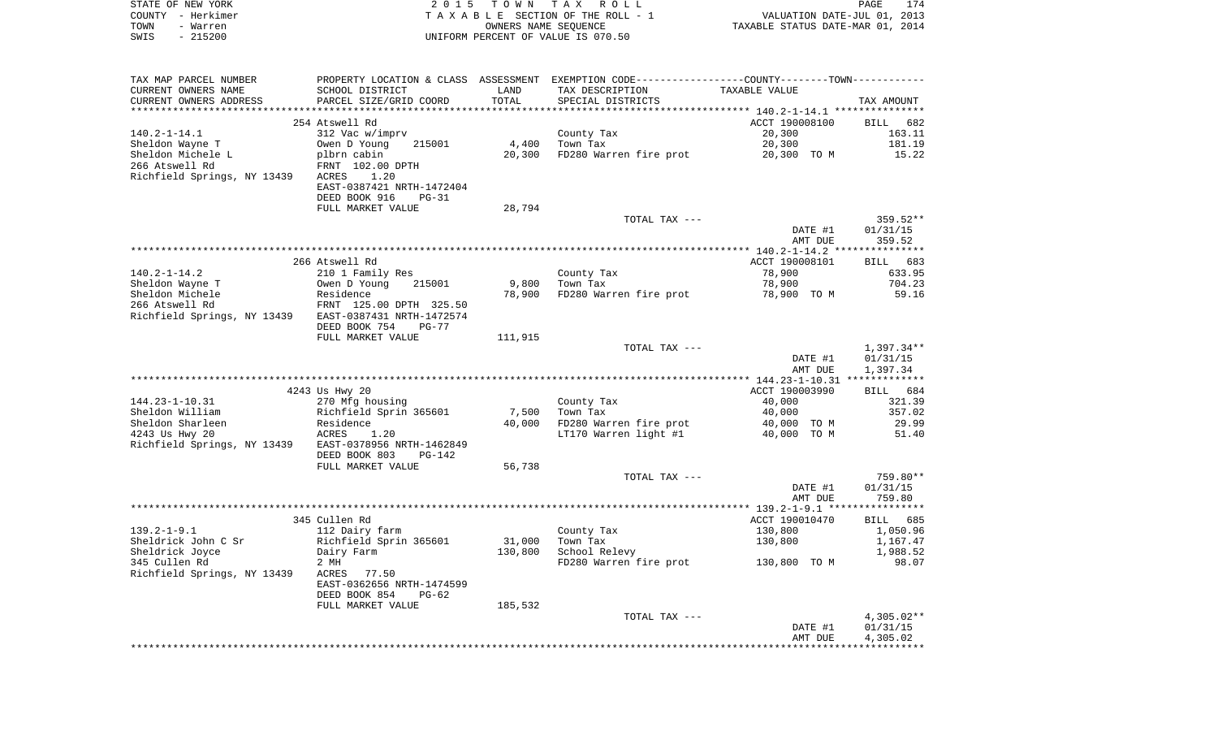STATE OF NEW YORK | 2 0 1 5 T O W N T A X R O L L | PAGE 174
COUNTY - Herkimer | T A X A B L E SECTION OF THE ROLL - 1 | VALUATION DATE-JUL 01, 2013
TOWN - Warren | OWNERS NAME SEQUENCE | TAXABLE STATUS DATE-MAR 01, 2014
SWIS - 215200 | UNIFORM PERCENT OF VALUE IS 070.50

| TAX MAP PARCEL NUMBER / CURRENT OWNERS NAME / CURRENT OWNERS ADDRESS | PROPERTY LOCATION & CLASS / SCHOOL DISTRICT / PARCEL SIZE/GRID COORD | ASSESSMENT LAND / TOTAL | EXEMPTION CODE / TAX DESCRIPTION / SPECIAL DISTRICTS | TAXABLE VALUE | TAX AMOUNT |
|---|---|---|---|---|---|
| | 254 Atswell Rd | | | ACCT 190008100 | BILL 682 |
| 140.2-1-14.1 | 312 Vac w/imprv | | County Tax | 20,300 | 163.11 |
| Sheldon Wayne T | Owen D Young 215001 | 4,400 | Town Tax | 20,300 | 181.19 |
| Sheldon Michele L | plbrn cabin | 20,300 | FD280 Warren fire prot | 20,300 TO M | 15.22 |
| 266 Atswell Rd | FRNT 102.00 DPTH | | | | |
| Richfield Springs, NY 13439 | ACRES 1.20 | | | | |
| | EAST-0387421 NRTH-1472404 | | | | |
| | DEED BOOK 916 PG-31 | | | | |
| | FULL MARKET VALUE | 28,794 | | | |
| | | | TOTAL TAX --- | | 359.52** |
| | | | | DATE #1 | 01/31/15 |
| | | | | AMT DUE | 359.52 |
| | 266 Atswell Rd | | | ACCT 190008101 | BILL 683 |
| 140.2-1-14.2 | 210 1 Family Res | | County Tax | 78,900 | 633.95 |
| Sheldon Wayne T | Owen D Young 215001 | 9,800 | Town Tax | 78,900 | 704.23 |
| Sheldon Michele | Residence | 78,900 | FD280 Warren fire prot | 78,900 TO M | 59.16 |
| 266 Atswell Rd | FRNT 125.00 DPTH 325.50 | | | | |
| Richfield Springs, NY 13439 | EAST-0387431 NRTH-1472574 | | | | |
| | DEED BOOK 754 PG-77 | | | | |
| | FULL MARKET VALUE | 111,915 | | | |
| | | | TOTAL TAX --- | | 1,397.34** |
| | | | | DATE #1 | 01/31/15 |
| | | | | AMT DUE | 1,397.34 |
| | 4243 Us Hwy 20 | | | ACCT 190003990 | BILL 684 |
| 144.23-1-10.31 | 270 Mfg housing | | County Tax | 40,000 | 321.39 |
| Sheldon William | Richfield Sprin 365601 | 7,500 | Town Tax | 40,000 | 357.02 |
| Sheldon Sharleen | Residence | 40,000 | FD280 Warren fire prot | 40,000 TO M | 29.99 |
| 4243 Us Hwy 20 | ACRES 1.20 | | LT170 Warren light #1 | 40,000 TO M | 51.40 |
| Richfield Springs, NY 13439 | EAST-0378956 NRTH-1462849 | | | | |
| | DEED BOOK 803 PG-142 | | | | |
| | FULL MARKET VALUE | 56,738 | | | |
| | | | TOTAL TAX --- | | 759.80** |
| | | | | DATE #1 | 01/31/15 |
| | | | | AMT DUE | 759.80 |
| | 345 Cullen Rd | | | ACCT 190010470 | BILL 685 |
| 139.2-1-9.1 | 112 Dairy farm | | County Tax | 130,800 | 1,050.96 |
| Sheldrick John C Sr | Richfield Sprin 365601 | 31,000 | Town Tax | 130,800 | 1,167.47 |
| Sheldrick Joyce | Dairy Farm | 130,800 | School Relevy | | 1,988.52 |
| 345 Cullen Rd | 2 MH | | FD280 Warren fire prot | 130,800 TO M | 98.07 |
| Richfield Springs, NY 13439 | ACRES 77.50 | | | | |
| | EAST-0362656 NRTH-1474599 | | | | |
| | DEED BOOK 854 PG-62 | | | | |
| | FULL MARKET VALUE | 185,532 | | | |
| | | | TOTAL TAX --- | | 4,305.02** |
| | | | | DATE #1 | 01/31/15 |
| | | | | AMT DUE | 4,305.02 |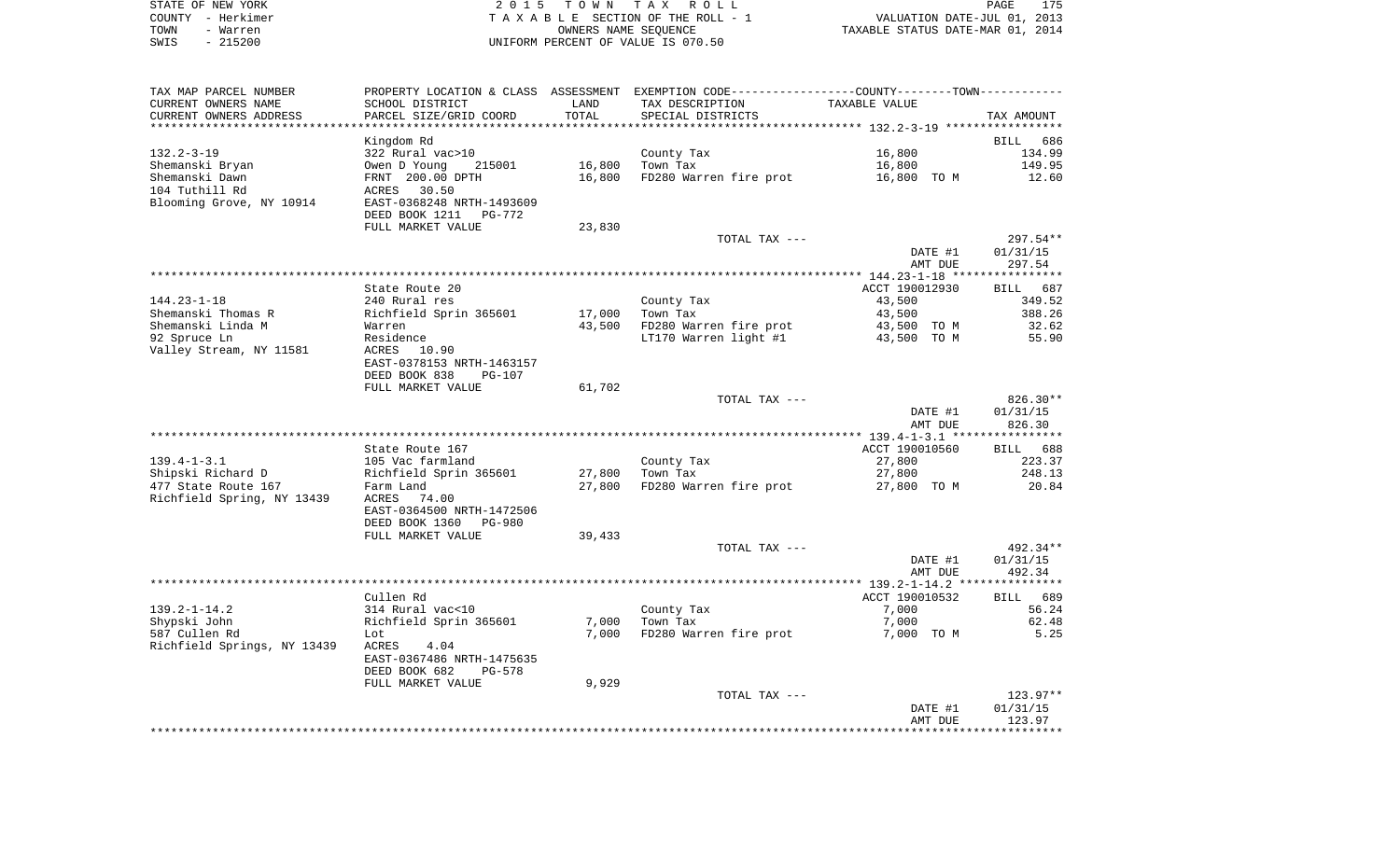STATE OF NEW YORK
COUNTY - Herkimer
TOWN - Warren
SWIS - 215200

2 0 1 5 T O W N T A X R O L L
T A X A B L E SECTION OF THE ROLL - 1
OWNERS NAME SEQUENCE
UNIFORM PERCENT OF VALUE IS 070.50

VALUATION DATE-JUL 01, 2013
TAXABLE STATUS DATE-MAR 01, 2014

| TAX MAP PARCEL NUMBER / CURRENT OWNERS NAME / CURRENT OWNERS ADDRESS | PROPERTY LOCATION & CLASS / SCHOOL DISTRICT / PARCEL SIZE/GRID COORD | ASSESSMENT LAND | TOTAL | EXEMPTION CODE / TAX DESCRIPTION / SPECIAL DISTRICTS | COUNTY--------TOWN TAXABLE VALUE | TAX AMOUNT |
|---|---|---|---|---|---|---|
| **132.2-3-19** | Kingdom Rd | | | | | BILL 686 |
| 132.2-3-19 | 322 Rural vac>10 | | | County Tax | 16,800 | 134.99 |
| Shemanski Bryan | Owen D Young 215001 | 16,800 | | Town Tax | 16,800 | 149.95 |
| Shemanski Dawn | FRNT 200.00 DPTH | | 16,800 | FD280 Warren fire prot | 16,800 TO M | 12.60 |
| 104 Tuthill Rd | ACRES 30.50 | | | | | |
| Blooming Grove, NY 10914 | EAST-0368248 NRTH-1493609 | | | | | |
| | DEED BOOK 1211 PG-772 | | | | | |
| | FULL MARKET VALUE | 23,830 | | | | |
| | | | | TOTAL TAX --- | | 297.54** |
| | | | | | DATE #1 | 01/31/15 |
| | | | | | AMT DUE | 297.54 |
| **144.23-1-18** | State Route 20 | | | | ACCT 190012930 | BILL 687 |
| 144.23-1-18 | 240 Rural res | | | County Tax | 43,500 | 349.52 |
| Shemanski Thomas R | Richfield Sprin 365601 | 17,000 | | Town Tax | 43,500 | 388.26 |
| Shemanski Linda M | Warren | | 43,500 | FD280 Warren fire prot | 43,500 TO M | 32.62 |
| 92 Spruce Ln | Residence | | | LT170 Warren light #1 | 43,500 TO M | 55.90 |
| Valley Stream, NY 11581 | ACRES 10.90 | | | | | |
| | EAST-0378153 NRTH-1463157 | | | | | |
| | DEED BOOK 838 PG-107 | | | | | |
| | FULL MARKET VALUE | 61,702 | | | | |
| | | | | TOTAL TAX --- | | 826.30** |
| | | | | | DATE #1 | 01/31/15 |
| | | | | | AMT DUE | 826.30 |
| **139.4-1-3.1** | State Route 167 | | | | ACCT 190010560 | BILL 688 |
| 139.4-1-3.1 | 105 Vac farmland | | | County Tax | 27,800 | 223.37 |
| Shipski Richard D | Richfield Sprin 365601 | 27,800 | | Town Tax | 27,800 | 248.13 |
| 477 State Route 167 | Farm Land | | 27,800 | FD280 Warren fire prot | 27,800 TO M | 20.84 |
| Richfield Spring, NY 13439 | ACRES 74.00 | | | | | |
| | EAST-0364500 NRTH-1472506 | | | | | |
| | DEED BOOK 1360 PG-980 | | | | | |
| | FULL MARKET VALUE | 39,433 | | | | |
| | | | | TOTAL TAX --- | | 492.34** |
| | | | | | DATE #1 | 01/31/15 |
| | | | | | AMT DUE | 492.34 |
| **139.2-1-14.2** | Cullen Rd | | | | ACCT 190010532 | BILL 689 |
| 139.2-1-14.2 | 314 Rural vac<10 | | | County Tax | 7,000 | 56.24 |
| Shypski John | Richfield Sprin 365601 | 7,000 | | Town Tax | 7,000 | 62.48 |
| 587 Cullen Rd | Lot | | 7,000 | FD280 Warren fire prot | 7,000 TO M | 5.25 |
| Richfield Springs, NY 13439 | ACRES 4.04 | | | | | |
| | EAST-0367486 NRTH-1475635 | | | | | |
| | DEED BOOK 682 PG-578 | | | | | |
| | FULL MARKET VALUE | 9,929 | | | | |
| | | | | TOTAL TAX --- | | 123.97** |
| | | | | | DATE #1 | 01/31/15 |
| | | | | | AMT DUE | 123.97 |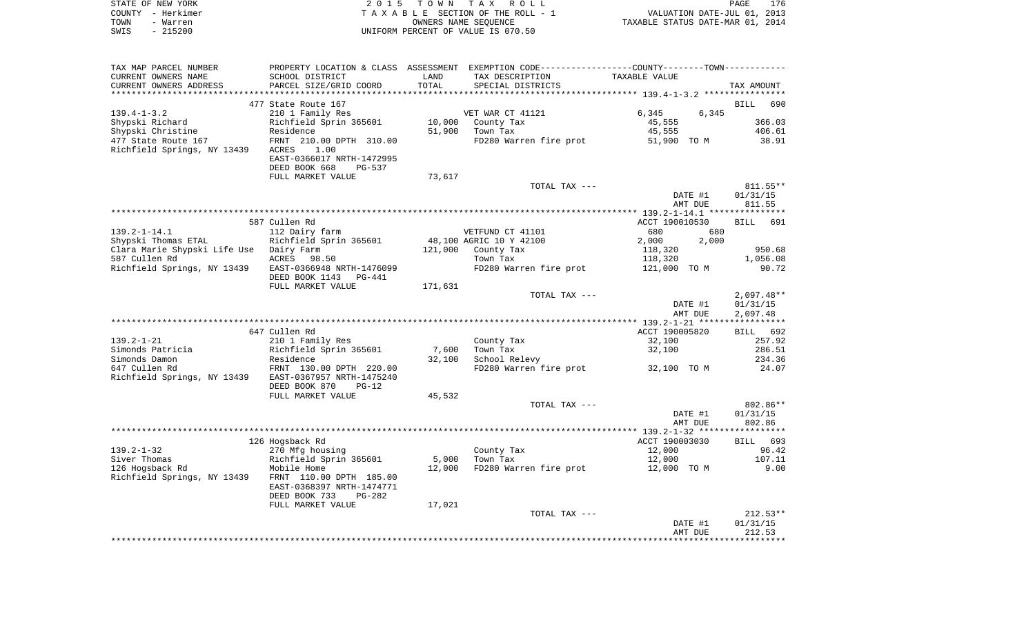STATE OF NEW YORK — 2 0 1 5 T O W N T A X R O L L — PAGE 176
COUNTY - Herkimer — T A X A B L E SECTION OF THE ROLL - 1 — VALUATION DATE-JUL 01, 2013
TOWN - Warren — OWNERS NAME SEQUENCE — TAXABLE STATUS DATE-MAR 01, 2014
SWIS - 215200 — UNIFORM PERCENT OF VALUE IS 070.50

| TAX MAP PARCEL NUMBER / CURRENT OWNERS NAME / CURRENT OWNERS ADDRESS | PROPERTY LOCATION & CLASS / SCHOOL DISTRICT / PARCEL SIZE/GRID COORD | ASSESSMENT LAND / TOTAL | EXEMPTION CODE / TAX DESCRIPTION / SPECIAL DISTRICTS | COUNTY TAXABLE VALUE | TOWN | TAX AMOUNT |
|---|---|---|---|---|---|---|
| **139.4-1-3.2** | 477 State Route 167 | | | | | BILL 690 |
| 139.4-1-3.2 | 210 1 Family Res | | VET WAR CT 41121 | 6,345 | 6,345 | |
| Shypski Richard | Richfield Sprin 365601 | 10,000 | County Tax | 45,555 | | 366.03 |
| Shypski Christine | Residence | 51,900 | Town Tax | 45,555 | | 406.61 |
| 477 State Route 167 | FRNT 210.00 DPTH 310.00 | | FD280 Warren fire prot | 51,900 TO M | | 38.91 |
| Richfield Springs, NY 13439 | ACRES 1.00 | | | | | |
| | EAST-0366017 NRTH-1472995 | | | | | |
| | DEED BOOK 668 PG-537 | | | | | |
| | FULL MARKET VALUE | 73,617 | | | | |
| | | | TOTAL TAX --- | | | 811.55** |
| | | | | DATE #1 | | 01/31/15 |
| | | | | AMT DUE | | 811.55 |
| **139.2-1-14.1** | 587 Cullen Rd | | | ACCT 190010530 | | BILL 691 |
| 139.2-1-14.1 | 112 Dairy farm | | VETFUND CT 41101 | 680 | 680 | |
| Shypski Thomas ETAL | Richfield Sprin 365601 | 48,100 | AGRIC 10 Y 42100 | 2,000 | 2,000 | |
| Clara Marie Shypski Life Use | Dairy Farm | 121,000 | County Tax | 118,320 | | 950.68 |
| 587 Cullen Rd | ACRES 98.50 | | Town Tax | 118,320 | | 1,056.08 |
| Richfield Springs, NY 13439 | EAST-0366948 NRTH-1476099 | | FD280 Warren fire prot | 121,000 TO M | | 90.72 |
| | DEED BOOK 1143 PG-441 | | | | | |
| | FULL MARKET VALUE | 171,631 | | | | |
| | | | TOTAL TAX --- | | | 2,097.48** |
| | | | | DATE #1 | | 01/31/15 |
| | | | | AMT DUE | | 2,097.48 |
| **139.2-1-21** | 647 Cullen Rd | | | ACCT 190005820 | | BILL 692 |
| 139.2-1-21 | 210 1 Family Res | | County Tax | 32,100 | | 257.92 |
| Simonds Patricia | Richfield Sprin 365601 | 7,600 | Town Tax | 32,100 | | 286.51 |
| Simonds Damon | Residence | 32,100 | School Relevy | | | 234.36 |
| 647 Cullen Rd | FRNT 130.00 DPTH 220.00 | | FD280 Warren fire prot | 32,100 TO M | | 24.07 |
| Richfield Springs, NY 13439 | EAST-0367957 NRTH-1475240 | | | | | |
| | DEED BOOK 870 PG-12 | | | | | |
| | FULL MARKET VALUE | 45,532 | | | | |
| | | | TOTAL TAX --- | | | 802.86** |
| | | | | DATE #1 | | 01/31/15 |
| | | | | AMT DUE | | 802.86 |
| **139.2-1-32** | 126 Hogsback Rd | | | ACCT 190003030 | | BILL 693 |
| 139.2-1-32 | 270 Mfg housing | | County Tax | 12,000 | | 96.42 |
| Siver Thomas | Richfield Sprin 365601 | 5,000 | Town Tax | 12,000 | | 107.11 |
| 126 Hogsback Rd | Mobile Home | 12,000 | FD280 Warren fire prot | 12,000 TO M | | 9.00 |
| Richfield Springs, NY 13439 | FRNT 110.00 DPTH 185.00 | | | | | |
| | EAST-0368397 NRTH-1474771 | | | | | |
| | DEED BOOK 733 PG-282 | | | | | |
| | FULL MARKET VALUE | 17,021 | | | | |
| | | | TOTAL TAX --- | | | 212.53** |
| | | | | DATE #1 | | 01/31/15 |
| | | | | AMT DUE | | 212.53 |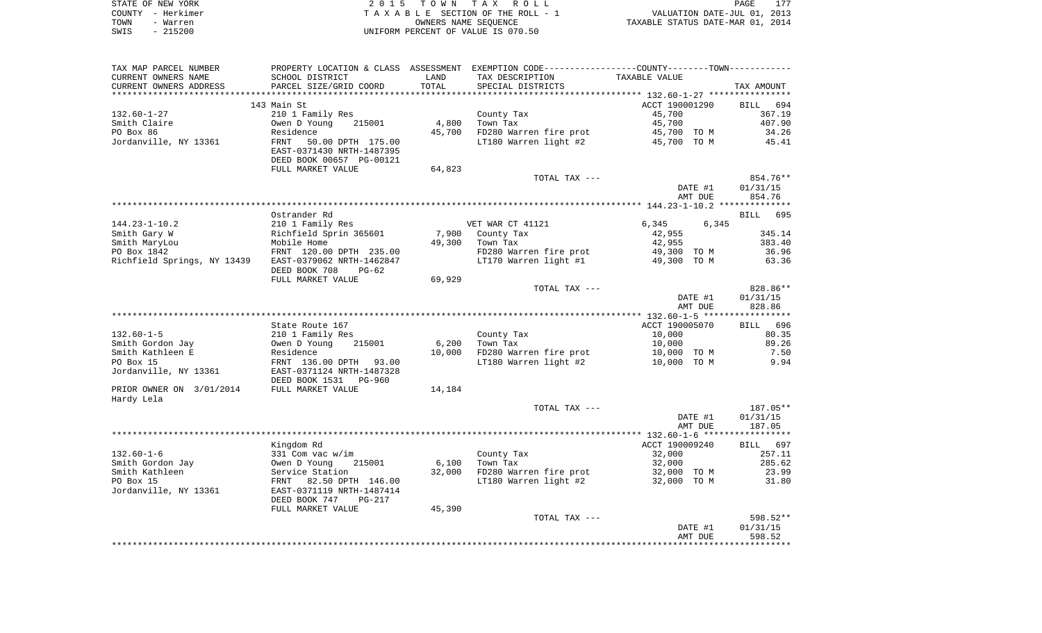STATE OF NEW YORK — 2015 TOWN TAX ROLL
COUNTY - Herkimer — TAXABLE SECTION OF THE ROLL - 1 — VALUATION DATE-JUL 01, 2013
TOWN - Warren — OWNERS NAME SEQUENCE — TAXABLE STATUS DATE-MAR 01, 2014
SWIS - 215200 — UNIFORM PERCENT OF VALUE IS 070.50

| TAX MAP PARCEL NUMBER / CURRENT OWNERS NAME / CURRENT OWNERS ADDRESS | PROPERTY LOCATION & CLASS / SCHOOL DISTRICT / PARCEL SIZE/GRID COORD | ASSESSMENT LAND | TOTAL | EXEMPTION CODE / TAX DESCRIPTION / SPECIAL DISTRICTS | COUNTY-TOWN TAXABLE VALUE | | TAX AMOUNT |
|---|---|---|---|---|---|---|---|
| | 143 Main St | | | | ACCT 190001290 | | BILL 694 |
| 132.60-1-27 | 210 1 Family Res | | | County Tax | 45,700 | | 367.19 |
| Smith Claire | Owen D Young 215001 | 4,800 | | Town Tax | 45,700 | | 407.90 |
| PO Box 86 | Residence | | 45,700 | FD280 Warren fire prot | 45,700 | TO M | 34.26 |
| Jordanville, NY 13361 | FRNT 50.00 DPTH 175.00 | | | LT180 Warren light #2 | 45,700 | TO M | 45.41 |
| | EAST-0371430 NRTH-1487395 | | | | | | |
| | DEED BOOK 00657 PG-00121 | | | | | | |
| | FULL MARKET VALUE | 64,823 | | | | | |
| | | | | TOTAL TAX --- | | | 854.76** |
| | | | | | DATE #1 | | 01/31/15 |
| | | | | | AMT DUE | | 854.76 |
| | Ostrander Rd | | | | | | BILL 695 |
| 144.23-1-10.2 | 210 1 Family Res | | | VET WAR CT 41121 | 6,345 | 6,345 | |
| Smith Gary W | Richfield Sprin 365601 | 7,900 | | County Tax | 42,955 | | 345.14 |
| Smith MaryLou | Mobile Home | | 49,300 | Town Tax | 42,955 | | 383.40 |
| PO Box 1842 | FRNT 120.00 DPTH 235.00 | | | FD280 Warren fire prot | 49,300 | TO M | 36.96 |
| Richfield Springs, NY 13439 | EAST-0379062 NRTH-1462847 | | | LT170 Warren light #1 | 49,300 | TO M | 63.36 |
| | DEED BOOK 708 PG-62 | | | | | | |
| | FULL MARKET VALUE | 69,929 | | | | | |
| | | | | TOTAL TAX --- | | | 828.86** |
| | | | | | DATE #1 | | 01/31/15 |
| | | | | | AMT DUE | | 828.86 |
| | State Route 167 | | | | ACCT 190005070 | | BILL 696 |
| 132.60-1-5 | 210 1 Family Res | | | County Tax | 10,000 | | 80.35 |
| Smith Gordon Jay | Owen D Young 215001 | 6,200 | | Town Tax | 10,000 | | 89.26 |
| Smith Kathleen E | Residence | | 10,000 | FD280 Warren fire prot | 10,000 | TO M | 7.50 |
| PO Box 15 | FRNT 136.00 DPTH 93.00 | | | LT180 Warren light #2 | 10,000 | TO M | 9.94 |
| Jordanville, NY 13361 | EAST-0371124 NRTH-1487328 | | | | | | |
| | DEED BOOK 1531 PG-960 | | | | | | |
| PRIOR OWNER ON 3/01/2014 | FULL MARKET VALUE | 14,184 | | | | | |
| Hardy Lela | | | | | | | |
| | | | | TOTAL TAX --- | | | 187.05** |
| | | | | | DATE #1 | | 01/31/15 |
| | | | | | AMT DUE | | 187.05 |
| | Kingdom Rd | | | | ACCT 190009240 | | BILL 697 |
| 132.60-1-6 | 331 Com vac w/im | | | County Tax | 32,000 | | 257.11 |
| Smith Gordon Jay | Owen D Young 215001 | 6,100 | | Town Tax | 32,000 | | 285.62 |
| Smith Kathleen | Service Station | | 32,000 | FD280 Warren fire prot | 32,000 | TO M | 23.99 |
| PO Box 15 | FRNT 82.50 DPTH 146.00 | | | LT180 Warren light #2 | 32,000 | TO M | 31.80 |
| Jordanville, NY 13361 | EAST-0371119 NRTH-1487414 | | | | | | |
| | DEED BOOK 747 PG-217 | | | | | | |
| | FULL MARKET VALUE | 45,390 | | | | | |
| | | | | TOTAL TAX --- | | | 598.52** |
| | | | | | DATE #1 | | 01/31/15 |
| | | | | | AMT DUE | | 598.52 |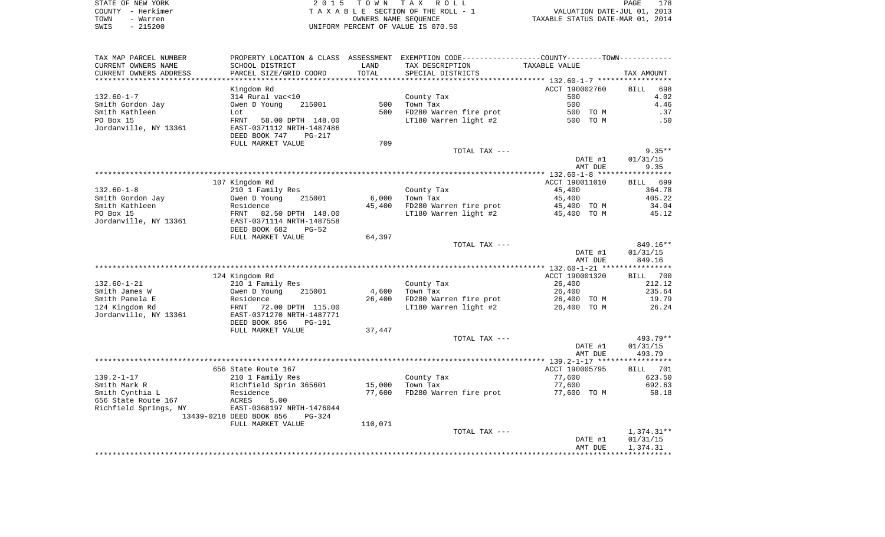STATE OF NEW YORK | COUNTY - Herkimer | TOWN - Warren | SWIS - 215200

**2015 TOWN TAX ROLL**
TAXABLE SECTION OF THE ROLL - 1
OWNERS NAME SEQUENCE
UNIFORM PERCENT OF VALUE IS 070.50

VALUATION DATE-JUL 01, 2013
TAXABLE STATUS DATE-MAR 01, 2014

| TAX MAP PARCEL NUMBER / CURRENT OWNERS NAME / CURRENT OWNERS ADDRESS | PROPERTY LOCATION & CLASS / SCHOOL DISTRICT / PARCEL SIZE/GRID COORD | ASSESSMENT LAND / TOTAL | EXEMPTION CODE / TAX DESCRIPTION / SPECIAL DISTRICTS | TAXABLE VALUE | TAX AMOUNT |
|---|---|---|---|---|---|
| **132.60-1-7** | Kingdom Rd | | | ACCT 190002760 | BILL 698 |
| 132.60-1-7 | 314 Rural vac<10 | | County Tax | 500 | 4.02 |
| Smith Gordon Jay | Owen D Young 215001 | 500 | Town Tax | 500 | 4.46 |
| Smith Kathleen | Lot | 500 | FD280 Warren fire prot | 500 TO M | .37 |
| PO Box 15 | FRNT 58.00 DPTH 148.00 | | LT180 Warren light #2 | 500 TO M | .50 |
| Jordanville, NY 13361 | EAST-0371112 NRTH-1487486 | | | | |
| | DEED BOOK 747 PG-217 | | | | |
| | FULL MARKET VALUE | 709 | | | |
| | | | TOTAL TAX --- | | 9.35** |
| | | | | DATE #1 | 01/31/15 |
| | | | | AMT DUE | 9.35 |
| **132.60-1-8** | 107 Kingdom Rd | | | ACCT 190011010 | BILL 699 |
| 132.60-1-8 | 210 1 Family Res | | County Tax | 45,400 | 364.78 |
| Smith Gordon Jay | Owen D Young 215001 | 6,000 | Town Tax | 45,400 | 405.22 |
| Smith Kathleen | Residence | 45,400 | FD280 Warren fire prot | 45,400 TO M | 34.04 |
| PO Box 15 | FRNT 82.50 DPTH 148.00 | | LT180 Warren light #2 | 45,400 TO M | 45.12 |
| Jordanville, NY 13361 | EAST-0371114 NRTH-1487558 | | | | |
| | DEED BOOK 682 PG-52 | | | | |
| | FULL MARKET VALUE | 64,397 | | | |
| | | | TOTAL TAX --- | | 849.16** |
| | | | | DATE #1 | 01/31/15 |
| | | | | AMT DUE | 849.16 |
| **132.60-1-21** | 124 Kingdom Rd | | | ACCT 190001320 | BILL 700 |
| 132.60-1-21 | 210 1 Family Res | | County Tax | 26,400 | 212.12 |
| Smith James W | Owen D Young 215001 | 4,600 | Town Tax | 26,400 | 235.64 |
| Smith Pamela E | Residence | 26,400 | FD280 Warren fire prot | 26,400 TO M | 19.79 |
| 124 Kingdom Rd | FRNT 72.00 DPTH 115.00 | | LT180 Warren light #2 | 26,400 TO M | 26.24 |
| Jordanville, NY 13361 | EAST-0371270 NRTH-1487771 | | | | |
| | DEED BOOK 856 PG-191 | | | | |
| | FULL MARKET VALUE | 37,447 | | | |
| | | | TOTAL TAX --- | | 493.79** |
| | | | | DATE #1 | 01/31/15 |
| | | | | AMT DUE | 493.79 |
| **139.2-1-17** | 656 State Route 167 | | | ACCT 190005795 | BILL 701 |
| 139.2-1-17 | 210 1 Family Res | | County Tax | 77,600 | 623.50 |
| Smith Mark R | Richfield Sprin 365601 | 15,000 | Town Tax | 77,600 | 692.63 |
| Smith Cynthia L | Residence | 77,600 | FD280 Warren fire prot | 77,600 TO M | 58.18 |
| 656 State Route 167 | ACRES 5.00 | | | | |
| Richfield Springs, NY | EAST-0368197 NRTH-1476044 | | | | |
| 13439-0218 | DEED BOOK 856 PG-324 | | | | |
| | FULL MARKET VALUE | 110,071 | | | |
| | | | TOTAL TAX --- | | 1,374.31** |
| | | | | DATE #1 | 01/31/15 |
| | | | | AMT DUE | 1,374.31 |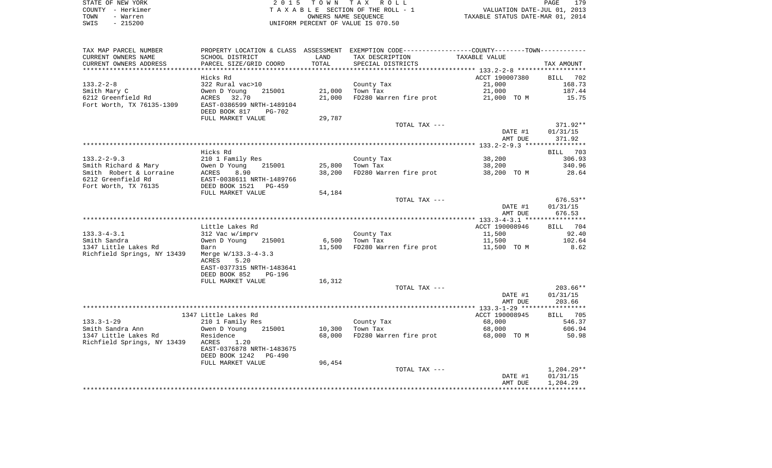STATE OF NEW YORK
COUNTY - Herkimer
TOWN - Warren
SWIS - 215200

2 0 1 5 T O W N T A X R O L L
T A X A B L E SECTION OF THE ROLL - 1
OWNERS NAME SEQUENCE
UNIFORM PERCENT OF VALUE IS 070.50

VALUATION DATE-JUL 01, 2013
TAXABLE STATUS DATE-MAR 01, 2014

| TAX MAP PARCEL NUMBER / CURRENT OWNERS NAME / CURRENT OWNERS ADDRESS | PROPERTY LOCATION & CLASS / SCHOOL DISTRICT / PARCEL SIZE/GRID COORD | ASSESSMENT LAND / TOTAL | EXEMPTION CODE / TAX DESCRIPTION / SPECIAL DISTRICTS | TAXABLE VALUE | TAX AMOUNT |
|---|---|---|---|---|---|
| | Hicks Rd | | | ACCT 190007380 | BILL 702 |
| 133.2-2-8 | 322 Rural vac>10 | | County Tax | 21,000 | 168.73 |
| Smith Mary C | Owen D Young 215001 | 21,000 | Town Tax | 21,000 | 187.44 |
| 6212 Greenfield Rd | ACRES 32.70 | 21,000 | FD280 Warren fire prot | 21,000 TO M | 15.75 |
| Fort Worth, TX 76135-1309 | EAST-0386599 NRTH-1489104 | | | | |
| | DEED BOOK 817 PG-702 | | | | |
| | FULL MARKET VALUE | 29,787 | | | |
| | | | TOTAL TAX --- | | 371.92** |
| | | | | DATE #1 | 01/31/15 |
| | | | | AMT DUE | 371.92 |
| | Hicks Rd | | | | BILL 703 |
| 133.2-2-9.3 | 210 1 Family Res | | County Tax | 38,200 | 306.93 |
| Smith Richard & Mary | Owen D Young 215001 | 25,800 | Town Tax | 38,200 | 340.96 |
| Smith Robert & Lorraine | ACRES 8.90 | 38,200 | FD280 Warren fire prot | 38,200 TO M | 28.64 |
| 6212 Greenfield Rd | EAST-0038611 NRTH-1489766 | | | | |
| Fort Worth, TX 76135 | DEED BOOK 1521 PG-459 | | | | |
| | FULL MARKET VALUE | 54,184 | | | |
| | | | TOTAL TAX --- | | 676.53** |
| | | | | DATE #1 | 01/31/15 |
| | | | | AMT DUE | 676.53 |
| | Little Lakes Rd | | | ACCT 190008946 | BILL 704 |
| 133.3-4-3.1 | 312 Vac w/imprv | | County Tax | 11,500 | 92.40 |
| Smith Sandra | Owen D Young 215001 | 6,500 | Town Tax | 11,500 | 102.64 |
| 1347 Little Lakes Rd | Barn | 11,500 | FD280 Warren fire prot | 11,500 TO M | 8.62 |
| Richfield Springs, NY 13439 | Merge W/133.3-4-3.3 | | | | |
| | ACRES 5.20 | | | | |
| | EAST-0377315 NRTH-1483641 | | | | |
| | DEED BOOK 852 PG-196 | | | | |
| | FULL MARKET VALUE | 16,312 | | | |
| | | | TOTAL TAX --- | | 203.66** |
| | | | | DATE #1 | 01/31/15 |
| | | | | AMT DUE | 203.66 |
| | 1347 Little Lakes Rd | | | ACCT 190008945 | BILL 705 |
| 133.3-1-29 | 210 1 Family Res | | County Tax | 68,000 | 546.37 |
| Smith Sandra Ann | Owen D Young 215001 | 10,300 | Town Tax | 68,000 | 606.94 |
| 1347 Little Lakes Rd | Residence | 68,000 | FD280 Warren fire prot | 68,000 TO M | 50.98 |
| Richfield Springs, NY 13439 | ACRES 1.20 | | | | |
| | EAST-0376878 NRTH-1483675 | | | | |
| | DEED BOOK 1242 PG-490 | | | | |
| | FULL MARKET VALUE | 96,454 | | | |
| | | | TOTAL TAX --- | | 1,204.29** |
| | | | | DATE #1 | 01/31/15 |
| | | | | AMT DUE | 1,204.29 |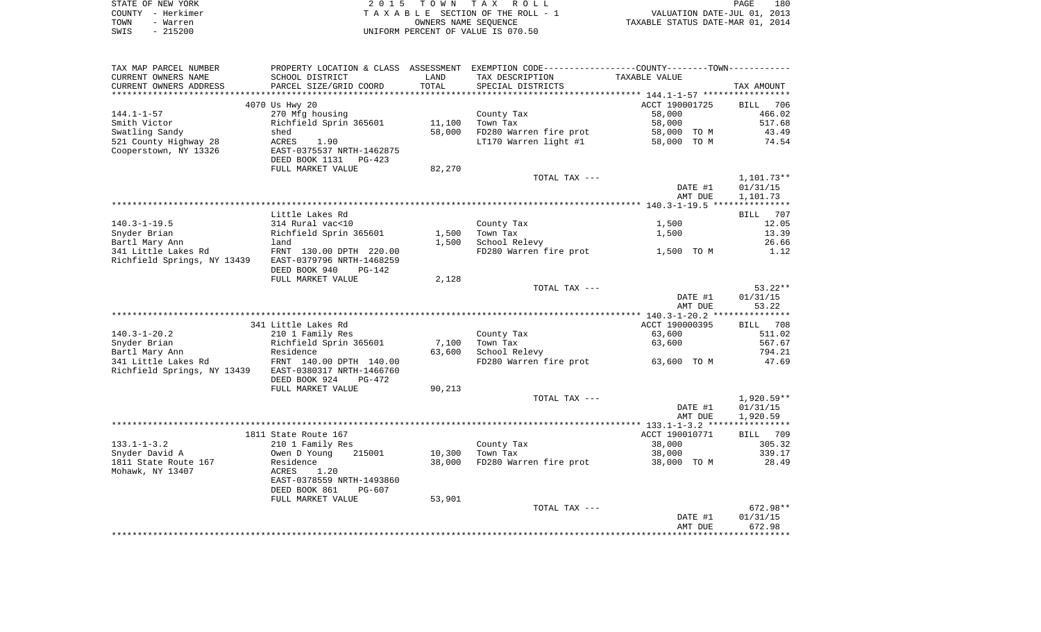STATE OF NEW YORK  
COUNTY - Herkimer  
TOWN - Warren  
SWIS - 215200

2015 TOWN TAX ROLL  
TAXABLE SECTION OF THE ROLL - 1  
OWNERS NAME SEQUENCE  
UNIFORM PERCENT OF VALUE IS 070.50

VALUATION DATE-JUL 01, 2013  
TAXABLE STATUS DATE-MAR 01, 2014

| TAX MAP PARCEL NUMBER / CURRENT OWNERS NAME / CURRENT OWNERS ADDRESS | PROPERTY LOCATION & CLASS / SCHOOL DISTRICT / PARCEL SIZE/GRID COORD | ASSESSMENT LAND / TOTAL | EXEMPTION CODE / TAX DESCRIPTION / SPECIAL DISTRICTS | TAXABLE VALUE | TAX AMOUNT |
|---|---|---|---|---|---|
| | 4070 Us Hwy 20 | | | ACCT 190001725 | BILL 706 |
| 144.1-1-57 | 270 Mfg housing | | County Tax | 58,000 | 466.02 |
| Smith Victor | Richfield Sprin 365601 | 11,100 | Town Tax | 58,000 | 517.68 |
| Swatling Sandy | shed | 58,000 | FD280 Warren fire prot | 58,000 TO M | 43.49 |
| 521 County Highway 28 | ACRES 1.90 | | LT170 Warren light #1 | 58,000 TO M | 74.54 |
| Cooperstown, NY 13326 | EAST-0375537 NRTH-1462875 | | | | |
| | DEED BOOK 1131 PG-423 | | | | |
| | FULL MARKET VALUE | 82,270 | | | |
| | | | TOTAL TAX --- | | 1,101.73** |
| | | | | DATE #1 | 01/31/15 |
| | | | | AMT DUE | 1,101.73 |
| | Little Lakes Rd | | | | BILL 707 |
| 140.3-1-19.5 | 314 Rural vac<10 | | County Tax | 1,500 | 12.05 |
| Snyder Brian | Richfield Sprin 365601 | 1,500 | Town Tax | 1,500 | 13.39 |
| Bartl Mary Ann | land | 1,500 | School Relevy | | 26.66 |
| 341 Little Lakes Rd | FRNT 130.00 DPTH 220.00 | | FD280 Warren fire prot | 1,500 TO M | 1.12 |
| Richfield Springs, NY 13439 | EAST-0379796 NRTH-1468259 | | | | |
| | DEED BOOK 940 PG-142 | | | | |
| | FULL MARKET VALUE | 2,128 | | | |
| | | | TOTAL TAX --- | | 53.22** |
| | | | | DATE #1 | 01/31/15 |
| | | | | AMT DUE | 53.22 |
| | 341 Little Lakes Rd | | | ACCT 190000395 | BILL 708 |
| 140.3-1-20.2 | 210 1 Family Res | | County Tax | 63,600 | 511.02 |
| Snyder Brian | Richfield Sprin 365601 | 7,100 | Town Tax | 63,600 | 567.67 |
| Bartl Mary Ann | Residence | 63,600 | School Relevy | | 794.21 |
| 341 Little Lakes Rd | FRNT 140.00 DPTH 140.00 | | FD280 Warren fire prot | 63,600 TO M | 47.69 |
| Richfield Springs, NY 13439 | EAST-0380317 NRTH-1466760 | | | | |
| | DEED BOOK 924 PG-472 | | | | |
| | FULL MARKET VALUE | 90,213 | | | |
| | | | TOTAL TAX --- | | 1,920.59** |
| | | | | DATE #1 | 01/31/15 |
| | | | | AMT DUE | 1,920.59 |
| | 1811 State Route 167 | | | ACCT 190010771 | BILL 709 |
| 133.1-1-3.2 | 210 1 Family Res | | County Tax | 38,000 | 305.32 |
| Snyder David A | Owen D Young 215001 | 10,300 | Town Tax | 38,000 | 339.17 |
| 1811 State Route 167 | Residence | 38,000 | FD280 Warren fire prot | 38,000 TO M | 28.49 |
| Mohawk, NY 13407 | ACRES 1.20 | | | | |
| | EAST-0378559 NRTH-1493860 | | | | |
| | DEED BOOK 861 PG-607 | | | | |
| | FULL MARKET VALUE | 53,901 | | | |
| | | | TOTAL TAX --- | | 672.98** |
| | | | | DATE #1 | 01/31/15 |
| | | | | AMT DUE | 672.98 |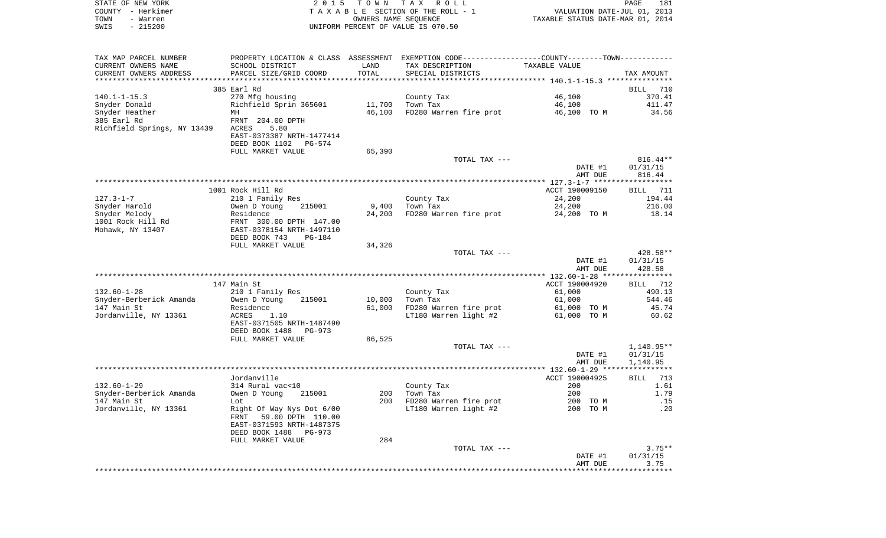STATE OF NEW YORK
COUNTY - Herkimer
TOWN - Warren
SWIS - 215200

2015 TOWN TAX ROLL
TAXABLE SECTION OF THE ROLL - 1
OWNERS NAME SEQUENCE
UNIFORM PERCENT OF VALUE IS 070.50

VALUATION DATE-JUL 01, 2013
TAXABLE STATUS DATE-MAR 01, 2014

| TAX MAP PARCEL NUMBER / CURRENT OWNERS NAME / CURRENT OWNERS ADDRESS | PROPERTY LOCATION & CLASS / SCHOOL DISTRICT / PARCEL SIZE/GRID COORD | ASSESSMENT LAND / TOTAL | EXEMPTION CODE / TAX DESCRIPTION / SPECIAL DISTRICTS | TAXABLE VALUE | TAX AMOUNT |
|---|---|---|---|---|---|
| | 385 Earl Rd | | | | BILL 710 |
| 140.1-1-15.3 | 270 Mfg housing | | County Tax | 46,100 | 370.41 |
| Snyder Donald | Richfield Sprin 365601 | 11,700 | Town Tax | 46,100 | 411.47 |
| Snyder Heather | MH | 46,100 | FD280 Warren fire prot | 46,100 TO M | 34.56 |
| 385 Earl Rd | FRNT 204.00 DPTH | | | | |
| Richfield Springs, NY 13439 | ACRES 5.80 | | | | |
| | EAST-0373387 NRTH-1477414 | | | | |
| | DEED BOOK 1102 PG-574 | | | | |
| | FULL MARKET VALUE | 65,390 | | | |
| | | | TOTAL TAX --- | | 816.44** |
| | | | | DATE #1 | 01/31/15 |
| | | | | AMT DUE | 816.44 |
| | 1001 Rock Hill Rd | | | ACCT 190009150 | BILL 711 |
| 127.3-1-7 | 210 1 Family Res | | County Tax | 24,200 | 194.44 |
| Snyder Harold | Owen D Young 215001 | 9,400 | Town Tax | 24,200 | 216.00 |
| Snyder Melody | Residence | 24,200 | FD280 Warren fire prot | 24,200 TO M | 18.14 |
| 1001 Rock Hill Rd | FRNT 300.00 DPTH 147.00 | | | | |
| Mohawk, NY 13407 | EAST-0378154 NRTH-1497110 | | | | |
| | DEED BOOK 743 PG-184 | | | | |
| | FULL MARKET VALUE | 34,326 | | | |
| | | | TOTAL TAX --- | | 428.58** |
| | | | | DATE #1 | 01/31/15 |
| | | | | AMT DUE | 428.58 |
| | 147 Main St | | | ACCT 190004920 | BILL 712 |
| 132.60-1-28 | 210 1 Family Res | | County Tax | 61,000 | 490.13 |
| Snyder-Berberick Amanda | Owen D Young 215001 | 10,000 | Town Tax | 61,000 | 544.46 |
| 147 Main St | Residence | 61,000 | FD280 Warren fire prot | 61,000 TO M | 45.74 |
| Jordanville, NY 13361 | ACRES 1.10 | | LT180 Warren light #2 | 61,000 TO M | 60.62 |
| | EAST-0371505 NRTH-1487490 | | | | |
| | DEED BOOK 1488 PG-973 | | | | |
| | FULL MARKET VALUE | 86,525 | | | |
| | | | TOTAL TAX --- | | 1,140.95** |
| | | | | DATE #1 | 01/31/15 |
| | | | | AMT DUE | 1,140.95 |
| | Jordanville | | | ACCT 190004925 | BILL 713 |
| 132.60-1-29 | 314 Rural vac<10 | | County Tax | 200 | 1.61 |
| Snyder-Berberick Amanda | Owen D Young 215001 | 200 | Town Tax | 200 | 1.79 |
| 147 Main St | Lot | 200 | FD280 Warren fire prot | 200 TO M | .15 |
| Jordanville, NY 13361 | Right Of Way Nys Dot 6/00 | | LT180 Warren light #2 | 200 TO M | .20 |
| | FRNT 59.00 DPTH 110.00 | | | | |
| | EAST-0371593 NRTH-1487375 | | | | |
| | DEED BOOK 1488 PG-973 | | | | |
| | FULL MARKET VALUE | 284 | | | |
| | | | TOTAL TAX --- | | 3.75** |
| | | | | DATE #1 | 01/31/15 |
| | | | | AMT DUE | 3.75 |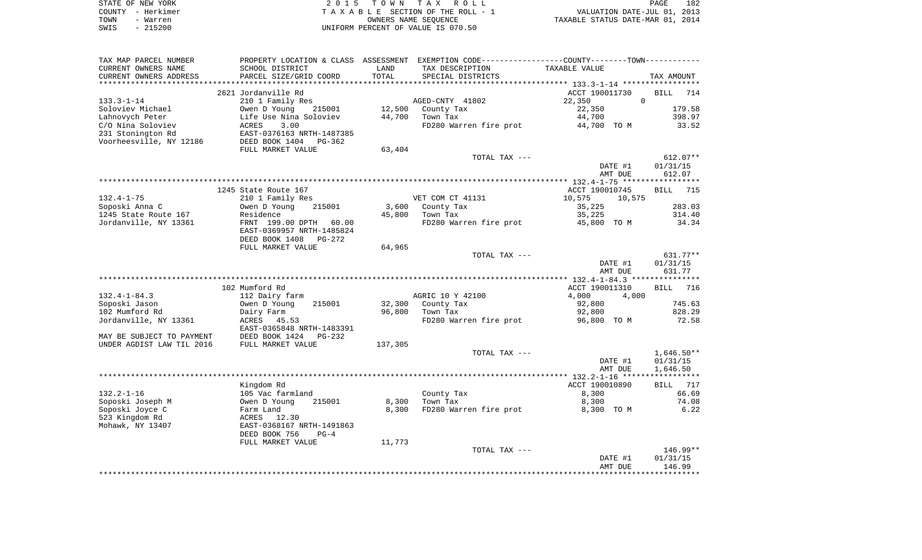STATE OF NEW YORK
COUNTY - Herkimer
TOWN - Warren
SWIS - 215200

2 0 1 5 T O W N T A X R O L L
T A X A B L E SECTION OF THE ROLL - 1
OWNERS NAME SEQUENCE
UNIFORM PERCENT OF VALUE IS 070.50

VALUATION DATE-JUL 01, 2013
TAXABLE STATUS DATE-MAR 01, 2014

| TAX MAP PARCEL NUMBER / CURRENT OWNERS NAME / CURRENT OWNERS ADDRESS | PROPERTY LOCATION & CLASS / SCHOOL DISTRICT / PARCEL SIZE/GRID COORD | ASSESSMENT LAND / TOTAL | EXEMPTION CODE / TAX DESCRIPTION / SPECIAL DISTRICTS | COUNTY / TOWN TAXABLE VALUE | TAX AMOUNT |
|---|---|---|---|---|---|
| | 2621 Jordanville Rd | | | ACCT 190011730 | BILL 714 |
| 133.3-1-14 | 210 1 Family Res | | AGED-CNTY 41802 | 22,350 0 | |
| Soloviev Michael | Owen D Young 215001 | 12,500 | County Tax | 22,350 | 179.58 |
| Lahnovych Peter | Life Use Nina Soloviev | 44,700 | Town Tax | 44,700 | 398.97 |
| C/O Nina Soloviev | ACRES 3.00 | | FD280 Warren fire prot | 44,700 TO M | 33.52 |
| 231 Stonington Rd | EAST-0376163 NRTH-1487385 | | | | |
| Voorheesville, NY 12186 | DEED BOOK 1404 PG-362 | | | | |
| | FULL MARKET VALUE | 63,404 | | | |
| | | | TOTAL TAX --- | | 612.07** |
| | | | | DATE #1 | 01/31/15 |
| | | | | AMT DUE | 612.07 |
| | 1245 State Route 167 | | | ACCT 190010745 | BILL 715 |
| 132.4-1-75 | 210 1 Family Res | | VET COM CT 41131 | 10,575 10,575 | |
| Soposki Anna C | Owen D Young 215001 | 3,600 | County Tax | 35,225 | 283.03 |
| 1245 State Route 167 | Residence | 45,800 | Town Tax | 35,225 | 314.40 |
| Jordanville, NY 13361 | FRNT 199.00 DPTH 60.00 | | FD280 Warren fire prot | 45,800 TO M | 34.34 |
| | EAST-0369957 NRTH-1485824 | | | | |
| | DEED BOOK 1408 PG-272 | | | | |
| | FULL MARKET VALUE | 64,965 | | | |
| | | | TOTAL TAX --- | | 631.77** |
| | | | | DATE #1 | 01/31/15 |
| | | | | AMT DUE | 631.77 |
| | 102 Mumford Rd | | | ACCT 190011310 | BILL 716 |
| 132.4-1-84.3 | 112 Dairy farm | | AGRIC 10 Y 42100 | 4,000 4,000 | |
| Soposki Jason | Owen D Young 215001 | 32,300 | County Tax | 92,800 | 745.63 |
| 102 Mumford Rd | Dairy Farm | 96,800 | Town Tax | 92,800 | 828.29 |
| Jordanville, NY 13361 | ACRES 45.53 | | FD280 Warren fire prot | 96,800 TO M | 72.58 |
| | EAST-0365848 NRTH-1483391 | | | | |
| MAY BE SUBJECT TO PAYMENT | DEED BOOK 1424 PG-232 | | | | |
| UNDER AGDIST LAW TIL 2016 | FULL MARKET VALUE | 137,305 | | | |
| | | | TOTAL TAX --- | | 1,646.50** |
| | | | | DATE #1 | 01/31/15 |
| | | | | AMT DUE | 1,646.50 |
| | Kingdom Rd | | | ACCT 190010890 | BILL 717 |
| 132.2-1-16 | 105 Vac farmland | | County Tax | 8,300 | 66.69 |
| Soposki Joseph M | Owen D Young 215001 | 8,300 | Town Tax | 8,300 | 74.08 |
| Soposki Joyce C | Farm Land | 8,300 | FD280 Warren fire prot | 8,300 TO M | 6.22 |
| 523 Kingdom Rd | ACRES 12.30 | | | | |
| Mohawk, NY 13407 | EAST-0368167 NRTH-1491863 | | | | |
| | DEED BOOK 756 PG-4 | | | | |
| | FULL MARKET VALUE | 11,773 | | | |
| | | | TOTAL TAX --- | | 146.99** |
| | | | | DATE #1 | 01/31/15 |
| | | | | AMT DUE | 146.99 |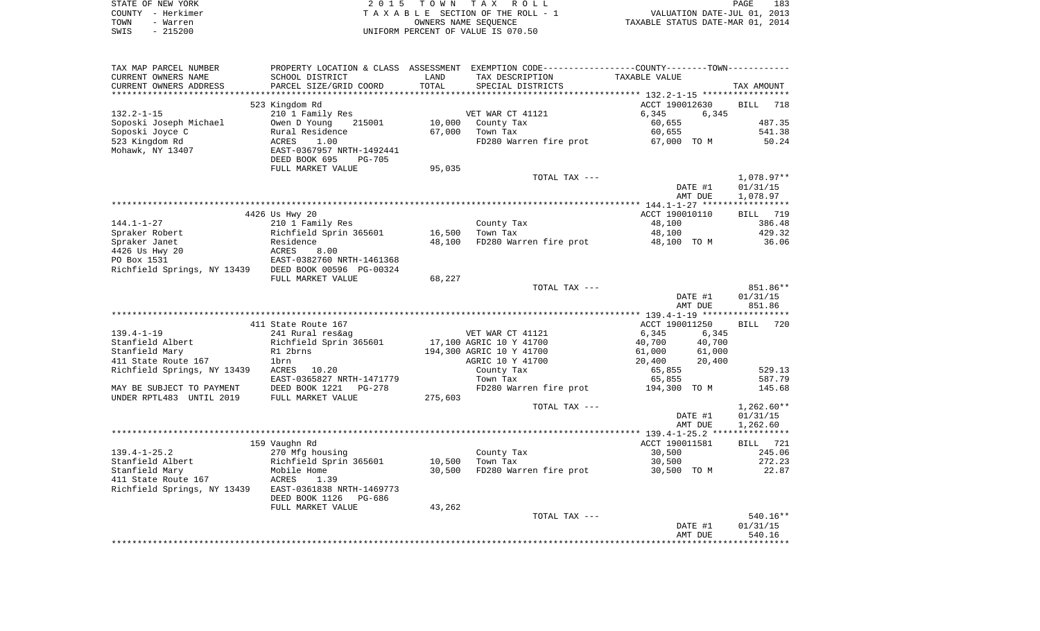STATE OF NEW YORK
COUNTY - Herkimer
TOWN - Warren
SWIS - 215200

2015 TOWN TAX ROLL
TAXABLE SECTION OF THE ROLL - 1
OWNERS NAME SEQUENCE
UNIFORM PERCENT OF VALUE IS 070.50

VALUATION DATE-JUL 01, 2013
TAXABLE STATUS DATE-MAR 01, 2014

| TAX MAP PARCEL NUMBER / CURRENT OWNERS NAME / CURRENT OWNERS ADDRESS | PROPERTY LOCATION & CLASS / SCHOOL DISTRICT / PARCEL SIZE/GRID COORD | ASSESSMENT LAND / TOTAL | EXEMPTION CODE / TAX DESCRIPTION / SPECIAL DISTRICTS | COUNTY / TOWN TAXABLE VALUE | TAX AMOUNT |
|---|---|---|---|---|---|
| 132.2-1-15 | 523 Kingdom Rd | | | ACCT 190012630 | BILL 718 |
| 132.2-1-15 | 210 1 Family Res | | VET WAR CT 41121 | 6,345 6,345 | |
| Soposki Joseph Michael | Owen D Young 215001 | 10,000 | County Tax | 60,655 | 487.35 |
| Soposki Joyce C | Rural Residence | 67,000 | Town Tax | 60,655 | 541.38 |
| 523 Kingdom Rd | ACRES 1.00 | | FD280 Warren fire prot | 67,000 TO M | 50.24 |
| Mohawk, NY 13407 | EAST-0367957 NRTH-1492441 | | | | |
| | DEED BOOK 695 PG-705 | | | | |
| | FULL MARKET VALUE | 95,035 | | | |
| | | | TOTAL TAX --- | | 1,078.97** |
| | | | | DATE #1 | 01/31/15 |
| | | | | AMT DUE | 1,078.97 |
| 144.1-1-27 | 4426 Us Hwy 20 | | | ACCT 190010110 | BILL 719 |
| 144.1-1-27 | 210 1 Family Res | | County Tax | 48,100 | 386.48 |
| Spraker Robert | Richfield Sprin 365601 | 16,500 | Town Tax | 48,100 | 429.32 |
| Spraker Janet | Residence | 48,100 | FD280 Warren fire prot | 48,100 TO M | 36.06 |
| 4426 Us Hwy 20 | ACRES 8.00 | | | | |
| PO Box 1531 | EAST-0382760 NRTH-1461368 | | | | |
| Richfield Springs, NY 13439 | DEED BOOK 00596 PG-00324 | | | | |
| | FULL MARKET VALUE | 68,227 | | | |
| | | | TOTAL TAX --- | | 851.86** |
| | | | | DATE #1 | 01/31/15 |
| | | | | AMT DUE | 851.86 |
| 139.4-1-19 | 411 State Route 167 | | | ACCT 190011250 | BILL 720 |
| 139.4-1-19 | 241 Rural res&ag | | VET WAR CT 41121 | 6,345 6,345 | |
| Stanfield Albert | Richfield Sprin 365601 | 17,100 | AGRIC 10 Y 41700 | 40,700 40,700 | |
| Stanfield Mary | R1 2brns | 194,300 | AGRIC 10 Y 41700 | 61,000 61,000 | |
| 411 State Route 167 | 1brn | | AGRIC 10 Y 41700 | 20,400 20,400 | |
| Richfield Springs, NY 13439 | ACRES 10.20 | | County Tax | 65,855 | 529.13 |
| | EAST-0365827 NRTH-1471779 | | Town Tax | 65,855 | 587.79 |
| MAY BE SUBJECT TO PAYMENT | DEED BOOK 1221 PG-278 | | FD280 Warren fire prot | 194,300 TO M | 145.68 |
| UNDER RPTL483 UNTIL 2019 | FULL MARKET VALUE | 275,603 | | | |
| | | | TOTAL TAX --- | | 1,262.60** |
| | | | | DATE #1 | 01/31/15 |
| | | | | AMT DUE | 1,262.60 |
| 139.4-1-25.2 | 159 Vaughn Rd | | | ACCT 190011581 | BILL 721 |
| 139.4-1-25.2 | 270 Mfg housing | | County Tax | 30,500 | 245.06 |
| Stanfield Albert | Richfield Sprin 365601 | 10,500 | Town Tax | 30,500 | 272.23 |
| Stanfield Mary | Mobile Home | 30,500 | FD280 Warren fire prot | 30,500 TO M | 22.87 |
| 411 State Route 167 | ACRES 1.39 | | | | |
| Richfield Springs, NY 13439 | EAST-0361838 NRTH-1469773 | | | | |
| | DEED BOOK 1126 PG-686 | | | | |
| | FULL MARKET VALUE | 43,262 | | | |
| | | | TOTAL TAX --- | | 540.16** |
| | | | | DATE #1 | 01/31/15 |
| | | | | AMT DUE | 540.16 |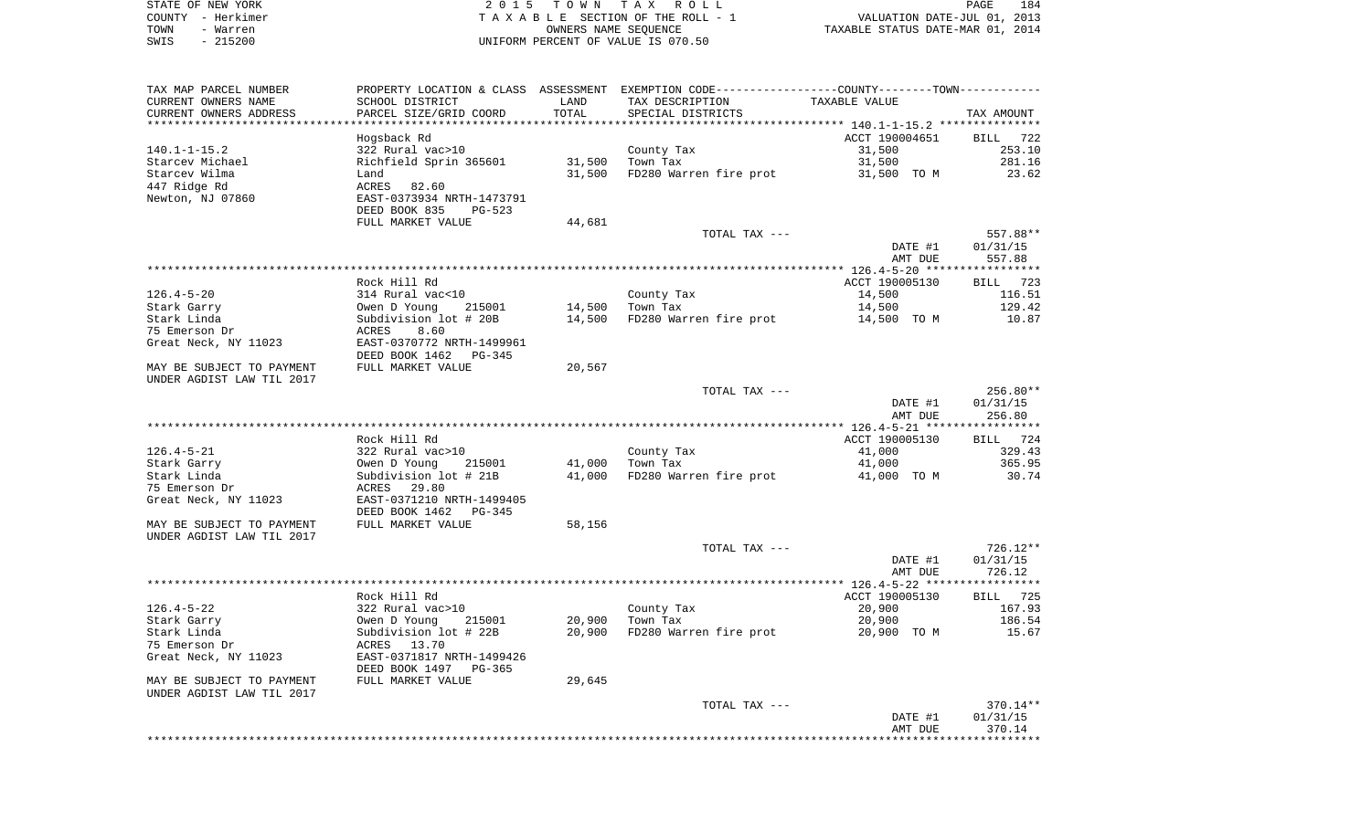STATE OF NEW YORK
COUNTY - Herkimer
TOWN - Warren
SWIS - 215200

2 0 1 5 T O W N T A X R O L L
T A X A B L E SECTION OF THE ROLL - 1
OWNERS NAME SEQUENCE
UNIFORM PERCENT OF VALUE IS 070.50

VALUATION DATE-JUL 01, 2013
TAXABLE STATUS DATE-MAR 01, 2014

| TAX MAP PARCEL NUMBER / CURRENT OWNERS NAME / CURRENT OWNERS ADDRESS | PROPERTY LOCATION & CLASS / SCHOOL DISTRICT / PARCEL SIZE/GRID COORD | ASSESSMENT LAND / TOTAL | EXEMPTION CODE / TAX DESCRIPTION / SPECIAL DISTRICTS | COUNTY--------TOWN TAXABLE VALUE | TAX AMOUNT |
|---|---|---|---|---|---|
| | Hogsback Rd | | | ACCT 190004651 | BILL 722 |
| 140.1-1-15.2 | 322 Rural vac>10 | | County Tax | 31,500 | 253.10 |
| Starcev Michael | Richfield Sprin 365601 | 31,500 | Town Tax | 31,500 | 281.16 |
| Starcev Wilma | Land | 31,500 | FD280 Warren fire prot | 31,500 TO M | 23.62 |
| 447 Ridge Rd | ACRES 82.60 | | | | |
| Newton, NJ 07860 | EAST-0373934 NRTH-1473791 | | | | |
| | DEED BOOK 835 PG-523 | | | | |
| | FULL MARKET VALUE | 44,681 | | | |
| | | | TOTAL TAX --- | | 557.88** |
| | | | | DATE #1 | 01/31/15 |
| | | | | AMT DUE | 557.88 |
| | Rock Hill Rd | | | ACCT 190005130 | BILL 723 |
| 126.4-5-20 | 314 Rural vac<10 | | County Tax | 14,500 | 116.51 |
| Stark Garry | Owen D Young 215001 | 14,500 | Town Tax | 14,500 | 129.42 |
| Stark Linda | Subdivision lot # 20B | 14,500 | FD280 Warren fire prot | 14,500 TO M | 10.87 |
| 75 Emerson Dr | ACRES 8.60 | | | | |
| Great Neck, NY 11023 | EAST-0370772 NRTH-1499961 | | | | |
| | DEED BOOK 1462 PG-345 | | | | |
| MAY BE SUBJECT TO PAYMENT | FULL MARKET VALUE | 20,567 | | | |
| UNDER AGDIST LAW TIL 2017 | | | | | |
| | | | TOTAL TAX --- | | 256.80** |
| | | | | DATE #1 | 01/31/15 |
| | | | | AMT DUE | 256.80 |
| | Rock Hill Rd | | | ACCT 190005130 | BILL 724 |
| 126.4-5-21 | 322 Rural vac>10 | | County Tax | 41,000 | 329.43 |
| Stark Garry | Owen D Young 215001 | 41,000 | Town Tax | 41,000 | 365.95 |
| Stark Linda | Subdivision lot # 21B | 41,000 | FD280 Warren fire prot | 41,000 TO M | 30.74 |
| 75 Emerson Dr | ACRES 29.80 | | | | |
| Great Neck, NY 11023 | EAST-0371210 NRTH-1499405 | | | | |
| | DEED BOOK 1462 PG-345 | | | | |
| MAY BE SUBJECT TO PAYMENT | FULL MARKET VALUE | 58,156 | | | |
| UNDER AGDIST LAW TIL 2017 | | | | | |
| | | | TOTAL TAX --- | | 726.12** |
| | | | | DATE #1 | 01/31/15 |
| | | | | AMT DUE | 726.12 |
| | Rock Hill Rd | | | ACCT 190005130 | BILL 725 |
| 126.4-5-22 | 322 Rural vac>10 | | County Tax | 20,900 | 167.93 |
| Stark Garry | Owen D Young 215001 | 20,900 | Town Tax | 20,900 | 186.54 |
| Stark Linda | Subdivision lot # 22B | 20,900 | FD280 Warren fire prot | 20,900 TO M | 15.67 |
| 75 Emerson Dr | ACRES 13.70 | | | | |
| Great Neck, NY 11023 | EAST-0371817 NRTH-1499426 | | | | |
| | DEED BOOK 1497 PG-365 | | | | |
| MAY BE SUBJECT TO PAYMENT | FULL MARKET VALUE | 29,645 | | | |
| UNDER AGDIST LAW TIL 2017 | | | | | |
| | | | TOTAL TAX --- | | 370.14** |
| | | | | DATE #1 | 01/31/15 |
| | | | | AMT DUE | 370.14 |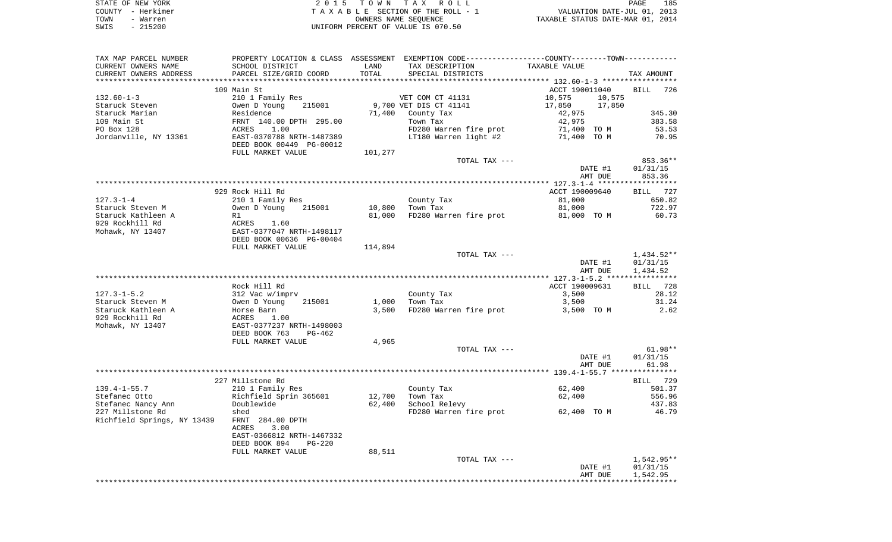STATE OF NEW YORK | COUNTY - Herkimer | TOWN - Warren | SWIS - 215200

2015 TOWN TAX ROLL — TAXABLE SECTION OF THE ROLL - 1 — OWNERS NAME SEQUENCE — UNIFORM PERCENT OF VALUE IS 070.50

VALUATION DATE-JUL 01, 2013 | TAXABLE STATUS DATE-MAR 01, 2014

| TAX MAP PARCEL NUMBER / CURRENT OWNERS NAME / CURRENT OWNERS ADDRESS | PROPERTY LOCATION & CLASS / SCHOOL DISTRICT / PARCEL SIZE/GRID COORD | ASSESSMENT LAND / TOTAL | EXEMPTION CODE / TAX DESCRIPTION / SPECIAL DISTRICTS | COUNTY / TOWN TAXABLE VALUE | TAX AMOUNT |
|---|---|---|---|---|---|
| **132.60-1-3** | 109 Main St | | | ACCT 190011040 | BILL 726 |
| | 210 1 Family Res | | VET COM CT 41131 | 10,575 / 10,575 | |
| Staruck Steven | Owen D Young 215001 | 9,700 | VET DIS CT 41141 | 17,850 / 17,850 | |
| Staruck Marian | Residence | 71,400 | County Tax | 42,975 | 345.30 |
| 109 Main St | FRNT 140.00 DPTH 295.00 | | Town Tax | 42,975 | 383.58 |
| PO Box 128 | ACRES 1.00 | | FD280 Warren fire prot | 71,400 TO M | 53.53 |
| Jordanville, NY 13361 | EAST-0370788 NRTH-1487389 | | LT180 Warren light #2 | 71,400 TO M | 70.95 |
| | DEED BOOK 00449 PG-00012 | | | | |
| | FULL MARKET VALUE | 101,277 | | | |
| | | | TOTAL TAX --- | | 853.36** |
| | | | | DATE #1 | 01/31/15 |
| | | | | AMT DUE | 853.36 |
| **127.3-1-4** | 929 Rock Hill Rd | | | ACCT 190009640 | BILL 727 |
| | 210 1 Family Res | | County Tax | 81,000 | 650.82 |
| Staruck Steven M | Owen D Young 215001 | 10,800 | Town Tax | 81,000 | 722.97 |
| Staruck Kathleen A | R1 | 81,000 | FD280 Warren fire prot | 81,000 TO M | 60.73 |
| 929 Rockhill Rd | ACRES 1.60 | | | | |
| Mohawk, NY 13407 | EAST-0377047 NRTH-1498117 | | | | |
| | DEED BOOK 00636 PG-00404 | | | | |
| | FULL MARKET VALUE | 114,894 | | | |
| | | | TOTAL TAX --- | | 1,434.52** |
| | | | | DATE #1 | 01/31/15 |
| | | | | AMT DUE | 1,434.52 |
| **127.3-1-5.2** | Rock Hill Rd | | | ACCT 190009631 | BILL 728 |
| | 312 Vac w/imprv | | County Tax | 3,500 | 28.12 |
| Staruck Steven M | Owen D Young 215001 | 1,000 | Town Tax | 3,500 | 31.24 |
| Staruck Kathleen A | Horse Barn | 3,500 | FD280 Warren fire prot | 3,500 TO M | 2.62 |
| 929 Rockhill Rd | ACRES 1.00 | | | | |
| Mohawk, NY 13407 | EAST-0377237 NRTH-1498003 | | | | |
| | DEED BOOK 763 PG-462 | | | | |
| | FULL MARKET VALUE | 4,965 | | | |
| | | | TOTAL TAX --- | | 61.98** |
| | | | | DATE #1 | 01/31/15 |
| | | | | AMT DUE | 61.98 |
| **139.4-1-55.7** | 227 Millstone Rd | | | | BILL 729 |
| | 210 1 Family Res | | County Tax | 62,400 | 501.37 |
| Stefanec Otto | Richfield Sprin 365601 | 12,700 | Town Tax | 62,400 | 556.96 |
| Stefanec Nancy Ann | Doublewide | 62,400 | School Relevy | | 437.83 |
| 227 Millstone Rd | shed | | FD280 Warren fire prot | 62,400 TO M | 46.79 |
| Richfield Springs, NY 13439 | FRNT 284.00 DPTH | | | | |
| | ACRES 3.00 | | | | |
| | EAST-0366812 NRTH-1467332 | | | | |
| | DEED BOOK 894 PG-220 | | | | |
| | FULL MARKET VALUE | 88,511 | | | |
| | | | TOTAL TAX --- | | 1,542.95** |
| | | | | DATE #1 | 01/31/15 |
| | | | | AMT DUE | 1,542.95 |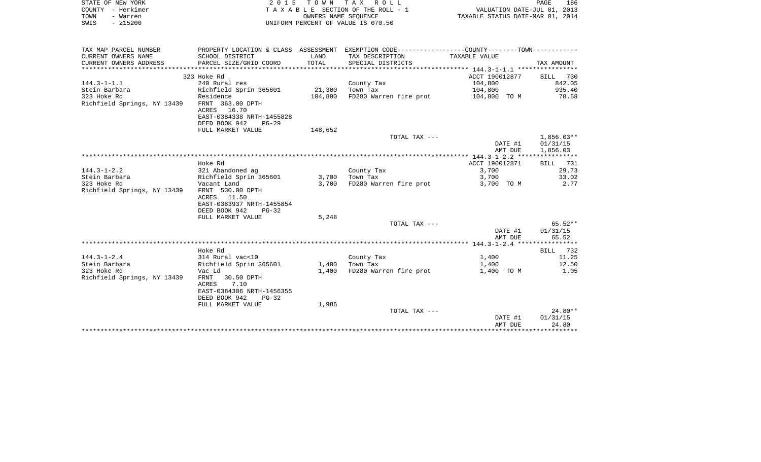STATE OF NEW YORK
COUNTY - Herkimer
TOWN - Warren
SWIS - 215200

2 0 1 5 T O W N T A X R O L L
T A X A B L E SECTION OF THE ROLL - 1
OWNERS NAME SEQUENCE
UNIFORM PERCENT OF VALUE IS 070.50

VALUATION DATE-JUL 01, 2013
TAXABLE STATUS DATE-MAR 01, 2014

| TAX MAP PARCEL NUMBER<br>CURRENT OWNERS NAME<br>CURRENT OWNERS ADDRESS | PROPERTY LOCATION & CLASS<br>SCHOOL DISTRICT<br>PARCEL SIZE/GRID COORD | ASSESSMENT<br>LAND<br>TOTAL | EXEMPTION CODE-----COUNTY-----TOWN-----<br>TAX DESCRIPTION<br>SPECIAL DISTRICTS | TAXABLE VALUE | TAX AMOUNT |
|---|---|---|---|---|---|
| | 323 Hoke Rd | | | ACCT 190012877 | BILL 730 |
| 144.3-1-1.1 | 240 Rural res | | County Tax | 104,800 | 842.05 |
| Stein Barbara | Richfield Sprin 365601 | 21,300 | Town Tax | 104,800 | 935.40 |
| 323 Hoke Rd | Residence | 104,800 | FD280 Warren fire prot | 104,800 TO M | 78.58 |
| Richfield Springs, NY 13439 | FRNT 363.00 DPTH | | | | |
| | ACRES 16.70 | | | | |
| | EAST-0384338 NRTH-1455828 | | | | |
| | DEED BOOK 942 PG-29 | | | | |
| | FULL MARKET VALUE | 148,652 | | | |
| | | | TOTAL TAX --- | | 1,856.03** |
| | | | | DATE #1 | 01/31/15 |
| | | | | AMT DUE | 1,856.03 |
| | Hoke Rd | | | ACCT 190012871 | BILL 731 |
| 144.3-1-2.2 | 321 Abandoned ag | | County Tax | 3,700 | 29.73 |
| Stein Barbara | Richfield Sprin 365601 | 3,700 | Town Tax | 3,700 | 33.02 |
| 323 Hoke Rd | Vacant Land | 3,700 | FD280 Warren fire prot | 3,700 TO M | 2.77 |
| Richfield Springs, NY 13439 | FRNT 530.00 DPTH | | | | |
| | ACRES 11.50 | | | | |
| | EAST-0383937 NRTH-1455854 | | | | |
| | DEED BOOK 942 PG-32 | | | | |
| | FULL MARKET VALUE | 5,248 | | | |
| | | | TOTAL TAX --- | | 65.52** |
| | | | | DATE #1 | 01/31/15 |
| | | | | AMT DUE | 65.52 |
| | Hoke Rd | | | | BILL 732 |
| 144.3-1-2.4 | 314 Rural vac<10 | | County Tax | 1,400 | 11.25 |
| Stein Barbara | Richfield Sprin 365601 | 1,400 | Town Tax | 1,400 | 12.50 |
| 323 Hoke Rd | Vac Ld | 1,400 | FD280 Warren fire prot | 1,400 TO M | 1.05 |
| Richfield Springs, NY 13439 | FRNT 30.50 DPTH | | | | |
| | ACRES 7.10 | | | | |
| | EAST-0384306 NRTH-1456355 | | | | |
| | DEED BOOK 942 PG-32 | | | | |
| | FULL MARKET VALUE | 1,986 | | | |
| | | | TOTAL TAX --- | | 24.80** |
| | | | | DATE #1 | 01/31/15 |
| | | | | AMT DUE | 24.80 |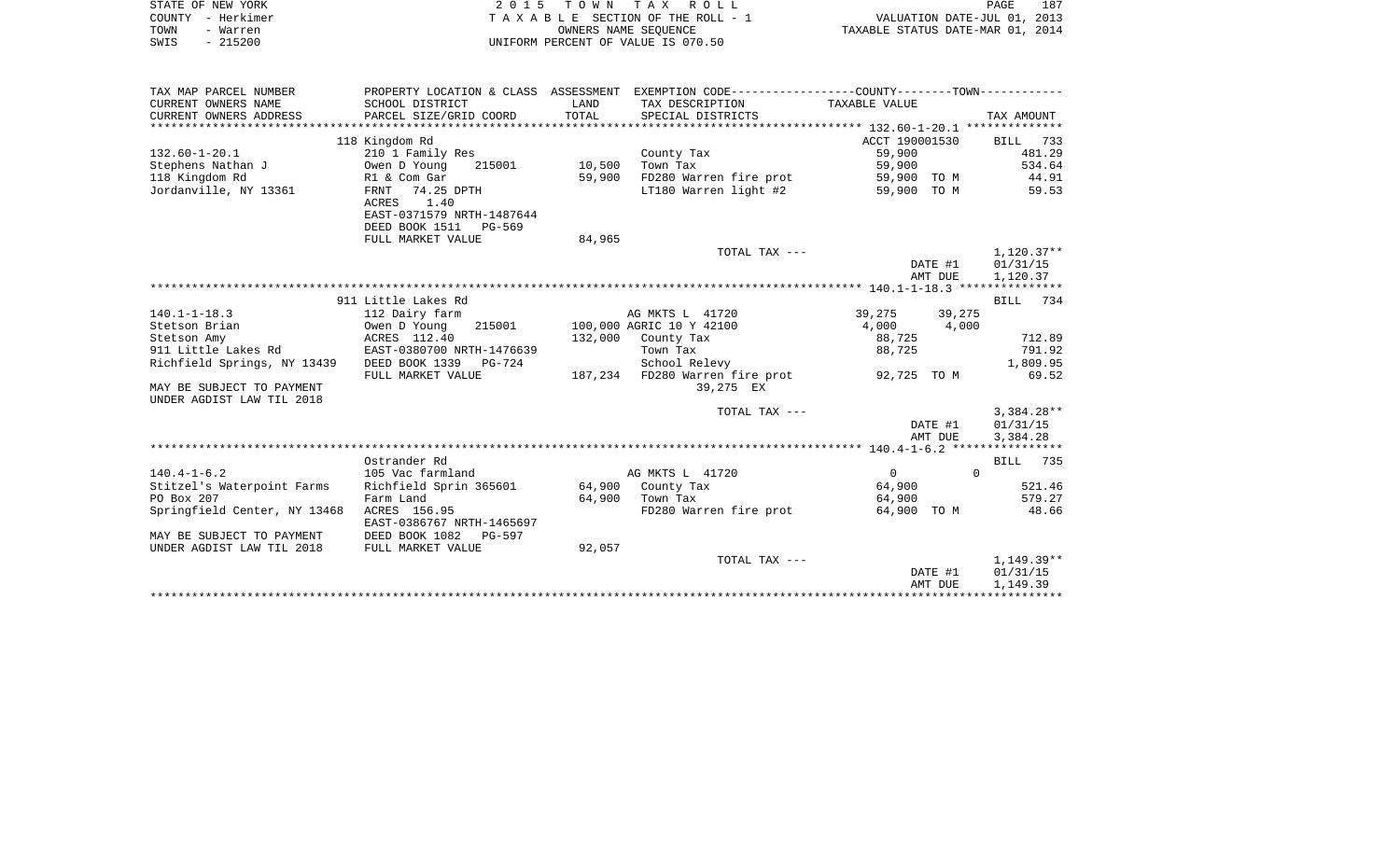STATE OF NEW YORK
COUNTY - Herkimer
TOWN - Warren
SWIS - 215200

2 0 1 5 T O W N T A X R O L L
T A X A B L E SECTION OF THE ROLL - 1
OWNERS NAME SEQUENCE
UNIFORM PERCENT OF VALUE IS 070.50

VALUATION DATE-JUL 01, 2013
TAXABLE STATUS DATE-MAR 01, 2014

| TAX MAP PARCEL NUMBER / CURRENT OWNERS NAME / CURRENT OWNERS ADDRESS | PROPERTY LOCATION & CLASS / SCHOOL DISTRICT / PARCEL SIZE/GRID COORD | ASSESSMENT LAND / TOTAL | EXEMPTION CODE / TAX DESCRIPTION / SPECIAL DISTRICTS | COUNTY TAXABLE VALUE | TOWN | TAX AMOUNT |
|---|---|---|---|---|---|---|
| **132.60-1-20.1** | 118 Kingdom Rd | | | ACCT 190001530 | | BILL 733 |
| 132.60-1-20.1 | 210 1 Family Res | | County Tax | 59,900 | | 481.29 |
| Stephens Nathan J | Owen D Young 215001 | 10,500 | Town Tax | 59,900 | | 534.64 |
| 118 Kingdom Rd | R1 & Com Gar | 59,900 | FD280 Warren fire prot | 59,900 TO M | | 44.91 |
| Jordanville, NY 13361 | FRNT 74.25 DPTH | | LT180 Warren light #2 | 59,900 TO M | | 59.53 |
| | ACRES 1.40 | | | | | |
| | EAST-0371579 NRTH-1487644 | | | | | |
| | DEED BOOK 1511 PG-569 | | | | | |
| | FULL MARKET VALUE | 84,965 | | | | |
| | | | TOTAL TAX --- | | | 1,120.37** |
| | | | | | DATE #1 | 01/31/15 |
| | | | | | AMT DUE | 1,120.37 |
| **140.1-1-18.3** | 911 Little Lakes Rd | | | | | BILL 734 |
| 140.1-1-18.3 | 112 Dairy farm | | AG MKTS L 41720 | 39,275 | 39,275 | |
| Stetson Brian | Owen D Young 215001 | 100,000 | AGRIC 10 Y 42100 | 4,000 | 4,000 | |
| Stetson Amy | ACRES 112.40 | 132,000 | County Tax | 88,725 | | 712.89 |
| 911 Little Lakes Rd | EAST-0380700 NRTH-1476639 | | Town Tax | 88,725 | | 791.92 |
| Richfield Springs, NY 13439 | DEED BOOK 1339 PG-724 | | School Relevy | | | 1,809.95 |
| | FULL MARKET VALUE | 187,234 | FD280 Warren fire prot | 92,725 TO M | | 69.52 |
| MAY BE SUBJECT TO PAYMENT | | | 39,275 EX | | | |
| UNDER AGDIST LAW TIL 2018 | | | | | | |
| | | | TOTAL TAX --- | | | 3,384.28** |
| | | | | | DATE #1 | 01/31/15 |
| | | | | | AMT DUE | 3,384.28 |
| **140.4-1-6.2** | Ostrander Rd | | | | | BILL 735 |
| 140.4-1-6.2 | 105 Vac farmland | | AG MKTS L 41720 | 0 | 0 | |
| Stitzel's Waterpoint Farms | Richfield Sprin 365601 | 64,900 | County Tax | 64,900 | | 521.46 |
| PO Box 207 | Farm Land | 64,900 | Town Tax | 64,900 | | 579.27 |
| Springfield Center, NY 13468 | ACRES 156.95 | | FD280 Warren fire prot | 64,900 TO M | | 48.66 |
| | EAST-0386767 NRTH-1465697 | | | | | |
| MAY BE SUBJECT TO PAYMENT | DEED BOOK 1082 PG-597 | | | | | |
| UNDER AGDIST LAW TIL 2018 | FULL MARKET VALUE | 92,057 | | | | |
| | | | TOTAL TAX --- | | | 1,149.39** |
| | | | | | DATE #1 | 01/31/15 |
| | | | | | AMT DUE | 1,149.39 |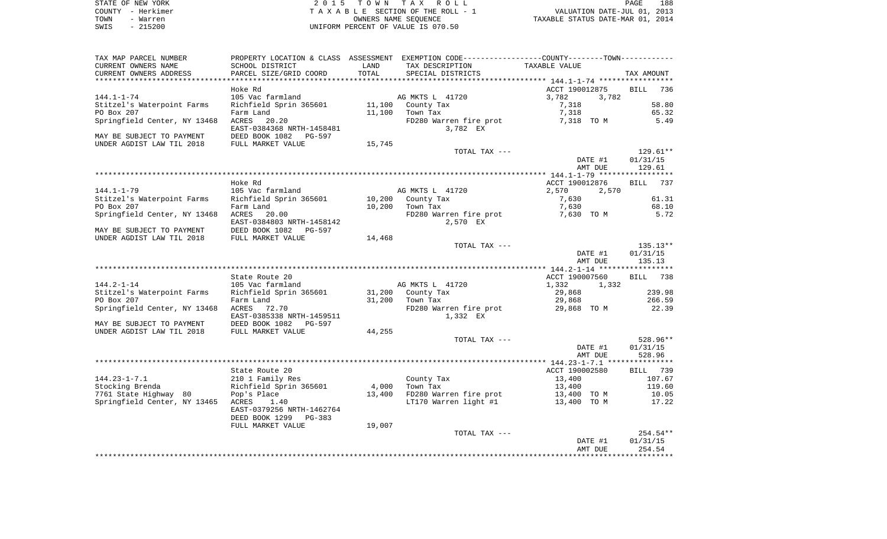STATE OF NEW YORK
COUNTY - Herkimer
TOWN - Warren
SWIS - 215200

2 0 1 5 T O W N T A X R O L L
T A X A B L E SECTION OF THE ROLL - 1
OWNERS NAME SEQUENCE
UNIFORM PERCENT OF VALUE IS 070.50

VALUATION DATE-JUL 01, 2013
TAXABLE STATUS DATE-MAR 01, 2014

| TAX MAP PARCEL NUMBER / CURRENT OWNERS NAME / CURRENT OWNERS ADDRESS | PROPERTY LOCATION & CLASS / SCHOOL DISTRICT / PARCEL SIZE/GRID COORD | ASSESSMENT LAND / TOTAL | EXEMPTION CODE / TAX DESCRIPTION / SPECIAL DISTRICTS | COUNTY / TOWN TAXABLE VALUE | TAX AMOUNT |
|---|---|---|---|---|---|
| | Hoke Rd | | | ACCT 190012875 | BILL 736 |
| 144.1-1-74 | 105 Vac farmland | | AG MKTS L 41720 | 3,782 3,782 | |
| Stitzel's Waterpoint Farms | Richfield Sprin 365601 | 11,100 | County Tax | 7,318 | 58.80 |
| PO Box 207 | Farm Land | 11,100 | Town Tax | 7,318 | 65.32 |
| Springfield Center, NY 13468 | ACRES 20.20 | | FD280 Warren fire prot | 7,318 TO M | 5.49 |
| | EAST-0384368 NRTH-1458481 | | 3,782 EX | | |
| MAY BE SUBJECT TO PAYMENT | DEED BOOK 1082 PG-597 | | | | |
| UNDER AGDIST LAW TIL 2018 | FULL MARKET VALUE | 15,745 | | | |
| | | | TOTAL TAX --- | | 129.61** |
| | | | | DATE #1 | 01/31/15 |
| | | | | AMT DUE | 129.61 |
| | Hoke Rd | | | ACCT 190012876 | BILL 737 |
| 144.1-1-79 | 105 Vac farmland | | AG MKTS L 41720 | 2,570 2,570 | |
| Stitzel's Waterpoint Farms | Richfield Sprin 365601 | 10,200 | County Tax | 7,630 | 61.31 |
| PO Box 207 | Farm Land | 10,200 | Town Tax | 7,630 | 68.10 |
| Springfield Center, NY 13468 | ACRES 20.00 | | FD280 Warren fire prot | 7,630 TO M | 5.72 |
| | EAST-0384803 NRTH-1458142 | | 2,570 EX | | |
| MAY BE SUBJECT TO PAYMENT | DEED BOOK 1082 PG-597 | | | | |
| UNDER AGDIST LAW TIL 2018 | FULL MARKET VALUE | 14,468 | | | |
| | | | TOTAL TAX --- | | 135.13** |
| | | | | DATE #1 | 01/31/15 |
| | | | | AMT DUE | 135.13 |
| | State Route 20 | | | ACCT 190007560 | BILL 738 |
| 144.2-1-14 | 105 Vac farmland | | AG MKTS L 41720 | 1,332 1,332 | |
| Stitzel's Waterpoint Farms | Richfield Sprin 365601 | 31,200 | County Tax | 29,868 | 239.98 |
| PO Box 207 | Farm Land | 31,200 | Town Tax | 29,868 | 266.59 |
| Springfield Center, NY 13468 | ACRES 72.70 | | FD280 Warren fire prot | 29,868 TO M | 22.39 |
| | EAST-0385338 NRTH-1459511 | | 1,332 EX | | |
| MAY BE SUBJECT TO PAYMENT | DEED BOOK 1082 PG-597 | | | | |
| UNDER AGDIST LAW TIL 2018 | FULL MARKET VALUE | 44,255 | | | |
| | | | TOTAL TAX --- | | 528.96** |
| | | | | DATE #1 | 01/31/15 |
| | | | | AMT DUE | 528.96 |
| | State Route 20 | | | ACCT 190002580 | BILL 739 |
| 144.23-1-7.1 | 210 1 Family Res | | County Tax | 13,400 | 107.67 |
| Stocking Brenda | Richfield Sprin 365601 | 4,000 | Town Tax | 13,400 | 119.60 |
| 7761 State Highway 80 | Pop's Place | 13,400 | FD280 Warren fire prot | 13,400 TO M | 10.05 |
| Springfield Center, NY 13465 | ACRES 1.40 | | LT170 Warren light #1 | 13,400 TO M | 17.22 |
| | EAST-0379256 NRTH-1462764 | | | | |
| | DEED BOOK 1299 PG-383 | | | | |
| | FULL MARKET VALUE | 19,007 | | | |
| | | | TOTAL TAX --- | | 254.54** |
| | | | | DATE #1 | 01/31/15 |
| | | | | AMT DUE | 254.54 |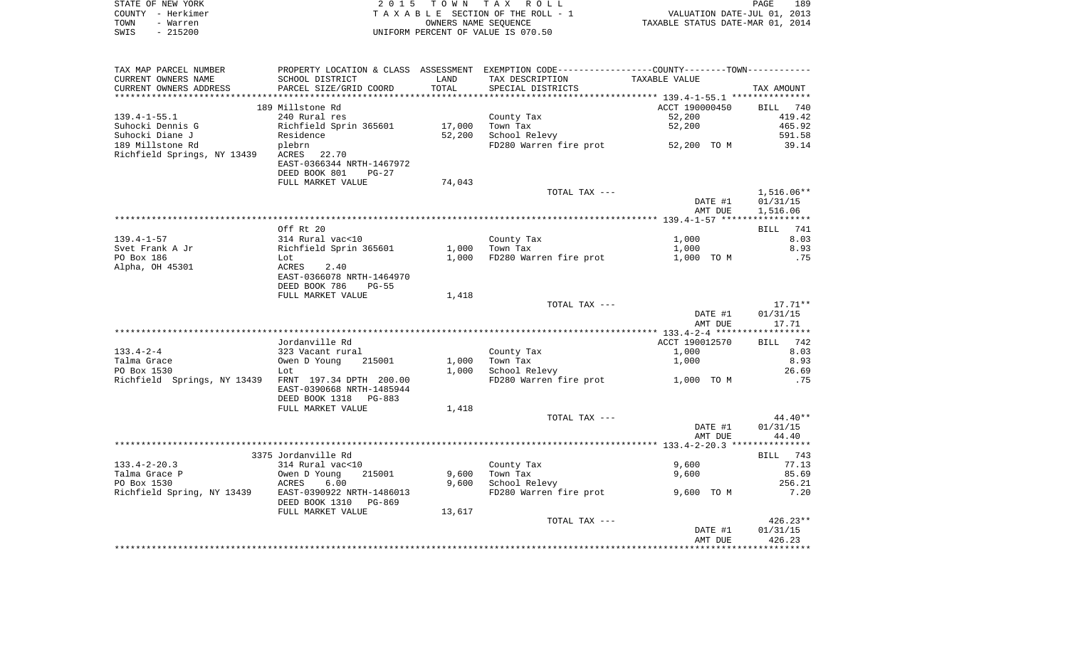STATE OF NEW YORK
COUNTY - Herkimer
TOWN - Warren
SWIS - 215200

2 0 1 5 T O W N T A X R O L L
T A X A B L E SECTION OF THE ROLL - 1
OWNERS NAME SEQUENCE
UNIFORM PERCENT OF VALUE IS 070.50

VALUATION DATE-JUL 01, 2013
TAXABLE STATUS DATE-MAR 01, 2014

| TAX MAP PARCEL NUMBER / CURRENT OWNERS NAME / CURRENT OWNERS ADDRESS | PROPERTY LOCATION & CLASS / SCHOOL DISTRICT / PARCEL SIZE/GRID COORD | ASSESSMENT LAND | ASSESSMENT TOTAL | EXEMPTION CODE / TAX DESCRIPTION / SPECIAL DISTRICTS | TAXABLE VALUE | TAX AMOUNT |
|---|---|---|---|---|---|---|
| **139.4-1-55.1** | 189 Millstone Rd | | | | ACCT 190000450 | BILL 740 |
| 139.4-1-55.1 | 240 Rural res | | | County Tax | 52,200 | 419.42 |
| Suhocki Dennis G | Richfield Sprin 365601 | 17,000 | | Town Tax | 52,200 | 465.92 |
| Suhocki Diane J | Residence | | 52,200 | School Relevy | | 591.58 |
| 189 Millstone Rd | plebrn | | | FD280 Warren fire prot | 52,200 TO M | 39.14 |
| Richfield Springs, NY 13439 | ACRES 22.70 | | | | | |
| | EAST-0366344 NRTH-1467972 | | | | | |
| | DEED BOOK 801 PG-27 | | | | | |
| | FULL MARKET VALUE | 74,043 | | | | |
| | | | | TOTAL TAX --- | | 1,516.06** |
| | | | | | DATE #1 | 01/31/15 |
| | | | | | AMT DUE | 1,516.06 |
| **139.4-1-57** | Off Rt 20 | | | | | BILL 741 |
| 139.4-1-57 | 314 Rural vac<10 | | | County Tax | 1,000 | 8.03 |
| Svet Frank A Jr | Richfield Sprin 365601 | 1,000 | | Town Tax | 1,000 | 8.93 |
| PO Box 186 | Lot | | 1,000 | FD280 Warren fire prot | 1,000 TO M | .75 |
| Alpha, OH 45301 | ACRES 2.40 | | | | | |
| | EAST-0366078 NRTH-1464970 | | | | | |
| | DEED BOOK 786 PG-55 | | | | | |
| | FULL MARKET VALUE | 1,418 | | | | |
| | | | | TOTAL TAX --- | | 17.71** |
| | | | | | DATE #1 | 01/31/15 |
| | | | | | AMT DUE | 17.71 |
| **133.4-2-4** | Jordanville Rd | | | | ACCT 190012570 | BILL 742 |
| 133.4-2-4 | 323 Vacant rural | | | County Tax | 1,000 | 8.03 |
| Talma Grace | Owen D Young 215001 | 1,000 | | Town Tax | 1,000 | 8.93 |
| PO Box 1530 | Lot | | 1,000 | School Relevy | | 26.69 |
| Richfield Springs, NY 13439 | FRNT 197.34 DPTH 200.00 | | | FD280 Warren fire prot | 1,000 TO M | .75 |
| | EAST-0390668 NRTH-1485944 | | | | | |
| | DEED BOOK 1318 PG-883 | | | | | |
| | FULL MARKET VALUE | 1,418 | | | | |
| | | | | TOTAL TAX --- | | 44.40** |
| | | | | | DATE #1 | 01/31/15 |
| | | | | | AMT DUE | 44.40 |
| **133.4-2-20.3** | 3375 Jordanville Rd | | | | | BILL 743 |
| 133.4-2-20.3 | 314 Rural vac<10 | | | County Tax | 9,600 | 77.13 |
| Talma Grace P | Owen D Young 215001 | 9,600 | | Town Tax | 9,600 | 85.69 |
| PO Box 1530 | ACRES 6.00 | | 9,600 | School Relevy | | 256.21 |
| Richfield Spring, NY 13439 | EAST-0390922 NRTH-1486013 | | | FD280 Warren fire prot | 9,600 TO M | 7.20 |
| | DEED BOOK 1310 PG-869 | | | | | |
| | FULL MARKET VALUE | 13,617 | | | | |
| | | | | TOTAL TAX --- | | 426.23** |
| | | | | | DATE #1 | 01/31/15 |
| | | | | | AMT DUE | 426.23 |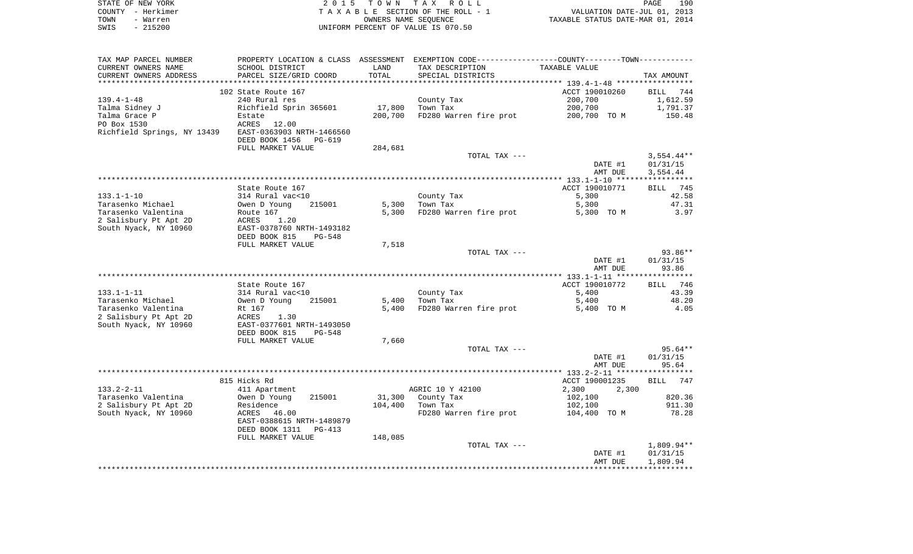STATE OF NEW YORK — COUNTY - Herkimer — TOWN - Warren — SWIS - 215200

**2015 TOWN TAX ROLL**
TAXABLE SECTION OF THE ROLL - 1
OWNERS NAME SEQUENCE
UNIFORM PERCENT OF VALUE IS 070.50

VALUATION DATE-JUL 01, 2013
TAXABLE STATUS DATE-MAR 01, 2014

| TAX MAP PARCEL NUMBER / CURRENT OWNERS NAME / CURRENT OWNERS ADDRESS | PROPERTY LOCATION & CLASS / SCHOOL DISTRICT / PARCEL SIZE/GRID COORD | ASSESSMENT LAND / TOTAL | EXEMPTION CODE / TAX DESCRIPTION / SPECIAL DISTRICTS | TAXABLE VALUE | TAX AMOUNT |
|---|---|---|---|---|---|
| | 102 State Route 167 | | | ACCT 190010260 | BILL 744 |
| 139.4-1-48 | 240 Rural res | | County Tax | 200,700 | 1,612.59 |
| Talma Sidney J | Richfield Sprin 365601 | 17,800 | Town Tax | 200,700 | 1,791.37 |
| Talma Grace P | Estate | 200,700 | FD280 Warren fire prot | 200,700 TO M | 150.48 |
| PO Box 1530 | ACRES 12.00 | | | | |
| Richfield Springs, NY 13439 | EAST-0363903 NRTH-1466560 | | | | |
| | DEED BOOK 1456 PG-619 | | | | |
| | FULL MARKET VALUE | 284,681 | | | |
| | | | TOTAL TAX --- | | 3,554.44** |
| | | | | DATE #1 | 01/31/15 |
| | | | | AMT DUE | 3,554.44 |
| | State Route 167 | | | ACCT 190010771 | BILL 745 |
| 133.1-1-10 | 314 Rural vac<10 | | County Tax | 5,300 | 42.58 |
| Tarasenko Michael | Owen D Young 215001 | 5,300 | Town Tax | 5,300 | 47.31 |
| Tarasenko Valentina | Route 167 | 5,300 | FD280 Warren fire prot | 5,300 TO M | 3.97 |
| 2 Salisbury Pt Apt 2D | ACRES 1.20 | | | | |
| South Nyack, NY 10960 | EAST-0378760 NRTH-1493182 | | | | |
| | DEED BOOK 815 PG-548 | | | | |
| | FULL MARKET VALUE | 7,518 | | | |
| | | | TOTAL TAX --- | | 93.86** |
| | | | | DATE #1 | 01/31/15 |
| | | | | AMT DUE | 93.86 |
| | State Route 167 | | | ACCT 190010772 | BILL 746 |
| 133.1-1-11 | 314 Rural vac<10 | | County Tax | 5,400 | 43.39 |
| Tarasenko Michael | Owen D Young 215001 | 5,400 | Town Tax | 5,400 | 48.20 |
| Tarasenko Valentina | Rt 167 | 5,400 | FD280 Warren fire prot | 5,400 TO M | 4.05 |
| 2 Salisbury Pt Apt 2D | ACRES 1.30 | | | | |
| South Nyack, NY 10960 | EAST-0377601 NRTH-1493050 | | | | |
| | DEED BOOK 815 PG-548 | | | | |
| | FULL MARKET VALUE | 7,660 | | | |
| | | | TOTAL TAX --- | | 95.64** |
| | | | | DATE #1 | 01/31/15 |
| | | | | AMT DUE | 95.64 |
| | 815 Hicks Rd | | | ACCT 190001235 | BILL 747 |
| 133.2-2-11 | 411 Apartment | | AGRIC 10 Y 42100 | 2,300 2,300 | |
| Tarasenko Valentina | Owen D Young 215001 | 31,300 | County Tax | 102,100 | 820.36 |
| 2 Salisbury Pt Apt 2D | Residence | 104,400 | Town Tax | 102,100 | 911.30 |
| South Nyack, NY 10960 | ACRES 46.00 | | FD280 Warren fire prot | 104,400 TO M | 78.28 |
| | EAST-0388615 NRTH-1489879 | | | | |
| | DEED BOOK 1311 PG-413 | | | | |
| | FULL MARKET VALUE | 148,085 | | | |
| | | | TOTAL TAX --- | | 1,809.94** |
| | | | | DATE #1 | 01/31/15 |
| | | | | AMT DUE | 1,809.94 |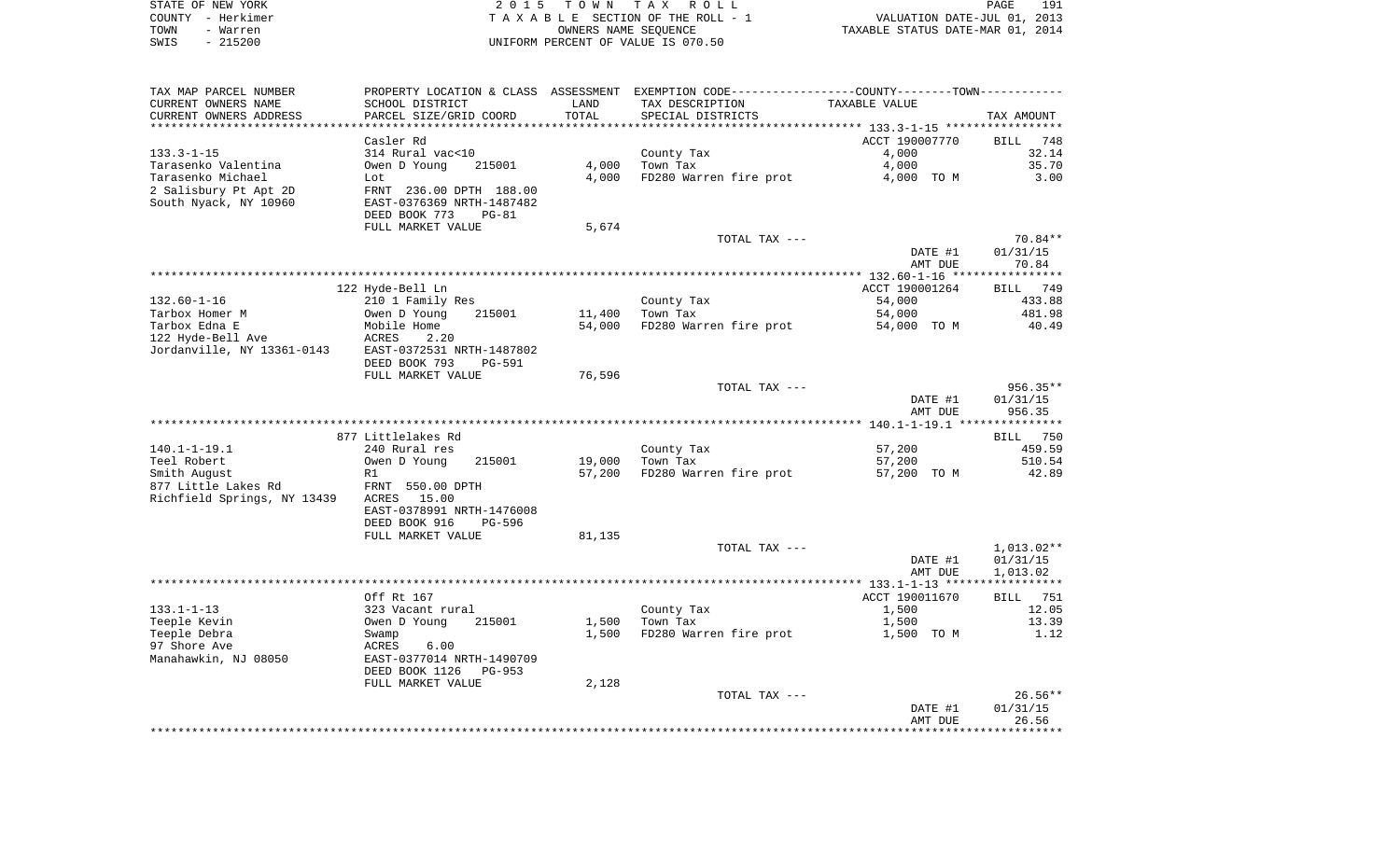STATE OF NEW YORK — 2015 TOWN TAX ROLL
COUNTY - Herkimer — TAXABLE SECTION OF THE ROLL - 1 — VALUATION DATE-JUL 01, 2013
TOWN - Warren — OWNERS NAME SEQUENCE — TAXABLE STATUS DATE-MAR 01, 2014
SWIS - 215200 — UNIFORM PERCENT OF VALUE IS 070.50

| TAX MAP PARCEL NUMBER / CURRENT OWNERS NAME / CURRENT OWNERS ADDRESS | PROPERTY LOCATION & CLASS / SCHOOL DISTRICT / PARCEL SIZE/GRID COORD | ASSESSMENT LAND / TOTAL | EXEMPTION CODE / TAX DESCRIPTION / SPECIAL DISTRICTS | TAXABLE VALUE | TAX AMOUNT |
|---|---|---|---|---|---|
| **133.3-1-15** | Casler Rd | | | ACCT 190007770 | BILL 748 |
| 133.3-1-15 | 314 Rural vac<10 | | County Tax | 4,000 | 32.14 |
| Tarasenko Valentina | Owen D Young 215001 | 4,000 | Town Tax | 4,000 | 35.70 |
| Tarasenko Michael | Lot | 4,000 | FD280 Warren fire prot | 4,000 TO M | 3.00 |
| 2 Salisbury Pt Apt 2D | FRNT 236.00 DPTH 188.00 | | | | |
| South Nyack, NY 10960 | EAST-0376369 NRTH-1487482 | | | | |
| | DEED BOOK 773 PG-81 | | | | |
| | FULL MARKET VALUE | 5,674 | | | |
| | | | TOTAL TAX --- | | 70.84** |
| | | | | DATE #1 | 01/31/15 |
| | | | | AMT DUE | 70.84 |
| **132.60-1-16** | 122 Hyde-Bell Ln | | | ACCT 190001264 | BILL 749 |
| 132.60-1-16 | 210 1 Family Res | | County Tax | 54,000 | 433.88 |
| Tarbox Homer M | Owen D Young 215001 | 11,400 | Town Tax | 54,000 | 481.98 |
| Tarbox Edna E | Mobile Home | 54,000 | FD280 Warren fire prot | 54,000 TO M | 40.49 |
| 122 Hyde-Bell Ave | ACRES 2.20 | | | | |
| Jordanville, NY 13361-0143 | EAST-0372531 NRTH-1487802 | | | | |
| | DEED BOOK 793 PG-591 | | | | |
| | FULL MARKET VALUE | 76,596 | | | |
| | | | TOTAL TAX --- | | 956.35** |
| | | | | DATE #1 | 01/31/15 |
| | | | | AMT DUE | 956.35 |
| **140.1-1-19.1** | 877 Littlelakes Rd | | | | BILL 750 |
| 140.1-1-19.1 | 240 Rural res | | County Tax | 57,200 | 459.59 |
| Teel Robert | Owen D Young 215001 | 19,000 | Town Tax | 57,200 | 510.54 |
| Smith August | R1 | 57,200 | FD280 Warren fire prot | 57,200 TO M | 42.89 |
| 877 Little Lakes Rd | FRNT 550.00 DPTH | | | | |
| Richfield Springs, NY 13439 | ACRES 15.00 | | | | |
| | EAST-0378991 NRTH-1476008 | | | | |
| | DEED BOOK 916 PG-596 | | | | |
| | FULL MARKET VALUE | 81,135 | | | |
| | | | TOTAL TAX --- | | 1,013.02** |
| | | | | DATE #1 | 01/31/15 |
| | | | | AMT DUE | 1,013.02 |
| **133.1-1-13** | Off Rt 167 | | | ACCT 190011670 | BILL 751 |
| 133.1-1-13 | 323 Vacant rural | | County Tax | 1,500 | 12.05 |
| Teeple Kevin | Owen D Young 215001 | 1,500 | Town Tax | 1,500 | 13.39 |
| Teeple Debra | Swamp | 1,500 | FD280 Warren fire prot | 1,500 TO M | 1.12 |
| 97 Shore Ave | ACRES 6.00 | | | | |
| Manahawkin, NJ 08050 | EAST-0377014 NRTH-1490709 | | | | |
| | DEED BOOK 1126 PG-953 | | | | |
| | FULL MARKET VALUE | 2,128 | | | |
| | | | TOTAL TAX --- | | 26.56** |
| | | | | DATE #1 | 01/31/15 |
| | | | | AMT DUE | 26.56 |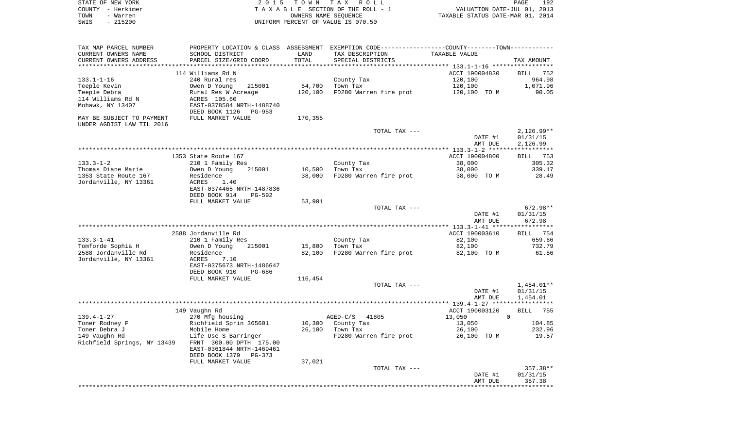STATE OF NEW YORK | 2015 TOWN TAX ROLL | PAGE 192
COUNTY - Herkimer | TAXABLE SECTION OF THE ROLL - 1 | VALUATION DATE-JUL 01, 2013
TOWN - Warren | OWNERS NAME SEQUENCE | TAXABLE STATUS DATE-MAR 01, 2014
SWIS - 215200 | UNIFORM PERCENT OF VALUE IS 070.50

| TAX MAP PARCEL NUMBER / CURRENT OWNERS NAME / CURRENT OWNERS ADDRESS | PROPERTY LOCATION & CLASS / SCHOOL DISTRICT / PARCEL SIZE/GRID COORD | ASSESSMENT LAND / TOTAL | EXEMPTION CODE / TAX DESCRIPTION / SPECIAL DISTRICTS | COUNTY--------TOWN / TAXABLE VALUE | TAX AMOUNT |
|---|---|---|---|---|---|
| | 114 Williams Rd N | | | ACCT 190004830 | BILL 752 |
| 133.1-1-16 | 240 Rural res | | County Tax | 120,100 | 964.98 |
| Teeple Kevin | Owen D Young 215001 | 54,700 | Town Tax | 120,100 | 1,071.96 |
| Teeple Debra | Rural Res W Acreage | 120,100 | FD280 Warren fire prot | 120,100 TO M | 90.05 |
| 114 Williams Rd N | ACRES 105.60 | | | | |
| Mohawk, NY 13407 | EAST-0378584 NRTH-1488740 | | | | |
| | DEED BOOK 1126 PG-953 | | | | |
| MAY BE SUBJECT TO PAYMENT | FULL MARKET VALUE | 170,355 | | | |
| UNDER AGDIST LAW TIL 2016 | | | | | |
| | | | TOTAL TAX --- | | 2,126.99** |
| | | | | DATE #1 | 01/31/15 |
| | | | | AMT DUE | 2,126.99 |
| | 1353 State Route 167 | | | ACCT 190004800 | BILL 753 |
| 133.3-1-2 | 210 1 Family Res | | County Tax | 38,000 | 305.32 |
| Thomas Diane Marie | Owen D Young 215001 | 10,500 | Town Tax | 38,000 | 339.17 |
| 1353 State Route 167 | Residence | 38,000 | FD280 Warren fire prot | 38,000 TO M | 28.49 |
| Jordanville, NY 13361 | ACRES 1.40 | | | | |
| | EAST-0374465 NRTH-1487836 | | | | |
| | DEED BOOK 914 PG-592 | | | | |
| | FULL MARKET VALUE | 53,901 | | | |
| | | | TOTAL TAX --- | | 672.98** |
| | | | | DATE #1 | 01/31/15 |
| | | | | AMT DUE | 672.98 |
| | 2588 Jordanville Rd | | | ACCT 190003610 | BILL 754 |
| 133.3-1-41 | 210 1 Family Res | | County Tax | 82,100 | 659.66 |
| Tomforde Sophia H | Owen D Young 215001 | 15,800 | Town Tax | 82,100 | 732.79 |
| 2588 Jordanville Rd | Residence | 82,100 | FD280 Warren fire prot | 82,100 TO M | 61.56 |
| Jordanville, NY 13361 | ACRES 7.10 | | | | |
| | EAST-0375673 NRTH-1486647 | | | | |
| | DEED BOOK 910 PG-686 | | | | |
| | FULL MARKET VALUE | 116,454 | | | |
| | | | TOTAL TAX --- | | 1,454.01** |
| | | | | DATE #1 | 01/31/15 |
| | | | | AMT DUE | 1,454.01 |
| | 149 Vaughn Rd | | | ACCT 190003120 | BILL 755 |
| 139.4-1-27 | 270 Mfg housing | | AGED-C/S 41805 | 13,050 0 | |
| Toner Rodney F | Richfield Sprin 365601 | 10,300 | County Tax | 13,050 | 104.85 |
| Toner Debra J | Mobile Home | 26,100 | Town Tax | 26,100 | 232.96 |
| 149 Vaughn Rd | Life Use S Barringer | | FD280 Warren fire prot | 26,100 TO M | 19.57 |
| Richfield Springs, NY 13439 | FRNT 300.00 DPTH 175.00 | | | | |
| | EAST-0361844 NRTH-1469461 | | | | |
| | DEED BOOK 1379 PG-373 | | | | |
| | FULL MARKET VALUE | 37,021 | | | |
| | | | TOTAL TAX --- | | 357.38** |
| | | | | DATE #1 | 01/31/15 |
| | | | | AMT DUE | 357.38 |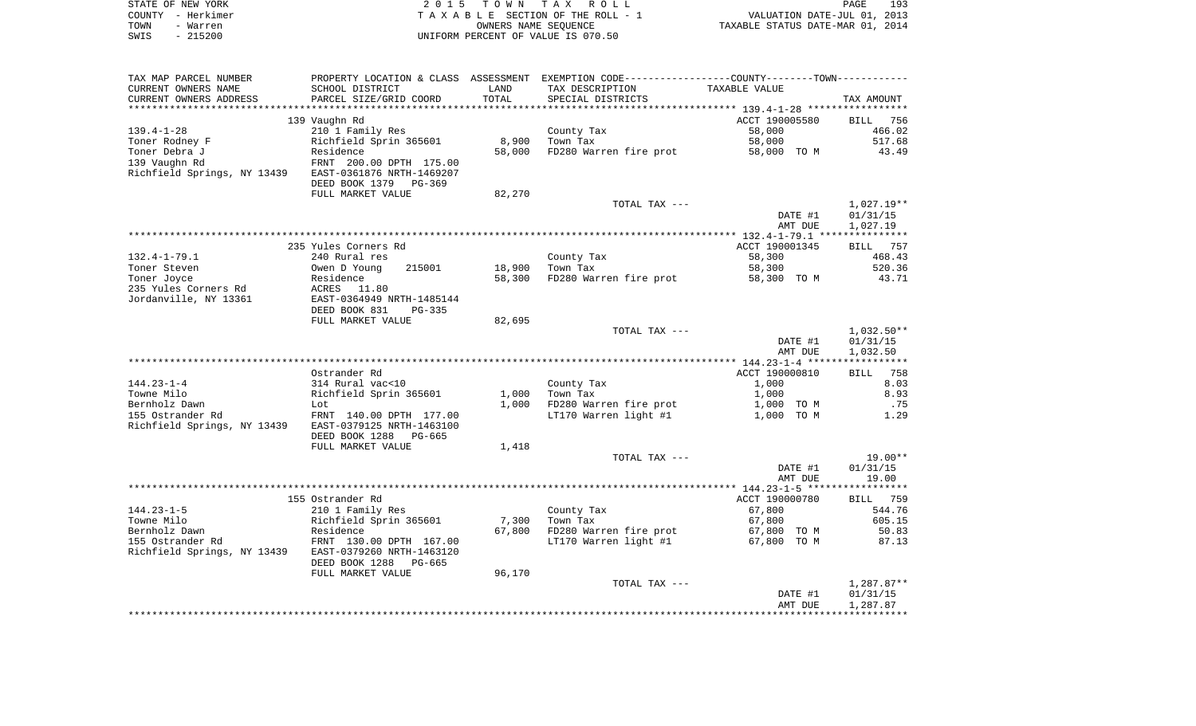STATE OF NEW YORK — 2015 TOWN TAX ROLL
COUNTY - Herkimer — TAXABLE SECTION OF THE ROLL - 1 — VALUATION DATE-JUL 01, 2013
TOWN - Warren — OWNERS NAME SEQUENCE — TAXABLE STATUS DATE-MAR 01, 2014
SWIS - 215200 — UNIFORM PERCENT OF VALUE IS 070.50

| TAX MAP PARCEL NUMBER / CURRENT OWNERS NAME / CURRENT OWNERS ADDRESS | PROPERTY LOCATION & CLASS / SCHOOL DISTRICT / PARCEL SIZE/GRID COORD | ASSESSMENT LAND / TOTAL | EXEMPTION CODE / TAX DESCRIPTION / SPECIAL DISTRICTS | COUNTY--------TOWN TAXABLE VALUE | TAX AMOUNT |
|---|---|---|---|---|---|
| | 139 Vaughn Rd | | | ACCT 190005580 | BILL 756 |
| 139.4-1-28 | 210 1 Family Res | | County Tax | 58,000 | 466.02 |
| Toner Rodney F | Richfield Sprin 365601 | 8,900 | Town Tax | 58,000 | 517.68 |
| Toner Debra J | Residence | 58,000 | FD280 Warren fire prot | 58,000 TO M | 43.49 |
| 139 Vaughn Rd | FRNT 200.00 DPTH 175.00 | | | | |
| Richfield Springs, NY 13439 | EAST-0361876 NRTH-1469207 | | | | |
| | DEED BOOK 1379 PG-369 | | | | |
| | FULL MARKET VALUE | 82,270 | | | |
| | | | TOTAL TAX --- | | 1,027.19** |
| | | | | DATE #1 | 01/31/15 |
| | | | | AMT DUE | 1,027.19 |
| | 235 Yules Corners Rd | | | ACCT 190001345 | BILL 757 |
| 132.4-1-79.1 | 240 Rural res | | County Tax | 58,300 | 468.43 |
| Toner Steven | Owen D Young 215001 | 18,900 | Town Tax | 58,300 | 520.36 |
| Toner Joyce | Residence | 58,300 | FD280 Warren fire prot | 58,300 TO M | 43.71 |
| 235 Yules Corners Rd | ACRES 11.80 | | | | |
| Jordanville, NY 13361 | EAST-0364949 NRTH-1485144 | | | | |
| | DEED BOOK 831 PG-335 | | | | |
| | FULL MARKET VALUE | 82,695 | | | |
| | | | TOTAL TAX --- | | 1,032.50** |
| | | | | DATE #1 | 01/31/15 |
| | | | | AMT DUE | 1,032.50 |
| | Ostrander Rd | | | ACCT 190000810 | BILL 758 |
| 144.23-1-4 | 314 Rural vac<10 | | County Tax | 1,000 | 8.03 |
| Towne Milo | Richfield Sprin 365601 | 1,000 | Town Tax | 1,000 | 8.93 |
| Bernholz Dawn | Lot | 1,000 | FD280 Warren fire prot | 1,000 TO M | .75 |
| 155 Ostrander Rd | FRNT 140.00 DPTH 177.00 | | LT170 Warren light #1 | 1,000 TO M | 1.29 |
| Richfield Springs, NY 13439 | EAST-0379125 NRTH-1463100 | | | | |
| | DEED BOOK 1288 PG-665 | | | | |
| | FULL MARKET VALUE | 1,418 | | | |
| | | | TOTAL TAX --- | | 19.00** |
| | | | | DATE #1 | 01/31/15 |
| | | | | AMT DUE | 19.00 |
| | 155 Ostrander Rd | | | ACCT 190000780 | BILL 759 |
| 144.23-1-5 | 210 1 Family Res | | County Tax | 67,800 | 544.76 |
| Towne Milo | Richfield Sprin 365601 | 7,300 | Town Tax | 67,800 | 605.15 |
| Bernholz Dawn | Residence | 67,800 | FD280 Warren fire prot | 67,800 TO M | 50.83 |
| 155 Ostrander Rd | FRNT 130.00 DPTH 167.00 | | LT170 Warren light #1 | 67,800 TO M | 87.13 |
| Richfield Springs, NY 13439 | EAST-0379260 NRTH-1463120 | | | | |
| | DEED BOOK 1288 PG-665 | | | | |
| | FULL MARKET VALUE | 96,170 | | | |
| | | | TOTAL TAX --- | | 1,287.87** |
| | | | | DATE #1 | 01/31/15 |
| | | | | AMT DUE | 1,287.87 |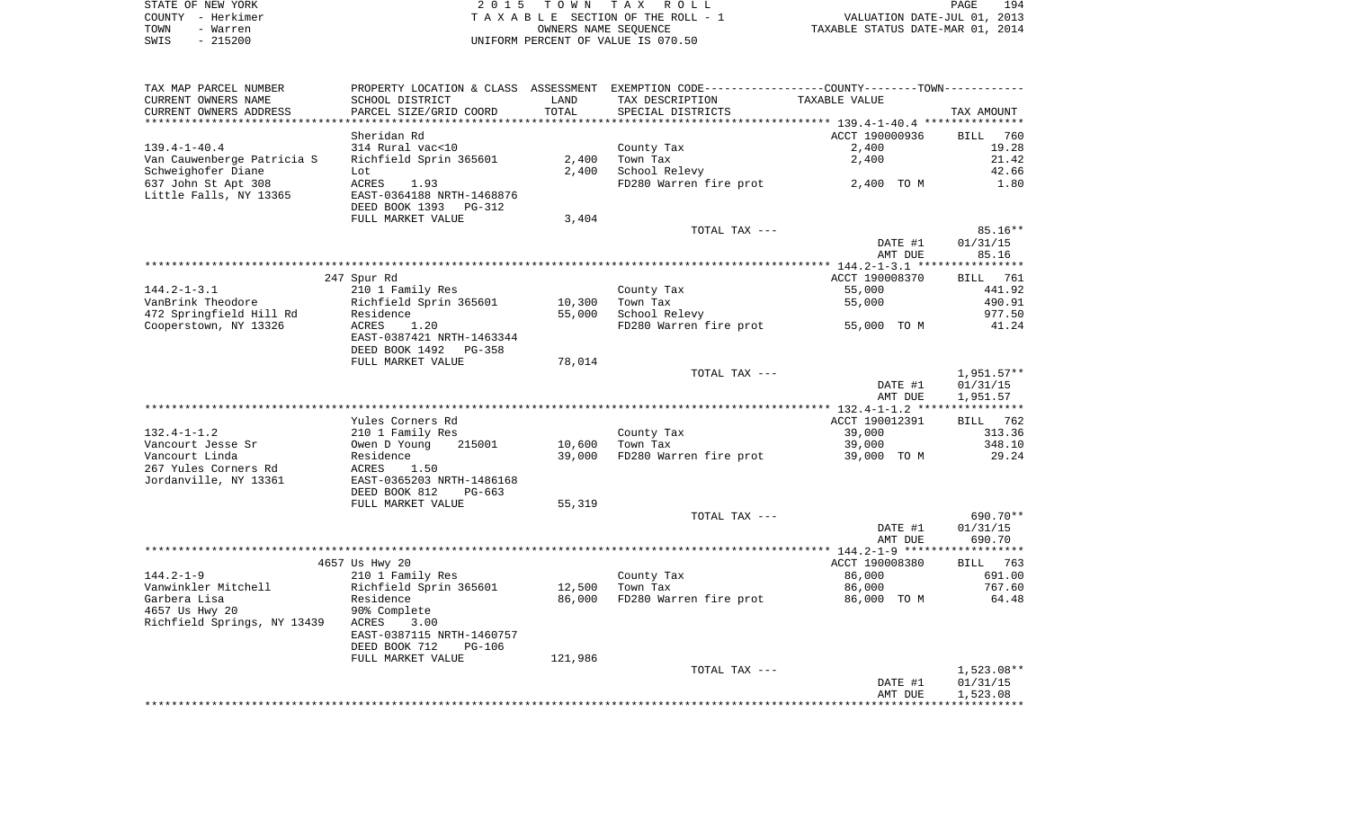STATE OF NEW YORK — COUNTY - Herkimer — TOWN - Warren — SWIS - 215200

2015 TOWN TAX ROLL — TAXABLE SECTION OF THE ROLL - 1 — OWNERS NAME SEQUENCE — UNIFORM PERCENT OF VALUE IS 070.50

VALUATION DATE-JUL 01, 2013 — TAXABLE STATUS DATE-MAR 01, 2014

| TAX MAP PARCEL NUMBER / CURRENT OWNERS NAME / CURRENT OWNERS ADDRESS | PROPERTY LOCATION & CLASS / SCHOOL DISTRICT / PARCEL SIZE/GRID COORD | ASSESSMENT LAND / TOTAL | EXEMPTION CODE / TAX DESCRIPTION / SPECIAL DISTRICTS | COUNTY--------TOWN TAXABLE VALUE | TAX AMOUNT |
|---|---|---|---|---|---|
| 139.4-1-40.4 | Sheridan Rd | | | ACCT 190000936 | BILL 760 |
| | 314 Rural vac<10 | | County Tax | 2,400 | 19.28 |
| Van Cauwenberge Patricia S | Richfield Sprin 365601 | 2,400 | Town Tax | 2,400 | 21.42 |
| Schweighofer Diane | Lot | 2,400 | School Relevy | | 42.66 |
| 637 John St Apt 308 | ACRES 1.93 | | FD280 Warren fire prot | 2,400 TO M | 1.80 |
| Little Falls, NY 13365 | EAST-0364188 NRTH-1468876 | | | | |
| | DEED BOOK 1393 PG-312 | | | | |
| | FULL MARKET VALUE | 3,404 | | | |
| | | | TOTAL TAX --- | | 85.16** |
| | | | | DATE #1 | 01/31/15 |
| | | | | AMT DUE | 85.16 |
| 144.2-1-3.1 | 247 Spur Rd | | | ACCT 190008370 | BILL 761 |
| | 210 1 Family Res | | County Tax | 55,000 | 441.92 |
| VanBrink Theodore | Richfield Sprin 365601 | 10,300 | Town Tax | 55,000 | 490.91 |
| 472 Springfield Hill Rd | Residence | 55,000 | School Relevy | | 977.50 |
| Cooperstown, NY 13326 | ACRES 1.20 | | FD280 Warren fire prot | 55,000 TO M | 41.24 |
| | EAST-0387421 NRTH-1463344 | | | | |
| | DEED BOOK 1492 PG-358 | | | | |
| | FULL MARKET VALUE | 78,014 | | | |
| | | | TOTAL TAX --- | | 1,951.57** |
| | | | | DATE #1 | 01/31/15 |
| | | | | AMT DUE | 1,951.57 |
| 132.4-1-1.2 | Yules Corners Rd | | | ACCT 190012391 | BILL 762 |
| | 210 1 Family Res | | County Tax | 39,000 | 313.36 |
| Vancourt Jesse Sr | Owen D Young 215001 | 10,600 | Town Tax | 39,000 | 348.10 |
| Vancourt Linda | Residence | 39,000 | FD280 Warren fire prot | 39,000 TO M | 29.24 |
| 267 Yules Corners Rd | ACRES 1.50 | | | | |
| Jordanville, NY 13361 | EAST-0365203 NRTH-1486168 | | | | |
| | DEED BOOK 812 PG-663 | | | | |
| | FULL MARKET VALUE | 55,319 | | | |
| | | | TOTAL TAX --- | | 690.70** |
| | | | | DATE #1 | 01/31/15 |
| | | | | AMT DUE | 690.70 |
| 144.2-1-9 | 4657 Us Hwy 20 | | | ACCT 190008380 | BILL 763 |
| | 210 1 Family Res | | County Tax | 86,000 | 691.00 |
| Vanwinkler Mitchell | Richfield Sprin 365601 | 12,500 | Town Tax | 86,000 | 767.60 |
| Garbera Lisa | Residence | 86,000 | FD280 Warren fire prot | 86,000 TO M | 64.48 |
| 4657 Us Hwy 20 | 90% Complete | | | | |
| Richfield Springs, NY 13439 | ACRES 3.00 | | | | |
| | EAST-0387115 NRTH-1460757 | | | | |
| | DEED BOOK 712 PG-106 | | | | |
| | FULL MARKET VALUE | 121,986 | | | |
| | | | TOTAL TAX --- | | 1,523.08** |
| | | | | DATE #1 | 01/31/15 |
| | | | | AMT DUE | 1,523.08 |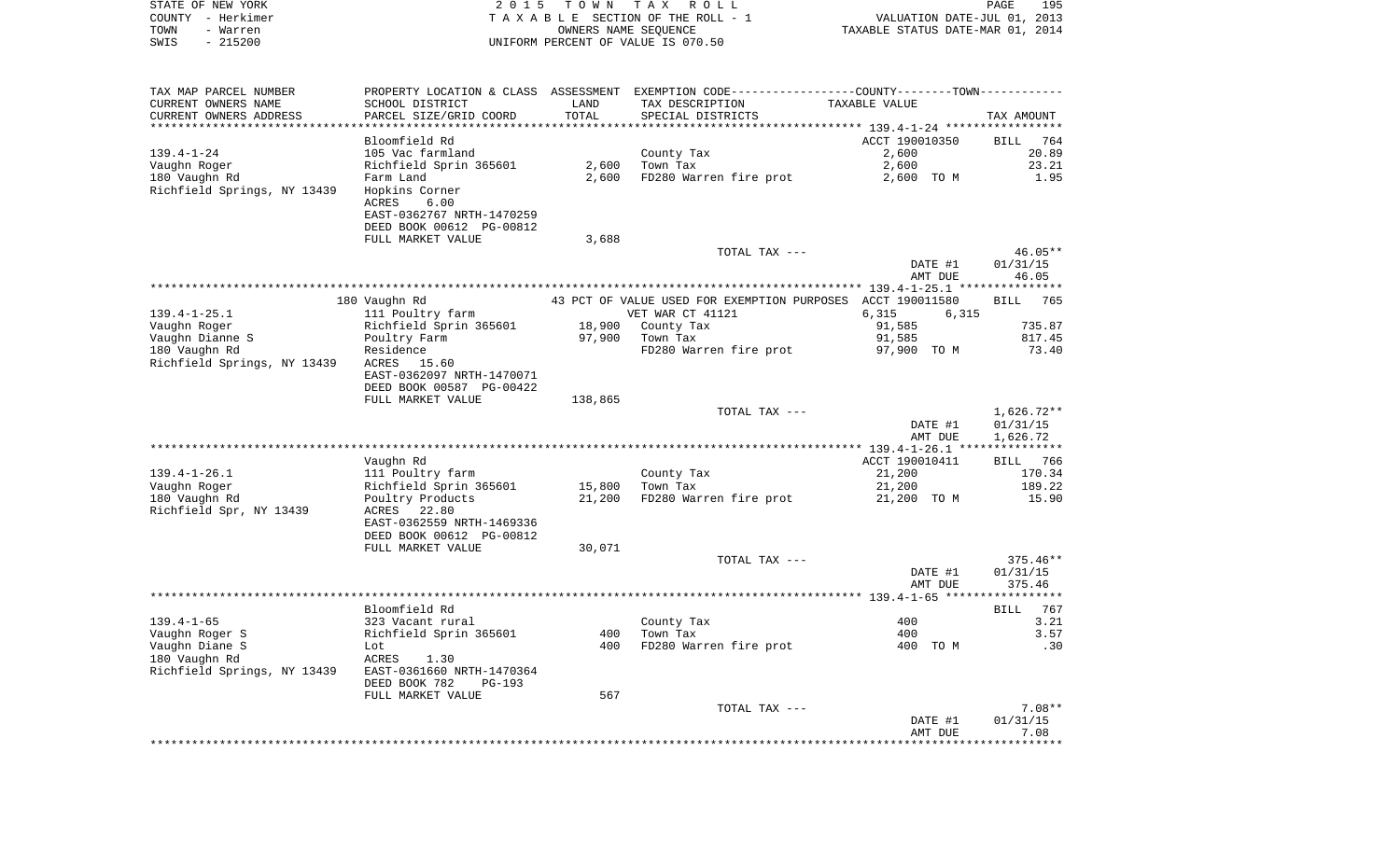STATE OF NEW YORK
COUNTY - Herkimer
TOWN - Warren
SWIS - 215200

2 0 1 5 T O W N T A X R O L L
T A X A B L E SECTION OF THE ROLL - 1
OWNERS NAME SEQUENCE
UNIFORM PERCENT OF VALUE IS 070.50

VALUATION DATE-JUL 01, 2013
TAXABLE STATUS DATE-MAR 01, 2014

| TAX MAP PARCEL NUMBER / CURRENT OWNERS NAME / CURRENT OWNERS ADDRESS | PROPERTY LOCATION & CLASS / SCHOOL DISTRICT / PARCEL SIZE/GRID COORD | ASSESSMENT LAND / TOTAL | EXEMPTION CODE / TAX DESCRIPTION / SPECIAL DISTRICTS | COUNTY / TOWN TAXABLE VALUE | TAX AMOUNT |
|---|---|---|---|---|---|
| **139.4-1-24** | Bloomfield Rd | | | ACCT 190010350 | BILL 764 |
| | 105 Vac farmland | | County Tax | 2,600 | 20.89 |
| Vaughn Roger | Richfield Sprin 365601 | 2,600 | Town Tax | 2,600 | 23.21 |
| 180 Vaughn Rd | Farm Land | 2,600 | FD280 Warren fire prot | 2,600 TO M | 1.95 |
| Richfield Springs, NY 13439 | Hopkins Corner | | | | |
| | ACRES 6.00 | | | | |
| | EAST-0362767 NRTH-1470259 | | | | |
| | DEED BOOK 00612 PG-00812 | | | | |
| | FULL MARKET VALUE | 3,688 | | | |
| | | | TOTAL TAX --- | | 46.05** |
| | | | | DATE #1 | 01/31/15 |
| | | | | AMT DUE | 46.05 |
| **139.4-1-25.1** | 180 Vaughn Rd | | 43 PCT OF VALUE USED FOR EXEMPTION PURPOSES | ACCT 190011580 | BILL 765 |
| | 111 Poultry farm | | VET WAR CT 41121 | 6,315 6,315 | |
| Vaughn Roger | Richfield Sprin 365601 | 18,900 | County Tax | 91,585 | 735.87 |
| Vaughn Dianne S | Poultry Farm | 97,900 | Town Tax | 91,585 | 817.45 |
| 180 Vaughn Rd | Residence | | FD280 Warren fire prot | 97,900 TO M | 73.40 |
| Richfield Springs, NY 13439 | ACRES 15.60 | | | | |
| | EAST-0362097 NRTH-1470071 | | | | |
| | DEED BOOK 00587 PG-00422 | | | | |
| | FULL MARKET VALUE | 138,865 | | | |
| | | | TOTAL TAX --- | | 1,626.72** |
| | | | | DATE #1 | 01/31/15 |
| | | | | AMT DUE | 1,626.72 |
| **139.4-1-26.1** | Vaughn Rd | | | ACCT 190010411 | BILL 766 |
| | 111 Poultry farm | | County Tax | 21,200 | 170.34 |
| Vaughn Roger | Richfield Sprin 365601 | 15,800 | Town Tax | 21,200 | 189.22 |
| 180 Vaughn Rd | Poultry Products | 21,200 | FD280 Warren fire prot | 21,200 TO M | 15.90 |
| Richfield Spr, NY 13439 | ACRES 22.80 | | | | |
| | EAST-0362559 NRTH-1469336 | | | | |
| | DEED BOOK 00612 PG-00812 | | | | |
| | FULL MARKET VALUE | 30,071 | | | |
| | | | TOTAL TAX --- | | 375.46** |
| | | | | DATE #1 | 01/31/15 |
| | | | | AMT DUE | 375.46 |
| **139.4-1-65** | Bloomfield Rd | | | | BILL 767 |
| | 323 Vacant rural | | County Tax | 400 | 3.21 |
| Vaughn Roger S | Richfield Sprin 365601 | 400 | Town Tax | 400 | 3.57 |
| Vaughn Diane S | Lot | 400 | FD280 Warren fire prot | 400 TO M | .30 |
| 180 Vaughn Rd | ACRES 1.30 | | | | |
| Richfield Springs, NY 13439 | EAST-0361660 NRTH-1470364 | | | | |
| | DEED BOOK 782 PG-193 | | | | |
| | FULL MARKET VALUE | 567 | | | |
| | | | TOTAL TAX --- | | 7.08** |
| | | | | DATE #1 | 01/31/15 |
| | | | | AMT DUE | 7.08 |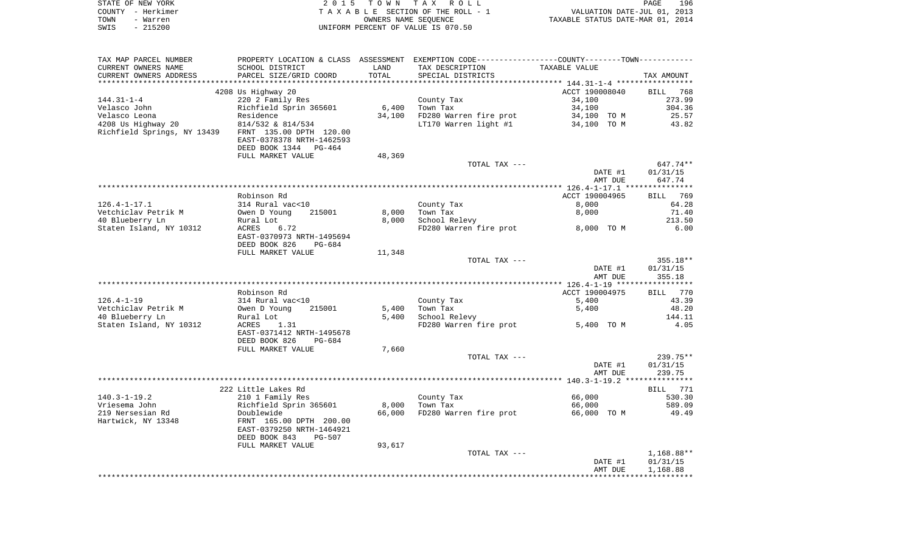STATE OF NEW YORK | 2 0 1 5 T O W N T A X R O L L | PAGE 196
COUNTY - Herkimer | T A X A B L E SECTION OF THE ROLL - 1 | VALUATION DATE-JUL 01, 2013
TOWN - Warren | OWNERS NAME SEQUENCE | TAXABLE STATUS DATE-MAR 01, 2014
SWIS - 215200 | UNIFORM PERCENT OF VALUE IS 070.50

| TAX MAP PARCEL NUMBER<br>CURRENT OWNERS NAME<br>CURRENT OWNERS ADDRESS | PROPERTY LOCATION & CLASS<br>SCHOOL DISTRICT<br>PARCEL SIZE/GRID COORD | ASSESSMENT<br>LAND<br>TOTAL | EXEMPTION CODE<br>TAX DESCRIPTION<br>SPECIAL DISTRICTS | COUNTY / TOWN<br>TAXABLE VALUE | TAX AMOUNT |
|---|---|---|---|---|---|
| **144.31-1-4** | 4208 Us Highway 20 | | | ACCT 190008040 | BILL 768 |
| 144.31-1-4 | 220 2 Family Res | | County Tax | 34,100 | 273.99 |
| Velasco John | Richfield Sprin 365601 | 6,400 | Town Tax | 34,100 | 304.36 |
| Velasco Leona | Residence | 34,100 | FD280 Warren fire prot | 34,100 TO M | 25.57 |
| 4208 Us Highway 20 | 814/532 & 814/534 | | LT170 Warren light #1 | 34,100 TO M | 43.82 |
| Richfield Springs, NY 13439 | FRNT 135.00 DPTH 120.00 | | | | |
| | EAST-0378378 NRTH-1462593 | | | | |
| | DEED BOOK 1344 PG-464 | | | | |
| | FULL MARKET VALUE | 48,369 | | | |
| | | | TOTAL TAX --- | | 647.74** |
| | | | | DATE #1 | 01/31/15 |
| | | | | AMT DUE | 647.74 |
| **126.4-1-17.1** | Robinson Rd | | | ACCT 190004965 | BILL 769 |
| 126.4-1-17.1 | 314 Rural vac<10 | | County Tax | 8,000 | 64.28 |
| Vetchiclav Petrik M | Owen D Young 215001 | 8,000 | Town Tax | 8,000 | 71.40 |
| 40 Blueberry Ln | Rural Lot | 8,000 | School Relevy | | 213.50 |
| Staten Island, NY 10312 | ACRES 6.72 | | FD280 Warren fire prot | 8,000 TO M | 6.00 |
| | EAST-0370973 NRTH-1495694 | | | | |
| | DEED BOOK 826 PG-684 | | | | |
| | FULL MARKET VALUE | 11,348 | | | |
| | | | TOTAL TAX --- | | 355.18** |
| | | | | DATE #1 | 01/31/15 |
| | | | | AMT DUE | 355.18 |
| **126.4-1-19** | Robinson Rd | | | ACCT 190004975 | BILL 770 |
| 126.4-1-19 | 314 Rural vac<10 | | County Tax | 5,400 | 43.39 |
| Vetchiclav Petrik M | Owen D Young 215001 | 5,400 | Town Tax | 5,400 | 48.20 |
| 40 Blueberry Ln | Rural Lot | 5,400 | School Relevy | | 144.11 |
| Staten Island, NY 10312 | ACRES 1.31 | | FD280 Warren fire prot | 5,400 TO M | 4.05 |
| | EAST-0371412 NRTH-1495678 | | | | |
| | DEED BOOK 826 PG-684 | | | | |
| | FULL MARKET VALUE | 7,660 | | | |
| | | | TOTAL TAX --- | | 239.75** |
| | | | | DATE #1 | 01/31/15 |
| | | | | AMT DUE | 239.75 |
| **140.3-1-19.2** | 222 Little Lakes Rd | | | | BILL 771 |
| 140.3-1-19.2 | 210 1 Family Res | | County Tax | 66,000 | 530.30 |
| Vriesema John | Richfield Sprin 365601 | 8,000 | Town Tax | 66,000 | 589.09 |
| 219 Nersesian Rd | Doublewide | 66,000 | FD280 Warren fire prot | 66,000 TO M | 49.49 |
| Hartwick, NY 13348 | FRNT 165.00 DPTH 200.00 | | | | |
| | EAST-0379250 NRTH-1464921 | | | | |
| | DEED BOOK 843 PG-507 | | | | |
| | FULL MARKET VALUE | 93,617 | | | |
| | | | TOTAL TAX --- | | 1,168.88** |
| | | | | DATE #1 | 01/31/15 |
| | | | | AMT DUE | 1,168.88 |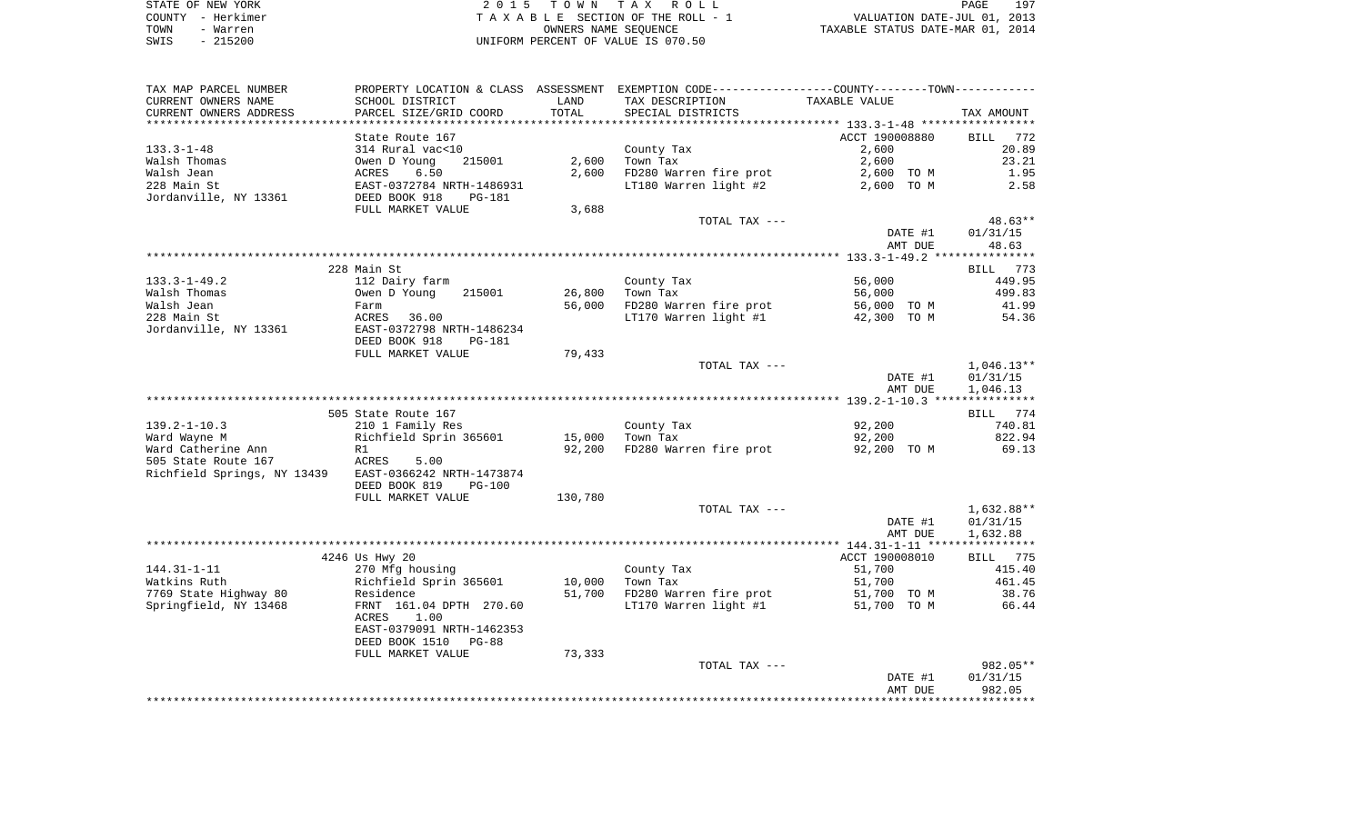STATE OF NEW YORK — COUNTY - Herkimer — TOWN - Warren — SWIS - 215200

2015 TOWN TAX ROLL
TAXABLE SECTION OF THE ROLL - 1
OWNERS NAME SEQUENCE
UNIFORM PERCENT OF VALUE IS 070.50

VALUATION DATE-JUL 01, 2013
TAXABLE STATUS DATE-MAR 01, 2014

| TAX MAP PARCEL NUMBER / CURRENT OWNERS NAME / CURRENT OWNERS ADDRESS | PROPERTY LOCATION & CLASS / SCHOOL DISTRICT / PARCEL SIZE/GRID COORD | ASSESSMENT LAND / TOTAL | EXEMPTION CODE / TAX DESCRIPTION / SPECIAL DISTRICTS | COUNTY/TOWN TAXABLE VALUE | TAX AMOUNT |
|---|---|---|---|---|---|
| **133.3-1-48** | State Route 167 | | | ACCT 190008880 | BILL 772 |
| 133.3-1-48 | 314 Rural vac<10 | | County Tax | 2,600 | 20.89 |
| Walsh Thomas | Owen D Young 215001 | 2,600 | Town Tax | 2,600 | 23.21 |
| Walsh Jean | ACRES 6.50 | 2,600 | FD280 Warren fire prot | 2,600 TO M | 1.95 |
| 228 Main St | EAST-0372784 NRTH-1486931 | | LT180 Warren light #2 | 2,600 TO M | 2.58 |
| Jordanville, NY 13361 | DEED BOOK 918 PG-181 | | | | |
| | FULL MARKET VALUE | 3,688 | | | |
| | | | TOTAL TAX --- | | 48.63** |
| | | | | DATE #1 | 01/31/15 |
| | | | | AMT DUE | 48.63 |
| **133.3-1-49.2** | 228 Main St | | | | BILL 773 |
| 133.3-1-49.2 | 112 Dairy farm | | County Tax | 56,000 | 449.95 |
| Walsh Thomas | Owen D Young 215001 | 26,800 | Town Tax | 56,000 | 499.83 |
| Walsh Jean | Farm | 56,000 | FD280 Warren fire prot | 56,000 TO M | 41.99 |
| 228 Main St | ACRES 36.00 | | LT170 Warren light #1 | 42,300 TO M | 54.36 |
| Jordanville, NY 13361 | EAST-0372798 NRTH-1486234 | | | | |
| | DEED BOOK 918 PG-181 | | | | |
| | FULL MARKET VALUE | 79,433 | | | |
| | | | TOTAL TAX --- | | 1,046.13** |
| | | | | DATE #1 | 01/31/15 |
| | | | | AMT DUE | 1,046.13 |
| **139.2-1-10.3** | 505 State Route 167 | | | | BILL 774 |
| 139.2-1-10.3 | 210 1 Family Res | | County Tax | 92,200 | 740.81 |
| Ward Wayne M | Richfield Sprin 365601 | 15,000 | Town Tax | 92,200 | 822.94 |
| Ward Catherine Ann | R1 | 92,200 | FD280 Warren fire prot | 92,200 TO M | 69.13 |
| 505 State Route 167 | ACRES 5.00 | | | | |
| Richfield Springs, NY 13439 | EAST-0366242 NRTH-1473874 | | | | |
| | DEED BOOK 819 PG-100 | | | | |
| | FULL MARKET VALUE | 130,780 | | | |
| | | | TOTAL TAX --- | | 1,632.88** |
| | | | | DATE #1 | 01/31/15 |
| | | | | AMT DUE | 1,632.88 |
| **144.31-1-11** | 4246 Us Hwy 20 | | | ACCT 190008010 | BILL 775 |
| 144.31-1-11 | 270 Mfg housing | | County Tax | 51,700 | 415.40 |
| Watkins Ruth | Richfield Sprin 365601 | 10,000 | Town Tax | 51,700 | 461.45 |
| 7769 State Highway 80 | Residence | 51,700 | FD280 Warren fire prot | 51,700 TO M | 38.76 |
| Springfield, NY 13468 | FRNT 161.04 DPTH 270.60 | | LT170 Warren light #1 | 51,700 TO M | 66.44 |
| | ACRES 1.00 | | | | |
| | EAST-0379091 NRTH-1462353 | | | | |
| | DEED BOOK 1510 PG-88 | | | | |
| | FULL MARKET VALUE | 73,333 | | | |
| | | | TOTAL TAX --- | | 982.05** |
| | | | | DATE #1 | 01/31/15 |
| | | | | AMT DUE | 982.05 |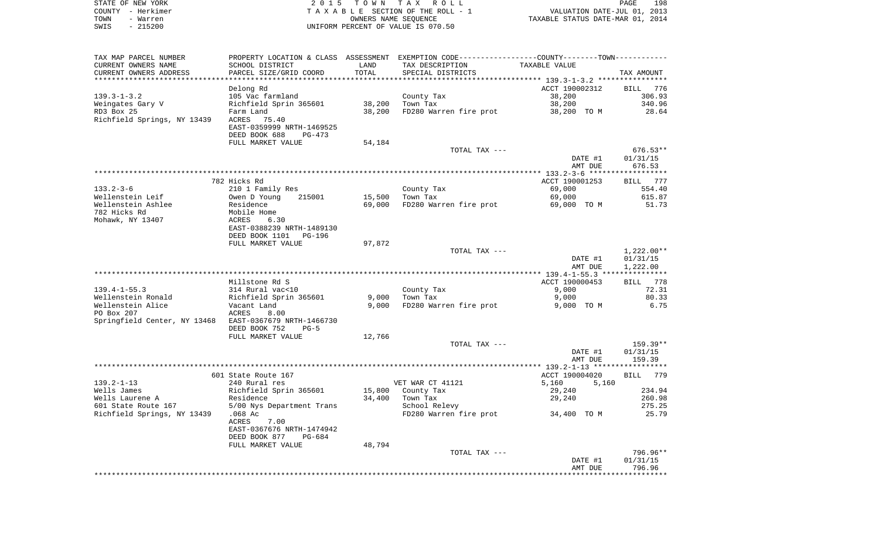STATE OF NEW YORK
COUNTY - Herkimer
TOWN - Warren
SWIS - 215200

2015 TOWN TAX ROLL
TAXABLE SECTION OF THE ROLL - 1
OWNERS NAME SEQUENCE
UNIFORM PERCENT OF VALUE IS 070.50

VALUATION DATE-JUL 01, 2013
TAXABLE STATUS DATE-MAR 01, 2014

| TAX MAP PARCEL NUMBER / CURRENT OWNERS NAME / CURRENT OWNERS ADDRESS | PROPERTY LOCATION & CLASS / SCHOOL DISTRICT / PARCEL SIZE/GRID COORD | ASSESSMENT LAND / TOTAL | EXEMPTION CODE / TAX DESCRIPTION / SPECIAL DISTRICTS | COUNTY--------TOWN / TAXABLE VALUE | TAX AMOUNT |
|---|---|---|---|---|---|
| **139.3-1-3.2** | Delong Rd | | | ACCT 190002312 | BILL 776 |
| 139.3-1-3.2 | 105 Vac farmland | | County Tax | 38,200 | 306.93 |
| Weingates Gary V | Richfield Sprin 365601 | 38,200 | Town Tax | 38,200 | 340.96 |
| RD3 Box 25 | Farm Land | 38,200 | FD280 Warren fire prot | 38,200 TO M | 28.64 |
| Richfield Springs, NY 13439 | ACRES 75.40 | | | | |
| | EAST-0359999 NRTH-1469525 | | | | |
| | DEED BOOK 688 PG-473 | | | | |
| | FULL MARKET VALUE | 54,184 | | | |
| | | | TOTAL TAX --- | | 676.53** |
| | | | | DATE #1 | 01/31/15 |
| | | | | AMT DUE | 676.53 |
| **133.2-3-6** | 782 Hicks Rd | | | ACCT 190001253 | BILL 777 |
| 133.2-3-6 | 210 1 Family Res | | County Tax | 69,000 | 554.40 |
| Wellenstein Leif | Owen D Young 215001 | 15,500 | Town Tax | 69,000 | 615.87 |
| Wellenstein Ashlee | Residence | 69,000 | FD280 Warren fire prot | 69,000 TO M | 51.73 |
| 782 Hicks Rd | Mobile Home | | | | |
| Mohawk, NY 13407 | ACRES 6.30 | | | | |
| | EAST-0388239 NRTH-1489130 | | | | |
| | DEED BOOK 1101 PG-196 | | | | |
| | FULL MARKET VALUE | 97,872 | | | |
| | | | TOTAL TAX --- | | 1,222.00** |
| | | | | DATE #1 | 01/31/15 |
| | | | | AMT DUE | 1,222.00 |
| **139.4-1-55.3** | Millstone Rd S | | | ACCT 190000453 | BILL 778 |
| 139.4-1-55.3 | 314 Rural vac<10 | | County Tax | 9,000 | 72.31 |
| Wellenstein Ronald | Richfield Sprin 365601 | 9,000 | Town Tax | 9,000 | 80.33 |
| Wellenstein Alice | Vacant Land | 9,000 | FD280 Warren fire prot | 9,000 TO M | 6.75 |
| PO Box 207 | ACRES 8.00 | | | | |
| Springfield Center, NY 13468 | EAST-0367679 NRTH-1466730 | | | | |
| | DEED BOOK 752 PG-5 | | | | |
| | FULL MARKET VALUE | 12,766 | | | |
| | | | TOTAL TAX --- | | 159.39** |
| | | | | DATE #1 | 01/31/15 |
| | | | | AMT DUE | 159.39 |
| **139.2-1-13** | 601 State Route 167 | | | ACCT 190004020 | BILL 779 |
| 139.2-1-13 | 240 Rural res | | VET WAR CT 41121 | 5,160 5,160 | |
| Wells James | Richfield Sprin 365601 | 15,800 | County Tax | 29,240 | 234.94 |
| Wells Laurene A | Residence | 34,400 | Town Tax | 29,240 | 260.98 |
| 601 State Route 167 | 5/00 Nys Department Trans | | School Relevy | | 275.25 |
| Richfield Springs, NY 13439 | .068 Ac | | FD280 Warren fire prot | 34,400 TO M | 25.79 |
| | ACRES 7.00 | | | | |
| | EAST-0367676 NRTH-1474942 | | | | |
| | DEED BOOK 877 PG-684 | | | | |
| | FULL MARKET VALUE | 48,794 | | | |
| | | | TOTAL TAX --- | | 796.96** |
| | | | | DATE #1 | 01/31/15 |
| | | | | AMT DUE | 796.96 |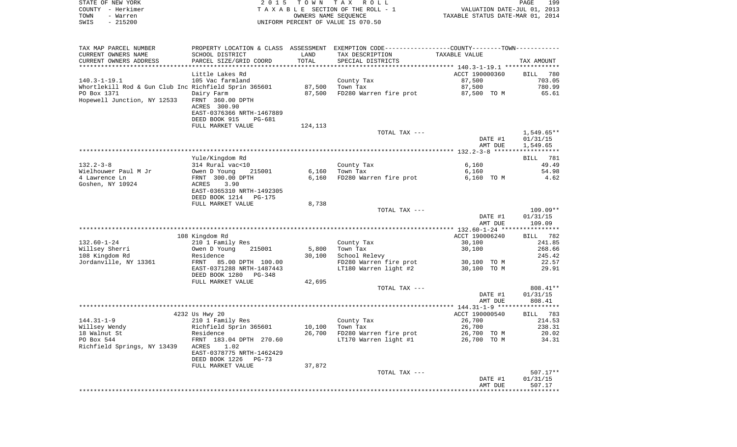STATE OF NEW YORK
COUNTY - Herkimer
TOWN - Warren
SWIS - 215200

2 0 1 5 T O W N T A X R O L L
T A X A B L E SECTION OF THE ROLL - 1
OWNERS NAME SEQUENCE
UNIFORM PERCENT OF VALUE IS 070.50

VALUATION DATE-JUL 01, 2013
TAXABLE STATUS DATE-MAR 01, 2014

| TAX MAP PARCEL NUMBER / CURRENT OWNERS NAME / CURRENT OWNERS ADDRESS | PROPERTY LOCATION & CLASS / SCHOOL DISTRICT / PARCEL SIZE/GRID COORD | ASSESSMENT LAND | TOTAL | EXEMPTION CODE / TAX DESCRIPTION / SPECIAL DISTRICTS | TAXABLE VALUE | TAX AMOUNT |
|---|---|---|---|---|---|---|
| | Little Lakes Rd | | | | ACCT 190000360 | BILL 780 |
| 140.3-1-19.1 | 105 Vac farmland | | | County Tax | 87,500 | 703.05 |
| Whortlekill Rod & Gun Club Inc | Richfield Sprin 365601 | 87,500 | | Town Tax | 87,500 | 780.99 |
| PO Box 1371 | Dairy Farm | | 87,500 | FD280 Warren fire prot | 87,500 TO M | 65.61 |
| Hopewell Junction, NY 12533 | FRNT 360.00 DPTH | | | | | |
| | ACRES 300.90 | | | | | |
| | EAST-0376366 NRTH-1467889 | | | | | |
| | DEED BOOK 915 PG-681 | | | | | |
| | FULL MARKET VALUE | 124,113 | | | | |
| | | | | TOTAL TAX --- | | 1,549.65** |
| | | | | | DATE #1 | 01/31/15 |
| | | | | | AMT DUE | 1,549.65 |
| | Yule/Kingdom Rd | | | | | BILL 781 |
| 132.2-3-8 | 314 Rural vac<10 | | | County Tax | 6,160 | 49.49 |
| Wielhouwer Paul M Jr | Owen D Young 215001 | 6,160 | | Town Tax | 6,160 | 54.98 |
| 4 Lawrence Ln | FRNT 300.00 DPTH | | 6,160 | FD280 Warren fire prot | 6,160 TO M | 4.62 |
| Goshen, NY 10924 | ACRES 3.90 | | | | | |
| | EAST-0365310 NRTH-1492305 | | | | | |
| | DEED BOOK 1214 PG-175 | | | | | |
| | FULL MARKET VALUE | 8,738 | | | | |
| | | | | TOTAL TAX --- | | 109.09** |
| | | | | | DATE #1 | 01/31/15 |
| | | | | | AMT DUE | 109.09 |
| | 108 Kingdom Rd | | | | ACCT 190006240 | BILL 782 |
| 132.60-1-24 | 210 1 Family Res | | | County Tax | 30,100 | 241.85 |
| Willsey Sherri | Owen D Young 215001 | 5,800 | | Town Tax | 30,100 | 268.66 |
| 108 Kingdom Rd | Residence | | 30,100 | School Relevy | | 245.42 |
| Jordanville, NY 13361 | FRNT 85.00 DPTH 100.00 | | | FD280 Warren fire prot | 30,100 TO M | 22.57 |
| | EAST-0371288 NRTH-1487443 | | | LT180 Warren light #2 | 30,100 TO M | 29.91 |
| | DEED BOOK 1280 PG-348 | | | | | |
| | FULL MARKET VALUE | 42,695 | | | | |
| | | | | TOTAL TAX --- | | 808.41** |
| | | | | | DATE #1 | 01/31/15 |
| | | | | | AMT DUE | 808.41 |
| | 4232 Us Hwy 20 | | | | ACCT 190000540 | BILL 783 |
| 144.31-1-9 | 210 1 Family Res | | | County Tax | 26,700 | 214.53 |
| Willsey Wendy | Richfield Sprin 365601 | 10,100 | | Town Tax | 26,700 | 238.31 |
| 18 Walnut St | Residence | | 26,700 | FD280 Warren fire prot | 26,700 TO M | 20.02 |
| PO Box 544 | FRNT 183.04 DPTH 270.60 | | | LT170 Warren light #1 | 26,700 TO M | 34.31 |
| Richfield Springs, NY 13439 | ACRES 1.02 | | | | | |
| | EAST-0378775 NRTH-1462429 | | | | | |
| | DEED BOOK 1226 PG-73 | | | | | |
| | FULL MARKET VALUE | 37,872 | | | | |
| | | | | TOTAL TAX --- | | 507.17** |
| | | | | | DATE #1 | 01/31/15 |
| | | | | | AMT DUE | 507.17 |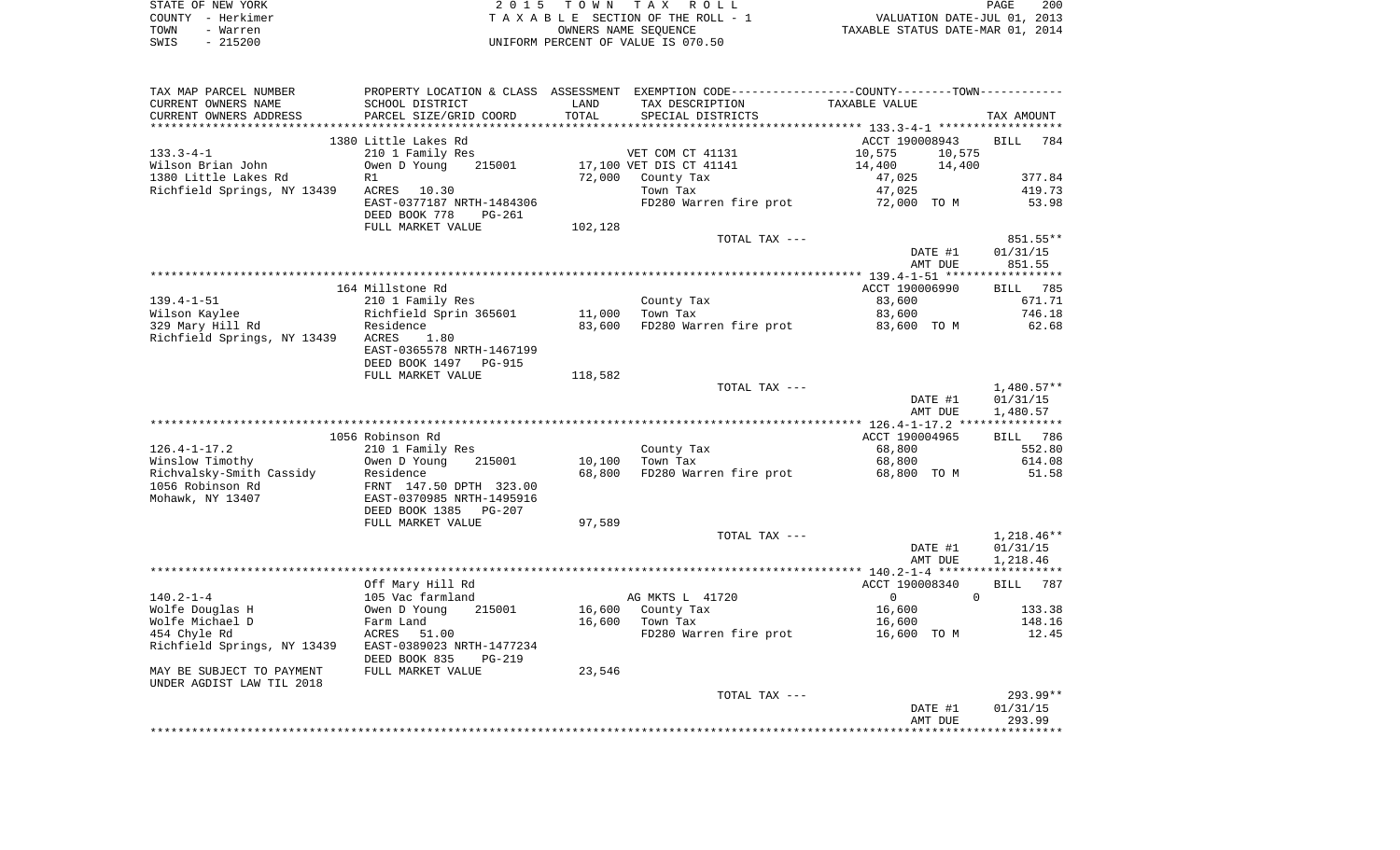STATE OF NEW YORK — 2015 TOWN TAX ROLL
COUNTY - Herkimer — TAXABLE SECTION OF THE ROLL - 1 — VALUATION DATE-JUL 01, 2013
TOWN - Warren — OWNERS NAME SEQUENCE — TAXABLE STATUS DATE-MAR 01, 2014
SWIS - 215200 — UNIFORM PERCENT OF VALUE IS 070.50

| TAX MAP PARCEL NUMBER / CURRENT OWNERS NAME / CURRENT OWNERS ADDRESS | PROPERTY LOCATION & CLASS / SCHOOL DISTRICT / PARCEL SIZE/GRID COORD | ASSESSMENT LAND / TOTAL | EXEMPTION CODE / TAX DESCRIPTION / SPECIAL DISTRICTS | COUNTY TAXABLE VALUE | TOWN TAXABLE VALUE | TAX AMOUNT |
|---|---|---|---|---|---|---|
| **133.3-4-1** | 1380 Little Lakes Rd | | | ACCT 190008943 | | BILL 784 |
| 133.3-4-1 | 210 1 Family Res | | VET COM CT 41131 | 10,575 | 10,575 | |
| Wilson Brian John | Owen D Young 215001 | 17,100 | VET DIS CT 41141 | 14,400 | 14,400 | |
| 1380 Little Lakes Rd | R1 | 72,000 | County Tax | 47,025 | | 377.84 |
| Richfield Springs, NY 13439 | ACRES 10.30 | | Town Tax | 47,025 | | 419.73 |
| | EAST-0377187 NRTH-1484306 | | FD280 Warren fire prot | 72,000 TO M | | 53.98 |
| | DEED BOOK 778 PG-261 | | | | | |
| | FULL MARKET VALUE | 102,128 | | | | |
| | | | TOTAL TAX --- | | | 851.55** |
| | | | | | DATE #1 | 01/31/15 |
| | | | | | AMT DUE | 851.55 |
| **139.4-1-51** | 164 Millstone Rd | | | ACCT 190006990 | | BILL 785 |
| 139.4-1-51 | 210 1 Family Res | | County Tax | 83,600 | | 671.71 |
| Wilson Kaylee | Richfield Sprin 365601 | 11,000 | Town Tax | 83,600 | | 746.18 |
| 329 Mary Hill Rd | Residence | 83,600 | FD280 Warren fire prot | 83,600 TO M | | 62.68 |
| Richfield Springs, NY 13439 | ACRES 1.80 | | | | | |
| | EAST-0365578 NRTH-1467199 | | | | | |
| | DEED BOOK 1497 PG-915 | | | | | |
| | FULL MARKET VALUE | 118,582 | | | | |
| | | | TOTAL TAX --- | | | 1,480.57** |
| | | | | | DATE #1 | 01/31/15 |
| | | | | | AMT DUE | 1,480.57 |
| **126.4-1-17.2** | 1056 Robinson Rd | | | ACCT 190004965 | | BILL 786 |
| 126.4-1-17.2 | 210 1 Family Res | | County Tax | 68,800 | | 552.80 |
| Winslow Timothy | Owen D Young 215001 | 10,100 | Town Tax | 68,800 | | 614.08 |
| Richvalsky-Smith Cassidy | Residence | 68,800 | FD280 Warren fire prot | 68,800 TO M | | 51.58 |
| 1056 Robinson Rd | FRNT 147.50 DPTH 323.00 | | | | | |
| Mohawk, NY 13407 | EAST-0370985 NRTH-1495916 | | | | | |
| | DEED BOOK 1385 PG-207 | | | | | |
| | FULL MARKET VALUE | 97,589 | | | | |
| | | | TOTAL TAX --- | | | 1,218.46** |
| | | | | | DATE #1 | 01/31/15 |
| | | | | | AMT DUE | 1,218.46 |
| **140.2-1-4** | Off Mary Hill Rd | | | ACCT 190008340 | | BILL 787 |
| 140.2-1-4 | 105 Vac farmland | | AG MKTS L 41720 | 0 | 0 | |
| Wolfe Douglas H | Owen D Young 215001 | 16,600 | County Tax | 16,600 | | 133.38 |
| Wolfe Michael D | Farm Land | 16,600 | Town Tax | 16,600 | | 148.16 |
| 454 Chyle Rd | ACRES 51.00 | | FD280 Warren fire prot | 16,600 TO M | | 12.45 |
| Richfield Springs, NY 13439 | EAST-0389023 NRTH-1477234 | | | | | |
| | DEED BOOK 835 PG-219 | | | | | |
| MAY BE SUBJECT TO PAYMENT | FULL MARKET VALUE | 23,546 | | | | |
| UNDER AGDIST LAW TIL 2018 | | | | | | |
| | | | TOTAL TAX --- | | | 293.99** |
| | | | | | DATE #1 | 01/31/15 |
| | | | | | AMT DUE | 293.99 |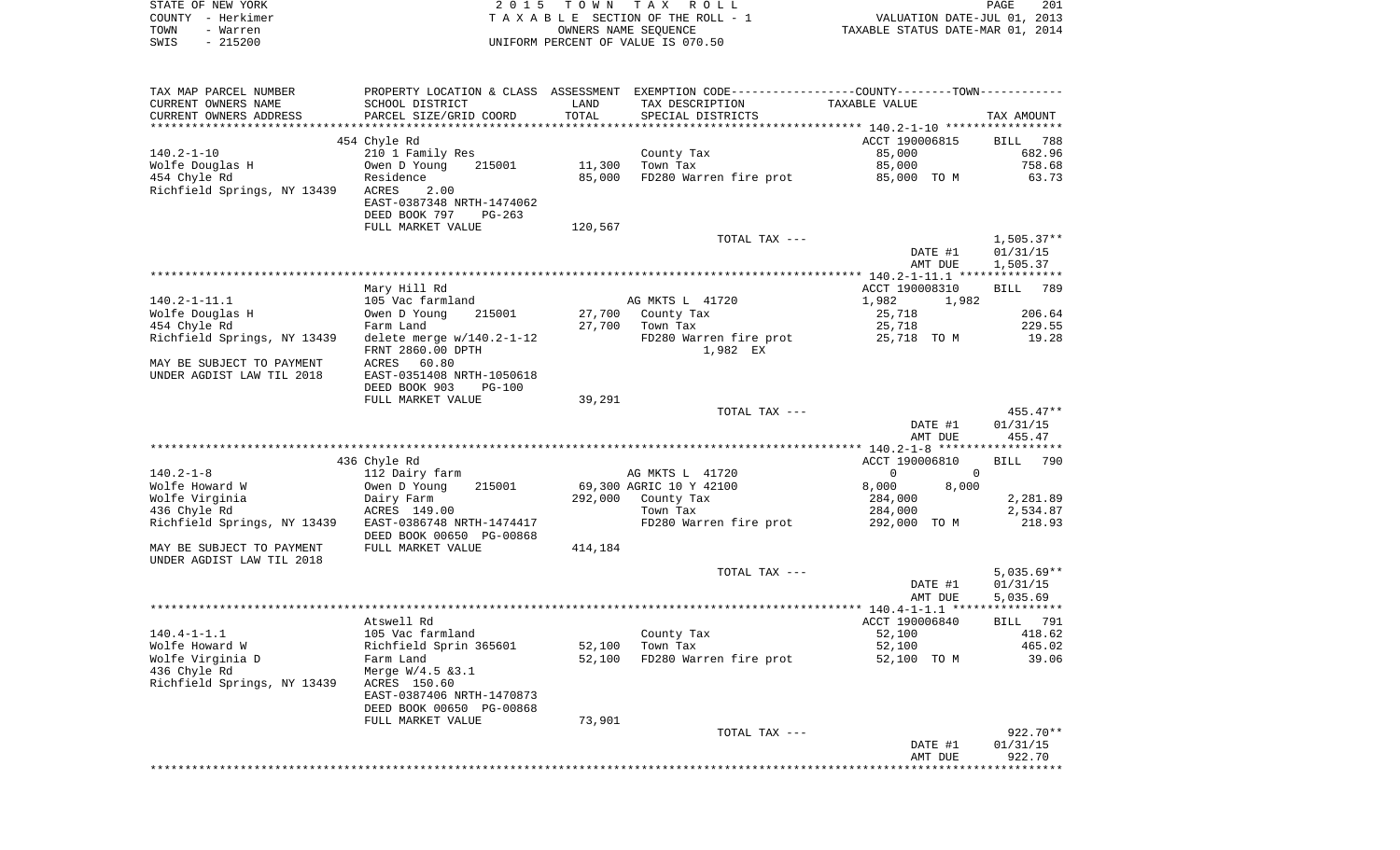STATE OF NEW YORK  
COUNTY - Herkimer  
TOWN - Warren  
SWIS - 215200

2015 TOWN TAX ROLL  
TAXABLE SECTION OF THE ROLL - 1  
OWNERS NAME SEQUENCE  
UNIFORM PERCENT OF VALUE IS 070.50

VALUATION DATE-JUL 01, 2013  
TAXABLE STATUS DATE-MAR 01, 2014

| TAX MAP PARCEL NUMBER / CURRENT OWNERS NAME / CURRENT OWNERS ADDRESS | PROPERTY LOCATION & CLASS / SCHOOL DISTRICT / PARCEL SIZE/GRID COORD | ASSESSMENT LAND / TOTAL | EXEMPTION CODE / TAX DESCRIPTION / SPECIAL DISTRICTS | COUNTY--------TOWN / TAXABLE VALUE | TAX AMOUNT |
|---|---|---|---|---|---|
| | 454 Chyle Rd | | | ACCT 190006815 | BILL 788 |
| 140.2-1-10 | 210 1 Family Res | | County Tax | 85,000 | 682.96 |
| Wolfe Douglas H | Owen D Young 215001 | 11,300 | Town Tax | 85,000 | 758.68 |
| 454 Chyle Rd | Residence | 85,000 | FD280 Warren fire prot | 85,000 TO M | 63.73 |
| Richfield Springs, NY 13439 | ACRES 2.00 | | | | |
| | EAST-0387348 NRTH-1474062 | | | | |
| | DEED BOOK 797 PG-263 | | | | |
| | FULL MARKET VALUE | 120,567 | | | |
| | | | TOTAL TAX --- | | 1,505.37** |
| | | | | DATE #1 | 01/31/15 |
| | | | | AMT DUE | 1,505.37 |
| | Mary Hill Rd | | | ACCT 190008310 | BILL 789 |
| 140.2-1-11.1 | 105 Vac farmland | | AG MKTS L 41720 | 1,982 1,982 | |
| Wolfe Douglas H | Owen D Young 215001 | 27,700 | County Tax | 25,718 | 206.64 |
| 454 Chyle Rd | Farm Land | 27,700 | Town Tax | 25,718 | 229.55 |
| Richfield Springs, NY 13439 | delete merge w/140.2-1-12 | | FD280 Warren fire prot | 25,718 TO M | 19.28 |
| | FRNT 2860.00 DPTH | | 1,982 EX | | |
| MAY BE SUBJECT TO PAYMENT | ACRES 60.80 | | | | |
| UNDER AGDIST LAW TIL 2018 | EAST-0351408 NRTH-1050618 | | | | |
| | DEED BOOK 903 PG-100 | | | | |
| | FULL MARKET VALUE | 39,291 | | | |
| | | | TOTAL TAX --- | | 455.47** |
| | | | | DATE #1 | 01/31/15 |
| | | | | AMT DUE | 455.47 |
| | 436 Chyle Rd | | | ACCT 190006810 | BILL 790 |
| 140.2-1-8 | 112 Dairy farm | | AG MKTS L 41720 | 0 0 | |
| Wolfe Howard W | Owen D Young 215001 | 69,300 | AGRIC 10 Y 42100 | 8,000 8,000 | |
| Wolfe Virginia | Dairy Farm | 292,000 | County Tax | 284,000 | 2,281.89 |
| 436 Chyle Rd | ACRES 149.00 | | Town Tax | 284,000 | 2,534.87 |
| Richfield Springs, NY 13439 | EAST-0386748 NRTH-1474417 | | FD280 Warren fire prot | 292,000 TO M | 218.93 |
| | DEED BOOK 00650 PG-00868 | | | | |
| MAY BE SUBJECT TO PAYMENT | FULL MARKET VALUE | 414,184 | | | |
| UNDER AGDIST LAW TIL 2018 | | | | | |
| | | | TOTAL TAX --- | | 5,035.69** |
| | | | | DATE #1 | 01/31/15 |
| | | | | AMT DUE | 5,035.69 |
| | Atswell Rd | | | ACCT 190006840 | BILL 791 |
| 140.4-1-1.1 | 105 Vac farmland | | County Tax | 52,100 | 418.62 |
| Wolfe Howard W | Richfield Sprin 365601 | 52,100 | Town Tax | 52,100 | 465.02 |
| Wolfe Virginia D | Farm Land | 52,100 | FD280 Warren fire prot | 52,100 TO M | 39.06 |
| 436 Chyle Rd | Merge W/4.5 &3.1 | | | | |
| Richfield Springs, NY 13439 | ACRES 150.60 | | | | |
| | EAST-0387406 NRTH-1470873 | | | | |
| | DEED BOOK 00650 PG-00868 | | | | |
| | FULL MARKET VALUE | 73,901 | | | |
| | | | TOTAL TAX --- | | 922.70** |
| | | | | DATE #1 | 01/31/15 |
| | | | | AMT DUE | 922.70 |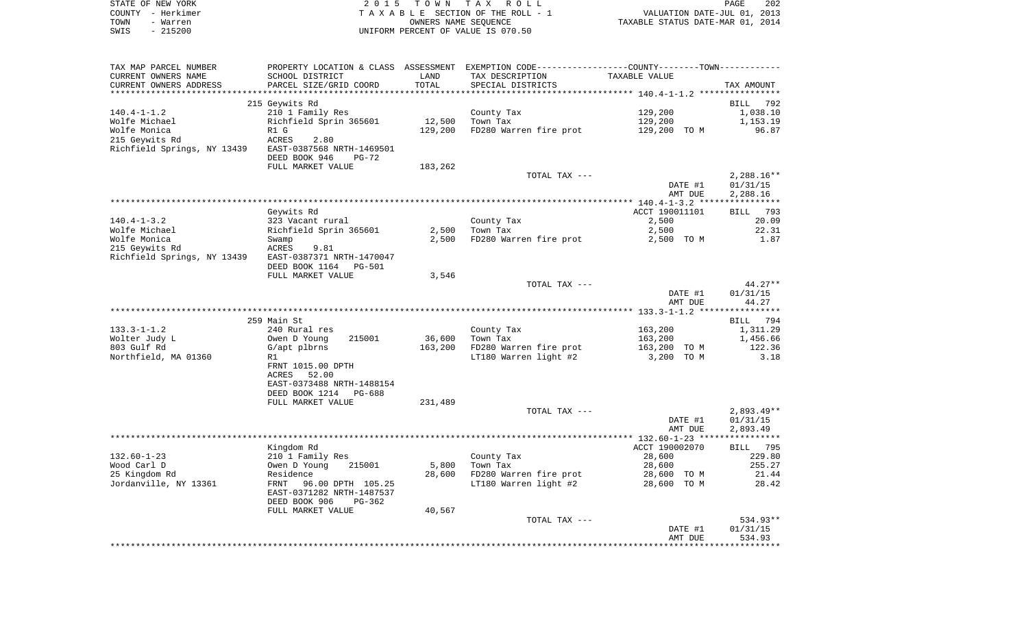STATE OF NEW YORK — COUNTY - Herkimer — TOWN - Warren — SWIS - 215200

2015 TOWN TAX ROLL — TAXABLE SECTION OF THE ROLL - 1 — OWNERS NAME SEQUENCE — UNIFORM PERCENT OF VALUE IS 070.50

VALUATION DATE-JUL 01, 2013 — TAXABLE STATUS DATE-MAR 01, 2014

| TAX MAP PARCEL NUMBER / CURRENT OWNERS NAME / CURRENT OWNERS ADDRESS | PROPERTY LOCATION & CLASS / SCHOOL DISTRICT / PARCEL SIZE/GRID COORD | ASSESSMENT LAND / TOTAL | EXEMPTION CODE / TAX DESCRIPTION / SPECIAL DISTRICTS | COUNTY/TOWN TAXABLE VALUE | TAX AMOUNT |
|---|---|---|---|---|---|
| **140.4-1-1.2** | 215 Geywits Rd | | | | BILL 792 |
| 140.4-1-1.2 | 210 1 Family Res | | County Tax | 129,200 | 1,038.10 |
| Wolfe Michael | Richfield Sprin 365601 | 12,500 | Town Tax | 129,200 | 1,153.19 |
| Wolfe Monica | R1 G | 129,200 | FD280 Warren fire prot | 129,200 TO M | 96.87 |
| 215 Geywits Rd | ACRES 2.80 | | | | |
| Richfield Springs, NY 13439 | EAST-0387568 NRTH-1469501 | | | | |
| | DEED BOOK 946 PG-72 | | | | |
| | FULL MARKET VALUE | 183,262 | | | |
| | | | TOTAL TAX --- | | 2,288.16** |
| | | | | DATE #1 | 01/31/15 |
| | | | | AMT DUE | 2,288.16 |
| **140.4-1-3.2** | Geywits Rd | | | ACCT 190011101 | BILL 793 |
| 140.4-1-3.2 | 323 Vacant rural | | County Tax | 2,500 | 20.09 |
| Wolfe Michael | Richfield Sprin 365601 | 2,500 | Town Tax | 2,500 | 22.31 |
| Wolfe Monica | Swamp | 2,500 | FD280 Warren fire prot | 2,500 TO M | 1.87 |
| 215 Geywits Rd | ACRES 9.81 | | | | |
| Richfield Springs, NY 13439 | EAST-0387371 NRTH-1470047 | | | | |
| | DEED BOOK 1164 PG-501 | | | | |
| | FULL MARKET VALUE | 3,546 | | | |
| | | | TOTAL TAX --- | | 44.27** |
| | | | | DATE #1 | 01/31/15 |
| | | | | AMT DUE | 44.27 |
| **133.3-1-1.2** | 259 Main St | | | | BILL 794 |
| 133.3-1-1.2 | 240 Rural res | | County Tax | 163,200 | 1,311.29 |
| Wolter Judy L | Owen D Young 215001 | 36,600 | Town Tax | 163,200 | 1,456.66 |
| 803 Gulf Rd | G/apt plbrns | 163,200 | FD280 Warren fire prot | 163,200 TO M | 122.36 |
| Northfield, MA 01360 | R1 | | LT180 Warren light #2 | 3,200 TO M | 3.18 |
| | FRNT 1015.00 DPTH | | | | |
| | ACRES 52.00 | | | | |
| | EAST-0373488 NRTH-1488154 | | | | |
| | DEED BOOK 1214 PG-688 | | | | |
| | FULL MARKET VALUE | 231,489 | | | |
| | | | TOTAL TAX --- | | 2,893.49** |
| | | | | DATE #1 | 01/31/15 |
| | | | | AMT DUE | 2,893.49 |
| **132.60-1-23** | Kingdom Rd | | | ACCT 190002070 | BILL 795 |
| 132.60-1-23 | 210 1 Family Res | | County Tax | 28,600 | 229.80 |
| Wood Carl D | Owen D Young 215001 | 5,800 | Town Tax | 28,600 | 255.27 |
| 25 Kingdom Rd | Residence | 28,600 | FD280 Warren fire prot | 28,600 TO M | 21.44 |
| Jordanville, NY 13361 | FRNT 96.00 DPTH 105.25 | | LT180 Warren light #2 | 28,600 TO M | 28.42 |
| | EAST-0371282 NRTH-1487537 | | | | |
| | DEED BOOK 906 PG-362 | | | | |
| | FULL MARKET VALUE | 40,567 | | | |
| | | | TOTAL TAX --- | | 534.93** |
| | | | | DATE #1 | 01/31/15 |
| | | | | AMT DUE | 534.93 |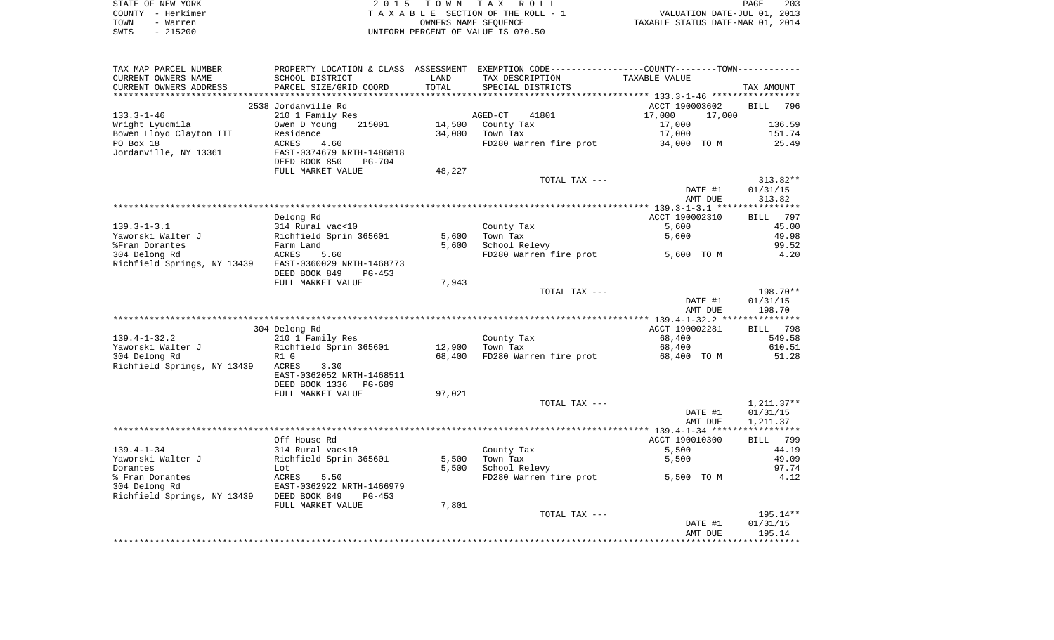STATE OF NEW YORK
COUNTY - Herkimer
TOWN - Warren
SWIS - 215200

2015 TOWN TAX ROLL
TAXABLE SECTION OF THE ROLL - 1
OWNERS NAME SEQUENCE
UNIFORM PERCENT OF VALUE IS 070.50

VALUATION DATE-JUL 01, 2013
TAXABLE STATUS DATE-MAR 01, 2014

| TAX MAP PARCEL NUMBER<br>CURRENT OWNERS NAME<br>CURRENT OWNERS ADDRESS | PROPERTY LOCATION & CLASS<br>SCHOOL DISTRICT<br>PARCEL SIZE/GRID COORD | ASSESSMENT<br>LAND<br>TOTAL | EXEMPTION CODE-----COUNTY-----TOWN------<br>TAX DESCRIPTION<br>SPECIAL DISTRICTS | TAXABLE VALUE | TAX AMOUNT |
|---|---|---|---|---|---|
| | 2538 Jordanville Rd | | | ACCT 190003602 | BILL 796 |
| 133.3-1-46 | 210 1 Family Res | | AGED-CT 41801 | 17,000 17,000 | |
| Wright Lyudmila | Owen D Young 215001 | 14,500 | County Tax | 17,000 | 136.59 |
| Bowen Lloyd Clayton III | Residence | 34,000 | Town Tax | 17,000 | 151.74 |
| PO Box 18 | ACRES 4.60 | | FD280 Warren fire prot | 34,000 TO M | 25.49 |
| Jordanville, NY 13361 | EAST-0374679 NRTH-1486818 | | | | |
| | DEED BOOK 850 PG-704 | | | | |
| | FULL MARKET VALUE | 48,227 | | | |
| | | | TOTAL TAX --- | | 313.82** |
| | | | | DATE #1 | 01/31/15 |
| | | | | AMT DUE | 313.82 |
| | Delong Rd | | | ACCT 190002310 | BILL 797 |
| 139.3-1-3.1 | 314 Rural vac<10 | | County Tax | 5,600 | 45.00 |
| Yaworski Walter J | Richfield Sprin 365601 | 5,600 | Town Tax | 5,600 | 49.98 |
| %Fran Dorantes | Farm Land | 5,600 | School Relevy | | 99.52 |
| 304 Delong Rd | ACRES 5.60 | | FD280 Warren fire prot | 5,600 TO M | 4.20 |
| Richfield Springs, NY 13439 | EAST-0360029 NRTH-1468773 | | | | |
| | DEED BOOK 849 PG-453 | | | | |
| | FULL MARKET VALUE | 7,943 | | | |
| | | | TOTAL TAX --- | | 198.70** |
| | | | | DATE #1 | 01/31/15 |
| | | | | AMT DUE | 198.70 |
| | 304 Delong Rd | | | ACCT 190002281 | BILL 798 |
| 139.4-1-32.2 | 210 1 Family Res | | County Tax | 68,400 | 549.58 |
| Yaworski Walter J | Richfield Sprin 365601 | 12,900 | Town Tax | 68,400 | 610.51 |
| 304 Delong Rd | R1 G | 68,400 | FD280 Warren fire prot | 68,400 TO M | 51.28 |
| Richfield Springs, NY 13439 | ACRES 3.30 | | | | |
| | EAST-0362052 NRTH-1468511 | | | | |
| | DEED BOOK 1336 PG-689 | | | | |
| | FULL MARKET VALUE | 97,021 | | | |
| | | | TOTAL TAX --- | | 1,211.37** |
| | | | | DATE #1 | 01/31/15 |
| | | | | AMT DUE | 1,211.37 |
| | Off House Rd | | | ACCT 190010300 | BILL 799 |
| 139.4-1-34 | 314 Rural vac<10 | | County Tax | 5,500 | 44.19 |
| Yaworski Walter J | Richfield Sprin 365601 | 5,500 | Town Tax | 5,500 | 49.09 |
| Dorantes | Lot | 5,500 | School Relevy | | 97.74 |
| % Fran Dorantes | ACRES 5.50 | | FD280 Warren fire prot | 5,500 TO M | 4.12 |
| 304 Delong Rd | EAST-0362922 NRTH-1466979 | | | | |
| Richfield Springs, NY 13439 | DEED BOOK 849 PG-453 | | | | |
| | FULL MARKET VALUE | 7,801 | | | |
| | | | TOTAL TAX --- | | 195.14** |
| | | | | DATE #1 | 01/31/15 |
| | | | | AMT DUE | 195.14 |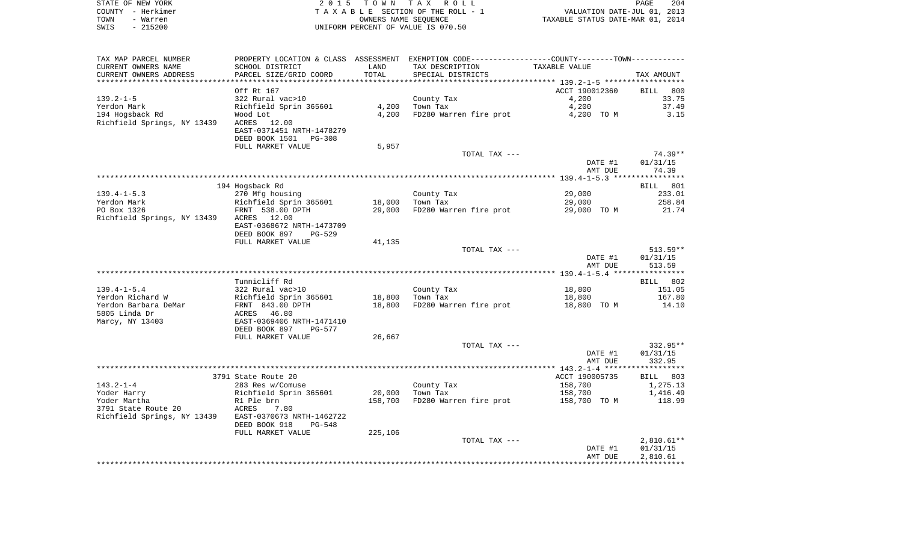STATE OF NEW YORK
COUNTY - Herkimer
TOWN - Warren
SWIS - 215200

2 0 1 5 T O W N T A X R O L L
T A X A B L E SECTION OF THE ROLL - 1
OWNERS NAME SEQUENCE
UNIFORM PERCENT OF VALUE IS 070.50

VALUATION DATE-JUL 01, 2013
TAXABLE STATUS DATE-MAR 01, 2014

| TAX MAP PARCEL NUMBER / CURRENT OWNERS NAME / CURRENT OWNERS ADDRESS | PROPERTY LOCATION & CLASS / SCHOOL DISTRICT / PARCEL SIZE/GRID COORD | ASSESSMENT LAND / TOTAL | EXEMPTION CODE / TAX DESCRIPTION / SPECIAL DISTRICTS | COUNTY--------TOWN / TAXABLE VALUE | TAX AMOUNT |
|---|---|---|---|---|---|
| 139.2-1-5 | Off Rt 167 | | | ACCT 190012360 | BILL 800 |
| 139.2-1-5 | 322 Rural vac>10 | | County Tax | 4,200 | 33.75 |
| Yerdon Mark | Richfield Sprin 365601 | 4,200 | Town Tax | 4,200 | 37.49 |
| 194 Hogsback Rd | Wood Lot | 4,200 | FD280 Warren fire prot | 4,200 TO M | 3.15 |
| Richfield Springs, NY 13439 | ACRES 12.00 | | | | |
| | EAST-0371451 NRTH-1478279 | | | | |
| | DEED BOOK 1501 PG-308 | | | | |
| | FULL MARKET VALUE | 5,957 | | | |
| | | | TOTAL TAX --- | | 74.39** |
| | | | | DATE #1 | 01/31/15 |
| | | | | AMT DUE | 74.39 |
| 139.4-1-5.3 | 194 Hogsback Rd | | | | BILL 801 |
| 139.4-1-5.3 | 270 Mfg housing | | County Tax | 29,000 | 233.01 |
| Yerdon Mark | Richfield Sprin 365601 | 18,000 | Town Tax | 29,000 | 258.84 |
| PO Box 1326 | FRNT 538.00 DPTH | 29,000 | FD280 Warren fire prot | 29,000 TO M | 21.74 |
| Richfield Springs, NY 13439 | ACRES 12.00 | | | | |
| | EAST-0368672 NRTH-1473709 | | | | |
| | DEED BOOK 897 PG-529 | | | | |
| | FULL MARKET VALUE | 41,135 | | | |
| | | | TOTAL TAX --- | | 513.59** |
| | | | | DATE #1 | 01/31/15 |
| | | | | AMT DUE | 513.59 |
| 139.4-1-5.4 | Tunnicliff Rd | | | | BILL 802 |
| 139.4-1-5.4 | 322 Rural vac>10 | | County Tax | 18,800 | 151.05 |
| Yerdon Richard W | Richfield Sprin 365601 | 18,800 | Town Tax | 18,800 | 167.80 |
| Yerdon Barbara DeMar | FRNT 843.00 DPTH | 18,800 | FD280 Warren fire prot | 18,800 TO M | 14.10 |
| 5805 Linda Dr | ACRES 46.80 | | | | |
| Marcy, NY 13403 | EAST-0369406 NRTH-1471410 | | | | |
| | DEED BOOK 897 PG-577 | | | | |
| | FULL MARKET VALUE | 26,667 | | | |
| | | | TOTAL TAX --- | | 332.95** |
| | | | | DATE #1 | 01/31/15 |
| | | | | AMT DUE | 332.95 |
| 143.2-1-4 | 3791 State Route 20 | | | ACCT 190005735 | BILL 803 |
| 143.2-1-4 | 283 Res w/Comuse | | County Tax | 158,700 | 1,275.13 |
| Yoder Harry | Richfield Sprin 365601 | 20,000 | Town Tax | 158,700 | 1,416.49 |
| Yoder Martha | R1 Ple brn | 158,700 | FD280 Warren fire prot | 158,700 TO M | 118.99 |
| 3791 State Route 20 | ACRES 7.80 | | | | |
| Richfield Springs, NY 13439 | EAST-0370673 NRTH-1462722 | | | | |
| | DEED BOOK 918 PG-548 | | | | |
| | FULL MARKET VALUE | 225,106 | | | |
| | | | TOTAL TAX --- | | 2,810.61** |
| | | | | DATE #1 | 01/31/15 |
| | | | | AMT DUE | 2,810.61 |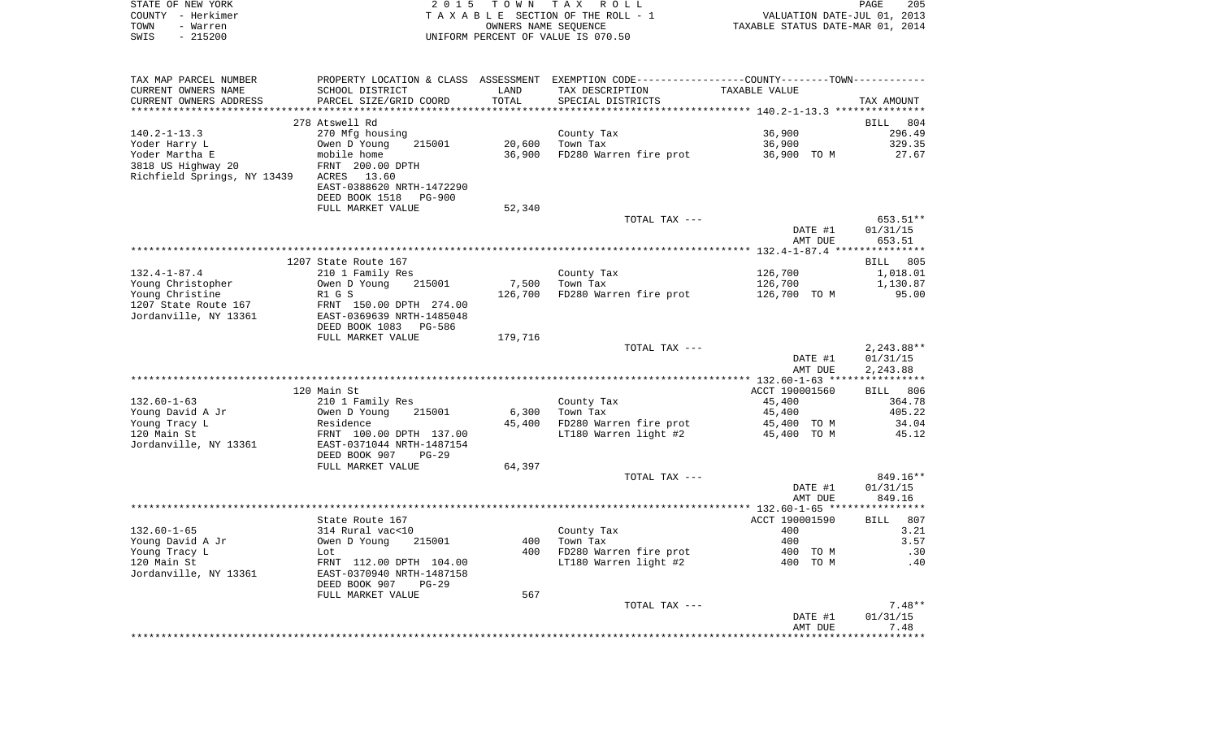STATE OF NEW YORK | COUNTY - Herkimer | TOWN - Warren | SWIS - 215200

2015 TOWN TAX ROLL
TAXABLE SECTION OF THE ROLL - 1
OWNERS NAME SEQUENCE
UNIFORM PERCENT OF VALUE IS 070.50

VALUATION DATE-JUL 01, 2013
TAXABLE STATUS DATE-MAR 01, 2014

| TAX MAP PARCEL NUMBER / CURRENT OWNERS NAME / CURRENT OWNERS ADDRESS | PROPERTY LOCATION & CLASS / SCHOOL DISTRICT / PARCEL SIZE/GRID COORD | ASSESSMENT LAND / TOTAL | EXEMPTION CODE / TAX DESCRIPTION / SPECIAL DISTRICTS | COUNTY / TOWN TAXABLE VALUE | TAX AMOUNT |
|---|---|---|---|---|---|
| | 278 Atswell Rd | | | | BILL 804 |
| 140.2-1-13.3 | 270 Mfg housing | | County Tax | 36,900 | 296.49 |
| Yoder Harry L | Owen D Young 215001 | 20,600 | Town Tax | 36,900 | 329.35 |
| Yoder Martha E | mobile home | 36,900 | FD280 Warren fire prot | 36,900 TO M | 27.67 |
| 3818 US Highway 20 | FRNT 200.00 DPTH | | | | |
| Richfield Springs, NY 13439 | ACRES 13.60 | | | | |
| | EAST-0388620 NRTH-1472290 | | | | |
| | DEED BOOK 1518 PG-900 | | | | |
| | FULL MARKET VALUE | 52,340 | | | |
| | | | TOTAL TAX --- | | 653.51** |
| | | | | DATE #1 | 01/31/15 |
| | | | | AMT DUE | 653.51 |
| | 1207 State Route 167 | | | | BILL 805 |
| 132.4-1-87.4 | 210 1 Family Res | | County Tax | 126,700 | 1,018.01 |
| Young Christopher | Owen D Young 215001 | 7,500 | Town Tax | 126,700 | 1,130.87 |
| Young Christine | R1 G S | 126,700 | FD280 Warren fire prot | 126,700 TO M | 95.00 |
| 1207 State Route 167 | FRNT 150.00 DPTH 274.00 | | | | |
| Jordanville, NY 13361 | EAST-0369639 NRTH-1485048 | | | | |
| | DEED BOOK 1083 PG-586 | | | | |
| | FULL MARKET VALUE | 179,716 | | | |
| | | | TOTAL TAX --- | | 2,243.88** |
| | | | | DATE #1 | 01/31/15 |
| | | | | AMT DUE | 2,243.88 |
| | 120 Main St | | | ACCT 190001560 | BILL 806 |
| 132.60-1-63 | 210 1 Family Res | | County Tax | 45,400 | 364.78 |
| Young David A Jr | Owen D Young 215001 | 6,300 | Town Tax | 45,400 | 405.22 |
| Young Tracy L | Residence | 45,400 | FD280 Warren fire prot | 45,400 TO M | 34.04 |
| 120 Main St | FRNT 100.00 DPTH 137.00 | | LT180 Warren light #2 | 45,400 TO M | 45.12 |
| Jordanville, NY 13361 | EAST-0371044 NRTH-1487154 | | | | |
| | DEED BOOK 907 PG-29 | | | | |
| | FULL MARKET VALUE | 64,397 | | | |
| | | | TOTAL TAX --- | | 849.16** |
| | | | | DATE #1 | 01/31/15 |
| | | | | AMT DUE | 849.16 |
| | State Route 167 | | | ACCT 190001590 | BILL 807 |
| 132.60-1-65 | 314 Rural vac<10 | | County Tax | 400 | 3.21 |
| Young David A Jr | Owen D Young 215001 | 400 | Town Tax | 400 | 3.57 |
| Young Tracy L | Lot | 400 | FD280 Warren fire prot | 400 TO M | .30 |
| 120 Main St | FRNT 112.00 DPTH 104.00 | | LT180 Warren light #2 | 400 TO M | .40 |
| Jordanville, NY 13361 | EAST-0370940 NRTH-1487158 | | | | |
| | DEED BOOK 907 PG-29 | | | | |
| | FULL MARKET VALUE | 567 | | | |
| | | | TOTAL TAX --- | | 7.48** |
| | | | | DATE #1 | 01/31/15 |
| | | | | AMT DUE | 7.48 |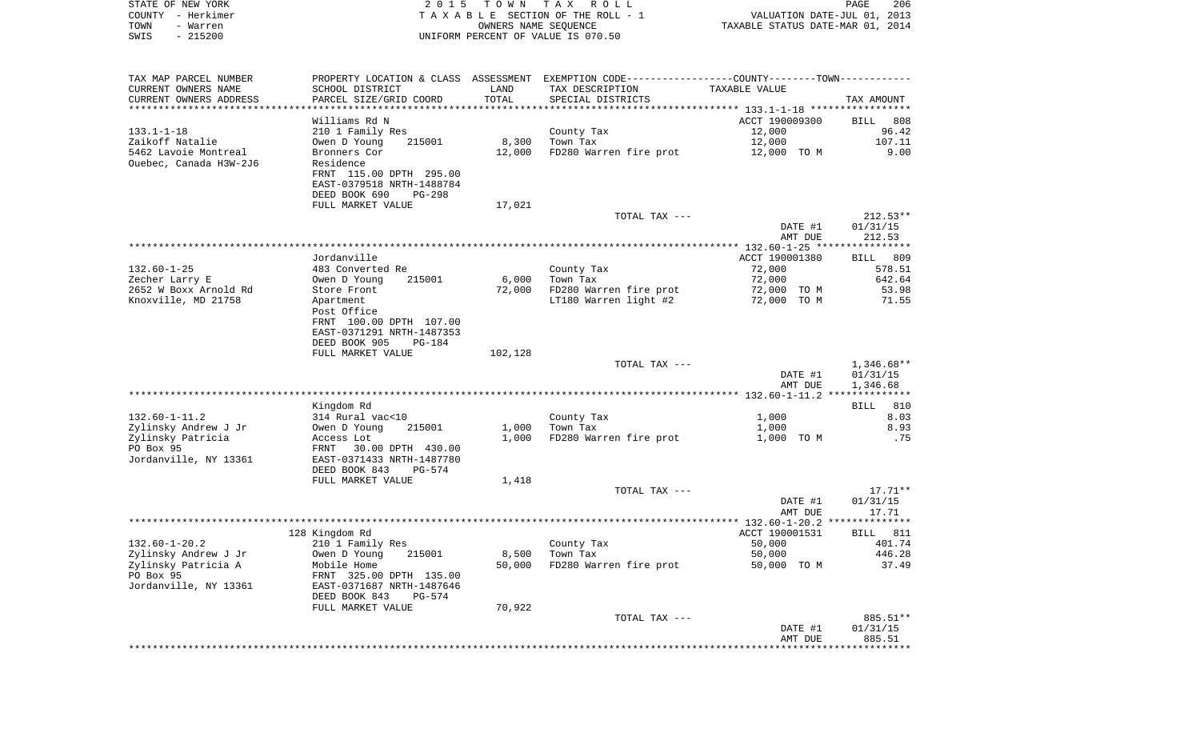STATE OF NEW YORK — COUNTY - Herkimer — TOWN - Warren — SWIS - 215200

2015 TOWN TAX ROLL
TAXABLE SECTION OF THE ROLL - 1
OWNERS NAME SEQUENCE
UNIFORM PERCENT OF VALUE IS 070.50

VALUATION DATE-JUL 01, 2013
TAXABLE STATUS DATE-MAR 01, 2014

| TAX MAP PARCEL NUMBER / CURRENT OWNERS NAME / CURRENT OWNERS ADDRESS | PROPERTY LOCATION & CLASS / SCHOOL DISTRICT / PARCEL SIZE/GRID COORD | ASSESSMENT LAND / TOTAL | EXEMPTION CODE / TAX DESCRIPTION / SPECIAL DISTRICTS | COUNTY--------TOWN / TAXABLE VALUE | TAX AMOUNT |
|---|---|---|---|---|---|
| 133.1-1-18 | Williams Rd N | | | ACCT 190009300 | BILL 808 |
| Zaikoff Natalie | 210 1 Family Res | | County Tax | 12,000 | 96.42 |
| 5462 Lavoie Montreal | Owen D Young 215001 | 8,300 | Town Tax | 12,000 | 107.11 |
| Ouebec, Canada H3W-2J6 | Bronners Cor | 12,000 | FD280 Warren fire prot | 12,000 TO M | 9.00 |
| | Residence | | | | |
| | FRNT 115.00 DPTH 295.00 | | | | |
| | EAST-0379518 NRTH-1488784 | | | | |
| | DEED BOOK 690 PG-298 | | | | |
| | FULL MARKET VALUE | 17,021 | | | |
| | | | TOTAL TAX --- | | 212.53** |
| | | | | DATE #1 | 01/31/15 |
| | | | | AMT DUE | 212.53 |
| 132.60-1-25 | Jordanville | | | ACCT 190001380 | BILL 809 |
| Zecher Larry E | 483 Converted Re | | County Tax | 72,000 | 578.51 |
| 2652 W Boxx Arnold Rd | Owen D Young 215001 | 6,000 | Town Tax | 72,000 | 642.64 |
| Knoxville, MD 21758 | Store Front | 72,000 | FD280 Warren fire prot | 72,000 TO M | 53.98 |
| | Apartment | | LT180 Warren light #2 | 72,000 TO M | 71.55 |
| | Post Office | | | | |
| | FRNT 100.00 DPTH 107.00 | | | | |
| | EAST-0371291 NRTH-1487353 | | | | |
| | DEED BOOK 905 PG-184 | | | | |
| | FULL MARKET VALUE | 102,128 | | | |
| | | | TOTAL TAX --- | | 1,346.68** |
| | | | | DATE #1 | 01/31/15 |
| | | | | AMT DUE | 1,346.68 |
| 132.60-1-11.2 | Kingdom Rd | | | | BILL 810 |
| Zylinsky Andrew J Jr | 314 Rural vac<10 | | County Tax | 1,000 | 8.03 |
| Zylinsky Patricia | Owen D Young 215001 | 1,000 | Town Tax | 1,000 | 8.93 |
| PO Box 95 | Access Lot | 1,000 | FD280 Warren fire prot | 1,000 TO M | .75 |
| Jordanville, NY 13361 | FRNT 30.00 DPTH 430.00 | | | | |
| | EAST-0371433 NRTH-1487780 | | | | |
| | DEED BOOK 843 PG-574 | | | | |
| | FULL MARKET VALUE | 1,418 | | | |
| | | | TOTAL TAX --- | | 17.71** |
| | | | | DATE #1 | 01/31/15 |
| | | | | AMT DUE | 17.71 |
| 132.60-1-20.2 | 128 Kingdom Rd | | | ACCT 190001531 | BILL 811 |
| Zylinsky Andrew J Jr | 210 1 Family Res | | County Tax | 50,000 | 401.74 |
| Zylinsky Patricia A | Owen D Young 215001 | 8,500 | Town Tax | 50,000 | 446.28 |
| PO Box 95 | Mobile Home | 50,000 | FD280 Warren fire prot | 50,000 TO M | 37.49 |
| Jordanville, NY 13361 | FRNT 325.00 DPTH 135.00 | | | | |
| | EAST-0371687 NRTH-1487646 | | | | |
| | DEED BOOK 843 PG-574 | | | | |
| | FULL MARKET VALUE | 70,922 | | | |
| | | | TOTAL TAX --- | | 885.51** |
| | | | | DATE #1 | 01/31/15 |
| | | | | AMT DUE | 885.51 |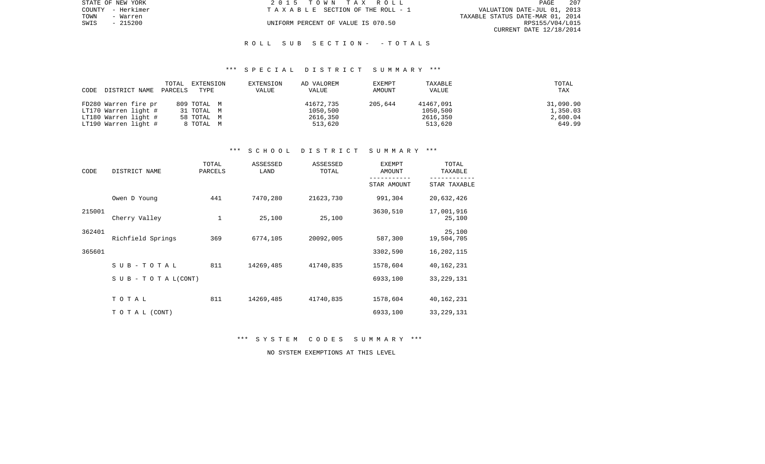STATE OF NEW YORK
COUNTY - Herkimer
TOWN - Warren
SWIS - 215200

2 0 1 5 T O W N T A X R O L L
T A X A B L E SECTION OF THE ROLL - 1
UNIFORM PERCENT OF VALUE IS 070.50

VALUATION DATE-JUL 01, 2013
TAXABLE STATUS DATE-MAR 01, 2014
RPS155/V04/L015
CURRENT DATE 12/18/2014

## R O L L S U B S E C T I O N - - T O T A L S

### *** S P E C I A L D I S T R I C T S U M M A R Y ***

| CODE DISTRICT NAME | TOTAL PARCELS | EXTENSION TYPE | EXTENSION VALUE | AD VALOREM VALUE | EXEMPT AMOUNT | TAXABLE VALUE | TOTAL TAX |
|---|---|---|---|---|---|---|---|
| FD280 Warren fire pr | 809 | TOTAL M | | 41672,735 | 205,644 | 41467,091 | 31,090.90 |
| LT170 Warren light # | 31 | TOTAL M | | 1050,500 | | 1050,500 | 1,350.03 |
| LT180 Warren light # | 58 | TOTAL M | | 2616,350 | | 2616,350 | 2,600.04 |
| LT190 Warren light # | 8 | TOTAL M | | 513,620 | | 513,620 | 649.99 |

### *** S C H O O L D I S T R I C T S U M M A R Y ***

| CODE | DISTRICT NAME | TOTAL PARCELS | ASSESSED LAND | ASSESSED TOTAL | EXEMPT AMOUNT / STAR AMOUNT | TOTAL TAXABLE / STAR TAXABLE |
|---|---|---|---|---|---|---|
| | Owen D Young | 441 | 7470,280 | 21623,730 | 991,304 | 20,632,426 |
| 215001 | | | | | 3630,510 | 17,001,916 |
| | Cherry Valley | 1 | 25,100 | 25,100 | | 25,100 |
| 362401 | | | | | | 25,100 |
| | Richfield Springs | 369 | 6774,105 | 20092,005 | 587,300 | 19,504,705 |
| 365601 | | | | | 3302,590 | 16,202,115 |
| | S U B - T O T A L | 811 | 14269,485 | 41740,835 | 1578,604 | 40,162,231 |
| | S U B - T O T A L(CONT) | | | | 6933,100 | 33,229,131 |
| | T O T A L | 811 | 14269,485 | 41740,835 | 1578,604 | 40,162,231 |
| | T O T A L (CONT) | | | | 6933,100 | 33,229,131 |

### *** S Y S T E M C O D E S S U M M A R Y ***

NO SYSTEM EXEMPTIONS AT THIS LEVEL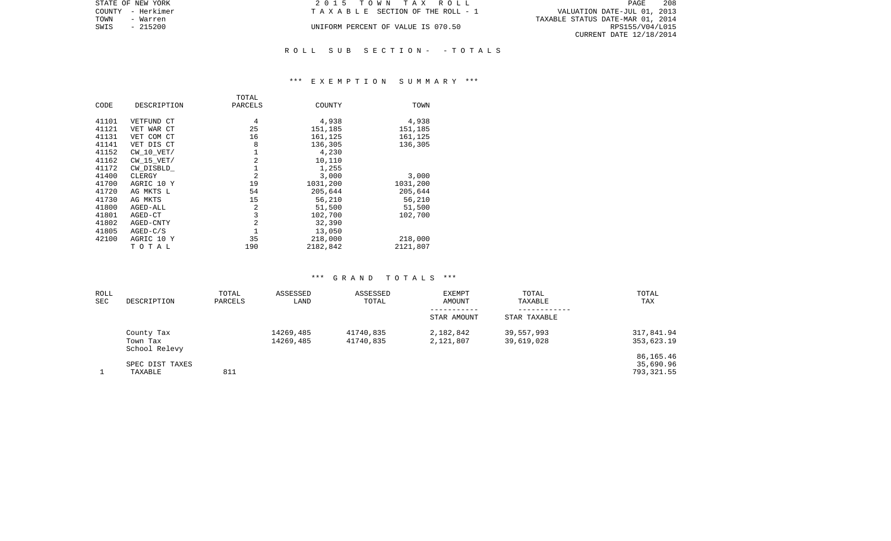STATE OF NEW YORK
COUNTY - Herkimer
TOWN - Warren
SWIS - 215200

2 0 1 5 T O W N T A X R O L L
T A X A B L E SECTION OF THE ROLL - 1

UNIFORM PERCENT OF VALUE IS 070.50

VALUATION DATE-JUL 01, 2013
TAXABLE STATUS DATE-MAR 01, 2014
RPS155/V04/L015
CURRENT DATE 12/18/2014

## R O L L S U B S E C T I O N - - T O T A L S

### *** E X E M P T I O N S U M M A R Y ***

| CODE | DESCRIPTION | TOTAL PARCELS | COUNTY | TOWN |
|---|---|---|---|---|
| 41101 | VETFUND CT | 4 | 4,938 | 4,938 |
| 41121 | VET WAR CT | 25 | 151,185 | 151,185 |
| 41131 | VET COM CT | 16 | 161,125 | 161,125 |
| 41141 | VET DIS CT | 8 | 136,305 | 136,305 |
| 41152 | CW_10_VET/ | 1 | 4,230 | |
| 41162 | CW_15_VET/ | 2 | 10,110 | |
| 41172 | CW_DISBLD_ | 1 | 1,255 | |
| 41400 | CLERGY | 2 | 3,000 | 3,000 |
| 41700 | AGRIC 10 Y | 19 | 1031,200 | 1031,200 |
| 41720 | AG MKTS L | 54 | 205,644 | 205,644 |
| 41730 | AG MKTS | 15 | 56,210 | 56,210 |
| 41800 | AGED-ALL | 2 | 51,500 | 51,500 |
| 41801 | AGED-CT | 3 | 102,700 | 102,700 |
| 41802 | AGED-CNTY | 2 | 32,390 | |
| 41805 | AGED-C/S | 1 | 13,050 | |
| 42100 | AGRIC 10 Y | 35 | 218,000 | 218,000 |
| | T O T A L | 190 | 2182,842 | 2121,807 |

### *** G R A N D T O T A L S ***

| ROLL SEC | DESCRIPTION | TOTAL PARCELS | ASSESSED LAND | ASSESSED TOTAL | EXEMPT AMOUNT / STAR AMOUNT | TOTAL TAXABLE / STAR TAXABLE | TOTAL TAX |
|---|---|---|---|---|---|---|---|
| | County Tax | | 14269,485 | 41740,835 | 2,182,842 | 39,557,993 | 317,841.94 |
| | Town Tax | | 14269,485 | 41740,835 | 2,121,807 | 39,619,028 | 353,623.19 |
| | School Relevy | | | | | | 86,165.46 |
| | SPEC DIST TAXES | | | | | | 35,690.96 |
| 1 | TAXABLE | 811 | | | | | 793,321.55 |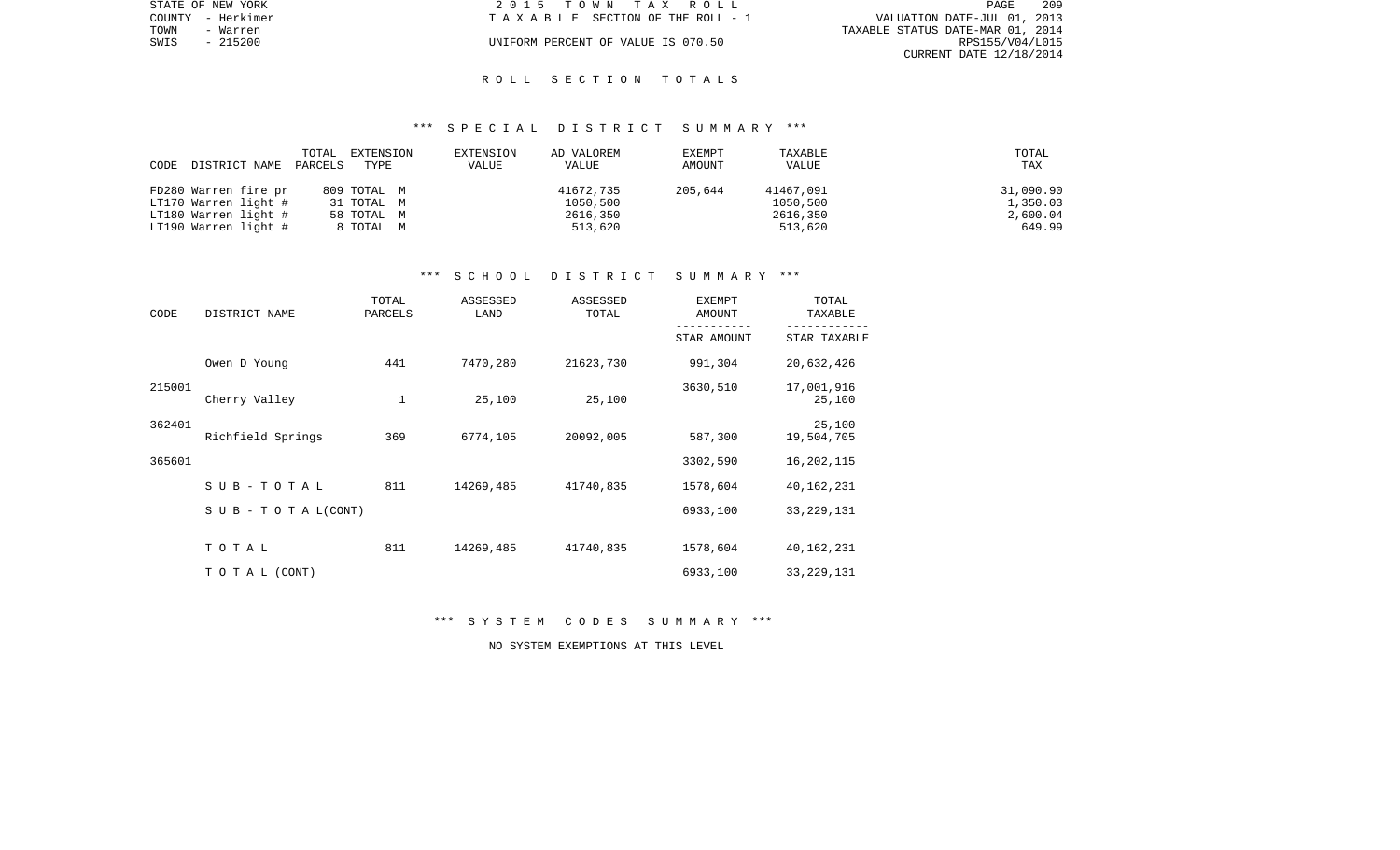STATE OF NEW YORK
COUNTY - Herkimer
TOWN - Warren
SWIS - 215200

2 0 1 5 T O W N T A X R O L L
T A X A B L E SECTION OF THE ROLL - 1
UNIFORM PERCENT OF VALUE IS 070.50

VALUATION DATE-JUL 01, 2013
TAXABLE STATUS DATE-MAR 01, 2014
RPS155/V04/L015
CURRENT DATE 12/18/2014

## R O L L S E C T I O N T O T A L S

### *** S P E C I A L D I S T R I C T S U M M A R Y ***

| CODE DISTRICT NAME | TOTAL PARCELS | EXTENSION TYPE | EXTENSION VALUE | AD VALOREM VALUE | EXEMPT AMOUNT | TAXABLE VALUE | TOTAL TAX |
|---|---|---|---|---|---|---|---|
| FD280 Warren fire pr | 809 | TOTAL M | | 41672,735 | 205,644 | 41467,091 | 31,090.90 |
| LT170 Warren light # | 31 | TOTAL M | | 1050,500 | | 1050,500 | 1,350.03 |
| LT180 Warren light # | 58 | TOTAL M | | 2616,350 | | 2616,350 | 2,600.04 |
| LT190 Warren light # | 8 | TOTAL M | | 513,620 | | 513,620 | 649.99 |

### *** S C H O O L D I S T R I C T S U M M A R Y ***

| CODE | DISTRICT NAME | TOTAL PARCELS | ASSESSED LAND | ASSESSED TOTAL | EXEMPT AMOUNT / STAR AMOUNT | TOTAL TAXABLE / STAR TAXABLE |
|---|---|---|---|---|---|---|
| | Owen D Young | 441 | 7470,280 | 21623,730 | 991,304 | 20,632,426 |
| 215001 | | | | | 3630,510 | 17,001,916 |
| | Cherry Valley | 1 | 25,100 | 25,100 | | 25,100 |
| 362401 | | | | | | 25,100 |
| | Richfield Springs | 369 | 6774,105 | 20092,005 | 587,300 | 19,504,705 |
| 365601 | | | | | 3302,590 | 16,202,115 |
| | S U B - T O T A L | 811 | 14269,485 | 41740,835 | 1578,604 | 40,162,231 |
| | S U B - T O T A L(CONT) | | | | 6933,100 | 33,229,131 |
| | T O T A L | 811 | 14269,485 | 41740,835 | 1578,604 | 40,162,231 |
| | T O T A L (CONT) | | | | 6933,100 | 33,229,131 |

### *** S Y S T E M C O D E S S U M M A R Y ***

NO SYSTEM EXEMPTIONS AT THIS LEVEL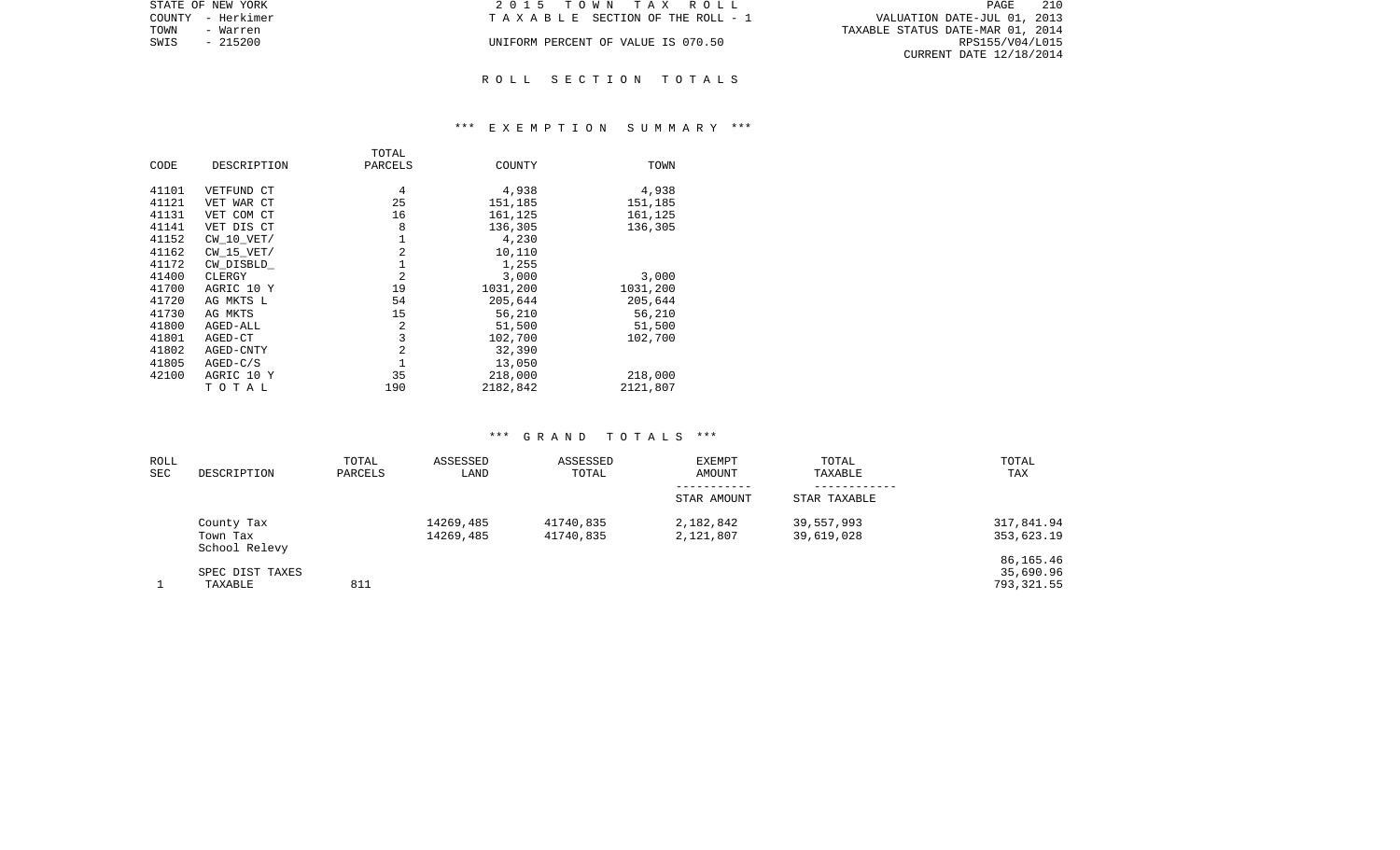STATE OF NEW YORK
COUNTY - Herkimer
TOWN - Warren
SWIS - 215200

2015 TOWN TAX ROLL
TAXABLE SECTION OF THE ROLL - 1
UNIFORM PERCENT OF VALUE IS 070.50

VALUATION DATE-JUL 01, 2013
TAXABLE STATUS DATE-MAR 01, 2014
RPS155/V04/L015
CURRENT DATE 12/18/2014

# ROLL SECTION TOTALS

## *** EXEMPTION SUMMARY ***

| CODE | DESCRIPTION | TOTAL PARCELS | COUNTY | TOWN |
|---|---|---|---|---|
| 41101 | VETFUND CT | 4 | 4,938 | 4,938 |
| 41121 | VET WAR CT | 25 | 151,185 | 151,185 |
| 41131 | VET COM CT | 16 | 161,125 | 161,125 |
| 41141 | VET DIS CT | 8 | 136,305 | 136,305 |
| 41152 | CW_10_VET/ | 1 | 4,230 | |
| 41162 | CW_15_VET/ | 2 | 10,110 | |
| 41172 | CW_DISBLD_ | 1 | 1,255 | |
| 41400 | CLERGY | 2 | 3,000 | 3,000 |
| 41700 | AGRIC 10 Y | 19 | 1031,200 | 1031,200 |
| 41720 | AG MKTS L | 54 | 205,644 | 205,644 |
| 41730 | AG MKTS | 15 | 56,210 | 56,210 |
| 41800 | AGED-ALL | 2 | 51,500 | 51,500 |
| 41801 | AGED-CT | 3 | 102,700 | 102,700 |
| 41802 | AGED-CNTY | 2 | 32,390 | |
| 41805 | AGED-C/S | 1 | 13,050 | |
| 42100 | AGRIC 10 Y | 35 | 218,000 | 218,000 |
| | TOTAL | 190 | 2182,842 | 2121,807 |

## *** GRAND TOTALS ***

| ROLL SEC | DESCRIPTION | TOTAL PARCELS | ASSESSED LAND | ASSESSED TOTAL | EXEMPT AMOUNT / STAR AMOUNT | TOTAL TAXABLE / STAR TAXABLE | TOTAL TAX |
|---|---|---|---|---|---|---|---|
| | County Tax | | 14269,485 | 41740,835 | 2,182,842 | 39,557,993 | 317,841.94 |
| | Town Tax | | 14269,485 | 41740,835 | 2,121,807 | 39,619,028 | 353,623.19 |
| | School Relevy | | | | | | 86,165.46 |
| | SPEC DIST TAXES | | | | | | 35,690.96 |
| 1 | TAXABLE | 811 | | | | | 793,321.55 |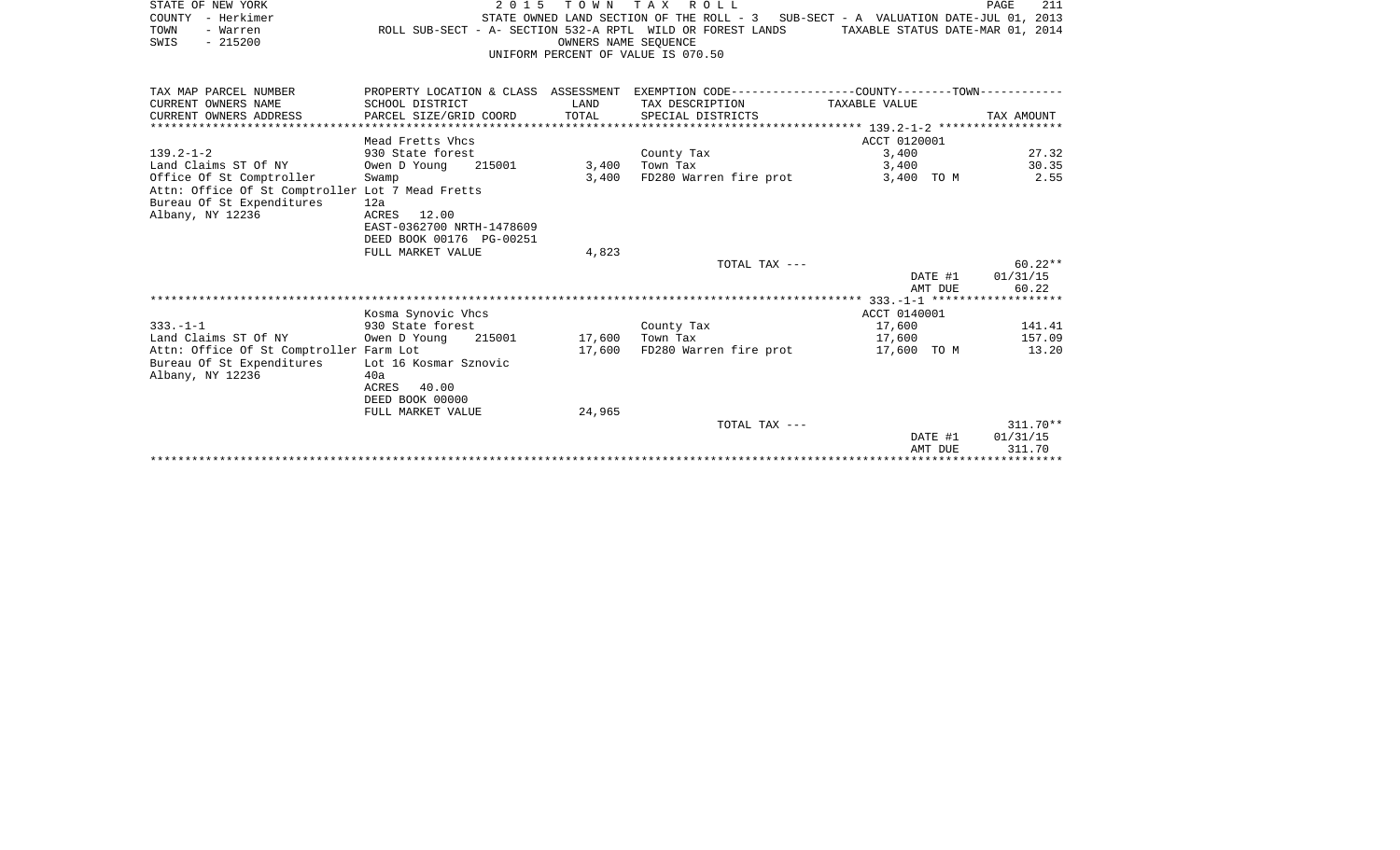STATE OF NEW YORK
COUNTY - Herkimer
TOWN - Warren
SWIS - 215200

2015 TOWN TAX ROLL
STATE OWNED LAND SECTION OF THE ROLL - 3 SUB-SECT - A VALUATION DATE-JUL 01, 2013
ROLL SUB-SECT - A- SECTION 532-A RPTL WILD OR FOREST LANDS TAXABLE STATUS DATE-MAR 01, 2014
OWNERS NAME SEQUENCE
UNIFORM PERCENT OF VALUE IS 070.50

| TAX MAP PARCEL NUMBER / CURRENT OWNERS NAME / CURRENT OWNERS ADDRESS | PROPERTY LOCATION & CLASS / SCHOOL DISTRICT / PARCEL SIZE/GRID COORD | ASSESSMENT LAND / TOTAL | EXEMPTION CODE / TAX DESCRIPTION / SPECIAL DISTRICTS | COUNTY--------TOWN TAXABLE VALUE | TAX AMOUNT |
|---|---|---|---|---|---|
| **139.2-1-2** | Mead Fretts Vhcs | | | ACCT 0120001 | |
| 139.2-1-2 | 930 State forest | | County Tax | 3,400 | 27.32 |
| Land Claims ST Of NY | Owen D Young 215001 | 3,400 | Town Tax | 3,400 | 30.35 |
| Office Of St Comptroller | Swamp | 3,400 | FD280 Warren fire prot | 3,400 TO M | 2.55 |
| Attn: Office Of St Comptroller | Lot 7 Mead Fretts | | | | |
| Bureau Of St Expenditures | 12a | | | | |
| Albany, NY 12236 | ACRES 12.00 | | | | |
| | EAST-0362700 NRTH-1478609 | | | | |
| | DEED BOOK 00176 PG-00251 | | | | |
| | FULL MARKET VALUE | 4,823 | | | |
| | | | TOTAL TAX --- | | 60.22** |
| | | | | DATE #1 | 01/31/15 |
| | | | | AMT DUE | 60.22 |
| **333.-1-1** | Kosma Synovic Vhcs | | | ACCT 0140001 | |
| 333.-1-1 | 930 State forest | | County Tax | 17,600 | 141.41 |
| Land Claims ST Of NY | Owen D Young 215001 | 17,600 | Town Tax | 17,600 | 157.09 |
| Attn: Office Of St Comptroller | Farm Lot | 17,600 | FD280 Warren fire prot | 17,600 TO M | 13.20 |
| Bureau Of St Expenditures | Lot 16 Kosmar Sznovic | | | | |
| Albany, NY 12236 | 40a | | | | |
| | ACRES 40.00 | | | | |
| | DEED BOOK 00000 | | | | |
| | FULL MARKET VALUE | 24,965 | | | |
| | | | TOTAL TAX --- | | 311.70** |
| | | | | DATE #1 | 01/31/15 |
| | | | | AMT DUE | 311.70 |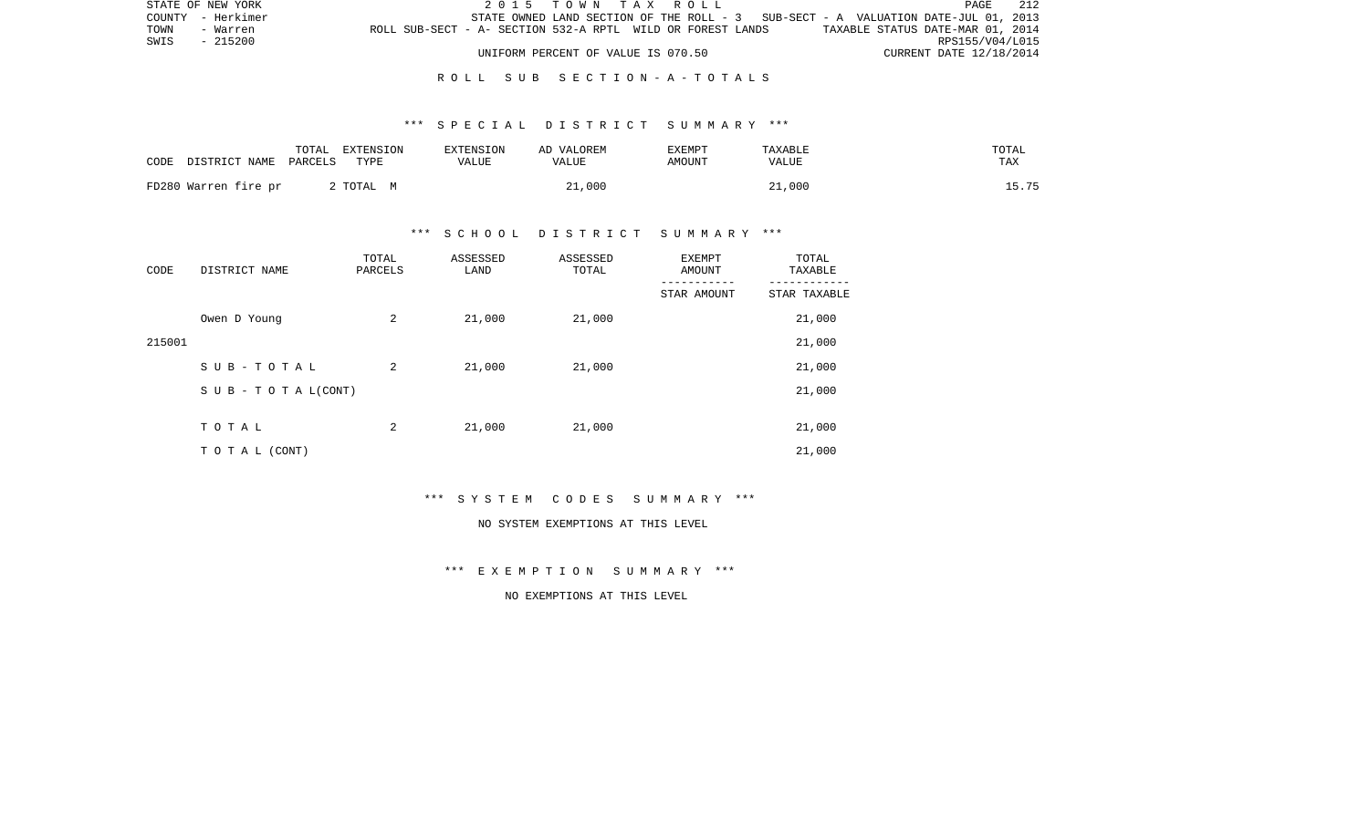STATE OF NEW YORK
COUNTY - Herkimer
TOWN - Warren
SWIS - 215200

2 0 1 5 T O W N T A X R O L L

STATE OWNED LAND SECTION OF THE ROLL - 3 SUB-SECT - A VALUATION DATE-JUL 01, 2013

ROLL SUB-SECT - A- SECTION 532-A RPTL WILD OR FOREST LANDS TAXABLE STATUS DATE-MAR 01, 2014

RPS155/V04/L015

UNIFORM PERCENT OF VALUE IS 070.50 CURRENT DATE 12/18/2014

## R O L L S U B S E C T I O N - A - T O T A L S

### *** S P E C I A L D I S T R I C T S U M M A R Y ***

| CODE | DISTRICT NAME | TOTAL PARCELS | EXTENSION TYPE | EXTENSION VALUE | AD VALOREM VALUE | EXEMPT AMOUNT | TAXABLE VALUE | TOTAL TAX |
|---|---|---|---|---|---|---|---|---|
| FD280 | Warren fire pr | 2 | TOTAL M | | 21,000 | | 21,000 | 15.75 |

### *** S C H O O L D I S T R I C T S U M M A R Y ***

| CODE | DISTRICT NAME | TOTAL PARCELS | ASSESSED LAND | ASSESSED TOTAL | EXEMPT AMOUNT / STAR AMOUNT | TOTAL TAXABLE / STAR TAXABLE |
|---|---|---|---|---|---|---|
| | Owen D Young | 2 | 21,000 | 21,000 | | 21,000 |
| 215001 | | | | | | 21,000 |
| | S U B - T O T A L | 2 | 21,000 | 21,000 | | 21,000 |
| | S U B - T O T A L(CONT) | | | | | 21,000 |
| | T O T A L | 2 | 21,000 | 21,000 | | 21,000 |
| | T O T A L (CONT) | | | | | 21,000 |

### *** S Y S T E M C O D E S S U M M A R Y ***

NO SYSTEM EXEMPTIONS AT THIS LEVEL

### *** E X E M P T I O N S U M M A R Y ***

NO EXEMPTIONS AT THIS LEVEL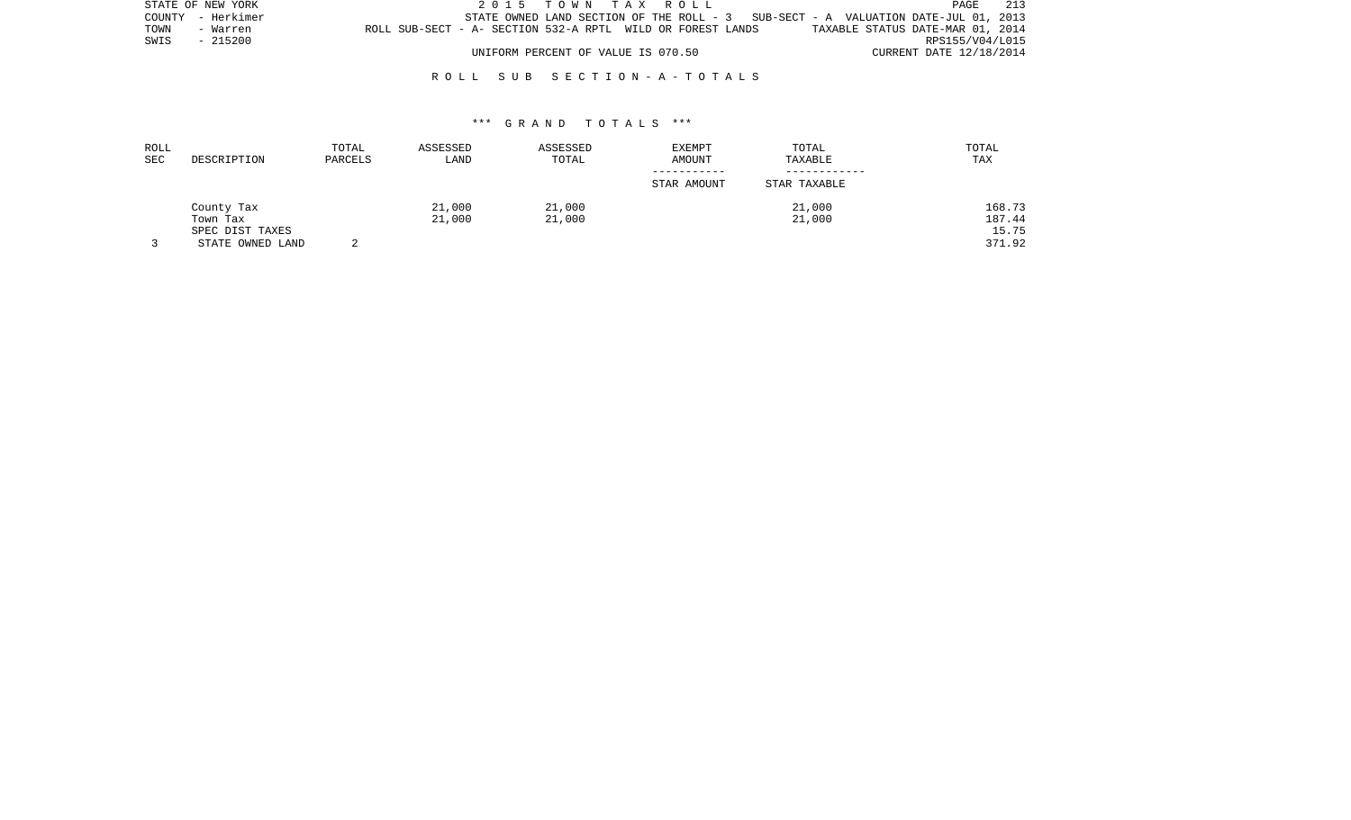STATE OF NEW YORK — 2 0 1 5 T O W N T A X R O L L — PAGE 213
COUNTY - Herkimer — STATE OWNED LAND SECTION OF THE ROLL - 3 SUB-SECT - A VALUATION DATE-JUL 01, 2013
TOWN - Warren — ROLL SUB-SECT - A- SECTION 532-A RPTL WILD OR FOREST LANDS — TAXABLE STATUS DATE-MAR 01, 2014
SWIS - 215200 — RPS155/V04/L015
UNIFORM PERCENT OF VALUE IS 070.50 — CURRENT DATE 12/18/2014

## R O L L S U B S E C T I O N - A - T O T A L S

### *** G R A N D T O T A L S ***

| ROLL SEC | DESCRIPTION | TOTAL PARCELS | ASSESSED LAND | ASSESSED TOTAL | EXEMPT AMOUNT / STAR AMOUNT | TOTAL TAXABLE / STAR TAXABLE | TOTAL TAX |
|---|---|---|---|---|---|---|---|
| | County Tax | | 21,000 | 21,000 | | 21,000 | 168.73 |
| | Town Tax | | 21,000 | 21,000 | | 21,000 | 187.44 |
| | SPEC DIST TAXES | | | | | | 15.75 |
| 3 | STATE OWNED LAND | 2 | | | | | 371.92 |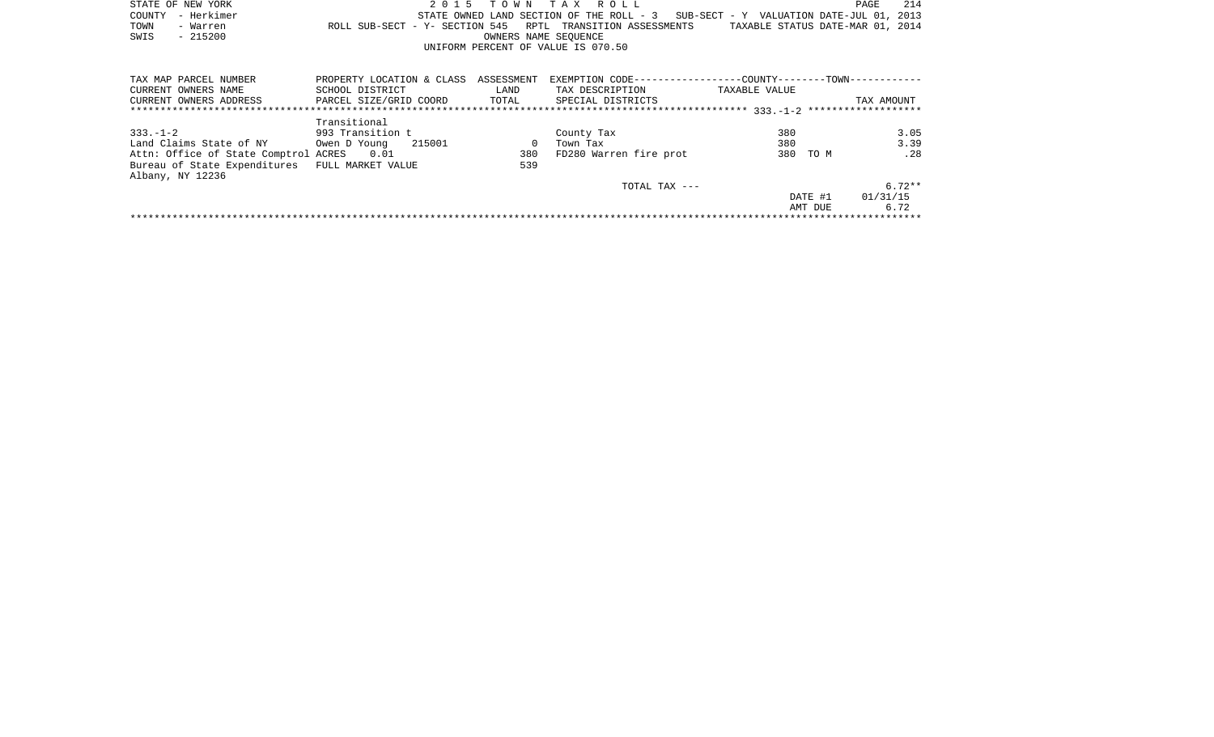STATE OF NEW YORK
COUNTY - Herkimer
TOWN - Warren
SWIS - 215200

2 0 1 5 T O W N T A X R O L L
STATE OWNED LAND SECTION OF THE ROLL - 3 SUB-SECT - Y VALUATION DATE-JUL 01, 2013
ROLL SUB-SECT - Y- SECTION 545 RPTL TRANSITION ASSESSMENTS TAXABLE STATUS DATE-MAR 01, 2014
OWNERS NAME SEQUENCE
UNIFORM PERCENT OF VALUE IS 070.50

| TAX MAP PARCEL NUMBER<br>CURRENT OWNERS NAME<br>CURRENT OWNERS ADDRESS | PROPERTY LOCATION & CLASS<br>SCHOOL DISTRICT<br>PARCEL SIZE/GRID COORD | ASSESSMENT<br>LAND<br>TOTAL | EXEMPTION CODE------------------COUNTY--------TOWN-----------<br>TAX DESCRIPTION<br>SPECIAL DISTRICTS | TAXABLE VALUE | TAX AMOUNT |
|---|---|---|---|---|---|
| ********** 333.-1-2 ********** | | | | | |
| | Transitional | | | | |
| 333.-1-2 | 993 Transition t | | County Tax | 380 | 3.05 |
| Land Claims State of NY | Owen D Young 215001 | 0 | Town Tax | 380 | 3.39 |
| Attn: Office of State Comptrol | ACRES 0.01 | 380 | FD280 Warren fire prot | 380 TO M | .28 |
| Bureau of State Expenditures | FULL MARKET VALUE | 539 | | | |
| Albany, NY 12236 | | | | | |
| | | | TOTAL TAX --- | | 6.72** |
| | | | | DATE #1 | 01/31/15 |
| | | | | AMT DUE | 6.72 |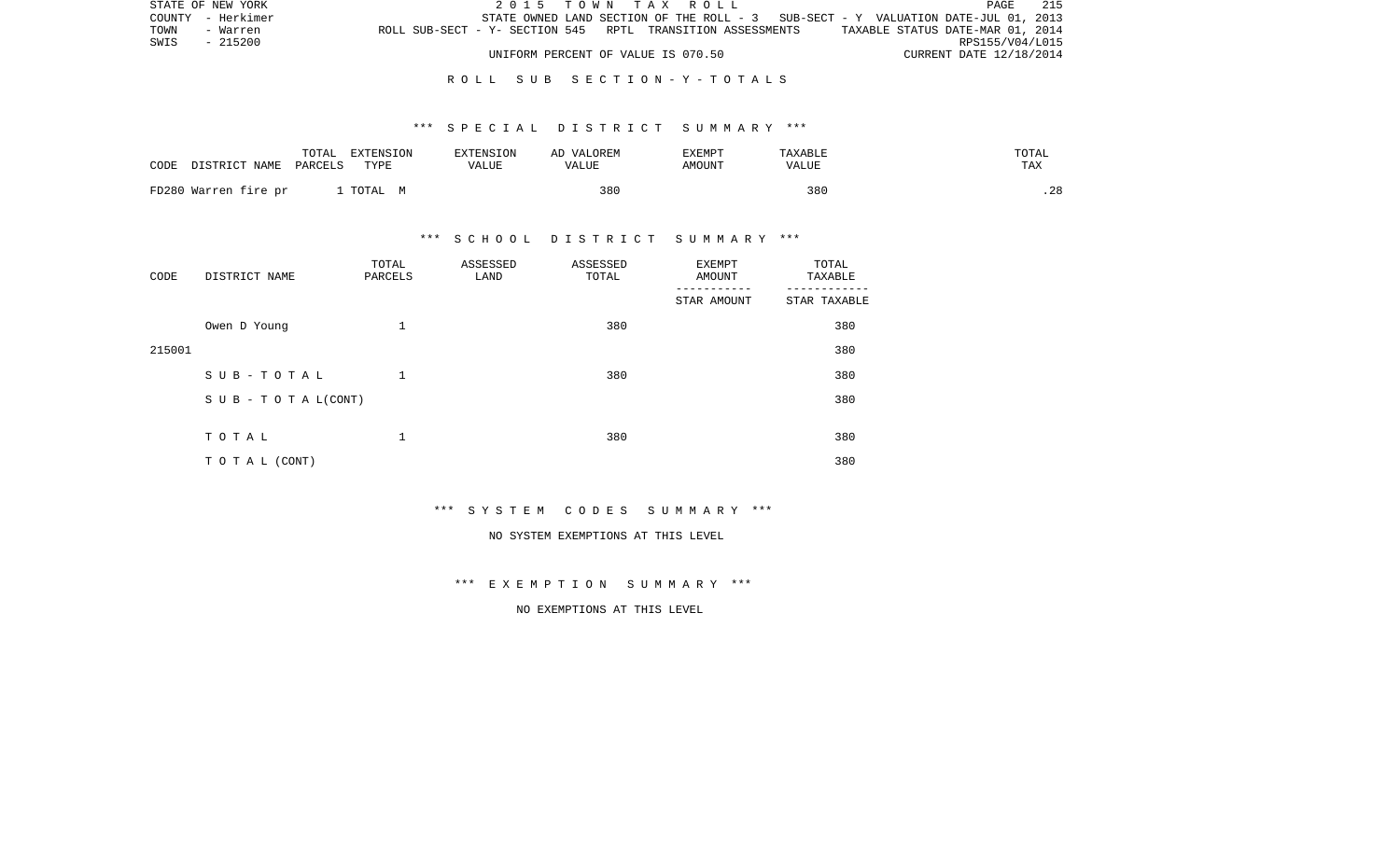STATE OF NEW YORK — 2 0 1 5 T O W N T A X R O L L

COUNTY - Herkimer — STATE OWNED LAND SECTION OF THE ROLL - 3 SUB-SECT - Y VALUATION DATE-JUL 01, 2013

TOWN - Warren — ROLL SUB-SECT - Y- SECTION 545 RPTL TRANSITION ASSESSMENTS — TAXABLE STATUS DATE-MAR 01, 2014

SWIS - 215200 — RPS155/V04/L015

UNIFORM PERCENT OF VALUE IS 070.50 — CURRENT DATE 12/18/2014

## R O L L S U B S E C T I O N - Y - T O T A L S

### *** S P E C I A L D I S T R I C T S U M M A R Y ***

| CODE DISTRICT NAME | TOTAL PARCELS | EXTENSION TYPE | EXTENSION VALUE | AD VALOREM VALUE | EXEMPT AMOUNT | TAXABLE VALUE | TOTAL TAX |
|---|---|---|---|---|---|---|---|
| FD280 Warren fire pr | 1 | TOTAL M | | 380 | | 380 | .28 |

### *** S C H O O L D I S T R I C T S U M M A R Y ***

| CODE | DISTRICT NAME | TOTAL PARCELS | ASSESSED LAND | ASSESSED TOTAL | EXEMPT AMOUNT / STAR AMOUNT | TOTAL TAXABLE / STAR TAXABLE |
|---|---|---|---|---|---|---|
| | Owen D Young | 1 | | 380 | | 380 |
| 215001 | | | | | | 380 |
| | S U B - T O T A L | 1 | | 380 | | 380 |
| | S U B - T O T A L(CONT) | | | | | 380 |
| | T O T A L | 1 | | 380 | | 380 |
| | T O T A L (CONT) | | | | | 380 |

### *** S Y S T E M C O D E S S U M M A R Y ***

NO SYSTEM EXEMPTIONS AT THIS LEVEL

### *** E X E M P T I O N S U M M A R Y ***

NO EXEMPTIONS AT THIS LEVEL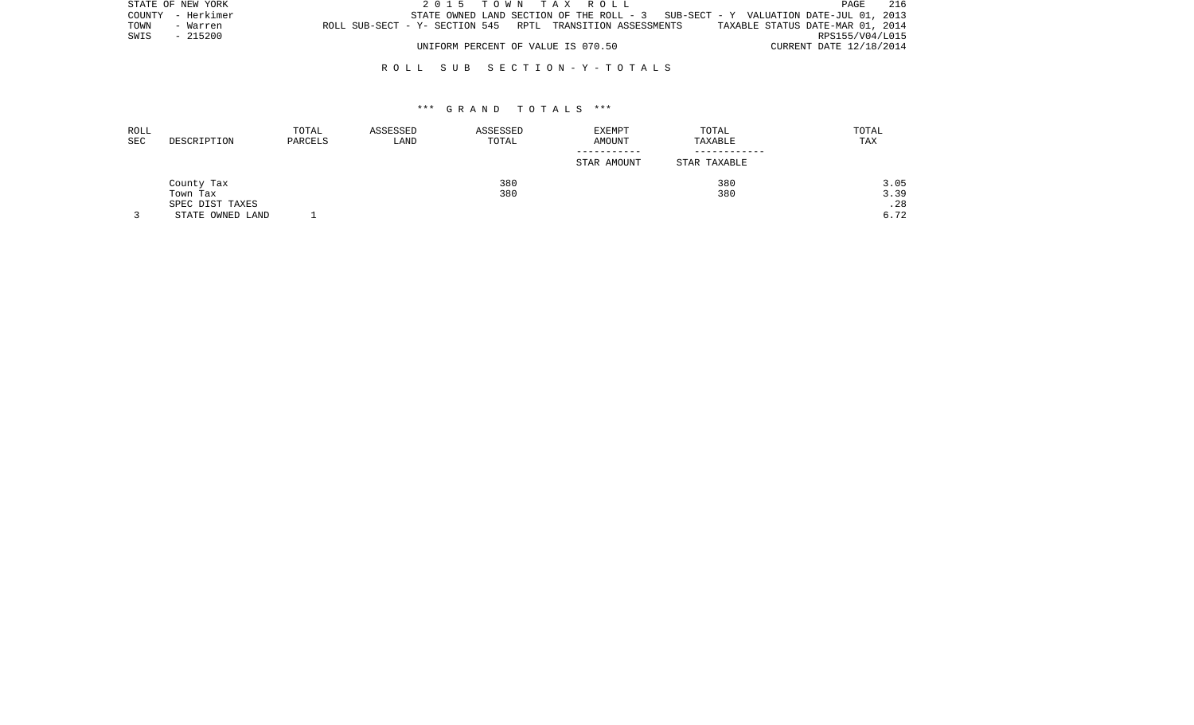STATE OF NEW YORK
COUNTY - Herkimer
TOWN - Warren
SWIS - 215200

2 0 1 5 T O W N T A X R O L L

STATE OWNED LAND SECTION OF THE ROLL - 3 SUB-SECT - Y VALUATION DATE-JUL 01, 2013
ROLL SUB-SECT - Y- SECTION 545 RPTL TRANSITION ASSESSMENTS TAXABLE STATUS DATE-MAR 01, 2014
RPS155/V04/L015
UNIFORM PERCENT OF VALUE IS 070.50 CURRENT DATE 12/18/2014

R O L L S U B S E C T I O N - Y - T O T A L S

\*\*\* G R A N D T O T A L S \*\*\*

| ROLL SEC | DESCRIPTION | TOTAL PARCELS | ASSESSED LAND | ASSESSED TOTAL | EXEMPT AMOUNT / STAR AMOUNT | TOTAL TAXABLE / STAR TAXABLE | TOTAL TAX |
|---|---|---|---|---|---|---|---|
| | County Tax | | | 380 | | 380 | 3.05 |
| | Town Tax | | | 380 | | 380 | 3.39 |
| | SPEC DIST TAXES | | | | | | .28 |
| 3 | STATE OWNED LAND | 1 | | | | | 6.72 |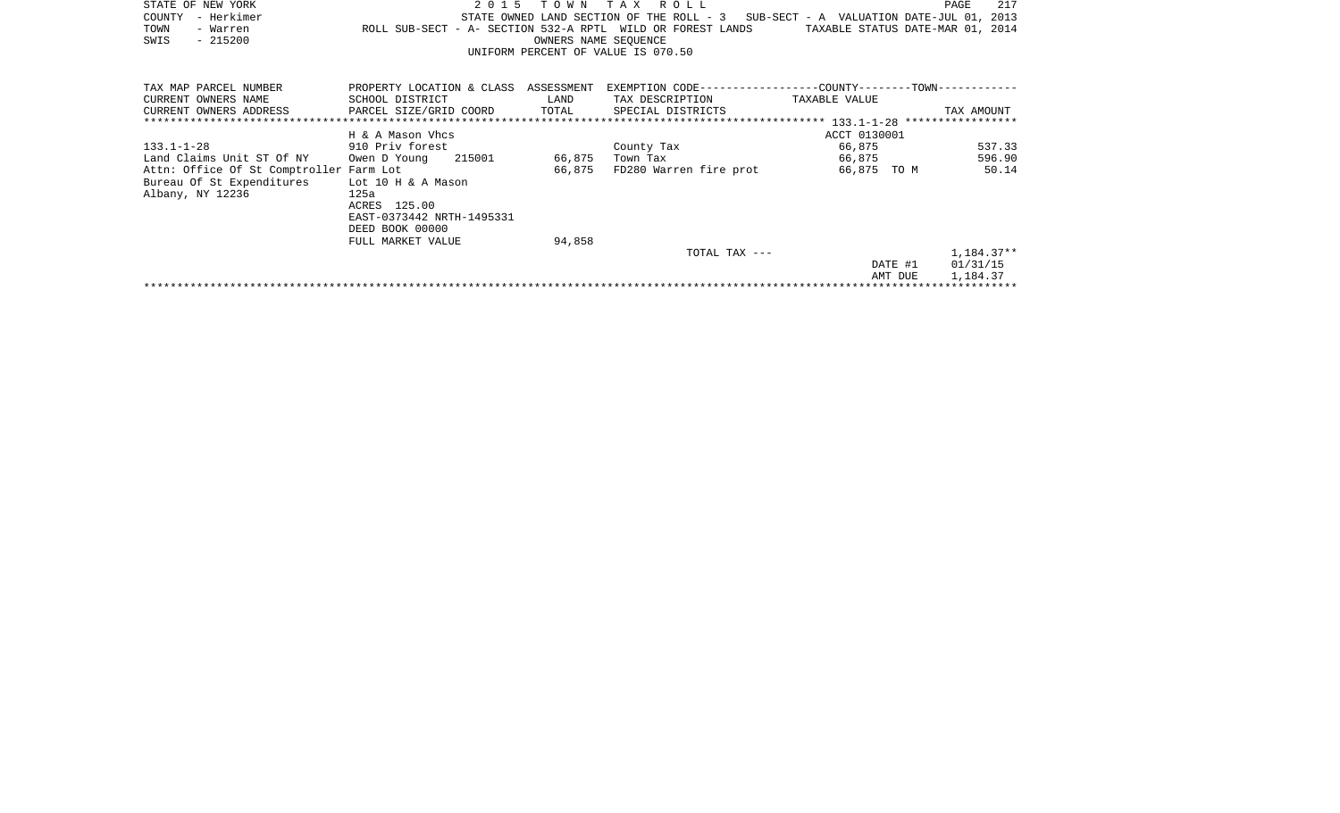STATE OF NEW YORK — 2015 TOWN TAX ROLL
COUNTY - Herkimer — STATE OWNED LAND SECTION OF THE ROLL - 3 SUB-SECT - A VALUATION DATE-JUL 01, 2013
TOWN - Warren — ROLL SUB-SECT - A- SECTION 532-A RPTL WILD OR FOREST LANDS TAXABLE STATUS DATE-MAR 01, 2014
SWIS - 215200 — OWNERS NAME SEQUENCE
UNIFORM PERCENT OF VALUE IS 070.50

| TAX MAP PARCEL NUMBER / CURRENT OWNERS NAME / CURRENT OWNERS ADDRESS | PROPERTY LOCATION & CLASS / SCHOOL DISTRICT / PARCEL SIZE/GRID COORD | ASSESSMENT LAND / TOTAL | EXEMPTION CODE / TAX DESCRIPTION / SPECIAL DISTRICTS | TAXABLE VALUE (COUNTY / TOWN) | TAX AMOUNT |
|---|---|---|---|---|---|
| ********** 133.1-1-28 ********** | H & A Mason Vhcs | | | ACCT 0130001 | |
| 133.1-1-28 | 910 Priv forest | | County Tax | 66,875 | 537.33 |
| Land Claims Unit ST Of NY | Owen D Young 215001 | 66,875 | Town Tax | 66,875 | 596.90 |
| Attn: Office Of St Comptroller | Farm Lot | 66,875 | FD280 Warren fire prot | 66,875 TO M | 50.14 |
| Bureau Of St Expenditures | Lot 10 H & A Mason | | | | |
| Albany, NY 12236 | 125a | | | | |
| | ACRES 125.00 | | | | |
| | EAST-0373442 NRTH-1495331 | | | | |
| | DEED BOOK 00000 | | | | |
| | FULL MARKET VALUE | 94,858 | | | |
| | | | TOTAL TAX --- | | 1,184.37** |
| | | | | DATE #1 | 01/31/15 |
| | | | | AMT DUE | 1,184.37 |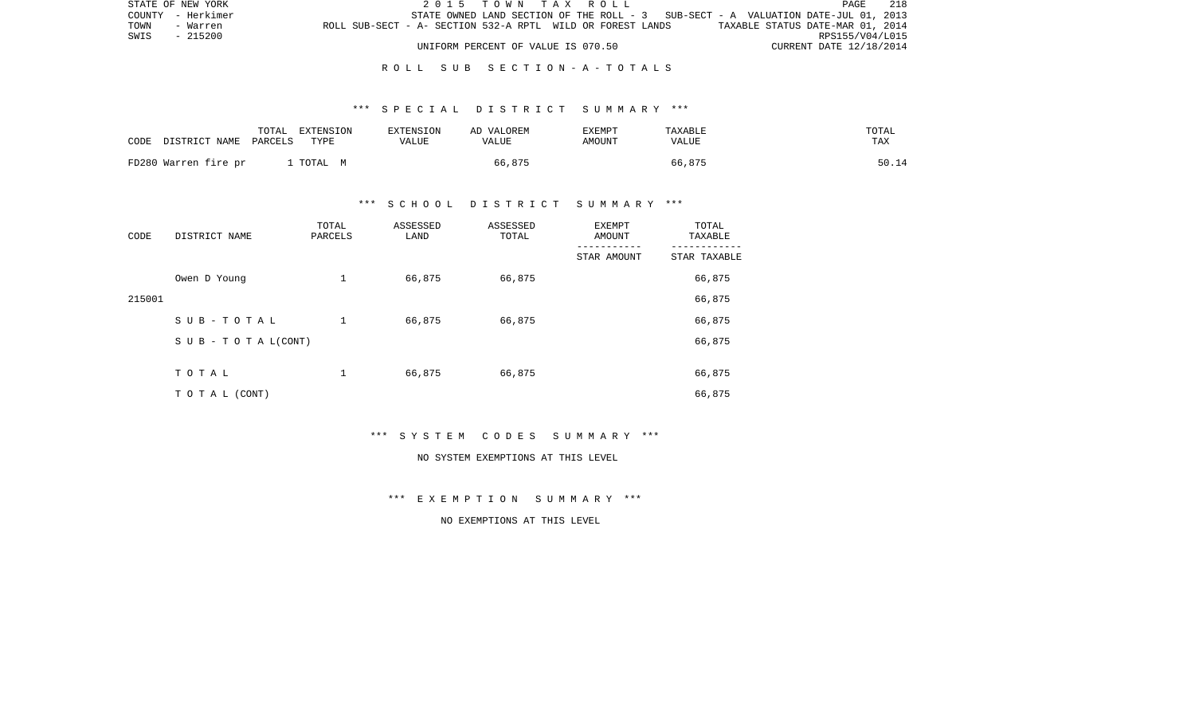STATE OF NEW YORK | 2015 TOWN TAX ROLL
COUNTY - Herkimer | STATE OWNED LAND SECTION OF THE ROLL - 3 SUB-SECT - A VALUATION DATE-JUL 01, 2013
TOWN - Warren | ROLL SUB-SECT - A- SECTION 532-A RPTL WILD OR FOREST LANDS TAXABLE STATUS DATE-MAR 01, 2014
SWIS - 215200 | RPS155/V04/L015
UNIFORM PERCENT OF VALUE IS 070.50 | CURRENT DATE 12/18/2014

## ROLL SUB SECTION - A - TOTALS

### *** SPECIAL DISTRICT SUMMARY ***

| CODE DISTRICT NAME | TOTAL PARCELS | EXTENSION TYPE | EXTENSION VALUE | AD VALOREM VALUE | EXEMPT AMOUNT | TAXABLE VALUE | TOTAL TAX |
|---|---|---|---|---|---|---|---|
| FD280 Warren fire pr | 1 | TOTAL M | | 66,875 | | 66,875 | 50.14 |

### *** SCHOOL DISTRICT SUMMARY ***

| CODE | DISTRICT NAME | TOTAL PARCELS | ASSESSED LAND | ASSESSED TOTAL | EXEMPT AMOUNT / STAR AMOUNT | TOTAL TAXABLE / STAR TAXABLE |
|---|---|---|---|---|---|---|
| | Owen D Young | 1 | 66,875 | 66,875 | | 66,875 |
| 215001 | | | | | | 66,875 |
| | SUB-TOTAL | 1 | 66,875 | 66,875 | | 66,875 |
| | SUB-TOTAL(CONT) | | | | | 66,875 |
| | TOTAL | 1 | 66,875 | 66,875 | | 66,875 |
| | TOTAL (CONT) | | | | | 66,875 |

### *** SYSTEM CODES SUMMARY ***

NO SYSTEM EXEMPTIONS AT THIS LEVEL

### *** EXEMPTION SUMMARY ***

NO EXEMPTIONS AT THIS LEVEL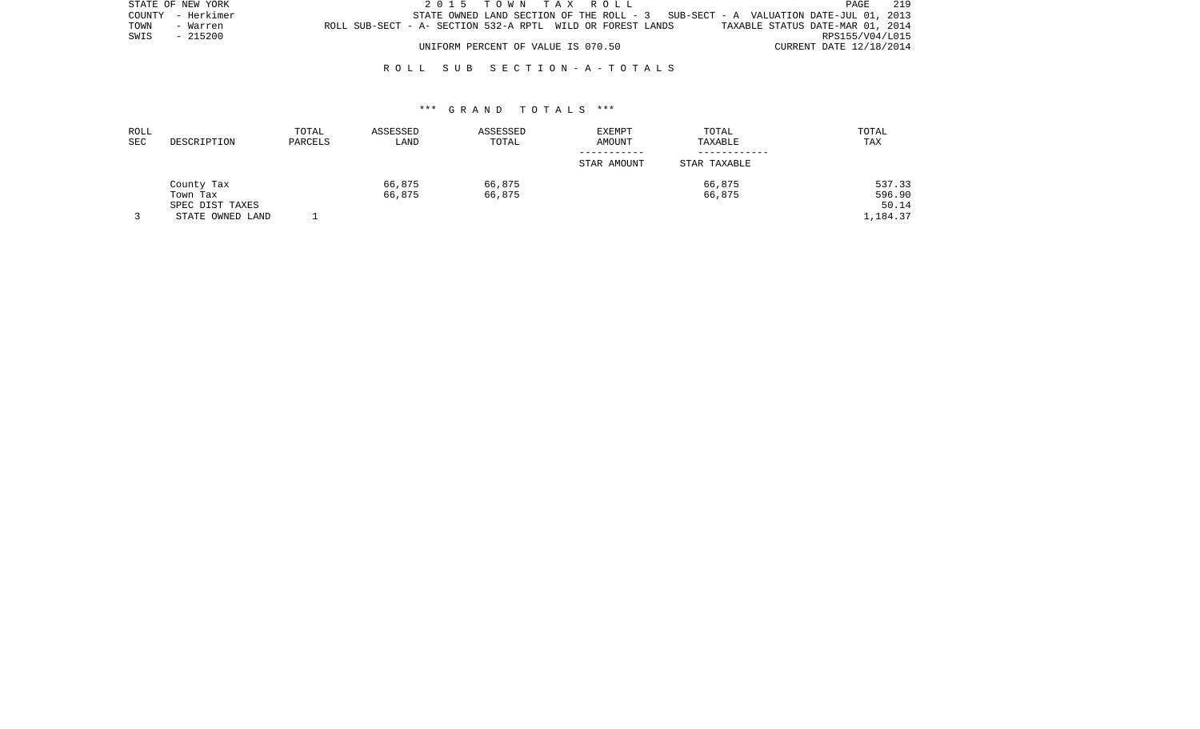STATE OF NEW YORK
COUNTY - Herkimer
TOWN - Warren
SWIS - 215200

2 0 1 5 T O W N T A X R O L L
STATE OWNED LAND SECTION OF THE ROLL - 3 SUB-SECT - A VALUATION DATE-JUL 01, 2013
ROLL SUB-SECT - A- SECTION 532-A RPTL WILD OR FOREST LANDS TAXABLE STATUS DATE-MAR 01, 2014
RPS155/V04/L015
UNIFORM PERCENT OF VALUE IS 070.50 CURRENT DATE 12/18/2014

R O L L S U B S E C T I O N - A - T O T A L S

\*\*\* G R A N D T O T A L S \*\*\*

| ROLL SEC | DESCRIPTION | TOTAL PARCELS | ASSESSED LAND | ASSESSED TOTAL | EXEMPT AMOUNT / STAR AMOUNT | TOTAL TAXABLE / STAR TAXABLE | TOTAL TAX |
|---|---|---|---|---|---|---|---|
| | County Tax | | 66,875 | 66,875 | | 66,875 | 537.33 |
| | Town Tax | | 66,875 | 66,875 | | 66,875 | 596.90 |
| | SPEC DIST TAXES | | | | | | 50.14 |
| 3 | STATE OWNED LAND | 1 | | | | | 1,184.37 |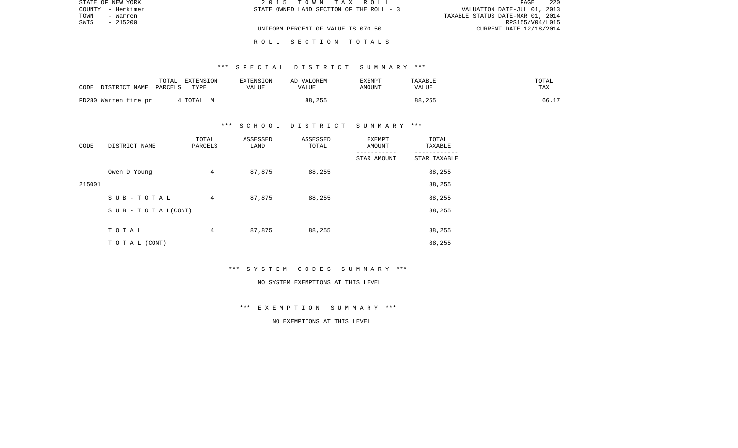STATE OF NEW YORK
COUNTY - Herkimer
TOWN - Warren
SWIS - 215200

2 0 1 5 T O W N T A X R O L L
STATE OWNED LAND SECTION OF THE ROLL - 3

VALUATION DATE-JUL 01, 2013
TAXABLE STATUS DATE-MAR 01, 2014
RPS155/V04/L015
CURRENT DATE 12/18/2014

UNIFORM PERCENT OF VALUE IS 070.50

R O L L S E C T I O N T O T A L S

*** S P E C I A L D I S T R I C T S U M M A R Y ***

| CODE | DISTRICT NAME | TOTAL PARCELS | EXTENSION TYPE | EXTENSION VALUE | AD VALOREM VALUE | EXEMPT AMOUNT | TAXABLE VALUE | TOTAL TAX |
|---|---|---|---|---|---|---|---|---|
| FD280 | Warren fire pr | 4 | TOTAL M | | 88,255 | | 88,255 | 66.17 |

*** S C H O O L D I S T R I C T S U M M A R Y ***

| CODE | DISTRICT NAME | TOTAL PARCELS | ASSESSED LAND | ASSESSED TOTAL | EXEMPT AMOUNT / STAR AMOUNT | TOTAL TAXABLE / STAR TAXABLE |
|---|---|---|---|---|---|---|
| | Owen D Young | 4 | 87,875 | 88,255 | | 88,255 |
| 215001 | | | | | | 88,255 |
| | S U B - T O T A L | 4 | 87,875 | 88,255 | | 88,255 |
| | S U B - T O T A L(CONT) | | | | | 88,255 |
| | T O T A L | 4 | 87,875 | 88,255 | | 88,255 |
| | T O T A L (CONT) | | | | | 88,255 |

*** S Y S T E M C O D E S S U M M A R Y ***

NO SYSTEM EXEMPTIONS AT THIS LEVEL

*** E X E M P T I O N S U M M A R Y ***

NO EXEMPTIONS AT THIS LEVEL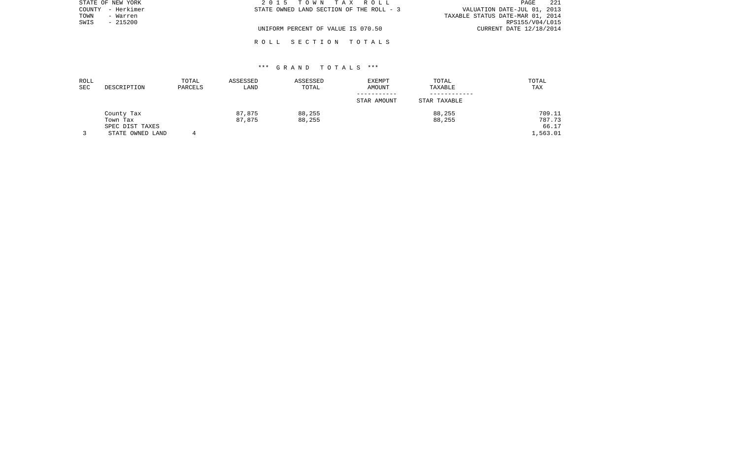STATE OF NEW YORK
COUNTY - Herkimer
TOWN - Warren
SWIS - 215200

2 0 1 5 T O W N T A X R O L L
STATE OWNED LAND SECTION OF THE ROLL - 3

UNIFORM PERCENT OF VALUE IS 070.50

VALUATION DATE-JUL 01, 2013
TAXABLE STATUS DATE-MAR 01, 2014
RPS155/V04/L015
CURRENT DATE 12/18/2014

R O L L S E C T I O N T O T A L S

\*\*\* G R A N D T O T A L S \*\*\*

| ROLL SEC | DESCRIPTION | TOTAL PARCELS | ASSESSED LAND | ASSESSED TOTAL | EXEMPT AMOUNT / STAR AMOUNT | TOTAL TAXABLE / STAR TAXABLE | TOTAL TAX |
|---|---|---|---|---|---|---|---|
| | County Tax | | 87,875 | 88,255 | | 88,255 | 709.11 |
| | Town Tax | | 87,875 | 88,255 | | 88,255 | 787.73 |
| | SPEC DIST TAXES | | | | | | 66.17 |
| 3 | STATE OWNED LAND | 4 | | | | | 1,563.01 |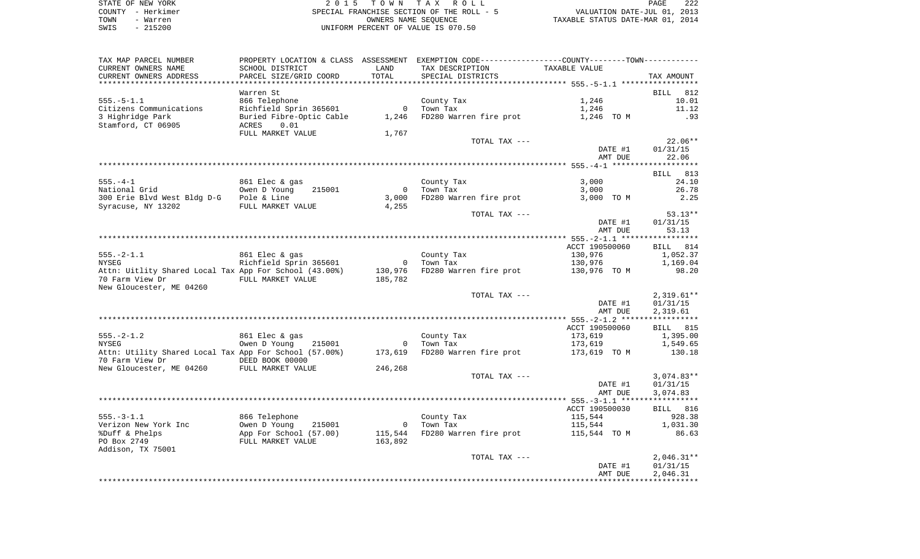STATE OF NEW YORK
COUNTY - Herkimer
TOWN - Warren
SWIS - 215200

2 0 1 5 T O W N T A X R O L L
SPECIAL FRANCHISE SECTION OF THE ROLL - 5
OWNERS NAME SEQUENCE
UNIFORM PERCENT OF VALUE IS 070.50

VALUATION DATE-JUL 01, 2013
TAXABLE STATUS DATE-MAR 01, 2014

| TAX MAP PARCEL NUMBER / CURRENT OWNERS NAME / CURRENT OWNERS ADDRESS | PROPERTY LOCATION & CLASS / SCHOOL DISTRICT / PARCEL SIZE/GRID COORD | ASSESSMENT LAND / TOTAL | EXEMPTION CODE / TAX DESCRIPTION / SPECIAL DISTRICTS | COUNTY--------TOWN / TAXABLE VALUE | TAX AMOUNT |
|---|---|---|---|---|---|
| **555.-5-1.1** | Warren St | | | | BILL 812 |
| 555.-5-1.1 | 866 Telephone | | County Tax | 1,246 | 10.01 |
| Citizens Communications | Richfield Sprin 365601 | 0 | Town Tax | 1,246 | 11.12 |
| 3 Highridge Park | Buried Fibre-Optic Cable | 1,246 | FD280 Warren fire prot | 1,246 TO M | .93 |
| Stamford, CT 06905 | ACRES 0.01 | | | | |
| | FULL MARKET VALUE | 1,767 | | | |
| | | | TOTAL TAX --- | | 22.06** |
| | | | | DATE #1 | 01/31/15 |
| | | | | AMT DUE | 22.06 |
| **555.-4-1** | | | | | BILL 813 |
| 555.-4-1 | 861 Elec & gas | | County Tax | 3,000 | 24.10 |
| National Grid | Owen D Young 215001 | 0 | Town Tax | 3,000 | 26.78 |
| 300 Erie Blvd West Bldg D-G | Pole & Line | 3,000 | FD280 Warren fire prot | 3,000 TO M | 2.25 |
| Syracuse, NY 13202 | FULL MARKET VALUE | 4,255 | | | |
| | | | TOTAL TAX --- | | 53.13** |
| | | | | DATE #1 | 01/31/15 |
| | | | | AMT DUE | 53.13 |
| **555.-2-1.1** | | | | ACCT 190500060 | BILL 814 |
| 555.-2-1.1 | 861 Elec & gas | | County Tax | 130,976 | 1,052.37 |
| NYSEG | Richfield Sprin 365601 | 0 | Town Tax | 130,976 | 1,169.04 |
| Attn: Uitlity Shared Local Tax | App For School (43.00%) | 130,976 | FD280 Warren fire prot | 130,976 TO M | 98.20 |
| 70 Farm View Dr | FULL MARKET VALUE | 185,782 | | | |
| New Gloucester, ME 04260 | | | | | |
| | | | TOTAL TAX --- | | 2,319.61** |
| | | | | DATE #1 | 01/31/15 |
| | | | | AMT DUE | 2,319.61 |
| **555.-2-1.2** | | | | ACCT 190500060 | BILL 815 |
| 555.-2-1.2 | 861 Elec & gas | | County Tax | 173,619 | 1,395.00 |
| NYSEG | Owen D Young 215001 | 0 | Town Tax | 173,619 | 1,549.65 |
| Attn: Utility Shared Local Tax | App For School (57.00%) | 173,619 | FD280 Warren fire prot | 173,619 TO M | 130.18 |
| 70 Farm View Dr | DEED BOOK 00000 | | | | |
| New Gloucester, ME 04260 | FULL MARKET VALUE | 246,268 | | | |
| | | | TOTAL TAX --- | | 3,074.83** |
| | | | | DATE #1 | 01/31/15 |
| | | | | AMT DUE | 3,074.83 |
| **555.-3-1.1** | | | | ACCT 190500030 | BILL 816 |
| 555.-3-1.1 | 866 Telephone | | County Tax | 115,544 | 928.38 |
| Verizon New York Inc | Owen D Young 215001 | 0 | Town Tax | 115,544 | 1,031.30 |
| %Duff & Phelps | App For School (57.00) | 115,544 | FD280 Warren fire prot | 115,544 TO M | 86.63 |
| PO Box 2749 | FULL MARKET VALUE | 163,892 | | | |
| Addison, TX 75001 | | | | | |
| | | | TOTAL TAX --- | | 2,046.31** |
| | | | | DATE #1 | 01/31/15 |
| | | | | AMT DUE | 2,046.31 |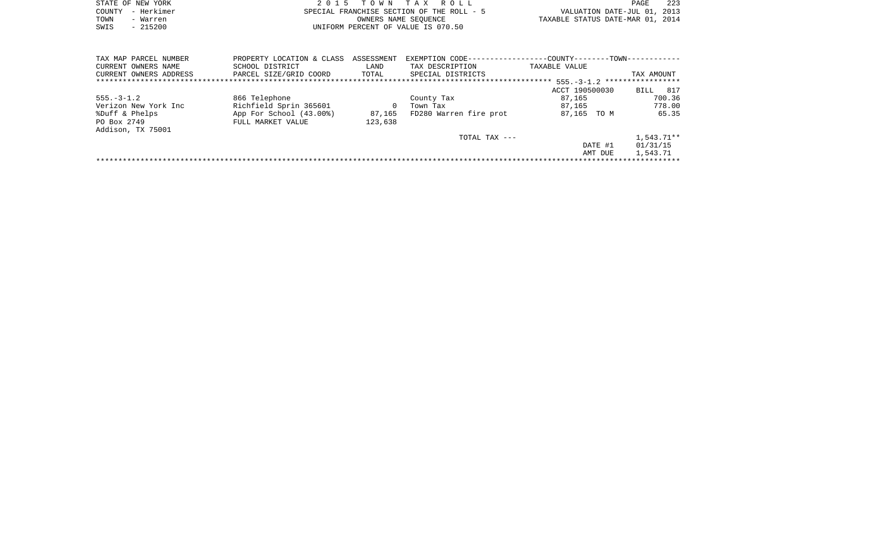STATE OF NEW YORK
COUNTY - Herkimer
TOWN - Warren
SWIS - 215200

2 0 1 5 T O W N T A X R O L L
SPECIAL FRANCHISE SECTION OF THE ROLL - 5
OWNERS NAME SEQUENCE
UNIFORM PERCENT OF VALUE IS 070.50

VALUATION DATE-JUL 01, 2013
TAXABLE STATUS DATE-MAR 01, 2014

| TAX MAP PARCEL NUMBER<br>CURRENT OWNERS NAME<br>CURRENT OWNERS ADDRESS | PROPERTY LOCATION & CLASS<br>SCHOOL DISTRICT<br>PARCEL SIZE/GRID COORD | ASSESSMENT<br>LAND<br>TOTAL | EXEMPTION CODE------------------COUNTY--------TOWN-----------<br>TAX DESCRIPTION<br>SPECIAL DISTRICTS | TAXABLE VALUE | TAX AMOUNT |
|---|---|---|---|---|---|
| ************************************ | | | | 555.-3-1.2 | ***************** |
| | | | | ACCT 190500030 | BILL 817 |
| 555.-3-1.2 | 866 Telephone | | County Tax | 87,165 | 700.36 |
| Verizon New York Inc | Richfield Sprin 365601 | 0 | Town Tax | 87,165 | 778.00 |
| %Duff & Phelps | App For School (43.00%) | 87,165 | FD280 Warren fire prot | 87,165 TO M | 65.35 |
| PO Box 2749 | FULL MARKET VALUE | 123,638 | | | |
| Addison, TX 75001 | | | | | |
| | | | TOTAL TAX --- | | 1,543.71** |
| | | | | DATE #1 | 01/31/15 |
| | | | | AMT DUE | 1,543.71 |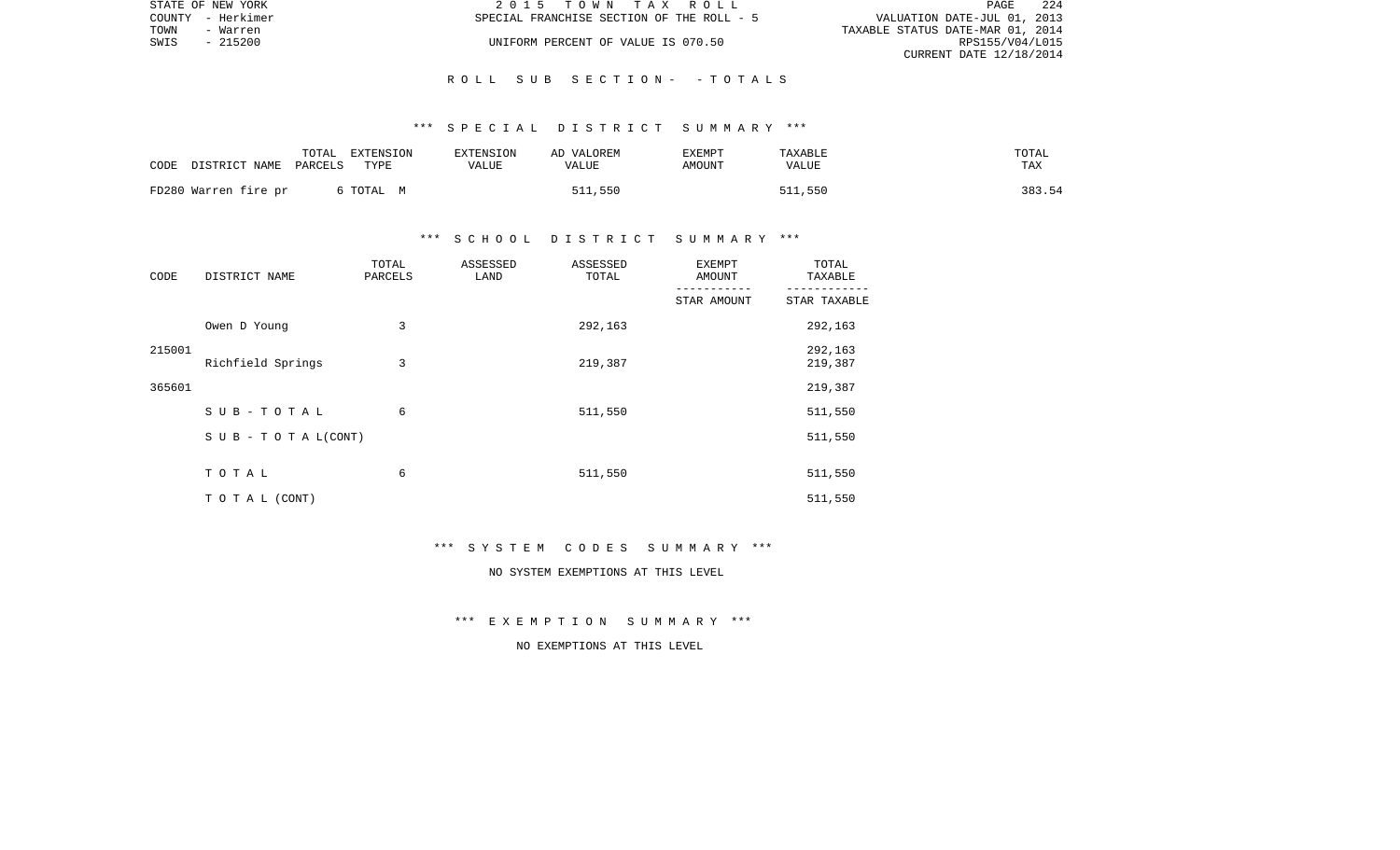STATE OF NEW YORK
COUNTY - Herkimer
TOWN - Warren
SWIS - 215200

2 0 1 5 T O W N T A X R O L L
SPECIAL FRANCHISE SECTION OF THE ROLL - 5
UNIFORM PERCENT OF VALUE IS 070.50

VALUATION DATE-JUL 01, 2013
TAXABLE STATUS DATE-MAR 01, 2014
RPS155/V04/L015
CURRENT DATE 12/18/2014

R O L L S U B S E C T I O N - - T O T A L S

*** S P E C I A L D I S T R I C T S U M M A R Y ***

| CODE DISTRICT NAME | TOTAL PARCELS | EXTENSION TYPE | EXTENSION VALUE | AD VALOREM VALUE | EXEMPT AMOUNT | TAXABLE VALUE | TOTAL TAX |
|---|---|---|---|---|---|---|---|
| FD280 Warren fire pr | 6 | TOTAL M | | 511,550 | | 511,550 | 383.54 |

*** S C H O O L D I S T R I C T S U M M A R Y ***

| CODE | DISTRICT NAME | TOTAL PARCELS | ASSESSED LAND | ASSESSED TOTAL | EXEMPT AMOUNT / STAR AMOUNT | TOTAL TAXABLE / STAR TAXABLE |
|---|---|---|---|---|---|---|
| | Owen D Young | 3 | | 292,163 | | 292,163 |
| 215001 | | | | | | 292,163 |
| | Richfield Springs | 3 | | 219,387 | | 219,387 |
| 365601 | | | | | | 219,387 |
| | S U B - T O T A L | 6 | | 511,550 | | 511,550 |
| | S U B - T O T A L(CONT) | | | | | 511,550 |
| | T O T A L | 6 | | 511,550 | | 511,550 |
| | T O T A L (CONT) | | | | | 511,550 |

*** S Y S T E M C O D E S S U M M A R Y ***

NO SYSTEM EXEMPTIONS AT THIS LEVEL

*** E X E M P T I O N S U M M A R Y ***

NO EXEMPTIONS AT THIS LEVEL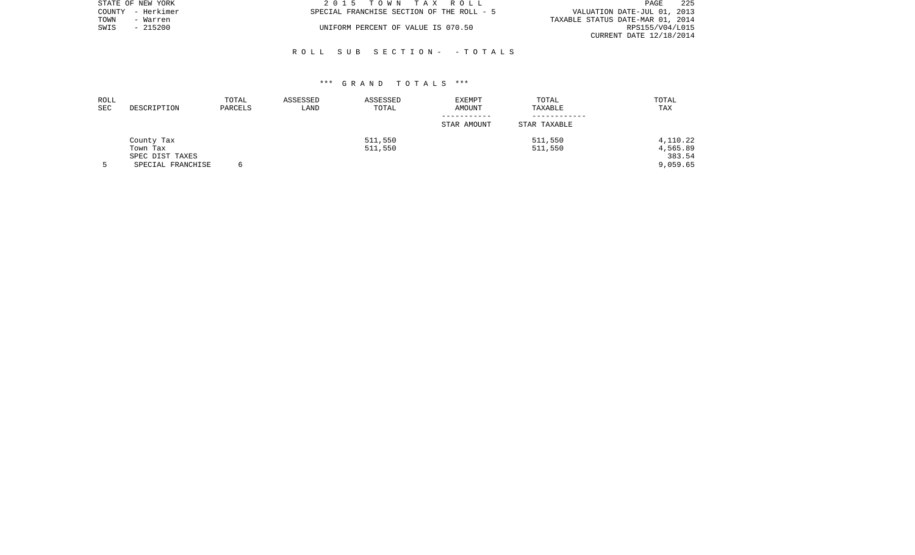STATE OF NEW YORK
COUNTY - Herkimer
TOWN - Warren
SWIS - 215200

2 0 1 5 T O W N T A X R O L L
SPECIAL FRANCHISE SECTION OF THE ROLL - 5
UNIFORM PERCENT OF VALUE IS 070.50

VALUATION DATE-JUL 01, 2013
TAXABLE STATUS DATE-MAR 01, 2014
RPS155/V04/L015
CURRENT DATE 12/18/2014

R O L L S U B S E C T I O N - - T O T A L S

*** G R A N D T O T A L S ***

| ROLL SEC | DESCRIPTION | TOTAL PARCELS | ASSESSED LAND | ASSESSED TOTAL | EXEMPT AMOUNT / STAR AMOUNT | TOTAL TAXABLE / STAR TAXABLE | TOTAL TAX |
|---|---|---|---|---|---|---|---|
| | County Tax | | | 511,550 | | 511,550 | 4,110.22 |
| | Town Tax | | | 511,550 | | 511,550 | 4,565.89 |
| | SPEC DIST TAXES | | | | | | 383.54 |
| 5 | SPECIAL FRANCHISE | 6 | | | | | 9,059.65 |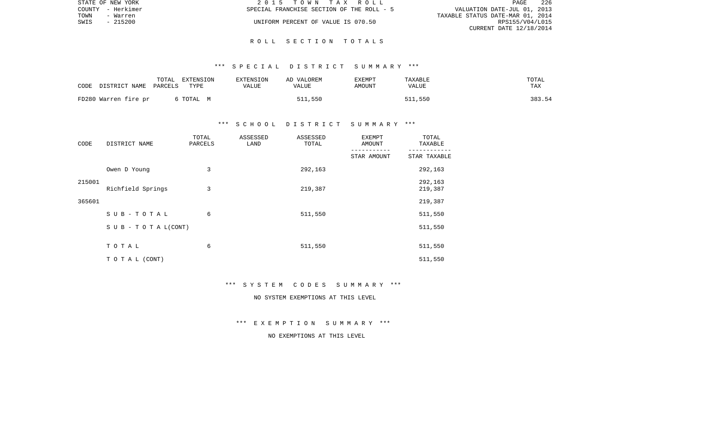# R O L L   S E C T I O N   T O T A L S

### *** S P E C I A L   D I S T R I C T   S U M M A R Y ***

| CODE DISTRICT NAME | TOTAL PARCELS | EXTENSION TYPE | EXTENSION VALUE | AD VALOREM VALUE | EXEMPT AMOUNT | TAXABLE VALUE | TOTAL TAX |
|---|---|---|---|---|---|---|---|
| FD280 Warren fire pr | 6 | TOTAL M | | 511,550 | | 511,550 | 383.54 |

### *** S C H O O L   D I S T R I C T   S U M M A R Y ***

| CODE | DISTRICT NAME | TOTAL PARCELS | ASSESSED LAND | ASSESSED TOTAL | EXEMPT AMOUNT / STAR AMOUNT | TOTAL TAXABLE / STAR TAXABLE |
|---|---|---|---|---|---|---|
| 215001 | Owen D Young | 3 | | 292,163 | | 292,163 |
| | | | | | | 292,163 |
| 365601 | Richfield Springs | 3 | | 219,387 | | 219,387 |
| | | | | | | 219,387 |
| | S U B - T O T A L | 6 | | 511,550 | | 511,550 |
| | S U B - T O T A L (CONT) | | | | | 511,550 |
| | T O T A L | 6 | | 511,550 | | 511,550 |
| | T O T A L (CONT) | | | | | 511,550 |

### *** S Y S T E M   C O D E S   S U M M A R Y ***

NO SYSTEM EXEMPTIONS AT THIS LEVEL

### *** E X E M P T I O N   S U M M A R Y ***

NO EXEMPTIONS AT THIS LEVEL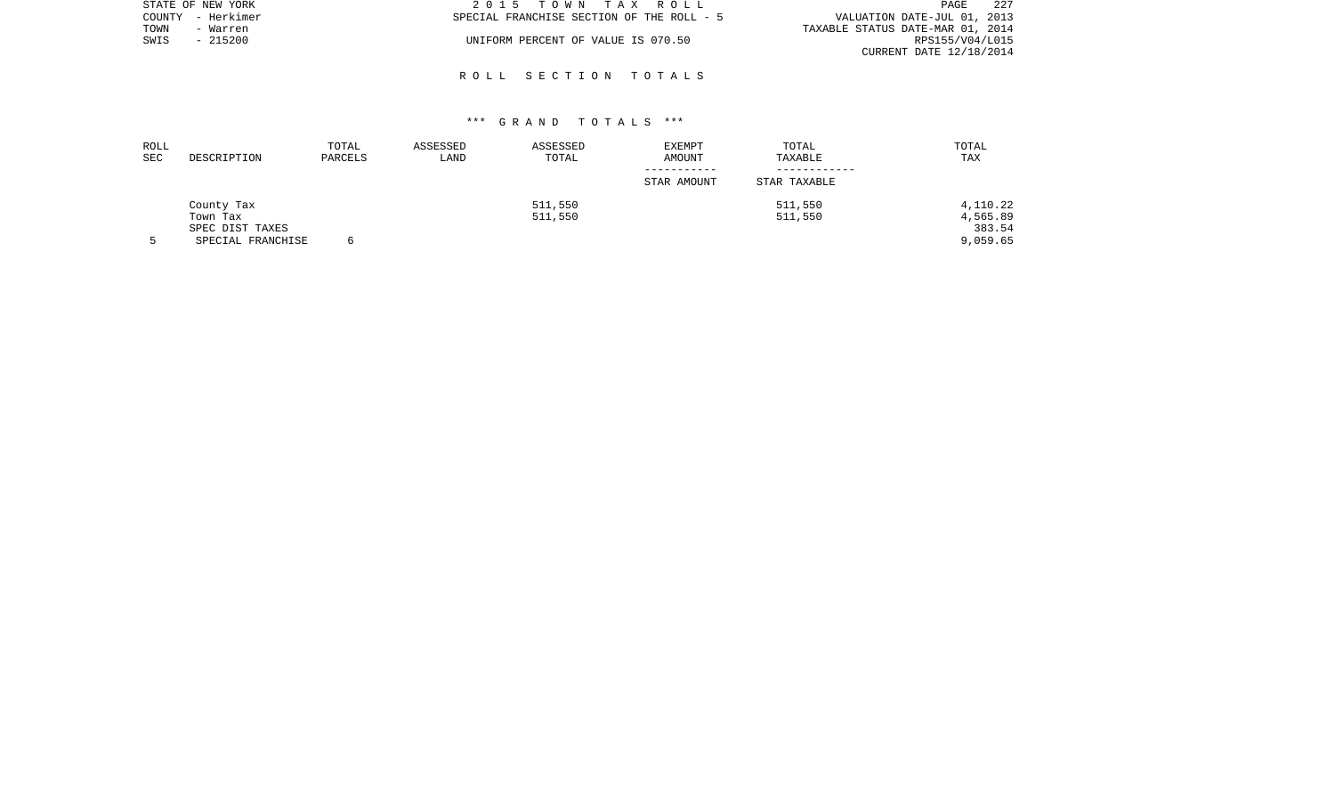STATE OF NEW YORK
COUNTY - Herkimer
TOWN - Warren
SWIS - 215200

2 0 1 5 T O W N T A X R O L L
SPECIAL FRANCHISE SECTION OF THE ROLL - 5
UNIFORM PERCENT OF VALUE IS 070.50

VALUATION DATE-JUL 01, 2013
TAXABLE STATUS DATE-MAR 01, 2014
RPS155/V04/L015
CURRENT DATE 12/18/2014

## R O L L S E C T I O N T O T A L S

### *** G R A N D T O T A L S ***

| ROLL SEC | DESCRIPTION | TOTAL PARCELS | ASSESSED LAND | ASSESSED TOTAL | EXEMPT AMOUNT / STAR AMOUNT | TOTAL TAXABLE / STAR TAXABLE | TOTAL TAX |
|---|---|---|---|---|---|---|---|
| | County Tax | | | 511,550 | | 511,550 | 4,110.22 |
| | Town Tax | | | 511,550 | | 511,550 | 4,565.89 |
| | SPEC DIST TAXES | | | | | | 383.54 |
| 5 | SPECIAL FRANCHISE | 6 | | | | | 9,059.65 |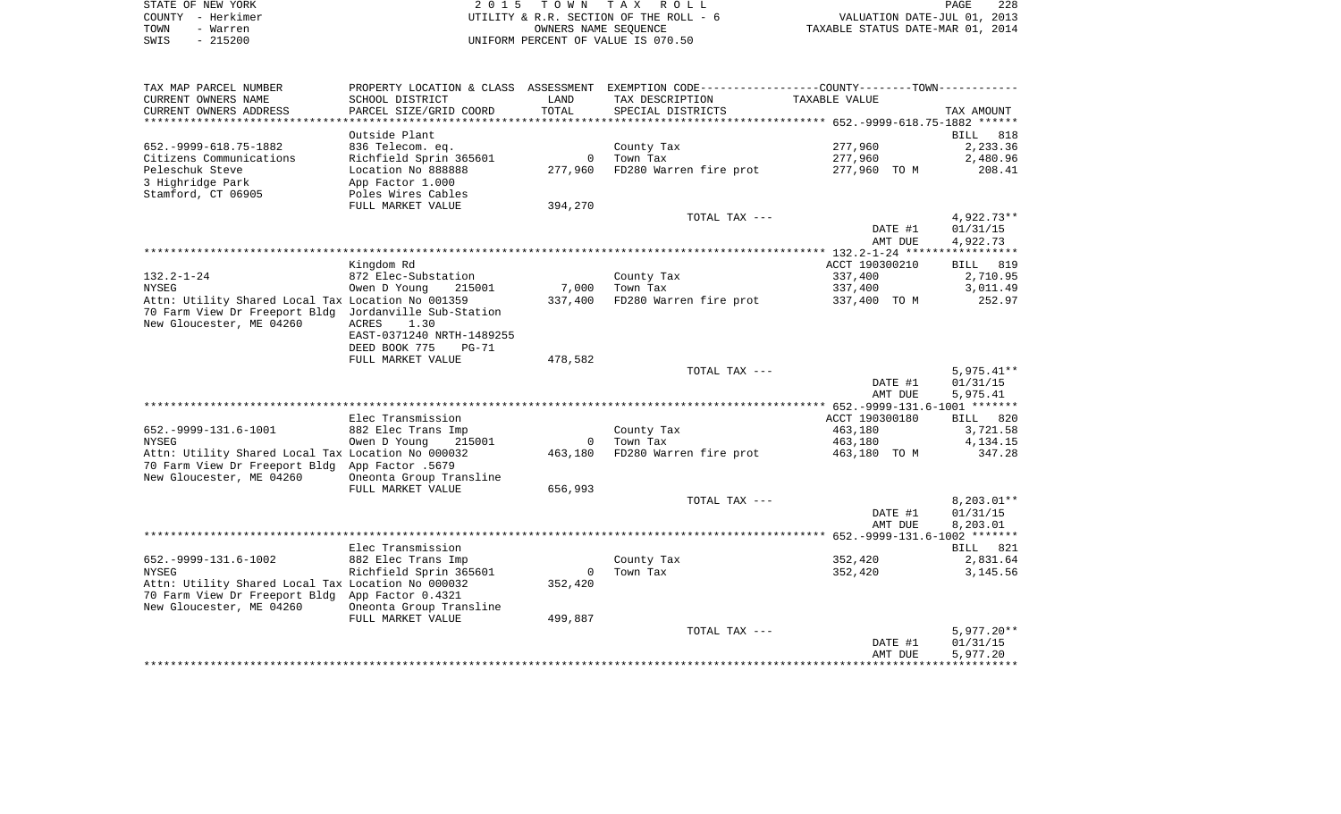STATE OF NEW YORK | 2 0 1 5 T O W N T A X R O L L | PAGE 228
COUNTY - Herkimer | UTILITY & R.R. SECTION OF THE ROLL - 6 | VALUATION DATE-JUL 01, 2013
TOWN - Warren | OWNERS NAME SEQUENCE | TAXABLE STATUS DATE-MAR 01, 2014
SWIS - 215200 | UNIFORM PERCENT OF VALUE IS 070.50

| TAX MAP PARCEL NUMBER<br>CURRENT OWNERS NAME<br>CURRENT OWNERS ADDRESS | PROPERTY LOCATION & CLASS<br>SCHOOL DISTRICT<br>PARCEL SIZE/GRID COORD | ASSESSMENT<br>LAND<br>TOTAL | EXEMPTION CODE<br>TAX DESCRIPTION<br>SPECIAL DISTRICTS | COUNTY--------TOWN<br>TAXABLE VALUE | TAX AMOUNT |
|---|---|---|---|---|---|
| | Outside Plant | | | | BILL 818 |
| 652.-9999-618.75-1882 | 836 Telecom. eq. | | County Tax | 277,960 | 2,233.36 |
| Citizens Communications | Richfield Sprin 365601 | 0 | Town Tax | 277,960 | 2,480.96 |
| Peleschuk Steve | Location No 888888 | 277,960 | FD280 Warren fire prot | 277,960 TO M | 208.41 |
| 3 Highridge Park | App Factor 1.000 | | | | |
| Stamford, CT 06905 | Poles Wires Cables | | | | |
| | FULL MARKET VALUE | 394,270 | | | |
| | | | TOTAL TAX --- | | 4,922.73** |
| | | | | DATE #1 | 01/31/15 |
| | | | | AMT DUE | 4,922.73 |
| | Kingdom Rd | | | ACCT 190300210 | BILL 819 |
| 132.2-1-24 | 872 Elec-Substation | | County Tax | 337,400 | 2,710.95 |
| NYSEG | Owen D Young 215001 | 7,000 | Town Tax | 337,400 | 3,011.49 |
| Attn: Utility Shared Local Tax | Location No 001359 | 337,400 | FD280 Warren fire prot | 337,400 TO M | 252.97 |
| 70 Farm View Dr Freeport Bldg | Jordanville Sub-Station | | | | |
| New Gloucester, ME 04260 | ACRES 1.30 | | | | |
| | EAST-0371240 NRTH-1489255 | | | | |
| | DEED BOOK 775 PG-71 | | | | |
| | FULL MARKET VALUE | 478,582 | | | |
| | | | TOTAL TAX --- | | 5,975.41** |
| | | | | DATE #1 | 01/31/15 |
| | | | | AMT DUE | 5,975.41 |
| | Elec Transmission | | | ACCT 190300180 | BILL 820 |
| 652.-9999-131.6-1001 | 882 Elec Trans Imp | | County Tax | 463,180 | 3,721.58 |
| NYSEG | Owen D Young 215001 | 0 | Town Tax | 463,180 | 4,134.15 |
| Attn: Utility Shared Local Tax | Location No 000032 | 463,180 | FD280 Warren fire prot | 463,180 TO M | 347.28 |
| 70 Farm View Dr Freeport Bldg | App Factor .5679 | | | | |
| New Gloucester, ME 04260 | Oneonta Group Transline | | | | |
| | FULL MARKET VALUE | 656,993 | | | |
| | | | TOTAL TAX --- | | 8,203.01** |
| | | | | DATE #1 | 01/31/15 |
| | | | | AMT DUE | 8,203.01 |
| | Elec Transmission | | | | BILL 821 |
| 652.-9999-131.6-1002 | 882 Elec Trans Imp | | County Tax | 352,420 | 2,831.64 |
| NYSEG | Richfield Sprin 365601 | 0 | Town Tax | 352,420 | 3,145.56 |
| Attn: Utility Shared Local Tax | Location No 000032 | 352,420 | | | |
| 70 Farm View Dr Freeport Bldg | App Factor 0.4321 | | | | |
| New Gloucester, ME 04260 | Oneonta Group Transline | | | | |
| | FULL MARKET VALUE | 499,887 | | | |
| | | | TOTAL TAX --- | | 5,977.20** |
| | | | | DATE #1 | 01/31/15 |
| | | | | AMT DUE | 5,977.20 |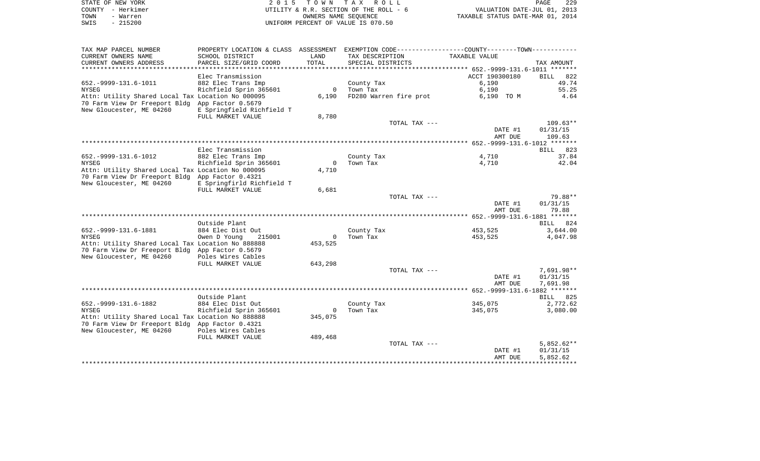STATE OF NEW YORK — 2015 TOWN TAX ROLL — PAGE 229
COUNTY - Herkimer — UTILITY & R.R. SECTION OF THE ROLL - 6 — VALUATION DATE-JUL 01, 2013
TOWN - Warren — OWNERS NAME SEQUENCE — TAXABLE STATUS DATE-MAR 01, 2014
SWIS - 215200 — UNIFORM PERCENT OF VALUE IS 070.50

| TAX MAP PARCEL NUMBER / CURRENT OWNERS NAME / CURRENT OWNERS ADDRESS | PROPERTY LOCATION & CLASS / SCHOOL DISTRICT / PARCEL SIZE/GRID COORD | ASSESSMENT LAND / TOTAL | EXEMPTION CODE / TAX DESCRIPTION / SPECIAL DISTRICTS | TAXABLE VALUE (COUNTY / TOWN) | TAX AMOUNT |
|---|---|---|---|---|---|
| **652.-9999-131.6-1011** | Elec Transmission | | | ACCT 190300180 | BILL 822 |
| | 882 Elec Trans Imp | | County Tax | 6,190 | 49.74 |
| NYSEG | Richfield Sprin 365601 | 0 | Town Tax | 6,190 | 55.25 |
| Attn: Utility Shared Local Tax | Location No 000095 | 6,190 | FD280 Warren fire prot | 6,190 TO M | 4.64 |
| 70 Farm View Dr Freeport Bldg | App Factor 0.5679 | | | | |
| New Gloucester, ME 04260 | E Springfield Richfield T | | | | |
| | FULL MARKET VALUE | 8,780 | | | |
| | | | TOTAL TAX --- | | 109.63** |
| | | | | DATE #1 | 01/31/15 |
| | | | | AMT DUE | 109.63 |
| **652.-9999-131.6-1012** | Elec Transmission | | | | BILL 823 |
| | 882 Elec Trans Imp | | County Tax | 4,710 | 37.84 |
| NYSEG | Richfield Sprin 365601 | 0 | Town Tax | 4,710 | 42.04 |
| Attn: Utility Shared Local Tax | Location No 000095 | 4,710 | | | |
| 70 Farm View Dr Freeport Bldg | App Factor 0.4321 | | | | |
| New Gloucester, ME 04260 | E Springfirld Richfield T | | | | |
| | FULL MARKET VALUE | 6,681 | | | |
| | | | TOTAL TAX --- | | 79.88** |
| | | | | DATE #1 | 01/31/15 |
| | | | | AMT DUE | 79.88 |
| **652.-9999-131.6-1881** | Outside Plant | | | | BILL 824 |
| | 884 Elec Dist Out | | County Tax | 453,525 | 3,644.00 |
| NYSEG | Owen D Young 215001 | 0 | Town Tax | 453,525 | 4,047.98 |
| Attn: Utility Shared Local Tax | Location No 888888 | 453,525 | | | |
| 70 Farm View Dr Freeport Bldg | App Factor 0.5679 | | | | |
| New Gloucester, ME 04260 | Poles Wires Cables | | | | |
| | FULL MARKET VALUE | 643,298 | | | |
| | | | TOTAL TAX --- | | 7,691.98** |
| | | | | DATE #1 | 01/31/15 |
| | | | | AMT DUE | 7,691.98 |
| **652.-9999-131.6-1882** | Outside Plant | | | | BILL 825 |
| | 884 Elec Dist Out | | County Tax | 345,075 | 2,772.62 |
| NYSEG | Richfield Sprin 365601 | 0 | Town Tax | 345,075 | 3,080.00 |
| Attn: Utility Shared Local Tax | Location No 888888 | 345,075 | | | |
| 70 Farm View Dr Freeport Bldg | App Factor 0.4321 | | | | |
| New Gloucester, ME 04260 | Poles Wires Cables | | | | |
| | FULL MARKET VALUE | 489,468 | | | |
| | | | TOTAL TAX --- | | 5,852.62** |
| | | | | DATE #1 | 01/31/15 |
| | | | | AMT DUE | 5,852.62 |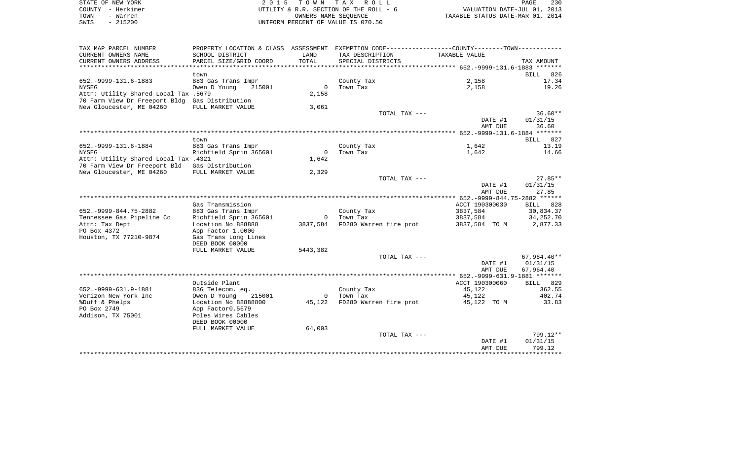STATE OF NEW YORK
COUNTY - Herkimer
TOWN - Warren
SWIS - 215200

2015 TOWN TAX ROLL
UTILITY & R.R. SECTION OF THE ROLL - 6
OWNERS NAME SEQUENCE
UNIFORM PERCENT OF VALUE IS 070.50

VALUATION DATE-JUL 01, 2013
TAXABLE STATUS DATE-MAR 01, 2014

| TAX MAP PARCEL NUMBER<br>CURRENT OWNERS NAME<br>CURRENT OWNERS ADDRESS | PROPERTY LOCATION & CLASS<br>SCHOOL DISTRICT<br>PARCEL SIZE/GRID COORD | ASSESSMENT<br>LAND<br>TOTAL | EXEMPTION CODE-----COUNTY-----TOWN-----<br>TAX DESCRIPTION<br>SPECIAL DISTRICTS | TAXABLE VALUE | TAX AMOUNT |
|---|---|---|---|---|---|
| **652.-9999-131.6-1883** | | | | | |
| | town | | | | BILL 826 |
| 652.-9999-131.6-1883 | 883 Gas Trans Impr | | County Tax | 2,158 | 17.34 |
| NYSEG | Owen D Young 215001 | 0 | Town Tax | 2,158 | 19.26 |
| Attn: Utility Shared Local Tax .5679 | | 2,158 | | | |
| 70 Farm View Dr Freeport Bldg | Gas Distribution | | | | |
| New Gloucester, ME 04260 | FULL MARKET VALUE | 3,061 | | | |
| | | | TOTAL TAX --- | | 36.60** |
| | | | | DATE #1 | 01/31/15 |
| | | | | AMT DUE | 36.60 |
| **652.-9999-131.6-1884** | | | | | |
| | town | | | | BILL 827 |
| 652.-9999-131.6-1884 | 883 Gas Trans Impr | | County Tax | 1,642 | 13.19 |
| NYSEG | Richfield Sprin 365601 | 0 | Town Tax | 1,642 | 14.66 |
| Attn: Utility Shared Local Tax .4321 | | 1,642 | | | |
| 70 Farm View Dr Freeport Bld | Gas Distribution | | | | |
| New Gloucester, ME 04260 | FULL MARKET VALUE | 2,329 | | | |
| | | | TOTAL TAX --- | | 27.85** |
| | | | | DATE #1 | 01/31/15 |
| | | | | AMT DUE | 27.85 |
| **652.-9999-844.75-2882** | | | | | |
| | Gas Transmission | | | ACCT 190300030 | BILL 828 |
| 652.-9999-844.75-2882 | 883 Gas Trans Impr | | County Tax | 3837,584 | 30,834.37 |
| Tennessee Gas Pipeline Co | Richfield Sprin 365601 | 0 | Town Tax | 3837,584 | 34,252.70 |
| Attn: Tax Dept | Location No 888888 | 3837,584 | FD280 Warren fire prot | 3837,584 TO M | 2,877.33 |
| PO Box 4372 | App Factor 1.0000 | | | | |
| Houston, TX 77210-9874 | Gas Trans Long Lines | | | | |
| | DEED BOOK 00000 | | | | |
| | FULL MARKET VALUE | 5443,382 | | | |
| | | | TOTAL TAX --- | | 67,964.40** |
| | | | | DATE #1 | 01/31/15 |
| | | | | AMT DUE | 67,964.40 |
| **652.-9999-631.9-1881** | | | | | |
| | Outside Plant | | | ACCT 190300060 | BILL 829 |
| 652.-9999-631.9-1881 | 836 Telecom. eq. | | County Tax | 45,122 | 362.55 |
| Verizon New York Inc | Owen D Young 215001 | 0 | Town Tax | 45,122 | 402.74 |
| %Duff & Phelps | Location No 88888800 | 45,122 | FD280 Warren fire prot | 45,122 TO M | 33.83 |
| PO Box 2749 | App Factor0.5679 | | | | |
| Addison, TX 75001 | Poles Wires Cables | | | | |
| | DEED BOOK 00000 | | | | |
| | FULL MARKET VALUE | 64,003 | | | |
| | | | TOTAL TAX --- | | 799.12** |
| | | | | DATE #1 | 01/31/15 |
| | | | | AMT DUE | 799.12 |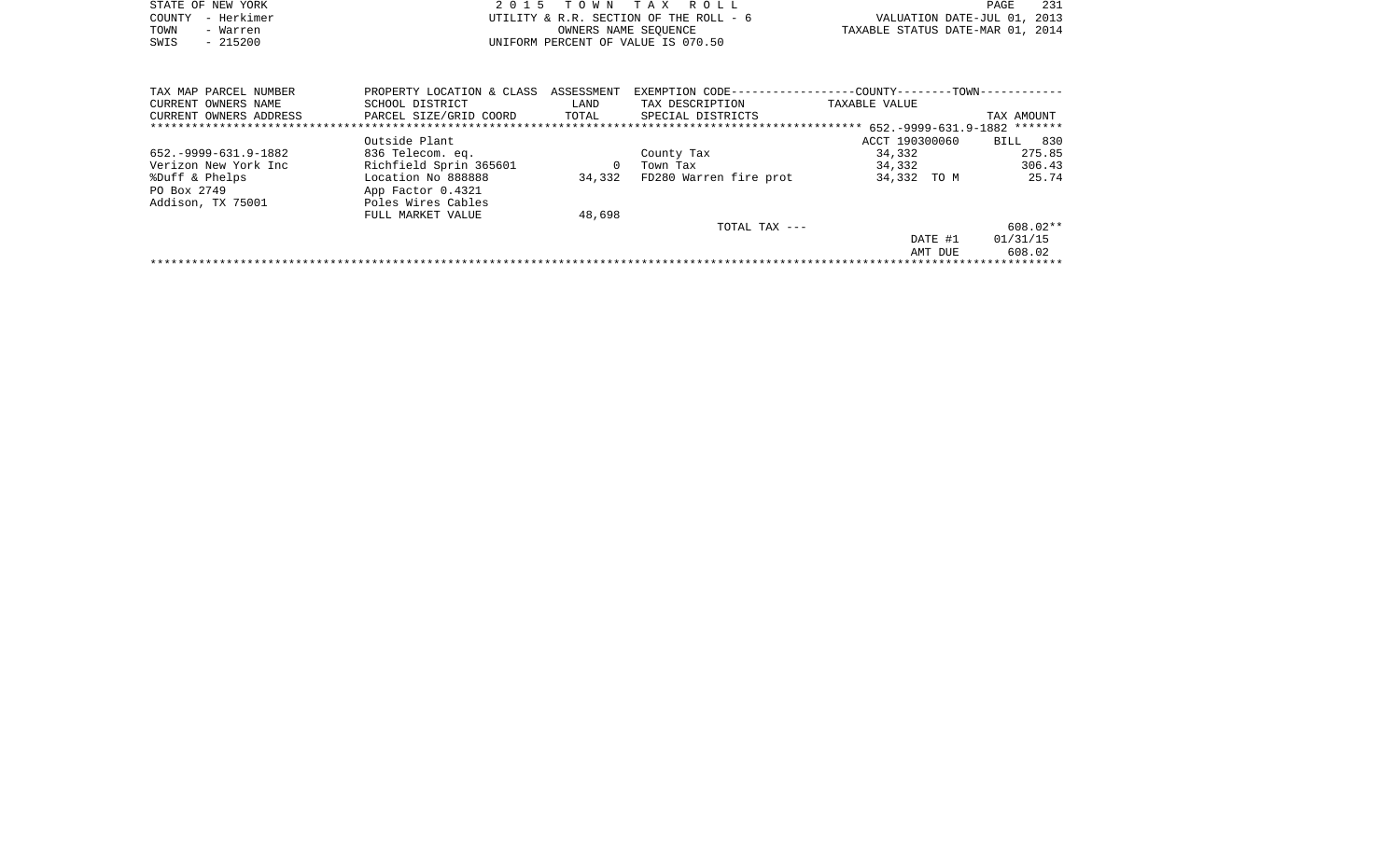STATE OF NEW YORK
COUNTY - Herkimer
TOWN - Warren
SWIS - 215200

2 0 1 5 T O W N T A X R O L L
UTILITY & R.R. SECTION OF THE ROLL - 6
OWNERS NAME SEQUENCE
UNIFORM PERCENT OF VALUE IS 070.50

VALUATION DATE-JUL 01, 2013
TAXABLE STATUS DATE-MAR 01, 2014

| TAX MAP PARCEL NUMBER<br>CURRENT OWNERS NAME<br>CURRENT OWNERS ADDRESS | PROPERTY LOCATION & CLASS<br>SCHOOL DISTRICT<br>PARCEL SIZE/GRID COORD | ASSESSMENT<br>LAND<br>TOTAL | EXEMPTION CODE<br>TAX DESCRIPTION<br>SPECIAL DISTRICTS | COUNTY--------TOWN<br>TAXABLE VALUE | TAX AMOUNT |
|---|---|---|---|---|---|
| ******************* | | | | 652.-9999-631.9-1882 | ******* |
| | Outside Plant | | | ACCT 190300060 | BILL 830 |
| 652.-9999-631.9-1882 | 836 Telecom. eq. | | County Tax | 34,332 | 275.85 |
| Verizon New York Inc | Richfield Sprin 365601 | 0 | Town Tax | 34,332 | 306.43 |
| %Duff & Phelps | Location No 888888 | 34,332 | FD280 Warren fire prot | 34,332 TO M | 25.74 |
| PO Box 2749 | App Factor 0.4321 | | | | |
| Addison, TX 75001 | Poles Wires Cables | | | | |
| | FULL MARKET VALUE | 48,698 | | | |
| | | | TOTAL TAX --- | | 608.02** |
| | | | | DATE #1 | 01/31/15 |
| | | | | AMT DUE | 608.02 |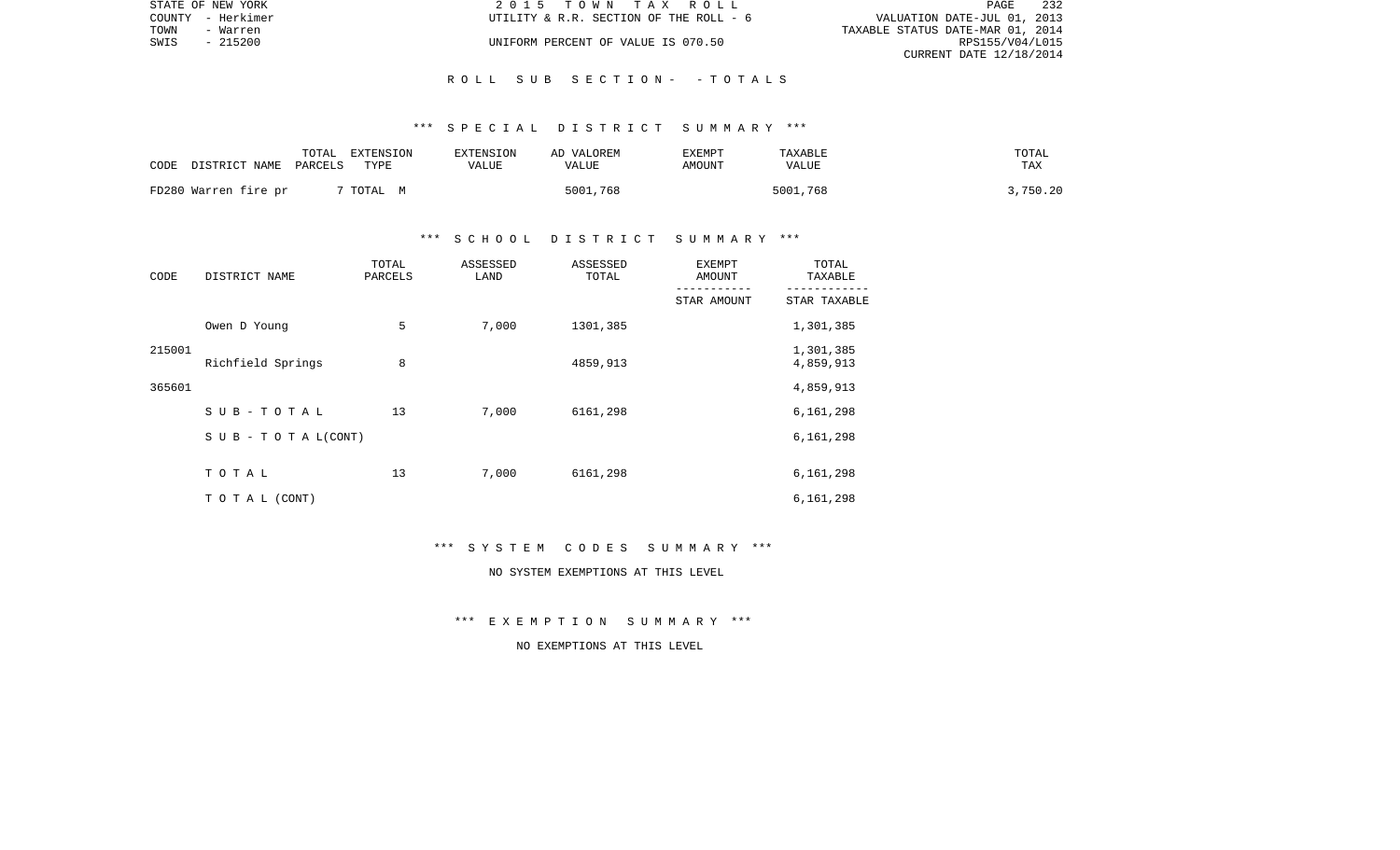STATE OF NEW YORK 2015 TOWN TAX ROLL
COUNTY - Herkimer UTILITY & R.R. SECTION OF THE ROLL - 6 VALUATION DATE-JUL 01, 2013
TOWN - Warren TAXABLE STATUS DATE-MAR 01, 2014
SWIS - 215200 UNIFORM PERCENT OF VALUE IS 070.50 RPS155/V04/L015
CURRENT DATE 12/18/2014

## ROLL SUB SECTION- - TOTALS

### *** SPECIAL DISTRICT SUMMARY ***

| CODE DISTRICT NAME | TOTAL PARCELS | EXTENSION TYPE | EXTENSION VALUE | AD VALOREM VALUE | EXEMPT AMOUNT | TAXABLE VALUE | TOTAL TAX |
|---|---|---|---|---|---|---|---|
| FD280 Warren fire pr | 7 | TOTAL M | | 5001,768 | | 5001,768 | 3,750.20 |

### *** SCHOOL DISTRICT SUMMARY ***

| CODE | DISTRICT NAME | TOTAL PARCELS | ASSESSED LAND | ASSESSED TOTAL | EXEMPT AMOUNT / STAR AMOUNT | TOTAL TAXABLE / STAR TAXABLE |
|---|---|---|---|---|---|---|
| 215001 | Owen D Young | 5 | 7,000 | 1301,385 | | 1,301,385 |
| | | | | | | 1,301,385 |
| 365601 | Richfield Springs | 8 | | 4859,913 | | 4,859,913 |
| | | | | | | 4,859,913 |
| | SUB-TOTAL | 13 | 7,000 | 6161,298 | | 6,161,298 |
| | SUB-TOTAL(CONT) | | | | | 6,161,298 |
| | TOTAL | 13 | 7,000 | 6161,298 | | 6,161,298 |
| | TOTAL (CONT) | | | | | 6,161,298 |

### *** SYSTEM CODES SUMMARY ***

NO SYSTEM EXEMPTIONS AT THIS LEVEL

### *** EXEMPTION SUMMARY ***

NO EXEMPTIONS AT THIS LEVEL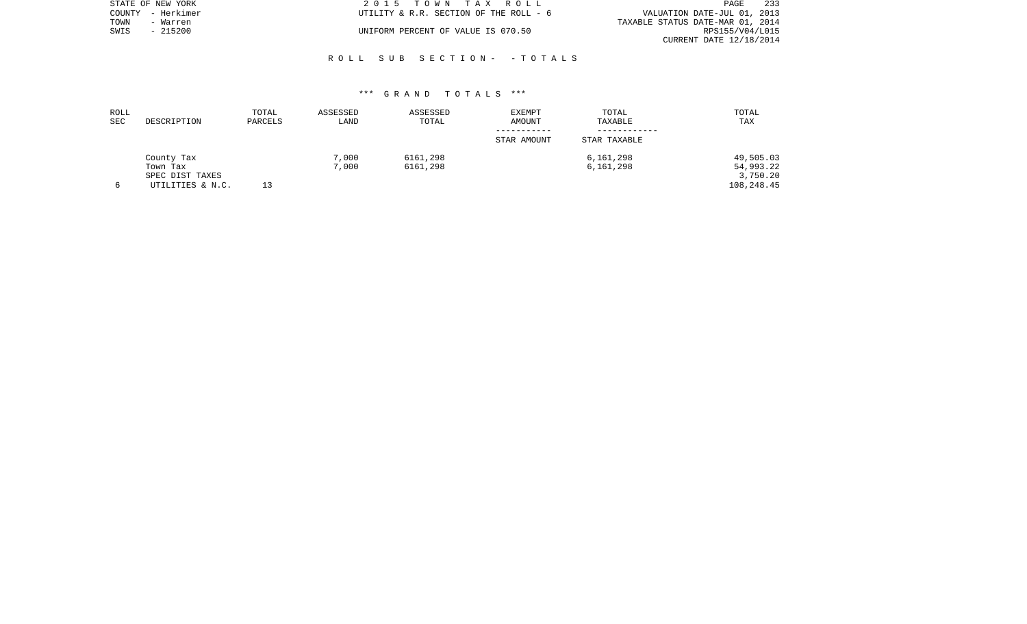STATE OF NEW YORK
COUNTY - Herkimer
TOWN - Warren
SWIS - 215200

2 0 1 5 T O W N T A X R O L L
UTILITY & R.R. SECTION OF THE ROLL - 6

UNIFORM PERCENT OF VALUE IS 070.50

VALUATION DATE-JUL 01, 2013
TAXABLE STATUS DATE-MAR 01, 2014
RPS155/V04/L015
CURRENT DATE 12/18/2014

R O L L S U B S E C T I O N - - T O T A L S

\*\*\* G R A N D T O T A L S \*\*\*

| ROLL SEC | DESCRIPTION | TOTAL PARCELS | ASSESSED LAND | ASSESSED TOTAL | EXEMPT AMOUNT / STAR AMOUNT | TOTAL TAXABLE / STAR TAXABLE | TOTAL TAX |
|---|---|---|---|---|---|---|---|
| | County Tax | | 7,000 | 6161,298 | | 6,161,298 | 49,505.03 |
| | Town Tax | | 7,000 | 6161,298 | | 6,161,298 | 54,993.22 |
| | SPEC DIST TAXES | | | | | | 3,750.20 |
| 6 | UTILITIES & N.C. | 13 | | | | | 108,248.45 |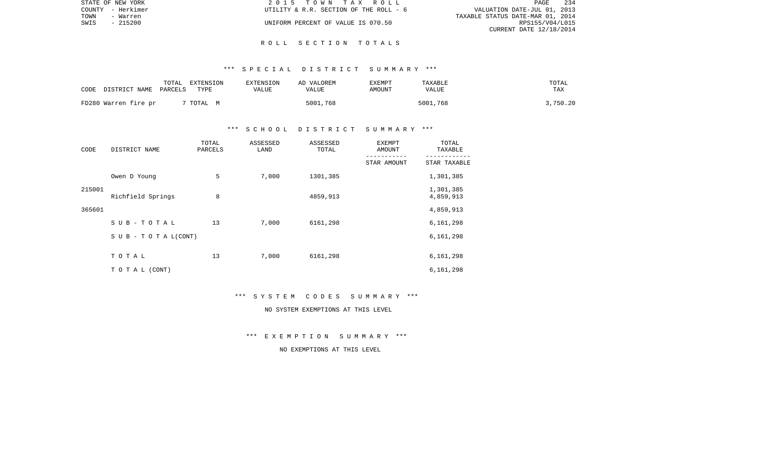STATE OF NEW YORK
COUNTY - Herkimer
TOWN - Warren
SWIS - 215200

2 0 1 5 T O W N T A X R O L L
UTILITY & R.R. SECTION OF THE ROLL - 6
UNIFORM PERCENT OF VALUE IS 070.50

VALUATION DATE-JUL 01, 2013
TAXABLE STATUS DATE-MAR 01, 2014
RPS155/V04/L015
CURRENT DATE 12/18/2014

## R O L L S E C T I O N T O T A L S

### *** S P E C I A L D I S T R I C T S U M M A R Y ***

| CODE DISTRICT NAME | TOTAL PARCELS | EXTENSION TYPE | EXTENSION VALUE | AD VALOREM VALUE | EXEMPT AMOUNT | TAXABLE VALUE | TOTAL TAX |
|---|---|---|---|---|---|---|---|
| FD280 Warren fire pr | 7 | TOTAL M | | 5001,768 | | 5001,768 | 3,750.20 |

### *** S C H O O L D I S T R I C T S U M M A R Y ***

| CODE | DISTRICT NAME | TOTAL PARCELS | ASSESSED LAND | ASSESSED TOTAL | EXEMPT AMOUNT / STAR AMOUNT | TOTAL TAXABLE / STAR TAXABLE |
|---|---|---|---|---|---|---|
| 215001 | Owen D Young | 5 | 7,000 | 1301,385 | | 1,301,385 |
| | | | | | | 1,301,385 |
| 365601 | Richfield Springs | 8 | | 4859,913 | | 4,859,913 |
| | | | | | | 4,859,913 |
| | S U B - T O T A L | 13 | 7,000 | 6161,298 | | 6,161,298 |
| | S U B - T O T A L(CONT) | | | | | 6,161,298 |
| | T O T A L | 13 | 7,000 | 6161,298 | | 6,161,298 |
| | T O T A L (CONT) | | | | | 6,161,298 |

### *** S Y S T E M C O D E S S U M M A R Y ***

NO SYSTEM EXEMPTIONS AT THIS LEVEL

### *** E X E M P T I O N S U M M A R Y ***

NO EXEMPTIONS AT THIS LEVEL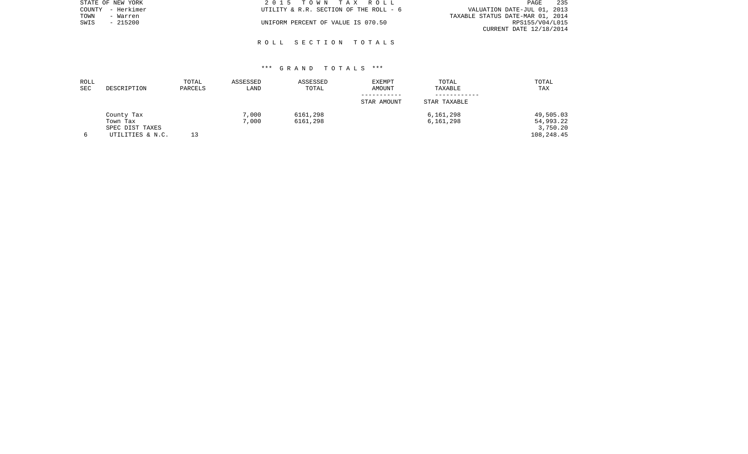STATE OF NEW YORK | 2 0 1 5 T O W N T A X R O L L
COUNTY - Herkimer | UTILITY & R.R. SECTION OF THE ROLL - 6 | VALUATION DATE-JUL 01, 2013
TOWN - Warren | | TAXABLE STATUS DATE-MAR 01, 2014
SWIS - 215200 | UNIFORM PERCENT OF VALUE IS 070.50 | RPS155/V04/L015
CURRENT DATE 12/18/2014

## R O L L S E C T I O N T O T A L S

### *** G R A N D T O T A L S ***

| ROLL SEC | DESCRIPTION | TOTAL PARCELS | ASSESSED LAND | ASSESSED TOTAL | EXEMPT AMOUNT / STAR AMOUNT | TOTAL TAXABLE / STAR TAXABLE | TOTAL TAX |
|---|---|---|---|---|---|---|---|
| | County Tax | | 7,000 | 6161,298 | | 6,161,298 | 49,505.03 |
| | Town Tax | | 7,000 | 6161,298 | | 6,161,298 | 54,993.22 |
| | SPEC DIST TAXES | | | | | | 3,750.20 |
| 6 | UTILITIES & N.C. | 13 | | | | | 108,248.45 |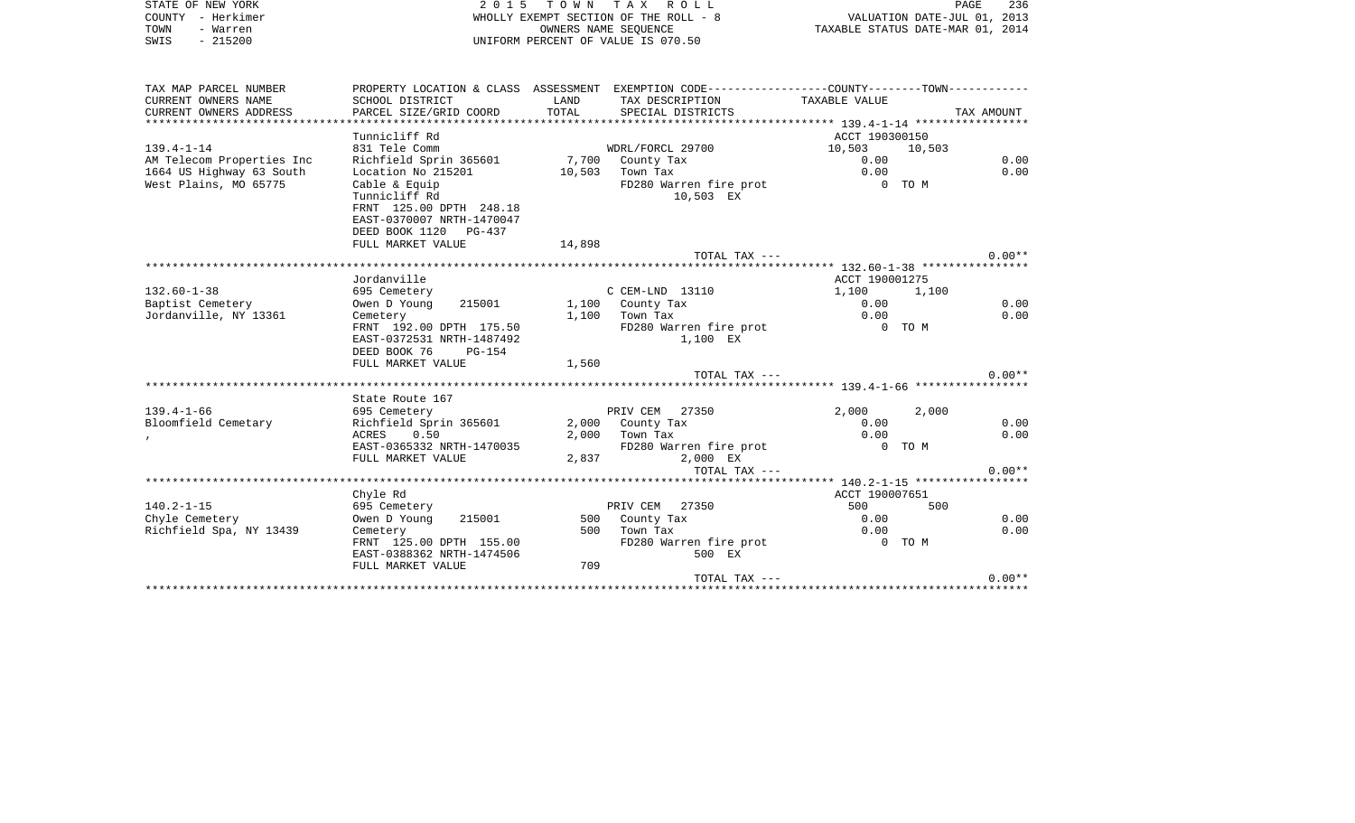STATE OF NEW YORK
COUNTY - Herkimer
TOWN - Warren
SWIS - 215200

2015 TOWN TAX ROLL
WHOLLY EXEMPT SECTION OF THE ROLL - 8
OWNERS NAME SEQUENCE
UNIFORM PERCENT OF VALUE IS 070.50

VALUATION DATE-JUL 01, 2013
TAXABLE STATUS DATE-MAR 01, 2014

| TAX MAP PARCEL NUMBER / CURRENT OWNERS NAME / CURRENT OWNERS ADDRESS | PROPERTY LOCATION & CLASS / SCHOOL DISTRICT / PARCEL SIZE/GRID COORD | ASSESSMENT LAND / TOTAL | EXEMPTION CODE / TAX DESCRIPTION / SPECIAL DISTRICTS | COUNTY TAXABLE VALUE | TOWN | TAX AMOUNT |
|---|---|---|---|---|---|---|
| **139.4-1-14** | Tunnicliff Rd | | | ACCT 190300150 | | |
| 139.4-1-14 | 831 Tele Comm | | WDRL/FORCL 29700 | 10,503 | 10,503 | |
| AM Telecom Properties Inc | Richfield Sprin 365601 | 7,700 | County Tax | 0.00 | | 0.00 |
| 1664 US Highway 63 South | Location No 215201 | 10,503 | Town Tax | 0.00 | | 0.00 |
| West Plains, MO 65775 | Cable & Equip | | FD280 Warren fire prot | 0 TO M | | |
| | Tunnicliff Rd | | 10,503 EX | | | |
| | FRNT 125.00 DPTH 248.18 | | | | | |
| | EAST-0370007 NRTH-1470047 | | | | | |
| | DEED BOOK 1120 PG-437 | | | | | |
| | FULL MARKET VALUE | 14,898 | | | | |
| | | | TOTAL TAX --- | | | 0.00** |
| **132.60-1-38** | Jordanville | | | ACCT 190001275 | | |
| 132.60-1-38 | 695 Cemetery | | C CEM-LND 13110 | 1,100 | 1,100 | |
| Baptist Cemetery | Owen D Young 215001 | 1,100 | County Tax | 0.00 | | 0.00 |
| Jordanville, NY 13361 | Cemetery | 1,100 | Town Tax | 0.00 | | 0.00 |
| | FRNT 192.00 DPTH 175.50 | | FD280 Warren fire prot | 0 TO M | | |
| | EAST-0372531 NRTH-1487492 | | 1,100 EX | | | |
| | DEED BOOK 76 PG-154 | | | | | |
| | FULL MARKET VALUE | 1,560 | | | | |
| | | | TOTAL TAX --- | | | 0.00** |
| **139.4-1-66** | State Route 167 | | | | | |
| 139.4-1-66 | 695 Cemetery | | PRIV CEM 27350 | 2,000 | 2,000 | |
| Bloomfield Cemetary | Richfield Sprin 365601 | 2,000 | County Tax | 0.00 | | 0.00 |
| , | ACRES 0.50 | 2,000 | Town Tax | 0.00 | | 0.00 |
| | EAST-0365332 NRTH-1470035 | | FD280 Warren fire prot | 0 TO M | | |
| | FULL MARKET VALUE | 2,837 | 2,000 EX | | | |
| | | | TOTAL TAX --- | | | 0.00** |
| **140.2-1-15** | Chyle Rd | | | ACCT 190007651 | | |
| 140.2-1-15 | 695 Cemetery | | PRIV CEM 27350 | 500 | 500 | |
| Chyle Cemetery | Owen D Young 215001 | 500 | County Tax | 0.00 | | 0.00 |
| Richfield Spa, NY 13439 | Cemetery | 500 | Town Tax | 0.00 | | 0.00 |
| | FRNT 125.00 DPTH 155.00 | | FD280 Warren fire prot | 0 TO M | | |
| | EAST-0388362 NRTH-1474506 | | 500 EX | | | |
| | FULL MARKET VALUE | 709 | | | | |
| | | | TOTAL TAX --- | | | 0.00** |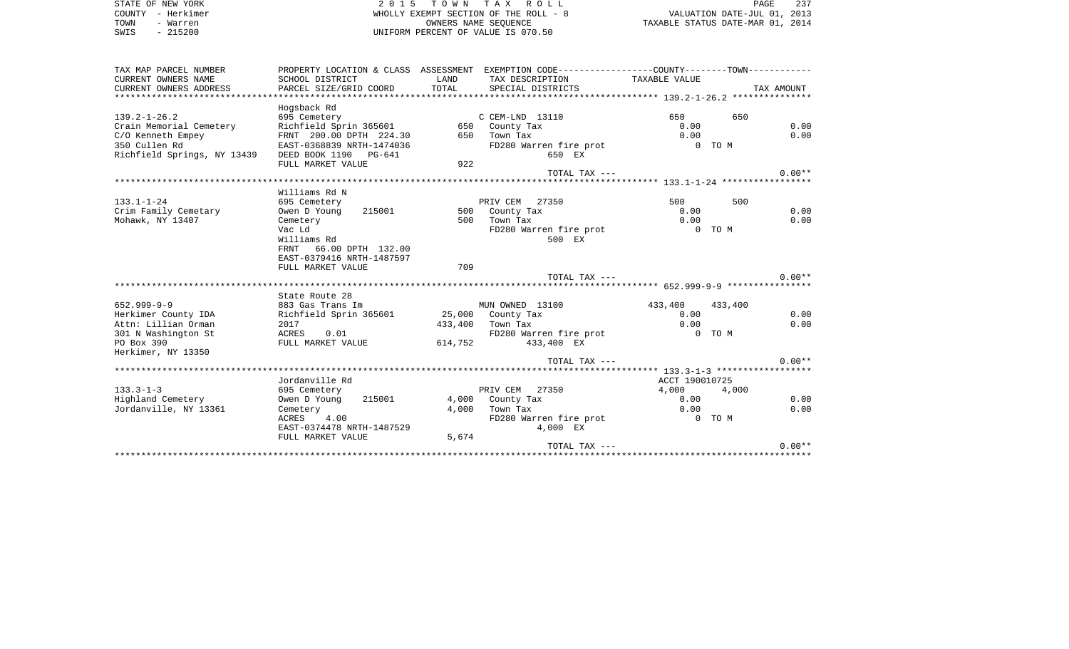STATE OF NEW YORK
COUNTY - Herkimer
TOWN - Warren
SWIS - 215200

2 0 1 5 T O W N T A X R O L L
WHOLLY EXEMPT SECTION OF THE ROLL - 8
OWNERS NAME SEQUENCE
UNIFORM PERCENT OF VALUE IS 070.50

VALUATION DATE-JUL 01, 2013
TAXABLE STATUS DATE-MAR 01, 2014

| TAX MAP PARCEL NUMBER / CURRENT OWNERS NAME / CURRENT OWNERS ADDRESS | PROPERTY LOCATION & CLASS / SCHOOL DISTRICT / PARCEL SIZE/GRID COORD | ASSESSMENT LAND / TOTAL | EXEMPTION CODE / TAX DESCRIPTION / SPECIAL DISTRICTS | COUNTY TAXABLE VALUE | TOWN | TAX AMOUNT |
|---|---|---|---|---|---|---|
| **139.2-1-26.2** | Hogsback Rd | | | | | |
| 139.2-1-26.2 | 695 Cemetery | | C CEM-LND 13110 | 650 | 650 | |
| Crain Memorial Cemetery | Richfield Sprin 365601 | 650 | County Tax | 0.00 | | 0.00 |
| C/O Kenneth Empey | FRNT 200.00 DPTH 224.30 | 650 | Town Tax | 0.00 | | 0.00 |
| 350 Cullen Rd | EAST-0368839 NRTH-1474036 | | FD280 Warren fire prot | 0 TO M | | |
| Richfield Springs, NY 13439 | DEED BOOK 1190 PG-641 | | 650 EX | | | |
| | FULL MARKET VALUE | 922 | | | | |
| | | | TOTAL TAX --- | | | 0.00** |
| **133.1-1-24** | Williams Rd N | | | | | |
| 133.1-1-24 | 695 Cemetery | | PRIV CEM 27350 | 500 | 500 | |
| Crim Family Cemetary | Owen D Young 215001 | 500 | County Tax | 0.00 | | 0.00 |
| Mohawk, NY 13407 | Cemetery | 500 | Town Tax | 0.00 | | 0.00 |
| | Vac Ld | | FD280 Warren fire prot | 0 TO M | | |
| | Williams Rd | | 500 EX | | | |
| | FRNT 66.00 DPTH 132.00 | | | | | |
| | EAST-0379416 NRTH-1487597 | | | | | |
| | FULL MARKET VALUE | 709 | | | | |
| | | | TOTAL TAX --- | | | 0.00** |
| **652.999-9-9** | State Route 28 | | | | | |
| 652.999-9-9 | 883 Gas Trans Im | | MUN OWNED 13100 | 433,400 | 433,400 | |
| Herkimer County IDA | Richfield Sprin 365601 | 25,000 | County Tax | 0.00 | | 0.00 |
| Attn: Lillian Orman | 2017 | 433,400 | Town Tax | 0.00 | | 0.00 |
| 301 N Washington St | ACRES 0.01 | | FD280 Warren fire prot | 0 TO M | | |
| PO Box 390 | FULL MARKET VALUE | 614,752 | 433,400 EX | | | |
| Herkimer, NY 13350 | | | | | | |
| | | | TOTAL TAX --- | | | 0.00** |
| **133.3-1-3** | Jordanville Rd | | | ACCT 190010725 | | |
| 133.3-1-3 | 695 Cemetery | | PRIV CEM 27350 | 4,000 | 4,000 | |
| Highland Cemetery | Owen D Young 215001 | 4,000 | County Tax | 0.00 | | 0.00 |
| Jordanville, NY 13361 | Cemetery | 4,000 | Town Tax | 0.00 | | 0.00 |
| | ACRES 4.00 | | FD280 Warren fire prot | 0 TO M | | |
| | EAST-0374478 NRTH-1487529 | | 4,000 EX | | | |
| | FULL MARKET VALUE | 5,674 | | | | |
| | | | TOTAL TAX --- | | | 0.00** |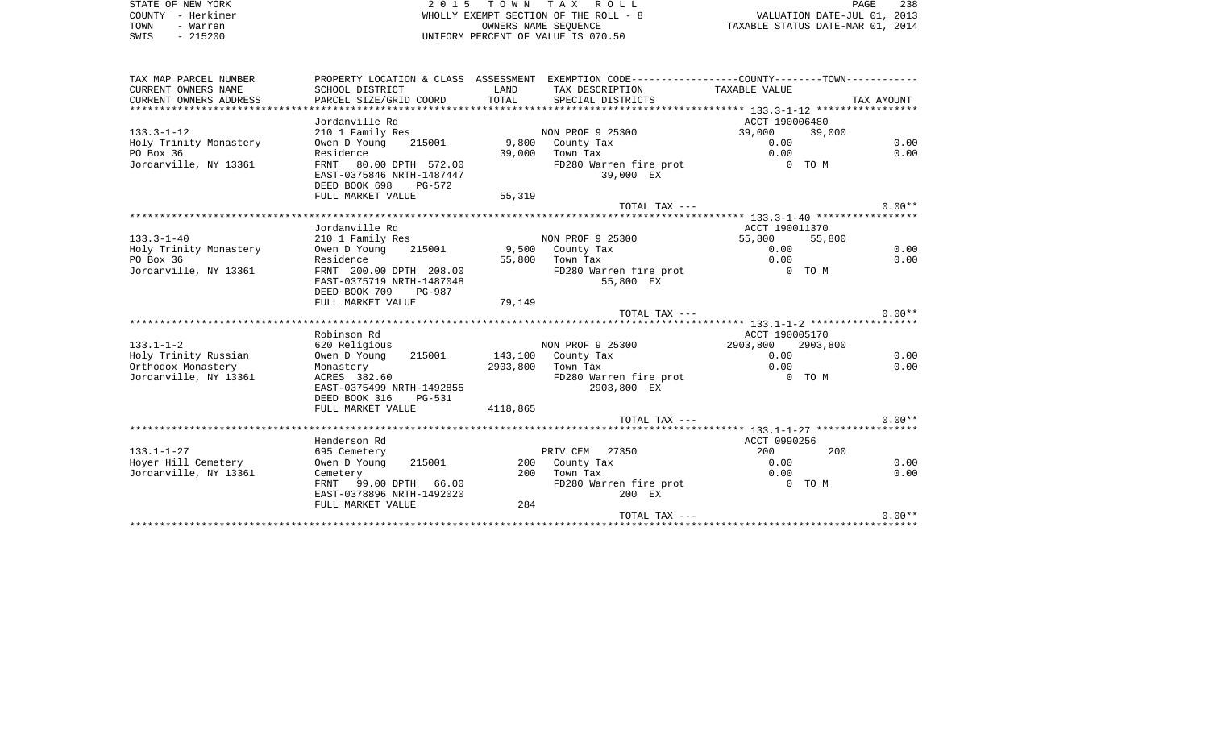STATE OF NEW YORK
COUNTY - Herkimer
TOWN - Warren
SWIS - 215200

2 0 1 5 T O W N T A X R O L L
WHOLLY EXEMPT SECTION OF THE ROLL - 8
OWNERS NAME SEQUENCE
UNIFORM PERCENT OF VALUE IS 070.50

VALUATION DATE-JUL 01, 2013
TAXABLE STATUS DATE-MAR 01, 2014

| TAX MAP PARCEL NUMBER / CURRENT OWNERS NAME / CURRENT OWNERS ADDRESS | PROPERTY LOCATION & CLASS / SCHOOL DISTRICT / PARCEL SIZE/GRID COORD | ASSESSMENT LAND / TOTAL | EXEMPTION CODE / TAX DESCRIPTION / SPECIAL DISTRICTS | COUNTY TAXABLE VALUE | TOWN | TAX AMOUNT |
|---|---|---|---|---|---|---|
| **133.3-1-12** | Jordanville Rd | | | ACCT 190006480 | | |
| 133.3-1-12 | 210 1 Family Res | | NON PROF 9 25300 | 39,000 | 39,000 | |
| Holy Trinity Monastery | Owen D Young 215001 | 9,800 | County Tax | 0.00 | | 0.00 |
| PO Box 36 | Residence | 39,000 | Town Tax | 0.00 | | 0.00 |
| Jordanville, NY 13361 | FRNT 80.00 DPTH 572.00 | | FD280 Warren fire prot | 0 TO M | | |
| | EAST-0375846 NRTH-1487447 | | 39,000 EX | | | |
| | DEED BOOK 698 PG-572 | | | | | |
| | FULL MARKET VALUE | 55,319 | | | | |
| | | | TOTAL TAX --- | | | 0.00** |
| **133.3-1-40** | Jordanville Rd | | | ACCT 190011370 | | |
| 133.3-1-40 | 210 1 Family Res | | NON PROF 9 25300 | 55,800 | 55,800 | |
| Holy Trinity Monastery | Owen D Young 215001 | 9,500 | County Tax | 0.00 | | 0.00 |
| PO Box 36 | Residence | 55,800 | Town Tax | 0.00 | | 0.00 |
| Jordanville, NY 13361 | FRNT 200.00 DPTH 208.00 | | FD280 Warren fire prot | 0 TO M | | |
| | EAST-0375719 NRTH-1487048 | | 55,800 EX | | | |
| | DEED BOOK 709 PG-987 | | | | | |
| | FULL MARKET VALUE | 79,149 | | | | |
| | | | TOTAL TAX --- | | | 0.00** |
| **133.1-1-2** | Robinson Rd | | | ACCT 190005170 | | |
| 133.1-1-2 | 620 Religious | | NON PROF 9 25300 | 2903,800 | 2903,800 | |
| Holy Trinity Russian | Owen D Young 215001 | 143,100 | County Tax | 0.00 | | 0.00 |
| Orthodox Monastery | Monastery | 2903,800 | Town Tax | 0.00 | | 0.00 |
| Jordanville, NY 13361 | ACRES 382.60 | | FD280 Warren fire prot | 0 TO M | | |
| | EAST-0375499 NRTH-1492855 | | 2903,800 EX | | | |
| | DEED BOOK 316 PG-531 | | | | | |
| | FULL MARKET VALUE | 4118,865 | | | | |
| | | | TOTAL TAX --- | | | 0.00** |
| **133.1-1-27** | Henderson Rd | | | ACCT 0990256 | | |
| 133.1-1-27 | 695 Cemetery | | PRIV CEM 27350 | 200 | 200 | |
| Hoyer Hill Cemetery | Owen D Young 215001 | 200 | County Tax | 0.00 | | 0.00 |
| Jordanville, NY 13361 | Cemetery | 200 | Town Tax | 0.00 | | 0.00 |
| | FRNT 99.00 DPTH 66.00 | | FD280 Warren fire prot | 0 TO M | | |
| | EAST-0378896 NRTH-1492020 | | 200 EX | | | |
| | FULL MARKET VALUE | 284 | | | | |
| | | | TOTAL TAX --- | | | 0.00** |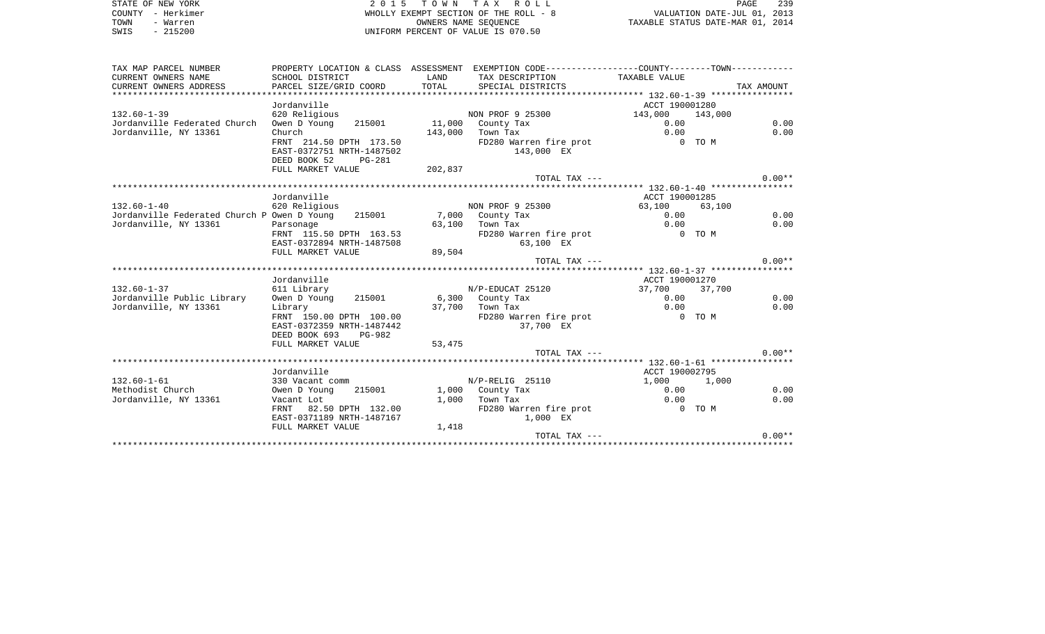STATE OF NEW YORK
COUNTY - Herkimer
TOWN - Warren
SWIS - 215200

2 0 1 5 T O W N T A X R O L L
WHOLLY EXEMPT SECTION OF THE ROLL - 8
OWNERS NAME SEQUENCE
UNIFORM PERCENT OF VALUE IS 070.50

VALUATION DATE-JUL 01, 2013
TAXABLE STATUS DATE-MAR 01, 2014

| TAX MAP PARCEL NUMBER / CURRENT OWNERS NAME / CURRENT OWNERS ADDRESS | PROPERTY LOCATION & CLASS / SCHOOL DISTRICT / PARCEL SIZE/GRID COORD | ASSESSMENT LAND / TOTAL | EXEMPTION CODE / TAX DESCRIPTION / SPECIAL DISTRICTS | COUNTY TAXABLE VALUE | TOWN | TAX AMOUNT |
|---|---|---|---|---|---|---|
| **132.60-1-39** | Jordanville | | | ACCT 190001280 | | |
| 132.60-1-39 | 620 Religious | | NON PROF 9 25300 | 143,000 | 143,000 | |
| Jordanville Federated Church | Owen D Young 215001 | 11,000 | County Tax | 0.00 | | 0.00 |
| Jordanville, NY 13361 | Church | 143,000 | Town Tax | 0.00 | | 0.00 |
| | FRNT 214.50 DPTH 173.50 | | FD280 Warren fire prot | 0 TO M | | |
| | EAST-0372751 NRTH-1487502 | | 143,000 EX | | | |
| | DEED BOOK 52 PG-281 | | | | | |
| | FULL MARKET VALUE | 202,837 | | | | |
| | | | TOTAL TAX --- | | | 0.00** |
| **132.60-1-40** | Jordanville | | | ACCT 190001285 | | |
| 132.60-1-40 | 620 Religious | | NON PROF 9 25300 | 63,100 | 63,100 | |
| Jordanville Federated Church P | Owen D Young 215001 | 7,000 | County Tax | 0.00 | | 0.00 |
| Jordanville, NY 13361 | Parsonage | 63,100 | Town Tax | 0.00 | | 0.00 |
| | FRNT 115.50 DPTH 163.53 | | FD280 Warren fire prot | 0 TO M | | |
| | EAST-0372894 NRTH-1487508 | | 63,100 EX | | | |
| | FULL MARKET VALUE | 89,504 | | | | |
| | | | TOTAL TAX --- | | | 0.00** |
| **132.60-1-37** | Jordanville | | | ACCT 190001270 | | |
| 132.60-1-37 | 611 Library | | N/P-EDUCAT 25120 | 37,700 | 37,700 | |
| Jordanville Public Library | Owen D Young 215001 | 6,300 | County Tax | 0.00 | | 0.00 |
| Jordanville, NY 13361 | Library | 37,700 | Town Tax | 0.00 | | 0.00 |
| | FRNT 150.00 DPTH 100.00 | | FD280 Warren fire prot | 0 TO M | | |
| | EAST-0372359 NRTH-1487442 | | 37,700 EX | | | |
| | DEED BOOK 693 PG-982 | | | | | |
| | FULL MARKET VALUE | 53,475 | | | | |
| | | | TOTAL TAX --- | | | 0.00** |
| **132.60-1-61** | Jordanville | | | ACCT 190002795 | | |
| 132.60-1-61 | 330 Vacant comm | | N/P-RELIG 25110 | 1,000 | 1,000 | |
| Methodist Church | Owen D Young 215001 | 1,000 | County Tax | 0.00 | | 0.00 |
| Jordanville, NY 13361 | Vacant Lot | 1,000 | Town Tax | 0.00 | | 0.00 |
| | FRNT 82.50 DPTH 132.00 | | FD280 Warren fire prot | 0 TO M | | |
| | EAST-0371189 NRTH-1487167 | | 1,000 EX | | | |
| | FULL MARKET VALUE | 1,418 | | | | |
| | | | TOTAL TAX --- | | | 0.00** |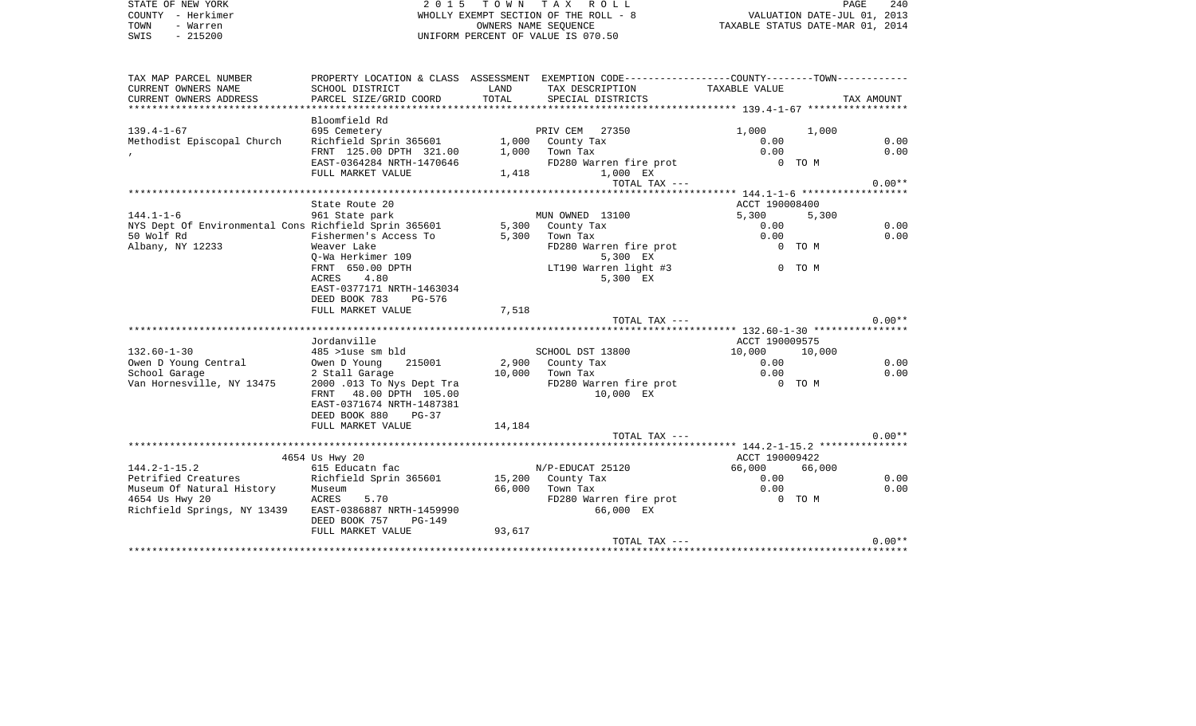STATE OF NEW YORK
COUNTY - Herkimer
TOWN - Warren
SWIS - 215200

2 0 1 5 T O W N T A X R O L L
WHOLLY EXEMPT SECTION OF THE ROLL - 8
OWNERS NAME SEQUENCE
UNIFORM PERCENT OF VALUE IS 070.50

VALUATION DATE-JUL 01, 2013
TAXABLE STATUS DATE-MAR 01, 2014

| TAX MAP PARCEL NUMBER / CURRENT OWNERS NAME / CURRENT OWNERS ADDRESS | PROPERTY LOCATION & CLASS / SCHOOL DISTRICT / PARCEL SIZE/GRID COORD | ASSESSMENT LAND / TOTAL | EXEMPTION CODE / TAX DESCRIPTION / SPECIAL DISTRICTS | COUNTY | TOWN | TAX AMOUNT |
|---|---|---|---|---|---|---|
| 139.4-1-67 | Bloomfield Rd | | | | | |
| | 695 Cemetery | | PRIV CEM 27350 | 1,000 | 1,000 | |
| Methodist Episcopal Church | Richfield Sprin 365601 | 1,000 | County Tax | 0.00 | | 0.00 |
| , | FRNT 125.00 DPTH 321.00 | 1,000 | Town Tax | 0.00 | | 0.00 |
| | EAST-0364284 NRTH-1470646 | | FD280 Warren fire prot | 0 TO M | | |
| | FULL MARKET VALUE | 1,418 | 1,000 EX | | | |
| | | | TOTAL TAX --- | | | 0.00** |
| 144.1-1-6 | State Route 20 | | | ACCT 190008400 | | |
| | 961 State park | | MUN OWNED 13100 | 5,300 | 5,300 | |
| NYS Dept Of Environmental Cons | Richfield Sprin 365601 | 5,300 | County Tax | 0.00 | | 0.00 |
| 50 Wolf Rd | Fishermen's Access To | 5,300 | Town Tax | 0.00 | | 0.00 |
| Albany, NY 12233 | Weaver Lake | | FD280 Warren fire prot | 0 TO M | | |
| | Q-Wa Herkimer 109 | | 5,300 EX | | | |
| | FRNT 650.00 DPTH | | LT190 Warren light #3 | 0 TO M | | |
| | ACRES 4.80 | | 5,300 EX | | | |
| | EAST-0377171 NRTH-1463034 | | | | | |
| | DEED BOOK 783 PG-576 | | | | | |
| | FULL MARKET VALUE | 7,518 | | | | |
| | | | TOTAL TAX --- | | | 0.00** |
| 132.60-1-30 | Jordanville | | | ACCT 190009575 | | |
| | 485 >1use sm bld | | SCHOOL DST 13800 | 10,000 | 10,000 | |
| Owen D Young Central | Owen D Young 215001 | 2,900 | County Tax | 0.00 | | 0.00 |
| School Garage | 2 Stall Garage | 10,000 | Town Tax | 0.00 | | 0.00 |
| Van Hornesville, NY 13475 | 2000 .013 To Nys Dept Tra | | FD280 Warren fire prot | 0 TO M | | |
| | FRNT 48.00 DPTH 105.00 | | 10,000 EX | | | |
| | EAST-0371674 NRTH-1487381 | | | | | |
| | DEED BOOK 880 PG-37 | | | | | |
| | FULL MARKET VALUE | 14,184 | | | | |
| | | | TOTAL TAX --- | | | 0.00** |
| 144.2-1-15.2 | 4654 Us Hwy 20 | | | ACCT 190009422 | | |
| | 615 Educatn fac | | N/P-EDUCAT 25120 | 66,000 | 66,000 | |
| Petrified Creatures | Richfield Sprin 365601 | 15,200 | County Tax | 0.00 | | 0.00 |
| Museum Of Natural History | Museum | 66,000 | Town Tax | 0.00 | | 0.00 |
| 4654 Us Hwy 20 | ACRES 5.70 | | FD280 Warren fire prot | 0 TO M | | |
| Richfield Springs, NY 13439 | EAST-0386887 NRTH-1459990 | | 66,000 EX | | | |
| | DEED BOOK 757 PG-149 | | | | | |
| | FULL MARKET VALUE | 93,617 | | | | |
| | | | TOTAL TAX --- | | | 0.00** |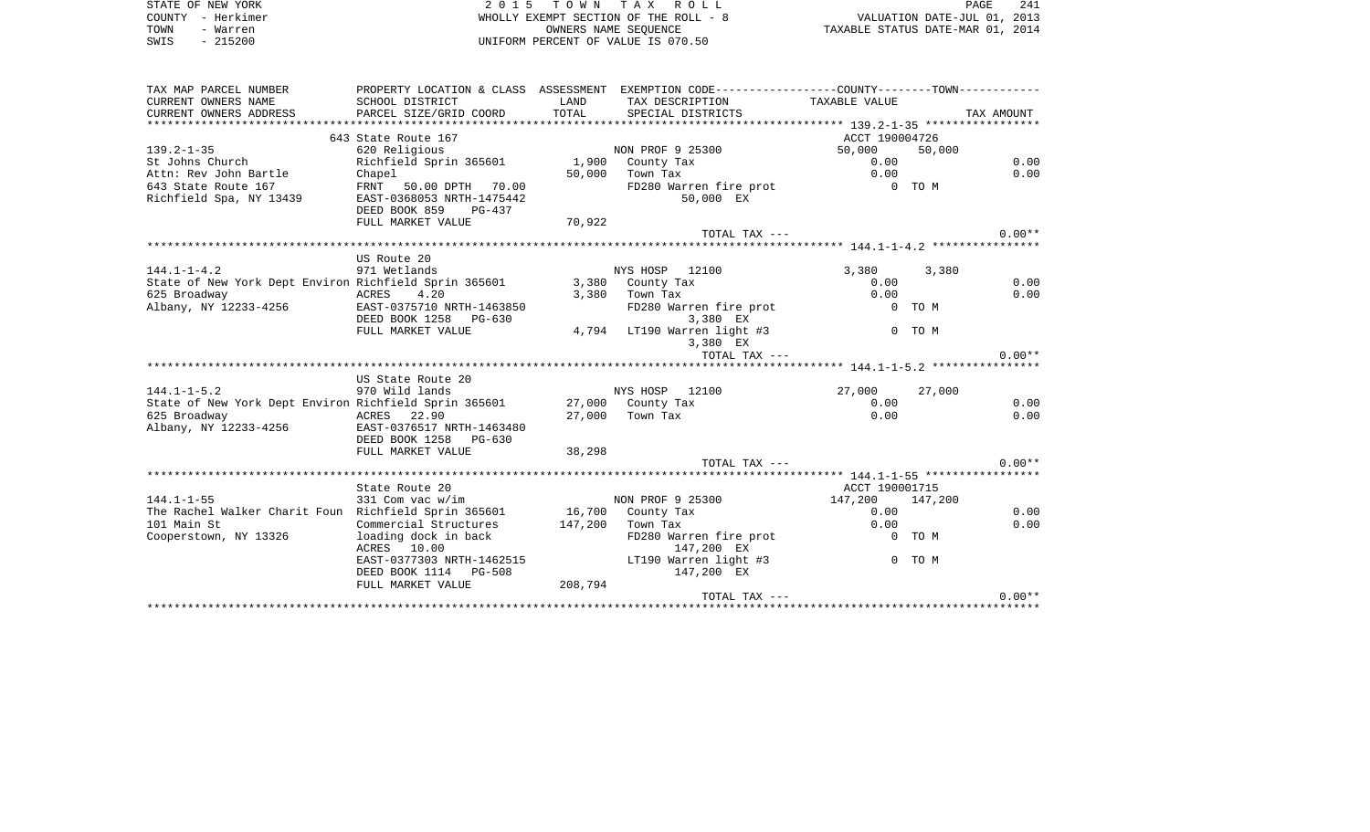STATE OF NEW YORK
COUNTY - Herkimer
TOWN - Warren
SWIS - 215200

2 0 1 5 T O W N T A X R O L L
WHOLLY EXEMPT SECTION OF THE ROLL - 8
OWNERS NAME SEQUENCE
UNIFORM PERCENT OF VALUE IS 070.50

VALUATION DATE-JUL 01, 2013
TAXABLE STATUS DATE-MAR 01, 2014

| TAX MAP PARCEL NUMBER / CURRENT OWNERS NAME / CURRENT OWNERS ADDRESS | PROPERTY LOCATION & CLASS / SCHOOL DISTRICT / PARCEL SIZE/GRID COORD | ASSESSMENT LAND / TOTAL | EXEMPTION CODE / TAX DESCRIPTION / SPECIAL DISTRICTS | COUNTY TAXABLE VALUE | TOWN | TAX AMOUNT |
|---|---|---|---|---|---|---|
| **139.2-1-35** | 643 State Route 167 | | | ACCT 190004726 | | |
| 139.2-1-35 | 620 Religious | | NON PROF 9 25300 | 50,000 | 50,000 | |
| St Johns Church | Richfield Sprin 365601 | 1,900 | County Tax | 0.00 | | 0.00 |
| Attn: Rev John Bartle | Chapel | 50,000 | Town Tax | 0.00 | | 0.00 |
| 643 State Route 167 | FRNT 50.00 DPTH 70.00 | | FD280 Warren fire prot | 0 TO M | | |
| Richfield Spa, NY 13439 | EAST-0368053 NRTH-1475442 | | 50,000 EX | | | |
| | DEED BOOK 859 PG-437 | | | | | |
| | FULL MARKET VALUE | 70,922 | | | | |
| | | | TOTAL TAX --- | | | 0.00** |
| **144.1-1-4.2** | US Route 20 | | | | | |
| 144.1-1-4.2 | 971 Wetlands | | NYS HOSP 12100 | 3,380 | 3,380 | |
| State of New York Dept Environ | Richfield Sprin 365601 | 3,380 | County Tax | 0.00 | | 0.00 |
| 625 Broadway | ACRES 4.20 | 3,380 | Town Tax | 0.00 | | 0.00 |
| Albany, NY 12233-4256 | EAST-0375710 NRTH-1463850 | | FD280 Warren fire prot | 0 TO M | | |
| | DEED BOOK 1258 PG-630 | | 3,380 EX | | | |
| | FULL MARKET VALUE | 4,794 | LT190 Warren light #3 | 0 TO M | | |
| | | | 3,380 EX | | | |
| | | | TOTAL TAX --- | | | 0.00** |
| **144.1-1-5.2** | US State Route 20 | | | | | |
| 144.1-1-5.2 | 970 Wild lands | | NYS HOSP 12100 | 27,000 | 27,000 | |
| State of New York Dept Environ | Richfield Sprin 365601 | 27,000 | County Tax | 0.00 | | 0.00 |
| 625 Broadway | ACRES 22.90 | 27,000 | Town Tax | 0.00 | | 0.00 |
| Albany, NY 12233-4256 | EAST-0376517 NRTH-1463480 | | | | | |
| | DEED BOOK 1258 PG-630 | | | | | |
| | FULL MARKET VALUE | 38,298 | | | | |
| | | | TOTAL TAX --- | | | 0.00** |
| **144.1-1-55** | State Route 20 | | | ACCT 190001715 | | |
| 144.1-1-55 | 331 Com vac w/im | | NON PROF 9 25300 | 147,200 | 147,200 | |
| The Rachel Walker Charit Foun | Richfield Sprin 365601 | 16,700 | County Tax | 0.00 | | 0.00 |
| 101 Main St | Commercial Structures | 147,200 | Town Tax | 0.00 | | 0.00 |
| Cooperstown, NY 13326 | loading dock in back | | FD280 Warren fire prot | 0 TO M | | |
| | ACRES 10.00 | | 147,200 EX | | | |
| | EAST-0377303 NRTH-1462515 | | LT190 Warren light #3 | 0 TO M | | |
| | DEED BOOK 1114 PG-508 | | 147,200 EX | | | |
| | FULL MARKET VALUE | 208,794 | | | | |
| | | | TOTAL TAX --- | | | 0.00** |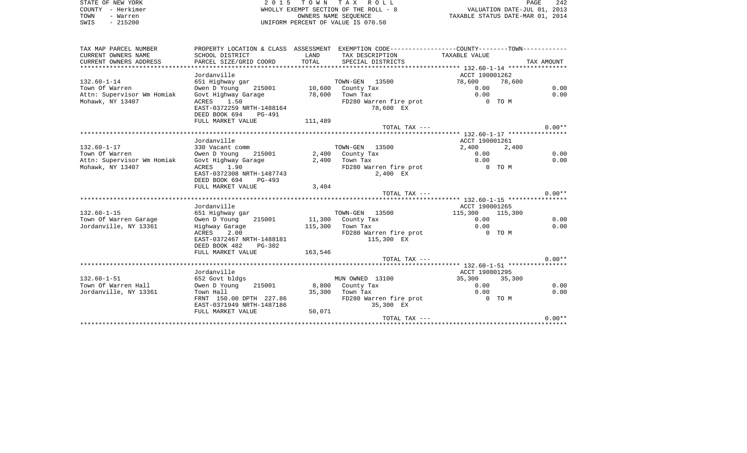STATE OF NEW YORK
COUNTY - Herkimer
TOWN - Warren
SWIS - 215200

2 0 1 5 T O W N T A X R O L L
WHOLLY EXEMPT SECTION OF THE ROLL - 8
OWNERS NAME SEQUENCE
UNIFORM PERCENT OF VALUE IS 070.50

VALUATION DATE-JUL 01, 2013
TAXABLE STATUS DATE-MAR 01, 2014

| TAX MAP PARCEL NUMBER<br>CURRENT OWNERS NAME<br>CURRENT OWNERS ADDRESS | PROPERTY LOCATION & CLASS<br>SCHOOL DISTRICT<br>PARCEL SIZE/GRID COORD | ASSESSMENT<br>LAND<br>TOTAL | EXEMPTION CODE<br>TAX DESCRIPTION<br>SPECIAL DISTRICTS | COUNTY<br>TAXABLE VALUE | TOWN | TAX AMOUNT |
|---|---|---|---|---|---|---|
| | Jordanville | | | ACCT 190001262 | | |
| 132.60-1-14 | 651 Highway gar | | TOWN-GEN 13500 | 78,600 | 78,600 | |
| Town Of Warren | Owen D Young 215001 | 10,600 | County Tax | 0.00 | | 0.00 |
| Attn: Supervisor Wm Homiak | Govt Highway Garage | 78,600 | Town Tax | 0.00 | | 0.00 |
| Mohawk, NY 13407 | ACRES 1.50 | | FD280 Warren fire prot | 0 TO M | | |
| | EAST-0372259 NRTH-1488164 | | 78,600 EX | | | |
| | DEED BOOK 694 PG-491 | | | | | |
| | FULL MARKET VALUE | 111,489 | | | | |
| | | | TOTAL TAX --- | | | 0.00** |
| | Jordanville | | | ACCT 190001261 | | |
| 132.60-1-17 | 330 Vacant comm | | TOWN-GEN 13500 | 2,400 | 2,400 | |
| Town Of Warren | Owen D Young 215001 | 2,400 | County Tax | 0.00 | | 0.00 |
| Attn: Supervisor Wm Homiak | Govt Highway Garage | 2,400 | Town Tax | 0.00 | | 0.00 |
| Mohawk, NY 13407 | ACRES 1.90 | | FD280 Warren fire prot | 0 TO M | | |
| | EAST-0372308 NRTH-1487743 | | 2,400 EX | | | |
| | DEED BOOK 694 PG-493 | | | | | |
| | FULL MARKET VALUE | 3,404 | | | | |
| | | | TOTAL TAX --- | | | 0.00** |
| | Jordanville | | | ACCT 190001265 | | |
| 132.60-1-15 | 651 Highway gar | | TOWN-GEN 13500 | 115,300 | 115,300 | |
| Town Of Warren Garage | Owen D Young 215001 | 11,300 | County Tax | 0.00 | | 0.00 |
| Jordanville, NY 13361 | Highway Garage | 115,300 | Town Tax | 0.00 | | 0.00 |
| | ACRES 2.00 | | FD280 Warren fire prot | 0 TO M | | |
| | EAST-0372467 NRTH-1488181 | | 115,300 EX | | | |
| | DEED BOOK 482 PG-302 | | | | | |
| | FULL MARKET VALUE | 163,546 | | | | |
| | | | TOTAL TAX --- | | | 0.00** |
| | Jordanville | | | ACCT 190001295 | | |
| 132.60-1-51 | 652 Govt bldgs | | MUN OWNED 13100 | 35,300 | 35,300 | |
| Town Of Warren Hall | Owen D Young 215001 | 8,800 | County Tax | 0.00 | | 0.00 |
| Jordanville, NY 13361 | Town Hall | 35,300 | Town Tax | 0.00 | | 0.00 |
| | FRNT 150.00 DPTH 227.86 | | FD280 Warren fire prot | 0 TO M | | |
| | EAST-0371949 NRTH-1487186 | | 35,300 EX | | | |
| | FULL MARKET VALUE | 50,071 | | | | |
| | | | TOTAL TAX --- | | | 0.00** |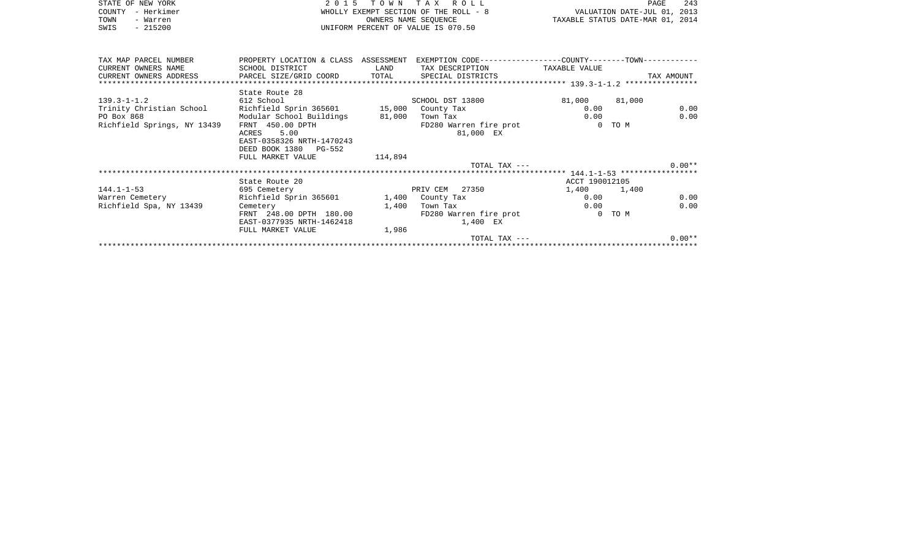STATE OF NEW YORK — 2 0 1 5 T O W N T A X R O L L
COUNTY - Herkimer — WHOLLY EXEMPT SECTION OF THE ROLL - 8 — VALUATION DATE-JUL 01, 2013
TOWN - Warren — OWNERS NAME SEQUENCE — TAXABLE STATUS DATE-MAR 01, 2014
SWIS - 215200 — UNIFORM PERCENT OF VALUE IS 070.50

| TAX MAP PARCEL NUMBER<br>CURRENT OWNERS NAME<br>CURRENT OWNERS ADDRESS | PROPERTY LOCATION & CLASS<br>SCHOOL DISTRICT<br>PARCEL SIZE/GRID COORD | ASSESSMENT<br>LAND<br>TOTAL | EXEMPTION CODE<br>TAX DESCRIPTION<br>SPECIAL DISTRICTS | COUNTY<br>TAXABLE VALUE | TOWN | TAX AMOUNT |
|---|---|---|---|---|---|---|
| **139.3-1-1.2** | | | | | | |
| | State Route 28 | | | | | |
| 139.3-1-1.2 | 612 School | | SCHOOL DST 13800 | 81,000 | 81,000 | |
| Trinity Christian School | Richfield Sprin 365601 | 15,000 | County Tax | 0.00 | | 0.00 |
| PO Box 868 | Modular School Buildings | 81,000 | Town Tax | 0.00 | | 0.00 |
| Richfield Springs, NY 13439 | FRNT 450.00 DPTH | | FD280 Warren fire prot | 0 | TO M | |
| | ACRES 5.00 | | 81,000 EX | | | |
| | EAST-0358326 NRTH-1470243 | | | | | |
| | DEED BOOK 1380 PG-552 | | | | | |
| | FULL MARKET VALUE | 114,894 | | | | |
| | | | TOTAL TAX --- | | | 0.00** |
| **144.1-1-53** | | | | | | |
| | State Route 20 | | | ACCT 190012105 | | |
| 144.1-1-53 | 695 Cemetery | | PRIV CEM 27350 | 1,400 | 1,400 | |
| Warren Cemetery | Richfield Sprin 365601 | 1,400 | County Tax | 0.00 | | 0.00 |
| Richfield Spa, NY 13439 | Cemetery | 1,400 | Town Tax | 0.00 | | 0.00 |
| | FRNT 248.00 DPTH 180.00 | | FD280 Warren fire prot | 0 | TO M | |
| | EAST-0377935 NRTH-1462418 | | 1,400 EX | | | |
| | FULL MARKET VALUE | 1,986 | | | | |
| | | | TOTAL TAX --- | | | 0.00** |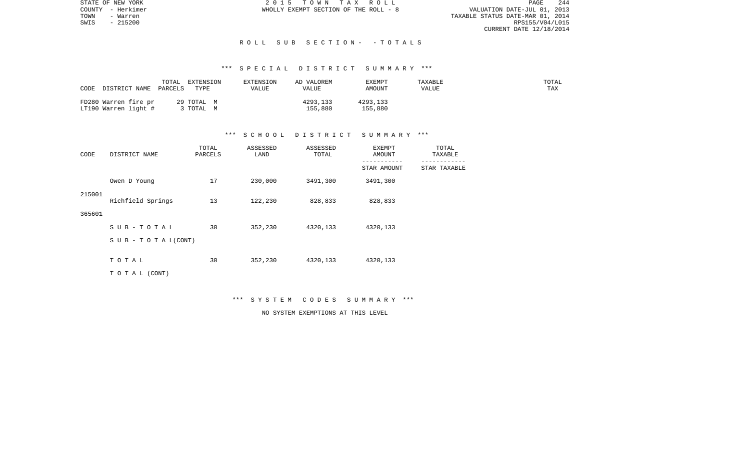STATE OF NEW YORK
COUNTY - Herkimer
TOWN - Warren
SWIS - 215200

2 0 1 5 T O W N T A X R O L L
WHOLLY EXEMPT SECTION OF THE ROLL - 8

VALUATION DATE-JUL 01, 2013
TAXABLE STATUS DATE-MAR 01, 2014
RPS155/V04/L015
CURRENT DATE 12/18/2014

## R O L L S U B S E C T I O N - - T O T A L S

### *** S P E C I A L D I S T R I C T S U M M A R Y ***

| CODE DISTRICT NAME | TOTAL PARCELS | EXTENSION TYPE | EXTENSION VALUE | AD VALOREM VALUE | EXEMPT AMOUNT | TAXABLE VALUE | TOTAL TAX |
|---|---|---|---|---|---|---|---|
| FD280 Warren fire pr | 29 | TOTAL M | | 4293,133 | 4293,133 | | |
| LT190 Warren light # | 3 | TOTAL M | | 155,880 | 155,880 | | |

### *** S C H O O L D I S T R I C T S U M M A R Y ***

| CODE | DISTRICT NAME | TOTAL PARCELS | ASSESSED LAND | ASSESSED TOTAL | EXEMPT AMOUNT / STAR AMOUNT | TOTAL TAXABLE / STAR TAXABLE |
|---|---|---|---|---|---|---|
| 215001 | Owen D Young | 17 | 230,000 | 3491,300 | 3491,300 | |
| 365601 | Richfield Springs | 13 | 122,230 | 828,833 | 828,833 | |
| | S U B - T O T A L | 30 | 352,230 | 4320,133 | 4320,133 | |
| | S U B - T O T A L(CONT) | | | | | |
| | T O T A L | 30 | 352,230 | 4320,133 | 4320,133 | |
| | T O T A L (CONT) | | | | | |

### *** S Y S T E M C O D E S S U M M A R Y ***

NO SYSTEM EXEMPTIONS AT THIS LEVEL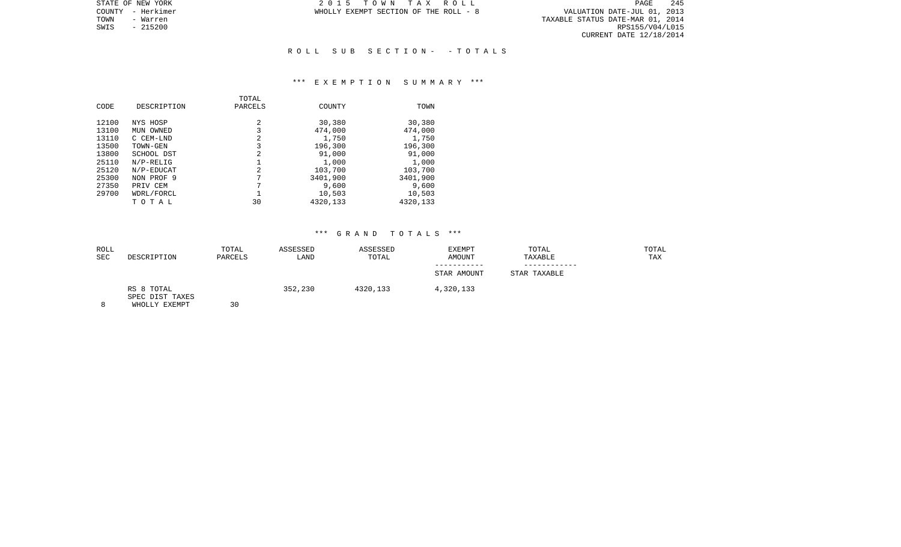STATE OF NEW YORK
COUNTY - Herkimer
TOWN - Warren
SWIS - 215200

2 0 1 5 T O W N T A X R O L L
WHOLLY EXEMPT SECTION OF THE ROLL - 8

VALUATION DATE-JUL 01, 2013
TAXABLE STATUS DATE-MAR 01, 2014
RPS155/V04/L015
CURRENT DATE 12/18/2014

## R O L L S U B S E C T I O N - - T O T A L S

### *** E X E M P T I O N S U M M A R Y ***

| CODE | DESCRIPTION | TOTAL PARCELS | COUNTY | TOWN |
|---|---|---|---|---|
| 12100 | NYS HOSP | 2 | 30,380 | 30,380 |
| 13100 | MUN OWNED | 3 | 474,000 | 474,000 |
| 13110 | C CEM-LND | 2 | 1,750 | 1,750 |
| 13500 | TOWN-GEN | 3 | 196,300 | 196,300 |
| 13800 | SCHOOL DST | 2 | 91,000 | 91,000 |
| 25110 | N/P-RELIG | 1 | 1,000 | 1,000 |
| 25120 | N/P-EDUCAT | 2 | 103,700 | 103,700 |
| 25300 | NON PROF 9 | 7 | 3401,900 | 3401,900 |
| 27350 | PRIV CEM | 7 | 9,600 | 9,600 |
| 29700 | WDRL/FORCL | 1 | 10,503 | 10,503 |
| | T O T A L | 30 | 4320,133 | 4320,133 |

### *** G R A N D T O T A L S ***

| ROLL SEC | DESCRIPTION | TOTAL PARCELS | ASSESSED LAND | ASSESSED TOTAL | EXEMPT AMOUNT / STAR AMOUNT | TOTAL TAXABLE / STAR TAXABLE | TOTAL TAX |
|---|---|---|---|---|---|---|---|
| 8 | RS 8 TOTAL SPEC DIST TAXES WHOLLY EXEMPT | 30 | 352,230 | 4320,133 | 4,320,133 | | |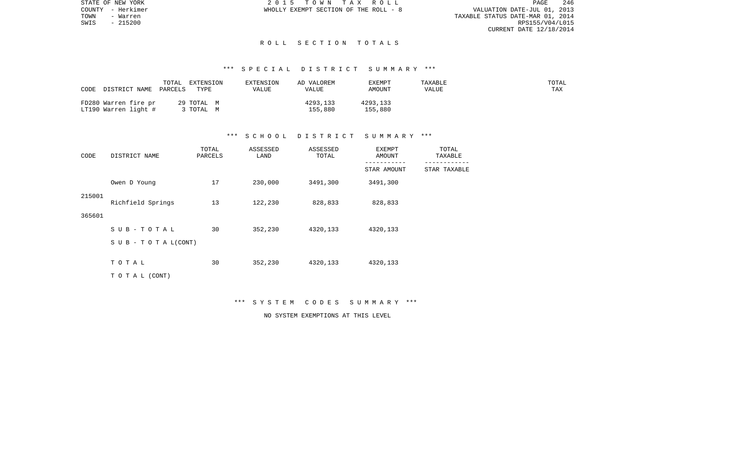STATE OF NEW YORK
COUNTY - Herkimer
TOWN - Warren
SWIS - 215200

2 0 1 5 T O W N T A X R O L L
WHOLLY EXEMPT SECTION OF THE ROLL - 8

VALUATION DATE-JUL 01, 2013
TAXABLE STATUS DATE-MAR 01, 2014
RPS155/V04/L015
CURRENT DATE 12/18/2014

## R O L L S E C T I O N T O T A L S

### *** S P E C I A L D I S T R I C T S U M M A R Y ***

| CODE DISTRICT NAME | TOTAL PARCELS | EXTENSION TYPE | EXTENSION VALUE | AD VALOREM VALUE | EXEMPT AMOUNT | TAXABLE VALUE | TOTAL TAX |
|---|---|---|---|---|---|---|---|
| FD280 Warren fire pr | 29 | TOTAL M | | 4293,133 | 4293,133 | | |
| LT190 Warren light # | 3 | TOTAL M | | 155,880 | 155,880 | | |

### *** S C H O O L D I S T R I C T S U M M A R Y ***

| CODE | DISTRICT NAME | TOTAL PARCELS | ASSESSED LAND | ASSESSED TOTAL | EXEMPT AMOUNT / STAR AMOUNT | TOTAL TAXABLE / STAR TAXABLE |
|---|---|---|---|---|---|---|
| 215001 | Owen D Young | 17 | 230,000 | 3491,300 | 3491,300 | |
| 365601 | Richfield Springs | 13 | 122,230 | 828,833 | 828,833 | |
| | S U B - T O T A L | 30 | 352,230 | 4320,133 | 4320,133 | |
| | S U B - T O T A L (CONT) | | | | | |
| | T O T A L | 30 | 352,230 | 4320,133 | 4320,133 | |
| | T O T A L (CONT) | | | | | |

### *** S Y S T E M C O D E S S U M M A R Y ***

NO SYSTEM EXEMPTIONS AT THIS LEVEL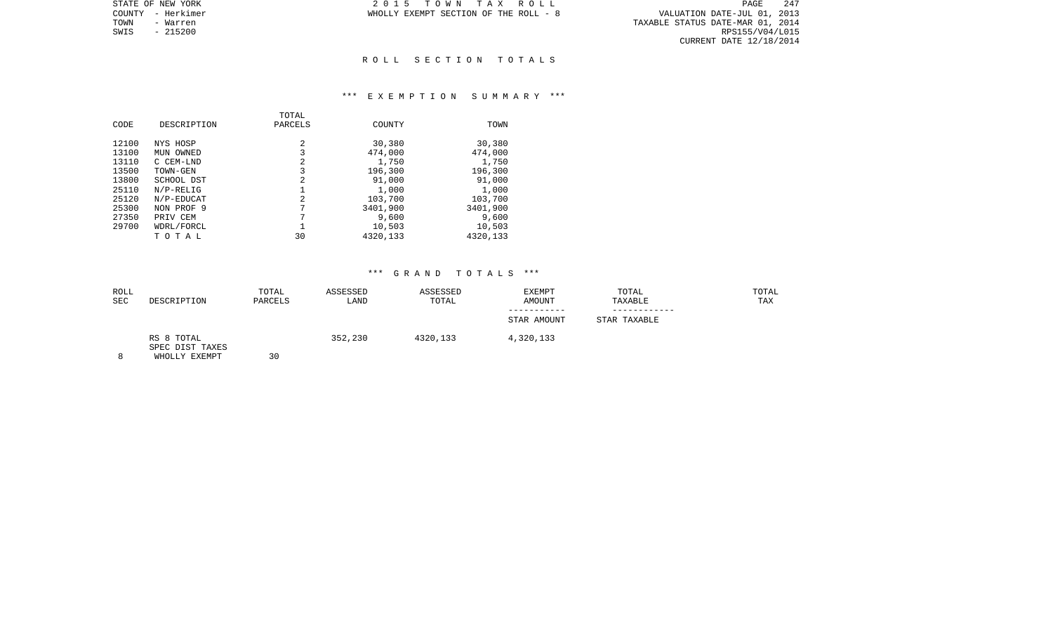STATE OF NEW YORK
COUNTY - Herkimer
TOWN - Warren
SWIS - 215200

2 0 1 5 T O W N T A X R O L L
WHOLLY EXEMPT SECTION OF THE ROLL - 8

VALUATION DATE-JUL 01, 2013
TAXABLE STATUS DATE-MAR 01, 2014
RPS155/V04/L015
CURRENT DATE 12/18/2014

## R O L L S E C T I O N T O T A L S

### *** E X E M P T I O N S U M M A R Y ***

| CODE | DESCRIPTION | TOTAL PARCELS | COUNTY | TOWN |
|---|---|---|---|---|
| 12100 | NYS HOSP | 2 | 30,380 | 30,380 |
| 13100 | MUN OWNED | 3 | 474,000 | 474,000 |
| 13110 | C CEM-LND | 2 | 1,750 | 1,750 |
| 13500 | TOWN-GEN | 3 | 196,300 | 196,300 |
| 13800 | SCHOOL DST | 2 | 91,000 | 91,000 |
| 25110 | N/P-RELIG | 1 | 1,000 | 1,000 |
| 25120 | N/P-EDUCAT | 2 | 103,700 | 103,700 |
| 25300 | NON PROF 9 | 7 | 3401,900 | 3401,900 |
| 27350 | PRIV CEM | 7 | 9,600 | 9,600 |
| 29700 | WDRL/FORCL | 1 | 10,503 | 10,503 |
| | T O T A L | 30 | 4320,133 | 4320,133 |

### *** G R A N D T O T A L S ***

| ROLL SEC | DESCRIPTION | TOTAL PARCELS | ASSESSED LAND | ASSESSED TOTAL | EXEMPT AMOUNT<br>-----------<br>STAR AMOUNT | TOTAL TAXABLE<br>------------<br>STAR TAXABLE | TOTAL TAX |
|---|---|---|---|---|---|---|---|
| | RS 8 TOTAL | | 352,230 | 4320,133 | 4,320,133 | | |
| | SPEC DIST TAXES | | | | | | |
| 8 | WHOLLY EXEMPT | 30 | | | | | |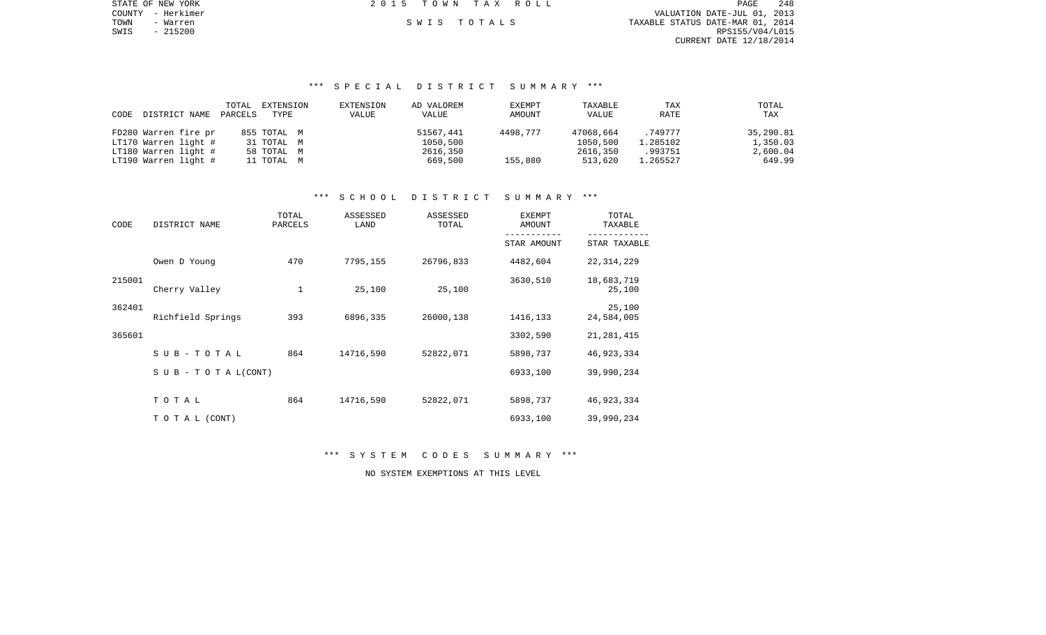STATE OF NEW YORK
COUNTY - Herkimer
TOWN - Warren
SWIS - 215200

2015 TOWN TAX ROLL

SWIS TOTALS

VALUATION DATE-JUL 01, 2013
TAXABLE STATUS DATE-MAR 01, 2014
RPS155/V04/L015
CURRENT DATE 12/18/2014

### *** SPECIAL DISTRICT SUMMARY ***

| CODE | DISTRICT NAME | TOTAL PARCELS | EXTENSION TYPE | EXTENSION VALUE | AD VALOREM VALUE | EXEMPT AMOUNT | TAXABLE VALUE | TAX RATE | TOTAL TAX |
|---|---|---|---|---|---|---|---|---|---|
| FD280 | Warren fire pr | 855 | TOTAL M | | 51567,441 | 4498,777 | 47068,664 | .749777 | 35,290.81 |
| LT170 | Warren light # | 31 | TOTAL M | | 1050,500 | | 1050,500 | 1.285102 | 1,350.03 |
| LT180 | Warren light # | 58 | TOTAL M | | 2616,350 | | 2616,350 | .993751 | 2,600.04 |
| LT190 | Warren light # | 11 | TOTAL M | | 669,500 | 155,880 | 513,620 | 1.265527 | 649.99 |

### *** SCHOOL DISTRICT SUMMARY ***

| CODE | DISTRICT NAME | TOTAL PARCELS | ASSESSED LAND | ASSESSED TOTAL | EXEMPT AMOUNT / STAR AMOUNT | TOTAL TAXABLE / STAR TAXABLE |
|---|---|---|---|---|---|---|
| | Owen D Young | 470 | 7795,155 | 26796,833 | 4482,604 | 22,314,229 |
| 215001 | | | | | 3630,510 | 18,683,719 |
| | Cherry Valley | 1 | 25,100 | 25,100 | | 25,100 |
| 362401 | | | | | | 25,100 |
| | Richfield Springs | 393 | 6896,335 | 26000,138 | 1416,133 | 24,584,005 |
| 365601 | | | | | 3302,590 | 21,281,415 |
| | SUB-TOTAL | 864 | 14716,590 | 52822,071 | 5898,737 | 46,923,334 |
| | SUB-TOTAL(CONT) | | | | 6933,100 | 39,990,234 |
| | TOTAL | 864 | 14716,590 | 52822,071 | 5898,737 | 46,923,334 |
| | TOTAL (CONT) | | | | 6933,100 | 39,990,234 |

### *** SYSTEM CODES SUMMARY ***

NO SYSTEM EXEMPTIONS AT THIS LEVEL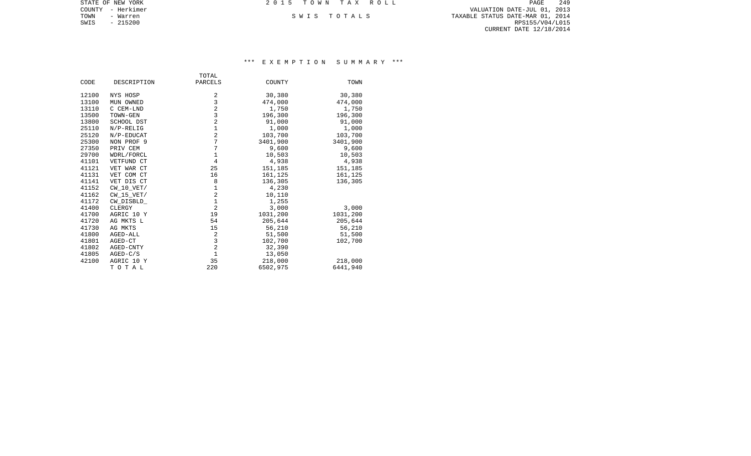STATE OF NEW YORK
COUNTY - Herkimer
TOWN - Warren
SWIS - 215200

2 0 1 5 T O W N T A X R O L L

S W I S T O T A L S

VALUATION DATE-JUL 01, 2013
TAXABLE STATUS DATE-MAR 01, 2014
RPS155/V04/L015
CURRENT DATE 12/18/2014

### *** E X E M P T I O N S U M M A R Y ***

| CODE | DESCRIPTION | TOTAL PARCELS | COUNTY | TOWN |
|---|---|---|---|---|
| 12100 | NYS HOSP | 2 | 30,380 | 30,380 |
| 13100 | MUN OWNED | 3 | 474,000 | 474,000 |
| 13110 | C CEM-LND | 2 | 1,750 | 1,750 |
| 13500 | TOWN-GEN | 3 | 196,300 | 196,300 |
| 13800 | SCHOOL DST | 2 | 91,000 | 91,000 |
| 25110 | N/P-RELIG | 1 | 1,000 | 1,000 |
| 25120 | N/P-EDUCAT | 2 | 103,700 | 103,700 |
| 25300 | NON PROF 9 | 7 | 3401,900 | 3401,900 |
| 27350 | PRIV CEM | 7 | 9,600 | 9,600 |
| 29700 | WDRL/FORCL | 1 | 10,503 | 10,503 |
| 41101 | VETFUND CT | 4 | 4,938 | 4,938 |
| 41121 | VET WAR CT | 25 | 151,185 | 151,185 |
| 41131 | VET COM CT | 16 | 161,125 | 161,125 |
| 41141 | VET DIS CT | 8 | 136,305 | 136,305 |
| 41152 | CW_10_VET/ | 1 | 4,230 | |
| 41162 | CW_15_VET/ | 2 | 10,110 | |
| 41172 | CW_DISBLD_ | 1 | 1,255 | |
| 41400 | CLERGY | 2 | 3,000 | 3,000 |
| 41700 | AGRIC 10 Y | 19 | 1031,200 | 1031,200 |
| 41720 | AG MKTS L | 54 | 205,644 | 205,644 |
| 41730 | AG MKTS | 15 | 56,210 | 56,210 |
| 41800 | AGED-ALL | 2 | 51,500 | 51,500 |
| 41801 | AGED-CT | 3 | 102,700 | 102,700 |
| 41802 | AGED-CNTY | 2 | 32,390 | |
| 41805 | AGED-C/S | 1 | 13,050 | |
| 42100 | AGRIC 10 Y | 35 | 218,000 | 218,000 |
| | T O T A L | 220 | 6502,975 | 6441,940 |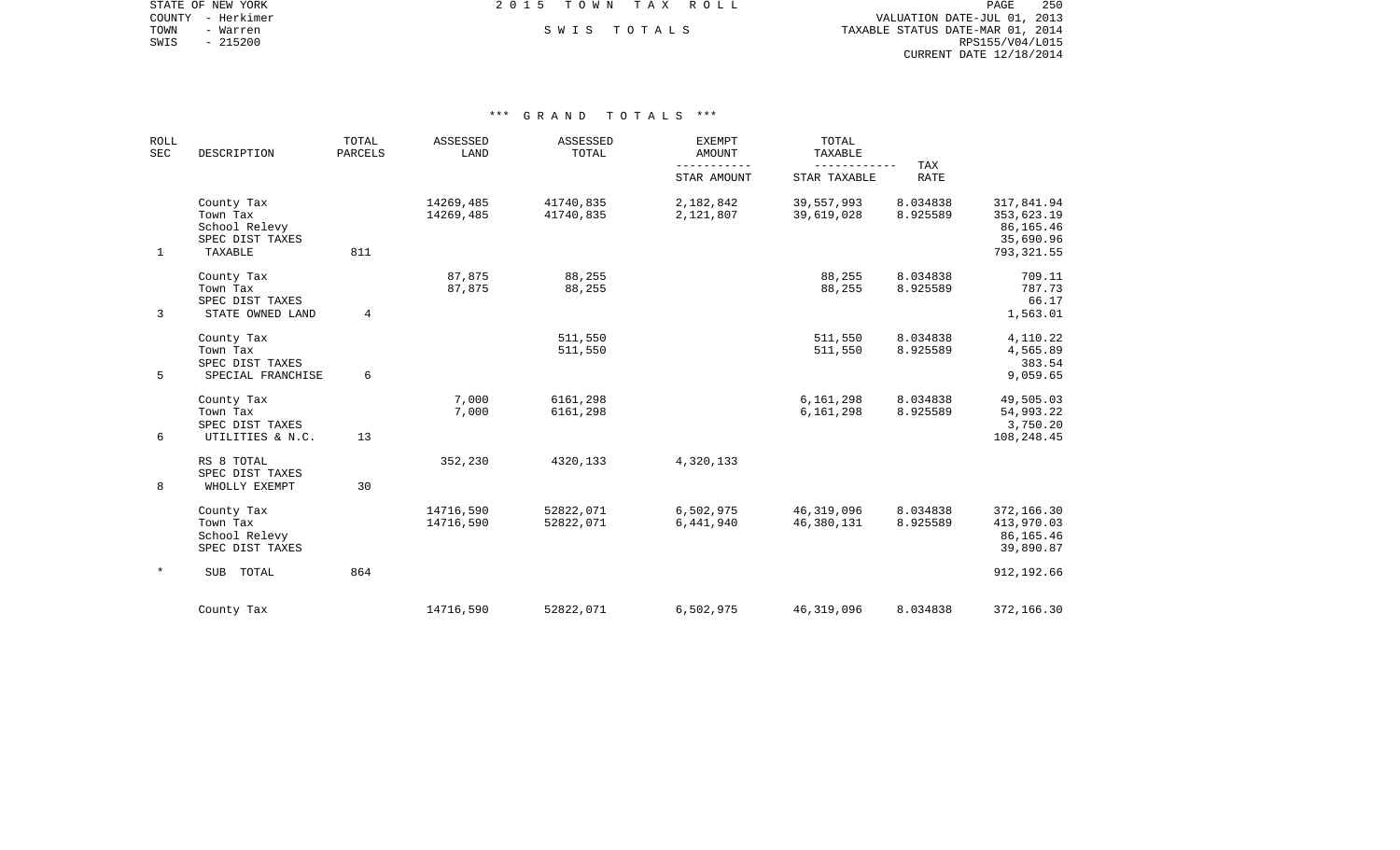STATE OF NEW YORK
COUNTY - Herkimer
TOWN - Warren
SWIS - 215200

# 2 0 1 5 T O W N T A X R O L L

S W I S T O T A L S

VALUATION DATE-JUL 01, 2013
TAXABLE STATUS DATE-MAR 01, 2014
RPS155/V04/L015
CURRENT DATE 12/18/2014

## *** G R A N D T O T A L S ***

| ROLL SEC | DESCRIPTION | TOTAL PARCELS | ASSESSED LAND | ASSESSED TOTAL | EXEMPT AMOUNT / STAR AMOUNT | TOTAL TAXABLE / STAR TAXABLE | TAX RATE | |
|---|---|---|---|---|---|---|---|---|
| | County Tax | | 14269,485 | 41740,835 | 2,182,842 | 39,557,993 | 8.034838 | 317,841.94 |
| | Town Tax | | 14269,485 | 41740,835 | 2,121,807 | 39,619,028 | 8.925589 | 353,623.19 |
| | School Relevy | | | | | | | 86,165.46 |
| | SPEC DIST TAXES | | | | | | | 35,690.96 |
| 1 | TAXABLE | 811 | | | | | | 793,321.55 |
| | County Tax | | 87,875 | 88,255 | | 88,255 | 8.034838 | 709.11 |
| | Town Tax | | 87,875 | 88,255 | | 88,255 | 8.925589 | 787.73 |
| | SPEC DIST TAXES | | | | | | | 66.17 |
| 3 | STATE OWNED LAND | 4 | | | | | | 1,563.01 |
| | County Tax | | | 511,550 | | 511,550 | 8.034838 | 4,110.22 |
| | Town Tax | | | 511,550 | | 511,550 | 8.925589 | 4,565.89 |
| | SPEC DIST TAXES | | | | | | | 383.54 |
| 5 | SPECIAL FRANCHISE | 6 | | | | | | 9,059.65 |
| | County Tax | | 7,000 | 6161,298 | | 6,161,298 | 8.034838 | 49,505.03 |
| | Town Tax | | 7,000 | 6161,298 | | 6,161,298 | 8.925589 | 54,993.22 |
| | SPEC DIST TAXES | | | | | | | 3,750.20 |
| 6 | UTILITIES & N.C. | 13 | | | | | | 108,248.45 |
| | RS 8 TOTAL | | 352,230 | 4320,133 | 4,320,133 | | | |
| | SPEC DIST TAXES | | | | | | | |
| 8 | WHOLLY EXEMPT | 30 | | | | | | |
| | County Tax | | 14716,590 | 52822,071 | 6,502,975 | 46,319,096 | 8.034838 | 372,166.30 |
| | Town Tax | | 14716,590 | 52822,071 | 6,441,940 | 46,380,131 | 8.925589 | 413,970.03 |
| | School Relevy | | | | | | | 86,165.46 |
| | SPEC DIST TAXES | | | | | | | 39,890.87 |
| * | SUB TOTAL | 864 | | | | | | 912,192.66 |
| | County Tax | | 14716,590 | 52822,071 | 6,502,975 | 46,319,096 | 8.034838 | 372,166.30 |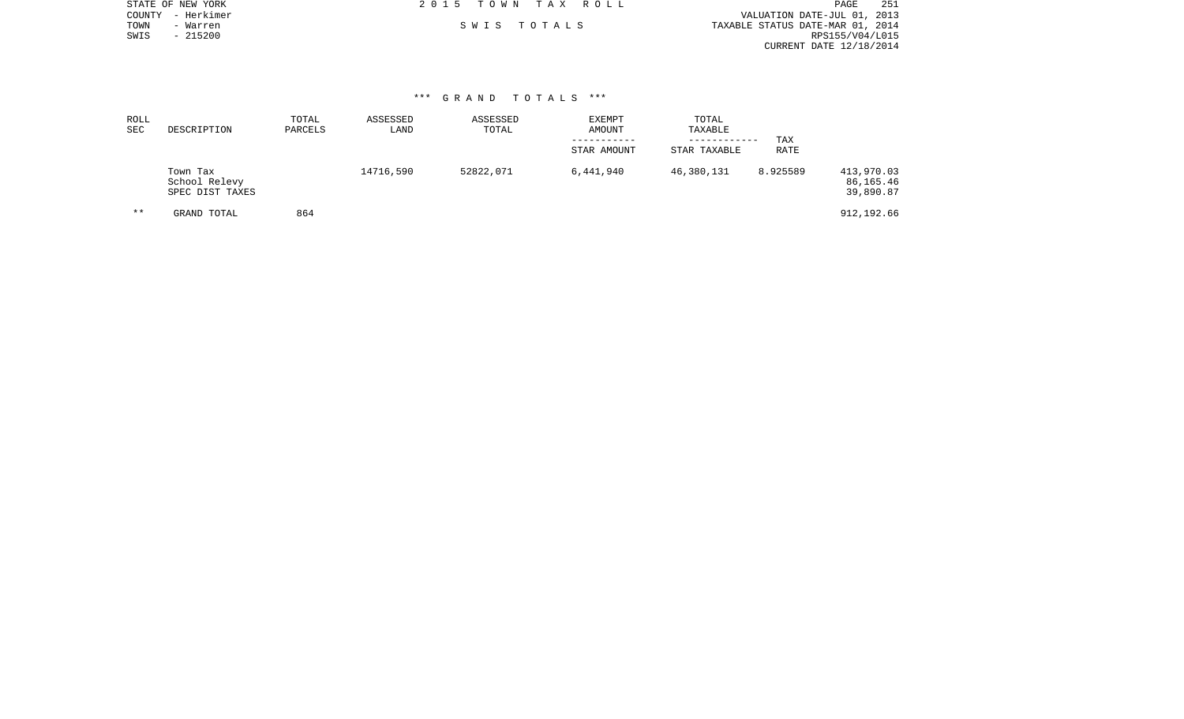STATE OF NEW YORK
COUNTY - Herkimer
TOWN - Warren
SWIS - 215200

2 0 1 5 T O W N T A X R O L L

S W I S T O T A L S

VALUATION DATE-JUL 01, 2013
TAXABLE STATUS DATE-MAR 01, 2014
RPS155/V04/L015
CURRENT DATE 12/18/2014

### *** G R A N D T O T A L S ***

| ROLL SEC | DESCRIPTION | TOTAL PARCELS | ASSESSED LAND | ASSESSED TOTAL | EXEMPT AMOUNT ----------- STAR AMOUNT | TOTAL TAXABLE ------------ STAR TAXABLE | TAX RATE | |
|---|---|---|---|---|---|---|---|---|
| | Town Tax | | 14716,590 | 52822,071 | 6,441,940 | 46,380,131 | 8.925589 | 413,970.03 |
| | School Relevy | | | | | | | 86,165.46 |
| | SPEC DIST TAXES | | | | | | | 39,890.87 |
| ** | GRAND TOTAL | 864 | | | | | | 912,192.66 |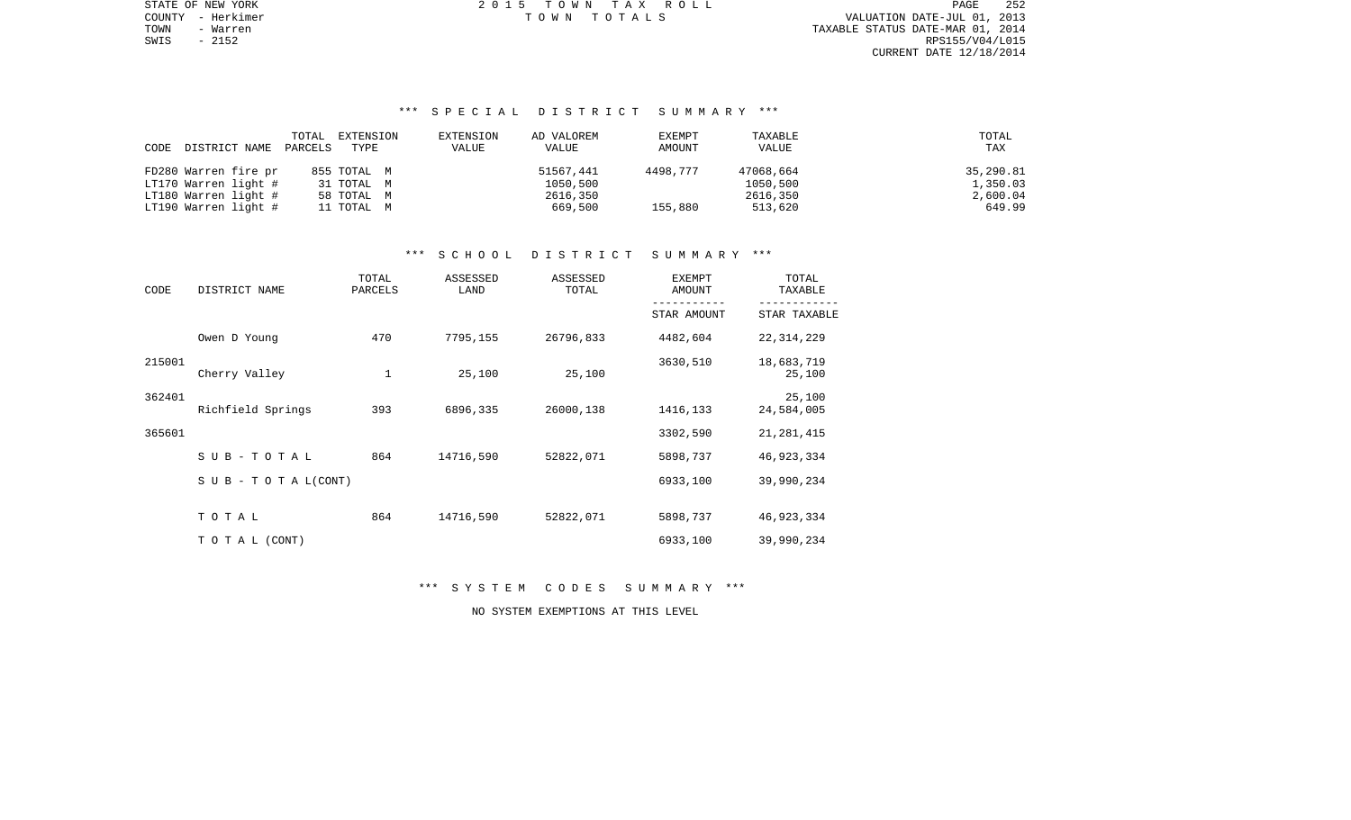STATE OF NEW YORK
COUNTY - Herkimer
TOWN - Warren
SWIS - 2152

2 0 1 5 T O W N T A X R O L L
T O W N T O T A L S

VALUATION DATE-JUL 01, 2013
TAXABLE STATUS DATE-MAR 01, 2014
RPS155/V04/L015
CURRENT DATE 12/18/2014

### *** S P E C I A L D I S T R I C T S U M M A R Y ***

| CODE DISTRICT NAME | TOTAL PARCELS | EXTENSION TYPE | EXTENSION VALUE | AD VALOREM VALUE | EXEMPT AMOUNT | TAXABLE VALUE | TOTAL TAX |
|---|---|---|---|---|---|---|---|
| FD280 Warren fire pr | 855 | TOTAL M | | 51567,441 | 4498,777 | 47068,664 | 35,290.81 |
| LT170 Warren light # | 31 | TOTAL M | | 1050,500 | | 1050,500 | 1,350.03 |
| LT180 Warren light # | 58 | TOTAL M | | 2616,350 | | 2616,350 | 2,600.04 |
| LT190 Warren light # | 11 | TOTAL M | | 669,500 | 155,880 | 513,620 | 649.99 |

### *** S C H O O L D I S T R I C T S U M M A R Y ***

| CODE | DISTRICT NAME | TOTAL PARCELS | ASSESSED LAND | ASSESSED TOTAL | EXEMPT AMOUNT / STAR AMOUNT | TOTAL TAXABLE / STAR TAXABLE |
|---|---|---|---|---|---|---|
| 215001 | Owen D Young | 470 | 7795,155 | 26796,833 | 4482,604 | 22,314,229 |
| | | | | | 3630,510 | 18,683,719 |
| 362401 | Cherry Valley | 1 | 25,100 | 25,100 | | 25,100 |
| | | | | | | 25,100 |
| 365601 | Richfield Springs | 393 | 6896,335 | 26000,138 | 1416,133 | 24,584,005 |
| | | | | | 3302,590 | 21,281,415 |
| | S U B - T O T A L | 864 | 14716,590 | 52822,071 | 5898,737 | 46,923,334 |
| | S U B - T O T A L (CONT) | | | | 6933,100 | 39,990,234 |
| | T O T A L | 864 | 14716,590 | 52822,071 | 5898,737 | 46,923,334 |
| | T O T A L (CONT) | | | | 6933,100 | 39,990,234 |

### *** S Y S T E M C O D E S S U M M A R Y ***

NO SYSTEM EXEMPTIONS AT THIS LEVEL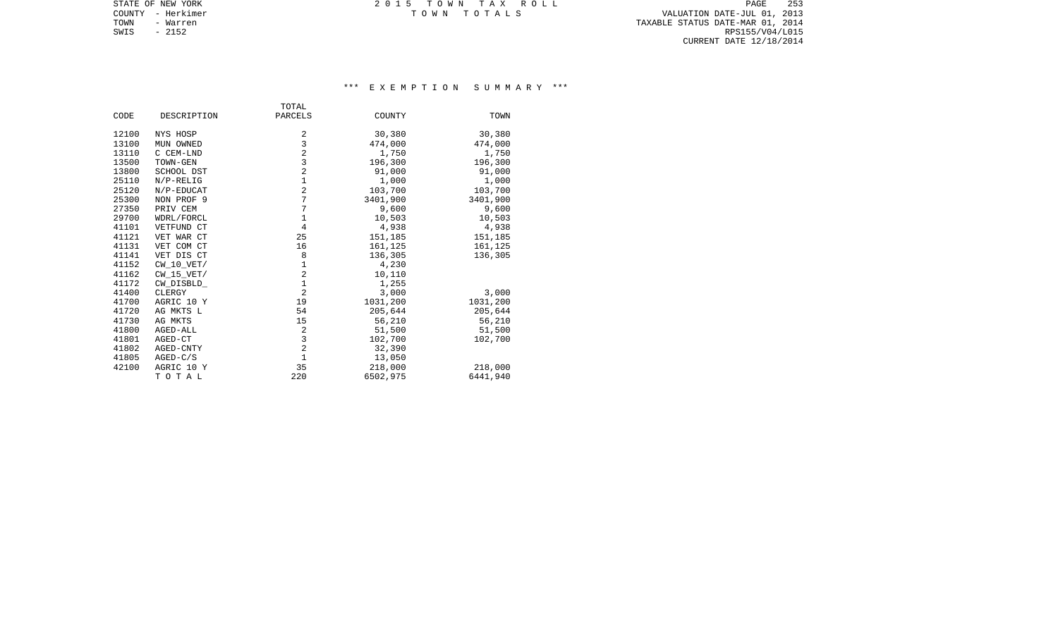STATE OF NEW YORK
COUNTY - Herkimer
TOWN - Warren
SWIS - 2152

2 0 1 5 T O W N T A X R O L L
T O W N T O T A L S

VALUATION DATE-JUL 01, 2013
TAXABLE STATUS DATE-MAR 01, 2014
RPS155/V04/L015
CURRENT DATE 12/18/2014

### *** E X E M P T I O N S U M M A R Y ***

| CODE | DESCRIPTION | TOTAL PARCELS | COUNTY | TOWN |
|---|---|---|---|---|
| 12100 | NYS HOSP | 2 | 30,380 | 30,380 |
| 13100 | MUN OWNED | 3 | 474,000 | 474,000 |
| 13110 | C CEM-LND | 2 | 1,750 | 1,750 |
| 13500 | TOWN-GEN | 3 | 196,300 | 196,300 |
| 13800 | SCHOOL DST | 2 | 91,000 | 91,000 |
| 25110 | N/P-RELIG | 1 | 1,000 | 1,000 |
| 25120 | N/P-EDUCAT | 2 | 103,700 | 103,700 |
| 25300 | NON PROF 9 | 7 | 3401,900 | 3401,900 |
| 27350 | PRIV CEM | 7 | 9,600 | 9,600 |
| 29700 | WDRL/FORCL | 1 | 10,503 | 10,503 |
| 41101 | VETFUND CT | 4 | 4,938 | 4,938 |
| 41121 | VET WAR CT | 25 | 151,185 | 151,185 |
| 41131 | VET COM CT | 16 | 161,125 | 161,125 |
| 41141 | VET DIS CT | 8 | 136,305 | 136,305 |
| 41152 | CW_10_VET/ | 1 | 4,230 | |
| 41162 | CW_15_VET/ | 2 | 10,110 | |
| 41172 | CW_DISBLD_ | 1 | 1,255 | |
| 41400 | CLERGY | 2 | 3,000 | 3,000 |
| 41700 | AGRIC 10 Y | 19 | 1031,200 | 1031,200 |
| 41720 | AG MKTS L | 54 | 205,644 | 205,644 |
| 41730 | AG MKTS | 15 | 56,210 | 56,210 |
| 41800 | AGED-ALL | 2 | 51,500 | 51,500 |
| 41801 | AGED-CT | 3 | 102,700 | 102,700 |
| 41802 | AGED-CNTY | 2 | 32,390 | |
| 41805 | AGED-C/S | 1 | 13,050 | |
| 42100 | AGRIC 10 Y | 35 | 218,000 | 218,000 |
| | T O T A L | 220 | 6502,975 | 6441,940 |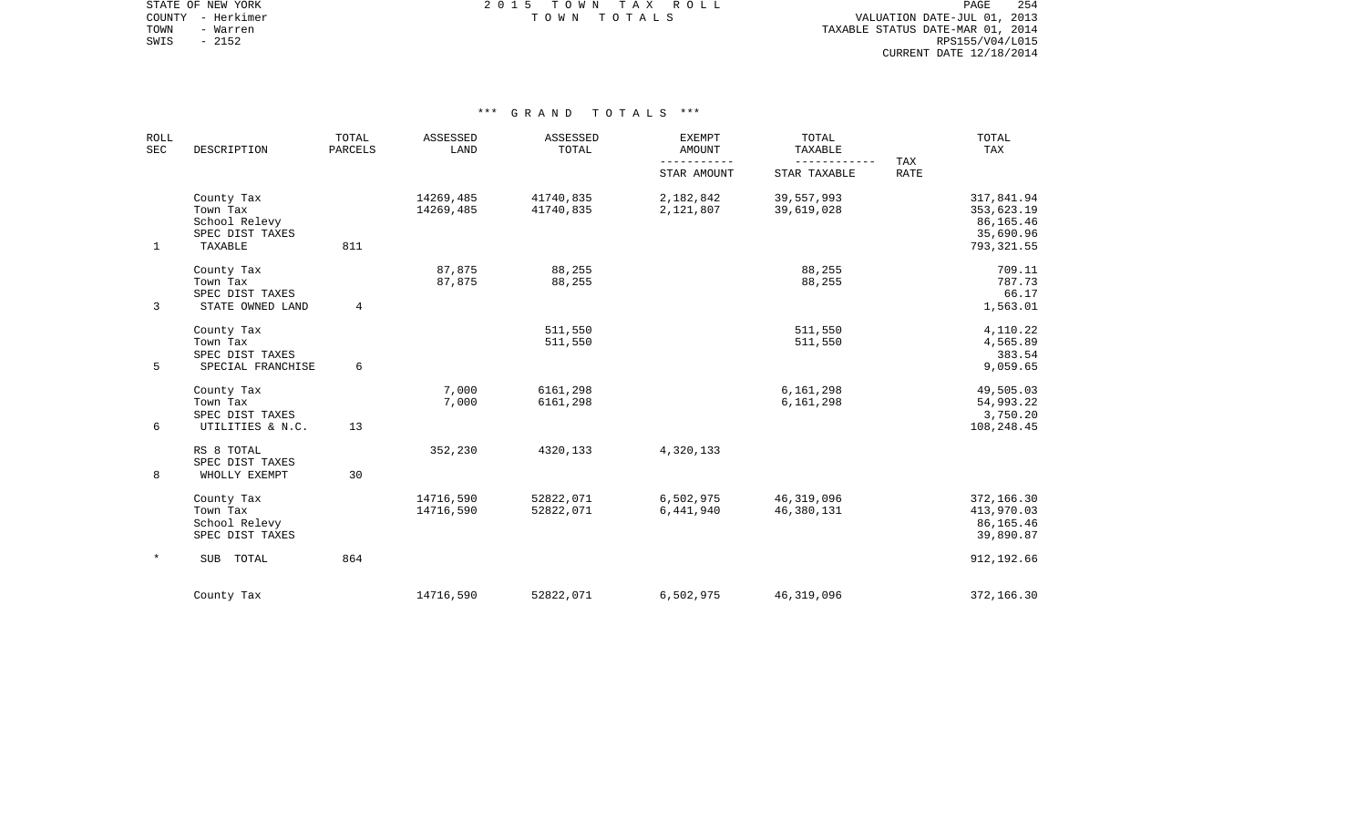STATE OF NEW YORK
COUNTY - Herkimer
TOWN - Warren
SWIS - 2152

2 0 1 5 T O W N T A X R O L L
T O W N T O T A L S

VALUATION DATE-JUL 01, 2013
TAXABLE STATUS DATE-MAR 01, 2014
RPS155/V04/L015
CURRENT DATE 12/18/2014

*** G R A N D T O T A L S ***

| ROLL SEC | DESCRIPTION | TOTAL PARCELS | ASSESSED LAND | ASSESSED TOTAL | EXEMPT AMOUNT / STAR AMOUNT | TOTAL TAXABLE / STAR TAXABLE | TAX RATE | TOTAL TAX |
|---|---|---|---|---|---|---|---|---|
| | County Tax | | 14269,485 | 41740,835 | 2,182,842 | 39,557,993 | | 317,841.94 |
| | Town Tax | | 14269,485 | 41740,835 | 2,121,807 | 39,619,028 | | 353,623.19 |
| | School Relevy | | | | | | | 86,165.46 |
| | SPEC DIST TAXES | | | | | | | 35,690.96 |
| 1 | TAXABLE | 811 | | | | | | 793,321.55 |
| | County Tax | | 87,875 | 88,255 | | 88,255 | | 709.11 |
| | Town Tax | | 87,875 | 88,255 | | 88,255 | | 787.73 |
| | SPEC DIST TAXES | | | | | | | 66.17 |
| 3 | STATE OWNED LAND | 4 | | | | | | 1,563.01 |
| | County Tax | | | 511,550 | | 511,550 | | 4,110.22 |
| | Town Tax | | | 511,550 | | 511,550 | | 4,565.89 |
| | SPEC DIST TAXES | | | | | | | 383.54 |
| 5 | SPECIAL FRANCHISE | 6 | | | | | | 9,059.65 |
| | County Tax | | 7,000 | 6161,298 | | 6,161,298 | | 49,505.03 |
| | Town Tax | | 7,000 | 6161,298 | | 6,161,298 | | 54,993.22 |
| | SPEC DIST TAXES | | | | | | | 3,750.20 |
| 6 | UTILITIES & N.C. | 13 | | | | | | 108,248.45 |
| | RS 8 TOTAL | | 352,230 | 4320,133 | 4,320,133 | | | |
| | SPEC DIST TAXES | | | | | | | |
| 8 | WHOLLY EXEMPT | 30 | | | | | | |
| | County Tax | | 14716,590 | 52822,071 | 6,502,975 | 46,319,096 | | 372,166.30 |
| | Town Tax | | 14716,590 | 52822,071 | 6,441,940 | 46,380,131 | | 413,970.03 |
| | School Relevy | | | | | | | 86,165.46 |
| | SPEC DIST TAXES | | | | | | | 39,890.87 |
| * | SUB TOTAL | 864 | | | | | | 912,192.66 |
| | County Tax | | 14716,590 | 52822,071 | 6,502,975 | 46,319,096 | | 372,166.30 |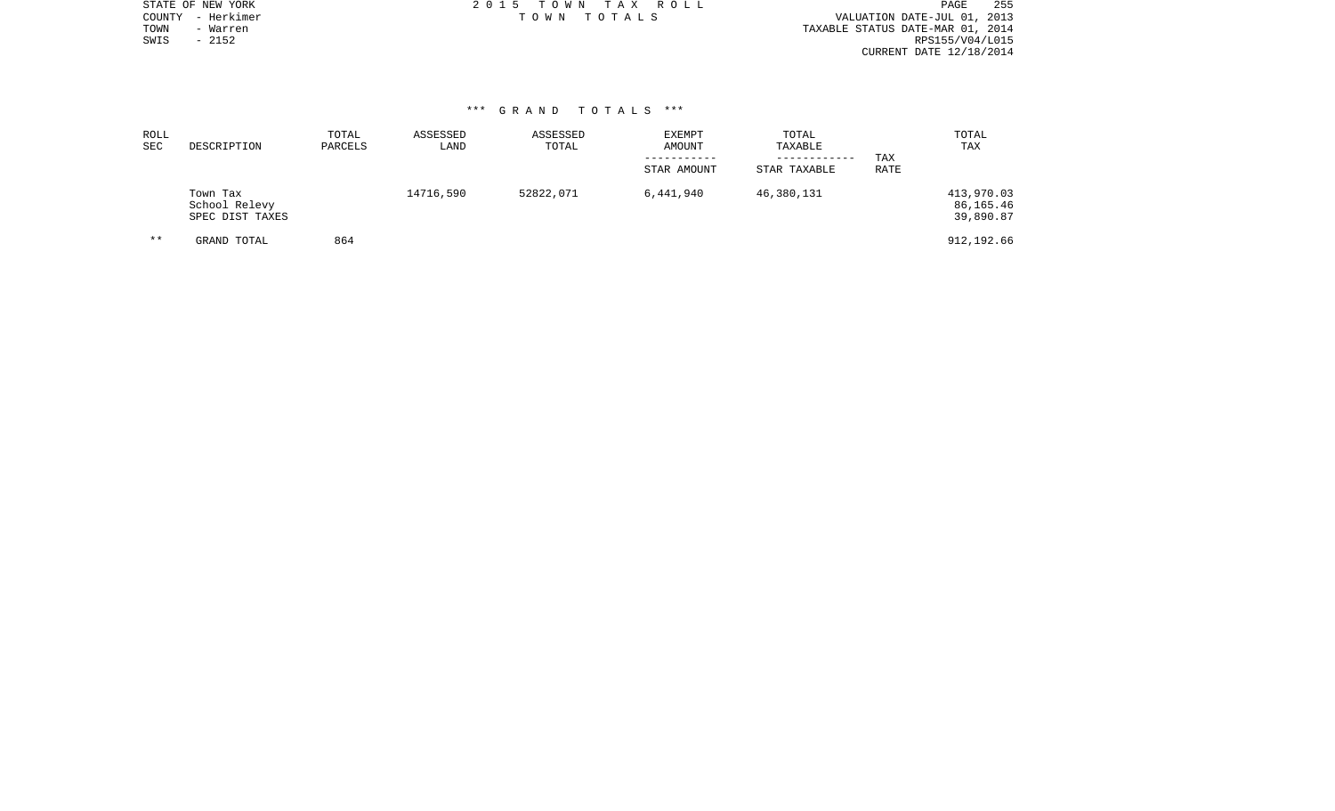STATE OF NEW YORK
COUNTY - Herkimer
TOWN - Warren
SWIS - 2152

2 0 1 5 T O W N T A X R O L L
T O W N T O T A L S

VALUATION DATE-JUL 01, 2013
TAXABLE STATUS DATE-MAR 01, 2014
RPS155/V04/L015
CURRENT DATE 12/18/2014

### *** G R A N D T O T A L S ***

| ROLL SEC | DESCRIPTION | TOTAL PARCELS | ASSESSED LAND | ASSESSED TOTAL | EXEMPT AMOUNT ----------- STAR AMOUNT | TOTAL TAXABLE ------------ STAR TAXABLE | TAX RATE | TOTAL TAX |
|---|---|---|---|---|---|---|---|---|
| | Town Tax | | 14716,590 | 52822,071 | 6,441,940 | 46,380,131 | | 413,970.03 |
| | School Relevy | | | | | | | 86,165.46 |
| | SPEC DIST TAXES | | | | | | | 39,890.87 |
| ** | GRAND TOTAL | 864 | | | | | | 912,192.66 |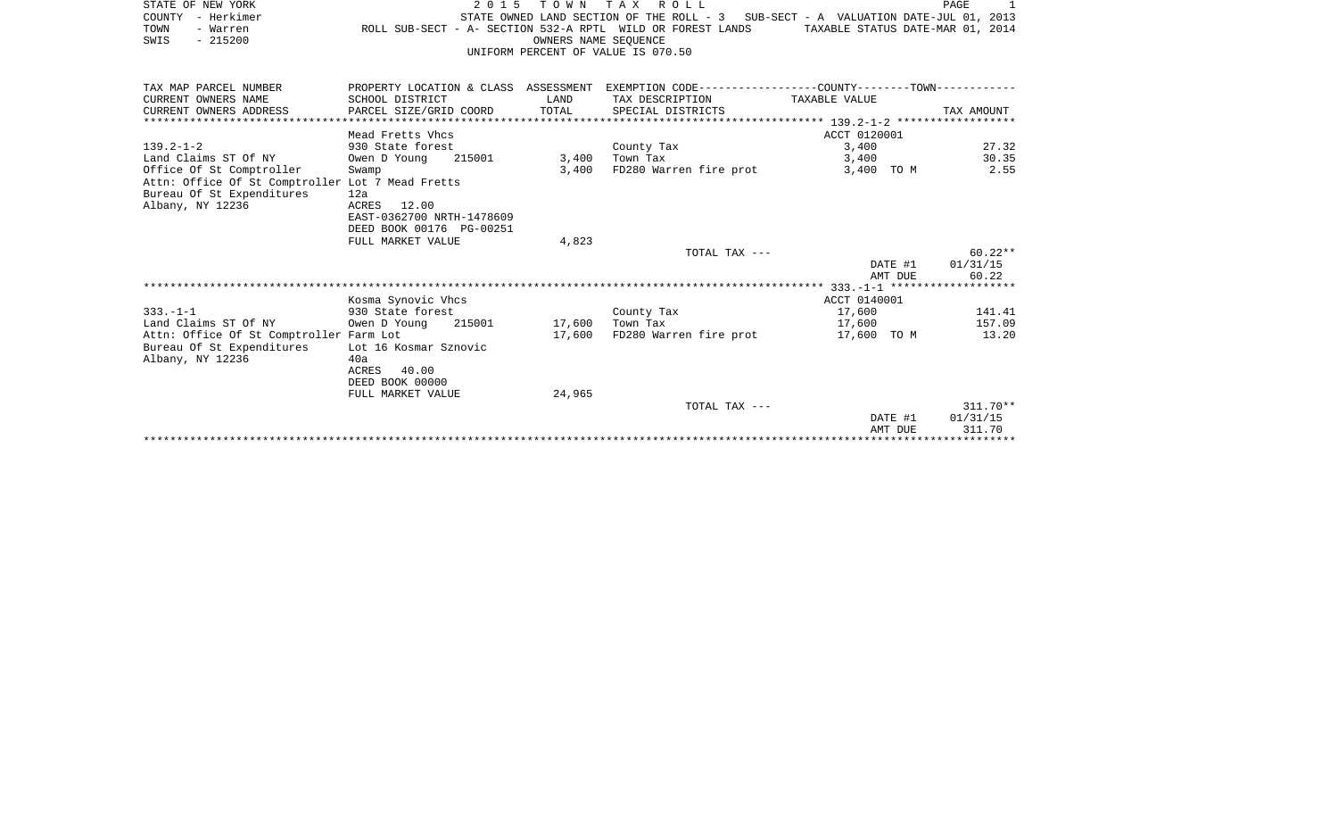STATE OF NEW YORK — 2015 TOWN TAX ROLL

COUNTY - Herkimer — STATE OWNED LAND SECTION OF THE ROLL - 3 SUB-SECT - A VALUATION DATE-JUL 01, 2013

TOWN - Warren — ROLL SUB-SECT - A- SECTION 532-A RPTL WILD OR FOREST LANDS — TAXABLE STATUS DATE-MAR 01, 2014

SWIS - 215200 — OWNERS NAME SEQUENCE

UNIFORM PERCENT OF VALUE IS 070.50

| TAX MAP PARCEL NUMBER / CURRENT OWNERS NAME / CURRENT OWNERS ADDRESS | PROPERTY LOCATION & CLASS / SCHOOL DISTRICT / PARCEL SIZE/GRID COORD | ASSESSMENT LAND / TOTAL | EXEMPTION CODE / TAX DESCRIPTION / SPECIAL DISTRICTS | COUNTY--------TOWN TAXABLE VALUE | TAX AMOUNT |
|---|---|---|---|---|---|
| **139.2-1-2** | Mead Fretts Vhcs | | | ACCT 0120001 | |
| 139.2-1-2 | 930 State forest | | County Tax | 3,400 | 27.32 |
| Land Claims ST Of NY | Owen D Young 215001 | 3,400 | Town Tax | 3,400 | 30.35 |
| Office Of St Comptroller | Swamp | 3,400 | FD280 Warren fire prot | 3,400 TO M | 2.55 |
| Attn: Office Of St Comptroller | Lot 7 Mead Fretts | | | | |
| Bureau Of St Expenditures | 12a | | | | |
| Albany, NY 12236 | ACRES 12.00 | | | | |
| | EAST-0362700 NRTH-1478609 | | | | |
| | DEED BOOK 00176 PG-00251 | | | | |
| | FULL MARKET VALUE | 4,823 | | | |
| | | | TOTAL TAX --- | | 60.22** |
| | | | | DATE #1 | 01/31/15 |
| | | | | AMT DUE | 60.22 |
| **333.-1-1** | Kosma Synovic Vhcs | | | ACCT 0140001 | |
| 333.-1-1 | 930 State forest | | County Tax | 17,600 | 141.41 |
| Land Claims ST Of NY | Owen D Young 215001 | 17,600 | Town Tax | 17,600 | 157.09 |
| Attn: Office Of St Comptroller | Farm Lot | 17,600 | FD280 Warren fire prot | 17,600 TO M | 13.20 |
| Bureau Of St Expenditures | Lot 16 Kosmar Sznovic | | | | |
| Albany, NY 12236 | 40a | | | | |
| | ACRES 40.00 | | | | |
| | DEED BOOK 00000 | | | | |
| | FULL MARKET VALUE | 24,965 | | | |
| | | | TOTAL TAX --- | | 311.70** |
| | | | | DATE #1 | 01/31/15 |
| | | | | AMT DUE | 311.70 |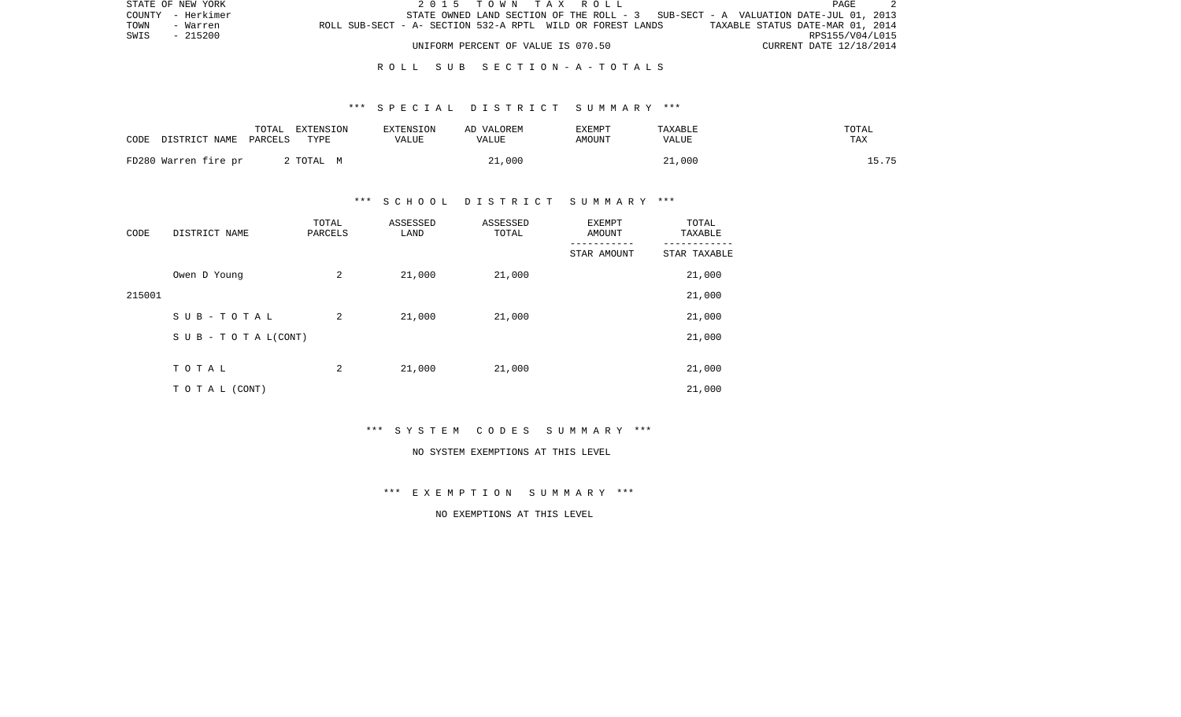STATE OF NEW YORK | 2 0 1 5 T O W N T A X R O L L
COUNTY - Herkimer | STATE OWNED LAND SECTION OF THE ROLL - 3 SUB-SECT - A VALUATION DATE-JUL 01, 2013
TOWN - Warren | ROLL SUB-SECT - A- SECTION 532-A RPTL WILD OR FOREST LANDS TAXABLE STATUS DATE-MAR 01, 2014
SWIS - 215200 | RPS155/V04/L015
UNIFORM PERCENT OF VALUE IS 070.50 | CURRENT DATE 12/18/2014

## R O L L S U B S E C T I O N - A - T O T A L S

### *** S P E C I A L D I S T R I C T S U M M A R Y ***

| CODE DISTRICT NAME | TOTAL PARCELS | EXTENSION TYPE | EXTENSION VALUE | AD VALOREM VALUE | EXEMPT AMOUNT | TAXABLE VALUE | TOTAL TAX |
|---|---|---|---|---|---|---|---|
| FD280 Warren fire pr | 2 | TOTAL M | | 21,000 | | 21,000 | 15.75 |

### *** S C H O O L D I S T R I C T S U M M A R Y ***

| CODE | DISTRICT NAME | TOTAL PARCELS | ASSESSED LAND | ASSESSED TOTAL | EXEMPT AMOUNT / STAR AMOUNT | TOTAL TAXABLE / STAR TAXABLE |
|---|---|---|---|---|---|---|
| | Owen D Young | 2 | 21,000 | 21,000 | | 21,000 |
| 215001 | | | | | | 21,000 |
| | S U B - T O T A L | 2 | 21,000 | 21,000 | | 21,000 |
| | S U B - T O T A L(CONT) | | | | | 21,000 |
| | T O T A L | 2 | 21,000 | 21,000 | | 21,000 |
| | T O T A L (CONT) | | | | | 21,000 |

### *** S Y S T E M C O D E S S U M M A R Y ***

NO SYSTEM EXEMPTIONS AT THIS LEVEL

### *** E X E M P T I O N S U M M A R Y ***

NO EXEMPTIONS AT THIS LEVEL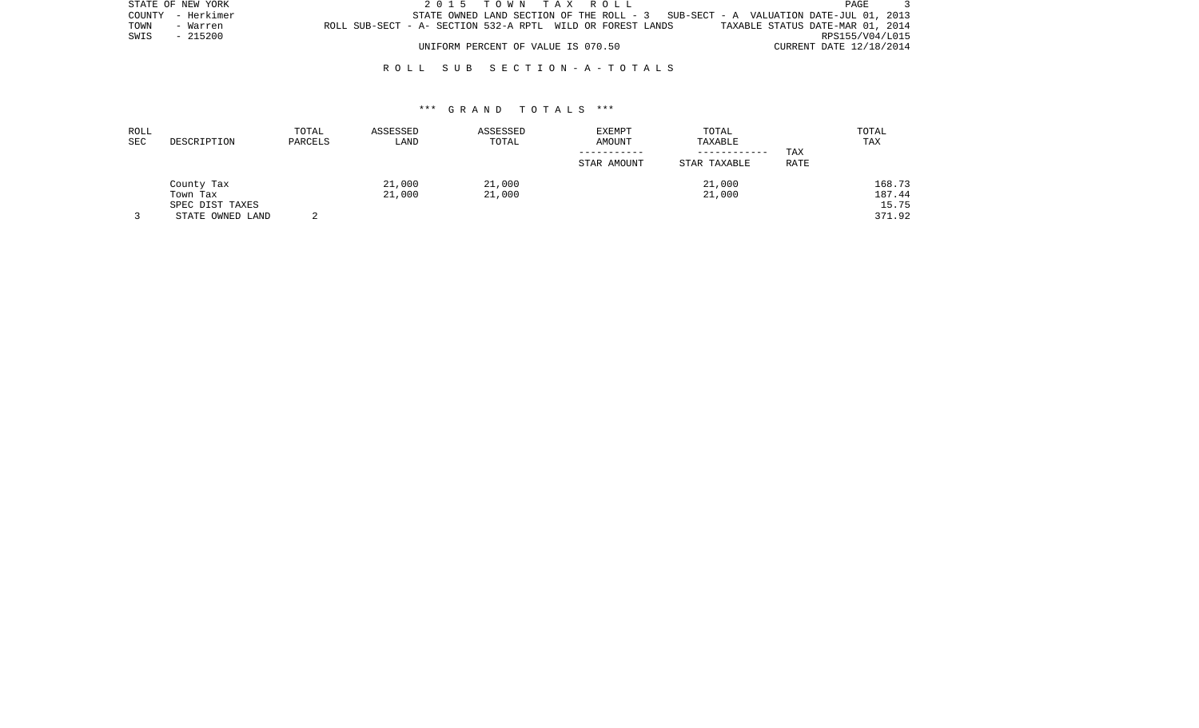STATE OF NEW YORK
COUNTY - Herkimer
TOWN - Warren
SWIS - 215200

2 0 1 5 T O W N T A X R O L L

STATE OWNED LAND SECTION OF THE ROLL - 3 SUB-SECT - A VALUATION DATE-JUL 01, 2013

ROLL SUB-SECT - A- SECTION 532-A RPTL WILD OR FOREST LANDS TAXABLE STATUS DATE-MAR 01, 2014

RPS155/V04/L015

UNIFORM PERCENT OF VALUE IS 070.50 CURRENT DATE 12/18/2014

R O L L S U B S E C T I O N - A - T O T A L S

\*\*\* G R A N D T O T A L S \*\*\*

| ROLL SEC | DESCRIPTION | TOTAL PARCELS | ASSESSED LAND | ASSESSED TOTAL | EXEMPT AMOUNT / STAR AMOUNT | TOTAL TAXABLE / STAR TAXABLE | TAX RATE | TOTAL TAX |
|---|---|---|---|---|---|---|---|---|
| | County Tax | | 21,000 | 21,000 | | 21,000 | | 168.73 |
| | Town Tax | | 21,000 | 21,000 | | 21,000 | | 187.44 |
| | SPEC DIST TAXES | | | | | | | 15.75 |
| 3 | STATE OWNED LAND | 2 | | | | | | 371.92 |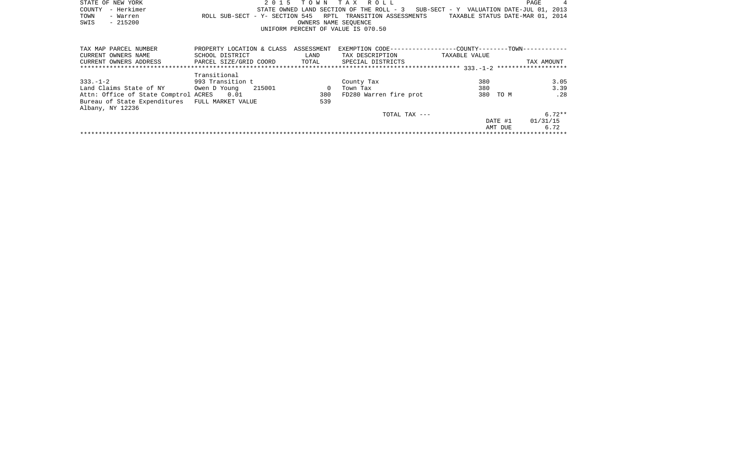STATE OF NEW YORK
COUNTY - Herkimer
TOWN - Warren
SWIS - 215200

# 2 0 1 5 T O W N T A X R O L L

STATE OWNED LAND SECTION OF THE ROLL - 3 SUB-SECT - Y VALUATION DATE-JUL 01, 2013
ROLL SUB-SECT - Y- SECTION 545 RPTL TRANSITION ASSESSMENTS TAXABLE STATUS DATE-MAR 01, 2014
OWNERS NAME SEQUENCE
UNIFORM PERCENT OF VALUE IS 070.50

| TAX MAP PARCEL NUMBER<br>CURRENT OWNERS NAME<br>CURRENT OWNERS ADDRESS | PROPERTY LOCATION & CLASS<br>SCHOOL DISTRICT<br>PARCEL SIZE/GRID COORD | ASSESSMENT<br>LAND<br>TOTAL | EXEMPTION CODE------------------COUNTY--------TOWN-----------<br>TAX DESCRIPTION<br>SPECIAL DISTRICTS | TAXABLE VALUE | TAX AMOUNT |
|---|---|---|---|---|---|
| | | | ********** 333.-1-2 ********** | | |
| | Transitional | | | | |
| 333.-1-2 | 993 Transition t | | County Tax | 380 | 3.05 |
| Land Claims State of NY | Owen D Young 215001 | 0 | Town Tax | 380 | 3.39 |
| Attn: Office of State Comptrol | ACRES 0.01 | 380 | FD280 Warren fire prot | 380 TO M | .28 |
| Bureau of State Expenditures | FULL MARKET VALUE | 539 | | | |
| Albany, NY 12236 | | | | | |
| | | | TOTAL TAX --- | | 6.72** |
| | | | | DATE #1 | 01/31/15 |
| | | | | AMT DUE | 6.72 |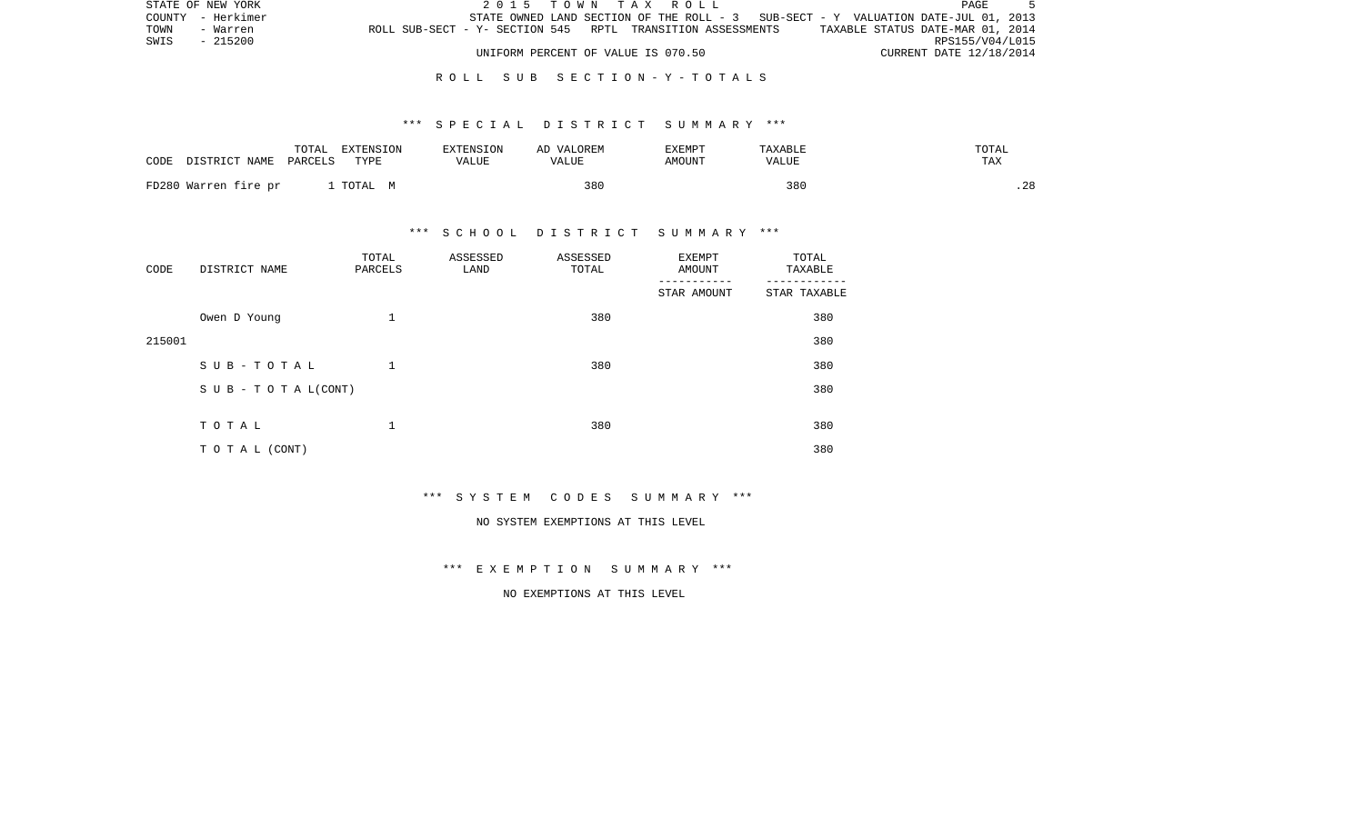STATE OF NEW YORK | 2015 TOWN TAX ROLL
COUNTY - Herkimer | STATE OWNED LAND SECTION OF THE ROLL - 3 SUB-SECT - Y VALUATION DATE-JUL 01, 2013
TOWN - Warren | ROLL SUB-SECT - Y- SECTION 545 RPTL TRANSITION ASSESSMENTS | TAXABLE STATUS DATE-MAR 01, 2014
SWIS - 215200 | RPS155/V04/L015
UNIFORM PERCENT OF VALUE IS 070.50 | CURRENT DATE 12/18/2014

## ROLL SUB SECTION - Y - TOTALS

### *** SPECIAL DISTRICT SUMMARY ***

| CODE DISTRICT NAME | TOTAL PARCELS | EXTENSION TYPE | EXTENSION VALUE | AD VALOREM VALUE | EXEMPT AMOUNT | TAXABLE VALUE | TOTAL TAX |
|---|---|---|---|---|---|---|---|
| FD280 Warren fire pr | 1 | TOTAL M | | 380 | | 380 | .28 |

### *** SCHOOL DISTRICT SUMMARY ***

| CODE | DISTRICT NAME | TOTAL PARCELS | ASSESSED LAND | ASSESSED TOTAL | EXEMPT AMOUNT / STAR AMOUNT | TOTAL TAXABLE / STAR TAXABLE |
|---|---|---|---|---|---|---|
| | Owen D Young | 1 | | 380 | | 380 |
| 215001 | | | | | | 380 |
| | SUB-TOTAL | 1 | | 380 | | 380 |
| | SUB-TOTAL(CONT) | | | | | 380 |
| | TOTAL | 1 | | 380 | | 380 |
| | TOTAL (CONT) | | | | | 380 |

### *** SYSTEM CODES SUMMARY ***

NO SYSTEM EXEMPTIONS AT THIS LEVEL

### *** EXEMPTION SUMMARY ***

NO EXEMPTIONS AT THIS LEVEL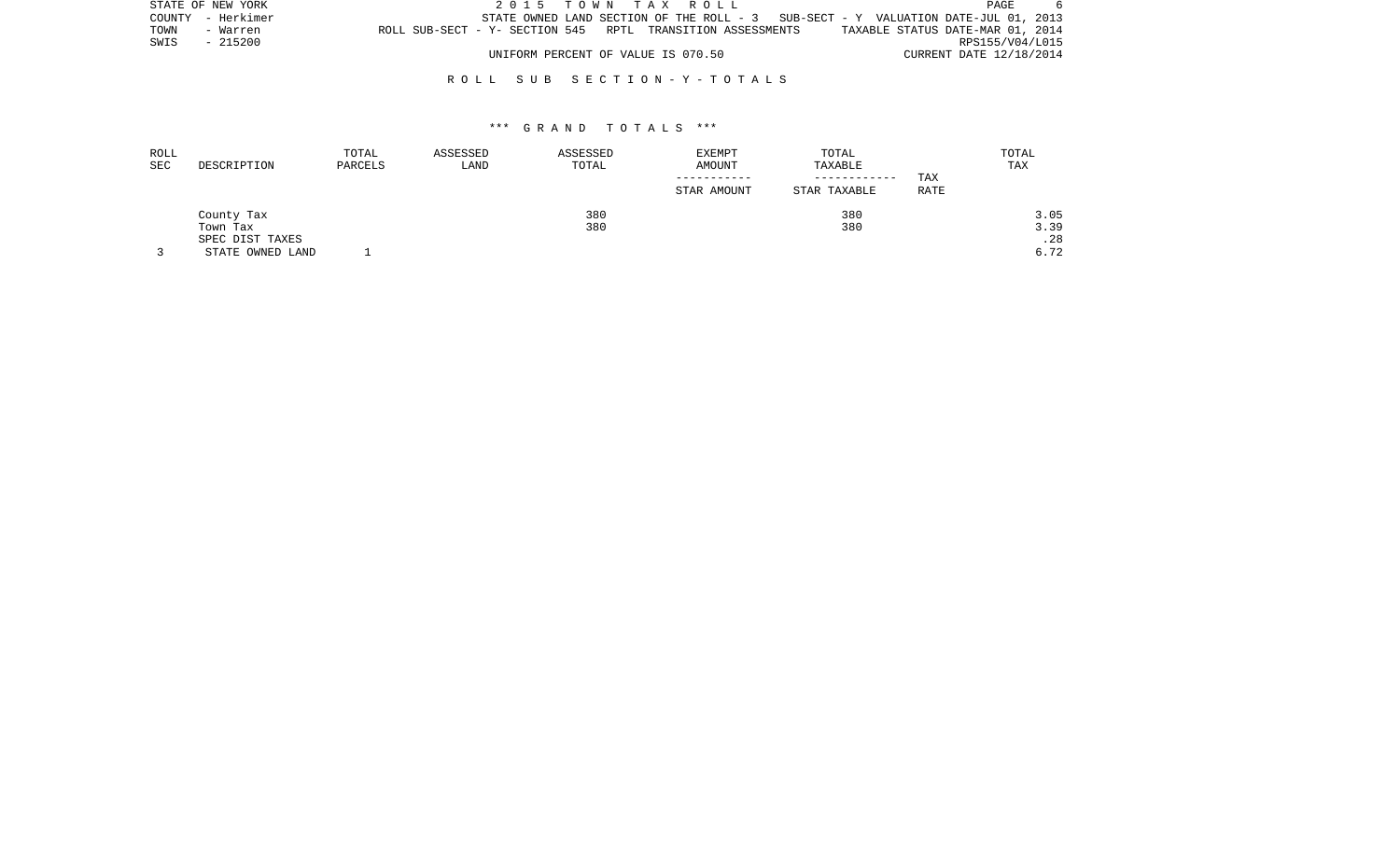STATE OF NEW YORK | 2 0 1 5 T O W N T A X R O L L
COUNTY - Herkimer | STATE OWNED LAND SECTION OF THE ROLL - 3 SUB-SECT - Y VALUATION DATE-JUL 01, 2013
TOWN - Warren | ROLL SUB-SECT - Y- SECTION 545 RPTL TRANSITION ASSESSMENTS TAXABLE STATUS DATE-MAR 01, 2014
SWIS - 215200 | RPS155/V04/L015
UNIFORM PERCENT OF VALUE IS 070.50 | CURRENT DATE 12/18/2014

## R O L L S U B S E C T I O N - Y - T O T A L S

### *** G R A N D T O T A L S ***

| ROLL SEC | DESCRIPTION | TOTAL PARCELS | ASSESSED LAND | ASSESSED TOTAL | EXEMPT AMOUNT / STAR AMOUNT | TOTAL TAXABLE / STAR TAXABLE | TAX RATE | TOTAL TAX |
|---|---|---|---|---|---|---|---|---|
| | County Tax | | | 380 | | 380 | | 3.05 |
| | Town Tax | | | 380 | | 380 | | 3.39 |
| | SPEC DIST TAXES | | | | | | | .28 |
| 3 | STATE OWNED LAND | 1 | | | | | | 6.72 |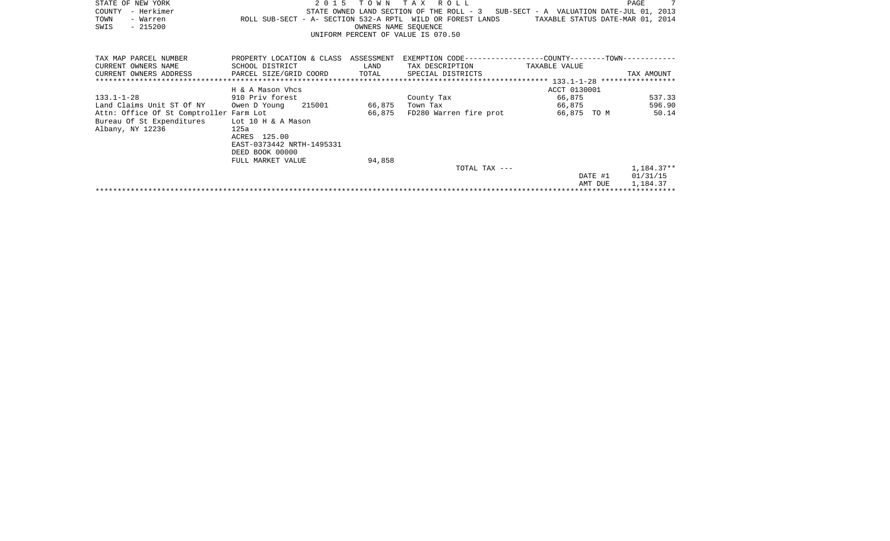STATE OF NEW YORK
COUNTY - Herkimer
TOWN - Warren
SWIS - 215200

**2015 TOWN TAX ROLL**

STATE OWNED LAND SECTION OF THE ROLL - 3 SUB-SECT - A VALUATION DATE-JUL 01, 2013
ROLL SUB-SECT - A- SECTION 532-A RPTL WILD OR FOREST LANDS TAXABLE STATUS DATE-MAR 01, 2014
OWNERS NAME SEQUENCE
UNIFORM PERCENT OF VALUE IS 070.50

| TAX MAP PARCEL NUMBER / CURRENT OWNERS NAME / CURRENT OWNERS ADDRESS | PROPERTY LOCATION & CLASS / SCHOOL DISTRICT / PARCEL SIZE/GRID COORD | ASSESSMENT LAND / TOTAL | EXEMPTION CODE / TAX DESCRIPTION / SPECIAL DISTRICTS | TAXABLE VALUE (COUNTY / TOWN) | TAX AMOUNT |
|---|---|---|---|---|---|
| ******** | | | | 133.1-1-28 | ******** |
| | H & A Mason Vhcs | | | ACCT 0130001 | |
| 133.1-1-28 | 910 Priv forest | | County Tax | 66,875 | 537.33 |
| Land Claims Unit ST Of NY | Owen D Young 215001 | 66,875 | Town Tax | 66,875 | 596.90 |
| Attn: Office Of St Comptroller | Farm Lot | 66,875 | FD280 Warren fire prot | 66,875 TO M | 50.14 |
| Bureau Of St Expenditures | Lot 10 H & A Mason | | | | |
| Albany, NY 12236 | 125a | | | | |
| | ACRES 125.00 | | | | |
| | EAST-0373442 NRTH-1495331 | | | | |
| | DEED BOOK 00000 | | | | |
| | FULL MARKET VALUE | 94,858 | | | |
| | | | TOTAL TAX --- | | 1,184.37** |
| | | | | DATE #1 | 01/31/15 |
| | | | | AMT DUE | 1,184.37 |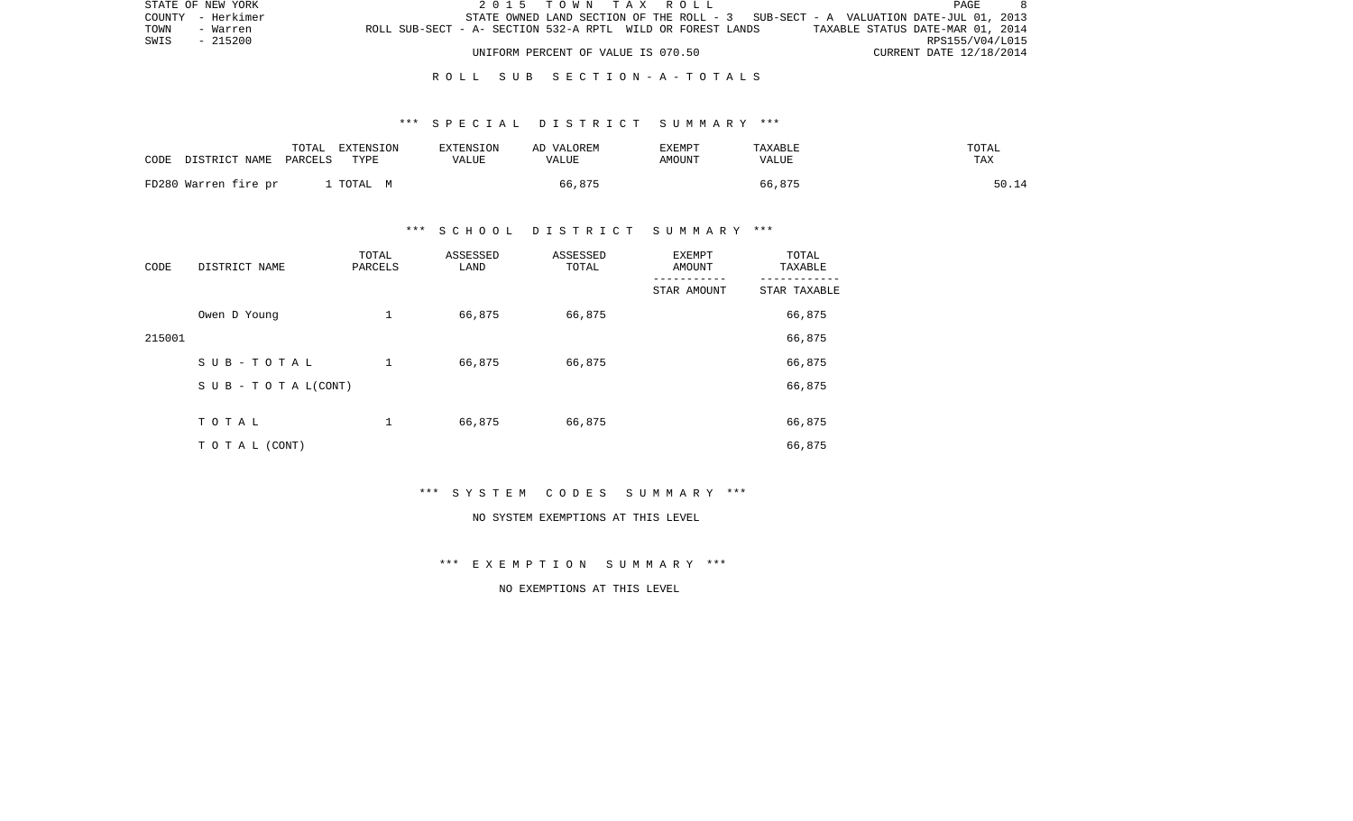STATE OF NEW YORK
COUNTY - Herkimer
TOWN - Warren
SWIS - 215200

2 0 1 5 T O W N T A X R O L L

STATE OWNED LAND SECTION OF THE ROLL - 3 SUB-SECT - A VALUATION DATE-JUL 01, 2013
ROLL SUB-SECT - A- SECTION 532-A RPTL WILD OR FOREST LANDS TAXABLE STATUS DATE-MAR 01, 2014
RPS155/V04/L015
UNIFORM PERCENT OF VALUE IS 070.50 CURRENT DATE 12/18/2014

R O L L S U B S E C T I O N - A - T O T A L S

*** S P E C I A L D I S T R I C T S U M M A R Y ***

| CODE DISTRICT NAME | TOTAL PARCELS | EXTENSION TYPE | EXTENSION VALUE | AD VALOREM VALUE | EXEMPT AMOUNT | TAXABLE VALUE | TOTAL TAX |
|---|---|---|---|---|---|---|---|
| FD280 Warren fire pr | 1 | TOTAL M | | 66,875 | | 66,875 | 50.14 |

*** S C H O O L D I S T R I C T S U M M A R Y ***

| CODE | DISTRICT NAME | TOTAL PARCELS | ASSESSED LAND | ASSESSED TOTAL | EXEMPT AMOUNT / STAR AMOUNT | TOTAL TAXABLE / STAR TAXABLE |
|---|---|---|---|---|---|---|
| | Owen D Young | 1 | 66,875 | 66,875 | | 66,875 |
| 215001 | | | | | | 66,875 |
| | S U B - T O T A L | 1 | 66,875 | 66,875 | | 66,875 |
| | S U B - T O T A L(CONT) | | | | | 66,875 |
| | T O T A L | 1 | 66,875 | 66,875 | | 66,875 |
| | T O T A L (CONT) | | | | | 66,875 |

*** S Y S T E M C O D E S S U M M A R Y ***

NO SYSTEM EXEMPTIONS AT THIS LEVEL

*** E X E M P T I O N S U M M A R Y ***

NO EXEMPTIONS AT THIS LEVEL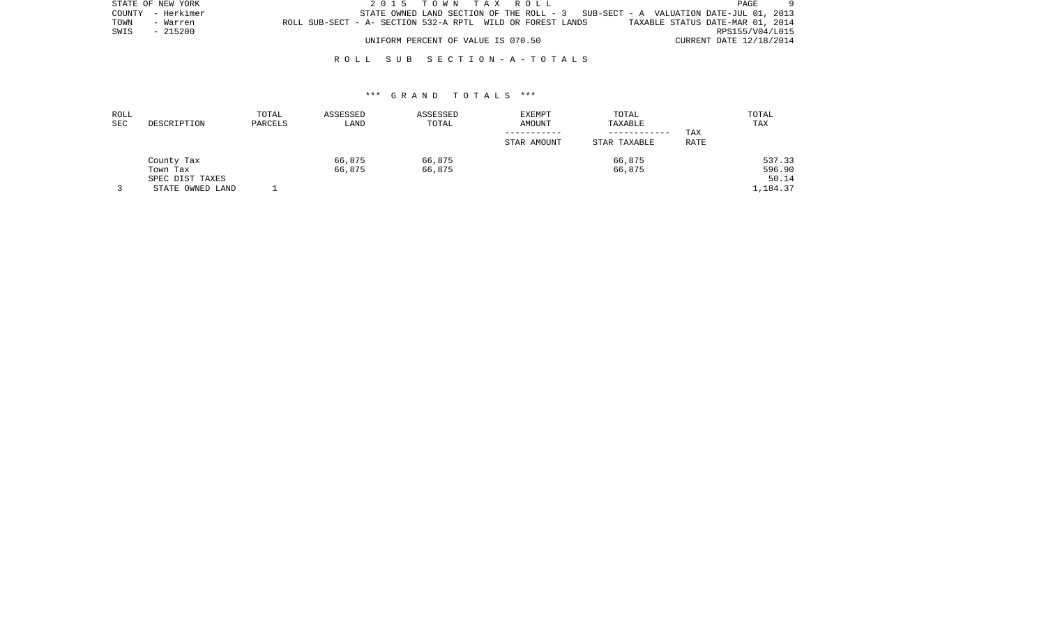STATE OF NEW YORK
COUNTY - Herkimer
TOWN - Warren
SWIS - 215200

2 0 1 5 T O W N T A X R O L L

STATE OWNED LAND SECTION OF THE ROLL - 3 SUB-SECT - A VALUATION DATE-JUL 01, 2013

ROLL SUB-SECT - A- SECTION 532-A RPTL WILD OR FOREST LANDS TAXABLE STATUS DATE-MAR 01, 2014

RPS155/V04/L015

UNIFORM PERCENT OF VALUE IS 070.50 CURRENT DATE 12/18/2014

R O L L S U B S E C T I O N - A - T O T A L S

\*\*\* G R A N D T O T A L S \*\*\*

| ROLL SEC | DESCRIPTION | TOTAL PARCELS | ASSESSED LAND | ASSESSED TOTAL | EXEMPT AMOUNT / STAR AMOUNT | TOTAL TAXABLE / STAR TAXABLE | TAX RATE | TOTAL TAX |
|---|---|---|---|---|---|---|---|---|
| | County Tax | | 66,875 | 66,875 | | 66,875 | | 537.33 |
| | Town Tax | | 66,875 | 66,875 | | 66,875 | | 596.90 |
| | SPEC DIST TAXES | | | | | | | 50.14 |
| 3 | STATE OWNED LAND | 1 | | | | | | 1,184.37 |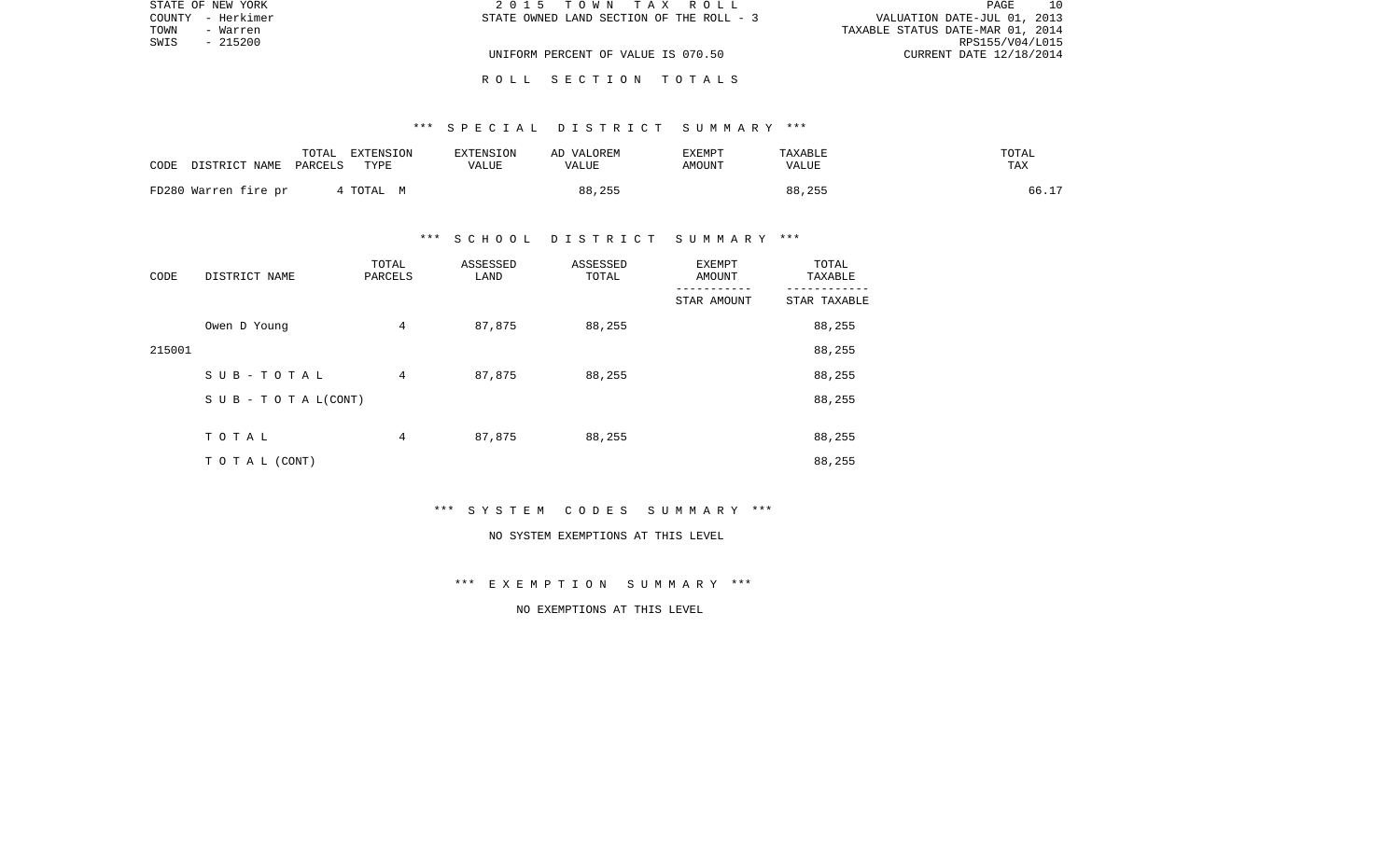STATE OF NEW YORK | 2 0 1 5 T O W N T A X R O L L | PAGE 10
COUNTY - Herkimer | STATE OWNED LAND SECTION OF THE ROLL - 3 | VALUATION DATE-JUL 01, 2013
TOWN - Warren | | TAXABLE STATUS DATE-MAR 01, 2014
SWIS - 215200 | | RPS155/V04/L015
UNIFORM PERCENT OF VALUE IS 070.50 | CURRENT DATE 12/18/2014

R O L L S E C T I O N T O T A L S

*** S P E C I A L D I S T R I C T S U M M A R Y ***

| CODE DISTRICT NAME | TOTAL PARCELS | EXTENSION TYPE | EXTENSION VALUE | AD VALOREM VALUE | EXEMPT AMOUNT | TAXABLE VALUE | TOTAL TAX |
|---|---|---|---|---|---|---|---|
| FD280 Warren fire pr | 4 | TOTAL M | | 88,255 | | 88,255 | 66.17 |

*** S C H O O L D I S T R I C T S U M M A R Y ***

| CODE | DISTRICT NAME | TOTAL PARCELS | ASSESSED LAND | ASSESSED TOTAL | EXEMPT AMOUNT / STAR AMOUNT | TOTAL TAXABLE / STAR TAXABLE |
|---|---|---|---|---|---|---|
| | Owen D Young | 4 | 87,875 | 88,255 | | 88,255 |
| 215001 | | | | | | 88,255 |
| | S U B - T O T A L | 4 | 87,875 | 88,255 | | 88,255 |
| | S U B - T O T A L(CONT) | | | | | 88,255 |
| | T O T A L | 4 | 87,875 | 88,255 | | 88,255 |
| | T O T A L (CONT) | | | | | 88,255 |

*** S Y S T E M C O D E S S U M M A R Y ***

NO SYSTEM EXEMPTIONS AT THIS LEVEL

*** E X E M P T I O N S U M M A R Y ***

NO EXEMPTIONS AT THIS LEVEL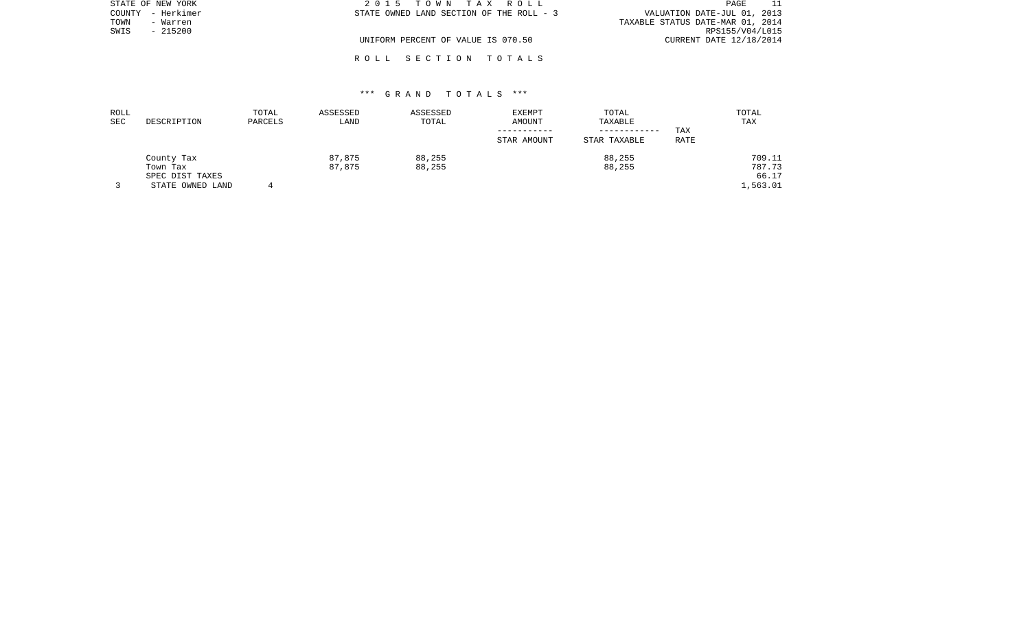STATE OF NEW YORK
COUNTY - Herkimer
TOWN - Warren
SWIS - 215200

2 0 1 5 T O W N T A X R O L L
STATE OWNED LAND SECTION OF THE ROLL - 3
UNIFORM PERCENT OF VALUE IS 070.50

VALUATION DATE-JUL 01, 2013
TAXABLE STATUS DATE-MAR 01, 2014
RPS155/V04/L015
CURRENT DATE 12/18/2014

R O L L S E C T I O N T O T A L S

*** G R A N D T O T A L S ***

| ROLL SEC | DESCRIPTION | TOTAL PARCELS | ASSESSED LAND | ASSESSED TOTAL | EXEMPT AMOUNT / STAR AMOUNT | TOTAL TAXABLE / STAR TAXABLE | TAX RATE | TOTAL TAX |
|---|---|---|---|---|---|---|---|---|
| | County Tax | | 87,875 | 88,255 | | 88,255 | | 709.11 |
| | Town Tax | | 87,875 | 88,255 | | 88,255 | | 787.73 |
| | SPEC DIST TAXES | | | | | | | 66.17 |
| 3 | STATE OWNED LAND | 4 | | | | | | 1,563.01 |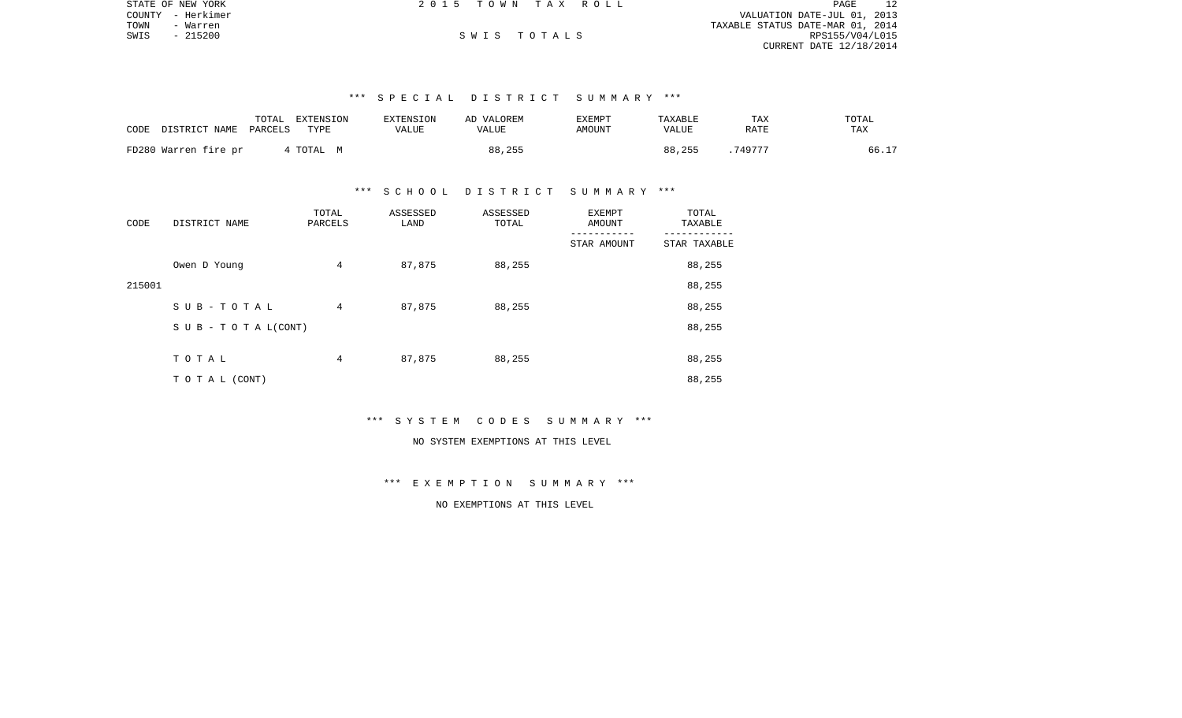STATE OF NEW YORK
COUNTY - Herkimer
TOWN - Warren
SWIS - 215200

2015 TOWN TAX ROLL

SWIS TOTALS

VALUATION DATE-JUL 01, 2013
TAXABLE STATUS DATE-MAR 01, 2014
RPS155/V04/L015
CURRENT DATE 12/18/2014

### *** SPECIAL DISTRICT SUMMARY ***

| CODE | DISTRICT NAME | TOTAL PARCELS | EXTENSION TYPE | EXTENSION VALUE | AD VALOREM VALUE | EXEMPT AMOUNT | TAXABLE VALUE | TAX RATE | TOTAL TAX |
|---|---|---|---|---|---|---|---|---|---|
| FD280 | Warren fire pr | 4 | TOTAL M | | 88,255 | | 88,255 | .749777 | 66.17 |

### *** SCHOOL DISTRICT SUMMARY ***

| CODE | DISTRICT NAME | TOTAL PARCELS | ASSESSED LAND | ASSESSED TOTAL | EXEMPT AMOUNT / STAR AMOUNT | TOTAL TAXABLE / STAR TAXABLE |
|---|---|---|---|---|---|---|
| | Owen D Young | 4 | 87,875 | 88,255 | | 88,255 |
| 215001 | | | | | | 88,255 |
| | SUB-TOTAL | 4 | 87,875 | 88,255 | | 88,255 |
| | SUB-TOTAL(CONT) | | | | | 88,255 |
| | TOTAL | 4 | 87,875 | 88,255 | | 88,255 |
| | TOTAL (CONT) | | | | | 88,255 |

### *** SYSTEM CODES SUMMARY ***

NO SYSTEM EXEMPTIONS AT THIS LEVEL

### *** EXEMPTION SUMMARY ***

NO EXEMPTIONS AT THIS LEVEL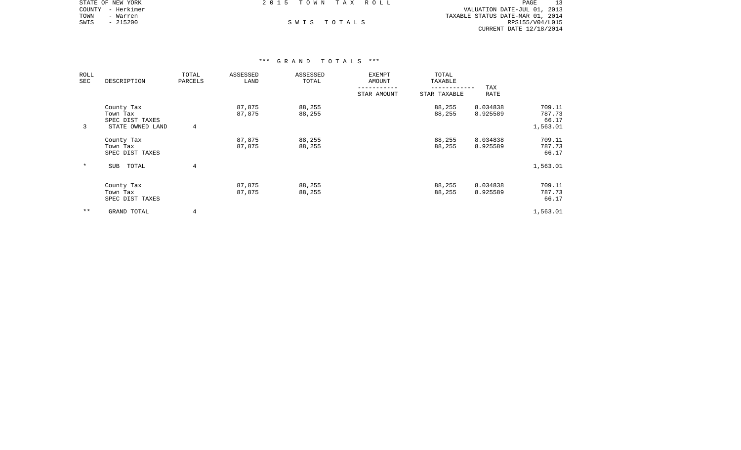STATE OF NEW YORK
COUNTY - Herkimer
TOWN - Warren
SWIS - 215200

2 0 1 5 T O W N T A X R O L L

S W I S T O T A L S

VALUATION DATE-JUL 01, 2013
TAXABLE STATUS DATE-MAR 01, 2014
RPS155/V04/L015
CURRENT DATE 12/18/2014

*** G R A N D T O T A L S ***

| ROLL SEC | DESCRIPTION | TOTAL PARCELS | ASSESSED LAND | ASSESSED TOTAL | EXEMPT AMOUNT / STAR AMOUNT | TOTAL TAXABLE / STAR TAXABLE | TAX RATE | |
|---|---|---|---|---|---|---|---|---|
| | County Tax | | 87,875 | 88,255 | | 88,255 | 8.034838 | 709.11 |
| | Town Tax | | 87,875 | 88,255 | | 88,255 | 8.925589 | 787.73 |
| | SPEC DIST TAXES | | | | | | | 66.17 |
| 3 | STATE OWNED LAND | 4 | | | | | | 1,563.01 |
| | County Tax | | 87,875 | 88,255 | | 88,255 | 8.034838 | 709.11 |
| | Town Tax | | 87,875 | 88,255 | | 88,255 | 8.925589 | 787.73 |
| | SPEC DIST TAXES | | | | | | | 66.17 |
| * | SUB TOTAL | 4 | | | | | | 1,563.01 |
| | County Tax | | 87,875 | 88,255 | | 88,255 | 8.034838 | 709.11 |
| | Town Tax | | 87,875 | 88,255 | | 88,255 | 8.925589 | 787.73 |
| | SPEC DIST TAXES | | | | | | | 66.17 |
| ** | GRAND TOTAL | 4 | | | | | | 1,563.01 |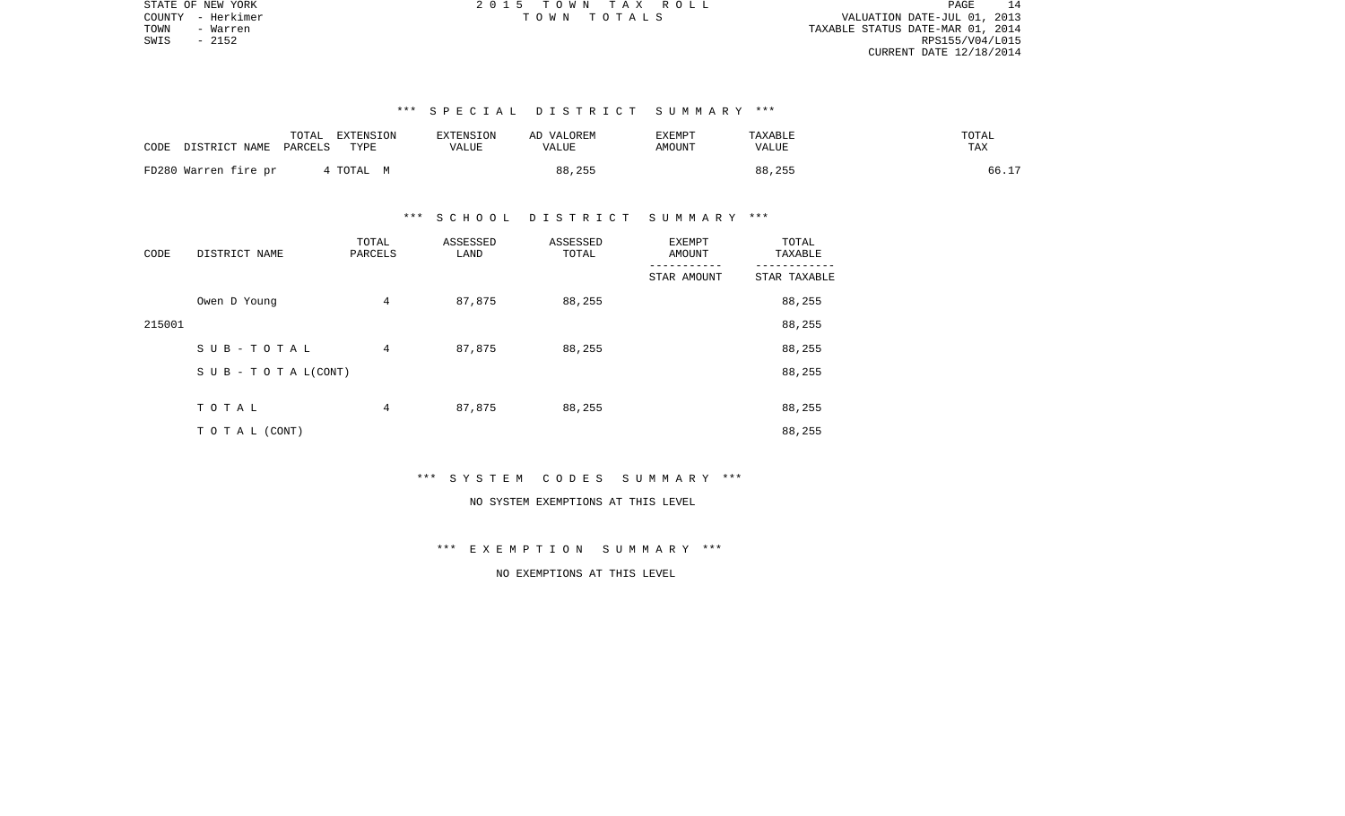STATE OF NEW YORK
COUNTY - Herkimer
TOWN - Warren
SWIS - 2152

2 0 1 5 T O W N T A X R O L L
T O W N T O T A L S

VALUATION DATE-JUL 01, 2013
TAXABLE STATUS DATE-MAR 01, 2014
RPS155/V04/L015
CURRENT DATE 12/18/2014

## *** S P E C I A L D I S T R I C T S U M M A R Y ***

| CODE | DISTRICT NAME | TOTAL PARCELS | EXTENSION TYPE | EXTENSION VALUE | AD VALOREM VALUE | EXEMPT AMOUNT | TAXABLE VALUE | TOTAL TAX |
|---|---|---|---|---|---|---|---|---|
| FD280 | Warren fire pr | 4 | TOTAL M | | 88,255 | | 88,255 | 66.17 |

## *** S C H O O L D I S T R I C T S U M M A R Y ***

| CODE | DISTRICT NAME | TOTAL PARCELS | ASSESSED LAND | ASSESSED TOTAL | EXEMPT AMOUNT / STAR AMOUNT | TOTAL TAXABLE / STAR TAXABLE |
|---|---|---|---|---|---|---|
| | Owen D Young | 4 | 87,875 | 88,255 | | 88,255 |
| 215001 | | | | | | 88,255 |
| | S U B - T O T A L | 4 | 87,875 | 88,255 | | 88,255 |
| | S U B - T O T A L(CONT) | | | | | 88,255 |
| | T O T A L | 4 | 87,875 | 88,255 | | 88,255 |
| | T O T A L (CONT) | | | | | 88,255 |

## *** S Y S T E M C O D E S S U M M A R Y ***

NO SYSTEM EXEMPTIONS AT THIS LEVEL

## *** E X E M P T I O N S U M M A R Y ***

NO EXEMPTIONS AT THIS LEVEL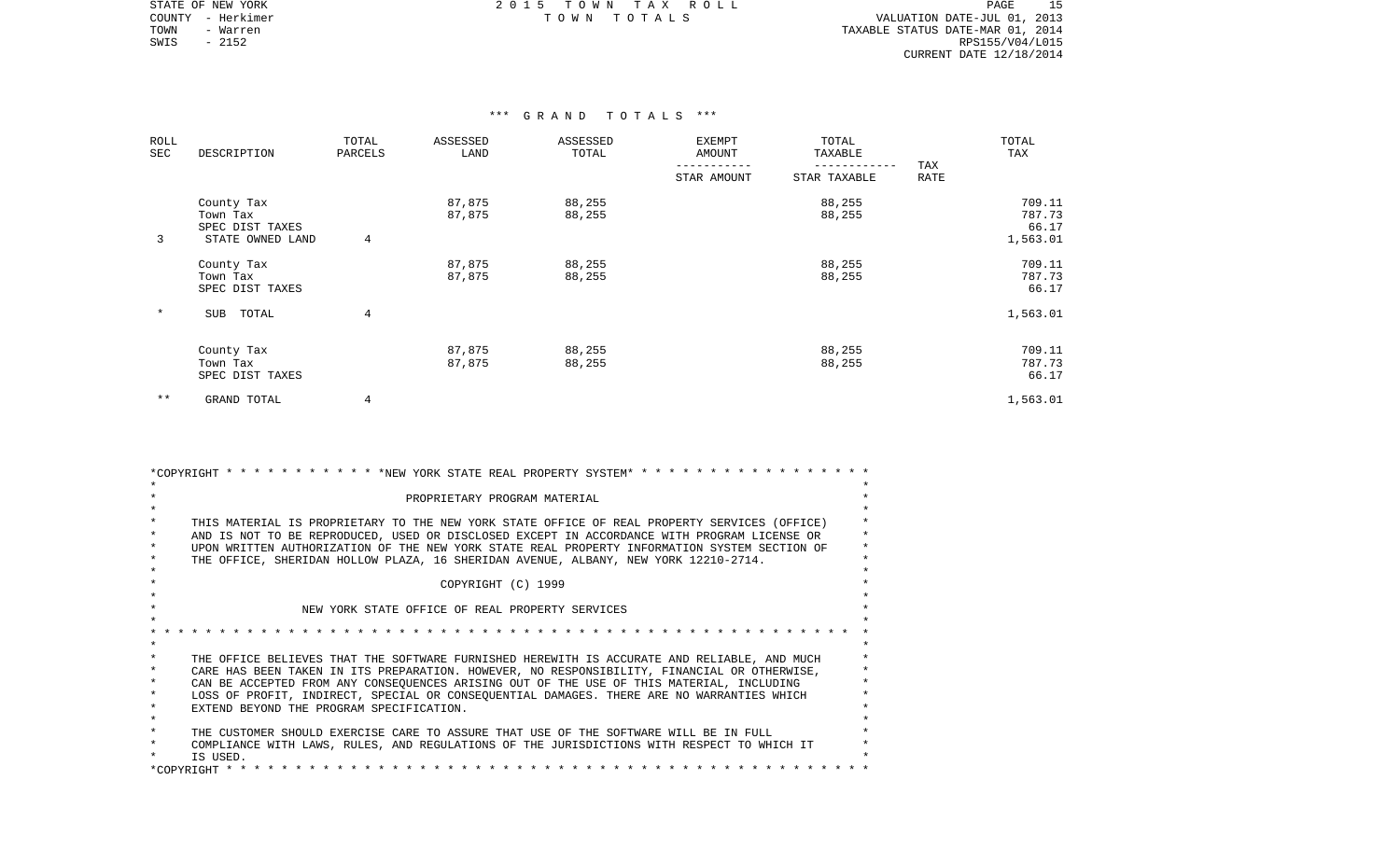STATE OF NEW YORK
COUNTY - Herkimer
TOWN - Warren
SWIS - 2152

2 0 1 5 T O W N T A X R O L L
T O W N T O T A L S

VALUATION DATE-JUL 01, 2013
TAXABLE STATUS DATE-MAR 01, 2014
RPS155/V04/L015
CURRENT DATE 12/18/2014

### *** G R A N D T O T A L S ***

| ROLL SEC | DESCRIPTION | TOTAL PARCELS | ASSESSED LAND | ASSESSED TOTAL | EXEMPT AMOUNT / STAR AMOUNT | TOTAL TAXABLE / STAR TAXABLE | TAX RATE | TOTAL TAX |
|---|---|---|---|---|---|---|---|---|
| | County Tax | | 87,875 | 88,255 | | 88,255 | | 709.11 |
| | Town Tax | | 87,875 | 88,255 | | 88,255 | | 787.73 |
| | SPEC DIST TAXES | | | | | | | 66.17 |
| 3 | STATE OWNED LAND | 4 | | | | | | 1,563.01 |
| | County Tax | | 87,875 | 88,255 | | 88,255 | | 709.11 |
| | Town Tax | | 87,875 | 88,255 | | 88,255 | | 787.73 |
| | SPEC DIST TAXES | | | | | | | 66.17 |
| * | SUB TOTAL | 4 | | | | | | 1,563.01 |
| | County Tax | | 87,875 | 88,255 | | 88,255 | | 709.11 |
| | Town Tax | | 87,875 | 88,255 | | 88,255 | | 787.73 |
| | SPEC DIST TAXES | | | | | | | 66.17 |
| ** | GRAND TOTAL | 4 | | | | | | 1,563.01 |

*COPYRIGHT * * * * * * * * * * * *NEW YORK STATE REAL PROPERTY SYSTEM* * * * * * * * * * * * * * * * * *

PROPRIETARY PROGRAM MATERIAL

THIS MATERIAL IS PROPRIETARY TO THE NEW YORK STATE OFFICE OF REAL PROPERTY SERVICES (OFFICE) AND IS NOT TO BE REPRODUCED, USED OR DISCLOSED EXCEPT IN ACCORDANCE WITH PROGRAM LICENSE OR UPON WRITTEN AUTHORIZATION OF THE NEW YORK STATE REAL PROPERTY INFORMATION SYSTEM SECTION OF THE OFFICE, SHERIDAN HOLLOW PLAZA, 16 SHERIDAN AVENUE, ALBANY, NEW YORK 12210-2714.

COPYRIGHT (C) 1999

NEW YORK STATE OFFICE OF REAL PROPERTY SERVICES

THE OFFICE BELIEVES THAT THE SOFTWARE FURNISHED HEREWITH IS ACCURATE AND RELIABLE, AND MUCH CARE HAS BEEN TAKEN IN ITS PREPARATION. HOWEVER, NO RESPONSIBILITY, FINANCIAL OR OTHERWISE, CAN BE ACCEPTED FROM ANY CONSEQUENCES ARISING OUT OF THE USE OF THIS MATERIAL, INCLUDING LOSS OF PROFIT, INDIRECT, SPECIAL OR CONSEQUENTIAL DAMAGES. THERE ARE NO WARRANTIES WHICH EXTEND BEYOND THE PROGRAM SPECIFICATION.

THE CUSTOMER SHOULD EXERCISE CARE TO ASSURE THAT USE OF THE SOFTWARE WILL BE IN FULL COMPLIANCE WITH LAWS, RULES, AND REGULATIONS OF THE JURISDICTIONS WITH RESPECT TO WHICH IT IS USED.

*COPYRIGHT * * * * * * * * * * * * * * * * * * * * * * * * * * * * * * * * * * * * * * * * * * * * * *